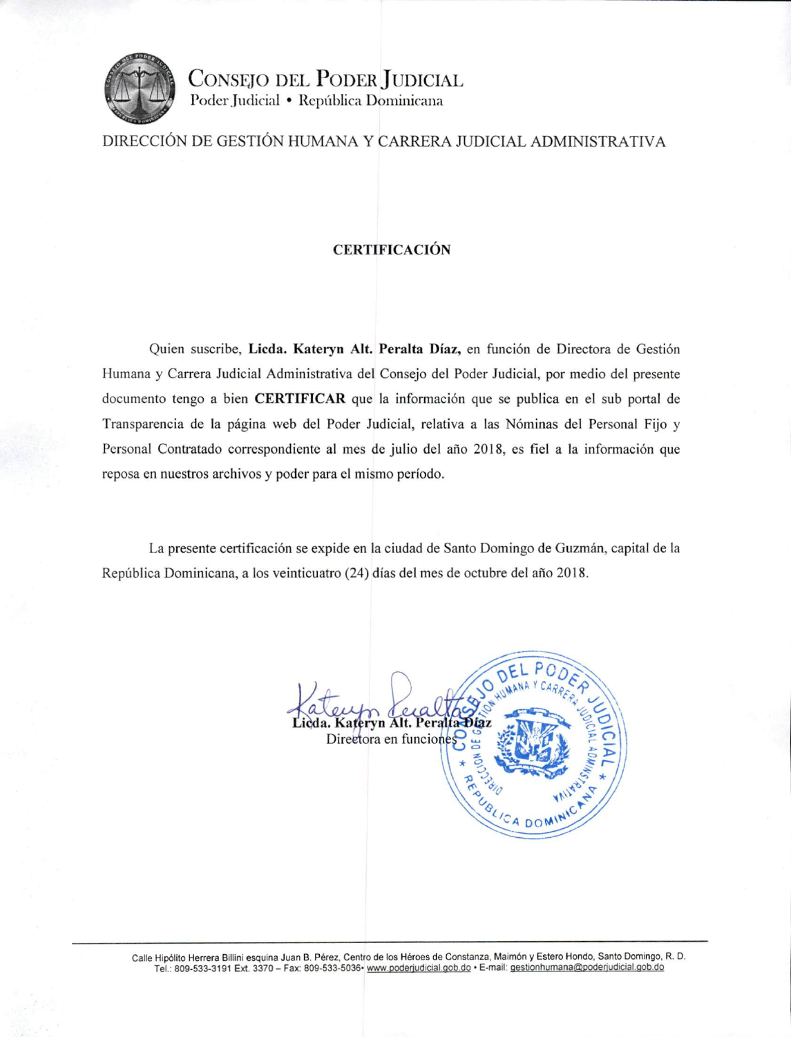# Consejo del Poder Judicial

Poder Judicial • República Dominicana

DIRECCIÓN DE GESTIÓN HUMANA Y CARRERA JUDICIAL ADMINISTRATIVA

## CERTIFICACIÓN

Quien suscribe, **Licda. Kateryn Alt. Peralta Díaz,** en función de Directora de Gestión Humana y Carrera Judicial Administrativa del Consejo del Poder Judicial, por medio del presente documento tengo a bien **CERTIFICAR** que la información que se publica en el sub portal de Transparencia de la página web del Poder Judicial, relativa a las Nóminas del Personal Fijo y Personal Contratado correspondiente al mes de julio del año 2018, es fiel a la información que reposa en nuestros archivos y poder para el mismo período.

La presente certificación se expide en la ciudad de Santo Domingo de Guzmán, capital de la República Dominicana, a los veinticuatro (24) días del mes de octubre del año 2018.

**Licda. Kateryn Alt. Peralta Díaz**
Directora en funciones

Calle Hipólito Herrera Billini esquina Juan B. Pérez, Centro de los Héroes de Constanza, Maimón y Estero Hondo, Santo Domingo, R. D.
Tel.: 809-533-3191 Ext. 3370 – Fax: 809-533-5036• www.poderjudicial.gob.do • E-mail: gestionhumana@poderjudicial.gob.do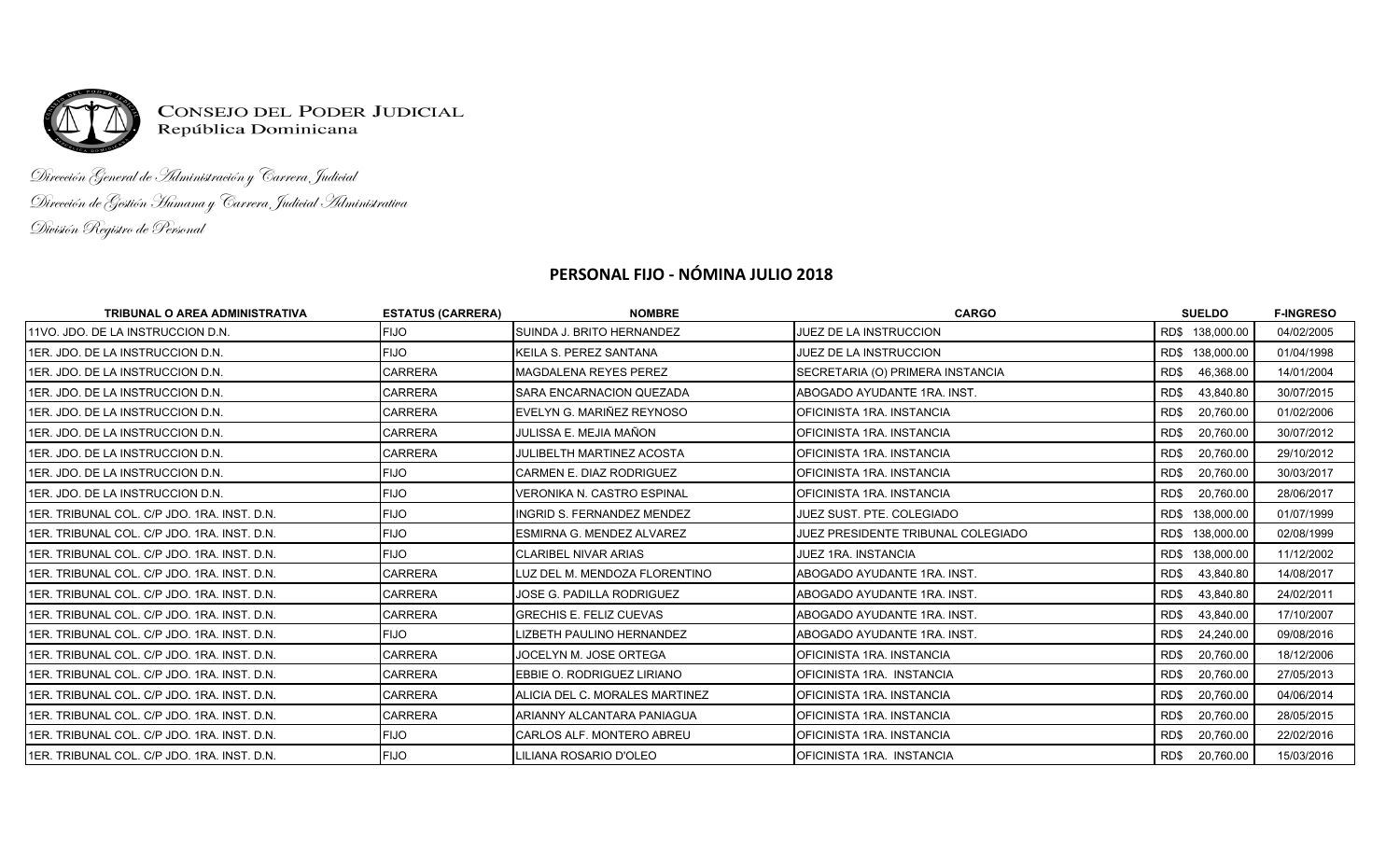CONSEJO DEL PODER JUDICIAL
República Dominicana

*Dirección General de Administración y Carrera Judicial*
*Dirección de Gestión Humana y Carrera Judicial Administrativa*
*División Registro de Personal*

## PERSONAL FIJO - NÓMINA JULIO 2018

| TRIBUNAL O AREA ADMINISTRATIVA | ESTATUS (CARRERA) | NOMBRE | CARGO | SUELDO | F-INGRESO |
|---|---|---|---|---|---|
| 11VO. JDO. DE LA INSTRUCCION D.N. | FIJO | SUINDA J. BRITO HERNANDEZ | JUEZ DE LA INSTRUCCION | RD$ 138,000.00 | 04/02/2005 |
| 1ER. JDO. DE LA INSTRUCCION D.N. | FIJO | KEILA S. PEREZ SANTANA | JUEZ DE LA INSTRUCCION | RD$ 138,000.00 | 01/04/1998 |
| 1ER. JDO. DE LA INSTRUCCION D.N. | CARRERA | MAGDALENA REYES PEREZ | SECRETARIA (O) PRIMERA INSTANCIA | RD$ 46,368.00 | 14/01/2004 |
| 1ER. JDO. DE LA INSTRUCCION D.N. | CARRERA | SARA ENCARNACION QUEZADA | ABOGADO AYUDANTE 1RA. INST. | RD$ 43,840.80 | 30/07/2015 |
| 1ER. JDO. DE LA INSTRUCCION D.N. | CARRERA | EVELYN G. MARIÑEZ REYNOSO | OFICINISTA 1RA. INSTANCIA | RD$ 20,760.00 | 01/02/2006 |
| 1ER. JDO. DE LA INSTRUCCION D.N. | CARRERA | JULISSA E. MEJIA MAÑON | OFICINISTA 1RA. INSTANCIA | RD$ 20,760.00 | 30/07/2012 |
| 1ER. JDO. DE LA INSTRUCCION D.N. | CARRERA | JULIBELTH MARTINEZ ACOSTA | OFICINISTA 1RA. INSTANCIA | RD$ 20,760.00 | 29/10/2012 |
| 1ER. JDO. DE LA INSTRUCCION D.N. | FIJO | CARMEN E. DIAZ RODRIGUEZ | OFICINISTA 1RA. INSTANCIA | RD$ 20,760.00 | 30/03/2017 |
| 1ER. JDO. DE LA INSTRUCCION D.N. | FIJO | VERONIKA N. CASTRO ESPINAL | OFICINISTA 1RA. INSTANCIA | RD$ 20,760.00 | 28/06/2017 |
| 1ER. TRIBUNAL COL. C/P JDO. 1RA. INST. D.N. | FIJO | INGRID S. FERNANDEZ MENDEZ | JUEZ SUST. PTE. COLEGIADO | RD$ 138,000.00 | 01/07/1999 |
| 1ER. TRIBUNAL COL. C/P JDO. 1RA. INST. D.N. | FIJO | ESMIRNA G. MENDEZ ALVAREZ | JUEZ PRESIDENTE TRIBUNAL COLEGIADO | RD$ 138,000.00 | 02/08/1999 |
| 1ER. TRIBUNAL COL. C/P JDO. 1RA. INST. D.N. | FIJO | CLARIBEL NIVAR ARIAS | JUEZ 1RA. INSTANCIA | RD$ 138,000.00 | 11/12/2002 |
| 1ER. TRIBUNAL COL. C/P JDO. 1RA. INST. D.N. | CARRERA | LUZ DEL M. MENDOZA FLORENTINO | ABOGADO AYUDANTE 1RA. INST. | RD$ 43,840.80 | 14/08/2017 |
| 1ER. TRIBUNAL COL. C/P JDO. 1RA. INST. D.N. | CARRERA | JOSE G. PADILLA RODRIGUEZ | ABOGADO AYUDANTE 1RA. INST. | RD$ 43,840.80 | 24/02/2011 |
| 1ER. TRIBUNAL COL. C/P JDO. 1RA. INST. D.N. | CARRERA | GRECHIS E. FELIZ CUEVAS | ABOGADO AYUDANTE 1RA. INST. | RD$ 43,840.00 | 17/10/2007 |
| 1ER. TRIBUNAL COL. C/P JDO. 1RA. INST. D.N. | FIJO | LIZBETH PAULINO HERNANDEZ | ABOGADO AYUDANTE 1RA. INST. | RD$ 24,240.00 | 09/08/2016 |
| 1ER. TRIBUNAL COL. C/P JDO. 1RA. INST. D.N. | CARRERA | JOCELYN M. JOSE ORTEGA | OFICINISTA 1RA. INSTANCIA | RD$ 20,760.00 | 18/12/2006 |
| 1ER. TRIBUNAL COL. C/P JDO. 1RA. INST. D.N. | CARRERA | EBBIE O. RODRIGUEZ LIRIANO | OFICINISTA 1RA. INSTANCIA | RD$ 20,760.00 | 27/05/2013 |
| 1ER. TRIBUNAL COL. C/P JDO. 1RA. INST. D.N. | CARRERA | ALICIA DEL C. MORALES MARTINEZ | OFICINISTA 1RA. INSTANCIA | RD$ 20,760.00 | 04/06/2014 |
| 1ER. TRIBUNAL COL. C/P JDO. 1RA. INST. D.N. | CARRERA | ARIANNY ALCANTARA PANIAGUA | OFICINISTA 1RA. INSTANCIA | RD$ 20,760.00 | 28/05/2015 |
| 1ER. TRIBUNAL COL. C/P JDO. 1RA. INST. D.N. | FIJO | CARLOS ALF. MONTERO ABREU | OFICINISTA 1RA. INSTANCIA | RD$ 20,760.00 | 22/02/2016 |
| 1ER. TRIBUNAL COL. C/P JDO. 1RA. INST. D.N. | FIJO | LILIANA ROSARIO D'OLEO | OFICINISTA 1RA. INSTANCIA | RD$ 20,760.00 | 15/03/2016 |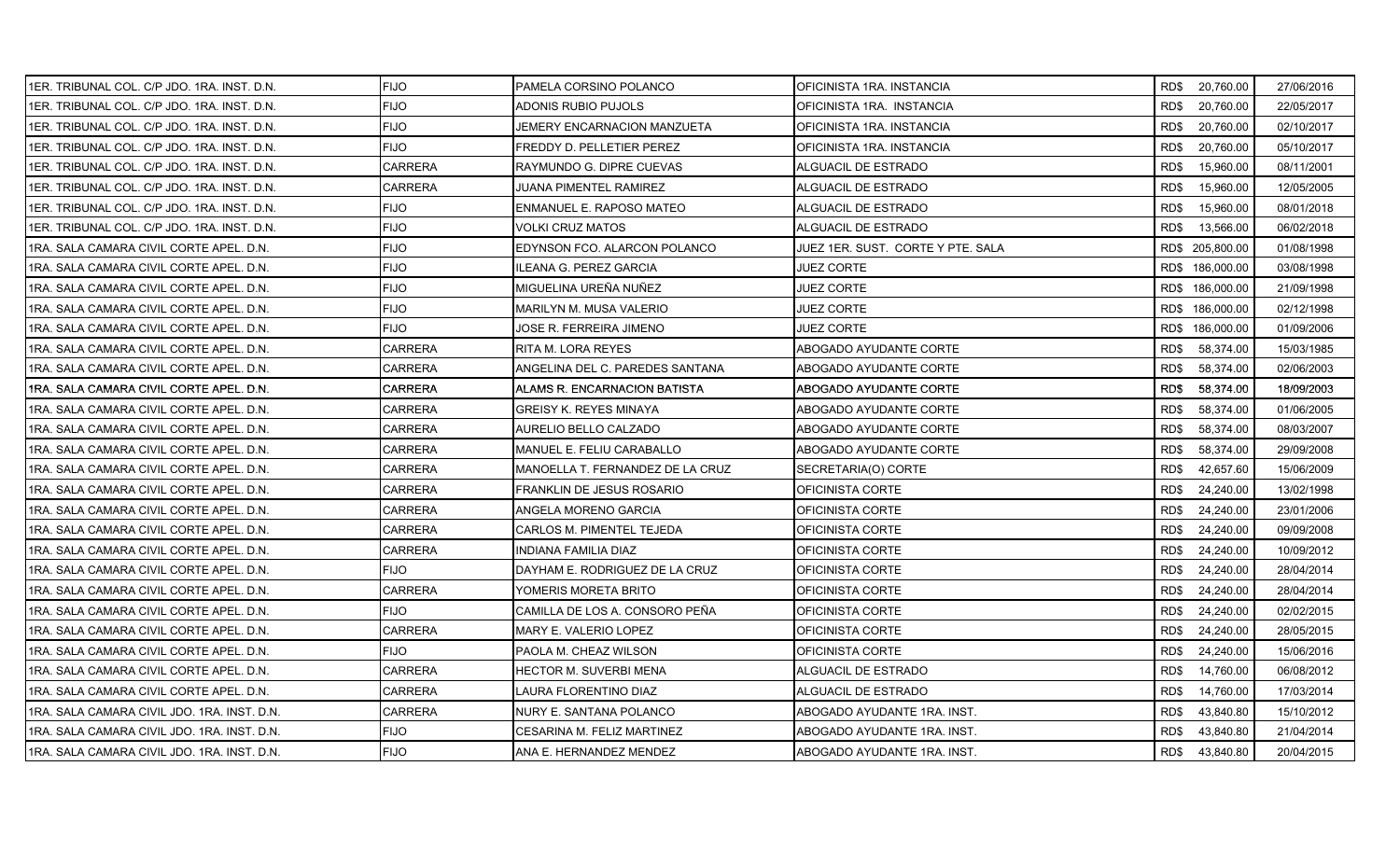| | | | | | |
|---|---|---|---|---|---|
| 1ER. TRIBUNAL COL. C/P JDO. 1RA. INST. D.N. | FIJO | PAMELA CORSINO POLANCO | OFICINISTA 1RA. INSTANCIA | RD$ 20,760.00 | 27/06/2016 |
| 1ER. TRIBUNAL COL. C/P JDO. 1RA. INST. D.N. | FIJO | ADONIS RUBIO PUJOLS | OFICINISTA 1RA. INSTANCIA | RD$ 20,760.00 | 22/05/2017 |
| 1ER. TRIBUNAL COL. C/P JDO. 1RA. INST. D.N. | FIJO | JEMERY ENCARNACION MANZUETA | OFICINISTA 1RA. INSTANCIA | RD$ 20,760.00 | 02/10/2017 |
| 1ER. TRIBUNAL COL. C/P JDO. 1RA. INST. D.N. | FIJO | FREDDY D. PELLETIER PEREZ | OFICINISTA 1RA. INSTANCIA | RD$ 20,760.00 | 05/10/2017 |
| 1ER. TRIBUNAL COL. C/P JDO. 1RA. INST. D.N. | CARRERA | RAYMUNDO G. DIPRE CUEVAS | ALGUACIL DE ESTRADO | RD$ 15,960.00 | 08/11/2001 |
| 1ER. TRIBUNAL COL. C/P JDO. 1RA. INST. D.N. | CARRERA | JUANA PIMENTEL RAMIREZ | ALGUACIL DE ESTRADO | RD$ 15,960.00 | 12/05/2005 |
| 1ER. TRIBUNAL COL. C/P JDO. 1RA. INST. D.N. | FIJO | ENMANUEL E. RAPOSO MATEO | ALGUACIL DE ESTRADO | RD$ 15,960.00 | 08/01/2018 |
| 1ER. TRIBUNAL COL. C/P JDO. 1RA. INST. D.N. | FIJO | VOLKI CRUZ MATOS | ALGUACIL DE ESTRADO | RD$ 13,566.00 | 06/02/2018 |
| 1RA. SALA CAMARA CIVIL CORTE APEL. D.N. | FIJO | EDYNSON FCO. ALARCON POLANCO | JUEZ 1ER. SUST. CORTE Y PTE. SALA | RD$ 205,800.00 | 01/08/1998 |
| 1RA. SALA CAMARA CIVIL CORTE APEL. D.N. | FIJO | ILEANA G. PEREZ GARCIA | JUEZ CORTE | RD$ 186,000.00 | 03/08/1998 |
| 1RA. SALA CAMARA CIVIL CORTE APEL. D.N. | FIJO | MIGUELINA UREÑA NUÑEZ | JUEZ CORTE | RD$ 186,000.00 | 21/09/1998 |
| 1RA. SALA CAMARA CIVIL CORTE APEL. D.N. | FIJO | MARILYN M. MUSA VALERIO | JUEZ CORTE | RD$ 186,000.00 | 02/12/1998 |
| 1RA. SALA CAMARA CIVIL CORTE APEL. D.N. | FIJO | JOSE R. FERREIRA JIMENO | JUEZ CORTE | RD$ 186,000.00 | 01/09/2006 |
| 1RA. SALA CAMARA CIVIL CORTE APEL. D.N. | CARRERA | RITA M. LORA REYES | ABOGADO AYUDANTE CORTE | RD$ 58,374.00 | 15/03/1985 |
| 1RA. SALA CAMARA CIVIL CORTE APEL. D.N. | CARRERA | ANGELINA DEL C. PAREDES SANTANA | ABOGADO AYUDANTE CORTE | RD$ 58,374.00 | 02/06/2003 |
| 1RA. SALA CAMARA CIVIL CORTE APEL. D.N. | CARRERA | ALAMS R. ENCARNACION BATISTA | ABOGADO AYUDANTE CORTE | RD$ 58,374.00 | 18/09/2003 |
| 1RA. SALA CAMARA CIVIL CORTE APEL. D.N. | CARRERA | GREISY K. REYES MINAYA | ABOGADO AYUDANTE CORTE | RD$ 58,374.00 | 01/06/2005 |
| 1RA. SALA CAMARA CIVIL CORTE APEL. D.N. | CARRERA | AURELIO BELLO CALZADO | ABOGADO AYUDANTE CORTE | RD$ 58,374.00 | 08/03/2007 |
| 1RA. SALA CAMARA CIVIL CORTE APEL. D.N. | CARRERA | MANUEL E. FELIU CARABALLO | ABOGADO AYUDANTE CORTE | RD$ 58,374.00 | 29/09/2008 |
| 1RA. SALA CAMARA CIVIL CORTE APEL. D.N. | CARRERA | MANOELLA T. FERNANDEZ DE LA CRUZ | SECRETARIA(O) CORTE | RD$ 42,657.60 | 15/06/2009 |
| 1RA. SALA CAMARA CIVIL CORTE APEL. D.N. | CARRERA | FRANKLIN DE JESUS ROSARIO | OFICINISTA CORTE | RD$ 24,240.00 | 13/02/1998 |
| 1RA. SALA CAMARA CIVIL CORTE APEL. D.N. | CARRERA | ANGELA MORENO GARCIA | OFICINISTA CORTE | RD$ 24,240.00 | 23/01/2006 |
| 1RA. SALA CAMARA CIVIL CORTE APEL. D.N. | CARRERA | CARLOS M. PIMENTEL TEJEDA | OFICINISTA CORTE | RD$ 24,240.00 | 09/09/2008 |
| 1RA. SALA CAMARA CIVIL CORTE APEL. D.N. | CARRERA | INDIANA FAMILIA DIAZ | OFICINISTA CORTE | RD$ 24,240.00 | 10/09/2012 |
| 1RA. SALA CAMARA CIVIL CORTE APEL. D.N. | FIJO | DAYHAM E. RODRIGUEZ DE LA CRUZ | OFICINISTA CORTE | RD$ 24,240.00 | 28/04/2014 |
| 1RA. SALA CAMARA CIVIL CORTE APEL. D.N. | CARRERA | YOMERIS MORETA BRITO | OFICINISTA CORTE | RD$ 24,240.00 | 28/04/2014 |
| 1RA. SALA CAMARA CIVIL CORTE APEL. D.N. | FIJO | CAMILLA DE LOS A. CONSORO PEÑA | OFICINISTA CORTE | RD$ 24,240.00 | 02/02/2015 |
| 1RA. SALA CAMARA CIVIL CORTE APEL. D.N. | CARRERA | MARY E. VALERIO LOPEZ | OFICINISTA CORTE | RD$ 24,240.00 | 28/05/2015 |
| 1RA. SALA CAMARA CIVIL CORTE APEL. D.N. | FIJO | PAOLA M. CHEAZ WILSON | OFICINISTA CORTE | RD$ 24,240.00 | 15/06/2016 |
| 1RA. SALA CAMARA CIVIL CORTE APEL. D.N. | CARRERA | HECTOR M. SUVERBI MENA | ALGUACIL DE ESTRADO | RD$ 14,760.00 | 06/08/2012 |
| 1RA. SALA CAMARA CIVIL CORTE APEL. D.N. | CARRERA | LAURA FLORENTINO DIAZ | ALGUACIL DE ESTRADO | RD$ 14,760.00 | 17/03/2014 |
| 1RA. SALA CAMARA CIVIL JDO. 1RA. INST. D.N. | CARRERA | NURY E. SANTANA POLANCO | ABOGADO AYUDANTE 1RA. INST. | RD$ 43,840.80 | 15/10/2012 |
| 1RA. SALA CAMARA CIVIL JDO. 1RA. INST. D.N. | FIJO | CESARINA M. FELIZ MARTINEZ | ABOGADO AYUDANTE 1RA. INST. | RD$ 43,840.80 | 21/04/2014 |
| 1RA. SALA CAMARA CIVIL JDO. 1RA. INST. D.N. | FIJO | ANA E. HERNANDEZ MENDEZ | ABOGADO AYUDANTE 1RA. INST. | RD$ 43,840.80 | 20/04/2015 |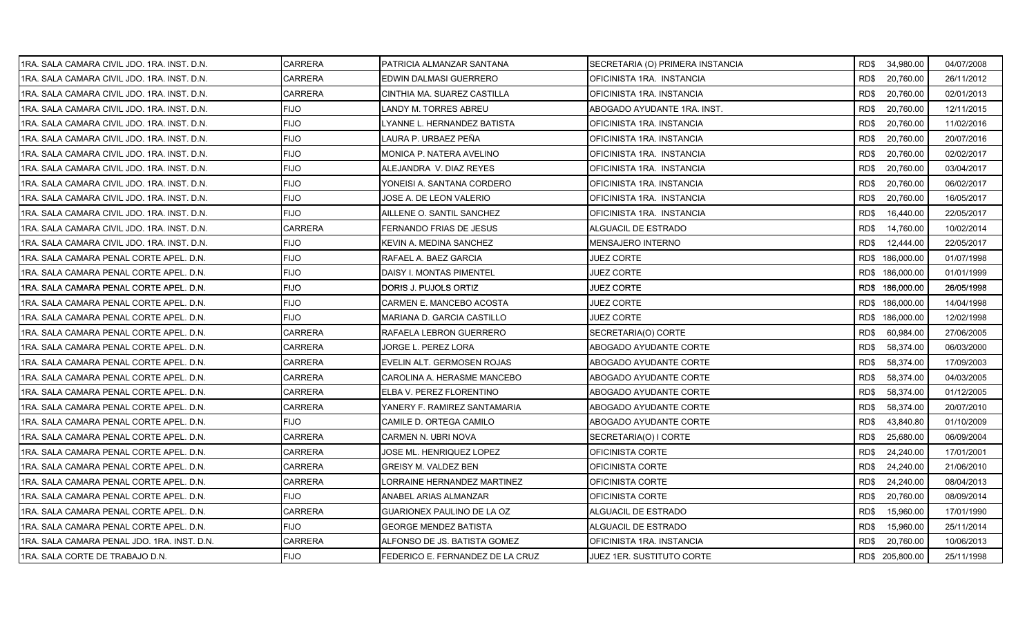| | | | | | |
|---|---|---|---|---|---|
| 1RA. SALA CAMARA CIVIL JDO. 1RA. INST. D.N. | CARRERA | PATRICIA ALMANZAR SANTANA | SECRETARIA (O) PRIMERA INSTANCIA | RD$ 34,980.00 | 04/07/2008 |
| 1RA. SALA CAMARA CIVIL JDO. 1RA. INST. D.N. | CARRERA | EDWIN DALMASI GUERRERO | OFICINISTA 1RA. INSTANCIA | RD$ 20,760.00 | 26/11/2012 |
| 1RA. SALA CAMARA CIVIL JDO. 1RA. INST. D.N. | CARRERA | CINTHIA MA. SUAREZ CASTILLA | OFICINISTA 1RA. INSTANCIA | RD$ 20,760.00 | 02/01/2013 |
| 1RA. SALA CAMARA CIVIL JDO. 1RA. INST. D.N. | FIJO | LANDY M. TORRES ABREU | ABOGADO AYUDANTE 1RA. INST. | RD$ 20,760.00 | 12/11/2015 |
| 1RA. SALA CAMARA CIVIL JDO. 1RA. INST. D.N. | FIJO | LYANNE L. HERNANDEZ BATISTA | OFICINISTA 1RA. INSTANCIA | RD$ 20,760.00 | 11/02/2016 |
| 1RA. SALA CAMARA CIVIL JDO. 1RA. INST. D.N. | FIJO | LAURA P. URBAEZ PEÑA | OFICINISTA 1RA. INSTANCIA | RD$ 20,760.00 | 20/07/2016 |
| 1RA. SALA CAMARA CIVIL JDO. 1RA. INST. D.N. | FIJO | MONICA P. NATERA AVELINO | OFICINISTA 1RA. INSTANCIA | RD$ 20,760.00 | 02/02/2017 |
| 1RA. SALA CAMARA CIVIL JDO. 1RA. INST. D.N. | FIJO | ALEJANDRA V. DIAZ REYES | OFICINISTA 1RA. INSTANCIA | RD$ 20,760.00 | 03/04/2017 |
| 1RA. SALA CAMARA CIVIL JDO. 1RA. INST. D.N. | FIJO | YONEISI A. SANTANA CORDERO | OFICINISTA 1RA. INSTANCIA | RD$ 20,760.00 | 06/02/2017 |
| 1RA. SALA CAMARA CIVIL JDO. 1RA. INST. D.N. | FIJO | JOSE A. DE LEON VALERIO | OFICINISTA 1RA. INSTANCIA | RD$ 20,760.00 | 16/05/2017 |
| 1RA. SALA CAMARA CIVIL JDO. 1RA. INST. D.N. | FIJO | AILLENE O. SANTIL SANCHEZ | OFICINISTA 1RA. INSTANCIA | RD$ 16,440.00 | 22/05/2017 |
| 1RA. SALA CAMARA CIVIL JDO. 1RA. INST. D.N. | CARRERA | FERNANDO FRIAS DE JESUS | ALGUACIL DE ESTRADO | RD$ 14,760.00 | 10/02/2014 |
| 1RA. SALA CAMARA CIVIL JDO. 1RA. INST. D.N. | FIJO | KEVIN A. MEDINA SANCHEZ | MENSAJERO INTERNO | RD$ 12,444.00 | 22/05/2017 |
| 1RA. SALA CAMARA PENAL CORTE APEL. D.N. | FIJO | RAFAEL A. BAEZ GARCIA | JUEZ CORTE | RD$ 186,000.00 | 01/07/1998 |
| 1RA. SALA CAMARA PENAL CORTE APEL. D.N. | FIJO | DAISY I. MONTAS PIMENTEL | JUEZ CORTE | RD$ 186,000.00 | 01/01/1999 |
| 1RA. SALA CAMARA PENAL CORTE APEL. D.N. | FIJO | DORIS J. PUJOLS ORTIZ | JUEZ CORTE | RD$ 186,000.00 | 26/05/1998 |
| 1RA. SALA CAMARA PENAL CORTE APEL. D.N. | FIJO | CARMEN E. MANCEBO ACOSTA | JUEZ CORTE | RD$ 186,000.00 | 14/04/1998 |
| 1RA. SALA CAMARA PENAL CORTE APEL. D.N. | FIJO | MARIANA D. GARCIA CASTILLO | JUEZ CORTE | RD$ 186,000.00 | 12/02/1998 |
| 1RA. SALA CAMARA PENAL CORTE APEL. D.N. | CARRERA | RAFAELA LEBRON GUERRERO | SECRETARIA(O) CORTE | RD$ 60,984.00 | 27/06/2005 |
| 1RA. SALA CAMARA PENAL CORTE APEL. D.N. | CARRERA | JORGE L. PEREZ LORA | ABOGADO AYUDANTE CORTE | RD$ 58,374.00 | 06/03/2000 |
| 1RA. SALA CAMARA PENAL CORTE APEL. D.N. | CARRERA | EVELIN ALT. GERMOSEN ROJAS | ABOGADO AYUDANTE CORTE | RD$ 58,374.00 | 17/09/2003 |
| 1RA. SALA CAMARA PENAL CORTE APEL. D.N. | CARRERA | CAROLINA A. HERASME MANCEBO | ABOGADO AYUDANTE CORTE | RD$ 58,374.00 | 04/03/2005 |
| 1RA. SALA CAMARA PENAL CORTE APEL. D.N. | CARRERA | ELBA V. PEREZ FLORENTINO | ABOGADO AYUDANTE CORTE | RD$ 58,374.00 | 01/12/2005 |
| 1RA. SALA CAMARA PENAL CORTE APEL. D.N. | CARRERA | YANERY F. RAMIREZ SANTAMARIA | ABOGADO AYUDANTE CORTE | RD$ 58,374.00 | 20/07/2010 |
| 1RA. SALA CAMARA PENAL CORTE APEL. D.N. | FIJO | CAMILE D. ORTEGA CAMILO | ABOGADO AYUDANTE CORTE | RD$ 43,840.80 | 01/10/2009 |
| 1RA. SALA CAMARA PENAL CORTE APEL. D.N. | CARRERA | CARMEN N. UBRI NOVA | SECRETARIA(O) I CORTE | RD$ 25,680.00 | 06/09/2004 |
| 1RA. SALA CAMARA PENAL CORTE APEL. D.N. | CARRERA | JOSE ML. HENRIQUEZ LOPEZ | OFICINISTA CORTE | RD$ 24,240.00 | 17/01/2001 |
| 1RA. SALA CAMARA PENAL CORTE APEL. D.N. | CARRERA | GREISY M. VALDEZ BEN | OFICINISTA CORTE | RD$ 24,240.00 | 21/06/2010 |
| 1RA. SALA CAMARA PENAL CORTE APEL. D.N. | CARRERA | LORRAINE HERNANDEZ MARTINEZ | OFICINISTA CORTE | RD$ 24,240.00 | 08/04/2013 |
| 1RA. SALA CAMARA PENAL CORTE APEL. D.N. | FIJO | ANABEL ARIAS ALMANZAR | OFICINISTA CORTE | RD$ 20,760.00 | 08/09/2014 |
| 1RA. SALA CAMARA PENAL CORTE APEL. D.N. | CARRERA | GUARIONEX PAULINO DE LA OZ | ALGUACIL DE ESTRADO | RD$ 15,960.00 | 17/01/1990 |
| 1RA. SALA CAMARA PENAL CORTE APEL. D.N. | FIJO | GEORGE MENDEZ BATISTA | ALGUACIL DE ESTRADO | RD$ 15,960.00 | 25/11/2014 |
| 1RA. SALA CAMARA PENAL JDO. 1RA. INST. D.N. | CARRERA | ALFONSO DE JS. BATISTA GOMEZ | OFICINISTA 1RA. INSTANCIA | RD$ 20,760.00 | 10/06/2013 |
| 1RA. SALA CORTE DE TRABAJO D.N. | FIJO | FEDERICO E. FERNANDEZ DE LA CRUZ | JUEZ 1ER. SUSTITUTO CORTE | RD$ 205,800.00 | 25/11/1998 |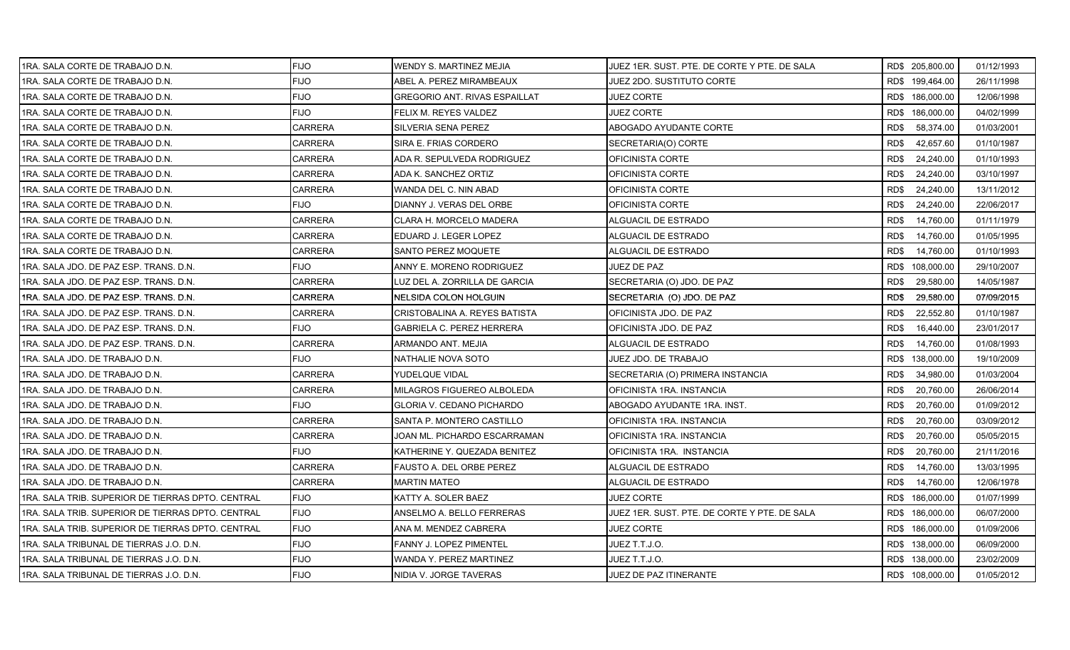| | | | | | |
|---|---|---|---|---|---|
| 1RA. SALA CORTE DE TRABAJO D.N. | FIJO | WENDY S. MARTINEZ MEJIA | JUEZ 1ER. SUST. PTE. DE CORTE Y PTE. DE SALA | RD$ 205,800.00 | 01/12/1993 |
| 1RA. SALA CORTE DE TRABAJO D.N. | FIJO | ABEL A. PEREZ MIRAMBEAUX | JUEZ 2DO. SUSTITUTO CORTE | RD$ 199,464.00 | 26/11/1998 |
| 1RA. SALA CORTE DE TRABAJO D.N. | FIJO | GREGORIO ANT. RIVAS ESPAILLAT | JUEZ CORTE | RD$ 186,000.00 | 12/06/1998 |
| 1RA. SALA CORTE DE TRABAJO D.N. | FIJO | FELIX M. REYES VALDEZ | JUEZ CORTE | RD$ 186,000.00 | 04/02/1999 |
| 1RA. SALA CORTE DE TRABAJO D.N. | CARRERA | SILVERIA SENA PEREZ | ABOGADO AYUDANTE CORTE | RD$ 58,374.00 | 01/03/2001 |
| 1RA. SALA CORTE DE TRABAJO D.N. | CARRERA | SIRA E. FRIAS CORDERO | SECRETARIA(O) CORTE | RD$ 42,657.60 | 01/10/1987 |
| 1RA. SALA CORTE DE TRABAJO D.N. | CARRERA | ADA R. SEPULVEDA RODRIGUEZ | OFICINISTA CORTE | RD$ 24,240.00 | 01/10/1993 |
| 1RA. SALA CORTE DE TRABAJO D.N. | CARRERA | ADA K. SANCHEZ ORTIZ | OFICINISTA CORTE | RD$ 24,240.00 | 03/10/1997 |
| 1RA. SALA CORTE DE TRABAJO D.N. | CARRERA | WANDA DEL C. NIN ABAD | OFICINISTA CORTE | RD$ 24,240.00 | 13/11/2012 |
| 1RA. SALA CORTE DE TRABAJO D.N. | FIJO | DIANNY J. VERAS DEL ORBE | OFICINISTA CORTE | RD$ 24,240.00 | 22/06/2017 |
| 1RA. SALA CORTE DE TRABAJO D.N. | CARRERA | CLARA H. MORCELO MADERA | ALGUACIL DE ESTRADO | RD$ 14,760.00 | 01/11/1979 |
| 1RA. SALA CORTE DE TRABAJO D.N. | CARRERA | EDUARD J. LEGER LOPEZ | ALGUACIL DE ESTRADO | RD$ 14,760.00 | 01/05/1995 |
| 1RA. SALA CORTE DE TRABAJO D.N. | CARRERA | SANTO PEREZ MOQUETE | ALGUACIL DE ESTRADO | RD$ 14,760.00 | 01/10/1993 |
| 1RA. SALA JDO. DE PAZ ESP. TRANS. D.N. | FIJO | ANNY E. MORENO RODRIGUEZ | JUEZ DE PAZ | RD$ 108,000.00 | 29/10/2007 |
| 1RA. SALA JDO. DE PAZ ESP. TRANS. D.N. | CARRERA | LUZ DEL A. ZORRILLA DE GARCIA | SECRETARIA (O) JDO. DE PAZ | RD$ 29,580.00 | 14/05/1987 |
| 1RA. SALA JDO. DE PAZ ESP. TRANS. D.N. | CARRERA | NELSIDA COLON HOLGUIN | SECRETARIA (O) JDO. DE PAZ | RD$ 29,580.00 | 07/09/2015 |
| 1RA. SALA JDO. DE PAZ ESP. TRANS. D.N. | CARRERA | CRISTOBALINA A. REYES BATISTA | OFICINISTA JDO. DE PAZ | RD$ 22,552.80 | 01/10/1987 |
| 1RA. SALA JDO. DE PAZ ESP. TRANS. D.N. | FIJO | GABRIELA C. PEREZ HERRERA | OFICINISTA JDO. DE PAZ | RD$ 16,440.00 | 23/01/2017 |
| 1RA. SALA JDO. DE PAZ ESP. TRANS. D.N. | CARRERA | ARMANDO ANT. MEJIA | ALGUACIL DE ESTRADO | RD$ 14,760.00 | 01/08/1993 |
| 1RA. SALA JDO. DE TRABAJO D.N. | FIJO | NATHALIE NOVA SOTO | JUEZ JDO. DE TRABAJO | RD$ 138,000.00 | 19/10/2009 |
| 1RA. SALA JDO. DE TRABAJO D.N. | CARRERA | YUDELQUE VIDAL | SECRETARIA (O) PRIMERA INSTANCIA | RD$ 34,980.00 | 01/03/2004 |
| 1RA. SALA JDO. DE TRABAJO D.N. | CARRERA | MILAGROS FIGUEREO ALBOLEDA | OFICINISTA 1RA. INSTANCIA | RD$ 20,760.00 | 26/06/2014 |
| 1RA. SALA JDO. DE TRABAJO D.N. | FIJO | GLORIA V. CEDANO PICHARDO | ABOGADO AYUDANTE 1RA. INST. | RD$ 20,760.00 | 01/09/2012 |
| 1RA. SALA JDO. DE TRABAJO D.N. | CARRERA | SANTA P. MONTERO CASTILLO | OFICINISTA 1RA. INSTANCIA | RD$ 20,760.00 | 03/09/2012 |
| 1RA. SALA JDO. DE TRABAJO D.N. | CARRERA | JOAN ML. PICHARDO ESCARRAMAN | OFICINISTA 1RA. INSTANCIA | RD$ 20,760.00 | 05/05/2015 |
| 1RA. SALA JDO. DE TRABAJO D.N. | FIJO | KATHERINE Y. QUEZADA BENITEZ | OFICINISTA 1RA. INSTANCIA | RD$ 20,760.00 | 21/11/2016 |
| 1RA. SALA JDO. DE TRABAJO D.N. | CARRERA | FAUSTO A. DEL ORBE PEREZ | ALGUACIL DE ESTRADO | RD$ 14,760.00 | 13/03/1995 |
| 1RA. SALA JDO. DE TRABAJO D.N. | CARRERA | MARTIN MATEO | ALGUACIL DE ESTRADO | RD$ 14,760.00 | 12/06/1978 |
| 1RA. SALA TRIB. SUPERIOR DE TIERRAS DPTO. CENTRAL | FIJO | KATTY A. SOLER BAEZ | JUEZ CORTE | RD$ 186,000.00 | 01/07/1999 |
| 1RA. SALA TRIB. SUPERIOR DE TIERRAS DPTO. CENTRAL | FIJO | ANSELMO A. BELLO FERRERAS | JUEZ 1ER. SUST. PTE. DE CORTE Y PTE. DE SALA | RD$ 186,000.00 | 06/07/2000 |
| 1RA. SALA TRIB. SUPERIOR DE TIERRAS DPTO. CENTRAL | FIJO | ANA M. MENDEZ CABRERA | JUEZ CORTE | RD$ 186,000.00 | 01/09/2006 |
| 1RA. SALA TRIBUNAL DE TIERRAS J.O. D.N. | FIJO | FANNY J. LOPEZ PIMENTEL | JUEZ T.T.J.O. | RD$ 138,000.00 | 06/09/2000 |
| 1RA. SALA TRIBUNAL DE TIERRAS J.O. D.N. | FIJO | WANDA Y. PEREZ MARTINEZ | JUEZ T.T.J.O. | RD$ 138,000.00 | 23/02/2009 |
| 1RA. SALA TRIBUNAL DE TIERRAS J.O. D.N. | FIJO | NIDIA V. JORGE TAVERAS | JUEZ DE PAZ ITINERANTE | RD$ 108,000.00 | 01/05/2012 |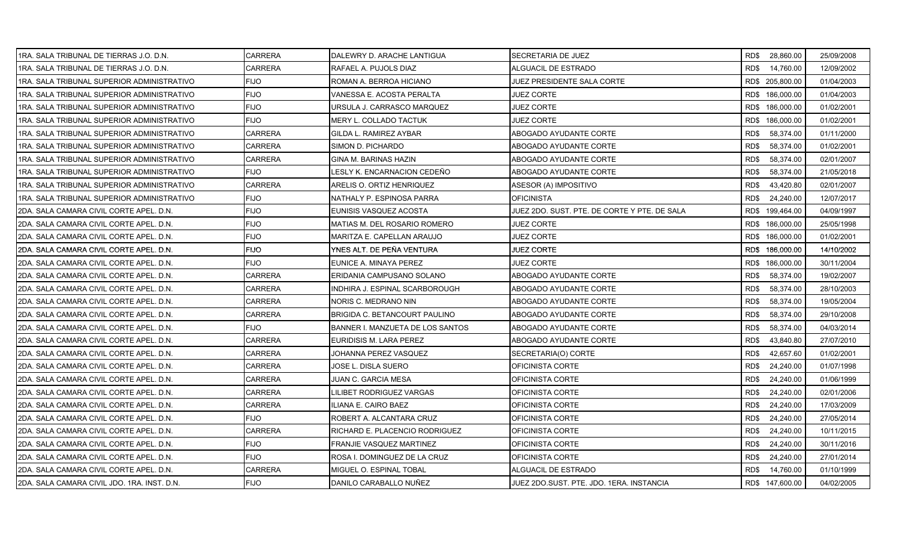| | | | | | |
|---|---|---|---|---|---|
| 1RA. SALA TRIBUNAL DE TIERRAS J.O. D.N. | CARRERA | DALEWRY D. ARACHE LANTIGUA | SECRETARIA DE JUEZ | RD$ 28,860.00 | 25/09/2008 |
| 1RA. SALA TRIBUNAL DE TIERRAS J.O. D.N. | CARRERA | RAFAEL A. PUJOLS DIAZ | ALGUACIL DE ESTRADO | RD$ 14,760.00 | 12/09/2002 |
| 1RA. SALA TRIBUNAL SUPERIOR ADMINISTRATIVO | FIJO | ROMAN A. BERROA HICIANO | JUEZ PRESIDENTE SALA CORTE | RD$ 205,800.00 | 01/04/2003 |
| 1RA. SALA TRIBUNAL SUPERIOR ADMINISTRATIVO | FIJO | VANESSA E. ACOSTA PERALTA | JUEZ CORTE | RD$ 186,000.00 | 01/04/2003 |
| 1RA. SALA TRIBUNAL SUPERIOR ADMINISTRATIVO | FIJO | URSULA J. CARRASCO MARQUEZ | JUEZ CORTE | RD$ 186,000.00 | 01/02/2001 |
| 1RA. SALA TRIBUNAL SUPERIOR ADMINISTRATIVO | FIJO | MERY L. COLLADO TACTUK | JUEZ CORTE | RD$ 186,000.00 | 01/02/2001 |
| 1RA. SALA TRIBUNAL SUPERIOR ADMINISTRATIVO | CARRERA | GILDA L. RAMIREZ AYBAR | ABOGADO AYUDANTE CORTE | RD$ 58,374.00 | 01/11/2000 |
| 1RA. SALA TRIBUNAL SUPERIOR ADMINISTRATIVO | CARRERA | SIMON D. PICHARDO | ABOGADO AYUDANTE CORTE | RD$ 58,374.00 | 01/02/2001 |
| 1RA. SALA TRIBUNAL SUPERIOR ADMINISTRATIVO | CARRERA | GINA M. BARINAS HAZIN | ABOGADO AYUDANTE CORTE | RD$ 58,374.00 | 02/01/2007 |
| 1RA. SALA TRIBUNAL SUPERIOR ADMINISTRATIVO | FIJO | LESLY K. ENCARNACION CEDEÑO | ABOGADO AYUDANTE CORTE | RD$ 58,374.00 | 21/05/2018 |
| 1RA. SALA TRIBUNAL SUPERIOR ADMINISTRATIVO | CARRERA | ARELIS O. ORTIZ HENRIQUEZ | ASESOR (A) IMPOSITIVO | RD$ 43,420.80 | 02/01/2007 |
| 1RA. SALA TRIBUNAL SUPERIOR ADMINISTRATIVO | FIJO | NATHALY P. ESPINOSA PARRA | OFICINISTA | RD$ 24,240.00 | 12/07/2017 |
| 2DA. SALA CAMARA CIVIL CORTE APEL. D.N. | FIJO | EUNISIS VASQUEZ ACOSTA | JUEZ 2DO. SUST. PTE. DE CORTE Y PTE. DE SALA | RD$ 199,464.00 | 04/09/1997 |
| 2DA. SALA CAMARA CIVIL CORTE APEL. D.N. | FIJO | MATIAS M. DEL ROSARIO ROMERO | JUEZ CORTE | RD$ 186,000.00 | 25/05/1998 |
| 2DA. SALA CAMARA CIVIL CORTE APEL. D.N. | FIJO | MARITZA E. CAPELLAN ARAUJO | JUEZ CORTE | RD$ 186,000.00 | 01/02/2001 |
| 2DA. SALA CAMARA CIVIL CORTE APEL. D.N. | FIJO | YNES ALT. DE PEÑA VENTURA | JUEZ CORTE | RD$ 186,000.00 | 14/10/2002 |
| 2DA. SALA CAMARA CIVIL CORTE APEL. D.N. | FIJO | EUNICE A. MINAYA PEREZ | JUEZ CORTE | RD$ 186,000.00 | 30/11/2004 |
| 2DA. SALA CAMARA CIVIL CORTE APEL. D.N. | CARRERA | ERIDANIA CAMPUSANO SOLANO | ABOGADO AYUDANTE CORTE | RD$ 58,374.00 | 19/02/2007 |
| 2DA. SALA CAMARA CIVIL CORTE APEL. D.N. | CARRERA | INDHIRA J. ESPINAL SCARBOROUGH | ABOGADO AYUDANTE CORTE | RD$ 58,374.00 | 28/10/2003 |
| 2DA. SALA CAMARA CIVIL CORTE APEL. D.N. | CARRERA | NORIS C. MEDRANO NIN | ABOGADO AYUDANTE CORTE | RD$ 58,374.00 | 19/05/2004 |
| 2DA. SALA CAMARA CIVIL CORTE APEL. D.N. | CARRERA | BRIGIDA C. BETANCOURT PAULINO | ABOGADO AYUDANTE CORTE | RD$ 58,374.00 | 29/10/2008 |
| 2DA. SALA CAMARA CIVIL CORTE APEL. D.N. | FIJO | BANNER I. MANZUETA DE LOS SANTOS | ABOGADO AYUDANTE CORTE | RD$ 58,374.00 | 04/03/2014 |
| 2DA. SALA CAMARA CIVIL CORTE APEL. D.N. | CARRERA | EURIDISIS M. LARA PEREZ | ABOGADO AYUDANTE CORTE | RD$ 43,840.80 | 27/07/2010 |
| 2DA. SALA CAMARA CIVIL CORTE APEL. D.N. | CARRERA | JOHANNA PEREZ VASQUEZ | SECRETARIA(O) CORTE | RD$ 42,657.60 | 01/02/2001 |
| 2DA. SALA CAMARA CIVIL CORTE APEL. D.N. | CARRERA | JOSE L. DISLA SUERO | OFICINISTA CORTE | RD$ 24,240.00 | 01/07/1998 |
| 2DA. SALA CAMARA CIVIL CORTE APEL. D.N. | CARRERA | JUAN C. GARCIA MESA | OFICINISTA CORTE | RD$ 24,240.00 | 01/06/1999 |
| 2DA. SALA CAMARA CIVIL CORTE APEL. D.N. | CARRERA | LILIBET RODRIGUEZ VARGAS | OFICINISTA CORTE | RD$ 24,240.00 | 02/01/2006 |
| 2DA. SALA CAMARA CIVIL CORTE APEL. D.N. | CARRERA | ILIANA E. CAIRO BAEZ | OFICINISTA CORTE | RD$ 24,240.00 | 17/03/2009 |
| 2DA. SALA CAMARA CIVIL CORTE APEL. D.N. | FIJO | ROBERT A. ALCANTARA CRUZ | OFICINISTA CORTE | RD$ 24,240.00 | 27/05/2014 |
| 2DA. SALA CAMARA CIVIL CORTE APEL. D.N. | CARRERA | RICHARD E. PLACENCIO RODRIGUEZ | OFICINISTA CORTE | RD$ 24,240.00 | 10/11/2015 |
| 2DA. SALA CAMARA CIVIL CORTE APEL. D.N. | FIJO | FRANJIE VASQUEZ MARTINEZ | OFICINISTA CORTE | RD$ 24,240.00 | 30/11/2016 |
| 2DA. SALA CAMARA CIVIL CORTE APEL. D.N. | FIJO | ROSA I. DOMINGUEZ DE LA CRUZ | OFICINISTA CORTE | RD$ 24,240.00 | 27/01/2014 |
| 2DA. SALA CAMARA CIVIL CORTE APEL. D.N. | CARRERA | MIGUEL O. ESPINAL TOBAL | ALGUACIL DE ESTRADO | RD$ 14,760.00 | 01/10/1999 |
| 2DA. SALA CAMARA CIVIL JDO. 1RA. INST. D.N. | FIJO | DANILO CARABALLO NUÑEZ | JUEZ 2DO.SUST. PTE. JDO. 1ERA. INSTANCIA | RD$ 147,600.00 | 04/02/2005 |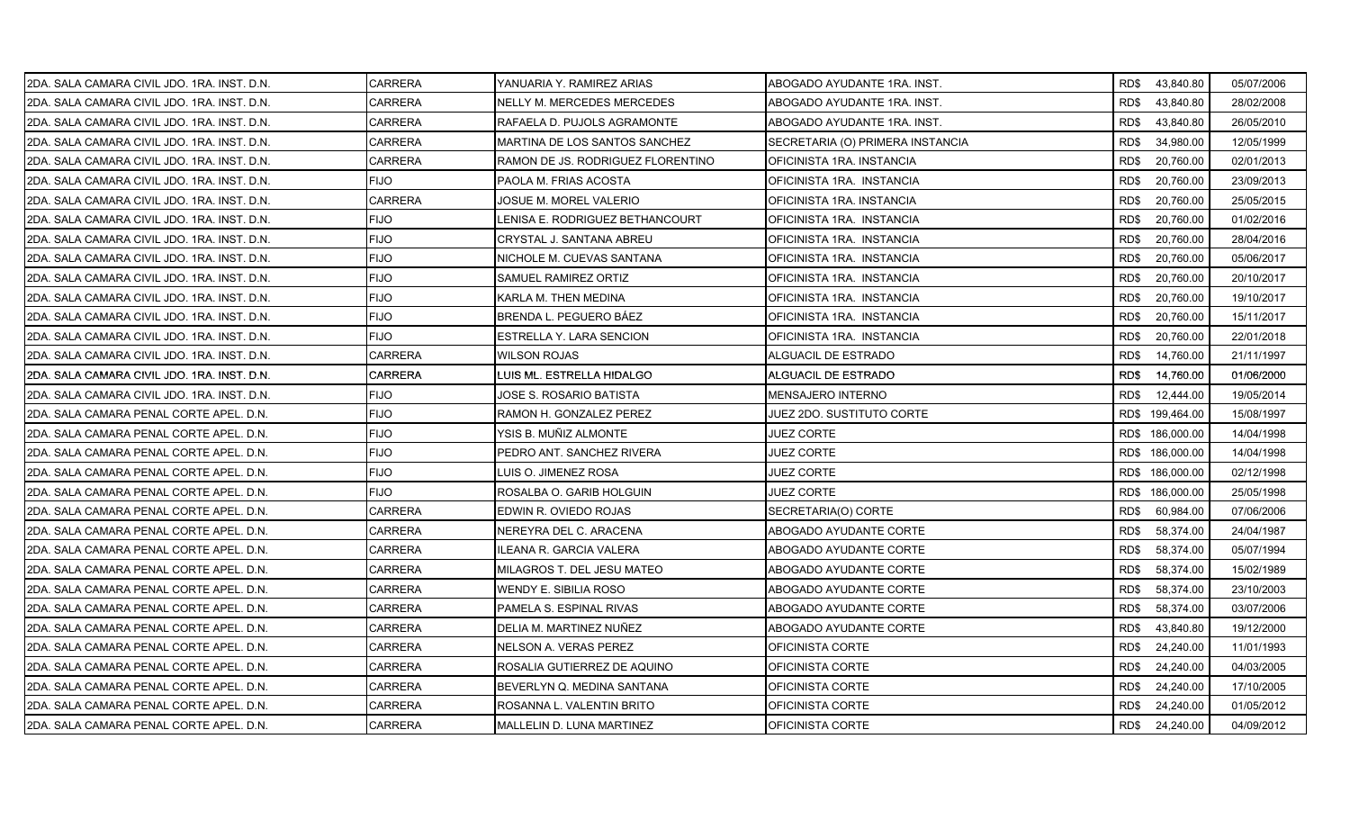| | | | | | |
|---|---|---|---|---|---|
| 2DA. SALA CAMARA CIVIL JDO. 1RA. INST. D.N. | CARRERA | YANUARIA Y. RAMIREZ ARIAS | ABOGADO AYUDANTE 1RA. INST. | RD$ 43,840.80 | 05/07/2006 |
| 2DA. SALA CAMARA CIVIL JDO. 1RA. INST. D.N. | CARRERA | NELLY M. MERCEDES MERCEDES | ABOGADO AYUDANTE 1RA. INST. | RD$ 43,840.80 | 28/02/2008 |
| 2DA. SALA CAMARA CIVIL JDO. 1RA. INST. D.N. | CARRERA | RAFAELA D. PUJOLS AGRAMONTE | ABOGADO AYUDANTE 1RA. INST. | RD$ 43,840.80 | 26/05/2010 |
| 2DA. SALA CAMARA CIVIL JDO. 1RA. INST. D.N. | CARRERA | MARTINA DE LOS SANTOS SANCHEZ | SECRETARIA (O) PRIMERA INSTANCIA | RD$ 34,980.00 | 12/05/1999 |
| 2DA. SALA CAMARA CIVIL JDO. 1RA. INST. D.N. | CARRERA | RAMON DE JS. RODRIGUEZ FLORENTINO | OFICINISTA 1RA. INSTANCIA | RD$ 20,760.00 | 02/01/2013 |
| 2DA. SALA CAMARA CIVIL JDO. 1RA. INST. D.N. | FIJO | PAOLA M. FRIAS ACOSTA | OFICINISTA 1RA. INSTANCIA | RD$ 20,760.00 | 23/09/2013 |
| 2DA. SALA CAMARA CIVIL JDO. 1RA. INST. D.N. | CARRERA | JOSUE M. MOREL VALERIO | OFICINISTA 1RA. INSTANCIA | RD$ 20,760.00 | 25/05/2015 |
| 2DA. SALA CAMARA CIVIL JDO. 1RA. INST. D.N. | FIJO | LENISA E. RODRIGUEZ BETHANCOURT | OFICINISTA 1RA. INSTANCIA | RD$ 20,760.00 | 01/02/2016 |
| 2DA. SALA CAMARA CIVIL JDO. 1RA. INST. D.N. | FIJO | CRYSTAL J. SANTANA ABREU | OFICINISTA 1RA. INSTANCIA | RD$ 20,760.00 | 28/04/2016 |
| 2DA. SALA CAMARA CIVIL JDO. 1RA. INST. D.N. | FIJO | NICHOLE M. CUEVAS SANTANA | OFICINISTA 1RA. INSTANCIA | RD$ 20,760.00 | 05/06/2017 |
| 2DA. SALA CAMARA CIVIL JDO. 1RA. INST. D.N. | FIJO | SAMUEL RAMIREZ ORTIZ | OFICINISTA 1RA. INSTANCIA | RD$ 20,760.00 | 20/10/2017 |
| 2DA. SALA CAMARA CIVIL JDO. 1RA. INST. D.N. | FIJO | KARLA M. THEN MEDINA | OFICINISTA 1RA. INSTANCIA | RD$ 20,760.00 | 19/10/2017 |
| 2DA. SALA CAMARA CIVIL JDO. 1RA. INST. D.N. | FIJO | BRENDA L. PEGUERO BÁEZ | OFICINISTA 1RA. INSTANCIA | RD$ 20,760.00 | 15/11/2017 |
| 2DA. SALA CAMARA CIVIL JDO. 1RA. INST. D.N. | FIJO | ESTRELLA Y. LARA SENCION | OFICINISTA 1RA. INSTANCIA | RD$ 20,760.00 | 22/01/2018 |
| 2DA. SALA CAMARA CIVIL JDO. 1RA. INST. D.N. | CARRERA | WILSON ROJAS | ALGUACIL DE ESTRADO | RD$ 14,760.00 | 21/11/1997 |
| 2DA. SALA CAMARA CIVIL JDO. 1RA. INST. D.N. | CARRERA | LUIS ML. ESTRELLA HIDALGO | ALGUACIL DE ESTRADO | RD$ 14,760.00 | 01/06/2000 |
| 2DA. SALA CAMARA CIVIL JDO. 1RA. INST. D.N. | FIJO | JOSE S. ROSARIO BATISTA | MENSAJERO INTERNO | RD$ 12,444.00 | 19/05/2014 |
| 2DA. SALA CAMARA PENAL CORTE APEL. D.N. | FIJO | RAMON H. GONZALEZ PEREZ | JUEZ 2DO. SUSTITUTO CORTE | RD$ 199,464.00 | 15/08/1997 |
| 2DA. SALA CAMARA PENAL CORTE APEL. D.N. | FIJO | YSIS B. MUÑIZ ALMONTE | JUEZ CORTE | RD$ 186,000.00 | 14/04/1998 |
| 2DA. SALA CAMARA PENAL CORTE APEL. D.N. | FIJO | PEDRO ANT. SANCHEZ RIVERA | JUEZ CORTE | RD$ 186,000.00 | 14/04/1998 |
| 2DA. SALA CAMARA PENAL CORTE APEL. D.N. | FIJO | LUIS O. JIMENEZ ROSA | JUEZ CORTE | RD$ 186,000.00 | 02/12/1998 |
| 2DA. SALA CAMARA PENAL CORTE APEL. D.N. | FIJO | ROSALBA O. GARIB HOLGUIN | JUEZ CORTE | RD$ 186,000.00 | 25/05/1998 |
| 2DA. SALA CAMARA PENAL CORTE APEL. D.N. | CARRERA | EDWIN R. OVIEDO ROJAS | SECRETARIA(O) CORTE | RD$ 60,984.00 | 07/06/2006 |
| 2DA. SALA CAMARA PENAL CORTE APEL. D.N. | CARRERA | NEREYRA DEL C. ARACENA | ABOGADO AYUDANTE CORTE | RD$ 58,374.00 | 24/04/1987 |
| 2DA. SALA CAMARA PENAL CORTE APEL. D.N. | CARRERA | ILEANA R. GARCIA VALERA | ABOGADO AYUDANTE CORTE | RD$ 58,374.00 | 05/07/1994 |
| 2DA. SALA CAMARA PENAL CORTE APEL. D.N. | CARRERA | MILAGROS T. DEL JESU MATEO | ABOGADO AYUDANTE CORTE | RD$ 58,374.00 | 15/02/1989 |
| 2DA. SALA CAMARA PENAL CORTE APEL. D.N. | CARRERA | WENDY E. SIBILIA ROSO | ABOGADO AYUDANTE CORTE | RD$ 58,374.00 | 23/10/2003 |
| 2DA. SALA CAMARA PENAL CORTE APEL. D.N. | CARRERA | PAMELA S. ESPINAL RIVAS | ABOGADO AYUDANTE CORTE | RD$ 58,374.00 | 03/07/2006 |
| 2DA. SALA CAMARA PENAL CORTE APEL. D.N. | CARRERA | DELIA M. MARTINEZ NUÑEZ | ABOGADO AYUDANTE CORTE | RD$ 43,840.80 | 19/12/2000 |
| 2DA. SALA CAMARA PENAL CORTE APEL. D.N. | CARRERA | NELSON A. VERAS PEREZ | OFICINISTA CORTE | RD$ 24,240.00 | 11/01/1993 |
| 2DA. SALA CAMARA PENAL CORTE APEL. D.N. | CARRERA | ROSALIA GUTIERREZ DE AQUINO | OFICINISTA CORTE | RD$ 24,240.00 | 04/03/2005 |
| 2DA. SALA CAMARA PENAL CORTE APEL. D.N. | CARRERA | BEVERLYN Q. MEDINA SANTANA | OFICINISTA CORTE | RD$ 24,240.00 | 17/10/2005 |
| 2DA. SALA CAMARA PENAL CORTE APEL. D.N. | CARRERA | ROSANNA L. VALENTIN BRITO | OFICINISTA CORTE | RD$ 24,240.00 | 01/05/2012 |
| 2DA. SALA CAMARA PENAL CORTE APEL. D.N. | CARRERA | MALLELIN D. LUNA MARTINEZ | OFICINISTA CORTE | RD$ 24,240.00 | 04/09/2012 |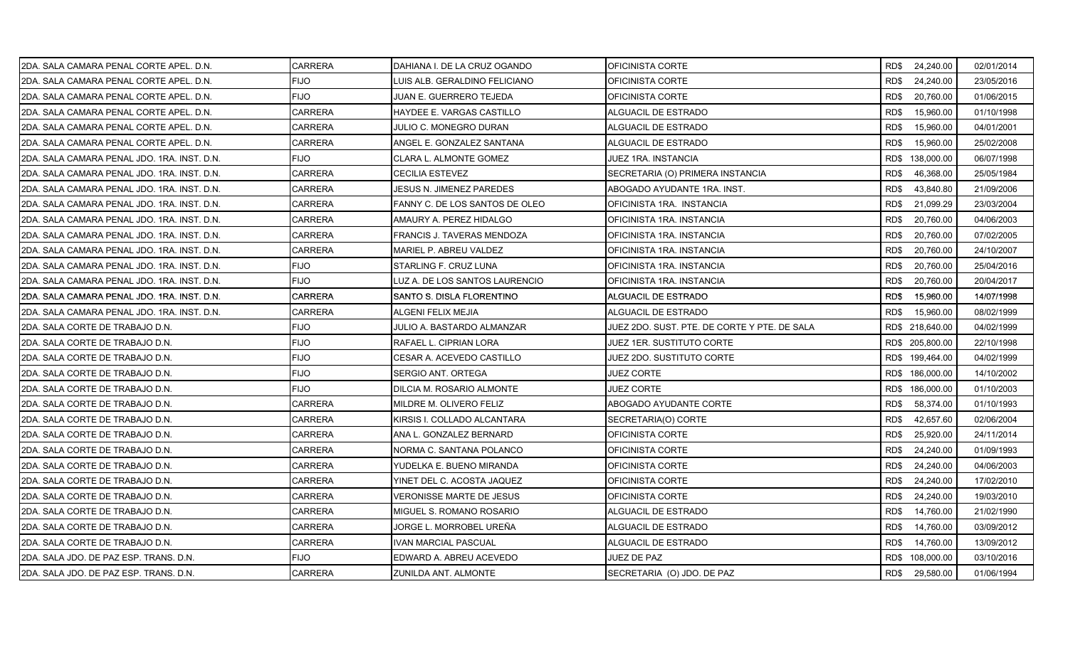| | | | | | |
|---|---|---|---|---|---|
| 2DA. SALA CAMARA PENAL CORTE APEL. D.N. | CARRERA | DAHIANA I. DE LA CRUZ OGANDO | OFICINISTA CORTE | RD$ 24,240.00 | 02/01/2014 |
| 2DA. SALA CAMARA PENAL CORTE APEL. D.N. | FIJO | LUIS ALB. GERALDINO FELICIANO | OFICINISTA CORTE | RD$ 24,240.00 | 23/05/2016 |
| 2DA. SALA CAMARA PENAL CORTE APEL. D.N. | FIJO | JUAN E. GUERRERO TEJEDA | OFICINISTA CORTE | RD$ 20,760.00 | 01/06/2015 |
| 2DA. SALA CAMARA PENAL CORTE APEL. D.N. | CARRERA | HAYDEE E. VARGAS CASTILLO | ALGUACIL DE ESTRADO | RD$ 15,960.00 | 01/10/1998 |
| 2DA. SALA CAMARA PENAL CORTE APEL. D.N. | CARRERA | JULIO C. MONEGRO DURAN | ALGUACIL DE ESTRADO | RD$ 15,960.00 | 04/01/2001 |
| 2DA. SALA CAMARA PENAL CORTE APEL. D.N. | CARRERA | ANGEL E. GONZALEZ SANTANA | ALGUACIL DE ESTRADO | RD$ 15,960.00 | 25/02/2008 |
| 2DA. SALA CAMARA PENAL JDO. 1RA. INST. D.N. | FIJO | CLARA L. ALMONTE GOMEZ | JUEZ 1RA. INSTANCIA | RD$ 138,000.00 | 06/07/1998 |
| 2DA. SALA CAMARA PENAL JDO. 1RA. INST. D.N. | CARRERA | CECILIA ESTEVEZ | SECRETARIA (O) PRIMERA INSTANCIA | RD$ 46,368.00 | 25/05/1984 |
| 2DA. SALA CAMARA PENAL JDO. 1RA. INST. D.N. | CARRERA | JESUS N. JIMENEZ PAREDES | ABOGADO AYUDANTE 1RA. INST. | RD$ 43,840.80 | 21/09/2006 |
| 2DA. SALA CAMARA PENAL JDO. 1RA. INST. D.N. | CARRERA | FANNY C. DE LOS SANTOS DE OLEO | OFICINISTA 1RA. INSTANCIA | RD$ 21,099.29 | 23/03/2004 |
| 2DA. SALA CAMARA PENAL JDO. 1RA. INST. D.N. | CARRERA | AMAURY A. PEREZ HIDALGO | OFICINISTA 1RA. INSTANCIA | RD$ 20,760.00 | 04/06/2003 |
| 2DA. SALA CAMARA PENAL JDO. 1RA. INST. D.N. | CARRERA | FRANCIS J. TAVERAS MENDOZA | OFICINISTA 1RA. INSTANCIA | RD$ 20,760.00 | 07/02/2005 |
| 2DA. SALA CAMARA PENAL JDO. 1RA. INST. D.N. | CARRERA | MARIEL P. ABREU VALDEZ | OFICINISTA 1RA. INSTANCIA | RD$ 20,760.00 | 24/10/2007 |
| 2DA. SALA CAMARA PENAL JDO. 1RA. INST. D.N. | FIJO | STARLING F. CRUZ LUNA | OFICINISTA 1RA. INSTANCIA | RD$ 20,760.00 | 25/04/2016 |
| 2DA. SALA CAMARA PENAL JDO. 1RA. INST. D.N. | FIJO | LUZ A. DE LOS SANTOS LAURENCIO | OFICINISTA 1RA. INSTANCIA | RD$ 20,760.00 | 20/04/2017 |
| 2DA. SALA CAMARA PENAL JDO. 1RA. INST. D.N. | CARRERA | SANTO S. DISLA FLORENTINO | ALGUACIL DE ESTRADO | RD$ 15,960.00 | 14/07/1998 |
| 2DA. SALA CAMARA PENAL JDO. 1RA. INST. D.N. | CARRERA | ALGENI FELIX MEJIA | ALGUACIL DE ESTRADO | RD$ 15,960.00 | 08/02/1999 |
| 2DA. SALA CORTE DE TRABAJO D.N. | FIJO | JULIO A. BASTARDO ALMANZAR | JUEZ 2DO. SUST. PTE. DE CORTE Y PTE. DE SALA | RD$ 218,640.00 | 04/02/1999 |
| 2DA. SALA CORTE DE TRABAJO D.N. | FIJO | RAFAEL L. CIPRIAN LORA | JUEZ 1ER. SUSTITUTO CORTE | RD$ 205,800.00 | 22/10/1998 |
| 2DA. SALA CORTE DE TRABAJO D.N. | FIJO | CESAR A. ACEVEDO CASTILLO | JUEZ 2DO. SUSTITUTO CORTE | RD$ 199,464.00 | 04/02/1999 |
| 2DA. SALA CORTE DE TRABAJO D.N. | FIJO | SERGIO ANT. ORTEGA | JUEZ CORTE | RD$ 186,000.00 | 14/10/2002 |
| 2DA. SALA CORTE DE TRABAJO D.N. | FIJO | DILCIA M. ROSARIO ALMONTE | JUEZ CORTE | RD$ 186,000.00 | 01/10/2003 |
| 2DA. SALA CORTE DE TRABAJO D.N. | CARRERA | MILDRE M. OLIVERO FELIZ | ABOGADO AYUDANTE CORTE | RD$ 58,374.00 | 01/10/1993 |
| 2DA. SALA CORTE DE TRABAJO D.N. | CARRERA | KIRSIS I. COLLADO ALCANTARA | SECRETARIA(O) CORTE | RD$ 42,657.60 | 02/06/2004 |
| 2DA. SALA CORTE DE TRABAJO D.N. | CARRERA | ANA L. GONZALEZ BERNARD | OFICINISTA CORTE | RD$ 25,920.00 | 24/11/2014 |
| 2DA. SALA CORTE DE TRABAJO D.N. | CARRERA | NORMA C. SANTANA POLANCO | OFICINISTA CORTE | RD$ 24,240.00 | 01/09/1993 |
| 2DA. SALA CORTE DE TRABAJO D.N. | CARRERA | YUDELKA E. BUENO MIRANDA | OFICINISTA CORTE | RD$ 24,240.00 | 04/06/2003 |
| 2DA. SALA CORTE DE TRABAJO D.N. | CARRERA | YINET DEL C. ACOSTA JAQUEZ | OFICINISTA CORTE | RD$ 24,240.00 | 17/02/2010 |
| 2DA. SALA CORTE DE TRABAJO D.N. | CARRERA | VERONISSE MARTE DE JESUS | OFICINISTA CORTE | RD$ 24,240.00 | 19/03/2010 |
| 2DA. SALA CORTE DE TRABAJO D.N. | CARRERA | MIGUEL S. ROMANO ROSARIO | ALGUACIL DE ESTRADO | RD$ 14,760.00 | 21/02/1990 |
| 2DA. SALA CORTE DE TRABAJO D.N. | CARRERA | JORGE L. MORROBEL UREÑA | ALGUACIL DE ESTRADO | RD$ 14,760.00 | 03/09/2012 |
| 2DA. SALA CORTE DE TRABAJO D.N. | CARRERA | IVAN MARCIAL PASCUAL | ALGUACIL DE ESTRADO | RD$ 14,760.00 | 13/09/2012 |
| 2DA. SALA JDO. DE PAZ ESP. TRANS. D.N. | FIJO | EDWARD A. ABREU ACEVEDO | JUEZ DE PAZ | RD$ 108,000.00 | 03/10/2016 |
| 2DA. SALA JDO. DE PAZ ESP. TRANS. D.N. | CARRERA | ZUNILDA ANT. ALMONTE | SECRETARIA (O) JDO. DE PAZ | RD$ 29,580.00 | 01/06/1994 |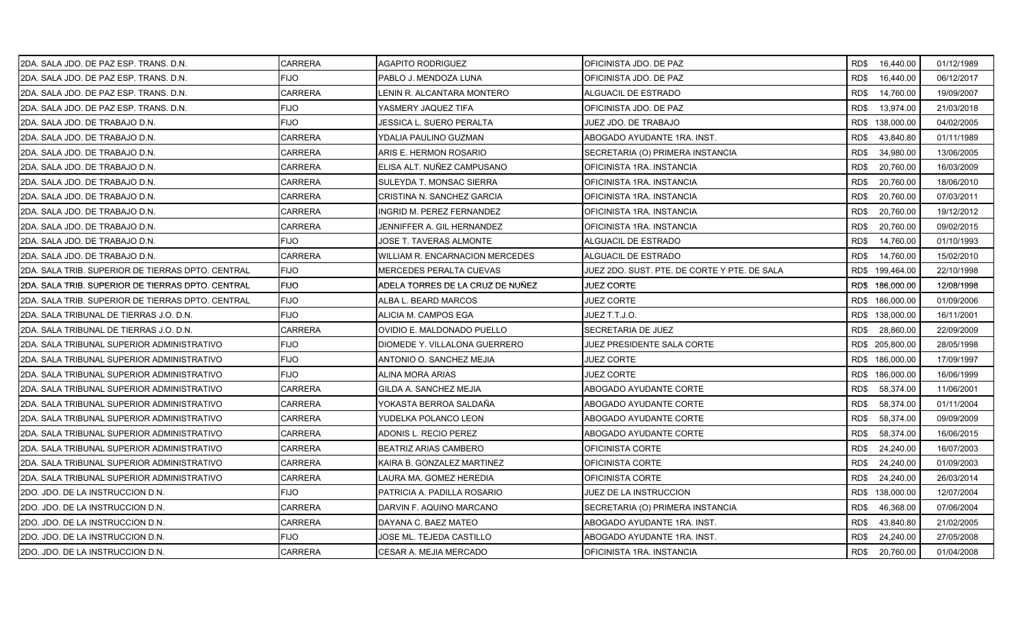| | | | | | |
|---|---|---|---|---|---|
| 2DA. SALA JDO. DE PAZ ESP. TRANS. D.N. | CARRERA | AGAPITO RODRIGUEZ | OFICINISTA JDO. DE PAZ | RD$ 16,440.00 | 01/12/1989 |
| 2DA. SALA JDO. DE PAZ ESP. TRANS. D.N. | FIJO | PABLO J. MENDOZA LUNA | OFICINISTA JDO. DE PAZ | RD$ 16,440.00 | 06/12/2017 |
| 2DA. SALA JDO. DE PAZ ESP. TRANS. D.N. | CARRERA | LENIN R. ALCANTARA MONTERO | ALGUACIL DE ESTRADO | RD$ 14,760.00 | 19/09/2007 |
| 2DA. SALA JDO. DE PAZ ESP. TRANS. D.N. | FIJO | YASMERY JAQUEZ TIFA | OFICINISTA JDO. DE PAZ | RD$ 13,974.00 | 21/03/2018 |
| 2DA. SALA JDO. DE TRABAJO D.N. | FIJO | JESSICA L. SUERO PERALTA | JUEZ JDO. DE TRABAJO | RD$ 138,000.00 | 04/02/2005 |
| 2DA. SALA JDO. DE TRABAJO D.N. | CARRERA | YDALIA PAULINO GUZMAN | ABOGADO AYUDANTE 1RA. INST. | RD$ 43,840.80 | 01/11/1989 |
| 2DA. SALA JDO. DE TRABAJO D.N. | CARRERA | ARIS E. HERMON ROSARIO | SECRETARIA (O) PRIMERA INSTANCIA | RD$ 34,980.00 | 13/06/2005 |
| 2DA. SALA JDO. DE TRABAJO D.N. | CARRERA | ELISA ALT. NUÑEZ CAMPUSANO | OFICINISTA 1RA. INSTANCIA | RD$ 20,760.00 | 16/03/2009 |
| 2DA. SALA JDO. DE TRABAJO D.N. | CARRERA | SULEYDA T. MONSAC SIERRA | OFICINISTA 1RA. INSTANCIA | RD$ 20,760.00 | 18/06/2010 |
| 2DA. SALA JDO. DE TRABAJO D.N. | CARRERA | CRISTINA N. SANCHEZ GARCIA | OFICINISTA 1RA. INSTANCIA | RD$ 20,760.00 | 07/03/2011 |
| 2DA. SALA JDO. DE TRABAJO D.N. | CARRERA | INGRID M. PEREZ FERNANDEZ | OFICINISTA 1RA. INSTANCIA | RD$ 20,760.00 | 19/12/2012 |
| 2DA. SALA JDO. DE TRABAJO D.N. | CARRERA | JENNIFFER A. GIL HERNANDEZ | OFICINISTA 1RA. INSTANCIA | RD$ 20,760.00 | 09/02/2015 |
| 2DA. SALA JDO. DE TRABAJO D.N. | FIJO | JOSE T. TAVERAS ALMONTE | ALGUACIL DE ESTRADO | RD$ 14,760.00 | 01/10/1993 |
| 2DA. SALA JDO. DE TRABAJO D.N. | CARRERA | WILLIAM R. ENCARNACION MERCEDES | ALGUACIL DE ESTRADO | RD$ 14,760.00 | 15/02/2010 |
| 2DA. SALA TRIB. SUPERIOR DE TIERRAS DPTO. CENTRAL | FIJO | MERCEDES PERALTA CUEVAS | JUEZ 2DO. SUST. PTE. DE CORTE Y PTE. DE SALA | RD$ 199,464.00 | 22/10/1998 |
| 2DA. SALA TRIB. SUPERIOR DE TIERRAS DPTO. CENTRAL | FIJO | ADELA TORRES DE LA CRUZ DE NUÑEZ | JUEZ CORTE | RD$ 186,000.00 | 12/08/1998 |
| 2DA. SALA TRIB. SUPERIOR DE TIERRAS DPTO. CENTRAL | FIJO | ALBA L. BEARD MARCOS | JUEZ CORTE | RD$ 186,000.00 | 01/09/2006 |
| 2DA. SALA TRIBUNAL DE TIERRAS J.O. D.N. | FIJO | ALICIA M. CAMPOS EGA | JUEZ T.T.J.O. | RD$ 138,000.00 | 16/11/2001 |
| 2DA. SALA TRIBUNAL DE TIERRAS J.O. D.N. | CARRERA | OVIDIO E. MALDONADO PUELLO | SECRETARIA DE JUEZ | RD$ 28,860.00 | 22/09/2009 |
| 2DA. SALA TRIBUNAL SUPERIOR ADMINISTRATIVO | FIJO | DIOMEDE Y. VILLALONA GUERRERO | JUEZ PRESIDENTE SALA CORTE | RD$ 205,800.00 | 28/05/1998 |
| 2DA. SALA TRIBUNAL SUPERIOR ADMINISTRATIVO | FIJO | ANTONIO O. SANCHEZ MEJIA | JUEZ CORTE | RD$ 186,000.00 | 17/09/1997 |
| 2DA. SALA TRIBUNAL SUPERIOR ADMINISTRATIVO | FIJO | ALINA MORA ARIAS | JUEZ CORTE | RD$ 186,000.00 | 16/06/1999 |
| 2DA. SALA TRIBUNAL SUPERIOR ADMINISTRATIVO | CARRERA | GILDA A. SANCHEZ MEJIA | ABOGADO AYUDANTE CORTE | RD$ 58,374.00 | 11/06/2001 |
| 2DA. SALA TRIBUNAL SUPERIOR ADMINISTRATIVO | CARRERA | YOKASTA BERROA SALDAÑA | ABOGADO AYUDANTE CORTE | RD$ 58,374.00 | 01/11/2004 |
| 2DA. SALA TRIBUNAL SUPERIOR ADMINISTRATIVO | CARRERA | YUDELKA POLANCO LEON | ABOGADO AYUDANTE CORTE | RD$ 58,374.00 | 09/09/2009 |
| 2DA. SALA TRIBUNAL SUPERIOR ADMINISTRATIVO | CARRERA | ADONIS L. RECIO PEREZ | ABOGADO AYUDANTE CORTE | RD$ 58,374.00 | 16/06/2015 |
| 2DA. SALA TRIBUNAL SUPERIOR ADMINISTRATIVO | CARRERA | BEATRIZ ARIAS CAMBERO | OFICINISTA CORTE | RD$ 24,240.00 | 16/07/2003 |
| 2DA. SALA TRIBUNAL SUPERIOR ADMINISTRATIVO | CARRERA | KAIRA B. GONZALEZ MARTINEZ | OFICINISTA CORTE | RD$ 24,240.00 | 01/09/2003 |
| 2DA. SALA TRIBUNAL SUPERIOR ADMINISTRATIVO | CARRERA | LAURA MA. GOMEZ HEREDIA | OFICINISTA CORTE | RD$ 24,240.00 | 26/03/2014 |
| 2DO. JDO. DE LA INSTRUCCION D.N. | FIJO | PATRICIA A. PADILLA ROSARIO | JUEZ DE LA INSTRUCCION | RD$ 138,000.00 | 12/07/2004 |
| 2DO. JDO. DE LA INSTRUCCION D.N. | CARRERA | DARVIN F. AQUINO MARCANO | SECRETARIA (O) PRIMERA INSTANCIA | RD$ 46,368.00 | 07/06/2004 |
| 2DO. JDO. DE LA INSTRUCCION D.N. | CARRERA | DAYANA C. BAEZ MATEO | ABOGADO AYUDANTE 1RA. INST. | RD$ 43,840.80 | 21/02/2005 |
| 2DO. JDO. DE LA INSTRUCCION D.N. | FIJO | JOSE ML. TEJEDA CASTILLO | ABOGADO AYUDANTE 1RA. INST. | RD$ 24,240.00 | 27/05/2008 |
| 2DO. JDO. DE LA INSTRUCCION D.N. | CARRERA | CESAR A. MEJIA MERCADO | OFICINISTA 1RA. INSTANCIA | RD$ 20,760.00 | 01/04/2008 |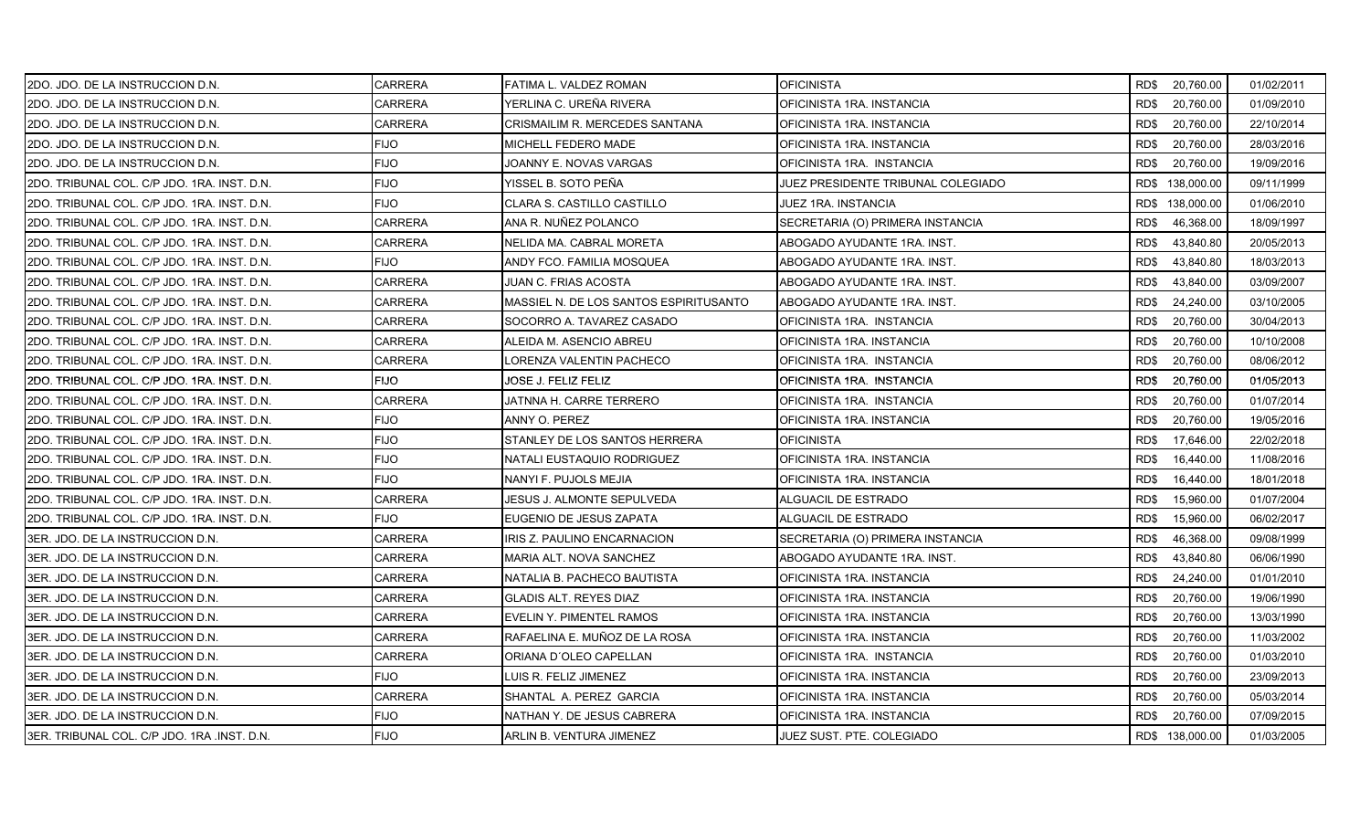| | | | | | |
|---|---|---|---|---|---|
| 2DO. JDO. DE LA INSTRUCCION D.N. | CARRERA | FATIMA L. VALDEZ ROMAN | OFICINISTA | RD$ 20,760.00 | 01/02/2011 |
| 2DO. JDO. DE LA INSTRUCCION D.N. | CARRERA | YERLINA C. UREÑA RIVERA | OFICINISTA 1RA. INSTANCIA | RD$ 20,760.00 | 01/09/2010 |
| 2DO. JDO. DE LA INSTRUCCION D.N. | CARRERA | CRISMAILIM R. MERCEDES SANTANA | OFICINISTA 1RA. INSTANCIA | RD$ 20,760.00 | 22/10/2014 |
| 2DO. JDO. DE LA INSTRUCCION D.N. | FIJO | MICHELL FEDERO MADE | OFICINISTA 1RA. INSTANCIA | RD$ 20,760.00 | 28/03/2016 |
| 2DO. JDO. DE LA INSTRUCCION D.N. | FIJO | JOANNY E. NOVAS VARGAS | OFICINISTA 1RA. INSTANCIA | RD$ 20,760.00 | 19/09/2016 |
| 2DO. TRIBUNAL COL. C/P JDO. 1RA. INST. D.N. | FIJO | YISSEL B. SOTO PEÑA | JUEZ PRESIDENTE TRIBUNAL COLEGIADO | RD$ 138,000.00 | 09/11/1999 |
| 2DO. TRIBUNAL COL. C/P JDO. 1RA. INST. D.N. | FIJO | CLARA S. CASTILLO CASTILLO | JUEZ 1RA. INSTANCIA | RD$ 138,000.00 | 01/06/2010 |
| 2DO. TRIBUNAL COL. C/P JDO. 1RA. INST. D.N. | CARRERA | ANA R. NUÑEZ POLANCO | SECRETARIA (O) PRIMERA INSTANCIA | RD$ 46,368.00 | 18/09/1997 |
| 2DO. TRIBUNAL COL. C/P JDO. 1RA. INST. D.N. | CARRERA | NELIDA MA. CABRAL MORETA | ABOGADO AYUDANTE 1RA. INST. | RD$ 43,840.80 | 20/05/2013 |
| 2DO. TRIBUNAL COL. C/P JDO. 1RA. INST. D.N. | FIJO | ANDY FCO. FAMILIA MOSQUEA | ABOGADO AYUDANTE 1RA. INST. | RD$ 43,840.80 | 18/03/2013 |
| 2DO. TRIBUNAL COL. C/P JDO. 1RA. INST. D.N. | CARRERA | JUAN C. FRIAS ACOSTA | ABOGADO AYUDANTE 1RA. INST. | RD$ 43,840.00 | 03/09/2007 |
| 2DO. TRIBUNAL COL. C/P JDO. 1RA. INST. D.N. | CARRERA | MASSIEL N. DE LOS SANTOS ESPIRITUSANTO | ABOGADO AYUDANTE 1RA. INST. | RD$ 24,240.00 | 03/10/2005 |
| 2DO. TRIBUNAL COL. C/P JDO. 1RA. INST. D.N. | CARRERA | SOCORRO A. TAVAREZ CASADO | OFICINISTA 1RA. INSTANCIA | RD$ 20,760.00 | 30/04/2013 |
| 2DO. TRIBUNAL COL. C/P JDO. 1RA. INST. D.N. | CARRERA | ALEIDA M. ASENCIO ABREU | OFICINISTA 1RA. INSTANCIA | RD$ 20,760.00 | 10/10/2008 |
| 2DO. TRIBUNAL COL. C/P JDO. 1RA. INST. D.N. | CARRERA | LORENZA VALENTIN PACHECO | OFICINISTA 1RA. INSTANCIA | RD$ 20,760.00 | 08/06/2012 |
| 2DO. TRIBUNAL COL. C/P JDO. 1RA. INST. D.N. | FIJO | JOSE J. FELIZ FELIZ | OFICINISTA 1RA. INSTANCIA | RD$ 20,760.00 | 01/05/2013 |
| 2DO. TRIBUNAL COL. C/P JDO. 1RA. INST. D.N. | CARRERA | JATNNA H. CARRE TERRERO | OFICINISTA 1RA. INSTANCIA | RD$ 20,760.00 | 01/07/2014 |
| 2DO. TRIBUNAL COL. C/P JDO. 1RA. INST. D.N. | FIJO | ANNY O. PEREZ | OFICINISTA 1RA. INSTANCIA | RD$ 20,760.00 | 19/05/2016 |
| 2DO. TRIBUNAL COL. C/P JDO. 1RA. INST. D.N. | FIJO | STANLEY DE LOS SANTOS HERRERA | OFICINISTA | RD$ 17,646.00 | 22/02/2018 |
| 2DO. TRIBUNAL COL. C/P JDO. 1RA. INST. D.N. | FIJO | NATALI EUSTAQUIO RODRIGUEZ | OFICINISTA 1RA. INSTANCIA | RD$ 16,440.00 | 11/08/2016 |
| 2DO. TRIBUNAL COL. C/P JDO. 1RA. INST. D.N. | FIJO | NANYI F. PUJOLS MEJIA | OFICINISTA 1RA. INSTANCIA | RD$ 16,440.00 | 18/01/2018 |
| 2DO. TRIBUNAL COL. C/P JDO. 1RA. INST. D.N. | CARRERA | JESUS J. ALMONTE SEPULVEDA | ALGUACIL DE ESTRADO | RD$ 15,960.00 | 01/07/2004 |
| 2DO. TRIBUNAL COL. C/P JDO. 1RA. INST. D.N. | FIJO | EUGENIO DE JESUS ZAPATA | ALGUACIL DE ESTRADO | RD$ 15,960.00 | 06/02/2017 |
| 3ER. JDO. DE LA INSTRUCCION D.N. | CARRERA | IRIS Z. PAULINO ENCARNACION | SECRETARIA (O) PRIMERA INSTANCIA | RD$ 46,368.00 | 09/08/1999 |
| 3ER. JDO. DE LA INSTRUCCION D.N. | CARRERA | MARIA ALT. NOVA SANCHEZ | ABOGADO AYUDANTE 1RA. INST. | RD$ 43,840.80 | 06/06/1990 |
| 3ER. JDO. DE LA INSTRUCCION D.N. | CARRERA | NATALIA B. PACHECO BAUTISTA | OFICINISTA 1RA. INSTANCIA | RD$ 24,240.00 | 01/01/2010 |
| 3ER. JDO. DE LA INSTRUCCION D.N. | CARRERA | GLADIS ALT. REYES DIAZ | OFICINISTA 1RA. INSTANCIA | RD$ 20,760.00 | 19/06/1990 |
| 3ER. JDO. DE LA INSTRUCCION D.N. | CARRERA | EVELIN Y. PIMENTEL RAMOS | OFICINISTA 1RA. INSTANCIA | RD$ 20,760.00 | 13/03/1990 |
| 3ER. JDO. DE LA INSTRUCCION D.N. | CARRERA | RAFAELINA E. MUÑOZ DE LA ROSA | OFICINISTA 1RA. INSTANCIA | RD$ 20,760.00 | 11/03/2002 |
| 3ER. JDO. DE LA INSTRUCCION D.N. | CARRERA | ORIANA D´OLEO CAPELLAN | OFICINISTA 1RA. INSTANCIA | RD$ 20,760.00 | 01/03/2010 |
| 3ER. JDO. DE LA INSTRUCCION D.N. | FIJO | LUIS R. FELIZ JIMENEZ | OFICINISTA 1RA. INSTANCIA | RD$ 20,760.00 | 23/09/2013 |
| 3ER. JDO. DE LA INSTRUCCION D.N. | CARRERA | SHANTAL A. PEREZ GARCIA | OFICINISTA 1RA. INSTANCIA | RD$ 20,760.00 | 05/03/2014 |
| 3ER. JDO. DE LA INSTRUCCION D.N. | FIJO | NATHAN Y. DE JESUS CABRERA | OFICINISTA 1RA. INSTANCIA | RD$ 20,760.00 | 07/09/2015 |
| 3ER. TRIBUNAL COL. C/P JDO. 1RA .INST. D.N. | FIJO | ARLIN B. VENTURA JIMENEZ | JUEZ SUST. PTE. COLEGIADO | RD$ 138,000.00 | 01/03/2005 |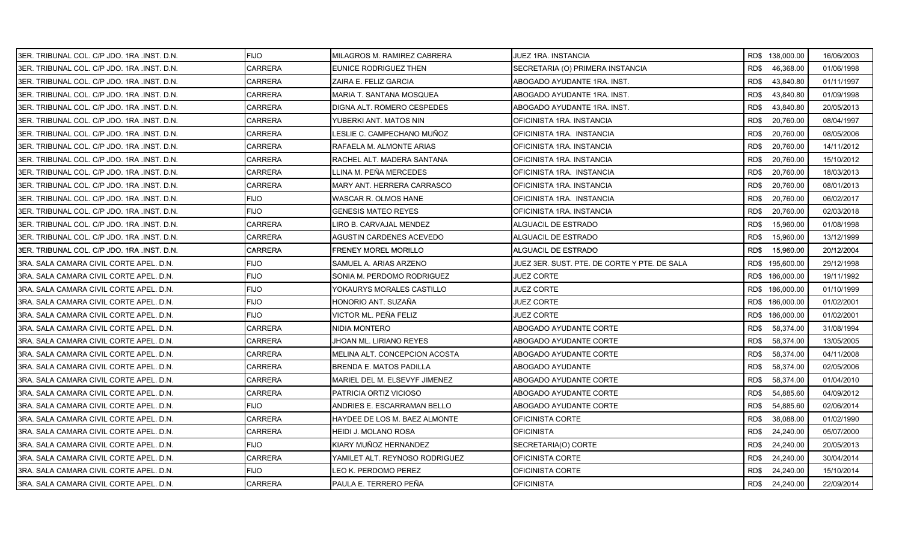| | | | | | |
|---|---|---|---|---|---|
| 3ER. TRIBUNAL COL. C/P JDO. 1RA .INST. D.N. | FIJO | MILAGROS M. RAMIREZ CABRERA | JUEZ 1RA. INSTANCIA | RD$ 138,000.00 | 16/06/2003 |
| 3ER. TRIBUNAL COL. C/P JDO. 1RA .INST. D.N. | CARRERA | EUNICE RODRIGUEZ THEN | SECRETARIA (O) PRIMERA INSTANCIA | RD$ 46,368.00 | 01/06/1998 |
| 3ER. TRIBUNAL COL. C/P JDO. 1RA .INST. D.N. | CARRERA | ZAIRA E. FELIZ GARCIA | ABOGADO AYUDANTE 1RA. INST. | RD$ 43,840.80 | 01/11/1997 |
| 3ER. TRIBUNAL COL. C/P JDO. 1RA .INST. D.N. | CARRERA | MARIA T. SANTANA MOSQUEA | ABOGADO AYUDANTE 1RA. INST. | RD$ 43,840.80 | 01/09/1998 |
| 3ER. TRIBUNAL COL. C/P JDO. 1RA .INST. D.N. | CARRERA | DIGNA ALT. ROMERO CESPEDES | ABOGADO AYUDANTE 1RA. INST. | RD$ 43,840.80 | 20/05/2013 |
| 3ER. TRIBUNAL COL. C/P JDO. 1RA .INST. D.N. | CARRERA | YUBERKI ANT. MATOS NIN | OFICINISTA 1RA. INSTANCIA | RD$ 20,760.00 | 08/04/1997 |
| 3ER. TRIBUNAL COL. C/P JDO. 1RA .INST. D.N. | CARRERA | LESLIE C. CAMPECHANO MUÑOZ | OFICINISTA 1RA. INSTANCIA | RD$ 20,760.00 | 08/05/2006 |
| 3ER. TRIBUNAL COL. C/P JDO. 1RA .INST. D.N. | CARRERA | RAFAELA M. ALMONTE ARIAS | OFICINISTA 1RA. INSTANCIA | RD$ 20,760.00 | 14/11/2012 |
| 3ER. TRIBUNAL COL. C/P JDO. 1RA .INST. D.N. | CARRERA | RACHEL ALT. MADERA SANTANA | OFICINISTA 1RA. INSTANCIA | RD$ 20,760.00 | 15/10/2012 |
| 3ER. TRIBUNAL COL. C/P JDO. 1RA .INST. D.N. | CARRERA | LLINA M. PEÑA MERCEDES | OFICINISTA 1RA. INSTANCIA | RD$ 20,760.00 | 18/03/2013 |
| 3ER. TRIBUNAL COL. C/P JDO. 1RA .INST. D.N. | CARRERA | MARY ANT. HERRERA CARRASCO | OFICINISTA 1RA. INSTANCIA | RD$ 20,760.00 | 08/01/2013 |
| 3ER. TRIBUNAL COL. C/P JDO. 1RA .INST. D.N. | FIJO | WASCAR R. OLMOS HANE | OFICINISTA 1RA. INSTANCIA | RD$ 20,760.00 | 06/02/2017 |
| 3ER. TRIBUNAL COL. C/P JDO. 1RA .INST. D.N. | FIJO | GENESIS MATEO REYES | OFICINISTA 1RA. INSTANCIA | RD$ 20,760.00 | 02/03/2018 |
| 3ER. TRIBUNAL COL. C/P JDO. 1RA .INST. D.N. | CARRERA | LIRO B. CARVAJAL MENDEZ | ALGUACIL DE ESTRADO | RD$ 15,960.00 | 01/08/1998 |
| 3ER. TRIBUNAL COL. C/P JDO. 1RA .INST. D.N. | CARRERA | AGUSTIN CARDENES ACEVEDO | ALGUACIL DE ESTRADO | RD$ 15,960.00 | 13/12/1999 |
| 3ER. TRIBUNAL COL. C/P JDO. 1RA .INST. D.N. | CARRERA | FRENEY MOREL MORILLO | ALGUACIL DE ESTRADO | RD$ 15,960.00 | 20/12/2004 |
| 3RA. SALA CAMARA CIVIL CORTE APEL. D.N. | FIJO | SAMUEL A. ARIAS ARZENO | JUEZ 3ER. SUST. PTE. DE CORTE Y PTE. DE SALA | RD$ 195,600.00 | 29/12/1998 |
| 3RA. SALA CAMARA CIVIL CORTE APEL. D.N. | FIJO | SONIA M. PERDOMO RODRIGUEZ | JUEZ CORTE | RD$ 186,000.00 | 19/11/1992 |
| 3RA. SALA CAMARA CIVIL CORTE APEL. D.N. | FIJO | YOKAURYS MORALES CASTILLO | JUEZ CORTE | RD$ 186,000.00 | 01/10/1999 |
| 3RA. SALA CAMARA CIVIL CORTE APEL. D.N. | FIJO | HONORIO ANT. SUZAÑA | JUEZ CORTE | RD$ 186,000.00 | 01/02/2001 |
| 3RA. SALA CAMARA CIVIL CORTE APEL. D.N. | FIJO | VICTOR ML. PEÑA FELIZ | JUEZ CORTE | RD$ 186,000.00 | 01/02/2001 |
| 3RA. SALA CAMARA CIVIL CORTE APEL. D.N. | CARRERA | NIDIA MONTERO | ABOGADO AYUDANTE CORTE | RD$ 58,374.00 | 31/08/1994 |
| 3RA. SALA CAMARA CIVIL CORTE APEL. D.N. | CARRERA | JHOAN ML. LIRIANO REYES | ABOGADO AYUDANTE CORTE | RD$ 58,374.00 | 13/05/2005 |
| 3RA. SALA CAMARA CIVIL CORTE APEL. D.N. | CARRERA | MELINA ALT. CONCEPCION ACOSTA | ABOGADO AYUDANTE CORTE | RD$ 58,374.00 | 04/11/2008 |
| 3RA. SALA CAMARA CIVIL CORTE APEL. D.N. | CARRERA | BRENDA E. MATOS PADILLA | ABOGADO AYUDANTE | RD$ 58,374.00 | 02/05/2006 |
| 3RA. SALA CAMARA CIVIL CORTE APEL. D.N. | CARRERA | MARIEL DEL M. ELSEVYF JIMENEZ | ABOGADO AYUDANTE CORTE | RD$ 58,374.00 | 01/04/2010 |
| 3RA. SALA CAMARA CIVIL CORTE APEL. D.N. | CARRERA | PATRICIA ORTIZ VICIOSO | ABOGADO AYUDANTE CORTE | RD$ 54,885.60 | 04/09/2012 |
| 3RA. SALA CAMARA CIVIL CORTE APEL. D.N. | FIJO | ANDRIES E. ESCARRAMAN BELLO | ABOGADO AYUDANTE CORTE | RD$ 54,885.60 | 02/06/2014 |
| 3RA. SALA CAMARA CIVIL CORTE APEL. D.N. | CARRERA | HAYDEE DE LOS M. BAEZ ALMONTE | OFICINISTA CORTE | RD$ 38,088.00 | 01/02/1990 |
| 3RA. SALA CAMARA CIVIL CORTE APEL. D.N. | CARRERA | HEIDI J. MOLANO ROSA | OFICINISTA | RD$ 24,240.00 | 05/07/2000 |
| 3RA. SALA CAMARA CIVIL CORTE APEL. D.N. | FIJO | KIARY MUÑOZ HERNANDEZ | SECRETARIA(O) CORTE | RD$ 24,240.00 | 20/05/2013 |
| 3RA. SALA CAMARA CIVIL CORTE APEL. D.N. | CARRERA | YAMILET ALT. REYNOSO RODRIGUEZ | OFICINISTA CORTE | RD$ 24,240.00 | 30/04/2014 |
| 3RA. SALA CAMARA CIVIL CORTE APEL. D.N. | FIJO | LEO K. PERDOMO PEREZ | OFICINISTA CORTE | RD$ 24,240.00 | 15/10/2014 |
| 3RA. SALA CAMARA CIVIL CORTE APEL. D.N. | CARRERA | PAULA E. TERRERO PEÑA | OFICINISTA | RD$ 24,240.00 | 22/09/2014 |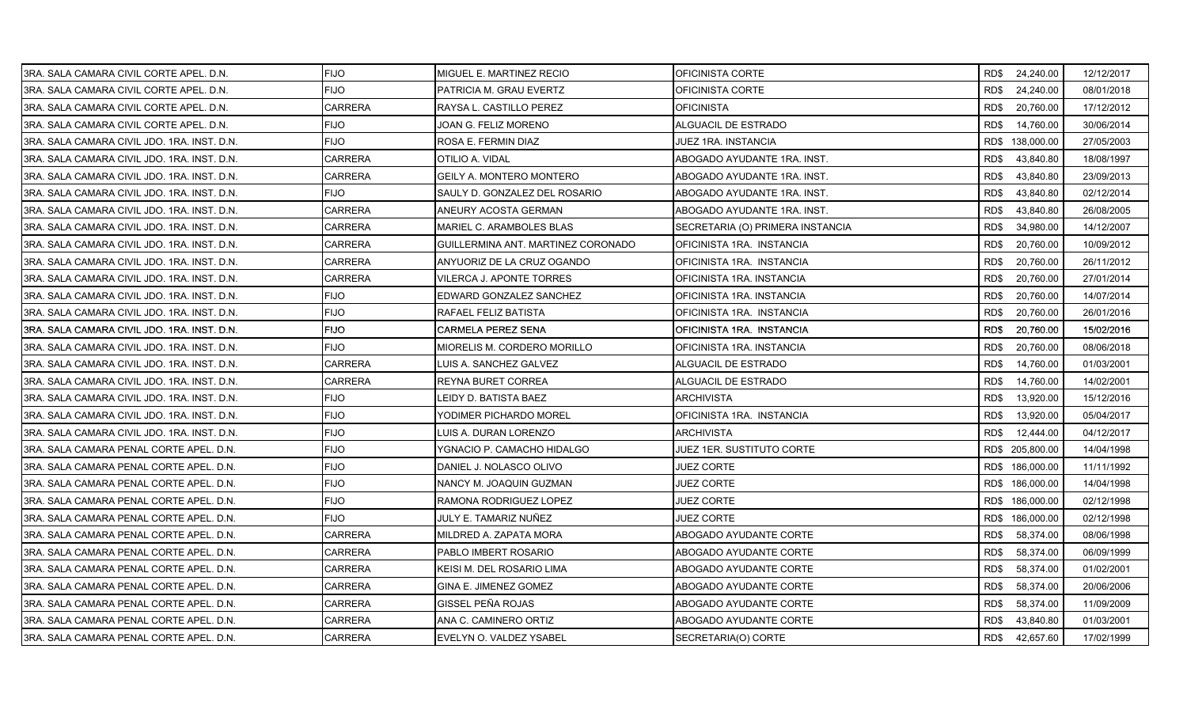| | | | | | |
|---|---|---|---|---|---|
| 3RA. SALA CAMARA CIVIL CORTE APEL. D.N. | FIJO | MIGUEL E. MARTINEZ RECIO | OFICINISTA CORTE | RD$ 24,240.00 | 12/12/2017 |
| 3RA. SALA CAMARA CIVIL CORTE APEL. D.N. | FIJO | PATRICIA M. GRAU EVERTZ | OFICINISTA CORTE | RD$ 24,240.00 | 08/01/2018 |
| 3RA. SALA CAMARA CIVIL CORTE APEL. D.N. | CARRERA | RAYSA L. CASTILLO PEREZ | OFICINISTA | RD$ 20,760.00 | 17/12/2012 |
| 3RA. SALA CAMARA CIVIL CORTE APEL. D.N. | FIJO | JOAN G. FELIZ MORENO | ALGUACIL DE ESTRADO | RD$ 14,760.00 | 30/06/2014 |
| 3RA. SALA CAMARA CIVIL JDO. 1RA. INST. D.N. | FIJO | ROSA E. FERMIN DIAZ | JUEZ 1RA. INSTANCIA | RD$ 138,000.00 | 27/05/2003 |
| 3RA. SALA CAMARA CIVIL JDO. 1RA. INST. D.N. | CARRERA | OTILIO A. VIDAL | ABOGADO AYUDANTE 1RA. INST. | RD$ 43,840.80 | 18/08/1997 |
| 3RA. SALA CAMARA CIVIL JDO. 1RA. INST. D.N. | CARRERA | GEILY A. MONTERO MONTERO | ABOGADO AYUDANTE 1RA. INST. | RD$ 43,840.80 | 23/09/2013 |
| 3RA. SALA CAMARA CIVIL JDO. 1RA. INST. D.N. | FIJO | SAULY D. GONZALEZ DEL ROSARIO | ABOGADO AYUDANTE 1RA. INST. | RD$ 43,840.80 | 02/12/2014 |
| 3RA. SALA CAMARA CIVIL JDO. 1RA. INST. D.N. | CARRERA | ANEURY ACOSTA GERMAN | ABOGADO AYUDANTE 1RA. INST. | RD$ 43,840.80 | 26/08/2005 |
| 3RA. SALA CAMARA CIVIL JDO. 1RA. INST. D.N. | CARRERA | MARIEL C. ARAMBOLES BLAS | SECRETARIA (O) PRIMERA INSTANCIA | RD$ 34,980.00 | 14/12/2007 |
| 3RA. SALA CAMARA CIVIL JDO. 1RA. INST. D.N. | CARRERA | GUILLERMINA ANT. MARTINEZ CORONADO | OFICINISTA 1RA. INSTANCIA | RD$ 20,760.00 | 10/09/2012 |
| 3RA. SALA CAMARA CIVIL JDO. 1RA. INST. D.N. | CARRERA | ANYUORIZ DE LA CRUZ OGANDO | OFICINISTA 1RA. INSTANCIA | RD$ 20,760.00 | 26/11/2012 |
| 3RA. SALA CAMARA CIVIL JDO. 1RA. INST. D.N. | CARRERA | VILERCA J. APONTE TORRES | OFICINISTA 1RA. INSTANCIA | RD$ 20,760.00 | 27/01/2014 |
| 3RA. SALA CAMARA CIVIL JDO. 1RA. INST. D.N. | FIJO | EDWARD GONZALEZ SANCHEZ | OFICINISTA 1RA. INSTANCIA | RD$ 20,760.00 | 14/07/2014 |
| 3RA. SALA CAMARA CIVIL JDO. 1RA. INST. D.N. | FIJO | RAFAEL FELIZ BATISTA | OFICINISTA 1RA. INSTANCIA | RD$ 20,760.00 | 26/01/2016 |
| 3RA. SALA CAMARA CIVIL JDO. 1RA. INST. D.N. | FIJO | CARMELA PEREZ SENA | OFICINISTA 1RA. INSTANCIA | RD$ 20,760.00 | 15/02/2016 |
| 3RA. SALA CAMARA CIVIL JDO. 1RA. INST. D.N. | FIJO | MIORELIS M. CORDERO MORILLO | OFICINISTA 1RA. INSTANCIA | RD$ 20,760.00 | 08/06/2018 |
| 3RA. SALA CAMARA CIVIL JDO. 1RA. INST. D.N. | CARRERA | LUIS A. SANCHEZ GALVEZ | ALGUACIL DE ESTRADO | RD$ 14,760.00 | 01/03/2001 |
| 3RA. SALA CAMARA CIVIL JDO. 1RA. INST. D.N. | CARRERA | REYNA BURET CORREA | ALGUACIL DE ESTRADO | RD$ 14,760.00 | 14/02/2001 |
| 3RA. SALA CAMARA CIVIL JDO. 1RA. INST. D.N. | FIJO | LEIDY D. BATISTA BAEZ | ARCHIVISTA | RD$ 13,920.00 | 15/12/2016 |
| 3RA. SALA CAMARA CIVIL JDO. 1RA. INST. D.N. | FIJO | YODIMER PICHARDO MOREL | OFICINISTA 1RA. INSTANCIA | RD$ 13,920.00 | 05/04/2017 |
| 3RA. SALA CAMARA CIVIL JDO. 1RA. INST. D.N. | FIJO | LUIS A. DURAN LORENZO | ARCHIVISTA | RD$ 12,444.00 | 04/12/2017 |
| 3RA. SALA CAMARA PENAL CORTE APEL. D.N. | FIJO | YGNACIO P. CAMACHO HIDALGO | JUEZ 1ER. SUSTITUTO CORTE | RD$ 205,800.00 | 14/04/1998 |
| 3RA. SALA CAMARA PENAL CORTE APEL. D.N. | FIJO | DANIEL J. NOLASCO OLIVO | JUEZ CORTE | RD$ 186,000.00 | 11/11/1992 |
| 3RA. SALA CAMARA PENAL CORTE APEL. D.N. | FIJO | NANCY M. JOAQUIN GUZMAN | JUEZ CORTE | RD$ 186,000.00 | 14/04/1998 |
| 3RA. SALA CAMARA PENAL CORTE APEL. D.N. | FIJO | RAMONA RODRIGUEZ LOPEZ | JUEZ CORTE | RD$ 186,000.00 | 02/12/1998 |
| 3RA. SALA CAMARA PENAL CORTE APEL. D.N. | FIJO | JULY E. TAMARIZ NUÑEZ | JUEZ CORTE | RD$ 186,000.00 | 02/12/1998 |
| 3RA. SALA CAMARA PENAL CORTE APEL. D.N. | CARRERA | MILDRED A. ZAPATA MORA | ABOGADO AYUDANTE CORTE | RD$ 58,374.00 | 08/06/1998 |
| 3RA. SALA CAMARA PENAL CORTE APEL. D.N. | CARRERA | PABLO IMBERT ROSARIO | ABOGADO AYUDANTE CORTE | RD$ 58,374.00 | 06/09/1999 |
| 3RA. SALA CAMARA PENAL CORTE APEL. D.N. | CARRERA | KEISI M. DEL ROSARIO LIMA | ABOGADO AYUDANTE CORTE | RD$ 58,374.00 | 01/02/2001 |
| 3RA. SALA CAMARA PENAL CORTE APEL. D.N. | CARRERA | GINA E. JIMENEZ GOMEZ | ABOGADO AYUDANTE CORTE | RD$ 58,374.00 | 20/06/2006 |
| 3RA. SALA CAMARA PENAL CORTE APEL. D.N. | CARRERA | GISSEL PEÑA ROJAS | ABOGADO AYUDANTE CORTE | RD$ 58,374.00 | 11/09/2009 |
| 3RA. SALA CAMARA PENAL CORTE APEL. D.N. | CARRERA | ANA C. CAMINERO ORTIZ | ABOGADO AYUDANTE CORTE | RD$ 43,840.80 | 01/03/2001 |
| 3RA. SALA CAMARA PENAL CORTE APEL. D.N. | CARRERA | EVELYN O. VALDEZ YSABEL | SECRETARIA(O) CORTE | RD$ 42,657.60 | 17/02/1999 |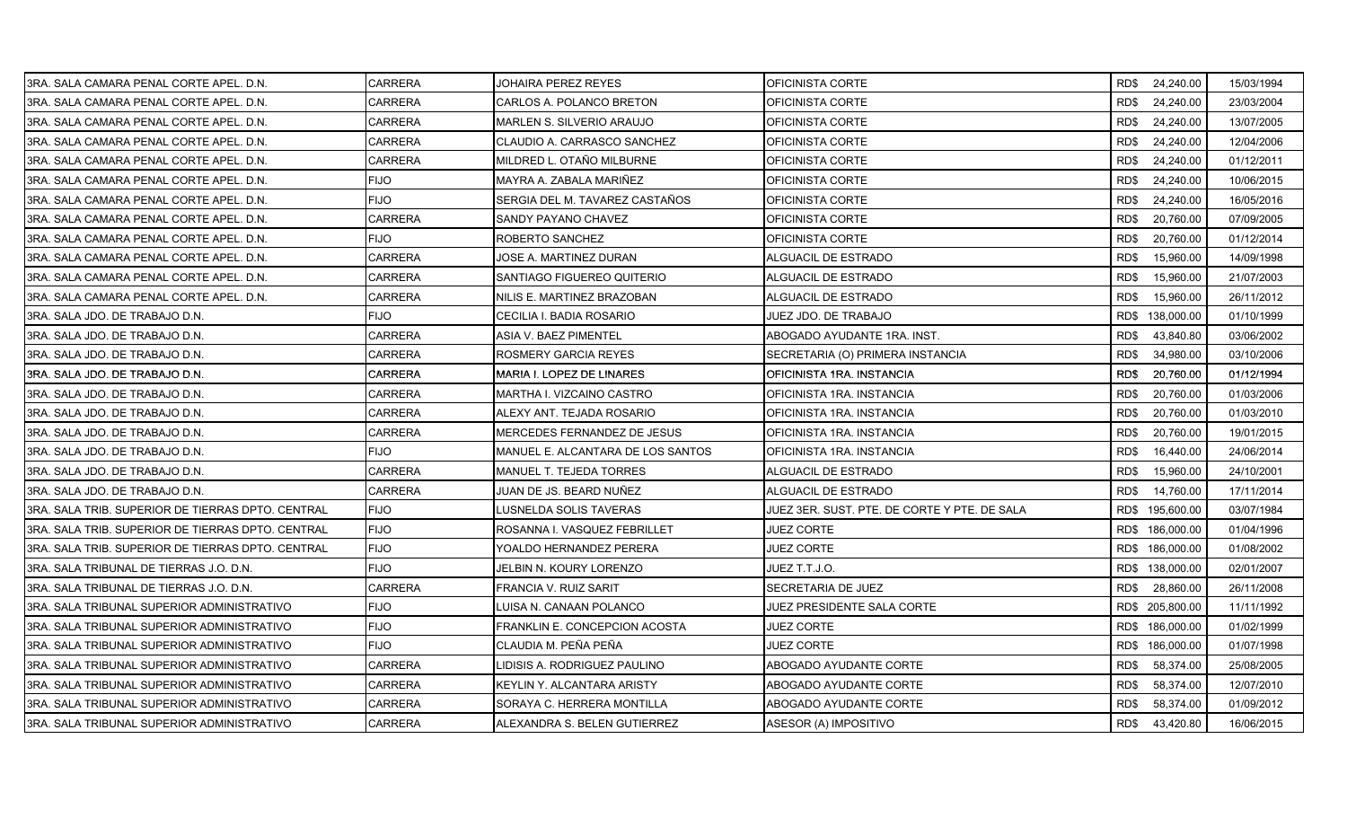| | | | | | |
|---|---|---|---|---|---|
| 3RA. SALA CAMARA PENAL CORTE APEL. D.N. | CARRERA | JOHAIRA PEREZ REYES | OFICINISTA CORTE | RD$ 24,240.00 | 15/03/1994 |
| 3RA. SALA CAMARA PENAL CORTE APEL. D.N. | CARRERA | CARLOS A. POLANCO BRETON | OFICINISTA CORTE | RD$ 24,240.00 | 23/03/2004 |
| 3RA. SALA CAMARA PENAL CORTE APEL. D.N. | CARRERA | MARLEN S. SILVERIO ARAUJO | OFICINISTA CORTE | RD$ 24,240.00 | 13/07/2005 |
| 3RA. SALA CAMARA PENAL CORTE APEL. D.N. | CARRERA | CLAUDIO A. CARRASCO SANCHEZ | OFICINISTA CORTE | RD$ 24,240.00 | 12/04/2006 |
| 3RA. SALA CAMARA PENAL CORTE APEL. D.N. | CARRERA | MILDRED L. OTAÑO MILBURNE | OFICINISTA CORTE | RD$ 24,240.00 | 01/12/2011 |
| 3RA. SALA CAMARA PENAL CORTE APEL. D.N. | FIJO | MAYRA A. ZABALA MARIÑEZ | OFICINISTA CORTE | RD$ 24,240.00 | 10/06/2015 |
| 3RA. SALA CAMARA PENAL CORTE APEL. D.N. | FIJO | SERGIA DEL M. TAVAREZ CASTAÑOS | OFICINISTA CORTE | RD$ 24,240.00 | 16/05/2016 |
| 3RA. SALA CAMARA PENAL CORTE APEL. D.N. | CARRERA | SANDY PAYANO CHAVEZ | OFICINISTA CORTE | RD$ 20,760.00 | 07/09/2005 |
| 3RA. SALA CAMARA PENAL CORTE APEL. D.N. | FIJO | ROBERTO SANCHEZ | OFICINISTA CORTE | RD$ 20,760.00 | 01/12/2014 |
| 3RA. SALA CAMARA PENAL CORTE APEL. D.N. | CARRERA | JOSE A. MARTINEZ DURAN | ALGUACIL DE ESTRADO | RD$ 15,960.00 | 14/09/1998 |
| 3RA. SALA CAMARA PENAL CORTE APEL. D.N. | CARRERA | SANTIAGO FIGUEREO QUITERIO | ALGUACIL DE ESTRADO | RD$ 15,960.00 | 21/07/2003 |
| 3RA. SALA CAMARA PENAL CORTE APEL. D.N. | CARRERA | NILIS E. MARTINEZ BRAZOBAN | ALGUACIL DE ESTRADO | RD$ 15,960.00 | 26/11/2012 |
| 3RA. SALA JDO. DE TRABAJO D.N. | FIJO | CECILIA I. BADIA ROSARIO | JUEZ JDO. DE TRABAJO | RD$ 138,000.00 | 01/10/1999 |
| 3RA. SALA JDO. DE TRABAJO D.N. | CARRERA | ASIA V. BAEZ PIMENTEL | ABOGADO AYUDANTE 1RA. INST. | RD$ 43,840.80 | 03/06/2002 |
| 3RA. SALA JDO. DE TRABAJO D.N. | CARRERA | ROSMERY GARCIA REYES | SECRETARIA (O) PRIMERA INSTANCIA | RD$ 34,980.00 | 03/10/2006 |
| 3RA. SALA JDO. DE TRABAJO D.N. | CARRERA | MARIA I. LOPEZ DE LINARES | OFICINISTA 1RA. INSTANCIA | RD$ 20,760.00 | 01/12/1994 |
| 3RA. SALA JDO. DE TRABAJO D.N. | CARRERA | MARTHA I. VIZCAINO CASTRO | OFICINISTA 1RA. INSTANCIA | RD$ 20,760.00 | 01/03/2006 |
| 3RA. SALA JDO. DE TRABAJO D.N. | CARRERA | ALEXY ANT. TEJADA ROSARIO | OFICINISTA 1RA. INSTANCIA | RD$ 20,760.00 | 01/03/2010 |
| 3RA. SALA JDO. DE TRABAJO D.N. | CARRERA | MERCEDES FERNANDEZ DE JESUS | OFICINISTA 1RA. INSTANCIA | RD$ 20,760.00 | 19/01/2015 |
| 3RA. SALA JDO. DE TRABAJO D.N. | FIJO | MANUEL E. ALCANTARA DE LOS SANTOS | OFICINISTA 1RA. INSTANCIA | RD$ 16,440.00 | 24/06/2014 |
| 3RA. SALA JDO. DE TRABAJO D.N. | CARRERA | MANUEL T. TEJEDA TORRES | ALGUACIL DE ESTRADO | RD$ 15,960.00 | 24/10/2001 |
| 3RA. SALA JDO. DE TRABAJO D.N. | CARRERA | JUAN DE JS. BEARD NUÑEZ | ALGUACIL DE ESTRADO | RD$ 14,760.00 | 17/11/2014 |
| 3RA. SALA TRIB. SUPERIOR DE TIERRAS DPTO. CENTRAL | FIJO | LUSNELDA SOLIS TAVERAS | JUEZ 3ER. SUST. PTE. DE CORTE Y PTE. DE SALA | RD$ 195,600.00 | 03/07/1984 |
| 3RA. SALA TRIB. SUPERIOR DE TIERRAS DPTO. CENTRAL | FIJO | ROSANNA I. VASQUEZ FEBRILLET | JUEZ CORTE | RD$ 186,000.00 | 01/04/1996 |
| 3RA. SALA TRIB. SUPERIOR DE TIERRAS DPTO. CENTRAL | FIJO | YOALDO HERNANDEZ PERERA | JUEZ CORTE | RD$ 186,000.00 | 01/08/2002 |
| 3RA. SALA TRIBUNAL DE TIERRAS J.O. D.N. | FIJO | JELBIN N. KOURY LORENZO | JUEZ T.T.J.O. | RD$ 138,000.00 | 02/01/2007 |
| 3RA. SALA TRIBUNAL DE TIERRAS J.O. D.N. | CARRERA | FRANCIA V. RUIZ SARIT | SECRETARIA DE JUEZ | RD$ 28,860.00 | 26/11/2008 |
| 3RA. SALA TRIBUNAL SUPERIOR ADMINISTRATIVO | FIJO | LUISA N. CANAAN POLANCO | JUEZ PRESIDENTE SALA CORTE | RD$ 205,800.00 | 11/11/1992 |
| 3RA. SALA TRIBUNAL SUPERIOR ADMINISTRATIVO | FIJO | FRANKLIN E. CONCEPCION ACOSTA | JUEZ CORTE | RD$ 186,000.00 | 01/02/1999 |
| 3RA. SALA TRIBUNAL SUPERIOR ADMINISTRATIVO | FIJO | CLAUDIA M. PEÑA PEÑA | JUEZ CORTE | RD$ 186,000.00 | 01/07/1998 |
| 3RA. SALA TRIBUNAL SUPERIOR ADMINISTRATIVO | CARRERA | LIDISIS A. RODRIGUEZ PAULINO | ABOGADO AYUDANTE CORTE | RD$ 58,374.00 | 25/08/2005 |
| 3RA. SALA TRIBUNAL SUPERIOR ADMINISTRATIVO | CARRERA | KEYLIN Y. ALCANTARA ARISTY | ABOGADO AYUDANTE CORTE | RD$ 58,374.00 | 12/07/2010 |
| 3RA. SALA TRIBUNAL SUPERIOR ADMINISTRATIVO | CARRERA | SORAYA C. HERRERA MONTILLA | ABOGADO AYUDANTE CORTE | RD$ 58,374.00 | 01/09/2012 |
| 3RA. SALA TRIBUNAL SUPERIOR ADMINISTRATIVO | CARRERA | ALEXANDRA S. BELEN GUTIERREZ | ASESOR (A) IMPOSITIVO | RD$ 43,420.80 | 16/06/2015 |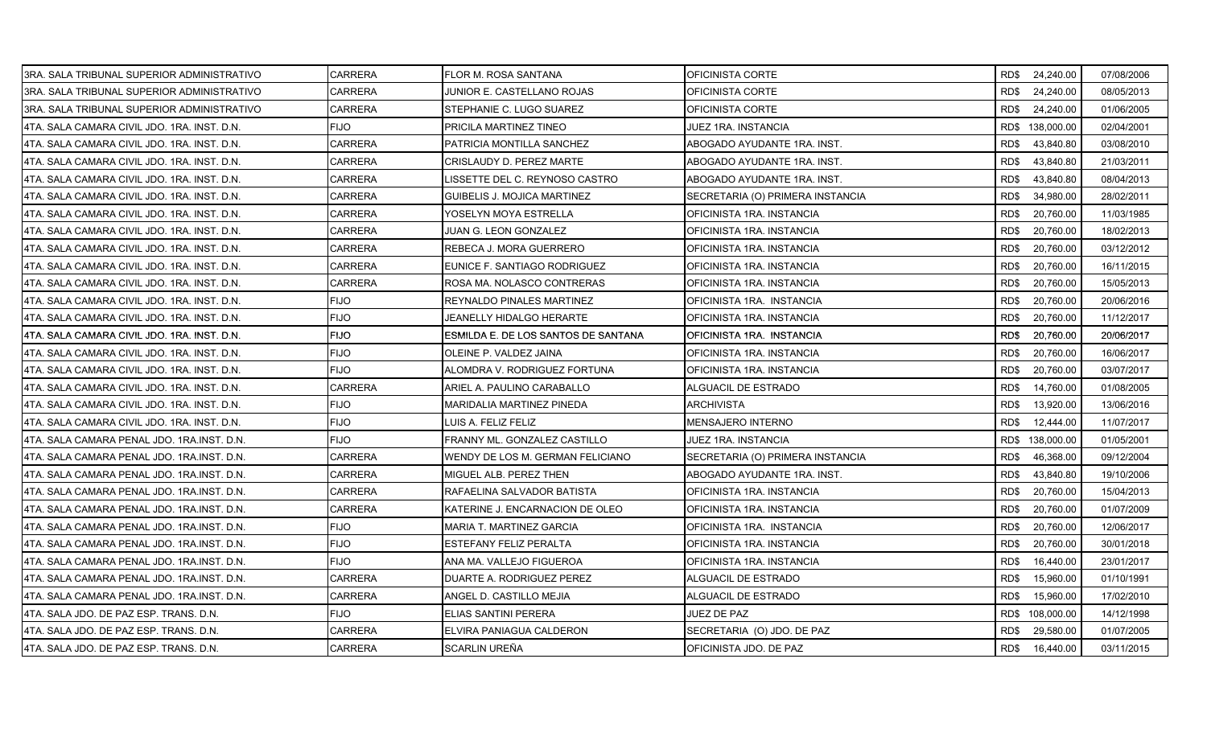| | | | | | |
|---|---|---|---|---|---|
| 3RA. SALA TRIBUNAL SUPERIOR ADMINISTRATIVO | CARRERA | FLOR M. ROSA SANTANA | OFICINISTA CORTE | RD$ 24,240.00 | 07/08/2006 |
| 3RA. SALA TRIBUNAL SUPERIOR ADMINISTRATIVO | CARRERA | JUNIOR E. CASTELLANO ROJAS | OFICINISTA CORTE | RD$ 24,240.00 | 08/05/2013 |
| 3RA. SALA TRIBUNAL SUPERIOR ADMINISTRATIVO | CARRERA | STEPHANIE C. LUGO SUAREZ | OFICINISTA CORTE | RD$ 24,240.00 | 01/06/2005 |
| 4TA. SALA CAMARA CIVIL JDO. 1RA. INST. D.N. | FIJO | PRICILA MARTINEZ TINEO | JUEZ 1RA. INSTANCIA | RD$ 138,000.00 | 02/04/2001 |
| 4TA. SALA CAMARA CIVIL JDO. 1RA. INST. D.N. | CARRERA | PATRICIA MONTILLA SANCHEZ | ABOGADO AYUDANTE 1RA. INST. | RD$ 43,840.80 | 03/08/2010 |
| 4TA. SALA CAMARA CIVIL JDO. 1RA. INST. D.N. | CARRERA | CRISLAUDY D. PEREZ MARTE | ABOGADO AYUDANTE 1RA. INST. | RD$ 43,840.80 | 21/03/2011 |
| 4TA. SALA CAMARA CIVIL JDO. 1RA. INST. D.N. | CARRERA | LISSETTE DEL C. REYNOSO CASTRO | ABOGADO AYUDANTE 1RA. INST. | RD$ 43,840.80 | 08/04/2013 |
| 4TA. SALA CAMARA CIVIL JDO. 1RA. INST. D.N. | CARRERA | GUIBELIS J. MOJICA MARTINEZ | SECRETARIA (O) PRIMERA INSTANCIA | RD$ 34,980.00 | 28/02/2011 |
| 4TA. SALA CAMARA CIVIL JDO. 1RA. INST. D.N. | CARRERA | YOSELYN MOYA ESTRELLA | OFICINISTA 1RA. INSTANCIA | RD$ 20,760.00 | 11/03/1985 |
| 4TA. SALA CAMARA CIVIL JDO. 1RA. INST. D.N. | CARRERA | JUAN G. LEON GONZALEZ | OFICINISTA 1RA. INSTANCIA | RD$ 20,760.00 | 18/02/2013 |
| 4TA. SALA CAMARA CIVIL JDO. 1RA. INST. D.N. | CARRERA | REBECA J. MORA GUERRERO | OFICINISTA 1RA. INSTANCIA | RD$ 20,760.00 | 03/12/2012 |
| 4TA. SALA CAMARA CIVIL JDO. 1RA. INST. D.N. | CARRERA | EUNICE F. SANTIAGO RODRIGUEZ | OFICINISTA 1RA. INSTANCIA | RD$ 20,760.00 | 16/11/2015 |
| 4TA. SALA CAMARA CIVIL JDO. 1RA. INST. D.N. | CARRERA | ROSA MA. NOLASCO CONTRERAS | OFICINISTA 1RA. INSTANCIA | RD$ 20,760.00 | 15/05/2013 |
| 4TA. SALA CAMARA CIVIL JDO. 1RA. INST. D.N. | FIJO | REYNALDO PINALES MARTINEZ | OFICINISTA 1RA. INSTANCIA | RD$ 20,760.00 | 20/06/2016 |
| 4TA. SALA CAMARA CIVIL JDO. 1RA. INST. D.N. | FIJO | JEANELLY HIDALGO HERARTE | OFICINISTA 1RA. INSTANCIA | RD$ 20,760.00 | 11/12/2017 |
| 4TA. SALA CAMARA CIVIL JDO. 1RA. INST. D.N. | FIJO | ESMILDA E. DE LOS SANTOS DE SANTANA | OFICINISTA 1RA. INSTANCIA | RD$ 20,760.00 | 20/06/2017 |
| 4TA. SALA CAMARA CIVIL JDO. 1RA. INST. D.N. | FIJO | OLEINE P. VALDEZ JAINA | OFICINISTA 1RA. INSTANCIA | RD$ 20,760.00 | 16/06/2017 |
| 4TA. SALA CAMARA CIVIL JDO. 1RA. INST. D.N. | FIJO | ALOMDRA V. RODRIGUEZ FORTUNA | OFICINISTA 1RA. INSTANCIA | RD$ 20,760.00 | 03/07/2017 |
| 4TA. SALA CAMARA CIVIL JDO. 1RA. INST. D.N. | CARRERA | ARIEL A. PAULINO CARABALLO | ALGUACIL DE ESTRADO | RD$ 14,760.00 | 01/08/2005 |
| 4TA. SALA CAMARA CIVIL JDO. 1RA. INST. D.N. | FIJO | MARIDALIA MARTINEZ PINEDA | ARCHIVISTA | RD$ 13,920.00 | 13/06/2016 |
| 4TA. SALA CAMARA CIVIL JDO. 1RA. INST. D.N. | FIJO | LUIS A. FELIZ FELIZ | MENSAJERO INTERNO | RD$ 12,444.00 | 11/07/2017 |
| 4TA. SALA CAMARA PENAL JDO. 1RA.INST. D.N. | FIJO | FRANNY ML. GONZALEZ CASTILLO | JUEZ 1RA. INSTANCIA | RD$ 138,000.00 | 01/05/2001 |
| 4TA. SALA CAMARA PENAL JDO. 1RA.INST. D.N. | CARRERA | WENDY DE LOS M. GERMAN FELICIANO | SECRETARIA (O) PRIMERA INSTANCIA | RD$ 46,368.00 | 09/12/2004 |
| 4TA. SALA CAMARA PENAL JDO. 1RA.INST. D.N. | CARRERA | MIGUEL ALB. PEREZ THEN | ABOGADO AYUDANTE 1RA. INST. | RD$ 43,840.80 | 19/10/2006 |
| 4TA. SALA CAMARA PENAL JDO. 1RA.INST. D.N. | CARRERA | RAFAELINA SALVADOR BATISTA | OFICINISTA 1RA. INSTANCIA | RD$ 20,760.00 | 15/04/2013 |
| 4TA. SALA CAMARA PENAL JDO. 1RA.INST. D.N. | CARRERA | KATERINE J. ENCARNACION DE OLEO | OFICINISTA 1RA. INSTANCIA | RD$ 20,760.00 | 01/07/2009 |
| 4TA. SALA CAMARA PENAL JDO. 1RA.INST. D.N. | FIJO | MARIA T. MARTINEZ GARCIA | OFICINISTA 1RA. INSTANCIA | RD$ 20,760.00 | 12/06/2017 |
| 4TA. SALA CAMARA PENAL JDO. 1RA.INST. D.N. | FIJO | ESTEFANY FELIZ PERALTA | OFICINISTA 1RA. INSTANCIA | RD$ 20,760.00 | 30/01/2018 |
| 4TA. SALA CAMARA PENAL JDO. 1RA.INST. D.N. | FIJO | ANA MA. VALLEJO FIGUEROA | OFICINISTA 1RA. INSTANCIA | RD$ 16,440.00 | 23/01/2017 |
| 4TA. SALA CAMARA PENAL JDO. 1RA.INST. D.N. | CARRERA | DUARTE A. RODRIGUEZ PEREZ | ALGUACIL DE ESTRADO | RD$ 15,960.00 | 01/10/1991 |
| 4TA. SALA CAMARA PENAL JDO. 1RA.INST. D.N. | CARRERA | ANGEL D. CASTILLO MEJIA | ALGUACIL DE ESTRADO | RD$ 15,960.00 | 17/02/2010 |
| 4TA. SALA JDO. DE PAZ ESP. TRANS. D.N. | FIJO | ELIAS SANTINI PERERA | JUEZ DE PAZ | RD$ 108,000.00 | 14/12/1998 |
| 4TA. SALA JDO. DE PAZ ESP. TRANS. D.N. | CARRERA | ELVIRA PANIAGUA CALDERON | SECRETARIA (O) JDO. DE PAZ | RD$ 29,580.00 | 01/07/2005 |
| 4TA. SALA JDO. DE PAZ ESP. TRANS. D.N. | CARRERA | SCARLIN UREÑA | OFICINISTA JDO. DE PAZ | RD$ 16,440.00 | 03/11/2015 |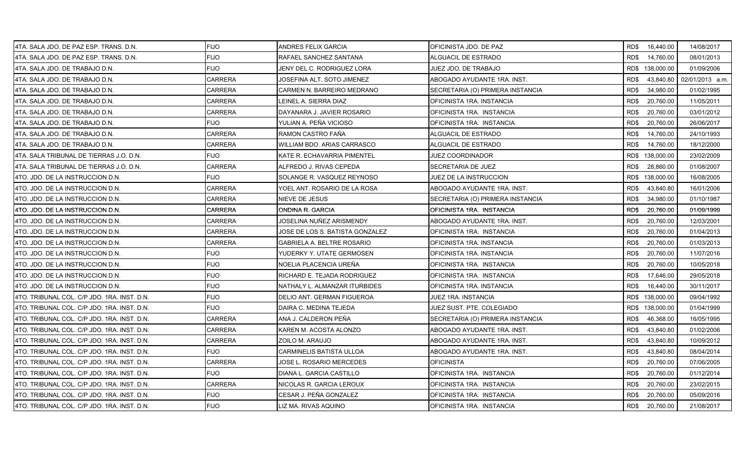| | | | | | |
|---|---|---|---|---|---|
| 4TA. SALA JDO. DE PAZ ESP. TRANS. D.N. | FIJO | ANDRES FELIX GARCIA | OFICINISTA JDO. DE PAZ | RD$ 16,440.00 | 14/08/2017 |
| 4TA. SALA JDO. DE PAZ ESP. TRANS. D.N. | FIJO | RAFAEL SANCHEZ SANTANA | ALGUACIL DE ESTRADO | RD$ 14,760.00 | 08/01/2013 |
| 4TA. SALA JDO. DE TRABAJO D.N. | FIJO | JENY DEL C. RODRIGUEZ LORA | JUEZ JDO. DE TRABAJO | RD$ 138,000.00 | 01/09/2006 |
| 4TA. SALA JDO. DE TRABAJO D.N. | CARRERA | JOSEFINA ALT. SOTO JIMENEZ | ABOGADO AYUDANTE 1RA. INST. | RD$ 43,840.80 | 02/01/2013 a.m. |
| 4TA. SALA JDO. DE TRABAJO D.N. | CARRERA | CARMEN N. BARREIRO MEDRANO | SECRETARIA (O) PRIMERA INSTANCIA | RD$ 34,980.00 | 01/02/1995 |
| 4TA. SALA JDO. DE TRABAJO D.N. | CARRERA | LEINEL A. SIERRA DIAZ | OFICINISTA 1RA. INSTANCIA | RD$ 20,760.00 | 11/05/2011 |
| 4TA. SALA JDO. DE TRABAJO D.N. | CARRERA | DAYANARA J. JAVIER ROSARIO | OFICINISTA 1RA. INSTANCIA | RD$ 20,760.00 | 03/01/2012 |
| 4TA. SALA JDO. DE TRABAJO D.N. | FIJO | YULIAN A. PEÑA VICIOSO | OFICINISTA 1RA. INSTANCIA | RD$ 20,760.00 | 26/06/2017 |
| 4TA. SALA JDO. DE TRABAJO D.N. | CARRERA | RAMON CASTRO FAÑA | ALGUACIL DE ESTRADO | RD$ 14,760.00 | 24/10/1993 |
| 4TA. SALA JDO. DE TRABAJO D.N. | CARRERA | WILLIAM BDO. ARIAS CARRASCO | ALGUACIL DE ESTRADO | RD$ 14,760.00 | 18/12/2000 |
| 4TA. SALA TRIBUNAL DE TIERRAS J.O. D.N. | FIJO | KATE R. ECHAVARRIA PIMENTEL | JUEZ COORDINADOR | RD$ 138,000.00 | 23/02/2009 |
| 4TA. SALA TRIBUNAL DE TIERRAS J.O. D.N. | CARRERA | ALFREDO J. RIVAS CEPEDA | SECRETARIA DE JUEZ | RD$ 28,860.00 | 01/08/2007 |
| 4TO. JDO. DE LA INSTRUCCION D.N. | FIJO | SOLANGE R. VASQUEZ REYNOSO | JUEZ DE LA INSTRUCCION | RD$ 138,000.00 | 16/08/2005 |
| 4TO. JDO. DE LA INSTRUCCION D.N. | CARRERA | YOEL ANT. ROSARIO DE LA ROSA | ABOGADO AYUDANTE 1RA. INST. | RD$ 43,840.80 | 16/01/2006 |
| 4TO. JDO. DE LA INSTRUCCION D.N. | CARRERA | NIEVE DE JESUS | SECRETARIA (O) PRIMERA INSTANCIA | RD$ 34,980.00 | 01/10/1987 |
| 4TO. JDO. DE LA INSTRUCCION D.N. | CARRERA | ONDINA R. GARCIA | OFICINISTA 1RA. INSTANCIA | RD$ 20,760.00 | 01/09/1999 |
| 4TO. JDO. DE LA INSTRUCCION D.N. | CARRERA | JOSELINA NUÑEZ ARISMENDY | ABOGADO AYUDANTE 1RA. INST. | RD$ 20,760.00 | 12/03/2001 |
| 4TO. JDO. DE LA INSTRUCCION D.N. | CARRERA | JOSE DE LOS S. BATISTA GONZALEZ | OFICINISTA 1RA. INSTANCIA | RD$ 20,760.00 | 01/04/2013 |
| 4TO. JDO. DE LA INSTRUCCION D.N. | CARRERA | GABRIELA A. BELTRE ROSARIO | OFICINISTA 1RA. INSTANCIA | RD$ 20,760.00 | 01/03/2013 |
| 4TO. JDO. DE LA INSTRUCCION D.N. | FIJO | YUDERKY Y. UTATE GERMOSEN | OFICINISTA 1RA. INSTANCIA | RD$ 20,760.00 | 11/07/2016 |
| 4TO. JDO. DE LA INSTRUCCION D.N. | FIJO | NOELIA PLACENCIA UREÑA | OFICINISTA 1RA. INSTANCIA | RD$ 20,760.00 | 10/05/2018 |
| 4TO. JDO. DE LA INSTRUCCION D.N. | FIJO | RICHARD E. TEJADA RODRIGUEZ | OFICINISTA 1RA. INSTANCIA | RD$ 17,646.00 | 29/05/2018 |
| 4TO. JDO. DE LA INSTRUCCION D.N. | FIJO | NATHALY L. ALMANZAR ITURBIDES | OFICINISTA 1RA. INSTANCIA | RD$ 16,440.00 | 30/11/2017 |
| 4TO. TRIBUNAL COL. C/P JDO. 1RA. INST. D.N. | FIJO | DELIO ANT. GERMAN FIGUEROA | JUEZ 1RA. INSTANCIA | RD$ 138,000.00 | 09/04/1992 |
| 4TO. TRIBUNAL COL. C/P JDO. 1RA. INST. D.N. | FIJO | DAIRA C. MEDINA TEJEDA | JUEZ SUST. PTE. COLEGIADO | RD$ 138,000.00 | 01/04/1999 |
| 4TO. TRIBUNAL COL. C/P JDO. 1RA. INST. D.N. | CARRERA | ANA J. CALDERON PEÑA | SECRETARIA (O) PRIMERA INSTANCIA | RD$ 46,368.00 | 16/05/1995 |
| 4TO. TRIBUNAL COL. C/P JDO. 1RA. INST. D.N. | CARRERA | KAREN M. ACOSTA ALONZO | ABOGADO AYUDANTE 1RA. INST. | RD$ 43,840.80 | 01/02/2006 |
| 4TO. TRIBUNAL COL. C/P JDO. 1RA. INST. D.N. | CARRERA | ZOILO M. ARAUJO | ABOGADO AYUDANTE 1RA. INST. | RD$ 43,840.80 | 10/09/2012 |
| 4TO. TRIBUNAL COL. C/P JDO. 1RA. INST. D.N. | FIJO | CARMINELIS BATISTA ULLOA | ABOGADO AYUDANTE 1RA. INST. | RD$ 43,840.80 | 08/04/2014 |
| 4TO. TRIBUNAL COL. C/P JDO. 1RA. INST. D.N. | CARRERA | JOSE L. ROSARIO MERCEDES | OFICINISTA | RD$ 20,760.00 | 07/06/2005 |
| 4TO. TRIBUNAL COL. C/P JDO. 1RA. INST. D.N. | FIJO | DIANA L. GARCIA CASTILLO | OFICINISTA 1RA. INSTANCIA | RD$ 20,760.00 | 01/12/2014 |
| 4TO. TRIBUNAL COL. C/P JDO. 1RA. INST. D.N. | CARRERA | NICOLAS R. GARCIA LEROUX | OFICINISTA 1RA. INSTANCIA | RD$ 20,760.00 | 23/02/2015 |
| 4TO. TRIBUNAL COL. C/P JDO. 1RA. INST. D.N. | FIJO | CESAR J. PEÑA GONZALEZ | OFICINISTA 1RA. INSTANCIA | RD$ 20,760.00 | 05/09/2016 |
| 4TO. TRIBUNAL COL. C/P JDO. 1RA. INST. D.N. | FIJO | LIZ MA. RIVAS AQUINO | OFICINISTA 1RA. INSTANCIA | RD$ 20,760.00 | 21/08/2017 |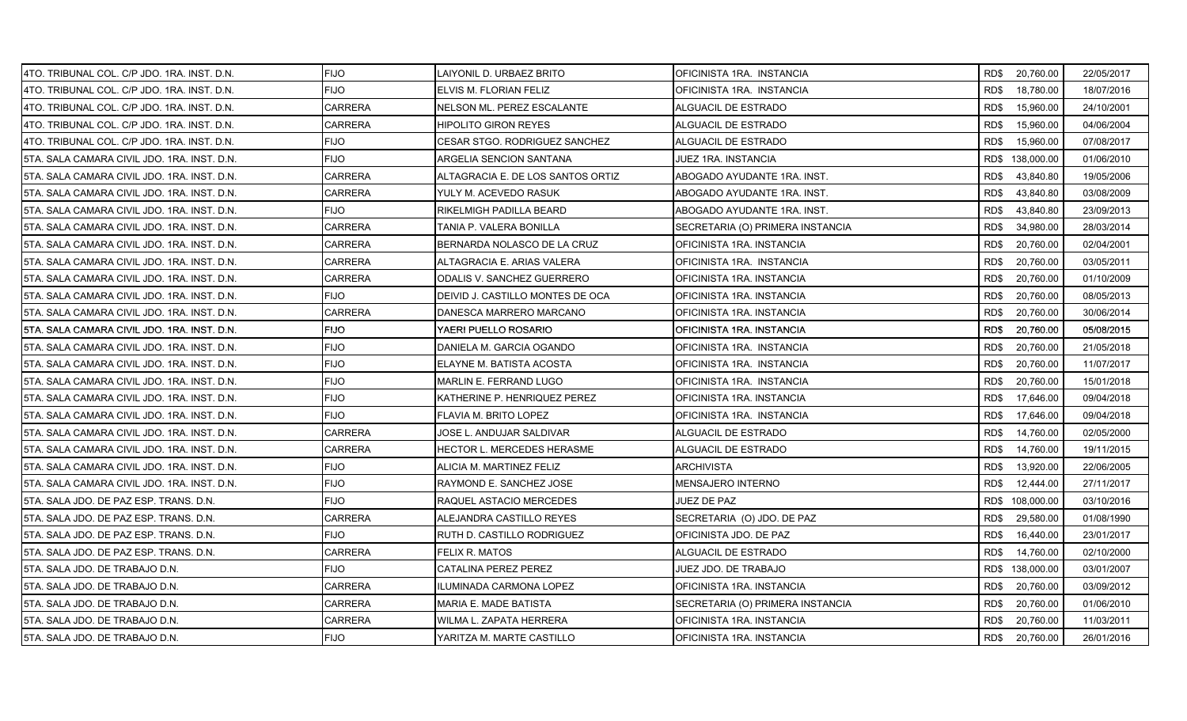| | | | | | |
|---|---|---|---|---|---|
| 4TO. TRIBUNAL COL. C/P JDO. 1RA. INST. D.N. | FIJO | LAIYONIL D. URBAEZ BRITO | OFICINISTA 1RA. INSTANCIA | RD$ 20,760.00 | 22/05/2017 |
| 4TO. TRIBUNAL COL. C/P JDO. 1RA. INST. D.N. | FIJO | ELVIS M. FLORIAN FELIZ | OFICINISTA 1RA. INSTANCIA | RD$ 18,780.00 | 18/07/2016 |
| 4TO. TRIBUNAL COL. C/P JDO. 1RA. INST. D.N. | CARRERA | NELSON ML. PEREZ ESCALANTE | ALGUACIL DE ESTRADO | RD$ 15,960.00 | 24/10/2001 |
| 4TO. TRIBUNAL COL. C/P JDO. 1RA. INST. D.N. | CARRERA | HIPOLITO GIRON REYES | ALGUACIL DE ESTRADO | RD$ 15,960.00 | 04/06/2004 |
| 4TO. TRIBUNAL COL. C/P JDO. 1RA. INST. D.N. | FIJO | CESAR STGO. RODRIGUEZ SANCHEZ | ALGUACIL DE ESTRADO | RD$ 15,960.00 | 07/08/2017 |
| 5TA. SALA CAMARA CIVIL JDO. 1RA. INST. D.N. | FIJO | ARGELIA SENCION SANTANA | JUEZ 1RA. INSTANCIA | RD$ 138,000.00 | 01/06/2010 |
| 5TA. SALA CAMARA CIVIL JDO. 1RA. INST. D.N. | CARRERA | ALTAGRACIA E. DE LOS SANTOS ORTIZ | ABOGADO AYUDANTE 1RA. INST. | RD$ 43,840.80 | 19/05/2006 |
| 5TA. SALA CAMARA CIVIL JDO. 1RA. INST. D.N. | CARRERA | YULY M. ACEVEDO RASUK | ABOGADO AYUDANTE 1RA. INST. | RD$ 43,840.80 | 03/08/2009 |
| 5TA. SALA CAMARA CIVIL JDO. 1RA. INST. D.N. | FIJO | RIKELMIGH PADILLA BEARD | ABOGADO AYUDANTE 1RA. INST. | RD$ 43,840.80 | 23/09/2013 |
| 5TA. SALA CAMARA CIVIL JDO. 1RA. INST. D.N. | CARRERA | TANIA P. VALERA BONILLA | SECRETARIA (O) PRIMERA INSTANCIA | RD$ 34,980.00 | 28/03/2014 |
| 5TA. SALA CAMARA CIVIL JDO. 1RA. INST. D.N. | CARRERA | BERNARDA NOLASCO DE LA CRUZ | OFICINISTA 1RA. INSTANCIA | RD$ 20,760.00 | 02/04/2001 |
| 5TA. SALA CAMARA CIVIL JDO. 1RA. INST. D.N. | CARRERA | ALTAGRACIA E. ARIAS VALERA | OFICINISTA 1RA. INSTANCIA | RD$ 20,760.00 | 03/05/2011 |
| 5TA. SALA CAMARA CIVIL JDO. 1RA. INST. D.N. | CARRERA | ODALIS V. SANCHEZ GUERRERO | OFICINISTA 1RA. INSTANCIA | RD$ 20,760.00 | 01/10/2009 |
| 5TA. SALA CAMARA CIVIL JDO. 1RA. INST. D.N. | FIJO | DEIVID J. CASTILLO MONTES DE OCA | OFICINISTA 1RA. INSTANCIA | RD$ 20,760.00 | 08/05/2013 |
| 5TA. SALA CAMARA CIVIL JDO. 1RA. INST. D.N. | CARRERA | DANESCA MARRERO MARCANO | OFICINISTA 1RA. INSTANCIA | RD$ 20,760.00 | 30/06/2014 |
| 5TA. SALA CAMARA CIVIL JDO. 1RA. INST. D.N. | FIJO | YAERI PUELLO ROSARIO | OFICINISTA 1RA. INSTANCIA | RD$ 20,760.00 | 05/08/2015 |
| 5TA. SALA CAMARA CIVIL JDO. 1RA. INST. D.N. | FIJO | DANIELA M. GARCIA OGANDO | OFICINISTA 1RA. INSTANCIA | RD$ 20,760.00 | 21/05/2018 |
| 5TA. SALA CAMARA CIVIL JDO. 1RA. INST. D.N. | FIJO | ELAYNE M. BATISTA ACOSTA | OFICINISTA 1RA. INSTANCIA | RD$ 20,760.00 | 11/07/2017 |
| 5TA. SALA CAMARA CIVIL JDO. 1RA. INST. D.N. | FIJO | MARLIN E. FERRAND LUGO | OFICINISTA 1RA. INSTANCIA | RD$ 20,760.00 | 15/01/2018 |
| 5TA. SALA CAMARA CIVIL JDO. 1RA. INST. D.N. | FIJO | KATHERINE P. HENRIQUEZ PEREZ | OFICINISTA 1RA. INSTANCIA | RD$ 17,646.00 | 09/04/2018 |
| 5TA. SALA CAMARA CIVIL JDO. 1RA. INST. D.N. | FIJO | FLAVIA M. BRITO LOPEZ | OFICINISTA 1RA. INSTANCIA | RD$ 17,646.00 | 09/04/2018 |
| 5TA. SALA CAMARA CIVIL JDO. 1RA. INST. D.N. | CARRERA | JOSE L. ANDUJAR SALDIVAR | ALGUACIL DE ESTRADO | RD$ 14,760.00 | 02/05/2000 |
| 5TA. SALA CAMARA CIVIL JDO. 1RA. INST. D.N. | CARRERA | HECTOR L. MERCEDES HERASME | ALGUACIL DE ESTRADO | RD$ 14,760.00 | 19/11/2015 |
| 5TA. SALA CAMARA CIVIL JDO. 1RA. INST. D.N. | FIJO | ALICIA M. MARTINEZ FELIZ | ARCHIVISTA | RD$ 13,920.00 | 22/06/2005 |
| 5TA. SALA CAMARA CIVIL JDO. 1RA. INST. D.N. | FIJO | RAYMOND E. SANCHEZ JOSE | MENSAJERO INTERNO | RD$ 12,444.00 | 27/11/2017 |
| 5TA. SALA JDO. DE PAZ ESP. TRANS. D.N. | FIJO | RAQUEL ASTACIO MERCEDES | JUEZ DE PAZ | RD$ 108,000.00 | 03/10/2016 |
| 5TA. SALA JDO. DE PAZ ESP. TRANS. D.N. | CARRERA | ALEJANDRA CASTILLO REYES | SECRETARIA (O) JDO. DE PAZ | RD$ 29,580.00 | 01/08/1990 |
| 5TA. SALA JDO. DE PAZ ESP. TRANS. D.N. | FIJO | RUTH D. CASTILLO RODRIGUEZ | OFICINISTA JDO. DE PAZ | RD$ 16,440.00 | 23/01/2017 |
| 5TA. SALA JDO. DE PAZ ESP. TRANS. D.N. | CARRERA | FELIX R. MATOS | ALGUACIL DE ESTRADO | RD$ 14,760.00 | 02/10/2000 |
| 5TA. SALA JDO. DE TRABAJO D.N. | FIJO | CATALINA PEREZ PEREZ | JUEZ JDO. DE TRABAJO | RD$ 138,000.00 | 03/01/2007 |
| 5TA. SALA JDO. DE TRABAJO D.N. | CARRERA | ILUMINADA CARMONA LOPEZ | OFICINISTA 1RA. INSTANCIA | RD$ 20,760.00 | 03/09/2012 |
| 5TA. SALA JDO. DE TRABAJO D.N. | CARRERA | MARIA E. MADE BATISTA | SECRETARIA (O) PRIMERA INSTANCIA | RD$ 20,760.00 | 01/06/2010 |
| 5TA. SALA JDO. DE TRABAJO D.N. | CARRERA | WILMA L. ZAPATA HERRERA | OFICINISTA 1RA. INSTANCIA | RD$ 20,760.00 | 11/03/2011 |
| 5TA. SALA JDO. DE TRABAJO D.N. | FIJO | YARITZA M. MARTE CASTILLO | OFICINISTA 1RA. INSTANCIA | RD$ 20,760.00 | 26/01/2016 |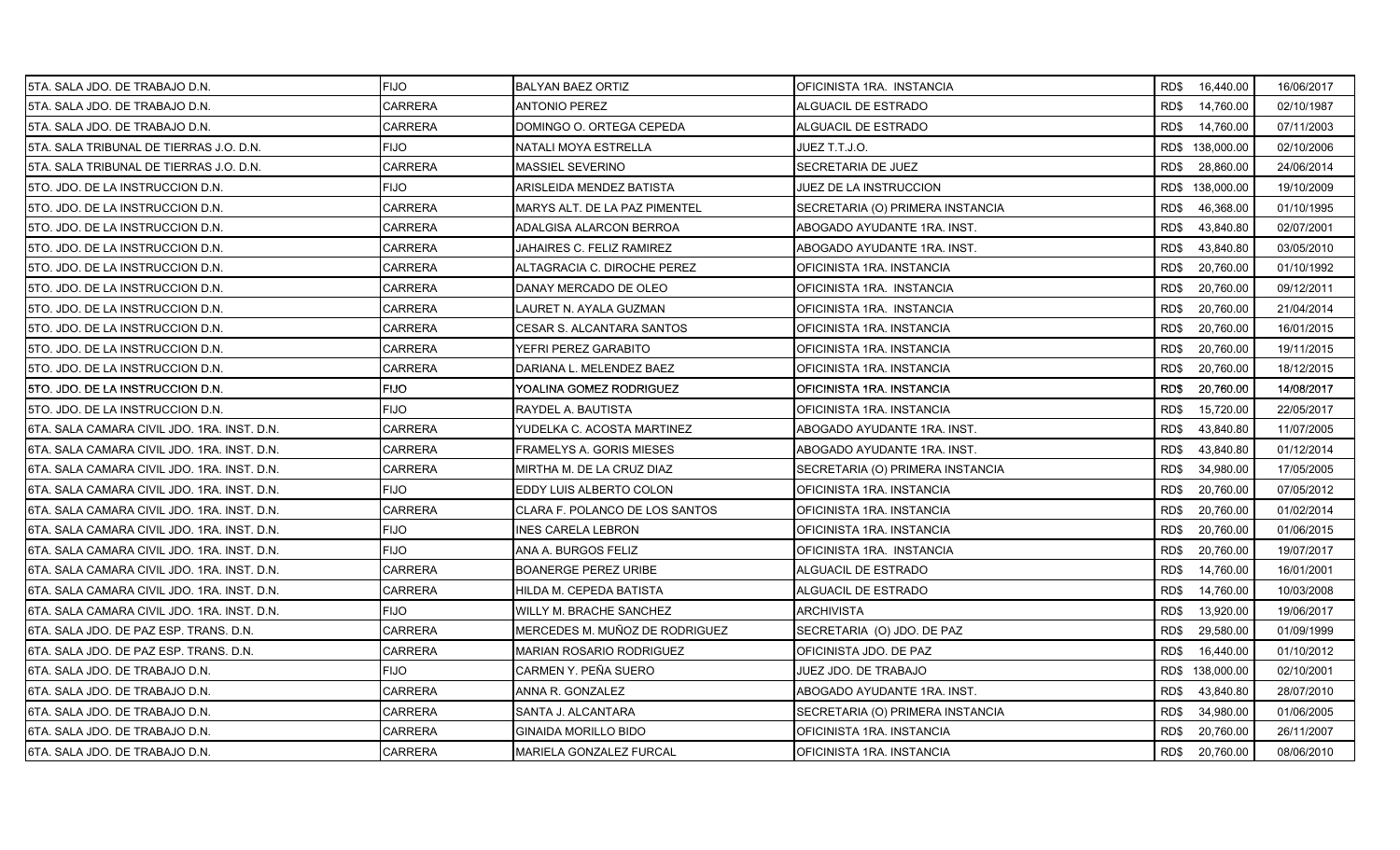| | | | | | |
|---|---|---|---|---|---|
| 5TA. SALA JDO. DE TRABAJO D.N. | FIJO | BALYAN BAEZ ORTIZ | OFICINISTA 1RA. INSTANCIA | RD$ 16,440.00 | 16/06/2017 |
| 5TA. SALA JDO. DE TRABAJO D.N. | CARRERA | ANTONIO PEREZ | ALGUACIL DE ESTRADO | RD$ 14,760.00 | 02/10/1987 |
| 5TA. SALA JDO. DE TRABAJO D.N. | CARRERA | DOMINGO O. ORTEGA CEPEDA | ALGUACIL DE ESTRADO | RD$ 14,760.00 | 07/11/2003 |
| 5TA. SALA TRIBUNAL DE TIERRAS J.O. D.N. | FIJO | NATALI MOYA ESTRELLA | JUEZ T.T.J.O. | RD$ 138,000.00 | 02/10/2006 |
| 5TA. SALA TRIBUNAL DE TIERRAS J.O. D.N. | CARRERA | MASSIEL SEVERINO | SECRETARIA DE JUEZ | RD$ 28,860.00 | 24/06/2014 |
| 5TO. JDO. DE LA INSTRUCCION D.N. | FIJO | ARISLEIDA MENDEZ BATISTA | JUEZ DE LA INSTRUCCION | RD$ 138,000.00 | 19/10/2009 |
| 5TO. JDO. DE LA INSTRUCCION D.N. | CARRERA | MARYS ALT. DE LA PAZ PIMENTEL | SECRETARIA (O) PRIMERA INSTANCIA | RD$ 46,368.00 | 01/10/1995 |
| 5TO. JDO. DE LA INSTRUCCION D.N. | CARRERA | ADALGISA ALARCON BERROA | ABOGADO AYUDANTE 1RA. INST. | RD$ 43,840.80 | 02/07/2001 |
| 5TO. JDO. DE LA INSTRUCCION D.N. | CARRERA | JAHAIRES C. FELIZ RAMIREZ | ABOGADO AYUDANTE 1RA. INST. | RD$ 43,840.80 | 03/05/2010 |
| 5TO. JDO. DE LA INSTRUCCION D.N. | CARRERA | ALTAGRACIA C. DIROCHE PEREZ | OFICINISTA 1RA. INSTANCIA | RD$ 20,760.00 | 01/10/1992 |
| 5TO. JDO. DE LA INSTRUCCION D.N. | CARRERA | DANAY MERCADO DE OLEO | OFICINISTA 1RA. INSTANCIA | RD$ 20,760.00 | 09/12/2011 |
| 5TO. JDO. DE LA INSTRUCCION D.N. | CARRERA | LAURET N. AYALA GUZMAN | OFICINISTA 1RA. INSTANCIA | RD$ 20,760.00 | 21/04/2014 |
| 5TO. JDO. DE LA INSTRUCCION D.N. | CARRERA | CESAR S. ALCANTARA SANTOS | OFICINISTA 1RA. INSTANCIA | RD$ 20,760.00 | 16/01/2015 |
| 5TO. JDO. DE LA INSTRUCCION D.N. | CARRERA | YEFRI PEREZ GARABITO | OFICINISTA 1RA. INSTANCIA | RD$ 20,760.00 | 19/11/2015 |
| 5TO. JDO. DE LA INSTRUCCION D.N. | CARRERA | DARIANA L. MELENDEZ BAEZ | OFICINISTA 1RA. INSTANCIA | RD$ 20,760.00 | 18/12/2015 |
| 5TO. JDO. DE LA INSTRUCCION D.N. | FIJO | YOALINA GOMEZ RODRIGUEZ | OFICINISTA 1RA. INSTANCIA | RD$ 20,760.00 | 14/08/2017 |
| 5TO. JDO. DE LA INSTRUCCION D.N. | FIJO | RAYDEL A. BAUTISTA | OFICINISTA 1RA. INSTANCIA | RD$ 15,720.00 | 22/05/2017 |
| 6TA. SALA CAMARA CIVIL JDO. 1RA. INST. D.N. | CARRERA | YUDELKA C. ACOSTA MARTINEZ | ABOGADO AYUDANTE 1RA. INST. | RD$ 43,840.80 | 11/07/2005 |
| 6TA. SALA CAMARA CIVIL JDO. 1RA. INST. D.N. | CARRERA | FRAMELYS A. GORIS MIESES | ABOGADO AYUDANTE 1RA. INST. | RD$ 43,840.80 | 01/12/2014 |
| 6TA. SALA CAMARA CIVIL JDO. 1RA. INST. D.N. | CARRERA | MIRTHA M. DE LA CRUZ DIAZ | SECRETARIA (O) PRIMERA INSTANCIA | RD$ 34,980.00 | 17/05/2005 |
| 6TA. SALA CAMARA CIVIL JDO. 1RA. INST. D.N. | FIJO | EDDY LUIS ALBERTO COLON | OFICINISTA 1RA. INSTANCIA | RD$ 20,760.00 | 07/05/2012 |
| 6TA. SALA CAMARA CIVIL JDO. 1RA. INST. D.N. | CARRERA | CLARA F. POLANCO DE LOS SANTOS | OFICINISTA 1RA. INSTANCIA | RD$ 20,760.00 | 01/02/2014 |
| 6TA. SALA CAMARA CIVIL JDO. 1RA. INST. D.N. | FIJO | INES CARELA LEBRON | OFICINISTA 1RA. INSTANCIA | RD$ 20,760.00 | 01/06/2015 |
| 6TA. SALA CAMARA CIVIL JDO. 1RA. INST. D.N. | FIJO | ANA A. BURGOS FELIZ | OFICINISTA 1RA. INSTANCIA | RD$ 20,760.00 | 19/07/2017 |
| 6TA. SALA CAMARA CIVIL JDO. 1RA. INST. D.N. | CARRERA | BOANERGE PEREZ URIBE | ALGUACIL DE ESTRADO | RD$ 14,760.00 | 16/01/2001 |
| 6TA. SALA CAMARA CIVIL JDO. 1RA. INST. D.N. | CARRERA | HILDA M. CEPEDA BATISTA | ALGUACIL DE ESTRADO | RD$ 14,760.00 | 10/03/2008 |
| 6TA. SALA CAMARA CIVIL JDO. 1RA. INST. D.N. | FIJO | WILLY M. BRACHE SANCHEZ | ARCHIVISTA | RD$ 13,920.00 | 19/06/2017 |
| 6TA. SALA JDO. DE PAZ ESP. TRANS. D.N. | CARRERA | MERCEDES M. MUÑOZ DE RODRIGUEZ | SECRETARIA (O) JDO. DE PAZ | RD$ 29,580.00 | 01/09/1999 |
| 6TA. SALA JDO. DE PAZ ESP. TRANS. D.N. | CARRERA | MARIAN ROSARIO RODRIGUEZ | OFICINISTA JDO. DE PAZ | RD$ 16,440.00 | 01/10/2012 |
| 6TA. SALA JDO. DE TRABAJO D.N. | FIJO | CARMEN Y. PEÑA SUERO | JUEZ JDO. DE TRABAJO | RD$ 138,000.00 | 02/10/2001 |
| 6TA. SALA JDO. DE TRABAJO D.N. | CARRERA | ANNA R. GONZALEZ | ABOGADO AYUDANTE 1RA. INST. | RD$ 43,840.80 | 28/07/2010 |
| 6TA. SALA JDO. DE TRABAJO D.N. | CARRERA | SANTA J. ALCANTARA | SECRETARIA (O) PRIMERA INSTANCIA | RD$ 34,980.00 | 01/06/2005 |
| 6TA. SALA JDO. DE TRABAJO D.N. | CARRERA | GINAIDA MORILLO BIDO | OFICINISTA 1RA. INSTANCIA | RD$ 20,760.00 | 26/11/2007 |
| 6TA. SALA JDO. DE TRABAJO D.N. | CARRERA | MARIELA GONZALEZ FURCAL | OFICINISTA 1RA. INSTANCIA | RD$ 20,760.00 | 08/06/2010 |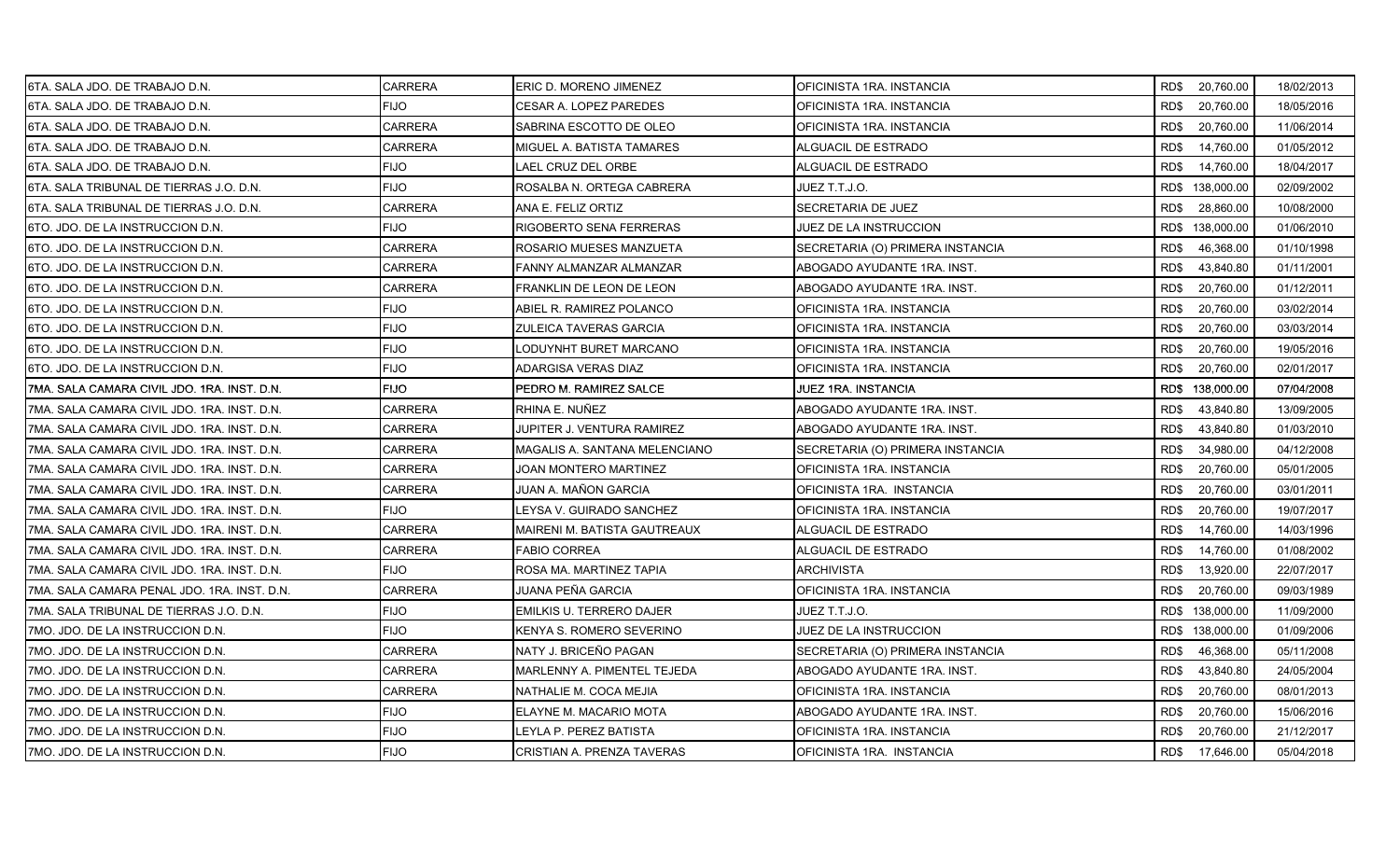| | | | | | |
|---|---|---|---|---|---|
| 6TA. SALA JDO. DE TRABAJO D.N. | CARRERA | ERIC D. MORENO JIMENEZ | OFICINISTA 1RA. INSTANCIA | RD$ 20,760.00 | 18/02/2013 |
| 6TA. SALA JDO. DE TRABAJO D.N. | FIJO | CESAR A. LOPEZ PAREDES | OFICINISTA 1RA. INSTANCIA | RD$ 20,760.00 | 18/05/2016 |
| 6TA. SALA JDO. DE TRABAJO D.N. | CARRERA | SABRINA ESCOTTO DE OLEO | OFICINISTA 1RA. INSTANCIA | RD$ 20,760.00 | 11/06/2014 |
| 6TA. SALA JDO. DE TRABAJO D.N. | CARRERA | MIGUEL A. BATISTA TAMARES | ALGUACIL DE ESTRADO | RD$ 14,760.00 | 01/05/2012 |
| 6TA. SALA JDO. DE TRABAJO D.N. | FIJO | LAEL CRUZ DEL ORBE | ALGUACIL DE ESTRADO | RD$ 14,760.00 | 18/04/2017 |
| 6TA. SALA TRIBUNAL DE TIERRAS J.O. D.N. | FIJO | ROSALBA N. ORTEGA CABRERA | JUEZ T.T.J.O. | RD$ 138,000.00 | 02/09/2002 |
| 6TA. SALA TRIBUNAL DE TIERRAS J.O. D.N. | CARRERA | ANA E. FELIZ ORTIZ | SECRETARIA DE JUEZ | RD$ 28,860.00 | 10/08/2000 |
| 6TO. JDO. DE LA INSTRUCCION D.N. | FIJO | RIGOBERTO SENA FERRERAS | JUEZ DE LA INSTRUCCION | RD$ 138,000.00 | 01/06/2010 |
| 6TO. JDO. DE LA INSTRUCCION D.N. | CARRERA | ROSARIO MUESES MANZUETA | SECRETARIA (O) PRIMERA INSTANCIA | RD$ 46,368.00 | 01/10/1998 |
| 6TO. JDO. DE LA INSTRUCCION D.N. | CARRERA | FANNY ALMANZAR ALMANZAR | ABOGADO AYUDANTE 1RA. INST. | RD$ 43,840.80 | 01/11/2001 |
| 6TO. JDO. DE LA INSTRUCCION D.N. | CARRERA | FRANKLIN DE LEON DE LEON | ABOGADO AYUDANTE 1RA. INST. | RD$ 20,760.00 | 01/12/2011 |
| 6TO. JDO. DE LA INSTRUCCION D.N. | FIJO | ABIEL R. RAMIREZ POLANCO | OFICINISTA 1RA. INSTANCIA | RD$ 20,760.00 | 03/02/2014 |
| 6TO. JDO. DE LA INSTRUCCION D.N. | FIJO | ZULEICA TAVERAS GARCIA | OFICINISTA 1RA. INSTANCIA | RD$ 20,760.00 | 03/03/2014 |
| 6TO. JDO. DE LA INSTRUCCION D.N. | FIJO | LODUYNHT BURET MARCANO | OFICINISTA 1RA. INSTANCIA | RD$ 20,760.00 | 19/05/2016 |
| 6TO. JDO. DE LA INSTRUCCION D.N. | FIJO | ADARGISA VERAS DIAZ | OFICINISTA 1RA. INSTANCIA | RD$ 20,760.00 | 02/01/2017 |
| 7MA. SALA CAMARA CIVIL JDO. 1RA. INST. D.N. | FIJO | PEDRO M. RAMIREZ SALCE | JUEZ 1RA. INSTANCIA | RD$ 138,000.00 | 07/04/2008 |
| 7MA. SALA CAMARA CIVIL JDO. 1RA. INST. D.N. | CARRERA | RHINA E. NUÑEZ | ABOGADO AYUDANTE 1RA. INST. | RD$ 43,840.80 | 13/09/2005 |
| 7MA. SALA CAMARA CIVIL JDO. 1RA. INST. D.N. | CARRERA | JUPITER J. VENTURA RAMIREZ | ABOGADO AYUDANTE 1RA. INST. | RD$ 43,840.80 | 01/03/2010 |
| 7MA. SALA CAMARA CIVIL JDO. 1RA. INST. D.N. | CARRERA | MAGALIS A. SANTANA MELENCIANO | SECRETARIA (O) PRIMERA INSTANCIA | RD$ 34,980.00 | 04/12/2008 |
| 7MA. SALA CAMARA CIVIL JDO. 1RA. INST. D.N. | CARRERA | JOAN MONTERO MARTINEZ | OFICINISTA 1RA. INSTANCIA | RD$ 20,760.00 | 05/01/2005 |
| 7MA. SALA CAMARA CIVIL JDO. 1RA. INST. D.N. | CARRERA | JUAN A. MAÑON GARCIA | OFICINISTA 1RA. INSTANCIA | RD$ 20,760.00 | 03/01/2011 |
| 7MA. SALA CAMARA CIVIL JDO. 1RA. INST. D.N. | FIJO | LEYSA V. GUIRADO SANCHEZ | OFICINISTA 1RA. INSTANCIA | RD$ 20,760.00 | 19/07/2017 |
| 7MA. SALA CAMARA CIVIL JDO. 1RA. INST. D.N. | CARRERA | MAIRENI M. BATISTA GAUTREAUX | ALGUACIL DE ESTRADO | RD$ 14,760.00 | 14/03/1996 |
| 7MA. SALA CAMARA CIVIL JDO. 1RA. INST. D.N. | CARRERA | FABIO CORREA | ALGUACIL DE ESTRADO | RD$ 14,760.00 | 01/08/2002 |
| 7MA. SALA CAMARA CIVIL JDO. 1RA. INST. D.N. | FIJO | ROSA MA. MARTINEZ TAPIA | ARCHIVISTA | RD$ 13,920.00 | 22/07/2017 |
| 7MA. SALA CAMARA PENAL JDO. 1RA. INST. D.N. | CARRERA | JUANA PEÑA GARCIA | OFICINISTA 1RA. INSTANCIA | RD$ 20,760.00 | 09/03/1989 |
| 7MA. SALA TRIBUNAL DE TIERRAS J.O. D.N. | FIJO | EMILKIS U. TERRERO DAJER | JUEZ T.T.J.O. | RD$ 138,000.00 | 11/09/2000 |
| 7MO. JDO. DE LA INSTRUCCION D.N. | FIJO | KENYA S. ROMERO SEVERINO | JUEZ DE LA INSTRUCCION | RD$ 138,000.00 | 01/09/2006 |
| 7MO. JDO. DE LA INSTRUCCION D.N. | CARRERA | NATY J. BRICEÑO PAGAN | SECRETARIA (O) PRIMERA INSTANCIA | RD$ 46,368.00 | 05/11/2008 |
| 7MO. JDO. DE LA INSTRUCCION D.N. | CARRERA | MARLENNY A. PIMENTEL TEJEDA | ABOGADO AYUDANTE 1RA. INST. | RD$ 43,840.80 | 24/05/2004 |
| 7MO. JDO. DE LA INSTRUCCION D.N. | CARRERA | NATHALIE M. COCA MEJIA | OFICINISTA 1RA. INSTANCIA | RD$ 20,760.00 | 08/01/2013 |
| 7MO. JDO. DE LA INSTRUCCION D.N. | FIJO | ELAYNE M. MACARIO MOTA | ABOGADO AYUDANTE 1RA. INST. | RD$ 20,760.00 | 15/06/2016 |
| 7MO. JDO. DE LA INSTRUCCION D.N. | FIJO | LEYLA P. PEREZ BATISTA | OFICINISTA 1RA. INSTANCIA | RD$ 20,760.00 | 21/12/2017 |
| 7MO. JDO. DE LA INSTRUCCION D.N. | FIJO | CRISTIAN A. PRENZA TAVERAS | OFICINISTA 1RA. INSTANCIA | RD$ 17,646.00 | 05/04/2018 |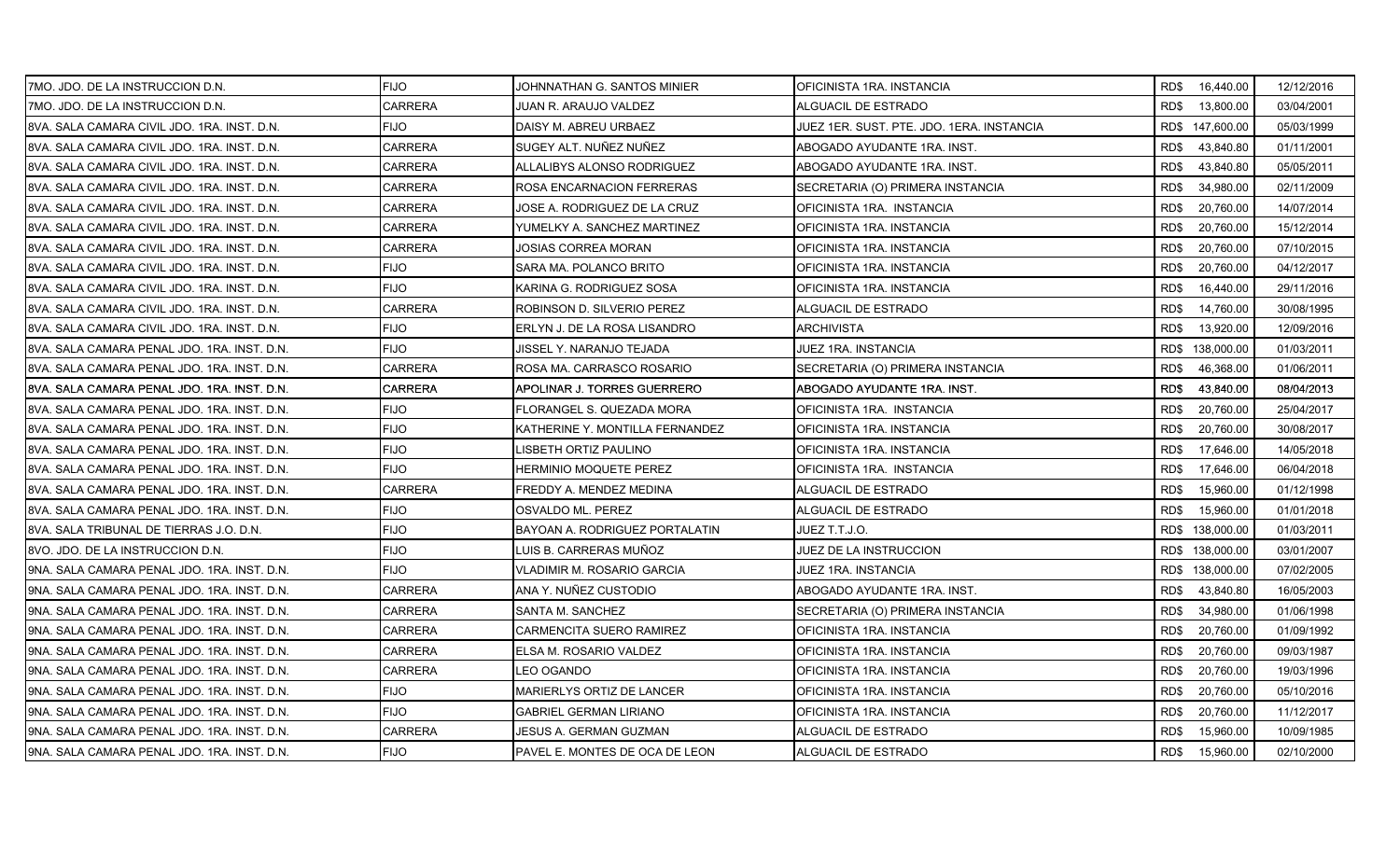| | | | | | |
|---|---|---|---|---|---|
| 7MO. JDO. DE LA INSTRUCCION D.N. | FIJO | JOHNNATHAN G. SANTOS MINIER | OFICINISTA 1RA. INSTANCIA | RD$ 16,440.00 | 12/12/2016 |
| 7MO. JDO. DE LA INSTRUCCION D.N. | CARRERA | JUAN R. ARAUJO VALDEZ | ALGUACIL DE ESTRADO | RD$ 13,800.00 | 03/04/2001 |
| 8VA. SALA CAMARA CIVIL JDO. 1RA. INST. D.N. | FIJO | DAISY M. ABREU URBAEZ | JUEZ 1ER. SUST. PTE. JDO. 1ERA. INSTANCIA | RD$ 147,600.00 | 05/03/1999 |
| 8VA. SALA CAMARA CIVIL JDO. 1RA. INST. D.N. | CARRERA | SUGEY ALT. NUÑEZ NUÑEZ | ABOGADO AYUDANTE 1RA. INST. | RD$ 43,840.80 | 01/11/2001 |
| 8VA. SALA CAMARA CIVIL JDO. 1RA. INST. D.N. | CARRERA | ALLALIBYS ALONSO RODRIGUEZ | ABOGADO AYUDANTE 1RA. INST. | RD$ 43,840.80 | 05/05/2011 |
| 8VA. SALA CAMARA CIVIL JDO. 1RA. INST. D.N. | CARRERA | ROSA ENCARNACION FERRERAS | SECRETARIA (O) PRIMERA INSTANCIA | RD$ 34,980.00 | 02/11/2009 |
| 8VA. SALA CAMARA CIVIL JDO. 1RA. INST. D.N. | CARRERA | JOSE A. RODRIGUEZ DE LA CRUZ | OFICINISTA 1RA. INSTANCIA | RD$ 20,760.00 | 14/07/2014 |
| 8VA. SALA CAMARA CIVIL JDO. 1RA. INST. D.N. | CARRERA | YUMELKY A. SANCHEZ MARTINEZ | OFICINISTA 1RA. INSTANCIA | RD$ 20,760.00 | 15/12/2014 |
| 8VA. SALA CAMARA CIVIL JDO. 1RA. INST. D.N. | CARRERA | JOSIAS CORREA MORAN | OFICINISTA 1RA. INSTANCIA | RD$ 20,760.00 | 07/10/2015 |
| 8VA. SALA CAMARA CIVIL JDO. 1RA. INST. D.N. | FIJO | SARA MA. POLANCO BRITO | OFICINISTA 1RA. INSTANCIA | RD$ 20,760.00 | 04/12/2017 |
| 8VA. SALA CAMARA CIVIL JDO. 1RA. INST. D.N. | FIJO | KARINA G. RODRIGUEZ SOSA | OFICINISTA 1RA. INSTANCIA | RD$ 16,440.00 | 29/11/2016 |
| 8VA. SALA CAMARA CIVIL JDO. 1RA. INST. D.N. | CARRERA | ROBINSON D. SILVERIO PEREZ | ALGUACIL DE ESTRADO | RD$ 14,760.00 | 30/08/1995 |
| 8VA. SALA CAMARA CIVIL JDO. 1RA. INST. D.N. | FIJO | ERLYN J. DE LA ROSA LISANDRO | ARCHIVISTA | RD$ 13,920.00 | 12/09/2016 |
| 8VA. SALA CAMARA PENAL JDO. 1RA. INST. D.N. | FIJO | JISSEL Y. NARANJO TEJADA | JUEZ 1RA. INSTANCIA | RD$ 138,000.00 | 01/03/2011 |
| 8VA. SALA CAMARA PENAL JDO. 1RA. INST. D.N. | CARRERA | ROSA MA. CARRASCO ROSARIO | SECRETARIA (O) PRIMERA INSTANCIA | RD$ 46,368.00 | 01/06/2011 |
| 8VA. SALA CAMARA PENAL JDO. 1RA. INST. D.N. | CARRERA | APOLINAR J. TORRES GUERRERO | ABOGADO AYUDANTE 1RA. INST. | RD$ 43,840.00 | 08/04/2013 |
| 8VA. SALA CAMARA PENAL JDO. 1RA. INST. D.N. | FIJO | FLORANGEL S. QUEZADA MORA | OFICINISTA 1RA. INSTANCIA | RD$ 20,760.00 | 25/04/2017 |
| 8VA. SALA CAMARA PENAL JDO. 1RA. INST. D.N. | FIJO | KATHERINE Y. MONTILLA FERNANDEZ | OFICINISTA 1RA. INSTANCIA | RD$ 20,760.00 | 30/08/2017 |
| 8VA. SALA CAMARA PENAL JDO. 1RA. INST. D.N. | FIJO | LISBETH ORTIZ PAULINO | OFICINISTA 1RA. INSTANCIA | RD$ 17,646.00 | 14/05/2018 |
| 8VA. SALA CAMARA PENAL JDO. 1RA. INST. D.N. | FIJO | HERMINIO MOQUETE PEREZ | OFICINISTA 1RA. INSTANCIA | RD$ 17,646.00 | 06/04/2018 |
| 8VA. SALA CAMARA PENAL JDO. 1RA. INST. D.N. | CARRERA | FREDDY A. MENDEZ MEDINA | ALGUACIL DE ESTRADO | RD$ 15,960.00 | 01/12/1998 |
| 8VA. SALA CAMARA PENAL JDO. 1RA. INST. D.N. | FIJO | OSVALDO ML. PEREZ | ALGUACIL DE ESTRADO | RD$ 15,960.00 | 01/01/2018 |
| 8VA. SALA TRIBUNAL DE TIERRAS J.O. D.N. | FIJO | BAYOAN A. RODRIGUEZ PORTALATIN | JUEZ T.T.J.O. | RD$ 138,000.00 | 01/03/2011 |
| 8VO. JDO. DE LA INSTRUCCION D.N. | FIJO | LUIS B. CARRERAS MUÑOZ | JUEZ DE LA INSTRUCCION | RD$ 138,000.00 | 03/01/2007 |
| 9NA. SALA CAMARA PENAL JDO. 1RA. INST. D.N. | FIJO | VLADIMIR M. ROSARIO GARCIA | JUEZ 1RA. INSTANCIA | RD$ 138,000.00 | 07/02/2005 |
| 9NA. SALA CAMARA PENAL JDO. 1RA. INST. D.N. | CARRERA | ANA Y. NUÑEZ CUSTODIO | ABOGADO AYUDANTE 1RA. INST. | RD$ 43,840.80 | 16/05/2003 |
| 9NA. SALA CAMARA PENAL JDO. 1RA. INST. D.N. | CARRERA | SANTA M. SANCHEZ | SECRETARIA (O) PRIMERA INSTANCIA | RD$ 34,980.00 | 01/06/1998 |
| 9NA. SALA CAMARA PENAL JDO. 1RA. INST. D.N. | CARRERA | CARMENCITA SUERO RAMIREZ | OFICINISTA 1RA. INSTANCIA | RD$ 20,760.00 | 01/09/1992 |
| 9NA. SALA CAMARA PENAL JDO. 1RA. INST. D.N. | CARRERA | ELSA M. ROSARIO VALDEZ | OFICINISTA 1RA. INSTANCIA | RD$ 20,760.00 | 09/03/1987 |
| 9NA. SALA CAMARA PENAL JDO. 1RA. INST. D.N. | CARRERA | LEO OGANDO | OFICINISTA 1RA. INSTANCIA | RD$ 20,760.00 | 19/03/1996 |
| 9NA. SALA CAMARA PENAL JDO. 1RA. INST. D.N. | FIJO | MARIERLYS ORTIZ DE LANCER | OFICINISTA 1RA. INSTANCIA | RD$ 20,760.00 | 05/10/2016 |
| 9NA. SALA CAMARA PENAL JDO. 1RA. INST. D.N. | FIJO | GABRIEL GERMAN LIRIANO | OFICINISTA 1RA. INSTANCIA | RD$ 20,760.00 | 11/12/2017 |
| 9NA. SALA CAMARA PENAL JDO. 1RA. INST. D.N. | CARRERA | JESUS A. GERMAN GUZMAN | ALGUACIL DE ESTRADO | RD$ 15,960.00 | 10/09/1985 |
| 9NA. SALA CAMARA PENAL JDO. 1RA. INST. D.N. | FIJO | PAVEL E. MONTES DE OCA DE LEON | ALGUACIL DE ESTRADO | RD$ 15,960.00 | 02/10/2000 |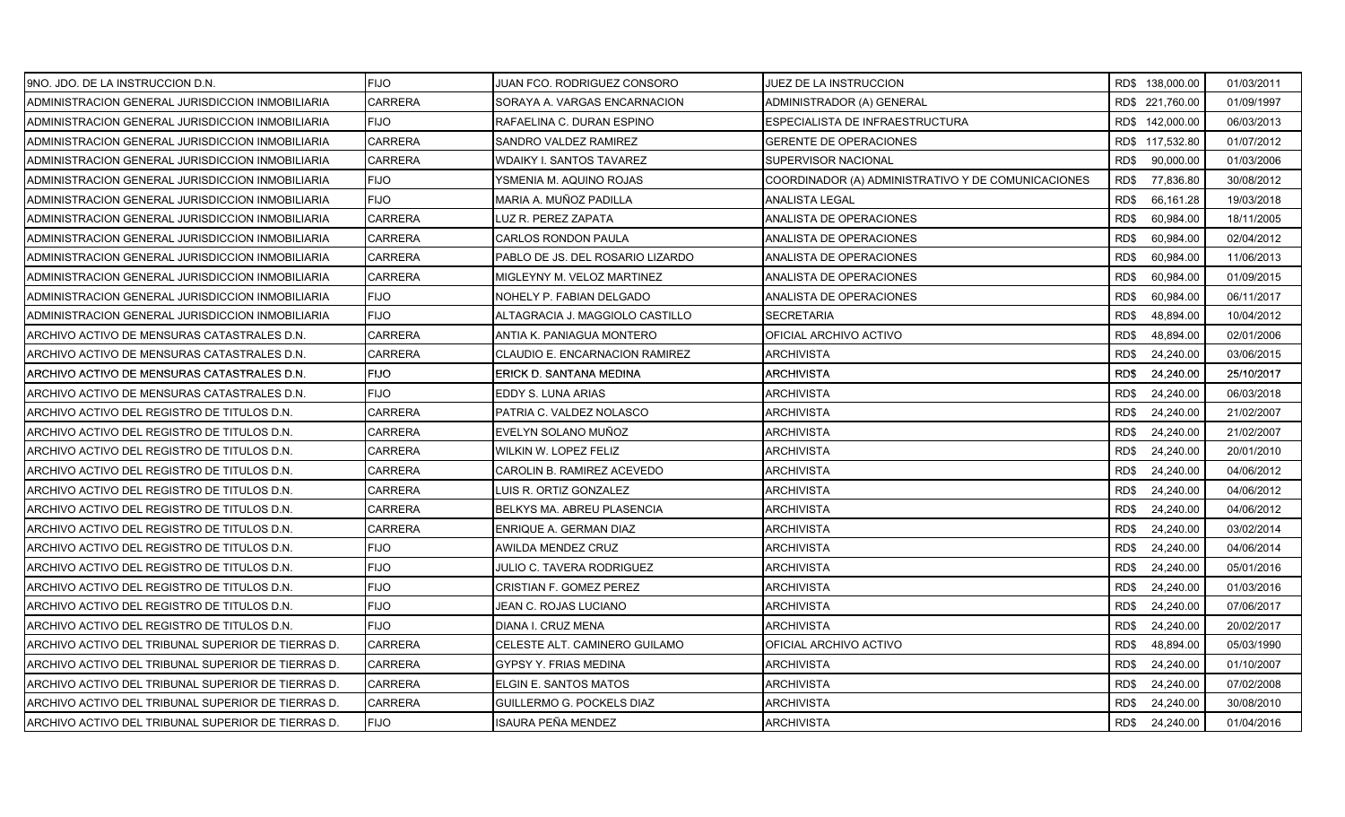| | | | | | |
|---|---|---|---|---|---|
| 9NO. JDO. DE LA INSTRUCCION D.N. | FIJO | JUAN FCO. RODRIGUEZ CONSORO | JUEZ DE LA INSTRUCCION | RD$ 138,000.00 | 01/03/2011 |
| ADMINISTRACION GENERAL JURISDICCION INMOBILIARIA | CARRERA | SORAYA A. VARGAS ENCARNACION | ADMINISTRADOR (A) GENERAL | RD$ 221,760.00 | 01/09/1997 |
| ADMINISTRACION GENERAL JURISDICCION INMOBILIARIA | FIJO | RAFAELINA C. DURAN ESPINO | ESPECIALISTA DE INFRAESTRUCTURA | RD$ 142,000.00 | 06/03/2013 |
| ADMINISTRACION GENERAL JURISDICCION INMOBILIARIA | CARRERA | SANDRO VALDEZ RAMIREZ | GERENTE DE OPERACIONES | RD$ 117,532.80 | 01/07/2012 |
| ADMINISTRACION GENERAL JURISDICCION INMOBILIARIA | CARRERA | WDAIKY I. SANTOS TAVAREZ | SUPERVISOR NACIONAL | RD$ 90,000.00 | 01/03/2006 |
| ADMINISTRACION GENERAL JURISDICCION INMOBILIARIA | FIJO | YSMENIA M. AQUINO ROJAS | COORDINADOR (A) ADMINISTRATIVO Y DE COMUNICACIONES | RD$ 77,836.80 | 30/08/2012 |
| ADMINISTRACION GENERAL JURISDICCION INMOBILIARIA | FIJO | MARIA A. MUÑOZ PADILLA | ANALISTA LEGAL | RD$ 66,161.28 | 19/03/2018 |
| ADMINISTRACION GENERAL JURISDICCION INMOBILIARIA | CARRERA | LUZ R. PEREZ ZAPATA | ANALISTA DE OPERACIONES | RD$ 60,984.00 | 18/11/2005 |
| ADMINISTRACION GENERAL JURISDICCION INMOBILIARIA | CARRERA | CARLOS RONDON PAULA | ANALISTA DE OPERACIONES | RD$ 60,984.00 | 02/04/2012 |
| ADMINISTRACION GENERAL JURISDICCION INMOBILIARIA | CARRERA | PABLO DE JS. DEL ROSARIO LIZARDO | ANALISTA DE OPERACIONES | RD$ 60,984.00 | 11/06/2013 |
| ADMINISTRACION GENERAL JURISDICCION INMOBILIARIA | CARRERA | MIGLEYNY M. VELOZ MARTINEZ | ANALISTA DE OPERACIONES | RD$ 60,984.00 | 01/09/2015 |
| ADMINISTRACION GENERAL JURISDICCION INMOBILIARIA | FIJO | NOHELY P. FABIAN DELGADO | ANALISTA DE OPERACIONES | RD$ 60,984.00 | 06/11/2017 |
| ADMINISTRACION GENERAL JURISDICCION INMOBILIARIA | FIJO | ALTAGRACIA J. MAGGIOLO CASTILLO | SECRETARIA | RD$ 48,894.00 | 10/04/2012 |
| ARCHIVO ACTIVO DE MENSURAS CATASTRALES D.N. | CARRERA | ANTIA K. PANIAGUA MONTERO | OFICIAL ARCHIVO ACTIVO | RD$ 48,894.00 | 02/01/2006 |
| ARCHIVO ACTIVO DE MENSURAS CATASTRALES D.N. | CARRERA | CLAUDIO E. ENCARNACION RAMIREZ | ARCHIVISTA | RD$ 24,240.00 | 03/06/2015 |
| ARCHIVO ACTIVO DE MENSURAS CATASTRALES D.N. | FIJO | ERICK D. SANTANA MEDINA | ARCHIVISTA | RD$ 24,240.00 | 25/10/2017 |
| ARCHIVO ACTIVO DE MENSURAS CATASTRALES D.N. | FIJO | EDDY S. LUNA ARIAS | ARCHIVISTA | RD$ 24,240.00 | 06/03/2018 |
| ARCHIVO ACTIVO DEL REGISTRO DE TITULOS D.N. | CARRERA | PATRIA C. VALDEZ NOLASCO | ARCHIVISTA | RD$ 24,240.00 | 21/02/2007 |
| ARCHIVO ACTIVO DEL REGISTRO DE TITULOS D.N. | CARRERA | EVELYN SOLANO MUÑOZ | ARCHIVISTA | RD$ 24,240.00 | 21/02/2007 |
| ARCHIVO ACTIVO DEL REGISTRO DE TITULOS D.N. | CARRERA | WILKIN W. LOPEZ FELIZ | ARCHIVISTA | RD$ 24,240.00 | 20/01/2010 |
| ARCHIVO ACTIVO DEL REGISTRO DE TITULOS D.N. | CARRERA | CAROLIN B. RAMIREZ ACEVEDO | ARCHIVISTA | RD$ 24,240.00 | 04/06/2012 |
| ARCHIVO ACTIVO DEL REGISTRO DE TITULOS D.N. | CARRERA | LUIS R. ORTIZ GONZALEZ | ARCHIVISTA | RD$ 24,240.00 | 04/06/2012 |
| ARCHIVO ACTIVO DEL REGISTRO DE TITULOS D.N. | CARRERA | BELKYS MA. ABREU PLASENCIA | ARCHIVISTA | RD$ 24,240.00 | 04/06/2012 |
| ARCHIVO ACTIVO DEL REGISTRO DE TITULOS D.N. | CARRERA | ENRIQUE A. GERMAN DIAZ | ARCHIVISTA | RD$ 24,240.00 | 03/02/2014 |
| ARCHIVO ACTIVO DEL REGISTRO DE TITULOS D.N. | FIJO | AWILDA MENDEZ CRUZ | ARCHIVISTA | RD$ 24,240.00 | 04/06/2014 |
| ARCHIVO ACTIVO DEL REGISTRO DE TITULOS D.N. | FIJO | JULIO C. TAVERA RODRIGUEZ | ARCHIVISTA | RD$ 24,240.00 | 05/01/2016 |
| ARCHIVO ACTIVO DEL REGISTRO DE TITULOS D.N. | FIJO | CRISTIAN F. GOMEZ PEREZ | ARCHIVISTA | RD$ 24,240.00 | 01/03/2016 |
| ARCHIVO ACTIVO DEL REGISTRO DE TITULOS D.N. | FIJO | JEAN C. ROJAS LUCIANO | ARCHIVISTA | RD$ 24,240.00 | 07/06/2017 |
| ARCHIVO ACTIVO DEL REGISTRO DE TITULOS D.N. | FIJO | DIANA I. CRUZ MENA | ARCHIVISTA | RD$ 24,240.00 | 20/02/2017 |
| ARCHIVO ACTIVO DEL TRIBUNAL SUPERIOR DE TIERRAS D. | CARRERA | CELESTE ALT. CAMINERO GUILAMO | OFICIAL ARCHIVO ACTIVO | RD$ 48,894.00 | 05/03/1990 |
| ARCHIVO ACTIVO DEL TRIBUNAL SUPERIOR DE TIERRAS D. | CARRERA | GYPSY Y. FRIAS MEDINA | ARCHIVISTA | RD$ 24,240.00 | 01/10/2007 |
| ARCHIVO ACTIVO DEL TRIBUNAL SUPERIOR DE TIERRAS D. | CARRERA | ELGIN E. SANTOS MATOS | ARCHIVISTA | RD$ 24,240.00 | 07/02/2008 |
| ARCHIVO ACTIVO DEL TRIBUNAL SUPERIOR DE TIERRAS D. | CARRERA | GUILLERMO G. POCKELS DIAZ | ARCHIVISTA | RD$ 24,240.00 | 30/08/2010 |
| ARCHIVO ACTIVO DEL TRIBUNAL SUPERIOR DE TIERRAS D. | FIJO | ISAURA PEÑA MENDEZ | ARCHIVISTA | RD$ 24,240.00 | 01/04/2016 |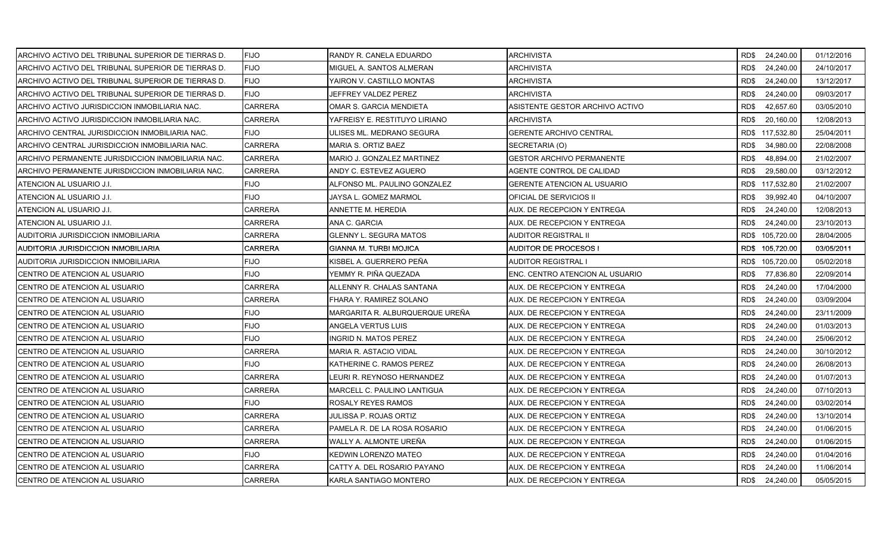| | | | | | |
|---|---|---|---|---|---|
| ARCHIVO ACTIVO DEL TRIBUNAL SUPERIOR DE TIERRAS D. | FIJO | RANDY R. CANELA EDUARDO | ARCHIVISTA | RD$ 24,240.00 | 01/12/2016 |
| ARCHIVO ACTIVO DEL TRIBUNAL SUPERIOR DE TIERRAS D. | FIJO | MIGUEL A. SANTOS ALMERAN | ARCHIVISTA | RD$ 24,240.00 | 24/10/2017 |
| ARCHIVO ACTIVO DEL TRIBUNAL SUPERIOR DE TIERRAS D. | FIJO | YAIRON V. CASTILLO MONTAS | ARCHIVISTA | RD$ 24,240.00 | 13/12/2017 |
| ARCHIVO ACTIVO DEL TRIBUNAL SUPERIOR DE TIERRAS D. | FIJO | JEFFREY VALDEZ PEREZ | ARCHIVISTA | RD$ 24,240.00 | 09/03/2017 |
| ARCHIVO ACTIVO JURISDICCION INMOBILIARIA NAC. | CARRERA | OMAR S. GARCIA MENDIETA | ASISTENTE GESTOR ARCHIVO ACTIVO | RD$ 42,657.60 | 03/05/2010 |
| ARCHIVO ACTIVO JURISDICCION INMOBILIARIA NAC. | CARRERA | YAFREISY E. RESTITUYO LIRIANO | ARCHIVISTA | RD$ 20,160.00 | 12/08/2013 |
| ARCHIVO CENTRAL JURISDICCION INMOBILIARIA NAC. | FIJO | ULISES ML. MEDRANO SEGURA | GERENTE ARCHIVO CENTRAL | RD$ 117,532.80 | 25/04/2011 |
| ARCHIVO CENTRAL JURISDICCION INMOBILIARIA NAC. | CARRERA | MARIA S. ORTIZ BAEZ | SECRETARIA (O) | RD$ 34,980.00 | 22/08/2008 |
| ARCHIVO PERMANENTE JURISDICCION INMOBILIARIA NAC. | CARRERA | MARIO J. GONZALEZ MARTINEZ | GESTOR ARCHIVO PERMANENTE | RD$ 48,894.00 | 21/02/2007 |
| ARCHIVO PERMANENTE JURISDICCION INMOBILIARIA NAC. | CARRERA | ANDY C. ESTEVEZ AGUERO | AGENTE CONTROL DE CALIDAD | RD$ 29,580.00 | 03/12/2012 |
| ATENCION AL USUARIO J.I. | FIJO | ALFONSO ML. PAULINO GONZALEZ | GERENTE ATENCION AL USUARIO | RD$ 117,532.80 | 21/02/2007 |
| ATENCION AL USUARIO J.I. | FIJO | JAYSA L. GOMEZ MARMOL | OFICIAL DE SERVICIOS II | RD$ 39,992.40 | 04/10/2007 |
| ATENCION AL USUARIO J.I. | CARRERA | ANNETTE M. HEREDIA | AUX. DE RECEPCION Y ENTREGA | RD$ 24,240.00 | 12/08/2013 |
| ATENCION AL USUARIO J.I. | CARRERA | ANA C. GARCIA | AUX. DE RECEPCION Y ENTREGA | RD$ 24,240.00 | 23/10/2013 |
| AUDITORIA JURISDICCION INMOBILIARIA | CARRERA | GLENNY L. SEGURA MATOS | AUDITOR REGISTRAL II | RD$ 105,720.00 | 28/04/2005 |
| AUDITORIA JURISDICCION INMOBILIARIA | CARRERA | GIANNA M. TURBI MOJICA | AUDITOR DE PROCESOS I | RD$ 105,720.00 | 03/05/2011 |
| AUDITORIA JURISDICCION INMOBILIARIA | FIJO | KISBEL A. GUERRERO PEÑA | AUDITOR REGISTRAL I | RD$ 105,720.00 | 05/02/2018 |
| CENTRO DE ATENCION AL USUARIO | FIJO | YEMMY R. PIÑA QUEZADA | ENC. CENTRO ATENCION AL USUARIO | RD$ 77,836.80 | 22/09/2014 |
| CENTRO DE ATENCION AL USUARIO | CARRERA | ALLENNY R. CHALAS SANTANA | AUX. DE RECEPCION Y ENTREGA | RD$ 24,240.00 | 17/04/2000 |
| CENTRO DE ATENCION AL USUARIO | CARRERA | FHARA Y. RAMIREZ SOLANO | AUX. DE RECEPCION Y ENTREGA | RD$ 24,240.00 | 03/09/2004 |
| CENTRO DE ATENCION AL USUARIO | FIJO | MARGARITA R. ALBURQUERQUE UREÑA | AUX. DE RECEPCION Y ENTREGA | RD$ 24,240.00 | 23/11/2009 |
| CENTRO DE ATENCION AL USUARIO | FIJO | ANGELA VERTUS LUIS | AUX. DE RECEPCION Y ENTREGA | RD$ 24,240.00 | 01/03/2013 |
| CENTRO DE ATENCION AL USUARIO | FIJO | INGRID N. MATOS PEREZ | AUX. DE RECEPCION Y ENTREGA | RD$ 24,240.00 | 25/06/2012 |
| CENTRO DE ATENCION AL USUARIO | CARRERA | MARIA R. ASTACIO VIDAL | AUX. DE RECEPCION Y ENTREGA | RD$ 24,240.00 | 30/10/2012 |
| CENTRO DE ATENCION AL USUARIO | FIJO | KATHERINE C. RAMOS PEREZ | AUX. DE RECEPCION Y ENTREGA | RD$ 24,240.00 | 26/08/2013 |
| CENTRO DE ATENCION AL USUARIO | CARRERA | LEURI R. REYNOSO HERNANDEZ | AUX. DE RECEPCION Y ENTREGA | RD$ 24,240.00 | 01/07/2013 |
| CENTRO DE ATENCION AL USUARIO | CARRERA | MARCELL C. PAULINO LANTIGUA | AUX. DE RECEPCION Y ENTREGA | RD$ 24,240.00 | 07/10/2013 |
| CENTRO DE ATENCION AL USUARIO | FIJO | ROSALY REYES RAMOS | AUX. DE RECEPCION Y ENTREGA | RD$ 24,240.00 | 03/02/2014 |
| CENTRO DE ATENCION AL USUARIO | CARRERA | JULISSA P. ROJAS ORTIZ | AUX. DE RECEPCION Y ENTREGA | RD$ 24,240.00 | 13/10/2014 |
| CENTRO DE ATENCION AL USUARIO | CARRERA | PAMELA R. DE LA ROSA ROSARIO | AUX. DE RECEPCION Y ENTREGA | RD$ 24,240.00 | 01/06/2015 |
| CENTRO DE ATENCION AL USUARIO | CARRERA | WALLY A. ALMONTE UREÑA | AUX. DE RECEPCION Y ENTREGA | RD$ 24,240.00 | 01/06/2015 |
| CENTRO DE ATENCION AL USUARIO | FIJO | KEDWIN LORENZO MATEO | AUX. DE RECEPCION Y ENTREGA | RD$ 24,240.00 | 01/04/2016 |
| CENTRO DE ATENCION AL USUARIO | CARRERA | CATTY A. DEL ROSARIO PAYANO | AUX. DE RECEPCION Y ENTREGA | RD$ 24,240.00 | 11/06/2014 |
| CENTRO DE ATENCION AL USUARIO | CARRERA | KARLA SANTIAGO MONTERO | AUX. DE RECEPCION Y ENTREGA | RD$ 24,240.00 | 05/05/2015 |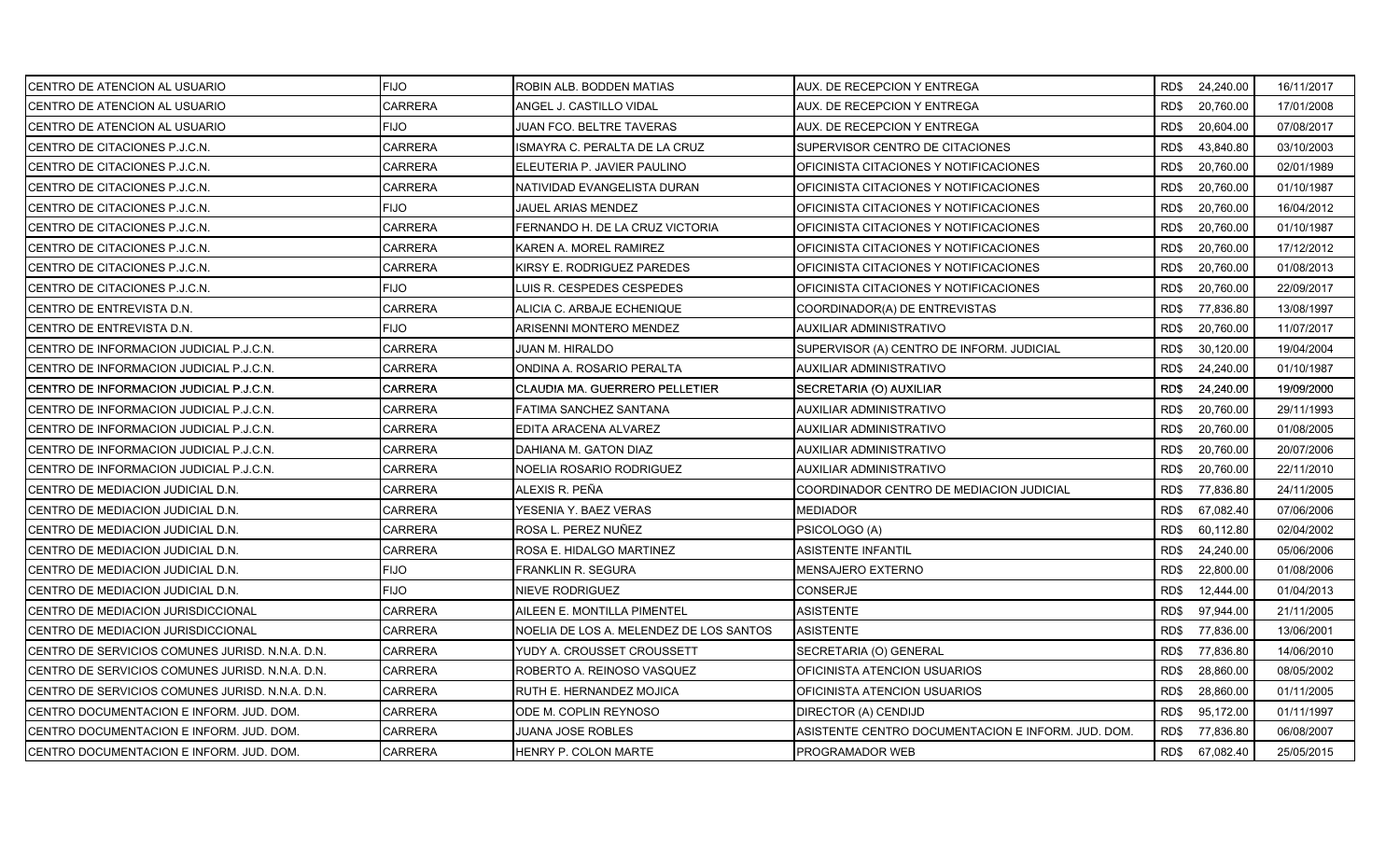| | | | | | | |
|---|---|---|---|---|---|---|
| CENTRO DE ATENCION AL USUARIO | FIJO | ROBIN ALB. BODDEN MATIAS | AUX. DE RECEPCION Y ENTREGA | RD$ | 24,240.00 | 16/11/2017 |
| CENTRO DE ATENCION AL USUARIO | CARRERA | ANGEL J. CASTILLO VIDAL | AUX. DE RECEPCION Y ENTREGA | RD$ | 20,760.00 | 17/01/2008 |
| CENTRO DE ATENCION AL USUARIO | FIJO | JUAN FCO. BELTRE TAVERAS | AUX. DE RECEPCION Y ENTREGA | RD$ | 20,604.00 | 07/08/2017 |
| CENTRO DE CITACIONES P.J.C.N. | CARRERA | ISMAYRA C. PERALTA DE LA CRUZ | SUPERVISOR CENTRO DE CITACIONES | RD$ | 43,840.80 | 03/10/2003 |
| CENTRO DE CITACIONES P.J.C.N. | CARRERA | ELEUTERIA P. JAVIER PAULINO | OFICINISTA CITACIONES Y NOTIFICACIONES | RD$ | 20,760.00 | 02/01/1989 |
| CENTRO DE CITACIONES P.J.C.N. | CARRERA | NATIVIDAD EVANGELISTA DURAN | OFICINISTA CITACIONES Y NOTIFICACIONES | RD$ | 20,760.00 | 01/10/1987 |
| CENTRO DE CITACIONES P.J.C.N. | FIJO | JAUEL ARIAS MENDEZ | OFICINISTA CITACIONES Y NOTIFICACIONES | RD$ | 20,760.00 | 16/04/2012 |
| CENTRO DE CITACIONES P.J.C.N. | CARRERA | FERNANDO H. DE LA CRUZ VICTORIA | OFICINISTA CITACIONES Y NOTIFICACIONES | RD$ | 20,760.00 | 01/10/1987 |
| CENTRO DE CITACIONES P.J.C.N. | CARRERA | KAREN A. MOREL RAMIREZ | OFICINISTA CITACIONES Y NOTIFICACIONES | RD$ | 20,760.00 | 17/12/2012 |
| CENTRO DE CITACIONES P.J.C.N. | CARRERA | KIRSY E. RODRIGUEZ PAREDES | OFICINISTA CITACIONES Y NOTIFICACIONES | RD$ | 20,760.00 | 01/08/2013 |
| CENTRO DE CITACIONES P.J.C.N. | FIJO | LUIS R. CESPEDES CESPEDES | OFICINISTA CITACIONES Y NOTIFICACIONES | RD$ | 20,760.00 | 22/09/2017 |
| CENTRO DE ENTREVISTA D.N. | CARRERA | ALICIA C. ARBAJE ECHENIQUE | COORDINADOR(A) DE ENTREVISTAS | RD$ | 77,836.80 | 13/08/1997 |
| CENTRO DE ENTREVISTA D.N. | FIJO | ARISENNI MONTERO MENDEZ | AUXILIAR ADMINISTRATIVO | RD$ | 20,760.00 | 11/07/2017 |
| CENTRO DE INFORMACION JUDICIAL P.J.C.N. | CARRERA | JUAN M. HIRALDO | SUPERVISOR (A) CENTRO DE INFORM. JUDICIAL | RD$ | 30,120.00 | 19/04/2004 |
| CENTRO DE INFORMACION JUDICIAL P.J.C.N. | CARRERA | ONDINA A. ROSARIO PERALTA | AUXILIAR ADMINISTRATIVO | RD$ | 24,240.00 | 01/10/1987 |
| CENTRO DE INFORMACION JUDICIAL P.J.C.N. | CARRERA | CLAUDIA MA. GUERRERO PELLETIER | SECRETARIA (O) AUXILIAR | RD$ | 24,240.00 | 19/09/2000 |
| CENTRO DE INFORMACION JUDICIAL P.J.C.N. | CARRERA | FATIMA SANCHEZ SANTANA | AUXILIAR ADMINISTRATIVO | RD$ | 20,760.00 | 29/11/1993 |
| CENTRO DE INFORMACION JUDICIAL P.J.C.N. | CARRERA | EDITA ARACENA ALVAREZ | AUXILIAR ADMINISTRATIVO | RD$ | 20,760.00 | 01/08/2005 |
| CENTRO DE INFORMACION JUDICIAL P.J.C.N. | CARRERA | DAHIANA M. GATON DIAZ | AUXILIAR ADMINISTRATIVO | RD$ | 20,760.00 | 20/07/2006 |
| CENTRO DE INFORMACION JUDICIAL P.J.C.N. | CARRERA | NOELIA ROSARIO RODRIGUEZ | AUXILIAR ADMINISTRATIVO | RD$ | 20,760.00 | 22/11/2010 |
| CENTRO DE MEDIACION JUDICIAL D.N. | CARRERA | ALEXIS R. PEÑA | COORDINADOR CENTRO DE MEDIACION JUDICIAL | RD$ | 77,836.80 | 24/11/2005 |
| CENTRO DE MEDIACION JUDICIAL D.N. | CARRERA | YESENIA Y. BAEZ VERAS | MEDIADOR | RD$ | 67,082.40 | 07/06/2006 |
| CENTRO DE MEDIACION JUDICIAL D.N. | CARRERA | ROSA L. PEREZ NUÑEZ | PSICOLOGO (A) | RD$ | 60,112.80 | 02/04/2002 |
| CENTRO DE MEDIACION JUDICIAL D.N. | CARRERA | ROSA E. HIDALGO MARTINEZ | ASISTENTE INFANTIL | RD$ | 24,240.00 | 05/06/2006 |
| CENTRO DE MEDIACION JUDICIAL D.N. | FIJO | FRANKLIN R. SEGURA | MENSAJERO EXTERNO | RD$ | 22,800.00 | 01/08/2006 |
| CENTRO DE MEDIACION JUDICIAL D.N. | FIJO | NIEVE RODRIGUEZ | CONSERJE | RD$ | 12,444.00 | 01/04/2013 |
| CENTRO DE MEDIACION JURISDICCIONAL | CARRERA | AILEEN E. MONTILLA PIMENTEL | ASISTENTE | RD$ | 97,944.00 | 21/11/2005 |
| CENTRO DE MEDIACION JURISDICCIONAL | CARRERA | NOELIA DE LOS A. MELENDEZ DE LOS SANTOS | ASISTENTE | RD$ | 77,836.00 | 13/06/2001 |
| CENTRO DE SERVICIOS COMUNES JURISD. N.N.A. D.N. | CARRERA | YUDY A. CROUSSET CROUSSETT | SECRETARIA (O) GENERAL | RD$ | 77,836.80 | 14/06/2010 |
| CENTRO DE SERVICIOS COMUNES JURISD. N.N.A. D.N. | CARRERA | ROBERTO A. REINOSO VASQUEZ | OFICINISTA ATENCION USUARIOS | RD$ | 28,860.00 | 08/05/2002 |
| CENTRO DE SERVICIOS COMUNES JURISD. N.N.A. D.N. | CARRERA | RUTH E. HERNANDEZ MOJICA | OFICINISTA ATENCION USUARIOS | RD$ | 28,860.00 | 01/11/2005 |
| CENTRO DOCUMENTACION E INFORM. JUD. DOM. | CARRERA | ODE M. COPLIN REYNOSO | DIRECTOR (A) CENDIJD | RD$ | 95,172.00 | 01/11/1997 |
| CENTRO DOCUMENTACION E INFORM. JUD. DOM. | CARRERA | JUANA JOSE ROBLES | ASISTENTE CENTRO DOCUMENTACION E INFORM. JUD. DOM. | RD$ | 77,836.80 | 06/08/2007 |
| CENTRO DOCUMENTACION E INFORM. JUD. DOM. | CARRERA | HENRY P. COLON MARTE | PROGRAMADOR WEB | RD$ | 67,082.40 | 25/05/2015 |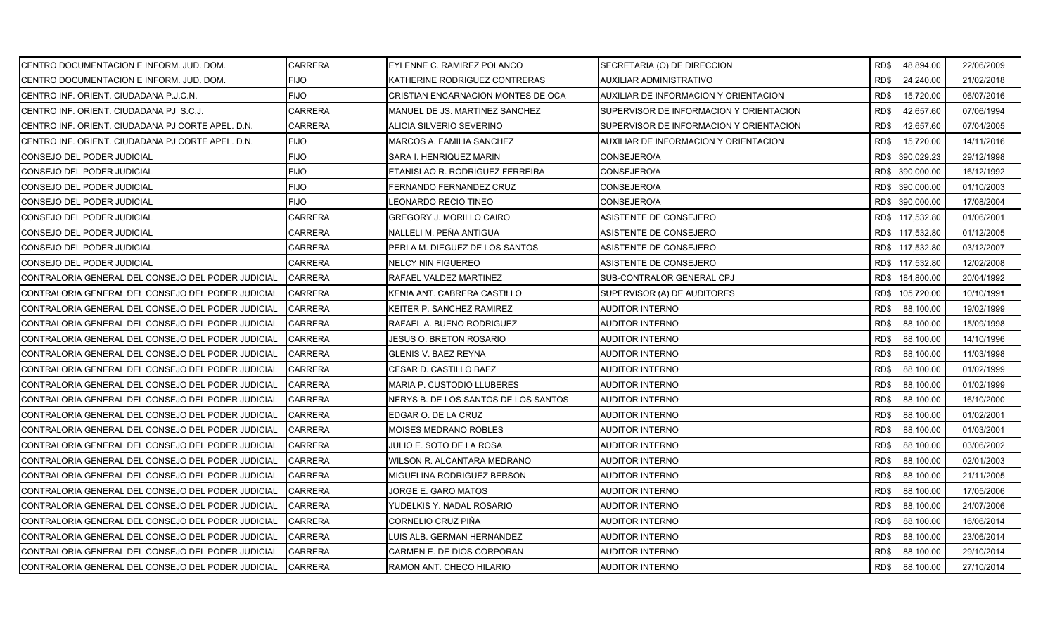| | | | | | |
|---|---|---|---|---|---|
| CENTRO DOCUMENTACION E INFORM. JUD. DOM. | CARRERA | EYLENNE C. RAMIREZ POLANCO | SECRETARIA (O) DE DIRECCION | RD$ 48,894.00 | 22/06/2009 |
| CENTRO DOCUMENTACION E INFORM. JUD. DOM. | FIJO | KATHERINE RODRIGUEZ CONTRERAS | AUXILIAR ADMINISTRATIVO | RD$ 24,240.00 | 21/02/2018 |
| CENTRO INF. ORIENT. CIUDADANA P.J.C.N. | FIJO | CRISTIAN ENCARNACION MONTES DE OCA | AUXILIAR DE INFORMACION Y ORIENTACION | RD$ 15,720.00 | 06/07/2016 |
| CENTRO INF. ORIENT. CIUDADANA PJ S.C.J. | CARRERA | MANUEL DE JS. MARTINEZ SANCHEZ | SUPERVISOR DE INFORMACION Y ORIENTACION | RD$ 42,657.60 | 07/06/1994 |
| CENTRO INF. ORIENT. CIUDADANA PJ CORTE APEL. D.N. | CARRERA | ALICIA SILVERIO SEVERINO | SUPERVISOR DE INFORMACION Y ORIENTACION | RD$ 42,657.60 | 07/04/2005 |
| CENTRO INF. ORIENT. CIUDADANA PJ CORTE APEL. D.N. | FIJO | MARCOS A. FAMILIA SANCHEZ | AUXILIAR DE INFORMACION Y ORIENTACION | RD$ 15,720.00 | 14/11/2016 |
| CONSEJO DEL PODER JUDICIAL | FIJO | SARA I. HENRIQUEZ MARIN | CONSEJERO/A | RD$ 390,029.23 | 29/12/1998 |
| CONSEJO DEL PODER JUDICIAL | FIJO | ETANISLAO R. RODRIGUEZ FERREIRA | CONSEJERO/A | RD$ 390,000.00 | 16/12/1992 |
| CONSEJO DEL PODER JUDICIAL | FIJO | FERNANDO FERNANDEZ CRUZ | CONSEJERO/A | RD$ 390,000.00 | 01/10/2003 |
| CONSEJO DEL PODER JUDICIAL | FIJO | LEONARDO RECIO TINEO | CONSEJERO/A | RD$ 390,000.00 | 17/08/2004 |
| CONSEJO DEL PODER JUDICIAL | CARRERA | GREGORY J. MORILLO CAIRO | ASISTENTE DE CONSEJERO | RD$ 117,532.80 | 01/06/2001 |
| CONSEJO DEL PODER JUDICIAL | CARRERA | NALLELI M. PEÑA ANTIGUA | ASISTENTE DE CONSEJERO | RD$ 117,532.80 | 01/12/2005 |
| CONSEJO DEL PODER JUDICIAL | CARRERA | PERLA M. DIEGUEZ DE LOS SANTOS | ASISTENTE DE CONSEJERO | RD$ 117,532.80 | 03/12/2007 |
| CONSEJO DEL PODER JUDICIAL | CARRERA | NELCY NIN FIGUEREO | ASISTENTE DE CONSEJERO | RD$ 117,532.80 | 12/02/2008 |
| CONTRALORIA GENERAL DEL CONSEJO DEL PODER JUDICIAL | CARRERA | RAFAEL VALDEZ MARTINEZ | SUB-CONTRALOR GENERAL CPJ | RD$ 184,800.00 | 20/04/1992 |
| CONTRALORIA GENERAL DEL CONSEJO DEL PODER JUDICIAL | CARRERA | KENIA ANT. CABRERA CASTILLO | SUPERVISOR (A) DE AUDITORES | RD$ 105,720.00 | 10/10/1991 |
| CONTRALORIA GENERAL DEL CONSEJO DEL PODER JUDICIAL | CARRERA | KEITER P. SANCHEZ RAMIREZ | AUDITOR INTERNO | RD$ 88,100.00 | 19/02/1999 |
| CONTRALORIA GENERAL DEL CONSEJO DEL PODER JUDICIAL | CARRERA | RAFAEL A. BUENO RODRIGUEZ | AUDITOR INTERNO | RD$ 88,100.00 | 15/09/1998 |
| CONTRALORIA GENERAL DEL CONSEJO DEL PODER JUDICIAL | CARRERA | JESUS O. BRETON ROSARIO | AUDITOR INTERNO | RD$ 88,100.00 | 14/10/1996 |
| CONTRALORIA GENERAL DEL CONSEJO DEL PODER JUDICIAL | CARRERA | GLENIS V. BAEZ REYNA | AUDITOR INTERNO | RD$ 88,100.00 | 11/03/1998 |
| CONTRALORIA GENERAL DEL CONSEJO DEL PODER JUDICIAL | CARRERA | CESAR D. CASTILLO BAEZ | AUDITOR INTERNO | RD$ 88,100.00 | 01/02/1999 |
| CONTRALORIA GENERAL DEL CONSEJO DEL PODER JUDICIAL | CARRERA | MARIA P. CUSTODIO LLUBERES | AUDITOR INTERNO | RD$ 88,100.00 | 01/02/1999 |
| CONTRALORIA GENERAL DEL CONSEJO DEL PODER JUDICIAL | CARRERA | NERYS B. DE LOS SANTOS DE LOS SANTOS | AUDITOR INTERNO | RD$ 88,100.00 | 16/10/2000 |
| CONTRALORIA GENERAL DEL CONSEJO DEL PODER JUDICIAL | CARRERA | EDGAR O. DE LA CRUZ | AUDITOR INTERNO | RD$ 88,100.00 | 01/02/2001 |
| CONTRALORIA GENERAL DEL CONSEJO DEL PODER JUDICIAL | CARRERA | MOISES MEDRANO ROBLES | AUDITOR INTERNO | RD$ 88,100.00 | 01/03/2001 |
| CONTRALORIA GENERAL DEL CONSEJO DEL PODER JUDICIAL | CARRERA | JULIO E. SOTO DE LA ROSA | AUDITOR INTERNO | RD$ 88,100.00 | 03/06/2002 |
| CONTRALORIA GENERAL DEL CONSEJO DEL PODER JUDICIAL | CARRERA | WILSON R. ALCANTARA MEDRANO | AUDITOR INTERNO | RD$ 88,100.00 | 02/01/2003 |
| CONTRALORIA GENERAL DEL CONSEJO DEL PODER JUDICIAL | CARRERA | MIGUELINA RODRIGUEZ BERSON | AUDITOR INTERNO | RD$ 88,100.00 | 21/11/2005 |
| CONTRALORIA GENERAL DEL CONSEJO DEL PODER JUDICIAL | CARRERA | JORGE E. GARO MATOS | AUDITOR INTERNO | RD$ 88,100.00 | 17/05/2006 |
| CONTRALORIA GENERAL DEL CONSEJO DEL PODER JUDICIAL | CARRERA | YUDELKIS Y. NADAL ROSARIO | AUDITOR INTERNO | RD$ 88,100.00 | 24/07/2006 |
| CONTRALORIA GENERAL DEL CONSEJO DEL PODER JUDICIAL | CARRERA | CORNELIO CRUZ PIÑA | AUDITOR INTERNO | RD$ 88,100.00 | 16/06/2014 |
| CONTRALORIA GENERAL DEL CONSEJO DEL PODER JUDICIAL | CARRERA | LUIS ALB. GERMAN HERNANDEZ | AUDITOR INTERNO | RD$ 88,100.00 | 23/06/2014 |
| CONTRALORIA GENERAL DEL CONSEJO DEL PODER JUDICIAL | CARRERA | CARMEN E. DE DIOS CORPORAN | AUDITOR INTERNO | RD$ 88,100.00 | 29/10/2014 |
| CONTRALORIA GENERAL DEL CONSEJO DEL PODER JUDICIAL | CARRERA | RAMON ANT. CHECO HILARIO | AUDITOR INTERNO | RD$ 88,100.00 | 27/10/2014 |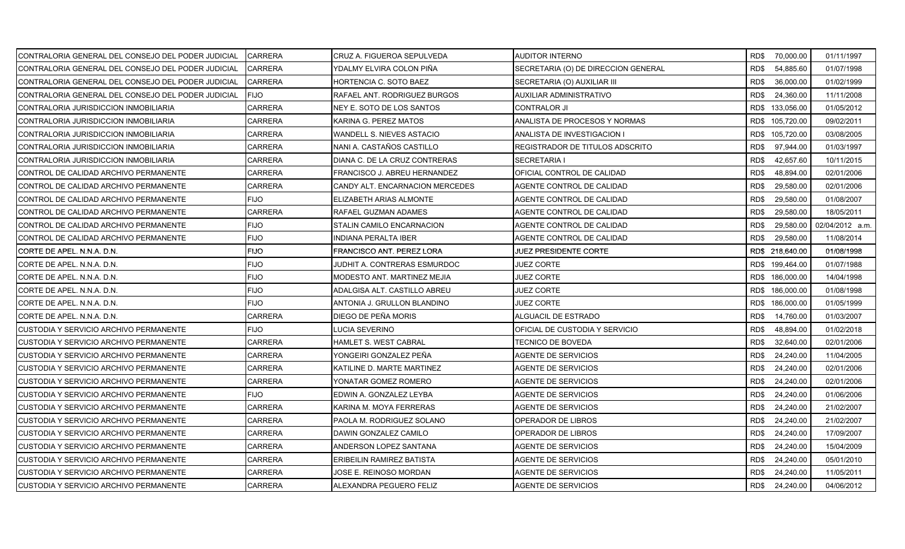| | | | | | |
|---|---|---|---|---|---|
| CONTRALORIA GENERAL DEL CONSEJO DEL PODER JUDICIAL | CARRERA | CRUZ A. FIGUEROA SEPULVEDA | AUDITOR INTERNO | RD$ 70,000.00 | 01/11/1997 |
| CONTRALORIA GENERAL DEL CONSEJO DEL PODER JUDICIAL | CARRERA | YDALMY ELVIRA COLON PIÑA | SECRETARIA (O) DE DIRECCION GENERAL | RD$ 54,885.60 | 01/07/1998 |
| CONTRALORIA GENERAL DEL CONSEJO DEL PODER JUDICIAL | CARRERA | HORTENCIA C. SOTO BAEZ | SECRETARIA (O) AUXILIAR III | RD$ 36,000.00 | 01/02/1999 |
| CONTRALORIA GENERAL DEL CONSEJO DEL PODER JUDICIAL | FIJO | RAFAEL ANT. RODRIGUEZ BURGOS | AUXILIAR ADMINISTRATIVO | RD$ 24,360.00 | 11/11/2008 |
| CONTRALORIA JURISDICCION INMOBILIARIA | CARRERA | NEY E. SOTO DE LOS SANTOS | CONTRALOR JI | RD$ 133,056.00 | 01/05/2012 |
| CONTRALORIA JURISDICCION INMOBILIARIA | CARRERA | KARINA G. PEREZ MATOS | ANALISTA DE PROCESOS Y NORMAS | RD$ 105,720.00 | 09/02/2011 |
| CONTRALORIA JURISDICCION INMOBILIARIA | CARRERA | WANDELL S. NIEVES ASTACIO | ANALISTA DE INVESTIGACION I | RD$ 105,720.00 | 03/08/2005 |
| CONTRALORIA JURISDICCION INMOBILIARIA | CARRERA | NANI A. CASTAÑOS CASTILLO | REGISTRADOR DE TITULOS ADSCRITO | RD$ 97,944.00 | 01/03/1997 |
| CONTRALORIA JURISDICCION INMOBILIARIA | CARRERA | DIANA C. DE LA CRUZ CONTRERAS | SECRETARIA I | RD$ 42,657.60 | 10/11/2015 |
| CONTROL DE CALIDAD ARCHIVO PERMANENTE | CARRERA | FRANCISCO J. ABREU HERNANDEZ | OFICIAL CONTROL DE CALIDAD | RD$ 48,894.00 | 02/01/2006 |
| CONTROL DE CALIDAD ARCHIVO PERMANENTE | CARRERA | CANDY ALT. ENCARNACION MERCEDES | AGENTE CONTROL DE CALIDAD | RD$ 29,580.00 | 02/01/2006 |
| CONTROL DE CALIDAD ARCHIVO PERMANENTE | FIJO | ELIZABETH ARIAS ALMONTE | AGENTE CONTROL DE CALIDAD | RD$ 29,580.00 | 01/08/2007 |
| CONTROL DE CALIDAD ARCHIVO PERMANENTE | CARRERA | RAFAEL GUZMAN ADAMES | AGENTE CONTROL DE CALIDAD | RD$ 29,580.00 | 18/05/2011 |
| CONTROL DE CALIDAD ARCHIVO PERMANENTE | FIJO | STALIN CAMILO ENCARNACION | AGENTE CONTROL DE CALIDAD | RD$ 29,580.00 | 02/04/2012 a.m. |
| CONTROL DE CALIDAD ARCHIVO PERMANENTE | FIJO | INDIANA PERALTA IBER | AGENTE CONTROL DE CALIDAD | RD$ 29,580.00 | 11/08/2014 |
| CORTE DE APEL. N.N.A. D.N. | FIJO | FRANCISCO ANT. PEREZ LORA | JUEZ PRESIDENTE CORTE | RD$ 218,640.00 | 01/08/1998 |
| CORTE DE APEL. N.N.A. D.N. | FIJO | JUDHIT A. CONTRERAS ESMURDOC | JUEZ CORTE | RD$ 199,464.00 | 01/07/1988 |
| CORTE DE APEL. N.N.A. D.N. | FIJO | MODESTO ANT. MARTINEZ MEJIA | JUEZ CORTE | RD$ 186,000.00 | 14/04/1998 |
| CORTE DE APEL. N.N.A. D.N. | FIJO | ADALGISA ALT. CASTILLO ABREU | JUEZ CORTE | RD$ 186,000.00 | 01/08/1998 |
| CORTE DE APEL. N.N.A. D.N. | FIJO | ANTONIA J. GRULLON BLANDINO | JUEZ CORTE | RD$ 186,000.00 | 01/05/1999 |
| CORTE DE APEL. N.N.A. D.N. | CARRERA | DIEGO DE PEÑA MORIS | ALGUACIL DE ESTRADO | RD$ 14,760.00 | 01/03/2007 |
| CUSTODIA Y SERVICIO ARCHIVO PERMANENTE | FIJO | LUCIA SEVERINO | OFICIAL DE CUSTODIA Y SERVICIO | RD$ 48,894.00 | 01/02/2018 |
| CUSTODIA Y SERVICIO ARCHIVO PERMANENTE | CARRERA | HAMLET S. WEST CABRAL | TECNICO DE BOVEDA | RD$ 32,640.00 | 02/01/2006 |
| CUSTODIA Y SERVICIO ARCHIVO PERMANENTE | CARRERA | YONGEIRI GONZALEZ PEÑA | AGENTE DE SERVICIOS | RD$ 24,240.00 | 11/04/2005 |
| CUSTODIA Y SERVICIO ARCHIVO PERMANENTE | CARRERA | KATILINE D. MARTE MARTINEZ | AGENTE DE SERVICIOS | RD$ 24,240.00 | 02/01/2006 |
| CUSTODIA Y SERVICIO ARCHIVO PERMANENTE | CARRERA | YONATAR GOMEZ ROMERO | AGENTE DE SERVICIOS | RD$ 24,240.00 | 02/01/2006 |
| CUSTODIA Y SERVICIO ARCHIVO PERMANENTE | FIJO | EDWIN A. GONZALEZ LEYBA | AGENTE DE SERVICIOS | RD$ 24,240.00 | 01/06/2006 |
| CUSTODIA Y SERVICIO ARCHIVO PERMANENTE | CARRERA | KARINA M. MOYA FERRERAS | AGENTE DE SERVICIOS | RD$ 24,240.00 | 21/02/2007 |
| CUSTODIA Y SERVICIO ARCHIVO PERMANENTE | CARRERA | PAOLA M. RODRIGUEZ SOLANO | OPERADOR DE LIBROS | RD$ 24,240.00 | 21/02/2007 |
| CUSTODIA Y SERVICIO ARCHIVO PERMANENTE | CARRERA | DAWIN GONZALEZ CAMILO | OPERADOR DE LIBROS | RD$ 24,240.00 | 17/09/2007 |
| CUSTODIA Y SERVICIO ARCHIVO PERMANENTE | CARRERA | ANDERSON LOPEZ SANTANA | AGENTE DE SERVICIOS | RD$ 24,240.00 | 15/04/2009 |
| CUSTODIA Y SERVICIO ARCHIVO PERMANENTE | CARRERA | ERIBEILIN RAMIREZ BATISTA | AGENTE DE SERVICIOS | RD$ 24,240.00 | 05/01/2010 |
| CUSTODIA Y SERVICIO ARCHIVO PERMANENTE | CARRERA | JOSE E. REINOSO MORDAN | AGENTE DE SERVICIOS | RD$ 24,240.00 | 11/05/2011 |
| CUSTODIA Y SERVICIO ARCHIVO PERMANENTE | CARRERA | ALEXANDRA PEGUERO FELIZ | AGENTE DE SERVICIOS | RD$ 24,240.00 | 04/06/2012 |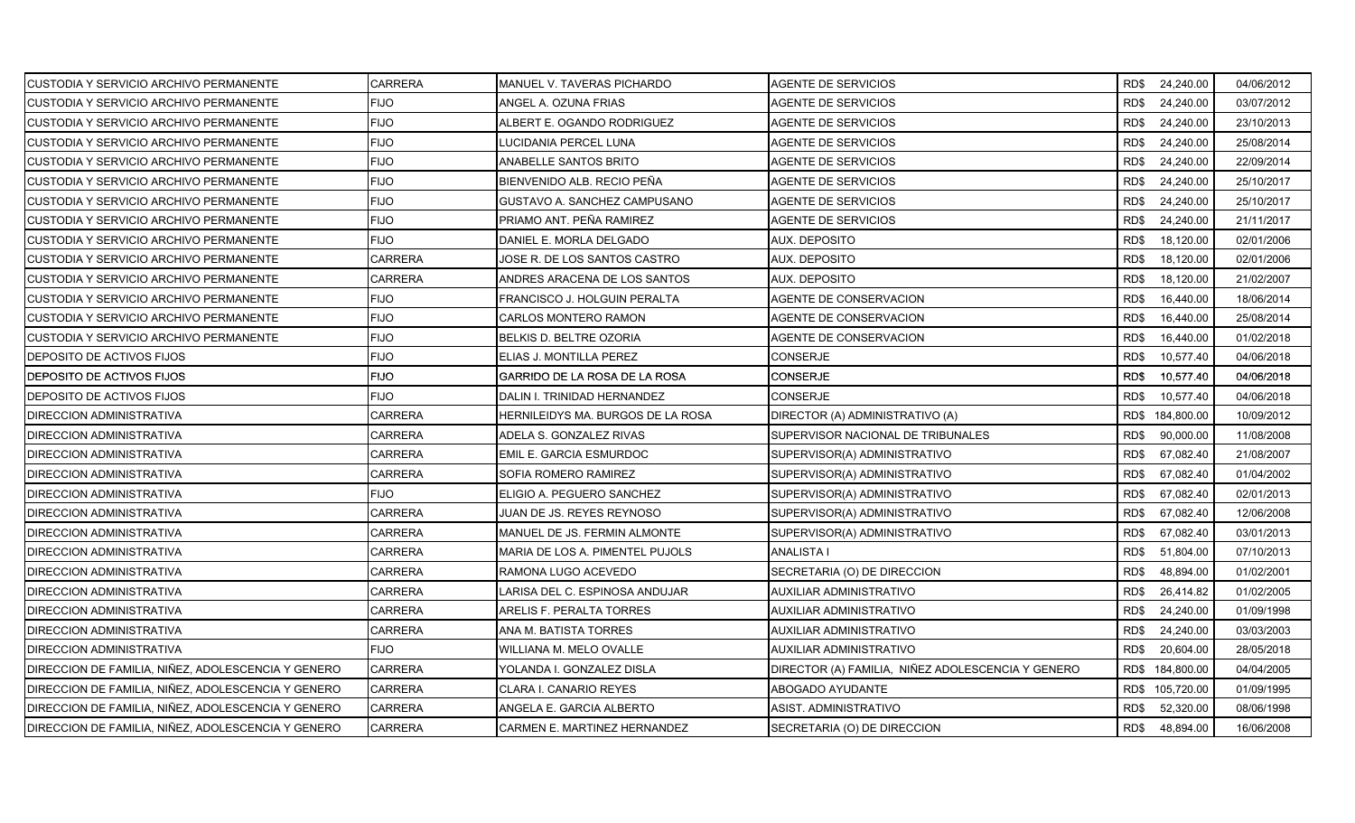| | | | | | |
|---|---|---|---|---|---|
| CUSTODIA Y SERVICIO ARCHIVO PERMANENTE | CARRERA | MANUEL V. TAVERAS PICHARDO | AGENTE DE SERVICIOS | RD$ 24,240.00 | 04/06/2012 |
| CUSTODIA Y SERVICIO ARCHIVO PERMANENTE | FIJO | ANGEL A. OZUNA FRIAS | AGENTE DE SERVICIOS | RD$ 24,240.00 | 03/07/2012 |
| CUSTODIA Y SERVICIO ARCHIVO PERMANENTE | FIJO | ALBERT E. OGANDO RODRIGUEZ | AGENTE DE SERVICIOS | RD$ 24,240.00 | 23/10/2013 |
| CUSTODIA Y SERVICIO ARCHIVO PERMANENTE | FIJO | LUCIDANIA PERCEL LUNA | AGENTE DE SERVICIOS | RD$ 24,240.00 | 25/08/2014 |
| CUSTODIA Y SERVICIO ARCHIVO PERMANENTE | FIJO | ANABELLE SANTOS BRITO | AGENTE DE SERVICIOS | RD$ 24,240.00 | 22/09/2014 |
| CUSTODIA Y SERVICIO ARCHIVO PERMANENTE | FIJO | BIENVENIDO ALB. RECIO PEÑA | AGENTE DE SERVICIOS | RD$ 24,240.00 | 25/10/2017 |
| CUSTODIA Y SERVICIO ARCHIVO PERMANENTE | FIJO | GUSTAVO A. SANCHEZ CAMPUSANO | AGENTE DE SERVICIOS | RD$ 24,240.00 | 25/10/2017 |
| CUSTODIA Y SERVICIO ARCHIVO PERMANENTE | FIJO | PRIAMO ANT. PEÑA RAMIREZ | AGENTE DE SERVICIOS | RD$ 24,240.00 | 21/11/2017 |
| CUSTODIA Y SERVICIO ARCHIVO PERMANENTE | FIJO | DANIEL E. MORLA DELGADO | AUX. DEPOSITO | RD$ 18,120.00 | 02/01/2006 |
| CUSTODIA Y SERVICIO ARCHIVO PERMANENTE | CARRERA | JOSE R. DE LOS SANTOS CASTRO | AUX. DEPOSITO | RD$ 18,120.00 | 02/01/2006 |
| CUSTODIA Y SERVICIO ARCHIVO PERMANENTE | CARRERA | ANDRES ARACENA DE LOS SANTOS | AUX. DEPOSITO | RD$ 18,120.00 | 21/02/2007 |
| CUSTODIA Y SERVICIO ARCHIVO PERMANENTE | FIJO | FRANCISCO J. HOLGUIN PERALTA | AGENTE DE CONSERVACION | RD$ 16,440.00 | 18/06/2014 |
| CUSTODIA Y SERVICIO ARCHIVO PERMANENTE | FIJO | CARLOS MONTERO RAMON | AGENTE DE CONSERVACION | RD$ 16,440.00 | 25/08/2014 |
| CUSTODIA Y SERVICIO ARCHIVO PERMANENTE | FIJO | BELKIS D. BELTRE OZORIA | AGENTE DE CONSERVACION | RD$ 16,440.00 | 01/02/2018 |
| DEPOSITO DE ACTIVOS FIJOS | FIJO | ELIAS J. MONTILLA PEREZ | CONSERJE | RD$ 10,577.40 | 04/06/2018 |
| DEPOSITO DE ACTIVOS FIJOS | FIJO | GARRIDO DE LA ROSA DE LA ROSA | CONSERJE | RD$ 10,577.40 | 04/06/2018 |
| DEPOSITO DE ACTIVOS FIJOS | FIJO | DALIN I. TRINIDAD HERNANDEZ | CONSERJE | RD$ 10,577.40 | 04/06/2018 |
| DIRECCION ADMINISTRATIVA | CARRERA | HERNILEIDYS MA. BURGOS DE LA ROSA | DIRECTOR (A) ADMINISTRATIVO (A) | RD$ 184,800.00 | 10/09/2012 |
| DIRECCION ADMINISTRATIVA | CARRERA | ADELA S. GONZALEZ RIVAS | SUPERVISOR NACIONAL DE TRIBUNALES | RD$ 90,000.00 | 11/08/2008 |
| DIRECCION ADMINISTRATIVA | CARRERA | EMIL E. GARCIA ESMURDOC | SUPERVISOR(A) ADMINISTRATIVO | RD$ 67,082.40 | 21/08/2007 |
| DIRECCION ADMINISTRATIVA | CARRERA | SOFIA ROMERO RAMIREZ | SUPERVISOR(A) ADMINISTRATIVO | RD$ 67,082.40 | 01/04/2002 |
| DIRECCION ADMINISTRATIVA | FIJO | ELIGIO A. PEGUERO SANCHEZ | SUPERVISOR(A) ADMINISTRATIVO | RD$ 67,082.40 | 02/01/2013 |
| DIRECCION ADMINISTRATIVA | CARRERA | JUAN DE JS. REYES REYNOSO | SUPERVISOR(A) ADMINISTRATIVO | RD$ 67,082.40 | 12/06/2008 |
| DIRECCION ADMINISTRATIVA | CARRERA | MANUEL DE JS. FERMIN ALMONTE | SUPERVISOR(A) ADMINISTRATIVO | RD$ 67,082.40 | 03/01/2013 |
| DIRECCION ADMINISTRATIVA | CARRERA | MARIA DE LOS A. PIMENTEL PUJOLS | ANALISTA I | RD$ 51,804.00 | 07/10/2013 |
| DIRECCION ADMINISTRATIVA | CARRERA | RAMONA LUGO ACEVEDO | SECRETARIA (O) DE DIRECCION | RD$ 48,894.00 | 01/02/2001 |
| DIRECCION ADMINISTRATIVA | CARRERA | LARISA DEL C. ESPINOSA ANDUJAR | AUXILIAR ADMINISTRATIVO | RD$ 26,414.82 | 01/02/2005 |
| DIRECCION ADMINISTRATIVA | CARRERA | ARELIS F. PERALTA TORRES | AUXILIAR ADMINISTRATIVO | RD$ 24,240.00 | 01/09/1998 |
| DIRECCION ADMINISTRATIVA | CARRERA | ANA M. BATISTA TORRES | AUXILIAR ADMINISTRATIVO | RD$ 24,240.00 | 03/03/2003 |
| DIRECCION ADMINISTRATIVA | FIJO | WILLIANA M. MELO OVALLE | AUXILIAR ADMINISTRATIVO | RD$ 20,604.00 | 28/05/2018 |
| DIRECCION DE FAMILIA, NIÑEZ, ADOLESCENCIA Y GENERO | CARRERA | YOLANDA I. GONZALEZ DISLA | DIRECTOR (A) FAMILIA, NIÑEZ ADOLESCENCIA Y GENERO | RD$ 184,800.00 | 04/04/2005 |
| DIRECCION DE FAMILIA, NIÑEZ, ADOLESCENCIA Y GENERO | CARRERA | CLARA I. CANARIO REYES | ABOGADO AYUDANTE | RD$ 105,720.00 | 01/09/1995 |
| DIRECCION DE FAMILIA, NIÑEZ, ADOLESCENCIA Y GENERO | CARRERA | ANGELA E. GARCIA ALBERTO | ASIST. ADMINISTRATIVO | RD$ 52,320.00 | 08/06/1998 |
| DIRECCION DE FAMILIA, NIÑEZ, ADOLESCENCIA Y GENERO | CARRERA | CARMEN E. MARTINEZ HERNANDEZ | SECRETARIA (O) DE DIRECCION | RD$ 48,894.00 | 16/06/2008 |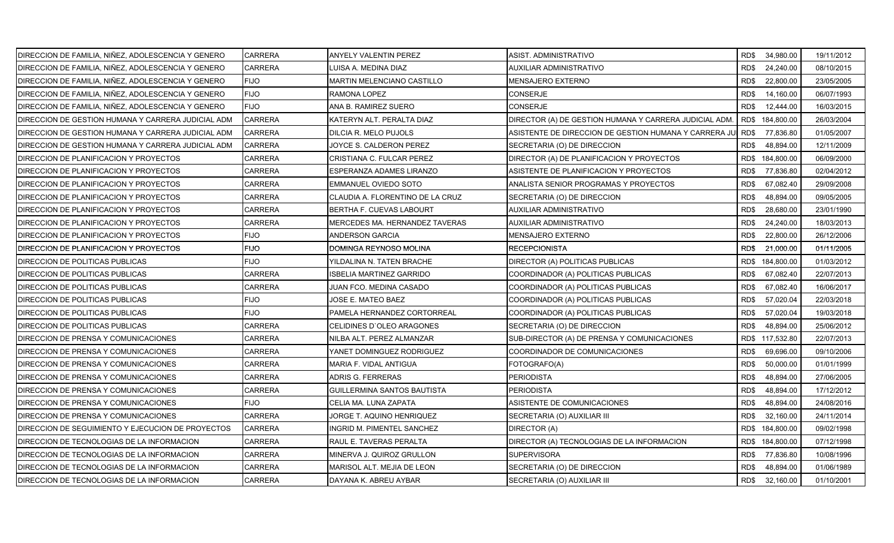| | | | | | |
|---|---|---|---|---|---|
| DIRECCION DE FAMILIA, NIÑEZ, ADOLESCENCIA Y GENERO | CARRERA | ANYELY VALENTIN PEREZ | ASIST. ADMINISTRATIVO | RD$ 34,980.00 | 19/11/2012 |
| DIRECCION DE FAMILIA, NIÑEZ, ADOLESCENCIA Y GENERO | CARRERA | LUISA A. MEDINA DIAZ | AUXILIAR ADMINISTRATIVO | RD$ 24,240.00 | 08/10/2015 |
| DIRECCION DE FAMILIA, NIÑEZ, ADOLESCENCIA Y GENERO | FIJO | MARTIN MELENCIANO CASTILLO | MENSAJERO EXTERNO | RD$ 22,800.00 | 23/05/2005 |
| DIRECCION DE FAMILIA, NIÑEZ, ADOLESCENCIA Y GENERO | FIJO | RAMONA LOPEZ | CONSERJE | RD$ 14,160.00 | 06/07/1993 |
| DIRECCION DE FAMILIA, NIÑEZ, ADOLESCENCIA Y GENERO | FIJO | ANA B. RAMIREZ SUERO | CONSERJE | RD$ 12,444.00 | 16/03/2015 |
| DIRECCION DE GESTION HUMANA Y CARRERA JUDICIAL ADM | CARRERA | KATERYN ALT. PERALTA DIAZ | DIRECTOR (A) DE GESTION HUMANA Y CARRERA JUDICIAL ADM. | RD$ 184,800.00 | 26/03/2004 |
| DIRECCION DE GESTION HUMANA Y CARRERA JUDICIAL ADM | CARRERA | DILCIA R. MELO PUJOLS | ASISTENTE DE DIRECCION DE GESTION HUMANA Y CARRERA JU | RD$ 77,836.80 | 01/05/2007 |
| DIRECCION DE GESTION HUMANA Y CARRERA JUDICIAL ADM | CARRERA | JOYCE S. CALDERON PEREZ | SECRETARIA (O) DE DIRECCION | RD$ 48,894.00 | 12/11/2009 |
| DIRECCION DE PLANIFICACION Y PROYECTOS | CARRERA | CRISTIANA C. FULCAR PEREZ | DIRECTOR (A) DE PLANIFICACION Y PROYECTOS | RD$ 184,800.00 | 06/09/2000 |
| DIRECCION DE PLANIFICACION Y PROYECTOS | CARRERA | ESPERANZA ADAMES LIRANZO | ASISTENTE DE PLANIFICACION Y PROYECTOS | RD$ 77,836.80 | 02/04/2012 |
| DIRECCION DE PLANIFICACION Y PROYECTOS | CARRERA | EMMANUEL OVIEDO SOTO | ANALISTA SENIOR PROGRAMAS Y PROYECTOS | RD$ 67,082.40 | 29/09/2008 |
| DIRECCION DE PLANIFICACION Y PROYECTOS | CARRERA | CLAUDIA A. FLORENTINO DE LA CRUZ | SECRETARIA (O) DE DIRECCION | RD$ 48,894.00 | 09/05/2005 |
| DIRECCION DE PLANIFICACION Y PROYECTOS | CARRERA | BERTHA F. CUEVAS LABOURT | AUXILIAR ADMINISTRATIVO | RD$ 28,680.00 | 23/01/1990 |
| DIRECCION DE PLANIFICACION Y PROYECTOS | CARRERA | MERCEDES MA. HERNANDEZ TAVERAS | AUXILIAR ADMINISTRATIVO | RD$ 24,240.00 | 18/03/2013 |
| DIRECCION DE PLANIFICACION Y PROYECTOS | FIJO | ANDERSON GARCIA | MENSAJERO EXTERNO | RD$ 22,800.00 | 26/12/2006 |
| DIRECCION DE PLANIFICACION Y PROYECTOS | FIJO | DOMINGA REYNOSO MOLINA | RECEPCIONISTA | RD$ 21,000.00 | 01/11/2005 |
| DIRECCION DE POLITICAS PUBLICAS | FIJO | YILDALINA N. TATEN BRACHE | DIRECTOR (A) POLITICAS PUBLICAS | RD$ 184,800.00 | 01/03/2012 |
| DIRECCION DE POLITICAS PUBLICAS | CARRERA | ISBELIA MARTINEZ GARRIDO | COORDINADOR (A) POLITICAS PUBLICAS | RD$ 67,082.40 | 22/07/2013 |
| DIRECCION DE POLITICAS PUBLICAS | CARRERA | JUAN FCO. MEDINA CASADO | COORDINADOR (A) POLITICAS PUBLICAS | RD$ 67,082.40 | 16/06/2017 |
| DIRECCION DE POLITICAS PUBLICAS | FIJO | JOSE E. MATEO BAEZ | COORDINADOR (A) POLITICAS PUBLICAS | RD$ 57,020.04 | 22/03/2018 |
| DIRECCION DE POLITICAS PUBLICAS | FIJO | PAMELA HERNANDEZ CORTORREAL | COORDINADOR (A) POLITICAS PUBLICAS | RD$ 57,020.04 | 19/03/2018 |
| DIRECCION DE POLITICAS PUBLICAS | CARRERA | CELIDINES D`OLEO ARAGONES | SECRETARIA (O) DE DIRECCION | RD$ 48,894.00 | 25/06/2012 |
| DIRECCION DE PRENSA Y COMUNICACIONES | CARRERA | NILBA ALT. PEREZ ALMANZAR | SUB-DIRECTOR (A) DE PRENSA Y COMUNICACIONES | RD$ 117,532.80 | 22/07/2013 |
| DIRECCION DE PRENSA Y COMUNICACIONES | CARRERA | YANET DOMINGUEZ RODRIGUEZ | COORDINADOR DE COMUNICACIONES | RD$ 69,696.00 | 09/10/2006 |
| DIRECCION DE PRENSA Y COMUNICACIONES | CARRERA | MARIA F. VIDAL ANTIGUA | FOTOGRAFO(A) | RD$ 50,000.00 | 01/01/1999 |
| DIRECCION DE PRENSA Y COMUNICACIONES | CARRERA | ADRIS G. FERRERAS | PERIODISTA | RD$ 48,894.00 | 27/06/2005 |
| DIRECCION DE PRENSA Y COMUNICACIONES | CARRERA | GUILLERMINA SANTOS BAUTISTA | PERIODISTA | RD$ 48,894.00 | 17/12/2012 |
| DIRECCION DE PRENSA Y COMUNICACIONES | FIJO | CELIA MA. LUNA ZAPATA | ASISTENTE DE COMUNICACIONES | RD$ 48,894.00 | 24/08/2016 |
| DIRECCION DE PRENSA Y COMUNICACIONES | CARRERA | JORGE T. AQUINO HENRIQUEZ | SECRETARIA (O) AUXILIAR III | RD$ 32,160.00 | 24/11/2014 |
| DIRECCION DE SEGUIMIENTO Y EJECUCION DE PROYECTOS | CARRERA | INGRID M. PIMENTEL SANCHEZ | DIRECTOR (A) | RD$ 184,800.00 | 09/02/1998 |
| DIRECCION DE TECNOLOGIAS DE LA INFORMACION | CARRERA | RAUL E. TAVERAS PERALTA | DIRECTOR (A) TECNOLOGIAS DE LA INFORMACION | RD$ 184,800.00 | 07/12/1998 |
| DIRECCION DE TECNOLOGIAS DE LA INFORMACION | CARRERA | MINERVA J. QUIROZ GRULLON | SUPERVISORA | RD$ 77,836.80 | 10/08/1996 |
| DIRECCION DE TECNOLOGIAS DE LA INFORMACION | CARRERA | MARISOL ALT. MEJIA DE LEON | SECRETARIA (O) DE DIRECCION | RD$ 48,894.00 | 01/06/1989 |
| DIRECCION DE TECNOLOGIAS DE LA INFORMACION | CARRERA | DAYANA K. ABREU AYBAR | SECRETARIA (O) AUXILIAR III | RD$ 32,160.00 | 01/10/2001 |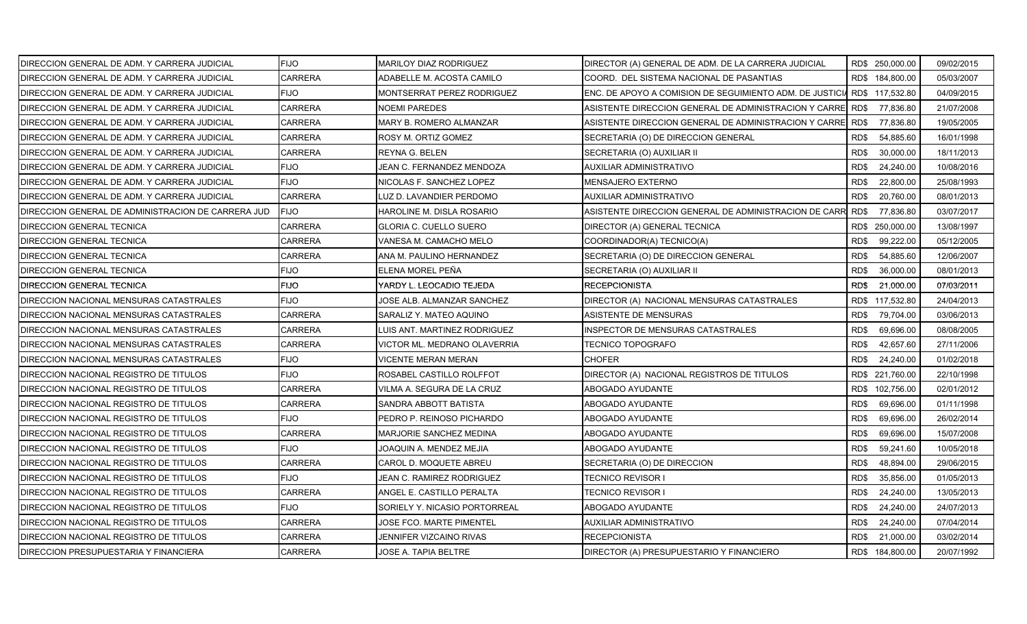| | | | | | |
|---|---|---|---|---|---|
| DIRECCION GENERAL DE ADM. Y CARRERA JUDICIAL | FIJO | MARILOY DIAZ RODRIGUEZ | DIRECTOR (A) GENERAL DE ADM. DE LA CARRERA JUDICIAL | RD$ 250,000.00 | 09/02/2015 |
| DIRECCION GENERAL DE ADM. Y CARRERA JUDICIAL | CARRERA | ADABELLE M. ACOSTA CAMILO | COORD. DEL SISTEMA NACIONAL DE PASANTIAS | RD$ 184,800.00 | 05/03/2007 |
| DIRECCION GENERAL DE ADM. Y CARRERA JUDICIAL | FIJO | MONTSERRAT PEREZ RODRIGUEZ | ENC. DE APOYO A COMISION DE SEGUIMIENTO ADM. DE JUSTICIA | RD$ 117,532.80 | 04/09/2015 |
| DIRECCION GENERAL DE ADM. Y CARRERA JUDICIAL | CARRERA | NOEMI PAREDES | ASISTENTE DIRECCION GENERAL DE ADMINISTRACION Y CARRE | RD$ 77,836.80 | 21/07/2008 |
| DIRECCION GENERAL DE ADM. Y CARRERA JUDICIAL | CARRERA | MARY B. ROMERO ALMANZAR | ASISTENTE DIRECCION GENERAL DE ADMINISTRACION Y CARRE | RD$ 77,836.80 | 19/05/2005 |
| DIRECCION GENERAL DE ADM. Y CARRERA JUDICIAL | CARRERA | ROSY M. ORTIZ GOMEZ | SECRETARIA (O) DE DIRECCION GENERAL | RD$ 54,885.60 | 16/01/1998 |
| DIRECCION GENERAL DE ADM. Y CARRERA JUDICIAL | CARRERA | REYNA G. BELEN | SECRETARIA (O) AUXILIAR II | RD$ 30,000.00 | 18/11/2013 |
| DIRECCION GENERAL DE ADM. Y CARRERA JUDICIAL | FIJO | JEAN C. FERNANDEZ MENDOZA | AUXILIAR ADMINISTRATIVO | RD$ 24,240.00 | 10/08/2016 |
| DIRECCION GENERAL DE ADM. Y CARRERA JUDICIAL | FIJO | NICOLAS F. SANCHEZ LOPEZ | MENSAJERO EXTERNO | RD$ 22,800.00 | 25/08/1993 |
| DIRECCION GENERAL DE ADM. Y CARRERA JUDICIAL | CARRERA | LUZ D. LAVANDIER PERDOMO | AUXILIAR ADMINISTRATIVO | RD$ 20,760.00 | 08/01/2013 |
| DIRECCION GENERAL DE ADMINISTRACION DE CARRERA JUD | FIJO | HAROLINE M. DISLA ROSARIO | ASISTENTE DIRECCION GENERAL DE ADMINISTRACION DE CARR | RD$ 77,836.80 | 03/07/2017 |
| DIRECCION GENERAL TECNICA | CARRERA | GLORIA C. CUELLO SUERO | DIRECTOR (A) GENERAL TECNICA | RD$ 250,000.00 | 13/08/1997 |
| DIRECCION GENERAL TECNICA | CARRERA | VANESA M. CAMACHO MELO | COORDINADOR(A) TECNICO(A) | RD$ 99,222.00 | 05/12/2005 |
| DIRECCION GENERAL TECNICA | CARRERA | ANA M. PAULINO HERNANDEZ | SECRETARIA (O) DE DIRECCION GENERAL | RD$ 54,885.60 | 12/06/2007 |
| DIRECCION GENERAL TECNICA | FIJO | ELENA MOREL PEÑA | SECRETARIA (O) AUXILIAR II | RD$ 36,000.00 | 08/01/2013 |
| DIRECCION GENERAL TECNICA | FIJO | YARDY L. LEOCADIO TEJEDA | RECEPCIONISTA | RD$ 21,000.00 | 07/03/2011 |
| DIRECCION NACIONAL MENSURAS CATASTRALES | FIJO | JOSE ALB. ALMANZAR SANCHEZ | DIRECTOR (A) NACIONAL MENSURAS CATASTRALES | RD$ 117,532.80 | 24/04/2013 |
| DIRECCION NACIONAL MENSURAS CATASTRALES | CARRERA | SARALIZ Y. MATEO AQUINO | ASISTENTE DE MENSURAS | RD$ 79,704.00 | 03/06/2013 |
| DIRECCION NACIONAL MENSURAS CATASTRALES | CARRERA | LUIS ANT. MARTINEZ RODRIGUEZ | INSPECTOR DE MENSURAS CATASTRALES | RD$ 69,696.00 | 08/08/2005 |
| DIRECCION NACIONAL MENSURAS CATASTRALES | CARRERA | VICTOR ML. MEDRANO OLAVERRIA | TECNICO TOPOGRAFO | RD$ 42,657.60 | 27/11/2006 |
| DIRECCION NACIONAL MENSURAS CATASTRALES | FIJO | VICENTE MERAN MERAN | CHOFER | RD$ 24,240.00 | 01/02/2018 |
| DIRECCION NACIONAL REGISTRO DE TITULOS | FIJO | ROSABEL CASTILLO ROLFFOT | DIRECTOR (A) NACIONAL REGISTROS DE TITULOS | RD$ 221,760.00 | 22/10/1998 |
| DIRECCION NACIONAL REGISTRO DE TITULOS | CARRERA | VILMA A. SEGURA DE LA CRUZ | ABOGADO AYUDANTE | RD$ 102,756.00 | 02/01/2012 |
| DIRECCION NACIONAL REGISTRO DE TITULOS | CARRERA | SANDRA ABBOTT BATISTA | ABOGADO AYUDANTE | RD$ 69,696.00 | 01/11/1998 |
| DIRECCION NACIONAL REGISTRO DE TITULOS | FIJO | PEDRO P. REINOSO PICHARDO | ABOGADO AYUDANTE | RD$ 69,696.00 | 26/02/2014 |
| DIRECCION NACIONAL REGISTRO DE TITULOS | CARRERA | MARJORIE SANCHEZ MEDINA | ABOGADO AYUDANTE | RD$ 69,696.00 | 15/07/2008 |
| DIRECCION NACIONAL REGISTRO DE TITULOS | FIJO | JOAQUIN A. MENDEZ MEJIA | ABOGADO AYUDANTE | RD$ 59,241.60 | 10/05/2018 |
| DIRECCION NACIONAL REGISTRO DE TITULOS | CARRERA | CAROL D. MOQUETE ABREU | SECRETARIA (O) DE DIRECCION | RD$ 48,894.00 | 29/06/2015 |
| DIRECCION NACIONAL REGISTRO DE TITULOS | FIJO | JEAN C. RAMIREZ RODRIGUEZ | TECNICO REVISOR I | RD$ 35,856.00 | 01/05/2013 |
| DIRECCION NACIONAL REGISTRO DE TITULOS | CARRERA | ANGEL E. CASTILLO PERALTA | TECNICO REVISOR I | RD$ 24,240.00 | 13/05/2013 |
| DIRECCION NACIONAL REGISTRO DE TITULOS | FIJO | SORIELY Y. NICASIO PORTORREAL | ABOGADO AYUDANTE | RD$ 24,240.00 | 24/07/2013 |
| DIRECCION NACIONAL REGISTRO DE TITULOS | CARRERA | JOSE FCO. MARTE PIMENTEL | AUXILIAR ADMINISTRATIVO | RD$ 24,240.00 | 07/04/2014 |
| DIRECCION NACIONAL REGISTRO DE TITULOS | CARRERA | JENNIFER VIZCAINO RIVAS | RECEPCIONISTA | RD$ 21,000.00 | 03/02/2014 |
| DIRECCION PRESUPUESTARIA Y FINANCIERA | CARRERA | JOSE A. TAPIA BELTRE | DIRECTOR (A) PRESUPUESTARIO Y FINANCIERO | RD$ 184,800.00 | 20/07/1992 |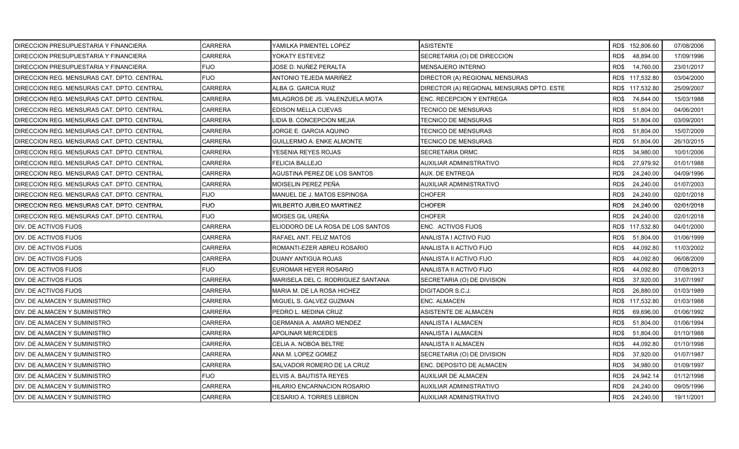| | | | | | |
|---|---|---|---|---|---|
| DIRECCION PRESUPUESTARIA Y FINANCIERA | CARRERA | YAMILKA PIMENTEL LOPEZ | ASISTENTE | RD$ 152,806.60 | 07/08/2006 |
| DIRECCION PRESUPUESTARIA Y FINANCIERA | CARRERA | YOKATY ESTEVEZ | SECRETARIA (O) DE DIRECCION | RD$ 48,894.00 | 17/09/1996 |
| DIRECCION PRESUPUESTARIA Y FINANCIERA | FIJO | JOSE D. NUÑEZ PERALTA | MENSAJERO INTERNO | RD$ 14,760.00 | 23/01/2017 |
| DIRECCION REG. MENSURAS CAT. DPTO. CENTRAL | FIJO | ANTONIO TEJEDA MARIÑEZ | DIRECTOR (A) REGIONAL MENSURAS | RD$ 117,532.80 | 03/04/2000 |
| DIRECCION REG. MENSURAS CAT. DPTO. CENTRAL | CARRERA | ALBA G. GARCIA RUIZ | DIRECTOR (A) REGIONAL MENSURAS DPTO. ESTE | RD$ 117,532.80 | 25/09/2007 |
| DIRECCION REG. MENSURAS CAT. DPTO. CENTRAL | CARRERA | MILAGROS DE JS. VALENZUELA MOTA | ENC. RECEPCION Y ENTREGA | RD$ 74,844.00 | 15/03/1988 |
| DIRECCION REG. MENSURAS CAT. DPTO. CENTRAL | CARRERA | EDISON MELLA CUEVAS | TECNICO DE MENSURAS | RD$ 51,804.00 | 04/06/2001 |
| DIRECCION REG. MENSURAS CAT. DPTO. CENTRAL | CARRERA | LIDIA B. CONCEPCION MEJIA | TECNICO DE MENSURAS | RD$ 51,804.00 | 03/09/2001 |
| DIRECCION REG. MENSURAS CAT. DPTO. CENTRAL | CARRERA | JORGE E. GARCIA AQUINO | TECNICO DE MENSURAS | RD$ 51,804.00 | 15/07/2009 |
| DIRECCION REG. MENSURAS CAT. DPTO. CENTRAL | CARRERA | GUILLERMO A. ENKE ALMONTE | TECNICO DE MENSURAS | RD$ 51,804.00 | 26/10/2015 |
| DIRECCION REG. MENSURAS CAT. DPTO. CENTRAL | CARRERA | YESENIA REYES ROJAS | SECRETARIA DRMC | RD$ 34,980.00 | 10/01/2006 |
| DIRECCION REG. MENSURAS CAT. DPTO. CENTRAL | CARRERA | FELICIA BALLEJO | AUXILIAR ADMINISTRATIVO | RD$ 27,979.92 | 01/01/1988 |
| DIRECCION REG. MENSURAS CAT. DPTO. CENTRAL | CARRERA | AGUSTINA PEREZ DE LOS SANTOS | AUX. DE ENTREGA | RD$ 24,240.00 | 04/09/1996 |
| DIRECCION REG. MENSURAS CAT. DPTO. CENTRAL | CARRERA | MOISELIN PEREZ PEÑA | AUXILIAR ADMINISTRATIVO | RD$ 24,240.00 | 01/07/2003 |
| DIRECCION REG. MENSURAS CAT. DPTO. CENTRAL | FIJO | MANUEL DE J. MATOS ESPINOSA | CHOFER | RD$ 24,240.00 | 02/01/2018 |
| DIRECCION REG. MENSURAS CAT. DPTO. CENTRAL | FIJO | WILBERTO JUBILEO MARTINEZ | CHOFER | RD$ 24,240.00 | 02/01/2018 |
| DIRECCION REG. MENSURAS CAT. DPTO. CENTRAL | FIJO | MOISES GIL UREÑA | CHOFER | RD$ 24,240.00 | 02/01/2018 |
| DIV. DE ACTIVOS FIJOS | CARRERA | ELIODORO DE LA ROSA DE LOS SANTOS | ENC. ACTIVOS FIJOS | RD$ 117,532.80 | 04/01/2000 |
| DIV. DE ACTIVOS FIJOS | CARRERA | RAFAEL ANT. FELIZ MATOS | ANALISTA I ACTIVO FIJO | RD$ 51,804.00 | 01/06/1999 |
| DIV. DE ACTIVOS FIJOS | CARRERA | ROMANTI-EZER ABREU ROSARIO | ANALISTA II ACTIVO FIJO | RD$ 44,092.80 | 11/03/2002 |
| DIV. DE ACTIVOS FIJOS | CARRERA | DUANY ANTIGUA ROJAS | ANALISTA II ACTIVO FIJO | RD$ 44,092.80 | 06/08/2009 |
| DIV. DE ACTIVOS FIJOS | FIJO | EUROMAR HEYER ROSARIO | ANALISTA II ACTIVO FIJO | RD$ 44,092.80 | 07/08/2013 |
| DIV. DE ACTIVOS FIJOS | CARRERA | MARISELA DEL C. RODRIGUEZ SANTANA | SECRETARIA (O) DE DIVISION | RD$ 37,920.00 | 31/07/1997 |
| DIV. DE ACTIVOS FIJOS | CARRERA | MARIA M. DE LA ROSA HICHEZ | DIGITADOR S.C.J. | RD$ 26,880.00 | 01/03/1989 |
| DIV. DE ALMACEN Y SUMINISTRO | CARRERA | MIGUEL S. GALVEZ GUZMAN | ENC. ALMACEN | RD$ 117,532.80 | 01/03/1988 |
| DIV. DE ALMACEN Y SUMINISTRO | CARRERA | PEDRO L. MEDINA CRUZ | ASISTENTE DE ALMACEN | RD$ 69,696.00 | 01/06/1992 |
| DIV. DE ALMACEN Y SUMINISTRO | CARRERA | GERMANIA A. AMARO MENDEZ | ANALISTA I ALMACEN | RD$ 51,804.00 | 01/06/1994 |
| DIV. DE ALMACEN Y SUMINISTRO | CARRERA | APOLINAR MERCEDES | ANALISTA I ALMACEN | RD$ 51,804.00 | 01/10/1988 |
| DIV. DE ALMACEN Y SUMINISTRO | CARRERA | CELIA A. NOBOA BELTRE | ANALISTA II ALMACEN | RD$ 44,092.80 | 01/10/1998 |
| DIV. DE ALMACEN Y SUMINISTRO | CARRERA | ANA M. LOPEZ GOMEZ | SECRETARIA (O) DE DIVISION | RD$ 37,920.00 | 01/07/1987 |
| DIV. DE ALMACEN Y SUMINISTRO | CARRERA | SALVADOR ROMERO DE LA CRUZ | ENC. DEPOSITO DE ALMACEN | RD$ 34,980.00 | 01/09/1997 |
| DIV. DE ALMACEN Y SUMINISTRO | FIJO | ELVIS A. BAUTISTA REYES | AUXILIAR DE ALMACEN | RD$ 24,942.14 | 01/12/1998 |
| DIV. DE ALMACEN Y SUMINISTRO | CARRERA | HILARIO ENCARNACION ROSARIO | AUXILIAR ADMINISTRATIVO | RD$ 24,240.00 | 09/05/1996 |
| DIV. DE ALMACEN Y SUMINISTRO | CARRERA | CESARIO A. TORRES LEBRON | AUXILIAR ADMINISTRATIVO | RD$ 24,240.00 | 19/11/2001 |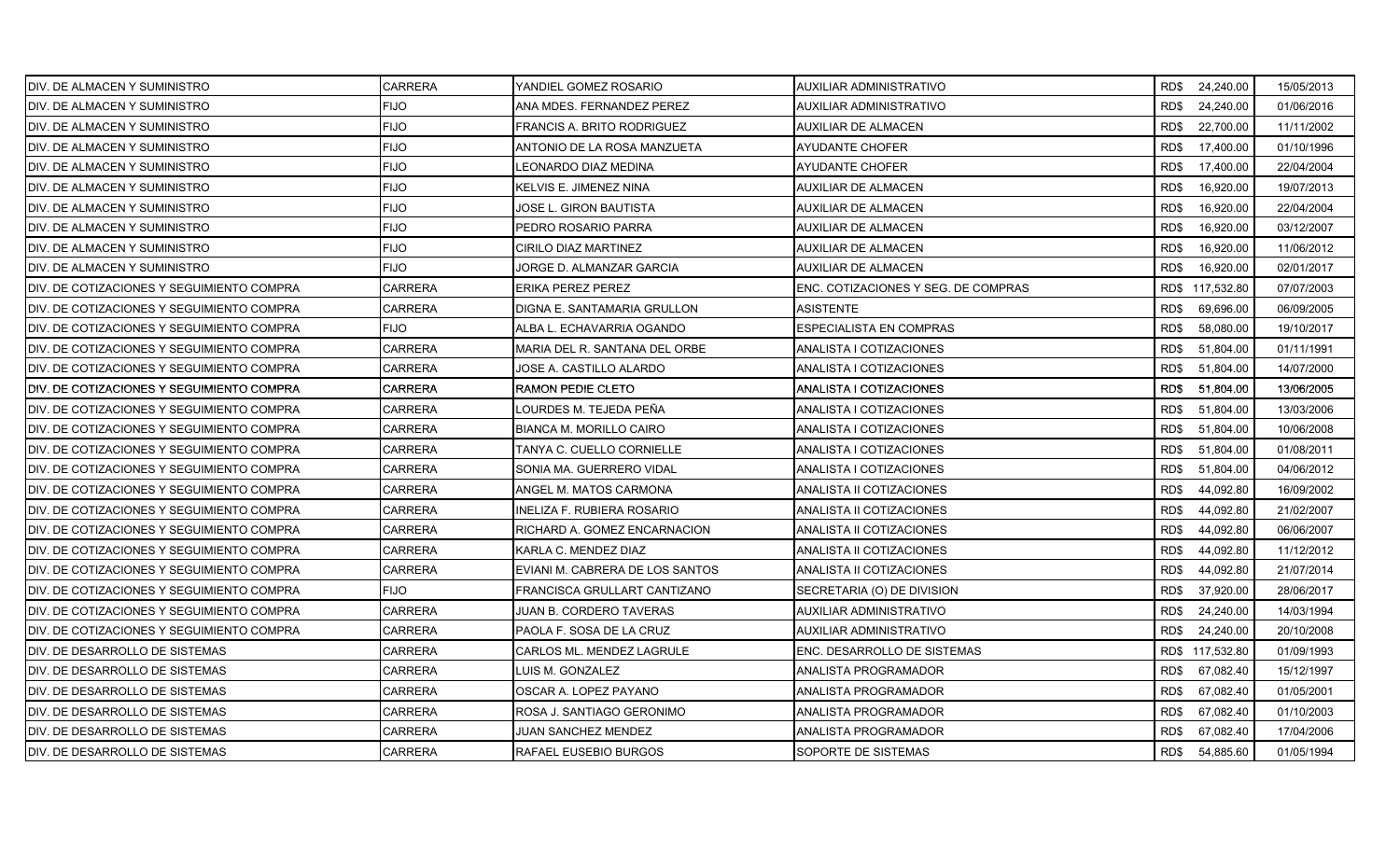| | | | | | |
|---|---|---|---|---|---|
| DIV. DE ALMACEN Y SUMINISTRO | CARRERA | YANDIEL GOMEZ ROSARIO | AUXILIAR ADMINISTRATIVO | RD$ 24,240.00 | 15/05/2013 |
| DIV. DE ALMACEN Y SUMINISTRO | FIJO | ANA MDES. FERNANDEZ PEREZ | AUXILIAR ADMINISTRATIVO | RD$ 24,240.00 | 01/06/2016 |
| DIV. DE ALMACEN Y SUMINISTRO | FIJO | FRANCIS A. BRITO RODRIGUEZ | AUXILIAR DE ALMACEN | RD$ 22,700.00 | 11/11/2002 |
| DIV. DE ALMACEN Y SUMINISTRO | FIJO | ANTONIO DE LA ROSA MANZUETA | AYUDANTE CHOFER | RD$ 17,400.00 | 01/10/1996 |
| DIV. DE ALMACEN Y SUMINISTRO | FIJO | LEONARDO DIAZ MEDINA | AYUDANTE CHOFER | RD$ 17,400.00 | 22/04/2004 |
| DIV. DE ALMACEN Y SUMINISTRO | FIJO | KELVIS E. JIMENEZ NINA | AUXILIAR DE ALMACEN | RD$ 16,920.00 | 19/07/2013 |
| DIV. DE ALMACEN Y SUMINISTRO | FIJO | JOSE L. GIRON BAUTISTA | AUXILIAR DE ALMACEN | RD$ 16,920.00 | 22/04/2004 |
| DIV. DE ALMACEN Y SUMINISTRO | FIJO | PEDRO ROSARIO PARRA | AUXILIAR DE ALMACEN | RD$ 16,920.00 | 03/12/2007 |
| DIV. DE ALMACEN Y SUMINISTRO | FIJO | CIRILO DIAZ MARTINEZ | AUXILIAR DE ALMACEN | RD$ 16,920.00 | 11/06/2012 |
| DIV. DE ALMACEN Y SUMINISTRO | FIJO | JORGE D. ALMANZAR GARCIA | AUXILIAR DE ALMACEN | RD$ 16,920.00 | 02/01/2017 |
| DIV. DE COTIZACIONES Y SEGUIMIENTO COMPRA | CARRERA | ERIKA PEREZ PEREZ | ENC. COTIZACIONES Y SEG. DE COMPRAS | RD$ 117,532.80 | 07/07/2003 |
| DIV. DE COTIZACIONES Y SEGUIMIENTO COMPRA | CARRERA | DIGNA E. SANTAMARIA GRULLON | ASISTENTE | RD$ 69,696.00 | 06/09/2005 |
| DIV. DE COTIZACIONES Y SEGUIMIENTO COMPRA | FIJO | ALBA L. ECHAVARRIA OGANDO | ESPECIALISTA EN COMPRAS | RD$ 58,080.00 | 19/10/2017 |
| DIV. DE COTIZACIONES Y SEGUIMIENTO COMPRA | CARRERA | MARIA DEL R. SANTANA DEL ORBE | ANALISTA I COTIZACIONES | RD$ 51,804.00 | 01/11/1991 |
| DIV. DE COTIZACIONES Y SEGUIMIENTO COMPRA | CARRERA | JOSE A. CASTILLO ALARDO | ANALISTA I COTIZACIONES | RD$ 51,804.00 | 14/07/2000 |
| DIV. DE COTIZACIONES Y SEGUIMIENTO COMPRA | CARRERA | RAMON PEDIE CLETO | ANALISTA I COTIZACIONES | RD$ 51,804.00 | 13/06/2005 |
| DIV. DE COTIZACIONES Y SEGUIMIENTO COMPRA | CARRERA | LOURDES M. TEJEDA PEÑA | ANALISTA I COTIZACIONES | RD$ 51,804.00 | 13/03/2006 |
| DIV. DE COTIZACIONES Y SEGUIMIENTO COMPRA | CARRERA | BIANCA M. MORILLO CAIRO | ANALISTA I COTIZACIONES | RD$ 51,804.00 | 10/06/2008 |
| DIV. DE COTIZACIONES Y SEGUIMIENTO COMPRA | CARRERA | TANYA C. CUELLO CORNIELLE | ANALISTA I COTIZACIONES | RD$ 51,804.00 | 01/08/2011 |
| DIV. DE COTIZACIONES Y SEGUIMIENTO COMPRA | CARRERA | SONIA MA. GUERRERO VIDAL | ANALISTA I COTIZACIONES | RD$ 51,804.00 | 04/06/2012 |
| DIV. DE COTIZACIONES Y SEGUIMIENTO COMPRA | CARRERA | ANGEL M. MATOS CARMONA | ANALISTA II COTIZACIONES | RD$ 44,092.80 | 16/09/2002 |
| DIV. DE COTIZACIONES Y SEGUIMIENTO COMPRA | CARRERA | INELIZA F. RUBIERA ROSARIO | ANALISTA II COTIZACIONES | RD$ 44,092.80 | 21/02/2007 |
| DIV. DE COTIZACIONES Y SEGUIMIENTO COMPRA | CARRERA | RICHARD A. GOMEZ ENCARNACION | ANALISTA II COTIZACIONES | RD$ 44,092.80 | 06/06/2007 |
| DIV. DE COTIZACIONES Y SEGUIMIENTO COMPRA | CARRERA | KARLA C. MENDEZ DIAZ | ANALISTA II COTIZACIONES | RD$ 44,092.80 | 11/12/2012 |
| DIV. DE COTIZACIONES Y SEGUIMIENTO COMPRA | CARRERA | EVIANI M. CABRERA DE LOS SANTOS | ANALISTA II COTIZACIONES | RD$ 44,092.80 | 21/07/2014 |
| DIV. DE COTIZACIONES Y SEGUIMIENTO COMPRA | FIJO | FRANCISCA GRULLART CANTIZANO | SECRETARIA (O) DE DIVISION | RD$ 37,920.00 | 28/06/2017 |
| DIV. DE COTIZACIONES Y SEGUIMIENTO COMPRA | CARRERA | JUAN B. CORDERO TAVERAS | AUXILIAR ADMINISTRATIVO | RD$ 24,240.00 | 14/03/1994 |
| DIV. DE COTIZACIONES Y SEGUIMIENTO COMPRA | CARRERA | PAOLA F. SOSA DE LA CRUZ | AUXILIAR ADMINISTRATIVO | RD$ 24,240.00 | 20/10/2008 |
| DIV. DE DESARROLLO DE SISTEMAS | CARRERA | CARLOS ML. MENDEZ LAGRULE | ENC. DESARROLLO DE SISTEMAS | RD$ 117,532.80 | 01/09/1993 |
| DIV. DE DESARROLLO DE SISTEMAS | CARRERA | LUIS M. GONZALEZ | ANALISTA PROGRAMADOR | RD$ 67,082.40 | 15/12/1997 |
| DIV. DE DESARROLLO DE SISTEMAS | CARRERA | OSCAR A. LOPEZ PAYANO | ANALISTA PROGRAMADOR | RD$ 67,082.40 | 01/05/2001 |
| DIV. DE DESARROLLO DE SISTEMAS | CARRERA | ROSA J. SANTIAGO GERONIMO | ANALISTA PROGRAMADOR | RD$ 67,082.40 | 01/10/2003 |
| DIV. DE DESARROLLO DE SISTEMAS | CARRERA | JUAN SANCHEZ MENDEZ | ANALISTA PROGRAMADOR | RD$ 67,082.40 | 17/04/2006 |
| DIV. DE DESARROLLO DE SISTEMAS | CARRERA | RAFAEL EUSEBIO BURGOS | SOPORTE DE SISTEMAS | RD$ 54,885.60 | 01/05/1994 |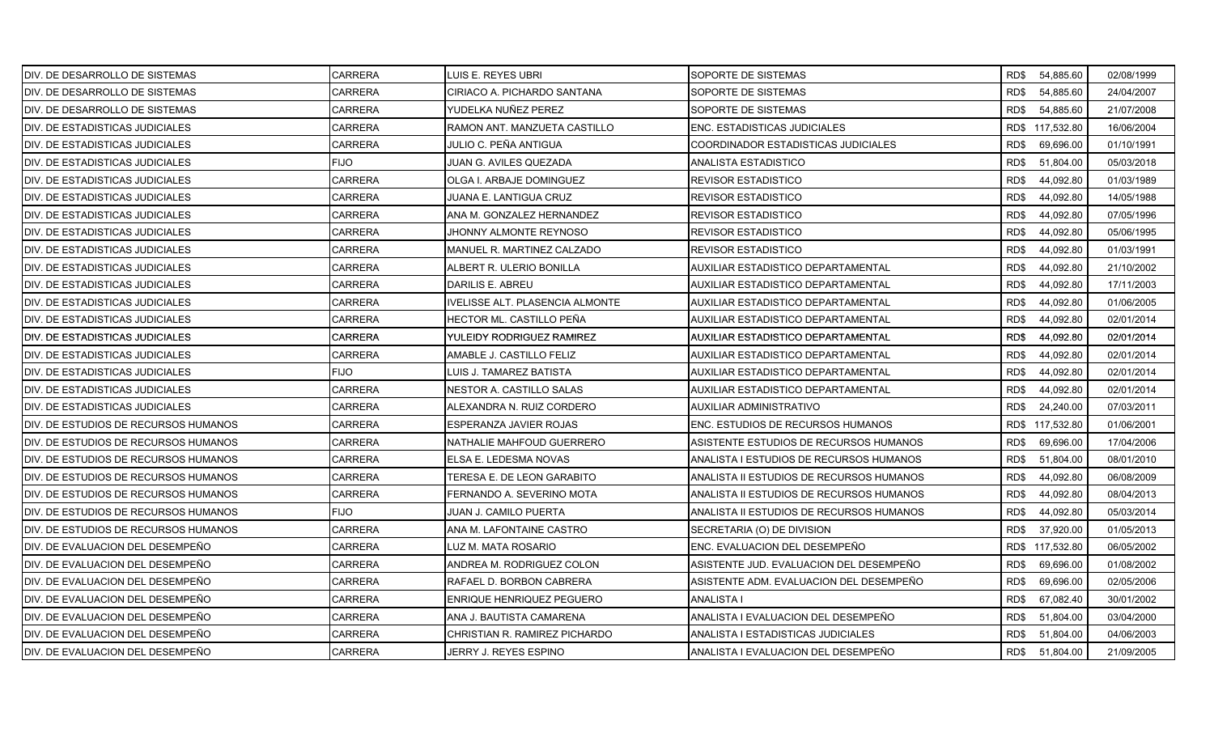| | | | | | |
|---|---|---|---|---|---|
| DIV. DE DESARROLLO DE SISTEMAS | CARRERA | LUIS E. REYES UBRI | SOPORTE DE SISTEMAS | RD$ 54,885.60 | 02/08/1999 |
| DIV. DE DESARROLLO DE SISTEMAS | CARRERA | CIRIACO A. PICHARDO SANTANA | SOPORTE DE SISTEMAS | RD$ 54,885.60 | 24/04/2007 |
| DIV. DE DESARROLLO DE SISTEMAS | CARRERA | YUDELKA NUÑEZ PEREZ | SOPORTE DE SISTEMAS | RD$ 54,885.60 | 21/07/2008 |
| DIV. DE ESTADISTICAS JUDICIALES | CARRERA | RAMON ANT. MANZUETA CASTILLO | ENC. ESTADISTICAS JUDICIALES | RD$ 117,532.80 | 16/06/2004 |
| DIV. DE ESTADISTICAS JUDICIALES | CARRERA | JULIO C. PEÑA ANTIGUA | COORDINADOR ESTADISTICAS JUDICIALES | RD$ 69,696.00 | 01/10/1991 |
| DIV. DE ESTADISTICAS JUDICIALES | FIJO | JUAN G. AVILES QUEZADA | ANALISTA ESTADISTICO | RD$ 51,804.00 | 05/03/2018 |
| DIV. DE ESTADISTICAS JUDICIALES | CARRERA | OLGA I. ARBAJE DOMINGUEZ | REVISOR ESTADISTICO | RD$ 44,092.80 | 01/03/1989 |
| DIV. DE ESTADISTICAS JUDICIALES | CARRERA | JUANA E. LANTIGUA CRUZ | REVISOR ESTADISTICO | RD$ 44,092.80 | 14/05/1988 |
| DIV. DE ESTADISTICAS JUDICIALES | CARRERA | ANA M. GONZALEZ HERNANDEZ | REVISOR ESTADISTICO | RD$ 44,092.80 | 07/05/1996 |
| DIV. DE ESTADISTICAS JUDICIALES | CARRERA | JHONNY ALMONTE REYNOSO | REVISOR ESTADISTICO | RD$ 44,092.80 | 05/06/1995 |
| DIV. DE ESTADISTICAS JUDICIALES | CARRERA | MANUEL R. MARTINEZ CALZADO | REVISOR ESTADISTICO | RD$ 44,092.80 | 01/03/1991 |
| DIV. DE ESTADISTICAS JUDICIALES | CARRERA | ALBERT R. ULERIO BONILLA | AUXILIAR ESTADISTICO DEPARTAMENTAL | RD$ 44,092.80 | 21/10/2002 |
| DIV. DE ESTADISTICAS JUDICIALES | CARRERA | DARILIS E. ABREU | AUXILIAR ESTADISTICO DEPARTAMENTAL | RD$ 44,092.80 | 17/11/2003 |
| DIV. DE ESTADISTICAS JUDICIALES | CARRERA | IVELISSE ALT. PLASENCIA ALMONTE | AUXILIAR ESTADISTICO DEPARTAMENTAL | RD$ 44,092.80 | 01/06/2005 |
| DIV. DE ESTADISTICAS JUDICIALES | CARRERA | HECTOR ML. CASTILLO PEÑA | AUXILIAR ESTADISTICO DEPARTAMENTAL | RD$ 44,092.80 | 02/01/2014 |
| DIV. DE ESTADISTICAS JUDICIALES | CARRERA | YULEIDY RODRIGUEZ RAMIREZ | AUXILIAR ESTADISTICO DEPARTAMENTAL | RD$ 44,092.80 | 02/01/2014 |
| DIV. DE ESTADISTICAS JUDICIALES | CARRERA | AMABLE J. CASTILLO FELIZ | AUXILIAR ESTADISTICO DEPARTAMENTAL | RD$ 44,092.80 | 02/01/2014 |
| DIV. DE ESTADISTICAS JUDICIALES | FIJO | LUIS J. TAMAREZ BATISTA | AUXILIAR ESTADISTICO DEPARTAMENTAL | RD$ 44,092.80 | 02/01/2014 |
| DIV. DE ESTADISTICAS JUDICIALES | CARRERA | NESTOR A. CASTILLO SALAS | AUXILIAR ESTADISTICO DEPARTAMENTAL | RD$ 44,092.80 | 02/01/2014 |
| DIV. DE ESTADISTICAS JUDICIALES | CARRERA | ALEXANDRA N. RUIZ CORDERO | AUXILIAR ADMINISTRATIVO | RD$ 24,240.00 | 07/03/2011 |
| DIV. DE ESTUDIOS DE RECURSOS HUMANOS | CARRERA | ESPERANZA JAVIER ROJAS | ENC. ESTUDIOS DE RECURSOS HUMANOS | RD$ 117,532.80 | 01/06/2001 |
| DIV. DE ESTUDIOS DE RECURSOS HUMANOS | CARRERA | NATHALIE MAHFOUD GUERRERO | ASISTENTE ESTUDIOS DE RECURSOS HUMANOS | RD$ 69,696.00 | 17/04/2006 |
| DIV. DE ESTUDIOS DE RECURSOS HUMANOS | CARRERA | ELSA E. LEDESMA NOVAS | ANALISTA I ESTUDIOS DE RECURSOS HUMANOS | RD$ 51,804.00 | 08/01/2010 |
| DIV. DE ESTUDIOS DE RECURSOS HUMANOS | CARRERA | TERESA E. DE LEON GARABITO | ANALISTA II ESTUDIOS DE RECURSOS HUMANOS | RD$ 44,092.80 | 06/08/2009 |
| DIV. DE ESTUDIOS DE RECURSOS HUMANOS | CARRERA | FERNANDO A. SEVERINO MOTA | ANALISTA II ESTUDIOS DE RECURSOS HUMANOS | RD$ 44,092.80 | 08/04/2013 |
| DIV. DE ESTUDIOS DE RECURSOS HUMANOS | FIJO | JUAN J. CAMILO PUERTA | ANALISTA II ESTUDIOS DE RECURSOS HUMANOS | RD$ 44,092.80 | 05/03/2014 |
| DIV. DE ESTUDIOS DE RECURSOS HUMANOS | CARRERA | ANA M. LAFONTAINE CASTRO | SECRETARIA (O) DE DIVISION | RD$ 37,920.00 | 01/05/2013 |
| DIV. DE EVALUACION DEL DESEMPEÑO | CARRERA | LUZ M. MATA ROSARIO | ENC. EVALUACION DEL DESEMPEÑO | RD$ 117,532.80 | 06/05/2002 |
| DIV. DE EVALUACION DEL DESEMPEÑO | CARRERA | ANDREA M. RODRIGUEZ COLON | ASISTENTE JUD. EVALUACION DEL DESEMPEÑO | RD$ 69,696.00 | 01/08/2002 |
| DIV. DE EVALUACION DEL DESEMPEÑO | CARRERA | RAFAEL D. BORBON CABRERA | ASISTENTE ADM. EVALUACION DEL DESEMPEÑO | RD$ 69,696.00 | 02/05/2006 |
| DIV. DE EVALUACION DEL DESEMPEÑO | CARRERA | ENRIQUE HENRIQUEZ PEGUERO | ANALISTA I | RD$ 67,082.40 | 30/01/2002 |
| DIV. DE EVALUACION DEL DESEMPEÑO | CARRERA | ANA J. BAUTISTA CAMARENA | ANALISTA I EVALUACION DEL DESEMPEÑO | RD$ 51,804.00 | 03/04/2000 |
| DIV. DE EVALUACION DEL DESEMPEÑO | CARRERA | CHRISTIAN R. RAMIREZ PICHARDO | ANALISTA I ESTADISTICAS JUDICIALES | RD$ 51,804.00 | 04/06/2003 |
| DIV. DE EVALUACION DEL DESEMPEÑO | CARRERA | JERRY J. REYES ESPINO | ANALISTA I EVALUACION DEL DESEMPEÑO | RD$ 51,804.00 | 21/09/2005 |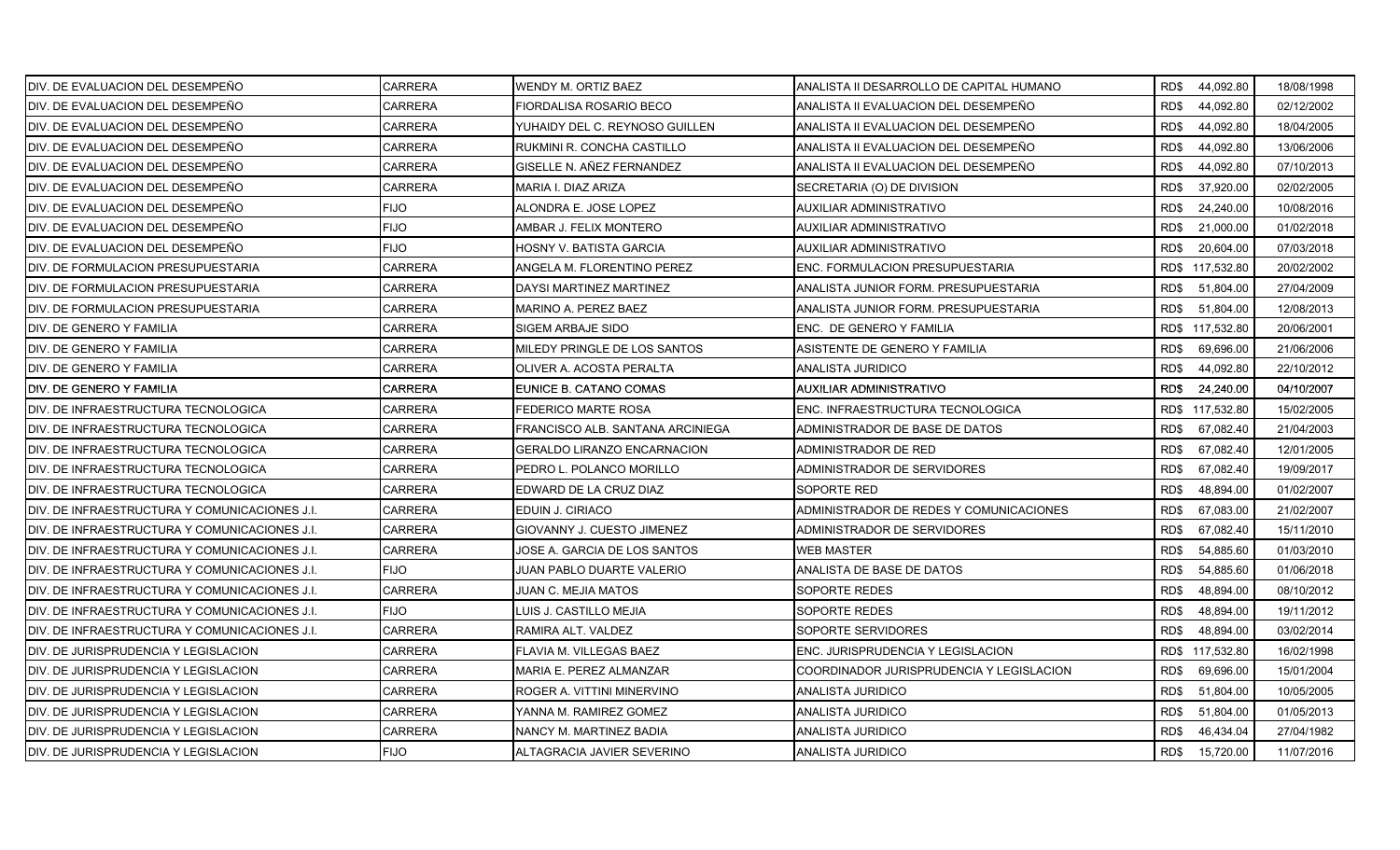| | | | | | |
|---|---|---|---|---|---|
| DIV. DE EVALUACION DEL DESEMPEÑO | CARRERA | WENDY M. ORTIZ BAEZ | ANALISTA II DESARROLLO DE CAPITAL HUMANO | RD$ 44,092.80 | 18/08/1998 |
| DIV. DE EVALUACION DEL DESEMPEÑO | CARRERA | FIORDALISA ROSARIO BECO | ANALISTA II EVALUACION DEL DESEMPEÑO | RD$ 44,092.80 | 02/12/2002 |
| DIV. DE EVALUACION DEL DESEMPEÑO | CARRERA | YUHAIDY DEL C. REYNOSO GUILLEN | ANALISTA II EVALUACION DEL DESEMPEÑO | RD$ 44,092.80 | 18/04/2005 |
| DIV. DE EVALUACION DEL DESEMPEÑO | CARRERA | RUKMINI R. CONCHA CASTILLO | ANALISTA II EVALUACION DEL DESEMPEÑO | RD$ 44,092.80 | 13/06/2006 |
| DIV. DE EVALUACION DEL DESEMPEÑO | CARRERA | GISELLE N. AÑEZ FERNANDEZ | ANALISTA II EVALUACION DEL DESEMPEÑO | RD$ 44,092.80 | 07/10/2013 |
| DIV. DE EVALUACION DEL DESEMPEÑO | CARRERA | MARIA I. DIAZ ARIZA | SECRETARIA (O) DE DIVISION | RD$ 37,920.00 | 02/02/2005 |
| DIV. DE EVALUACION DEL DESEMPEÑO | FIJO | ALONDRA E. JOSE LOPEZ | AUXILIAR ADMINISTRATIVO | RD$ 24,240.00 | 10/08/2016 |
| DIV. DE EVALUACION DEL DESEMPEÑO | FIJO | AMBAR J. FELIX MONTERO | AUXILIAR ADMINISTRATIVO | RD$ 21,000.00 | 01/02/2018 |
| DIV. DE EVALUACION DEL DESEMPEÑO | FIJO | HOSNY V. BATISTA GARCIA | AUXILIAR ADMINISTRATIVO | RD$ 20,604.00 | 07/03/2018 |
| DIV. DE FORMULACION PRESUPUESTARIA | CARRERA | ANGELA M. FLORENTINO PEREZ | ENC. FORMULACION PRESUPUESTARIA | RD$ 117,532.80 | 20/02/2002 |
| DIV. DE FORMULACION PRESUPUESTARIA | CARRERA | DAYSI MARTINEZ MARTINEZ | ANALISTA JUNIOR FORM. PRESUPUESTARIA | RD$ 51,804.00 | 27/04/2009 |
| DIV. DE FORMULACION PRESUPUESTARIA | CARRERA | MARINO A. PEREZ BAEZ | ANALISTA JUNIOR FORM. PRESUPUESTARIA | RD$ 51,804.00 | 12/08/2013 |
| DIV. DE GENERO Y FAMILIA | CARRERA | SIGEM ARBAJE SIDO | ENC. DE GENERO Y FAMILIA | RD$ 117,532.80 | 20/06/2001 |
| DIV. DE GENERO Y FAMILIA | CARRERA | MILEDY PRINGLE DE LOS SANTOS | ASISTENTE DE GENERO Y FAMILIA | RD$ 69,696.00 | 21/06/2006 |
| DIV. DE GENERO Y FAMILIA | CARRERA | OLIVER A. ACOSTA PERALTA | ANALISTA JURIDICO | RD$ 44,092.80 | 22/10/2012 |
| DIV. DE GENERO Y FAMILIA | CARRERA | EUNICE B. CATANO COMAS | AUXILIAR ADMINISTRATIVO | RD$ 24,240.00 | 04/10/2007 |
| DIV. DE INFRAESTRUCTURA TECNOLOGICA | CARRERA | FEDERICO MARTE ROSA | ENC. INFRAESTRUCTURA TECNOLOGICA | RD$ 117,532.80 | 15/02/2005 |
| DIV. DE INFRAESTRUCTURA TECNOLOGICA | CARRERA | FRANCISCO ALB. SANTANA ARCINIEGA | ADMINISTRADOR DE BASE DE DATOS | RD$ 67,082.40 | 21/04/2003 |
| DIV. DE INFRAESTRUCTURA TECNOLOGICA | CARRERA | GERALDO LIRANZO ENCARNACION | ADMINISTRADOR DE RED | RD$ 67,082.40 | 12/01/2005 |
| DIV. DE INFRAESTRUCTURA TECNOLOGICA | CARRERA | PEDRO L. POLANCO MORILLO | ADMINISTRADOR DE SERVIDORES | RD$ 67,082.40 | 19/09/2017 |
| DIV. DE INFRAESTRUCTURA TECNOLOGICA | CARRERA | EDWARD DE LA CRUZ DIAZ | SOPORTE RED | RD$ 48,894.00 | 01/02/2007 |
| DIV. DE INFRAESTRUCTURA Y COMUNICACIONES J.I. | CARRERA | EDUIN J. CIRIACO | ADMINISTRADOR DE REDES Y COMUNICACIONES | RD$ 67,083.00 | 21/02/2007 |
| DIV. DE INFRAESTRUCTURA Y COMUNICACIONES J.I. | CARRERA | GIOVANNY J. CUESTO JIMENEZ | ADMINISTRADOR DE SERVIDORES | RD$ 67,082.40 | 15/11/2010 |
| DIV. DE INFRAESTRUCTURA Y COMUNICACIONES J.I. | CARRERA | JOSE A. GARCIA DE LOS SANTOS | WEB MASTER | RD$ 54,885.60 | 01/03/2010 |
| DIV. DE INFRAESTRUCTURA Y COMUNICACIONES J.I. | FIJO | JUAN PABLO DUARTE VALERIO | ANALISTA DE BASE DE DATOS | RD$ 54,885.60 | 01/06/2018 |
| DIV. DE INFRAESTRUCTURA Y COMUNICACIONES J.I. | CARRERA | JUAN C. MEJIA MATOS | SOPORTE REDES | RD$ 48,894.00 | 08/10/2012 |
| DIV. DE INFRAESTRUCTURA Y COMUNICACIONES J.I. | FIJO | LUIS J. CASTILLO MEJIA | SOPORTE REDES | RD$ 48,894.00 | 19/11/2012 |
| DIV. DE INFRAESTRUCTURA Y COMUNICACIONES J.I. | CARRERA | RAMIRA ALT. VALDEZ | SOPORTE SERVIDORES | RD$ 48,894.00 | 03/02/2014 |
| DIV. DE JURISPRUDENCIA Y LEGISLACION | CARRERA | FLAVIA M. VILLEGAS BAEZ | ENC. JURISPRUDENCIA Y LEGISLACION | RD$ 117,532.80 | 16/02/1998 |
| DIV. DE JURISPRUDENCIA Y LEGISLACION | CARRERA | MARIA E. PEREZ ALMANZAR | COORDINADOR JURISPRUDENCIA Y LEGISLACION | RD$ 69,696.00 | 15/01/2004 |
| DIV. DE JURISPRUDENCIA Y LEGISLACION | CARRERA | ROGER A. VITTINI MINERVINO | ANALISTA JURIDICO | RD$ 51,804.00 | 10/05/2005 |
| DIV. DE JURISPRUDENCIA Y LEGISLACION | CARRERA | YANNA M. RAMIREZ GOMEZ | ANALISTA JURIDICO | RD$ 51,804.00 | 01/05/2013 |
| DIV. DE JURISPRUDENCIA Y LEGISLACION | CARRERA | NANCY M. MARTINEZ BADIA | ANALISTA JURIDICO | RD$ 46,434.04 | 27/04/1982 |
| DIV. DE JURISPRUDENCIA Y LEGISLACION | FIJO | ALTAGRACIA JAVIER SEVERINO | ANALISTA JURIDICO | RD$ 15,720.00 | 11/07/2016 |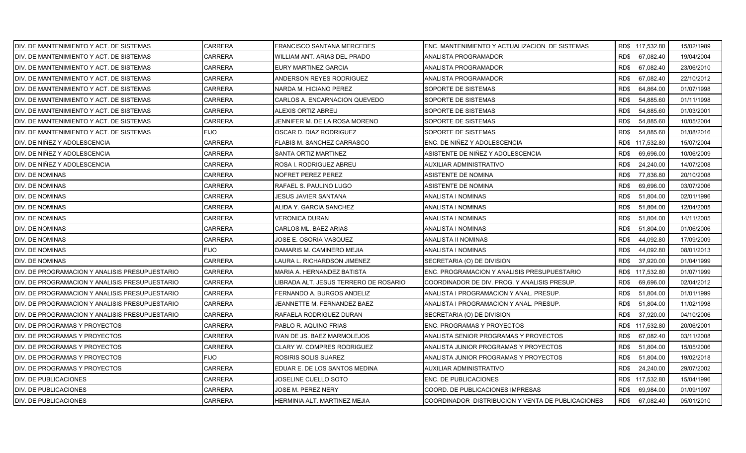| | | | | | |
|---|---|---|---|---|---|
| DIV. DE MANTENIMIENTO Y ACT. DE SISTEMAS | CARRERA | FRANCISCO SANTANA MERCEDES | ENC. MANTENIMIENTO Y ACTUALIZACION DE SISTEMAS | RD$ 117,532.80 | 15/02/1989 |
| DIV. DE MANTENIMIENTO Y ACT. DE SISTEMAS | CARRERA | WILLIAM ANT. ARIAS DEL PRADO | ANALISTA PROGRAMADOR | RD$ 67,082.40 | 19/04/2004 |
| DIV. DE MANTENIMIENTO Y ACT. DE SISTEMAS | CARRERA | EURY MARTINEZ GARCIA | ANALISTA PROGRAMADOR | RD$ 67,082.40 | 23/06/2010 |
| DIV. DE MANTENIMIENTO Y ACT. DE SISTEMAS | CARRERA | ANDERSON REYES RODRIGUEZ | ANALISTA PROGRAMADOR | RD$ 67,082.40 | 22/10/2012 |
| DIV. DE MANTENIMIENTO Y ACT. DE SISTEMAS | CARRERA | NARDA M. HICIANO PEREZ | SOPORTE DE SISTEMAS | RD$ 64,864.00 | 01/07/1998 |
| DIV. DE MANTENIMIENTO Y ACT. DE SISTEMAS | CARRERA | CARLOS A. ENCARNACION QUEVEDO | SOPORTE DE SISTEMAS | RD$ 54,885.60 | 01/11/1998 |
| DIV. DE MANTENIMIENTO Y ACT. DE SISTEMAS | CARRERA | ALEXIS ORTIZ ABREU | SOPORTE DE SISTEMAS | RD$ 54,885.60 | 01/03/2001 |
| DIV. DE MANTENIMIENTO Y ACT. DE SISTEMAS | CARRERA | JENNIFER M. DE LA ROSA MORENO | SOPORTE DE SISTEMAS | RD$ 54,885.60 | 10/05/2004 |
| DIV. DE MANTENIMIENTO Y ACT. DE SISTEMAS | FIJO | OSCAR D. DIAZ RODRIGUEZ | SOPORTE DE SISTEMAS | RD$ 54,885.60 | 01/08/2016 |
| DIV. DE NIÑEZ Y ADOLESCENCIA | CARRERA | FLABIS M. SANCHEZ CARRASCO | ENC. DE NIÑEZ Y ADOLESCENCIA | RD$ 117,532.80 | 15/07/2004 |
| DIV. DE NIÑEZ Y ADOLESCENCIA | CARRERA | SANTA ORTIZ MARTINEZ | ASISTENTE DE NIÑEZ Y ADOLESCENCIA | RD$ 69,696.00 | 10/06/2009 |
| DIV. DE NIÑEZ Y ADOLESCENCIA | CARRERA | ROSA I. RODRIGUEZ ABREU | AUXILIAR ADMINISTRATIVO | RD$ 24,240.00 | 14/07/2008 |
| DIV. DE NOMINAS | CARRERA | NOFRET PEREZ PEREZ | ASISTENTE DE NOMINA | RD$ 77,836.80 | 20/10/2008 |
| DIV. DE NOMINAS | CARRERA | RAFAEL S. PAULINO LUGO | ASISTENTE DE NOMINA | RD$ 69,696.00 | 03/07/2006 |
| DIV. DE NOMINAS | CARRERA | JESUS JAVIER SANTANA | ANALISTA I NOMINAS | RD$ 51,804.00 | 02/01/1996 |
| DIV. DE NOMINAS | CARRERA | ALIDA Y. GARCIA SANCHEZ | ANALISTA I NOMINAS | RD$ 51,804.00 | 12/04/2005 |
| DIV. DE NOMINAS | CARRERA | VERONICA DURAN | ANALISTA I NOMINAS | RD$ 51,804.00 | 14/11/2005 |
| DIV. DE NOMINAS | CARRERA | CARLOS ML. BAEZ ARIAS | ANALISTA I NOMINAS | RD$ 51,804.00 | 01/06/2006 |
| DIV. DE NOMINAS | CARRERA | JOSE E. OSORIA VASQUEZ | ANALISTA II NOMINAS | RD$ 44,092.80 | 17/09/2009 |
| DIV. DE NOMINAS | FIJO | DAMARIS M. CAMINERO MEJIA | ANALISTA I NOMINAS | RD$ 44,092.80 | 08/01/2013 |
| DIV. DE NOMINAS | CARRERA | LAURA L. RICHARDSON JIMENEZ | SECRETARIA (O) DE DIVISION | RD$ 37,920.00 | 01/04/1999 |
| DIV. DE PROGRAMACION Y ANALISIS PRESUPUESTARIO | CARRERA | MARIA A. HERNANDEZ BATISTA | ENC. PROGRAMACION Y ANALISIS PRESUPUESTARIO | RD$ 117,532.80 | 01/07/1999 |
| DIV. DE PROGRAMACION Y ANALISIS PRESUPUESTARIO | CARRERA | LIBRADA ALT. JESUS TERRERO DE ROSARIO | COORDINADOR DE DIV. PROG. Y ANALISIS PRESUP. | RD$ 69,696.00 | 02/04/2012 |
| DIV. DE PROGRAMACION Y ANALISIS PRESUPUESTARIO | CARRERA | FERNANDO A. BURGOS ANDELIZ | ANALISTA I PROGRAMACION Y ANAL. PRESUP. | RD$ 51,804.00 | 01/01/1999 |
| DIV. DE PROGRAMACION Y ANALISIS PRESUPUESTARIO | CARRERA | JEANNETTE M. FERNANDEZ BAEZ | ANALISTA I PROGRAMACION Y ANAL. PRESUP. | RD$ 51,804.00 | 11/02/1998 |
| DIV. DE PROGRAMACION Y ANALISIS PRESUPUESTARIO | CARRERA | RAFAELA RODRIGUEZ DURAN | SECRETARIA (O) DE DIVISION | RD$ 37,920.00 | 04/10/2006 |
| DIV. DE PROGRAMAS Y PROYECTOS | CARRERA | PABLO R. AQUINO FRIAS | ENC. PROGRAMAS Y PROYECTOS | RD$ 117,532.80 | 20/06/2001 |
| DIV. DE PROGRAMAS Y PROYECTOS | CARRERA | IVAN DE JS. BAEZ MARMOLEJOS | ANALISTA SENIOR PROGRAMAS Y PROYECTOS | RD$ 67,082.40 | 03/11/2008 |
| DIV. DE PROGRAMAS Y PROYECTOS | CARRERA | CLARY W. COMPRES RODRIGUEZ | ANALISTA JUNIOR PROGRAMAS Y PROYECTOS | RD$ 51,804.00 | 15/05/2006 |
| DIV. DE PROGRAMAS Y PROYECTOS | FIJO | ROSIRIS SOLIS SUAREZ | ANALISTA JUNIOR PROGRAMAS Y PROYECTOS | RD$ 51,804.00 | 19/02/2018 |
| DIV. DE PROGRAMAS Y PROYECTOS | CARRERA | EDUAR E. DE LOS SANTOS MEDINA | AUXILIAR ADMINISTRATIVO | RD$ 24,240.00 | 29/07/2002 |
| DIV. DE PUBLICACIONES | CARRERA | JOSELINE CUELLO SOTO | ENC. DE PUBLICACIONES | RD$ 117,532.80 | 15/04/1996 |
| DIV. DE PUBLICACIONES | CARRERA | JOSE M. PEREZ NERY | COORD. DE PUBLICACIONES IMPRESAS | RD$ 69,984.00 | 01/09/1997 |
| DIV. DE PUBLICACIONES | CARRERA | HERMINIA ALT. MARTINEZ MEJIA | COORDINADOR DISTRIBUCION Y VENTA DE PUBLICACIONES | RD$ 67,082.40 | 05/01/2010 |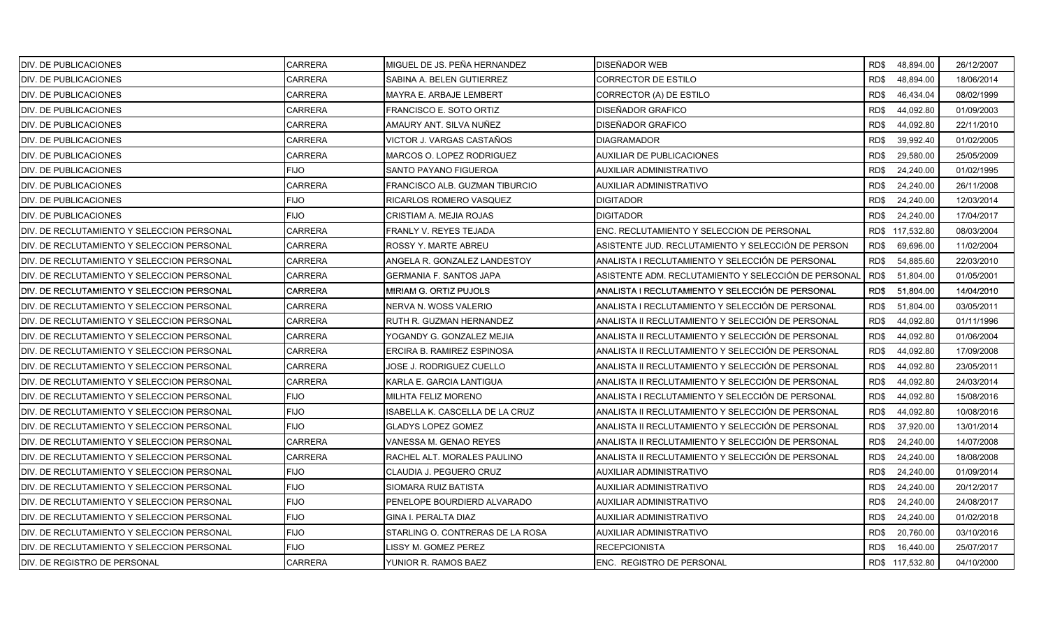| | | | | | |
|---|---|---|---|---|---|
| DIV. DE PUBLICACIONES | CARRERA | MIGUEL DE JS. PEÑA HERNANDEZ | DISEÑADOR WEB | RD$ 48,894.00 | 26/12/2007 |
| DIV. DE PUBLICACIONES | CARRERA | SABINA A. BELEN GUTIERREZ | CORRECTOR DE ESTILO | RD$ 48,894.00 | 18/06/2014 |
| DIV. DE PUBLICACIONES | CARRERA | MAYRA E. ARBAJE LEMBERT | CORRECTOR (A) DE ESTILO | RD$ 46,434.04 | 08/02/1999 |
| DIV. DE PUBLICACIONES | CARRERA | FRANCISCO E. SOTO ORTIZ | DISEÑADOR GRAFICO | RD$ 44,092.80 | 01/09/2003 |
| DIV. DE PUBLICACIONES | CARRERA | AMAURY ANT. SILVA NUÑEZ | DISEÑADOR GRAFICO | RD$ 44,092.80 | 22/11/2010 |
| DIV. DE PUBLICACIONES | CARRERA | VICTOR J. VARGAS CASTAÑOS | DIAGRAMADOR | RD$ 39,992.40 | 01/02/2005 |
| DIV. DE PUBLICACIONES | CARRERA | MARCOS O. LOPEZ RODRIGUEZ | AUXILIAR DE PUBLICACIONES | RD$ 29,580.00 | 25/05/2009 |
| DIV. DE PUBLICACIONES | FIJO | SANTO PAYANO FIGUEROA | AUXILIAR ADMINISTRATIVO | RD$ 24,240.00 | 01/02/1995 |
| DIV. DE PUBLICACIONES | CARRERA | FRANCISCO ALB. GUZMAN TIBURCIO | AUXILIAR ADMINISTRATIVO | RD$ 24,240.00 | 26/11/2008 |
| DIV. DE PUBLICACIONES | FIJO | RICARLOS ROMERO VASQUEZ | DIGITADOR | RD$ 24,240.00 | 12/03/2014 |
| DIV. DE PUBLICACIONES | FIJO | CRISTIAM A. MEJIA ROJAS | DIGITADOR | RD$ 24,240.00 | 17/04/2017 |
| DIV. DE RECLUTAMIENTO Y SELECCION PERSONAL | CARRERA | FRANLY V. REYES TEJADA | ENC. RECLUTAMIENTO Y SELECCION DE PERSONAL | RD$ 117,532.80 | 08/03/2004 |
| DIV. DE RECLUTAMIENTO Y SELECCION PERSONAL | CARRERA | ROSSY Y. MARTE ABREU | ASISTENTE JUD. RECLUTAMIENTO Y SELECCIÓN DE PERSON | RD$ 69,696.00 | 11/02/2004 |
| DIV. DE RECLUTAMIENTO Y SELECCION PERSONAL | CARRERA | ANGELA R. GONZALEZ LANDESTOY | ANALISTA I RECLUTAMIENTO Y SELECCIÓN DE PERSONAL | RD$ 54,885.60 | 22/03/2010 |
| DIV. DE RECLUTAMIENTO Y SELECCION PERSONAL | CARRERA | GERMANIA F. SANTOS JAPA | ASISTENTE ADM. RECLUTAMIENTO Y SELECCIÓN DE PERSONAL | RD$ 51,804.00 | 01/05/2001 |
| DIV. DE RECLUTAMIENTO Y SELECCION PERSONAL | CARRERA | MIRIAM G. ORTIZ PUJOLS | ANALISTA I RECLUTAMIENTO Y SELECCIÓN DE PERSONAL | RD$ 51,804.00 | 14/04/2010 |
| DIV. DE RECLUTAMIENTO Y SELECCION PERSONAL | CARRERA | NERVA N. WOSS VALERIO | ANALISTA I RECLUTAMIENTO Y SELECCIÓN DE PERSONAL | RD$ 51,804.00 | 03/05/2011 |
| DIV. DE RECLUTAMIENTO Y SELECCION PERSONAL | CARRERA | RUTH R. GUZMAN HERNANDEZ | ANALISTA II RECLUTAMIENTO Y SELECCIÓN DE PERSONAL | RD$ 44,092.80 | 01/11/1996 |
| DIV. DE RECLUTAMIENTO Y SELECCION PERSONAL | CARRERA | YOGANDY G. GONZALEZ MEJIA | ANALISTA II RECLUTAMIENTO Y SELECCIÓN DE PERSONAL | RD$ 44,092.80 | 01/06/2004 |
| DIV. DE RECLUTAMIENTO Y SELECCION PERSONAL | CARRERA | ERCIRA B. RAMIREZ ESPINOSA | ANALISTA II RECLUTAMIENTO Y SELECCIÓN DE PERSONAL | RD$ 44,092.80 | 17/09/2008 |
| DIV. DE RECLUTAMIENTO Y SELECCION PERSONAL | CARRERA | JOSE J. RODRIGUEZ CUELLO | ANALISTA II RECLUTAMIENTO Y SELECCIÓN DE PERSONAL | RD$ 44,092.80 | 23/05/2011 |
| DIV. DE RECLUTAMIENTO Y SELECCION PERSONAL | CARRERA | KARLA E. GARCIA LANTIGUA | ANALISTA II RECLUTAMIENTO Y SELECCIÓN DE PERSONAL | RD$ 44,092.80 | 24/03/2014 |
| DIV. DE RECLUTAMIENTO Y SELECCION PERSONAL | FIJO | MILHTA FELIZ MORENO | ANALISTA I RECLUTAMIENTO Y SELECCIÓN DE PERSONAL | RD$ 44,092.80 | 15/08/2016 |
| DIV. DE RECLUTAMIENTO Y SELECCION PERSONAL | FIJO | ISABELLA K. CASCELLA DE LA CRUZ | ANALISTA II RECLUTAMIENTO Y SELECCIÓN DE PERSONAL | RD$ 44,092.80 | 10/08/2016 |
| DIV. DE RECLUTAMIENTO Y SELECCION PERSONAL | FIJO | GLADYS LOPEZ GOMEZ | ANALISTA II RECLUTAMIENTO Y SELECCIÓN DE PERSONAL | RD$ 37,920.00 | 13/01/2014 |
| DIV. DE RECLUTAMIENTO Y SELECCION PERSONAL | CARRERA | VANESSA M. GENAO REYES | ANALISTA II RECLUTAMIENTO Y SELECCIÓN DE PERSONAL | RD$ 24,240.00 | 14/07/2008 |
| DIV. DE RECLUTAMIENTO Y SELECCION PERSONAL | CARRERA | RACHEL ALT. MORALES PAULINO | ANALISTA II RECLUTAMIENTO Y SELECCIÓN DE PERSONAL | RD$ 24,240.00 | 18/08/2008 |
| DIV. DE RECLUTAMIENTO Y SELECCION PERSONAL | FIJO | CLAUDIA J. PEGUERO CRUZ | AUXILIAR ADMINISTRATIVO | RD$ 24,240.00 | 01/09/2014 |
| DIV. DE RECLUTAMIENTO Y SELECCION PERSONAL | FIJO | SIOMARA RUIZ BATISTA | AUXILIAR ADMINISTRATIVO | RD$ 24,240.00 | 20/12/2017 |
| DIV. DE RECLUTAMIENTO Y SELECCION PERSONAL | FIJO | PENELOPE BOURDIERD ALVARADO | AUXILIAR ADMINISTRATIVO | RD$ 24,240.00 | 24/08/2017 |
| DIV. DE RECLUTAMIENTO Y SELECCION PERSONAL | FIJO | GINA I. PERALTA DIAZ | AUXILIAR ADMINISTRATIVO | RD$ 24,240.00 | 01/02/2018 |
| DIV. DE RECLUTAMIENTO Y SELECCION PERSONAL | FIJO | STARLING O. CONTRERAS DE LA ROSA | AUXILIAR ADMINISTRATIVO | RD$ 20,760.00 | 03/10/2016 |
| DIV. DE RECLUTAMIENTO Y SELECCION PERSONAL | FIJO | LISSY M. GOMEZ PEREZ | RECEPCIONISTA | RD$ 16,440.00 | 25/07/2017 |
| DIV. DE REGISTRO DE PERSONAL | CARRERA | YUNIOR R. RAMOS BAEZ | ENC. REGISTRO DE PERSONAL | RD$ 117,532.80 | 04/10/2000 |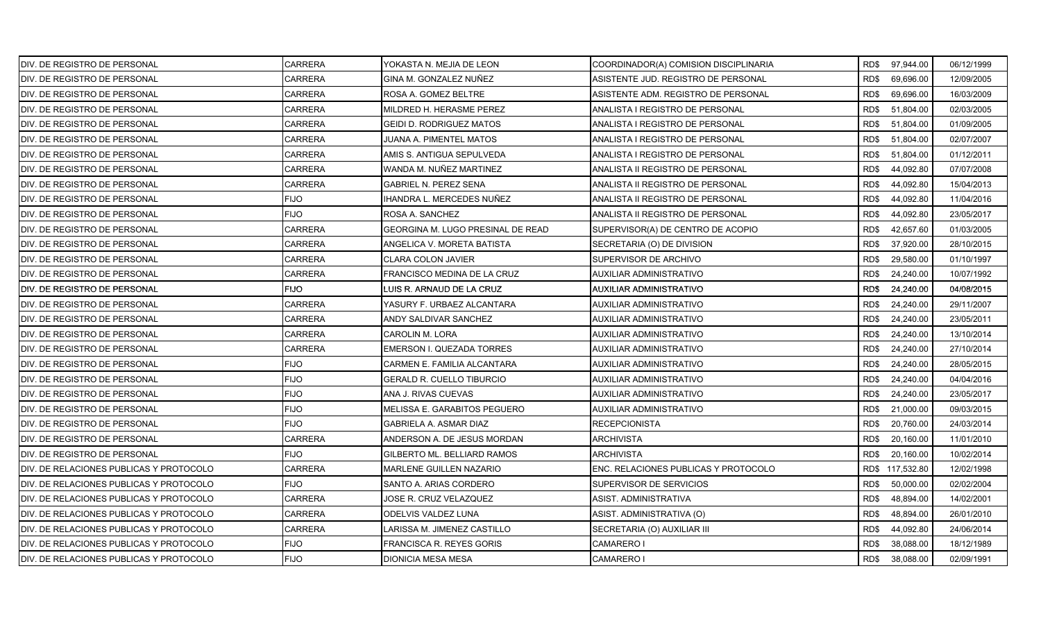| | | | | | |
|---|---|---|---|---|---|
| DIV. DE REGISTRO DE PERSONAL | CARRERA | YOKASTA N. MEJIA DE LEON | COORDINADOR(A) COMISION DISCIPLINARIA | RD$ 97,944.00 | 06/12/1999 |
| DIV. DE REGISTRO DE PERSONAL | CARRERA | GINA M. GONZALEZ NUÑEZ | ASISTENTE JUD. REGISTRO DE PERSONAL | RD$ 69,696.00 | 12/09/2005 |
| DIV. DE REGISTRO DE PERSONAL | CARRERA | ROSA A. GOMEZ BELTRE | ASISTENTE ADM. REGISTRO DE PERSONAL | RD$ 69,696.00 | 16/03/2009 |
| DIV. DE REGISTRO DE PERSONAL | CARRERA | MILDRED H. HERASME PEREZ | ANALISTA I REGISTRO DE PERSONAL | RD$ 51,804.00 | 02/03/2005 |
| DIV. DE REGISTRO DE PERSONAL | CARRERA | GEIDI D. RODRIGUEZ MATOS | ANALISTA I REGISTRO DE PERSONAL | RD$ 51,804.00 | 01/09/2005 |
| DIV. DE REGISTRO DE PERSONAL | CARRERA | JUANA A. PIMENTEL MATOS | ANALISTA I REGISTRO DE PERSONAL | RD$ 51,804.00 | 02/07/2007 |
| DIV. DE REGISTRO DE PERSONAL | CARRERA | AMIS S. ANTIGUA SEPULVEDA | ANALISTA I REGISTRO DE PERSONAL | RD$ 51,804.00 | 01/12/2011 |
| DIV. DE REGISTRO DE PERSONAL | CARRERA | WANDA M. NUÑEZ MARTINEZ | ANALISTA II REGISTRO DE PERSONAL | RD$ 44,092.80 | 07/07/2008 |
| DIV. DE REGISTRO DE PERSONAL | CARRERA | GABRIEL N. PEREZ SENA | ANALISTA II REGISTRO DE PERSONAL | RD$ 44,092.80 | 15/04/2013 |
| DIV. DE REGISTRO DE PERSONAL | FIJO | IHANDRA L. MERCEDES NUÑEZ | ANALISTA II REGISTRO DE PERSONAL | RD$ 44,092.80 | 11/04/2016 |
| DIV. DE REGISTRO DE PERSONAL | FIJO | ROSA A. SANCHEZ | ANALISTA II REGISTRO DE PERSONAL | RD$ 44,092.80 | 23/05/2017 |
| DIV. DE REGISTRO DE PERSONAL | CARRERA | GEORGINA M. LUGO PRESINAL DE READ | SUPERVISOR(A) DE CENTRO DE ACOPIO | RD$ 42,657.60 | 01/03/2005 |
| DIV. DE REGISTRO DE PERSONAL | CARRERA | ANGELICA V. MORETA BATISTA | SECRETARIA (O) DE DIVISION | RD$ 37,920.00 | 28/10/2015 |
| DIV. DE REGISTRO DE PERSONAL | CARRERA | CLARA COLON JAVIER | SUPERVISOR DE ARCHIVO | RD$ 29,580.00 | 01/10/1997 |
| DIV. DE REGISTRO DE PERSONAL | CARRERA | FRANCISCO MEDINA DE LA CRUZ | AUXILIAR ADMINISTRATIVO | RD$ 24,240.00 | 10/07/1992 |
| DIV. DE REGISTRO DE PERSONAL | FIJO | LUIS R. ARNAUD DE LA CRUZ | AUXILIAR ADMINISTRATIVO | RD$ 24,240.00 | 04/08/2015 |
| DIV. DE REGISTRO DE PERSONAL | CARRERA | YASURY F. URBAEZ ALCANTARA | AUXILIAR ADMINISTRATIVO | RD$ 24,240.00 | 29/11/2007 |
| DIV. DE REGISTRO DE PERSONAL | CARRERA | ANDY SALDIVAR SANCHEZ | AUXILIAR ADMINISTRATIVO | RD$ 24,240.00 | 23/05/2011 |
| DIV. DE REGISTRO DE PERSONAL | CARRERA | CAROLIN M. LORA | AUXILIAR ADMINISTRATIVO | RD$ 24,240.00 | 13/10/2014 |
| DIV. DE REGISTRO DE PERSONAL | CARRERA | EMERSON I. QUEZADA TORRES | AUXILIAR ADMINISTRATIVO | RD$ 24,240.00 | 27/10/2014 |
| DIV. DE REGISTRO DE PERSONAL | FIJO | CARMEN E. FAMILIA ALCANTARA | AUXILIAR ADMINISTRATIVO | RD$ 24,240.00 | 28/05/2015 |
| DIV. DE REGISTRO DE PERSONAL | FIJO | GERALD R. CUELLO TIBURCIO | AUXILIAR ADMINISTRATIVO | RD$ 24,240.00 | 04/04/2016 |
| DIV. DE REGISTRO DE PERSONAL | FIJO | ANA J. RIVAS CUEVAS | AUXILIAR ADMINISTRATIVO | RD$ 24,240.00 | 23/05/2017 |
| DIV. DE REGISTRO DE PERSONAL | FIJO | MELISSA E. GARABITOS PEGUERO | AUXILIAR ADMINISTRATIVO | RD$ 21,000.00 | 09/03/2015 |
| DIV. DE REGISTRO DE PERSONAL | FIJO | GABRIELA A. ASMAR DIAZ | RECEPCIONISTA | RD$ 20,760.00 | 24/03/2014 |
| DIV. DE REGISTRO DE PERSONAL | CARRERA | ANDERSON A. DE JESUS MORDAN | ARCHIVISTA | RD$ 20,160.00 | 11/01/2010 |
| DIV. DE REGISTRO DE PERSONAL | FIJO | GILBERTO ML. BELLIARD RAMOS | ARCHIVISTA | RD$ 20,160.00 | 10/02/2014 |
| DIV. DE RELACIONES PUBLICAS Y PROTOCOLO | CARRERA | MARLENE GUILLEN NAZARIO | ENC. RELACIONES PUBLICAS Y PROTOCOLO | RD$ 117,532.80 | 12/02/1998 |
| DIV. DE RELACIONES PUBLICAS Y PROTOCOLO | FIJO | SANTO A. ARIAS CORDERO | SUPERVISOR DE SERVICIOS | RD$ 50,000.00 | 02/02/2004 |
| DIV. DE RELACIONES PUBLICAS Y PROTOCOLO | CARRERA | JOSE R. CRUZ VELAZQUEZ | ASIST. ADMINISTRATIVA | RD$ 48,894.00 | 14/02/2001 |
| DIV. DE RELACIONES PUBLICAS Y PROTOCOLO | CARRERA | ODELVIS VALDEZ LUNA | ASIST. ADMINISTRATIVA (O) | RD$ 48,894.00 | 26/01/2010 |
| DIV. DE RELACIONES PUBLICAS Y PROTOCOLO | CARRERA | LARISSA M. JIMENEZ CASTILLO | SECRETARIA (O) AUXILIAR III | RD$ 44,092.80 | 24/06/2014 |
| DIV. DE RELACIONES PUBLICAS Y PROTOCOLO | FIJO | FRANCISCA R. REYES GORIS | CAMARERO I | RD$ 38,088.00 | 18/12/1989 |
| DIV. DE RELACIONES PUBLICAS Y PROTOCOLO | FIJO | DIONICIA MESA MESA | CAMARERO I | RD$ 38,088.00 | 02/09/1991 |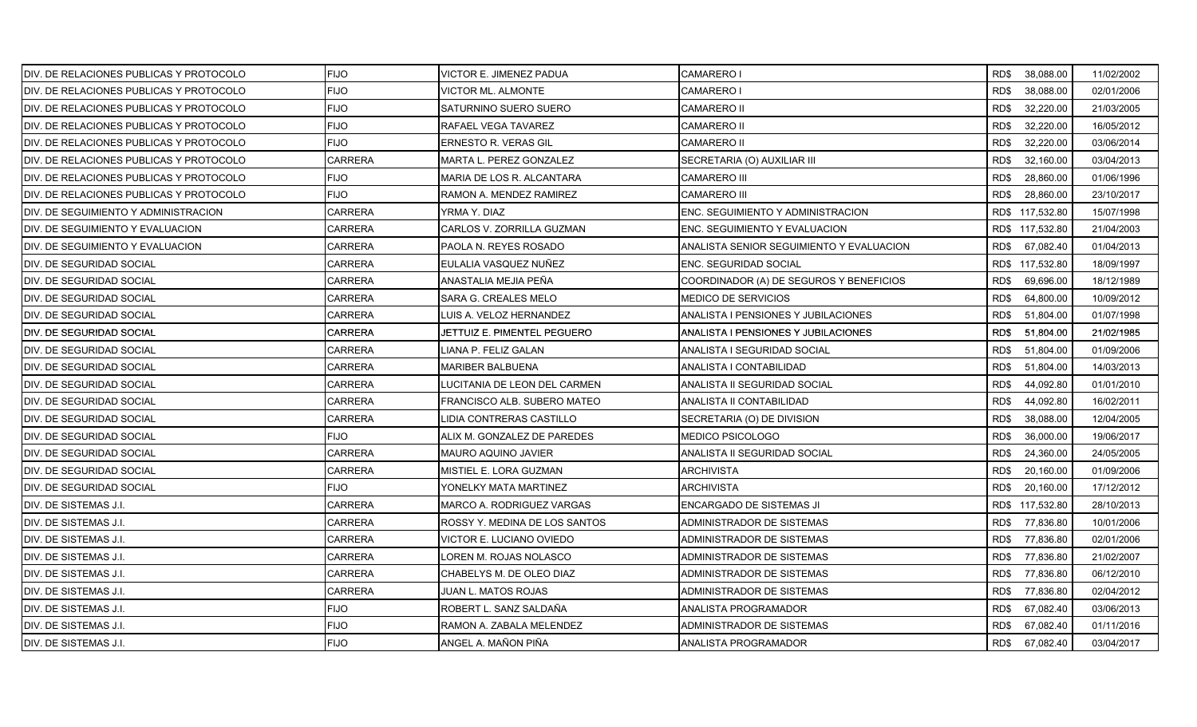| | | | | | |
|---|---|---|---|---|---|
| DIV. DE RELACIONES PUBLICAS Y PROTOCOLO | FIJO | VICTOR E. JIMENEZ PADUA | CAMARERO I | RD$ 38,088.00 | 11/02/2002 |
| DIV. DE RELACIONES PUBLICAS Y PROTOCOLO | FIJO | VICTOR ML. ALMONTE | CAMARERO I | RD$ 38,088.00 | 02/01/2006 |
| DIV. DE RELACIONES PUBLICAS Y PROTOCOLO | FIJO | SATURNINO SUERO SUERO | CAMARERO II | RD$ 32,220.00 | 21/03/2005 |
| DIV. DE RELACIONES PUBLICAS Y PROTOCOLO | FIJO | RAFAEL VEGA TAVAREZ | CAMARERO II | RD$ 32,220.00 | 16/05/2012 |
| DIV. DE RELACIONES PUBLICAS Y PROTOCOLO | FIJO | ERNESTO R. VERAS GIL | CAMARERO II | RD$ 32,220.00 | 03/06/2014 |
| DIV. DE RELACIONES PUBLICAS Y PROTOCOLO | CARRERA | MARTA L. PEREZ GONZALEZ | SECRETARIA (O) AUXILIAR III | RD$ 32,160.00 | 03/04/2013 |
| DIV. DE RELACIONES PUBLICAS Y PROTOCOLO | FIJO | MARIA DE LOS R. ALCANTARA | CAMARERO III | RD$ 28,860.00 | 01/06/1996 |
| DIV. DE RELACIONES PUBLICAS Y PROTOCOLO | FIJO | RAMON A. MENDEZ RAMIREZ | CAMARERO III | RD$ 28,860.00 | 23/10/2017 |
| DIV. DE SEGUIMIENTO Y ADMINISTRACION | CARRERA | YRMA Y. DIAZ | ENC. SEGUIMIENTO Y ADMINISTRACION | RD$ 117,532.80 | 15/07/1998 |
| DIV. DE SEGUIMIENTO Y EVALUACION | CARRERA | CARLOS V. ZORRILLA GUZMAN | ENC. SEGUIMIENTO Y EVALUACION | RD$ 117,532.80 | 21/04/2003 |
| DIV. DE SEGUIMIENTO Y EVALUACION | CARRERA | PAOLA N. REYES ROSADO | ANALISTA SENIOR SEGUIMIENTO Y EVALUACION | RD$ 67,082.40 | 01/04/2013 |
| DIV. DE SEGURIDAD SOCIAL | CARRERA | EULALIA VASQUEZ NUÑEZ | ENC. SEGURIDAD SOCIAL | RD$ 117,532.80 | 18/09/1997 |
| DIV. DE SEGURIDAD SOCIAL | CARRERA | ANASTALIA MEJIA PEÑA | COORDINADOR (A) DE SEGUROS Y BENEFICIOS | RD$ 69,696.00 | 18/12/1989 |
| DIV. DE SEGURIDAD SOCIAL | CARRERA | SARA G. CREALES MELO | MEDICO DE SERVICIOS | RD$ 64,800.00 | 10/09/2012 |
| DIV. DE SEGURIDAD SOCIAL | CARRERA | LUIS A. VELOZ HERNANDEZ | ANALISTA I PENSIONES Y JUBILACIONES | RD$ 51,804.00 | 01/07/1998 |
| DIV. DE SEGURIDAD SOCIAL | CARRERA | JETTUIZ E. PIMENTEL PEGUERO | ANALISTA I PENSIONES Y JUBILACIONES | RD$ 51,804.00 | 21/02/1985 |
| DIV. DE SEGURIDAD SOCIAL | CARRERA | LIANA P. FELIZ GALAN | ANALISTA I SEGURIDAD SOCIAL | RD$ 51,804.00 | 01/09/2006 |
| DIV. DE SEGURIDAD SOCIAL | CARRERA | MARIBER BALBUENA | ANALISTA I CONTABILIDAD | RD$ 51,804.00 | 14/03/2013 |
| DIV. DE SEGURIDAD SOCIAL | CARRERA | LUCITANIA DE LEON DEL CARMEN | ANALISTA II SEGURIDAD SOCIAL | RD$ 44,092.80 | 01/01/2010 |
| DIV. DE SEGURIDAD SOCIAL | CARRERA | FRANCISCO ALB. SUBERO MATEO | ANALISTA II CONTABILIDAD | RD$ 44,092.80 | 16/02/2011 |
| DIV. DE SEGURIDAD SOCIAL | CARRERA | LIDIA CONTRERAS CASTILLO | SECRETARIA (O) DE DIVISION | RD$ 38,088.00 | 12/04/2005 |
| DIV. DE SEGURIDAD SOCIAL | FIJO | ALIX M. GONZALEZ DE PAREDES | MEDICO PSICOLOGO | RD$ 36,000.00 | 19/06/2017 |
| DIV. DE SEGURIDAD SOCIAL | CARRERA | MAURO AQUINO JAVIER | ANALISTA II SEGURIDAD SOCIAL | RD$ 24,360.00 | 24/05/2005 |
| DIV. DE SEGURIDAD SOCIAL | CARRERA | MISTIEL E. LORA GUZMAN | ARCHIVISTA | RD$ 20,160.00 | 01/09/2006 |
| DIV. DE SEGURIDAD SOCIAL | FIJO | YONELKY MATA MARTINEZ | ARCHIVISTA | RD$ 20,160.00 | 17/12/2012 |
| DIV. DE SISTEMAS J.I. | CARRERA | MARCO A. RODRIGUEZ VARGAS | ENCARGADO DE SISTEMAS JI | RD$ 117,532.80 | 28/10/2013 |
| DIV. DE SISTEMAS J.I. | CARRERA | ROSSY Y. MEDINA DE LOS SANTOS | ADMINISTRADOR DE SISTEMAS | RD$ 77,836.80 | 10/01/2006 |
| DIV. DE SISTEMAS J.I. | CARRERA | VICTOR E. LUCIANO OVIEDO | ADMINISTRADOR DE SISTEMAS | RD$ 77,836.80 | 02/01/2006 |
| DIV. DE SISTEMAS J.I. | CARRERA | LOREN M. ROJAS NOLASCO | ADMINISTRADOR DE SISTEMAS | RD$ 77,836.80 | 21/02/2007 |
| DIV. DE SISTEMAS J.I. | CARRERA | CHABELYS M. DE OLEO DIAZ | ADMINISTRADOR DE SISTEMAS | RD$ 77,836.80 | 06/12/2010 |
| DIV. DE SISTEMAS J.I. | CARRERA | JUAN L. MATOS ROJAS | ADMINISTRADOR DE SISTEMAS | RD$ 77,836.80 | 02/04/2012 |
| DIV. DE SISTEMAS J.I. | FIJO | ROBERT L. SANZ SALDAÑA | ANALISTA PROGRAMADOR | RD$ 67,082.40 | 03/06/2013 |
| DIV. DE SISTEMAS J.I. | FIJO | RAMON A. ZABALA MELENDEZ | ADMINISTRADOR DE SISTEMAS | RD$ 67,082.40 | 01/11/2016 |
| DIV. DE SISTEMAS J.I. | FIJO | ANGEL A. MAÑON PIÑA | ANALISTA PROGRAMADOR | RD$ 67,082.40 | 03/04/2017 |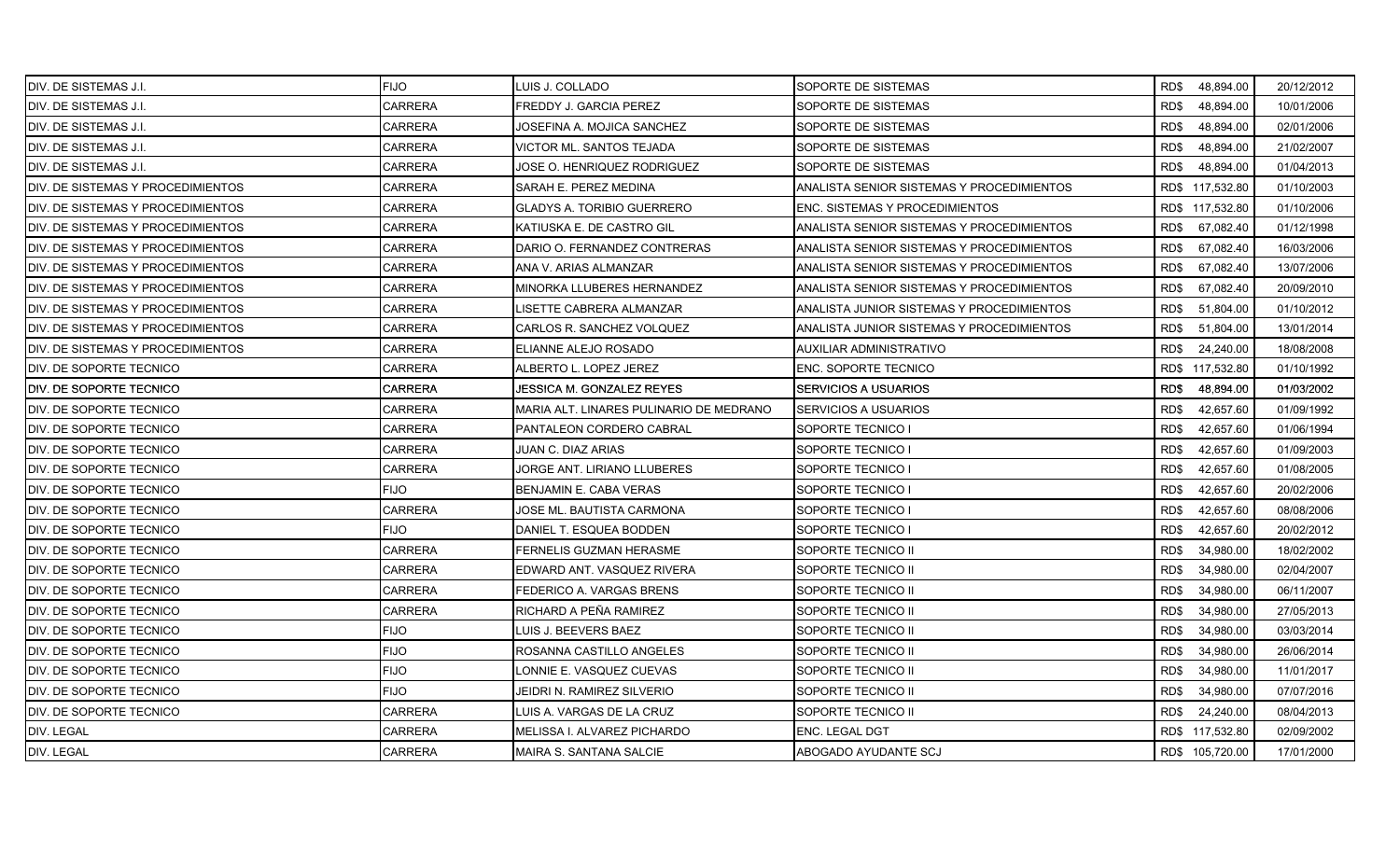| | | | | | |
|---|---|---|---|---|---|
| DIV. DE SISTEMAS J.I. | FIJO | LUIS J. COLLADO | SOPORTE DE SISTEMAS | RD$ 48,894.00 | 20/12/2012 |
| DIV. DE SISTEMAS J.I. | CARRERA | FREDDY J. GARCIA PEREZ | SOPORTE DE SISTEMAS | RD$ 48,894.00 | 10/01/2006 |
| DIV. DE SISTEMAS J.I. | CARRERA | JOSEFINA A. MOJICA SANCHEZ | SOPORTE DE SISTEMAS | RD$ 48,894.00 | 02/01/2006 |
| DIV. DE SISTEMAS J.I. | CARRERA | VICTOR ML. SANTOS TEJADA | SOPORTE DE SISTEMAS | RD$ 48,894.00 | 21/02/2007 |
| DIV. DE SISTEMAS J.I. | CARRERA | JOSE O. HENRIQUEZ RODRIGUEZ | SOPORTE DE SISTEMAS | RD$ 48,894.00 | 01/04/2013 |
| DIV. DE SISTEMAS Y PROCEDIMIENTOS | CARRERA | SARAH E. PEREZ MEDINA | ANALISTA SENIOR SISTEMAS Y PROCEDIMIENTOS | RD$ 117,532.80 | 01/10/2003 |
| DIV. DE SISTEMAS Y PROCEDIMIENTOS | CARRERA | GLADYS A. TORIBIO GUERRERO | ENC. SISTEMAS Y PROCEDIMIENTOS | RD$ 117,532.80 | 01/10/2006 |
| DIV. DE SISTEMAS Y PROCEDIMIENTOS | CARRERA | KATIUSKA E. DE CASTRO GIL | ANALISTA SENIOR SISTEMAS Y PROCEDIMIENTOS | RD$ 67,082.40 | 01/12/1998 |
| DIV. DE SISTEMAS Y PROCEDIMIENTOS | CARRERA | DARIO O. FERNANDEZ CONTRERAS | ANALISTA SENIOR SISTEMAS Y PROCEDIMIENTOS | RD$ 67,082.40 | 16/03/2006 |
| DIV. DE SISTEMAS Y PROCEDIMIENTOS | CARRERA | ANA V. ARIAS ALMANZAR | ANALISTA SENIOR SISTEMAS Y PROCEDIMIENTOS | RD$ 67,082.40 | 13/07/2006 |
| DIV. DE SISTEMAS Y PROCEDIMIENTOS | CARRERA | MINORKA LLUBERES HERNANDEZ | ANALISTA SENIOR SISTEMAS Y PROCEDIMIENTOS | RD$ 67,082.40 | 20/09/2010 |
| DIV. DE SISTEMAS Y PROCEDIMIENTOS | CARRERA | LISETTE CABRERA ALMANZAR | ANALISTA JUNIOR SISTEMAS Y PROCEDIMIENTOS | RD$ 51,804.00 | 01/10/2012 |
| DIV. DE SISTEMAS Y PROCEDIMIENTOS | CARRERA | CARLOS R. SANCHEZ VOLQUEZ | ANALISTA JUNIOR SISTEMAS Y PROCEDIMIENTOS | RD$ 51,804.00 | 13/01/2014 |
| DIV. DE SISTEMAS Y PROCEDIMIENTOS | CARRERA | ELIANNE ALEJO ROSADO | AUXILIAR ADMINISTRATIVO | RD$ 24,240.00 | 18/08/2008 |
| DIV. DE SOPORTE TECNICO | CARRERA | ALBERTO L. LOPEZ JEREZ | ENC. SOPORTE TECNICO | RD$ 117,532.80 | 01/10/1992 |
| DIV. DE SOPORTE TECNICO | CARRERA | JESSICA M. GONZALEZ REYES | SERVICIOS A USUARIOS | RD$ 48,894.00 | 01/03/2002 |
| DIV. DE SOPORTE TECNICO | CARRERA | MARIA ALT. LINARES PULINARIO DE MEDRANO | SERVICIOS A USUARIOS | RD$ 42,657.60 | 01/09/1992 |
| DIV. DE SOPORTE TECNICO | CARRERA | PANTALEON CORDERO CABRAL | SOPORTE TECNICO I | RD$ 42,657.60 | 01/06/1994 |
| DIV. DE SOPORTE TECNICO | CARRERA | JUAN C. DIAZ ARIAS | SOPORTE TECNICO I | RD$ 42,657.60 | 01/09/2003 |
| DIV. DE SOPORTE TECNICO | CARRERA | JORGE ANT. LIRIANO LLUBERES | SOPORTE TECNICO I | RD$ 42,657.60 | 01/08/2005 |
| DIV. DE SOPORTE TECNICO | FIJO | BENJAMIN E. CABA VERAS | SOPORTE TECNICO I | RD$ 42,657.60 | 20/02/2006 |
| DIV. DE SOPORTE TECNICO | CARRERA | JOSE ML. BAUTISTA CARMONA | SOPORTE TECNICO I | RD$ 42,657.60 | 08/08/2006 |
| DIV. DE SOPORTE TECNICO | FIJO | DANIEL T. ESQUEA BODDEN | SOPORTE TECNICO I | RD$ 42,657.60 | 20/02/2012 |
| DIV. DE SOPORTE TECNICO | CARRERA | FERNELIS GUZMAN HERASME | SOPORTE TECNICO II | RD$ 34,980.00 | 18/02/2002 |
| DIV. DE SOPORTE TECNICO | CARRERA | EDWARD ANT. VASQUEZ RIVERA | SOPORTE TECNICO II | RD$ 34,980.00 | 02/04/2007 |
| DIV. DE SOPORTE TECNICO | CARRERA | FEDERICO A. VARGAS BRENS | SOPORTE TECNICO II | RD$ 34,980.00 | 06/11/2007 |
| DIV. DE SOPORTE TECNICO | CARRERA | RICHARD A PEÑA RAMIREZ | SOPORTE TECNICO II | RD$ 34,980.00 | 27/05/2013 |
| DIV. DE SOPORTE TECNICO | FIJO | LUIS J. BEEVERS BAEZ | SOPORTE TECNICO II | RD$ 34,980.00 | 03/03/2014 |
| DIV. DE SOPORTE TECNICO | FIJO | ROSANNA CASTILLO ANGELES | SOPORTE TECNICO II | RD$ 34,980.00 | 26/06/2014 |
| DIV. DE SOPORTE TECNICO | FIJO | LONNIE E. VASQUEZ CUEVAS | SOPORTE TECNICO II | RD$ 34,980.00 | 11/01/2017 |
| DIV. DE SOPORTE TECNICO | FIJO | JEIDRI N. RAMIREZ SILVERIO | SOPORTE TECNICO II | RD$ 34,980.00 | 07/07/2016 |
| DIV. DE SOPORTE TECNICO | CARRERA | LUIS A. VARGAS DE LA CRUZ | SOPORTE TECNICO II | RD$ 24,240.00 | 08/04/2013 |
| DIV. LEGAL | CARRERA | MELISSA I. ALVAREZ PICHARDO | ENC. LEGAL DGT | RD$ 117,532.80 | 02/09/2002 |
| DIV. LEGAL | CARRERA | MAIRA S. SANTANA SALCIE | ABOGADO AYUDANTE SCJ | RD$ 105,720.00 | 17/01/2000 |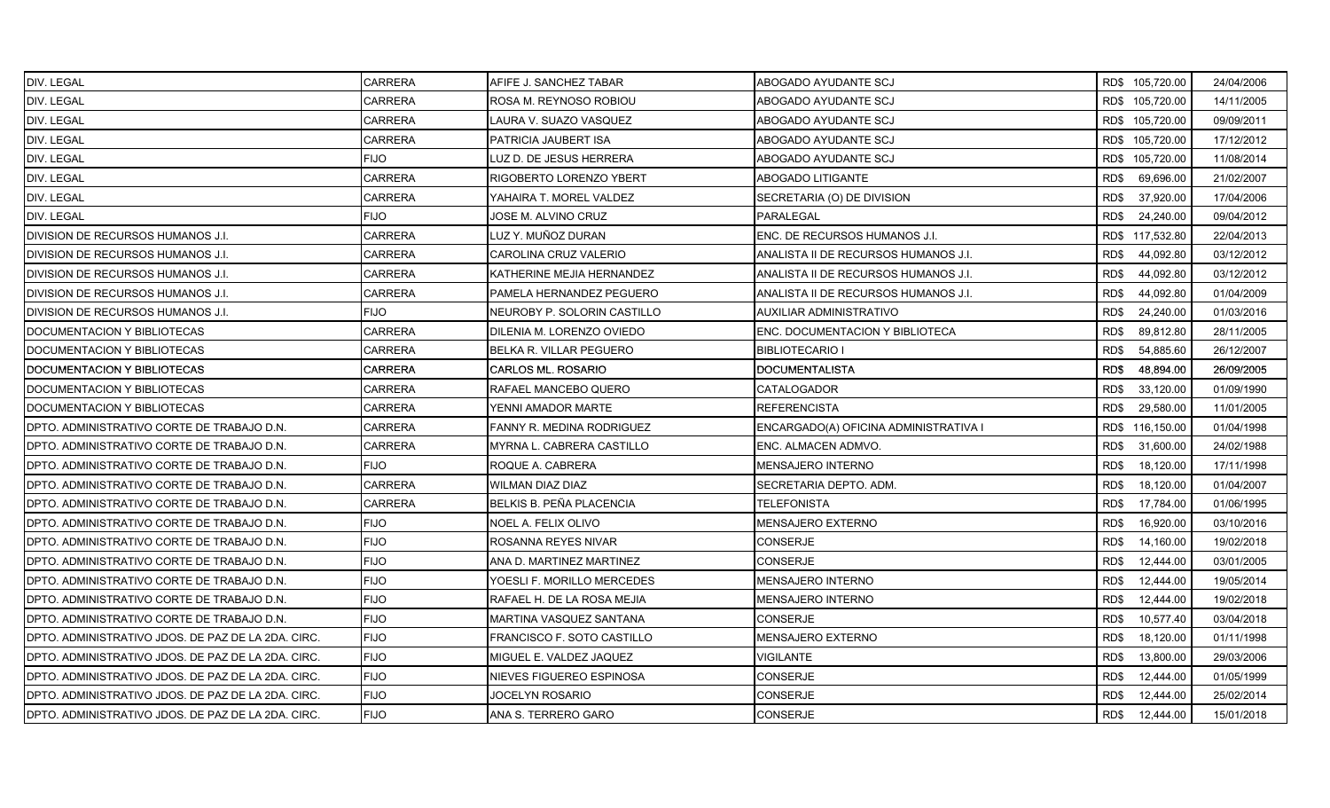| | | | | | |
|---|---|---|---|---|---|
| DIV. LEGAL | CARRERA | AFIFE J. SANCHEZ TABAR | ABOGADO AYUDANTE SCJ | RD$ 105,720.00 | 24/04/2006 |
| DIV. LEGAL | CARRERA | ROSA M. REYNOSO ROBIOU | ABOGADO AYUDANTE SCJ | RD$ 105,720.00 | 14/11/2005 |
| DIV. LEGAL | CARRERA | LAURA V. SUAZO VASQUEZ | ABOGADO AYUDANTE SCJ | RD$ 105,720.00 | 09/09/2011 |
| DIV. LEGAL | CARRERA | PATRICIA JAUBERT ISA | ABOGADO AYUDANTE SCJ | RD$ 105,720.00 | 17/12/2012 |
| DIV. LEGAL | FIJO | LUZ D. DE JESUS HERRERA | ABOGADO AYUDANTE SCJ | RD$ 105,720.00 | 11/08/2014 |
| DIV. LEGAL | CARRERA | RIGOBERTO LORENZO YBERT | ABOGADO LITIGANTE | RD$ 69,696.00 | 21/02/2007 |
| DIV. LEGAL | CARRERA | YAHAIRA T. MOREL VALDEZ | SECRETARIA (O) DE DIVISION | RD$ 37,920.00 | 17/04/2006 |
| DIV. LEGAL | FIJO | JOSE M. ALVINO CRUZ | PARALEGAL | RD$ 24,240.00 | 09/04/2012 |
| DIVISION DE RECURSOS HUMANOS J.I. | CARRERA | LUZ Y. MUÑOZ DURAN | ENC. DE RECURSOS HUMANOS J.I. | RD$ 117,532.80 | 22/04/2013 |
| DIVISION DE RECURSOS HUMANOS J.I. | CARRERA | CAROLINA CRUZ VALERIO | ANALISTA II DE RECURSOS HUMANOS J.I. | RD$ 44,092.80 | 03/12/2012 |
| DIVISION DE RECURSOS HUMANOS J.I. | CARRERA | KATHERINE MEJIA HERNANDEZ | ANALISTA II DE RECURSOS HUMANOS J.I. | RD$ 44,092.80 | 03/12/2012 |
| DIVISION DE RECURSOS HUMANOS J.I. | CARRERA | PAMELA HERNANDEZ PEGUERO | ANALISTA II DE RECURSOS HUMANOS J.I. | RD$ 44,092.80 | 01/04/2009 |
| DIVISION DE RECURSOS HUMANOS J.I. | FIJO | NEUROBY P. SOLORIN CASTILLO | AUXILIAR ADMINISTRATIVO | RD$ 24,240.00 | 01/03/2016 |
| DOCUMENTACION Y BIBLIOTECAS | CARRERA | DILENIA M. LORENZO OVIEDO | ENC. DOCUMENTACION Y BIBLIOTECA | RD$ 89,812.80 | 28/11/2005 |
| DOCUMENTACION Y BIBLIOTECAS | CARRERA | BELKA R. VILLAR PEGUERO | BIBLIOTECARIO I | RD$ 54,885.60 | 26/12/2007 |
| DOCUMENTACION Y BIBLIOTECAS | CARRERA | CARLOS ML. ROSARIO | DOCUMENTALISTA | RD$ 48,894.00 | 26/09/2005 |
| DOCUMENTACION Y BIBLIOTECAS | CARRERA | RAFAEL MANCEBO QUERO | CATALOGADOR | RD$ 33,120.00 | 01/09/1990 |
| DOCUMENTACION Y BIBLIOTECAS | CARRERA | YENNI AMADOR MARTE | REFERENCISTA | RD$ 29,580.00 | 11/01/2005 |
| DPTO. ADMINISTRATIVO CORTE DE TRABAJO D.N. | CARRERA | FANNY R. MEDINA RODRIGUEZ | ENCARGADO(A) OFICINA ADMINISTRATIVA I | RD$ 116,150.00 | 01/04/1998 |
| DPTO. ADMINISTRATIVO CORTE DE TRABAJO D.N. | CARRERA | MYRNA L. CABRERA CASTILLO | ENC. ALMACEN ADMVO. | RD$ 31,600.00 | 24/02/1988 |
| DPTO. ADMINISTRATIVO CORTE DE TRABAJO D.N. | FIJO | ROQUE A. CABRERA | MENSAJERO INTERNO | RD$ 18,120.00 | 17/11/1998 |
| DPTO. ADMINISTRATIVO CORTE DE TRABAJO D.N. | CARRERA | WILMAN DIAZ DIAZ | SECRETARIA DEPTO. ADM. | RD$ 18,120.00 | 01/04/2007 |
| DPTO. ADMINISTRATIVO CORTE DE TRABAJO D.N. | CARRERA | BELKIS B. PEÑA PLACENCIA | TELEFONISTA | RD$ 17,784.00 | 01/06/1995 |
| DPTO. ADMINISTRATIVO CORTE DE TRABAJO D.N. | FIJO | NOEL A. FELIX OLIVO | MENSAJERO EXTERNO | RD$ 16,920.00 | 03/10/2016 |
| DPTO. ADMINISTRATIVO CORTE DE TRABAJO D.N. | FIJO | ROSANNA REYES NIVAR | CONSERJE | RD$ 14,160.00 | 19/02/2018 |
| DPTO. ADMINISTRATIVO CORTE DE TRABAJO D.N. | FIJO | ANA D. MARTINEZ MARTINEZ | CONSERJE | RD$ 12,444.00 | 03/01/2005 |
| DPTO. ADMINISTRATIVO CORTE DE TRABAJO D.N. | FIJO | YOESLI F. MORILLO MERCEDES | MENSAJERO INTERNO | RD$ 12,444.00 | 19/05/2014 |
| DPTO. ADMINISTRATIVO CORTE DE TRABAJO D.N. | FIJO | RAFAEL H. DE LA ROSA MEJIA | MENSAJERO INTERNO | RD$ 12,444.00 | 19/02/2018 |
| DPTO. ADMINISTRATIVO CORTE DE TRABAJO D.N. | FIJO | MARTINA VASQUEZ SANTANA | CONSERJE | RD$ 10,577.40 | 03/04/2018 |
| DPTO. ADMINISTRATIVO JDOS. DE PAZ DE LA 2DA. CIRC. | FIJO | FRANCISCO F. SOTO CASTILLO | MENSAJERO EXTERNO | RD$ 18,120.00 | 01/11/1998 |
| DPTO. ADMINISTRATIVO JDOS. DE PAZ DE LA 2DA. CIRC. | FIJO | MIGUEL E. VALDEZ JAQUEZ | VIGILANTE | RD$ 13,800.00 | 29/03/2006 |
| DPTO. ADMINISTRATIVO JDOS. DE PAZ DE LA 2DA. CIRC. | FIJO | NIEVES FIGUEREO ESPINOSA | CONSERJE | RD$ 12,444.00 | 01/05/1999 |
| DPTO. ADMINISTRATIVO JDOS. DE PAZ DE LA 2DA. CIRC. | FIJO | JOCELYN ROSARIO | CONSERJE | RD$ 12,444.00 | 25/02/2014 |
| DPTO. ADMINISTRATIVO JDOS. DE PAZ DE LA 2DA. CIRC. | FIJO | ANA S. TERRERO GARO | CONSERJE | RD$ 12,444.00 | 15/01/2018 |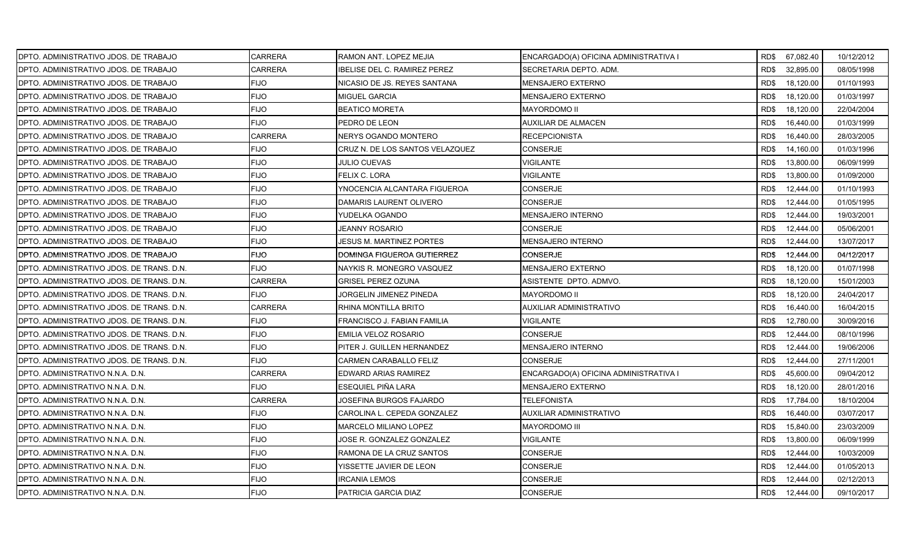| | | | | | | |
|---|---|---|---|---|---|---|
| DPTO. ADMINISTRATIVO JDOS. DE TRABAJO | CARRERA | RAMON ANT. LOPEZ MEJIA | ENCARGADO(A) OFICINA ADMINISTRATIVA I | RD$ | 67,082.40 | 10/12/2012 |
| DPTO. ADMINISTRATIVO JDOS. DE TRABAJO | CARRERA | IBELISE DEL C. RAMIREZ PEREZ | SECRETARIA DEPTO. ADM. | RD$ | 32,895.00 | 08/05/1998 |
| DPTO. ADMINISTRATIVO JDOS. DE TRABAJO | FIJO | NICASIO DE JS. REYES SANTANA | MENSAJERO EXTERNO | RD$ | 18,120.00 | 01/10/1993 |
| DPTO. ADMINISTRATIVO JDOS. DE TRABAJO | FIJO | MIGUEL GARCIA | MENSAJERO EXTERNO | RD$ | 18,120.00 | 01/03/1997 |
| DPTO. ADMINISTRATIVO JDOS. DE TRABAJO | FIJO | BEATICO MORETA | MAYORDOMO II | RD$ | 18,120.00 | 22/04/2004 |
| DPTO. ADMINISTRATIVO JDOS. DE TRABAJO | FIJO | PEDRO DE LEON | AUXILIAR DE ALMACEN | RD$ | 16,440.00 | 01/03/1999 |
| DPTO. ADMINISTRATIVO JDOS. DE TRABAJO | CARRERA | NERYS OGANDO MONTERO | RECEPCIONISTA | RD$ | 16,440.00 | 28/03/2005 |
| DPTO. ADMINISTRATIVO JDOS. DE TRABAJO | FIJO | CRUZ N. DE LOS SANTOS VELAZQUEZ | CONSERJE | RD$ | 14,160.00 | 01/03/1996 |
| DPTO. ADMINISTRATIVO JDOS. DE TRABAJO | FIJO | JULIO CUEVAS | VIGILANTE | RD$ | 13,800.00 | 06/09/1999 |
| DPTO. ADMINISTRATIVO JDOS. DE TRABAJO | FIJO | FELIX C. LORA | VIGILANTE | RD$ | 13,800.00 | 01/09/2000 |
| DPTO. ADMINISTRATIVO JDOS. DE TRABAJO | FIJO | YNOCENCIA ALCANTARA FIGUEROA | CONSERJE | RD$ | 12,444.00 | 01/10/1993 |
| DPTO. ADMINISTRATIVO JDOS. DE TRABAJO | FIJO | DAMARIS LAURENT OLIVERO | CONSERJE | RD$ | 12,444.00 | 01/05/1995 |
| DPTO. ADMINISTRATIVO JDOS. DE TRABAJO | FIJO | YUDELKA OGANDO | MENSAJERO INTERNO | RD$ | 12,444.00 | 19/03/2001 |
| DPTO. ADMINISTRATIVO JDOS. DE TRABAJO | FIJO | JEANNY ROSARIO | CONSERJE | RD$ | 12,444.00 | 05/06/2001 |
| DPTO. ADMINISTRATIVO JDOS. DE TRABAJO | FIJO | JESUS M. MARTINEZ PORTES | MENSAJERO INTERNO | RD$ | 12,444.00 | 13/07/2017 |
| DPTO. ADMINISTRATIVO JDOS. DE TRABAJO | FIJO | DOMINGA FIGUEROA GUTIERREZ | CONSERJE | RD$ | 12,444.00 | 04/12/2017 |
| DPTO. ADMINISTRATIVO JDOS. DE TRANS. D.N. | FIJO | NAYKIS R. MONEGRO VASQUEZ | MENSAJERO EXTERNO | RD$ | 18,120.00 | 01/07/1998 |
| DPTO. ADMINISTRATIVO JDOS. DE TRANS. D.N. | CARRERA | GRISEL PEREZ OZUNA | ASISTENTE DPTO. ADMVO. | RD$ | 18,120.00 | 15/01/2003 |
| DPTO. ADMINISTRATIVO JDOS. DE TRANS. D.N. | FIJO | JORGELIN JIMENEZ PINEDA | MAYORDOMO II | RD$ | 18,120.00 | 24/04/2017 |
| DPTO. ADMINISTRATIVO JDOS. DE TRANS. D.N. | CARRERA | RHINA MONTILLA BRITO | AUXILIAR ADMINISTRATIVO | RD$ | 16,440.00 | 16/04/2015 |
| DPTO. ADMINISTRATIVO JDOS. DE TRANS. D.N. | FIJO | FRANCISCO J. FABIAN FAMILIA | VIGILANTE | RD$ | 12,780.00 | 30/09/2016 |
| DPTO. ADMINISTRATIVO JDOS. DE TRANS. D.N. | FIJO | EMILIA VELOZ ROSARIO | CONSERJE | RD$ | 12,444.00 | 08/10/1996 |
| DPTO. ADMINISTRATIVO JDOS. DE TRANS. D.N. | FIJO | PITER J. GUILLEN HERNANDEZ | MENSAJERO INTERNO | RD$ | 12,444.00 | 19/06/2006 |
| DPTO. ADMINISTRATIVO JDOS. DE TRANS. D.N. | FIJO | CARMEN CARABALLO FELIZ | CONSERJE | RD$ | 12,444.00 | 27/11/2001 |
| DPTO. ADMINISTRATIVO N.N.A. D.N. | CARRERA | EDWARD ARIAS RAMIREZ | ENCARGADO(A) OFICINA ADMINISTRATIVA I | RD$ | 45,600.00 | 09/04/2012 |
| DPTO. ADMINISTRATIVO N.N.A. D.N. | FIJO | ESEQUIEL PIÑA LARA | MENSAJERO EXTERNO | RD$ | 18,120.00 | 28/01/2016 |
| DPTO. ADMINISTRATIVO N.N.A. D.N. | CARRERA | JOSEFINA BURGOS FAJARDO | TELEFONISTA | RD$ | 17,784.00 | 18/10/2004 |
| DPTO. ADMINISTRATIVO N.N.A. D.N. | FIJO | CAROLINA L. CEPEDA GONZALEZ | AUXILIAR ADMINISTRATIVO | RD$ | 16,440.00 | 03/07/2017 |
| DPTO. ADMINISTRATIVO N.N.A. D.N. | FIJO | MARCELO MILIANO LOPEZ | MAYORDOMO III | RD$ | 15,840.00 | 23/03/2009 |
| DPTO. ADMINISTRATIVO N.N.A. D.N. | FIJO | JOSE R. GONZALEZ GONZALEZ | VIGILANTE | RD$ | 13,800.00 | 06/09/1999 |
| DPTO. ADMINISTRATIVO N.N.A. D.N. | FIJO | RAMONA DE LA CRUZ SANTOS | CONSERJE | RD$ | 12,444.00 | 10/03/2009 |
| DPTO. ADMINISTRATIVO N.N.A. D.N. | FIJO | YISSETTE JAVIER DE LEON | CONSERJE | RD$ | 12,444.00 | 01/05/2013 |
| DPTO. ADMINISTRATIVO N.N.A. D.N. | FIJO | IRCANIA LEMOS | CONSERJE | RD$ | 12,444.00 | 02/12/2013 |
| DPTO. ADMINISTRATIVO N.N.A. D.N. | FIJO | PATRICIA GARCIA DIAZ | CONSERJE | RD$ | 12,444.00 | 09/10/2017 |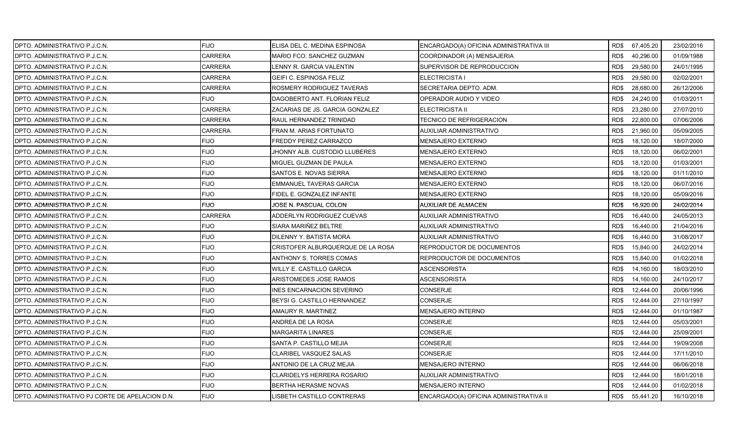| | | | | | |
|---|---|---|---|---|---|
| DPTO. ADMINISTRATIVO P.J.C.N. | FIJO | ELISA DEL C. MEDINA ESPINOSA | ENCARGADO(A) OFICINA ADMINISTRATIVA III | RD$ 67,405.20 | 23/02/2016 |
| DPTO. ADMINISTRATIVO P.J.C.N. | CARRERA | MARIO FCO. SANCHEZ GUZMAN | COORDINADOR (A) MENSAJERIA | RD$ 40,296.00 | 01/09/1988 |
| DPTO. ADMINISTRATIVO P.J.C.N. | CARRERA | LENNY R. GARCIA VALENTIN | SUPERVISOR DE REPRODUCCION | RD$ 29,580.00 | 24/01/1995 |
| DPTO. ADMINISTRATIVO P.J.C.N. | CARRERA | GEIFI C. ESPINOSA FELIZ | ELECTRICISTA I | RD$ 29,580.00 | 02/02/2001 |
| DPTO. ADMINISTRATIVO P.J.C.N. | CARRERA | ROSMERY RODRIGUEZ TAVERAS | SECRETARIA DEPTO. ADM. | RD$ 28,680.00 | 26/12/2006 |
| DPTO. ADMINISTRATIVO P.J.C.N. | FIJO | DAGOBERTO ANT. FLORIAN FELIZ | OPERADOR AUDIO Y VIDEO | RD$ 24,240.00 | 01/03/2011 |
| DPTO. ADMINISTRATIVO P.J.C.N. | CARRERA | ZACARIAS DE JS. GARCIA GONZALEZ | ELECTRICISTA II | RD$ 23,280.00 | 27/07/2010 |
| DPTO. ADMINISTRATIVO P.J.C.N. | CARRERA | RAUL HERNANDEZ TRINIDAD | TECNICO DE REFRIGERACION | RD$ 22,800.00 | 07/06/2006 |
| DPTO. ADMINISTRATIVO P.J.C.N. | CARRERA | FRAN M. ARIAS FORTUNATO | AUXILIAR ADMINISTRATIVO | RD$ 21,960.00 | 05/09/2005 |
| DPTO. ADMINISTRATIVO P.J.C.N. | FIJO | FREDDY PEREZ CARRAZCO | MENSAJERO EXTERNO | RD$ 18,120.00 | 18/07/2000 |
| DPTO. ADMINISTRATIVO P.J.C.N. | FIJO | JHONNY ALB. CUSTODIO LLUBERES | MENSAJERO EXTERNO | RD$ 18,120.00 | 06/02/2001 |
| DPTO. ADMINISTRATIVO P.J.C.N. | FIJO | MIGUEL GUZMAN DE PAULA | MENSAJERO EXTERNO | RD$ 18,120.00 | 01/03/2001 |
| DPTO. ADMINISTRATIVO P.J.C.N. | FIJO | SANTOS E. NOVAS SIERRA | MENSAJERO EXTERNO | RD$ 18,120.00 | 01/11/2010 |
| DPTO. ADMINISTRATIVO P.J.C.N. | FIJO | EMMANUEL TAVERAS GARCIA | MENSAJERO EXTERNO | RD$ 18,120.00 | 06/07/2016 |
| DPTO. ADMINISTRATIVO P.J.C.N. | FIJO | FIDEL E. GONZALEZ INFANTE | MENSAJERO EXTERNO | RD$ 18,120.00 | 05/09/2016 |
| DPTO. ADMINISTRATIVO P.J.C.N. | FIJO | JOSE N. PASCUAL COLON | AUXILIAR DE ALMACEN | RD$ 16,920.00 | 24/02/2014 |
| DPTO. ADMINISTRATIVO P.J.C.N. | CARRERA | ADDERLYN RODRIGUEZ CUEVAS | AUXILIAR ADMINISTRATIVO | RD$ 16,440.00 | 24/05/2013 |
| DPTO. ADMINISTRATIVO P.J.C.N. | FIJO | SIARA MARIÑEZ BELTRE | AUXILIAR ADMINISTRATIVO | RD$ 16,440.00 | 21/04/2016 |
| DPTO. ADMINISTRATIVO P.J.C.N. | FIJO | DILENNY Y. BATISTA MORA | AUXILIAR ADMINISTRATIVO | RD$ 16,440.00 | 31/08/2017 |
| DPTO. ADMINISTRATIVO P.J.C.N. | FIJO | CRISTOFER ALBURQUERQUE DE LA ROSA | REPRODUCTOR DE DOCUMENTOS | RD$ 15,840.00 | 24/02/2014 |
| DPTO. ADMINISTRATIVO P.J.C.N. | FIJO | ANTHONY S. TORRES COMAS | REPRODUCTOR DE DOCUMENTOS | RD$ 15,840.00 | 01/02/2018 |
| DPTO. ADMINISTRATIVO P.J.C.N. | FIJO | WILLY E. CASTILLO GARCIA | ASCENSORISTA | RD$ 14,160.00 | 18/03/2010 |
| DPTO. ADMINISTRATIVO P.J.C.N. | FIJO | ARISTOMEDES JOSE RAMOS | ASCENSORISTA | RD$ 14,160.00 | 24/10/2017 |
| DPTO. ADMINISTRATIVO P.J.C.N. | FIJO | INES ENCARNACION SEVERINO | CONSERJE | RD$ 12,444.00 | 20/06/1996 |
| DPTO. ADMINISTRATIVO P.J.C.N. | FIJO | BEYSI G. CASTILLO HERNANDEZ | CONSERJE | RD$ 12,444.00 | 27/10/1997 |
| DPTO. ADMINISTRATIVO P.J.C.N. | FIJO | AMAURY R. MARTINEZ | MENSAJERO INTERNO | RD$ 12,444.00 | 01/10/1987 |
| DPTO. ADMINISTRATIVO P.J.C.N. | FIJO | ANDREA DE LA ROSA | CONSERJE | RD$ 12,444.00 | 05/03/2001 |
| DPTO. ADMINISTRATIVO P.J.C.N. | FIJO | MARGARITA LINARES | CONSERJE | RD$ 12,444.00 | 25/09/2001 |
| DPTO. ADMINISTRATIVO P.J.C.N. | FIJO | SANTA P. CASTILLO MEJIA | CONSERJE | RD$ 12,444.00 | 19/09/2008 |
| DPTO. ADMINISTRATIVO P.J.C.N. | FIJO | CLARIBEL VASQUEZ SALAS | CONSERJE | RD$ 12,444.00 | 17/11/2010 |
| DPTO. ADMINISTRATIVO P.J.C.N. | FIJO | ANTONIO DE LA CRUZ MEJIA | MENSAJERO INTERNO | RD$ 12,444.00 | 06/06/2018 |
| DPTO. ADMINISTRATIVO P.J.C.N. | FIJO | CLARIDELYS HERRERA ROSARIO | AUXILIAR ADMINISTRATIVO | RD$ 12,444.00 | 18/01/2018 |
| DPTO. ADMINISTRATIVO P.J.C.N. | FIJO | BERTHA HERASME NOVAS | MENSAJERO INTERNO | RD$ 12,444.00 | 01/02/2018 |
| DPTO. ADMINISTRATIVO PJ CORTE DE APELACION D.N. | FIJO | LISBETH CASTILLO CONTRERAS | ENCARGADO(A) OFICINA ADMINISTRATIVA II | RD$ 55,441.20 | 16/10/2018 |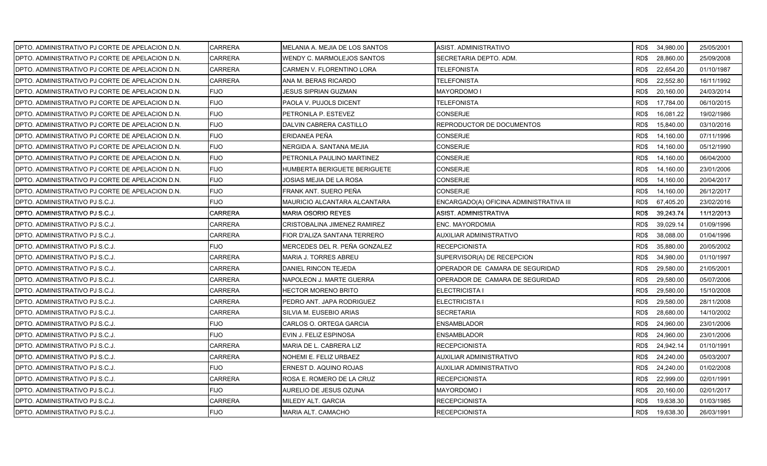| | | | | | | |
|---|---|---|---|---|---|---|
| DPTO. ADMINISTRATIVO PJ CORTE DE APELACION D.N. | CARRERA | MELANIA A. MEJIA DE LOS SANTOS | ASIST. ADMINISTRATIVO | RD$ | 34,980.00 | 25/05/2001 |
| DPTO. ADMINISTRATIVO PJ CORTE DE APELACION D.N. | CARRERA | WENDY C. MARMOLEJOS SANTOS | SECRETARIA DEPTO. ADM. | RD$ | 28,860.00 | 25/09/2008 |
| DPTO. ADMINISTRATIVO PJ CORTE DE APELACION D.N. | CARRERA | CARMEN V. FLORENTINO LORA | TELEFONISTA | RD$ | 22,654.20 | 01/10/1987 |
| DPTO. ADMINISTRATIVO PJ CORTE DE APELACION D.N. | CARRERA | ANA M. BERAS RICARDO | TELEFONISTA | RD$ | 22,552.80 | 16/11/1992 |
| DPTO. ADMINISTRATIVO PJ CORTE DE APELACION D.N. | FIJO | JESUS SIPRIAN GUZMAN | MAYORDOMO I | RD$ | 20,160.00 | 24/03/2014 |
| DPTO. ADMINISTRATIVO PJ CORTE DE APELACION D.N. | FIJO | PAOLA V. PUJOLS DICENT | TELEFONISTA | RD$ | 17,784.00 | 06/10/2015 |
| DPTO. ADMINISTRATIVO PJ CORTE DE APELACION D.N. | FIJO | PETRONILA P. ESTEVEZ | CONSERJE | RD$ | 16,081.22 | 19/02/1986 |
| DPTO. ADMINISTRATIVO PJ CORTE DE APELACION D.N. | FIJO | DALVIN CABRERA CASTILLO | REPRODUCTOR DE DOCUMENTOS | RD$ | 15,840.00 | 03/10/2016 |
| DPTO. ADMINISTRATIVO PJ CORTE DE APELACION D.N. | FIJO | ERIDANEA PEÑA | CONSERJE | RD$ | 14,160.00 | 07/11/1996 |
| DPTO. ADMINISTRATIVO PJ CORTE DE APELACION D.N. | FIJO | NERGIDA A. SANTANA MEJIA | CONSERJE | RD$ | 14,160.00 | 05/12/1990 |
| DPTO. ADMINISTRATIVO PJ CORTE DE APELACION D.N. | FIJO | PETRONILA PAULINO MARTINEZ | CONSERJE | RD$ | 14,160.00 | 06/04/2000 |
| DPTO. ADMINISTRATIVO PJ CORTE DE APELACION D.N. | FIJO | HUMBERTA BERIGUETE BERIGUETE | CONSERJE | RD$ | 14,160.00 | 23/01/2006 |
| DPTO. ADMINISTRATIVO PJ CORTE DE APELACION D.N. | FIJO | JOSIAS MEJIA DE LA ROSA | CONSERJE | RD$ | 14,160.00 | 20/04/2017 |
| DPTO. ADMINISTRATIVO PJ CORTE DE APELACION D.N. | FIJO | FRANK ANT. SUERO PEÑA | CONSERJE | RD$ | 14,160.00 | 26/12/2017 |
| DPTO. ADMINISTRATIVO PJ S.C.J. | FIJO | MAURICIO ALCANTARA ALCANTARA | ENCARGADO(A) OFICINA ADMINISTRATIVA III | RD$ | 67,405.20 | 23/02/2016 |
| DPTO. ADMINISTRATIVO PJ S.C.J. | CARRERA | MARIA OSORIO REYES | ASIST. ADMINISTRATIVA | RD$ | 39,243.74 | 11/12/2013 |
| DPTO. ADMINISTRATIVO PJ S.C.J. | CARRERA | CRISTOBALINA JIMENEZ RAMIREZ | ENC. MAYORDOMIA | RD$ | 39,029.14 | 01/09/1996 |
| DPTO. ADMINISTRATIVO PJ S.C.J. | CARRERA | FIOR D'ALIZA SANTANA TERRERO | AUXILIAR ADMINISTRATIVO | RD$ | 38,088.00 | 01/04/1996 |
| DPTO. ADMINISTRATIVO PJ S.C.J. | FIJO | MERCEDES DEL R. PEÑA GONZALEZ | RECEPCIONISTA | RD$ | 35,880.00 | 20/05/2002 |
| DPTO. ADMINISTRATIVO PJ S.C.J. | CARRERA | MARIA J. TORRES ABREU | SUPERVISOR(A) DE RECEPCION | RD$ | 34,980.00 | 01/10/1997 |
| DPTO. ADMINISTRATIVO PJ S.C.J. | CARRERA | DANIEL RINCON TEJEDA | OPERADOR DE CAMARA DE SEGURIDAD | RD$ | 29,580.00 | 21/05/2001 |
| DPTO. ADMINISTRATIVO PJ S.C.J. | CARRERA | NAPOLEON J. MARTE GUERRA | OPERADOR DE CAMARA DE SEGURIDAD | RD$ | 29,580.00 | 05/07/2006 |
| DPTO. ADMINISTRATIVO PJ S.C.J. | CARRERA | HECTOR MORENO BRITO | ELECTRICISTA I | RD$ | 29,580.00 | 15/10/2008 |
| DPTO. ADMINISTRATIVO PJ S.C.J. | CARRERA | PEDRO ANT. JAPA RODRIGUEZ | ELECTRICISTA I | RD$ | 29,580.00 | 28/11/2008 |
| DPTO. ADMINISTRATIVO PJ S.C.J. | CARRERA | SILVIA M. EUSEBIO ARIAS | SECRETARIA | RD$ | 28,680.00 | 14/10/2002 |
| DPTO. ADMINISTRATIVO PJ S.C.J. | FIJO | CARLOS O. ORTEGA GARCIA | ENSAMBLADOR | RD$ | 24,960.00 | 23/01/2006 |
| DPTO. ADMINISTRATIVO PJ S.C.J. | FIJO | EVIN J. FELIZ ESPINOSA | ENSAMBLADOR | RD$ | 24,960.00 | 23/01/2006 |
| DPTO. ADMINISTRATIVO PJ S.C.J. | CARRERA | MARIA DE L. CABRERA LIZ | RECEPCIONISTA | RD$ | 24,942.14 | 01/10/1991 |
| DPTO. ADMINISTRATIVO PJ S.C.J. | CARRERA | NOHEMI E. FELIZ URBAEZ | AUXILIAR ADMINISTRATIVO | RD$ | 24,240.00 | 05/03/2007 |
| DPTO. ADMINISTRATIVO PJ S.C.J. | FIJO | ERNEST D. AQUINO ROJAS | AUXILIAR ADMINISTRATIVO | RD$ | 24,240.00 | 01/02/2008 |
| DPTO. ADMINISTRATIVO PJ S.C.J. | CARRERA | ROSA E. ROMERO DE LA CRUZ | RECEPCIONISTA | RD$ | 22,999.00 | 02/01/1991 |
| DPTO. ADMINISTRATIVO PJ S.C.J. | FIJO | AURELIO DE JESUS OZUNA | MAYORDOMO I | RD$ | 20,160.00 | 02/01/2017 |
| DPTO. ADMINISTRATIVO PJ S.C.J. | CARRERA | MILEDY ALT. GARCIA | RECEPCIONISTA | RD$ | 19,638.30 | 01/03/1985 |
| DPTO. ADMINISTRATIVO PJ S.C.J. | FIJO | MARIA ALT. CAMACHO | RECEPCIONISTA | RD$ | 19,638.30 | 26/03/1991 |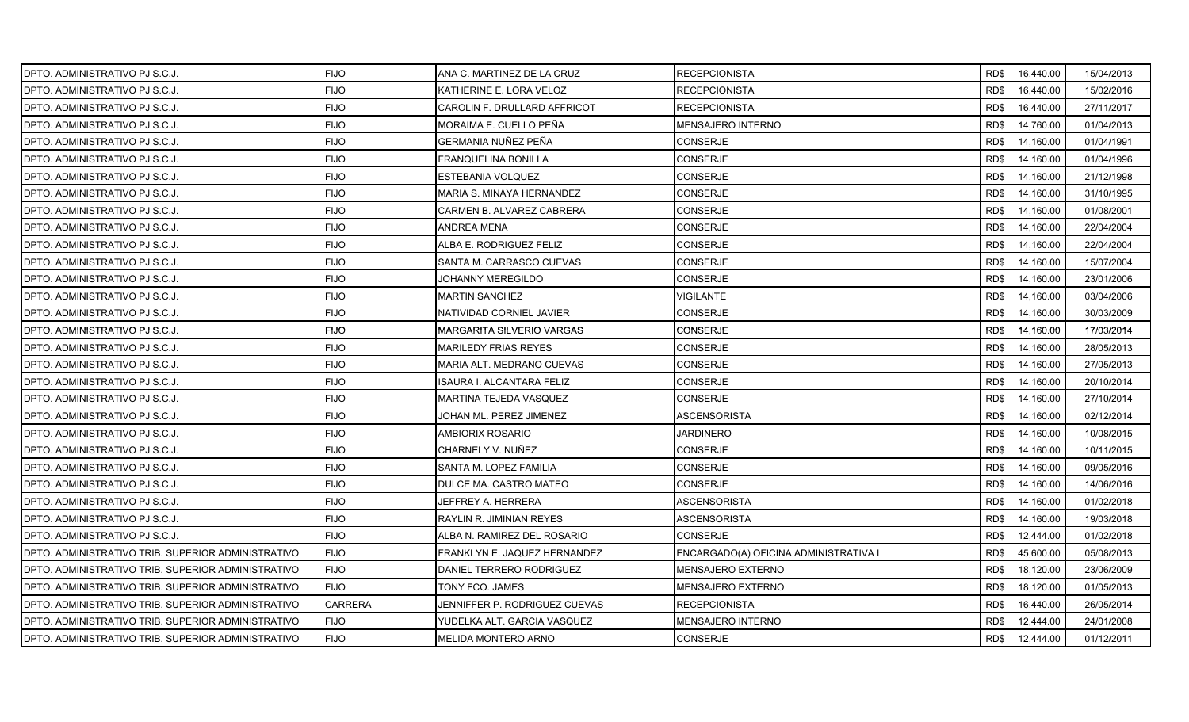| | | | | | |
|---|---|---|---|---|---|
| DPTO. ADMINISTRATIVO PJ S.C.J. | FIJO | ANA C. MARTINEZ DE LA CRUZ | RECEPCIONISTA | RD$ 16,440.00 | 15/04/2013 |
| DPTO. ADMINISTRATIVO PJ S.C.J. | FIJO | KATHERINE E. LORA VELOZ | RECEPCIONISTA | RD$ 16,440.00 | 15/02/2016 |
| DPTO. ADMINISTRATIVO PJ S.C.J. | FIJO | CAROLIN F. DRULLARD AFFRICOT | RECEPCIONISTA | RD$ 16,440.00 | 27/11/2017 |
| DPTO. ADMINISTRATIVO PJ S.C.J. | FIJO | MORAIMA E. CUELLO PEÑA | MENSAJERO INTERNO | RD$ 14,760.00 | 01/04/2013 |
| DPTO. ADMINISTRATIVO PJ S.C.J. | FIJO | GERMANIA NUÑEZ PEÑA | CONSERJE | RD$ 14,160.00 | 01/04/1991 |
| DPTO. ADMINISTRATIVO PJ S.C.J. | FIJO | FRANQUELINA BONILLA | CONSERJE | RD$ 14,160.00 | 01/04/1996 |
| DPTO. ADMINISTRATIVO PJ S.C.J. | FIJO | ESTEBANIA VOLQUEZ | CONSERJE | RD$ 14,160.00 | 21/12/1998 |
| DPTO. ADMINISTRATIVO PJ S.C.J. | FIJO | MARIA S. MINAYA HERNANDEZ | CONSERJE | RD$ 14,160.00 | 31/10/1995 |
| DPTO. ADMINISTRATIVO PJ S.C.J. | FIJO | CARMEN B. ALVAREZ CABRERA | CONSERJE | RD$ 14,160.00 | 01/08/2001 |
| DPTO. ADMINISTRATIVO PJ S.C.J. | FIJO | ANDREA MENA | CONSERJE | RD$ 14,160.00 | 22/04/2004 |
| DPTO. ADMINISTRATIVO PJ S.C.J. | FIJO | ALBA E. RODRIGUEZ FELIZ | CONSERJE | RD$ 14,160.00 | 22/04/2004 |
| DPTO. ADMINISTRATIVO PJ S.C.J. | FIJO | SANTA M. CARRASCO CUEVAS | CONSERJE | RD$ 14,160.00 | 15/07/2004 |
| DPTO. ADMINISTRATIVO PJ S.C.J. | FIJO | JOHANNY MEREGILDO | CONSERJE | RD$ 14,160.00 | 23/01/2006 |
| DPTO. ADMINISTRATIVO PJ S.C.J. | FIJO | MARTIN SANCHEZ | VIGILANTE | RD$ 14,160.00 | 03/04/2006 |
| DPTO. ADMINISTRATIVO PJ S.C.J. | FIJO | NATIVIDAD CORNIEL JAVIER | CONSERJE | RD$ 14,160.00 | 30/03/2009 |
| DPTO. ADMINISTRATIVO PJ S.C.J. | FIJO | MARGARITA SILVERIO VARGAS | CONSERJE | RD$ 14,160.00 | 17/03/2014 |
| DPTO. ADMINISTRATIVO PJ S.C.J. | FIJO | MARILEDY FRIAS REYES | CONSERJE | RD$ 14,160.00 | 28/05/2013 |
| DPTO. ADMINISTRATIVO PJ S.C.J. | FIJO | MARIA ALT. MEDRANO CUEVAS | CONSERJE | RD$ 14,160.00 | 27/05/2013 |
| DPTO. ADMINISTRATIVO PJ S.C.J. | FIJO | ISAURA I. ALCANTARA FELIZ | CONSERJE | RD$ 14,160.00 | 20/10/2014 |
| DPTO. ADMINISTRATIVO PJ S.C.J. | FIJO | MARTINA TEJEDA VASQUEZ | CONSERJE | RD$ 14,160.00 | 27/10/2014 |
| DPTO. ADMINISTRATIVO PJ S.C.J. | FIJO | JOHAN ML. PEREZ JIMENEZ | ASCENSORISTA | RD$ 14,160.00 | 02/12/2014 |
| DPTO. ADMINISTRATIVO PJ S.C.J. | FIJO | AMBIORIX ROSARIO | JARDINERO | RD$ 14,160.00 | 10/08/2015 |
| DPTO. ADMINISTRATIVO PJ S.C.J. | FIJO | CHARNELY V. NUÑEZ | CONSERJE | RD$ 14,160.00 | 10/11/2015 |
| DPTO. ADMINISTRATIVO PJ S.C.J. | FIJO | SANTA M. LOPEZ FAMILIA | CONSERJE | RD$ 14,160.00 | 09/05/2016 |
| DPTO. ADMINISTRATIVO PJ S.C.J. | FIJO | DULCE MA. CASTRO MATEO | CONSERJE | RD$ 14,160.00 | 14/06/2016 |
| DPTO. ADMINISTRATIVO PJ S.C.J. | FIJO | JEFFREY A. HERRERA | ASCENSORISTA | RD$ 14,160.00 | 01/02/2018 |
| DPTO. ADMINISTRATIVO PJ S.C.J. | FIJO | RAYLIN R. JIMINIAN REYES | ASCENSORISTA | RD$ 14,160.00 | 19/03/2018 |
| DPTO. ADMINISTRATIVO PJ S.C.J. | FIJO | ALBA N. RAMIREZ DEL ROSARIO | CONSERJE | RD$ 12,444.00 | 01/02/2018 |
| DPTO. ADMINISTRATIVO TRIB. SUPERIOR ADMINISTRATIVO | FIJO | FRANKLYN E. JAQUEZ HERNANDEZ | ENCARGADO(A) OFICINA ADMINISTRATIVA I | RD$ 45,600.00 | 05/08/2013 |
| DPTO. ADMINISTRATIVO TRIB. SUPERIOR ADMINISTRATIVO | FIJO | DANIEL TERRERO RODRIGUEZ | MENSAJERO EXTERNO | RD$ 18,120.00 | 23/06/2009 |
| DPTO. ADMINISTRATIVO TRIB. SUPERIOR ADMINISTRATIVO | FIJO | TONY FCO. JAMES | MENSAJERO EXTERNO | RD$ 18,120.00 | 01/05/2013 |
| DPTO. ADMINISTRATIVO TRIB. SUPERIOR ADMINISTRATIVO | CARRERA | JENNIFFER P. RODRIGUEZ CUEVAS | RECEPCIONISTA | RD$ 16,440.00 | 26/05/2014 |
| DPTO. ADMINISTRATIVO TRIB. SUPERIOR ADMINISTRATIVO | FIJO | YUDELKA ALT. GARCIA VASQUEZ | MENSAJERO INTERNO | RD$ 12,444.00 | 24/01/2008 |
| DPTO. ADMINISTRATIVO TRIB. SUPERIOR ADMINISTRATIVO | FIJO | MELIDA MONTERO ARNO | CONSERJE | RD$ 12,444.00 | 01/12/2011 |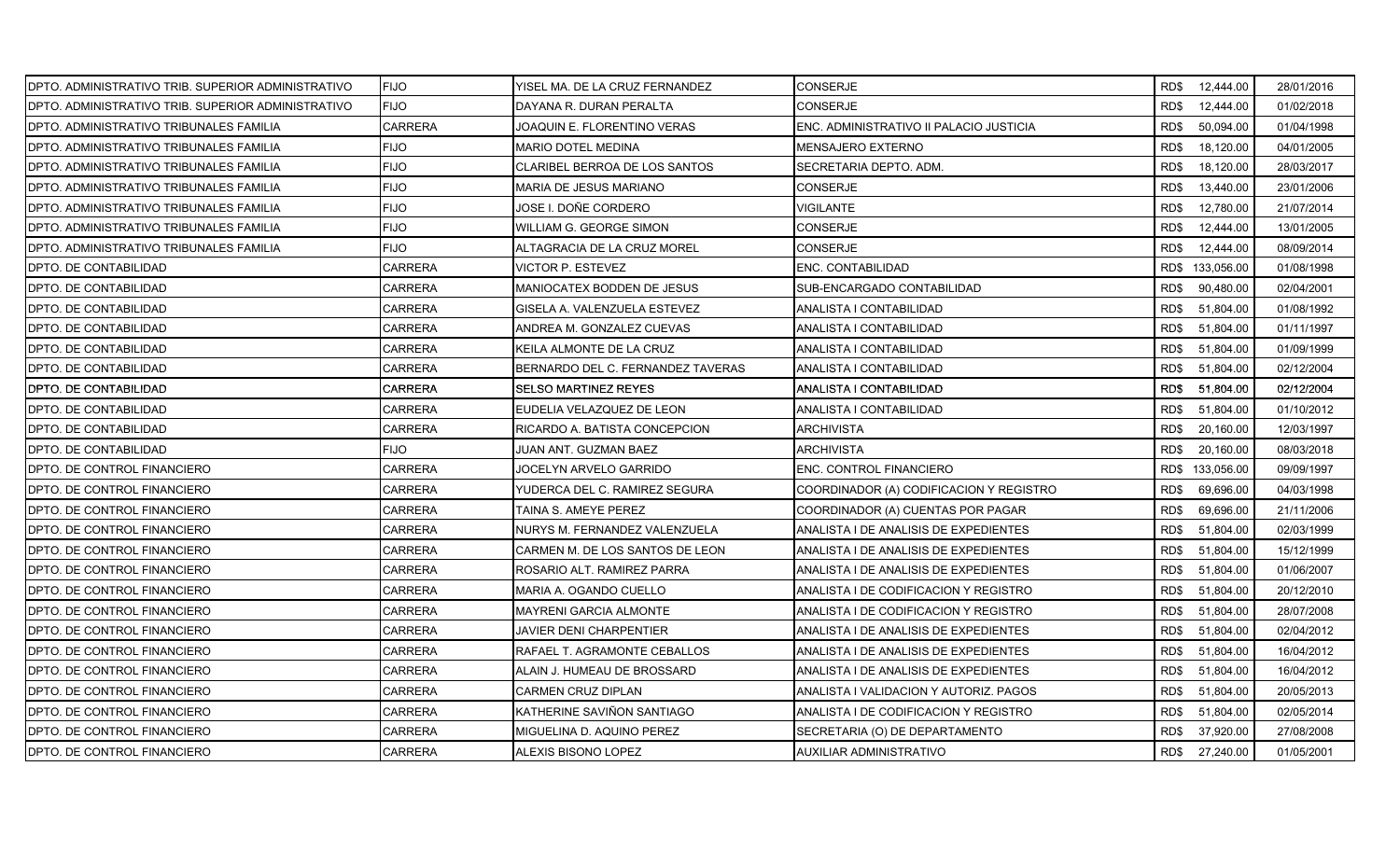| | | | | | |
|---|---|---|---|---|---|
| DPTO. ADMINISTRATIVO TRIB. SUPERIOR ADMINISTRATIVO | FIJO | YISEL MA. DE LA CRUZ FERNANDEZ | CONSERJE | RD$ 12,444.00 | 28/01/2016 |
| DPTO. ADMINISTRATIVO TRIB. SUPERIOR ADMINISTRATIVO | FIJO | DAYANA R. DURAN PERALTA | CONSERJE | RD$ 12,444.00 | 01/02/2018 |
| DPTO. ADMINISTRATIVO TRIBUNALES FAMILIA | CARRERA | JOAQUIN E. FLORENTINO VERAS | ENC. ADMINISTRATIVO II PALACIO JUSTICIA | RD$ 50,094.00 | 01/04/1998 |
| DPTO. ADMINISTRATIVO TRIBUNALES FAMILIA | FIJO | MARIO DOTEL MEDINA | MENSAJERO EXTERNO | RD$ 18,120.00 | 04/01/2005 |
| DPTO. ADMINISTRATIVO TRIBUNALES FAMILIA | FIJO | CLARIBEL BERROA DE LOS SANTOS | SECRETARIA DEPTO. ADM. | RD$ 18,120.00 | 28/03/2017 |
| DPTO. ADMINISTRATIVO TRIBUNALES FAMILIA | FIJO | MARIA DE JESUS MARIANO | CONSERJE | RD$ 13,440.00 | 23/01/2006 |
| DPTO. ADMINISTRATIVO TRIBUNALES FAMILIA | FIJO | JOSE I. DOÑE CORDERO | VIGILANTE | RD$ 12,780.00 | 21/07/2014 |
| DPTO. ADMINISTRATIVO TRIBUNALES FAMILIA | FIJO | WILLIAM G. GEORGE SIMON | CONSERJE | RD$ 12,444.00 | 13/01/2005 |
| DPTO. ADMINISTRATIVO TRIBUNALES FAMILIA | FIJO | ALTAGRACIA DE LA CRUZ MOREL | CONSERJE | RD$ 12,444.00 | 08/09/2014 |
| DPTO. DE CONTABILIDAD | CARRERA | VICTOR P. ESTEVEZ | ENC. CONTABILIDAD | RD$ 133,056.00 | 01/08/1998 |
| DPTO. DE CONTABILIDAD | CARRERA | MANIOCATEX BODDEN DE JESUS | SUB-ENCARGADO CONTABILIDAD | RD$ 90,480.00 | 02/04/2001 |
| DPTO. DE CONTABILIDAD | CARRERA | GISELA A. VALENZUELA ESTEVEZ | ANALISTA I CONTABILIDAD | RD$ 51,804.00 | 01/08/1992 |
| DPTO. DE CONTABILIDAD | CARRERA | ANDREA M. GONZALEZ CUEVAS | ANALISTA I CONTABILIDAD | RD$ 51,804.00 | 01/11/1997 |
| DPTO. DE CONTABILIDAD | CARRERA | KEILA ALMONTE DE LA CRUZ | ANALISTA I CONTABILIDAD | RD$ 51,804.00 | 01/09/1999 |
| DPTO. DE CONTABILIDAD | CARRERA | BERNARDO DEL C. FERNANDEZ TAVERAS | ANALISTA I CONTABILIDAD | RD$ 51,804.00 | 02/12/2004 |
| DPTO. DE CONTABILIDAD | CARRERA | SELSO MARTINEZ REYES | ANALISTA I CONTABILIDAD | RD$ 51,804.00 | 02/12/2004 |
| DPTO. DE CONTABILIDAD | CARRERA | EUDELIA VELAZQUEZ DE LEON | ANALISTA I CONTABILIDAD | RD$ 51,804.00 | 01/10/2012 |
| DPTO. DE CONTABILIDAD | CARRERA | RICARDO A. BATISTA CONCEPCION | ARCHIVISTA | RD$ 20,160.00 | 12/03/1997 |
| DPTO. DE CONTABILIDAD | FIJO | JUAN ANT. GUZMAN BAEZ | ARCHIVISTA | RD$ 20,160.00 | 08/03/2018 |
| DPTO. DE CONTROL FINANCIERO | CARRERA | JOCELYN ARVELO GARRIDO | ENC. CONTROL FINANCIERO | RD$ 133,056.00 | 09/09/1997 |
| DPTO. DE CONTROL FINANCIERO | CARRERA | YUDERCA DEL C. RAMIREZ SEGURA | COORDINADOR (A) CODIFICACION Y REGISTRO | RD$ 69,696.00 | 04/03/1998 |
| DPTO. DE CONTROL FINANCIERO | CARRERA | TAINA S. AMEYE PEREZ | COORDINADOR (A) CUENTAS POR PAGAR | RD$ 69,696.00 | 21/11/2006 |
| DPTO. DE CONTROL FINANCIERO | CARRERA | NURYS M. FERNANDEZ VALENZUELA | ANALISTA I DE ANALISIS DE EXPEDIENTES | RD$ 51,804.00 | 02/03/1999 |
| DPTO. DE CONTROL FINANCIERO | CARRERA | CARMEN M. DE LOS SANTOS DE LEON | ANALISTA I DE ANALISIS DE EXPEDIENTES | RD$ 51,804.00 | 15/12/1999 |
| DPTO. DE CONTROL FINANCIERO | CARRERA | ROSARIO ALT. RAMIREZ PARRA | ANALISTA I DE ANALISIS DE EXPEDIENTES | RD$ 51,804.00 | 01/06/2007 |
| DPTO. DE CONTROL FINANCIERO | CARRERA | MARIA A. OGANDO CUELLO | ANALISTA I DE CODIFICACION Y REGISTRO | RD$ 51,804.00 | 20/12/2010 |
| DPTO. DE CONTROL FINANCIERO | CARRERA | MAYRENI GARCIA ALMONTE | ANALISTA I DE CODIFICACION Y REGISTRO | RD$ 51,804.00 | 28/07/2008 |
| DPTO. DE CONTROL FINANCIERO | CARRERA | JAVIER DENI CHARPENTIER | ANALISTA I DE ANALISIS DE EXPEDIENTES | RD$ 51,804.00 | 02/04/2012 |
| DPTO. DE CONTROL FINANCIERO | CARRERA | RAFAEL T. AGRAMONTE CEBALLOS | ANALISTA I DE ANALISIS DE EXPEDIENTES | RD$ 51,804.00 | 16/04/2012 |
| DPTO. DE CONTROL FINANCIERO | CARRERA | ALAIN J. HUMEAU DE BROSSARD | ANALISTA I DE ANALISIS DE EXPEDIENTES | RD$ 51,804.00 | 16/04/2012 |
| DPTO. DE CONTROL FINANCIERO | CARRERA | CARMEN CRUZ DIPLAN | ANALISTA I VALIDACION Y AUTORIZ. PAGOS | RD$ 51,804.00 | 20/05/2013 |
| DPTO. DE CONTROL FINANCIERO | CARRERA | KATHERINE SAVIÑON SANTIAGO | ANALISTA I DE CODIFICACION Y REGISTRO | RD$ 51,804.00 | 02/05/2014 |
| DPTO. DE CONTROL FINANCIERO | CARRERA | MIGUELINA D. AQUINO PEREZ | SECRETARIA (O) DE DEPARTAMENTO | RD$ 37,920.00 | 27/08/2008 |
| DPTO. DE CONTROL FINANCIERO | CARRERA | ALEXIS BISONO LOPEZ | AUXILIAR ADMINISTRATIVO | RD$ 27,240.00 | 01/05/2001 |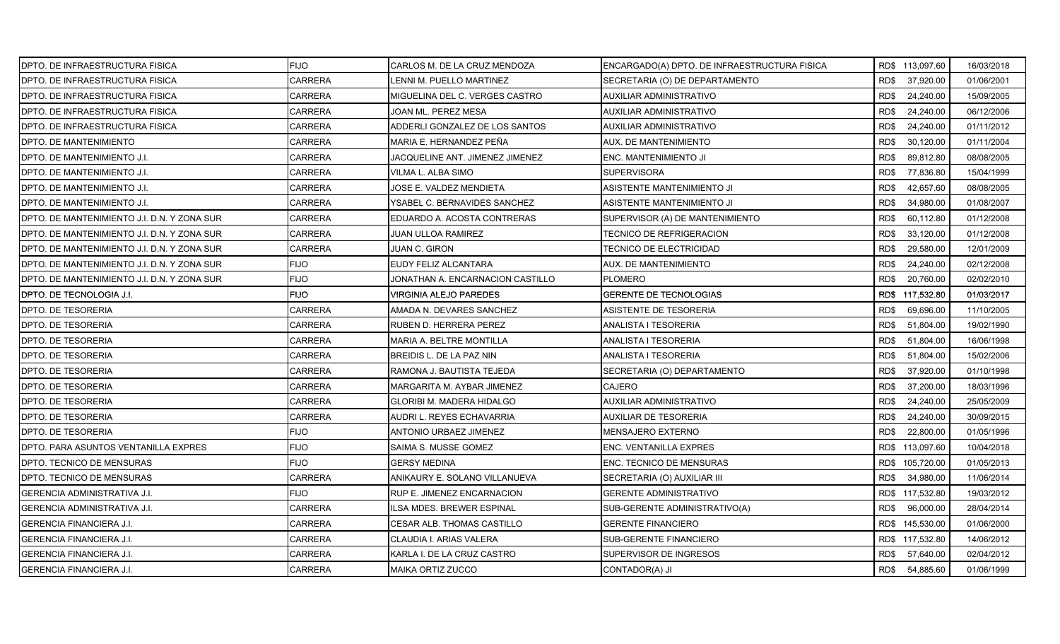| | | | | | |
|---|---|---|---|---|---|
| DPTO. DE INFRAESTRUCTURA FISICA | FIJO | CARLOS M. DE LA CRUZ MENDOZA | ENCARGADO(A) DPTO. DE INFRAESTRUCTURA FISICA | RD$ 113,097.60 | 16/03/2018 |
| DPTO. DE INFRAESTRUCTURA FISICA | CARRERA | LENNI M. PUELLO MARTINEZ | SECRETARIA (O) DE DEPARTAMENTO | RD$ 37,920.00 | 01/06/2001 |
| DPTO. DE INFRAESTRUCTURA FISICA | CARRERA | MIGUELINA DEL C. VERGES CASTRO | AUXILIAR ADMINISTRATIVO | RD$ 24,240.00 | 15/09/2005 |
| DPTO. DE INFRAESTRUCTURA FISICA | CARRERA | JOAN ML. PEREZ MESA | AUXILIAR ADMINISTRATIVO | RD$ 24,240.00 | 06/12/2006 |
| DPTO. DE INFRAESTRUCTURA FISICA | CARRERA | ADDERLI GONZALEZ DE LOS SANTOS | AUXILIAR ADMINISTRATIVO | RD$ 24,240.00 | 01/11/2012 |
| DPTO. DE MANTENIMIENTO | CARRERA | MARIA E. HERNANDEZ PEÑA | AUX. DE MANTENIMIENTO | RD$ 30,120.00 | 01/11/2004 |
| DPTO. DE MANTENIMIENTO J.I. | CARRERA | JACQUELINE ANT. JIMENEZ JIMENEZ | ENC. MANTENIMIENTO JI | RD$ 89,812.80 | 08/08/2005 |
| DPTO. DE MANTENIMIENTO J.I. | CARRERA | VILMA L. ALBA SIMO | SUPERVISORA | RD$ 77,836.80 | 15/04/1999 |
| DPTO. DE MANTENIMIENTO J.I. | CARRERA | JOSE E. VALDEZ MENDIETA | ASISTENTE MANTENIMIENTO JI | RD$ 42,657.60 | 08/08/2005 |
| DPTO. DE MANTENIMIENTO J.I. | CARRERA | YSABEL C. BERNAVIDES SANCHEZ | ASISTENTE MANTENIMIENTO JI | RD$ 34,980.00 | 01/08/2007 |
| DPTO. DE MANTENIMIENTO J.I. D.N. Y ZONA SUR | CARRERA | EDUARDO A. ACOSTA CONTRERAS | SUPERVISOR (A) DE MANTENIMIENTO | RD$ 60,112.80 | 01/12/2008 |
| DPTO. DE MANTENIMIENTO J.I. D.N. Y ZONA SUR | CARRERA | JUAN ULLOA RAMIREZ | TECNICO DE REFRIGERACION | RD$ 33,120.00 | 01/12/2008 |
| DPTO. DE MANTENIMIENTO J.I. D.N. Y ZONA SUR | CARRERA | JUAN C. GIRON | TECNICO DE ELECTRICIDAD | RD$ 29,580.00 | 12/01/2009 |
| DPTO. DE MANTENIMIENTO J.I. D.N. Y ZONA SUR | FIJO | EUDY FELIZ ALCANTARA | AUX. DE MANTENIMIENTO | RD$ 24,240.00 | 02/12/2008 |
| DPTO. DE MANTENIMIENTO J.I. D.N. Y ZONA SUR | FIJO | JONATHAN A. ENCARNACION CASTILLO | PLOMERO | RD$ 20,760.00 | 02/02/2010 |
| DPTO. DE TECNOLOGIA J.I. | FIJO | VIRGINIA ALEJO PAREDES | GERENTE DE TECNOLOGIAS | RD$ 117,532.80 | 01/03/2017 |
| DPTO. DE TESORERIA | CARRERA | AMADA N. DEVARES SANCHEZ | ASISTENTE DE TESORERIA | RD$ 69,696.00 | 11/10/2005 |
| DPTO. DE TESORERIA | CARRERA | RUBEN D. HERRERA PEREZ | ANALISTA I TESORERIA | RD$ 51,804.00 | 19/02/1990 |
| DPTO. DE TESORERIA | CARRERA | MARIA A. BELTRE MONTILLA | ANALISTA I TESORERIA | RD$ 51,804.00 | 16/06/1998 |
| DPTO. DE TESORERIA | CARRERA | BREIDIS L. DE LA PAZ NIN | ANALISTA I TESORERIA | RD$ 51,804.00 | 15/02/2006 |
| DPTO. DE TESORERIA | CARRERA | RAMONA J. BAUTISTA TEJEDA | SECRETARIA (O) DEPARTAMENTO | RD$ 37,920.00 | 01/10/1998 |
| DPTO. DE TESORERIA | CARRERA | MARGARITA M. AYBAR JIMENEZ | CAJERO | RD$ 37,200.00 | 18/03/1996 |
| DPTO. DE TESORERIA | CARRERA | GLORIBI M. MADERA HIDALGO | AUXILIAR ADMINISTRATIVO | RD$ 24,240.00 | 25/05/2009 |
| DPTO. DE TESORERIA | CARRERA | AUDRI L. REYES ECHAVARRIA | AUXILIAR DE TESORERIA | RD$ 24,240.00 | 30/09/2015 |
| DPTO. DE TESORERIA | FIJO | ANTONIO URBAEZ JIMENEZ | MENSAJERO EXTERNO | RD$ 22,800.00 | 01/05/1996 |
| DPTO. PARA ASUNTOS VENTANILLA EXPRES | FIJO | SAIMA S. MUSSE GOMEZ | ENC. VENTANILLA EXPRES | RD$ 113,097.60 | 10/04/2018 |
| DPTO. TECNICO DE MENSURAS | FIJO | GERSY MEDINA | ENC. TECNICO DE MENSURAS | RD$ 105,720.00 | 01/05/2013 |
| DPTO. TECNICO DE MENSURAS | CARRERA | ANIKAURY E. SOLANO VILLANUEVA | SECRETARIA (O) AUXILIAR III | RD$ 34,980.00 | 11/06/2014 |
| GERENCIA ADMINISTRATIVA J.I. | FIJO | RUP E. JIMENEZ ENCARNACION | GERENTE ADMINISTRATIVO | RD$ 117,532.80 | 19/03/2012 |
| GERENCIA ADMINISTRATIVA J.I. | CARRERA | ILSA MDES. BREWER ESPINAL | SUB-GERENTE ADMINISTRATIVO(A) | RD$ 96,000.00 | 28/04/2014 |
| GERENCIA FINANCIERA J.I. | CARRERA | CESAR ALB. THOMAS CASTILLO | GERENTE FINANCIERO | RD$ 145,530.00 | 01/06/2000 |
| GERENCIA FINANCIERA J.I. | CARRERA | CLAUDIA I. ARIAS VALERA | SUB-GERENTE FINANCIERO | RD$ 117,532.80 | 14/06/2012 |
| GERENCIA FINANCIERA J.I. | CARRERA | KARLA I. DE LA CRUZ CASTRO | SUPERVISOR DE INGRESOS | RD$ 57,640.00 | 02/04/2012 |
| GERENCIA FINANCIERA J.I. | CARRERA | MAIKA ORTIZ ZUCCO | CONTADOR(A) JI | RD$ 54,885.60 | 01/06/1999 |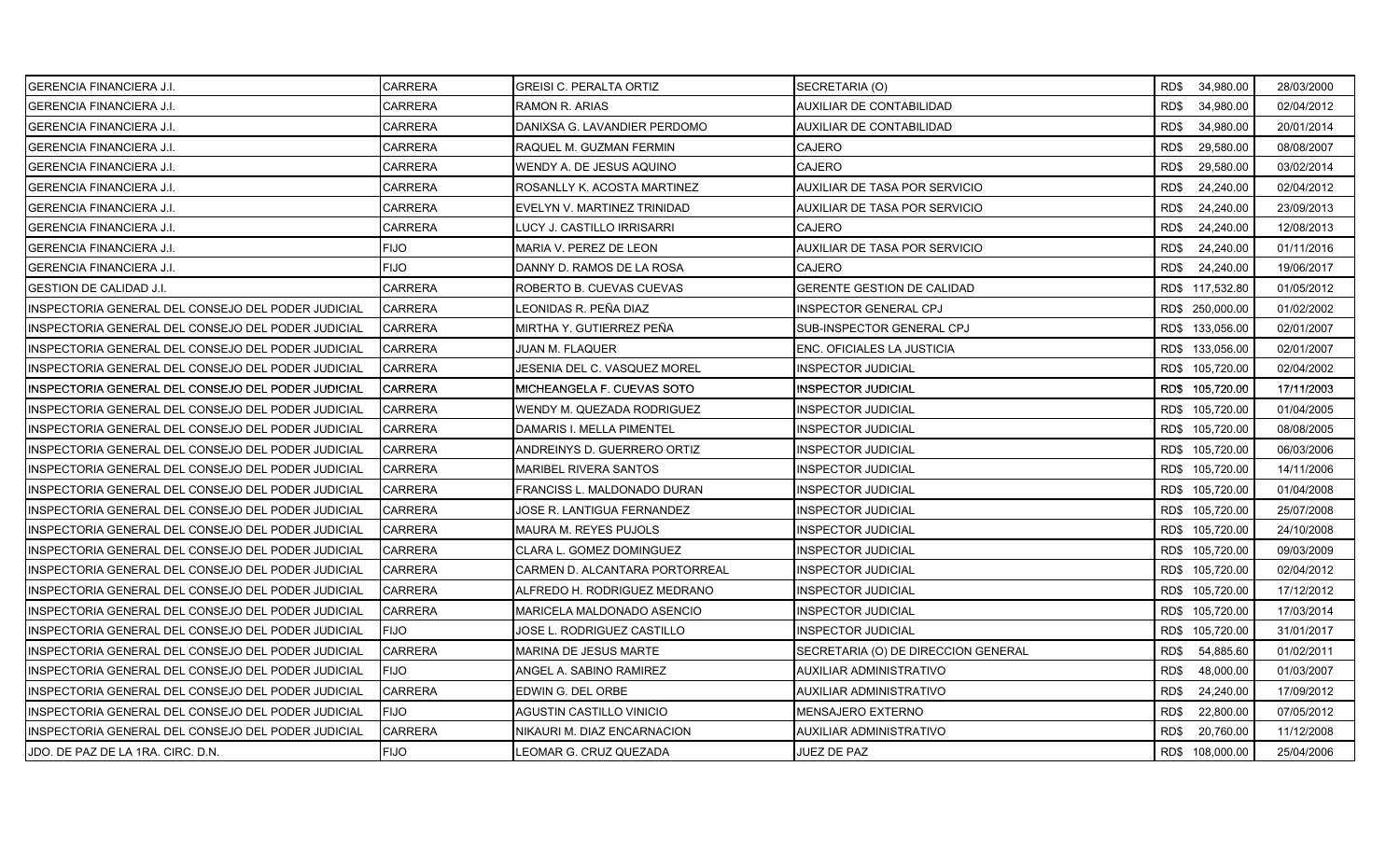| | | | | | |
|---|---|---|---|---|---|
| GERENCIA FINANCIERA J.I. | CARRERA | GREISI C. PERALTA ORTIZ | SECRETARIA (O) | RD$ 34,980.00 | 28/03/2000 |
| GERENCIA FINANCIERA J.I. | CARRERA | RAMON R. ARIAS | AUXILIAR DE CONTABILIDAD | RD$ 34,980.00 | 02/04/2012 |
| GERENCIA FINANCIERA J.I. | CARRERA | DANIXSA G. LAVANDIER PERDOMO | AUXILIAR DE CONTABILIDAD | RD$ 34,980.00 | 20/01/2014 |
| GERENCIA FINANCIERA J.I. | CARRERA | RAQUEL M. GUZMAN FERMIN | CAJERO | RD$ 29,580.00 | 08/08/2007 |
| GERENCIA FINANCIERA J.I. | CARRERA | WENDY A. DE JESUS AQUINO | CAJERO | RD$ 29,580.00 | 03/02/2014 |
| GERENCIA FINANCIERA J.I. | CARRERA | ROSANLLY K. ACOSTA MARTINEZ | AUXILIAR DE TASA POR SERVICIO | RD$ 24,240.00 | 02/04/2012 |
| GERENCIA FINANCIERA J.I. | CARRERA | EVELYN V. MARTINEZ TRINIDAD | AUXILIAR DE TASA POR SERVICIO | RD$ 24,240.00 | 23/09/2013 |
| GERENCIA FINANCIERA J.I. | CARRERA | LUCY J. CASTILLO IRRISARRI | CAJERO | RD$ 24,240.00 | 12/08/2013 |
| GERENCIA FINANCIERA J.I. | FIJO | MARIA V. PEREZ DE LEON | AUXILIAR DE TASA POR SERVICIO | RD$ 24,240.00 | 01/11/2016 |
| GERENCIA FINANCIERA J.I. | FIJO | DANNY D. RAMOS DE LA ROSA | CAJERO | RD$ 24,240.00 | 19/06/2017 |
| GESTION DE CALIDAD J.I. | CARRERA | ROBERTO B. CUEVAS CUEVAS | GERENTE GESTION DE CALIDAD | RD$ 117,532.80 | 01/05/2012 |
| INSPECTORIA GENERAL DEL CONSEJO DEL PODER JUDICIAL | CARRERA | LEONIDAS R. PEÑA DIAZ | INSPECTOR GENERAL CPJ | RD$ 250,000.00 | 01/02/2002 |
| INSPECTORIA GENERAL DEL CONSEJO DEL PODER JUDICIAL | CARRERA | MIRTHA Y. GUTIERREZ PEÑA | SUB-INSPECTOR GENERAL CPJ | RD$ 133,056.00 | 02/01/2007 |
| INSPECTORIA GENERAL DEL CONSEJO DEL PODER JUDICIAL | CARRERA | JUAN M. FLAQUER | ENC. OFICIALES LA JUSTICIA | RD$ 133,056.00 | 02/01/2007 |
| INSPECTORIA GENERAL DEL CONSEJO DEL PODER JUDICIAL | CARRERA | JESENIA DEL C. VASQUEZ MOREL | INSPECTOR JUDICIAL | RD$ 105,720.00 | 02/04/2002 |
| INSPECTORIA GENERAL DEL CONSEJO DEL PODER JUDICIAL | CARRERA | MICHEANGELA F. CUEVAS SOTO | INSPECTOR JUDICIAL | RD$ 105,720.00 | 17/11/2003 |
| INSPECTORIA GENERAL DEL CONSEJO DEL PODER JUDICIAL | CARRERA | WENDY M. QUEZADA RODRIGUEZ | INSPECTOR JUDICIAL | RD$ 105,720.00 | 01/04/2005 |
| INSPECTORIA GENERAL DEL CONSEJO DEL PODER JUDICIAL | CARRERA | DAMARIS I. MELLA PIMENTEL | INSPECTOR JUDICIAL | RD$ 105,720.00 | 08/08/2005 |
| INSPECTORIA GENERAL DEL CONSEJO DEL PODER JUDICIAL | CARRERA | ANDREINYS D. GUERRERO ORTIZ | INSPECTOR JUDICIAL | RD$ 105,720.00 | 06/03/2006 |
| INSPECTORIA GENERAL DEL CONSEJO DEL PODER JUDICIAL | CARRERA | MARIBEL RIVERA SANTOS | INSPECTOR JUDICIAL | RD$ 105,720.00 | 14/11/2006 |
| INSPECTORIA GENERAL DEL CONSEJO DEL PODER JUDICIAL | CARRERA | FRANCISS L. MALDONADO DURAN | INSPECTOR JUDICIAL | RD$ 105,720.00 | 01/04/2008 |
| INSPECTORIA GENERAL DEL CONSEJO DEL PODER JUDICIAL | CARRERA | JOSE R. LANTIGUA FERNANDEZ | INSPECTOR JUDICIAL | RD$ 105,720.00 | 25/07/2008 |
| INSPECTORIA GENERAL DEL CONSEJO DEL PODER JUDICIAL | CARRERA | MAURA M. REYES PUJOLS | INSPECTOR JUDICIAL | RD$ 105,720.00 | 24/10/2008 |
| INSPECTORIA GENERAL DEL CONSEJO DEL PODER JUDICIAL | CARRERA | CLARA L. GOMEZ DOMINGUEZ | INSPECTOR JUDICIAL | RD$ 105,720.00 | 09/03/2009 |
| INSPECTORIA GENERAL DEL CONSEJO DEL PODER JUDICIAL | CARRERA | CARMEN D. ALCANTARA PORTORREAL | INSPECTOR JUDICIAL | RD$ 105,720.00 | 02/04/2012 |
| INSPECTORIA GENERAL DEL CONSEJO DEL PODER JUDICIAL | CARRERA | ALFREDO H. RODRIGUEZ MEDRANO | INSPECTOR JUDICIAL | RD$ 105,720.00 | 17/12/2012 |
| INSPECTORIA GENERAL DEL CONSEJO DEL PODER JUDICIAL | CARRERA | MARICELA MALDONADO ASENCIO | INSPECTOR JUDICIAL | RD$ 105,720.00 | 17/03/2014 |
| INSPECTORIA GENERAL DEL CONSEJO DEL PODER JUDICIAL | FIJO | JOSE L. RODRIGUEZ CASTILLO | INSPECTOR JUDICIAL | RD$ 105,720.00 | 31/01/2017 |
| INSPECTORIA GENERAL DEL CONSEJO DEL PODER JUDICIAL | CARRERA | MARINA DE JESUS MARTE | SECRETARIA (O) DE DIRECCION GENERAL | RD$ 54,885.60 | 01/02/2011 |
| INSPECTORIA GENERAL DEL CONSEJO DEL PODER JUDICIAL | FIJO | ANGEL A. SABINO RAMIREZ | AUXILIAR ADMINISTRATIVO | RD$ 48,000.00 | 01/03/2007 |
| INSPECTORIA GENERAL DEL CONSEJO DEL PODER JUDICIAL | CARRERA | EDWIN G. DEL ORBE | AUXILIAR ADMINISTRATIVO | RD$ 24,240.00 | 17/09/2012 |
| INSPECTORIA GENERAL DEL CONSEJO DEL PODER JUDICIAL | FIJO | AGUSTIN CASTILLO VINICIO | MENSAJERO EXTERNO | RD$ 22,800.00 | 07/05/2012 |
| INSPECTORIA GENERAL DEL CONSEJO DEL PODER JUDICIAL | CARRERA | NIKAURI M. DIAZ ENCARNACION | AUXILIAR ADMINISTRATIVO | RD$ 20,760.00 | 11/12/2008 |
| JDO. DE PAZ DE LA 1RA. CIRC. D.N. | FIJO | LEOMAR G. CRUZ QUEZADA | JUEZ DE PAZ | RD$ 108,000.00 | 25/04/2006 |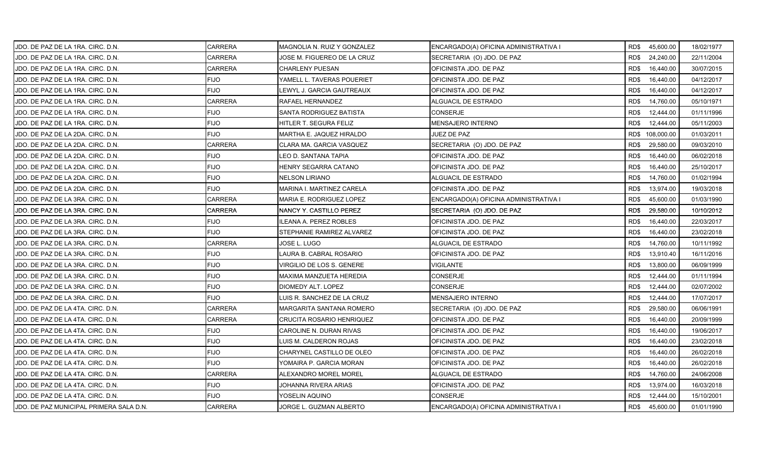| | | | | | |
|---|---|---|---|---|---|
| JDO. DE PAZ DE LA 1RA. CIRC. D.N. | CARRERA | MAGNOLIA N. RUIZ Y GONZALEZ | ENCARGADO(A) OFICINA ADMINISTRATIVA I | RD$ 45,600.00 | 18/02/1977 |
| JDO. DE PAZ DE LA 1RA. CIRC. D.N. | CARRERA | JOSE M. FIGUEREO DE LA CRUZ | SECRETARIA (O) JDO. DE PAZ | RD$ 24,240.00 | 22/11/2004 |
| JDO. DE PAZ DE LA 1RA. CIRC. D.N. | CARRERA | CHARLENY PUESAN | OFICINISTA JDO. DE PAZ | RD$ 16,440.00 | 30/07/2015 |
| JDO. DE PAZ DE LA 1RA. CIRC. D.N. | FIJO | YAMELL L. TAVERAS POUERIET | OFICINISTA JDO. DE PAZ | RD$ 16,440.00 | 04/12/2017 |
| JDO. DE PAZ DE LA 1RA. CIRC. D.N. | FIJO | LEWYL J. GARCIA GAUTREAUX | OFICINISTA JDO. DE PAZ | RD$ 16,440.00 | 04/12/2017 |
| JDO. DE PAZ DE LA 1RA. CIRC. D.N. | CARRERA | RAFAEL HERNANDEZ | ALGUACIL DE ESTRADO | RD$ 14,760.00 | 05/10/1971 |
| JDO. DE PAZ DE LA 1RA. CIRC. D.N. | FIJO | SANTA RODRIGUEZ BATISTA | CONSERJE | RD$ 12,444.00 | 01/11/1996 |
| JDO. DE PAZ DE LA 1RA. CIRC. D.N. | FIJO | HITLER T. SEGURA FELIZ | MENSAJERO INTERNO | RD$ 12,444.00 | 05/11/2003 |
| JDO. DE PAZ DE LA 2DA. CIRC. D.N. | FIJO | MARTHA E. JAQUEZ HIRALDO | JUEZ DE PAZ | RD$ 108,000.00 | 01/03/2011 |
| JDO. DE PAZ DE LA 2DA. CIRC. D.N. | CARRERA | CLARA MA. GARCIA VASQUEZ | SECRETARIA (O) JDO. DE PAZ | RD$ 29,580.00 | 09/03/2010 |
| JDO. DE PAZ DE LA 2DA. CIRC. D.N. | FIJO | LEO D. SANTANA TAPIA | OFICINISTA JDO. DE PAZ | RD$ 16,440.00 | 06/02/2018 |
| JDO. DE PAZ DE LA 2DA. CIRC. D.N. | FIJO | HENRY SEGARRA CATANO | OFICINISTA JDO. DE PAZ | RD$ 16,440.00 | 25/10/2017 |
| JDO. DE PAZ DE LA 2DA. CIRC. D.N. | FIJO | NELSON LIRIANO | ALGUACIL DE ESTRADO | RD$ 14,760.00 | 01/02/1994 |
| JDO. DE PAZ DE LA 2DA. CIRC. D.N. | FIJO | MARINA I. MARTINEZ CARELA | OFICINISTA JDO. DE PAZ | RD$ 13,974.00 | 19/03/2018 |
| JDO. DE PAZ DE LA 3RA. CIRC. D.N. | CARRERA | MARIA E. RODRIGUEZ LOPEZ | ENCARGADO(A) OFICINA ADMINISTRATIVA I | RD$ 45,600.00 | 01/03/1990 |
| JDO. DE PAZ DE LA 3RA. CIRC. D.N. | CARRERA | NANCY Y. CASTILLO PEREZ | SECRETARIA (O) JDO. DE PAZ | RD$ 29,580.00 | 10/10/2012 |
| JDO. DE PAZ DE LA 3RA. CIRC. D.N. | FIJO | ILEANA A. PEREZ ROBLES | OFICINISTA JDO. DE PAZ | RD$ 16,440.00 | 22/03/2017 |
| JDO. DE PAZ DE LA 3RA. CIRC. D.N. | FIJO | STEPHANIE RAMIREZ ALVAREZ | OFICINISTA JDO. DE PAZ | RD$ 16,440.00 | 23/02/2018 |
| JDO. DE PAZ DE LA 3RA. CIRC. D.N. | CARRERA | JOSE L. LUGO | ALGUACIL DE ESTRADO | RD$ 14,760.00 | 10/11/1992 |
| JDO. DE PAZ DE LA 3RA. CIRC. D.N. | FIJO | LAURA B. CABRAL ROSARIO | OFICINISTA JDO. DE PAZ | RD$ 13,910.40 | 16/11/2016 |
| JDO. DE PAZ DE LA 3RA. CIRC. D.N. | FIJO | VIRGILIO DE LOS S. GENERE | VIGILANTE | RD$ 13,800.00 | 06/09/1999 |
| JDO. DE PAZ DE LA 3RA. CIRC. D.N. | FIJO | MAXIMA MANZUETA HEREDIA | CONSERJE | RD$ 12,444.00 | 01/11/1994 |
| JDO. DE PAZ DE LA 3RA. CIRC. D.N. | FIJO | DIOMEDY ALT. LOPEZ | CONSERJE | RD$ 12,444.00 | 02/07/2002 |
| JDO. DE PAZ DE LA 3RA. CIRC. D.N. | FIJO | LUIS R. SANCHEZ DE LA CRUZ | MENSAJERO INTERNO | RD$ 12,444.00 | 17/07/2017 |
| JDO. DE PAZ DE LA 4TA. CIRC. D.N. | CARRERA | MARGARITA SANTANA ROMERO | SECRETARIA (O) JDO. DE PAZ | RD$ 29,580.00 | 06/06/1991 |
| JDO. DE PAZ DE LA 4TA. CIRC. D.N. | CARRERA | CRUCITA ROSARIO HENRIQUEZ | OFICINISTA JDO. DE PAZ | RD$ 16,440.00 | 20/09/1999 |
| JDO. DE PAZ DE LA 4TA. CIRC. D.N. | FIJO | CAROLINE N. DURAN RIVAS | OFICINISTA JDO. DE PAZ | RD$ 16,440.00 | 19/06/2017 |
| JDO. DE PAZ DE LA 4TA. CIRC. D.N. | FIJO | LUIS M. CALDERON ROJAS | OFICINISTA JDO. DE PAZ | RD$ 16,440.00 | 23/02/2018 |
| JDO. DE PAZ DE LA 4TA. CIRC. D.N. | FIJO | CHARYNEL CASTILLO DE OLEO | OFICINISTA JDO. DE PAZ | RD$ 16,440.00 | 26/02/2018 |
| JDO. DE PAZ DE LA 4TA. CIRC. D.N. | FIJO | YOMAIRA P. GARCIA MORAN | OFICINISTA JDO. DE PAZ | RD$ 16,440.00 | 26/02/2018 |
| JDO. DE PAZ DE LA 4TA. CIRC. D.N. | CARRERA | ALEXANDRO MOREL MOREL | ALGUACIL DE ESTRADO | RD$ 14,760.00 | 24/06/2008 |
| JDO. DE PAZ DE LA 4TA. CIRC. D.N. | FIJO | JOHANNA RIVERA ARIAS | OFICINISTA JDO. DE PAZ | RD$ 13,974.00 | 16/03/2018 |
| JDO. DE PAZ DE LA 4TA. CIRC. D.N. | FIJO | YOSELIN AQUINO | CONSERJE | RD$ 12,444.00 | 15/10/2001 |
| JDO. DE PAZ MUNICIPAL PRIMERA SALA D.N. | CARRERA | JORGE L. GUZMAN ALBERTO | ENCARGADO(A) OFICINA ADMINISTRATIVA I | RD$ 45,600.00 | 01/01/1990 |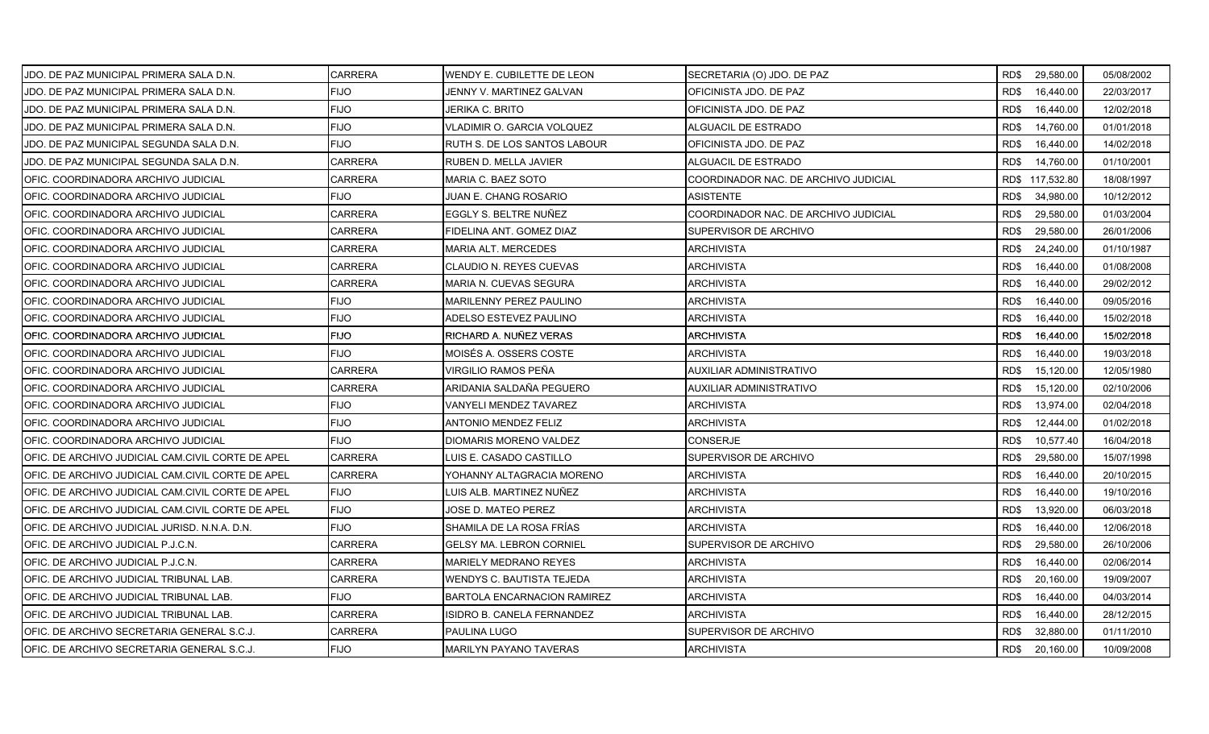| | | | | | |
|---|---|---|---|---|---|
| JDO. DE PAZ MUNICIPAL PRIMERA SALA D.N. | CARRERA | WENDY E. CUBILETTE DE LEON | SECRETARIA (O) JDO. DE PAZ | RD$ 29,580.00 | 05/08/2002 |
| JDO. DE PAZ MUNICIPAL PRIMERA SALA D.N. | FIJO | JENNY V. MARTINEZ GALVAN | OFICINISTA JDO. DE PAZ | RD$ 16,440.00 | 22/03/2017 |
| JDO. DE PAZ MUNICIPAL PRIMERA SALA D.N. | FIJO | JERIKA C. BRITO | OFICINISTA JDO. DE PAZ | RD$ 16,440.00 | 12/02/2018 |
| JDO. DE PAZ MUNICIPAL PRIMERA SALA D.N. | FIJO | VLADIMIR O. GARCIA VOLQUEZ | ALGUACIL DE ESTRADO | RD$ 14,760.00 | 01/01/2018 |
| JDO. DE PAZ MUNICIPAL SEGUNDA SALA D.N. | FIJO | RUTH S. DE LOS SANTOS LABOUR | OFICINISTA JDO. DE PAZ | RD$ 16,440.00 | 14/02/2018 |
| JDO. DE PAZ MUNICIPAL SEGUNDA SALA D.N. | CARRERA | RUBEN D. MELLA JAVIER | ALGUACIL DE ESTRADO | RD$ 14,760.00 | 01/10/2001 |
| OFIC. COORDINADORA ARCHIVO JUDICIAL | CARRERA | MARIA C. BAEZ SOTO | COORDINADOR NAC. DE ARCHIVO JUDICIAL | RD$ 117,532.80 | 18/08/1997 |
| OFIC. COORDINADORA ARCHIVO JUDICIAL | FIJO | JUAN E. CHANG ROSARIO | ASISTENTE | RD$ 34,980.00 | 10/12/2012 |
| OFIC. COORDINADORA ARCHIVO JUDICIAL | CARRERA | EGGLY S. BELTRE NUÑEZ | COORDINADOR NAC. DE ARCHIVO JUDICIAL | RD$ 29,580.00 | 01/03/2004 |
| OFIC. COORDINADORA ARCHIVO JUDICIAL | CARRERA | FIDELINA ANT. GOMEZ DIAZ | SUPERVISOR DE ARCHIVO | RD$ 29,580.00 | 26/01/2006 |
| OFIC. COORDINADORA ARCHIVO JUDICIAL | CARRERA | MARIA ALT. MERCEDES | ARCHIVISTA | RD$ 24,240.00 | 01/10/1987 |
| OFIC. COORDINADORA ARCHIVO JUDICIAL | CARRERA | CLAUDIO N. REYES CUEVAS | ARCHIVISTA | RD$ 16,440.00 | 01/08/2008 |
| OFIC. COORDINADORA ARCHIVO JUDICIAL | CARRERA | MARIA N. CUEVAS SEGURA | ARCHIVISTA | RD$ 16,440.00 | 29/02/2012 |
| OFIC. COORDINADORA ARCHIVO JUDICIAL | FIJO | MARILENNY PEREZ PAULINO | ARCHIVISTA | RD$ 16,440.00 | 09/05/2016 |
| OFIC. COORDINADORA ARCHIVO JUDICIAL | FIJO | ADELSO ESTEVEZ PAULINO | ARCHIVISTA | RD$ 16,440.00 | 15/02/2018 |
| OFIC. COORDINADORA ARCHIVO JUDICIAL | FIJO | RICHARD A. NUÑEZ VERAS | ARCHIVISTA | RD$ 16,440.00 | 15/02/2018 |
| OFIC. COORDINADORA ARCHIVO JUDICIAL | FIJO | MOISÉS A. OSSERS COSTE | ARCHIVISTA | RD$ 16,440.00 | 19/03/2018 |
| OFIC. COORDINADORA ARCHIVO JUDICIAL | CARRERA | VIRGILIO RAMOS PEÑA | AUXILIAR ADMINISTRATIVO | RD$ 15,120.00 | 12/05/1980 |
| OFIC. COORDINADORA ARCHIVO JUDICIAL | CARRERA | ARIDANIA SALDAÑA PEGUERO | AUXILIAR ADMINISTRATIVO | RD$ 15,120.00 | 02/10/2006 |
| OFIC. COORDINADORA ARCHIVO JUDICIAL | FIJO | VANYELI MENDEZ TAVAREZ | ARCHIVISTA | RD$ 13,974.00 | 02/04/2018 |
| OFIC. COORDINADORA ARCHIVO JUDICIAL | FIJO | ANTONIO MENDEZ FELIZ | ARCHIVISTA | RD$ 12,444.00 | 01/02/2018 |
| OFIC. COORDINADORA ARCHIVO JUDICIAL | FIJO | DIOMARIS MORENO VALDEZ | CONSERJE | RD$ 10,577.40 | 16/04/2018 |
| OFIC. DE ARCHIVO JUDICIAL CAM.CIVIL CORTE DE APEL | CARRERA | LUIS E. CASADO CASTILLO | SUPERVISOR DE ARCHIVO | RD$ 29,580.00 | 15/07/1998 |
| OFIC. DE ARCHIVO JUDICIAL CAM.CIVIL CORTE DE APEL | CARRERA | YOHANNY ALTAGRACIA MORENO | ARCHIVISTA | RD$ 16,440.00 | 20/10/2015 |
| OFIC. DE ARCHIVO JUDICIAL CAM.CIVIL CORTE DE APEL | FIJO | LUIS ALB. MARTINEZ NUÑEZ | ARCHIVISTA | RD$ 16,440.00 | 19/10/2016 |
| OFIC. DE ARCHIVO JUDICIAL CAM.CIVIL CORTE DE APEL | FIJO | JOSE D. MATEO PEREZ | ARCHIVISTA | RD$ 13,920.00 | 06/03/2018 |
| OFIC. DE ARCHIVO JUDICIAL JURISD. N.N.A. D.N. | FIJO | SHAMILA DE LA ROSA FRÍAS | ARCHIVISTA | RD$ 16,440.00 | 12/06/2018 |
| OFIC. DE ARCHIVO JUDICIAL P.J.C.N. | CARRERA | GELSY MA. LEBRON CORNIEL | SUPERVISOR DE ARCHIVO | RD$ 29,580.00 | 26/10/2006 |
| OFIC. DE ARCHIVO JUDICIAL P.J.C.N. | CARRERA | MARIELY MEDRANO REYES | ARCHIVISTA | RD$ 16,440.00 | 02/06/2014 |
| OFIC. DE ARCHIVO JUDICIAL TRIBUNAL LAB. | CARRERA | WENDYS C. BAUTISTA TEJEDA | ARCHIVISTA | RD$ 20,160.00 | 19/09/2007 |
| OFIC. DE ARCHIVO JUDICIAL TRIBUNAL LAB. | FIJO | BARTOLA ENCARNACION RAMIREZ | ARCHIVISTA | RD$ 16,440.00 | 04/03/2014 |
| OFIC. DE ARCHIVO JUDICIAL TRIBUNAL LAB. | CARRERA | ISIDRO B. CANELA FERNANDEZ | ARCHIVISTA | RD$ 16,440.00 | 28/12/2015 |
| OFIC. DE ARCHIVO SECRETARIA GENERAL S.C.J. | CARRERA | PAULINA LUGO | SUPERVISOR DE ARCHIVO | RD$ 32,880.00 | 01/11/2010 |
| OFIC. DE ARCHIVO SECRETARIA GENERAL S.C.J. | FIJO | MARILYN PAYANO TAVERAS | ARCHIVISTA | RD$ 20,160.00 | 10/09/2008 |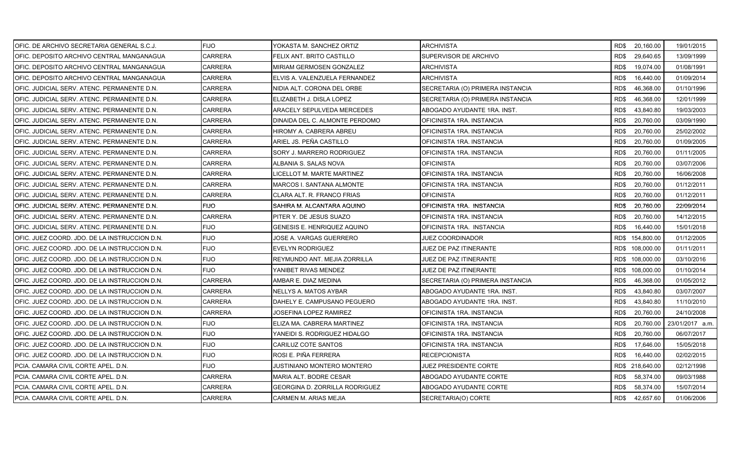| | | | | | |
|---|---|---|---|---|---|
| OFIC. DE ARCHIVO SECRETARIA GENERAL S.C.J. | FIJO | YOKASTA M. SANCHEZ ORTIZ | ARCHIVISTA | RD$ 20,160.00 | 19/01/2015 |
| OFIC. DEPOSITO ARCHIVO CENTRAL MANGANAGUA | CARRERA | FELIX ANT. BRITO CASTILLO | SUPERVISOR DE ARCHIVO | RD$ 29,640.65 | 13/09/1999 |
| OFIC. DEPOSITO ARCHIVO CENTRAL MANGANAGUA | CARRERA | MIRIAM GERMOSEN GONZALEZ | ARCHIVISTA | RD$ 19,074.00 | 01/08/1991 |
| OFIC. DEPOSITO ARCHIVO CENTRAL MANGANAGUA | CARRERA | ELVIS A. VALENZUELA FERNANDEZ | ARCHIVISTA | RD$ 16,440.00 | 01/09/2014 |
| OFIC. JUDICIAL SERV. ATENC. PERMANENTE D.N. | CARRERA | NIDIA ALT. CORONA DEL ORBE | SECRETARIA (O) PRIMERA INSTANCIA | RD$ 46,368.00 | 01/10/1996 |
| OFIC. JUDICIAL SERV. ATENC. PERMANENTE D.N. | CARRERA | ELIZABETH J. DISLA LOPEZ | SECRETARIA (O) PRIMERA INSTANCIA | RD$ 46,368.00 | 12/01/1999 |
| OFIC. JUDICIAL SERV. ATENC. PERMANENTE D.N. | CARRERA | ARACELY SEPULVEDA MERCEDES | ABOGADO AYUDANTE 1RA. INST. | RD$ 43,840.80 | 19/03/2003 |
| OFIC. JUDICIAL SERV. ATENC. PERMANENTE D.N. | CARRERA | DINAIDA DEL C. ALMONTE PERDOMO | OFICINISTA 1RA. INSTANCIA | RD$ 20,760.00 | 03/09/1990 |
| OFIC. JUDICIAL SERV. ATENC. PERMANENTE D.N. | CARRERA | HIROMY A. CABRERA ABREU | OFICINISTA 1RA. INSTANCIA | RD$ 20,760.00 | 25/02/2002 |
| OFIC. JUDICIAL SERV. ATENC. PERMANENTE D.N. | CARRERA | ARIEL JS. PEÑA CASTILLO | OFICINISTA 1RA. INSTANCIA | RD$ 20,760.00 | 01/09/2005 |
| OFIC. JUDICIAL SERV. ATENC. PERMANENTE D.N. | CARRERA | SORY J. MARRERO RODRIGUEZ | OFICINISTA 1RA. INSTANCIA | RD$ 20,760.00 | 01/11/2005 |
| OFIC. JUDICIAL SERV. ATENC. PERMANENTE D.N. | CARRERA | ALBANIA S. SALAS NOVA | OFICINISTA | RD$ 20,760.00 | 03/07/2006 |
| OFIC. JUDICIAL SERV. ATENC. PERMANENTE D.N. | CARRERA | LICELLOT M. MARTE MARTINEZ | OFICINISTA 1RA. INSTANCIA | RD$ 20,760.00 | 16/06/2008 |
| OFIC. JUDICIAL SERV. ATENC. PERMANENTE D.N. | CARRERA | MARCOS I. SANTANA ALMONTE | OFICINISTA 1RA. INSTANCIA | RD$ 20,760.00 | 01/12/2011 |
| OFIC. JUDICIAL SERV. ATENC. PERMANENTE D.N. | CARRERA | CLARA ALT. R. FRANCO FRIAS | OFICINISTA | RD$ 20,760.00 | 01/12/2011 |
| OFIC. JUDICIAL SERV. ATENC. PERMANENTE D.N. | FIJO | SAHIRA M. ALCANTARA AQUINO | OFICINISTA 1RA. INSTANCIA | RD$ 20,760.00 | 22/09/2014 |
| OFIC. JUDICIAL SERV. ATENC. PERMANENTE D.N. | CARRERA | PITER Y. DE JESUS SUAZO | OFICINISTA 1RA. INSTANCIA | RD$ 20,760.00 | 14/12/2015 |
| OFIC. JUDICIAL SERV. ATENC. PERMANENTE D.N. | FIJO | GENESIS E. HENRIQUEZ AQUINO | OFICINISTA 1RA. INSTANCIA | RD$ 16,440.00 | 15/01/2018 |
| OFIC. JUEZ COORD. JDO. DE LA INSTRUCCION D.N. | FIJO | JOSE A. VARGAS GUERRERO | JUEZ COORDINADOR | RD$ 154,800.00 | 01/12/2005 |
| OFIC. JUEZ COORD. JDO. DE LA INSTRUCCION D.N. | FIJO | EVELYN RODRIGUEZ | JUEZ DE PAZ ITINERANTE | RD$ 108,000.00 | 01/11/2011 |
| OFIC. JUEZ COORD. JDO. DE LA INSTRUCCION D.N. | FIJO | REYMUNDO ANT. MEJIA ZORRILLA | JUEZ DE PAZ ITINERANTE | RD$ 108,000.00 | 03/10/2016 |
| OFIC. JUEZ COORD. JDO. DE LA INSTRUCCION D.N. | FIJO | YANIBET RIVAS MENDEZ | JUEZ DE PAZ ITINERANTE | RD$ 108,000.00 | 01/10/2014 |
| OFIC. JUEZ COORD. JDO. DE LA INSTRUCCION D.N. | CARRERA | AMBAR E. DIAZ MEDINA | SECRETARIA (O) PRIMERA INSTANCIA | RD$ 46,368.00 | 01/05/2012 |
| OFIC. JUEZ COORD. JDO. DE LA INSTRUCCION D.N. | CARRERA | NELLYS A. MATOS AYBAR | ABOGADO AYUDANTE 1RA. INST. | RD$ 43,840.80 | 03/07/2007 |
| OFIC. JUEZ COORD. JDO. DE LA INSTRUCCION D.N. | CARRERA | DAHELY E. CAMPUSANO PEGUERO | ABOGADO AYUDANTE 1RA. INST. | RD$ 43,840.80 | 11/10/2010 |
| OFIC. JUEZ COORD. JDO. DE LA INSTRUCCION D.N. | CARRERA | JOSEFINA LOPEZ RAMIREZ | OFICINISTA 1RA. INSTANCIA | RD$ 20,760.00 | 24/10/2008 |
| OFIC. JUEZ COORD. JDO. DE LA INSTRUCCION D.N. | FIJO | ELIZA MA. CABRERA MARTINEZ | OFICINISTA 1RA. INSTANCIA | RD$ 20,760.00 | 23/01/2017 a.m. |
| OFIC. JUEZ COORD. JDO. DE LA INSTRUCCION D.N. | FIJO | YANEIDI S. RODRIGUEZ HIDALGO | OFICINISTA 1RA. INSTANCIA | RD$ 20,760.00 | 06/07/2017 |
| OFIC. JUEZ COORD. JDO. DE LA INSTRUCCION D.N. | FIJO | CARILUZ COTE SANTOS | OFICINISTA 1RA. INSTANCIA | RD$ 17,646.00 | 15/05/2018 |
| OFIC. JUEZ COORD. JDO. DE LA INSTRUCCION D.N. | FIJO | ROSI E. PIÑA FERRERA | RECEPCIONISTA | RD$ 16,440.00 | 02/02/2015 |
| PCIA. CAMARA CIVIL CORTE APEL. D.N. | FIJO | JUSTINIANO MONTERO MONTERO | JUEZ PRESIDENTE CORTE | RD$ 218,640.00 | 02/12/1998 |
| PCIA. CAMARA CIVIL CORTE APEL. D.N. | CARRERA | MARIA ALT. BODRE CESAR | ABOGADO AYUDANTE CORTE | RD$ 58,374.00 | 09/03/1988 |
| PCIA. CAMARA CIVIL CORTE APEL. D.N. | CARRERA | GEORGINA D. ZORRILLA RODRIGUEZ | ABOGADO AYUDANTE CORTE | RD$ 58,374.00 | 15/07/2014 |
| PCIA. CAMARA CIVIL CORTE APEL. D.N. | CARRERA | CARMEN M. ARIAS MEJIA | SECRETARIA(O) CORTE | RD$ 42,657.60 | 01/06/2006 |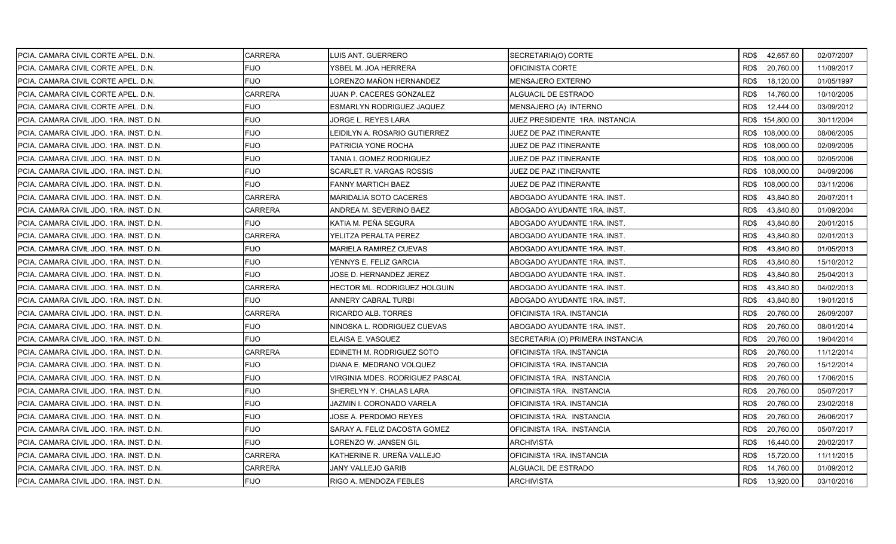| | | | | | |
|---|---|---|---|---|---|
| PCIA. CAMARA CIVIL CORTE APEL. D.N. | CARRERA | LUIS ANT. GUERRERO | SECRETARIA(O) CORTE | RD$ 42,657.60 | 02/07/2007 |
| PCIA. CAMARA CIVIL CORTE APEL. D.N. | FIJO | YSBEL M. JOA HERRERA | OFICINISTA CORTE | RD$ 20,760.00 | 11/09/2017 |
| PCIA. CAMARA CIVIL CORTE APEL. D.N. | FIJO | LORENZO MAÑON HERNANDEZ | MENSAJERO EXTERNO | RD$ 18,120.00 | 01/05/1997 |
| PCIA. CAMARA CIVIL CORTE APEL. D.N. | CARRERA | JUAN P. CACERES GONZALEZ | ALGUACIL DE ESTRADO | RD$ 14,760.00 | 10/10/2005 |
| PCIA. CAMARA CIVIL CORTE APEL. D.N. | FIJO | ESMARLYN RODRIGUEZ JAQUEZ | MENSAJERO (A) INTERNO | RD$ 12,444.00 | 03/09/2012 |
| PCIA. CAMARA CIVIL JDO. 1RA. INST. D.N. | FIJO | JORGE L. REYES LARA | JUEZ PRESIDENTE 1RA. INSTANCIA | RD$ 154,800.00 | 30/11/2004 |
| PCIA. CAMARA CIVIL JDO. 1RA. INST. D.N. | FIJO | LEIDILYN A. ROSARIO GUTIERREZ | JUEZ DE PAZ ITINERANTE | RD$ 108,000.00 | 08/06/2005 |
| PCIA. CAMARA CIVIL JDO. 1RA. INST. D.N. | FIJO | PATRICIA YONE ROCHA | JUEZ DE PAZ ITINERANTE | RD$ 108,000.00 | 02/09/2005 |
| PCIA. CAMARA CIVIL JDO. 1RA. INST. D.N. | FIJO | TANIA I. GOMEZ RODRIGUEZ | JUEZ DE PAZ ITINERANTE | RD$ 108,000.00 | 02/05/2006 |
| PCIA. CAMARA CIVIL JDO. 1RA. INST. D.N. | FIJO | SCARLET R. VARGAS ROSSIS | JUEZ DE PAZ ITINERANTE | RD$ 108,000.00 | 04/09/2006 |
| PCIA. CAMARA CIVIL JDO. 1RA. INST. D.N. | FIJO | FANNY MARTICH BAEZ | JUEZ DE PAZ ITINERANTE | RD$ 108,000.00 | 03/11/2006 |
| PCIA. CAMARA CIVIL JDO. 1RA. INST. D.N. | CARRERA | MARIDALIA SOTO CACERES | ABOGADO AYUDANTE 1RA. INST. | RD$ 43,840.80 | 20/07/2011 |
| PCIA. CAMARA CIVIL JDO. 1RA. INST. D.N. | CARRERA | ANDREA M. SEVERINO BAEZ | ABOGADO AYUDANTE 1RA. INST. | RD$ 43,840.80 | 01/09/2004 |
| PCIA. CAMARA CIVIL JDO. 1RA. INST. D.N. | FIJO | KATIA M. PEÑA SEGURA | ABOGADO AYUDANTE 1RA. INST. | RD$ 43,840.80 | 20/01/2015 |
| PCIA. CAMARA CIVIL JDO. 1RA. INST. D.N. | CARRERA | YELITZA PERALTA PEREZ | ABOGADO AYUDANTE 1RA. INST. | RD$ 43,840.80 | 02/01/2013 |
| PCIA. CAMARA CIVIL JDO. 1RA. INST. D.N. | FIJO | MARIELA RAMIREZ CUEVAS | ABOGADO AYUDANTE 1RA. INST. | RD$ 43,840.80 | 01/05/2013 |
| PCIA. CAMARA CIVIL JDO. 1RA. INST. D.N. | FIJO | YENNYS E. FELIZ GARCIA | ABOGADO AYUDANTE 1RA. INST. | RD$ 43,840.80 | 15/10/2012 |
| PCIA. CAMARA CIVIL JDO. 1RA. INST. D.N. | FIJO | JOSE D. HERNANDEZ JEREZ | ABOGADO AYUDANTE 1RA. INST. | RD$ 43,840.80 | 25/04/2013 |
| PCIA. CAMARA CIVIL JDO. 1RA. INST. D.N. | CARRERA | HECTOR ML. RODRIGUEZ HOLGUIN | ABOGADO AYUDANTE 1RA. INST. | RD$ 43,840.80 | 04/02/2013 |
| PCIA. CAMARA CIVIL JDO. 1RA. INST. D.N. | FIJO | ANNERY CABRAL TURBI | ABOGADO AYUDANTE 1RA. INST. | RD$ 43,840.80 | 19/01/2015 |
| PCIA. CAMARA CIVIL JDO. 1RA. INST. D.N. | CARRERA | RICARDO ALB. TORRES | OFICINISTA 1RA. INSTANCIA | RD$ 20,760.00 | 26/09/2007 |
| PCIA. CAMARA CIVIL JDO. 1RA. INST. D.N. | FIJO | NINOSKA L. RODRIGUEZ CUEVAS | ABOGADO AYUDANTE 1RA. INST. | RD$ 20,760.00 | 08/01/2014 |
| PCIA. CAMARA CIVIL JDO. 1RA. INST. D.N. | FIJO | ELAISA E. VASQUEZ | SECRETARIA (O) PRIMERA INSTANCIA | RD$ 20,760.00 | 19/04/2014 |
| PCIA. CAMARA CIVIL JDO. 1RA. INST. D.N. | CARRERA | EDINETH M. RODRIGUEZ SOTO | OFICINISTA 1RA. INSTANCIA | RD$ 20,760.00 | 11/12/2014 |
| PCIA. CAMARA CIVIL JDO. 1RA. INST. D.N. | FIJO | DIANA E. MEDRANO VOLQUEZ | OFICINISTA 1RA. INSTANCIA | RD$ 20,760.00 | 15/12/2014 |
| PCIA. CAMARA CIVIL JDO. 1RA. INST. D.N. | FIJO | VIRGINIA MDES. RODRIGUEZ PASCAL | OFICINISTA 1RA. INSTANCIA | RD$ 20,760.00 | 17/06/2015 |
| PCIA. CAMARA CIVIL JDO. 1RA. INST. D.N. | FIJO | SHERELYN Y. CHALAS LARA | OFICINISTA 1RA. INSTANCIA | RD$ 20,760.00 | 05/07/2017 |
| PCIA. CAMARA CIVIL JDO. 1RA. INST. D.N. | FIJO | JAZMIN I. CORONADO VARELA | OFICINISTA 1RA. INSTANCIA | RD$ 20,760.00 | 23/02/2018 |
| PCIA. CAMARA CIVIL JDO. 1RA. INST. D.N. | FIJO | JOSE A. PERDOMO REYES | OFICINISTA 1RA. INSTANCIA | RD$ 20,760.00 | 26/06/2017 |
| PCIA. CAMARA CIVIL JDO. 1RA. INST. D.N. | FIJO | SARAY A. FELIZ DACOSTA GOMEZ | OFICINISTA 1RA. INSTANCIA | RD$ 20,760.00 | 05/07/2017 |
| PCIA. CAMARA CIVIL JDO. 1RA. INST. D.N. | FIJO | LORENZO W. JANSEN GIL | ARCHIVISTA | RD$ 16,440.00 | 20/02/2017 |
| PCIA. CAMARA CIVIL JDO. 1RA. INST. D.N. | CARRERA | KATHERINE R. UREÑA VALLEJO | OFICINISTA 1RA. INSTANCIA | RD$ 15,720.00 | 11/11/2015 |
| PCIA. CAMARA CIVIL JDO. 1RA. INST. D.N. | CARRERA | JANY VALLEJO GARIB | ALGUACIL DE ESTRADO | RD$ 14,760.00 | 01/09/2012 |
| PCIA. CAMARA CIVIL JDO. 1RA. INST. D.N. | FIJO | RIGO A. MENDOZA FEBLES | ARCHIVISTA | RD$ 13,920.00 | 03/10/2016 |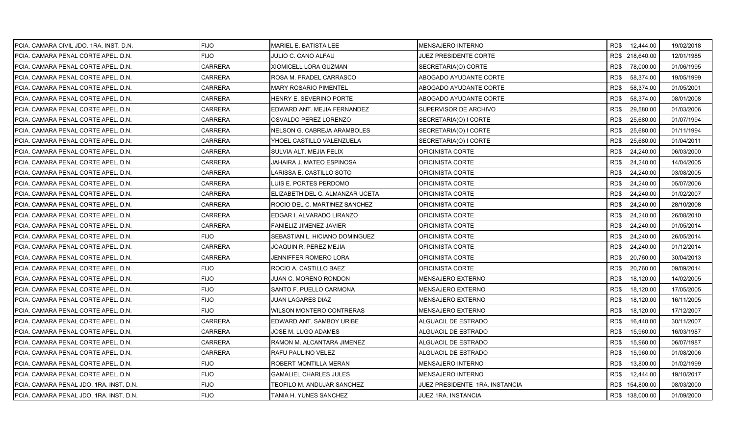| | | | | | |
|---|---|---|---|---|---|
| PCIA. CAMARA CIVIL JDO. 1RA. INST. D.N. | FIJO | MARIEL E. BATISTA LEE | MENSAJERO INTERNO | RD$ 12,444.00 | 19/02/2018 |
| PCIA. CAMARA PENAL CORTE APEL. D.N. | FIJO | JULIO C. CANO ALFAU | JUEZ PRESIDENTE CORTE | RD$ 218,640.00 | 12/01/1985 |
| PCIA. CAMARA PENAL CORTE APEL. D.N. | CARRERA | XIOMICELL LORA GUZMAN | SECRETARIA(O) CORTE | RD$ 78,000.00 | 01/06/1995 |
| PCIA. CAMARA PENAL CORTE APEL. D.N. | CARRERA | ROSA M. PRADEL CARRASCO | ABOGADO AYUDANTE CORTE | RD$ 58,374.00 | 19/05/1999 |
| PCIA. CAMARA PENAL CORTE APEL. D.N. | CARRERA | MARY ROSARIO PIMENTEL | ABOGADO AYUDANTE CORTE | RD$ 58,374.00 | 01/05/2001 |
| PCIA. CAMARA PENAL CORTE APEL. D.N. | CARRERA | HENRY E. SEVERINO PORTE | ABOGADO AYUDANTE CORTE | RD$ 58,374.00 | 08/01/2008 |
| PCIA. CAMARA PENAL CORTE APEL. D.N. | CARRERA | EDWARD ANT. MEJIA FERNANDEZ | SUPERVISOR DE ARCHIVO | RD$ 29,580.00 | 01/03/2006 |
| PCIA. CAMARA PENAL CORTE APEL. D.N. | CARRERA | OSVALDO PEREZ LORENZO | SECRETARIA(O) I CORTE | RD$ 25,680.00 | 01/07/1994 |
| PCIA. CAMARA PENAL CORTE APEL. D.N. | CARRERA | NELSON G. CABREJA ARAMBOLES | SECRETARIA(O) I CORTE | RD$ 25,680.00 | 01/11/1994 |
| PCIA. CAMARA PENAL CORTE APEL. D.N. | CARRERA | YHOEL CASTILLO VALENZUELA | SECRETARIA(O) I CORTE | RD$ 25,680.00 | 01/04/2011 |
| PCIA. CAMARA PENAL CORTE APEL. D.N. | CARRERA | SULVIA ALT. MEJIA FELIX | OFICINISTA CORTE | RD$ 24,240.00 | 06/03/2000 |
| PCIA. CAMARA PENAL CORTE APEL. D.N. | CARRERA | JAHAIRA J. MATEO ESPINOSA | OFICINISTA CORTE | RD$ 24,240.00 | 14/04/2005 |
| PCIA. CAMARA PENAL CORTE APEL. D.N. | CARRERA | LARISSA E. CASTILLO SOTO | OFICINISTA CORTE | RD$ 24,240.00 | 03/08/2005 |
| PCIA. CAMARA PENAL CORTE APEL. D.N. | CARRERA | LUIS E. PORTES PERDOMO | OFICINISTA CORTE | RD$ 24,240.00 | 05/07/2006 |
| PCIA. CAMARA PENAL CORTE APEL. D.N. | CARRERA | ELIZABETH DEL C. ALMANZAR UCETA | OFICINISTA CORTE | RD$ 24,240.00 | 01/02/2007 |
| PCIA. CAMARA PENAL CORTE APEL. D.N. | CARRERA | ROCIO DEL C. MARTINEZ SANCHEZ | OFICINISTA CORTE | RD$ 24,240.00 | 28/10/2008 |
| PCIA. CAMARA PENAL CORTE APEL. D.N. | CARRERA | EDGAR I. ALVARADO LIRANZO | OFICINISTA CORTE | RD$ 24,240.00 | 26/08/2010 |
| PCIA. CAMARA PENAL CORTE APEL. D.N. | CARRERA | FANIELIZ JIMENEZ JAVIER | OFICINISTA CORTE | RD$ 24,240.00 | 01/05/2014 |
| PCIA. CAMARA PENAL CORTE APEL. D.N. | FIJO | SEBASTIAN L. HICIANO DOMINGUEZ | OFICINISTA CORTE | RD$ 24,240.00 | 26/05/2014 |
| PCIA. CAMARA PENAL CORTE APEL. D.N. | CARRERA | JOAQUIN R. PEREZ MEJIA | OFICINISTA CORTE | RD$ 24,240.00 | 01/12/2014 |
| PCIA. CAMARA PENAL CORTE APEL. D.N. | CARRERA | JENNIFFER ROMERO LORA | OFICINISTA CORTE | RD$ 20,760.00 | 30/04/2013 |
| PCIA. CAMARA PENAL CORTE APEL. D.N. | FIJO | ROCIO A. CASTILLO BAEZ | OFICINISTA CORTE | RD$ 20,760.00 | 09/09/2014 |
| PCIA. CAMARA PENAL CORTE APEL. D.N. | FIJO | JUAN C. MORENO RONDON | MENSAJERO EXTERNO | RD$ 18,120.00 | 14/02/2005 |
| PCIA. CAMARA PENAL CORTE APEL. D.N. | FIJO | SANTO F. PUELLO CARMONA | MENSAJERO EXTERNO | RD$ 18,120.00 | 17/05/2005 |
| PCIA. CAMARA PENAL CORTE APEL. D.N. | FIJO | JUAN LAGARES DIAZ | MENSAJERO EXTERNO | RD$ 18,120.00 | 16/11/2005 |
| PCIA. CAMARA PENAL CORTE APEL. D.N. | FIJO | WILSON MONTERO CONTRERAS | MENSAJERO EXTERNO | RD$ 18,120.00 | 17/12/2007 |
| PCIA. CAMARA PENAL CORTE APEL. D.N. | CARRERA | EDWARD ANT. SAMBOY URIBE | ALGUACIL DE ESTRADO | RD$ 16,440.00 | 30/11/2007 |
| PCIA. CAMARA PENAL CORTE APEL. D.N. | CARRERA | JOSE M. LUGO ADAMES | ALGUACIL DE ESTRADO | RD$ 15,960.00 | 16/03/1987 |
| PCIA. CAMARA PENAL CORTE APEL. D.N. | CARRERA | RAMON M. ALCANTARA JIMENEZ | ALGUACIL DE ESTRADO | RD$ 15,960.00 | 06/07/1987 |
| PCIA. CAMARA PENAL CORTE APEL. D.N. | CARRERA | RAFU PAULINO VELEZ | ALGUACIL DE ESTRADO | RD$ 15,960.00 | 01/08/2006 |
| PCIA. CAMARA PENAL CORTE APEL. D.N. | FIJO | ROBERT MONTILLA MERAN | MENSAJERO INTERNO | RD$ 13,800.00 | 01/02/1999 |
| PCIA. CAMARA PENAL CORTE APEL. D.N. | FIJO | GAMALIEL CHARLES JULES | MENSAJERO INTERNO | RD$ 12,444.00 | 19/10/2017 |
| PCIA. CAMARA PENAL JDO. 1RA. INST. D.N. | FIJO | TEOFILO M. ANDUJAR SANCHEZ | JUEZ PRESIDENTE 1RA. INSTANCIA | RD$ 154,800.00 | 08/03/2000 |
| PCIA. CAMARA PENAL JDO. 1RA. INST. D.N. | FIJO | TANIA H. YUNES SANCHEZ | JUEZ 1RA. INSTANCIA | RD$ 138,000.00 | 01/09/2000 |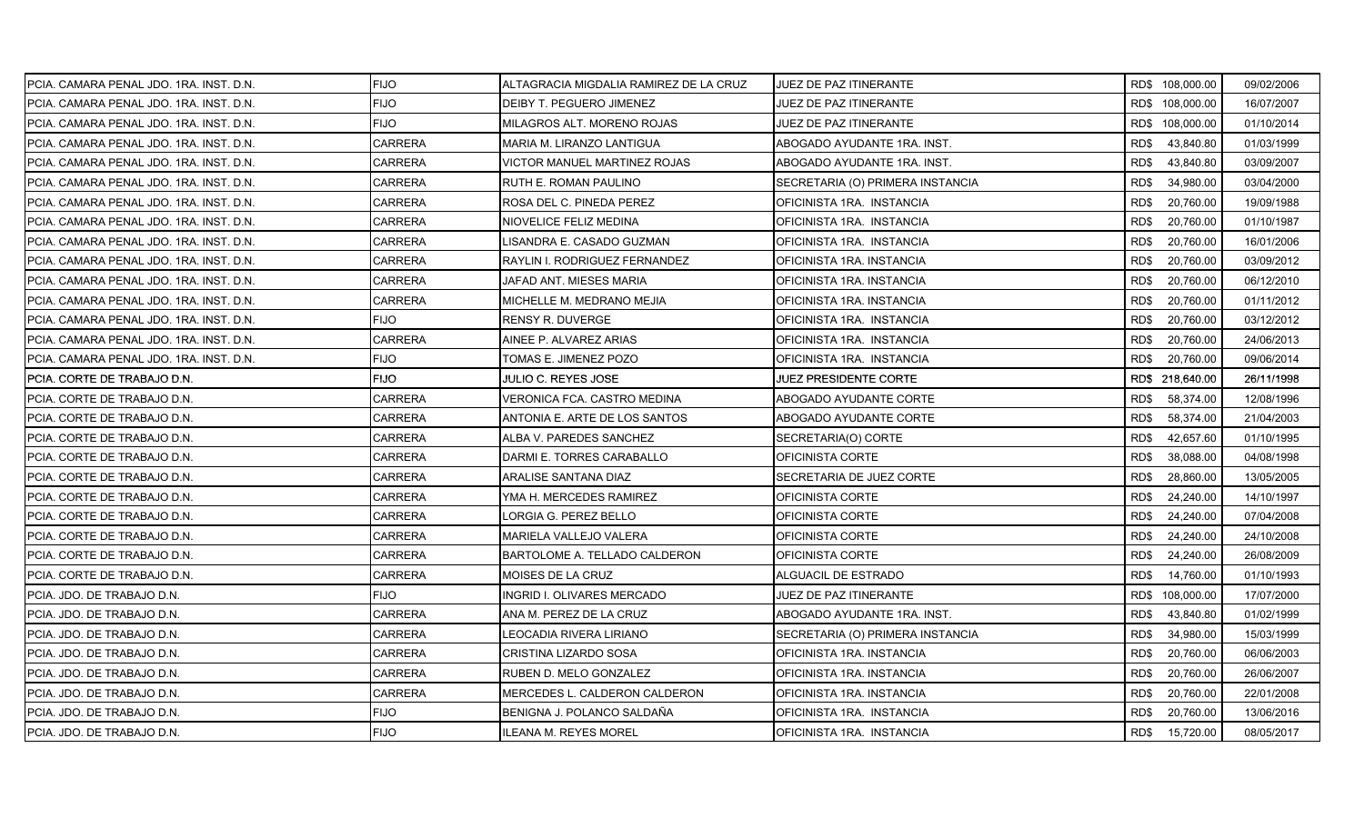| | | | | | |
|---|---|---|---|---|---|
| PCIA. CAMARA PENAL JDO. 1RA. INST. D.N. | FIJO | ALTAGRACIA MIGDALIA RAMIREZ DE LA CRUZ | JUEZ DE PAZ ITINERANTE | RD$ 108,000.00 | 09/02/2006 |
| PCIA. CAMARA PENAL JDO. 1RA. INST. D.N. | FIJO | DEIBY T. PEGUERO JIMENEZ | JUEZ DE PAZ ITINERANTE | RD$ 108,000.00 | 16/07/2007 |
| PCIA. CAMARA PENAL JDO. 1RA. INST. D.N. | FIJO | MILAGROS ALT. MORENO ROJAS | JUEZ DE PAZ ITINERANTE | RD$ 108,000.00 | 01/10/2014 |
| PCIA. CAMARA PENAL JDO. 1RA. INST. D.N. | CARRERA | MARIA M. LIRANZO LANTIGUA | ABOGADO AYUDANTE 1RA. INST. | RD$ 43,840.80 | 01/03/1999 |
| PCIA. CAMARA PENAL JDO. 1RA. INST. D.N. | CARRERA | VICTOR MANUEL MARTINEZ ROJAS | ABOGADO AYUDANTE 1RA. INST. | RD$ 43,840.80 | 03/09/2007 |
| PCIA. CAMARA PENAL JDO. 1RA. INST. D.N. | CARRERA | RUTH E. ROMAN PAULINO | SECRETARIA (O) PRIMERA INSTANCIA | RD$ 34,980.00 | 03/04/2000 |
| PCIA. CAMARA PENAL JDO. 1RA. INST. D.N. | CARRERA | ROSA DEL C. PINEDA PEREZ | OFICINISTA 1RA. INSTANCIA | RD$ 20,760.00 | 19/09/1988 |
| PCIA. CAMARA PENAL JDO. 1RA. INST. D.N. | CARRERA | NIOVELICE FELIZ MEDINA | OFICINISTA 1RA. INSTANCIA | RD$ 20,760.00 | 01/10/1987 |
| PCIA. CAMARA PENAL JDO. 1RA. INST. D.N. | CARRERA | LISANDRA E. CASADO GUZMAN | OFICINISTA 1RA. INSTANCIA | RD$ 20,760.00 | 16/01/2006 |
| PCIA. CAMARA PENAL JDO. 1RA. INST. D.N. | CARRERA | RAYLIN I. RODRIGUEZ FERNANDEZ | OFICINISTA 1RA. INSTANCIA | RD$ 20,760.00 | 03/09/2012 |
| PCIA. CAMARA PENAL JDO. 1RA. INST. D.N. | CARRERA | JAFAD ANT. MIESES MARIA | OFICINISTA 1RA. INSTANCIA | RD$ 20,760.00 | 06/12/2010 |
| PCIA. CAMARA PENAL JDO. 1RA. INST. D.N. | CARRERA | MICHELLE M. MEDRANO MEJIA | OFICINISTA 1RA. INSTANCIA | RD$ 20,760.00 | 01/11/2012 |
| PCIA. CAMARA PENAL JDO. 1RA. INST. D.N. | FIJO | RENSY R. DUVERGE | OFICINISTA 1RA. INSTANCIA | RD$ 20,760.00 | 03/12/2012 |
| PCIA. CAMARA PENAL JDO. 1RA. INST. D.N. | CARRERA | AINEE P. ALVAREZ ARIAS | OFICINISTA 1RA. INSTANCIA | RD$ 20,760.00 | 24/06/2013 |
| PCIA. CAMARA PENAL JDO. 1RA. INST. D.N. | FIJO | TOMAS E. JIMENEZ POZO | OFICINISTA 1RA. INSTANCIA | RD$ 20,760.00 | 09/06/2014 |
| PCIA. CORTE DE TRABAJO D.N. | FIJO | JULIO C. REYES JOSE | JUEZ PRESIDENTE CORTE | RD$ 218,640.00 | 26/11/1998 |
| PCIA. CORTE DE TRABAJO D.N. | CARRERA | VERONICA FCA. CASTRO MEDINA | ABOGADO AYUDANTE CORTE | RD$ 58,374.00 | 12/08/1996 |
| PCIA. CORTE DE TRABAJO D.N. | CARRERA | ANTONIA E. ARTE DE LOS SANTOS | ABOGADO AYUDANTE CORTE | RD$ 58,374.00 | 21/04/2003 |
| PCIA. CORTE DE TRABAJO D.N. | CARRERA | ALBA V. PAREDES SANCHEZ | SECRETARIA(O) CORTE | RD$ 42,657.60 | 01/10/1995 |
| PCIA. CORTE DE TRABAJO D.N. | CARRERA | DARMI E. TORRES CARABALLO | OFICINISTA CORTE | RD$ 38,088.00 | 04/08/1998 |
| PCIA. CORTE DE TRABAJO D.N. | CARRERA | ARALISE SANTANA DIAZ | SECRETARIA DE JUEZ CORTE | RD$ 28,860.00 | 13/05/2005 |
| PCIA. CORTE DE TRABAJO D.N. | CARRERA | YMA H. MERCEDES RAMIREZ | OFICINISTA CORTE | RD$ 24,240.00 | 14/10/1997 |
| PCIA. CORTE DE TRABAJO D.N. | CARRERA | LORGIA G. PEREZ BELLO | OFICINISTA CORTE | RD$ 24,240.00 | 07/04/2008 |
| PCIA. CORTE DE TRABAJO D.N. | CARRERA | MARIELA VALLEJO VALERA | OFICINISTA CORTE | RD$ 24,240.00 | 24/10/2008 |
| PCIA. CORTE DE TRABAJO D.N. | CARRERA | BARTOLOME A. TELLADO CALDERON | OFICINISTA CORTE | RD$ 24,240.00 | 26/08/2009 |
| PCIA. CORTE DE TRABAJO D.N. | CARRERA | MOISES DE LA CRUZ | ALGUACIL DE ESTRADO | RD$ 14,760.00 | 01/10/1993 |
| PCIA. JDO. DE TRABAJO D.N. | FIJO | INGRID I. OLIVARES MERCADO | JUEZ DE PAZ ITINERANTE | RD$ 108,000.00 | 17/07/2000 |
| PCIA. JDO. DE TRABAJO D.N. | CARRERA | ANA M. PEREZ DE LA CRUZ | ABOGADO AYUDANTE 1RA. INST. | RD$ 43,840.80 | 01/02/1999 |
| PCIA. JDO. DE TRABAJO D.N. | CARRERA | LEOCADIA RIVERA LIRIANO | SECRETARIA (O) PRIMERA INSTANCIA | RD$ 34,980.00 | 15/03/1999 |
| PCIA. JDO. DE TRABAJO D.N. | CARRERA | CRISTINA LIZARDO SOSA | OFICINISTA 1RA. INSTANCIA | RD$ 20,760.00 | 06/06/2003 |
| PCIA. JDO. DE TRABAJO D.N. | CARRERA | RUBEN D. MELO GONZALEZ | OFICINISTA 1RA. INSTANCIA | RD$ 20,760.00 | 26/06/2007 |
| PCIA. JDO. DE TRABAJO D.N. | CARRERA | MERCEDES L. CALDERON CALDERON | OFICINISTA 1RA. INSTANCIA | RD$ 20,760.00 | 22/01/2008 |
| PCIA. JDO. DE TRABAJO D.N. | FIJO | BENIGNA J. POLANCO SALDAÑA | OFICINISTA 1RA. INSTANCIA | RD$ 20,760.00 | 13/06/2016 |
| PCIA. JDO. DE TRABAJO D.N. | FIJO | ILEANA M. REYES MOREL | OFICINISTA 1RA. INSTANCIA | RD$ 15,720.00 | 08/05/2017 |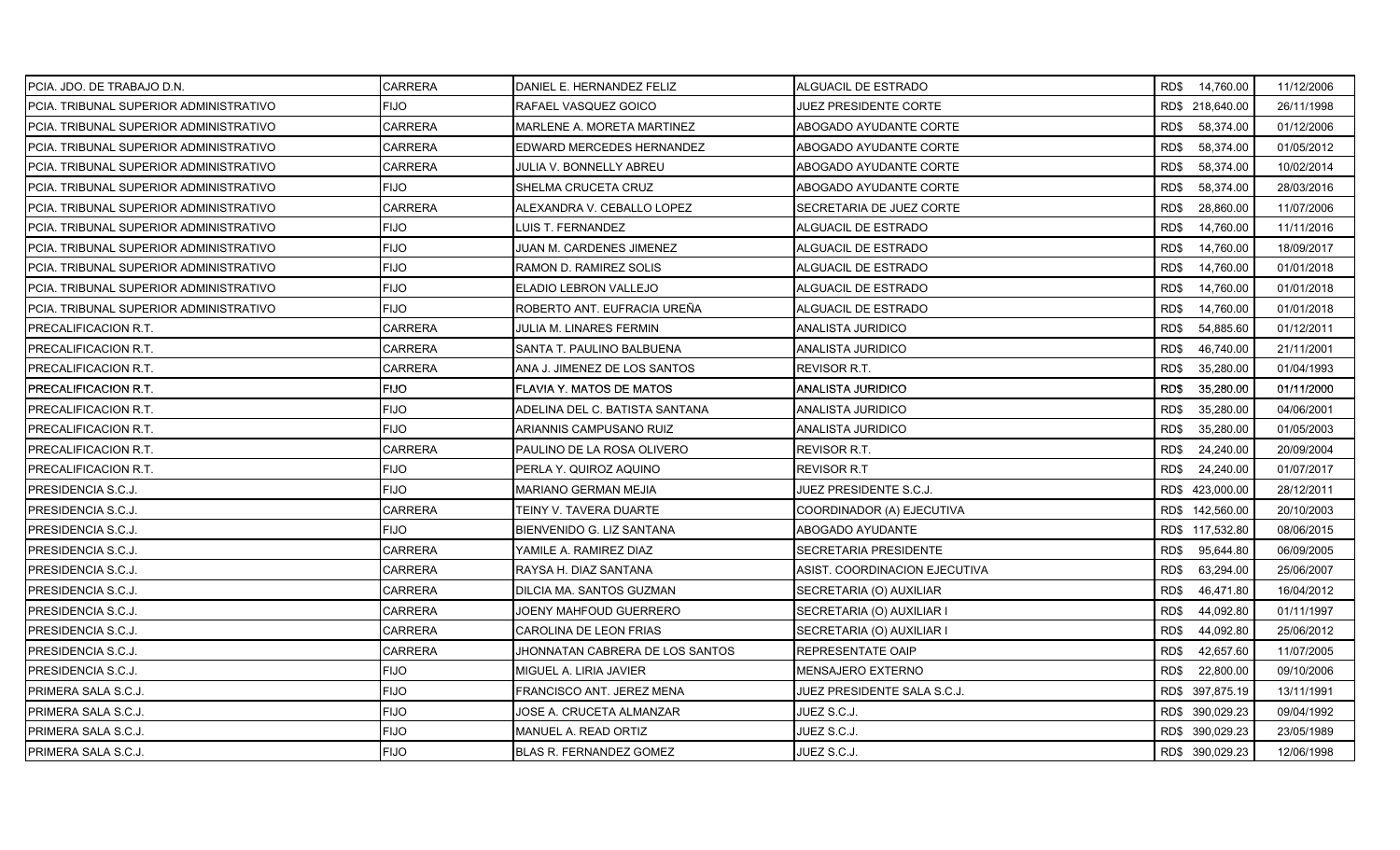| | | | | | |
|---|---|---|---|---|---|
| PCIA. JDO. DE TRABAJO D.N. | CARRERA | DANIEL E. HERNANDEZ FELIZ | ALGUACIL DE ESTRADO | RD$ 14,760.00 | 11/12/2006 |
| PCIA. TRIBUNAL SUPERIOR ADMINISTRATIVO | FIJO | RAFAEL VASQUEZ GOICO | JUEZ PRESIDENTE CORTE | RD$ 218,640.00 | 26/11/1998 |
| PCIA. TRIBUNAL SUPERIOR ADMINISTRATIVO | CARRERA | MARLENE A. MORETA MARTINEZ | ABOGADO AYUDANTE CORTE | RD$ 58,374.00 | 01/12/2006 |
| PCIA. TRIBUNAL SUPERIOR ADMINISTRATIVO | CARRERA | EDWARD MERCEDES HERNANDEZ | ABOGADO AYUDANTE CORTE | RD$ 58,374.00 | 01/05/2012 |
| PCIA. TRIBUNAL SUPERIOR ADMINISTRATIVO | CARRERA | JULIA V. BONNELLY ABREU | ABOGADO AYUDANTE CORTE | RD$ 58,374.00 | 10/02/2014 |
| PCIA. TRIBUNAL SUPERIOR ADMINISTRATIVO | FIJO | SHELMA CRUCETA CRUZ | ABOGADO AYUDANTE CORTE | RD$ 58,374.00 | 28/03/2016 |
| PCIA. TRIBUNAL SUPERIOR ADMINISTRATIVO | CARRERA | ALEXANDRA V. CEBALLO LOPEZ | SECRETARIA DE JUEZ CORTE | RD$ 28,860.00 | 11/07/2006 |
| PCIA. TRIBUNAL SUPERIOR ADMINISTRATIVO | FIJO | LUIS T. FERNANDEZ | ALGUACIL DE ESTRADO | RD$ 14,760.00 | 11/11/2016 |
| PCIA. TRIBUNAL SUPERIOR ADMINISTRATIVO | FIJO | JUAN M. CARDENES JIMENEZ | ALGUACIL DE ESTRADO | RD$ 14,760.00 | 18/09/2017 |
| PCIA. TRIBUNAL SUPERIOR ADMINISTRATIVO | FIJO | RAMON D. RAMIREZ SOLIS | ALGUACIL DE ESTRADO | RD$ 14,760.00 | 01/01/2018 |
| PCIA. TRIBUNAL SUPERIOR ADMINISTRATIVO | FIJO | ELADIO LEBRON VALLEJO | ALGUACIL DE ESTRADO | RD$ 14,760.00 | 01/01/2018 |
| PCIA. TRIBUNAL SUPERIOR ADMINISTRATIVO | FIJO | ROBERTO ANT. EUFRACIA UREÑA | ALGUACIL DE ESTRADO | RD$ 14,760.00 | 01/01/2018 |
| PRECALIFICACION R.T. | CARRERA | JULIA M. LINARES FERMIN | ANALISTA JURIDICO | RD$ 54,885.60 | 01/12/2011 |
| PRECALIFICACION R.T. | CARRERA | SANTA T. PAULINO BALBUENA | ANALISTA JURIDICO | RD$ 46,740.00 | 21/11/2001 |
| PRECALIFICACION R.T. | CARRERA | ANA J. JIMENEZ DE LOS SANTOS | REVISOR R.T. | RD$ 35,280.00 | 01/04/1993 |
| PRECALIFICACION R.T. | FIJO | FLAVIA Y. MATOS DE MATOS | ANALISTA JURIDICO | RD$ 35,280.00 | 01/11/2000 |
| PRECALIFICACION R.T. | FIJO | ADELINA DEL C. BATISTA SANTANA | ANALISTA JURIDICO | RD$ 35,280.00 | 04/06/2001 |
| PRECALIFICACION R.T. | FIJO | ARIANNIS CAMPUSANO RUIZ | ANALISTA JURIDICO | RD$ 35,280.00 | 01/05/2003 |
| PRECALIFICACION R.T. | CARRERA | PAULINO DE LA ROSA OLIVERO | REVISOR R.T. | RD$ 24,240.00 | 20/09/2004 |
| PRECALIFICACION R.T. | FIJO | PERLA Y. QUIROZ AQUINO | REVISOR R.T | RD$ 24,240.00 | 01/07/2017 |
| PRESIDENCIA S.C.J. | FIJO | MARIANO GERMAN MEJIA | JUEZ PRESIDENTE S.C.J. | RD$ 423,000.00 | 28/12/2011 |
| PRESIDENCIA S.C.J. | CARRERA | TEINY V. TAVERA DUARTE | COORDINADOR (A) EJECUTIVA | RD$ 142,560.00 | 20/10/2003 |
| PRESIDENCIA S.C.J. | FIJO | BIENVENIDO G. LIZ SANTANA | ABOGADO AYUDANTE | RD$ 117,532.80 | 08/06/2015 |
| PRESIDENCIA S.C.J. | CARRERA | YAMILE A. RAMIREZ DIAZ | SECRETARIA PRESIDENTE | RD$ 95,644.80 | 06/09/2005 |
| PRESIDENCIA S.C.J. | CARRERA | RAYSA H. DIAZ SANTANA | ASIST. COORDINACION EJECUTIVA | RD$ 63,294.00 | 25/06/2007 |
| PRESIDENCIA S.C.J. | CARRERA | DILCIA MA. SANTOS GUZMAN | SECRETARIA (O) AUXILIAR | RD$ 46,471.80 | 16/04/2012 |
| PRESIDENCIA S.C.J. | CARRERA | JOENY MAHFOUD GUERRERO | SECRETARIA (O) AUXILIAR I | RD$ 44,092.80 | 01/11/1997 |
| PRESIDENCIA S.C.J. | CARRERA | CAROLINA DE LEON FRIAS | SECRETARIA (O) AUXILIAR I | RD$ 44,092.80 | 25/06/2012 |
| PRESIDENCIA S.C.J. | CARRERA | JHONNATAN CABRERA DE LOS SANTOS | REPRESENTATE OAIP | RD$ 42,657.60 | 11/07/2005 |
| PRESIDENCIA S.C.J. | FIJO | MIGUEL A. LIRIA JAVIER | MENSAJERO EXTERNO | RD$ 22,800.00 | 09/10/2006 |
| PRIMERA SALA S.C.J. | FIJO | FRANCISCO ANT. JEREZ MENA | JUEZ PRESIDENTE SALA S.C.J. | RD$ 397,875.19 | 13/11/1991 |
| PRIMERA SALA S.C.J. | FIJO | JOSE A. CRUCETA ALMANZAR | JUEZ S.C.J. | RD$ 390,029.23 | 09/04/1992 |
| PRIMERA SALA S.C.J. | FIJO | MANUEL A. READ ORTIZ | JUEZ S.C.J. | RD$ 390,029.23 | 23/05/1989 |
| PRIMERA SALA S.C.J. | FIJO | BLAS R. FERNANDEZ GOMEZ | JUEZ S.C.J. | RD$ 390,029.23 | 12/06/1998 |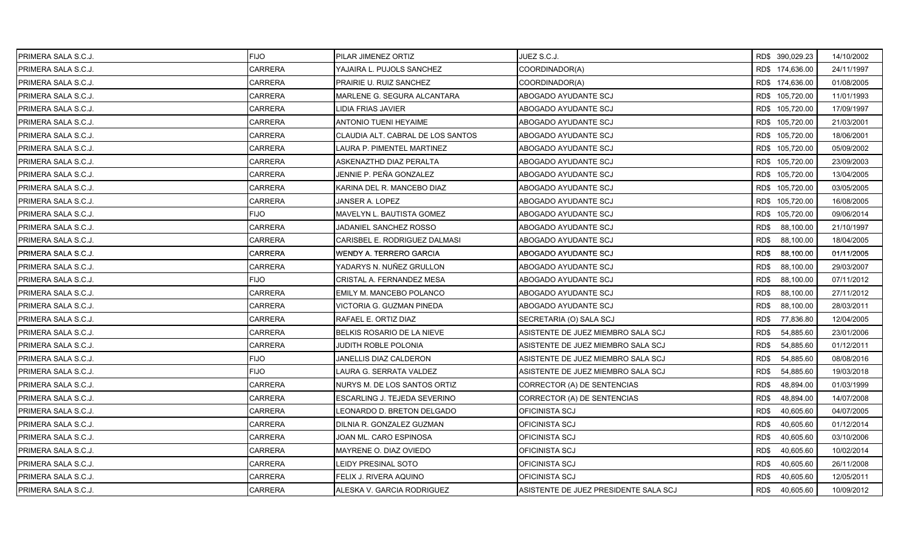| PRIMERA SALA S.C.J. | FIJO | PILAR JIMENEZ ORTIZ | JUEZ S.C.J. | RD$ 390,029.23 | 14/10/2002 |
|---|---|---|---|---|---|
| PRIMERA SALA S.C.J. | CARRERA | YAJAIRA L. PUJOLS SANCHEZ | COORDINADOR(A) | RD$ 174,636.00 | 24/11/1997 |
| PRIMERA SALA S.C.J. | CARRERA | PRAIRIE U. RUIZ SANCHEZ | COORDINADOR(A) | RD$ 174,636.00 | 01/08/2005 |
| PRIMERA SALA S.C.J. | CARRERA | MARLENE G. SEGURA ALCANTARA | ABOGADO AYUDANTE SCJ | RD$ 105,720.00 | 11/01/1993 |
| PRIMERA SALA S.C.J. | CARRERA | LIDIA FRIAS JAVIER | ABOGADO AYUDANTE SCJ | RD$ 105,720.00 | 17/09/1997 |
| PRIMERA SALA S.C.J. | CARRERA | ANTONIO TUENI HEYAIME | ABOGADO AYUDANTE SCJ | RD$ 105,720.00 | 21/03/2001 |
| PRIMERA SALA S.C.J. | CARRERA | CLAUDIA ALT. CABRAL DE LOS SANTOS | ABOGADO AYUDANTE SCJ | RD$ 105,720.00 | 18/06/2001 |
| PRIMERA SALA S.C.J. | CARRERA | LAURA P. PIMENTEL MARTINEZ | ABOGADO AYUDANTE SCJ | RD$ 105,720.00 | 05/09/2002 |
| PRIMERA SALA S.C.J. | CARRERA | ASKENAZTHD DIAZ PERALTA | ABOGADO AYUDANTE SCJ | RD$ 105,720.00 | 23/09/2003 |
| PRIMERA SALA S.C.J. | CARRERA | JENNIE P. PEÑA GONZALEZ | ABOGADO AYUDANTE SCJ | RD$ 105,720.00 | 13/04/2005 |
| PRIMERA SALA S.C.J. | CARRERA | KARINA DEL R. MANCEBO DIAZ | ABOGADO AYUDANTE SCJ | RD$ 105,720.00 | 03/05/2005 |
| PRIMERA SALA S.C.J. | CARRERA | JANSER A. LOPEZ | ABOGADO AYUDANTE SCJ | RD$ 105,720.00 | 16/08/2005 |
| PRIMERA SALA S.C.J. | FIJO | MAVELYN L. BAUTISTA GOMEZ | ABOGADO AYUDANTE SCJ | RD$ 105,720.00 | 09/06/2014 |
| PRIMERA SALA S.C.J. | CARRERA | JADANIEL SANCHEZ ROSSO | ABOGADO AYUDANTE SCJ | RD$ 88,100.00 | 21/10/1997 |
| PRIMERA SALA S.C.J. | CARRERA | CARISBEL E. RODRIGUEZ DALMASI | ABOGADO AYUDANTE SCJ | RD$ 88,100.00 | 18/04/2005 |
| PRIMERA SALA S.C.J. | CARRERA | WENDY A. TERRERO GARCIA | ABOGADO AYUDANTE SCJ | RD$ 88,100.00 | 01/11/2005 |
| PRIMERA SALA S.C.J. | CARRERA | YADARYS N. NUÑEZ GRULLON | ABOGADO AYUDANTE SCJ | RD$ 88,100.00 | 29/03/2007 |
| PRIMERA SALA S.C.J. | FIJO | CRISTAL A. FERNANDEZ MESA | ABOGADO AYUDANTE SCJ | RD$ 88,100.00 | 07/11/2012 |
| PRIMERA SALA S.C.J. | CARRERA | EMILY M. MANCEBO POLANCO | ABOGADO AYUDANTE SCJ | RD$ 88,100.00 | 27/11/2012 |
| PRIMERA SALA S.C.J. | CARRERA | VICTORIA G. GUZMAN PINEDA | ABOGADO AYUDANTE SCJ | RD$ 88,100.00 | 28/03/2011 |
| PRIMERA SALA S.C.J. | CARRERA | RAFAEL E. ORTIZ DIAZ | SECRETARIA (O) SALA SCJ | RD$ 77,836.80 | 12/04/2005 |
| PRIMERA SALA S.C.J. | CARRERA | BELKIS ROSARIO DE LA NIEVE | ASISTENTE DE JUEZ MIEMBRO SALA SCJ | RD$ 54,885.60 | 23/01/2006 |
| PRIMERA SALA S.C.J. | CARRERA | JUDITH ROBLE POLONIA | ASISTENTE DE JUEZ MIEMBRO SALA SCJ | RD$ 54,885.60 | 01/12/2011 |
| PRIMERA SALA S.C.J. | FIJO | JANELLIS DIAZ CALDERON | ASISTENTE DE JUEZ MIEMBRO SALA SCJ | RD$ 54,885.60 | 08/08/2016 |
| PRIMERA SALA S.C.J. | FIJO | LAURA G. SERRATA VALDEZ | ASISTENTE DE JUEZ MIEMBRO SALA SCJ | RD$ 54,885.60 | 19/03/2018 |
| PRIMERA SALA S.C.J. | CARRERA | NURYS M. DE LOS SANTOS ORTIZ | CORRECTOR (A) DE SENTENCIAS | RD$ 48,894.00 | 01/03/1999 |
| PRIMERA SALA S.C.J. | CARRERA | ESCARLING J. TEJEDA SEVERINO | CORRECTOR (A) DE SENTENCIAS | RD$ 48,894.00 | 14/07/2008 |
| PRIMERA SALA S.C.J. | CARRERA | LEONARDO D. BRETON DELGADO | OFICINISTA SCJ | RD$ 40,605.60 | 04/07/2005 |
| PRIMERA SALA S.C.J. | CARRERA | DILNIA R. GONZALEZ GUZMAN | OFICINISTA SCJ | RD$ 40,605.60 | 01/12/2014 |
| PRIMERA SALA S.C.J. | CARRERA | JOAN ML. CARO ESPINOSA | OFICINISTA SCJ | RD$ 40,605.60 | 03/10/2006 |
| PRIMERA SALA S.C.J. | CARRERA | MAYRENE O. DIAZ OVIEDO | OFICINISTA SCJ | RD$ 40,605.60 | 10/02/2014 |
| PRIMERA SALA S.C.J. | CARRERA | LEIDY PRESINAL SOTO | OFICINISTA SCJ | RD$ 40,605.60 | 26/11/2008 |
| PRIMERA SALA S.C.J. | CARRERA | FELIX J. RIVERA AQUINO | OFICINISTA SCJ | RD$ 40,605.60 | 12/05/2011 |
| PRIMERA SALA S.C.J. | CARRERA | ALESKA V. GARCIA RODRIGUEZ | ASISTENTE DE JUEZ PRESIDENTE SALA SCJ | RD$ 40,605.60 | 10/09/2012 |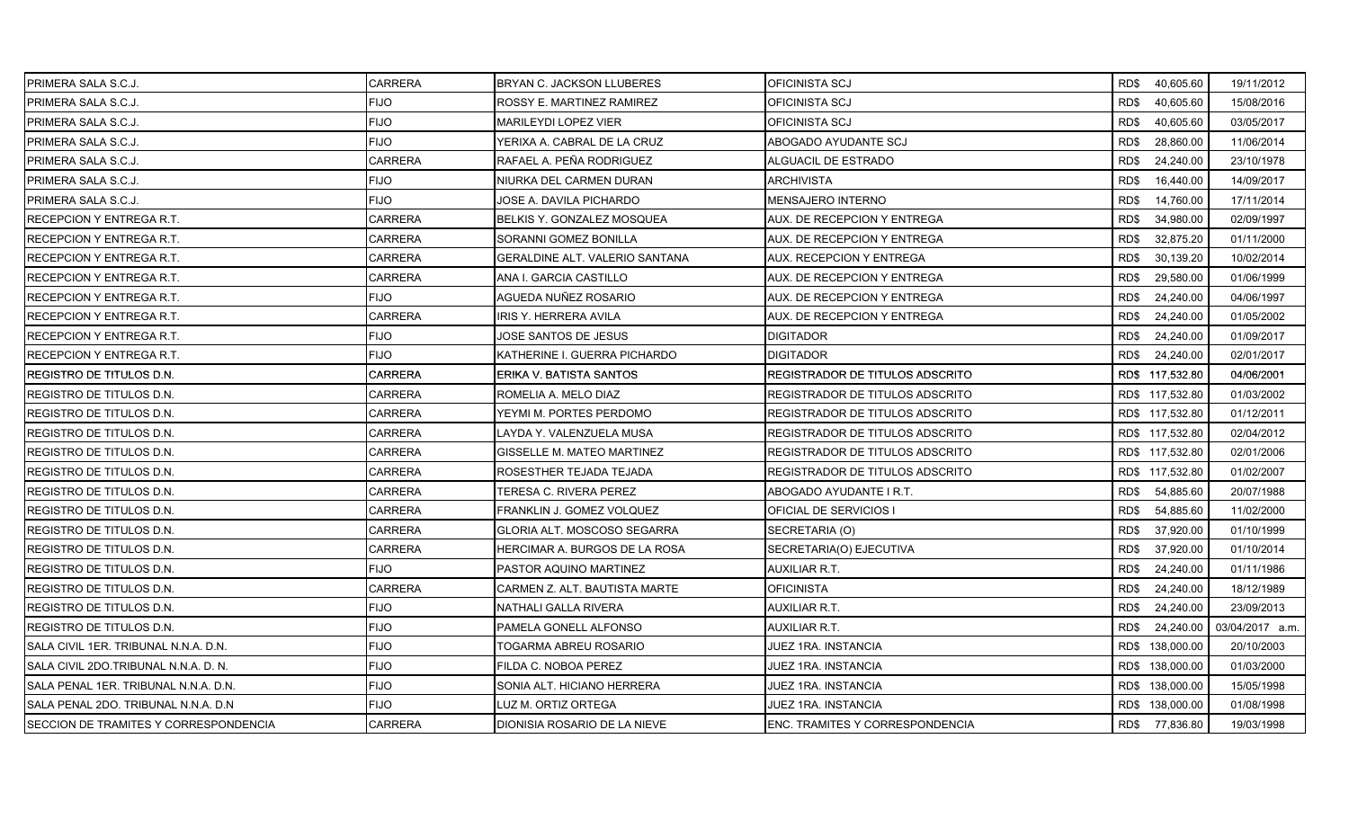| | | | | | |
|---|---|---|---|---|---|
| PRIMERA SALA S.C.J. | CARRERA | BRYAN C. JACKSON LLUBERES | OFICINISTA SCJ | RD$ 40,605.60 | 19/11/2012 |
| PRIMERA SALA S.C.J. | FIJO | ROSSY E. MARTINEZ RAMIREZ | OFICINISTA SCJ | RD$ 40,605.60 | 15/08/2016 |
| PRIMERA SALA S.C.J. | FIJO | MARILEYDI LOPEZ VIER | OFICINISTA SCJ | RD$ 40,605.60 | 03/05/2017 |
| PRIMERA SALA S.C.J. | FIJO | YERIXA A. CABRAL DE LA CRUZ | ABOGADO AYUDANTE SCJ | RD$ 28,860.00 | 11/06/2014 |
| PRIMERA SALA S.C.J. | CARRERA | RAFAEL A. PEÑA RODRIGUEZ | ALGUACIL DE ESTRADO | RD$ 24,240.00 | 23/10/1978 |
| PRIMERA SALA S.C.J. | FIJO | NIURKA DEL CARMEN DURAN | ARCHIVISTA | RD$ 16,440.00 | 14/09/2017 |
| PRIMERA SALA S.C.J. | FIJO | JOSE A. DAVILA PICHARDO | MENSAJERO INTERNO | RD$ 14,760.00 | 17/11/2014 |
| RECEPCION Y ENTREGA R.T. | CARRERA | BELKIS Y. GONZALEZ MOSQUEA | AUX. DE RECEPCION Y ENTREGA | RD$ 34,980.00 | 02/09/1997 |
| RECEPCION Y ENTREGA R.T. | CARRERA | SORANNI GOMEZ BONILLA | AUX. DE RECEPCION Y ENTREGA | RD$ 32,875.20 | 01/11/2000 |
| RECEPCION Y ENTREGA R.T. | CARRERA | GERALDINE ALT. VALERIO SANTANA | AUX. RECEPCION Y ENTREGA | RD$ 30,139.20 | 10/02/2014 |
| RECEPCION Y ENTREGA R.T. | CARRERA | ANA I. GARCIA CASTILLO | AUX. DE RECEPCION Y ENTREGA | RD$ 29,580.00 | 01/06/1999 |
| RECEPCION Y ENTREGA R.T. | FIJO | AGUEDA NUÑEZ ROSARIO | AUX. DE RECEPCION Y ENTREGA | RD$ 24,240.00 | 04/06/1997 |
| RECEPCION Y ENTREGA R.T. | CARRERA | IRIS Y. HERRERA AVILA | AUX. DE RECEPCION Y ENTREGA | RD$ 24,240.00 | 01/05/2002 |
| RECEPCION Y ENTREGA R.T. | FIJO | JOSE SANTOS DE JESUS | DIGITADOR | RD$ 24,240.00 | 01/09/2017 |
| RECEPCION Y ENTREGA R.T. | FIJO | KATHERINE I. GUERRA PICHARDO | DIGITADOR | RD$ 24,240.00 | 02/01/2017 |
| REGISTRO DE TITULOS D.N. | CARRERA | ERIKA V. BATISTA SANTOS | REGISTRADOR DE TITULOS ADSCRITO | RD$ 117,532.80 | 04/06/2001 |
| REGISTRO DE TITULOS D.N. | CARRERA | ROMELIA A. MELO DIAZ | REGISTRADOR DE TITULOS ADSCRITO | RD$ 117,532.80 | 01/03/2002 |
| REGISTRO DE TITULOS D.N. | CARRERA | YEYMI M. PORTES PERDOMO | REGISTRADOR DE TITULOS ADSCRITO | RD$ 117,532.80 | 01/12/2011 |
| REGISTRO DE TITULOS D.N. | CARRERA | LAYDA Y. VALENZUELA MUSA | REGISTRADOR DE TITULOS ADSCRITO | RD$ 117,532.80 | 02/04/2012 |
| REGISTRO DE TITULOS D.N. | CARRERA | GISSELLE M. MATEO MARTINEZ | REGISTRADOR DE TITULOS ADSCRITO | RD$ 117,532.80 | 02/01/2006 |
| REGISTRO DE TITULOS D.N. | CARRERA | ROSESTHER TEJADA TEJADA | REGISTRADOR DE TITULOS ADSCRITO | RD$ 117,532.80 | 01/02/2007 |
| REGISTRO DE TITULOS D.N. | CARRERA | TERESA C. RIVERA PEREZ | ABOGADO AYUDANTE I R.T. | RD$ 54,885.60 | 20/07/1988 |
| REGISTRO DE TITULOS D.N. | CARRERA | FRANKLIN J. GOMEZ VOLQUEZ | OFICIAL DE SERVICIOS I | RD$ 54,885.60 | 11/02/2000 |
| REGISTRO DE TITULOS D.N. | CARRERA | GLORIA ALT. MOSCOSO SEGARRA | SECRETARIA (O) | RD$ 37,920.00 | 01/10/1999 |
| REGISTRO DE TITULOS D.N. | CARRERA | HERCIMAR A. BURGOS DE LA ROSA | SECRETARIA(O) EJECUTIVA | RD$ 37,920.00 | 01/10/2014 |
| REGISTRO DE TITULOS D.N. | FIJO | PASTOR AQUINO MARTINEZ | AUXILIAR R.T. | RD$ 24,240.00 | 01/11/1986 |
| REGISTRO DE TITULOS D.N. | CARRERA | CARMEN Z. ALT. BAUTISTA MARTE | OFICINISTA | RD$ 24,240.00 | 18/12/1989 |
| REGISTRO DE TITULOS D.N. | FIJO | NATHALI GALLA RIVERA | AUXILIAR R.T. | RD$ 24,240.00 | 23/09/2013 |
| REGISTRO DE TITULOS D.N. | FIJO | PAMELA GONELL ALFONSO | AUXILIAR R.T. | RD$ 24,240.00 | 03/04/2017 a.m. |
| SALA CIVIL 1ER. TRIBUNAL N.N.A. D.N. | FIJO | TOGARMA ABREU ROSARIO | JUEZ 1RA. INSTANCIA | RD$ 138,000.00 | 20/10/2003 |
| SALA CIVIL 2DO.TRIBUNAL N.N.A. D. N. | FIJO | FILDA C. NOBOA PEREZ | JUEZ 1RA. INSTANCIA | RD$ 138,000.00 | 01/03/2000 |
| SALA PENAL 1ER. TRIBUNAL N.N.A. D.N. | FIJO | SONIA ALT. HICIANO HERRERA | JUEZ 1RA. INSTANCIA | RD$ 138,000.00 | 15/05/1998 |
| SALA PENAL 2DO. TRIBUNAL N.N.A. D.N | FIJO | LUZ M. ORTIZ ORTEGA | JUEZ 1RA. INSTANCIA | RD$ 138,000.00 | 01/08/1998 |
| SECCION DE TRAMITES Y CORRESPONDENCIA | CARRERA | DIONISIA ROSARIO DE LA NIEVE | ENC. TRAMITES Y CORRESPONDENCIA | RD$ 77,836.80 | 19/03/1998 |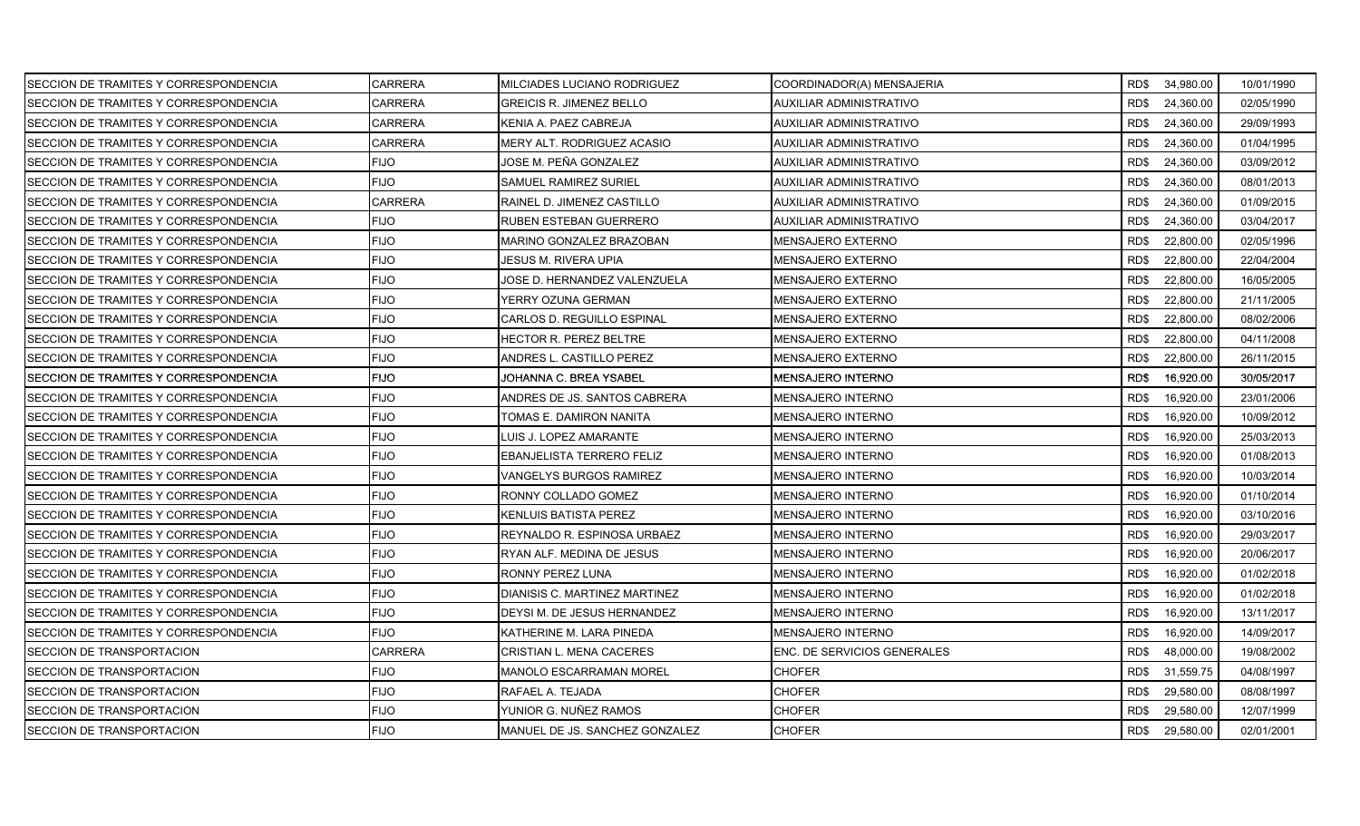| | | | | | |
|---|---|---|---|---|---|
| SECCION DE TRAMITES Y CORRESPONDENCIA | CARRERA | MILCIADES LUCIANO RODRIGUEZ | COORDINADOR(A) MENSAJERIA | RD$ 34,980.00 | 10/01/1990 |
| SECCION DE TRAMITES Y CORRESPONDENCIA | CARRERA | GREICIS R. JIMENEZ BELLO | AUXILIAR ADMINISTRATIVO | RD$ 24,360.00 | 02/05/1990 |
| SECCION DE TRAMITES Y CORRESPONDENCIA | CARRERA | KENIA A. PAEZ CABREJA | AUXILIAR ADMINISTRATIVO | RD$ 24,360.00 | 29/09/1993 |
| SECCION DE TRAMITES Y CORRESPONDENCIA | CARRERA | MERY ALT. RODRIGUEZ ACASIO | AUXILIAR ADMINISTRATIVO | RD$ 24,360.00 | 01/04/1995 |
| SECCION DE TRAMITES Y CORRESPONDENCIA | FIJO | JOSE M. PEÑA GONZALEZ | AUXILIAR ADMINISTRATIVO | RD$ 24,360.00 | 03/09/2012 |
| SECCION DE TRAMITES Y CORRESPONDENCIA | FIJO | SAMUEL RAMIREZ SURIEL | AUXILIAR ADMINISTRATIVO | RD$ 24,360.00 | 08/01/2013 |
| SECCION DE TRAMITES Y CORRESPONDENCIA | CARRERA | RAINEL D. JIMENEZ CASTILLO | AUXILIAR ADMINISTRATIVO | RD$ 24,360.00 | 01/09/2015 |
| SECCION DE TRAMITES Y CORRESPONDENCIA | FIJO | RUBEN ESTEBAN GUERRERO | AUXILIAR ADMINISTRATIVO | RD$ 24,360.00 | 03/04/2017 |
| SECCION DE TRAMITES Y CORRESPONDENCIA | FIJO | MARINO GONZALEZ BRAZOBAN | MENSAJERO EXTERNO | RD$ 22,800.00 | 02/05/1996 |
| SECCION DE TRAMITES Y CORRESPONDENCIA | FIJO | JESUS M. RIVERA UPIA | MENSAJERO EXTERNO | RD$ 22,800.00 | 22/04/2004 |
| SECCION DE TRAMITES Y CORRESPONDENCIA | FIJO | JOSE D. HERNANDEZ VALENZUELA | MENSAJERO EXTERNO | RD$ 22,800.00 | 16/05/2005 |
| SECCION DE TRAMITES Y CORRESPONDENCIA | FIJO | YERRY OZUNA GERMAN | MENSAJERO EXTERNO | RD$ 22,800.00 | 21/11/2005 |
| SECCION DE TRAMITES Y CORRESPONDENCIA | FIJO | CARLOS D. REGUILLO ESPINAL | MENSAJERO EXTERNO | RD$ 22,800.00 | 08/02/2006 |
| SECCION DE TRAMITES Y CORRESPONDENCIA | FIJO | HECTOR R. PEREZ BELTRE | MENSAJERO EXTERNO | RD$ 22,800.00 | 04/11/2008 |
| SECCION DE TRAMITES Y CORRESPONDENCIA | FIJO | ANDRES L. CASTILLO PEREZ | MENSAJERO EXTERNO | RD$ 22,800.00 | 26/11/2015 |
| SECCION DE TRAMITES Y CORRESPONDENCIA | FIJO | JOHANNA C. BREA YSABEL | MENSAJERO INTERNO | RD$ 16,920.00 | 30/05/2017 |
| SECCION DE TRAMITES Y CORRESPONDENCIA | FIJO | ANDRES DE JS. SANTOS CABRERA | MENSAJERO INTERNO | RD$ 16,920.00 | 23/01/2006 |
| SECCION DE TRAMITES Y CORRESPONDENCIA | FIJO | TOMAS E. DAMIRON NANITA | MENSAJERO INTERNO | RD$ 16,920.00 | 10/09/2012 |
| SECCION DE TRAMITES Y CORRESPONDENCIA | FIJO | LUIS J. LOPEZ AMARANTE | MENSAJERO INTERNO | RD$ 16,920.00 | 25/03/2013 |
| SECCION DE TRAMITES Y CORRESPONDENCIA | FIJO | EBANJELISTA TERRERO FELIZ | MENSAJERO INTERNO | RD$ 16,920.00 | 01/08/2013 |
| SECCION DE TRAMITES Y CORRESPONDENCIA | FIJO | VANGELYS BURGOS RAMIREZ | MENSAJERO INTERNO | RD$ 16,920.00 | 10/03/2014 |
| SECCION DE TRAMITES Y CORRESPONDENCIA | FIJO | RONNY COLLADO GOMEZ | MENSAJERO INTERNO | RD$ 16,920.00 | 01/10/2014 |
| SECCION DE TRAMITES Y CORRESPONDENCIA | FIJO | KENLUIS BATISTA PEREZ | MENSAJERO INTERNO | RD$ 16,920.00 | 03/10/2016 |
| SECCION DE TRAMITES Y CORRESPONDENCIA | FIJO | REYNALDO R. ESPINOSA URBAEZ | MENSAJERO INTERNO | RD$ 16,920.00 | 29/03/2017 |
| SECCION DE TRAMITES Y CORRESPONDENCIA | FIJO | RYAN ALF. MEDINA DE JESUS | MENSAJERO INTERNO | RD$ 16,920.00 | 20/06/2017 |
| SECCION DE TRAMITES Y CORRESPONDENCIA | FIJO | RONNY PEREZ LUNA | MENSAJERO INTERNO | RD$ 16,920.00 | 01/02/2018 |
| SECCION DE TRAMITES Y CORRESPONDENCIA | FIJO | DIANISIS C. MARTINEZ MARTINEZ | MENSAJERO INTERNO | RD$ 16,920.00 | 01/02/2018 |
| SECCION DE TRAMITES Y CORRESPONDENCIA | FIJO | DEYSI M. DE JESUS HERNANDEZ | MENSAJERO INTERNO | RD$ 16,920.00 | 13/11/2017 |
| SECCION DE TRAMITES Y CORRESPONDENCIA | FIJO | KATHERINE M. LARA PINEDA | MENSAJERO INTERNO | RD$ 16,920.00 | 14/09/2017 |
| SECCION DE TRANSPORTACION | CARRERA | CRISTIAN L. MENA CACERES | ENC. DE SERVICIOS GENERALES | RD$ 48,000.00 | 19/08/2002 |
| SECCION DE TRANSPORTACION | FIJO | MANOLO ESCARRAMAN MOREL | CHOFER | RD$ 31,559.75 | 04/08/1997 |
| SECCION DE TRANSPORTACION | FIJO | RAFAEL A. TEJADA | CHOFER | RD$ 29,580.00 | 08/08/1997 |
| SECCION DE TRANSPORTACION | FIJO | YUNIOR G. NUÑEZ RAMOS | CHOFER | RD$ 29,580.00 | 12/07/1999 |
| SECCION DE TRANSPORTACION | FIJO | MANUEL DE JS. SANCHEZ GONZALEZ | CHOFER | RD$ 29,580.00 | 02/01/2001 |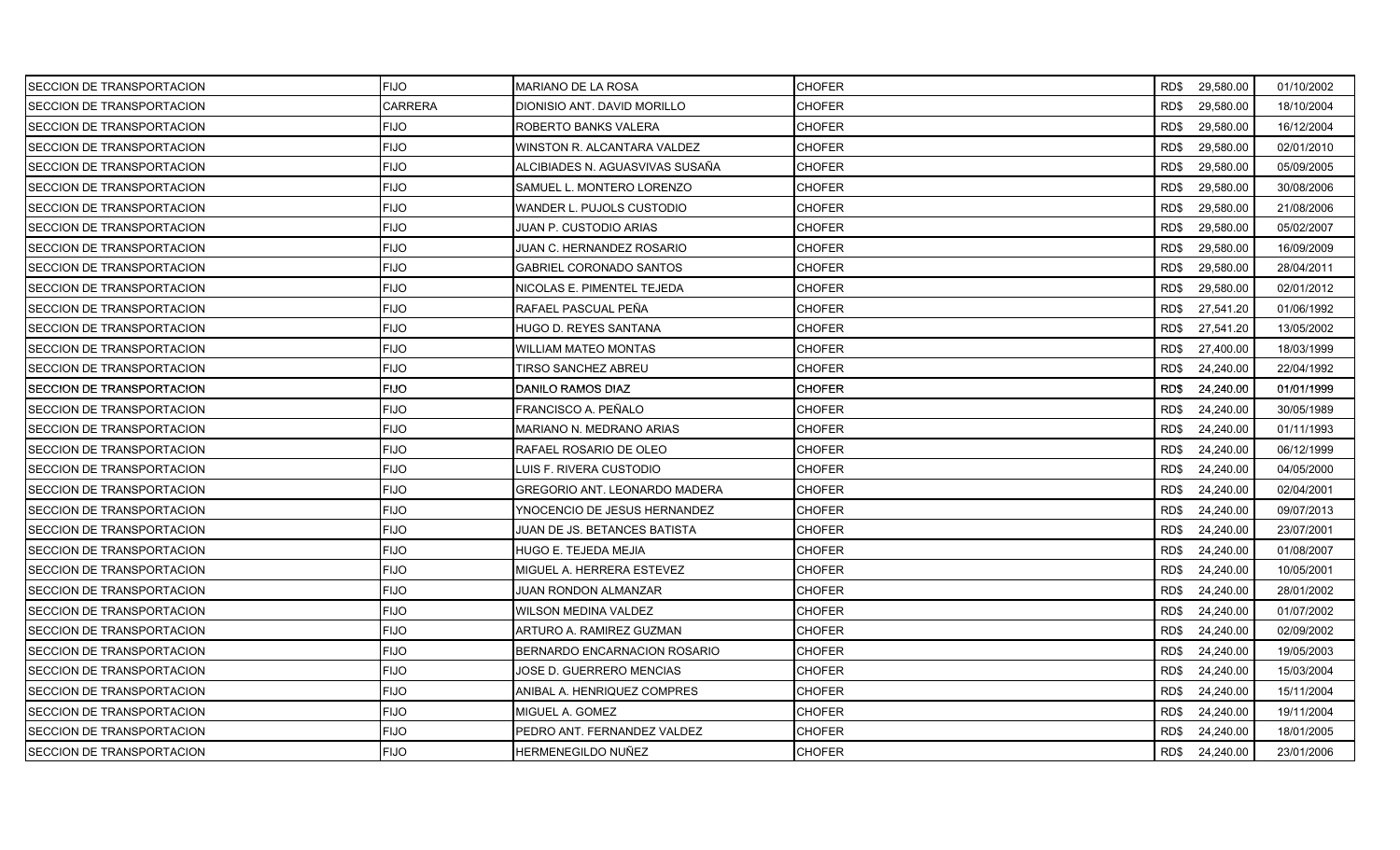| | | | | | | |
|---|---|---|---|---|---|---|
| SECCION DE TRANSPORTACION | FIJO | MARIANO DE LA ROSA | CHOFER | RD$ | 29,580.00 | 01/10/2002 |
| SECCION DE TRANSPORTACION | CARRERA | DIONISIO ANT. DAVID MORILLO | CHOFER | RD$ | 29,580.00 | 18/10/2004 |
| SECCION DE TRANSPORTACION | FIJO | ROBERTO BANKS VALERA | CHOFER | RD$ | 29,580.00 | 16/12/2004 |
| SECCION DE TRANSPORTACION | FIJO | WINSTON R. ALCANTARA VALDEZ | CHOFER | RD$ | 29,580.00 | 02/01/2010 |
| SECCION DE TRANSPORTACION | FIJO | ALCIBIADES N. AGUASVIVAS SUSAÑA | CHOFER | RD$ | 29,580.00 | 05/09/2005 |
| SECCION DE TRANSPORTACION | FIJO | SAMUEL L. MONTERO LORENZO | CHOFER | RD$ | 29,580.00 | 30/08/2006 |
| SECCION DE TRANSPORTACION | FIJO | WANDER L. PUJOLS CUSTODIO | CHOFER | RD$ | 29,580.00 | 21/08/2006 |
| SECCION DE TRANSPORTACION | FIJO | JUAN P. CUSTODIO ARIAS | CHOFER | RD$ | 29,580.00 | 05/02/2007 |
| SECCION DE TRANSPORTACION | FIJO | JUAN C. HERNANDEZ ROSARIO | CHOFER | RD$ | 29,580.00 | 16/09/2009 |
| SECCION DE TRANSPORTACION | FIJO | GABRIEL CORONADO SANTOS | CHOFER | RD$ | 29,580.00 | 28/04/2011 |
| SECCION DE TRANSPORTACION | FIJO | NICOLAS E. PIMENTEL TEJEDA | CHOFER | RD$ | 29,580.00 | 02/01/2012 |
| SECCION DE TRANSPORTACION | FIJO | RAFAEL PASCUAL PEÑA | CHOFER | RD$ | 27,541.20 | 01/06/1992 |
| SECCION DE TRANSPORTACION | FIJO | HUGO D. REYES SANTANA | CHOFER | RD$ | 27,541.20 | 13/05/2002 |
| SECCION DE TRANSPORTACION | FIJO | WILLIAM MATEO MONTAS | CHOFER | RD$ | 27,400.00 | 18/03/1999 |
| SECCION DE TRANSPORTACION | FIJO | TIRSO SANCHEZ ABREU | CHOFER | RD$ | 24,240.00 | 22/04/1992 |
| SECCION DE TRANSPORTACION | FIJO | DANILO RAMOS DIAZ | CHOFER | RD$ | 24,240.00 | 01/01/1999 |
| SECCION DE TRANSPORTACION | FIJO | FRANCISCO A. PEÑALO | CHOFER | RD$ | 24,240.00 | 30/05/1989 |
| SECCION DE TRANSPORTACION | FIJO | MARIANO N. MEDRANO ARIAS | CHOFER | RD$ | 24,240.00 | 01/11/1993 |
| SECCION DE TRANSPORTACION | FIJO | RAFAEL ROSARIO DE OLEO | CHOFER | RD$ | 24,240.00 | 06/12/1999 |
| SECCION DE TRANSPORTACION | FIJO | LUIS F. RIVERA CUSTODIO | CHOFER | RD$ | 24,240.00 | 04/05/2000 |
| SECCION DE TRANSPORTACION | FIJO | GREGORIO ANT. LEONARDO MADERA | CHOFER | RD$ | 24,240.00 | 02/04/2001 |
| SECCION DE TRANSPORTACION | FIJO | YNOCENCIO DE JESUS HERNANDEZ | CHOFER | RD$ | 24,240.00 | 09/07/2013 |
| SECCION DE TRANSPORTACION | FIJO | JUAN DE JS. BETANCES BATISTA | CHOFER | RD$ | 24,240.00 | 23/07/2001 |
| SECCION DE TRANSPORTACION | FIJO | HUGO E. TEJEDA MEJIA | CHOFER | RD$ | 24,240.00 | 01/08/2007 |
| SECCION DE TRANSPORTACION | FIJO | MIGUEL A. HERRERA ESTEVEZ | CHOFER | RD$ | 24,240.00 | 10/05/2001 |
| SECCION DE TRANSPORTACION | FIJO | JUAN RONDON ALMANZAR | CHOFER | RD$ | 24,240.00 | 28/01/2002 |
| SECCION DE TRANSPORTACION | FIJO | WILSON MEDINA VALDEZ | CHOFER | RD$ | 24,240.00 | 01/07/2002 |
| SECCION DE TRANSPORTACION | FIJO | ARTURO A. RAMIREZ GUZMAN | CHOFER | RD$ | 24,240.00 | 02/09/2002 |
| SECCION DE TRANSPORTACION | FIJO | BERNARDO ENCARNACION ROSARIO | CHOFER | RD$ | 24,240.00 | 19/05/2003 |
| SECCION DE TRANSPORTACION | FIJO | JOSE D. GUERRERO MENCIAS | CHOFER | RD$ | 24,240.00 | 15/03/2004 |
| SECCION DE TRANSPORTACION | FIJO | ANIBAL A. HENRIQUEZ COMPRES | CHOFER | RD$ | 24,240.00 | 15/11/2004 |
| SECCION DE TRANSPORTACION | FIJO | MIGUEL A. GOMEZ | CHOFER | RD$ | 24,240.00 | 19/11/2004 |
| SECCION DE TRANSPORTACION | FIJO | PEDRO ANT. FERNANDEZ VALDEZ | CHOFER | RD$ | 24,240.00 | 18/01/2005 |
| SECCION DE TRANSPORTACION | FIJO | HERMENEGILDO NUÑEZ | CHOFER | RD$ | 24,240.00 | 23/01/2006 |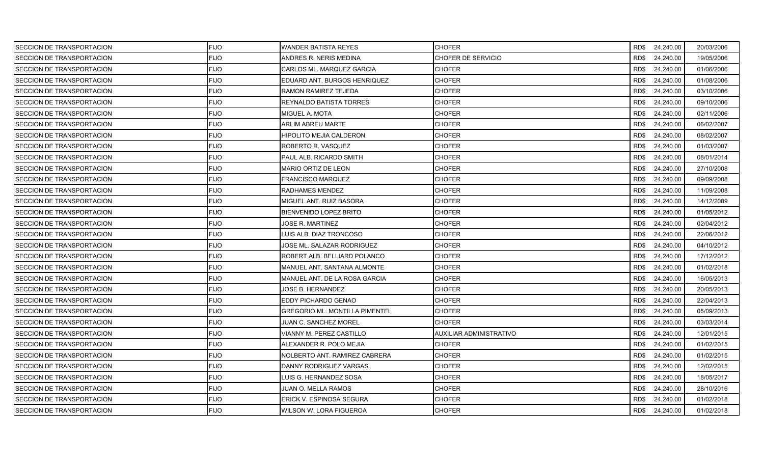| | | | | | |
|---|---|---|---|---|---|
| SECCION DE TRANSPORTACION | FIJO | WANDER BATISTA REYES | CHOFER | RD$ 24,240.00 | 20/03/2006 |
| SECCION DE TRANSPORTACION | FIJO | ANDRES R. NERIS MEDINA | CHOFER DE SERVICIO | RD$ 24,240.00 | 19/05/2006 |
| SECCION DE TRANSPORTACION | FIJO | CARLOS ML. MARQUEZ GARCIA | CHOFER | RD$ 24,240.00 | 01/06/2006 |
| SECCION DE TRANSPORTACION | FIJO | EDUARD ANT. BURGOS HENRIQUEZ | CHOFER | RD$ 24,240.00 | 01/08/2006 |
| SECCION DE TRANSPORTACION | FIJO | RAMON RAMIREZ TEJEDA | CHOFER | RD$ 24,240.00 | 03/10/2006 |
| SECCION DE TRANSPORTACION | FIJO | REYNALDO BATISTA TORRES | CHOFER | RD$ 24,240.00 | 09/10/2006 |
| SECCION DE TRANSPORTACION | FIJO | MIGUEL A. MOTA | CHOFER | RD$ 24,240.00 | 02/11/2006 |
| SECCION DE TRANSPORTACION | FIJO | ARLIM ABREU MARTE | CHOFER | RD$ 24,240.00 | 06/02/2007 |
| SECCION DE TRANSPORTACION | FIJO | HIPOLITO MEJIA CALDERON | CHOFER | RD$ 24,240.00 | 08/02/2007 |
| SECCION DE TRANSPORTACION | FIJO | ROBERTO R. VASQUEZ | CHOFER | RD$ 24,240.00 | 01/03/2007 |
| SECCION DE TRANSPORTACION | FIJO | PAUL ALB. RICARDO SMITH | CHOFER | RD$ 24,240.00 | 08/01/2014 |
| SECCION DE TRANSPORTACION | FIJO | MARIO ORTIZ DE LEON | CHOFER | RD$ 24,240.00 | 27/10/2008 |
| SECCION DE TRANSPORTACION | FIJO | FRANCISCO MARQUEZ | CHOFER | RD$ 24,240.00 | 09/09/2008 |
| SECCION DE TRANSPORTACION | FIJO | RADHAMES MENDEZ | CHOFER | RD$ 24,240.00 | 11/09/2008 |
| SECCION DE TRANSPORTACION | FIJO | MIGUEL ANT. RUIZ BASORA | CHOFER | RD$ 24,240.00 | 14/12/2009 |
| SECCION DE TRANSPORTACION | FIJO | BIENVENIDO LOPEZ BRITO | CHOFER | RD$ 24,240.00 | 01/05/2012 |
| SECCION DE TRANSPORTACION | FIJO | JOSE R. MARTINEZ | CHOFER | RD$ 24,240.00 | 02/04/2012 |
| SECCION DE TRANSPORTACION | FIJO | LUIS ALB. DIAZ TRONCOSO | CHOFER | RD$ 24,240.00 | 22/06/2012 |
| SECCION DE TRANSPORTACION | FIJO | JOSE ML. SALAZAR RODRIGUEZ | CHOFER | RD$ 24,240.00 | 04/10/2012 |
| SECCION DE TRANSPORTACION | FIJO | ROBERT ALB. BELLIARD POLANCO | CHOFER | RD$ 24,240.00 | 17/12/2012 |
| SECCION DE TRANSPORTACION | FIJO | MANUEL ANT. SANTANA ALMONTE | CHOFER | RD$ 24,240.00 | 01/02/2018 |
| SECCION DE TRANSPORTACION | FIJO | MANUEL ANT. DE LA ROSA GARCIA | CHOFER | RD$ 24,240.00 | 16/05/2013 |
| SECCION DE TRANSPORTACION | FIJO | JOSE B. HERNANDEZ | CHOFER | RD$ 24,240.00 | 20/05/2013 |
| SECCION DE TRANSPORTACION | FIJO | EDDY PICHARDO GENAO | CHOFER | RD$ 24,240.00 | 22/04/2013 |
| SECCION DE TRANSPORTACION | FIJO | GREGORIO ML. MONTILLA PIMENTEL | CHOFER | RD$ 24,240.00 | 05/09/2013 |
| SECCION DE TRANSPORTACION | FIJO | JUAN C. SANCHEZ MOREL | CHOFER | RD$ 24,240.00 | 03/03/2014 |
| SECCION DE TRANSPORTACION | FIJO | VIANNY M. PEREZ CASTILLO | AUXILIAR ADMINISTRATIVO | RD$ 24,240.00 | 12/01/2015 |
| SECCION DE TRANSPORTACION | FIJO | ALEXANDER R. POLO MEJIA | CHOFER | RD$ 24,240.00 | 01/02/2015 |
| SECCION DE TRANSPORTACION | FIJO | NOLBERTO ANT. RAMIREZ CABRERA | CHOFER | RD$ 24,240.00 | 01/02/2015 |
| SECCION DE TRANSPORTACION | FIJO | DANNY RODRIGUEZ VARGAS | CHOFER | RD$ 24,240.00 | 12/02/2015 |
| SECCION DE TRANSPORTACION | FIJO | LUIS G. HERNANDEZ SOSA | CHOFER | RD$ 24,240.00 | 18/05/2017 |
| SECCION DE TRANSPORTACION | FIJO | JUAN O. MELLA RAMOS | CHOFER | RD$ 24,240.00 | 28/10/2016 |
| SECCION DE TRANSPORTACION | FIJO | ERICK V. ESPINOSA SEGURA | CHOFER | RD$ 24,240.00 | 01/02/2018 |
| SECCION DE TRANSPORTACION | FIJO | WILSON W. LORA FIGUEROA | CHOFER | RD$ 24,240.00 | 01/02/2018 |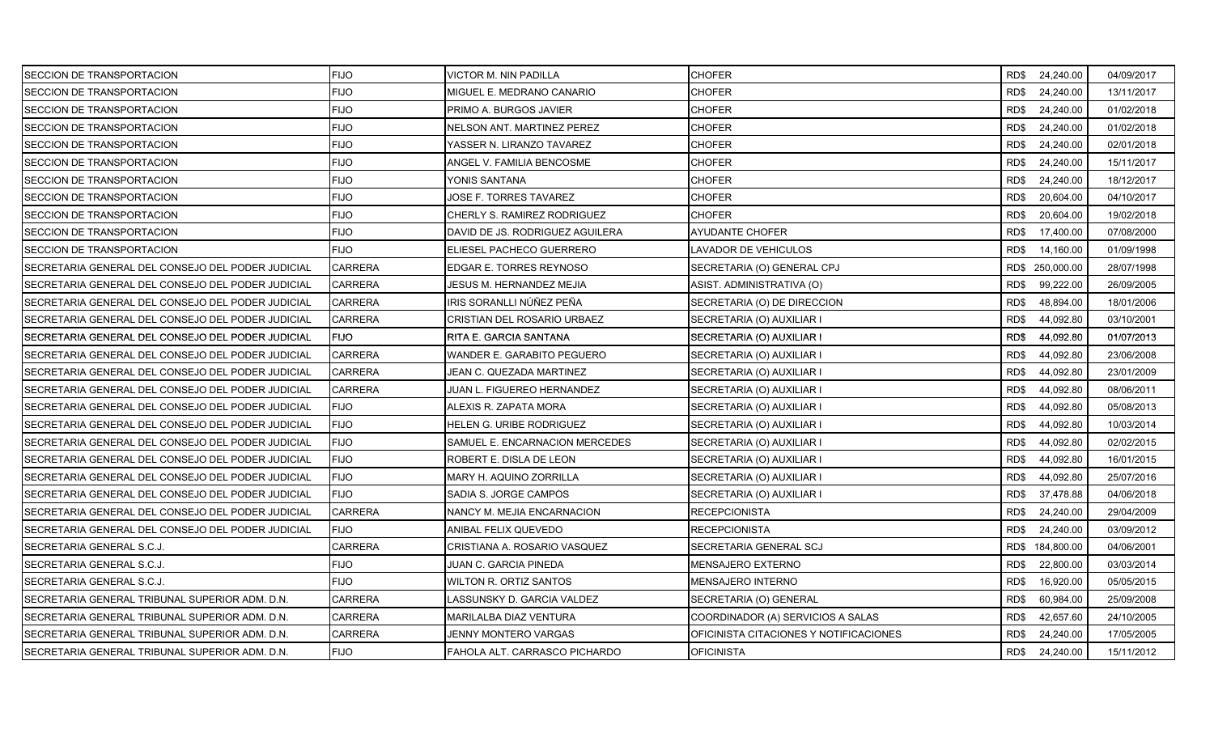| | | | | | |
|---|---|---|---|---|---|
| SECCION DE TRANSPORTACION | FIJO | VICTOR M. NIN PADILLA | CHOFER | RD$ 24,240.00 | 04/09/2017 |
| SECCION DE TRANSPORTACION | FIJO | MIGUEL E. MEDRANO CANARIO | CHOFER | RD$ 24,240.00 | 13/11/2017 |
| SECCION DE TRANSPORTACION | FIJO | PRIMO A. BURGOS JAVIER | CHOFER | RD$ 24,240.00 | 01/02/2018 |
| SECCION DE TRANSPORTACION | FIJO | NELSON ANT. MARTINEZ PEREZ | CHOFER | RD$ 24,240.00 | 01/02/2018 |
| SECCION DE TRANSPORTACION | FIJO | YASSER N. LIRANZO TAVAREZ | CHOFER | RD$ 24,240.00 | 02/01/2018 |
| SECCION DE TRANSPORTACION | FIJO | ANGEL V. FAMILIA BENCOSME | CHOFER | RD$ 24,240.00 | 15/11/2017 |
| SECCION DE TRANSPORTACION | FIJO | YONIS SANTANA | CHOFER | RD$ 24,240.00 | 18/12/2017 |
| SECCION DE TRANSPORTACION | FIJO | JOSE F. TORRES TAVAREZ | CHOFER | RD$ 20,604.00 | 04/10/2017 |
| SECCION DE TRANSPORTACION | FIJO | CHERLY S. RAMIREZ RODRIGUEZ | CHOFER | RD$ 20,604.00 | 19/02/2018 |
| SECCION DE TRANSPORTACION | FIJO | DAVID DE JS. RODRIGUEZ AGUILERA | AYUDANTE CHOFER | RD$ 17,400.00 | 07/08/2000 |
| SECCION DE TRANSPORTACION | FIJO | ELIESEL PACHECO GUERRERO | LAVADOR DE VEHICULOS | RD$ 14,160.00 | 01/09/1998 |
| SECRETARIA GENERAL DEL CONSEJO DEL PODER JUDICIAL | CARRERA | EDGAR E. TORRES REYNOSO | SECRETARIA (O) GENERAL CPJ | RD$ 250,000.00 | 28/07/1998 |
| SECRETARIA GENERAL DEL CONSEJO DEL PODER JUDICIAL | CARRERA | JESUS M. HERNANDEZ MEJIA | ASIST. ADMINISTRATIVA (O) | RD$ 99,222.00 | 26/09/2005 |
| SECRETARIA GENERAL DEL CONSEJO DEL PODER JUDICIAL | CARRERA | IRIS SORANLLI NÚÑEZ PEÑA | SECRETARIA (O) DE DIRECCION | RD$ 48,894.00 | 18/01/2006 |
| SECRETARIA GENERAL DEL CONSEJO DEL PODER JUDICIAL | CARRERA | CRISTIAN DEL ROSARIO URBAEZ | SECRETARIA (O) AUXILIAR I | RD$ 44,092.80 | 03/10/2001 |
| SECRETARIA GENERAL DEL CONSEJO DEL PODER JUDICIAL | FIJO | RITA E. GARCIA SANTANA | SECRETARIA (O) AUXILIAR I | RD$ 44,092.80 | 01/07/2013 |
| SECRETARIA GENERAL DEL CONSEJO DEL PODER JUDICIAL | CARRERA | WANDER E. GARABITO PEGUERO | SECRETARIA (O) AUXILIAR I | RD$ 44,092.80 | 23/06/2008 |
| SECRETARIA GENERAL DEL CONSEJO DEL PODER JUDICIAL | CARRERA | JEAN C. QUEZADA MARTINEZ | SECRETARIA (O) AUXILIAR I | RD$ 44,092.80 | 23/01/2009 |
| SECRETARIA GENERAL DEL CONSEJO DEL PODER JUDICIAL | CARRERA | JUAN L. FIGUEREO HERNANDEZ | SECRETARIA (O) AUXILIAR I | RD$ 44,092.80 | 08/06/2011 |
| SECRETARIA GENERAL DEL CONSEJO DEL PODER JUDICIAL | FIJO | ALEXIS R. ZAPATA MORA | SECRETARIA (O) AUXILIAR I | RD$ 44,092.80 | 05/08/2013 |
| SECRETARIA GENERAL DEL CONSEJO DEL PODER JUDICIAL | FIJO | HELEN G. URIBE RODRIGUEZ | SECRETARIA (O) AUXILIAR I | RD$ 44,092.80 | 10/03/2014 |
| SECRETARIA GENERAL DEL CONSEJO DEL PODER JUDICIAL | FIJO | SAMUEL E. ENCARNACION MERCEDES | SECRETARIA (O) AUXILIAR I | RD$ 44,092.80 | 02/02/2015 |
| SECRETARIA GENERAL DEL CONSEJO DEL PODER JUDICIAL | FIJO | ROBERT E. DISLA DE LEON | SECRETARIA (O) AUXILIAR I | RD$ 44,092.80 | 16/01/2015 |
| SECRETARIA GENERAL DEL CONSEJO DEL PODER JUDICIAL | FIJO | MARY H. AQUINO ZORRILLA | SECRETARIA (O) AUXILIAR I | RD$ 44,092.80 | 25/07/2016 |
| SECRETARIA GENERAL DEL CONSEJO DEL PODER JUDICIAL | FIJO | SADIA S. JORGE CAMPOS | SECRETARIA (O) AUXILIAR I | RD$ 37,478.88 | 04/06/2018 |
| SECRETARIA GENERAL DEL CONSEJO DEL PODER JUDICIAL | CARRERA | NANCY M. MEJIA ENCARNACION | RECEPCIONISTA | RD$ 24,240.00 | 29/04/2009 |
| SECRETARIA GENERAL DEL CONSEJO DEL PODER JUDICIAL | FIJO | ANIBAL FELIX QUEVEDO | RECEPCIONISTA | RD$ 24,240.00 | 03/09/2012 |
| SECRETARIA GENERAL S.C.J. | CARRERA | CRISTIANA A. ROSARIO VASQUEZ | SECRETARIA GENERAL SCJ | RD$ 184,800.00 | 04/06/2001 |
| SECRETARIA GENERAL S.C.J. | FIJO | JUAN C. GARCIA PINEDA | MENSAJERO EXTERNO | RD$ 22,800.00 | 03/03/2014 |
| SECRETARIA GENERAL S.C.J. | FIJO | WILTON R. ORTIZ SANTOS | MENSAJERO INTERNO | RD$ 16,920.00 | 05/05/2015 |
| SECRETARIA GENERAL TRIBUNAL SUPERIOR ADM. D.N. | CARRERA | LASSUNSKY D. GARCIA VALDEZ | SECRETARIA (O) GENERAL | RD$ 60,984.00 | 25/09/2008 |
| SECRETARIA GENERAL TRIBUNAL SUPERIOR ADM. D.N. | CARRERA | MARILALBA DIAZ VENTURA | COORDINADOR (A) SERVICIOS A SALAS | RD$ 42,657.60 | 24/10/2005 |
| SECRETARIA GENERAL TRIBUNAL SUPERIOR ADM. D.N. | CARRERA | JENNY MONTERO VARGAS | OFICINISTA CITACIONES Y NOTIFICACIONES | RD$ 24,240.00 | 17/05/2005 |
| SECRETARIA GENERAL TRIBUNAL SUPERIOR ADM. D.N. | FIJO | FAHOLA ALT. CARRASCO PICHARDO | OFICINISTA | RD$ 24,240.00 | 15/11/2012 |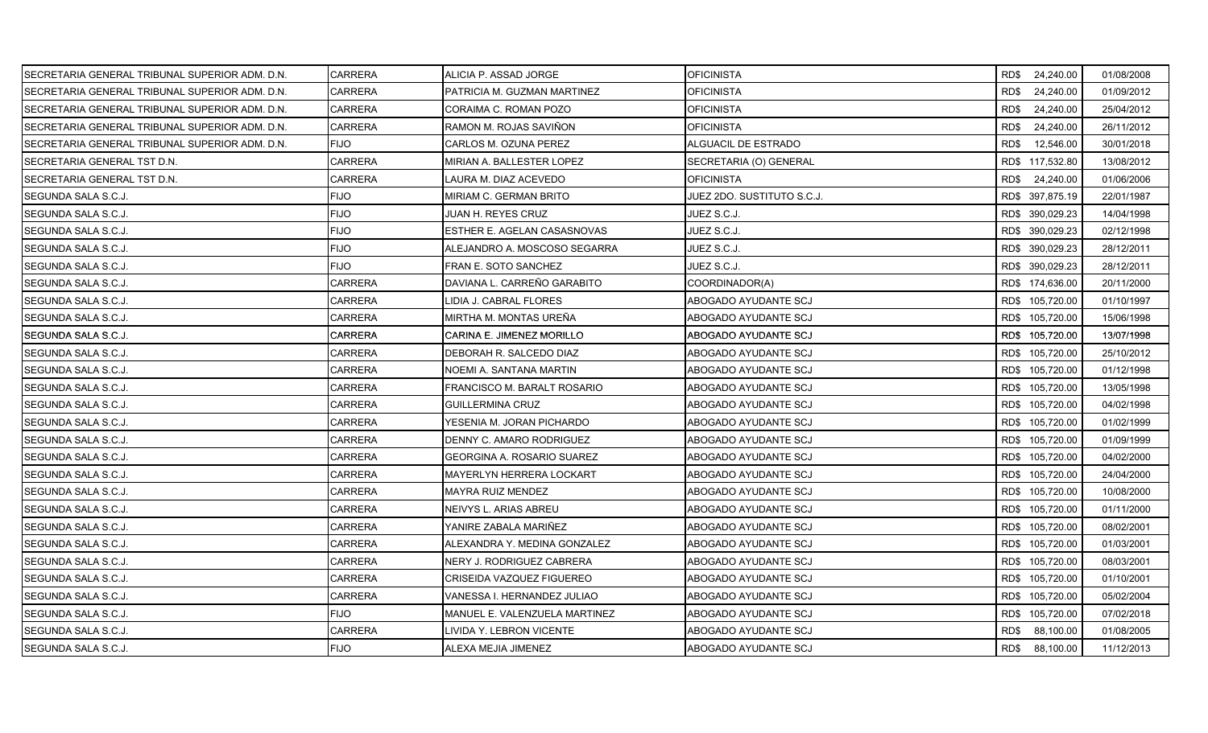| | | | | | |
|---|---|---|---|---|---|
| SECRETARIA GENERAL TRIBUNAL SUPERIOR ADM. D.N. | CARRERA | ALICIA P. ASSAD JORGE | OFICINISTA | RD$ 24,240.00 | 01/08/2008 |
| SECRETARIA GENERAL TRIBUNAL SUPERIOR ADM. D.N. | CARRERA | PATRICIA M. GUZMAN MARTINEZ | OFICINISTA | RD$ 24,240.00 | 01/09/2012 |
| SECRETARIA GENERAL TRIBUNAL SUPERIOR ADM. D.N. | CARRERA | CORAIMA C. ROMAN POZO | OFICINISTA | RD$ 24,240.00 | 25/04/2012 |
| SECRETARIA GENERAL TRIBUNAL SUPERIOR ADM. D.N. | CARRERA | RAMON M. ROJAS SAVIÑON | OFICINISTA | RD$ 24,240.00 | 26/11/2012 |
| SECRETARIA GENERAL TRIBUNAL SUPERIOR ADM. D.N. | FIJO | CARLOS M. OZUNA PEREZ | ALGUACIL DE ESTRADO | RD$ 12,546.00 | 30/01/2018 |
| SECRETARIA GENERAL TST D.N. | CARRERA | MIRIAN A. BALLESTER LOPEZ | SECRETARIA (O) GENERAL | RD$ 117,532.80 | 13/08/2012 |
| SECRETARIA GENERAL TST D.N. | CARRERA | LAURA M. DIAZ ACEVEDO | OFICINISTA | RD$ 24,240.00 | 01/06/2006 |
| SEGUNDA SALA S.C.J. | FIJO | MIRIAM C. GERMAN BRITO | JUEZ 2DO. SUSTITUTO S.C.J. | RD$ 397,875.19 | 22/01/1987 |
| SEGUNDA SALA S.C.J. | FIJO | JUAN H. REYES CRUZ | JUEZ S.C.J. | RD$ 390,029.23 | 14/04/1998 |
| SEGUNDA SALA S.C.J. | FIJO | ESTHER E. AGELAN CASASNOVAS | JUEZ S.C.J. | RD$ 390,029.23 | 02/12/1998 |
| SEGUNDA SALA S.C.J. | FIJO | ALEJANDRO A. MOSCOSO SEGARRA | JUEZ S.C.J. | RD$ 390,029.23 | 28/12/2011 |
| SEGUNDA SALA S.C.J. | FIJO | FRAN E. SOTO SANCHEZ | JUEZ S.C.J. | RD$ 390,029.23 | 28/12/2011 |
| SEGUNDA SALA S.C.J. | CARRERA | DAVIANA L. CARREÑO GARABITO | COORDINADOR(A) | RD$ 174,636.00 | 20/11/2000 |
| SEGUNDA SALA S.C.J. | CARRERA | LIDIA J. CABRAL FLORES | ABOGADO AYUDANTE SCJ | RD$ 105,720.00 | 01/10/1997 |
| SEGUNDA SALA S.C.J. | CARRERA | MIRTHA M. MONTAS UREÑA | ABOGADO AYUDANTE SCJ | RD$ 105,720.00 | 15/06/1998 |
| SEGUNDA SALA S.C.J. | CARRERA | CARINA E. JIMENEZ MORILLO | ABOGADO AYUDANTE SCJ | RD$ 105,720.00 | 13/07/1998 |
| SEGUNDA SALA S.C.J. | CARRERA | DEBORAH R. SALCEDO DIAZ | ABOGADO AYUDANTE SCJ | RD$ 105,720.00 | 25/10/2012 |
| SEGUNDA SALA S.C.J. | CARRERA | NOEMI A. SANTANA MARTIN | ABOGADO AYUDANTE SCJ | RD$ 105,720.00 | 01/12/1998 |
| SEGUNDA SALA S.C.J. | CARRERA | FRANCISCO M. BARALT ROSARIO | ABOGADO AYUDANTE SCJ | RD$ 105,720.00 | 13/05/1998 |
| SEGUNDA SALA S.C.J. | CARRERA | GUILLERMINA CRUZ | ABOGADO AYUDANTE SCJ | RD$ 105,720.00 | 04/02/1998 |
| SEGUNDA SALA S.C.J. | CARRERA | YESENIA M. JORAN PICHARDO | ABOGADO AYUDANTE SCJ | RD$ 105,720.00 | 01/02/1999 |
| SEGUNDA SALA S.C.J. | CARRERA | DENNY C. AMARO RODRIGUEZ | ABOGADO AYUDANTE SCJ | RD$ 105,720.00 | 01/09/1999 |
| SEGUNDA SALA S.C.J. | CARRERA | GEORGINA A. ROSARIO SUAREZ | ABOGADO AYUDANTE SCJ | RD$ 105,720.00 | 04/02/2000 |
| SEGUNDA SALA S.C.J. | CARRERA | MAYERLYN HERRERA LOCKART | ABOGADO AYUDANTE SCJ | RD$ 105,720.00 | 24/04/2000 |
| SEGUNDA SALA S.C.J. | CARRERA | MAYRA RUIZ MENDEZ | ABOGADO AYUDANTE SCJ | RD$ 105,720.00 | 10/08/2000 |
| SEGUNDA SALA S.C.J. | CARRERA | NEIVYS L. ARIAS ABREU | ABOGADO AYUDANTE SCJ | RD$ 105,720.00 | 01/11/2000 |
| SEGUNDA SALA S.C.J. | CARRERA | YANIRE ZABALA MARIÑEZ | ABOGADO AYUDANTE SCJ | RD$ 105,720.00 | 08/02/2001 |
| SEGUNDA SALA S.C.J. | CARRERA | ALEXANDRA Y. MEDINA GONZALEZ | ABOGADO AYUDANTE SCJ | RD$ 105,720.00 | 01/03/2001 |
| SEGUNDA SALA S.C.J. | CARRERA | NERY J. RODRIGUEZ CABRERA | ABOGADO AYUDANTE SCJ | RD$ 105,720.00 | 08/03/2001 |
| SEGUNDA SALA S.C.J. | CARRERA | CRISEIDA VAZQUEZ FIGUEREO | ABOGADO AYUDANTE SCJ | RD$ 105,720.00 | 01/10/2001 |
| SEGUNDA SALA S.C.J. | CARRERA | VANESSA I. HERNANDEZ JULIAO | ABOGADO AYUDANTE SCJ | RD$ 105,720.00 | 05/02/2004 |
| SEGUNDA SALA S.C.J. | FIJO | MANUEL E. VALENZUELA MARTINEZ | ABOGADO AYUDANTE SCJ | RD$ 105,720.00 | 07/02/2018 |
| SEGUNDA SALA S.C.J. | CARRERA | LIVIDA Y. LEBRON VICENTE | ABOGADO AYUDANTE SCJ | RD$ 88,100.00 | 01/08/2005 |
| SEGUNDA SALA S.C.J. | FIJO | ALEXA MEJIA JIMENEZ | ABOGADO AYUDANTE SCJ | RD$ 88,100.00 | 11/12/2013 |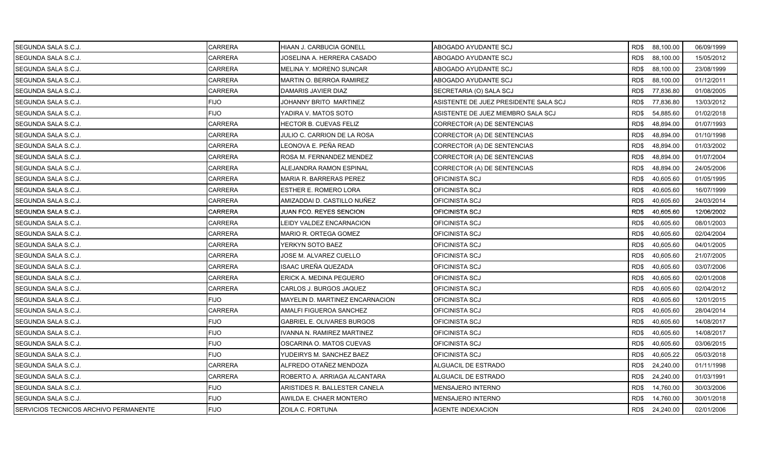| | | | | | |
|---|---|---|---|---|---|
| SEGUNDA SALA S.C.J. | CARRERA | HIAAN J. CARBUCIA GONELL | ABOGADO AYUDANTE SCJ | RD$ 88,100.00 | 06/09/1999 |
| SEGUNDA SALA S.C.J. | CARRERA | JOSELINA A. HERRERA CASADO | ABOGADO AYUDANTE SCJ | RD$ 88,100.00 | 15/05/2012 |
| SEGUNDA SALA S.C.J. | CARRERA | MELINA Y. MORENO SUNCAR | ABOGADO AYUDANTE SCJ | RD$ 88,100.00 | 23/08/1999 |
| SEGUNDA SALA S.C.J. | CARRERA | MARTIN O. BERROA RAMIREZ | ABOGADO AYUDANTE SCJ | RD$ 88,100.00 | 01/12/2011 |
| SEGUNDA SALA S.C.J. | CARRERA | DAMARIS JAVIER DIAZ | SECRETARIA (O) SALA SCJ | RD$ 77,836.80 | 01/08/2005 |
| SEGUNDA SALA S.C.J. | FIJO | JOHANNY BRITO MARTINEZ | ASISTENTE DE JUEZ PRESIDENTE SALA SCJ | RD$ 77,836.80 | 13/03/2012 |
| SEGUNDA SALA S.C.J. | FIJO | YADIRA V. MATOS SOTO | ASISTENTE DE JUEZ MIEMBRO SALA SCJ | RD$ 54,885.60 | 01/02/2018 |
| SEGUNDA SALA S.C.J. | CARRERA | HECTOR B. CUEVAS FELIZ | CORRECTOR (A) DE SENTENCIAS | RD$ 48,894.00 | 01/07/1993 |
| SEGUNDA SALA S.C.J. | CARRERA | JULIO C. CARRION DE LA ROSA | CORRECTOR (A) DE SENTENCIAS | RD$ 48,894.00 | 01/10/1998 |
| SEGUNDA SALA S.C.J. | CARRERA | LEONOVA E. PEÑA READ | CORRECTOR (A) DE SENTENCIAS | RD$ 48,894.00 | 01/03/2002 |
| SEGUNDA SALA S.C.J. | CARRERA | ROSA M. FERNANDEZ MENDEZ | CORRECTOR (A) DE SENTENCIAS | RD$ 48,894.00 | 01/07/2004 |
| SEGUNDA SALA S.C.J. | CARRERA | ALEJANDRA RAMON ESPINAL | CORRECTOR (A) DE SENTENCIAS | RD$ 48,894.00 | 24/05/2006 |
| SEGUNDA SALA S.C.J. | CARRERA | MARIA R. BARRERAS PEREZ | OFICINISTA SCJ | RD$ 40,605.60 | 01/05/1995 |
| SEGUNDA SALA S.C.J. | CARRERA | ESTHER E. ROMERO LORA | OFICINISTA SCJ | RD$ 40,605.60 | 16/07/1999 |
| SEGUNDA SALA S.C.J. | CARRERA | AMIZADDAI D. CASTILLO NUÑEZ | OFICINISTA SCJ | RD$ 40,605.60 | 24/03/2014 |
| SEGUNDA SALA S.C.J. | CARRERA | JUAN FCO. REYES SENCION | OFICINISTA SCJ | RD$ 40,605.60 | 12/06/2002 |
| SEGUNDA SALA S.C.J. | CARRERA | LEIDY VALDEZ ENCARNACION | OFICINISTA SCJ | RD$ 40,605.60 | 08/01/2003 |
| SEGUNDA SALA S.C.J. | CARRERA | MARIO R. ORTEGA GOMEZ | OFICINISTA SCJ | RD$ 40,605.60 | 02/04/2004 |
| SEGUNDA SALA S.C.J. | CARRERA | YERKYN SOTO BAEZ | OFICINISTA SCJ | RD$ 40,605.60 | 04/01/2005 |
| SEGUNDA SALA S.C.J. | CARRERA | JOSE M. ALVAREZ CUELLO | OFICINISTA SCJ | RD$ 40,605.60 | 21/07/2005 |
| SEGUNDA SALA S.C.J. | CARRERA | ISAAC UREÑA QUEZADA | OFICINISTA SCJ | RD$ 40,605.60 | 03/07/2006 |
| SEGUNDA SALA S.C.J. | CARRERA | ERICK A. MEDINA PEGUERO | OFICINISTA SCJ | RD$ 40,605.60 | 02/01/2008 |
| SEGUNDA SALA S.C.J. | CARRERA | CARLOS J. BURGOS JAQUEZ | OFICINISTA SCJ | RD$ 40,605.60 | 02/04/2012 |
| SEGUNDA SALA S.C.J. | FIJO | MAYELIN D. MARTINEZ ENCARNACION | OFICINISTA SCJ | RD$ 40,605.60 | 12/01/2015 |
| SEGUNDA SALA S.C.J. | CARRERA | AMALFI FIGUEROA SANCHEZ | OFICINISTA SCJ | RD$ 40,605.60 | 28/04/2014 |
| SEGUNDA SALA S.C.J. | FIJO | GABRIEL E. OLIVARES BURGOS | OFICINISTA SCJ | RD$ 40,605.60 | 14/08/2017 |
| SEGUNDA SALA S.C.J. | FIJO | IVANNA N. RAMIREZ MARTINEZ | OFICINISTA SCJ | RD$ 40,605.60 | 14/08/2017 |
| SEGUNDA SALA S.C.J. | FIJO | OSCARINA O. MATOS CUEVAS | OFICINISTA SCJ | RD$ 40,605.60 | 03/06/2015 |
| SEGUNDA SALA S.C.J. | FIJO | YUDEIRYS M. SANCHEZ BAEZ | OFICINISTA SCJ | RD$ 40,605.22 | 05/03/2018 |
| SEGUNDA SALA S.C.J. | CARRERA | ALFREDO OTAÑEZ MENDOZA | ALGUACIL DE ESTRADO | RD$ 24,240.00 | 01/11/1998 |
| SEGUNDA SALA S.C.J. | CARRERA | ROBERTO A. ARRIAGA ALCANTARA | ALGUACIL DE ESTRADO | RD$ 24,240.00 | 01/03/1991 |
| SEGUNDA SALA S.C.J. | FIJO | ARISTIDES R. BALLESTER CANELA | MENSAJERO INTERNO | RD$ 14,760.00 | 30/03/2006 |
| SEGUNDA SALA S.C.J. | FIJO | AWILDA E. CHAER MONTERO | MENSAJERO INTERNO | RD$ 14,760.00 | 30/01/2018 |
| SERVICIOS TECNICOS ARCHIVO PERMANENTE | FIJO | ZOILA C. FORTUNA | AGENTE INDEXACION | RD$ 24,240.00 | 02/01/2006 |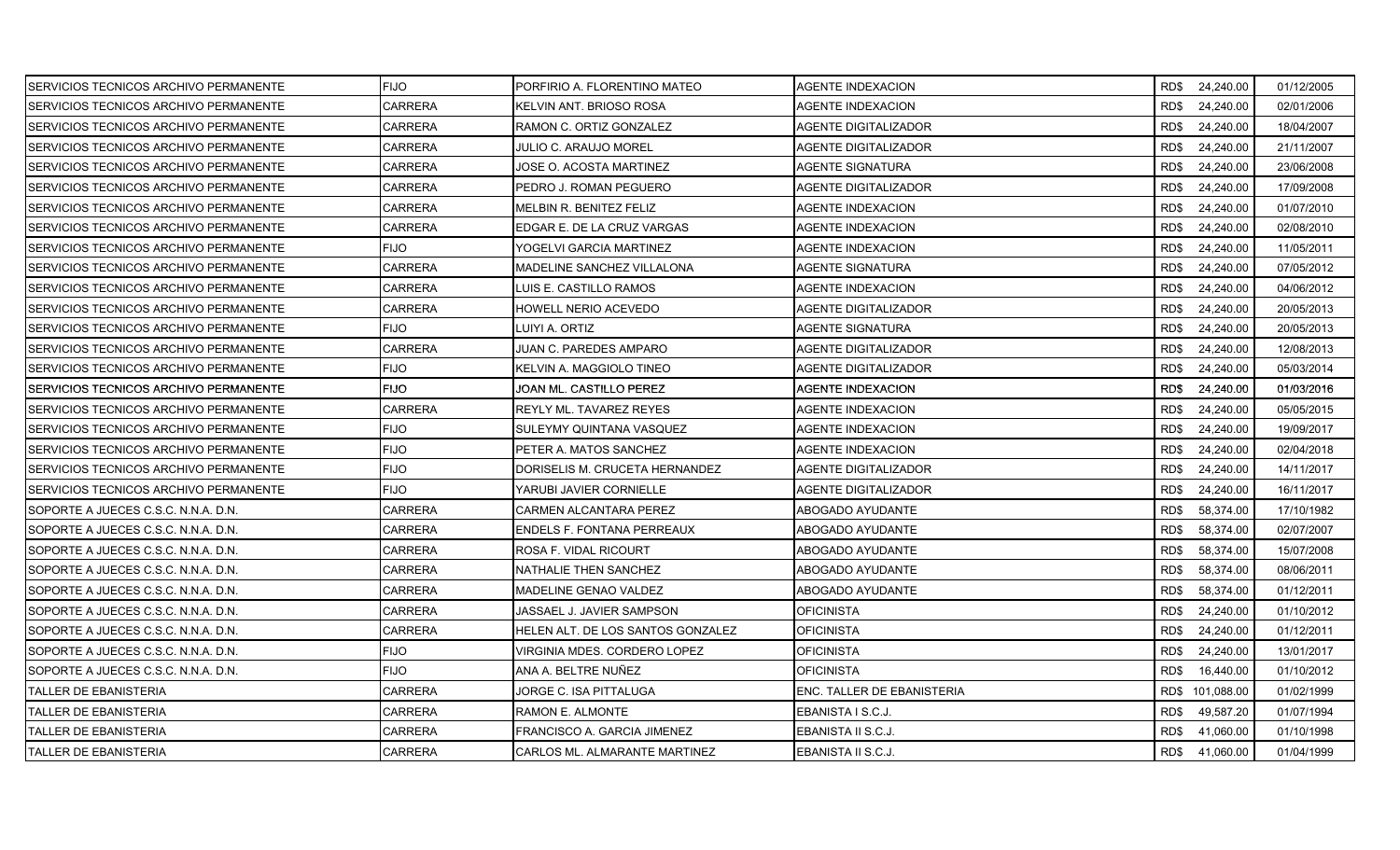| | | | | | |
|---|---|---|---|---|---|
| SERVICIOS TECNICOS ARCHIVO PERMANENTE | FIJO | PORFIRIO A. FLORENTINO MATEO | AGENTE INDEXACION | RD$ 24,240.00 | 01/12/2005 |
| SERVICIOS TECNICOS ARCHIVO PERMANENTE | CARRERA | KELVIN ANT. BRIOSO ROSA | AGENTE INDEXACION | RD$ 24,240.00 | 02/01/2006 |
| SERVICIOS TECNICOS ARCHIVO PERMANENTE | CARRERA | RAMON C. ORTIZ GONZALEZ | AGENTE DIGITALIZADOR | RD$ 24,240.00 | 18/04/2007 |
| SERVICIOS TECNICOS ARCHIVO PERMANENTE | CARRERA | JULIO C. ARAUJO MOREL | AGENTE DIGITALIZADOR | RD$ 24,240.00 | 21/11/2007 |
| SERVICIOS TECNICOS ARCHIVO PERMANENTE | CARRERA | JOSE O. ACOSTA MARTINEZ | AGENTE SIGNATURA | RD$ 24,240.00 | 23/06/2008 |
| SERVICIOS TECNICOS ARCHIVO PERMANENTE | CARRERA | PEDRO J. ROMAN PEGUERO | AGENTE DIGITALIZADOR | RD$ 24,240.00 | 17/09/2008 |
| SERVICIOS TECNICOS ARCHIVO PERMANENTE | CARRERA | MELBIN R. BENITEZ FELIZ | AGENTE INDEXACION | RD$ 24,240.00 | 01/07/2010 |
| SERVICIOS TECNICOS ARCHIVO PERMANENTE | CARRERA | EDGAR E. DE LA CRUZ VARGAS | AGENTE INDEXACION | RD$ 24,240.00 | 02/08/2010 |
| SERVICIOS TECNICOS ARCHIVO PERMANENTE | FIJO | YOGELVI GARCIA MARTINEZ | AGENTE INDEXACION | RD$ 24,240.00 | 11/05/2011 |
| SERVICIOS TECNICOS ARCHIVO PERMANENTE | CARRERA | MADELINE SANCHEZ VILLALONA | AGENTE SIGNATURA | RD$ 24,240.00 | 07/05/2012 |
| SERVICIOS TECNICOS ARCHIVO PERMANENTE | CARRERA | LUIS E. CASTILLO RAMOS | AGENTE INDEXACION | RD$ 24,240.00 | 04/06/2012 |
| SERVICIOS TECNICOS ARCHIVO PERMANENTE | CARRERA | HOWELL NERIO ACEVEDO | AGENTE DIGITALIZADOR | RD$ 24,240.00 | 20/05/2013 |
| SERVICIOS TECNICOS ARCHIVO PERMANENTE | FIJO | LUIYI A. ORTIZ | AGENTE SIGNATURA | RD$ 24,240.00 | 20/05/2013 |
| SERVICIOS TECNICOS ARCHIVO PERMANENTE | CARRERA | JUAN C. PAREDES AMPARO | AGENTE DIGITALIZADOR | RD$ 24,240.00 | 12/08/2013 |
| SERVICIOS TECNICOS ARCHIVO PERMANENTE | FIJO | KELVIN A. MAGGIOLO TINEO | AGENTE DIGITALIZADOR | RD$ 24,240.00 | 05/03/2014 |
| SERVICIOS TECNICOS ARCHIVO PERMANENTE | FIJO | JOAN ML. CASTILLO PEREZ | AGENTE INDEXACION | RD$ 24,240.00 | 01/03/2016 |
| SERVICIOS TECNICOS ARCHIVO PERMANENTE | CARRERA | REYLY ML. TAVAREZ REYES | AGENTE INDEXACION | RD$ 24,240.00 | 05/05/2015 |
| SERVICIOS TECNICOS ARCHIVO PERMANENTE | FIJO | SULEYMY QUINTANA VASQUEZ | AGENTE INDEXACION | RD$ 24,240.00 | 19/09/2017 |
| SERVICIOS TECNICOS ARCHIVO PERMANENTE | FIJO | PETER A. MATOS SANCHEZ | AGENTE INDEXACION | RD$ 24,240.00 | 02/04/2018 |
| SERVICIOS TECNICOS ARCHIVO PERMANENTE | FIJO | DORISELIS M. CRUCETA HERNANDEZ | AGENTE DIGITALIZADOR | RD$ 24,240.00 | 14/11/2017 |
| SERVICIOS TECNICOS ARCHIVO PERMANENTE | FIJO | YARUBI JAVIER CORNIELLE | AGENTE DIGITALIZADOR | RD$ 24,240.00 | 16/11/2017 |
| SOPORTE A JUECES C.S.C. N.N.A. D.N. | CARRERA | CARMEN ALCANTARA PEREZ | ABOGADO AYUDANTE | RD$ 58,374.00 | 17/10/1982 |
| SOPORTE A JUECES C.S.C. N.N.A. D.N. | CARRERA | ENDELS F. FONTANA PERREAUX | ABOGADO AYUDANTE | RD$ 58,374.00 | 02/07/2007 |
| SOPORTE A JUECES C.S.C. N.N.A. D.N. | CARRERA | ROSA F. VIDAL RICOURT | ABOGADO AYUDANTE | RD$ 58,374.00 | 15/07/2008 |
| SOPORTE A JUECES C.S.C. N.N.A. D.N. | CARRERA | NATHALIE THEN SANCHEZ | ABOGADO AYUDANTE | RD$ 58,374.00 | 08/06/2011 |
| SOPORTE A JUECES C.S.C. N.N.A. D.N. | CARRERA | MADELINE GENAO VALDEZ | ABOGADO AYUDANTE | RD$ 58,374.00 | 01/12/2011 |
| SOPORTE A JUECES C.S.C. N.N.A. D.N. | CARRERA | JASSAEL J. JAVIER SAMPSON | OFICINISTA | RD$ 24,240.00 | 01/10/2012 |
| SOPORTE A JUECES C.S.C. N.N.A. D.N. | CARRERA | HELEN ALT. DE LOS SANTOS GONZALEZ | OFICINISTA | RD$ 24,240.00 | 01/12/2011 |
| SOPORTE A JUECES C.S.C. N.N.A. D.N. | FIJO | VIRGINIA MDES. CORDERO LOPEZ | OFICINISTA | RD$ 24,240.00 | 13/01/2017 |
| SOPORTE A JUECES C.S.C. N.N.A. D.N. | FIJO | ANA A. BELTRE NUÑEZ | OFICINISTA | RD$ 16,440.00 | 01/10/2012 |
| TALLER DE EBANISTERIA | CARRERA | JORGE C. ISA PITTALUGA | ENC. TALLER DE EBANISTERIA | RD$ 101,088.00 | 01/02/1999 |
| TALLER DE EBANISTERIA | CARRERA | RAMON E. ALMONTE | EBANISTA I S.C.J. | RD$ 49,587.20 | 01/07/1994 |
| TALLER DE EBANISTERIA | CARRERA | FRANCISCO A. GARCIA JIMENEZ | EBANISTA II S.C.J. | RD$ 41,060.00 | 01/10/1998 |
| TALLER DE EBANISTERIA | CARRERA | CARLOS ML. ALMARANTE MARTINEZ | EBANISTA II S.C.J. | RD$ 41,060.00 | 01/04/1999 |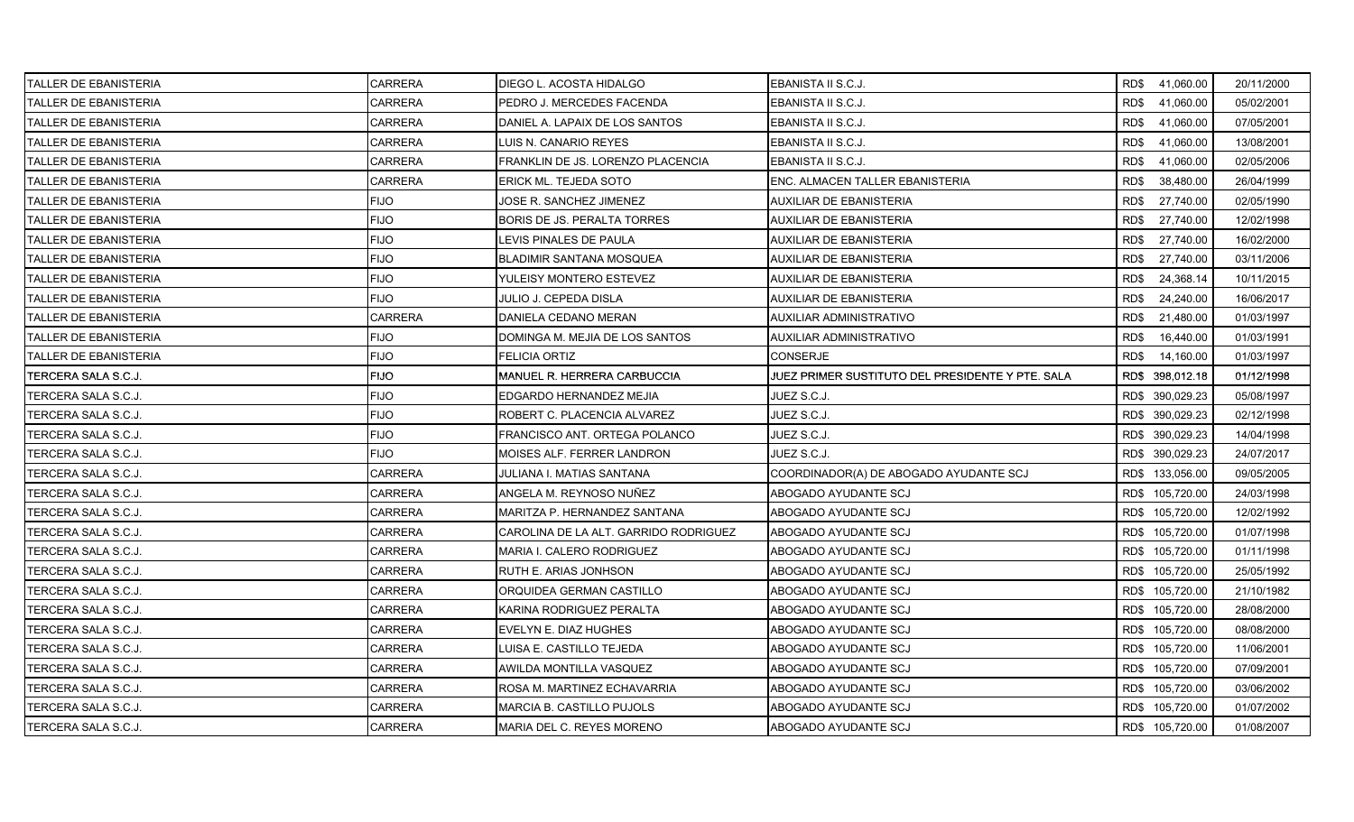| | | | | | |
|---|---|---|---|---|---|
| TALLER DE EBANISTERIA | CARRERA | DIEGO L. ACOSTA HIDALGO | EBANISTA II S.C.J. | RD$ 41,060.00 | 20/11/2000 |
| TALLER DE EBANISTERIA | CARRERA | PEDRO J. MERCEDES FACENDA | EBANISTA II S.C.J. | RD$ 41,060.00 | 05/02/2001 |
| TALLER DE EBANISTERIA | CARRERA | DANIEL A. LAPAIX DE LOS SANTOS | EBANISTA II S.C.J. | RD$ 41,060.00 | 07/05/2001 |
| TALLER DE EBANISTERIA | CARRERA | LUIS N. CANARIO REYES | EBANISTA II S.C.J. | RD$ 41,060.00 | 13/08/2001 |
| TALLER DE EBANISTERIA | CARRERA | FRANKLIN DE JS. LORENZO PLACENCIA | EBANISTA II S.C.J. | RD$ 41,060.00 | 02/05/2006 |
| TALLER DE EBANISTERIA | CARRERA | ERICK ML. TEJEDA SOTO | ENC. ALMACEN TALLER EBANISTERIA | RD$ 38,480.00 | 26/04/1999 |
| TALLER DE EBANISTERIA | FIJO | JOSE R. SANCHEZ JIMENEZ | AUXILIAR DE EBANISTERIA | RD$ 27,740.00 | 02/05/1990 |
| TALLER DE EBANISTERIA | FIJO | BORIS DE JS. PERALTA TORRES | AUXILIAR DE EBANISTERIA | RD$ 27,740.00 | 12/02/1998 |
| TALLER DE EBANISTERIA | FIJO | LEVIS PINALES DE PAULA | AUXILIAR DE EBANISTERIA | RD$ 27,740.00 | 16/02/2000 |
| TALLER DE EBANISTERIA | FIJO | BLADIMIR SANTANA MOSQUEA | AUXILIAR DE EBANISTERIA | RD$ 27,740.00 | 03/11/2006 |
| TALLER DE EBANISTERIA | FIJO | YULEISY MONTERO ESTEVEZ | AUXILIAR DE EBANISTERIA | RD$ 24,368.14 | 10/11/2015 |
| TALLER DE EBANISTERIA | FIJO | JULIO J. CEPEDA DISLA | AUXILIAR DE EBANISTERIA | RD$ 24,240.00 | 16/06/2017 |
| TALLER DE EBANISTERIA | CARRERA | DANIELA CEDANO MERAN | AUXILIAR ADMINISTRATIVO | RD$ 21,480.00 | 01/03/1997 |
| TALLER DE EBANISTERIA | FIJO | DOMINGA M. MEJIA DE LOS SANTOS | AUXILIAR ADMINISTRATIVO | RD$ 16,440.00 | 01/03/1991 |
| TALLER DE EBANISTERIA | FIJO | FELICIA ORTIZ | CONSERJE | RD$ 14,160.00 | 01/03/1997 |
| TERCERA SALA S.C.J. | FIJO | MANUEL R. HERRERA CARBUCCIA | JUEZ PRIMER SUSTITUTO DEL PRESIDENTE Y PTE. SALA | RD$ 398,012.18 | 01/12/1998 |
| TERCERA SALA S.C.J. | FIJO | EDGARDO HERNANDEZ MEJIA | JUEZ S.C.J. | RD$ 390,029.23 | 05/08/1997 |
| TERCERA SALA S.C.J. | FIJO | ROBERT C. PLACENCIA ALVAREZ | JUEZ S.C.J. | RD$ 390,029.23 | 02/12/1998 |
| TERCERA SALA S.C.J. | FIJO | FRANCISCO ANT. ORTEGA POLANCO | JUEZ S.C.J. | RD$ 390,029.23 | 14/04/1998 |
| TERCERA SALA S.C.J. | FIJO | MOISES ALF. FERRER LANDRON | JUEZ S.C.J. | RD$ 390,029.23 | 24/07/2017 |
| TERCERA SALA S.C.J. | CARRERA | JULIANA I. MATIAS SANTANA | COORDINADOR(A) DE ABOGADO AYUDANTE SCJ | RD$ 133,056.00 | 09/05/2005 |
| TERCERA SALA S.C.J. | CARRERA | ANGELA M. REYNOSO NUÑEZ | ABOGADO AYUDANTE SCJ | RD$ 105,720.00 | 24/03/1998 |
| TERCERA SALA S.C.J. | CARRERA | MARITZA P. HERNANDEZ SANTANA | ABOGADO AYUDANTE SCJ | RD$ 105,720.00 | 12/02/1992 |
| TERCERA SALA S.C.J. | CARRERA | CAROLINA DE LA ALT. GARRIDO RODRIGUEZ | ABOGADO AYUDANTE SCJ | RD$ 105,720.00 | 01/07/1998 |
| TERCERA SALA S.C.J. | CARRERA | MARIA I. CALERO RODRIGUEZ | ABOGADO AYUDANTE SCJ | RD$ 105,720.00 | 01/11/1998 |
| TERCERA SALA S.C.J. | CARRERA | RUTH E. ARIAS JONHSON | ABOGADO AYUDANTE SCJ | RD$ 105,720.00 | 25/05/1992 |
| TERCERA SALA S.C.J. | CARRERA | ORQUIDEA GERMAN CASTILLO | ABOGADO AYUDANTE SCJ | RD$ 105,720.00 | 21/10/1982 |
| TERCERA SALA S.C.J. | CARRERA | KARINA RODRIGUEZ PERALTA | ABOGADO AYUDANTE SCJ | RD$ 105,720.00 | 28/08/2000 |
| TERCERA SALA S.C.J. | CARRERA | EVELYN E. DIAZ HUGHES | ABOGADO AYUDANTE SCJ | RD$ 105,720.00 | 08/08/2000 |
| TERCERA SALA S.C.J. | CARRERA | LUISA E. CASTILLO TEJEDA | ABOGADO AYUDANTE SCJ | RD$ 105,720.00 | 11/06/2001 |
| TERCERA SALA S.C.J. | CARRERA | AWILDA MONTILLA VASQUEZ | ABOGADO AYUDANTE SCJ | RD$ 105,720.00 | 07/09/2001 |
| TERCERA SALA S.C.J. | CARRERA | ROSA M. MARTINEZ ECHAVARRIA | ABOGADO AYUDANTE SCJ | RD$ 105,720.00 | 03/06/2002 |
| TERCERA SALA S.C.J. | CARRERA | MARCIA B. CASTILLO PUJOLS | ABOGADO AYUDANTE SCJ | RD$ 105,720.00 | 01/07/2002 |
| TERCERA SALA S.C.J. | CARRERA | MARIA DEL C. REYES MORENO | ABOGADO AYUDANTE SCJ | RD$ 105,720.00 | 01/08/2007 |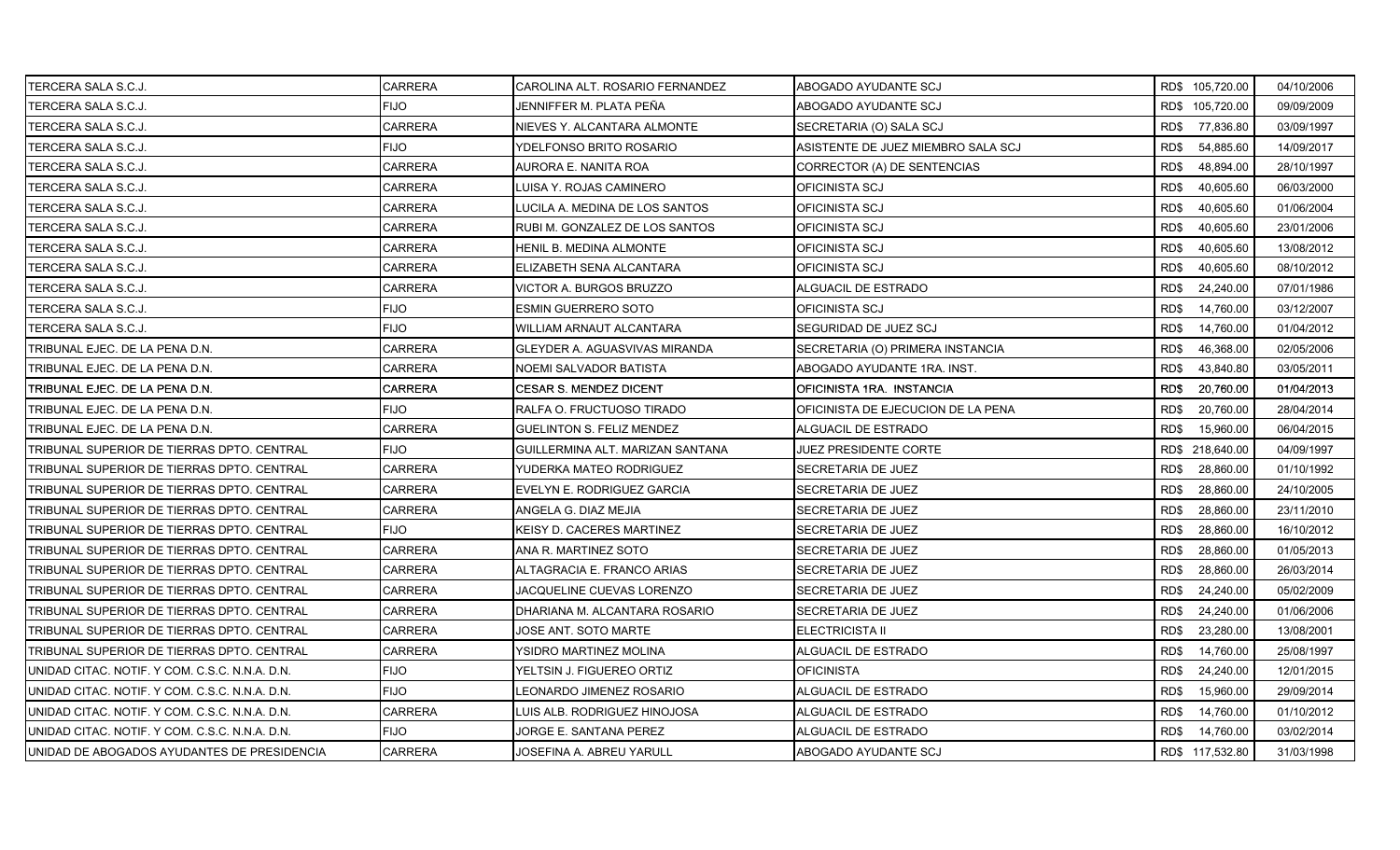| | | | | | |
|---|---|---|---|---|---|
| TERCERA SALA S.C.J. | CARRERA | CAROLINA ALT. ROSARIO FERNANDEZ | ABOGADO AYUDANTE SCJ | RD$ 105,720.00 | 04/10/2006 |
| TERCERA SALA S.C.J. | FIJO | JENNIFFER M. PLATA PEÑA | ABOGADO AYUDANTE SCJ | RD$ 105,720.00 | 09/09/2009 |
| TERCERA SALA S.C.J. | CARRERA | NIEVES Y. ALCANTARA ALMONTE | SECRETARIA (O) SALA SCJ | RD$ 77,836.80 | 03/09/1997 |
| TERCERA SALA S.C.J. | FIJO | YDELFONSO BRITO ROSARIO | ASISTENTE DE JUEZ MIEMBRO SALA SCJ | RD$ 54,885.60 | 14/09/2017 |
| TERCERA SALA S.C.J. | CARRERA | AURORA E. NANITA ROA | CORRECTOR (A) DE SENTENCIAS | RD$ 48,894.00 | 28/10/1997 |
| TERCERA SALA S.C.J. | CARRERA | LUISA Y. ROJAS CAMINERO | OFICINISTA SCJ | RD$ 40,605.60 | 06/03/2000 |
| TERCERA SALA S.C.J. | CARRERA | LUCILA A. MEDINA DE LOS SANTOS | OFICINISTA SCJ | RD$ 40,605.60 | 01/06/2004 |
| TERCERA SALA S.C.J. | CARRERA | RUBI M. GONZALEZ DE LOS SANTOS | OFICINISTA SCJ | RD$ 40,605.60 | 23/01/2006 |
| TERCERA SALA S.C.J. | CARRERA | HENIL B. MEDINA ALMONTE | OFICINISTA SCJ | RD$ 40,605.60 | 13/08/2012 |
| TERCERA SALA S.C.J. | CARRERA | ELIZABETH SENA ALCANTARA | OFICINISTA SCJ | RD$ 40,605.60 | 08/10/2012 |
| TERCERA SALA S.C.J. | CARRERA | VICTOR A. BURGOS BRUZZO | ALGUACIL DE ESTRADO | RD$ 24,240.00 | 07/01/1986 |
| TERCERA SALA S.C.J. | FIJO | ESMIN GUERRERO SOTO | OFICINISTA SCJ | RD$ 14,760.00 | 03/12/2007 |
| TERCERA SALA S.C.J. | FIJO | WILLIAM ARNAUT ALCANTARA | SEGURIDAD DE JUEZ SCJ | RD$ 14,760.00 | 01/04/2012 |
| TRIBUNAL EJEC. DE LA PENA D.N. | CARRERA | GLEYDER A. AGUASVIVAS MIRANDA | SECRETARIA (O) PRIMERA INSTANCIA | RD$ 46,368.00 | 02/05/2006 |
| TRIBUNAL EJEC. DE LA PENA D.N. | CARRERA | NOEMI SALVADOR BATISTA | ABOGADO AYUDANTE 1RA. INST. | RD$ 43,840.80 | 03/05/2011 |
| TRIBUNAL EJEC. DE LA PENA D.N. | CARRERA | CESAR S. MENDEZ DICENT | OFICINISTA 1RA. INSTANCIA | RD$ 20,760.00 | 01/04/2013 |
| TRIBUNAL EJEC. DE LA PENA D.N. | FIJO | RALFA O. FRUCTUOSO TIRADO | OFICINISTA DE EJECUCION DE LA PENA | RD$ 20,760.00 | 28/04/2014 |
| TRIBUNAL EJEC. DE LA PENA D.N. | CARRERA | GUELINTON S. FELIZ MENDEZ | ALGUACIL DE ESTRADO | RD$ 15,960.00 | 06/04/2015 |
| TRIBUNAL SUPERIOR DE TIERRAS DPTO. CENTRAL | FIJO | GUILLERMINA ALT. MARIZAN SANTANA | JUEZ PRESIDENTE CORTE | RD$ 218,640.00 | 04/09/1997 |
| TRIBUNAL SUPERIOR DE TIERRAS DPTO. CENTRAL | CARRERA | YUDERKA MATEO RODRIGUEZ | SECRETARIA DE JUEZ | RD$ 28,860.00 | 01/10/1992 |
| TRIBUNAL SUPERIOR DE TIERRAS DPTO. CENTRAL | CARRERA | EVELYN E. RODRIGUEZ GARCIA | SECRETARIA DE JUEZ | RD$ 28,860.00 | 24/10/2005 |
| TRIBUNAL SUPERIOR DE TIERRAS DPTO. CENTRAL | CARRERA | ANGELA G. DIAZ MEJIA | SECRETARIA DE JUEZ | RD$ 28,860.00 | 23/11/2010 |
| TRIBUNAL SUPERIOR DE TIERRAS DPTO. CENTRAL | FIJO | KEISY D. CACERES MARTINEZ | SECRETARIA DE JUEZ | RD$ 28,860.00 | 16/10/2012 |
| TRIBUNAL SUPERIOR DE TIERRAS DPTO. CENTRAL | CARRERA | ANA R. MARTINEZ SOTO | SECRETARIA DE JUEZ | RD$ 28,860.00 | 01/05/2013 |
| TRIBUNAL SUPERIOR DE TIERRAS DPTO. CENTRAL | CARRERA | ALTAGRACIA E. FRANCO ARIAS | SECRETARIA DE JUEZ | RD$ 28,860.00 | 26/03/2014 |
| TRIBUNAL SUPERIOR DE TIERRAS DPTO. CENTRAL | CARRERA | JACQUELINE CUEVAS LORENZO | SECRETARIA DE JUEZ | RD$ 24,240.00 | 05/02/2009 |
| TRIBUNAL SUPERIOR DE TIERRAS DPTO. CENTRAL | CARRERA | DHARIANA M. ALCANTARA ROSARIO | SECRETARIA DE JUEZ | RD$ 24,240.00 | 01/06/2006 |
| TRIBUNAL SUPERIOR DE TIERRAS DPTO. CENTRAL | CARRERA | JOSE ANT. SOTO MARTE | ELECTRICISTA II | RD$ 23,280.00 | 13/08/2001 |
| TRIBUNAL SUPERIOR DE TIERRAS DPTO. CENTRAL | CARRERA | YSIDRO MARTINEZ MOLINA | ALGUACIL DE ESTRADO | RD$ 14,760.00 | 25/08/1997 |
| UNIDAD CITAC. NOTIF. Y COM. C.S.C. N.N.A. D.N. | FIJO | YELTSIN J. FIGUEREO ORTIZ | OFICINISTA | RD$ 24,240.00 | 12/01/2015 |
| UNIDAD CITAC. NOTIF. Y COM. C.S.C. N.N.A. D.N. | FIJO | LEONARDO JIMENEZ ROSARIO | ALGUACIL DE ESTRADO | RD$ 15,960.00 | 29/09/2014 |
| UNIDAD CITAC. NOTIF. Y COM. C.S.C. N.N.A. D.N. | CARRERA | LUIS ALB. RODRIGUEZ HINOJOSA | ALGUACIL DE ESTRADO | RD$ 14,760.00 | 01/10/2012 |
| UNIDAD CITAC. NOTIF. Y COM. C.S.C. N.N.A. D.N. | FIJO | JORGE E. SANTANA PEREZ | ALGUACIL DE ESTRADO | RD$ 14,760.00 | 03/02/2014 |
| UNIDAD DE ABOGADOS AYUDANTES DE PRESIDENCIA | CARRERA | JOSEFINA A. ABREU YARULL | ABOGADO AYUDANTE SCJ | RD$ 117,532.80 | 31/03/1998 |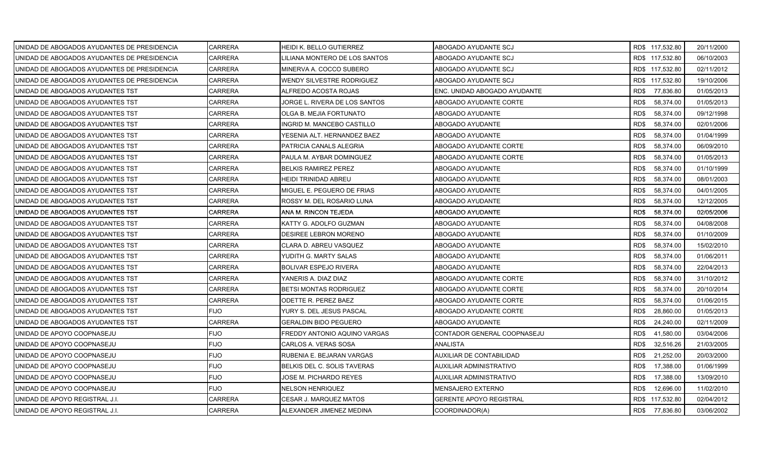| | | | | | |
|---|---|---|---|---|---|
| UNIDAD DE ABOGADOS AYUDANTES DE PRESIDENCIA | CARRERA | HEIDI K. BELLO GUTIERREZ | ABOGADO AYUDANTE SCJ | RD$ 117,532.80 | 20/11/2000 |
| UNIDAD DE ABOGADOS AYUDANTES DE PRESIDENCIA | CARRERA | LILIANA MONTERO DE LOS SANTOS | ABOGADO AYUDANTE SCJ | RD$ 117,532.80 | 06/10/2003 |
| UNIDAD DE ABOGADOS AYUDANTES DE PRESIDENCIA | CARRERA | MINERVA A. COCCO SUBERO | ABOGADO AYUDANTE SCJ | RD$ 117,532.80 | 02/11/2012 |
| UNIDAD DE ABOGADOS AYUDANTES DE PRESIDENCIA | CARRERA | WENDY SILVESTRE RODRIGUEZ | ABOGADO AYUDANTE SCJ | RD$ 117,532.80 | 19/10/2006 |
| UNIDAD DE ABOGADOS AYUDANTES TST | CARRERA | ALFREDO ACOSTA ROJAS | ENC. UNIDAD ABOGADO AYUDANTE | RD$ 77,836.80 | 01/05/2013 |
| UNIDAD DE ABOGADOS AYUDANTES TST | CARRERA | JORGE L. RIVERA DE LOS SANTOS | ABOGADO AYUDANTE CORTE | RD$ 58,374.00 | 01/05/2013 |
| UNIDAD DE ABOGADOS AYUDANTES TST | CARRERA | OLGA B. MEJIA FORTUNATO | ABOGADO AYUDANTE | RD$ 58,374.00 | 09/12/1998 |
| UNIDAD DE ABOGADOS AYUDANTES TST | CARRERA | INGRID M. MANCEBO CASTILLO | ABOGADO AYUDANTE | RD$ 58,374.00 | 02/01/2006 |
| UNIDAD DE ABOGADOS AYUDANTES TST | CARRERA | YESENIA ALT. HERNANDEZ BAEZ | ABOGADO AYUDANTE | RD$ 58,374.00 | 01/04/1999 |
| UNIDAD DE ABOGADOS AYUDANTES TST | CARRERA | PATRICIA CANALS ALEGRIA | ABOGADO AYUDANTE CORTE | RD$ 58,374.00 | 06/09/2010 |
| UNIDAD DE ABOGADOS AYUDANTES TST | CARRERA | PAULA M. AYBAR DOMINGUEZ | ABOGADO AYUDANTE CORTE | RD$ 58,374.00 | 01/05/2013 |
| UNIDAD DE ABOGADOS AYUDANTES TST | CARRERA | BELKIS RAMIREZ PEREZ | ABOGADO AYUDANTE | RD$ 58,374.00 | 01/10/1999 |
| UNIDAD DE ABOGADOS AYUDANTES TST | CARRERA | HEIDI TRINIDAD ABREU | ABOGADO AYUDANTE | RD$ 58,374.00 | 08/01/2003 |
| UNIDAD DE ABOGADOS AYUDANTES TST | CARRERA | MIGUEL E. PEGUERO DE FRIAS | ABOGADO AYUDANTE | RD$ 58,374.00 | 04/01/2005 |
| UNIDAD DE ABOGADOS AYUDANTES TST | CARRERA | ROSSY M. DEL ROSARIO LUNA | ABOGADO AYUDANTE | RD$ 58,374.00 | 12/12/2005 |
| UNIDAD DE ABOGADOS AYUDANTES TST | CARRERA | ANA M. RINCON TEJEDA | ABOGADO AYUDANTE | RD$ 58,374.00 | 02/05/2006 |
| UNIDAD DE ABOGADOS AYUDANTES TST | CARRERA | KATTY G. ADOLFO GUZMAN | ABOGADO AYUDANTE | RD$ 58,374.00 | 04/08/2008 |
| UNIDAD DE ABOGADOS AYUDANTES TST | CARRERA | DESIREE LEBRON MORENO | ABOGADO AYUDANTE | RD$ 58,374.00 | 01/10/2009 |
| UNIDAD DE ABOGADOS AYUDANTES TST | CARRERA | CLARA D. ABREU VASQUEZ | ABOGADO AYUDANTE | RD$ 58,374.00 | 15/02/2010 |
| UNIDAD DE ABOGADOS AYUDANTES TST | CARRERA | YUDITH G. MARTY SALAS | ABOGADO AYUDANTE | RD$ 58,374.00 | 01/06/2011 |
| UNIDAD DE ABOGADOS AYUDANTES TST | CARRERA | BOLIVAR ESPEJO RIVERA | ABOGADO AYUDANTE | RD$ 58,374.00 | 22/04/2013 |
| UNIDAD DE ABOGADOS AYUDANTES TST | CARRERA | YANERIS A. DIAZ DIAZ | ABOGADO AYUDANTE CORTE | RD$ 58,374.00 | 31/10/2012 |
| UNIDAD DE ABOGADOS AYUDANTES TST | CARRERA | BETSI MONTAS RODRIGUEZ | ABOGADO AYUDANTE CORTE | RD$ 58,374.00 | 20/10/2014 |
| UNIDAD DE ABOGADOS AYUDANTES TST | CARRERA | ODETTE R. PEREZ BAEZ | ABOGADO AYUDANTE CORTE | RD$ 58,374.00 | 01/06/2015 |
| UNIDAD DE ABOGADOS AYUDANTES TST | FIJO | YURY S. DEL JESUS PASCAL | ABOGADO AYUDANTE CORTE | RD$ 28,860.00 | 01/05/2013 |
| UNIDAD DE ABOGADOS AYUDANTES TST | CARRERA | GERALDIN BIDO PEGUERO | ABOGADO AYUDANTE | RD$ 24,240.00 | 02/11/2009 |
| UNIDAD DE APOYO COOPNASEJU | FIJO | FREDDY ANTONIO AQUINO VARGAS | CONTADOR GENERAL COOPNASEJU | RD$ 41,580.00 | 03/04/2006 |
| UNIDAD DE APOYO COOPNASEJU | FIJO | CARLOS A. VERAS SOSA | ANALISTA | RD$ 32,516.26 | 21/03/2005 |
| UNIDAD DE APOYO COOPNASEJU | FIJO | RUBENIA E. BEJARAN VARGAS | AUXILIAR DE CONTABILIDAD | RD$ 21,252.00 | 20/03/2000 |
| UNIDAD DE APOYO COOPNASEJU | FIJO | BELKIS DEL C. SOLIS TAVERAS | AUXILIAR ADMINISTRATIVO | RD$ 17,388.00 | 01/06/1999 |
| UNIDAD DE APOYO COOPNASEJU | FIJO | JOSE M. PICHARDO REYES | AUXILIAR ADMINISTRATIVO | RD$ 17,388.00 | 13/09/2010 |
| UNIDAD DE APOYO COOPNASEJU | FIJO | NELSON HENRIQUEZ | MENSAJERO EXTERNO | RD$ 12,696.00 | 11/02/2010 |
| UNIDAD DE APOYO REGISTRAL J.I. | CARRERA | CESAR J. MARQUEZ MATOS | GERENTE APOYO REGISTRAL | RD$ 117,532.80 | 02/04/2012 |
| UNIDAD DE APOYO REGISTRAL J.I. | CARRERA | ALEXANDER JIMENEZ MEDINA | COORDINADOR(A) | RD$ 77,836.80 | 03/06/2002 |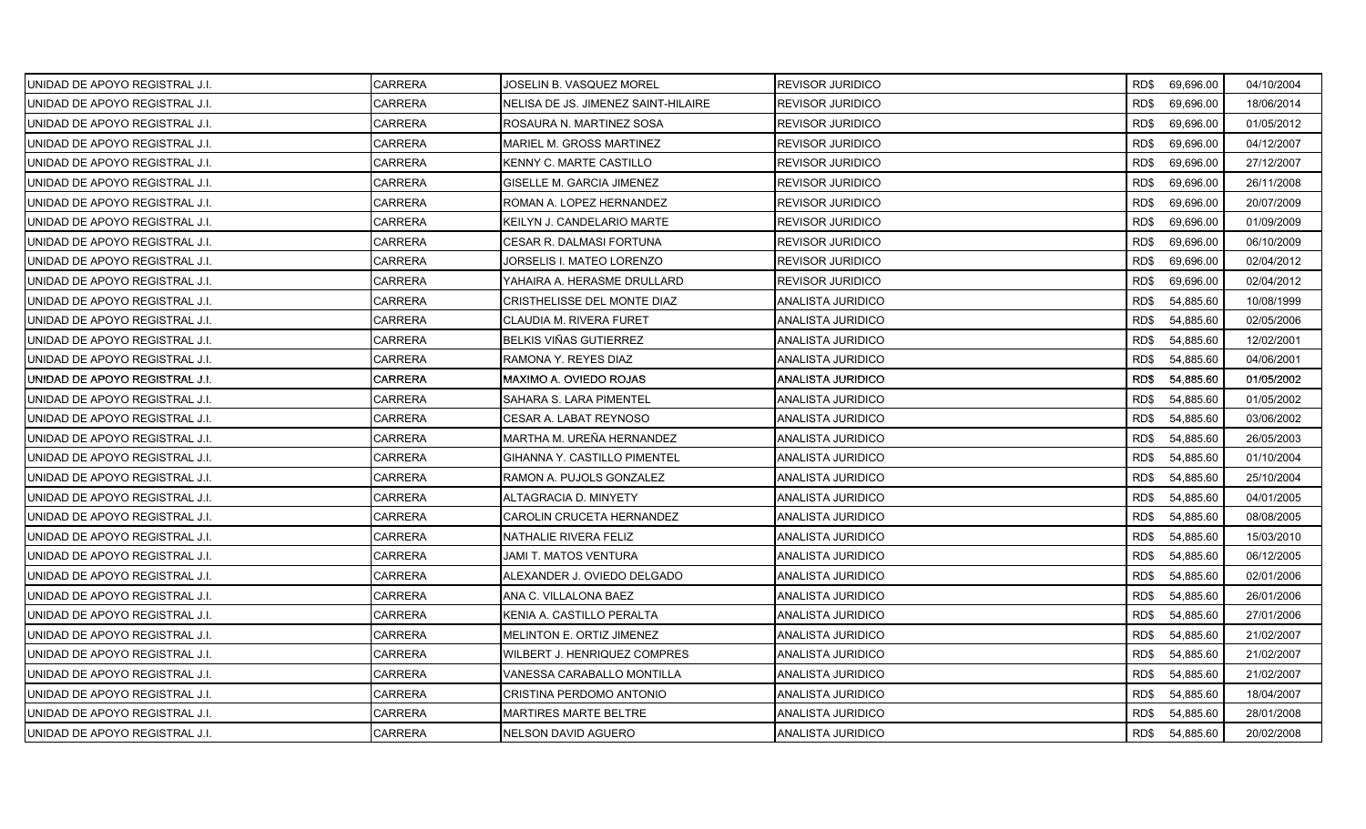| | | | | | | |
|---|---|---|---|---|---|---|
| UNIDAD DE APOYO REGISTRAL J.I. | CARRERA | JOSELIN B. VASQUEZ MOREL | REVISOR JURIDICO | RD$ | 69,696.00 | 04/10/2004 |
| UNIDAD DE APOYO REGISTRAL J.I. | CARRERA | NELISA DE JS. JIMENEZ SAINT-HILAIRE | REVISOR JURIDICO | RD$ | 69,696.00 | 18/06/2014 |
| UNIDAD DE APOYO REGISTRAL J.I. | CARRERA | ROSAURA N. MARTINEZ SOSA | REVISOR JURIDICO | RD$ | 69,696.00 | 01/05/2012 |
| UNIDAD DE APOYO REGISTRAL J.I. | CARRERA | MARIEL M. GROSS MARTINEZ | REVISOR JURIDICO | RD$ | 69,696.00 | 04/12/2007 |
| UNIDAD DE APOYO REGISTRAL J.I. | CARRERA | KENNY C. MARTE CASTILLO | REVISOR JURIDICO | RD$ | 69,696.00 | 27/12/2007 |
| UNIDAD DE APOYO REGISTRAL J.I. | CARRERA | GISELLE M. GARCIA JIMENEZ | REVISOR JURIDICO | RD$ | 69,696.00 | 26/11/2008 |
| UNIDAD DE APOYO REGISTRAL J.I. | CARRERA | ROMAN A. LOPEZ HERNANDEZ | REVISOR JURIDICO | RD$ | 69,696.00 | 20/07/2009 |
| UNIDAD DE APOYO REGISTRAL J.I. | CARRERA | KEILYN J. CANDELARIO MARTE | REVISOR JURIDICO | RD$ | 69,696.00 | 01/09/2009 |
| UNIDAD DE APOYO REGISTRAL J.I. | CARRERA | CESAR R. DALMASI FORTUNA | REVISOR JURIDICO | RD$ | 69,696.00 | 06/10/2009 |
| UNIDAD DE APOYO REGISTRAL J.I. | CARRERA | JORSELIS I. MATEO LORENZO | REVISOR JURIDICO | RD$ | 69,696.00 | 02/04/2012 |
| UNIDAD DE APOYO REGISTRAL J.I. | CARRERA | YAHAIRA A. HERASME DRULLARD | REVISOR JURIDICO | RD$ | 69,696.00 | 02/04/2012 |
| UNIDAD DE APOYO REGISTRAL J.I. | CARRERA | CRISTHELISSE DEL MONTE DIAZ | ANALISTA JURIDICO | RD$ | 54,885.60 | 10/08/1999 |
| UNIDAD DE APOYO REGISTRAL J.I. | CARRERA | CLAUDIA M. RIVERA FURET | ANALISTA JURIDICO | RD$ | 54,885.60 | 02/05/2006 |
| UNIDAD DE APOYO REGISTRAL J.I. | CARRERA | BELKIS VIÑAS GUTIERREZ | ANALISTA JURIDICO | RD$ | 54,885.60 | 12/02/2001 |
| UNIDAD DE APOYO REGISTRAL J.I. | CARRERA | RAMONA Y. REYES DIAZ | ANALISTA JURIDICO | RD$ | 54,885.60 | 04/06/2001 |
| UNIDAD DE APOYO REGISTRAL J.I. | CARRERA | MAXIMO A. OVIEDO ROJAS | ANALISTA JURIDICO | RD$ | 54,885.60 | 01/05/2002 |
| UNIDAD DE APOYO REGISTRAL J.I. | CARRERA | SAHARA S. LARA PIMENTEL | ANALISTA JURIDICO | RD$ | 54,885.60 | 01/05/2002 |
| UNIDAD DE APOYO REGISTRAL J.I. | CARRERA | CESAR A. LABAT REYNOSO | ANALISTA JURIDICO | RD$ | 54,885.60 | 03/06/2002 |
| UNIDAD DE APOYO REGISTRAL J.I. | CARRERA | MARTHA M. UREÑA HERNANDEZ | ANALISTA JURIDICO | RD$ | 54,885.60 | 26/05/2003 |
| UNIDAD DE APOYO REGISTRAL J.I. | CARRERA | GIHANNA Y. CASTILLO PIMENTEL | ANALISTA JURIDICO | RD$ | 54,885.60 | 01/10/2004 |
| UNIDAD DE APOYO REGISTRAL J.I. | CARRERA | RAMON A. PUJOLS GONZALEZ | ANALISTA JURIDICO | RD$ | 54,885.60 | 25/10/2004 |
| UNIDAD DE APOYO REGISTRAL J.I. | CARRERA | ALTAGRACIA D. MINYETY | ANALISTA JURIDICO | RD$ | 54,885.60 | 04/01/2005 |
| UNIDAD DE APOYO REGISTRAL J.I. | CARRERA | CAROLIN CRUCETA HERNANDEZ | ANALISTA JURIDICO | RD$ | 54,885.60 | 08/08/2005 |
| UNIDAD DE APOYO REGISTRAL J.I. | CARRERA | NATHALIE RIVERA FELIZ | ANALISTA JURIDICO | RD$ | 54,885.60 | 15/03/2010 |
| UNIDAD DE APOYO REGISTRAL J.I. | CARRERA | JAMI T. MATOS VENTURA | ANALISTA JURIDICO | RD$ | 54,885.60 | 06/12/2005 |
| UNIDAD DE APOYO REGISTRAL J.I. | CARRERA | ALEXANDER J. OVIEDO DELGADO | ANALISTA JURIDICO | RD$ | 54,885.60 | 02/01/2006 |
| UNIDAD DE APOYO REGISTRAL J.I. | CARRERA | ANA C. VILLALONA BAEZ | ANALISTA JURIDICO | RD$ | 54,885.60 | 26/01/2006 |
| UNIDAD DE APOYO REGISTRAL J.I. | CARRERA | KENIA A. CASTILLO PERALTA | ANALISTA JURIDICO | RD$ | 54,885.60 | 27/01/2006 |
| UNIDAD DE APOYO REGISTRAL J.I. | CARRERA | MELINTON E. ORTIZ JIMENEZ | ANALISTA JURIDICO | RD$ | 54,885.60 | 21/02/2007 |
| UNIDAD DE APOYO REGISTRAL J.I. | CARRERA | WILBERT J. HENRIQUEZ COMPRES | ANALISTA JURIDICO | RD$ | 54,885.60 | 21/02/2007 |
| UNIDAD DE APOYO REGISTRAL J.I. | CARRERA | VANESSA CARABALLO MONTILLA | ANALISTA JURIDICO | RD$ | 54,885.60 | 21/02/2007 |
| UNIDAD DE APOYO REGISTRAL J.I. | CARRERA | CRISTINA PERDOMO ANTONIO | ANALISTA JURIDICO | RD$ | 54,885.60 | 18/04/2007 |
| UNIDAD DE APOYO REGISTRAL J.I. | CARRERA | MARTIRES MARTE BELTRE | ANALISTA JURIDICO | RD$ | 54,885.60 | 28/01/2008 |
| UNIDAD DE APOYO REGISTRAL J.I. | CARRERA | NELSON DAVID AGUERO | ANALISTA JURIDICO | RD$ | 54,885.60 | 20/02/2008 |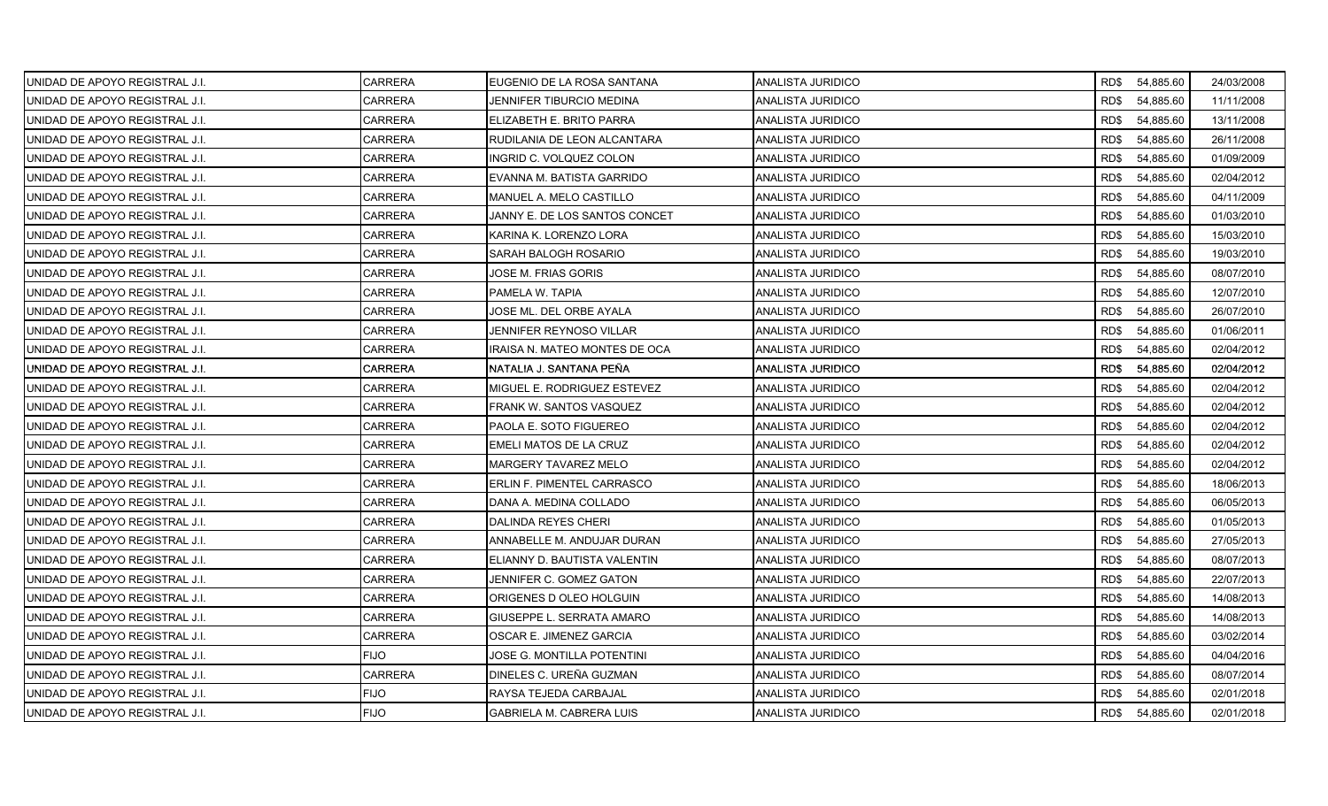| | | | | | |
|---|---|---|---|---|---|
| UNIDAD DE APOYO REGISTRAL J.I. | CARRERA | EUGENIO DE LA ROSA SANTANA | ANALISTA JURIDICO | RD$ 54,885.60 | 24/03/2008 |
| UNIDAD DE APOYO REGISTRAL J.I. | CARRERA | JENNIFER TIBURCIO MEDINA | ANALISTA JURIDICO | RD$ 54,885.60 | 11/11/2008 |
| UNIDAD DE APOYO REGISTRAL J.I. | CARRERA | ELIZABETH E. BRITO PARRA | ANALISTA JURIDICO | RD$ 54,885.60 | 13/11/2008 |
| UNIDAD DE APOYO REGISTRAL J.I. | CARRERA | RUDILANIA DE LEON ALCANTARA | ANALISTA JURIDICO | RD$ 54,885.60 | 26/11/2008 |
| UNIDAD DE APOYO REGISTRAL J.I. | CARRERA | INGRID C. VOLQUEZ COLON | ANALISTA JURIDICO | RD$ 54,885.60 | 01/09/2009 |
| UNIDAD DE APOYO REGISTRAL J.I. | CARRERA | EVANNA M. BATISTA GARRIDO | ANALISTA JURIDICO | RD$ 54,885.60 | 02/04/2012 |
| UNIDAD DE APOYO REGISTRAL J.I. | CARRERA | MANUEL A. MELO CASTILLO | ANALISTA JURIDICO | RD$ 54,885.60 | 04/11/2009 |
| UNIDAD DE APOYO REGISTRAL J.I. | CARRERA | JANNY E. DE LOS SANTOS CONCET | ANALISTA JURIDICO | RD$ 54,885.60 | 01/03/2010 |
| UNIDAD DE APOYO REGISTRAL J.I. | CARRERA | KARINA K. LORENZO LORA | ANALISTA JURIDICO | RD$ 54,885.60 | 15/03/2010 |
| UNIDAD DE APOYO REGISTRAL J.I. | CARRERA | SARAH BALOGH ROSARIO | ANALISTA JURIDICO | RD$ 54,885.60 | 19/03/2010 |
| UNIDAD DE APOYO REGISTRAL J.I. | CARRERA | JOSE M. FRIAS GORIS | ANALISTA JURIDICO | RD$ 54,885.60 | 08/07/2010 |
| UNIDAD DE APOYO REGISTRAL J.I. | CARRERA | PAMELA W. TAPIA | ANALISTA JURIDICO | RD$ 54,885.60 | 12/07/2010 |
| UNIDAD DE APOYO REGISTRAL J.I. | CARRERA | JOSE ML. DEL ORBE AYALA | ANALISTA JURIDICO | RD$ 54,885.60 | 26/07/2010 |
| UNIDAD DE APOYO REGISTRAL J.I. | CARRERA | JENNIFER REYNOSO VILLAR | ANALISTA JURIDICO | RD$ 54,885.60 | 01/06/2011 |
| UNIDAD DE APOYO REGISTRAL J.I. | CARRERA | IRAISA N. MATEO MONTES DE OCA | ANALISTA JURIDICO | RD$ 54,885.60 | 02/04/2012 |
| UNIDAD DE APOYO REGISTRAL J.I. | CARRERA | NATALIA J. SANTANA PEÑA | ANALISTA JURIDICO | RD$ 54,885.60 | 02/04/2012 |
| UNIDAD DE APOYO REGISTRAL J.I. | CARRERA | MIGUEL E. RODRIGUEZ ESTEVEZ | ANALISTA JURIDICO | RD$ 54,885.60 | 02/04/2012 |
| UNIDAD DE APOYO REGISTRAL J.I. | CARRERA | FRANK W. SANTOS VASQUEZ | ANALISTA JURIDICO | RD$ 54,885.60 | 02/04/2012 |
| UNIDAD DE APOYO REGISTRAL J.I. | CARRERA | PAOLA E. SOTO FIGUEREO | ANALISTA JURIDICO | RD$ 54,885.60 | 02/04/2012 |
| UNIDAD DE APOYO REGISTRAL J.I. | CARRERA | EMELI MATOS DE LA CRUZ | ANALISTA JURIDICO | RD$ 54,885.60 | 02/04/2012 |
| UNIDAD DE APOYO REGISTRAL J.I. | CARRERA | MARGERY TAVAREZ MELO | ANALISTA JURIDICO | RD$ 54,885.60 | 02/04/2012 |
| UNIDAD DE APOYO REGISTRAL J.I. | CARRERA | ERLIN F. PIMENTEL CARRASCO | ANALISTA JURIDICO | RD$ 54,885.60 | 18/06/2013 |
| UNIDAD DE APOYO REGISTRAL J.I. | CARRERA | DANA A. MEDINA COLLADO | ANALISTA JURIDICO | RD$ 54,885.60 | 06/05/2013 |
| UNIDAD DE APOYO REGISTRAL J.I. | CARRERA | DALINDA REYES CHERI | ANALISTA JURIDICO | RD$ 54,885.60 | 01/05/2013 |
| UNIDAD DE APOYO REGISTRAL J.I. | CARRERA | ANNABELLE M. ANDUJAR DURAN | ANALISTA JURIDICO | RD$ 54,885.60 | 27/05/2013 |
| UNIDAD DE APOYO REGISTRAL J.I. | CARRERA | ELIANNY D. BAUTISTA VALENTIN | ANALISTA JURIDICO | RD$ 54,885.60 | 08/07/2013 |
| UNIDAD DE APOYO REGISTRAL J.I. | CARRERA | JENNIFER C. GOMEZ GATON | ANALISTA JURIDICO | RD$ 54,885.60 | 22/07/2013 |
| UNIDAD DE APOYO REGISTRAL J.I. | CARRERA | ORIGENES D OLEO HOLGUIN | ANALISTA JURIDICO | RD$ 54,885.60 | 14/08/2013 |
| UNIDAD DE APOYO REGISTRAL J.I. | CARRERA | GIUSEPPE L. SERRATA AMARO | ANALISTA JURIDICO | RD$ 54,885.60 | 14/08/2013 |
| UNIDAD DE APOYO REGISTRAL J.I. | CARRERA | OSCAR E. JIMENEZ GARCIA | ANALISTA JURIDICO | RD$ 54,885.60 | 03/02/2014 |
| UNIDAD DE APOYO REGISTRAL J.I. | FIJO | JOSE G. MONTILLA POTENTINI | ANALISTA JURIDICO | RD$ 54,885.60 | 04/04/2016 |
| UNIDAD DE APOYO REGISTRAL J.I. | CARRERA | DINELES C. UREÑA GUZMAN | ANALISTA JURIDICO | RD$ 54,885.60 | 08/07/2014 |
| UNIDAD DE APOYO REGISTRAL J.I. | FIJO | RAYSA TEJEDA CARBAJAL | ANALISTA JURIDICO | RD$ 54,885.60 | 02/01/2018 |
| UNIDAD DE APOYO REGISTRAL J.I. | FIJO | GABRIELA M. CABRERA LUIS | ANALISTA JURIDICO | RD$ 54,885.60 | 02/01/2018 |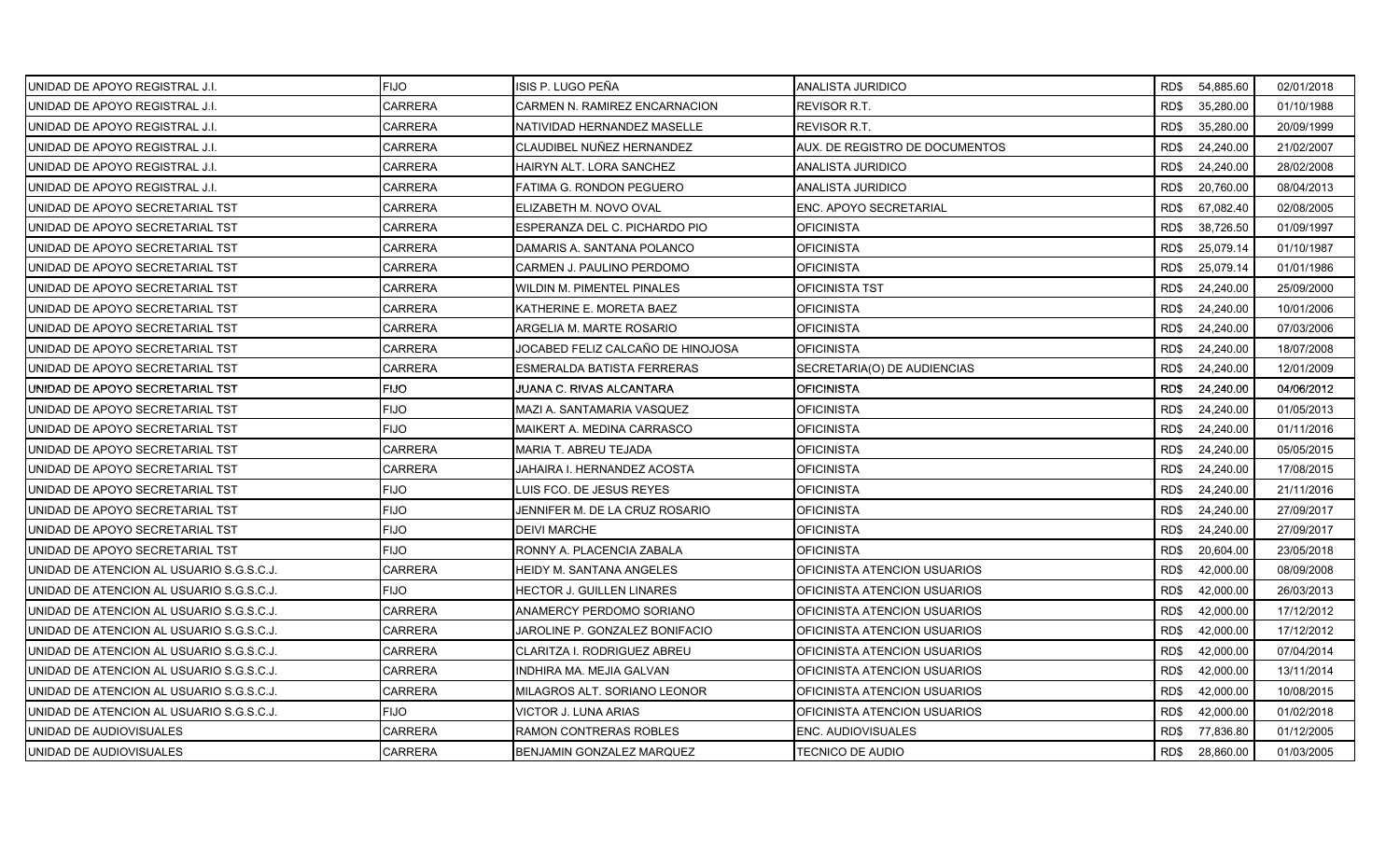| | | | | | | |
|---|---|---|---|---|---|---|
| UNIDAD DE APOYO REGISTRAL J.I. | FIJO | ISIS P. LUGO PEÑA | ANALISTA JURIDICO | RD$ | 54,885.60 | 02/01/2018 |
| UNIDAD DE APOYO REGISTRAL J.I. | CARRERA | CARMEN N. RAMIREZ ENCARNACION | REVISOR R.T. | RD$ | 35,280.00 | 01/10/1988 |
| UNIDAD DE APOYO REGISTRAL J.I. | CARRERA | NATIVIDAD HERNANDEZ MASELLE | REVISOR R.T. | RD$ | 35,280.00 | 20/09/1999 |
| UNIDAD DE APOYO REGISTRAL J.I. | CARRERA | CLAUDIBEL NUÑEZ HERNANDEZ | AUX. DE REGISTRO DE DOCUMENTOS | RD$ | 24,240.00 | 21/02/2007 |
| UNIDAD DE APOYO REGISTRAL J.I. | CARRERA | HAIRYN ALT. LORA SANCHEZ | ANALISTA JURIDICO | RD$ | 24,240.00 | 28/02/2008 |
| UNIDAD DE APOYO REGISTRAL J.I. | CARRERA | FATIMA G. RONDON PEGUERO | ANALISTA JURIDICO | RD$ | 20,760.00 | 08/04/2013 |
| UNIDAD DE APOYO SECRETARIAL TST | CARRERA | ELIZABETH M. NOVO OVAL | ENC. APOYO SECRETARIAL | RD$ | 67,082.40 | 02/08/2005 |
| UNIDAD DE APOYO SECRETARIAL TST | CARRERA | ESPERANZA DEL C. PICHARDO PIO | OFICINISTA | RD$ | 38,726.50 | 01/09/1997 |
| UNIDAD DE APOYO SECRETARIAL TST | CARRERA | DAMARIS A. SANTANA POLANCO | OFICINISTA | RD$ | 25,079.14 | 01/10/1987 |
| UNIDAD DE APOYO SECRETARIAL TST | CARRERA | CARMEN J. PAULINO PERDOMO | OFICINISTA | RD$ | 25,079.14 | 01/01/1986 |
| UNIDAD DE APOYO SECRETARIAL TST | CARRERA | WILDIN M. PIMENTEL PINALES | OFICINISTA TST | RD$ | 24,240.00 | 25/09/2000 |
| UNIDAD DE APOYO SECRETARIAL TST | CARRERA | KATHERINE E. MORETA BAEZ | OFICINISTA | RD$ | 24,240.00 | 10/01/2006 |
| UNIDAD DE APOYO SECRETARIAL TST | CARRERA | ARGELIA M. MARTE ROSARIO | OFICINISTA | RD$ | 24,240.00 | 07/03/2006 |
| UNIDAD DE APOYO SECRETARIAL TST | CARRERA | JOCABED FELIZ CALCAÑO DE HINOJOSA | OFICINISTA | RD$ | 24,240.00 | 18/07/2008 |
| UNIDAD DE APOYO SECRETARIAL TST | CARRERA | ESMERALDA BATISTA FERRERAS | SECRETARIA(O) DE AUDIENCIAS | RD$ | 24,240.00 | 12/01/2009 |
| UNIDAD DE APOYO SECRETARIAL TST | FIJO | JUANA C. RIVAS ALCANTARA | OFICINISTA | RD$ | 24,240.00 | 04/06/2012 |
| UNIDAD DE APOYO SECRETARIAL TST | FIJO | MAZI A. SANTAMARIA VASQUEZ | OFICINISTA | RD$ | 24,240.00 | 01/05/2013 |
| UNIDAD DE APOYO SECRETARIAL TST | FIJO | MAIKERT A. MEDINA CARRASCO | OFICINISTA | RD$ | 24,240.00 | 01/11/2016 |
| UNIDAD DE APOYO SECRETARIAL TST | CARRERA | MARIA T. ABREU TEJADA | OFICINISTA | RD$ | 24,240.00 | 05/05/2015 |
| UNIDAD DE APOYO SECRETARIAL TST | CARRERA | JAHAIRA I. HERNANDEZ ACOSTA | OFICINISTA | RD$ | 24,240.00 | 17/08/2015 |
| UNIDAD DE APOYO SECRETARIAL TST | FIJO | LUIS FCO. DE JESUS REYES | OFICINISTA | RD$ | 24,240.00 | 21/11/2016 |
| UNIDAD DE APOYO SECRETARIAL TST | FIJO | JENNIFER M. DE LA CRUZ ROSARIO | OFICINISTA | RD$ | 24,240.00 | 27/09/2017 |
| UNIDAD DE APOYO SECRETARIAL TST | FIJO | DEIVI MARCHE | OFICINISTA | RD$ | 24,240.00 | 27/09/2017 |
| UNIDAD DE APOYO SECRETARIAL TST | FIJO | RONNY A. PLACENCIA ZABALA | OFICINISTA | RD$ | 20,604.00 | 23/05/2018 |
| UNIDAD DE ATENCION AL USUARIO S.G.S.C.J. | CARRERA | HEIDY M. SANTANA ANGELES | OFICINISTA ATENCION USUARIOS | RD$ | 42,000.00 | 08/09/2008 |
| UNIDAD DE ATENCION AL USUARIO S.G.S.C.J. | FIJO | HECTOR J. GUILLEN LINARES | OFICINISTA ATENCION USUARIOS | RD$ | 42,000.00 | 26/03/2013 |
| UNIDAD DE ATENCION AL USUARIO S.G.S.C.J. | CARRERA | ANAMERCY PERDOMO SORIANO | OFICINISTA ATENCION USUARIOS | RD$ | 42,000.00 | 17/12/2012 |
| UNIDAD DE ATENCION AL USUARIO S.G.S.C.J. | CARRERA | JAROLINE P. GONZALEZ BONIFACIO | OFICINISTA ATENCION USUARIOS | RD$ | 42,000.00 | 17/12/2012 |
| UNIDAD DE ATENCION AL USUARIO S.G.S.C.J. | CARRERA | CLARITZA I. RODRIGUEZ ABREU | OFICINISTA ATENCION USUARIOS | RD$ | 42,000.00 | 07/04/2014 |
| UNIDAD DE ATENCION AL USUARIO S.G.S.C.J. | CARRERA | INDHIRA MA. MEJIA GALVAN | OFICINISTA ATENCION USUARIOS | RD$ | 42,000.00 | 13/11/2014 |
| UNIDAD DE ATENCION AL USUARIO S.G.S.C.J. | CARRERA | MILAGROS ALT. SORIANO LEONOR | OFICINISTA ATENCION USUARIOS | RD$ | 42,000.00 | 10/08/2015 |
| UNIDAD DE ATENCION AL USUARIO S.G.S.C.J. | FIJO | VICTOR J. LUNA ARIAS | OFICINISTA ATENCION USUARIOS | RD$ | 42,000.00 | 01/02/2018 |
| UNIDAD DE AUDIOVISUALES | CARRERA | RAMON CONTRERAS ROBLES | ENC. AUDIOVISUALES | RD$ | 77,836.80 | 01/12/2005 |
| UNIDAD DE AUDIOVISUALES | CARRERA | BENJAMIN GONZALEZ MARQUEZ | TECNICO DE AUDIO | RD$ | 28,860.00 | 01/03/2005 |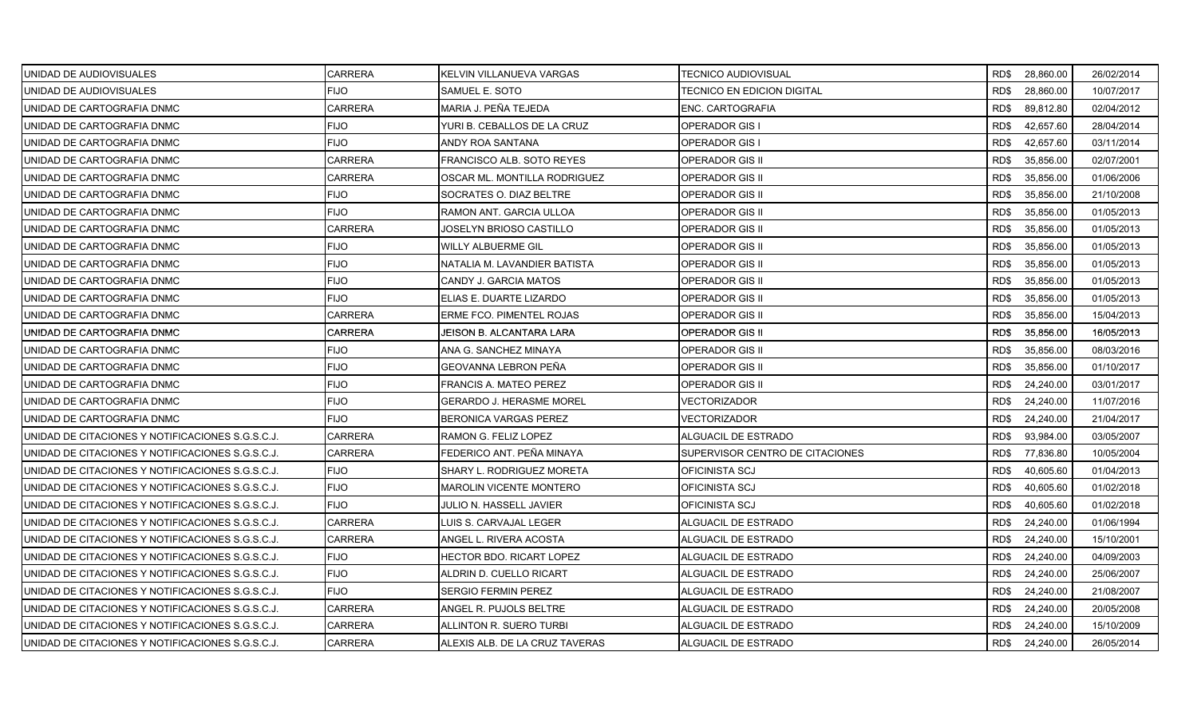| | | | | | | |
|---|---|---|---|---|---|---|
| UNIDAD DE AUDIOVISUALES | CARRERA | KELVIN VILLANUEVA VARGAS | TECNICO AUDIOVISUAL | RD$ | 28,860.00 | 26/02/2014 |
| UNIDAD DE AUDIOVISUALES | FIJO | SAMUEL E. SOTO | TECNICO EN EDICION DIGITAL | RD$ | 28,860.00 | 10/07/2017 |
| UNIDAD DE CARTOGRAFIA DNMC | CARRERA | MARIA J. PEÑA TEJEDA | ENC. CARTOGRAFIA | RD$ | 89,812.80 | 02/04/2012 |
| UNIDAD DE CARTOGRAFIA DNMC | FIJO | YURI B. CEBALLOS DE LA CRUZ | OPERADOR GIS I | RD$ | 42,657.60 | 28/04/2014 |
| UNIDAD DE CARTOGRAFIA DNMC | FIJO | ANDY ROA SANTANA | OPERADOR GIS I | RD$ | 42,657.60 | 03/11/2014 |
| UNIDAD DE CARTOGRAFIA DNMC | CARRERA | FRANCISCO ALB. SOTO REYES | OPERADOR GIS II | RD$ | 35,856.00 | 02/07/2001 |
| UNIDAD DE CARTOGRAFIA DNMC | CARRERA | OSCAR ML. MONTILLA RODRIGUEZ | OPERADOR GIS II | RD$ | 35,856.00 | 01/06/2006 |
| UNIDAD DE CARTOGRAFIA DNMC | FIJO | SOCRATES O. DIAZ BELTRE | OPERADOR GIS II | RD$ | 35,856.00 | 21/10/2008 |
| UNIDAD DE CARTOGRAFIA DNMC | FIJO | RAMON ANT. GARCIA ULLOA | OPERADOR GIS II | RD$ | 35,856.00 | 01/05/2013 |
| UNIDAD DE CARTOGRAFIA DNMC | CARRERA | JOSELYN BRIOSO CASTILLO | OPERADOR GIS II | RD$ | 35,856.00 | 01/05/2013 |
| UNIDAD DE CARTOGRAFIA DNMC | FIJO | WILLY ALBUERME GIL | OPERADOR GIS II | RD$ | 35,856.00 | 01/05/2013 |
| UNIDAD DE CARTOGRAFIA DNMC | FIJO | NATALIA M. LAVANDIER BATISTA | OPERADOR GIS II | RD$ | 35,856.00 | 01/05/2013 |
| UNIDAD DE CARTOGRAFIA DNMC | FIJO | CANDY J. GARCIA MATOS | OPERADOR GIS II | RD$ | 35,856.00 | 01/05/2013 |
| UNIDAD DE CARTOGRAFIA DNMC | FIJO | ELIAS E. DUARTE LIZARDO | OPERADOR GIS II | RD$ | 35,856.00 | 01/05/2013 |
| UNIDAD DE CARTOGRAFIA DNMC | CARRERA | ERME FCO. PIMENTEL ROJAS | OPERADOR GIS II | RD$ | 35,856.00 | 15/04/2013 |
| UNIDAD DE CARTOGRAFIA DNMC | CARRERA | JEISON B. ALCANTARA LARA | OPERADOR GIS II | RD$ | 35,856.00 | 16/05/2013 |
| UNIDAD DE CARTOGRAFIA DNMC | FIJO | ANA G. SANCHEZ MINAYA | OPERADOR GIS II | RD$ | 35,856.00 | 08/03/2016 |
| UNIDAD DE CARTOGRAFIA DNMC | FIJO | GEOVANNA LEBRON PEÑA | OPERADOR GIS II | RD$ | 35,856.00 | 01/10/2017 |
| UNIDAD DE CARTOGRAFIA DNMC | FIJO | FRANCIS A. MATEO PEREZ | OPERADOR GIS II | RD$ | 24,240.00 | 03/01/2017 |
| UNIDAD DE CARTOGRAFIA DNMC | FIJO | GERARDO J. HERASME MOREL | VECTORIZADOR | RD$ | 24,240.00 | 11/07/2016 |
| UNIDAD DE CARTOGRAFIA DNMC | FIJO | BERONICA VARGAS PEREZ | VECTORIZADOR | RD$ | 24,240.00 | 21/04/2017 |
| UNIDAD DE CITACIONES Y NOTIFICACIONES S.G.S.C.J. | CARRERA | RAMON G. FELIZ LOPEZ | ALGUACIL DE ESTRADO | RD$ | 93,984.00 | 03/05/2007 |
| UNIDAD DE CITACIONES Y NOTIFICACIONES S.G.S.C.J. | CARRERA | FEDERICO ANT. PEÑA MINAYA | SUPERVISOR CENTRO DE CITACIONES | RD$ | 77,836.80 | 10/05/2004 |
| UNIDAD DE CITACIONES Y NOTIFICACIONES S.G.S.C.J. | FIJO | SHARY L. RODRIGUEZ MORETA | OFICINISTA SCJ | RD$ | 40,605.60 | 01/04/2013 |
| UNIDAD DE CITACIONES Y NOTIFICACIONES S.G.S.C.J. | FIJO | MAROLIN VICENTE MONTERO | OFICINISTA SCJ | RD$ | 40,605.60 | 01/02/2018 |
| UNIDAD DE CITACIONES Y NOTIFICACIONES S.G.S.C.J. | FIJO | JULIO N. HASSELL JAVIER | OFICINISTA SCJ | RD$ | 40,605.60 | 01/02/2018 |
| UNIDAD DE CITACIONES Y NOTIFICACIONES S.G.S.C.J. | CARRERA | LUIS S. CARVAJAL LEGER | ALGUACIL DE ESTRADO | RD$ | 24,240.00 | 01/06/1994 |
| UNIDAD DE CITACIONES Y NOTIFICACIONES S.G.S.C.J. | CARRERA | ANGEL L. RIVERA ACOSTA | ALGUACIL DE ESTRADO | RD$ | 24,240.00 | 15/10/2001 |
| UNIDAD DE CITACIONES Y NOTIFICACIONES S.G.S.C.J. | FIJO | HECTOR BDO. RICART LOPEZ | ALGUACIL DE ESTRADO | RD$ | 24,240.00 | 04/09/2003 |
| UNIDAD DE CITACIONES Y NOTIFICACIONES S.G.S.C.J. | FIJO | ALDRIN D. CUELLO RICART | ALGUACIL DE ESTRADO | RD$ | 24,240.00 | 25/06/2007 |
| UNIDAD DE CITACIONES Y NOTIFICACIONES S.G.S.C.J. | FIJO | SERGIO FERMIN PEREZ | ALGUACIL DE ESTRADO | RD$ | 24,240.00 | 21/08/2007 |
| UNIDAD DE CITACIONES Y NOTIFICACIONES S.G.S.C.J. | CARRERA | ANGEL R. PUJOLS BELTRE | ALGUACIL DE ESTRADO | RD$ | 24,240.00 | 20/05/2008 |
| UNIDAD DE CITACIONES Y NOTIFICACIONES S.G.S.C.J. | CARRERA | ALLINTON R. SUERO TURBI | ALGUACIL DE ESTRADO | RD$ | 24,240.00 | 15/10/2009 |
| UNIDAD DE CITACIONES Y NOTIFICACIONES S.G.S.C.J. | CARRERA | ALEXIS ALB. DE LA CRUZ TAVERAS | ALGUACIL DE ESTRADO | RD$ | 24,240.00 | 26/05/2014 |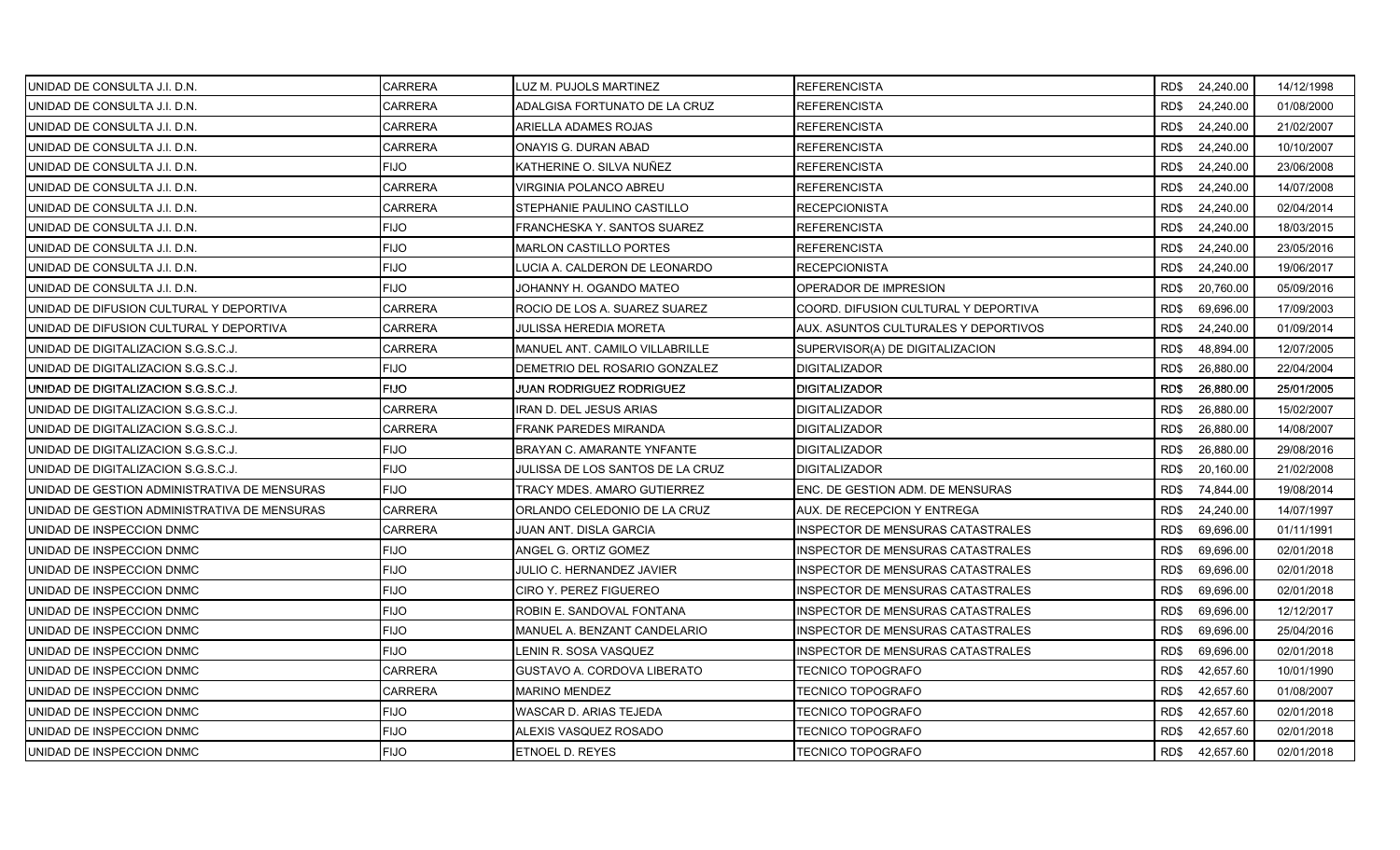| | | | | | |
|---|---|---|---|---|---|
| UNIDAD DE CONSULTA J.I. D.N. | CARRERA | LUZ M. PUJOLS MARTINEZ | REFERENCISTA | RD$ 24,240.00 | 14/12/1998 |
| UNIDAD DE CONSULTA J.I. D.N. | CARRERA | ADALGISA FORTUNATO DE LA CRUZ | REFERENCISTA | RD$ 24,240.00 | 01/08/2000 |
| UNIDAD DE CONSULTA J.I. D.N. | CARRERA | ARIELLA ADAMES ROJAS | REFERENCISTA | RD$ 24,240.00 | 21/02/2007 |
| UNIDAD DE CONSULTA J.I. D.N. | CARRERA | ONAYIS G. DURAN ABAD | REFERENCISTA | RD$ 24,240.00 | 10/10/2007 |
| UNIDAD DE CONSULTA J.I. D.N. | FIJO | KATHERINE O. SILVA NUÑEZ | REFERENCISTA | RD$ 24,240.00 | 23/06/2008 |
| UNIDAD DE CONSULTA J.I. D.N. | CARRERA | VIRGINIA POLANCO ABREU | REFERENCISTA | RD$ 24,240.00 | 14/07/2008 |
| UNIDAD DE CONSULTA J.I. D.N. | CARRERA | STEPHANIE PAULINO CASTILLO | RECEPCIONISTA | RD$ 24,240.00 | 02/04/2014 |
| UNIDAD DE CONSULTA J.I. D.N. | FIJO | FRANCHESKA Y. SANTOS SUAREZ | REFERENCISTA | RD$ 24,240.00 | 18/03/2015 |
| UNIDAD DE CONSULTA J.I. D.N. | FIJO | MARLON CASTILLO PORTES | REFERENCISTA | RD$ 24,240.00 | 23/05/2016 |
| UNIDAD DE CONSULTA J.I. D.N. | FIJO | LUCIA A. CALDERON DE LEONARDO | RECEPCIONISTA | RD$ 24,240.00 | 19/06/2017 |
| UNIDAD DE CONSULTA J.I. D.N. | FIJO | JOHANNY H. OGANDO MATEO | OPERADOR DE IMPRESION | RD$ 20,760.00 | 05/09/2016 |
| UNIDAD DE DIFUSION CULTURAL Y DEPORTIVA | CARRERA | ROCIO DE LOS A. SUAREZ SUAREZ | COORD. DIFUSION CULTURAL Y DEPORTIVA | RD$ 69,696.00 | 17/09/2003 |
| UNIDAD DE DIFUSION CULTURAL Y DEPORTIVA | CARRERA | JULISSA HEREDIA MORETA | AUX. ASUNTOS CULTURALES Y DEPORTIVOS | RD$ 24,240.00 | 01/09/2014 |
| UNIDAD DE DIGITALIZACION S.G.S.C.J. | CARRERA | MANUEL ANT. CAMILO VILLABRILLE | SUPERVISOR(A) DE DIGITALIZACION | RD$ 48,894.00 | 12/07/2005 |
| UNIDAD DE DIGITALIZACION S.G.S.C.J. | FIJO | DEMETRIO DEL ROSARIO GONZALEZ | DIGITALIZADOR | RD$ 26,880.00 | 22/04/2004 |
| UNIDAD DE DIGITALIZACION S.G.S.C.J. | FIJO | JUAN RODRIGUEZ RODRIGUEZ | DIGITALIZADOR | RD$ 26,880.00 | 25/01/2005 |
| UNIDAD DE DIGITALIZACION S.G.S.C.J. | CARRERA | IRAN D. DEL JESUS ARIAS | DIGITALIZADOR | RD$ 26,880.00 | 15/02/2007 |
| UNIDAD DE DIGITALIZACION S.G.S.C.J. | CARRERA | FRANK PAREDES MIRANDA | DIGITALIZADOR | RD$ 26,880.00 | 14/08/2007 |
| UNIDAD DE DIGITALIZACION S.G.S.C.J. | FIJO | BRAYAN C. AMARANTE YNFANTE | DIGITALIZADOR | RD$ 26,880.00 | 29/08/2016 |
| UNIDAD DE DIGITALIZACION S.G.S.C.J. | FIJO | JULISSA DE LOS SANTOS DE LA CRUZ | DIGITALIZADOR | RD$ 20,160.00 | 21/02/2008 |
| UNIDAD DE GESTION ADMINISTRATIVA DE MENSURAS | FIJO | TRACY MDES. AMARO GUTIERREZ | ENC. DE GESTION ADM. DE MENSURAS | RD$ 74,844.00 | 19/08/2014 |
| UNIDAD DE GESTION ADMINISTRATIVA DE MENSURAS | CARRERA | ORLANDO CELEDONIO DE LA CRUZ | AUX. DE RECEPCION Y ENTREGA | RD$ 24,240.00 | 14/07/1997 |
| UNIDAD DE INSPECCION DNMC | CARRERA | JUAN ANT. DISLA GARCIA | INSPECTOR DE MENSURAS CATASTRALES | RD$ 69,696.00 | 01/11/1991 |
| UNIDAD DE INSPECCION DNMC | FIJO | ANGEL G. ORTIZ GOMEZ | INSPECTOR DE MENSURAS CATASTRALES | RD$ 69,696.00 | 02/01/2018 |
| UNIDAD DE INSPECCION DNMC | FIJO | JULIO C. HERNANDEZ JAVIER | INSPECTOR DE MENSURAS CATASTRALES | RD$ 69,696.00 | 02/01/2018 |
| UNIDAD DE INSPECCION DNMC | FIJO | CIRO Y. PEREZ FIGUEREO | INSPECTOR DE MENSURAS CATASTRALES | RD$ 69,696.00 | 02/01/2018 |
| UNIDAD DE INSPECCION DNMC | FIJO | ROBIN E. SANDOVAL FONTANA | INSPECTOR DE MENSURAS CATASTRALES | RD$ 69,696.00 | 12/12/2017 |
| UNIDAD DE INSPECCION DNMC | FIJO | MANUEL A. BENZANT CANDELARIO | INSPECTOR DE MENSURAS CATASTRALES | RD$ 69,696.00 | 25/04/2016 |
| UNIDAD DE INSPECCION DNMC | FIJO | LENIN R. SOSA VASQUEZ | INSPECTOR DE MENSURAS CATASTRALES | RD$ 69,696.00 | 02/01/2018 |
| UNIDAD DE INSPECCION DNMC | CARRERA | GUSTAVO A. CORDOVA LIBERATO | TECNICO TOPOGRAFO | RD$ 42,657.60 | 10/01/1990 |
| UNIDAD DE INSPECCION DNMC | CARRERA | MARINO MENDEZ | TECNICO TOPOGRAFO | RD$ 42,657.60 | 01/08/2007 |
| UNIDAD DE INSPECCION DNMC | FIJO | WASCAR D. ARIAS TEJEDA | TECNICO TOPOGRAFO | RD$ 42,657.60 | 02/01/2018 |
| UNIDAD DE INSPECCION DNMC | FIJO | ALEXIS VASQUEZ ROSADO | TECNICO TOPOGRAFO | RD$ 42,657.60 | 02/01/2018 |
| UNIDAD DE INSPECCION DNMC | FIJO | ETNOEL D. REYES | TECNICO TOPOGRAFO | RD$ 42,657.60 | 02/01/2018 |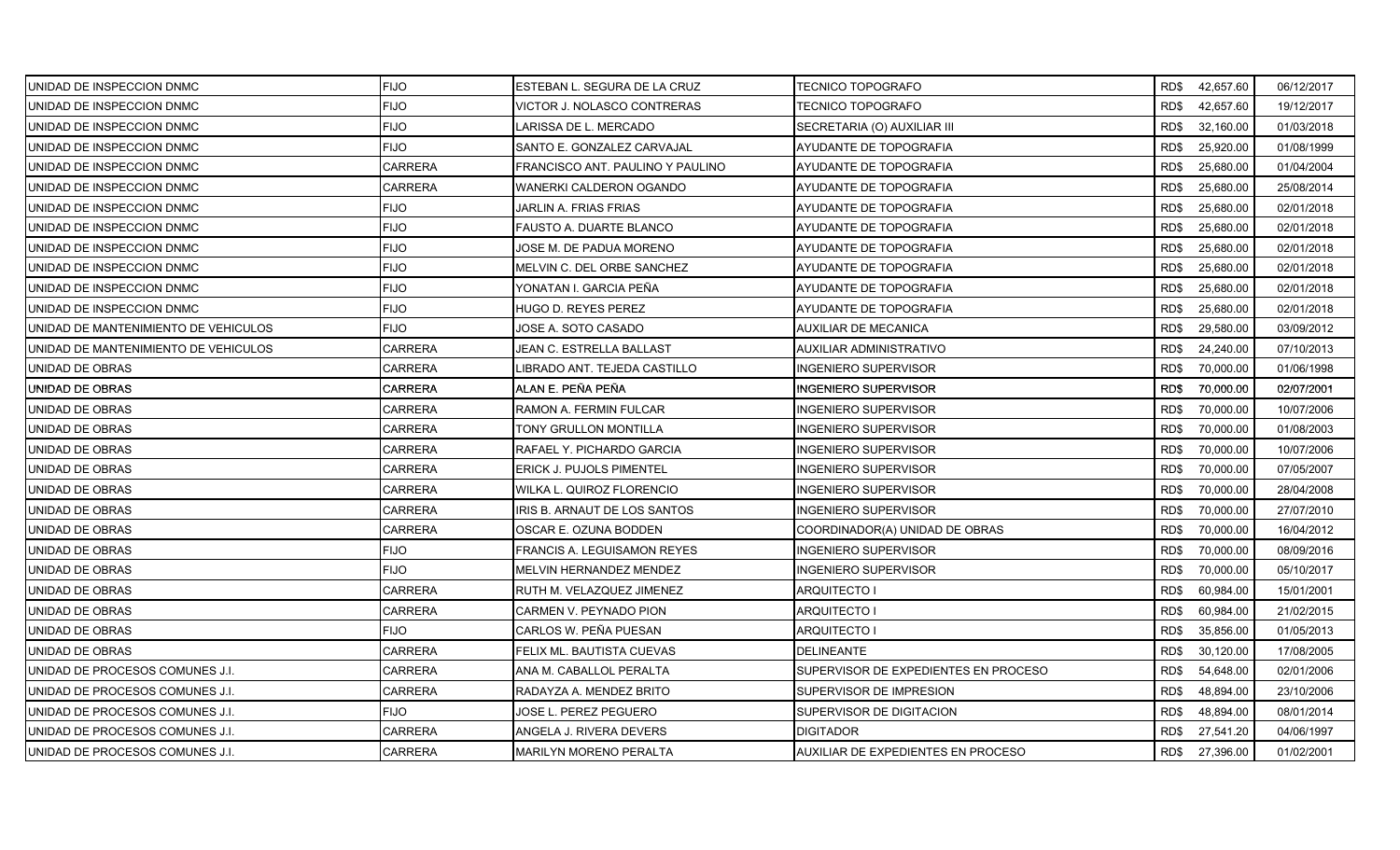| | | | | | |
|---|---|---|---|---|---|
| UNIDAD DE INSPECCION DNMC | FIJO | ESTEBAN L. SEGURA DE LA CRUZ | TECNICO TOPOGRAFO | RD$ 42,657.60 | 06/12/2017 |
| UNIDAD DE INSPECCION DNMC | FIJO | VICTOR J. NOLASCO CONTRERAS | TECNICO TOPOGRAFO | RD$ 42,657.60 | 19/12/2017 |
| UNIDAD DE INSPECCION DNMC | FIJO | LARISSA DE L. MERCADO | SECRETARIA (O) AUXILIAR III | RD$ 32,160.00 | 01/03/2018 |
| UNIDAD DE INSPECCION DNMC | FIJO | SANTO E. GONZALEZ CARVAJAL | AYUDANTE DE TOPOGRAFIA | RD$ 25,920.00 | 01/08/1999 |
| UNIDAD DE INSPECCION DNMC | CARRERA | FRANCISCO ANT. PAULINO Y PAULINO | AYUDANTE DE TOPOGRAFIA | RD$ 25,680.00 | 01/04/2004 |
| UNIDAD DE INSPECCION DNMC | CARRERA | WANERKI CALDERON OGANDO | AYUDANTE DE TOPOGRAFIA | RD$ 25,680.00 | 25/08/2014 |
| UNIDAD DE INSPECCION DNMC | FIJO | JARLIN A. FRIAS FRIAS | AYUDANTE DE TOPOGRAFIA | RD$ 25,680.00 | 02/01/2018 |
| UNIDAD DE INSPECCION DNMC | FIJO | FAUSTO A. DUARTE BLANCO | AYUDANTE DE TOPOGRAFIA | RD$ 25,680.00 | 02/01/2018 |
| UNIDAD DE INSPECCION DNMC | FIJO | JOSE M. DE PADUA MORENO | AYUDANTE DE TOPOGRAFIA | RD$ 25,680.00 | 02/01/2018 |
| UNIDAD DE INSPECCION DNMC | FIJO | MELVIN C. DEL ORBE SANCHEZ | AYUDANTE DE TOPOGRAFIA | RD$ 25,680.00 | 02/01/2018 |
| UNIDAD DE INSPECCION DNMC | FIJO | YONATAN I. GARCIA PEÑA | AYUDANTE DE TOPOGRAFIA | RD$ 25,680.00 | 02/01/2018 |
| UNIDAD DE INSPECCION DNMC | FIJO | HUGO D. REYES PEREZ | AYUDANTE DE TOPOGRAFIA | RD$ 25,680.00 | 02/01/2018 |
| UNIDAD DE MANTENIMIENTO DE VEHICULOS | FIJO | JOSE A. SOTO CASADO | AUXILIAR DE MECANICA | RD$ 29,580.00 | 03/09/2012 |
| UNIDAD DE MANTENIMIENTO DE VEHICULOS | CARRERA | JEAN C. ESTRELLA BALLAST | AUXILIAR ADMINISTRATIVO | RD$ 24,240.00 | 07/10/2013 |
| UNIDAD DE OBRAS | CARRERA | LIBRADO ANT. TEJEDA CASTILLO | INGENIERO SUPERVISOR | RD$ 70,000.00 | 01/06/1998 |
| UNIDAD DE OBRAS | CARRERA | ALAN E. PEÑA PEÑA | INGENIERO SUPERVISOR | RD$ 70,000.00 | 02/07/2001 |
| UNIDAD DE OBRAS | CARRERA | RAMON A. FERMIN FULCAR | INGENIERO SUPERVISOR | RD$ 70,000.00 | 10/07/2006 |
| UNIDAD DE OBRAS | CARRERA | TONY GRULLON MONTILLA | INGENIERO SUPERVISOR | RD$ 70,000.00 | 01/08/2003 |
| UNIDAD DE OBRAS | CARRERA | RAFAEL Y. PICHARDO GARCIA | INGENIERO SUPERVISOR | RD$ 70,000.00 | 10/07/2006 |
| UNIDAD DE OBRAS | CARRERA | ERICK J. PUJOLS PIMENTEL | INGENIERO SUPERVISOR | RD$ 70,000.00 | 07/05/2007 |
| UNIDAD DE OBRAS | CARRERA | WILKA L. QUIROZ FLORENCIO | INGENIERO SUPERVISOR | RD$ 70,000.00 | 28/04/2008 |
| UNIDAD DE OBRAS | CARRERA | IRIS B. ARNAUT DE LOS SANTOS | INGENIERO SUPERVISOR | RD$ 70,000.00 | 27/07/2010 |
| UNIDAD DE OBRAS | CARRERA | OSCAR E. OZUNA BODDEN | COORDINADOR(A) UNIDAD DE OBRAS | RD$ 70,000.00 | 16/04/2012 |
| UNIDAD DE OBRAS | FIJO | FRANCIS A. LEGUISAMON REYES | INGENIERO SUPERVISOR | RD$ 70,000.00 | 08/09/2016 |
| UNIDAD DE OBRAS | FIJO | MELVIN HERNANDEZ MENDEZ | INGENIERO SUPERVISOR | RD$ 70,000.00 | 05/10/2017 |
| UNIDAD DE OBRAS | CARRERA | RUTH M. VELAZQUEZ JIMENEZ | ARQUITECTO I | RD$ 60,984.00 | 15/01/2001 |
| UNIDAD DE OBRAS | CARRERA | CARMEN V. PEYNADO PION | ARQUITECTO I | RD$ 60,984.00 | 21/02/2015 |
| UNIDAD DE OBRAS | FIJO | CARLOS W. PEÑA PUESAN | ARQUITECTO I | RD$ 35,856.00 | 01/05/2013 |
| UNIDAD DE OBRAS | CARRERA | FELIX ML. BAUTISTA CUEVAS | DELINEANTE | RD$ 30,120.00 | 17/08/2005 |
| UNIDAD DE PROCESOS COMUNES J.I. | CARRERA | ANA M. CABALLOL PERALTA | SUPERVISOR DE EXPEDIENTES EN PROCESO | RD$ 54,648.00 | 02/01/2006 |
| UNIDAD DE PROCESOS COMUNES J.I. | CARRERA | RADAYZA A. MENDEZ BRITO | SUPERVISOR DE IMPRESION | RD$ 48,894.00 | 23/10/2006 |
| UNIDAD DE PROCESOS COMUNES J.I. | FIJO | JOSE L. PEREZ PEGUERO | SUPERVISOR DE DIGITACION | RD$ 48,894.00 | 08/01/2014 |
| UNIDAD DE PROCESOS COMUNES J.I. | CARRERA | ANGELA J. RIVERA DEVERS | DIGITADOR | RD$ 27,541.20 | 04/06/1997 |
| UNIDAD DE PROCESOS COMUNES J.I. | CARRERA | MARILYN MORENO PERALTA | AUXILIAR DE EXPEDIENTES EN PROCESO | RD$ 27,396.00 | 01/02/2001 |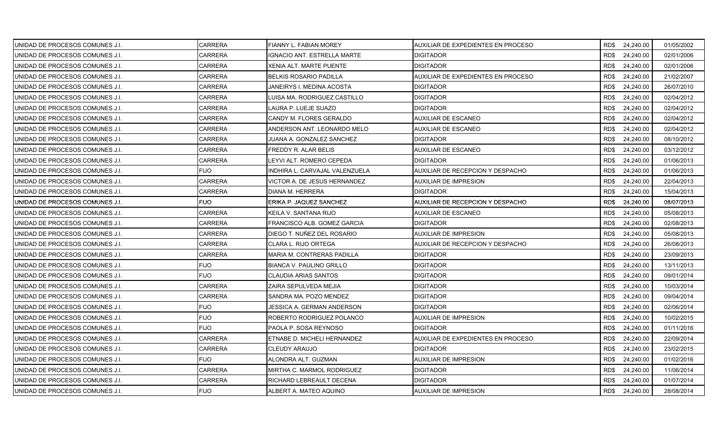| | | | | | |
|---|---|---|---|---|---|
| UNIDAD DE PROCESOS COMUNES J.I. | CARRERA | FIANNY L. FABIAN MOREY | AUXILIAR DE EXPEDIENTES EN PROCESO | RD$ 24,240.00 | 01/05/2002 |
| UNIDAD DE PROCESOS COMUNES J.I. | CARRERA | IGNACIO ANT. ESTRELLA MARTE | DIGITADOR | RD$ 24,240.00 | 02/01/2006 |
| UNIDAD DE PROCESOS COMUNES J.I. | CARRERA | XENIA ALT. MARTE PUENTE | DIGITADOR | RD$ 24,240.00 | 02/01/2006 |
| UNIDAD DE PROCESOS COMUNES J.I. | CARRERA | BELKIS ROSARIO PADILLA | AUXILIAR DE EXPEDIENTES EN PROCESO | RD$ 24,240.00 | 21/02/2007 |
| UNIDAD DE PROCESOS COMUNES J.I. | CARRERA | JANEIRYS I. MEDINA ACOSTA | DIGITADOR | RD$ 24,240.00 | 26/07/2010 |
| UNIDAD DE PROCESOS COMUNES J.I. | CARRERA | LUISA MA. RODRIGUEZ CASTILLO | DIGITADOR | RD$ 24,240.00 | 02/04/2012 |
| UNIDAD DE PROCESOS COMUNES J.I. | CARRERA | LAURA P. LUEJE SUAZO | DIGITADOR | RD$ 24,240.00 | 02/04/2012 |
| UNIDAD DE PROCESOS COMUNES J.I. | CARRERA | CANDY M. FLORES GERALDO | AUXILIAR DE ESCANEO | RD$ 24,240.00 | 02/04/2012 |
| UNIDAD DE PROCESOS COMUNES J.I. | CARRERA | ANDERSON ANT. LEONARDO MELO | AUXILIAR DE ESCANEO | RD$ 24,240.00 | 02/04/2012 |
| UNIDAD DE PROCESOS COMUNES J.I. | CARRERA | JUANA A. GONZALEZ SANCHEZ | DIGITADOR | RD$ 24,240.00 | 08/10/2012 |
| UNIDAD DE PROCESOS COMUNES J.I. | CARRERA | FREDDY R. ALAR BELIS | AUXILIAR DE ESCANEO | RD$ 24,240.00 | 03/12/2012 |
| UNIDAD DE PROCESOS COMUNES J.I. | CARRERA | LEYVI ALT. ROMERO CEPEDA | DIGITADOR | RD$ 24,240.00 | 01/06/2013 |
| UNIDAD DE PROCESOS COMUNES J.I. | FIJO | INDHIRA L. CARVAJAL VALENZUELA | AUXILIAR DE RECEPCION Y DESPACHO | RD$ 24,240.00 | 01/06/2013 |
| UNIDAD DE PROCESOS COMUNES J.I. | CARRERA | VICTOR A. DE JESUS HERNANDEZ | AUXILIAR DE IMPRESION | RD$ 24,240.00 | 22/04/2013 |
| UNIDAD DE PROCESOS COMUNES J.I. | CARRERA | DIANA M. HERRERA | DIGITADOR | RD$ 24,240.00 | 15/04/2013 |
| UNIDAD DE PROCESOS COMUNES J.I. | FIJO | ERIKA P. JAQUEZ SANCHEZ | AUXILIAR DE RECEPCION Y DESPACHO | RD$ 24,240.00 | 08/07/2013 |
| UNIDAD DE PROCESOS COMUNES J.I. | CARRERA | KEILA V. SANTANA RIJO | AUXILIAR DE ESCANEO | RD$ 24,240.00 | 05/08/2013 |
| UNIDAD DE PROCESOS COMUNES J.I. | CARRERA | FRANCISCO ALB. GOMEZ GARCIA | DIGITADOR | RD$ 24,240.00 | 02/08/2013 |
| UNIDAD DE PROCESOS COMUNES J.I. | CARRERA | DIEGO T. NUÑEZ DEL ROSARIO | AUXILIAR DE IMPRESION | RD$ 24,240.00 | 05/08/2013 |
| UNIDAD DE PROCESOS COMUNES J.I. | CARRERA | CLARA L. RIJO ORTEGA | AUXILIAR DE RECEPCION Y DESPACHO | RD$ 24,240.00 | 26/08/2013 |
| UNIDAD DE PROCESOS COMUNES J.I. | CARRERA | MARIA M. CONTRERAS PADILLA | DIGITADOR | RD$ 24,240.00 | 23/09/2013 |
| UNIDAD DE PROCESOS COMUNES J.I. | FIJO | BIANCA V. PAULINO GRILLO | DIGITADOR | RD$ 24,240.00 | 13/11/2013 |
| UNIDAD DE PROCESOS COMUNES J.I. | FIJO | CLAUDIA ARIAS SANTOS | DIGITADOR | RD$ 24,240.00 | 09/01/2014 |
| UNIDAD DE PROCESOS COMUNES J.I. | CARRERA | ZAIRA SEPULVEDA MEJIA | DIGITADOR | RD$ 24,240.00 | 10/03/2014 |
| UNIDAD DE PROCESOS COMUNES J.I. | CARRERA | SANDRA MA. POZO MENDEZ | DIGITADOR | RD$ 24,240.00 | 09/04/2014 |
| UNIDAD DE PROCESOS COMUNES J.I. | FIJO | JESSICA A. GERMAN ANDERSON | DIGITADOR | RD$ 24,240.00 | 02/06/2014 |
| UNIDAD DE PROCESOS COMUNES J.I. | FIJO | ROBERTO RODRIGUEZ POLANCO | AUXILIAR DE IMPRESION | RD$ 24,240.00 | 10/02/2015 |
| UNIDAD DE PROCESOS COMUNES J.I. | FIJO | PAOLA P. SOSA REYNOSO | DIGITADOR | RD$ 24,240.00 | 01/11/2016 |
| UNIDAD DE PROCESOS COMUNES J.I. | CARRERA | ETNABE D. MICHELI HERNANDEZ | AUXILIAR DE EXPEDIENTES EN PROCESO | RD$ 24,240.00 | 22/09/2014 |
| UNIDAD DE PROCESOS COMUNES J.I. | CARRERA | CLEUDY ARAUJO | DIGITADOR | RD$ 24,240.00 | 23/02/2015 |
| UNIDAD DE PROCESOS COMUNES J.I. | FIJO | ALONDRA ALT. GUZMAN | AUXILIAR DE IMPRESION | RD$ 24,240.00 | 01/02/2016 |
| UNIDAD DE PROCESOS COMUNES J.I. | CARRERA | MIRTHA C. MARMOL RODRIGUEZ | DIGITADOR | RD$ 24,240.00 | 11/06/2014 |
| UNIDAD DE PROCESOS COMUNES J.I. | CARRERA | RICHARD LEBREAULT DECENA | DIGITADOR | RD$ 24,240.00 | 01/07/2014 |
| UNIDAD DE PROCESOS COMUNES J.I. | FIJO | ALBERT A. MATEO AQUINO | AUXILIAR DE IMPRESION | RD$ 24,240.00 | 28/08/2014 |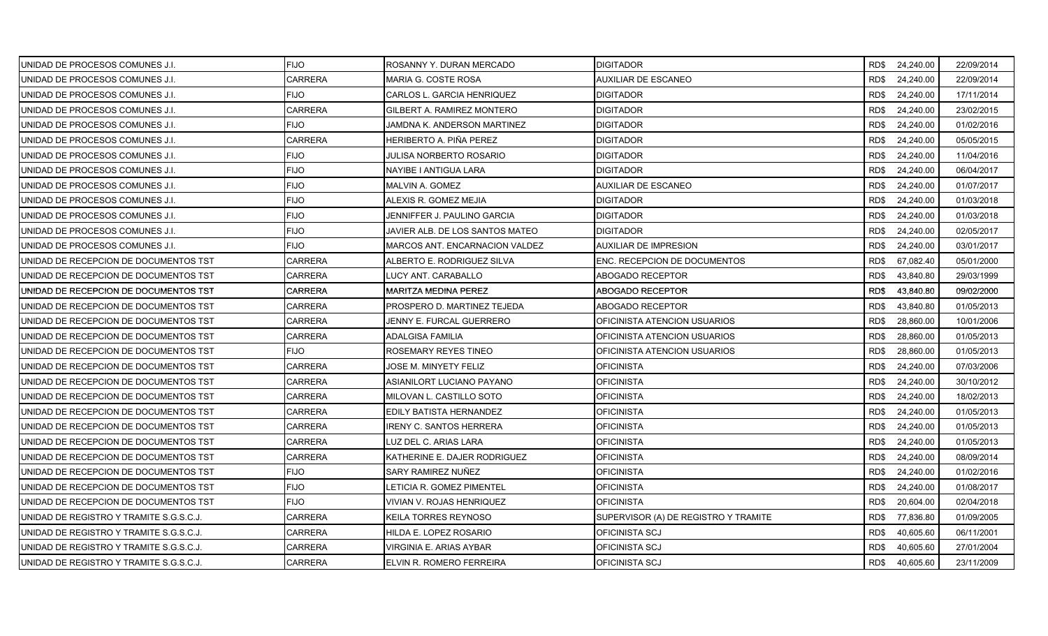| | | | | | |
|---|---|---|---|---|---|
| UNIDAD DE PROCESOS COMUNES J.I. | FIJO | ROSANNY Y. DURAN MERCADO | DIGITADOR | RD$ 24,240.00 | 22/09/2014 |
| UNIDAD DE PROCESOS COMUNES J.I. | CARRERA | MARIA G. COSTE ROSA | AUXILIAR DE ESCANEO | RD$ 24,240.00 | 22/09/2014 |
| UNIDAD DE PROCESOS COMUNES J.I. | FIJO | CARLOS L. GARCIA HENRIQUEZ | DIGITADOR | RD$ 24,240.00 | 17/11/2014 |
| UNIDAD DE PROCESOS COMUNES J.I. | CARRERA | GILBERT A. RAMIREZ MONTERO | DIGITADOR | RD$ 24,240.00 | 23/02/2015 |
| UNIDAD DE PROCESOS COMUNES J.I. | FIJO | JAMDNA K. ANDERSON MARTINEZ | DIGITADOR | RD$ 24,240.00 | 01/02/2016 |
| UNIDAD DE PROCESOS COMUNES J.I. | CARRERA | HERIBERTO A. PIÑA PEREZ | DIGITADOR | RD$ 24,240.00 | 05/05/2015 |
| UNIDAD DE PROCESOS COMUNES J.I. | FIJO | JULISA NORBERTO ROSARIO | DIGITADOR | RD$ 24,240.00 | 11/04/2016 |
| UNIDAD DE PROCESOS COMUNES J.I. | FIJO | NAYIBE I ANTIGUA LARA | DIGITADOR | RD$ 24,240.00 | 06/04/2017 |
| UNIDAD DE PROCESOS COMUNES J.I. | FIJO | MALVIN A. GOMEZ | AUXILIAR DE ESCANEO | RD$ 24,240.00 | 01/07/2017 |
| UNIDAD DE PROCESOS COMUNES J.I. | FIJO | ALEXIS R. GOMEZ MEJIA | DIGITADOR | RD$ 24,240.00 | 01/03/2018 |
| UNIDAD DE PROCESOS COMUNES J.I. | FIJO | JENNIFFER J. PAULINO GARCIA | DIGITADOR | RD$ 24,240.00 | 01/03/2018 |
| UNIDAD DE PROCESOS COMUNES J.I. | FIJO | JAVIER ALB. DE LOS SANTOS MATEO | DIGITADOR | RD$ 24,240.00 | 02/05/2017 |
| UNIDAD DE PROCESOS COMUNES J.I. | FIJO | MARCOS ANT. ENCARNACION VALDEZ | AUXILIAR DE IMPRESION | RD$ 24,240.00 | 03/01/2017 |
| UNIDAD DE RECEPCION DE DOCUMENTOS TST | CARRERA | ALBERTO E. RODRIGUEZ SILVA | ENC. RECEPCION DE DOCUMENTOS | RD$ 67,082.40 | 05/01/2000 |
| UNIDAD DE RECEPCION DE DOCUMENTOS TST | CARRERA | LUCY ANT. CARABALLO | ABOGADO RECEPTOR | RD$ 43,840.80 | 29/03/1999 |
| UNIDAD DE RECEPCION DE DOCUMENTOS TST | CARRERA | MARITZA MEDINA PEREZ | ABOGADO RECEPTOR | RD$ 43,840.80 | 09/02/2000 |
| UNIDAD DE RECEPCION DE DOCUMENTOS TST | CARRERA | PROSPERO D. MARTINEZ TEJEDA | ABOGADO RECEPTOR | RD$ 43,840.80 | 01/05/2013 |
| UNIDAD DE RECEPCION DE DOCUMENTOS TST | CARRERA | JENNY E. FURCAL GUERRERO | OFICINISTA ATENCION USUARIOS | RD$ 28,860.00 | 10/01/2006 |
| UNIDAD DE RECEPCION DE DOCUMENTOS TST | CARRERA | ADALGISA FAMILIA | OFICINISTA ATENCION USUARIOS | RD$ 28,860.00 | 01/05/2013 |
| UNIDAD DE RECEPCION DE DOCUMENTOS TST | FIJO | ROSEMARY REYES TINEO | OFICINISTA ATENCION USUARIOS | RD$ 28,860.00 | 01/05/2013 |
| UNIDAD DE RECEPCION DE DOCUMENTOS TST | CARRERA | JOSE M. MINYETY FELIZ | OFICINISTA | RD$ 24,240.00 | 07/03/2006 |
| UNIDAD DE RECEPCION DE DOCUMENTOS TST | CARRERA | ASIANILORT LUCIANO PAYANO | OFICINISTA | RD$ 24,240.00 | 30/10/2012 |
| UNIDAD DE RECEPCION DE DOCUMENTOS TST | CARRERA | MILOVAN L. CASTILLO SOTO | OFICINISTA | RD$ 24,240.00 | 18/02/2013 |
| UNIDAD DE RECEPCION DE DOCUMENTOS TST | CARRERA | EDILY BATISTA HERNANDEZ | OFICINISTA | RD$ 24,240.00 | 01/05/2013 |
| UNIDAD DE RECEPCION DE DOCUMENTOS TST | CARRERA | IRENY C. SANTOS HERRERA | OFICINISTA | RD$ 24,240.00 | 01/05/2013 |
| UNIDAD DE RECEPCION DE DOCUMENTOS TST | CARRERA | LUZ DEL C. ARIAS LARA | OFICINISTA | RD$ 24,240.00 | 01/05/2013 |
| UNIDAD DE RECEPCION DE DOCUMENTOS TST | CARRERA | KATHERINE E. DAJER RODRIGUEZ | OFICINISTA | RD$ 24,240.00 | 08/09/2014 |
| UNIDAD DE RECEPCION DE DOCUMENTOS TST | FIJO | SARY RAMIREZ NUÑEZ | OFICINISTA | RD$ 24,240.00 | 01/02/2016 |
| UNIDAD DE RECEPCION DE DOCUMENTOS TST | FIJO | LETICIA R. GOMEZ PIMENTEL | OFICINISTA | RD$ 24,240.00 | 01/08/2017 |
| UNIDAD DE RECEPCION DE DOCUMENTOS TST | FIJO | VIVIAN V. ROJAS HENRIQUEZ | OFICINISTA | RD$ 20,604.00 | 02/04/2018 |
| UNIDAD DE REGISTRO Y TRAMITE S.G.S.C.J. | CARRERA | KEILA TORRES REYNOSO | SUPERVISOR (A) DE REGISTRO Y TRAMITE | RD$ 77,836.80 | 01/09/2005 |
| UNIDAD DE REGISTRO Y TRAMITE S.G.S.C.J. | CARRERA | HILDA E. LOPEZ ROSARIO | OFICINISTA SCJ | RD$ 40,605.60 | 06/11/2001 |
| UNIDAD DE REGISTRO Y TRAMITE S.G.S.C.J. | CARRERA | VIRGINIA E. ARIAS AYBAR | OFICINISTA SCJ | RD$ 40,605.60 | 27/01/2004 |
| UNIDAD DE REGISTRO Y TRAMITE S.G.S.C.J. | CARRERA | ELVIN R. ROMERO FERREIRA | OFICINISTA SCJ | RD$ 40,605.60 | 23/11/2009 |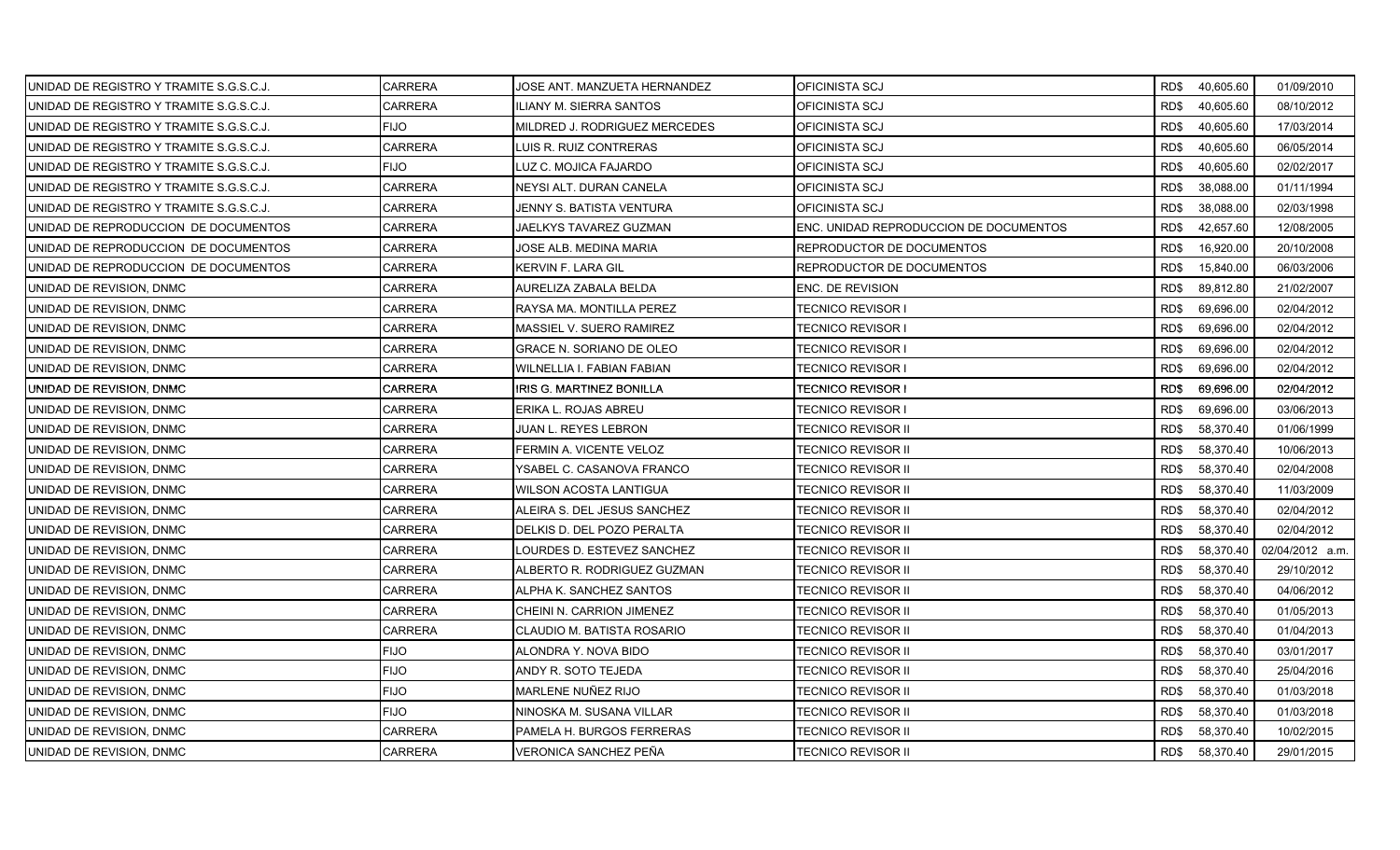| | | | | | | |
|---|---|---|---|---|---|---|
| UNIDAD DE REGISTRO Y TRAMITE S.G.S.C.J. | CARRERA | JOSE ANT. MANZUETA HERNANDEZ | OFICINISTA SCJ | RD$ | 40,605.60 | 01/09/2010 |
| UNIDAD DE REGISTRO Y TRAMITE S.G.S.C.J. | CARRERA | ILIANY M. SIERRA SANTOS | OFICINISTA SCJ | RD$ | 40,605.60 | 08/10/2012 |
| UNIDAD DE REGISTRO Y TRAMITE S.G.S.C.J. | FIJO | MILDRED J. RODRIGUEZ MERCEDES | OFICINISTA SCJ | RD$ | 40,605.60 | 17/03/2014 |
| UNIDAD DE REGISTRO Y TRAMITE S.G.S.C.J. | CARRERA | LUIS R. RUIZ CONTRERAS | OFICINISTA SCJ | RD$ | 40,605.60 | 06/05/2014 |
| UNIDAD DE REGISTRO Y TRAMITE S.G.S.C.J. | FIJO | LUZ C. MOJICA FAJARDO | OFICINISTA SCJ | RD$ | 40,605.60 | 02/02/2017 |
| UNIDAD DE REGISTRO Y TRAMITE S.G.S.C.J. | CARRERA | NEYSI ALT. DURAN CANELA | OFICINISTA SCJ | RD$ | 38,088.00 | 01/11/1994 |
| UNIDAD DE REGISTRO Y TRAMITE S.G.S.C.J. | CARRERA | JENNY S. BATISTA VENTURA | OFICINISTA SCJ | RD$ | 38,088.00 | 02/03/1998 |
| UNIDAD DE REPRODUCCION DE DOCUMENTOS | CARRERA | JAELKYS TAVAREZ GUZMAN | ENC. UNIDAD REPRODUCCION DE DOCUMENTOS | RD$ | 42,657.60 | 12/08/2005 |
| UNIDAD DE REPRODUCCION DE DOCUMENTOS | CARRERA | JOSE ALB. MEDINA MARIA | REPRODUCTOR DE DOCUMENTOS | RD$ | 16,920.00 | 20/10/2008 |
| UNIDAD DE REPRODUCCION DE DOCUMENTOS | CARRERA | KERVIN F. LARA GIL | REPRODUCTOR DE DOCUMENTOS | RD$ | 15,840.00 | 06/03/2006 |
| UNIDAD DE REVISION, DNMC | CARRERA | AURELIZA ZABALA BELDA | ENC. DE REVISION | RD$ | 89,812.80 | 21/02/2007 |
| UNIDAD DE REVISION, DNMC | CARRERA | RAYSA MA. MONTILLA PEREZ | TECNICO REVISOR I | RD$ | 69,696.00 | 02/04/2012 |
| UNIDAD DE REVISION, DNMC | CARRERA | MASSIEL V. SUERO RAMIREZ | TECNICO REVISOR I | RD$ | 69,696.00 | 02/04/2012 |
| UNIDAD DE REVISION, DNMC | CARRERA | GRACE N. SORIANO DE OLEO | TECNICO REVISOR I | RD$ | 69,696.00 | 02/04/2012 |
| UNIDAD DE REVISION, DNMC | CARRERA | WILNELLIA I. FABIAN FABIAN | TECNICO REVISOR I | RD$ | 69,696.00 | 02/04/2012 |
| UNIDAD DE REVISION, DNMC | CARRERA | IRIS G. MARTINEZ BONILLA | TECNICO REVISOR I | RD$ | 69,696.00 | 02/04/2012 |
| UNIDAD DE REVISION, DNMC | CARRERA | ERIKA L. ROJAS ABREU | TECNICO REVISOR I | RD$ | 69,696.00 | 03/06/2013 |
| UNIDAD DE REVISION, DNMC | CARRERA | JUAN L. REYES LEBRON | TECNICO REVISOR II | RD$ | 58,370.40 | 01/06/1999 |
| UNIDAD DE REVISION, DNMC | CARRERA | FERMIN A. VICENTE VELOZ | TECNICO REVISOR II | RD$ | 58,370.40 | 10/06/2013 |
| UNIDAD DE REVISION, DNMC | CARRERA | YSABEL C. CASANOVA FRANCO | TECNICO REVISOR II | RD$ | 58,370.40 | 02/04/2008 |
| UNIDAD DE REVISION, DNMC | CARRERA | WILSON ACOSTA LANTIGUA | TECNICO REVISOR II | RD$ | 58,370.40 | 11/03/2009 |
| UNIDAD DE REVISION, DNMC | CARRERA | ALEIRA S. DEL JESUS SANCHEZ | TECNICO REVISOR II | RD$ | 58,370.40 | 02/04/2012 |
| UNIDAD DE REVISION, DNMC | CARRERA | DELKIS D. DEL POZO PERALTA | TECNICO REVISOR II | RD$ | 58,370.40 | 02/04/2012 |
| UNIDAD DE REVISION, DNMC | CARRERA | LOURDES D. ESTEVEZ SANCHEZ | TECNICO REVISOR II | RD$ | 58,370.40 | 02/04/2012 a.m. |
| UNIDAD DE REVISION, DNMC | CARRERA | ALBERTO R. RODRIGUEZ GUZMAN | TECNICO REVISOR II | RD$ | 58,370.40 | 29/10/2012 |
| UNIDAD DE REVISION, DNMC | CARRERA | ALPHA K. SANCHEZ SANTOS | TECNICO REVISOR II | RD$ | 58,370.40 | 04/06/2012 |
| UNIDAD DE REVISION, DNMC | CARRERA | CHEINI N. CARRION JIMENEZ | TECNICO REVISOR II | RD$ | 58,370.40 | 01/05/2013 |
| UNIDAD DE REVISION, DNMC | CARRERA | CLAUDIO M. BATISTA ROSARIO | TECNICO REVISOR II | RD$ | 58,370.40 | 01/04/2013 |
| UNIDAD DE REVISION, DNMC | FIJO | ALONDRA Y. NOVA BIDO | TECNICO REVISOR II | RD$ | 58,370.40 | 03/01/2017 |
| UNIDAD DE REVISION, DNMC | FIJO | ANDY R. SOTO TEJEDA | TECNICO REVISOR II | RD$ | 58,370.40 | 25/04/2016 |
| UNIDAD DE REVISION, DNMC | FIJO | MARLENE NUÑEZ RIJO | TECNICO REVISOR II | RD$ | 58,370.40 | 01/03/2018 |
| UNIDAD DE REVISION, DNMC | FIJO | NINOSKA M. SUSANA VILLAR | TECNICO REVISOR II | RD$ | 58,370.40 | 01/03/2018 |
| UNIDAD DE REVISION, DNMC | CARRERA | PAMELA H. BURGOS FERRERAS | TECNICO REVISOR II | RD$ | 58,370.40 | 10/02/2015 |
| UNIDAD DE REVISION, DNMC | CARRERA | VERONICA SANCHEZ PEÑA | TECNICO REVISOR II | RD$ | 58,370.40 | 29/01/2015 |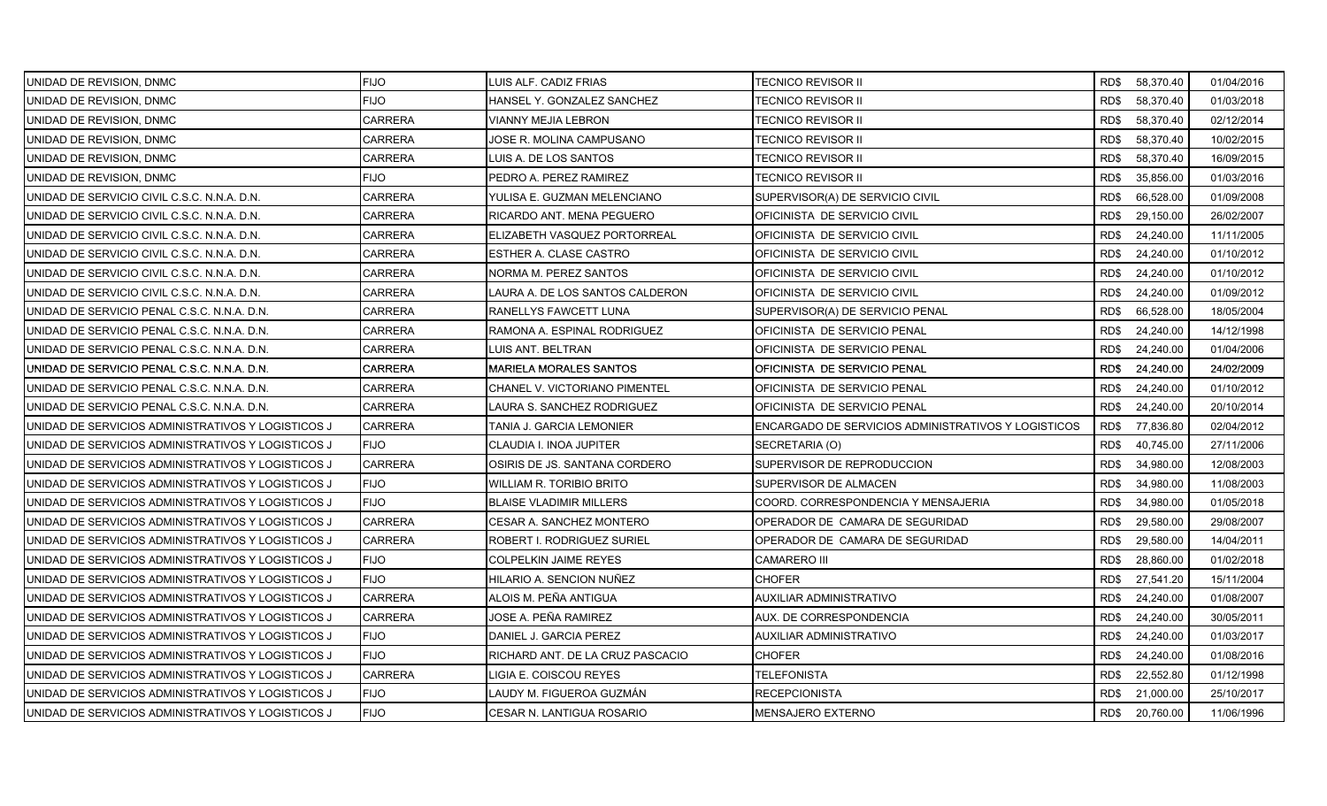| | | | | | | |
|---|---|---|---|---|---|---|
| UNIDAD DE REVISION, DNMC | FIJO | LUIS ALF. CADIZ FRIAS | TECNICO REVISOR II | RD$ | 58,370.40 | 01/04/2016 |
| UNIDAD DE REVISION, DNMC | FIJO | HANSEL Y. GONZALEZ SANCHEZ | TECNICO REVISOR II | RD$ | 58,370.40 | 01/03/2018 |
| UNIDAD DE REVISION, DNMC | CARRERA | VIANNY MEJIA LEBRON | TECNICO REVISOR II | RD$ | 58,370.40 | 02/12/2014 |
| UNIDAD DE REVISION, DNMC | CARRERA | JOSE R. MOLINA CAMPUSANO | TECNICO REVISOR II | RD$ | 58,370.40 | 10/02/2015 |
| UNIDAD DE REVISION, DNMC | CARRERA | LUIS A. DE LOS SANTOS | TECNICO REVISOR II | RD$ | 58,370.40 | 16/09/2015 |
| UNIDAD DE REVISION, DNMC | FIJO | PEDRO A. PEREZ RAMIREZ | TECNICO REVISOR II | RD$ | 35,856.00 | 01/03/2016 |
| UNIDAD DE SERVICIO CIVIL C.S.C. N.N.A. D.N. | CARRERA | YULISA E. GUZMAN MELENCIANO | SUPERVISOR(A) DE SERVICIO CIVIL | RD$ | 66,528.00 | 01/09/2008 |
| UNIDAD DE SERVICIO CIVIL C.S.C. N.N.A. D.N. | CARRERA | RICARDO ANT. MENA PEGUERO | OFICINISTA DE SERVICIO CIVIL | RD$ | 29,150.00 | 26/02/2007 |
| UNIDAD DE SERVICIO CIVIL C.S.C. N.N.A. D.N. | CARRERA | ELIZABETH VASQUEZ PORTORREAL | OFICINISTA DE SERVICIO CIVIL | RD$ | 24,240.00 | 11/11/2005 |
| UNIDAD DE SERVICIO CIVIL C.S.C. N.N.A. D.N. | CARRERA | ESTHER A. CLASE CASTRO | OFICINISTA DE SERVICIO CIVIL | RD$ | 24,240.00 | 01/10/2012 |
| UNIDAD DE SERVICIO CIVIL C.S.C. N.N.A. D.N. | CARRERA | NORMA M. PEREZ SANTOS | OFICINISTA DE SERVICIO CIVIL | RD$ | 24,240.00 | 01/10/2012 |
| UNIDAD DE SERVICIO CIVIL C.S.C. N.N.A. D.N. | CARRERA | LAURA A. DE LOS SANTOS CALDERON | OFICINISTA DE SERVICIO CIVIL | RD$ | 24,240.00 | 01/09/2012 |
| UNIDAD DE SERVICIO PENAL C.S.C. N.N.A. D.N. | CARRERA | RANELLYS FAWCETT LUNA | SUPERVISOR(A) DE SERVICIO PENAL | RD$ | 66,528.00 | 18/05/2004 |
| UNIDAD DE SERVICIO PENAL C.S.C. N.N.A. D.N. | CARRERA | RAMONA A. ESPINAL RODRIGUEZ | OFICINISTA DE SERVICIO PENAL | RD$ | 24,240.00 | 14/12/1998 |
| UNIDAD DE SERVICIO PENAL C.S.C. N.N.A. D.N. | CARRERA | LUIS ANT. BELTRAN | OFICINISTA DE SERVICIO PENAL | RD$ | 24,240.00 | 01/04/2006 |
| UNIDAD DE SERVICIO PENAL C.S.C. N.N.A. D.N. | CARRERA | MARIELA MORALES SANTOS | OFICINISTA DE SERVICIO PENAL | RD$ | 24,240.00 | 24/02/2009 |
| UNIDAD DE SERVICIO PENAL C.S.C. N.N.A. D.N. | CARRERA | CHANEL V. VICTORIANO PIMENTEL | OFICINISTA DE SERVICIO PENAL | RD$ | 24,240.00 | 01/10/2012 |
| UNIDAD DE SERVICIO PENAL C.S.C. N.N.A. D.N. | CARRERA | LAURA S. SANCHEZ RODRIGUEZ | OFICINISTA DE SERVICIO PENAL | RD$ | 24,240.00 | 20/10/2014 |
| UNIDAD DE SERVICIOS ADMINISTRATIVOS Y LOGISTICOS J | CARRERA | TANIA J. GARCIA LEMONIER | ENCARGADO DE SERVICIOS ADMINISTRATIVOS Y LOGISTICOS | RD$ | 77,836.80 | 02/04/2012 |
| UNIDAD DE SERVICIOS ADMINISTRATIVOS Y LOGISTICOS J | FIJO | CLAUDIA I. INOA JUPITER | SECRETARIA (O) | RD$ | 40,745.00 | 27/11/2006 |
| UNIDAD DE SERVICIOS ADMINISTRATIVOS Y LOGISTICOS J | CARRERA | OSIRIS DE JS. SANTANA CORDERO | SUPERVISOR DE REPRODUCCION | RD$ | 34,980.00 | 12/08/2003 |
| UNIDAD DE SERVICIOS ADMINISTRATIVOS Y LOGISTICOS J | FIJO | WILLIAM R. TORIBIO BRITO | SUPERVISOR DE ALMACEN | RD$ | 34,980.00 | 11/08/2003 |
| UNIDAD DE SERVICIOS ADMINISTRATIVOS Y LOGISTICOS J | FIJO | BLAISE VLADIMIR MILLERS | COORD. CORRESPONDENCIA Y MENSAJERIA | RD$ | 34,980.00 | 01/05/2018 |
| UNIDAD DE SERVICIOS ADMINISTRATIVOS Y LOGISTICOS J | CARRERA | CESAR A. SANCHEZ MONTERO | OPERADOR DE CAMARA DE SEGURIDAD | RD$ | 29,580.00 | 29/08/2007 |
| UNIDAD DE SERVICIOS ADMINISTRATIVOS Y LOGISTICOS J | CARRERA | ROBERT I. RODRIGUEZ SURIEL | OPERADOR DE CAMARA DE SEGURIDAD | RD$ | 29,580.00 | 14/04/2011 |
| UNIDAD DE SERVICIOS ADMINISTRATIVOS Y LOGISTICOS J | FIJO | COLPELKIN JAIME REYES | CAMARERO III | RD$ | 28,860.00 | 01/02/2018 |
| UNIDAD DE SERVICIOS ADMINISTRATIVOS Y LOGISTICOS J | FIJO | HILARIO A. SENCION NUÑEZ | CHOFER | RD$ | 27,541.20 | 15/11/2004 |
| UNIDAD DE SERVICIOS ADMINISTRATIVOS Y LOGISTICOS J | CARRERA | ALOIS M. PEÑA ANTIGUA | AUXILIAR ADMINISTRATIVO | RD$ | 24,240.00 | 01/08/2007 |
| UNIDAD DE SERVICIOS ADMINISTRATIVOS Y LOGISTICOS J | CARRERA | JOSE A. PEÑA RAMIREZ | AUX. DE CORRESPONDENCIA | RD$ | 24,240.00 | 30/05/2011 |
| UNIDAD DE SERVICIOS ADMINISTRATIVOS Y LOGISTICOS J | FIJO | DANIEL J. GARCIA PEREZ | AUXILIAR ADMINISTRATIVO | RD$ | 24,240.00 | 01/03/2017 |
| UNIDAD DE SERVICIOS ADMINISTRATIVOS Y LOGISTICOS J | FIJO | RICHARD ANT. DE LA CRUZ PASCACIO | CHOFER | RD$ | 24,240.00 | 01/08/2016 |
| UNIDAD DE SERVICIOS ADMINISTRATIVOS Y LOGISTICOS J | CARRERA | LIGIA E. COISCOU REYES | TELEFONISTA | RD$ | 22,552.80 | 01/12/1998 |
| UNIDAD DE SERVICIOS ADMINISTRATIVOS Y LOGISTICOS J | FIJO | LAUDY M. FIGUEROA GUZMÁN | RECEPCIONISTA | RD$ | 21,000.00 | 25/10/2017 |
| UNIDAD DE SERVICIOS ADMINISTRATIVOS Y LOGISTICOS J | FIJO | CESAR N. LANTIGUA ROSARIO | MENSAJERO EXTERNO | RD$ | 20,760.00 | 11/06/1996 |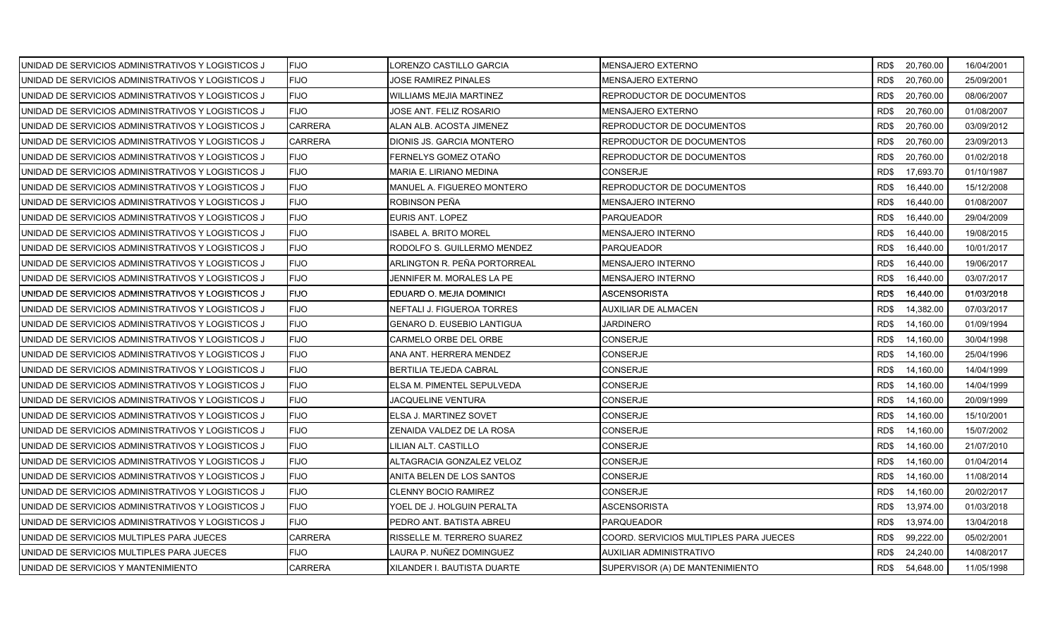| | | | | | | |
|---|---|---|---|---|---|---|
| UNIDAD DE SERVICIOS ADMINISTRATIVOS Y LOGISTICOS J | FIJO | LORENZO CASTILLO GARCIA | MENSAJERO EXTERNO | RD$ | 20,760.00 | 16/04/2001 |
| UNIDAD DE SERVICIOS ADMINISTRATIVOS Y LOGISTICOS J | FIJO | JOSE RAMIREZ PINALES | MENSAJERO EXTERNO | RD$ | 20,760.00 | 25/09/2001 |
| UNIDAD DE SERVICIOS ADMINISTRATIVOS Y LOGISTICOS J | FIJO | WILLIAMS MEJIA MARTINEZ | REPRODUCTOR DE DOCUMENTOS | RD$ | 20,760.00 | 08/06/2007 |
| UNIDAD DE SERVICIOS ADMINISTRATIVOS Y LOGISTICOS J | FIJO | JOSE ANT. FELIZ ROSARIO | MENSAJERO EXTERNO | RD$ | 20,760.00 | 01/08/2007 |
| UNIDAD DE SERVICIOS ADMINISTRATIVOS Y LOGISTICOS J | CARRERA | ALAN ALB. ACOSTA JIMENEZ | REPRODUCTOR DE DOCUMENTOS | RD$ | 20,760.00 | 03/09/2012 |
| UNIDAD DE SERVICIOS ADMINISTRATIVOS Y LOGISTICOS J | CARRERA | DIONIS JS. GARCIA MONTERO | REPRODUCTOR DE DOCUMENTOS | RD$ | 20,760.00 | 23/09/2013 |
| UNIDAD DE SERVICIOS ADMINISTRATIVOS Y LOGISTICOS J | FIJO | FERNELYS GOMEZ OTAÑO | REPRODUCTOR DE DOCUMENTOS | RD$ | 20,760.00 | 01/02/2018 |
| UNIDAD DE SERVICIOS ADMINISTRATIVOS Y LOGISTICOS J | FIJO | MARIA E. LIRIANO MEDINA | CONSERJE | RD$ | 17,693.70 | 01/10/1987 |
| UNIDAD DE SERVICIOS ADMINISTRATIVOS Y LOGISTICOS J | FIJO | MANUEL A. FIGUEREO MONTERO | REPRODUCTOR DE DOCUMENTOS | RD$ | 16,440.00 | 15/12/2008 |
| UNIDAD DE SERVICIOS ADMINISTRATIVOS Y LOGISTICOS J | FIJO | ROBINSON PEÑA | MENSAJERO INTERNO | RD$ | 16,440.00 | 01/08/2007 |
| UNIDAD DE SERVICIOS ADMINISTRATIVOS Y LOGISTICOS J | FIJO | EURIS ANT. LOPEZ | PARQUEADOR | RD$ | 16,440.00 | 29/04/2009 |
| UNIDAD DE SERVICIOS ADMINISTRATIVOS Y LOGISTICOS J | FIJO | ISABEL A. BRITO MOREL | MENSAJERO INTERNO | RD$ | 16,440.00 | 19/08/2015 |
| UNIDAD DE SERVICIOS ADMINISTRATIVOS Y LOGISTICOS J | FIJO | RODOLFO S. GUILLERMO MENDEZ | PARQUEADOR | RD$ | 16,440.00 | 10/01/2017 |
| UNIDAD DE SERVICIOS ADMINISTRATIVOS Y LOGISTICOS J | FIJO | ARLINGTON R. PEÑA PORTORREAL | MENSAJERO INTERNO | RD$ | 16,440.00 | 19/06/2017 |
| UNIDAD DE SERVICIOS ADMINISTRATIVOS Y LOGISTICOS J | FIJO | JENNIFER M. MORALES LA PE | MENSAJERO INTERNO | RD$ | 16,440.00 | 03/07/2017 |
| UNIDAD DE SERVICIOS ADMINISTRATIVOS Y LOGISTICOS J | FIJO | EDUARD O. MEJIA DOMINICI | ASCENSORISTA | RD$ | 16,440.00 | 01/03/2018 |
| UNIDAD DE SERVICIOS ADMINISTRATIVOS Y LOGISTICOS J | FIJO | NEFTALI J. FIGUEROA TORRES | AUXILIAR DE ALMACEN | RD$ | 14,382.00 | 07/03/2017 |
| UNIDAD DE SERVICIOS ADMINISTRATIVOS Y LOGISTICOS J | FIJO | GENARO D. EUSEBIO LANTIGUA | JARDINERO | RD$ | 14,160.00 | 01/09/1994 |
| UNIDAD DE SERVICIOS ADMINISTRATIVOS Y LOGISTICOS J | FIJO | CARMELO ORBE DEL ORBE | CONSERJE | RD$ | 14,160.00 | 30/04/1998 |
| UNIDAD DE SERVICIOS ADMINISTRATIVOS Y LOGISTICOS J | FIJO | ANA ANT. HERRERA MENDEZ | CONSERJE | RD$ | 14,160.00 | 25/04/1996 |
| UNIDAD DE SERVICIOS ADMINISTRATIVOS Y LOGISTICOS J | FIJO | BERTILIA TEJEDA CABRAL | CONSERJE | RD$ | 14,160.00 | 14/04/1999 |
| UNIDAD DE SERVICIOS ADMINISTRATIVOS Y LOGISTICOS J | FIJO | ELSA M. PIMENTEL SEPULVEDA | CONSERJE | RD$ | 14,160.00 | 14/04/1999 |
| UNIDAD DE SERVICIOS ADMINISTRATIVOS Y LOGISTICOS J | FIJO | JACQUELINE VENTURA | CONSERJE | RD$ | 14,160.00 | 20/09/1999 |
| UNIDAD DE SERVICIOS ADMINISTRATIVOS Y LOGISTICOS J | FIJO | ELSA J. MARTINEZ SOVET | CONSERJE | RD$ | 14,160.00 | 15/10/2001 |
| UNIDAD DE SERVICIOS ADMINISTRATIVOS Y LOGISTICOS J | FIJO | ZENAIDA VALDEZ DE LA ROSA | CONSERJE | RD$ | 14,160.00 | 15/07/2002 |
| UNIDAD DE SERVICIOS ADMINISTRATIVOS Y LOGISTICOS J | FIJO | LILIAN ALT. CASTILLO | CONSERJE | RD$ | 14,160.00 | 21/07/2010 |
| UNIDAD DE SERVICIOS ADMINISTRATIVOS Y LOGISTICOS J | FIJO | ALTAGRACIA GONZALEZ VELOZ | CONSERJE | RD$ | 14,160.00 | 01/04/2014 |
| UNIDAD DE SERVICIOS ADMINISTRATIVOS Y LOGISTICOS J | FIJO | ANITA BELEN DE LOS SANTOS | CONSERJE | RD$ | 14,160.00 | 11/08/2014 |
| UNIDAD DE SERVICIOS ADMINISTRATIVOS Y LOGISTICOS J | FIJO | CLENNY BOCIO RAMIREZ | CONSERJE | RD$ | 14,160.00 | 20/02/2017 |
| UNIDAD DE SERVICIOS ADMINISTRATIVOS Y LOGISTICOS J | FIJO | YOEL DE J. HOLGUIN PERALTA | ASCENSORISTA | RD$ | 13,974.00 | 01/03/2018 |
| UNIDAD DE SERVICIOS ADMINISTRATIVOS Y LOGISTICOS J | FIJO | PEDRO ANT. BATISTA ABREU | PARQUEADOR | RD$ | 13,974.00 | 13/04/2018 |
| UNIDAD DE SERVICIOS MULTIPLES PARA JUECES | CARRERA | RISSELLE M. TERRERO SUAREZ | COORD. SERVICIOS MULTIPLES PARA JUECES | RD$ | 99,222.00 | 05/02/2001 |
| UNIDAD DE SERVICIOS MULTIPLES PARA JUECES | FIJO | LAURA P. NUÑEZ DOMINGUEZ | AUXILIAR ADMINISTRATIVO | RD$ | 24,240.00 | 14/08/2017 |
| UNIDAD DE SERVICIOS Y MANTENIMIENTO | CARRERA | XILANDER I. BAUTISTA DUARTE | SUPERVISOR (A) DE MANTENIMIENTO | RD$ | 54,648.00 | 11/05/1998 |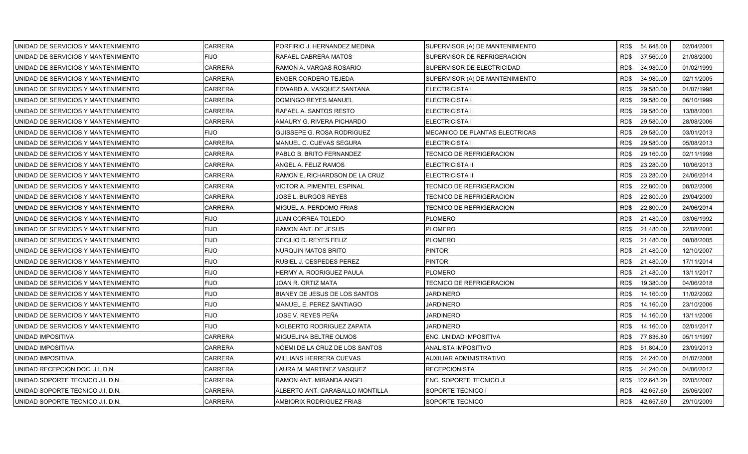| | | | | | |
|---|---|---|---|---|---|
| UNIDAD DE SERVICIOS Y MANTENIMIENTO | CARRERA | PORFIRIO J. HERNANDEZ MEDINA | SUPERVISOR (A) DE MANTENIMIENTO | RD$ 54,648.00 | 02/04/2001 |
| UNIDAD DE SERVICIOS Y MANTENIMIENTO | FIJO | RAFAEL CABRERA MATOS | SUPERVISOR DE REFRIGERACION | RD$ 37,560.00 | 21/08/2000 |
| UNIDAD DE SERVICIOS Y MANTENIMIENTO | CARRERA | RAMON A. VARGAS ROSARIO | SUPERVISOR DE ELECTRICIDAD | RD$ 34,980.00 | 01/02/1999 |
| UNIDAD DE SERVICIOS Y MANTENIMIENTO | CARRERA | ENGER CORDERO TEJEDA | SUPERVISOR (A) DE MANTENIMIENTO | RD$ 34,980.00 | 02/11/2005 |
| UNIDAD DE SERVICIOS Y MANTENIMIENTO | CARRERA | EDWARD A. VASQUEZ SANTANA | ELECTRICISTA I | RD$ 29,580.00 | 01/07/1998 |
| UNIDAD DE SERVICIOS Y MANTENIMIENTO | CARRERA | DOMINGO REYES MANUEL | ELECTRICISTA I | RD$ 29,580.00 | 06/10/1999 |
| UNIDAD DE SERVICIOS Y MANTENIMIENTO | CARRERA | RAFAEL A. SANTOS RESTO | ELECTRICISTA I | RD$ 29,580.00 | 13/08/2001 |
| UNIDAD DE SERVICIOS Y MANTENIMIENTO | CARRERA | AMAURY G. RIVERA PICHARDO | ELECTRICISTA I | RD$ 29,580.00 | 28/08/2006 |
| UNIDAD DE SERVICIOS Y MANTENIMIENTO | FIJO | GUISSEPE G. ROSA RODRIGUEZ | MECANICO DE PLANTAS ELECTRICAS | RD$ 29,580.00 | 03/01/2013 |
| UNIDAD DE SERVICIOS Y MANTENIMIENTO | CARRERA | MANUEL C. CUEVAS SEGURA | ELECTRICISTA I | RD$ 29,580.00 | 05/08/2013 |
| UNIDAD DE SERVICIOS Y MANTENIMIENTO | CARRERA | PABLO B. BRITO FERNANDEZ | TECNICO DE REFRIGERACION | RD$ 29,160.00 | 02/11/1998 |
| UNIDAD DE SERVICIOS Y MANTENIMIENTO | CARRERA | ANGEL A. FELIZ RAMOS | ELECTRICISTA II | RD$ 23,280.00 | 10/06/2013 |
| UNIDAD DE SERVICIOS Y MANTENIMIENTO | CARRERA | RAMON E. RICHARDSON DE LA CRUZ | ELECTRICISTA II | RD$ 23,280.00 | 24/06/2014 |
| UNIDAD DE SERVICIOS Y MANTENIMIENTO | CARRERA | VICTOR A. PIMENTEL ESPINAL | TECNICO DE REFRIGERACION | RD$ 22,800.00 | 08/02/2006 |
| UNIDAD DE SERVICIOS Y MANTENIMIENTO | CARRERA | JOSE L. BURGOS REYES | TECNICO DE REFRIGERACION | RD$ 22,800.00 | 29/04/2009 |
| UNIDAD DE SERVICIOS Y MANTENIMIENTO | CARRERA | MIGUEL A. PERDOMO FRIAS | TECNICO DE REFRIGERACION | RD$ 22,800.00 | 24/06/2014 |
| UNIDAD DE SERVICIOS Y MANTENIMIENTO | FIJO | JUAN CORREA TOLEDO | PLOMERO | RD$ 21,480.00 | 03/06/1992 |
| UNIDAD DE SERVICIOS Y MANTENIMIENTO | FIJO | RAMON ANT. DE JESUS | PLOMERO | RD$ 21,480.00 | 22/08/2000 |
| UNIDAD DE SERVICIOS Y MANTENIMIENTO | FIJO | CECILIO D. REYES FELIZ | PLOMERO | RD$ 21,480.00 | 08/08/2005 |
| UNIDAD DE SERVICIOS Y MANTENIMIENTO | FIJO | NURQUIN MATOS BRITO | PINTOR | RD$ 21,480.00 | 12/10/2007 |
| UNIDAD DE SERVICIOS Y MANTENIMIENTO | FIJO | RUBIEL J. CESPEDES PEREZ | PINTOR | RD$ 21,480.00 | 17/11/2014 |
| UNIDAD DE SERVICIOS Y MANTENIMIENTO | FIJO | HERMY A. RODRIGUEZ PAULA | PLOMERO | RD$ 21,480.00 | 13/11/2017 |
| UNIDAD DE SERVICIOS Y MANTENIMIENTO | FIJO | JOAN R. ORTIZ MATA | TECNICO DE REFRIGERACION | RD$ 19,380.00 | 04/06/2018 |
| UNIDAD DE SERVICIOS Y MANTENIMIENTO | FIJO | BIANEY DE JESUS DE LOS SANTOS | JARDINERO | RD$ 14,160.00 | 11/02/2002 |
| UNIDAD DE SERVICIOS Y MANTENIMIENTO | FIJO | MANUEL E. PEREZ SANTIAGO | JARDINERO | RD$ 14,160.00 | 23/10/2006 |
| UNIDAD DE SERVICIOS Y MANTENIMIENTO | FIJO | JOSE V. REYES PEÑA | JARDINERO | RD$ 14,160.00 | 13/11/2006 |
| UNIDAD DE SERVICIOS Y MANTENIMIENTO | FIJO | NOLBERTO RODRIGUEZ ZAPATA | JARDINERO | RD$ 14,160.00 | 02/01/2017 |
| UNIDAD IMPOSITIVA | CARRERA | MIGUELINA BELTRE OLMOS | ENC. UNIDAD IMPOSITIVA | RD$ 77,836.80 | 05/11/1997 |
| UNIDAD IMPOSITIVA | CARRERA | NOEMI DE LA CRUZ DE LOS SANTOS | ANALISTA IMPOSITIVO | RD$ 51,804.00 | 23/09/2013 |
| UNIDAD IMPOSITIVA | CARRERA | WILLIANS HERRERA CUEVAS | AUXILIAR ADMINISTRATIVO | RD$ 24,240.00 | 01/07/2008 |
| UNIDAD RECEPCION DOC. J.I. D.N. | CARRERA | LAURA M. MARTINEZ VASQUEZ | RECEPCIONISTA | RD$ 24,240.00 | 04/06/2012 |
| UNIDAD SOPORTE TECNICO J.I. D.N. | CARRERA | RAMON ANT. MIRANDA ANGEL | ENC. SOPORTE TECNICO JI | RD$ 102,643.20 | 02/05/2007 |
| UNIDAD SOPORTE TECNICO J.I. D.N. | CARRERA | ALBERTO ANT. CARABALLO MONTILLA | SOPORTE TECNICO I | RD$ 42,657.60 | 25/06/2007 |
| UNIDAD SOPORTE TECNICO J.I. D.N. | CARRERA | AMBIORIX RODRIGUEZ FRIAS | SOPORTE TECNICO | RD$ 42,657.60 | 29/10/2009 |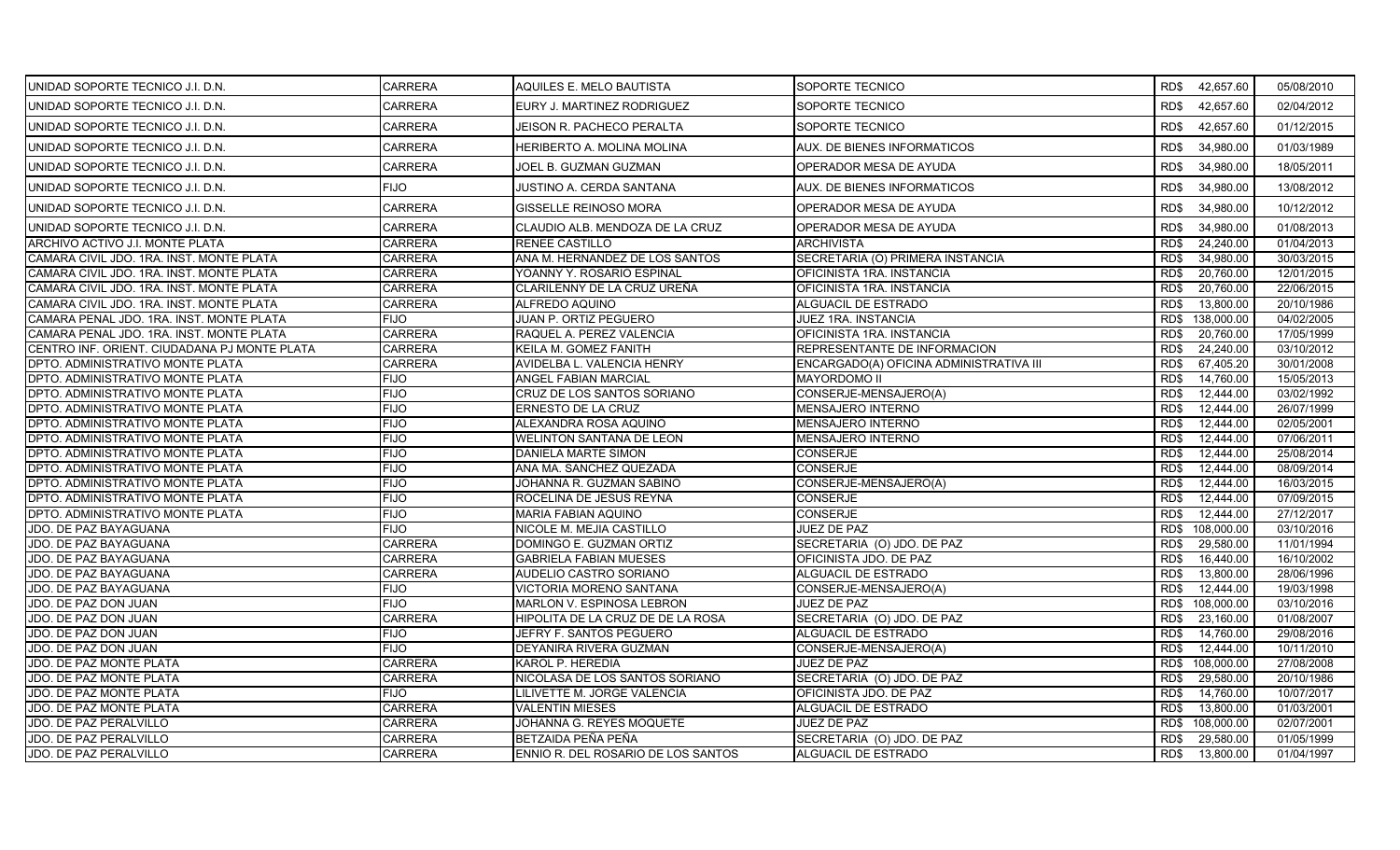| | | | | | |
|---|---|---|---|---|---|
| UNIDAD SOPORTE TECNICO J.I. D.N. | CARRERA | AQUILES E. MELO BAUTISTA | SOPORTE TECNICO | RD$ 42,657.60 | 05/08/2010 |
| UNIDAD SOPORTE TECNICO J.I. D.N. | CARRERA | EURY J. MARTINEZ RODRIGUEZ | SOPORTE TECNICO | RD$ 42,657.60 | 02/04/2012 |
| UNIDAD SOPORTE TECNICO J.I. D.N. | CARRERA | JEISON R. PACHECO PERALTA | SOPORTE TECNICO | RD$ 42,657.60 | 01/12/2015 |
| UNIDAD SOPORTE TECNICO J.I. D.N. | CARRERA | HERIBERTO A. MOLINA MOLINA | AUX. DE BIENES INFORMATICOS | RD$ 34,980.00 | 01/03/1989 |
| UNIDAD SOPORTE TECNICO J.I. D.N. | CARRERA | JOEL B. GUZMAN GUZMAN | OPERADOR MESA DE AYUDA | RD$ 34,980.00 | 18/05/2011 |
| UNIDAD SOPORTE TECNICO J.I. D.N. | FIJO | JUSTINO A. CERDA SANTANA | AUX. DE BIENES INFORMATICOS | RD$ 34,980.00 | 13/08/2012 |
| UNIDAD SOPORTE TECNICO J.I. D.N. | CARRERA | GISSELLE REINOSO MORA | OPERADOR MESA DE AYUDA | RD$ 34,980.00 | 10/12/2012 |
| UNIDAD SOPORTE TECNICO J.I. D.N. | CARRERA | CLAUDIO ALB. MENDOZA DE LA CRUZ | OPERADOR MESA DE AYUDA | RD$ 34,980.00 | 01/08/2013 |
| ARCHIVO ACTIVO J.I. MONTE PLATA | CARRERA | RENEE CASTILLO | ARCHIVISTA | RD$ 24,240.00 | 01/04/2013 |
| CAMARA CIVIL JDO. 1RA. INST. MONTE PLATA | CARRERA | ANA M. HERNANDEZ DE LOS SANTOS | SECRETARIA (O) PRIMERA INSTANCIA | RD$ 34,980.00 | 30/03/2015 |
| CAMARA CIVIL JDO. 1RA. INST. MONTE PLATA | CARRERA | YOANNY Y. ROSARIO ESPINAL | OFICINISTA 1RA. INSTANCIA | RD$ 20,760.00 | 12/01/2015 |
| CAMARA CIVIL JDO. 1RA. INST. MONTE PLATA | CARRERA | CLARILENNY DE LA CRUZ UREÑA | OFICINISTA 1RA. INSTANCIA | RD$ 20,760.00 | 22/06/2015 |
| CAMARA CIVIL JDO. 1RA. INST. MONTE PLATA | CARRERA | ALFREDO AQUINO | ALGUACIL DE ESTRADO | RD$ 13,800.00 | 20/10/1986 |
| CAMARA PENAL JDO. 1RA. INST. MONTE PLATA | FIJO | JUAN P. ORTIZ PEGUERO | JUEZ 1RA. INSTANCIA | RD$ 138,000.00 | 04/02/2005 |
| CAMARA PENAL JDO. 1RA. INST. MONTE PLATA | CARRERA | RAQUEL A. PEREZ VALENCIA | OFICINISTA 1RA. INSTANCIA | RD$ 20,760.00 | 17/05/1999 |
| CENTRO INF. ORIENT. CIUDADANA PJ MONTE PLATA | CARRERA | KEILA M. GOMEZ FANITH | REPRESENTANTE DE INFORMACION | RD$ 24,240.00 | 03/10/2012 |
| DPTO. ADMINISTRATIVO MONTE PLATA | CARRERA | AVIDELBA L. VALENCIA HENRY | ENCARGADO(A) OFICINA ADMINISTRATIVA III | RD$ 67,405.20 | 30/01/2008 |
| DPTO. ADMINISTRATIVO MONTE PLATA | FIJO | ANGEL FABIAN MARCIAL | MAYORDOMO II | RD$ 14,760.00 | 15/05/2013 |
| DPTO. ADMINISTRATIVO MONTE PLATA | FIJO | CRUZ DE LOS SANTOS SORIANO | CONSERJE-MENSAJERO(A) | RD$ 12,444.00 | 03/02/1992 |
| DPTO. ADMINISTRATIVO MONTE PLATA | FIJO | ERNESTO DE LA CRUZ | MENSAJERO INTERNO | RD$ 12,444.00 | 26/07/1999 |
| DPTO. ADMINISTRATIVO MONTE PLATA | FIJO | ALEXANDRA ROSA AQUINO | MENSAJERO INTERNO | RD$ 12,444.00 | 02/05/2001 |
| DPTO. ADMINISTRATIVO MONTE PLATA | FIJO | WELINTON SANTANA DE LEON | MENSAJERO INTERNO | RD$ 12,444.00 | 07/06/2011 |
| DPTO. ADMINISTRATIVO MONTE PLATA | FIJO | DANIELA MARTE SIMON | CONSERJE | RD$ 12,444.00 | 25/08/2014 |
| DPTO. ADMINISTRATIVO MONTE PLATA | FIJO | ANA MA. SANCHEZ QUEZADA | CONSERJE | RD$ 12,444.00 | 08/09/2014 |
| DPTO. ADMINISTRATIVO MONTE PLATA | FIJO | JOHANNA R. GUZMAN SABINO | CONSERJE-MENSAJERO(A) | RD$ 12,444.00 | 16/03/2015 |
| DPTO. ADMINISTRATIVO MONTE PLATA | FIJO | ROCELINA DE JESUS REYNA | CONSERJE | RD$ 12,444.00 | 07/09/2015 |
| DPTO. ADMINISTRATIVO MONTE PLATA | FIJO | MARIA FABIAN AQUINO | CONSERJE | RD$ 12,444.00 | 27/12/2017 |
| JDO. DE PAZ BAYAGUANA | FIJO | NICOLE M. MEJIA CASTILLO | JUEZ DE PAZ | RD$ 108,000.00 | 03/10/2016 |
| JDO. DE PAZ BAYAGUANA | CARRERA | DOMINGO E. GUZMAN ORTIZ | SECRETARIA (O) JDO. DE PAZ | RD$ 29,580.00 | 11/01/1994 |
| JDO. DE PAZ BAYAGUANA | CARRERA | GABRIELA FABIAN MUESES | OFICINISTA JDO. DE PAZ | RD$ 16,440.00 | 16/10/2002 |
| JDO. DE PAZ BAYAGUANA | CARRERA | AUDELIO CASTRO SORIANO | ALGUACIL DE ESTRADO | RD$ 13,800.00 | 28/06/1996 |
| JDO. DE PAZ BAYAGUANA | FIJO | VICTORIA MORENO SANTANA | CONSERJE-MENSAJERO(A) | RD$ 12,444.00 | 19/03/1998 |
| JDO. DE PAZ DON JUAN | FIJO | MARLON V. ESPINOSA LEBRON | JUEZ DE PAZ | RD$ 108,000.00 | 03/10/2016 |
| JDO. DE PAZ DON JUAN | CARRERA | HIPOLITA DE LA CRUZ DE LA ROSA | SECRETARIA (O) JDO. DE PAZ | RD$ 23,160.00 | 01/08/2007 |
| JDO. DE PAZ DON JUAN | FIJO | JEFRY F. SANTOS PEGUERO | ALGUACIL DE ESTRADO | RD$ 14,760.00 | 29/08/2016 |
| JDO. DE PAZ DON JUAN | FIJO | DEYANIRA RIVERA GUZMAN | CONSERJE-MENSAJERO(A) | RD$ 12,444.00 | 10/11/2010 |
| JDO. DE PAZ MONTE PLATA | CARRERA | KAROL P. HEREDIA | JUEZ DE PAZ | RD$ 108,000.00 | 27/08/2008 |
| JDO. DE PAZ MONTE PLATA | CARRERA | NICOLASA DE LOS SANTOS SORIANO | SECRETARIA (O) JDO. DE PAZ | RD$ 29,580.00 | 20/10/1986 |
| JDO. DE PAZ MONTE PLATA | FIJO | LILIVETTE M. JORGE VALENCIA | OFICINISTA JDO. DE PAZ | RD$ 14,760.00 | 10/07/2017 |
| JDO. DE PAZ MONTE PLATA | CARRERA | VALENTIN MIESES | ALGUACIL DE ESTRADO | RD$ 13,800.00 | 01/03/2001 |
| JDO. DE PAZ PERALVILLO | CARRERA | JOHANNA G. REYES MOQUETE | JUEZ DE PAZ | RD$ 108,000.00 | 02/07/2001 |
| JDO. DE PAZ PERALVILLO | CARRERA | BETZAIDA PEÑA PEÑA | SECRETARIA (O) JDO. DE PAZ | RD$ 29,580.00 | 01/05/1999 |
| JDO. DE PAZ PERALVILLO | CARRERA | ENNIO R. DEL ROSARIO DE LOS SANTOS | ALGUACIL DE ESTRADO | RD$ 13,800.00 | 01/04/1997 |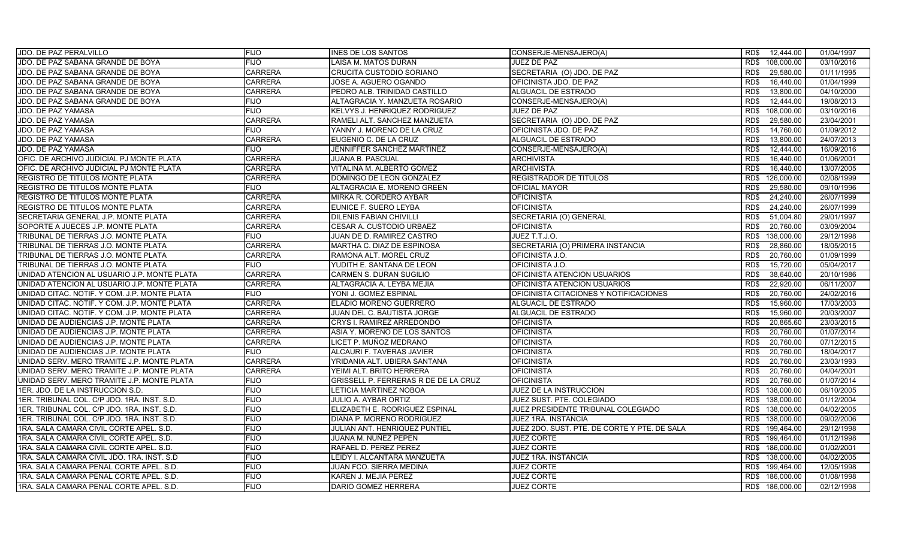| | | | | | |
|---|---|---|---|---|---|
| JDO. DE PAZ PERALVILLO | FIJO | INES DE LOS SANTOS | CONSERJE-MENSAJERO(A) | RD$ 12,444.00 | 01/04/1997 |
| JDO. DE PAZ SABANA GRANDE DE BOYA | FIJO | LAISA M. MATOS DURAN | JUEZ DE PAZ | RD$ 108,000.00 | 03/10/2016 |
| JDO. DE PAZ SABANA GRANDE DE BOYA | CARRERA | CRUCITA CUSTODIO SORIANO | SECRETARIA (O) JDO. DE PAZ | RD$ 29,580.00 | 01/11/1995 |
| JDO. DE PAZ SABANA GRANDE DE BOYA | CARRERA | JOSE A. AGUERO OGANDO | OFICINISTA JDO. DE PAZ | RD$ 16,440.00 | 01/04/1999 |
| JDO. DE PAZ SABANA GRANDE DE BOYA | CARRERA | PEDRO ALB. TRINIDAD CASTILLO | ALGUACIL DE ESTRADO | RD$ 13,800.00 | 04/10/2000 |
| JDO. DE PAZ SABANA GRANDE DE BOYA | FIJO | ALTAGRACIA Y. MANZUETA ROSARIO | CONSERJE-MENSAJERO(A) | RD$ 12,444.00 | 19/08/2013 |
| JDO. DE PAZ YAMASA | FIJO | KELVYS J. HENRIQUEZ RODRIGUEZ | JUEZ DE PAZ | RD$ 108,000.00 | 03/10/2016 |
| JDO. DE PAZ YAMASA | CARRERA | RAMELI ALT. SANCHEZ MANZUETA | SECRETARIA (O) JDO. DE PAZ | RD$ 29,580.00 | 23/04/2001 |
| JDO. DE PAZ YAMASA | FIJO | YANNY J. MORENO DE LA CRUZ | OFICINISTA JDO. DE PAZ | RD$ 14,760.00 | 01/09/2012 |
| JDO. DE PAZ YAMASA | CARRERA | EUGENIO C. DE LA CRUZ | ALGUACIL DE ESTRADO | RD$ 13,800.00 | 24/07/2013 |
| JDO. DE PAZ YAMASA | FIJO | JENNIFFER SANCHEZ MARTINEZ | CONSERJE-MENSAJERO(A) | RD$ 12,444.00 | 16/09/2016 |
| OFIC. DE ARCHIVO JUDICIAL PJ MONTE PLATA | CARRERA | JUANA B. PASCUAL | ARCHIVISTA | RD$ 16,440.00 | 01/06/2001 |
| OFIC. DE ARCHIVO JUDICIAL PJ MONTE PLATA | CARRERA | VITALINA M. ALBERTO GOMEZ | ARCHIVISTA | RD$ 16,440.00 | 13/07/2005 |
| REGISTRO DE TITULOS MONTE PLATA | CARRERA | DOMINGO DE LEON GONZALEZ | REGISTRADOR DE TITULOS | RD$ 126,000.00 | 02/08/1999 |
| REGISTRO DE TITULOS MONTE PLATA | FIJO | ALTAGRACIA E. MORENO GREEN | OFICIAL MAYOR | RD$ 29,580.00 | 09/10/1996 |
| REGISTRO DE TITULOS MONTE PLATA | CARRERA | MIRKA R. CORDERO AYBAR | OFICINISTA | RD$ 24,240.00 | 26/07/1999 |
| REGISTRO DE TITULOS MONTE PLATA | CARRERA | EUNICE F. SUERO LEYBA | OFICINISTA | RD$ 24,240.00 | 26/07/1999 |
| SECRETARIA GENERAL J.P. MONTE PLATA | CARRERA | DILENIS FABIAN CHIVILLI | SECRETARIA (O) GENERAL | RD$ 51,004.80 | 29/01/1997 |
| SOPORTE A JUECES J.P. MONTE PLATA | CARRERA | CESAR A. CUSTODIO URBAEZ | OFICINISTA | RD$ 20,760.00 | 03/09/2004 |
| TRIBUNAL DE TIERRAS J.O. MONTE PLATA | FIJO | JUAN DE D. RAMIREZ CASTRO | JUEZ T.T.J.O. | RD$ 138,000.00 | 29/12/1998 |
| TRIBUNAL DE TIERRAS J.O. MONTE PLATA | CARRERA | MARTHA C. DIAZ DE ESPINOSA | SECRETARIA (O) PRIMERA INSTANCIA | RD$ 28,860.00 | 18/05/2015 |
| TRIBUNAL DE TIERRAS J.O. MONTE PLATA | CARRERA | RAMONA ALT. MOREL CRUZ | OFICINISTA J.O. | RD$ 20,760.00 | 01/09/1999 |
| TRIBUNAL DE TIERRAS J.O. MONTE PLATA | FIJO | YUDITH E. SANTANA DE LEON | OFICINISTA J.O. | RD$ 15,720.00 | 05/04/2017 |
| UNIDAD ATENCION AL USUARIO J.P. MONTE PLATA | CARRERA | CARMEN S. DURAN SUGILIO | OFICINISTA ATENCION USUARIOS | RD$ 38,640.00 | 20/10/1986 |
| UNIDAD ATENCION AL USUARIO J.P. MONTE PLATA | CARRERA | ALTAGRACIA A. LEYBA MEJIA | OFICINISTA ATENCION USUARIOS | RD$ 22,920.00 | 06/11/2007 |
| UNIDAD CITAC. NOTIF. Y COM. J.P. MONTE PLATA | FIJO | YONI J. GOMEZ ESPINAL | OFICINISTA CITACIONES Y NOTIFICACIONES | RD$ 20,760.00 | 24/02/2016 |
| UNIDAD CITAC. NOTIF. Y COM. J.P. MONTE PLATA | CARRERA | ELADIO MORENO GUERRERO | ALGUACIL DE ESTRADO | RD$ 15,960.00 | 17/03/2003 |
| UNIDAD CITAC. NOTIF. Y COM. J.P. MONTE PLATA | CARRERA | JUAN DEL C. BAUTISTA JORGE | ALGUACIL DE ESTRADO | RD$ 15,960.00 | 20/03/2007 |
| UNIDAD DE AUDIENCIAS J.P. MONTE PLATA | CARRERA | CRYS I. RAMIREZ ARREDONDO | OFICINISTA | RD$ 20,865.60 | 23/03/2015 |
| UNIDAD DE AUDIENCIAS J.P. MONTE PLATA | CARRERA | ASIA Y. MORENO DE LOS SANTOS | OFICINISTA | RD$ 20,760.00 | 01/07/2014 |
| UNIDAD DE AUDIENCIAS J.P. MONTE PLATA | CARRERA | LICET P. MUÑOZ MEDRANO | OFICINISTA | RD$ 20,760.00 | 07/12/2015 |
| UNIDAD DE AUDIENCIAS J.P. MONTE PLATA | FIJO | ALCAURI F. TAVERAS JAVIER | OFICINISTA | RD$ 20,760.00 | 18/04/2017 |
| UNIDAD SERV. MERO TRAMITE J.P. MONTE PLATA | CARRERA | YRIDANIA ALT. UBIERA SANTANA | OFICINISTA | RD$ 20,760.00 | 23/03/1993 |
| UNIDAD SERV. MERO TRAMITE J.P. MONTE PLATA | CARRERA | YEIMI ALT. BRITO HERRERA | OFICINISTA | RD$ 20,760.00 | 04/04/2001 |
| UNIDAD SERV. MERO TRAMITE J.P. MONTE PLATA | FIJO | GRISSELL P. FERRERAS R DE DE LA CRUZ | OFICINISTA | RD$ 20,760.00 | 01/07/2014 |
| 1ER. JDO. DE LA INSTRUCCION S.D. | FIJO | LETICIA MARTINEZ NOBOA | JUEZ DE LA INSTRUCCION | RD$ 138,000.00 | 06/10/2005 |
| 1ER. TRIBUNAL COL. C/P JDO. 1RA. INST. S.D. | FIJO | JULIO A. AYBAR ORTIZ | JUEZ SUST. PTE. COLEGIADO | RD$ 138,000.00 | 01/12/2004 |
| 1ER. TRIBUNAL COL. C/P JDO. 1RA. INST. S.D. | FIJO | ELIZABETH E. RODRIGUEZ ESPINAL | JUEZ PRESIDENTE TRIBUNAL COLEGIADO | RD$ 138,000.00 | 04/02/2005 |
| 1ER. TRIBUNAL COL. C/P JDO. 1RA. INST. S.D. | FIJO | DIANA P. MORENO RODRIGUEZ | JUEZ 1RA. INSTANCIA | RD$ 138,000.00 | 09/02/2006 |
| 1RA. SALA CAMARA CIVIL CORTE APEL. S.D. | FIJO | JULIAN ANT. HENRIQUEZ PUNTIEL | JUEZ 2DO. SUST. PTE. DE CORTE Y PTE. DE SALA | RD$ 199,464.00 | 29/12/1998 |
| 1RA. SALA CAMARA CIVIL CORTE APEL. S.D. | FIJO | JUANA M. NUÑEZ PEPEN | JUEZ CORTE | RD$ 199,464.00 | 01/12/1998 |
| 1RA. SALA CAMARA CIVIL CORTE APEL. S.D. | FIJO | RAFAEL D. PEREZ PEREZ | JUEZ CORTE | RD$ 186,000.00 | 01/02/2001 |
| 1RA. SALA CAMARA CIVIL JDO. 1RA. INST. S.D | FIJO | LEIDY I. ALCANTARA MANZUETA | JUEZ 1RA. INSTANCIA | RD$ 138,000.00 | 04/02/2005 |
| 1RA. SALA CAMARA PENAL CORTE APEL. S.D. | FIJO | JUAN FCO. SIERRA MEDINA | JUEZ CORTE | RD$ 199,464.00 | 12/05/1998 |
| 1RA. SALA CAMARA PENAL CORTE APEL. S.D. | FIJO | KAREN J. MEJIA PEREZ | JUEZ CORTE | RD$ 186,000.00 | 01/08/1998 |
| 1RA. SALA CAMARA PENAL CORTE APEL. S.D. | FIJO | DARIO GOMEZ HERRERA | JUEZ CORTE | RD$ 186,000.00 | 02/12/1998 |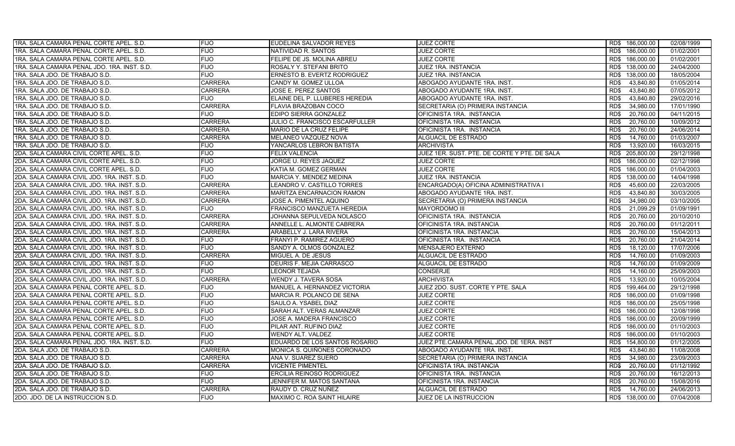| | | | | | |
|---|---|---|---|---|---|
| 1RA. SALA CAMARA PENAL CORTE APEL. S.D. | FIJO | EUDELINA SALVADOR REYES | JUEZ CORTE | RD$ 186,000.00 | 02/08/1999 |
| 1RA. SALA CAMARA PENAL CORTE APEL. S.D. | FIJO | NATIVIDAD R. SANTOS | JUEZ CORTE | RD$ 186,000.00 | 01/02/2001 |
| 1RA. SALA CAMARA PENAL CORTE APEL. S.D. | FIJO | FELIPE DE JS. MOLINA ABREU | JUEZ CORTE | RD$ 186,000.00 | 01/02/2001 |
| 1RA. SALA CAMARA PENAL JDO. 1RA. INST. S.D. | FIJO | ROSALY Y. STEFANI BRITO | JUEZ 1RA. INSTANCIA | RD$ 138,000.00 | 24/04/2000 |
| 1RA. SALA JDO. DE TRABAJO S.D. | FIJO | ERNESTO B. EVERTZ RODRIGUEZ | JUEZ 1RA. INSTANCIA | RD$ 138,000.00 | 18/05/2004 |
| 1RA. SALA JDO. DE TRABAJO S.D. | CARRERA | CANDY M. GOMEZ ULLOA | ABOGADO AYUDANTE 1RA. INST. | RD$ 43,840.80 | 01/05/2014 |
| 1RA. SALA JDO. DE TRABAJO S.D. | CARRERA | JOSE E. PEREZ SANTOS | ABOGADO AYUDANTE 1RA. INST. | RD$ 43,840.80 | 07/05/2012 |
| 1RA. SALA JDO. DE TRABAJO S.D. | FIJO | ELAINE DEL P. LLUBERES HEREDIA | ABOGADO AYUDANTE 1RA. INST. | RD$ 43,840.80 | 29/02/2016 |
| 1RA. SALA JDO. DE TRABAJO S.D. | CARRERA | FLAVIA BRAZOBAN COCO | SECRETARIA (O) PRIMERA INSTANCIA | RD$ 34,980.00 | 17/01/1990 |
| 1RA. SALA JDO. DE TRABAJO S.D. | FIJO | EDIPO SIERRA GONZALEZ | OFICINISTA 1RA. INSTANCIA | RD$ 20,760.00 | 04/11/2015 |
| 1RA. SALA JDO. DE TRABAJO S.D. | CARRERA | JULIO C. FRANCISCO ESCARFULLER | OFICINISTA 1RA. INSTANCIA | RD$ 20,760.00 | 10/09/2012 |
| 1RA. SALA JDO. DE TRABAJO S.D. | CARRERA | MARIO DE LA CRUZ FELIPE | OFICINISTA 1RA. INSTANCIA | RD$ 20,760.00 | 24/06/2014 |
| 1RA. SALA JDO. DE TRABAJO S.D. | CARRERA | MELANEO VAZQUEZ NOVA | ALGUACIL DE ESTRADO | RD$ 14,760.00 | 01/03/2007 |
| 1RA. SALA JDO. DE TRABAJO S.D. | FIJO | YANCARLOS LEBRON BATISTA | ARCHIVISTA | RD$ 13,920.00 | 16/03/2015 |
| 2DA. SALA CAMARA CIVIL CORTE APEL. S.D. | FIJO | FELIX VALENCIA | JUEZ 1ER. SUST. PTE. DE CORTE Y PTE. DE SALA | RD$ 205,800.00 | 29/12/1998 |
| 2DA. SALA CAMARA CIVIL CORTE APEL. S.D. | FIJO | JORGE U. REYES JAQUEZ | JUEZ CORTE | RD$ 186,000.00 | 02/12/1998 |
| 2DA. SALA CAMARA CIVIL CORTE APEL. S.D. | FIJO | KATIA M. GOMEZ GERMAN | JUEZ CORTE | RD$ 186,000.00 | 01/04/2003 |
| 2DA. SALA CAMARA CIVIL JDO. 1RA. INST. S.D. | FIJO | MARCIA Y. MENDEZ MEDINA | JUEZ 1RA. INSTANCIA | RD$ 138,000.00 | 14/04/1998 |
| 2DA. SALA CAMARA CIVIL JDO. 1RA. INST. S.D. | CARRERA | LEANDRO V. CASTILLO TORRES | ENCARGADO(A) OFICINA ADMINISTRATIVA I | RD$ 45,600.00 | 22/03/2005 |
| 2DA. SALA CAMARA CIVIL JDO. 1RA. INST. S.D. | CARRERA | MARITZA ENCARNACION RAMON | ABOGADO AYUDANTE 1RA. INST. | RD$ 43,840.80 | 30/03/2005 |
| 2DA. SALA CAMARA CIVIL JDO. 1RA. INST. S.D. | CARRERA | JOSE A. PIMENTEL AQUINO | SECRETARIA (O) PRIMERA INSTANCIA | RD$ 34,980.00 | 03/10/2005 |
| 2DA. SALA CAMARA CIVIL JDO. 1RA. INST. S.D. | FIJO | FRANCISCO MANZUETA HEREDIA | MAYORDOMO III | RD$ 21,099.29 | 01/09/1991 |
| 2DA. SALA CAMARA CIVIL JDO. 1RA. INST. S.D. | CARRERA | JOHANNA SEPULVEDA NOLASCO | OFICINISTA 1RA. INSTANCIA | RD$ 20,760.00 | 20/10/2010 |
| 2DA. SALA CAMARA CIVIL JDO. 1RA. INST. S.D. | CARRERA | ANNELLE L. ALMONTE CABRERA | OFICINISTA 1RA. INSTANCIA | RD$ 20,760.00 | 01/12/2011 |
| 2DA. SALA CAMARA CIVIL JDO. 1RA. INST. S.D. | CARRERA | ARABELLY J. LARA RIVERA | OFICINISTA 1RA. INSTANCIA | RD$ 20,760.00 | 15/04/2013 |
| 2DA. SALA CAMARA CIVIL JDO. 1RA. INST. S.D. | FIJO | FRANYI P. RAMIREZ AGUERO | OFICINISTA 1RA. INSTANCIA | RD$ 20,760.00 | 21/04/2014 |
| 2DA. SALA CAMARA CIVIL JDO. 1RA. INST. S.D. | FIJO | SANDY A. OLMOS GONZALEZ | MENSAJERO EXTERNO | RD$ 18,120.00 | 17/07/2006 |
| 2DA. SALA CAMARA CIVIL JDO. 1RA. INST. S.D. | CARRERA | MIGUEL A. DE JESUS | ALGUACIL DE ESTRADO | RD$ 14,760.00 | 01/09/2003 |
| 2DA. SALA CAMARA CIVIL JDO. 1RA. INST. S.D. | FIJO | DEURIS F. MEJIA CARRASCO | ALGUACIL DE ESTRADO | RD$ 14,760.00 | 01/09/2009 |
| 2DA. SALA CAMARA CIVIL JDO. 1RA. INST. S.D. | FIJO | LEONOR TEJADA | CONSERJE | RD$ 14,160.00 | 25/09/2003 |
| 2DA. SALA CAMARA CIVIL JDO. 1RA. INST. S.D. | CARRERA | WENDY J. TAVERA SOSA | ARCHIVISTA | RD$ 13,920.00 | 10/05/2004 |
| 2DA. SALA CAMARA PENAL CORTE APEL. S.D. | FIJO | MANUEL A. HERNANDEZ VICTORIA | JUEZ 2DO. SUST. CORTE Y PTE. SALA | RD$ 199,464.00 | 29/12/1998 |
| 2DA. SALA CAMARA PENAL CORTE APEL. S.D. | FIJO | MARCIA R. POLANCO DE SENA | JUEZ CORTE | RD$ 186,000.00 | 01/09/1998 |
| 2DA. SALA CAMARA PENAL CORTE APEL. S.D. | FIJO | SAULO A. YSABEL DIAZ | JUEZ CORTE | RD$ 186,000.00 | 25/05/1998 |
| 2DA. SALA CAMARA PENAL CORTE APEL. S.D. | FIJO | SARAH ALT. VERAS ALMANZAR | JUEZ CORTE | RD$ 186,000.00 | 12/08/1998 |
| 2DA. SALA CAMARA PENAL CORTE APEL. S.D. | FIJO | JOSE A. MADERA FRANCISCO | JUEZ CORTE | RD$ 186,000.00 | 20/09/1999 |
| 2DA. SALA CAMARA PENAL CORTE APEL. S.D. | FIJO | PILAR ANT. RUFINO DIAZ | JUEZ CORTE | RD$ 186,000.00 | 01/10/2003 |
| 2DA. SALA CAMARA PENAL CORTE APEL. S.D. | FIJO | WENDY ALT. VALDEZ | JUEZ CORTE | RD$ 186,000.00 | 01/10/2003 |
| 2DA. SALA CAMARA PENAL JDO. 1RA. INST. S.D. | FIJO | EDUARDO DE LOS SANTOS ROSARIO | JUEZ PTE.CAMARA PENAL JDO. DE 1ERA. INST | RD$ 154,800.00 | 01/12/2005 |
| 2DA. SALA JDO. DE TRABAJO S.D. | CARRERA | MONICA S. QUIÑONES CORONADO | ABOGADO AYUDANTE 1RA. INST. | RD$ 43,840.80 | 11/08/2008 |
| 2DA. SALA JDO. DE TRABAJO S.D. | CARRERA | ANA V. SUAREZ SUERO | SECRETARIA (O) PRIMERA INSTANCIA | RD$ 34,980.00 | 23/09/2003 |
| 2DA. SALA JDO. DE TRABAJO S.D. | CARRERA | VICENTE PIMENTEL | OFICINISTA 1RA. INSTANCIA | RD$ 20,760.00 | 01/12/1992 |
| 2DA. SALA JDO. DE TRABAJO S.D. | FIJO | ERCILIA REINOSO RODRIGUEZ | OFICINISTA 1RA. INSTANCIA | RD$ 20,760.00 | 16/12/2013 |
| 2DA. SALA JDO. DE TRABAJO S.D. | FIJO | JENNIFER M. MATOS SANTANA | OFICINISTA 1RA. INSTANCIA | RD$ 20,760.00 | 15/08/2016 |
| 2DA. SALA JDO. DE TRABAJO S.D. | CARRERA | RAUDY D. CRUZ NUÑEZ | ALGUACIL DE ESTRADO | RD$ 14,760.00 | 24/06/2013 |
| 2DO. JDO. DE LA INSTRUCCION S.D. | FIJO | MAXIMO C. ROA SAINT HILAIRE | JUEZ DE LA INSTRUCCION | RD$ 138,000.00 | 07/04/2008 |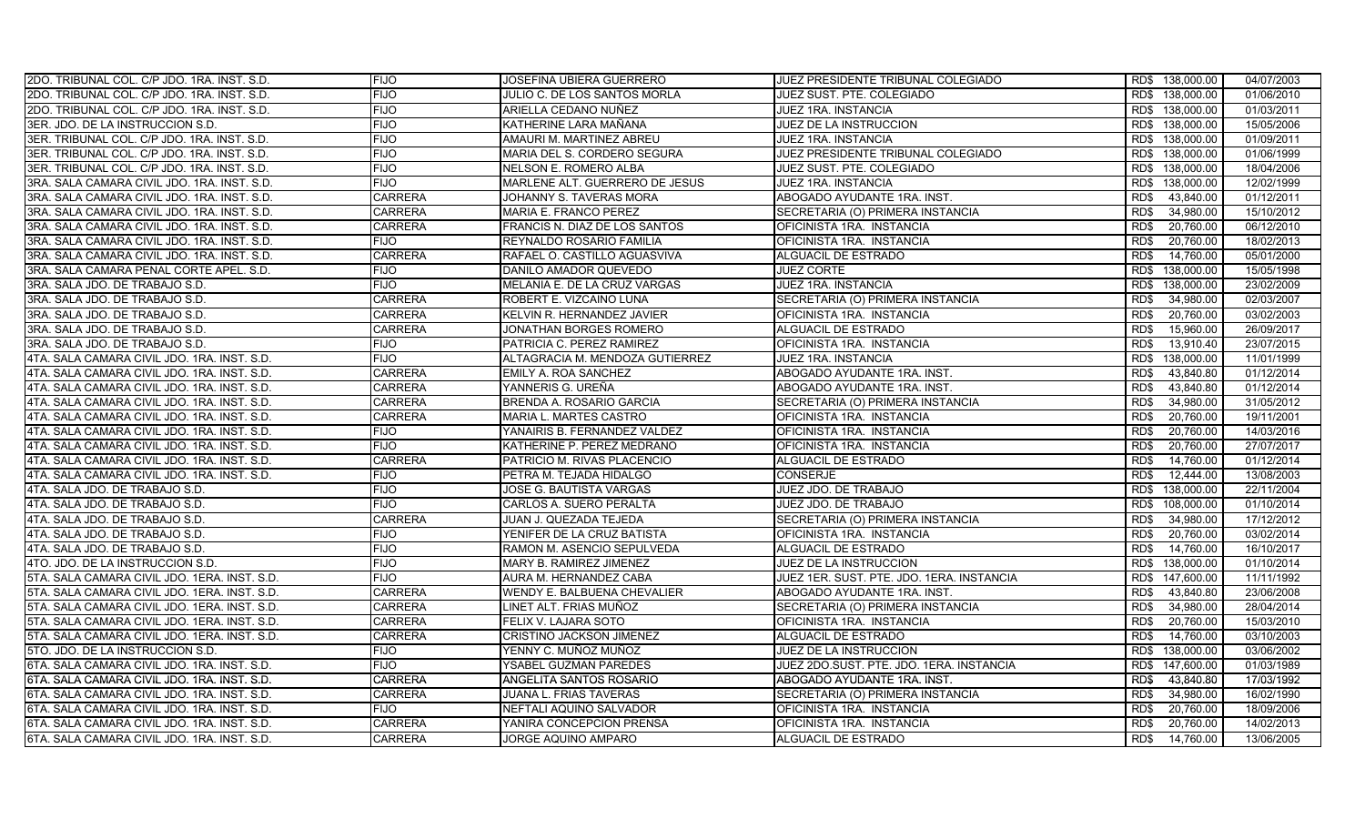| | | | | | |
|---|---|---|---|---|---|
| 2DO. TRIBUNAL COL. C/P JDO. 1RA. INST. S.D. | FIJO | JOSEFINA UBIERA GUERRERO | JUEZ PRESIDENTE TRIBUNAL COLEGIADO | RD$ 138,000.00 | 04/07/2003 |
| 2DO. TRIBUNAL COL. C/P JDO. 1RA. INST. S.D. | FIJO | JULIO C. DE LOS SANTOS MORLA | JUEZ SUST. PTE. COLEGIADO | RD$ 138,000.00 | 01/06/2010 |
| 2DO. TRIBUNAL COL. C/P JDO. 1RA. INST. S.D. | FIJO | ARIELLA CEDANO NUÑEZ | JUEZ 1RA. INSTANCIA | RD$ 138,000.00 | 01/03/2011 |
| 3ER. JDO. DE LA INSTRUCCION S.D. | FIJO | KATHERINE LARA MAÑANA | JUEZ DE LA INSTRUCCION | RD$ 138,000.00 | 15/05/2006 |
| 3ER. TRIBUNAL COL. C/P JDO. 1RA. INST. S.D. | FIJO | AMAURI M. MARTINEZ ABREU | JUEZ 1RA. INSTANCIA | RD$ 138,000.00 | 01/09/2011 |
| 3ER. TRIBUNAL COL. C/P JDO. 1RA. INST. S.D. | FIJO | MARIA DEL S. CORDERO SEGURA | JUEZ PRESIDENTE TRIBUNAL COLEGIADO | RD$ 138,000.00 | 01/06/1999 |
| 3ER. TRIBUNAL COL. C/P JDO. 1RA. INST. S.D. | FIJO | NELSON E. ROMERO ALBA | JUEZ SUST. PTE. COLEGIADO | RD$ 138,000.00 | 18/04/2006 |
| 3RA. SALA CAMARA CIVIL JDO. 1RA. INST. S.D. | FIJO | MARLENE ALT. GUERRERO DE JESUS | JUEZ 1RA. INSTANCIA | RD$ 138,000.00 | 12/02/1999 |
| 3RA. SALA CAMARA CIVIL JDO. 1RA. INST. S.D. | CARRERA | JOHANNY S. TAVERAS MORA | ABOGADO AYUDANTE 1RA. INST. | RD$ 43,840.00 | 01/12/2011 |
| 3RA. SALA CAMARA CIVIL JDO. 1RA. INST. S.D. | CARRERA | MARIA E. FRANCO PEREZ | SECRETARIA (O) PRIMERA INSTANCIA | RD$ 34,980.00 | 15/10/2012 |
| 3RA. SALA CAMARA CIVIL JDO. 1RA. INST. S.D. | CARRERA | FRANCIS N. DIAZ DE LOS SANTOS | OFICINISTA 1RA. INSTANCIA | RD$ 20,760.00 | 06/12/2010 |
| 3RA. SALA CAMARA CIVIL JDO. 1RA. INST. S.D. | FIJO | REYNALDO ROSARIO FAMILIA | OFICINISTA 1RA. INSTANCIA | RD$ 20,760.00 | 18/02/2013 |
| 3RA. SALA CAMARA CIVIL JDO. 1RA. INST. S.D. | CARRERA | RAFAEL O. CASTILLO AGUASVIVA | ALGUACIL DE ESTRADO | RD$ 14,760.00 | 05/01/2000 |
| 3RA. SALA CAMARA PENAL CORTE APEL. S.D. | FIJO | DANILO AMADOR QUEVEDO | JUEZ CORTE | RD$ 138,000.00 | 15/05/1998 |
| 3RA. SALA JDO. DE TRABAJO S.D. | FIJO | MELANIA E. DE LA CRUZ VARGAS | JUEZ 1RA. INSTANCIA | RD$ 138,000.00 | 23/02/2009 |
| 3RA. SALA JDO. DE TRABAJO S.D. | CARRERA | ROBERT E. VIZCAINO LUNA | SECRETARIA (O) PRIMERA INSTANCIA | RD$ 34,980.00 | 02/03/2007 |
| 3RA. SALA JDO. DE TRABAJO S.D. | CARRERA | KELVIN R. HERNANDEZ JAVIER | OFICINISTA 1RA. INSTANCIA | RD$ 20,760.00 | 03/02/2003 |
| 3RA. SALA JDO. DE TRABAJO S.D. | CARRERA | JONATHAN BORGES ROMERO | ALGUACIL DE ESTRADO | RD$ 15,960.00 | 26/09/2017 |
| 3RA. SALA JDO. DE TRABAJO S.D. | FIJO | PATRICIA C. PEREZ RAMIREZ | OFICINISTA 1RA. INSTANCIA | RD$ 13,910.40 | 23/07/2015 |
| 4TA. SALA CAMARA CIVIL JDO. 1RA. INST. S.D. | FIJO | ALTAGRACIA M. MENDOZA GUTIERREZ | JUEZ 1RA. INSTANCIA | RD$ 138,000.00 | 11/01/1999 |
| 4TA. SALA CAMARA CIVIL JDO. 1RA. INST. S.D. | CARRERA | EMILY A. ROA SANCHEZ | ABOGADO AYUDANTE 1RA. INST. | RD$ 43,840.80 | 01/12/2014 |
| 4TA. SALA CAMARA CIVIL JDO. 1RA. INST. S.D. | CARRERA | YANNERIS G. UREÑA | ABOGADO AYUDANTE 1RA. INST. | RD$ 43,840.80 | 01/12/2014 |
| 4TA. SALA CAMARA CIVIL JDO. 1RA. INST. S.D. | CARRERA | BRENDA A. ROSARIO GARCIA | SECRETARIA (O) PRIMERA INSTANCIA | RD$ 34,980.00 | 31/05/2012 |
| 4TA. SALA CAMARA CIVIL JDO. 1RA. INST. S.D. | CARRERA | MARIA L. MARTES CASTRO | OFICINISTA 1RA. INSTANCIA | RD$ 20,760.00 | 19/11/2001 |
| 4TA. SALA CAMARA CIVIL JDO. 1RA. INST. S.D. | FIJO | YANAIRIS B. FERNANDEZ VALDEZ | OFICINISTA 1RA. INSTANCIA | RD$ 20,760.00 | 14/03/2016 |
| 4TA. SALA CAMARA CIVIL JDO. 1RA. INST. S.D. | FIJO | KATHERINE P. PEREZ MEDRANO | OFICINISTA 1RA. INSTANCIA | RD$ 20,760.00 | 27/07/2017 |
| 4TA. SALA CAMARA CIVIL JDO. 1RA. INST. S.D. | CARRERA | PATRICIO M. RIVAS PLACENCIO | ALGUACIL DE ESTRADO | RD$ 14,760.00 | 01/12/2014 |
| 4TA. SALA CAMARA CIVIL JDO. 1RA. INST. S.D. | FIJO | PETRA M. TEJADA HIDALGO | CONSERJE | RD$ 12,444.00 | 13/08/2003 |
| 4TA. SALA JDO. DE TRABAJO S.D. | FIJO | JOSE G. BAUTISTA VARGAS | JUEZ JDO. DE TRABAJO | RD$ 138,000.00 | 22/11/2004 |
| 4TA. SALA JDO. DE TRABAJO S.D. | FIJO | CARLOS A. SUERO PERALTA | JUEZ JDO. DE TRABAJO | RD$ 108,000.00 | 01/10/2014 |
| 4TA. SALA JDO. DE TRABAJO S.D. | CARRERA | JUAN J. QUEZADA TEJEDA | SECRETARIA (O) PRIMERA INSTANCIA | RD$ 34,980.00 | 17/12/2012 |
| 4TA. SALA JDO. DE TRABAJO S.D. | FIJO | YENIFER DE LA CRUZ BATISTA | OFICINISTA 1RA. INSTANCIA | RD$ 20,760.00 | 03/02/2014 |
| 4TA. SALA JDO. DE TRABAJO S.D. | FIJO | RAMON M. ASENCIO SEPULVEDA | ALGUACIL DE ESTRADO | RD$ 14,760.00 | 16/10/2017 |
| 4TO. JDO. DE LA INSTRUCCION S.D. | FIJO | MARY B. RAMIREZ JIMENEZ | JUEZ DE LA INSTRUCCION | RD$ 138,000.00 | 01/10/2014 |
| 5TA. SALA CAMARA CIVIL JDO. 1ERA. INST. S.D. | FIJO | AURA M. HERNANDEZ CABA | JUEZ 1ER. SUST. PTE. JDO. 1ERA. INSTANCIA | RD$ 147,600.00 | 11/11/1992 |
| 5TA. SALA CAMARA CIVIL JDO. 1ERA. INST. S.D. | CARRERA | WENDY E. BALBUENA CHEVALIER | ABOGADO AYUDANTE 1RA. INST. | RD$ 43,840.80 | 23/06/2008 |
| 5TA. SALA CAMARA CIVIL JDO. 1ERA. INST. S.D. | CARRERA | LINET ALT. FRIAS MUÑOZ | SECRETARIA (O) PRIMERA INSTANCIA | RD$ 34,980.00 | 28/04/2014 |
| 5TA. SALA CAMARA CIVIL JDO. 1ERA. INST. S.D. | CARRERA | FELIX V. LAJARA SOTO | OFICINISTA 1RA. INSTANCIA | RD$ 20,760.00 | 15/03/2010 |
| 5TA. SALA CAMARA CIVIL JDO. 1ERA. INST. S.D. | CARRERA | CRISTINO JACKSON JIMENEZ | ALGUACIL DE ESTRADO | RD$ 14,760.00 | 03/10/2003 |
| 5TO. JDO. DE LA INSTRUCCION S.D. | FIJO | YENNY C. MUÑOZ MUÑOZ | JUEZ DE LA INSTRUCCION | RD$ 138,000.00 | 03/06/2002 |
| 6TA. SALA CAMARA CIVIL JDO. 1RA. INST. S.D. | FIJO | YSABEL GUZMAN PAREDES | JUEZ 2DO.SUST. PTE. JDO. 1ERA. INSTANCIA | RD$ 147,600.00 | 01/03/1989 |
| 6TA. SALA CAMARA CIVIL JDO. 1RA. INST. S.D. | CARRERA | ANGELITA SANTOS ROSARIO | ABOGADO AYUDANTE 1RA. INST. | RD$ 43,840.80 | 17/03/1992 |
| 6TA. SALA CAMARA CIVIL JDO. 1RA. INST. S.D. | CARRERA | JUANA L. FRIAS TAVERAS | SECRETARIA (O) PRIMERA INSTANCIA | RD$ 34,980.00 | 16/02/1990 |
| 6TA. SALA CAMARA CIVIL JDO. 1RA. INST. S.D. | FIJO | NEFTALI AQUINO SALVADOR | OFICINISTA 1RA. INSTANCIA | RD$ 20,760.00 | 18/09/2006 |
| 6TA. SALA CAMARA CIVIL JDO. 1RA. INST. S.D. | CARRERA | YANIRA CONCEPCION PRENSA | OFICINISTA 1RA. INSTANCIA | RD$ 20,760.00 | 14/02/2013 |
| 6TA. SALA CAMARA CIVIL JDO. 1RA. INST. S.D. | CARRERA | JORGE AQUINO AMPARO | ALGUACIL DE ESTRADO | RD$ 14,760.00 | 13/06/2005 |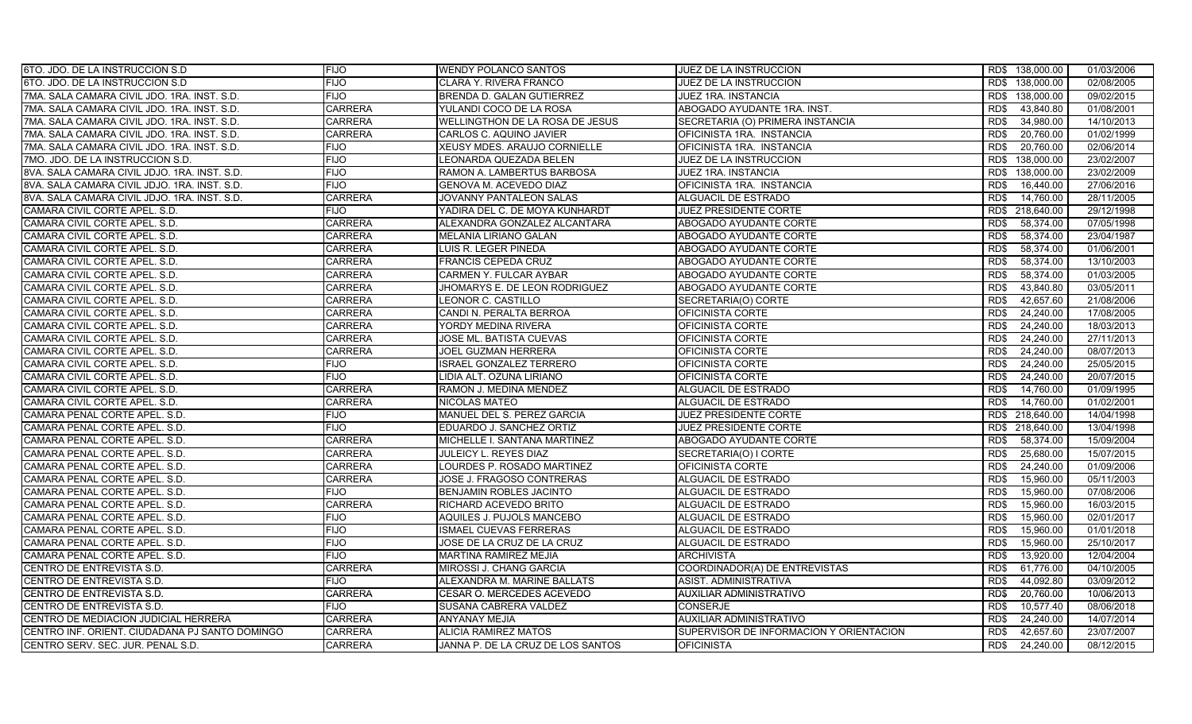| | | | | | |
|---|---|---|---|---|---|
| 6TO. JDO. DE LA INSTRUCCION S.D | FIJO | WENDY POLANCO SANTOS | JUEZ DE LA INSTRUCCION | RD$ 138,000.00 | 01/03/2006 |
| 6TO. JDO. DE LA INSTRUCCION S.D | FIJO | CLARA Y. RIVERA FRANCO | JUEZ DE LA INSTRUCCION | RD$ 138,000.00 | 02/08/2005 |
| 7MA. SALA CAMARA CIVIL JDO. 1RA. INST. S.D. | FIJO | BRENDA D. GALAN GUTIERREZ | JUEZ 1RA. INSTANCIA | RD$ 138,000.00 | 09/02/2015 |
| 7MA. SALA CAMARA CIVIL JDO. 1RA. INST. S.D. | CARRERA | YULANDI COCO DE LA ROSA | ABOGADO AYUDANTE 1RA. INST. | RD$ 43,840.80 | 01/08/2001 |
| 7MA. SALA CAMARA CIVIL JDO. 1RA. INST. S.D. | CARRERA | WELLINGTHON DE LA ROSA DE JESUS | SECRETARIA (O) PRIMERA INSTANCIA | RD$ 34,980.00 | 14/10/2013 |
| 7MA. SALA CAMARA CIVIL JDO. 1RA. INST. S.D. | CARRERA | CARLOS C. AQUINO JAVIER | OFICINISTA 1RA. INSTANCIA | RD$ 20,760.00 | 01/02/1999 |
| 7MA. SALA CAMARA CIVIL JDO. 1RA. INST. S.D. | FIJO | XEUSY MDES. ARAUJO CORNIELLE | OFICINISTA 1RA. INSTANCIA | RD$ 20,760.00 | 02/06/2014 |
| 7MO. JDO. DE LA INSTRUCCION S.D. | FIJO | LEONARDA QUEZADA BELEN | JUEZ DE LA INSTRUCCION | RD$ 138,000.00 | 23/02/2007 |
| 8VA. SALA CAMARA CIVIL JDJO. 1RA. INST. S.D. | FIJO | RAMON A. LAMBERTUS BARBOSA | JUEZ 1RA. INSTANCIA | RD$ 138,000.00 | 23/02/2009 |
| 8VA. SALA CAMARA CIVIL JDJO. 1RA. INST. S.D. | FIJO | GENOVA M. ACEVEDO DIAZ | OFICINISTA 1RA. INSTANCIA | RD$ 16,440.00 | 27/06/2016 |
| 8VA. SALA CAMARA CIVIL JDJO. 1RA. INST. S.D. | CARRERA | JOVANNY PANTALEON SALAS | ALGUACIL DE ESTRADO | RD$ 14,760.00 | 28/11/2005 |
| CAMARA CIVIL CORTE APEL. S.D. | FIJO | YADIRA DEL C. DE MOYA KUNHARDT | JUEZ PRESIDENTE CORTE | RD$ 218,640.00 | 29/12/1998 |
| CAMARA CIVIL CORTE APEL. S.D. | CARRERA | ALEXANDRA GONZALEZ ALCANTARA | ABOGADO AYUDANTE CORTE | RD$ 58,374.00 | 07/05/1998 |
| CAMARA CIVIL CORTE APEL. S.D. | CARRERA | MELANIA LIRIANO GALAN | ABOGADO AYUDANTE CORTE | RD$ 58,374.00 | 23/04/1987 |
| CAMARA CIVIL CORTE APEL. S.D. | CARRERA | LUIS R. LEGER PINEDA | ABOGADO AYUDANTE CORTE | RD$ 58,374.00 | 01/06/2001 |
| CAMARA CIVIL CORTE APEL. S.D. | CARRERA | FRANCIS CEPEDA CRUZ | ABOGADO AYUDANTE CORTE | RD$ 58,374.00 | 13/10/2003 |
| CAMARA CIVIL CORTE APEL. S.D. | CARRERA | CARMEN Y. FULCAR AYBAR | ABOGADO AYUDANTE CORTE | RD$ 58,374.00 | 01/03/2005 |
| CAMARA CIVIL CORTE APEL. S.D. | CARRERA | JHOMARYS E. DE LEON RODRIGUEZ | ABOGADO AYUDANTE CORTE | RD$ 43,840.80 | 03/05/2011 |
| CAMARA CIVIL CORTE APEL. S.D. | CARRERA | LEONOR C. CASTILLO | SECRETARIA(O) CORTE | RD$ 42,657.60 | 21/08/2006 |
| CAMARA CIVIL CORTE APEL. S.D. | CARRERA | CANDI N. PERALTA BERROA | OFICINISTA CORTE | RD$ 24,240.00 | 17/08/2005 |
| CAMARA CIVIL CORTE APEL. S.D. | CARRERA | YORDY MEDINA RIVERA | OFICINISTA CORTE | RD$ 24,240.00 | 18/03/2013 |
| CAMARA CIVIL CORTE APEL. S.D. | CARRERA | JOSE ML. BATISTA CUEVAS | OFICINISTA CORTE | RD$ 24,240.00 | 27/11/2013 |
| CAMARA CIVIL CORTE APEL. S.D. | CARRERA | JOEL GUZMAN HERRERA | OFICINISTA CORTE | RD$ 24,240.00 | 08/07/2013 |
| CAMARA CIVIL CORTE APEL. S.D. | FIJO | ISRAEL GONZALEZ TERRERO | OFICINISTA CORTE | RD$ 24,240.00 | 25/05/2015 |
| CAMARA CIVIL CORTE APEL. S.D. | FIJO | LIDIA ALT. OZUNA LIRIANO | OFICINISTA CORTE | RD$ 24,240.00 | 20/07/2015 |
| CAMARA CIVIL CORTE APEL. S.D. | CARRERA | RAMON J. MEDINA MENDEZ | ALGUACIL DE ESTRADO | RD$ 14,760.00 | 01/09/1995 |
| CAMARA CIVIL CORTE APEL. S.D. | CARRERA | NICOLAS MATEO | ALGUACIL DE ESTRADO | RD$ 14,760.00 | 01/02/2001 |
| CAMARA PENAL CORTE APEL. S.D. | FIJO | MANUEL DEL S. PEREZ GARCIA | JUEZ PRESIDENTE CORTE | RD$ 218,640.00 | 14/04/1998 |
| CAMARA PENAL CORTE APEL. S.D. | FIJO | EDUARDO J. SANCHEZ ORTIZ | JUEZ PRESIDENTE CORTE | RD$ 218,640.00 | 13/04/1998 |
| CAMARA PENAL CORTE APEL. S.D. | CARRERA | MICHELLE I. SANTANA MARTINEZ | ABOGADO AYUDANTE CORTE | RD$ 58,374.00 | 15/09/2004 |
| CAMARA PENAL CORTE APEL. S.D. | CARRERA | JULEICY L. REYES DIAZ | SECRETARIA(O) I CORTE | RD$ 25,680.00 | 15/07/2015 |
| CAMARA PENAL CORTE APEL. S.D. | CARRERA | LOURDES P. ROSADO MARTINEZ | OFICINISTA CORTE | RD$ 24,240.00 | 01/09/2006 |
| CAMARA PENAL CORTE APEL. S.D. | CARRERA | JOSE J. FRAGOSO CONTRERAS | ALGUACIL DE ESTRADO | RD$ 15,960.00 | 05/11/2003 |
| CAMARA PENAL CORTE APEL. S.D. | FIJO | BENJAMIN ROBLES JACINTO | ALGUACIL DE ESTRADO | RD$ 15,960.00 | 07/08/2006 |
| CAMARA PENAL CORTE APEL. S.D. | CARRERA | RICHARD ACEVEDO BRITO | ALGUACIL DE ESTRADO | RD$ 15,960.00 | 16/03/2015 |
| CAMARA PENAL CORTE APEL. S.D. | FIJO | AQUILES J. PUJOLS MANCEBO | ALGUACIL DE ESTRADO | RD$ 15,960.00 | 02/01/2017 |
| CAMARA PENAL CORTE APEL. S.D. | FIJO | ISMAEL CUEVAS FERRERAS | ALGUACIL DE ESTRADO | RD$ 15,960.00 | 01/01/2018 |
| CAMARA PENAL CORTE APEL. S.D. | FIJO | JOSE DE LA CRUZ DE LA CRUZ | ALGUACIL DE ESTRADO | RD$ 15,960.00 | 25/10/2017 |
| CAMARA PENAL CORTE APEL. S.D. | FIJO | MARTINA RAMIREZ MEJIA | ARCHIVISTA | RD$ 13,920.00 | 12/04/2004 |
| CENTRO DE ENTREVISTA S.D. | CARRERA | MIROSSI J. CHANG GARCIA | COORDINADOR(A) DE ENTREVISTAS | RD$ 61,776.00 | 04/10/2005 |
| CENTRO DE ENTREVISTA S.D. | FIJO | ALEXANDRA M. MARINE BALLATS | ASIST. ADMINISTRATIVA | RD$ 44,092.80 | 03/09/2012 |
| CENTRO DE ENTREVISTA S.D. | CARRERA | CESAR O. MERCEDES ACEVEDO | AUXILIAR ADMINISTRATIVO | RD$ 20,760.00 | 10/06/2013 |
| CENTRO DE ENTREVISTA S.D. | FIJO | SUSANA CABRERA VALDEZ | CONSERJE | RD$ 10,577.40 | 08/06/2018 |
| CENTRO DE MEDIACION JUDICIAL HERRERA | CARRERA | ANYANAY MEJIA | AUXILIAR ADMINISTRATIVO | RD$ 24,240.00 | 14/07/2014 |
| CENTRO INF. ORIENT. CIUDADANA PJ SANTO DOMINGO | CARRERA | ALICIA RAMIREZ MATOS | SUPERVISOR DE INFORMACION Y ORIENTACION | RD$ 42,657.60 | 23/07/2007 |
| CENTRO SERV. SEC. JUR. PENAL S.D. | CARRERA | JANNA P. DE LA CRUZ DE LOS SANTOS | OFICINISTA | RD$ 24,240.00 | 08/12/2015 |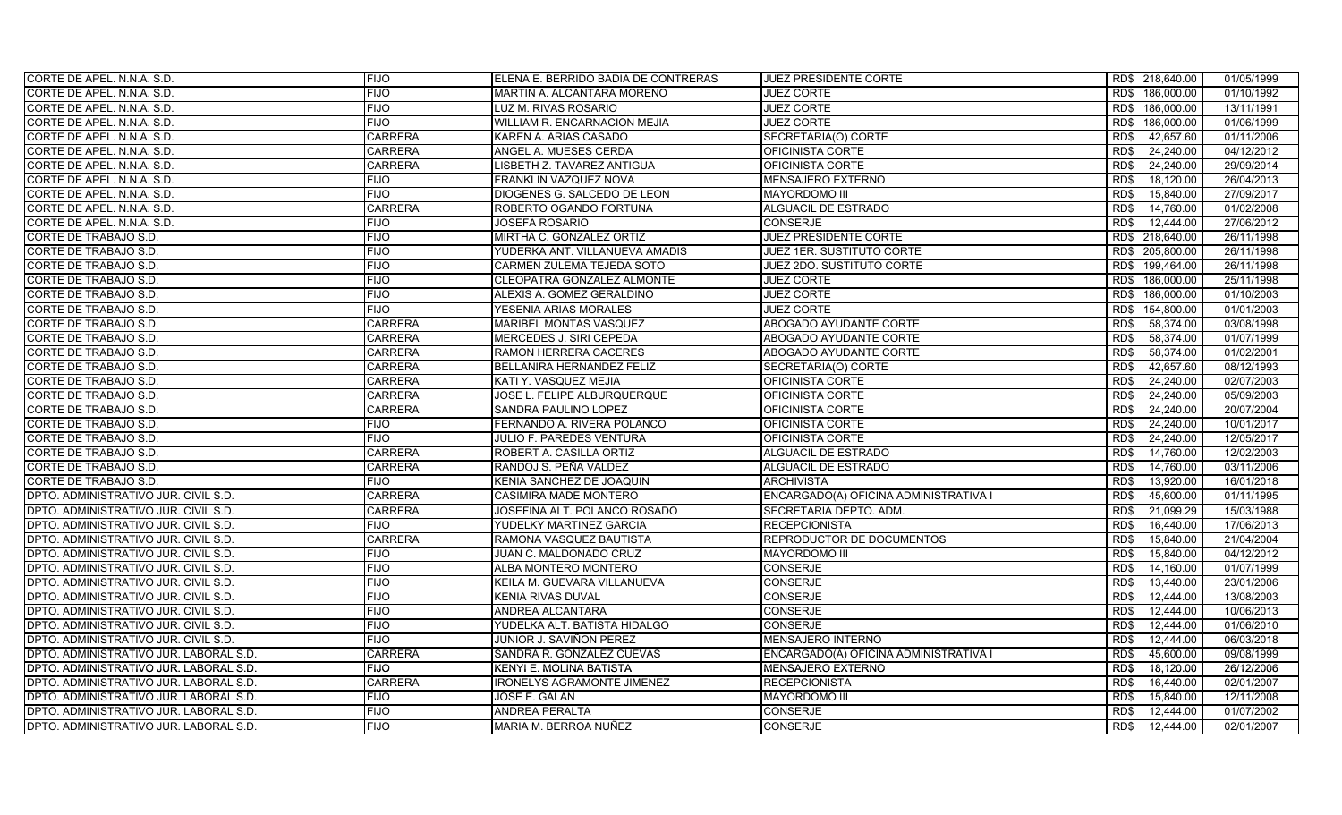| | | | | | |
|---|---|---|---|---|---|
| CORTE DE APEL. N.N.A. S.D. | FIJO | ELENA E. BERRIDO BADIA DE CONTRERAS | JUEZ PRESIDENTE CORTE | RD$ 218,640.00 | 01/05/1999 |
| CORTE DE APEL. N.N.A. S.D. | FIJO | MARTIN A. ALCANTARA MORENO | JUEZ CORTE | RD$ 186,000.00 | 01/10/1992 |
| CORTE DE APEL. N.N.A. S.D. | FIJO | LUZ M. RIVAS ROSARIO | JUEZ CORTE | RD$ 186,000.00 | 13/11/1991 |
| CORTE DE APEL. N.N.A. S.D. | FIJO | WILLIAM R. ENCARNACION MEJIA | JUEZ CORTE | RD$ 186,000.00 | 01/06/1999 |
| CORTE DE APEL. N.N.A. S.D. | CARRERA | KAREN A. ARIAS CASADO | SECRETARIA(O) CORTE | RD$ 42,657.60 | 01/11/2006 |
| CORTE DE APEL. N.N.A. S.D. | CARRERA | ANGEL A. MUESES CERDA | OFICINISTA CORTE | RD$ 24,240.00 | 04/12/2012 |
| CORTE DE APEL. N.N.A. S.D. | CARRERA | LISBETH Z. TAVAREZ ANTIGUA | OFICINISTA CORTE | RD$ 24,240.00 | 29/09/2014 |
| CORTE DE APEL. N.N.A. S.D. | FIJO | FRANKLIN VAZQUEZ NOVA | MENSAJERO EXTERNO | RD$ 18,120.00 | 26/04/2013 |
| CORTE DE APEL. N.N.A. S.D. | FIJO | DIOGENES G. SALCEDO DE LEON | MAYORDOMO III | RD$ 15,840.00 | 27/09/2017 |
| CORTE DE APEL. N.N.A. S.D. | CARRERA | ROBERTO OGANDO FORTUNA | ALGUACIL DE ESTRADO | RD$ 14,760.00 | 01/02/2008 |
| CORTE DE APEL. N.N.A. S.D. | FIJO | JOSEFA ROSARIO | CONSERJE | RD$ 12,444.00 | 27/06/2012 |
| CORTE DE TRABAJO S.D. | FIJO | MIRTHA C. GONZALEZ ORTIZ | JUEZ PRESIDENTE CORTE | RD$ 218,640.00 | 26/11/1998 |
| CORTE DE TRABAJO S.D. | FIJO | YUDERKA ANT. VILLANUEVA AMADIS | JUEZ 1ER. SUSTITUTO CORTE | RD$ 205,800.00 | 26/11/1998 |
| CORTE DE TRABAJO S.D. | FIJO | CARMEN ZULEMA TEJEDA SOTO | JUEZ 2DO. SUSTITUTO CORTE | RD$ 199,464.00 | 26/11/1998 |
| CORTE DE TRABAJO S.D. | FIJO | CLEOPATRA GONZALEZ ALMONTE | JUEZ CORTE | RD$ 186,000.00 | 25/11/1998 |
| CORTE DE TRABAJO S.D. | FIJO | ALEXIS A. GOMEZ GERALDINO | JUEZ CORTE | RD$ 186,000.00 | 01/10/2003 |
| CORTE DE TRABAJO S.D. | FIJO | YESENIA ARIAS MORALES | JUEZ CORTE | RD$ 154,800.00 | 01/01/2003 |
| CORTE DE TRABAJO S.D. | CARRERA | MARIBEL MONTAS VASQUEZ | ABOGADO AYUDANTE CORTE | RD$ 58,374.00 | 03/08/1998 |
| CORTE DE TRABAJO S.D. | CARRERA | MERCEDES J. SIRI CEPEDA | ABOGADO AYUDANTE CORTE | RD$ 58,374.00 | 01/07/1999 |
| CORTE DE TRABAJO S.D. | CARRERA | RAMON HERRERA CACERES | ABOGADO AYUDANTE CORTE | RD$ 58,374.00 | 01/02/2001 |
| CORTE DE TRABAJO S.D. | CARRERA | BELLANIRA HERNANDEZ FELIZ | SECRETARIA(O) CORTE | RD$ 42,657.60 | 08/12/1993 |
| CORTE DE TRABAJO S.D. | CARRERA | KATI Y. VASQUEZ MEJIA | OFICINISTA CORTE | RD$ 24,240.00 | 02/07/2003 |
| CORTE DE TRABAJO S.D. | CARRERA | JOSE L. FELIPE ALBURQUERQUE | OFICINISTA CORTE | RD$ 24,240.00 | 05/09/2003 |
| CORTE DE TRABAJO S.D. | CARRERA | SANDRA PAULINO LOPEZ | OFICINISTA CORTE | RD$ 24,240.00 | 20/07/2004 |
| CORTE DE TRABAJO S.D. | FIJO | FERNANDO A. RIVERA POLANCO | OFICINISTA CORTE | RD$ 24,240.00 | 10/01/2017 |
| CORTE DE TRABAJO S.D. | FIJO | JULIO F. PAREDES VENTURA | OFICINISTA CORTE | RD$ 24,240.00 | 12/05/2017 |
| CORTE DE TRABAJO S.D. | CARRERA | ROBERT A. CASILLA ORTIZ | ALGUACIL DE ESTRADO | RD$ 14,760.00 | 12/02/2003 |
| CORTE DE TRABAJO S.D. | CARRERA | RANDOJ S. PEÑA VALDEZ | ALGUACIL DE ESTRADO | RD$ 14,760.00 | 03/11/2006 |
| CORTE DE TRABAJO S.D. | FIJO | KENIA SANCHEZ DE JOAQUIN | ARCHIVISTA | RD$ 13,920.00 | 16/01/2018 |
| DPTO. ADMINISTRATIVO JUR. CIVIL S.D. | CARRERA | CASIMIRA MADE MONTERO | ENCARGADO(A) OFICINA ADMINISTRATIVA I | RD$ 45,600.00 | 01/11/1995 |
| DPTO. ADMINISTRATIVO JUR. CIVIL S.D. | CARRERA | JOSEFINA ALT. POLANCO ROSADO | SECRETARIA DEPTO. ADM. | RD$ 21,099.29 | 15/03/1988 |
| DPTO. ADMINISTRATIVO JUR. CIVIL S.D. | FIJO | YUDELKY MARTINEZ GARCIA | RECEPCIONISTA | RD$ 16,440.00 | 17/06/2013 |
| DPTO. ADMINISTRATIVO JUR. CIVIL S.D. | CARRERA | RAMONA VASQUEZ BAUTISTA | REPRODUCTOR DE DOCUMENTOS | RD$ 15,840.00 | 21/04/2004 |
| DPTO. ADMINISTRATIVO JUR. CIVIL S.D. | FIJO | JUAN C. MALDONADO CRUZ | MAYORDOMO III | RD$ 15,840.00 | 04/12/2012 |
| DPTO. ADMINISTRATIVO JUR. CIVIL S.D. | FIJO | ALBA MONTERO MONTERO | CONSERJE | RD$ 14,160.00 | 01/07/1999 |
| DPTO. ADMINISTRATIVO JUR. CIVIL S.D. | FIJO | KEILA M. GUEVARA VILLANUEVA | CONSERJE | RD$ 13,440.00 | 23/01/2006 |
| DPTO. ADMINISTRATIVO JUR. CIVIL S.D. | FIJO | KENIA RIVAS DUVAL | CONSERJE | RD$ 12,444.00 | 13/08/2003 |
| DPTO. ADMINISTRATIVO JUR. CIVIL S.D. | FIJO | ANDREA ALCANTARA | CONSERJE | RD$ 12,444.00 | 10/06/2013 |
| DPTO. ADMINISTRATIVO JUR. CIVIL S.D. | FIJO | YUDELKA ALT. BATISTA HIDALGO | CONSERJE | RD$ 12,444.00 | 01/06/2010 |
| DPTO. ADMINISTRATIVO JUR. CIVIL S.D. | FIJO | JUNIOR J. SAVIÑON PEREZ | MENSAJERO INTERNO | RD$ 12,444.00 | 06/03/2018 |
| DPTO. ADMINISTRATIVO JUR. LABORAL S.D. | CARRERA | SANDRA R. GONZALEZ CUEVAS | ENCARGADO(A) OFICINA ADMINISTRATIVA I | RD$ 45,600.00 | 09/08/1999 |
| DPTO. ADMINISTRATIVO JUR. LABORAL S.D. | FIJO | KENYI E. MOLINA BATISTA | MENSAJERO EXTERNO | RD$ 18,120.00 | 26/12/2006 |
| DPTO. ADMINISTRATIVO JUR. LABORAL S.D. | CARRERA | IRONELYS AGRAMONTE JIMENEZ | RECEPCIONISTA | RD$ 16,440.00 | 02/01/2007 |
| DPTO. ADMINISTRATIVO JUR. LABORAL S.D. | FIJO | JOSE E. GALAN | MAYORDOMO III | RD$ 15,840.00 | 12/11/2008 |
| DPTO. ADMINISTRATIVO JUR. LABORAL S.D. | FIJO | ANDREA PERALTA | CONSERJE | RD$ 12,444.00 | 01/07/2002 |
| DPTO. ADMINISTRATIVO JUR. LABORAL S.D. | FIJO | MARIA M. BERROA NUÑEZ | CONSERJE | RD$ 12,444.00 | 02/01/2007 |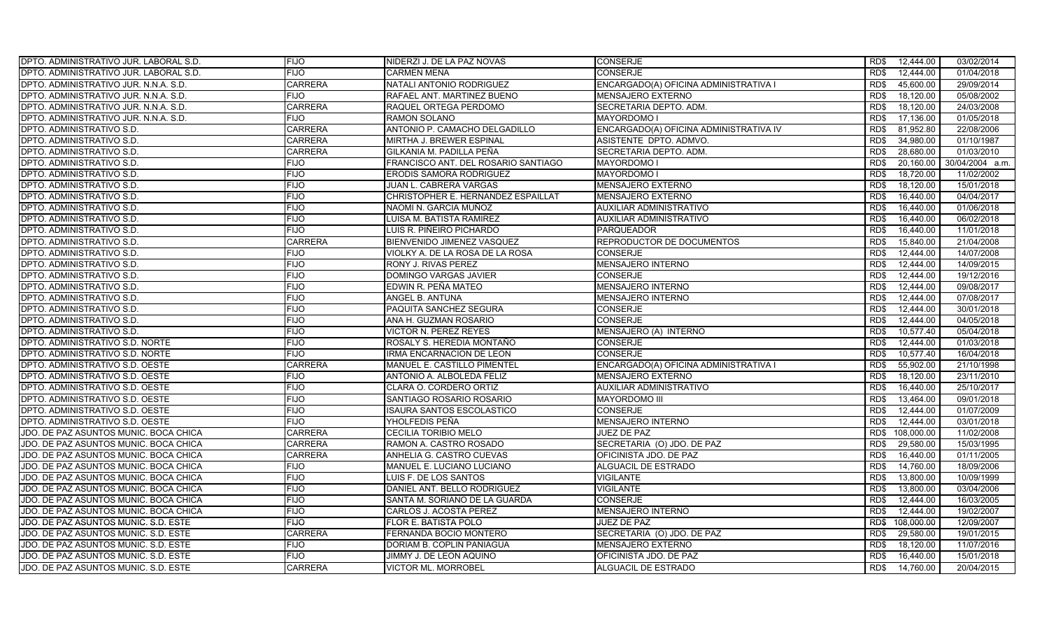| | | | | | |
|---|---|---|---|---|---|
| DPTO. ADMINISTRATIVO JUR. LABORAL S.D. | FIJO | NIDERZI J. DE LA PAZ NOVAS | CONSERJE | RD$ 12,444.00 | 03/02/2014 |
| DPTO. ADMINISTRATIVO JUR. LABORAL S.D. | FIJO | CARMEN MENA | CONSERJE | RD$ 12,444.00 | 01/04/2018 |
| DPTO. ADMINISTRATIVO JUR. N.N.A. S.D. | CARRERA | NATALI ANTONIO RODRIGUEZ | ENCARGADO(A) OFICINA ADMINISTRATIVA I | RD$ 45,600.00 | 29/09/2014 |
| DPTO. ADMINISTRATIVO JUR. N.N.A. S.D. | FIJO | RAFAEL ANT. MARTINEZ BUENO | MENSAJERO EXTERNO | RD$ 18,120.00 | 05/08/2002 |
| DPTO. ADMINISTRATIVO JUR. N.N.A. S.D. | CARRERA | RAQUEL ORTEGA PERDOMO | SECRETARIA DEPTO. ADM. | RD$ 18,120.00 | 24/03/2008 |
| DPTO. ADMINISTRATIVO JUR. N.N.A. S.D. | FIJO | RAMON SOLANO | MAYORDOMO I | RD$ 17,136.00 | 01/05/2018 |
| DPTO. ADMINISTRATIVO S.D. | CARRERA | ANTONIO P. CAMACHO DELGADILLO | ENCARGADO(A) OFICINA ADMINISTRATIVA IV | RD$ 81,952.80 | 22/08/2006 |
| DPTO. ADMINISTRATIVO S.D. | CARRERA | MIRTHA J. BREWER ESPINAL | ASISTENTE DPTO. ADMVO. | RD$ 34,980.00 | 01/10/1987 |
| DPTO. ADMINISTRATIVO S.D. | CARRERA | GILKANIA M. PADILLA PEÑA | SECRETARIA DEPTO. ADM. | RD$ 28,680.00 | 01/03/2010 |
| DPTO. ADMINISTRATIVO S.D. | FIJO | FRANCISCO ANT. DEL ROSARIO SANTIAGO | MAYORDOMO I | RD$ 20,160.00 | 30/04/2004 a.m. |
| DPTO. ADMINISTRATIVO S.D. | FIJO | ERODIS SAMORA RODRIGUEZ | MAYORDOMO I | RD$ 18,720.00 | 11/02/2002 |
| DPTO. ADMINISTRATIVO S.D. | FIJO | JUAN L. CABRERA VARGAS | MENSAJERO EXTERNO | RD$ 18,120.00 | 15/01/2018 |
| DPTO. ADMINISTRATIVO S.D. | FIJO | CHRISTOPHER E. HERNANDEZ ESPAILLAT | MENSAJERO EXTERNO | RD$ 16,440.00 | 04/04/2017 |
| DPTO. ADMINISTRATIVO S.D. | FIJO | NAOMI N. GARCIA MUÑOZ | AUXILIAR ADMINISTRATIVO | RD$ 16,440.00 | 01/06/2018 |
| DPTO. ADMINISTRATIVO S.D. | FIJO | LUISA M. BATISTA RAMIREZ | AUXILIAR ADMINISTRATIVO | RD$ 16,440.00 | 06/02/2018 |
| DPTO. ADMINISTRATIVO S.D. | FIJO | LUIS R. PIÑEIRO PICHARDO | PARQUEADOR | RD$ 16,440.00 | 11/01/2018 |
| DPTO. ADMINISTRATIVO S.D. | CARRERA | BIENVENIDO JIMENEZ VASQUEZ | REPRODUCTOR DE DOCUMENTOS | RD$ 15,840.00 | 21/04/2008 |
| DPTO. ADMINISTRATIVO S.D. | FIJO | VIOLKY A. DE LA ROSA DE LA ROSA | CONSERJE | RD$ 12,444.00 | 14/07/2008 |
| DPTO. ADMINISTRATIVO S.D. | FIJO | RONY J. RIVAS PEREZ | MENSAJERO INTERNO | RD$ 12,444.00 | 14/09/2015 |
| DPTO. ADMINISTRATIVO S.D. | FIJO | DOMINGO VARGAS JAVIER | CONSERJE | RD$ 12,444.00 | 19/12/2016 |
| DPTO. ADMINISTRATIVO S.D. | FIJO | EDWIN R. PEÑA MATEO | MENSAJERO INTERNO | RD$ 12,444.00 | 09/08/2017 |
| DPTO. ADMINISTRATIVO S.D. | FIJO | ANGEL B. ANTUNA | MENSAJERO INTERNO | RD$ 12,444.00 | 07/08/2017 |
| DPTO. ADMINISTRATIVO S.D. | FIJO | PAQUITA SANCHEZ SEGURA | CONSERJE | RD$ 12,444.00 | 30/01/2018 |
| DPTO. ADMINISTRATIVO S.D. | FIJO | ANA H. GUZMAN ROSARIO | CONSERJE | RD$ 12,444.00 | 04/05/2018 |
| DPTO. ADMINISTRATIVO S.D. | FIJO | VICTOR N. PEREZ REYES | MENSAJERO (A) INTERNO | RD$ 10,577.40 | 05/04/2018 |
| DPTO. ADMINISTRATIVO S.D. NORTE | FIJO | ROSALY S. HEREDIA MONTAÑO | CONSERJE | RD$ 12,444.00 | 01/03/2018 |
| DPTO. ADMINISTRATIVO S.D. NORTE | FIJO | IRMA ENCARNACION DE LEON | CONSERJE | RD$ 10,577.40 | 16/04/2018 |
| DPTO. ADMINISTRATIVO S.D. OESTE | CARRERA | MANUEL E. CASTILLO PIMENTEL | ENCARGADO(A) OFICINA ADMINISTRATIVA I | RD$ 55,902.00 | 21/10/1998 |
| DPTO. ADMINISTRATIVO S.D. OESTE | FIJO | ANTONIO A. ALBOLEDA FELIZ | MENSAJERO EXTERNO | RD$ 18,120.00 | 23/11/2010 |
| DPTO. ADMINISTRATIVO S.D. OESTE | FIJO | CLARA O. CORDERO ORTIZ | AUXILIAR ADMINISTRATIVO | RD$ 16,440.00 | 25/10/2017 |
| DPTO. ADMINISTRATIVO S.D. OESTE | FIJO | SANTIAGO ROSARIO ROSARIO | MAYORDOMO III | RD$ 13,464.00 | 09/01/2018 |
| DPTO. ADMINISTRATIVO S.D. OESTE | FIJO | ISAURA SANTOS ESCOLASTICO | CONSERJE | RD$ 12,444.00 | 01/07/2009 |
| DPTO. ADMINISTRATIVO S.D. OESTE | FIJO | YHOLFEDIS PEÑA | MENSAJERO INTERNO | RD$ 12,444.00 | 03/01/2018 |
| JDO. DE PAZ ASUNTOS MUNIC. BOCA CHICA | CARRERA | CECILIA TORIBIO MELO | JUEZ DE PAZ | RD$ 108,000.00 | 11/02/2008 |
| JDO. DE PAZ ASUNTOS MUNIC. BOCA CHICA | CARRERA | RAMON A. CASTRO ROSADO | SECRETARIA (O) JDO. DE PAZ | RD$ 29,580.00 | 15/03/1995 |
| JDO. DE PAZ ASUNTOS MUNIC. BOCA CHICA | CARRERA | ANHELIA G. CASTRO CUEVAS | OFICINISTA JDO. DE PAZ | RD$ 16,440.00 | 01/11/2005 |
| JDO. DE PAZ ASUNTOS MUNIC. BOCA CHICA | FIJO | MANUEL E. LUCIANO LUCIANO | ALGUACIL DE ESTRADO | RD$ 14,760.00 | 18/09/2006 |
| JDO. DE PAZ ASUNTOS MUNIC. BOCA CHICA | FIJO | LUIS F. DE LOS SANTOS | VIGILANTE | RD$ 13,800.00 | 10/09/1999 |
| JDO. DE PAZ ASUNTOS MUNIC. BOCA CHICA | FIJO | DANIEL ANT. BELLO RODRIGUEZ | VIGILANTE | RD$ 13,800.00 | 03/04/2006 |
| JDO. DE PAZ ASUNTOS MUNIC. BOCA CHICA | FIJO | SANTA M. SORIANO DE LA GUARDA | CONSERJE | RD$ 12,444.00 | 16/03/2005 |
| JDO. DE PAZ ASUNTOS MUNIC. BOCA CHICA | FIJO | CARLOS J. ACOSTA PEREZ | MENSAJERO INTERNO | RD$ 12,444.00 | 19/02/2007 |
| JDO. DE PAZ ASUNTOS MUNIC. S.D. ESTE | FIJO | FLOR E. BATISTA POLO | JUEZ DE PAZ | RD$ 108,000.00 | 12/09/2007 |
| JDO. DE PAZ ASUNTOS MUNIC. S.D. ESTE | CARRERA | FERNANDA BOCIO MONTERO | SECRETARIA (O) JDO. DE PAZ | RD$ 29,580.00 | 19/01/2015 |
| JDO. DE PAZ ASUNTOS MUNIC. S.D. ESTE | FIJO | DORIAM B. COPLIN PANIAGUA | MENSAJERO EXTERNO | RD$ 18,120.00 | 11/07/2016 |
| JDO. DE PAZ ASUNTOS MUNIC. S.D. ESTE | FIJO | JIMMY J. DE LEON AQUINO | OFICINISTA JDO. DE PAZ | RD$ 16,440.00 | 15/01/2018 |
| JDO. DE PAZ ASUNTOS MUNIC. S.D. ESTE | CARRERA | VICTOR ML. MORROBEL | ALGUACIL DE ESTRADO | RD$ 14,760.00 | 20/04/2015 |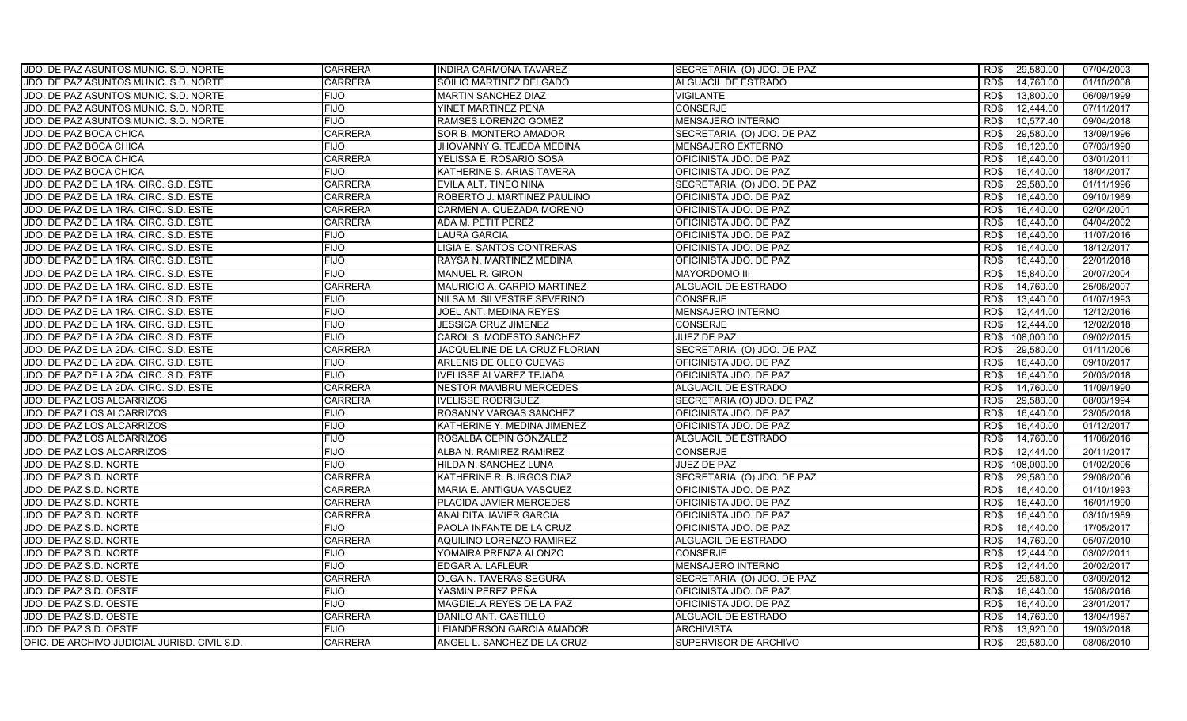| | | | | | |
|---|---|---|---|---|---|
| JDO. DE PAZ ASUNTOS MUNIC. S.D. NORTE | CARRERA | INDIRA CARMONA TAVAREZ | SECRETARIA (O) JDO. DE PAZ | RD$ 29,580.00 | 07/04/2003 |
| JDO. DE PAZ ASUNTOS MUNIC. S.D. NORTE | CARRERA | SOILIO MARTINEZ DELGADO | ALGUACIL DE ESTRADO | RD$ 14,760.00 | 01/10/2008 |
| JDO. DE PAZ ASUNTOS MUNIC. S.D. NORTE | FIJO | MARTIN SANCHEZ DIAZ | VIGILANTE | RD$ 13,800.00 | 06/09/1999 |
| JDO. DE PAZ ASUNTOS MUNIC. S.D. NORTE | FIJO | YINET MARTINEZ PEÑA | CONSERJE | RD$ 12,444.00 | 07/11/2017 |
| JDO. DE PAZ ASUNTOS MUNIC. S.D. NORTE | FIJO | RAMSES LORENZO GOMEZ | MENSAJERO INTERNO | RD$ 10,577.40 | 09/04/2018 |
| JDO. DE PAZ BOCA CHICA | CARRERA | SOR B. MONTERO AMADOR | SECRETARIA (O) JDO. DE PAZ | RD$ 29,580.00 | 13/09/1996 |
| JDO. DE PAZ BOCA CHICA | FIJO | JHOVANNY G. TEJEDA MEDINA | MENSAJERO EXTERNO | RD$ 18,120.00 | 07/03/1990 |
| JDO. DE PAZ BOCA CHICA | CARRERA | YELISSA E. ROSARIO SOSA | OFICINISTA JDO. DE PAZ | RD$ 16,440.00 | 03/01/2011 |
| JDO. DE PAZ BOCA CHICA | FIJO | KATHERINE S. ARIAS TAVERA | OFICINISTA JDO. DE PAZ | RD$ 16,440.00 | 18/04/2017 |
| JDO. DE PAZ DE LA 1RA. CIRC. S.D. ESTE | CARRERA | EVILA ALT. TINEO NINA | SECRETARIA (O) JDO. DE PAZ | RD$ 29,580.00 | 01/11/1996 |
| JDO. DE PAZ DE LA 1RA. CIRC. S.D. ESTE | CARRERA | ROBERTO J. MARTINEZ PAULINO | OFICINISTA JDO. DE PAZ | RD$ 16,440.00 | 09/10/1969 |
| JDO. DE PAZ DE LA 1RA. CIRC. S.D. ESTE | CARRERA | CARMEN A. QUEZADA MORENO | OFICINISTA JDO. DE PAZ | RD$ 16,440.00 | 02/04/2001 |
| JDO. DE PAZ DE LA 1RA. CIRC. S.D. ESTE | CARRERA | ADA M. PETIT PEREZ | OFICINISTA JDO. DE PAZ | RD$ 16,440.00 | 04/04/2002 |
| JDO. DE PAZ DE LA 1RA. CIRC. S.D. ESTE | FIJO | LAURA GARCIA | OFICINISTA JDO. DE PAZ | RD$ 16,440.00 | 11/07/2016 |
| JDO. DE PAZ DE LA 1RA. CIRC. S.D. ESTE | FIJO | LIGIA E. SANTOS CONTRERAS | OFICINISTA JDO. DE PAZ | RD$ 16,440.00 | 18/12/2017 |
| JDO. DE PAZ DE LA 1RA. CIRC. S.D. ESTE | FIJO | RAYSA N. MARTINEZ MEDINA | OFICINISTA JDO. DE PAZ | RD$ 16,440.00 | 22/01/2018 |
| JDO. DE PAZ DE LA 1RA. CIRC. S.D. ESTE | FIJO | MANUEL R. GIRON | MAYORDOMO III | RD$ 15,840.00 | 20/07/2004 |
| JDO. DE PAZ DE LA 1RA. CIRC. S.D. ESTE | CARRERA | MAURICIO A. CARPIO MARTINEZ | ALGUACIL DE ESTRADO | RD$ 14,760.00 | 25/06/2007 |
| JDO. DE PAZ DE LA 1RA. CIRC. S.D. ESTE | FIJO | NILSA M. SILVESTRE SEVERINO | CONSERJE | RD$ 13,440.00 | 01/07/1993 |
| JDO. DE PAZ DE LA 1RA. CIRC. S.D. ESTE | FIJO | JOEL ANT. MEDINA REYES | MENSAJERO INTERNO | RD$ 12,444.00 | 12/12/2016 |
| JDO. DE PAZ DE LA 1RA. CIRC. S.D. ESTE | FIJO | JESSICA CRUZ JIMENEZ | CONSERJE | RD$ 12,444.00 | 12/02/2018 |
| JDO. DE PAZ DE LA 2DA. CIRC. S.D. ESTE | FIJO | CAROL S. MODESTO SANCHEZ | JUEZ DE PAZ | RD$ 108,000.00 | 09/02/2015 |
| JDO. DE PAZ DE LA 2DA. CIRC. S.D. ESTE | CARRERA | JACQUELINE DE LA CRUZ FLORIAN | SECRETARIA (O) JDO. DE PAZ | RD$ 29,580.00 | 01/11/2006 |
| JDO. DE PAZ DE LA 2DA. CIRC. S.D. ESTE | FIJO | ARLENIS DE OLEO CUEVAS | OFICINISTA JDO. DE PAZ | RD$ 16,440.00 | 09/10/2017 |
| JDO. DE PAZ DE LA 2DA. CIRC. S.D. ESTE | FIJO | IVELISSE ALVAREZ TEJADA | OFICINISTA JDO. DE PAZ | RD$ 16,440.00 | 20/03/2018 |
| JDO. DE PAZ DE LA 2DA. CIRC. S.D. ESTE | CARRERA | NESTOR MAMBRU MERCEDES | ALGUACIL DE ESTRADO | RD$ 14,760.00 | 11/09/1990 |
| JDO. DE PAZ LOS ALCARRIZOS | CARRERA | IVELISSE RODRIGUEZ | SECRETARIA (O) JDO. DE PAZ | RD$ 29,580.00 | 08/03/1994 |
| JDO. DE PAZ LOS ALCARRIZOS | FIJO | ROSANNY VARGAS SANCHEZ | OFICINISTA JDO. DE PAZ | RD$ 16,440.00 | 23/05/2018 |
| JDO. DE PAZ LOS ALCARRIZOS | FIJO | KATHERINE Y. MEDINA JIMENEZ | OFICINISTA JDO. DE PAZ | RD$ 16,440.00 | 01/12/2017 |
| JDO. DE PAZ LOS ALCARRIZOS | FIJO | ROSALBA CEPIN GONZALEZ | ALGUACIL DE ESTRADO | RD$ 14,760.00 | 11/08/2016 |
| JDO. DE PAZ LOS ALCARRIZOS | FIJO | ALBA N. RAMIREZ RAMIREZ | CONSERJE | RD$ 12,444.00 | 20/11/2017 |
| JDO. DE PAZ S.D. NORTE | FIJO | HILDA N. SANCHEZ LUNA | JUEZ DE PAZ | RD$ 108,000.00 | 01/02/2006 |
| JDO. DE PAZ S.D. NORTE | CARRERA | KATHERINE R. BURGOS DIAZ | SECRETARIA (O) JDO. DE PAZ | RD$ 29,580.00 | 29/08/2006 |
| JDO. DE PAZ S.D. NORTE | CARRERA | MARIA E. ANTIGUA VASQUEZ | OFICINISTA JDO. DE PAZ | RD$ 16,440.00 | 01/10/1993 |
| JDO. DE PAZ S.D. NORTE | CARRERA | PLACIDA JAVIER MERCEDES | OFICINISTA JDO. DE PAZ | RD$ 16,440.00 | 16/01/1990 |
| JDO. DE PAZ S.D. NORTE | CARRERA | ANALDITA JAVIER GARCIA | OFICINISTA JDO. DE PAZ | RD$ 16,440.00 | 03/10/1989 |
| JDO. DE PAZ S.D. NORTE | FIJO | PAOLA INFANTE DE LA CRUZ | OFICINISTA JDO. DE PAZ | RD$ 16,440.00 | 17/05/2017 |
| JDO. DE PAZ S.D. NORTE | CARRERA | AQUILINO LORENZO RAMIREZ | ALGUACIL DE ESTRADO | RD$ 14,760.00 | 05/07/2010 |
| JDO. DE PAZ S.D. NORTE | FIJO | YOMAIRA PRENZA ALONZO | CONSERJE | RD$ 12,444.00 | 03/02/2011 |
| JDO. DE PAZ S.D. NORTE | FIJO | EDGAR A. LAFLEUR | MENSAJERO INTERNO | RD$ 12,444.00 | 20/02/2017 |
| JDO. DE PAZ S.D. OESTE | CARRERA | OLGA N. TAVERAS SEGURA | SECRETARIA (O) JDO. DE PAZ | RD$ 29,580.00 | 03/09/2012 |
| JDO. DE PAZ S.D. OESTE | FIJO | YASMIN PEREZ PEÑA | OFICINISTA JDO. DE PAZ | RD$ 16,440.00 | 15/08/2016 |
| JDO. DE PAZ S.D. OESTE | FIJO | MAGDIELA REYES DE LA PAZ | OFICINISTA JDO. DE PAZ | RD$ 16,440.00 | 23/01/2017 |
| JDO. DE PAZ S.D. OESTE | CARRERA | DANILO ANT. CASTILLO | ALGUACIL DE ESTRADO | RD$ 14,760.00 | 13/04/1987 |
| JDO. DE PAZ S.D. OESTE | FIJO | LEIANDERSON GARCIA AMADOR | ARCHIVISTA | RD$ 13,920.00 | 19/03/2018 |
| OFIC. DE ARCHIVO JUDICIAL JURISD. CIVIL S.D. | CARRERA | ANGEL L. SANCHEZ DE LA CRUZ | SUPERVISOR DE ARCHIVO | RD$ 29,580.00 | 08/06/2010 |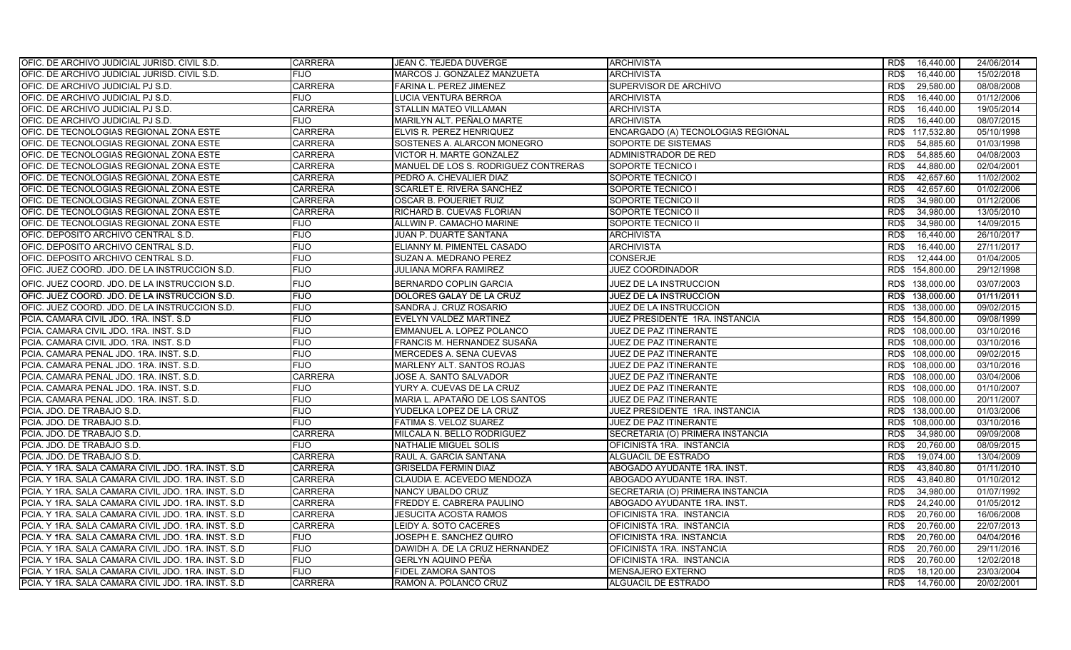| | | | | | |
|---|---|---|---|---|---|
| OFIC. DE ARCHIVO JUDICIAL JURISD. CIVIL S.D. | CARRERA | JEAN C. TEJEDA DUVERGE | ARCHIVISTA | RD$ 16,440.00 | 24/06/2014 |
| OFIC. DE ARCHIVO JUDICIAL JURISD. CIVIL S.D. | FIJO | MARCOS J. GONZALEZ MANZUETA | ARCHIVISTA | RD$ 16,440.00 | 15/02/2018 |
| OFIC. DE ARCHIVO JUDICIAL PJ S.D. | CARRERA | FARINA L. PEREZ JIMENEZ | SUPERVISOR DE ARCHIVO | RD$ 29,580.00 | 08/08/2008 |
| OFIC. DE ARCHIVO JUDICIAL PJ S.D. | FIJO | LUCIA VENTURA BERROA | ARCHIVISTA | RD$ 16,440.00 | 01/12/2006 |
| OFIC. DE ARCHIVO JUDICIAL PJ S.D. | CARRERA | STALLIN MATEO VILLAMAN | ARCHIVISTA | RD$ 16,440.00 | 19/05/2014 |
| OFIC. DE ARCHIVO JUDICIAL PJ S.D. | FIJO | MARILYN ALT. PEÑALO MARTE | ARCHIVISTA | RD$ 16,440.00 | 08/07/2015 |
| OFIC. DE TECNOLOGIAS REGIONAL ZONA ESTE | CARRERA | ELVIS R. PEREZ HENRIQUEZ | ENCARGADO (A) TECNOLOGIAS REGIONAL | RD$ 117,532.80 | 05/10/1998 |
| OFIC. DE TECNOLOGIAS REGIONAL ZONA ESTE | CARRERA | SOSTENES A. ALARCON MONEGRO | SOPORTE DE SISTEMAS | RD$ 54,885.60 | 01/03/1998 |
| OFIC. DE TECNOLOGIAS REGIONAL ZONA ESTE | CARRERA | VICTOR H. MARTE GONZALEZ | ADMINISTRADOR DE RED | RD$ 54,885.60 | 04/08/2003 |
| OFIC. DE TECNOLOGIAS REGIONAL ZONA ESTE | CARRERA | MANUEL DE LOS S. RODRIGUEZ CONTRERAS | SOPORTE TECNICO I | RD$ 44,880.00 | 02/04/2001 |
| OFIC. DE TECNOLOGIAS REGIONAL ZONA ESTE | CARRERA | PEDRO A. CHEVALIER DIAZ | SOPORTE TECNICO I | RD$ 42,657.60 | 11/02/2002 |
| OFIC. DE TECNOLOGIAS REGIONAL ZONA ESTE | CARRERA | SCARLET E. RIVERA SANCHEZ | SOPORTE TECNICO I | RD$ 42,657.60 | 01/02/2006 |
| OFIC. DE TECNOLOGIAS REGIONAL ZONA ESTE | CARRERA | OSCAR B. POUERIET RUIZ | SOPORTE TECNICO II | RD$ 34,980.00 | 01/12/2006 |
| OFIC. DE TECNOLOGIAS REGIONAL ZONA ESTE | CARRERA | RICHARD B. CUEVAS FLORIAN | SOPORTE TECNICO II | RD$ 34,980.00 | 13/05/2010 |
| OFIC. DE TECNOLOGIAS REGIONAL ZONA ESTE | FIJO | ALLWIN P. CAMACHO MARINE | SOPORTE TECNICO II | RD$ 34,980.00 | 14/09/2015 |
| OFIC. DEPOSITO ARCHIVO CENTRAL S.D. | FIJO | JUAN P. DUARTE SANTANA | ARCHIVISTA | RD$ 16,440.00 | 26/10/2017 |
| OFIC. DEPOSITO ARCHIVO CENTRAL S.D. | FIJO | ELIANNY M. PIMENTEL CASADO | ARCHIVISTA | RD$ 16,440.00 | 27/11/2017 |
| OFIC. DEPOSITO ARCHIVO CENTRAL S.D. | FIJO | SUZAN A. MEDRANO PEREZ | CONSERJE | RD$ 12,444.00 | 01/04/2005 |
| OFIC. JUEZ COORD. JDO. DE LA INSTRUCCION S.D. | FIJO | JULIANA MORFA RAMIREZ | JUEZ COORDINADOR | RD$ 154,800.00 | 29/12/1998 |
| OFIC. JUEZ COORD. JDO. DE LA INSTRUCCION S.D. | FIJO | BERNARDO COPLIN GARCIA | JUEZ DE LA INSTRUCCION | RD$ 138,000.00 | 03/07/2003 |
| OFIC. JUEZ COORD. JDO. DE LA INSTRUCCION S.D. | FIJO | DOLORES GALAY DE LA CRUZ | JUEZ DE LA INSTRUCCION | RD$ 138,000.00 | 01/11/2011 |
| OFIC. JUEZ COORD. JDO. DE LA INSTRUCCION S.D. | FIJO | SANDRA J. CRUZ ROSARIO | JUEZ DE LA INSTRUCCION | RD$ 138,000.00 | 09/02/2015 |
| PCIA. CAMARA CIVIL JDO. 1RA. INST. S.D | FIJO | EVELYN VALDEZ MARTINEZ | JUEZ PRESIDENTE 1RA. INSTANCIA | RD$ 154,800.00 | 09/08/1999 |
| PCIA. CAMARA CIVIL JDO. 1RA. INST. S.D | FIJO | EMMANUEL A. LOPEZ POLANCO | JUEZ DE PAZ ITINERANTE | RD$ 108,000.00 | 03/10/2016 |
| PCIA. CAMARA CIVIL JDO. 1RA. INST. S.D | FIJO | FRANCIS M. HERNANDEZ SUSAÑA | JUEZ DE PAZ ITINERANTE | RD$ 108,000.00 | 03/10/2016 |
| PCIA. CAMARA PENAL JDO. 1RA. INST. S.D. | FIJO | MERCEDES A. SENA CUEVAS | JUEZ DE PAZ ITINERANTE | RD$ 108,000.00 | 09/02/2015 |
| PCIA. CAMARA PENAL JDO. 1RA. INST. S.D. | FIJO | MARLENY ALT. SANTOS ROJAS | JUEZ DE PAZ ITINERANTE | RD$ 108,000.00 | 03/10/2016 |
| PCIA. CAMARA PENAL JDO. 1RA. INST. S.D. | CARRERA | JOSE A. SANTO SALVADOR | JUEZ DE PAZ ITINERANTE | RD$ 108,000.00 | 03/04/2006 |
| PCIA. CAMARA PENAL JDO. 1RA. INST. S.D. | FIJO | YURY A. CUEVAS DE LA CRUZ | JUEZ DE PAZ ITINERANTE | RD$ 108,000.00 | 01/10/2007 |
| PCIA. CAMARA PENAL JDO. 1RA. INST. S.D. | FIJO | MARIA L. APATAÑO DE LOS SANTOS | JUEZ DE PAZ ITINERANTE | RD$ 108,000.00 | 20/11/2007 |
| PCIA. JDO. DE TRABAJO S.D. | FIJO | YUDELKA LOPEZ DE LA CRUZ | JUEZ PRESIDENTE 1RA. INSTANCIA | RD$ 138,000.00 | 01/03/2006 |
| PCIA. JDO. DE TRABAJO S.D. | FIJO | FATIMA S. VELOZ SUAREZ | JUEZ DE PAZ ITINERANTE | RD$ 108,000.00 | 03/10/2016 |
| PCIA. JDO. DE TRABAJO S.D. | CARRERA | MILCALA N. BELLO RODRIGUEZ | SECRETARIA (O) PRIMERA INSTANCIA | RD$ 34,980.00 | 09/09/2008 |
| PCIA. JDO. DE TRABAJO S.D. | FIJO | NATHALIE MIGUEL SOLIS | OFICINISTA 1RA. INSTANCIA | RD$ 20,760.00 | 08/09/2015 |
| PCIA. JDO. DE TRABAJO S.D. | CARRERA | RAUL A. GARCIA SANTANA | ALGUACIL DE ESTRADO | RD$ 19,074.00 | 13/04/2009 |
| PCIA. Y 1RA. SALA CAMARA CIVIL JDO. 1RA. INST. S.D | CARRERA | GRISELDA FERMIN DIAZ | ABOGADO AYUDANTE 1RA. INST. | RD$ 43,840.80 | 01/11/2010 |
| PCIA. Y 1RA. SALA CAMARA CIVIL JDO. 1RA. INST. S.D | CARRERA | CLAUDIA E. ACEVEDO MENDOZA | ABOGADO AYUDANTE 1RA. INST. | RD$ 43,840.80 | 01/10/2012 |
| PCIA. Y 1RA. SALA CAMARA CIVIL JDO. 1RA. INST. S.D | CARRERA | NANCY UBALDO CRUZ | SECRETARIA (O) PRIMERA INSTANCIA | RD$ 34,980.00 | 01/07/1992 |
| PCIA. Y 1RA. SALA CAMARA CIVIL JDO. 1RA. INST. S.D | CARRERA | FREDDY E. CABRERA PAULINO | ABOGADO AYUDANTE 1RA. INST. | RD$ 24,240.00 | 01/05/2012 |
| PCIA. Y 1RA. SALA CAMARA CIVIL JDO. 1RA. INST. S.D | CARRERA | JESUCITA ACOSTA RAMOS | OFICINISTA 1RA. INSTANCIA | RD$ 20,760.00 | 16/06/2008 |
| PCIA. Y 1RA. SALA CAMARA CIVIL JDO. 1RA. INST. S.D | CARRERA | LEIDY A. SOTO CACERES | OFICINISTA 1RA. INSTANCIA | RD$ 20,760.00 | 22/07/2013 |
| PCIA. Y 1RA. SALA CAMARA CIVIL JDO. 1RA. INST. S.D | FIJO | JOSEPH E. SANCHEZ QUIRO | OFICINISTA 1RA. INSTANCIA | RD$ 20,760.00 | 04/04/2016 |
| PCIA. Y 1RA. SALA CAMARA CIVIL JDO. 1RA. INST. S.D | FIJO | DAWIDH A. DE LA CRUZ HERNANDEZ | OFICINISTA 1RA. INSTANCIA | RD$ 20,760.00 | 29/11/2016 |
| PCIA. Y 1RA. SALA CAMARA CIVIL JDO. 1RA. INST. S.D | FIJO | GERLYN AQUINO PEÑA | OFICINISTA 1RA. INSTANCIA | RD$ 20,760.00 | 12/02/2018 |
| PCIA. Y 1RA. SALA CAMARA CIVIL JDO. 1RA. INST. S.D | FIJO | FIDEL ZAMORA SANTOS | MENSAJERO EXTERNO | RD$ 18,120.00 | 23/03/2004 |
| PCIA. Y 1RA. SALA CAMARA CIVIL JDO. 1RA. INST. S.D | CARRERA | RAMON A. POLANCO CRUZ | ALGUACIL DE ESTRADO | RD$ 14,760.00 | 20/02/2001 |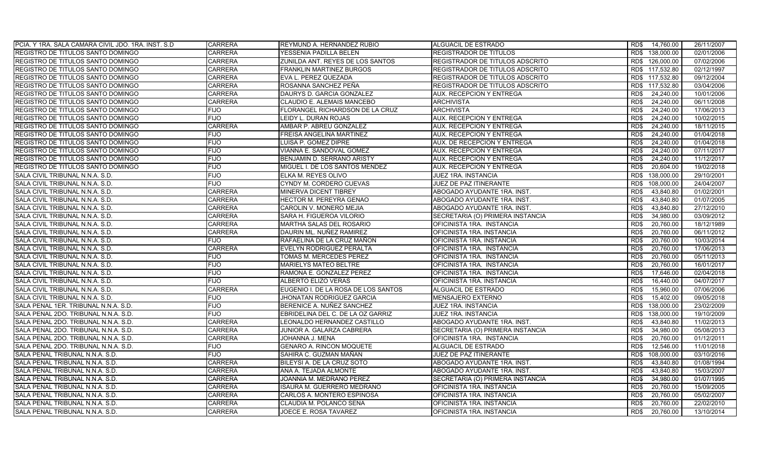| | | | | | |
|---|---|---|---|---|---|
| PCIA. Y 1RA. SALA CAMARA CIVIL JDO. 1RA. INST. S.D | CARRERA | REYMUND A. HERNANDEZ RUBIO | ALGUACIL DE ESTRADO | RD$ 14,760.00 | 26/11/2007 |
| REGISTRO DE TITULOS SANTO DOMINGO | CARRERA | YESSENIA PADILLA BELEN | REGISTRADOR DE TITULOS | RD$ 138,000.00 | 02/01/2006 |
| REGISTRO DE TITULOS SANTO DOMINGO | CARRERA | ZUNILDA ANT. REYES DE LOS SANTOS | REGISTRADOR DE TITULOS ADSCRITO | RD$ 126,000.00 | 07/02/2006 |
| REGISTRO DE TITULOS SANTO DOMINGO | CARRERA | FRANKLIN MARTINEZ BURGOS | REGISTRADOR DE TITULOS ADSCRITO | RD$ 117,532.80 | 02/12/1997 |
| REGISTRO DE TITULOS SANTO DOMINGO | CARRERA | EVA L. PEREZ QUEZADA | REGISTRADOR DE TITULOS ADSCRITO | RD$ 117,532.80 | 09/12/2004 |
| REGISTRO DE TITULOS SANTO DOMINGO | CARRERA | ROSANNA SANCHEZ PEÑA | REGISTRADOR DE TITULOS ADSCRITO | RD$ 117,532.80 | 03/04/2006 |
| REGISTRO DE TITULOS SANTO DOMINGO | CARRERA | DAURYS D. GARCIA GONZALEZ | AUX. RECEPCION Y ENTREGA | RD$ 24,240.00 | 10/01/2006 |
| REGISTRO DE TITULOS SANTO DOMINGO | CARRERA | CLAUDIO E. ALEMAIS MANCEBO | ARCHIVISTA | RD$ 24,240.00 | 06/11/2008 |
| REGISTRO DE TITULOS SANTO DOMINGO | FIJO | FLORANGEL RICHARDSON DE LA CRUZ | ARCHIVISTA | RD$ 24,240.00 | 17/06/2013 |
| REGISTRO DE TITULOS SANTO DOMINGO | FIJO | LEIDY L. DURAN ROJAS | AUX. RECEPCION Y ENTREGA | RD$ 24,240.00 | 10/02/2015 |
| REGISTRO DE TITULOS SANTO DOMINGO | CARRERA | AMBAR P. ABREU GONZALEZ | AUX. RECEPCION Y ENTREGA | RD$ 24,240.00 | 18/11/2015 |
| REGISTRO DE TITULOS SANTO DOMINGO | FIJO | FREISA ANGELINA MARTINEZ | AUX. RECEPCION Y ENTREGA | RD$ 24,240.00 | 01/04/2018 |
| REGISTRO DE TITULOS SANTO DOMINGO | FIJO | LUISA P. GOMEZ DIPRE | AUX. DE RECEPCION Y ENTREGA | RD$ 24,240.00 | 01/04/2018 |
| REGISTRO DE TITULOS SANTO DOMINGO | FIJO | VIANNA E. SANDOVAL GOMEZ | AUX. RECEPCION Y ENTREGA | RD$ 24,240.00 | 07/11/2017 |
| REGISTRO DE TITULOS SANTO DOMINGO | FIJO | BENJAMIN D. SERRANO ARISTY | AUX. RECEPCION Y ENTREGA | RD$ 24,240.00 | 11/12/2017 |
| REGISTRO DE TITULOS SANTO DOMINGO | FIJO | MIGUEL I. DE LOS SANTOS MENDEZ | AUX. RECEPCION Y ENTREGA | RD$ 20,604.00 | 19/02/2018 |
| SALA CIVIL TRIBUNAL N.N.A. S.D. | FIJO | ELKA M. REYES OLIVO | JUEZ 1RA. INSTANCIA | RD$ 138,000.00 | 29/10/2001 |
| SALA CIVIL TRIBUNAL N.N.A. S.D. | FIJO | CYNDY M. CORDERO CUEVAS | JUEZ DE PAZ ITINERANTE | RD$ 108,000.00 | 24/04/2007 |
| SALA CIVIL TRIBUNAL N.N.A. S.D. | CARRERA | MINERVA DICENT TIBREY | ABOGADO AYUDANTE 1RA. INST. | RD$ 43,840.80 | 01/02/2001 |
| SALA CIVIL TRIBUNAL N.N.A. S.D. | CARRERA | HECTOR M. PEREYRA GENAO | ABOGADO AYUDANTE 1RA. INST. | RD$ 43,840.80 | 01/07/2005 |
| SALA CIVIL TRIBUNAL N.N.A. S.D. | CARRERA | CAROLIN V. MONERO MEJIA | ABOGADO AYUDANTE 1RA. INST. | RD$ 43,840.80 | 27/12/2010 |
| SALA CIVIL TRIBUNAL N.N.A. S.D. | CARRERA | SARA H. FIGUEROA VILORIO | SECRETARIA (O) PRIMERA INSTANCIA | RD$ 34,980.00 | 03/09/2012 |
| SALA CIVIL TRIBUNAL N.N.A. S.D. | CARRERA | MARTHA SALAS DEL ROSARIO | OFICINISTA 1RA. INSTANCIA | RD$ 20,760.00 | 18/12/1989 |
| SALA CIVIL TRIBUNAL N.N.A. S.D. | CARRERA | DAURIN ML. NUÑEZ RAMIREZ | OFICINISTA 1RA. INSTANCIA | RD$ 20,760.00 | 06/11/2012 |
| SALA CIVIL TRIBUNAL N.N.A. S.D. | FIJO | RAFAELINA DE LA CRUZ MAÑON | OFICINISTA 1RA. INSTANCIA | RD$ 20,760.00 | 10/03/2014 |
| SALA CIVIL TRIBUNAL N.N.A. S.D. | CARRERA | EVELYN RODRIGUEZ PERALTA | OFICINISTA 1RA. INSTANCIA | RD$ 20,760.00 | 17/06/2013 |
| SALA CIVIL TRIBUNAL N.N.A. S.D. | FIJO | TOMAS M. MERCEDES PEREZ | OFICINISTA 1RA. INSTANCIA | RD$ 20,760.00 | 05/11/2013 |
| SALA CIVIL TRIBUNAL N.N.A. S.D. | FIJO | MARIELYS MATEO BELTRE | OFICINISTA 1RA. INSTANCIA | RD$ 20,760.00 | 16/01/2017 |
| SALA CIVIL TRIBUNAL N.N.A. S.D. | FIJO | RAMONA E. GONZALEZ PEREZ | OFICINISTA 1RA. INSTANCIA | RD$ 17,646.00 | 02/04/2018 |
| SALA CIVIL TRIBUNAL N.N.A. S.D. | FIJO | ALBERTO ELIZO VERAS | OFICINISTA 1RA. INSTANCIA | RD$ 16,440.00 | 04/07/2017 |
| SALA CIVIL TRIBUNAL N.N.A. S.D. | CARRERA | EUGENIO I. DE LA ROSA DE LOS SANTOS | ALGUACIL DE ESTRADO | RD$ 15,960.00 | 07/06/2006 |
| SALA CIVIL TRIBUNAL N.N.A. S.D. | FIJO | JHONATAN RODRIGUEZ GARCIA | MENSAJERO EXTERNO | RD$ 15,402.00 | 09/05/2018 |
| SALA PENAL 1ER. TRIBUNAL N.N.A. S.D. | FIJO | BERENICE A. NUÑEZ SANCHEZ | JUEZ 1RA. INSTANCIA | RD$ 138,000.00 | 23/02/2009 |
| SALA PENAL 2DO. TRIBUNAL N.N.A. S.D. | FIJO | EBRIDELINA DEL C. DE LA OZ GARRIZ | JUEZ 1RA. INSTANCIA | RD$ 138,000.00 | 19/10/2009 |
| SALA PENAL 2DO. TRIBUNAL N.N.A. S.D. | CARRERA | LEONALDO HERNANDEZ CASTILLO | ABOGADO AYUDANTE 1RA. INST. | RD$ 43,840.80 | 11/02/2013 |
| SALA PENAL 2DO. TRIBUNAL N.N.A. S.D. | CARRERA | JUNIOR A. GALARZA CABRERA | SECRETARIA (O) PRIMERA INSTANCIA | RD$ 34,980.00 | 05/08/2013 |
| SALA PENAL 2DO. TRIBUNAL N.N.A. S.D. | CARRERA | JOHANNA J. MENA | OFICINISTA 1RA. INSTANCIA | RD$ 20,760.00 | 01/12/2011 |
| SALA PENAL 2DO. TRIBUNAL N.N.A. S.D. | FIJO | GENARO A. RINCON MOQUETE | ALGUACIL DE ESTRADO | RD$ 12,546.00 | 11/01/2018 |
| SALA PENAL TRIBUNAL N.N.A. S.D. | FIJO | SAHIRA C. GUZMAN MAÑAN | JUEZ DE PAZ ITINERANTE | RD$ 108,000.00 | 03/10/2016 |
| SALA PENAL TRIBUNAL N.N.A. S.D. | CARRERA | BILEYSI A. DE LA CRUZ SOTO | ABOGADO AYUDANTE 1RA. INST. | RD$ 43,840.80 | 01/08/1994 |
| SALA PENAL TRIBUNAL N.N.A. S.D. | CARRERA | ANA A. TEJADA ALMONTE | ABOGADO AYUDANTE 1RA. INST. | RD$ 43,840.80 | 15/03/2007 |
| SALA PENAL TRIBUNAL N.N.A. S.D. | CARRERA | JOANNIA M. MEDRANO PEREZ | SECRETARIA (O) PRIMERA INSTANCIA | RD$ 34,980.00 | 01/07/1995 |
| SALA PENAL TRIBUNAL N.N.A. S.D. | CARRERA | ISAURA M. GUERRERO MEDRANO | OFICINISTA 1RA. INSTANCIA | RD$ 20,760.00 | 15/09/2005 |
| SALA PENAL TRIBUNAL N.N.A. S.D. | CARRERA | CARLOS A. MONTERO ESPINOSA | OFICINISTA 1RA. INSTANCIA | RD$ 20,760.00 | 05/02/2007 |
| SALA PENAL TRIBUNAL N.N.A. S.D. | CARRERA | CLAUDIA M. POLANCO SENA | OFICINISTA 1RA. INSTANCIA | RD$ 20,760.00 | 22/02/2010 |
| SALA PENAL TRIBUNAL N.N.A. S.D. | CARRERA | JOECE E. ROSA TAVAREZ | OFICINISTA 1RA. INSTANCIA | RD$ 20,760.00 | 13/10/2014 |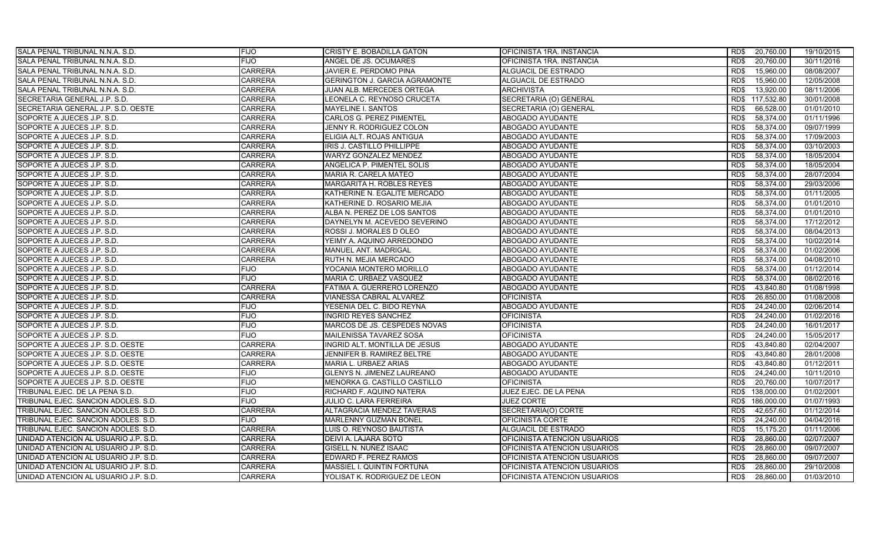| | | | | | |
|---|---|---|---|---|---|
| SALA PENAL TRIBUNAL N.N.A. S.D. | FIJO | CRISTY E. BOBADILLA GATON | OFICINISTA 1RA. INSTANCIA | RD$ 20,760.00 | 19/10/2015 |
| SALA PENAL TRIBUNAL N.N.A. S.D. | FIJO | ANGEL DE JS. OCUMARES | OFICINISTA 1RA. INSTANCIA | RD$ 20,760.00 | 30/11/2016 |
| SALA PENAL TRIBUNAL N.N.A. S.D. | CARRERA | JAVIER E. PERDOMO PINA | ALGUACIL DE ESTRADO | RD$ 15,960.00 | 08/08/2007 |
| SALA PENAL TRIBUNAL N.N.A. S.D. | CARRERA | GERINGTON J. GARCIA AGRAMONTE | ALGUACIL DE ESTRADO | RD$ 15,960.00 | 12/05/2008 |
| SALA PENAL TRIBUNAL N.N.A. S.D. | CARRERA | JUAN ALB. MERCEDES ORTEGA | ARCHIVISTA | RD$ 13,920.00 | 08/11/2006 |
| SECRETARIA GENERAL J.P. S.D. | CARRERA | LEONELA C. REYNOSO CRUCETA | SECRETARIA (O) GENERAL | RD$ 117,532.80 | 30/01/2008 |
| SECRETARIA GENERAL J.P. S.D. OESTE | CARRERA | MAYELINE I. SANTOS | SECRETARIA (O) GENERAL | RD$ 66,528.00 | 01/01/2010 |
| SOPORTE A JUECES J.P. S.D. | CARRERA | CARLOS G. PEREZ PIMENTEL | ABOGADO AYUDANTE | RD$ 58,374.00 | 01/11/1996 |
| SOPORTE A JUECES J.P. S.D. | CARRERA | JENNY R. RODRIGUEZ COLON | ABOGADO AYUDANTE | RD$ 58,374.00 | 09/07/1999 |
| SOPORTE A JUECES J.P. S.D. | CARRERA | ELIGIA ALT. ROJAS ANTIGUA | ABOGADO AYUDANTE | RD$ 58,374.00 | 17/09/2003 |
| SOPORTE A JUECES J.P. S.D. | CARRERA | IRIS J. CASTILLO PHILLIPPE | ABOGADO AYUDANTE | RD$ 58,374.00 | 03/10/2003 |
| SOPORTE A JUECES J.P. S.D. | CARRERA | WARYZ GONZALEZ MENDEZ | ABOGADO AYUDANTE | RD$ 58,374.00 | 18/05/2004 |
| SOPORTE A JUECES J.P. S.D. | CARRERA | ANGELICA P. PIMENTEL SOLIS | ABOGADO AYUDANTE | RD$ 58,374.00 | 18/05/2004 |
| SOPORTE A JUECES J.P. S.D. | CARRERA | MARIA R. CARELA MATEO | ABOGADO AYUDANTE | RD$ 58,374.00 | 28/07/2004 |
| SOPORTE A JUECES J.P. S.D. | CARRERA | MARGARITA H. ROBLES REYES | ABOGADO AYUDANTE | RD$ 58,374.00 | 29/03/2006 |
| SOPORTE A JUECES J.P. S.D. | CARRERA | KATHERINE N. EGALITE MERCADO | ABOGADO AYUDANTE | RD$ 58,374.00 | 01/11/2005 |
| SOPORTE A JUECES J.P. S.D. | CARRERA | KATHERINE D. ROSARIO MEJIA | ABOGADO AYUDANTE | RD$ 58,374.00 | 01/01/2010 |
| SOPORTE A JUECES J.P. S.D. | CARRERA | ALBA N. PEREZ DE LOS SANTOS | ABOGADO AYUDANTE | RD$ 58,374.00 | 01/01/2010 |
| SOPORTE A JUECES J.P. S.D. | CARRERA | DAYNELYN M. ACEVEDO SEVERINO | ABOGADO AYUDANTE | RD$ 58,374.00 | 17/12/2012 |
| SOPORTE A JUECES J.P. S.D. | CARRERA | ROSSI J. MORALES D OLEO | ABOGADO AYUDANTE | RD$ 58,374.00 | 08/04/2013 |
| SOPORTE A JUECES J.P. S.D. | CARRERA | YEIMY A. AQUINO ARREDONDO | ABOGADO AYUDANTE | RD$ 58,374.00 | 10/02/2014 |
| SOPORTE A JUECES J.P. S.D. | CARRERA | MANUEL ANT. MADRIGAL | ABOGADO AYUDANTE | RD$ 58,374.00 | 01/02/2006 |
| SOPORTE A JUECES J.P. S.D. | CARRERA | RUTH N. MEJIA MERCADO | ABOGADO AYUDANTE | RD$ 58,374.00 | 04/08/2010 |
| SOPORTE A JUECES J.P. S.D. | FIJO | YOCANIA MONTERO MORILLO | ABOGADO AYUDANTE | RD$ 58,374.00 | 01/12/2014 |
| SOPORTE A JUECES J.P. S.D. | FIJO | MARIA C. URBAEZ VASQUEZ | ABOGADO AYUDANTE | RD$ 58,374.00 | 08/02/2016 |
| SOPORTE A JUECES J.P. S.D. | CARRERA | FATIMA A. GUERRERO LORENZO | ABOGADO AYUDANTE | RD$ 43,840.80 | 01/08/1998 |
| SOPORTE A JUECES J.P. S.D. | CARRERA | VIANESSA CABRAL ALVAREZ | OFICINISTA | RD$ 26,850.00 | 01/08/2008 |
| SOPORTE A JUECES J.P. S.D. | FIJO | YESENIA DEL C. BIDO REYNA | ABOGADO AYUDANTE | RD$ 24,240.00 | 02/06/2014 |
| SOPORTE A JUECES J.P. S.D. | FIJO | INGRID REYES SANCHEZ | OFICINISTA | RD$ 24,240.00 | 01/02/2016 |
| SOPORTE A JUECES J.P. S.D. | FIJO | MARCOS DE JS. CESPEDES NOVAS | OFICINISTA | RD$ 24,240.00 | 16/01/2017 |
| SOPORTE A JUECES J.P. S.D. | FIJO | MAILENISSA TAVAREZ SOSA | OFICINISTA | RD$ 24,240.00 | 15/05/2017 |
| SOPORTE A JUECES J.P. S.D. OESTE | CARRERA | INGRID ALT. MONTILLA DE JESUS | ABOGADO AYUDANTE | RD$ 43,840.80 | 02/04/2007 |
| SOPORTE A JUECES J.P. S.D. OESTE | CARRERA | JENNIFER B. RAMIREZ BELTRE | ABOGADO AYUDANTE | RD$ 43,840.80 | 28/01/2008 |
| SOPORTE A JUECES J.P. S.D. OESTE | CARRERA | MARIA L. URBAEZ ARIAS | ABOGADO AYUDANTE | RD$ 43,840.80 | 01/12/2011 |
| SOPORTE A JUECES J.P. S.D. OESTE | FIJO | GLENYS N. JIMENEZ LAUREANO | ABOGADO AYUDANTE | RD$ 24,240.00 | 10/11/2010 |
| SOPORTE A JUECES J.P. S.D. OESTE | FIJO | MENORKA G. CASTILLO CASTILLO | OFICINISTA | RD$ 20,760.00 | 10/07/2017 |
| TRIBUNAL EJEC. DE LA PENA S.D. | FIJO | RICHARD F. AQUINO NATERA | JUEZ EJEC. DE LA PENA | RD$ 138,000.00 | 01/02/2001 |
| TRIBUNAL EJEC. SANCION ADOLES. S.D. | FIJO | JULIO C. LARA FERREIRA | JUEZ CORTE | RD$ 186,000.00 | 01/07/1993 |
| TRIBUNAL EJEC. SANCION ADOLES. S.D. | CARRERA | ALTAGRACIA MENDEZ TAVERAS | SECRETARIA(O) CORTE | RD$ 42,657.60 | 01/12/2014 |
| TRIBUNAL EJEC. SANCION ADOLES. S.D. | FIJO | MARLENNY GUZMAN BONEL | OFICINISTA CORTE | RD$ 24,240.00 | 04/04/2016 |
| TRIBUNAL EJEC. SANCION ADOLES. S.D. | CARRERA | LUIS O. REYNOSO BAUTISTA | ALGUACIL DE ESTRADO | RD$ 15,175.20 | 01/11/2006 |
| UNIDAD ATENCION AL USUARIO J.P. S.D. | CARRERA | DEIVI A. LAJARA SOTO | OFICINISTA ATENCION USUARIOS | RD$ 28,860.00 | 02/07/2007 |
| UNIDAD ATENCION AL USUARIO J.P. S.D. | CARRERA | GISELL N. NUÑEZ ISAAC | OFICINISTA ATENCION USUARIOS | RD$ 28,860.00 | 09/07/2007 |
| UNIDAD ATENCION AL USUARIO J.P. S.D. | CARRERA | EDWARD F. PEREZ RAMOS | OFICINISTA ATENCION USUARIOS | RD$ 28,860.00 | 09/07/2007 |
| UNIDAD ATENCION AL USUARIO J.P. S.D. | CARRERA | MASSIEL I. QUINTIN FORTUNA | OFICINISTA ATENCION USUARIOS | RD$ 28,860.00 | 29/10/2008 |
| UNIDAD ATENCION AL USUARIO J.P. S.D. | CARRERA | YOLISAT K. RODRIGUEZ DE LEON | OFICINISTA ATENCION USUARIOS | RD$ 28,860.00 | 01/03/2010 |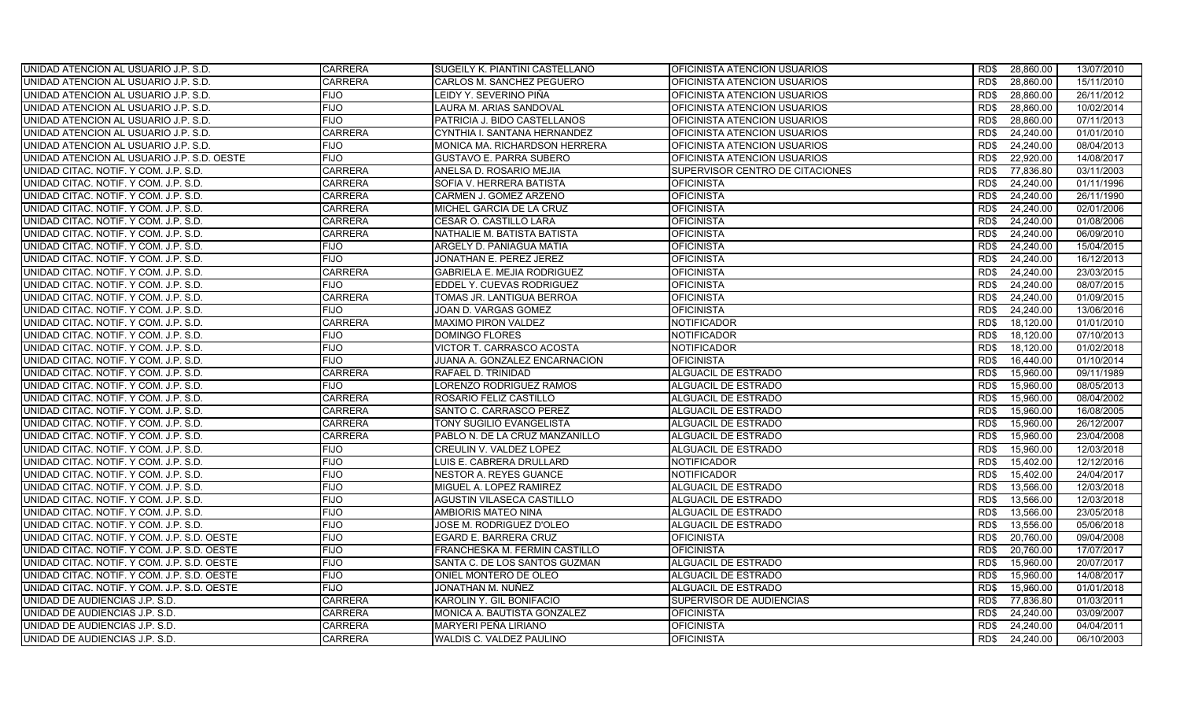| | | | | | | |
|---|---|---|---|---|---|---|
| UNIDAD ATENCION AL USUARIO J.P. S.D. | CARRERA | SUGEILY K. PIANTINI CASTELLANO | OFICINISTA ATENCION USUARIOS | RD$ | 28,860.00 | 13/07/2010 |
| UNIDAD ATENCION AL USUARIO J.P. S.D. | CARRERA | CARLOS M. SANCHEZ PEGUERO | OFICINISTA ATENCION USUARIOS | RD$ | 28,860.00 | 15/11/2010 |
| UNIDAD ATENCION AL USUARIO J.P. S.D. | FIJO | LEIDY Y. SEVERINO PIÑA | OFICINISTA ATENCION USUARIOS | RD$ | 28,860.00 | 26/11/2012 |
| UNIDAD ATENCION AL USUARIO J.P. S.D. | FIJO | LAURA M. ARIAS SANDOVAL | OFICINISTA ATENCION USUARIOS | RD$ | 28,860.00 | 10/02/2014 |
| UNIDAD ATENCION AL USUARIO J.P. S.D. | FIJO | PATRICIA J. BIDO CASTELLANOS | OFICINISTA ATENCION USUARIOS | RD$ | 28,860.00 | 07/11/2013 |
| UNIDAD ATENCION AL USUARIO J.P. S.D. | CARRERA | CYNTHIA I. SANTANA HERNANDEZ | OFICINISTA ATENCION USUARIOS | RD$ | 24,240.00 | 01/01/2010 |
| UNIDAD ATENCION AL USUARIO J.P. S.D. | FIJO | MONICA MA. RICHARDSON HERRERA | OFICINISTA ATENCION USUARIOS | RD$ | 24,240.00 | 08/04/2013 |
| UNIDAD ATENCION AL USUARIO J.P. S.D. OESTE | FIJO | GUSTAVO E. PARRA SUBERO | OFICINISTA ATENCION USUARIOS | RD$ | 22,920.00 | 14/08/2017 |
| UNIDAD CITAC. NOTIF. Y COM. J.P. S.D. | CARRERA | ANELSA D. ROSARIO MEJIA | SUPERVISOR CENTRO DE CITACIONES | RD$ | 77,836.80 | 03/11/2003 |
| UNIDAD CITAC. NOTIF. Y COM. J.P. S.D. | CARRERA | SOFIA V. HERRERA BATISTA | OFICINISTA | RD$ | 24,240.00 | 01/11/1996 |
| UNIDAD CITAC. NOTIF. Y COM. J.P. S.D. | CARRERA | CARMEN J. GOMEZ ARZENO | OFICINISTA | RD$ | 24,240.00 | 26/11/1990 |
| UNIDAD CITAC. NOTIF. Y COM. J.P. S.D. | CARRERA | MICHEL GARCIA DE LA CRUZ | OFICINISTA | RD$ | 24,240.00 | 02/01/2006 |
| UNIDAD CITAC. NOTIF. Y COM. J.P. S.D. | CARRERA | CESAR O. CASTILLO LARA | OFICINISTA | RD$ | 24,240.00 | 01/08/2006 |
| UNIDAD CITAC. NOTIF. Y COM. J.P. S.D. | CARRERA | NATHALIE M. BATISTA BATISTA | OFICINISTA | RD$ | 24,240.00 | 06/09/2010 |
| UNIDAD CITAC. NOTIF. Y COM. J.P. S.D. | FIJO | ARGELY D. PANIAGUA MATIA | OFICINISTA | RD$ | 24,240.00 | 15/04/2015 |
| UNIDAD CITAC. NOTIF. Y COM. J.P. S.D. | FIJO | JONATHAN E. PEREZ JEREZ | OFICINISTA | RD$ | 24,240.00 | 16/12/2013 |
| UNIDAD CITAC. NOTIF. Y COM. J.P. S.D. | CARRERA | GABRIELA E. MEJIA RODRIGUEZ | OFICINISTA | RD$ | 24,240.00 | 23/03/2015 |
| UNIDAD CITAC. NOTIF. Y COM. J.P. S.D. | FIJO | EDDEL Y. CUEVAS RODRIGUEZ | OFICINISTA | RD$ | 24,240.00 | 08/07/2015 |
| UNIDAD CITAC. NOTIF. Y COM. J.P. S.D. | CARRERA | TOMAS JR. LANTIGUA BERROA | OFICINISTA | RD$ | 24,240.00 | 01/09/2015 |
| UNIDAD CITAC. NOTIF. Y COM. J.P. S.D. | FIJO | JOAN D. VARGAS GOMEZ | OFICINISTA | RD$ | 24,240.00 | 13/06/2016 |
| UNIDAD CITAC. NOTIF. Y COM. J.P. S.D. | CARRERA | MAXIMO PIRON VALDEZ | NOTIFICADOR | RD$ | 18,120.00 | 01/01/2010 |
| UNIDAD CITAC. NOTIF. Y COM. J.P. S.D. | FIJO | DOMINGO FLORES | NOTIFICADOR | RD$ | 18,120.00 | 07/10/2013 |
| UNIDAD CITAC. NOTIF. Y COM. J.P. S.D. | FIJO | VICTOR T. CARRASCO ACOSTA | NOTIFICADOR | RD$ | 18,120.00 | 01/02/2018 |
| UNIDAD CITAC. NOTIF. Y COM. J.P. S.D. | FIJO | JUANA A. GONZALEZ ENCARNACION | OFICINISTA | RD$ | 16,440.00 | 01/10/2014 |
| UNIDAD CITAC. NOTIF. Y COM. J.P. S.D. | CARRERA | RAFAEL D. TRINIDAD | ALGUACIL DE ESTRADO | RD$ | 15,960.00 | 09/11/1989 |
| UNIDAD CITAC. NOTIF. Y COM. J.P. S.D. | FIJO | LORENZO RODRIGUEZ RAMOS | ALGUACIL DE ESTRADO | RD$ | 15,960.00 | 08/05/2013 |
| UNIDAD CITAC. NOTIF. Y COM. J.P. S.D. | CARRERA | ROSARIO FELIZ CASTILLO | ALGUACIL DE ESTRADO | RD$ | 15,960.00 | 08/04/2002 |
| UNIDAD CITAC. NOTIF. Y COM. J.P. S.D. | CARRERA | SANTO C. CARRASCO PEREZ | ALGUACIL DE ESTRADO | RD$ | 15,960.00 | 16/08/2005 |
| UNIDAD CITAC. NOTIF. Y COM. J.P. S.D. | CARRERA | TONY SUGILIO EVANGELISTA | ALGUACIL DE ESTRADO | RD$ | 15,960.00 | 26/12/2007 |
| UNIDAD CITAC. NOTIF. Y COM. J.P. S.D. | CARRERA | PABLO N. DE LA CRUZ MANZANILLO | ALGUACIL DE ESTRADO | RD$ | 15,960.00 | 23/04/2008 |
| UNIDAD CITAC. NOTIF. Y COM. J.P. S.D. | FIJO | CREULIN V. VALDEZ LOPEZ | ALGUACIL DE ESTRADO | RD$ | 15,960.00 | 12/03/2018 |
| UNIDAD CITAC. NOTIF. Y COM. J.P. S.D. | FIJO | LUIS E. CABRERA DRULLARD | NOTIFICADOR | RD$ | 15,402.00 | 12/12/2016 |
| UNIDAD CITAC. NOTIF. Y COM. J.P. S.D. | FIJO | NESTOR A. REYES GUANCE | NOTIFICADOR | RD$ | 15,402.00 | 24/04/2017 |
| UNIDAD CITAC. NOTIF. Y COM. J.P. S.D. | FIJO | MIGUEL A. LOPEZ RAMIREZ | ALGUACIL DE ESTRADO | RD$ | 13,566.00 | 12/03/2018 |
| UNIDAD CITAC. NOTIF. Y COM. J.P. S.D. | FIJO | AGUSTIN VILASECA CASTILLO | ALGUACIL DE ESTRADO | RD$ | 13,566.00 | 12/03/2018 |
| UNIDAD CITAC. NOTIF. Y COM. J.P. S.D. | FIJO | AMBIORIS MATEO NINA | ALGUACIL DE ESTRADO | RD$ | 13,566.00 | 23/05/2018 |
| UNIDAD CITAC. NOTIF. Y COM. J.P. S.D. | FIJO | JOSE M. RODRIGUEZ D'OLEO | ALGUACIL DE ESTRADO | RD$ | 13,556.00 | 05/06/2018 |
| UNIDAD CITAC. NOTIF. Y COM. J.P. S.D. OESTE | FIJO | EGARD E. BARRERA CRUZ | OFICINISTA | RD$ | 20,760.00 | 09/04/2008 |
| UNIDAD CITAC. NOTIF. Y COM. J.P. S.D. OESTE | FIJO | FRANCHESKA M. FERMIN CASTILLO | OFICINISTA | RD$ | 20,760.00 | 17/07/2017 |
| UNIDAD CITAC. NOTIF. Y COM. J.P. S.D. OESTE | FIJO | SANTA C. DE LOS SANTOS GUZMAN | ALGUACIL DE ESTRADO | RD$ | 15,960.00 | 20/07/2017 |
| UNIDAD CITAC. NOTIF. Y COM. J.P. S.D. OESTE | FIJO | ONIEL MONTERO DE OLEO | ALGUACIL DE ESTRADO | RD$ | 15,960.00 | 14/08/2017 |
| UNIDAD CITAC. NOTIF. Y COM. J.P. S.D. OESTE | FIJO | JONATHAN M. NUÑEZ | ALGUACIL DE ESTRADO | RD$ | 15,960.00 | 01/01/2018 |
| UNIDAD DE AUDIENCIAS J.P. S.D. | CARRERA | KAROLIN Y. GIL BONIFACIO | SUPERVISOR DE AUDIENCIAS | RD$ | 77,836.80 | 01/03/2011 |
| UNIDAD DE AUDIENCIAS J.P. S.D. | CARRERA | MONICA A. BAUTISTA GONZALEZ | OFICINISTA | RD$ | 24,240.00 | 03/09/2007 |
| UNIDAD DE AUDIENCIAS J.P. S.D. | CARRERA | MARYERI PEÑA LIRIANO | OFICINISTA | RD$ | 24,240.00 | 04/04/2011 |
| UNIDAD DE AUDIENCIAS J.P. S.D. | CARRERA | WALDIS C. VALDEZ PAULINO | OFICINISTA | RD$ | 24,240.00 | 06/10/2003 |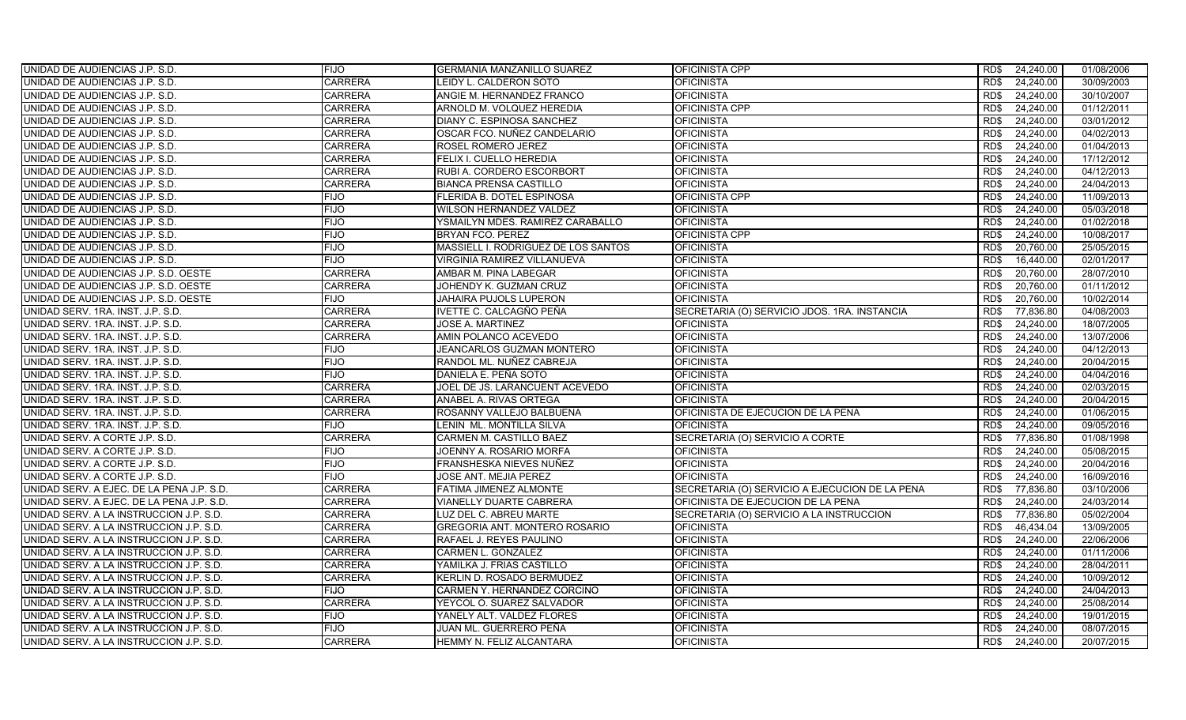| | | | | | |
|---|---|---|---|---|---|
| UNIDAD DE AUDIENCIAS J.P. S.D. | FIJO | GERMANIA MANZANILLO SUAREZ | OFICINISTA CPP | RD$ 24,240.00 | 01/08/2006 |
| UNIDAD DE AUDIENCIAS J.P. S.D. | CARRERA | LEIDY L. CALDERON SOTO | OFICINISTA | RD$ 24,240.00 | 30/09/2003 |
| UNIDAD DE AUDIENCIAS J.P. S.D. | CARRERA | ANGIE M. HERNANDEZ FRANCO | OFICINISTA | RD$ 24,240.00 | 30/10/2007 |
| UNIDAD DE AUDIENCIAS J.P. S.D. | CARRERA | ARNOLD M. VOLQUEZ HEREDIA | OFICINISTA CPP | RD$ 24,240.00 | 01/12/2011 |
| UNIDAD DE AUDIENCIAS J.P. S.D. | CARRERA | DIANY C. ESPINOSA SANCHEZ | OFICINISTA | RD$ 24,240.00 | 03/01/2012 |
| UNIDAD DE AUDIENCIAS J.P. S.D. | CARRERA | OSCAR FCO. NUÑEZ CANDELARIO | OFICINISTA | RD$ 24,240.00 | 04/02/2013 |
| UNIDAD DE AUDIENCIAS J.P. S.D. | CARRERA | ROSEL ROMERO JEREZ | OFICINISTA | RD$ 24,240.00 | 01/04/2013 |
| UNIDAD DE AUDIENCIAS J.P. S.D. | CARRERA | FELIX I. CUELLO HEREDIA | OFICINISTA | RD$ 24,240.00 | 17/12/2012 |
| UNIDAD DE AUDIENCIAS J.P. S.D. | CARRERA | RUBI A. CORDERO ESCORBORT | OFICINISTA | RD$ 24,240.00 | 04/12/2013 |
| UNIDAD DE AUDIENCIAS J.P. S.D. | CARRERA | BIANCA PRENSA CASTILLO | OFICINISTA | RD$ 24,240.00 | 24/04/2013 |
| UNIDAD DE AUDIENCIAS J.P. S.D. | FIJO | FLERIDA B. DOTEL ESPINOSA | OFICINISTA CPP | RD$ 24,240.00 | 11/09/2013 |
| UNIDAD DE AUDIENCIAS J.P. S.D. | FIJO | WILSON HERNANDEZ VALDEZ | OFICINISTA | RD$ 24,240.00 | 05/03/2018 |
| UNIDAD DE AUDIENCIAS J.P. S.D. | FIJO | YSMAILYN MDES. RAMIREZ CARABALLO | OFICINISTA | RD$ 24,240.00 | 01/02/2018 |
| UNIDAD DE AUDIENCIAS J.P. S.D. | FIJO | BRYAN FCO. PEREZ | OFICINISTA CPP | RD$ 24,240.00 | 10/08/2017 |
| UNIDAD DE AUDIENCIAS J.P. S.D. | FIJO | MASSIELL I. RODRIGUEZ DE LOS SANTOS | OFICINISTA | RD$ 20,760.00 | 25/05/2015 |
| UNIDAD DE AUDIENCIAS J.P. S.D. | FIJO | VIRGINIA RAMIREZ VILLANUEVA | OFICINISTA | RD$ 16,440.00 | 02/01/2017 |
| UNIDAD DE AUDIENCIAS J.P. S.D. OESTE | CARRERA | AMBAR M. PINA LABEGAR | OFICINISTA | RD$ 20,760.00 | 28/07/2010 |
| UNIDAD DE AUDIENCIAS J.P. S.D. OESTE | CARRERA | JOHENDY K. GUZMAN CRUZ | OFICINISTA | RD$ 20,760.00 | 01/11/2012 |
| UNIDAD DE AUDIENCIAS J.P. S.D. OESTE | FIJO | JAHAIRA PUJOLS LUPERON | OFICINISTA | RD$ 20,760.00 | 10/02/2014 |
| UNIDAD SERV. 1RA. INST. J.P. S.D. | CARRERA | IVETTE C. CALCAGÑO PEÑA | SECRETARIA (O) SERVICIO JDOS. 1RA. INSTANCIA | RD$ 77,836.80 | 04/08/2003 |
| UNIDAD SERV. 1RA. INST. J.P. S.D. | CARRERA | JOSE A. MARTINEZ | OFICINISTA | RD$ 24,240.00 | 18/07/2005 |
| UNIDAD SERV. 1RA. INST. J.P. S.D. | CARRERA | AMIN POLANCO ACEVEDO | OFICINISTA | RD$ 24,240.00 | 13/07/2006 |
| UNIDAD SERV. 1RA. INST. J.P. S.D. | FIJO | JEANCARLOS GUZMAN MONTERO | OFICINISTA | RD$ 24,240.00 | 04/12/2013 |
| UNIDAD SERV. 1RA. INST. J.P. S.D. | FIJO | RANDOL ML. NUÑEZ CABREJA | OFICINISTA | RD$ 24,240.00 | 20/04/2015 |
| UNIDAD SERV. 1RA. INST. J.P. S.D. | FIJO | DANIELA E. PEÑA SOTO | OFICINISTA | RD$ 24,240.00 | 04/04/2016 |
| UNIDAD SERV. 1RA. INST. J.P. S.D. | CARRERA | JOEL DE JS. LARANCUENT ACEVEDO | OFICINISTA | RD$ 24,240.00 | 02/03/2015 |
| UNIDAD SERV. 1RA. INST. J.P. S.D. | CARRERA | ANABEL A. RIVAS ORTEGA | OFICINISTA | RD$ 24,240.00 | 20/04/2015 |
| UNIDAD SERV. 1RA. INST. J.P. S.D. | CARRERA | ROSANNY VALLEJO BALBUENA | OFICINISTA DE EJECUCION DE LA PENA | RD$ 24,240.00 | 01/06/2015 |
| UNIDAD SERV. 1RA. INST. J.P. S.D. | FIJO | LENIN ML. MONTILLA SILVA | OFICINISTA | RD$ 24,240.00 | 09/05/2016 |
| UNIDAD SERV. A CORTE J.P. S.D. | CARRERA | CARMEN M. CASTILLO BAEZ | SECRETARIA (O) SERVICIO A CORTE | RD$ 77,836.80 | 01/08/1998 |
| UNIDAD SERV. A CORTE J.P. S.D. | FIJO | JOENNY A. ROSARIO MORFA | OFICINISTA | RD$ 24,240.00 | 05/08/2015 |
| UNIDAD SERV. A CORTE J.P. S.D. | FIJO | FRANSHESKA NIEVES NUÑEZ | OFICINISTA | RD$ 24,240.00 | 20/04/2016 |
| UNIDAD SERV. A CORTE J.P. S.D. | FIJO | JOSE ANT. MEJIA PEREZ | OFICINISTA | RD$ 24,240.00 | 16/09/2016 |
| UNIDAD SERV. A EJEC. DE LA PENA J.P. S.D. | CARRERA | FATIMA JIMENEZ ALMONTE | SECRETARIA (O) SERVICIO A EJECUCION DE LA PENA | RD$ 77,836.80 | 03/10/2006 |
| UNIDAD SERV. A EJEC. DE LA PENA J.P. S.D. | CARRERA | VIANELLY DUARTE CABRERA | OFICINISTA DE EJECUCION DE LA PENA | RD$ 24,240.00 | 24/03/2014 |
| UNIDAD SERV. A LA INSTRUCCION J.P. S.D. | CARRERA | LUZ DEL C. ABREU MARTE | SECRETARIA (O) SERVICIO A LA INSTRUCCION | RD$ 77,836.80 | 05/02/2004 |
| UNIDAD SERV. A LA INSTRUCCION J.P. S.D. | CARRERA | GREGORIA ANT. MONTERO ROSARIO | OFICINISTA | RD$ 46,434.04 | 13/09/2005 |
| UNIDAD SERV. A LA INSTRUCCION J.P. S.D. | CARRERA | RAFAEL J. REYES PAULINO | OFICINISTA | RD$ 24,240.00 | 22/06/2006 |
| UNIDAD SERV. A LA INSTRUCCION J.P. S.D. | CARRERA | CARMEN L. GONZALEZ | OFICINISTA | RD$ 24,240.00 | 01/11/2006 |
| UNIDAD SERV. A LA INSTRUCCION J.P. S.D. | CARRERA | YAMILKA J. FRIAS CASTILLO | OFICINISTA | RD$ 24,240.00 | 28/04/2011 |
| UNIDAD SERV. A LA INSTRUCCION J.P. S.D. | CARRERA | KERLIN D. ROSADO BERMUDEZ | OFICINISTA | RD$ 24,240.00 | 10/09/2012 |
| UNIDAD SERV. A LA INSTRUCCION J.P. S.D. | FIJO | CARMEN Y. HERNANDEZ CORCINO | OFICINISTA | RD$ 24,240.00 | 24/04/2013 |
| UNIDAD SERV. A LA INSTRUCCION J.P. S.D. | CARRERA | YEYCOL O. SUAREZ SALVADOR | OFICINISTA | RD$ 24,240.00 | 25/08/2014 |
| UNIDAD SERV. A LA INSTRUCCION J.P. S.D. | FIJO | YANELY ALT. VALDEZ FLORES | OFICINISTA | RD$ 24,240.00 | 19/01/2015 |
| UNIDAD SERV. A LA INSTRUCCION J.P. S.D. | FIJO | JUAN ML. GUERRERO PEÑA | OFICINISTA | RD$ 24,240.00 | 08/07/2015 |
| UNIDAD SERV. A LA INSTRUCCION J.P. S.D. | CARRERA | HEMMY N. FELIZ ALCANTARA | OFICINISTA | RD$ 24,240.00 | 20/07/2015 |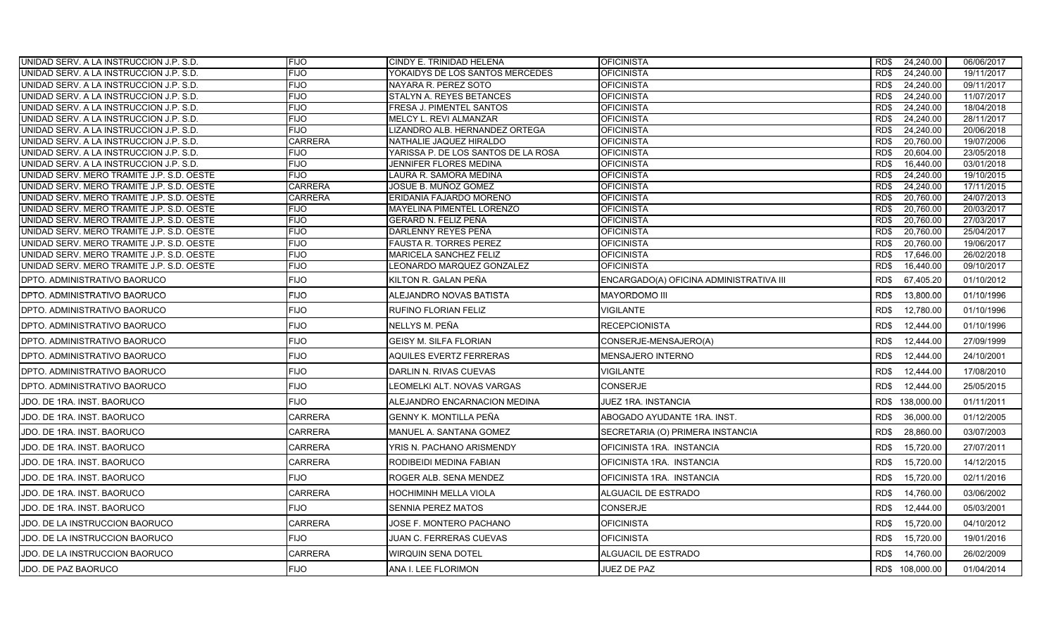| | | | | | |
|---|---|---|---|---|---|
| UNIDAD SERV. A LA INSTRUCCION J.P. S.D. | FIJO | CINDY E. TRINIDAD HELENA | OFICINISTA | RD$ 24,240.00 | 06/06/2017 |
| UNIDAD SERV. A LA INSTRUCCION J.P. S.D. | FIJO | YOKAIDYS DE LOS SANTOS MERCEDES | OFICINISTA | RD$ 24,240.00 | 19/11/2017 |
| UNIDAD SERV. A LA INSTRUCCION J.P. S.D. | FIJO | NAYARA R. PEREZ SOTO | OFICINISTA | RD$ 24,240.00 | 09/11/2017 |
| UNIDAD SERV. A LA INSTRUCCION J.P. S.D. | FIJO | STALYN A. REYES BETANCES | OFICINISTA | RD$ 24,240.00 | 11/07/2017 |
| UNIDAD SERV. A LA INSTRUCCION J.P. S.D. | FIJO | FRESA J. PIMENTEL SANTOS | OFICINISTA | RD$ 24,240.00 | 18/04/2018 |
| UNIDAD SERV. A LA INSTRUCCION J.P. S.D. | FIJO | MELCY L. REVI ALMANZAR | OFICINISTA | RD$ 24,240.00 | 28/11/2017 |
| UNIDAD SERV. A LA INSTRUCCION J.P. S.D. | FIJO | LIZANDRO ALB. HERNANDEZ ORTEGA | OFICINISTA | RD$ 24,240.00 | 20/06/2018 |
| UNIDAD SERV. A LA INSTRUCCION J.P. S.D. | CARRERA | NATHALIE JAQUEZ HIRALDO | OFICINISTA | RD$ 20,760.00 | 19/07/2006 |
| UNIDAD SERV. A LA INSTRUCCION J.P. S.D. | FIJO | YARISSA P. DE LOS SANTOS DE LA ROSA | OFICINISTA | RD$ 20,604.00 | 23/05/2018 |
| UNIDAD SERV. A LA INSTRUCCION J.P. S.D. | FIJO | JENNIFER FLORES MEDINA | OFICINISTA | RD$ 16,440.00 | 03/01/2018 |
| UNIDAD SERV. MERO TRAMITE J.P. S.D. OESTE | FIJO | LAURA R. SAMORA MEDINA | OFICINISTA | RD$ 24,240.00 | 19/10/2015 |
| UNIDAD SERV. MERO TRAMITE J.P. S.D. OESTE | CARRERA | JOSUE B. MUÑOZ GOMEZ | OFICINISTA | RD$ 24,240.00 | 17/11/2015 |
| UNIDAD SERV. MERO TRAMITE J.P. S.D. OESTE | CARRERA | ERIDANIA FAJARDO MORENO | OFICINISTA | RD$ 20,760.00 | 24/07/2013 |
| UNIDAD SERV. MERO TRAMITE J.P. S.D. OESTE | FIJO | MAYELINA PIMENTEL LORENZO | OFICINISTA | RD$ 20,760.00 | 20/03/2017 |
| UNIDAD SERV. MERO TRAMITE J.P. S.D. OESTE | FIJO | GERARD N. FELIZ PEÑA | OFICINISTA | RD$ 20,760.00 | 27/03/2017 |
| UNIDAD SERV. MERO TRAMITE J.P. S.D. OESTE | FIJO | DARLENNY REYES PEÑA | OFICINISTA | RD$ 20,760.00 | 25/04/2017 |
| UNIDAD SERV. MERO TRAMITE J.P. S.D. OESTE | FIJO | FAUSTA R. TORRES PEREZ | OFICINISTA | RD$ 20,760.00 | 19/06/2017 |
| UNIDAD SERV. MERO TRAMITE J.P. S.D. OESTE | FIJO | MARICELA SANCHEZ FELIZ | OFICINISTA | RD$ 17,646.00 | 26/02/2018 |
| UNIDAD SERV. MERO TRAMITE J.P. S.D. OESTE | FIJO | LEONARDO MARQUEZ GONZALEZ | OFICINISTA | RD$ 16,440.00 | 09/10/2017 |
| DPTO. ADMINISTRATIVO BAORUCO | FIJO | KILTON R. GALAN PEÑA | ENCARGADO(A) OFICINA ADMINISTRATIVA III | RD$ 67,405.20 | 01/10/2012 |
| DPTO. ADMINISTRATIVO BAORUCO | FIJO | ALEJANDRO NOVAS BATISTA | MAYORDOMO III | RD$ 13,800.00 | 01/10/1996 |
| DPTO. ADMINISTRATIVO BAORUCO | FIJO | RUFINO FLORIAN FELIZ | VIGILANTE | RD$ 12,780.00 | 01/10/1996 |
| DPTO. ADMINISTRATIVO BAORUCO | FIJO | NELLYS M. PEÑA | RECEPCIONISTA | RD$ 12,444.00 | 01/10/1996 |
| DPTO. ADMINISTRATIVO BAORUCO | FIJO | GEISY M. SILFA FLORIAN | CONSERJE-MENSAJERO(A) | RD$ 12,444.00 | 27/09/1999 |
| DPTO. ADMINISTRATIVO BAORUCO | FIJO | AQUILES EVERTZ FERRERAS | MENSAJERO INTERNO | RD$ 12,444.00 | 24/10/2001 |
| DPTO. ADMINISTRATIVO BAORUCO | FIJO | DARLIN N. RIVAS CUEVAS | VIGILANTE | RD$ 12,444.00 | 17/08/2010 |
| DPTO. ADMINISTRATIVO BAORUCO | FIJO | LEOMELKI ALT. NOVAS VARGAS | CONSERJE | RD$ 12,444.00 | 25/05/2015 |
| JDO. DE 1RA. INST. BAORUCO | FIJO | ALEJANDRO ENCARNACION MEDINA | JUEZ 1RA. INSTANCIA | RD$ 138,000.00 | 01/11/2011 |
| JDO. DE 1RA. INST. BAORUCO | CARRERA | GENNY K. MONTILLA PEÑA | ABOGADO AYUDANTE 1RA. INST. | RD$ 36,000.00 | 01/12/2005 |
| JDO. DE 1RA. INST. BAORUCO | CARRERA | MANUEL A. SANTANA GOMEZ | SECRETARIA (O) PRIMERA INSTANCIA | RD$ 28,860.00 | 03/07/2003 |
| JDO. DE 1RA. INST. BAORUCO | CARRERA | YRIS N. PACHANO ARISMENDY | OFICINISTA 1RA. INSTANCIA | RD$ 15,720.00 | 27/07/2011 |
| JDO. DE 1RA. INST. BAORUCO | CARRERA | RODIBEIDI MEDINA FABIAN | OFICINISTA 1RA. INSTANCIA | RD$ 15,720.00 | 14/12/2015 |
| JDO. DE 1RA. INST. BAORUCO | FIJO | ROGER ALB. SENA MENDEZ | OFICINISTA 1RA. INSTANCIA | RD$ 15,720.00 | 02/11/2016 |
| JDO. DE 1RA. INST. BAORUCO | CARRERA | HOCHIMINH MELLA VIOLA | ALGUACIL DE ESTRADO | RD$ 14,760.00 | 03/06/2002 |
| JDO. DE 1RA. INST. BAORUCO | FIJO | SENNIA PEREZ MATOS | CONSERJE | RD$ 12,444.00 | 05/03/2001 |
| JDO. DE LA INSTRUCCION BAORUCO | CARRERA | JOSE F. MONTERO PACHANO | OFICINISTA | RD$ 15,720.00 | 04/10/2012 |
| JDO. DE LA INSTRUCCION BAORUCO | FIJO | JUAN C. FERRERAS CUEVAS | OFICINISTA | RD$ 15,720.00 | 19/01/2016 |
| JDO. DE LA INSTRUCCION BAORUCO | CARRERA | WIRQUIN SENA DOTEL | ALGUACIL DE ESTRADO | RD$ 14,760.00 | 26/02/2009 |
| JDO. DE PAZ BAORUCO | FIJO | ANA I. LEE FLORIMON | JUEZ DE PAZ | RD$ 108,000.00 | 01/04/2014 |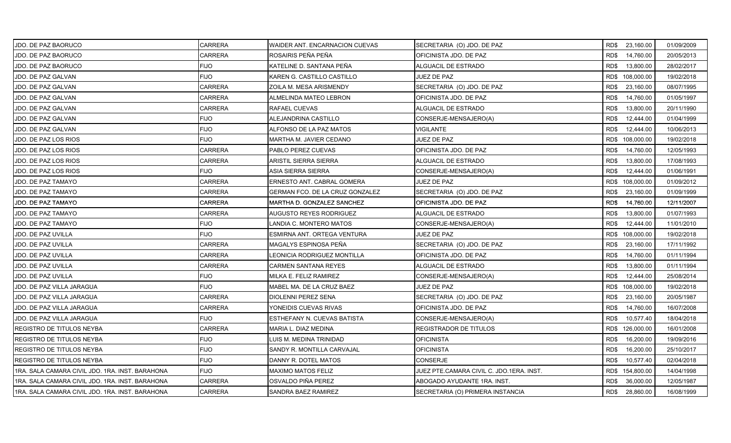| | | | | | |
|---|---|---|---|---|---|
| JDO. DE PAZ BAORUCO | CARRERA | WAIDER ANT. ENCARNACION CUEVAS | SECRETARIA (O) JDO. DE PAZ | RD$ 23,160.00 | 01/09/2009 |
| JDO. DE PAZ BAORUCO | CARRERA | ROSAIRIS PEÑA PEÑA | OFICINISTA JDO. DE PAZ | RD$ 14,760.00 | 20/05/2013 |
| JDO. DE PAZ BAORUCO | FIJO | KATELINE D. SANTANA PEÑA | ALGUACIL DE ESTRADO | RD$ 13,800.00 | 28/02/2017 |
| JDO. DE PAZ GALVAN | FIJO | KAREN G. CASTILLO CASTILLO | JUEZ DE PAZ | RD$ 108,000.00 | 19/02/2018 |
| JDO. DE PAZ GALVAN | CARRERA | ZOILA M. MESA ARISMENDY | SECRETARIA (O) JDO. DE PAZ | RD$ 23,160.00 | 08/07/1995 |
| JDO. DE PAZ GALVAN | CARRERA | ALMELINDA MATEO LEBRON | OFICINISTA JDO. DE PAZ | RD$ 14,760.00 | 01/05/1997 |
| JDO. DE PAZ GALVAN | CARRERA | RAFAEL CUEVAS | ALGUACIL DE ESTRADO | RD$ 13,800.00 | 20/11/1990 |
| JDO. DE PAZ GALVAN | FIJO | ALEJANDRINA CASTILLO | CONSERJE-MENSAJERO(A) | RD$ 12,444.00 | 01/04/1999 |
| JDO. DE PAZ GALVAN | FIJO | ALFONSO DE LA PAZ MATOS | VIGILANTE | RD$ 12,444.00 | 10/06/2013 |
| JDO. DE PAZ LOS RIOS | FIJO | MARTHA M. JAVIER CEDANO | JUEZ DE PAZ | RD$ 108,000.00 | 19/02/2018 |
| JDO. DE PAZ LOS RIOS | CARRERA | PABLO PEREZ CUEVAS | OFICINISTA JDO. DE PAZ | RD$ 14,760.00 | 12/05/1993 |
| JDO. DE PAZ LOS RIOS | CARRERA | ARISTIL SIERRA SIERRA | ALGUACIL DE ESTRADO | RD$ 13,800.00 | 17/08/1993 |
| JDO. DE PAZ LOS RIOS | FIJO | ASIA SIERRA SIERRA | CONSERJE-MENSAJERO(A) | RD$ 12,444.00 | 01/06/1991 |
| JDO. DE PAZ TAMAYO | CARRERA | ERNESTO ANT. CABRAL GOMERA | JUEZ DE PAZ | RD$ 108,000.00 | 01/09/2012 |
| JDO. DE PAZ TAMAYO | CARRERA | GERMAN FCO. DE LA CRUZ GONZALEZ | SECRETARIA (O) JDO. DE PAZ | RD$ 23,160.00 | 01/09/1999 |
| JDO. DE PAZ TAMAYO | CARRERA | MARTHA D. GONZALEZ SANCHEZ | OFICINISTA JDO. DE PAZ | RD$ 14,760.00 | 12/11/2007 |
| JDO. DE PAZ TAMAYO | CARRERA | AUGUSTO REYES RODRIGUEZ | ALGUACIL DE ESTRADO | RD$ 13,800.00 | 01/07/1993 |
| JDO. DE PAZ TAMAYO | FIJO | LANDIA C. MONTERO MATOS | CONSERJE-MENSAJERO(A) | RD$ 12,444.00 | 11/01/2010 |
| JDO. DE PAZ UVILLA | FIJO | ESMIRNA ANT. ORTEGA VENTURA | JUEZ DE PAZ | RD$ 108,000.00 | 19/02/2018 |
| JDO. DE PAZ UVILLA | CARRERA | MAGALYS ESPINOSA PEÑA | SECRETARIA (O) JDO. DE PAZ | RD$ 23,160.00 | 17/11/1992 |
| JDO. DE PAZ UVILLA | CARRERA | LEONICIA RODRIGUEZ MONTILLA | OFICINISTA JDO. DE PAZ | RD$ 14,760.00 | 01/11/1994 |
| JDO. DE PAZ UVILLA | CARRERA | CARMEN SANTANA REYES | ALGUACIL DE ESTRADO | RD$ 13,800.00 | 01/11/1994 |
| JDO. DE PAZ UVILLA | FIJO | MILKA E. FELIZ RAMIREZ | CONSERJE-MENSAJERO(A) | RD$ 12,444.00 | 25/08/2014 |
| JDO. DE PAZ VILLA JARAGUA | FIJO | MABEL MA. DE LA CRUZ BAEZ | JUEZ DE PAZ | RD$ 108,000.00 | 19/02/2018 |
| JDO. DE PAZ VILLA JARAGUA | CARRERA | DIOLENNI PEREZ SENA | SECRETARIA (O) JDO. DE PAZ | RD$ 23,160.00 | 20/05/1987 |
| JDO. DE PAZ VILLA JARAGUA | CARRERA | YONEIDIS CUEVAS RIVAS | OFICINISTA JDO. DE PAZ | RD$ 14,760.00 | 16/07/2008 |
| JDO. DE PAZ VILLA JARAGUA | FIJO | ESTHEFANY N. CUEVAS BATISTA | CONSERJE-MENSAJERO(A) | RD$ 10,577.40 | 18/04/2018 |
| REGISTRO DE TITULOS NEYBA | CARRERA | MARIA L. DIAZ MEDINA | REGISTRADOR DE TITULOS | RD$ 126,000.00 | 16/01/2008 |
| REGISTRO DE TITULOS NEYBA | FIJO | LUIS M. MEDINA TRINIDAD | OFICINISTA | RD$ 16,200.00 | 19/09/2016 |
| REGISTRO DE TITULOS NEYBA | FIJO | SANDY R. MONTILLA CARVAJAL | OFICINISTA | RD$ 16,200.00 | 25/10/2017 |
| REGISTRO DE TITULOS NEYBA | FIJO | DANNY R. DOTEL MATOS | CONSERJE | RD$ 10,577.40 | 02/04/2018 |
| 1RA. SALA CAMARA CIVIL JDO. 1RA. INST. BARAHONA | FIJO | MAXIMO MATOS FELIZ | JUEZ PTE.CAMARA CIVIL C. JDO.1ERA. INST. | RD$ 154,800.00 | 14/04/1998 |
| 1RA. SALA CAMARA CIVIL JDO. 1RA. INST. BARAHONA | CARRERA | OSVALDO PIÑA PEREZ | ABOGADO AYUDANTE 1RA. INST. | RD$ 36,000.00 | 12/05/1987 |
| 1RA. SALA CAMARA CIVIL JDO. 1RA. INST. BARAHONA | CARRERA | SANDRA BAEZ RAMIREZ | SECRETARIA (O) PRIMERA INSTANCIA | RD$ 28,860.00 | 16/08/1999 |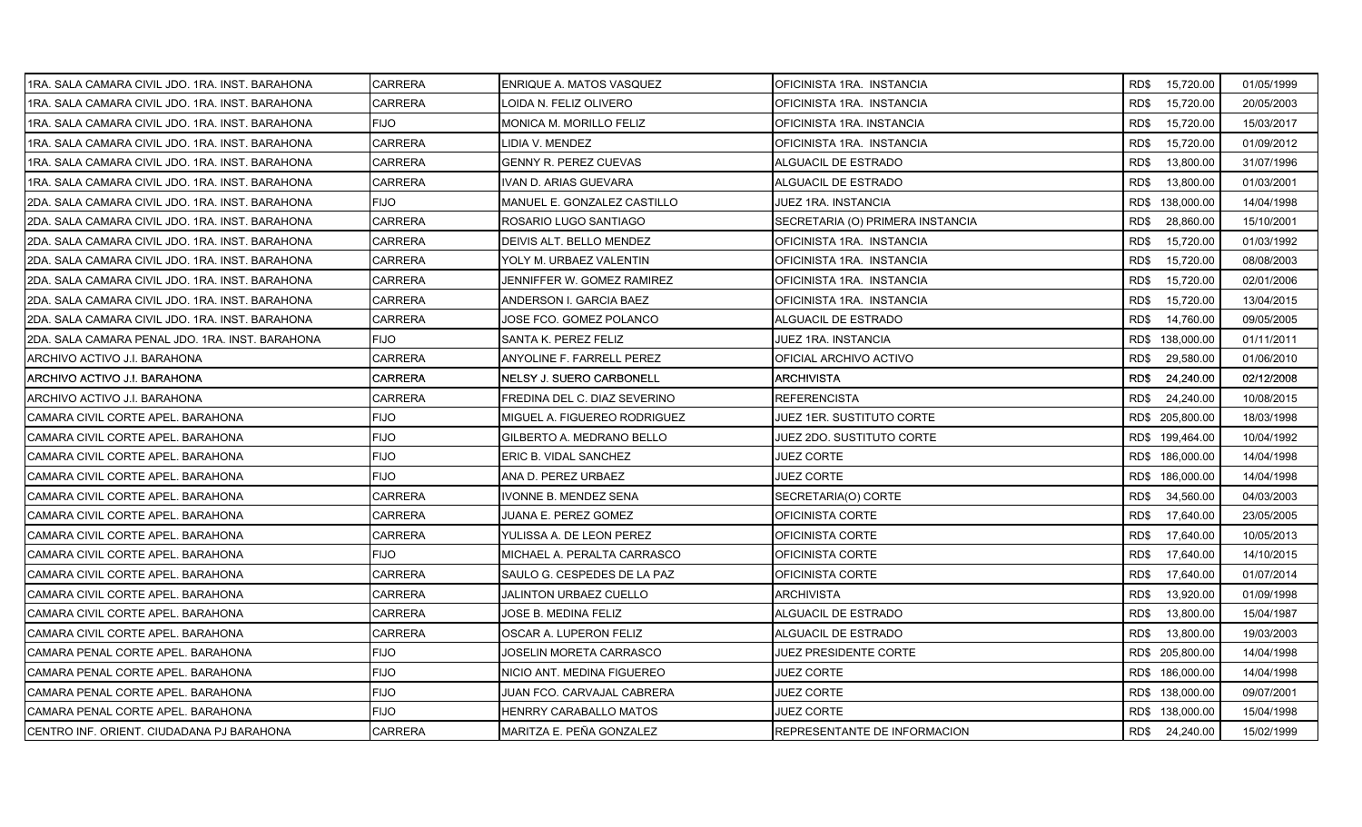| | | | | | |
|---|---|---|---|---|---|
| 1RA. SALA CAMARA CIVIL JDO. 1RA. INST. BARAHONA | CARRERA | ENRIQUE A. MATOS VASQUEZ | OFICINISTA 1RA. INSTANCIA | RD$ 15,720.00 | 01/05/1999 |
| 1RA. SALA CAMARA CIVIL JDO. 1RA. INST. BARAHONA | CARRERA | LOIDA N. FELIZ OLIVERO | OFICINISTA 1RA. INSTANCIA | RD$ 15,720.00 | 20/05/2003 |
| 1RA. SALA CAMARA CIVIL JDO. 1RA. INST. BARAHONA | FIJO | MONICA M. MORILLO FELIZ | OFICINISTA 1RA. INSTANCIA | RD$ 15,720.00 | 15/03/2017 |
| 1RA. SALA CAMARA CIVIL JDO. 1RA. INST. BARAHONA | CARRERA | LIDIA V. MENDEZ | OFICINISTA 1RA. INSTANCIA | RD$ 15,720.00 | 01/09/2012 |
| 1RA. SALA CAMARA CIVIL JDO. 1RA. INST. BARAHONA | CARRERA | GENNY R. PEREZ CUEVAS | ALGUACIL DE ESTRADO | RD$ 13,800.00 | 31/07/1996 |
| 1RA. SALA CAMARA CIVIL JDO. 1RA. INST. BARAHONA | CARRERA | IVAN D. ARIAS GUEVARA | ALGUACIL DE ESTRADO | RD$ 13,800.00 | 01/03/2001 |
| 2DA. SALA CAMARA CIVIL JDO. 1RA. INST. BARAHONA | FIJO | MANUEL E. GONZALEZ CASTILLO | JUEZ 1RA. INSTANCIA | RD$ 138,000.00 | 14/04/1998 |
| 2DA. SALA CAMARA CIVIL JDO. 1RA. INST. BARAHONA | CARRERA | ROSARIO LUGO SANTIAGO | SECRETARIA (O) PRIMERA INSTANCIA | RD$ 28,860.00 | 15/10/2001 |
| 2DA. SALA CAMARA CIVIL JDO. 1RA. INST. BARAHONA | CARRERA | DEIVIS ALT. BELLO MENDEZ | OFICINISTA 1RA. INSTANCIA | RD$ 15,720.00 | 01/03/1992 |
| 2DA. SALA CAMARA CIVIL JDO. 1RA. INST. BARAHONA | CARRERA | YOLY M. URBAEZ VALENTIN | OFICINISTA 1RA. INSTANCIA | RD$ 15,720.00 | 08/08/2003 |
| 2DA. SALA CAMARA CIVIL JDO. 1RA. INST. BARAHONA | CARRERA | JENNIFFER W. GOMEZ RAMIREZ | OFICINISTA 1RA. INSTANCIA | RD$ 15,720.00 | 02/01/2006 |
| 2DA. SALA CAMARA CIVIL JDO. 1RA. INST. BARAHONA | CARRERA | ANDERSON I. GARCIA BAEZ | OFICINISTA 1RA. INSTANCIA | RD$ 15,720.00 | 13/04/2015 |
| 2DA. SALA CAMARA CIVIL JDO. 1RA. INST. BARAHONA | CARRERA | JOSE FCO. GOMEZ POLANCO | ALGUACIL DE ESTRADO | RD$ 14,760.00 | 09/05/2005 |
| 2DA. SALA CAMARA PENAL JDO. 1RA. INST. BARAHONA | FIJO | SANTA K. PEREZ FELIZ | JUEZ 1RA. INSTANCIA | RD$ 138,000.00 | 01/11/2011 |
| ARCHIVO ACTIVO J.I. BARAHONA | CARRERA | ANYOLINE F. FARRELL PEREZ | OFICIAL ARCHIVO ACTIVO | RD$ 29,580.00 | 01/06/2010 |
| ARCHIVO ACTIVO J.I. BARAHONA | CARRERA | NELSY J. SUERO CARBONELL | ARCHIVISTA | RD$ 24,240.00 | 02/12/2008 |
| ARCHIVO ACTIVO J.I. BARAHONA | CARRERA | FREDINA DEL C. DIAZ SEVERINO | REFERENCISTA | RD$ 24,240.00 | 10/08/2015 |
| CAMARA CIVIL CORTE APEL. BARAHONA | FIJO | MIGUEL A. FIGUEREO RODRIGUEZ | JUEZ 1ER. SUSTITUTO CORTE | RD$ 205,800.00 | 18/03/1998 |
| CAMARA CIVIL CORTE APEL. BARAHONA | FIJO | GILBERTO A. MEDRANO BELLO | JUEZ 2DO. SUSTITUTO CORTE | RD$ 199,464.00 | 10/04/1992 |
| CAMARA CIVIL CORTE APEL. BARAHONA | FIJO | ERIC B. VIDAL SANCHEZ | JUEZ CORTE | RD$ 186,000.00 | 14/04/1998 |
| CAMARA CIVIL CORTE APEL. BARAHONA | FIJO | ANA D. PEREZ URBAEZ | JUEZ CORTE | RD$ 186,000.00 | 14/04/1998 |
| CAMARA CIVIL CORTE APEL. BARAHONA | CARRERA | IVONNE B. MENDEZ SENA | SECRETARIA(O) CORTE | RD$ 34,560.00 | 04/03/2003 |
| CAMARA CIVIL CORTE APEL. BARAHONA | CARRERA | JUANA E. PEREZ GOMEZ | OFICINISTA CORTE | RD$ 17,640.00 | 23/05/2005 |
| CAMARA CIVIL CORTE APEL. BARAHONA | CARRERA | YULISSA A. DE LEON PEREZ | OFICINISTA CORTE | RD$ 17,640.00 | 10/05/2013 |
| CAMARA CIVIL CORTE APEL. BARAHONA | FIJO | MICHAEL A. PERALTA CARRASCO | OFICINISTA CORTE | RD$ 17,640.00 | 14/10/2015 |
| CAMARA CIVIL CORTE APEL. BARAHONA | CARRERA | SAULO G. CESPEDES DE LA PAZ | OFICINISTA CORTE | RD$ 17,640.00 | 01/07/2014 |
| CAMARA CIVIL CORTE APEL. BARAHONA | CARRERA | JALINTON URBAEZ CUELLO | ARCHIVISTA | RD$ 13,920.00 | 01/09/1998 |
| CAMARA CIVIL CORTE APEL. BARAHONA | CARRERA | JOSE B. MEDINA FELIZ | ALGUACIL DE ESTRADO | RD$ 13,800.00 | 15/04/1987 |
| CAMARA CIVIL CORTE APEL. BARAHONA | CARRERA | OSCAR A. LUPERON FELIZ | ALGUACIL DE ESTRADO | RD$ 13,800.00 | 19/03/2003 |
| CAMARA PENAL CORTE APEL. BARAHONA | FIJO | JOSELIN MORETA CARRASCO | JUEZ PRESIDENTE CORTE | RD$ 205,800.00 | 14/04/1998 |
| CAMARA PENAL CORTE APEL. BARAHONA | FIJO | NICIO ANT. MEDINA FIGUEREO | JUEZ CORTE | RD$ 186,000.00 | 14/04/1998 |
| CAMARA PENAL CORTE APEL. BARAHONA | FIJO | JUAN FCO. CARVAJAL CABRERA | JUEZ CORTE | RD$ 138,000.00 | 09/07/2001 |
| CAMARA PENAL CORTE APEL. BARAHONA | FIJO | HENRRY CARABALLO MATOS | JUEZ CORTE | RD$ 138,000.00 | 15/04/1998 |
| CENTRO INF. ORIENT. CIUDADANA PJ BARAHONA | CARRERA | MARITZA E. PEÑA GONZALEZ | REPRESENTANTE DE INFORMACION | RD$ 24,240.00 | 15/02/1999 |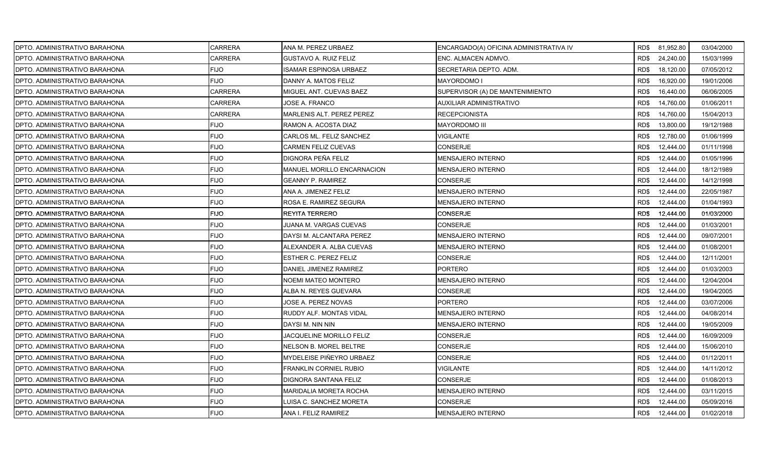| | | | | | |
|---|---|---|---|---|---|
| DPTO. ADMINISTRATIVO BARAHONA | CARRERA | ANA M. PEREZ URBAEZ | ENCARGADO(A) OFICINA ADMINISTRATIVA IV | RD$ 81,952.80 | 03/04/2000 |
| DPTO. ADMINISTRATIVO BARAHONA | CARRERA | GUSTAVO A. RUIZ FELIZ | ENC. ALMACEN ADMVO. | RD$ 24,240.00 | 15/03/1999 |
| DPTO. ADMINISTRATIVO BARAHONA | FIJO | ISAMAR ESPINOSA URBAEZ | SECRETARIA DEPTO. ADM. | RD$ 18,120.00 | 07/05/2012 |
| DPTO. ADMINISTRATIVO BARAHONA | FIJO | DANNY A. MATOS FELIZ | MAYORDOMO I | RD$ 16,920.00 | 19/01/2006 |
| DPTO. ADMINISTRATIVO BARAHONA | CARRERA | MIGUEL ANT. CUEVAS BAEZ | SUPERVISOR (A) DE MANTENIMIENTO | RD$ 16,440.00 | 06/06/2005 |
| DPTO. ADMINISTRATIVO BARAHONA | CARRERA | JOSE A. FRANCO | AUXILIAR ADMINISTRATIVO | RD$ 14,760.00 | 01/06/2011 |
| DPTO. ADMINISTRATIVO BARAHONA | CARRERA | MARLENIS ALT. PEREZ PEREZ | RECEPCIONISTA | RD$ 14,760.00 | 15/04/2013 |
| DPTO. ADMINISTRATIVO BARAHONA | FIJO | RAMON A. ACOSTA DIAZ | MAYORDOMO III | RD$ 13,800.00 | 19/12/1988 |
| DPTO. ADMINISTRATIVO BARAHONA | FIJO | CARLOS ML. FELIZ SANCHEZ | VIGILANTE | RD$ 12,780.00 | 01/06/1999 |
| DPTO. ADMINISTRATIVO BARAHONA | FIJO | CARMEN FELIZ CUEVAS | CONSERJE | RD$ 12,444.00 | 01/11/1998 |
| DPTO. ADMINISTRATIVO BARAHONA | FIJO | DIGNORA PEÑA FELIZ | MENSAJERO INTERNO | RD$ 12,444.00 | 01/05/1996 |
| DPTO. ADMINISTRATIVO BARAHONA | FIJO | MANUEL MORILLO ENCARNACION | MENSAJERO INTERNO | RD$ 12,444.00 | 18/12/1989 |
| DPTO. ADMINISTRATIVO BARAHONA | FIJO | GEANNY P. RAMIREZ | CONSERJE | RD$ 12,444.00 | 14/12/1998 |
| DPTO. ADMINISTRATIVO BARAHONA | FIJO | ANA A. JIMENEZ FELIZ | MENSAJERO INTERNO | RD$ 12,444.00 | 22/05/1987 |
| DPTO. ADMINISTRATIVO BARAHONA | FIJO | ROSA E. RAMIREZ SEGURA | MENSAJERO INTERNO | RD$ 12,444.00 | 01/04/1993 |
| DPTO. ADMINISTRATIVO BARAHONA | FIJO | REYITA TERRERO | CONSERJE | RD$ 12,444.00 | 01/03/2000 |
| DPTO. ADMINISTRATIVO BARAHONA | FIJO | JUANA M. VARGAS CUEVAS | CONSERJE | RD$ 12,444.00 | 01/03/2001 |
| DPTO. ADMINISTRATIVO BARAHONA | FIJO | DAYSI M. ALCANTARA PEREZ | MENSAJERO INTERNO | RD$ 12,444.00 | 09/07/2001 |
| DPTO. ADMINISTRATIVO BARAHONA | FIJO | ALEXANDER A. ALBA CUEVAS | MENSAJERO INTERNO | RD$ 12,444.00 | 01/08/2001 |
| DPTO. ADMINISTRATIVO BARAHONA | FIJO | ESTHER C. PEREZ FELIZ | CONSERJE | RD$ 12,444.00 | 12/11/2001 |
| DPTO. ADMINISTRATIVO BARAHONA | FIJO | DANIEL JIMENEZ RAMIREZ | PORTERO | RD$ 12,444.00 | 01/03/2003 |
| DPTO. ADMINISTRATIVO BARAHONA | FIJO | NOEMI MATEO MONTERO | MENSAJERO INTERNO | RD$ 12,444.00 | 12/04/2004 |
| DPTO. ADMINISTRATIVO BARAHONA | FIJO | ALBA N. REYES GUEVARA | CONSERJE | RD$ 12,444.00 | 19/04/2005 |
| DPTO. ADMINISTRATIVO BARAHONA | FIJO | JOSE A. PEREZ NOVAS | PORTERO | RD$ 12,444.00 | 03/07/2006 |
| DPTO. ADMINISTRATIVO BARAHONA | FIJO | RUDDY ALF. MONTAS VIDAL | MENSAJERO INTERNO | RD$ 12,444.00 | 04/08/2014 |
| DPTO. ADMINISTRATIVO BARAHONA | FIJO | DAYSI M. NIN NIN | MENSAJERO INTERNO | RD$ 12,444.00 | 19/05/2009 |
| DPTO. ADMINISTRATIVO BARAHONA | FIJO | JACQUELINE MORILLO FELIZ | CONSERJE | RD$ 12,444.00 | 16/09/2009 |
| DPTO. ADMINISTRATIVO BARAHONA | FIJO | NELSON B. MOREL BELTRE | CONSERJE | RD$ 12,444.00 | 15/06/2010 |
| DPTO. ADMINISTRATIVO BARAHONA | FIJO | MYDELEISE PIÑEYRO URBAEZ | CONSERJE | RD$ 12,444.00 | 01/12/2011 |
| DPTO. ADMINISTRATIVO BARAHONA | FIJO | FRANKLIN CORNIEL RUBIO | VIGILANTE | RD$ 12,444.00 | 14/11/2012 |
| DPTO. ADMINISTRATIVO BARAHONA | FIJO | DIGNORA SANTANA FELIZ | CONSERJE | RD$ 12,444.00 | 01/08/2013 |
| DPTO. ADMINISTRATIVO BARAHONA | FIJO | MARIDALIA MORETA ROCHA | MENSAJERO INTERNO | RD$ 12,444.00 | 03/11/2015 |
| DPTO. ADMINISTRATIVO BARAHONA | FIJO | LUISA C. SANCHEZ MORETA | CONSERJE | RD$ 12,444.00 | 05/09/2016 |
| DPTO. ADMINISTRATIVO BARAHONA | FIJO | ANA I. FELIZ RAMIREZ | MENSAJERO INTERNO | RD$ 12,444.00 | 01/02/2018 |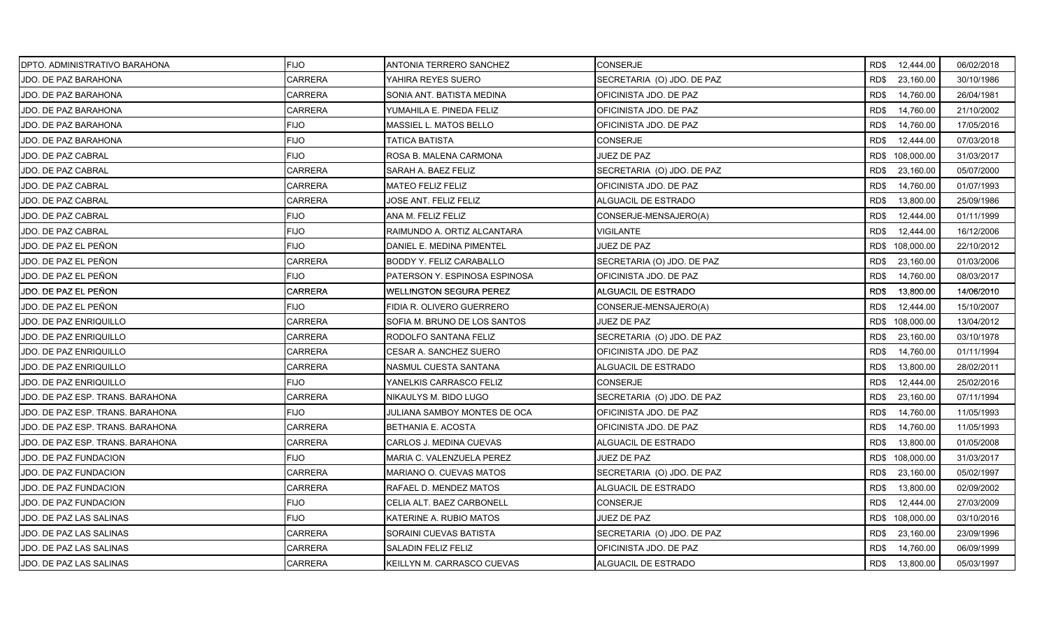| | | | | | |
|---|---|---|---|---|---|
| DPTO. ADMINISTRATIVO BARAHONA | FIJO | ANTONIA TERRERO SANCHEZ | CONSERJE | RD$ 12,444.00 | 06/02/2018 |
| JDO. DE PAZ BARAHONA | CARRERA | YAHIRA REYES SUERO | SECRETARIA (O) JDO. DE PAZ | RD$ 23,160.00 | 30/10/1986 |
| JDO. DE PAZ BARAHONA | CARRERA | SONIA ANT. BATISTA MEDINA | OFICINISTA JDO. DE PAZ | RD$ 14,760.00 | 26/04/1981 |
| JDO. DE PAZ BARAHONA | CARRERA | YUMAHILA E. PINEDA FELIZ | OFICINISTA JDO. DE PAZ | RD$ 14,760.00 | 21/10/2002 |
| JDO. DE PAZ BARAHONA | FIJO | MASSIEL L. MATOS BELLO | OFICINISTA JDO. DE PAZ | RD$ 14,760.00 | 17/05/2016 |
| JDO. DE PAZ BARAHONA | FIJO | TATICA BATISTA | CONSERJE | RD$ 12,444.00 | 07/03/2018 |
| JDO. DE PAZ CABRAL | FIJO | ROSA B. MALENA CARMONA | JUEZ DE PAZ | RD$ 108,000.00 | 31/03/2017 |
| JDO. DE PAZ CABRAL | CARRERA | SARAH A. BAEZ FELIZ | SECRETARIA (O) JDO. DE PAZ | RD$ 23,160.00 | 05/07/2000 |
| JDO. DE PAZ CABRAL | CARRERA | MATEO FELIZ FELIZ | OFICINISTA JDO. DE PAZ | RD$ 14,760.00 | 01/07/1993 |
| JDO. DE PAZ CABRAL | CARRERA | JOSE ANT. FELIZ FELIZ | ALGUACIL DE ESTRADO | RD$ 13,800.00 | 25/09/1986 |
| JDO. DE PAZ CABRAL | FIJO | ANA M. FELIZ FELIZ | CONSERJE-MENSAJERO(A) | RD$ 12,444.00 | 01/11/1999 |
| JDO. DE PAZ CABRAL | FIJO | RAIMUNDO A. ORTIZ ALCANTARA | VIGILANTE | RD$ 12,444.00 | 16/12/2006 |
| JDO. DE PAZ EL PEÑON | FIJO | DANIEL E. MEDINA PIMENTEL | JUEZ DE PAZ | RD$ 108,000.00 | 22/10/2012 |
| JDO. DE PAZ EL PEÑON | CARRERA | BODDY Y. FELIZ CARABALLO | SECRETARIA (O) JDO. DE PAZ | RD$ 23,160.00 | 01/03/2006 |
| JDO. DE PAZ EL PEÑON | FIJO | PATERSON Y. ESPINOSA ESPINOSA | OFICINISTA JDO. DE PAZ | RD$ 14,760.00 | 08/03/2017 |
| JDO. DE PAZ EL PEÑON | CARRERA | WELLINGTON SEGURA PEREZ | ALGUACIL DE ESTRADO | RD$ 13,800.00 | 14/06/2010 |
| JDO. DE PAZ EL PEÑON | FIJO | FIDIA R. OLIVERO GUERRERO | CONSERJE-MENSAJERO(A) | RD$ 12,444.00 | 15/10/2007 |
| JDO. DE PAZ ENRIQUILLO | CARRERA | SOFIA M. BRUNO DE LOS SANTOS | JUEZ DE PAZ | RD$ 108,000.00 | 13/04/2012 |
| JDO. DE PAZ ENRIQUILLO | CARRERA | RODOLFO SANTANA FELIZ | SECRETARIA (O) JDO. DE PAZ | RD$ 23,160.00 | 03/10/1978 |
| JDO. DE PAZ ENRIQUILLO | CARRERA | CESAR A. SANCHEZ SUERO | OFICINISTA JDO. DE PAZ | RD$ 14,760.00 | 01/11/1994 |
| JDO. DE PAZ ENRIQUILLO | CARRERA | NASMUL CUESTA SANTANA | ALGUACIL DE ESTRADO | RD$ 13,800.00 | 28/02/2011 |
| JDO. DE PAZ ENRIQUILLO | FIJO | YANELKIS CARRASCO FELIZ | CONSERJE | RD$ 12,444.00 | 25/02/2016 |
| JDO. DE PAZ ESP. TRANS. BARAHONA | CARRERA | NIKAULYS M. BIDO LUGO | SECRETARIA (O) JDO. DE PAZ | RD$ 23,160.00 | 07/11/1994 |
| JDO. DE PAZ ESP. TRANS. BARAHONA | FIJO | JULIANA SAMBOY MONTES DE OCA | OFICINISTA JDO. DE PAZ | RD$ 14,760.00 | 11/05/1993 |
| JDO. DE PAZ ESP. TRANS. BARAHONA | CARRERA | BETHANIA E. ACOSTA | OFICINISTA JDO. DE PAZ | RD$ 14,760.00 | 11/05/1993 |
| JDO. DE PAZ ESP. TRANS. BARAHONA | CARRERA | CARLOS J. MEDINA CUEVAS | ALGUACIL DE ESTRADO | RD$ 13,800.00 | 01/05/2008 |
| JDO. DE PAZ FUNDACION | FIJO | MARIA C. VALENZUELA PEREZ | JUEZ DE PAZ | RD$ 108,000.00 | 31/03/2017 |
| JDO. DE PAZ FUNDACION | CARRERA | MARIANO O. CUEVAS MATOS | SECRETARIA (O) JDO. DE PAZ | RD$ 23,160.00 | 05/02/1997 |
| JDO. DE PAZ FUNDACION | CARRERA | RAFAEL D. MENDEZ MATOS | ALGUACIL DE ESTRADO | RD$ 13,800.00 | 02/09/2002 |
| JDO. DE PAZ FUNDACION | FIJO | CELIA ALT. BAEZ CARBONELL | CONSERJE | RD$ 12,444.00 | 27/03/2009 |
| JDO. DE PAZ LAS SALINAS | FIJO | KATERINE A. RUBIO MATOS | JUEZ DE PAZ | RD$ 108,000.00 | 03/10/2016 |
| JDO. DE PAZ LAS SALINAS | CARRERA | SORAINI CUEVAS BATISTA | SECRETARIA (O) JDO. DE PAZ | RD$ 23,160.00 | 23/09/1996 |
| JDO. DE PAZ LAS SALINAS | CARRERA | SALADIN FELIZ FELIZ | OFICINISTA JDO. DE PAZ | RD$ 14,760.00 | 06/09/1999 |
| JDO. DE PAZ LAS SALINAS | CARRERA | KEILLYN M. CARRASCO CUEVAS | ALGUACIL DE ESTRADO | RD$ 13,800.00 | 05/03/1997 |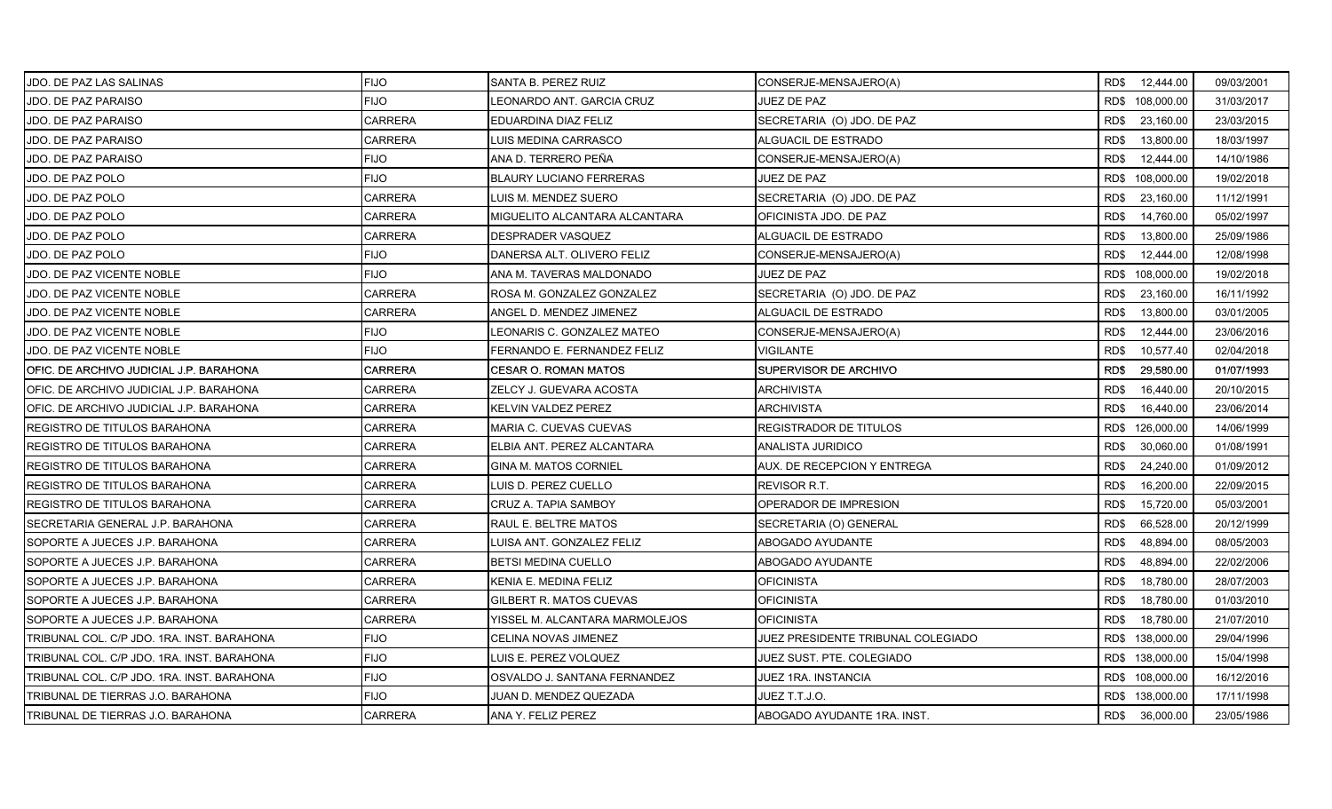| | | | | | |
|---|---|---|---|---|---|
| JDO. DE PAZ LAS SALINAS | FIJO | SANTA B. PEREZ RUIZ | CONSERJE-MENSAJERO(A) | RD$ 12,444.00 | 09/03/2001 |
| JDO. DE PAZ PARAISO | FIJO | LEONARDO ANT. GARCIA CRUZ | JUEZ DE PAZ | RD$ 108,000.00 | 31/03/2017 |
| JDO. DE PAZ PARAISO | CARRERA | EDUARDINA DIAZ FELIZ | SECRETARIA (O) JDO. DE PAZ | RD$ 23,160.00 | 23/03/2015 |
| JDO. DE PAZ PARAISO | CARRERA | LUIS MEDINA CARRASCO | ALGUACIL DE ESTRADO | RD$ 13,800.00 | 18/03/1997 |
| JDO. DE PAZ PARAISO | FIJO | ANA D. TERRERO PEÑA | CONSERJE-MENSAJERO(A) | RD$ 12,444.00 | 14/10/1986 |
| JDO. DE PAZ POLO | FIJO | BLAURY LUCIANO FERRERAS | JUEZ DE PAZ | RD$ 108,000.00 | 19/02/2018 |
| JDO. DE PAZ POLO | CARRERA | LUIS M. MENDEZ SUERO | SECRETARIA (O) JDO. DE PAZ | RD$ 23,160.00 | 11/12/1991 |
| JDO. DE PAZ POLO | CARRERA | MIGUELITO ALCANTARA ALCANTARA | OFICINISTA JDO. DE PAZ | RD$ 14,760.00 | 05/02/1997 |
| JDO. DE PAZ POLO | CARRERA | DESPRADER VASQUEZ | ALGUACIL DE ESTRADO | RD$ 13,800.00 | 25/09/1986 |
| JDO. DE PAZ POLO | FIJO | DANERSA ALT. OLIVERO FELIZ | CONSERJE-MENSAJERO(A) | RD$ 12,444.00 | 12/08/1998 |
| JDO. DE PAZ VICENTE NOBLE | FIJO | ANA M. TAVERAS MALDONADO | JUEZ DE PAZ | RD$ 108,000.00 | 19/02/2018 |
| JDO. DE PAZ VICENTE NOBLE | CARRERA | ROSA M. GONZALEZ GONZALEZ | SECRETARIA (O) JDO. DE PAZ | RD$ 23,160.00 | 16/11/1992 |
| JDO. DE PAZ VICENTE NOBLE | CARRERA | ANGEL D. MENDEZ JIMENEZ | ALGUACIL DE ESTRADO | RD$ 13,800.00 | 03/01/2005 |
| JDO. DE PAZ VICENTE NOBLE | FIJO | LEONARIS C. GONZALEZ MATEO | CONSERJE-MENSAJERO(A) | RD$ 12,444.00 | 23/06/2016 |
| JDO. DE PAZ VICENTE NOBLE | FIJO | FERNANDO E. FERNANDEZ FELIZ | VIGILANTE | RD$ 10,577.40 | 02/04/2018 |
| OFIC. DE ARCHIVO JUDICIAL J.P. BARAHONA | CARRERA | CESAR O. ROMAN MATOS | SUPERVISOR DE ARCHIVO | RD$ 29,580.00 | 01/07/1993 |
| OFIC. DE ARCHIVO JUDICIAL J.P. BARAHONA | CARRERA | ZELCY J. GUEVARA ACOSTA | ARCHIVISTA | RD$ 16,440.00 | 20/10/2015 |
| OFIC. DE ARCHIVO JUDICIAL J.P. BARAHONA | CARRERA | KELVIN VALDEZ PEREZ | ARCHIVISTA | RD$ 16,440.00 | 23/06/2014 |
| REGISTRO DE TITULOS BARAHONA | CARRERA | MARIA C. CUEVAS CUEVAS | REGISTRADOR DE TITULOS | RD$ 126,000.00 | 14/06/1999 |
| REGISTRO DE TITULOS BARAHONA | CARRERA | ELBIA ANT. PEREZ ALCANTARA | ANALISTA JURIDICO | RD$ 30,060.00 | 01/08/1991 |
| REGISTRO DE TITULOS BARAHONA | CARRERA | GINA M. MATOS CORNIEL | AUX. DE RECEPCION Y ENTREGA | RD$ 24,240.00 | 01/09/2012 |
| REGISTRO DE TITULOS BARAHONA | CARRERA | LUIS D. PEREZ CUELLO | REVISOR R.T. | RD$ 16,200.00 | 22/09/2015 |
| REGISTRO DE TITULOS BARAHONA | CARRERA | CRUZ A. TAPIA SAMBOY | OPERADOR DE IMPRESION | RD$ 15,720.00 | 05/03/2001 |
| SECRETARIA GENERAL J.P. BARAHONA | CARRERA | RAUL E. BELTRE MATOS | SECRETARIA (O) GENERAL | RD$ 66,528.00 | 20/12/1999 |
| SOPORTE A JUECES J.P. BARAHONA | CARRERA | LUISA ANT. GONZALEZ FELIZ | ABOGADO AYUDANTE | RD$ 48,894.00 | 08/05/2003 |
| SOPORTE A JUECES J.P. BARAHONA | CARRERA | BETSI MEDINA CUELLO | ABOGADO AYUDANTE | RD$ 48,894.00 | 22/02/2006 |
| SOPORTE A JUECES J.P. BARAHONA | CARRERA | KENIA E. MEDINA FELIZ | OFICINISTA | RD$ 18,780.00 | 28/07/2003 |
| SOPORTE A JUECES J.P. BARAHONA | CARRERA | GILBERT R. MATOS CUEVAS | OFICINISTA | RD$ 18,780.00 | 01/03/2010 |
| SOPORTE A JUECES J.P. BARAHONA | CARRERA | YISSEL M. ALCANTARA MARMOLEJOS | OFICINISTA | RD$ 18,780.00 | 21/07/2010 |
| TRIBUNAL COL. C/P JDO. 1RA. INST. BARAHONA | FIJO | CELINA NOVAS JIMENEZ | JUEZ PRESIDENTE TRIBUNAL COLEGIADO | RD$ 138,000.00 | 29/04/1996 |
| TRIBUNAL COL. C/P JDO. 1RA. INST. BARAHONA | FIJO | LUIS E. PEREZ VOLQUEZ | JUEZ SUST. PTE. COLEGIADO | RD$ 138,000.00 | 15/04/1998 |
| TRIBUNAL COL. C/P JDO. 1RA. INST. BARAHONA | FIJO | OSVALDO J. SANTANA FERNANDEZ | JUEZ 1RA. INSTANCIA | RD$ 108,000.00 | 16/12/2016 |
| TRIBUNAL DE TIERRAS J.O. BARAHONA | FIJO | JUAN D. MENDEZ QUEZADA | JUEZ T.T.J.O. | RD$ 138,000.00 | 17/11/1998 |
| TRIBUNAL DE TIERRAS J.O. BARAHONA | CARRERA | ANA Y. FELIZ PEREZ | ABOGADO AYUDANTE 1RA. INST. | RD$ 36,000.00 | 23/05/1986 |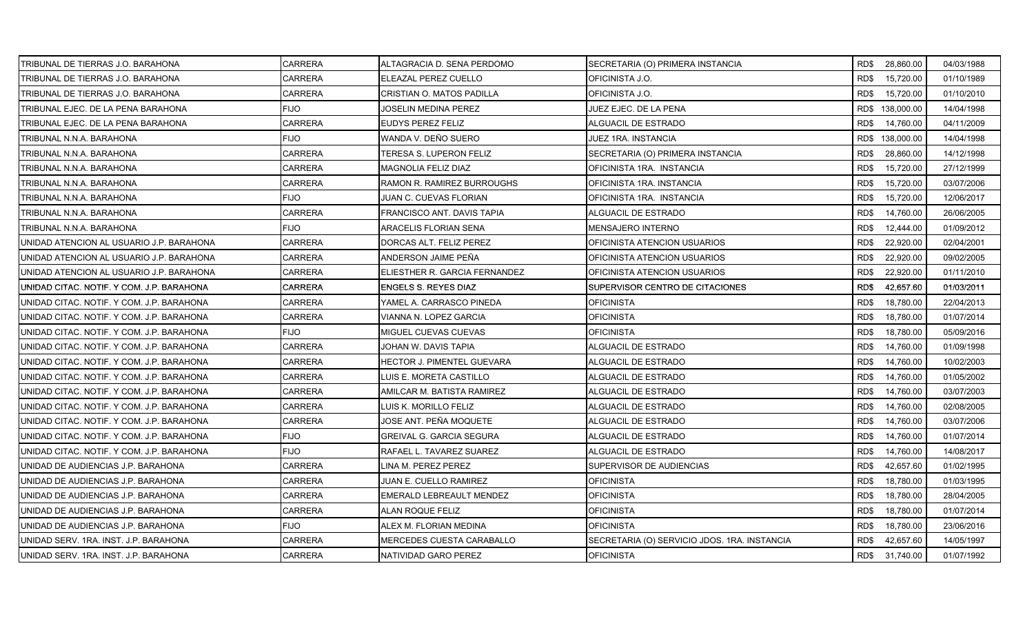| | | | | | |
|---|---|---|---|---|---|
| TRIBUNAL DE TIERRAS J.O. BARAHONA | CARRERA | ALTAGRACIA D. SENA PERDOMO | SECRETARIA (O) PRIMERA INSTANCIA | RD$ 28,860.00 | 04/03/1988 |
| TRIBUNAL DE TIERRAS J.O. BARAHONA | CARRERA | ELEAZAL PEREZ CUELLO | OFICINISTA J.O. | RD$ 15,720.00 | 01/10/1989 |
| TRIBUNAL DE TIERRAS J.O. BARAHONA | CARRERA | CRISTIAN O. MATOS PADILLA | OFICINISTA J.O. | RD$ 15,720.00 | 01/10/2010 |
| TRIBUNAL EJEC. DE LA PENA BARAHONA | FIJO | JOSELIN MEDINA PEREZ | JUEZ EJEC. DE LA PENA | RD$ 138,000.00 | 14/04/1998 |
| TRIBUNAL EJEC. DE LA PENA BARAHONA | CARRERA | EUDYS PEREZ FELIZ | ALGUACIL DE ESTRADO | RD$ 14,760.00 | 04/11/2009 |
| TRIBUNAL N.N.A. BARAHONA | FIJO | WANDA V. DEÑO SUERO | JUEZ 1RA. INSTANCIA | RD$ 138,000.00 | 14/04/1998 |
| TRIBUNAL N.N.A. BARAHONA | CARRERA | TERESA S. LUPERON FELIZ | SECRETARIA (O) PRIMERA INSTANCIA | RD$ 28,860.00 | 14/12/1998 |
| TRIBUNAL N.N.A. BARAHONA | CARRERA | MAGNOLIA FELIZ DIAZ | OFICINISTA 1RA. INSTANCIA | RD$ 15,720.00 | 27/12/1999 |
| TRIBUNAL N.N.A. BARAHONA | CARRERA | RAMON R. RAMIREZ BURROUGHS | OFICINISTA 1RA. INSTANCIA | RD$ 15,720.00 | 03/07/2006 |
| TRIBUNAL N.N.A. BARAHONA | FIJO | JUAN C. CUEVAS FLORIAN | OFICINISTA 1RA. INSTANCIA | RD$ 15,720.00 | 12/06/2017 |
| TRIBUNAL N.N.A. BARAHONA | CARRERA | FRANCISCO ANT. DAVIS TAPIA | ALGUACIL DE ESTRADO | RD$ 14,760.00 | 26/06/2005 |
| TRIBUNAL N.N.A. BARAHONA | FIJO | ARACELIS FLORIAN SENA | MENSAJERO INTERNO | RD$ 12,444.00 | 01/09/2012 |
| UNIDAD ATENCION AL USUARIO J.P. BARAHONA | CARRERA | DORCAS ALT. FELIZ PEREZ | OFICINISTA ATENCION USUARIOS | RD$ 22,920.00 | 02/04/2001 |
| UNIDAD ATENCION AL USUARIO J.P. BARAHONA | CARRERA | ANDERSON JAIME PEÑA | OFICINISTA ATENCION USUARIOS | RD$ 22,920.00 | 09/02/2005 |
| UNIDAD ATENCION AL USUARIO J.P. BARAHONA | CARRERA | ELIESTHER R. GARCIA FERNANDEZ | OFICINISTA ATENCION USUARIOS | RD$ 22,920.00 | 01/11/2010 |
| UNIDAD CITAC. NOTIF. Y COM. J.P. BARAHONA | CARRERA | ENGELS S. REYES DIAZ | SUPERVISOR CENTRO DE CITACIONES | RD$ 42,657.60 | 01/03/2011 |
| UNIDAD CITAC. NOTIF. Y COM. J.P. BARAHONA | CARRERA | YAMEL A. CARRASCO PINEDA | OFICINISTA | RD$ 18,780.00 | 22/04/2013 |
| UNIDAD CITAC. NOTIF. Y COM. J.P. BARAHONA | CARRERA | VIANNA N. LOPEZ GARCIA | OFICINISTA | RD$ 18,780.00 | 01/07/2014 |
| UNIDAD CITAC. NOTIF. Y COM. J.P. BARAHONA | FIJO | MIGUEL CUEVAS CUEVAS | OFICINISTA | RD$ 18,780.00 | 05/09/2016 |
| UNIDAD CITAC. NOTIF. Y COM. J.P. BARAHONA | CARRERA | JOHAN W. DAVIS TAPIA | ALGUACIL DE ESTRADO | RD$ 14,760.00 | 01/09/1998 |
| UNIDAD CITAC. NOTIF. Y COM. J.P. BARAHONA | CARRERA | HECTOR J. PIMENTEL GUEVARA | ALGUACIL DE ESTRADO | RD$ 14,760.00 | 10/02/2003 |
| UNIDAD CITAC. NOTIF. Y COM. J.P. BARAHONA | CARRERA | LUIS E. MORETA CASTILLO | ALGUACIL DE ESTRADO | RD$ 14,760.00 | 01/05/2002 |
| UNIDAD CITAC. NOTIF. Y COM. J.P. BARAHONA | CARRERA | AMILCAR M. BATISTA RAMIREZ | ALGUACIL DE ESTRADO | RD$ 14,760.00 | 03/07/2003 |
| UNIDAD CITAC. NOTIF. Y COM. J.P. BARAHONA | CARRERA | LUIS K. MORILLO FELIZ | ALGUACIL DE ESTRADO | RD$ 14,760.00 | 02/08/2005 |
| UNIDAD CITAC. NOTIF. Y COM. J.P. BARAHONA | CARRERA | JOSE ANT. PEÑA MOQUETE | ALGUACIL DE ESTRADO | RD$ 14,760.00 | 03/07/2006 |
| UNIDAD CITAC. NOTIF. Y COM. J.P. BARAHONA | FIJO | GREIVAL G. GARCIA SEGURA | ALGUACIL DE ESTRADO | RD$ 14,760.00 | 01/07/2014 |
| UNIDAD CITAC. NOTIF. Y COM. J.P. BARAHONA | FIJO | RAFAEL L. TAVAREZ SUAREZ | ALGUACIL DE ESTRADO | RD$ 14,760.00 | 14/08/2017 |
| UNIDAD DE AUDIENCIAS J.P. BARAHONA | CARRERA | LINA M. PEREZ PEREZ | SUPERVISOR DE AUDIENCIAS | RD$ 42,657.60 | 01/02/1995 |
| UNIDAD DE AUDIENCIAS J.P. BARAHONA | CARRERA | JUAN E. CUELLO RAMIREZ | OFICINISTA | RD$ 18,780.00 | 01/03/1995 |
| UNIDAD DE AUDIENCIAS J.P. BARAHONA | CARRERA | EMERALD LEBREAULT MENDEZ | OFICINISTA | RD$ 18,780.00 | 28/04/2005 |
| UNIDAD DE AUDIENCIAS J.P. BARAHONA | CARRERA | ALAN ROQUE FELIZ | OFICINISTA | RD$ 18,780.00 | 01/07/2014 |
| UNIDAD DE AUDIENCIAS J.P. BARAHONA | FIJO | ALEX M. FLORIAN MEDINA | OFICINISTA | RD$ 18,780.00 | 23/06/2016 |
| UNIDAD SERV. 1RA. INST. J.P. BARAHONA | CARRERA | MERCEDES CUESTA CARABALLO | SECRETARIA (O) SERVICIO JDOS. 1RA. INSTANCIA | RD$ 42,657.60 | 14/05/1997 |
| UNIDAD SERV. 1RA. INST. J.P. BARAHONA | CARRERA | NATIVIDAD GARO PEREZ | OFICINISTA | RD$ 31,740.00 | 01/07/1992 |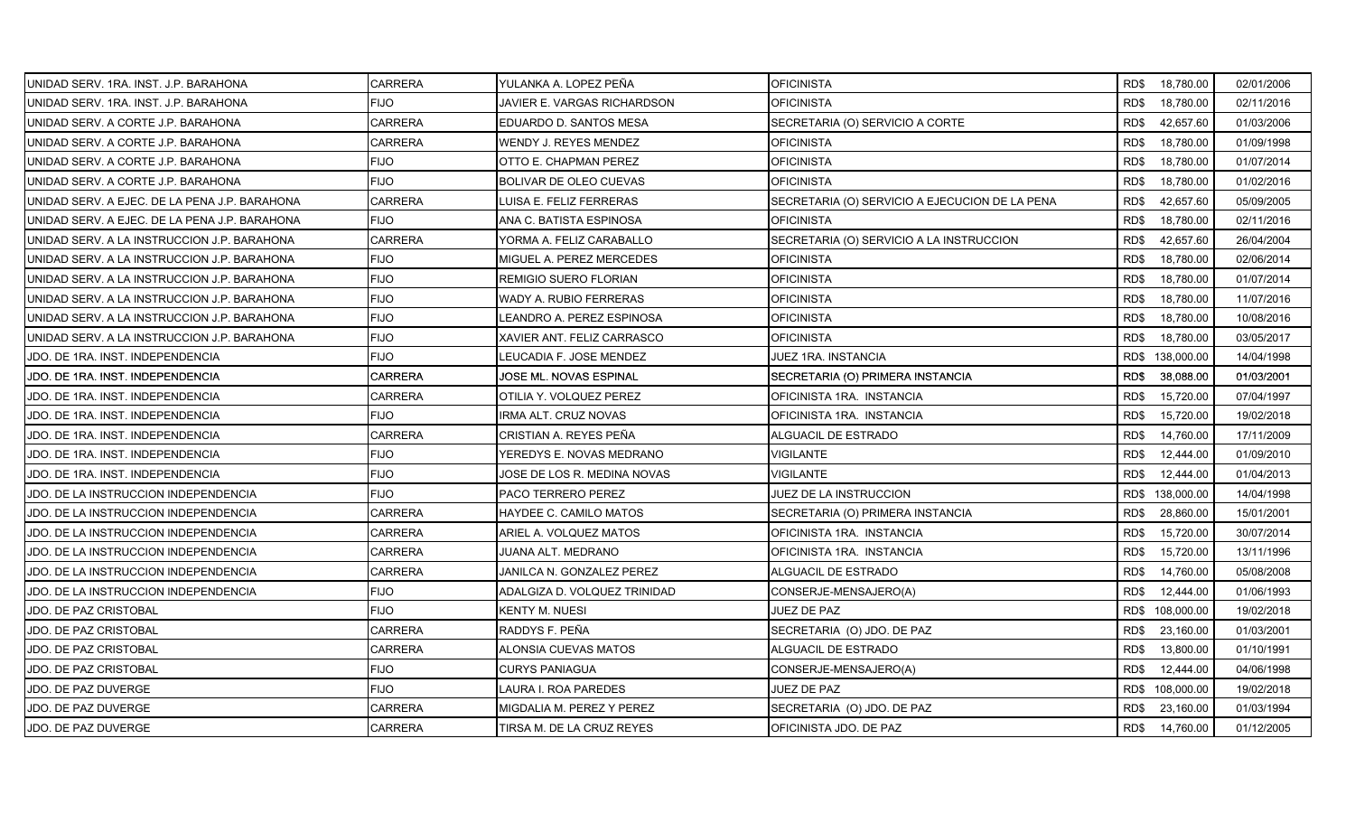| | | | | | |
|---|---|---|---|---|---|
| UNIDAD SERV. 1RA. INST. J.P. BARAHONA | CARRERA | YULANKA A. LOPEZ PEÑA | OFICINISTA | RD$ 18,780.00 | 02/01/2006 |
| UNIDAD SERV. 1RA. INST. J.P. BARAHONA | FIJO | JAVIER E. VARGAS RICHARDSON | OFICINISTA | RD$ 18,780.00 | 02/11/2016 |
| UNIDAD SERV. A CORTE J.P. BARAHONA | CARRERA | EDUARDO D. SANTOS MESA | SECRETARIA (O) SERVICIO A CORTE | RD$ 42,657.60 | 01/03/2006 |
| UNIDAD SERV. A CORTE J.P. BARAHONA | CARRERA | WENDY J. REYES MENDEZ | OFICINISTA | RD$ 18,780.00 | 01/09/1998 |
| UNIDAD SERV. A CORTE J.P. BARAHONA | FIJO | OTTO E. CHAPMAN PEREZ | OFICINISTA | RD$ 18,780.00 | 01/07/2014 |
| UNIDAD SERV. A CORTE J.P. BARAHONA | FIJO | BOLIVAR DE OLEO CUEVAS | OFICINISTA | RD$ 18,780.00 | 01/02/2016 |
| UNIDAD SERV. A EJEC. DE LA PENA J.P. BARAHONA | CARRERA | LUISA E. FELIZ FERRERAS | SECRETARIA (O) SERVICIO A EJECUCION DE LA PENA | RD$ 42,657.60 | 05/09/2005 |
| UNIDAD SERV. A EJEC. DE LA PENA J.P. BARAHONA | FIJO | ANA C. BATISTA ESPINOSA | OFICINISTA | RD$ 18,780.00 | 02/11/2016 |
| UNIDAD SERV. A LA INSTRUCCION J.P. BARAHONA | CARRERA | YORMA A. FELIZ CARABALLO | SECRETARIA (O) SERVICIO A LA INSTRUCCION | RD$ 42,657.60 | 26/04/2004 |
| UNIDAD SERV. A LA INSTRUCCION J.P. BARAHONA | FIJO | MIGUEL A. PEREZ MERCEDES | OFICINISTA | RD$ 18,780.00 | 02/06/2014 |
| UNIDAD SERV. A LA INSTRUCCION J.P. BARAHONA | FIJO | REMIGIO SUERO FLORIAN | OFICINISTA | RD$ 18,780.00 | 01/07/2014 |
| UNIDAD SERV. A LA INSTRUCCION J.P. BARAHONA | FIJO | WADY A. RUBIO FERRERAS | OFICINISTA | RD$ 18,780.00 | 11/07/2016 |
| UNIDAD SERV. A LA INSTRUCCION J.P. BARAHONA | FIJO | LEANDRO A. PEREZ ESPINOSA | OFICINISTA | RD$ 18,780.00 | 10/08/2016 |
| UNIDAD SERV. A LA INSTRUCCION J.P. BARAHONA | FIJO | XAVIER ANT. FELIZ CARRASCO | OFICINISTA | RD$ 18,780.00 | 03/05/2017 |
| JDO. DE 1RA. INST. INDEPENDENCIA | FIJO | LEUCADIA F. JOSE MENDEZ | JUEZ 1RA. INSTANCIA | RD$ 138,000.00 | 14/04/1998 |
| JDO. DE 1RA. INST. INDEPENDENCIA | CARRERA | JOSE ML. NOVAS ESPINAL | SECRETARIA (O) PRIMERA INSTANCIA | RD$ 38,088.00 | 01/03/2001 |
| JDO. DE 1RA. INST. INDEPENDENCIA | CARRERA | OTILIA Y. VOLQUEZ PEREZ | OFICINISTA 1RA. INSTANCIA | RD$ 15,720.00 | 07/04/1997 |
| JDO. DE 1RA. INST. INDEPENDENCIA | FIJO | IRMA ALT. CRUZ NOVAS | OFICINISTA 1RA. INSTANCIA | RD$ 15,720.00 | 19/02/2018 |
| JDO. DE 1RA. INST. INDEPENDENCIA | CARRERA | CRISTIAN A. REYES PEÑA | ALGUACIL DE ESTRADO | RD$ 14,760.00 | 17/11/2009 |
| JDO. DE 1RA. INST. INDEPENDENCIA | FIJO | YEREDYS E. NOVAS MEDRANO | VIGILANTE | RD$ 12,444.00 | 01/09/2010 |
| JDO. DE 1RA. INST. INDEPENDENCIA | FIJO | JOSE DE LOS R. MEDINA NOVAS | VIGILANTE | RD$ 12,444.00 | 01/04/2013 |
| JDO. DE LA INSTRUCCION INDEPENDENCIA | FIJO | PACO TERRERO PEREZ | JUEZ DE LA INSTRUCCION | RD$ 138,000.00 | 14/04/1998 |
| JDO. DE LA INSTRUCCION INDEPENDENCIA | CARRERA | HAYDEE C. CAMILO MATOS | SECRETARIA (O) PRIMERA INSTANCIA | RD$ 28,860.00 | 15/01/2001 |
| JDO. DE LA INSTRUCCION INDEPENDENCIA | CARRERA | ARIEL A. VOLQUEZ MATOS | OFICINISTA 1RA. INSTANCIA | RD$ 15,720.00 | 30/07/2014 |
| JDO. DE LA INSTRUCCION INDEPENDENCIA | CARRERA | JUANA ALT. MEDRANO | OFICINISTA 1RA. INSTANCIA | RD$ 15,720.00 | 13/11/1996 |
| JDO. DE LA INSTRUCCION INDEPENDENCIA | CARRERA | JANILCA N. GONZALEZ PEREZ | ALGUACIL DE ESTRADO | RD$ 14,760.00 | 05/08/2008 |
| JDO. DE LA INSTRUCCION INDEPENDENCIA | FIJO | ADALGIZA D. VOLQUEZ TRINIDAD | CONSERJE-MENSAJERO(A) | RD$ 12,444.00 | 01/06/1993 |
| JDO. DE PAZ CRISTOBAL | FIJO | KENTY M. NUESI | JUEZ DE PAZ | RD$ 108,000.00 | 19/02/2018 |
| JDO. DE PAZ CRISTOBAL | CARRERA | RADDYS F. PEÑA | SECRETARIA (O) JDO. DE PAZ | RD$ 23,160.00 | 01/03/2001 |
| JDO. DE PAZ CRISTOBAL | CARRERA | ALONSIA CUEVAS MATOS | ALGUACIL DE ESTRADO | RD$ 13,800.00 | 01/10/1991 |
| JDO. DE PAZ CRISTOBAL | FIJO | CURYS PANIAGUA | CONSERJE-MENSAJERO(A) | RD$ 12,444.00 | 04/06/1998 |
| JDO. DE PAZ DUVERGE | FIJO | LAURA I. ROA PAREDES | JUEZ DE PAZ | RD$ 108,000.00 | 19/02/2018 |
| JDO. DE PAZ DUVERGE | CARRERA | MIGDALIA M. PEREZ Y PEREZ | SECRETARIA (O) JDO. DE PAZ | RD$ 23,160.00 | 01/03/1994 |
| JDO. DE PAZ DUVERGE | CARRERA | TIRSA M. DE LA CRUZ REYES | OFICINISTA JDO. DE PAZ | RD$ 14,760.00 | 01/12/2005 |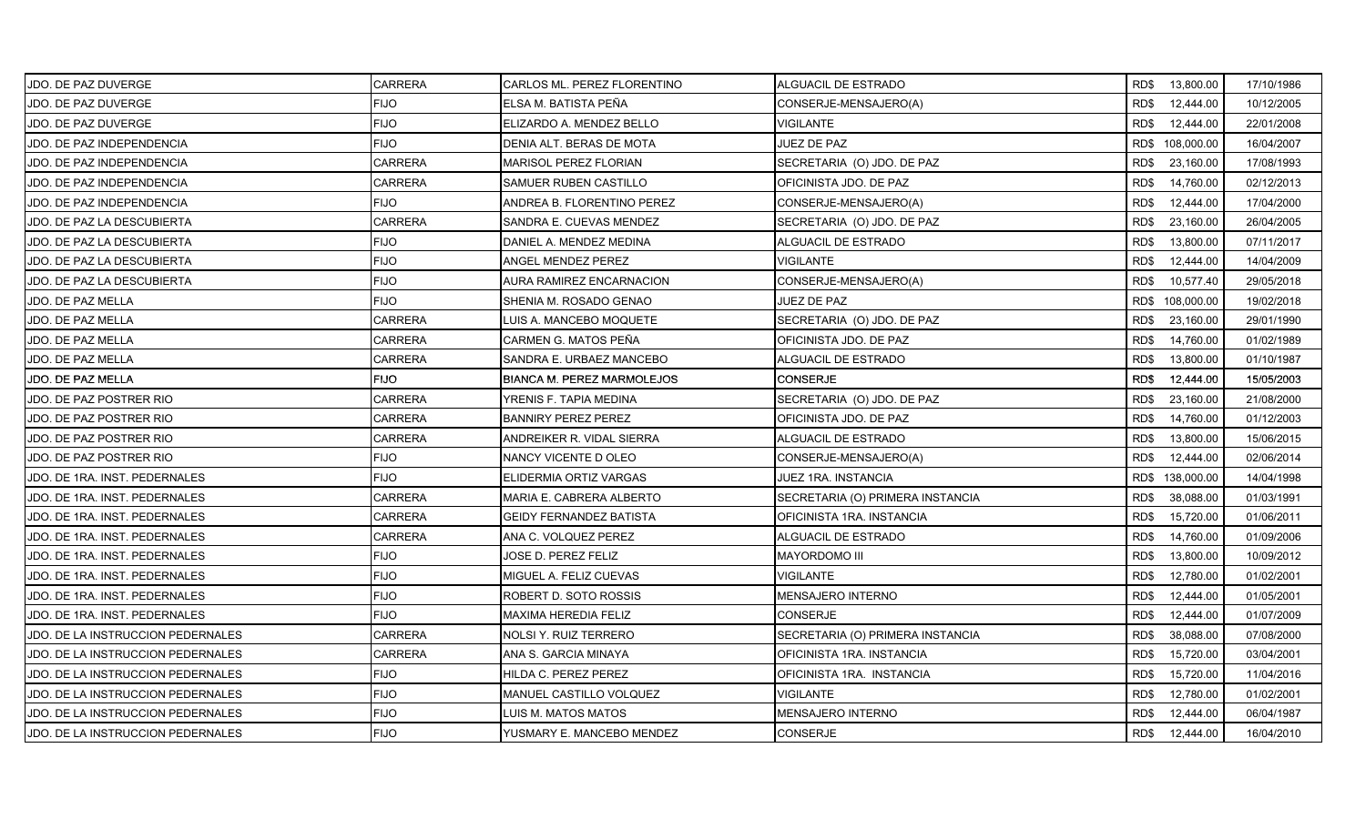| | | | | | |
|---|---|---|---|---|---|
| JDO. DE PAZ DUVERGE | CARRERA | CARLOS ML. PEREZ FLORENTINO | ALGUACIL DE ESTRADO | RD$ 13,800.00 | 17/10/1986 |
| JDO. DE PAZ DUVERGE | FIJO | ELSA M. BATISTA PEÑA | CONSERJE-MENSAJERO(A) | RD$ 12,444.00 | 10/12/2005 |
| JDO. DE PAZ DUVERGE | FIJO | ELIZARDO A. MENDEZ BELLO | VIGILANTE | RD$ 12,444.00 | 22/01/2008 |
| JDO. DE PAZ INDEPENDENCIA | FIJO | DENIA ALT. BERAS DE MOTA | JUEZ DE PAZ | RD$ 108,000.00 | 16/04/2007 |
| JDO. DE PAZ INDEPENDENCIA | CARRERA | MARISOL PEREZ FLORIAN | SECRETARIA (O) JDO. DE PAZ | RD$ 23,160.00 | 17/08/1993 |
| JDO. DE PAZ INDEPENDENCIA | CARRERA | SAMUER RUBEN CASTILLO | OFICINISTA JDO. DE PAZ | RD$ 14,760.00 | 02/12/2013 |
| JDO. DE PAZ INDEPENDENCIA | FIJO | ANDREA B. FLORENTINO PEREZ | CONSERJE-MENSAJERO(A) | RD$ 12,444.00 | 17/04/2000 |
| JDO. DE PAZ LA DESCUBIERTA | CARRERA | SANDRA E. CUEVAS MENDEZ | SECRETARIA (O) JDO. DE PAZ | RD$ 23,160.00 | 26/04/2005 |
| JDO. DE PAZ LA DESCUBIERTA | FIJO | DANIEL A. MENDEZ MEDINA | ALGUACIL DE ESTRADO | RD$ 13,800.00 | 07/11/2017 |
| JDO. DE PAZ LA DESCUBIERTA | FIJO | ANGEL MENDEZ PEREZ | VIGILANTE | RD$ 12,444.00 | 14/04/2009 |
| JDO. DE PAZ LA DESCUBIERTA | FIJO | AURA RAMIREZ ENCARNACION | CONSERJE-MENSAJERO(A) | RD$ 10,577.40 | 29/05/2018 |
| JDO. DE PAZ MELLA | FIJO | SHENIA M. ROSADO GENAO | JUEZ DE PAZ | RD$ 108,000.00 | 19/02/2018 |
| JDO. DE PAZ MELLA | CARRERA | LUIS A. MANCEBO MOQUETE | SECRETARIA (O) JDO. DE PAZ | RD$ 23,160.00 | 29/01/1990 |
| JDO. DE PAZ MELLA | CARRERA | CARMEN G. MATOS PEÑA | OFICINISTA JDO. DE PAZ | RD$ 14,760.00 | 01/02/1989 |
| JDO. DE PAZ MELLA | CARRERA | SANDRA E. URBAEZ MANCEBO | ALGUACIL DE ESTRADO | RD$ 13,800.00 | 01/10/1987 |
| JDO. DE PAZ MELLA | FIJO | BIANCA M. PEREZ MARMOLEJOS | CONSERJE | RD$ 12,444.00 | 15/05/2003 |
| JDO. DE PAZ POSTRER RIO | CARRERA | YRENIS F. TAPIA MEDINA | SECRETARIA (O) JDO. DE PAZ | RD$ 23,160.00 | 21/08/2000 |
| JDO. DE PAZ POSTRER RIO | CARRERA | BANNIRY PEREZ PEREZ | OFICINISTA JDO. DE PAZ | RD$ 14,760.00 | 01/12/2003 |
| JDO. DE PAZ POSTRER RIO | CARRERA | ANDREIKER R. VIDAL SIERRA | ALGUACIL DE ESTRADO | RD$ 13,800.00 | 15/06/2015 |
| JDO. DE PAZ POSTRER RIO | FIJO | NANCY VICENTE D OLEO | CONSERJE-MENSAJERO(A) | RD$ 12,444.00 | 02/06/2014 |
| JDO. DE 1RA. INST. PEDERNALES | FIJO | ELIDERMIA ORTIZ VARGAS | JUEZ 1RA. INSTANCIA | RD$ 138,000.00 | 14/04/1998 |
| JDO. DE 1RA. INST. PEDERNALES | CARRERA | MARIA E. CABRERA ALBERTO | SECRETARIA (O) PRIMERA INSTANCIA | RD$ 38,088.00 | 01/03/1991 |
| JDO. DE 1RA. INST. PEDERNALES | CARRERA | GEIDY FERNANDEZ BATISTA | OFICINISTA 1RA. INSTANCIA | RD$ 15,720.00 | 01/06/2011 |
| JDO. DE 1RA. INST. PEDERNALES | CARRERA | ANA C. VOLQUEZ PEREZ | ALGUACIL DE ESTRADO | RD$ 14,760.00 | 01/09/2006 |
| JDO. DE 1RA. INST. PEDERNALES | FIJO | JOSE D. PEREZ FELIZ | MAYORDOMO III | RD$ 13,800.00 | 10/09/2012 |
| JDO. DE 1RA. INST. PEDERNALES | FIJO | MIGUEL A. FELIZ CUEVAS | VIGILANTE | RD$ 12,780.00 | 01/02/2001 |
| JDO. DE 1RA. INST. PEDERNALES | FIJO | ROBERT D. SOTO ROSSIS | MENSAJERO INTERNO | RD$ 12,444.00 | 01/05/2001 |
| JDO. DE 1RA. INST. PEDERNALES | FIJO | MAXIMA HEREDIA FELIZ | CONSERJE | RD$ 12,444.00 | 01/07/2009 |
| JDO. DE LA INSTRUCCION PEDERNALES | CARRERA | NOLSI Y. RUIZ TERRERO | SECRETARIA (O) PRIMERA INSTANCIA | RD$ 38,088.00 | 07/08/2000 |
| JDO. DE LA INSTRUCCION PEDERNALES | CARRERA | ANA S. GARCIA MINAYA | OFICINISTA 1RA. INSTANCIA | RD$ 15,720.00 | 03/04/2001 |
| JDO. DE LA INSTRUCCION PEDERNALES | FIJO | HILDA C. PEREZ PEREZ | OFICINISTA 1RA. INSTANCIA | RD$ 15,720.00 | 11/04/2016 |
| JDO. DE LA INSTRUCCION PEDERNALES | FIJO | MANUEL CASTILLO VOLQUEZ | VIGILANTE | RD$ 12,780.00 | 01/02/2001 |
| JDO. DE LA INSTRUCCION PEDERNALES | FIJO | LUIS M. MATOS MATOS | MENSAJERO INTERNO | RD$ 12,444.00 | 06/04/1987 |
| JDO. DE LA INSTRUCCION PEDERNALES | FIJO | YUSMARY E. MANCEBO MENDEZ | CONSERJE | RD$ 12,444.00 | 16/04/2010 |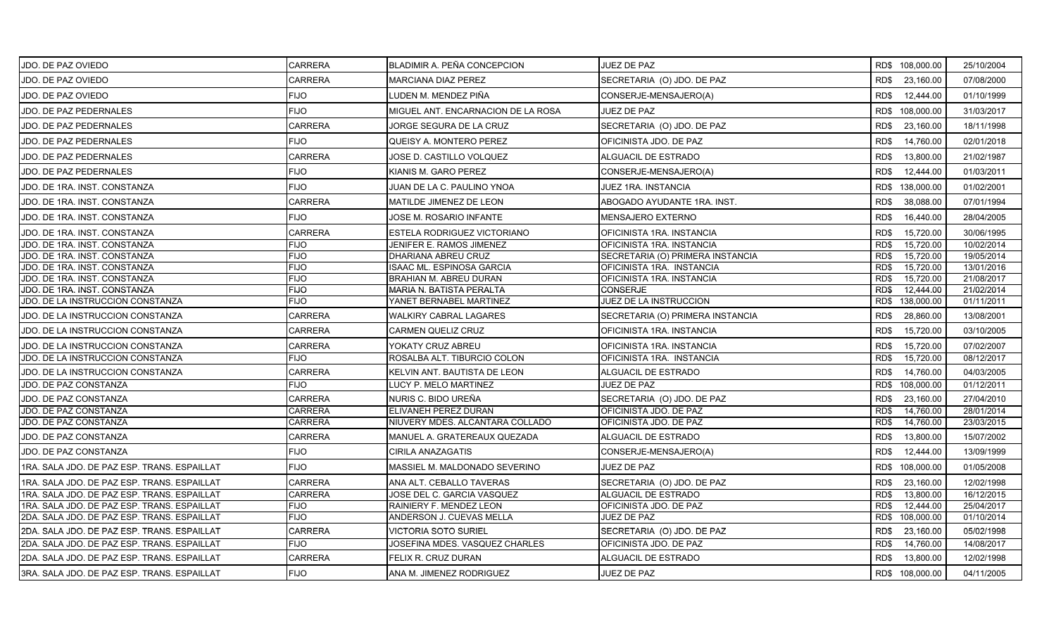| | | | | | |
|---|---|---|---|---|---|
| JDO. DE PAZ OVIEDO | CARRERA | BLADIMIR A. PEÑA CONCEPCION | JUEZ DE PAZ | RD$ 108,000.00 | 25/10/2004 |
| JDO. DE PAZ OVIEDO | CARRERA | MARCIANA DIAZ PEREZ | SECRETARIA (O) JDO. DE PAZ | RD$ 23,160.00 | 07/08/2000 |
| JDO. DE PAZ OVIEDO | FIJO | LUDEN M. MENDEZ PIÑA | CONSERJE-MENSAJERO(A) | RD$ 12,444.00 | 01/10/1999 |
| JDO. DE PAZ PEDERNALES | FIJO | MIGUEL ANT. ENCARNACION DE LA ROSA | JUEZ DE PAZ | RD$ 108,000.00 | 31/03/2017 |
| JDO. DE PAZ PEDERNALES | CARRERA | JORGE SEGURA DE LA CRUZ | SECRETARIA (O) JDO. DE PAZ | RD$ 23,160.00 | 18/11/1998 |
| JDO. DE PAZ PEDERNALES | FIJO | QUEISY A. MONTERO PEREZ | OFICINISTA JDO. DE PAZ | RD$ 14,760.00 | 02/01/2018 |
| JDO. DE PAZ PEDERNALES | CARRERA | JOSE D. CASTILLO VOLQUEZ | ALGUACIL DE ESTRADO | RD$ 13,800.00 | 21/02/1987 |
| JDO. DE PAZ PEDERNALES | FIJO | KIANIS M. GARO PEREZ | CONSERJE-MENSAJERO(A) | RD$ 12,444.00 | 01/03/2011 |
| JDO. DE 1RA. INST. CONSTANZA | FIJO | JUAN DE LA C. PAULINO YNOA | JUEZ 1RA. INSTANCIA | RD$ 138,000.00 | 01/02/2001 |
| JDO. DE 1RA. INST. CONSTANZA | CARRERA | MATILDE JIMENEZ DE LEON | ABOGADO AYUDANTE 1RA. INST. | RD$ 38,088.00 | 07/01/1994 |
| JDO. DE 1RA. INST. CONSTANZA | FIJO | JOSE M. ROSARIO INFANTE | MENSAJERO EXTERNO | RD$ 16,440.00 | 28/04/2005 |
| JDO. DE 1RA. INST. CONSTANZA | CARRERA | ESTELA RODRIGUEZ VICTORIANO | OFICINISTA 1RA. INSTANCIA | RD$ 15,720.00 | 30/06/1995 |
| JDO. DE 1RA. INST. CONSTANZA | FIJO | JENIFER E. RAMOS JIMENEZ | OFICINISTA 1RA. INSTANCIA | RD$ 15,720.00 | 10/02/2014 |
| JDO. DE 1RA. INST. CONSTANZA | FIJO | DHARIANA ABREU CRUZ | SECRETARIA (O) PRIMERA INSTANCIA | RD$ 15,720.00 | 19/05/2014 |
| JDO. DE 1RA. INST. CONSTANZA | FIJO | ISAAC ML. ESPINOSA GARCIA | OFICINISTA 1RA. INSTANCIA | RD$ 15,720.00 | 13/01/2016 |
| JDO. DE 1RA. INST. CONSTANZA | FIJO | BRAHIAN M. ABREU DURAN | OFICINISTA 1RA. INSTANCIA | RD$ 15,720.00 | 21/08/2017 |
| JDO. DE 1RA. INST. CONSTANZA | FIJO | MARIA N. BATISTA PERALTA | CONSERJE | RD$ 12,444.00 | 21/02/2014 |
| JDO. DE LA INSTRUCCION CONSTANZA | FIJO | YANET BERNABEL MARTINEZ | JUEZ DE LA INSTRUCCION | RD$ 138,000.00 | 01/11/2011 |
| JDO. DE LA INSTRUCCION CONSTANZA | CARRERA | WALKIRY CABRAL LAGARES | SECRETARIA (O) PRIMERA INSTANCIA | RD$ 28,860.00 | 13/08/2001 |
| JDO. DE LA INSTRUCCION CONSTANZA | CARRERA | CARMEN QUELIZ CRUZ | OFICINISTA 1RA. INSTANCIA | RD$ 15,720.00 | 03/10/2005 |
| JDO. DE LA INSTRUCCION CONSTANZA | CARRERA | YOKATY CRUZ ABREU | OFICINISTA 1RA. INSTANCIA | RD$ 15,720.00 | 07/02/2007 |
| JDO. DE LA INSTRUCCION CONSTANZA | FIJO | ROSALBA ALT. TIBURCIO COLON | OFICINISTA 1RA. INSTANCIA | RD$ 15,720.00 | 08/12/2017 |
| JDO. DE LA INSTRUCCION CONSTANZA | CARRERA | KELVIN ANT. BAUTISTA DE LEON | ALGUACIL DE ESTRADO | RD$ 14,760.00 | 04/03/2005 |
| JDO. DE PAZ CONSTANZA | FIJO | LUCY P. MELO MARTINEZ | JUEZ DE PAZ | RD$ 108,000.00 | 01/12/2011 |
| JDO. DE PAZ CONSTANZA | CARRERA | NURIS C. BIDO UREÑA | SECRETARIA (O) JDO. DE PAZ | RD$ 23,160.00 | 27/04/2010 |
| JDO. DE PAZ CONSTANZA | CARRERA | ELIVANEH PEREZ DURAN | OFICINISTA JDO. DE PAZ | RD$ 14,760.00 | 28/01/2014 |
| JDO. DE PAZ CONSTANZA | CARRERA | NIUVERY MDES. ALCANTARA COLLADO | OFICINISTA JDO. DE PAZ | RD$ 14,760.00 | 23/03/2015 |
| JDO. DE PAZ CONSTANZA | CARRERA | MANUEL A. GRATEREAUX QUEZADA | ALGUACIL DE ESTRADO | RD$ 13,800.00 | 15/07/2002 |
| JDO. DE PAZ CONSTANZA | FIJO | CIRILA ANAZAGATIS | CONSERJE-MENSAJERO(A) | RD$ 12,444.00 | 13/09/1999 |
| 1RA. SALA JDO. DE PAZ ESP. TRANS. ESPAILLAT | FIJO | MASSIEL M. MALDONADO SEVERINO | JUEZ DE PAZ | RD$ 108,000.00 | 01/05/2008 |
| 1RA. SALA JDO. DE PAZ ESP. TRANS. ESPAILLAT | CARRERA | ANA ALT. CEBALLO TAVERAS | SECRETARIA (O) JDO. DE PAZ | RD$ 23,160.00 | 12/02/1998 |
| 1RA. SALA JDO. DE PAZ ESP. TRANS. ESPAILLAT | CARRERA | JOSE DEL C. GARCIA VASQUEZ | ALGUACIL DE ESTRADO | RD$ 13,800.00 | 16/12/2015 |
| 1RA. SALA JDO. DE PAZ ESP. TRANS. ESPAILLAT | FIJO | RAINIERY F. MENDEZ LEON | OFICINISTA JDO. DE PAZ | RD$ 12,444.00 | 25/04/2017 |
| 2DA. SALA JDO. DE PAZ ESP. TRANS. ESPAILLAT | FIJO | ANDERSON J. CUEVAS MELLA | JUEZ DE PAZ | RD$ 108,000.00 | 01/10/2014 |
| 2DA. SALA JDO. DE PAZ ESP. TRANS. ESPAILLAT | CARRERA | VICTORIA SOTO SURIEL | SECRETARIA (O) JDO. DE PAZ | RD$ 23,160.00 | 05/02/1998 |
| 2DA. SALA JDO. DE PAZ ESP. TRANS. ESPAILLAT | FIJO | JOSEFINA MDES. VASQUEZ CHARLES | OFICINISTA JDO. DE PAZ | RD$ 14,760.00 | 14/08/2017 |
| 2DA. SALA JDO. DE PAZ ESP. TRANS. ESPAILLAT | CARRERA | FELIX R. CRUZ DURAN | ALGUACIL DE ESTRADO | RD$ 13,800.00 | 12/02/1998 |
| 3RA. SALA JDO. DE PAZ ESP. TRANS. ESPAILLAT | FIJO | ANA M. JIMENEZ RODRIGUEZ | JUEZ DE PAZ | RD$ 108,000.00 | 04/11/2005 |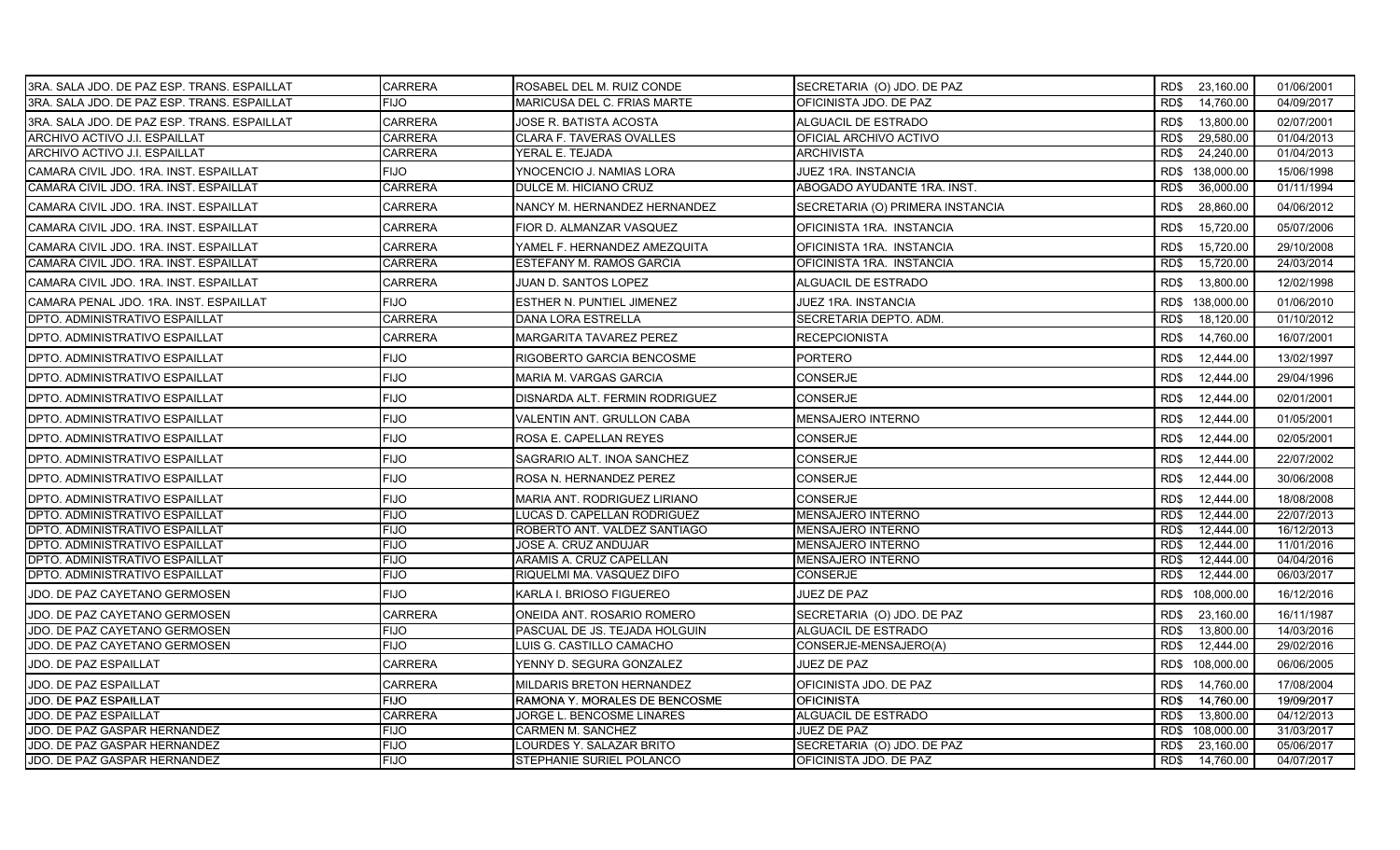| | | | | | |
|---|---|---|---|---|---|
| 3RA. SALA JDO. DE PAZ ESP. TRANS. ESPAILLAT | CARRERA | ROSABEL DEL M. RUIZ CONDE | SECRETARIA (O) JDO. DE PAZ | RD$ 23,160.00 | 01/06/2001 |
| 3RA. SALA JDO. DE PAZ ESP. TRANS. ESPAILLAT | FIJO | MARICUSA DEL C. FRIAS MARTE | OFICINISTA JDO. DE PAZ | RD$ 14,760.00 | 04/09/2017 |
| 3RA. SALA JDO. DE PAZ ESP. TRANS. ESPAILLAT | CARRERA | JOSE R. BATISTA ACOSTA | ALGUACIL DE ESTRADO | RD$ 13,800.00 | 02/07/2001 |
| ARCHIVO ACTIVO J.I. ESPAILLAT | CARRERA | CLARA F. TAVERAS OVALLES | OFICIAL ARCHIVO ACTIVO | RD$ 29,580.00 | 01/04/2013 |
| ARCHIVO ACTIVO J.I. ESPAILLAT | CARRERA | YERAL E. TEJADA | ARCHIVISTA | RD$ 24,240.00 | 01/04/2013 |
| CAMARA CIVIL JDO. 1RA. INST. ESPAILLAT | FIJO | YNOCENCIO J. NAMIAS LORA | JUEZ 1RA. INSTANCIA | RD$ 138,000.00 | 15/06/1998 |
| CAMARA CIVIL JDO. 1RA. INST. ESPAILLAT | CARRERA | DULCE M. HICIANO CRUZ | ABOGADO AYUDANTE 1RA. INST. | RD$ 36,000.00 | 01/11/1994 |
| CAMARA CIVIL JDO. 1RA. INST. ESPAILLAT | CARRERA | NANCY M. HERNANDEZ HERNANDEZ | SECRETARIA (O) PRIMERA INSTANCIA | RD$ 28,860.00 | 04/06/2012 |
| CAMARA CIVIL JDO. 1RA. INST. ESPAILLAT | CARRERA | FIOR D. ALMANZAR VASQUEZ | OFICINISTA 1RA. INSTANCIA | RD$ 15,720.00 | 05/07/2006 |
| CAMARA CIVIL JDO. 1RA. INST. ESPAILLAT | CARRERA | YAMEL F. HERNANDEZ AMEZQUITA | OFICINISTA 1RA. INSTANCIA | RD$ 15,720.00 | 29/10/2008 |
| CAMARA CIVIL JDO. 1RA. INST. ESPAILLAT | CARRERA | ESTEFANY M. RAMOS GARCIA | OFICINISTA 1RA. INSTANCIA | RD$ 15,720.00 | 24/03/2014 |
| CAMARA CIVIL JDO. 1RA. INST. ESPAILLAT | CARRERA | JUAN D. SANTOS LOPEZ | ALGUACIL DE ESTRADO | RD$ 13,800.00 | 12/02/1998 |
| CAMARA PENAL JDO. 1RA. INST. ESPAILLAT | FIJO | ESTHER N. PUNTIEL JIMENEZ | JUEZ 1RA. INSTANCIA | RD$ 138,000.00 | 01/06/2010 |
| DPTO. ADMINISTRATIVO ESPAILLAT | CARRERA | DANA LORA ESTRELLA | SECRETARIA DEPTO. ADM. | RD$ 18,120.00 | 01/10/2012 |
| DPTO. ADMINISTRATIVO ESPAILLAT | CARRERA | MARGARITA TAVAREZ PEREZ | RECEPCIONISTA | RD$ 14,760.00 | 16/07/2001 |
| DPTO. ADMINISTRATIVO ESPAILLAT | FIJO | RIGOBERTO GARCIA BENCOSME | PORTERO | RD$ 12,444.00 | 13/02/1997 |
| DPTO. ADMINISTRATIVO ESPAILLAT | FIJO | MARIA M. VARGAS GARCIA | CONSERJE | RD$ 12,444.00 | 29/04/1996 |
| DPTO. ADMINISTRATIVO ESPAILLAT | FIJO | DISNARDA ALT. FERMIN RODRIGUEZ | CONSERJE | RD$ 12,444.00 | 02/01/2001 |
| DPTO. ADMINISTRATIVO ESPAILLAT | FIJO | VALENTIN ANT. GRULLON CABA | MENSAJERO INTERNO | RD$ 12,444.00 | 01/05/2001 |
| DPTO. ADMINISTRATIVO ESPAILLAT | FIJO | ROSA E. CAPELLAN REYES | CONSERJE | RD$ 12,444.00 | 02/05/2001 |
| DPTO. ADMINISTRATIVO ESPAILLAT | FIJO | SAGRARIO ALT. INOA SANCHEZ | CONSERJE | RD$ 12,444.00 | 22/07/2002 |
| DPTO. ADMINISTRATIVO ESPAILLAT | FIJO | ROSA N. HERNANDEZ PEREZ | CONSERJE | RD$ 12,444.00 | 30/06/2008 |
| DPTO. ADMINISTRATIVO ESPAILLAT | FIJO | MARIA ANT. RODRIGUEZ LIRIANO | CONSERJE | RD$ 12,444.00 | 18/08/2008 |
| DPTO. ADMINISTRATIVO ESPAILLAT | FIJO | LUCAS D. CAPELLAN RODRIGUEZ | MENSAJERO INTERNO | RD$ 12,444.00 | 22/07/2013 |
| DPTO. ADMINISTRATIVO ESPAILLAT | FIJO | ROBERTO ANT. VALDEZ SANTIAGO | MENSAJERO INTERNO | RD$ 12,444.00 | 16/12/2013 |
| DPTO. ADMINISTRATIVO ESPAILLAT | FIJO | JOSE A. CRUZ ANDUJAR | MENSAJERO INTERNO | RD$ 12,444.00 | 11/01/2016 |
| DPTO. ADMINISTRATIVO ESPAILLAT | FIJO | ARAMIS A. CRUZ CAPELLAN | MENSAJERO INTERNO | RD$ 12,444.00 | 04/04/2016 |
| DPTO. ADMINISTRATIVO ESPAILLAT | FIJO | RIQUELMI MA. VASQUEZ DIFO | CONSERJE | RD$ 12,444.00 | 06/03/2017 |
| JDO. DE PAZ CAYETANO GERMOSEN | FIJO | KARLA I. BRIOSO FIGUEREO | JUEZ DE PAZ | RD$ 108,000.00 | 16/12/2016 |
| JDO. DE PAZ CAYETANO GERMOSEN | CARRERA | ONEIDA ANT. ROSARIO ROMERO | SECRETARIA (O) JDO. DE PAZ | RD$ 23,160.00 | 16/11/1987 |
| JDO. DE PAZ CAYETANO GERMOSEN | FIJO | PASCUAL DE JS. TEJADA HOLGUIN | ALGUACIL DE ESTRADO | RD$ 13,800.00 | 14/03/2016 |
| JDO. DE PAZ CAYETANO GERMOSEN | FIJO | LUIS G. CASTILLO CAMACHO | CONSERJE-MENSAJERO(A) | RD$ 12,444.00 | 29/02/2016 |
| JDO. DE PAZ ESPAILLAT | CARRERA | YENNY D. SEGURA GONZALEZ | JUEZ DE PAZ | RD$ 108,000.00 | 06/06/2005 |
| JDO. DE PAZ ESPAILLAT | CARRERA | MILDARIS BRETON HERNANDEZ | OFICINISTA JDO. DE PAZ | RD$ 14,760.00 | 17/08/2004 |
| JDO. DE PAZ ESPAILLAT | FIJO | RAMONA Y. MORALES DE BENCOSME | OFICINISTA | RD$ 14,760.00 | 19/09/2017 |
| JDO. DE PAZ ESPAILLAT | CARRERA | JORGE L. BENCOSME LINARES | ALGUACIL DE ESTRADO | RD$ 13,800.00 | 04/12/2013 |
| JDO. DE PAZ GASPAR HERNANDEZ | FIJO | CARMEN M. SANCHEZ | JUEZ DE PAZ | RD$ 108,000.00 | 31/03/2017 |
| JDO. DE PAZ GASPAR HERNANDEZ | FIJO | LOURDES Y. SALAZAR BRITO | SECRETARIA (O) JDO. DE PAZ | RD$ 23,160.00 | 05/06/2017 |
| JDO. DE PAZ GASPAR HERNANDEZ | FIJO | STEPHANIE SURIEL POLANCO | OFICINISTA JDO. DE PAZ | RD$ 14,760.00 | 04/07/2017 |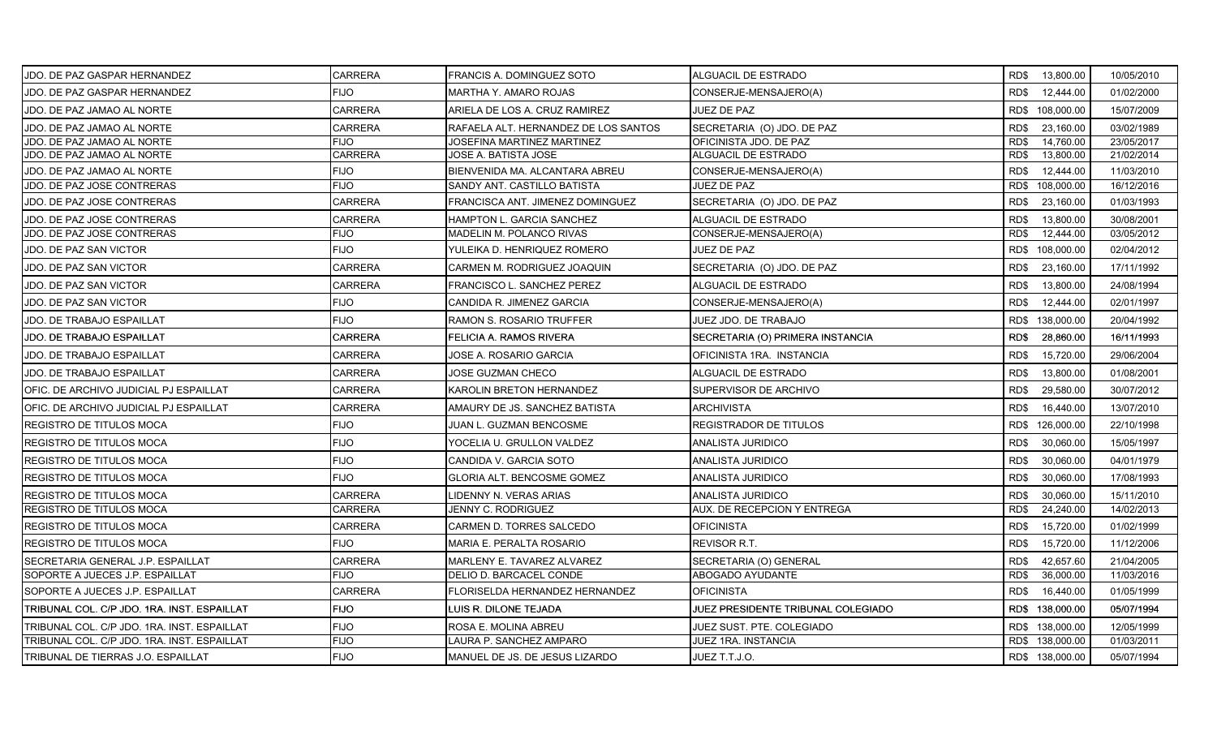| | | | | | |
|---|---|---|---|---|---|
| JDO. DE PAZ GASPAR HERNANDEZ | CARRERA | FRANCIS A. DOMINGUEZ SOTO | ALGUACIL DE ESTRADO | RD$ 13,800.00 | 10/05/2010 |
| JDO. DE PAZ GASPAR HERNANDEZ | FIJO | MARTHA Y. AMARO ROJAS | CONSERJE-MENSAJERO(A) | RD$ 12,444.00 | 01/02/2000 |
| JDO. DE PAZ JAMAO AL NORTE | CARRERA | ARIELA DE LOS A. CRUZ RAMIREZ | JUEZ DE PAZ | RD$ 108,000.00 | 15/07/2009 |
| JDO. DE PAZ JAMAO AL NORTE | CARRERA | RAFAELA ALT. HERNANDEZ DE LOS SANTOS | SECRETARIA (O) JDO. DE PAZ | RD$ 23,160.00 | 03/02/1989 |
| JDO. DE PAZ JAMAO AL NORTE | FIJO | JOSEFINA MARTINEZ MARTINEZ | OFICINISTA JDO. DE PAZ | RD$ 14,760.00 | 23/05/2017 |
| JDO. DE PAZ JAMAO AL NORTE | CARRERA | JOSE A. BATISTA JOSE | ALGUACIL DE ESTRADO | RD$ 13,800.00 | 21/02/2014 |
| JDO. DE PAZ JAMAO AL NORTE | FIJO | BIENVENIDA MA. ALCANTARA ABREU | CONSERJE-MENSAJERO(A) | RD$ 12,444.00 | 11/03/2010 |
| JDO. DE PAZ JOSE CONTRERAS | FIJO | SANDY ANT. CASTILLO BATISTA | JUEZ DE PAZ | RD$ 108,000.00 | 16/12/2016 |
| JDO. DE PAZ JOSE CONTRERAS | CARRERA | FRANCISCA ANT. JIMENEZ DOMINGUEZ | SECRETARIA (O) JDO. DE PAZ | RD$ 23,160.00 | 01/03/1993 |
| JDO. DE PAZ JOSE CONTRERAS | CARRERA | HAMPTON L. GARCIA SANCHEZ | ALGUACIL DE ESTRADO | RD$ 13,800.00 | 30/08/2001 |
| JDO. DE PAZ JOSE CONTRERAS | FIJO | MADELIN M. POLANCO RIVAS | CONSERJE-MENSAJERO(A) | RD$ 12,444.00 | 03/05/2012 |
| JDO. DE PAZ SAN VICTOR | FIJO | YULEIKA D. HENRIQUEZ ROMERO | JUEZ DE PAZ | RD$ 108,000.00 | 02/04/2012 |
| JDO. DE PAZ SAN VICTOR | CARRERA | CARMEN M. RODRIGUEZ JOAQUIN | SECRETARIA (O) JDO. DE PAZ | RD$ 23,160.00 | 17/11/1992 |
| JDO. DE PAZ SAN VICTOR | CARRERA | FRANCISCO L. SANCHEZ PEREZ | ALGUACIL DE ESTRADO | RD$ 13,800.00 | 24/08/1994 |
| JDO. DE PAZ SAN VICTOR | FIJO | CANDIDA R. JIMENEZ GARCIA | CONSERJE-MENSAJERO(A) | RD$ 12,444.00 | 02/01/1997 |
| JDO. DE TRABAJO ESPAILLAT | FIJO | RAMON S. ROSARIO TRUFFER | JUEZ JDO. DE TRABAJO | RD$ 138,000.00 | 20/04/1992 |
| JDO. DE TRABAJO ESPAILLAT | CARRERA | FELICIA A. RAMOS RIVERA | SECRETARIA (O) PRIMERA INSTANCIA | RD$ 28,860.00 | 16/11/1993 |
| JDO. DE TRABAJO ESPAILLAT | CARRERA | JOSE A. ROSARIO GARCIA | OFICINISTA 1RA. INSTANCIA | RD$ 15,720.00 | 29/06/2004 |
| JDO. DE TRABAJO ESPAILLAT | CARRERA | JOSE GUZMAN CHECO | ALGUACIL DE ESTRADO | RD$ 13,800.00 | 01/08/2001 |
| OFIC. DE ARCHIVO JUDICIAL PJ ESPAILLAT | CARRERA | KAROLIN BRETON HERNANDEZ | SUPERVISOR DE ARCHIVO | RD$ 29,580.00 | 30/07/2012 |
| OFIC. DE ARCHIVO JUDICIAL PJ ESPAILLAT | CARRERA | AMAURY DE JS. SANCHEZ BATISTA | ARCHIVISTA | RD$ 16,440.00 | 13/07/2010 |
| REGISTRO DE TITULOS MOCA | FIJO | JUAN L. GUZMAN BENCOSME | REGISTRADOR DE TITULOS | RD$ 126,000.00 | 22/10/1998 |
| REGISTRO DE TITULOS MOCA | FIJO | YOCELIA U. GRULLON VALDEZ | ANALISTA JURIDICO | RD$ 30,060.00 | 15/05/1997 |
| REGISTRO DE TITULOS MOCA | FIJO | CANDIDA V. GARCIA SOTO | ANALISTA JURIDICO | RD$ 30,060.00 | 04/01/1979 |
| REGISTRO DE TITULOS MOCA | FIJO | GLORIA ALT. BENCOSME GOMEZ | ANALISTA JURIDICO | RD$ 30,060.00 | 17/08/1993 |
| REGISTRO DE TITULOS MOCA | CARRERA | LIDENNY N. VERAS ARIAS | ANALISTA JURIDICO | RD$ 30,060.00 | 15/11/2010 |
| REGISTRO DE TITULOS MOCA | CARRERA | JENNY C. RODRIGUEZ | AUX. DE RECEPCION Y ENTREGA | RD$ 24,240.00 | 14/02/2013 |
| REGISTRO DE TITULOS MOCA | CARRERA | CARMEN D. TORRES SALCEDO | OFICINISTA | RD$ 15,720.00 | 01/02/1999 |
| REGISTRO DE TITULOS MOCA | FIJO | MARIA E. PERALTA ROSARIO | REVISOR R.T. | RD$ 15,720.00 | 11/12/2006 |
| SECRETARIA GENERAL J.P. ESPAILLAT | CARRERA | MARLENY E. TAVAREZ ALVAREZ | SECRETARIA (O) GENERAL | RD$ 42,657.60 | 21/04/2005 |
| SOPORTE A JUECES J.P. ESPAILLAT | FIJO | DELIO D. BARCACEL CONDE | ABOGADO AYUDANTE | RD$ 36,000.00 | 11/03/2016 |
| SOPORTE A JUECES J.P. ESPAILLAT | CARRERA | FLORISELDA HERNANDEZ HERNANDEZ | OFICINISTA | RD$ 16,440.00 | 01/05/1999 |
| TRIBUNAL COL. C/P JDO. 1RA. INST. ESPAILLAT | FIJO | LUIS R. DILONE TEJADA | JUEZ PRESIDENTE TRIBUNAL COLEGIADO | RD$ 138,000.00 | 05/07/1994 |
| TRIBUNAL COL. C/P JDO. 1RA. INST. ESPAILLAT | FIJO | ROSA E. MOLINA ABREU | JUEZ SUST. PTE. COLEGIADO | RD$ 138,000.00 | 12/05/1999 |
| TRIBUNAL COL. C/P JDO. 1RA. INST. ESPAILLAT | FIJO | LAURA P. SANCHEZ AMPARO | JUEZ 1RA. INSTANCIA | RD$ 138,000.00 | 01/03/2011 |
| TRIBUNAL DE TIERRAS J.O. ESPAILLAT | FIJO | MANUEL DE JS. DE JESUS LIZARDO | JUEZ T.T.J.O. | RD$ 138,000.00 | 05/07/1994 |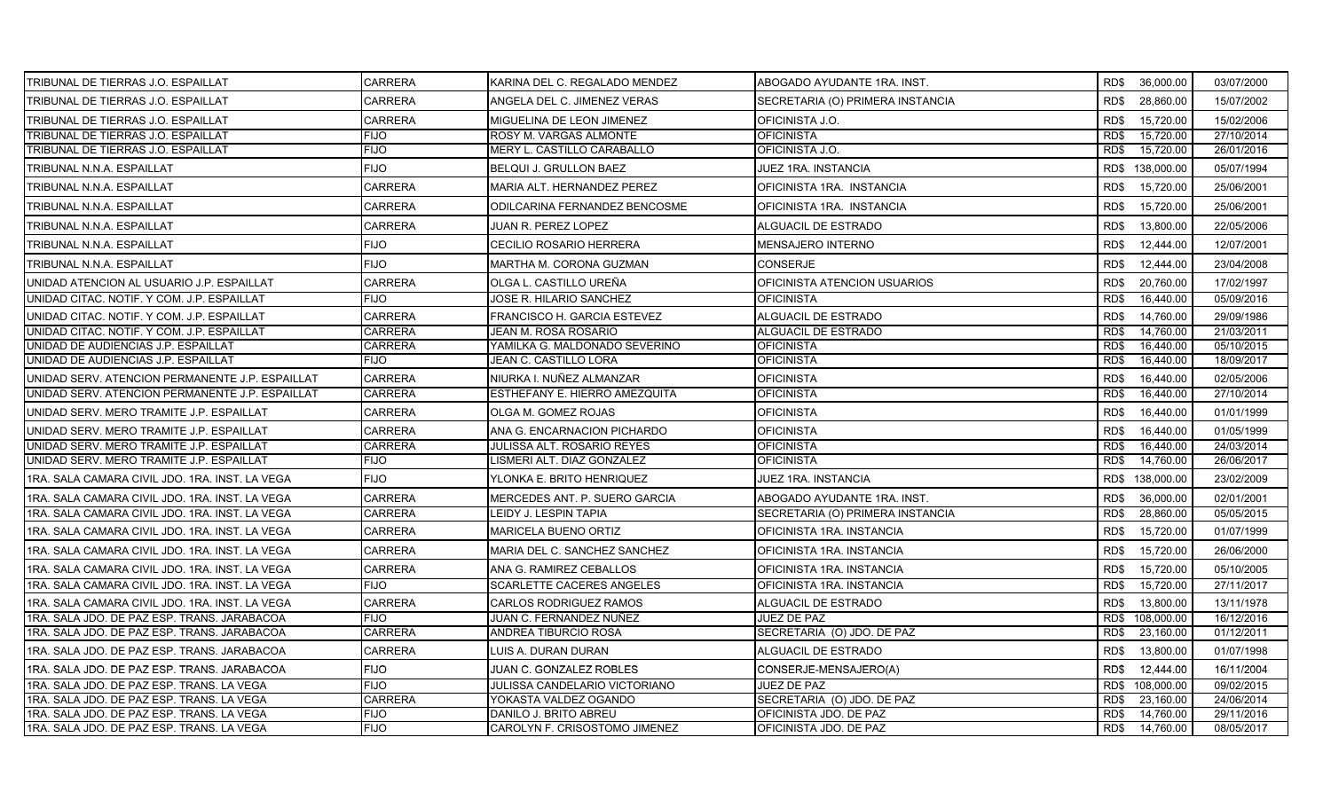| | | | | | |
|---|---|---|---|---|---|
| TRIBUNAL DE TIERRAS J.O. ESPAILLAT | CARRERA | KARINA DEL C. REGALADO MENDEZ | ABOGADO AYUDANTE 1RA. INST. | RD$ 36,000.00 | 03/07/2000 |
| TRIBUNAL DE TIERRAS J.O. ESPAILLAT | CARRERA | ANGELA DEL C. JIMENEZ VERAS | SECRETARIA (O) PRIMERA INSTANCIA | RD$ 28,860.00 | 15/07/2002 |
| TRIBUNAL DE TIERRAS J.O. ESPAILLAT | CARRERA | MIGUELINA DE LEON JIMENEZ | OFICINISTA J.O. | RD$ 15,720.00 | 15/02/2006 |
| TRIBUNAL DE TIERRAS J.O. ESPAILLAT | FIJO | ROSY M. VARGAS ALMONTE | OFICINISTA | RD$ 15,720.00 | 27/10/2014 |
| TRIBUNAL DE TIERRAS J.O. ESPAILLAT | FIJO | MERY L. CASTILLO CARABALLO | OFICINISTA J.O. | RD$ 15,720.00 | 26/01/2016 |
| TRIBUNAL N.N.A. ESPAILLAT | FIJO | BELQUI J. GRULLON BAEZ | JUEZ 1RA. INSTANCIA | RD$ 138,000.00 | 05/07/1994 |
| TRIBUNAL N.N.A. ESPAILLAT | CARRERA | MARIA ALT. HERNANDEZ PEREZ | OFICINISTA 1RA. INSTANCIA | RD$ 15,720.00 | 25/06/2001 |
| TRIBUNAL N.N.A. ESPAILLAT | CARRERA | ODILCARINA FERNANDEZ BENCOSME | OFICINISTA 1RA. INSTANCIA | RD$ 15,720.00 | 25/06/2001 |
| TRIBUNAL N.N.A. ESPAILLAT | CARRERA | JUAN R. PEREZ LOPEZ | ALGUACIL DE ESTRADO | RD$ 13,800.00 | 22/05/2006 |
| TRIBUNAL N.N.A. ESPAILLAT | FIJO | CECILIO ROSARIO HERRERA | MENSAJERO INTERNO | RD$ 12,444.00 | 12/07/2001 |
| TRIBUNAL N.N.A. ESPAILLAT | FIJO | MARTHA M. CORONA GUZMAN | CONSERJE | RD$ 12,444.00 | 23/04/2008 |
| UNIDAD ATENCION AL USUARIO J.P. ESPAILLAT | CARRERA | OLGA L. CASTILLO UREÑA | OFICINISTA ATENCION USUARIOS | RD$ 20,760.00 | 17/02/1997 |
| UNIDAD CITAC. NOTIF. Y COM. J.P. ESPAILLAT | FIJO | JOSE R. HILARIO SANCHEZ | OFICINISTA | RD$ 16,440.00 | 05/09/2016 |
| UNIDAD CITAC. NOTIF. Y COM. J.P. ESPAILLAT | CARRERA | FRANCISCO H. GARCIA ESTEVEZ | ALGUACIL DE ESTRADO | RD$ 14,760.00 | 29/09/1986 |
| UNIDAD CITAC. NOTIF. Y COM. J.P. ESPAILLAT | CARRERA | JEAN M. ROSA ROSARIO | ALGUACIL DE ESTRADO | RD$ 14,760.00 | 21/03/2011 |
| UNIDAD DE AUDIENCIAS J.P. ESPAILLAT | CARRERA | YAMILKA G. MALDONADO SEVERINO | OFICINISTA | RD$ 16,440.00 | 05/10/2015 |
| UNIDAD DE AUDIENCIAS J.P. ESPAILLAT | FIJO | JEAN C. CASTILLO LORA | OFICINISTA | RD$ 16,440.00 | 18/09/2017 |
| UNIDAD SERV. ATENCION PERMANENTE J.P. ESPAILLAT | CARRERA | NIURKA I. NUÑEZ ALMANZAR | OFICINISTA | RD$ 16,440.00 | 02/05/2006 |
| UNIDAD SERV. ATENCION PERMANENTE J.P. ESPAILLAT | CARRERA | ESTHEFANY E. HIERRO AMEZQUITA | OFICINISTA | RD$ 16,440.00 | 27/10/2014 |
| UNIDAD SERV. MERO TRAMITE J.P. ESPAILLAT | CARRERA | OLGA M. GOMEZ ROJAS | OFICINISTA | RD$ 16,440.00 | 01/01/1999 |
| UNIDAD SERV. MERO TRAMITE J.P. ESPAILLAT | CARRERA | ANA G. ENCARNACION PICHARDO | OFICINISTA | RD$ 16,440.00 | 01/05/1999 |
| UNIDAD SERV. MERO TRAMITE J.P. ESPAILLAT | CARRERA | JULISSA ALT. ROSARIO REYES | OFICINISTA | RD$ 16,440.00 | 24/03/2014 |
| UNIDAD SERV. MERO TRAMITE J.P. ESPAILLAT | FIJO | LISMERI ALT. DIAZ GONZALEZ | OFICINISTA | RD$ 14,760.00 | 26/06/2017 |
| 1RA. SALA CAMARA CIVIL JDO. 1RA. INST. LA VEGA | FIJO | YLONKA E. BRITO HENRIQUEZ | JUEZ 1RA. INSTANCIA | RD$ 138,000.00 | 23/02/2009 |
| 1RA. SALA CAMARA CIVIL JDO. 1RA. INST. LA VEGA | CARRERA | MERCEDES ANT. P. SUERO GARCIA | ABOGADO AYUDANTE 1RA. INST. | RD$ 36,000.00 | 02/01/2001 |
| 1RA. SALA CAMARA CIVIL JDO. 1RA. INST. LA VEGA | CARRERA | LEIDY J. LESPIN TAPIA | SECRETARIA (O) PRIMERA INSTANCIA | RD$ 28,860.00 | 05/05/2015 |
| 1RA. SALA CAMARA CIVIL JDO. 1RA. INST. LA VEGA | CARRERA | MARICELA BUENO ORTIZ | OFICINISTA 1RA. INSTANCIA | RD$ 15,720.00 | 01/07/1999 |
| 1RA. SALA CAMARA CIVIL JDO. 1RA. INST. LA VEGA | CARRERA | MARIA DEL C. SANCHEZ SANCHEZ | OFICINISTA 1RA. INSTANCIA | RD$ 15,720.00 | 26/06/2000 |
| 1RA. SALA CAMARA CIVIL JDO. 1RA. INST. LA VEGA | CARRERA | ANA G. RAMIREZ CEBALLOS | OFICINISTA 1RA. INSTANCIA | RD$ 15,720.00 | 05/10/2005 |
| 1RA. SALA CAMARA CIVIL JDO. 1RA. INST. LA VEGA | FIJO | SCARLETTE CACERES ANGELES | OFICINISTA 1RA. INSTANCIA | RD$ 15,720.00 | 27/11/2017 |
| 1RA. SALA CAMARA CIVIL JDO. 1RA. INST. LA VEGA | CARRERA | CARLOS RODRIGUEZ RAMOS | ALGUACIL DE ESTRADO | RD$ 13,800.00 | 13/11/1978 |
| 1RA. SALA JDO. DE PAZ ESP. TRANS. JARABACOA | FIJO | JUAN C. FERNANDEZ NUÑEZ | JUEZ DE PAZ | RD$ 108,000.00 | 16/12/2016 |
| 1RA. SALA JDO. DE PAZ ESP. TRANS. JARABACOA | CARRERA | ANDREA TIBURCIO ROSA | SECRETARIA (O) JDO. DE PAZ | RD$ 23,160.00 | 01/12/2011 |
| 1RA. SALA JDO. DE PAZ ESP. TRANS. JARABACOA | CARRERA | LUIS A. DURAN DURAN | ALGUACIL DE ESTRADO | RD$ 13,800.00 | 01/07/1998 |
| 1RA. SALA JDO. DE PAZ ESP. TRANS. JARABACOA | FIJO | JUAN C. GONZALEZ ROBLES | CONSERJE-MENSAJERO(A) | RD$ 12,444.00 | 16/11/2004 |
| 1RA. SALA JDO. DE PAZ ESP. TRANS. LA VEGA | FIJO | JULISSA CANDELARIO VICTORIANO | JUEZ DE PAZ | RD$ 108,000.00 | 09/02/2015 |
| 1RA. SALA JDO. DE PAZ ESP. TRANS. LA VEGA | CARRERA | YOKASTA VALDEZ OGANDO | SECRETARIA (O) JDO. DE PAZ | RD$ 23,160.00 | 24/06/2014 |
| 1RA. SALA JDO. DE PAZ ESP. TRANS. LA VEGA | FIJO | DANILO J. BRITO ABREU | OFICINISTA JDO. DE PAZ | RD$ 14,760.00 | 29/11/2016 |
| 1RA. SALA JDO. DE PAZ ESP. TRANS. LA VEGA | FIJO | CAROLYN F. CRISOSTOMO JIMENEZ | OFICINISTA JDO. DE PAZ | RD$ 14,760.00 | 08/05/2017 |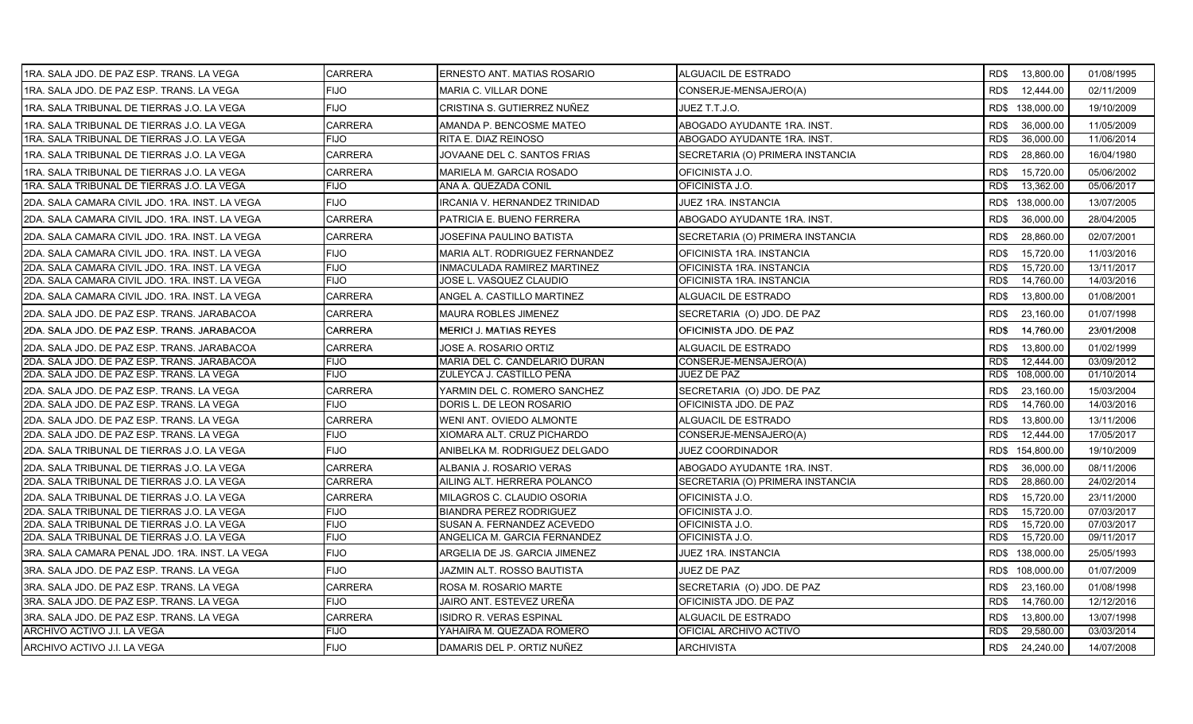| | | | | | |
|---|---|---|---|---|---|
| 1RA. SALA JDO. DE PAZ ESP. TRANS. LA VEGA | CARRERA | ERNESTO ANT. MATIAS ROSARIO | ALGUACIL DE ESTRADO | RD$ 13,800.00 | 01/08/1995 |
| 1RA. SALA JDO. DE PAZ ESP. TRANS. LA VEGA | FIJO | MARIA C. VILLAR DONE | CONSERJE-MENSAJERO(A) | RD$ 12,444.00 | 02/11/2009 |
| 1RA. SALA TRIBUNAL DE TIERRAS J.O. LA VEGA | FIJO | CRISTINA S. GUTIERREZ NUÑEZ | JUEZ T.T.J.O. | RD$ 138,000.00 | 19/10/2009 |
| 1RA. SALA TRIBUNAL DE TIERRAS J.O. LA VEGA | CARRERA | AMANDA P. BENCOSME MATEO | ABOGADO AYUDANTE 1RA. INST. | RD$ 36,000.00 | 11/05/2009 |
| 1RA. SALA TRIBUNAL DE TIERRAS J.O. LA VEGA | FIJO | RITA E. DIAZ REINOSO | ABOGADO AYUDANTE 1RA. INST. | RD$ 36,000.00 | 11/06/2014 |
| 1RA. SALA TRIBUNAL DE TIERRAS J.O. LA VEGA | CARRERA | JOVAANE DEL C. SANTOS FRIAS | SECRETARIA (O) PRIMERA INSTANCIA | RD$ 28,860.00 | 16/04/1980 |
| 1RA. SALA TRIBUNAL DE TIERRAS J.O. LA VEGA | CARRERA | MARIELA M. GARCIA ROSADO | OFICINISTA J.O. | RD$ 15,720.00 | 05/06/2002 |
| 1RA. SALA TRIBUNAL DE TIERRAS J.O. LA VEGA | FIJO | ANA A. QUEZADA CONIL | OFICINISTA J.O. | RD$ 13,362.00 | 05/06/2017 |
| 2DA. SALA CAMARA CIVIL JDO. 1RA. INST. LA VEGA | FIJO | IRCANIA V. HERNANDEZ TRINIDAD | JUEZ 1RA. INSTANCIA | RD$ 138,000.00 | 13/07/2005 |
| 2DA. SALA CAMARA CIVIL JDO. 1RA. INST. LA VEGA | CARRERA | PATRICIA E. BUENO FERRERA | ABOGADO AYUDANTE 1RA. INST. | RD$ 36,000.00 | 28/04/2005 |
| 2DA. SALA CAMARA CIVIL JDO. 1RA. INST. LA VEGA | CARRERA | JOSEFINA PAULINO BATISTA | SECRETARIA (O) PRIMERA INSTANCIA | RD$ 28,860.00 | 02/07/2001 |
| 2DA. SALA CAMARA CIVIL JDO. 1RA. INST. LA VEGA | FIJO | MARIA ALT. RODRIGUEZ FERNANDEZ | OFICINISTA 1RA. INSTANCIA | RD$ 15,720.00 | 11/03/2016 |
| 2DA. SALA CAMARA CIVIL JDO. 1RA. INST. LA VEGA | FIJO | INMACULADA RAMIREZ MARTINEZ | OFICINISTA 1RA. INSTANCIA | RD$ 15,720.00 | 13/11/2017 |
| 2DA. SALA CAMARA CIVIL JDO. 1RA. INST. LA VEGA | FIJO | JOSE L. VASQUEZ CLAUDIO | OFICINISTA 1RA. INSTANCIA | RD$ 14,760.00 | 14/03/2016 |
| 2DA. SALA CAMARA CIVIL JDO. 1RA. INST. LA VEGA | CARRERA | ANGEL A. CASTILLO MARTINEZ | ALGUACIL DE ESTRADO | RD$ 13,800.00 | 01/08/2001 |
| 2DA. SALA JDO. DE PAZ ESP. TRANS. JARABACOA | CARRERA | MAURA ROBLES JIMENEZ | SECRETARIA (O) JDO. DE PAZ | RD$ 23,160.00 | 01/07/1998 |
| 2DA. SALA JDO. DE PAZ ESP. TRANS. JARABACOA | CARRERA | MERICI J. MATIAS REYES | OFICINISTA JDO. DE PAZ | RD$ 14,760.00 | 23/01/2008 |
| 2DA. SALA JDO. DE PAZ ESP. TRANS. JARABACOA | CARRERA | JOSE A. ROSARIO ORTIZ | ALGUACIL DE ESTRADO | RD$ 13,800.00 | 01/02/1999 |
| 2DA. SALA JDO. DE PAZ ESP. TRANS. JARABACOA | FIJO | MARIA DEL C. CANDELARIO DURAN | CONSERJE-MENSAJERO(A) | RD$ 12,444.00 | 03/09/2012 |
| 2DA. SALA JDO. DE PAZ ESP. TRANS. LA VEGA | FIJO | ZULEYCA J. CASTILLO PEÑA | JUEZ DE PAZ | RD$ 108,000.00 | 01/10/2014 |
| 2DA. SALA JDO. DE PAZ ESP. TRANS. LA VEGA | CARRERA | YARMIN DEL C. ROMERO SANCHEZ | SECRETARIA (O) JDO. DE PAZ | RD$ 23,160.00 | 15/03/2004 |
| 2DA. SALA JDO. DE PAZ ESP. TRANS. LA VEGA | FIJO | DORIS L. DE LEON ROSARIO | OFICINISTA JDO. DE PAZ | RD$ 14,760.00 | 14/03/2016 |
| 2DA. SALA JDO. DE PAZ ESP. TRANS. LA VEGA | CARRERA | WENI ANT. OVIEDO ALMONTE | ALGUACIL DE ESTRADO | RD$ 13,800.00 | 13/11/2006 |
| 2DA. SALA JDO. DE PAZ ESP. TRANS. LA VEGA | FIJO | XIOMARA ALT. CRUZ PICHARDO | CONSERJE-MENSAJERO(A) | RD$ 12,444.00 | 17/05/2017 |
| 2DA. SALA TRIBUNAL DE TIERRAS J.O. LA VEGA | FIJO | ANIBELKA M. RODRIGUEZ DELGADO | JUEZ COORDINADOR | RD$ 154,800.00 | 19/10/2009 |
| 2DA. SALA TRIBUNAL DE TIERRAS J.O. LA VEGA | CARRERA | ALBANIA J. ROSARIO VERAS | ABOGADO AYUDANTE 1RA. INST. | RD$ 36,000.00 | 08/11/2006 |
| 2DA. SALA TRIBUNAL DE TIERRAS J.O. LA VEGA | CARRERA | AILING ALT. HERRERA POLANCO | SECRETARIA (O) PRIMERA INSTANCIA | RD$ 28,860.00 | 24/02/2014 |
| 2DA. SALA TRIBUNAL DE TIERRAS J.O. LA VEGA | CARRERA | MILAGROS C. CLAUDIO OSORIA | OFICINISTA J.O. | RD$ 15,720.00 | 23/11/2000 |
| 2DA. SALA TRIBUNAL DE TIERRAS J.O. LA VEGA | FIJO | BIANDRA PEREZ RODRIGUEZ | OFICINISTA J.O. | RD$ 15,720.00 | 07/03/2017 |
| 2DA. SALA TRIBUNAL DE TIERRAS J.O. LA VEGA | FIJO | SUSAN A. FERNANDEZ ACEVEDO | OFICINISTA J.O. | RD$ 15,720.00 | 07/03/2017 |
| 2DA. SALA TRIBUNAL DE TIERRAS J.O. LA VEGA | FIJO | ANGELICA M. GARCIA FERNANDEZ | OFICINISTA J.O. | RD$ 15,720.00 | 09/11/2017 |
| 3RA. SALA CAMARA PENAL JDO. 1RA. INST. LA VEGA | FIJO | ARGELIA DE JS. GARCIA JIMENEZ | JUEZ 1RA. INSTANCIA | RD$ 138,000.00 | 25/05/1993 |
| 3RA. SALA JDO. DE PAZ ESP. TRANS. LA VEGA | FIJO | JAZMIN ALT. ROSSO BAUTISTA | JUEZ DE PAZ | RD$ 108,000.00 | 01/07/2009 |
| 3RA. SALA JDO. DE PAZ ESP. TRANS. LA VEGA | CARRERA | ROSA M. ROSARIO MARTE | SECRETARIA (O) JDO. DE PAZ | RD$ 23,160.00 | 01/08/1998 |
| 3RA. SALA JDO. DE PAZ ESP. TRANS. LA VEGA | FIJO | JAIRO ANT. ESTEVEZ UREÑA | OFICINISTA JDO. DE PAZ | RD$ 14,760.00 | 12/12/2016 |
| 3RA. SALA JDO. DE PAZ ESP. TRANS. LA VEGA | CARRERA | ISIDRO R. VERAS ESPINAL | ALGUACIL DE ESTRADO | RD$ 13,800.00 | 13/07/1998 |
| ARCHIVO ACTIVO J.I. LA VEGA | FIJO | YAHAIRA M. QUEZADA ROMERO | OFICIAL ARCHIVO ACTIVO | RD$ 29,580.00 | 03/03/2014 |
| ARCHIVO ACTIVO J.I. LA VEGA | FIJO | DAMARIS DEL P. ORTIZ NUÑEZ | ARCHIVISTA | RD$ 24,240.00 | 14/07/2008 |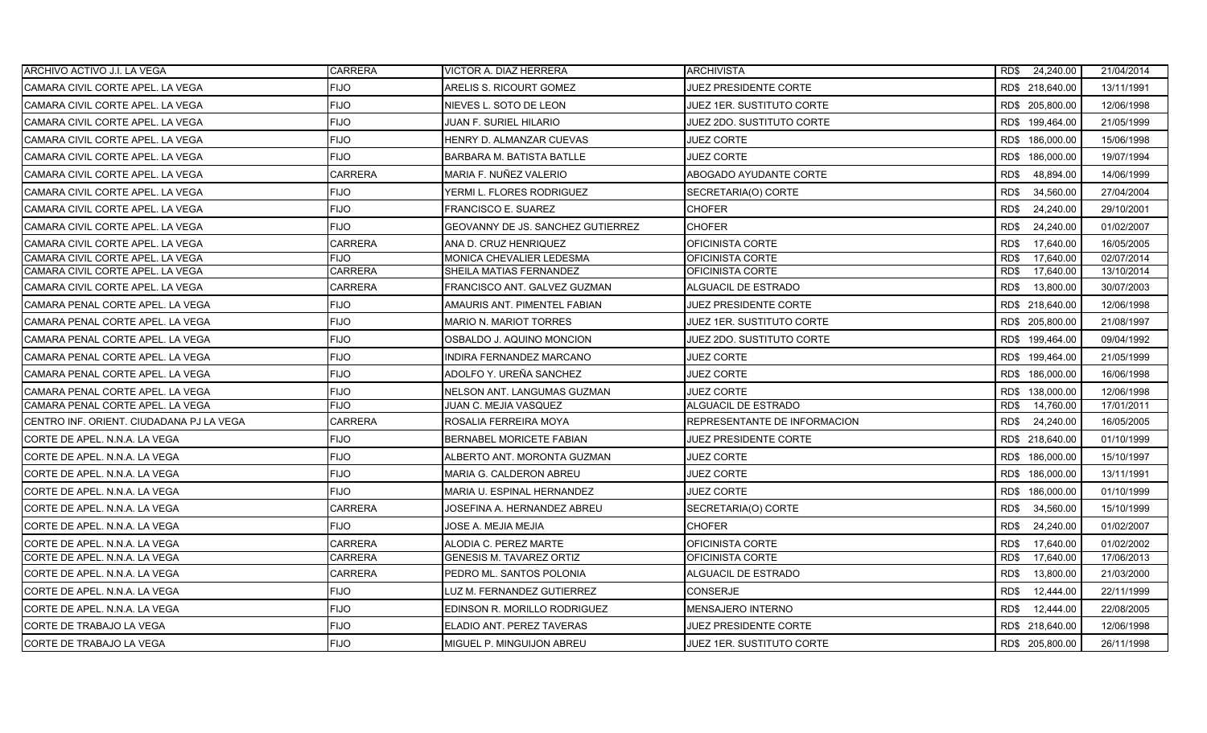| | | | | | |
|---|---|---|---|---|---|
| ARCHIVO ACTIVO J.I. LA VEGA | CARRERA | VICTOR A. DIAZ HERRERA | ARCHIVISTA | RD$ 24,240.00 | 21/04/2014 |
| CAMARA CIVIL CORTE APEL. LA VEGA | FIJO | ARELIS S. RICOURT GOMEZ | JUEZ PRESIDENTE CORTE | RD$ 218,640.00 | 13/11/1991 |
| CAMARA CIVIL CORTE APEL. LA VEGA | FIJO | NIEVES L. SOTO DE LEON | JUEZ 1ER. SUSTITUTO CORTE | RD$ 205,800.00 | 12/06/1998 |
| CAMARA CIVIL CORTE APEL. LA VEGA | FIJO | JUAN F. SURIEL HILARIO | JUEZ 2DO. SUSTITUTO CORTE | RD$ 199,464.00 | 21/05/1999 |
| CAMARA CIVIL CORTE APEL. LA VEGA | FIJO | HENRY D. ALMANZAR CUEVAS | JUEZ CORTE | RD$ 186,000.00 | 15/06/1998 |
| CAMARA CIVIL CORTE APEL. LA VEGA | FIJO | BARBARA M. BATISTA BATLLE | JUEZ CORTE | RD$ 186,000.00 | 19/07/1994 |
| CAMARA CIVIL CORTE APEL. LA VEGA | CARRERA | MARIA F. NUÑEZ VALERIO | ABOGADO AYUDANTE CORTE | RD$ 48,894.00 | 14/06/1999 |
| CAMARA CIVIL CORTE APEL. LA VEGA | FIJO | YERMI L. FLORES RODRIGUEZ | SECRETARIA(O) CORTE | RD$ 34,560.00 | 27/04/2004 |
| CAMARA CIVIL CORTE APEL. LA VEGA | FIJO | FRANCISCO E. SUAREZ | CHOFER | RD$ 24,240.00 | 29/10/2001 |
| CAMARA CIVIL CORTE APEL. LA VEGA | FIJO | GEOVANNY DE JS. SANCHEZ GUTIERREZ | CHOFER | RD$ 24,240.00 | 01/02/2007 |
| CAMARA CIVIL CORTE APEL. LA VEGA | CARRERA | ANA D. CRUZ HENRIQUEZ | OFICINISTA CORTE | RD$ 17,640.00 | 16/05/2005 |
| CAMARA CIVIL CORTE APEL. LA VEGA | FIJO | MONICA CHEVALIER LEDESMA | OFICINISTA CORTE | RD$ 17,640.00 | 02/07/2014 |
| CAMARA CIVIL CORTE APEL. LA VEGA | CARRERA | SHEILA MATIAS FERNANDEZ | OFICINISTA CORTE | RD$ 17,640.00 | 13/10/2014 |
| CAMARA CIVIL CORTE APEL. LA VEGA | CARRERA | FRANCISCO ANT. GALVEZ GUZMAN | ALGUACIL DE ESTRADO | RD$ 13,800.00 | 30/07/2003 |
| CAMARA PENAL CORTE APEL. LA VEGA | FIJO | AMAURIS ANT. PIMENTEL FABIAN | JUEZ PRESIDENTE CORTE | RD$ 218,640.00 | 12/06/1998 |
| CAMARA PENAL CORTE APEL. LA VEGA | FIJO | MARIO N. MARIOT TORRES | JUEZ 1ER. SUSTITUTO CORTE | RD$ 205,800.00 | 21/08/1997 |
| CAMARA PENAL CORTE APEL. LA VEGA | FIJO | OSBALDO J. AQUINO MONCION | JUEZ 2DO. SUSTITUTO CORTE | RD$ 199,464.00 | 09/04/1992 |
| CAMARA PENAL CORTE APEL. LA VEGA | FIJO | INDIRA FERNANDEZ MARCANO | JUEZ CORTE | RD$ 199,464.00 | 21/05/1999 |
| CAMARA PENAL CORTE APEL. LA VEGA | FIJO | ADOLFO Y. UREÑA SANCHEZ | JUEZ CORTE | RD$ 186,000.00 | 16/06/1998 |
| CAMARA PENAL CORTE APEL. LA VEGA | FIJO | NELSON ANT. LANGUMAS GUZMAN | JUEZ CORTE | RD$ 138,000.00 | 12/06/1998 |
| CAMARA PENAL CORTE APEL. LA VEGA | FIJO | JUAN C. MEJIA VASQUEZ | ALGUACIL DE ESTRADO | RD$ 14,760.00 | 17/01/2011 |
| CENTRO INF. ORIENT. CIUDADANA PJ LA VEGA | CARRERA | ROSALIA FERREIRA MOYA | REPRESENTANTE DE INFORMACION | RD$ 24,240.00 | 16/05/2005 |
| CORTE DE APEL. N.N.A. LA VEGA | FIJO | BERNABEL MORICETE FABIAN | JUEZ PRESIDENTE CORTE | RD$ 218,640.00 | 01/10/1999 |
| CORTE DE APEL. N.N.A. LA VEGA | FIJO | ALBERTO ANT. MORONTA GUZMAN | JUEZ CORTE | RD$ 186,000.00 | 15/10/1997 |
| CORTE DE APEL. N.N.A. LA VEGA | FIJO | MARIA G. CALDERON ABREU | JUEZ CORTE | RD$ 186,000.00 | 13/11/1991 |
| CORTE DE APEL. N.N.A. LA VEGA | FIJO | MARIA U. ESPINAL HERNANDEZ | JUEZ CORTE | RD$ 186,000.00 | 01/10/1999 |
| CORTE DE APEL. N.N.A. LA VEGA | CARRERA | JOSEFINA A. HERNANDEZ ABREU | SECRETARIA(O) CORTE | RD$ 34,560.00 | 15/10/1999 |
| CORTE DE APEL. N.N.A. LA VEGA | FIJO | JOSE A. MEJIA MEJIA | CHOFER | RD$ 24,240.00 | 01/02/2007 |
| CORTE DE APEL. N.N.A. LA VEGA | CARRERA | ALODIA C. PEREZ MARTE | OFICINISTA CORTE | RD$ 17,640.00 | 01/02/2002 |
| CORTE DE APEL. N.N.A. LA VEGA | CARRERA | GENESIS M. TAVAREZ ORTIZ | OFICINISTA CORTE | RD$ 17,640.00 | 17/06/2013 |
| CORTE DE APEL. N.N.A. LA VEGA | CARRERA | PEDRO ML. SANTOS POLONIA | ALGUACIL DE ESTRADO | RD$ 13,800.00 | 21/03/2000 |
| CORTE DE APEL. N.N.A. LA VEGA | FIJO | LUZ M. FERNANDEZ GUTIERREZ | CONSERJE | RD$ 12,444.00 | 22/11/1999 |
| CORTE DE APEL. N.N.A. LA VEGA | FIJO | EDINSON R. MORILLO RODRIGUEZ | MENSAJERO INTERNO | RD$ 12,444.00 | 22/08/2005 |
| CORTE DE TRABAJO LA VEGA | FIJO | ELADIO ANT. PEREZ TAVERAS | JUEZ PRESIDENTE CORTE | RD$ 218,640.00 | 12/06/1998 |
| CORTE DE TRABAJO LA VEGA | FIJO | MIGUEL P. MINGUIJON ABREU | JUEZ 1ER. SUSTITUTO CORTE | RD$ 205,800.00 | 26/11/1998 |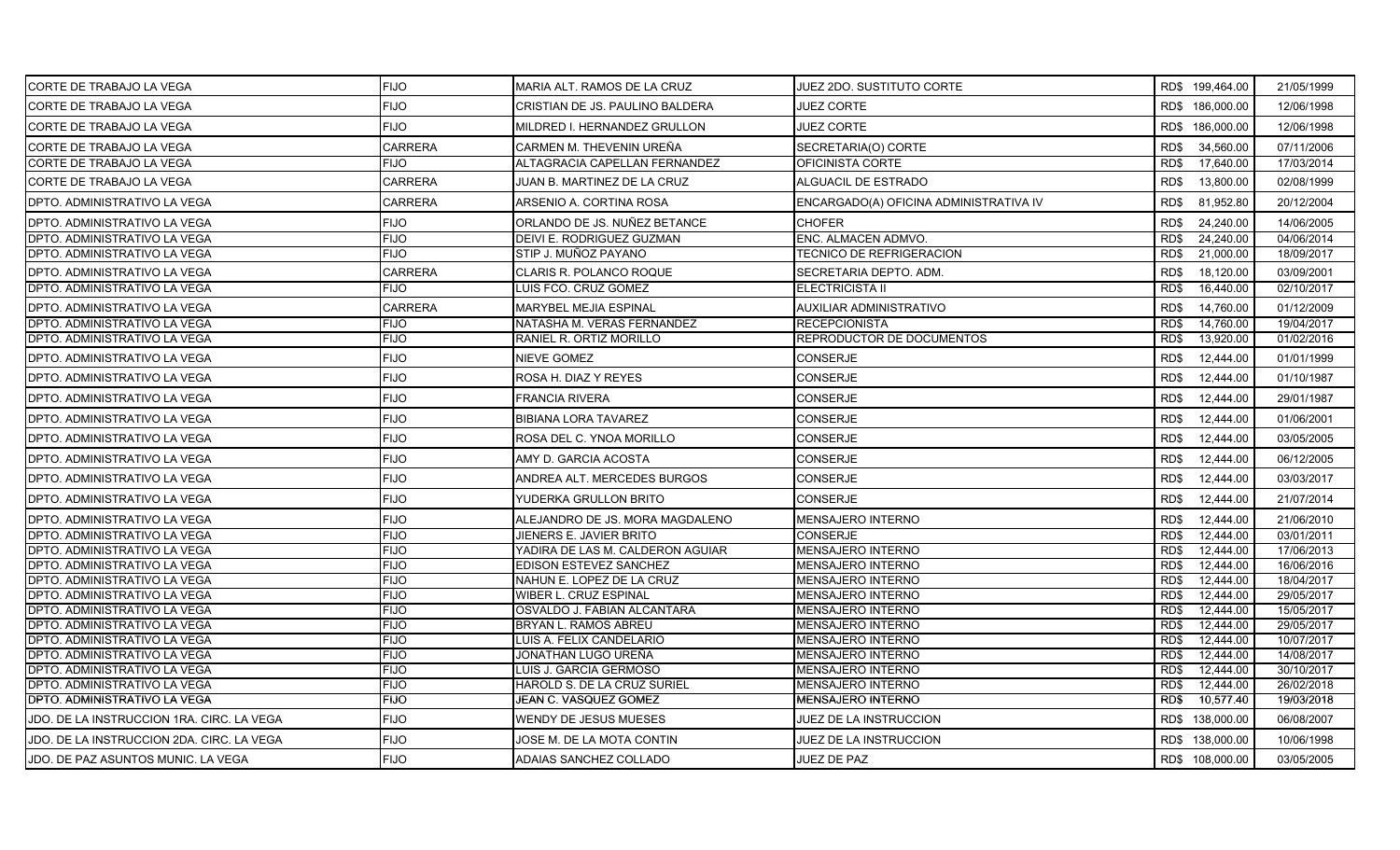| | | | | | |
|---|---|---|---|---|---|
| CORTE DE TRABAJO LA VEGA | FIJO | MARIA ALT. RAMOS DE LA CRUZ | JUEZ 2DO. SUSTITUTO CORTE | RD$ 199,464.00 | 21/05/1999 |
| CORTE DE TRABAJO LA VEGA | FIJO | CRISTIAN DE JS. PAULINO BALDERA | JUEZ CORTE | RD$ 186,000.00 | 12/06/1998 |
| CORTE DE TRABAJO LA VEGA | FIJO | MILDRED I. HERNANDEZ GRULLON | JUEZ CORTE | RD$ 186,000.00 | 12/06/1998 |
| CORTE DE TRABAJO LA VEGA | CARRERA | CARMEN M. THEVENIN UREÑA | SECRETARIA(O) CORTE | RD$ 34,560.00 | 07/11/2006 |
| CORTE DE TRABAJO LA VEGA | FIJO | ALTAGRACIA CAPELLAN FERNANDEZ | OFICINISTA CORTE | RD$ 17,640.00 | 17/03/2014 |
| CORTE DE TRABAJO LA VEGA | CARRERA | JUAN B. MARTINEZ DE LA CRUZ | ALGUACIL DE ESTRADO | RD$ 13,800.00 | 02/08/1999 |
| DPTO. ADMINISTRATIVO LA VEGA | CARRERA | ARSENIO A. CORTINA ROSA | ENCARGADO(A) OFICINA ADMINISTRATIVA IV | RD$ 81,952.80 | 20/12/2004 |
| DPTO. ADMINISTRATIVO LA VEGA | FIJO | ORLANDO DE JS. NUÑEZ BETANCE | CHOFER | RD$ 24,240.00 | 14/06/2005 |
| DPTO. ADMINISTRATIVO LA VEGA | FIJO | DEIVI E. RODRIGUEZ GUZMAN | ENC. ALMACEN ADMVO. | RD$ 24,240.00 | 04/06/2014 |
| DPTO. ADMINISTRATIVO LA VEGA | FIJO | STIP J. MUÑOZ PAYANO | TECNICO DE REFRIGERACION | RD$ 21,000.00 | 18/09/2017 |
| DPTO. ADMINISTRATIVO LA VEGA | CARRERA | CLARIS R. POLANCO ROQUE | SECRETARIA DEPTO. ADM. | RD$ 18,120.00 | 03/09/2001 |
| DPTO. ADMINISTRATIVO LA VEGA | FIJO | LUIS FCO. CRUZ GOMEZ | ELECTRICISTA II | RD$ 16,440.00 | 02/10/2017 |
| DPTO. ADMINISTRATIVO LA VEGA | CARRERA | MARYBEL MEJIA ESPINAL | AUXILIAR ADMINISTRATIVO | RD$ 14,760.00 | 01/12/2009 |
| DPTO. ADMINISTRATIVO LA VEGA | FIJO | NATASHA M. VERAS FERNANDEZ | RECEPCIONISTA | RD$ 14,760.00 | 19/04/2017 |
| DPTO. ADMINISTRATIVO LA VEGA | FIJO | RANIEL R. ORTIZ MORILLO | REPRODUCTOR DE DOCUMENTOS | RD$ 13,920.00 | 01/02/2016 |
| DPTO. ADMINISTRATIVO LA VEGA | FIJO | NIEVE GOMEZ | CONSERJE | RD$ 12,444.00 | 01/01/1999 |
| DPTO. ADMINISTRATIVO LA VEGA | FIJO | ROSA H. DIAZ Y REYES | CONSERJE | RD$ 12,444.00 | 01/10/1987 |
| DPTO. ADMINISTRATIVO LA VEGA | FIJO | FRANCIA RIVERA | CONSERJE | RD$ 12,444.00 | 29/01/1987 |
| DPTO. ADMINISTRATIVO LA VEGA | FIJO | BIBIANA LORA TAVAREZ | CONSERJE | RD$ 12,444.00 | 01/06/2001 |
| DPTO. ADMINISTRATIVO LA VEGA | FIJO | ROSA DEL C. YNOA MORILLO | CONSERJE | RD$ 12,444.00 | 03/05/2005 |
| DPTO. ADMINISTRATIVO LA VEGA | FIJO | AMY D. GARCIA ACOSTA | CONSERJE | RD$ 12,444.00 | 06/12/2005 |
| DPTO. ADMINISTRATIVO LA VEGA | FIJO | ANDREA ALT. MERCEDES BURGOS | CONSERJE | RD$ 12,444.00 | 03/03/2017 |
| DPTO. ADMINISTRATIVO LA VEGA | FIJO | YUDERKA GRULLON BRITO | CONSERJE | RD$ 12,444.00 | 21/07/2014 |
| DPTO. ADMINISTRATIVO LA VEGA | FIJO | ALEJANDRO DE JS. MORA MAGDALENO | MENSAJERO INTERNO | RD$ 12,444.00 | 21/06/2010 |
| DPTO. ADMINISTRATIVO LA VEGA | FIJO | JIENERS E. JAVIER BRITO | CONSERJE | RD$ 12,444.00 | 03/01/2011 |
| DPTO. ADMINISTRATIVO LA VEGA | FIJO | YADIRA DE LAS M. CALDERON AGUIAR | MENSAJERO INTERNO | RD$ 12,444.00 | 17/06/2013 |
| DPTO. ADMINISTRATIVO LA VEGA | FIJO | EDISON ESTEVEZ SANCHEZ | MENSAJERO INTERNO | RD$ 12,444.00 | 16/06/2016 |
| DPTO. ADMINISTRATIVO LA VEGA | FIJO | NAHUN E. LOPEZ DE LA CRUZ | MENSAJERO INTERNO | RD$ 12,444.00 | 18/04/2017 |
| DPTO. ADMINISTRATIVO LA VEGA | FIJO | WIBER L. CRUZ ESPINAL | MENSAJERO INTERNO | RD$ 12,444.00 | 29/05/2017 |
| DPTO. ADMINISTRATIVO LA VEGA | FIJO | OSVALDO J. FABIAN ALCANTARA | MENSAJERO INTERNO | RD$ 12,444.00 | 15/05/2017 |
| DPTO. ADMINISTRATIVO LA VEGA | FIJO | BRYAN L. RAMOS ABREU | MENSAJERO INTERNO | RD$ 12,444.00 | 29/05/2017 |
| DPTO. ADMINISTRATIVO LA VEGA | FIJO | LUIS A. FELIX CANDELARIO | MENSAJERO INTERNO | RD$ 12,444.00 | 10/07/2017 |
| DPTO. ADMINISTRATIVO LA VEGA | FIJO | JONATHAN LUGO UREÑA | MENSAJERO INTERNO | RD$ 12,444.00 | 14/08/2017 |
| DPTO. ADMINISTRATIVO LA VEGA | FIJO | LUIS J. GARCIA GERMOSO | MENSAJERO INTERNO | RD$ 12,444.00 | 30/10/2017 |
| DPTO. ADMINISTRATIVO LA VEGA | FIJO | HAROLD S. DE LA CRUZ SURIEL | MENSAJERO INTERNO | RD$ 12,444.00 | 26/02/2018 |
| DPTO. ADMINISTRATIVO LA VEGA | FIJO | JEAN C. VASQUEZ GOMEZ | MENSAJERO INTERNO | RD$ 10,577.40 | 19/03/2018 |
| JDO. DE LA INSTRUCCION 1RA. CIRC. LA VEGA | FIJO | WENDY DE JESUS MUESES | JUEZ DE LA INSTRUCCION | RD$ 138,000.00 | 06/08/2007 |
| JDO. DE LA INSTRUCCION 2DA. CIRC. LA VEGA | FIJO | JOSE M. DE LA MOTA CONTIN | JUEZ DE LA INSTRUCCION | RD$ 138,000.00 | 10/06/1998 |
| JDO. DE PAZ ASUNTOS MUNIC. LA VEGA | FIJO | ADAIAS SANCHEZ COLLADO | JUEZ DE PAZ | RD$ 108,000.00 | 03/05/2005 |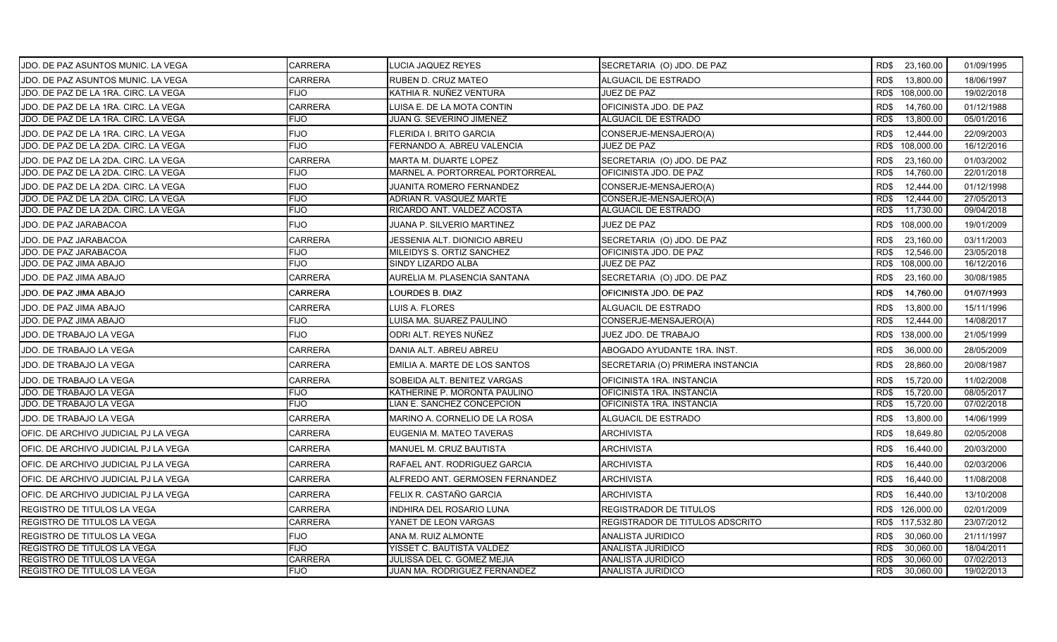| | | | | | |
|---|---|---|---|---|---|
| JDO. DE PAZ ASUNTOS MUNIC. LA VEGA | CARRERA | LUCIA JAQUEZ REYES | SECRETARIA (O) JDO. DE PAZ | RD$ 23,160.00 | 01/09/1995 |
| JDO. DE PAZ ASUNTOS MUNIC. LA VEGA | CARRERA | RUBEN D. CRUZ MATEO | ALGUACIL DE ESTRADO | RD$ 13,800.00 | 18/06/1997 |
| JDO. DE PAZ DE LA 1RA. CIRC. LA VEGA | FIJO | KATHIA R. NUÑEZ VENTURA | JUEZ DE PAZ | RD$ 108,000.00 | 19/02/2018 |
| JDO. DE PAZ DE LA 1RA. CIRC. LA VEGA | CARRERA | LUISA E. DE LA MOTA CONTIN | OFICINISTA JDO. DE PAZ | RD$ 14,760.00 | 01/12/1988 |
| JDO. DE PAZ DE LA 1RA. CIRC. LA VEGA | FIJO | JUAN G. SEVERINO JIMENEZ | ALGUACIL DE ESTRADO | RD$ 13,800.00 | 05/01/2016 |
| JDO. DE PAZ DE LA 1RA. CIRC. LA VEGA | FIJO | FLERIDA I. BRITO GARCIA | CONSERJE-MENSAJERO(A) | RD$ 12,444.00 | 22/09/2003 |
| JDO. DE PAZ DE LA 2DA. CIRC. LA VEGA | FIJO | FERNANDO A. ABREU VALENCIA | JUEZ DE PAZ | RD$ 108,000.00 | 16/12/2016 |
| JDO. DE PAZ DE LA 2DA. CIRC. LA VEGA | CARRERA | MARTA M. DUARTE LOPEZ | SECRETARIA (O) JDO. DE PAZ | RD$ 23,160.00 | 01/03/2002 |
| JDO. DE PAZ DE LA 2DA. CIRC. LA VEGA | FIJO | MARNEL A. PORTORREAL PORTORREAL | OFICINISTA JDO. DE PAZ | RD$ 14,760.00 | 22/01/2018 |
| JDO. DE PAZ DE LA 2DA. CIRC. LA VEGA | FIJO | JUANITA ROMERO FERNANDEZ | CONSERJE-MENSAJERO(A) | RD$ 12,444.00 | 01/12/1998 |
| JDO. DE PAZ DE LA 2DA. CIRC. LA VEGA | FIJO | ADRIAN R. VASQUEZ MARTE | CONSERJE-MENSAJERO(A) | RD$ 12,444.00 | 27/05/2013 |
| JDO. DE PAZ DE LA 2DA. CIRC. LA VEGA | FIJO | RICARDO ANT. VALDEZ ACOSTA | ALGUACIL DE ESTRADO | RD$ 11,730.00 | 09/04/2018 |
| JDO. DE PAZ JARABACOA | FIJO | JUANA P. SILVERIO MARTINEZ | JUEZ DE PAZ | RD$ 108,000.00 | 19/01/2009 |
| JDO. DE PAZ JARABACOA | CARRERA | JESSENIA ALT. DIONICIO ABREU | SECRETARIA (O) JDO. DE PAZ | RD$ 23,160.00 | 03/11/2003 |
| JDO. DE PAZ JARABACOA | FIJO | MILEIDYS S. ORTIZ SANCHEZ | OFICINISTA JDO. DE PAZ | RD$ 12,546.00 | 23/05/2018 |
| JDO. DE PAZ JIMA ABAJO | FIJO | SINDY LIZARDO ALBA | JUEZ DE PAZ | RD$ 108,000.00 | 16/12/2016 |
| JDO. DE PAZ JIMA ABAJO | CARRERA | AURELIA M. PLASENCIA SANTANA | SECRETARIA (O) JDO. DE PAZ | RD$ 23,160.00 | 30/08/1985 |
| JDO. DE PAZ JIMA ABAJO | CARRERA | LOURDES B. DIAZ | OFICINISTA JDO. DE PAZ | RD$ 14,760.00 | 01/07/1993 |
| JDO. DE PAZ JIMA ABAJO | CARRERA | LUIS A. FLORES | ALGUACIL DE ESTRADO | RD$ 13,800.00 | 15/11/1996 |
| JDO. DE PAZ JIMA ABAJO | FIJO | LUISA MA. SUAREZ PAULINO | CONSERJE-MENSAJERO(A) | RD$ 12,444.00 | 14/08/2017 |
| JDO. DE TRABAJO LA VEGA | FIJO | ODRI ALT. REYES NUÑEZ | JUEZ JDO. DE TRABAJO | RD$ 138,000.00 | 21/05/1999 |
| JDO. DE TRABAJO LA VEGA | CARRERA | DANIA ALT. ABREU ABREU | ABOGADO AYUDANTE 1RA. INST. | RD$ 36,000.00 | 28/05/2009 |
| JDO. DE TRABAJO LA VEGA | CARRERA | EMILIA A. MARTE DE LOS SANTOS | SECRETARIA (O) PRIMERA INSTANCIA | RD$ 28,860.00 | 20/08/1987 |
| JDO. DE TRABAJO LA VEGA | CARRERA | SOBEIDA ALT. BENITEZ VARGAS | OFICINISTA 1RA. INSTANCIA | RD$ 15,720.00 | 11/02/2008 |
| JDO. DE TRABAJO LA VEGA | FIJO | KATHERINE P. MORONTA PAULINO | OFICINISTA 1RA. INSTANCIA | RD$ 15,720.00 | 08/05/2017 |
| JDO. DE TRABAJO LA VEGA | FIJO | LIAN E. SANCHEZ CONCEPCION | OFICINISTA 1RA. INSTANCIA | RD$ 15,720.00 | 07/02/2018 |
| JDO. DE TRABAJO LA VEGA | CARRERA | MARINO A. CORNELIO DE LA ROSA | ALGUACIL DE ESTRADO | RD$ 13,800.00 | 14/06/1999 |
| OFIC. DE ARCHIVO JUDICIAL PJ LA VEGA | CARRERA | EUGENIA M. MATEO TAVERAS | ARCHIVISTA | RD$ 18,649.80 | 02/05/2008 |
| OFIC. DE ARCHIVO JUDICIAL PJ LA VEGA | CARRERA | MANUEL M. CRUZ BAUTISTA | ARCHIVISTA | RD$ 16,440.00 | 20/03/2000 |
| OFIC. DE ARCHIVO JUDICIAL PJ LA VEGA | CARRERA | RAFAEL ANT. RODRIGUEZ GARCIA | ARCHIVISTA | RD$ 16,440.00 | 02/03/2006 |
| OFIC. DE ARCHIVO JUDICIAL PJ LA VEGA | CARRERA | ALFREDO ANT. GERMOSEN FERNANDEZ | ARCHIVISTA | RD$ 16,440.00 | 11/08/2008 |
| OFIC. DE ARCHIVO JUDICIAL PJ LA VEGA | CARRERA | FELIX R. CASTAÑO GARCIA | ARCHIVISTA | RD$ 16,440.00 | 13/10/2008 |
| REGISTRO DE TITULOS LA VEGA | CARRERA | INDHIRA DEL ROSARIO LUNA | REGISTRADOR DE TITULOS | RD$ 126,000.00 | 02/01/2009 |
| REGISTRO DE TITULOS LA VEGA | CARRERA | YANET DE LEON VARGAS | REGISTRADOR DE TITULOS ADSCRITO | RD$ 117,532.80 | 23/07/2012 |
| REGISTRO DE TITULOS LA VEGA | FIJO | ANA M. RUIZ ALMONTE | ANALISTA JURIDICO | RD$ 30,060.00 | 21/11/1997 |
| REGISTRO DE TITULOS LA VEGA | FIJO | YISSET C. BAUTISTA VALDEZ | ANALISTA JURIDICO | RD$ 30,060.00 | 18/04/2011 |
| REGISTRO DE TITULOS LA VEGA | CARRERA | JULISSA DEL C. GOMEZ MEJIA | ANALISTA JURIDICO | RD$ 30,060.00 | 07/02/2013 |
| REGISTRO DE TITULOS LA VEGA | FIJO | JUAN MA. RODRIGUEZ FERNANDEZ | ANALISTA JURIDICO | RD$ 30,060.00 | 19/02/2013 |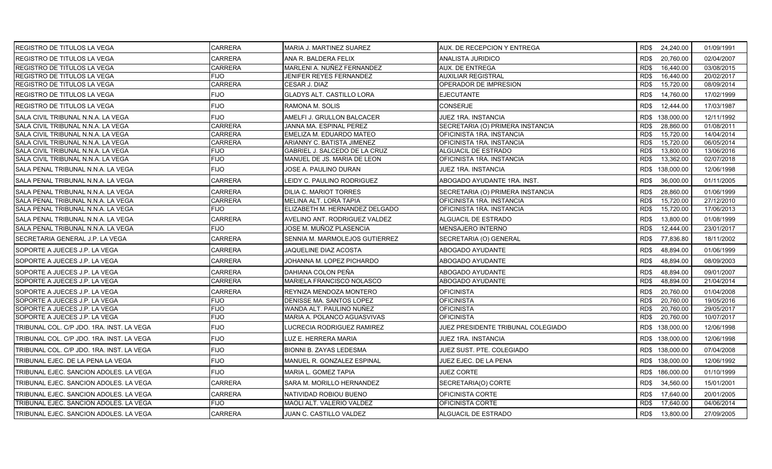| | | | | | |
|---|---|---|---|---|---|
| REGISTRO DE TITULOS LA VEGA | CARRERA | MARIA J. MARTINEZ SUAREZ | AUX. DE RECEPCION Y ENTREGA | RD$ 24,240.00 | 01/09/1991 |
| REGISTRO DE TITULOS LA VEGA | CARRERA | ANA R. BALDERA FELIX | ANALISTA JURIDICO | RD$ 20,760.00 | 02/04/2007 |
| REGISTRO DE TITULOS LA VEGA | CARRERA | MARLENI A. NUÑEZ FERNANDEZ | AUX. DE ENTREGA | RD$ 16,440.00 | 03/08/2015 |
| REGISTRO DE TITULOS LA VEGA | FIJO | JENIFER REYES FERNANDEZ | AUXILIAR REGISTRAL | RD$ 16,440.00 | 20/02/2017 |
| REGISTRO DE TITULOS LA VEGA | CARRERA | CESAR J. DIAZ | OPERADOR DE IMPRESION | RD$ 15,720.00 | 08/09/2014 |
| REGISTRO DE TITULOS LA VEGA | FIJO | GLADYS ALT. CASTILLO LORA | EJECUTANTE | RD$ 14,760.00 | 17/02/1999 |
| REGISTRO DE TITULOS LA VEGA | FIJO | RAMONA M. SOLIS | CONSERJE | RD$ 12,444.00 | 17/03/1987 |
| SALA CIVIL TRIBUNAL N.N.A. LA VEGA | FIJO | AMELFI J. GRULLON BALCACER | JUEZ 1RA. INSTANCIA | RD$ 138,000.00 | 12/11/1992 |
| SALA CIVIL TRIBUNAL N.N.A. LA VEGA | CARRERA | JANNA MA. ESPINAL PEREZ | SECRETARIA (O) PRIMERA INSTANCIA | RD$ 28,860.00 | 01/08/2011 |
| SALA CIVIL TRIBUNAL N.N.A. LA VEGA | CARRERA | EMELIZA M. EDUARDO MATEO | OFICINISTA 1RA. INSTANCIA | RD$ 15,720.00 | 14/04/2014 |
| SALA CIVIL TRIBUNAL N.N.A. LA VEGA | CARRERA | ARIANNY C. BATISTA JIMENEZ | OFICINISTA 1RA. INSTANCIA | RD$ 15,720.00 | 06/05/2014 |
| SALA CIVIL TRIBUNAL N.N.A. LA VEGA | FIJO | GABRIEL J. SALCEDO DE LA CRUZ | ALGUACIL DE ESTRADO | RD$ 13,800.00 | 13/06/2016 |
| SALA CIVIL TRIBUNAL N.N.A. LA VEGA | FIJO | MANUEL DE JS. MARIA DE LEON | OFICINISTA 1RA. INSTANCIA | RD$ 13,362.00 | 02/07/2018 |
| SALA PENAL TRIBUNAL N.N.A. LA VEGA | FIJO | JOSE A. PAULINO DURAN | JUEZ 1RA. INSTANCIA | RD$ 138,000.00 | 12/06/1998 |
| SALA PENAL TRIBUNAL N.N.A. LA VEGA | CARRERA | LEIDY C. PAULINO RODRIGUEZ | ABOGADO AYUDANTE 1RA. INST. | RD$ 36,000.00 | 01/11/2005 |
| SALA PENAL TRIBUNAL N.N.A. LA VEGA | CARRERA | DILIA C. MARIOT TORRES | SECRETARIA (O) PRIMERA INSTANCIA | RD$ 28,860.00 | 01/06/1999 |
| SALA PENAL TRIBUNAL N.N.A. LA VEGA | CARRERA | MELINA ALT. LORA TAPIA | OFICINISTA 1RA. INSTANCIA | RD$ 15,720.00 | 27/12/2010 |
| SALA PENAL TRIBUNAL N.N.A. LA VEGA | FIJO | ELIZABETH M. HERNANDEZ DELGADO | OFICINISTA 1RA. INSTANCIA | RD$ 15,720.00 | 17/06/2013 |
| SALA PENAL TRIBUNAL N.N.A. LA VEGA | CARRERA | AVELINO ANT. RODRIGUEZ VALDEZ | ALGUACIL DE ESTRADO | RD$ 13,800.00 | 01/08/1999 |
| SALA PENAL TRIBUNAL N.N.A. LA VEGA | FIJO | JOSE M. MUÑOZ PLASENCIA | MENSAJERO INTERNO | RD$ 12,444.00 | 23/01/2017 |
| SECRETARIA GENERAL J.P. LA VEGA | CARRERA | SENNIA M. MARMOLEJOS GUTIERREZ | SECRETARIA (O) GENERAL | RD$ 77,836.80 | 18/11/2002 |
| SOPORTE A JUECES J.P. LA VEGA | CARRERA | JAQUELINE DIAZ ACOSTA | ABOGADO AYUDANTE | RD$ 48,894.00 | 01/06/1999 |
| SOPORTE A JUECES J.P. LA VEGA | CARRERA | JOHANNA M. LOPEZ PICHARDO | ABOGADO AYUDANTE | RD$ 48,894.00 | 08/09/2003 |
| SOPORTE A JUECES J.P. LA VEGA | CARRERA | DAHIANA COLON PEÑA | ABOGADO AYUDANTE | RD$ 48,894.00 | 09/01/2007 |
| SOPORTE A JUECES J.P. LA VEGA | CARRERA | MARIELA FRANCISCO NOLASCO | ABOGADO AYUDANTE | RD$ 48,894.00 | 21/04/2014 |
| SOPORTE A JUECES J.P. LA VEGA | CARRERA | REYNIZA MENDOZA MONTERO | OFICINISTA | RD$ 20,760.00 | 01/04/2008 |
| SOPORTE A JUECES J.P. LA VEGA | FIJO | DENISSE MA. SANTOS LOPEZ | OFICINISTA | RD$ 20,760.00 | 19/05/2016 |
| SOPORTE A JUECES J.P. LA VEGA | FIJO | WANDA ALT. PAULINO NUÑEZ | OFICINISTA | RD$ 20,760.00 | 29/05/2017 |
| SOPORTE A JUECES J.P. LA VEGA | FIJO | MARIA A. POLANCO AGUASVIVAS | OFICINISTA | RD$ 20,760.00 | 10/07/2017 |
| TRIBUNAL COL. C/P JDO. 1RA. INST. LA VEGA | FIJO | LUCRECIA RODRIGUEZ RAMIREZ | JUEZ PRESIDENTE TRIBUNAL COLEGIADO | RD$ 138,000.00 | 12/06/1998 |
| TRIBUNAL COL. C/P JDO. 1RA. INST. LA VEGA | FIJO | LUZ E. HERRERA MARIA | JUEZ 1RA. INSTANCIA | RD$ 138,000.00 | 12/06/1998 |
| TRIBUNAL COL. C/P JDO. 1RA. INST. LA VEGA | FIJO | BIONNI B. ZAYAS LEDESMA | JUEZ SUST. PTE. COLEGIADO | RD$ 138,000.00 | 07/04/2008 |
| TRIBUNAL EJEC. DE LA PENA LA VEGA | FIJO | MANUEL R. GONZALEZ ESPINAL | JUEZ EJEC. DE LA PENA | RD$ 138,000.00 | 12/06/1992 |
| TRIBUNAL EJEC. SANCION ADOLES. LA VEGA | FIJO | MARIA L. GOMEZ TAPIA | JUEZ CORTE | RD$ 186,000.00 | 01/10/1999 |
| TRIBUNAL EJEC. SANCION ADOLES. LA VEGA | CARRERA | SARA M. MORILLO HERNANDEZ | SECRETARIA(O) CORTE | RD$ 34,560.00 | 15/01/2001 |
| TRIBUNAL EJEC. SANCION ADOLES. LA VEGA | CARRERA | NATIVIDAD ROBIOU BUENO | OFICINISTA CORTE | RD$ 17,640.00 | 20/01/2005 |
| TRIBUNAL EJEC. SANCION ADOLES. LA VEGA | FIJO | MAOLI ALT. VALERIO VALDEZ | OFICINISTA CORTE | RD$ 17,640.00 | 04/06/2014 |
| TRIBUNAL EJEC. SANCION ADOLES. LA VEGA | CARRERA | JUAN C. CASTILLO VALDEZ | ALGUACIL DE ESTRADO | RD$ 13,800.00 | 27/09/2005 |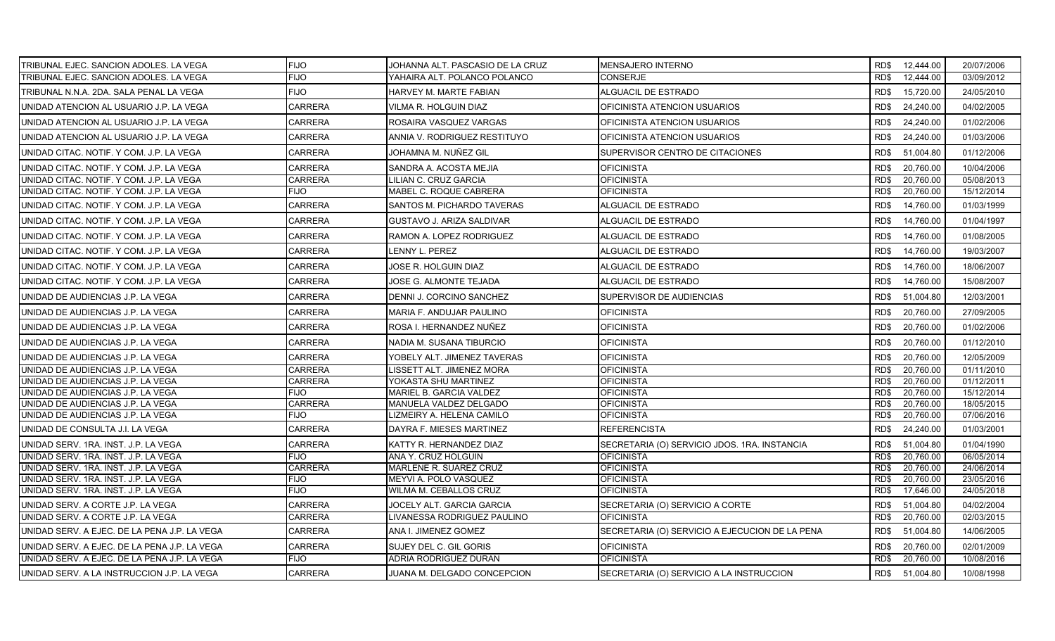| | | | | | |
|---|---|---|---|---|---|
| TRIBUNAL EJEC. SANCION ADOLES. LA VEGA | FIJO | JOHANNA ALT. PASCASIO DE LA CRUZ | MENSAJERO INTERNO | RD$ 12,444.00 | 20/07/2006 |
| TRIBUNAL EJEC. SANCION ADOLES. LA VEGA | FIJO | YAHAIRA ALT. POLANCO POLANCO | CONSERJE | RD$ 12,444.00 | 03/09/2012 |
| TRIBUNAL N.N.A. 2DA. SALA PENAL LA VEGA | FIJO | HARVEY M. MARTE FABIAN | ALGUACIL DE ESTRADO | RD$ 15,720.00 | 24/05/2010 |
| UNIDAD ATENCION AL USUARIO J.P. LA VEGA | CARRERA | VILMA R. HOLGUIN DIAZ | OFICINISTA ATENCION USUARIOS | RD$ 24,240.00 | 04/02/2005 |
| UNIDAD ATENCION AL USUARIO J.P. LA VEGA | CARRERA | ROSAIRA VASQUEZ VARGAS | OFICINISTA ATENCION USUARIOS | RD$ 24,240.00 | 01/02/2006 |
| UNIDAD ATENCION AL USUARIO J.P. LA VEGA | CARRERA | ANNIA V. RODRIGUEZ RESTITUYO | OFICINISTA ATENCION USUARIOS | RD$ 24,240.00 | 01/03/2006 |
| UNIDAD CITAC. NOTIF. Y COM. J.P. LA VEGA | CARRERA | JOHAMNA M. NUÑEZ GIL | SUPERVISOR CENTRO DE CITACIONES | RD$ 51,004.80 | 01/12/2006 |
| UNIDAD CITAC. NOTIF. Y COM. J.P. LA VEGA | CARRERA | SANDRA A. ACOSTA MEJIA | OFICINISTA | RD$ 20,760.00 | 10/04/2006 |
| UNIDAD CITAC. NOTIF. Y COM. J.P. LA VEGA | CARRERA | LILIAN C. CRUZ GARCIA | OFICINISTA | RD$ 20,760.00 | 05/08/2013 |
| UNIDAD CITAC. NOTIF. Y COM. J.P. LA VEGA | FIJO | MABEL C. ROQUE CABRERA | OFICINISTA | RD$ 20,760.00 | 15/12/2014 |
| UNIDAD CITAC. NOTIF. Y COM. J.P. LA VEGA | CARRERA | SANTOS M. PICHARDO TAVERAS | ALGUACIL DE ESTRADO | RD$ 14,760.00 | 01/03/1999 |
| UNIDAD CITAC. NOTIF. Y COM. J.P. LA VEGA | CARRERA | GUSTAVO J. ARIZA SALDIVAR | ALGUACIL DE ESTRADO | RD$ 14,760.00 | 01/04/1997 |
| UNIDAD CITAC. NOTIF. Y COM. J.P. LA VEGA | CARRERA | RAMON A. LOPEZ RODRIGUEZ | ALGUACIL DE ESTRADO | RD$ 14,760.00 | 01/08/2005 |
| UNIDAD CITAC. NOTIF. Y COM. J.P. LA VEGA | CARRERA | LENNY L. PEREZ | ALGUACIL DE ESTRADO | RD$ 14,760.00 | 19/03/2007 |
| UNIDAD CITAC. NOTIF. Y COM. J.P. LA VEGA | CARRERA | JOSE R. HOLGUIN DIAZ | ALGUACIL DE ESTRADO | RD$ 14,760.00 | 18/06/2007 |
| UNIDAD CITAC. NOTIF. Y COM. J.P. LA VEGA | CARRERA | JOSE G. ALMONTE TEJADA | ALGUACIL DE ESTRADO | RD$ 14,760.00 | 15/08/2007 |
| UNIDAD DE AUDIENCIAS J.P. LA VEGA | CARRERA | DENNI J. CORCINO SANCHEZ | SUPERVISOR DE AUDIENCIAS | RD$ 51,004.80 | 12/03/2001 |
| UNIDAD DE AUDIENCIAS J.P. LA VEGA | CARRERA | MARIA F. ANDUJAR PAULINO | OFICINISTA | RD$ 20,760.00 | 27/09/2005 |
| UNIDAD DE AUDIENCIAS J.P. LA VEGA | CARRERA | ROSA I. HERNANDEZ NUÑEZ | OFICINISTA | RD$ 20,760.00 | 01/02/2006 |
| UNIDAD DE AUDIENCIAS J.P. LA VEGA | CARRERA | NADIA M. SUSANA TIBURCIO | OFICINISTA | RD$ 20,760.00 | 01/12/2010 |
| UNIDAD DE AUDIENCIAS J.P. LA VEGA | CARRERA | YOBELY ALT. JIMENEZ TAVERAS | OFICINISTA | RD$ 20,760.00 | 12/05/2009 |
| UNIDAD DE AUDIENCIAS J.P. LA VEGA | CARRERA | LISSETT ALT. JIMENEZ MORA | OFICINISTA | RD$ 20,760.00 | 01/11/2010 |
| UNIDAD DE AUDIENCIAS J.P. LA VEGA | CARRERA | YOKASTA SHU MARTINEZ | OFICINISTA | RD$ 20,760.00 | 01/12/2011 |
| UNIDAD DE AUDIENCIAS J.P. LA VEGA | FIJO | MARIEL B. GARCIA VALDEZ | OFICINISTA | RD$ 20,760.00 | 15/12/2014 |
| UNIDAD DE AUDIENCIAS J.P. LA VEGA | CARRERA | MANUELA VALDEZ DELGADO | OFICINISTA | RD$ 20,760.00 | 18/05/2015 |
| UNIDAD DE AUDIENCIAS J.P. LA VEGA | FIJO | LIZMEIRY A. HELENA CAMILO | OFICINISTA | RD$ 20,760.00 | 07/06/2016 |
| UNIDAD DE CONSULTA J.I. LA VEGA | CARRERA | DAYRA F. MIESES MARTINEZ | REFERENCISTA | RD$ 24,240.00 | 01/03/2001 |
| UNIDAD SERV. 1RA. INST. J.P. LA VEGA | CARRERA | KATTY R. HERNANDEZ DIAZ | SECRETARIA (O) SERVICIO JDOS. 1RA. INSTANCIA | RD$ 51,004.80 | 01/04/1990 |
| UNIDAD SERV. 1RA. INST. J.P. LA VEGA | FIJO | ANA Y. CRUZ HOLGUIN | OFICINISTA | RD$ 20,760.00 | 06/05/2014 |
| UNIDAD SERV. 1RA. INST. J.P. LA VEGA | CARRERA | MARLENE R. SUAREZ CRUZ | OFICINISTA | RD$ 20,760.00 | 24/06/2014 |
| UNIDAD SERV. 1RA. INST. J.P. LA VEGA | FIJO | MEYVI A. POLO VASQUEZ | OFICINISTA | RD$ 20,760.00 | 23/05/2016 |
| UNIDAD SERV. 1RA. INST. J.P. LA VEGA | FIJO | WILMA M. CEBALLOS CRUZ | OFICINISTA | RD$ 17,646.00 | 24/05/2018 |
| UNIDAD SERV. A CORTE J.P. LA VEGA | CARRERA | JOCELY ALT. GARCIA GARCIA | SECRETARIA (O) SERVICIO A CORTE | RD$ 51,004.80 | 04/02/2004 |
| UNIDAD SERV. A CORTE J.P. LA VEGA | CARRERA | LIVANESSA RODRIGUEZ PAULINO | OFICINISTA | RD$ 20,760.00 | 02/03/2015 |
| UNIDAD SERV. A EJEC. DE LA PENA J.P. LA VEGA | CARRERA | ANA I. JIMENEZ GOMEZ | SECRETARIA (O) SERVICIO A EJECUCION DE LA PENA | RD$ 51,004.80 | 14/06/2005 |
| UNIDAD SERV. A EJEC. DE LA PENA J.P. LA VEGA | CARRERA | SUJEY DEL C. GIL GORIS | OFICINISTA | RD$ 20,760.00 | 02/01/2009 |
| UNIDAD SERV. A EJEC. DE LA PENA J.P. LA VEGA | FIJO | ADRIA RODRIGUEZ DURAN | OFICINISTA | RD$ 20,760.00 | 10/08/2016 |
| UNIDAD SERV. A LA INSTRUCCION J.P. LA VEGA | CARRERA | JUANA M. DELGADO CONCEPCION | SECRETARIA (O) SERVICIO A LA INSTRUCCION | RD$ 51,004.80 | 10/08/1998 |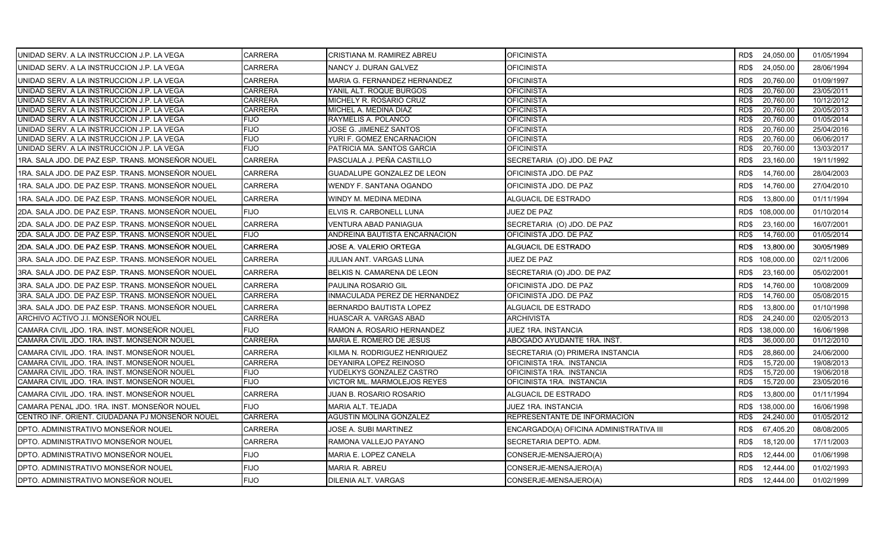| | | | | | |
|---|---|---|---|---|---|
| UNIDAD SERV. A LA INSTRUCCION J.P. LA VEGA | CARRERA | CRISTIANA M. RAMIREZ ABREU | OFICINISTA | RD$ 24,050.00 | 01/05/1994 |
| UNIDAD SERV. A LA INSTRUCCION J.P. LA VEGA | CARRERA | NANCY J. DURAN GALVEZ | OFICINISTA | RD$ 24,050.00 | 28/06/1994 |
| UNIDAD SERV. A LA INSTRUCCION J.P. LA VEGA | CARRERA | MARIA G. FERNANDEZ HERNANDEZ | OFICINISTA | RD$ 20,760.00 | 01/09/1997 |
| UNIDAD SERV. A LA INSTRUCCION J.P. LA VEGA | CARRERA | YANIL ALT. ROQUE BURGOS | OFICINISTA | RD$ 20,760.00 | 23/05/2011 |
| UNIDAD SERV. A LA INSTRUCCION J.P. LA VEGA | CARRERA | MICHELY R. ROSARIO CRUZ | OFICINISTA | RD$ 20,760.00 | 10/12/2012 |
| UNIDAD SERV. A LA INSTRUCCION J.P. LA VEGA | CARRERA | MICHEL A. MEDINA DIAZ | OFICINISTA | RD$ 20,760.00 | 20/05/2013 |
| UNIDAD SERV. A LA INSTRUCCION J.P. LA VEGA | FIJO | RAYMELIS A. POLANCO | OFICINISTA | RD$ 20,760.00 | 01/05/2014 |
| UNIDAD SERV. A LA INSTRUCCION J.P. LA VEGA | FIJO | JOSE G. JIMENEZ SANTOS | OFICINISTA | RD$ 20,760.00 | 25/04/2016 |
| UNIDAD SERV. A LA INSTRUCCION J.P. LA VEGA | FIJO | YURI F. GOMEZ ENCARNACION | OFICINISTA | RD$ 20,760.00 | 06/06/2017 |
| UNIDAD SERV. A LA INSTRUCCION J.P. LA VEGA | FIJO | PATRICIA MA. SANTOS GARCIA | OFICINISTA | RD$ 20,760.00 | 13/03/2017 |
| 1RA. SALA JDO. DE PAZ ESP. TRANS. MONSEÑOR NOUEL | CARRERA | PASCUALA J. PEÑA CASTILLO | SECRETARIA (O) JDO. DE PAZ | RD$ 23,160.00 | 19/11/1992 |
| 1RA. SALA JDO. DE PAZ ESP. TRANS. MONSEÑOR NOUEL | CARRERA | GUADALUPE GONZALEZ DE LEON | OFICINISTA JDO. DE PAZ | RD$ 14,760.00 | 28/04/2003 |
| 1RA. SALA JDO. DE PAZ ESP. TRANS. MONSEÑOR NOUEL | CARRERA | WENDY F. SANTANA OGANDO | OFICINISTA JDO. DE PAZ | RD$ 14,760.00 | 27/04/2010 |
| 1RA. SALA JDO. DE PAZ ESP. TRANS. MONSEÑOR NOUEL | CARRERA | WINDY M. MEDINA MEDINA | ALGUACIL DE ESTRADO | RD$ 13,800.00 | 01/11/1994 |
| 2DA. SALA JDO. DE PAZ ESP. TRANS. MONSEÑOR NOUEL | FIJO | ELVIS R. CARBONELL LUNA | JUEZ DE PAZ | RD$ 108,000.00 | 01/10/2014 |
| 2DA. SALA JDO. DE PAZ ESP. TRANS. MONSEÑOR NOUEL | CARRERA | VENTURA ABAD PANIAGUA | SECRETARIA (O) JDO. DE PAZ | RD$ 23,160.00 | 16/07/2001 |
| 2DA. SALA JDO. DE PAZ ESP. TRANS. MONSEÑOR NOUEL | FIJO | ANDREINA BAUTISTA ENCARNACION | OFICINISTA JDO. DE PAZ | RD$ 14,760.00 | 01/05/2014 |
| 2DA. SALA JDO. DE PAZ ESP. TRANS. MONSEÑOR NOUEL | CARRERA | JOSE A. VALERIO ORTEGA | ALGUACIL DE ESTRADO | RD$ 13,800.00 | 30/05/1989 |
| 3RA. SALA JDO. DE PAZ ESP. TRANS. MONSEÑOR NOUEL | CARRERA | JULIAN ANT. VARGAS LUNA | JUEZ DE PAZ | RD$ 108,000.00 | 02/11/2006 |
| 3RA. SALA JDO. DE PAZ ESP. TRANS. MONSEÑOR NOUEL | CARRERA | BELKIS N. CAMARENA DE LEON | SECRETARIA (O) JDO. DE PAZ | RD$ 23,160.00 | 05/02/2001 |
| 3RA. SALA JDO. DE PAZ ESP. TRANS. MONSEÑOR NOUEL | CARRERA | PAULINA ROSARIO GIL | OFICINISTA JDO. DE PAZ | RD$ 14,760.00 | 10/08/2009 |
| 3RA. SALA JDO. DE PAZ ESP. TRANS. MONSEÑOR NOUEL | CARRERA | INMACULADA PEREZ DE HERNANDEZ | OFICINISTA JDO. DE PAZ | RD$ 14,760.00 | 05/08/2015 |
| 3RA. SALA JDO. DE PAZ ESP. TRANS. MONSEÑOR NOUEL | CARRERA | BERNARDO BAUTISTA LOPEZ | ALGUACIL DE ESTRADO | RD$ 13,800.00 | 01/10/1998 |
| ARCHIVO ACTIVO J.I. MONSEÑOR NOUEL | CARRERA | HUASCAR A. VARGAS ABAD | ARCHIVISTA | RD$ 24,240.00 | 02/05/2013 |
| CAMARA CIVIL JDO. 1RA. INST. MONSEÑOR NOUEL | FIJO | RAMON A. ROSARIO HERNANDEZ | JUEZ 1RA. INSTANCIA | RD$ 138,000.00 | 16/06/1998 |
| CAMARA CIVIL JDO. 1RA. INST. MONSEÑOR NOUEL | CARRERA | MARIA E. ROMERO DE JESUS | ABOGADO AYUDANTE 1RA. INST. | RD$ 36,000.00 | 01/12/2010 |
| CAMARA CIVIL JDO. 1RA. INST. MONSEÑOR NOUEL | CARRERA | KILMA N. RODRIGUEZ HENRIQUEZ | SECRETARIA (O) PRIMERA INSTANCIA | RD$ 28,860.00 | 24/06/2000 |
| CAMARA CIVIL JDO. 1RA. INST. MONSEÑOR NOUEL | CARRERA | DEYANIRA LOPEZ REINOSO | OFICINISTA 1RA. INSTANCIA | RD$ 15,720.00 | 19/08/2013 |
| CAMARA CIVIL JDO. 1RA. INST. MONSEÑOR NOUEL | FIJO | YUDELKYS GONZALEZ CASTRO | OFICINISTA 1RA. INSTANCIA | RD$ 15,720.00 | 19/06/2018 |
| CAMARA CIVIL JDO. 1RA. INST. MONSEÑOR NOUEL | FIJO | VICTOR ML. MARMOLEJOS REYES | OFICINISTA 1RA. INSTANCIA | RD$ 15,720.00 | 23/05/2016 |
| CAMARA CIVIL JDO. 1RA. INST. MONSEÑOR NOUEL | CARRERA | JUAN B. ROSARIO ROSARIO | ALGUACIL DE ESTRADO | RD$ 13,800.00 | 01/11/1994 |
| CAMARA PENAL JDO. 1RA. INST. MONSEÑOR NOUEL | FIJO | MARIA ALT. TEJADA | JUEZ 1RA. INSTANCIA | RD$ 138,000.00 | 16/06/1998 |
| CENTRO INF. ORIENT. CIUDADANA PJ MONSEÑOR NOUEL | CARRERA | AGUSTIN MOLINA GONZALEZ | REPRESENTANTE DE INFORMACION | RD$ 24,240.00 | 01/05/2012 |
| DPTO. ADMINISTRATIVO MONSEÑOR NOUEL | CARRERA | JOSE A. SUBI MARTINEZ | ENCARGADO(A) OFICINA ADMINISTRATIVA III | RD$ 67,405.20 | 08/08/2005 |
| DPTO. ADMINISTRATIVO MONSEÑOR NOUEL | CARRERA | RAMONA VALLEJO PAYANO | SECRETARIA DEPTO. ADM. | RD$ 18,120.00 | 17/11/2003 |
| DPTO. ADMINISTRATIVO MONSEÑOR NOUEL | FIJO | MARIA E. LOPEZ CANELA | CONSERJE-MENSAJERO(A) | RD$ 12,444.00 | 01/06/1998 |
| DPTO. ADMINISTRATIVO MONSEÑOR NOUEL | FIJO | MARIA R. ABREU | CONSERJE-MENSAJERO(A) | RD$ 12,444.00 | 01/02/1993 |
| DPTO. ADMINISTRATIVO MONSEÑOR NOUEL | FIJO | DILENIA ALT. VARGAS | CONSERJE-MENSAJERO(A) | RD$ 12,444.00 | 01/02/1999 |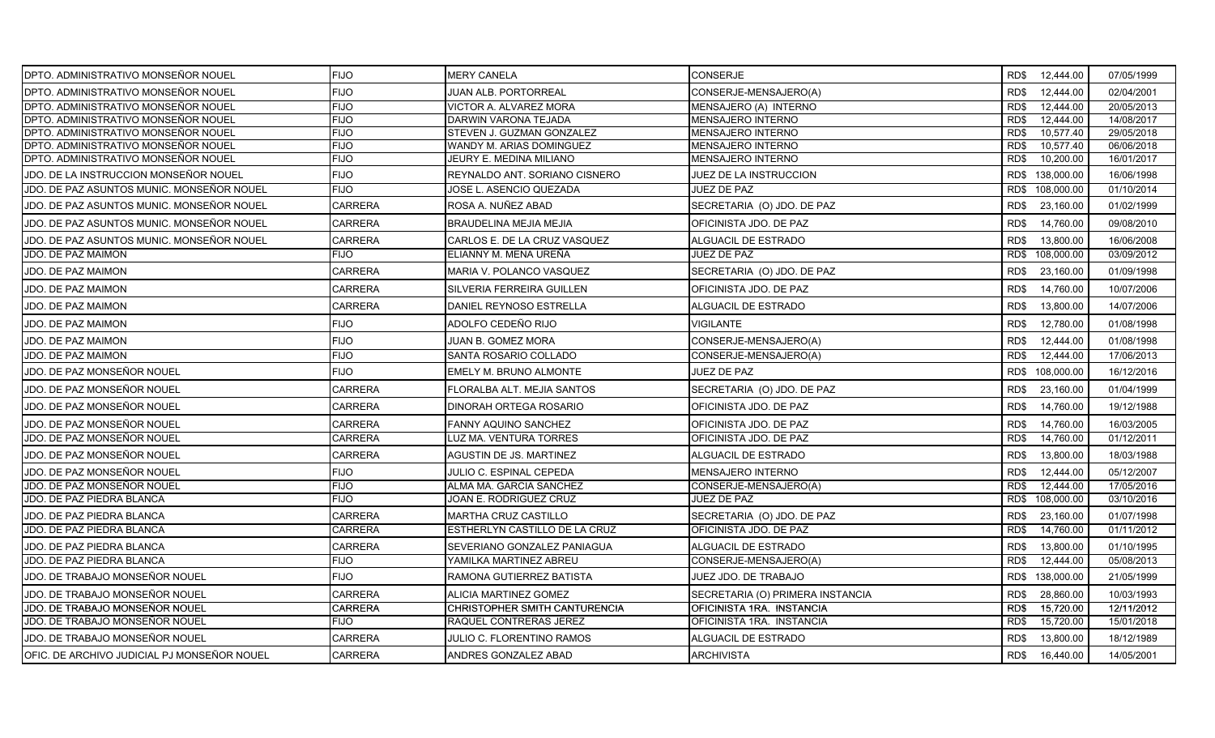| DPTO. ADMINISTRATIVO MONSEÑOR NOUEL | FIJO | MERY CANELA | CONSERJE | RD$ 12,444.00 | 07/05/1999 |
|---|---|---|---|---|---|
| DPTO. ADMINISTRATIVO MONSEÑOR NOUEL | FIJO | JUAN ALB. PORTORREAL | CONSERJE-MENSAJERO(A) | RD$ 12,444.00 | 02/04/2001 |
| DPTO. ADMINISTRATIVO MONSEÑOR NOUEL | FIJO | VICTOR A. ALVAREZ MORA | MENSAJERO (A) INTERNO | RD$ 12,444.00 | 20/05/2013 |
| DPTO. ADMINISTRATIVO MONSEÑOR NOUEL | FIJO | DARWIN VARONA TEJADA | MENSAJERO INTERNO | RD$ 12,444.00 | 14/08/2017 |
| DPTO. ADMINISTRATIVO MONSEÑOR NOUEL | FIJO | STEVEN J. GUZMAN GONZALEZ | MENSAJERO INTERNO | RD$ 10,577.40 | 29/05/2018 |
| DPTO. ADMINISTRATIVO MONSEÑOR NOUEL | FIJO | WANDY M. ARIAS DOMINGUEZ | MENSAJERO INTERNO | RD$ 10,577.40 | 06/06/2018 |
| DPTO. ADMINISTRATIVO MONSEÑOR NOUEL | FIJO | JEURY E. MEDINA MILIANO | MENSAJERO INTERNO | RD$ 10,200.00 | 16/01/2017 |
| JDO. DE LA INSTRUCCION MONSEÑOR NOUEL | FIJO | REYNALDO ANT. SORIANO CISNERO | JUEZ DE LA INSTRUCCION | RD$ 138,000.00 | 16/06/1998 |
| JDO. DE PAZ ASUNTOS MUNIC. MONSEÑOR NOUEL | FIJO | JOSE L. ASENCIO QUEZADA | JUEZ DE PAZ | RD$ 108,000.00 | 01/10/2014 |
| JDO. DE PAZ ASUNTOS MUNIC. MONSEÑOR NOUEL | CARRERA | ROSA A. NUÑEZ ABAD | SECRETARIA (O) JDO. DE PAZ | RD$ 23,160.00 | 01/02/1999 |
| JDO. DE PAZ ASUNTOS MUNIC. MONSEÑOR NOUEL | CARRERA | BRAUDELINA MEJIA MEJIA | OFICINISTA JDO. DE PAZ | RD$ 14,760.00 | 09/08/2010 |
| JDO. DE PAZ ASUNTOS MUNIC. MONSEÑOR NOUEL | CARRERA | CARLOS E. DE LA CRUZ VASQUEZ | ALGUACIL DE ESTRADO | RD$ 13,800.00 | 16/06/2008 |
| JDO. DE PAZ MAIMON | FIJO | ELIANNY M. MENA UREÑA | JUEZ DE PAZ | RD$ 108,000.00 | 03/09/2012 |
| JDO. DE PAZ MAIMON | CARRERA | MARIA V. POLANCO VASQUEZ | SECRETARIA (O) JDO. DE PAZ | RD$ 23,160.00 | 01/09/1998 |
| JDO. DE PAZ MAIMON | CARRERA | SILVERIA FERREIRA GUILLEN | OFICINISTA JDO. DE PAZ | RD$ 14,760.00 | 10/07/2006 |
| JDO. DE PAZ MAIMON | CARRERA | DANIEL REYNOSO ESTRELLA | ALGUACIL DE ESTRADO | RD$ 13,800.00 | 14/07/2006 |
| JDO. DE PAZ MAIMON | FIJO | ADOLFO CEDEÑO RIJO | VIGILANTE | RD$ 12,780.00 | 01/08/1998 |
| JDO. DE PAZ MAIMON | FIJO | JUAN B. GOMEZ MORA | CONSERJE-MENSAJERO(A) | RD$ 12,444.00 | 01/08/1998 |
| JDO. DE PAZ MAIMON | FIJO | SANTA ROSARIO COLLADO | CONSERJE-MENSAJERO(A) | RD$ 12,444.00 | 17/06/2013 |
| JDO. DE PAZ MONSEÑOR NOUEL | FIJO | EMELY M. BRUNO ALMONTE | JUEZ DE PAZ | RD$ 108,000.00 | 16/12/2016 |
| JDO. DE PAZ MONSEÑOR NOUEL | CARRERA | FLORALBA ALT. MEJIA SANTOS | SECRETARIA (O) JDO. DE PAZ | RD$ 23,160.00 | 01/04/1999 |
| JDO. DE PAZ MONSEÑOR NOUEL | CARRERA | DINORAH ORTEGA ROSARIO | OFICINISTA JDO. DE PAZ | RD$ 14,760.00 | 19/12/1988 |
| JDO. DE PAZ MONSEÑOR NOUEL | CARRERA | FANNY AQUINO SANCHEZ | OFICINISTA JDO. DE PAZ | RD$ 14,760.00 | 16/03/2005 |
| JDO. DE PAZ MONSEÑOR NOUEL | CARRERA | LUZ MA. VENTURA TORRES | OFICINISTA JDO. DE PAZ | RD$ 14,760.00 | 01/12/2011 |
| JDO. DE PAZ MONSEÑOR NOUEL | CARRERA | AGUSTIN DE JS. MARTINEZ | ALGUACIL DE ESTRADO | RD$ 13,800.00 | 18/03/1988 |
| JDO. DE PAZ MONSEÑOR NOUEL | FIJO | JULIO C. ESPINAL CEPEDA | MENSAJERO INTERNO | RD$ 12,444.00 | 05/12/2007 |
| JDO. DE PAZ MONSEÑOR NOUEL | FIJO | ALMA MA. GARCIA SANCHEZ | CONSERJE-MENSAJERO(A) | RD$ 12,444.00 | 17/05/2016 |
| JDO. DE PAZ PIEDRA BLANCA | FIJO | JOAN E. RODRIGUEZ CRUZ | JUEZ DE PAZ | RD$ 108,000.00 | 03/10/2016 |
| JDO. DE PAZ PIEDRA BLANCA | CARRERA | MARTHA CRUZ CASTILLO | SECRETARIA (O) JDO. DE PAZ | RD$ 23,160.00 | 01/07/1998 |
| JDO. DE PAZ PIEDRA BLANCA | CARRERA | ESTHERLYN CASTILLO DE LA CRUZ | OFICINISTA JDO. DE PAZ | RD$ 14,760.00 | 01/11/2012 |
| JDO. DE PAZ PIEDRA BLANCA | CARRERA | SEVERIANO GONZALEZ PANIAGUA | ALGUACIL DE ESTRADO | RD$ 13,800.00 | 01/10/1995 |
| JDO. DE PAZ PIEDRA BLANCA | FIJO | YAMILKA MARTINEZ ABREU | CONSERJE-MENSAJERO(A) | RD$ 12,444.00 | 05/08/2013 |
| JDO. DE TRABAJO MONSEÑOR NOUEL | FIJO | RAMONA GUTIERREZ BATISTA | JUEZ JDO. DE TRABAJO | RD$ 138,000.00 | 21/05/1999 |
| JDO. DE TRABAJO MONSEÑOR NOUEL | CARRERA | ALICIA MARTINEZ GOMEZ | SECRETARIA (O) PRIMERA INSTANCIA | RD$ 28,860.00 | 10/03/1993 |
| JDO. DE TRABAJO MONSEÑOR NOUEL | CARRERA | CHRISTOPHER SMITH CANTURENCIA | OFICINISTA 1RA. INSTANCIA | RD$ 15,720.00 | 12/11/2012 |
| JDO. DE TRABAJO MONSEÑOR NOUEL | FIJO | RAQUEL CONTRERAS JEREZ | OFICINISTA 1RA. INSTANCIA | RD$ 15,720.00 | 15/01/2018 |
| JDO. DE TRABAJO MONSEÑOR NOUEL | CARRERA | JULIO C. FLORENTINO RAMOS | ALGUACIL DE ESTRADO | RD$ 13,800.00 | 18/12/1989 |
| OFIC. DE ARCHIVO JUDICIAL PJ MONSEÑOR NOUEL | CARRERA | ANDRES GONZALEZ ABAD | ARCHIVISTA | RD$ 16,440.00 | 14/05/2001 |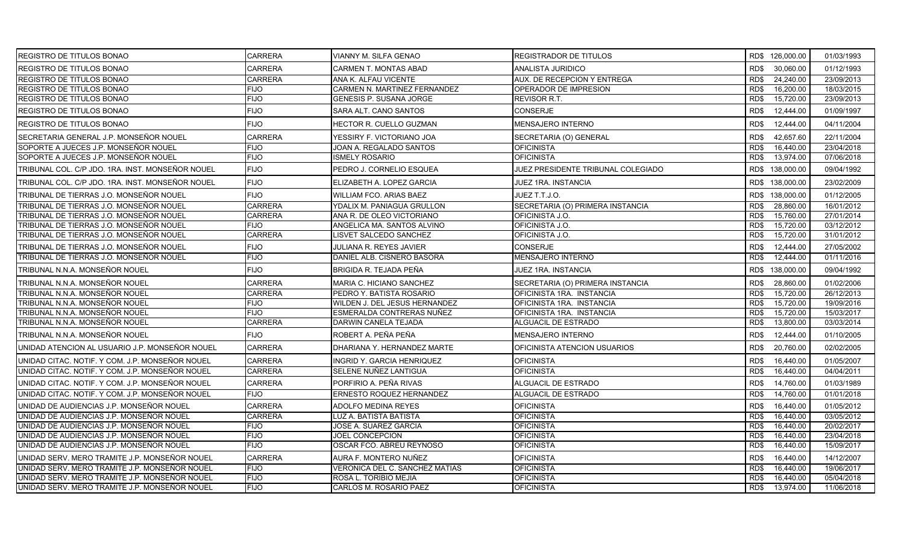| | | | | | |
|---|---|---|---|---|---|
| REGISTRO DE TITULOS BONAO | CARRERA | VIANNY M. SILFA GENAO | REGISTRADOR DE TITULOS | RD$ 126,000.00 | 01/03/1993 |
| REGISTRO DE TITULOS BONAO | CARRERA | CARMEN T. MONTAS ABAD | ANALISTA JURIDICO | RD$ 30,060.00 | 01/12/1993 |
| REGISTRO DE TITULOS BONAO | CARRERA | ANA K. ALFAU VICENTE | AUX. DE RECEPCION Y ENTREGA | RD$ 24,240.00 | 23/09/2013 |
| REGISTRO DE TITULOS BONAO | FIJO | CARMEN N. MARTINEZ FERNANDEZ | OPERADOR DE IMPRESION | RD$ 16,200.00 | 18/03/2015 |
| REGISTRO DE TITULOS BONAO | FIJO | GENESIS P. SUSANA JORGE | REVISOR R.T. | RD$ 15,720.00 | 23/09/2013 |
| REGISTRO DE TITULOS BONAO | FIJO | SARA ALT. CANO SANTOS | CONSERJE | RD$ 12,444.00 | 01/09/1997 |
| REGISTRO DE TITULOS BONAO | FIJO | HECTOR R. CUELLO GUZMAN | MENSAJERO INTERNO | RD$ 12,444.00 | 04/11/2004 |
| SECRETARIA GENERAL J.P. MONSEÑOR NOUEL | CARRERA | YESSIRY F. VICTORIANO JOA | SECRETARIA (O) GENERAL | RD$ 42,657.60 | 22/11/2004 |
| SOPORTE A JUECES J.P. MONSEÑOR NOUEL | FIJO | JOAN A. REGALADO SANTOS | OFICINISTA | RD$ 16,440.00 | 23/04/2018 |
| SOPORTE A JUECES J.P. MONSEÑOR NOUEL | FIJO | ISMELY ROSARIO | OFICINISTA | RD$ 13,974.00 | 07/06/2018 |
| TRIBUNAL COL. C/P JDO. 1RA. INST. MONSEÑOR NOUEL | FIJO | PEDRO J. CORNELIO ESQUEA | JUEZ PRESIDENTE TRIBUNAL COLEGIADO | RD$ 138,000.00 | 09/04/1992 |
| TRIBUNAL COL. C/P JDO. 1RA. INST. MONSEÑOR NOUEL | FIJO | ELIZABETH A. LOPEZ GARCIA | JUEZ 1RA. INSTANCIA | RD$ 138,000.00 | 23/02/2009 |
| TRIBUNAL DE TIERRAS J.O. MONSEÑOR NOUEL | FIJO | WILLIAM FCO. ARIAS BAEZ | JUEZ T.T.J.O. | RD$ 138,000.00 | 01/12/2005 |
| TRIBUNAL DE TIERRAS J.O. MONSEÑOR NOUEL | CARRERA | YDALIX M. PANIAGUA GRULLON | SECRETARIA (O) PRIMERA INSTANCIA | RD$ 28,860.00 | 16/01/2012 |
| TRIBUNAL DE TIERRAS J.O. MONSEÑOR NOUEL | CARRERA | ANA R. DE OLEO VICTORIANO | OFICINISTA J.O. | RD$ 15,760.00 | 27/01/2014 |
| TRIBUNAL DE TIERRAS J.O. MONSEÑOR NOUEL | FIJO | ANGELICA MA. SANTOS ALVINO | OFICINISTA J.O. | RD$ 15,720.00 | 03/12/2012 |
| TRIBUNAL DE TIERRAS J.O. MONSEÑOR NOUEL | CARRERA | LISVET SALCEDO SANCHEZ | OFICINISTA J.O. | RD$ 15,720.00 | 31/01/2012 |
| TRIBUNAL DE TIERRAS J.O. MONSEÑOR NOUEL | FIJO | JULIANA R. REYES JAVIER | CONSERJE | RD$ 12,444.00 | 27/05/2002 |
| TRIBUNAL DE TIERRAS J.O. MONSEÑOR NOUEL | FIJO | DANIEL ALB. CISNERO BASORA | MENSAJERO INTERNO | RD$ 12,444.00 | 01/11/2016 |
| TRIBUNAL N.N.A. MONSEÑOR NOUEL | FIJO | BRIGIDA R. TEJADA PEÑA | JUEZ 1RA. INSTANCIA | RD$ 138,000.00 | 09/04/1992 |
| TRIBUNAL N.N.A. MONSEÑOR NOUEL | CARRERA | MARIA C. HICIANO SANCHEZ | SECRETARIA (O) PRIMERA INSTANCIA | RD$ 28,860.00 | 01/02/2006 |
| TRIBUNAL N.N.A. MONSEÑOR NOUEL | CARRERA | PEDRO Y. BATISTA ROSARIO | OFICINISTA 1RA. INSTANCIA | RD$ 15,720.00 | 26/12/2013 |
| TRIBUNAL N.N.A. MONSEÑOR NOUEL | FIJO | WILDEN J. DEL JESUS HERNANDEZ | OFICINISTA 1RA. INSTANCIA | RD$ 15,720.00 | 19/09/2016 |
| TRIBUNAL N.N.A. MONSEÑOR NOUEL | FIJO | ESMERALDA CONTRERAS NUÑEZ | OFICINISTA 1RA. INSTANCIA | RD$ 15,720.00 | 15/03/2017 |
| TRIBUNAL N.N.A. MONSEÑOR NOUEL | CARRERA | DARWIN CANELA TEJADA | ALGUACIL DE ESTRADO | RD$ 13,800.00 | 03/03/2014 |
| TRIBUNAL N.N.A. MONSEÑOR NOUEL | FIJO | ROBERT A. PEÑA PEÑA | MENSAJERO INTERNO | RD$ 12,444.00 | 01/10/2005 |
| UNIDAD ATENCION AL USUARIO J.P. MONSEÑOR NOUEL | CARRERA | DHARIANA Y. HERNANDEZ MARTE | OFICINISTA ATENCION USUARIOS | RD$ 20,760.00 | 02/02/2005 |
| UNIDAD CITAC. NOTIF. Y COM. J.P. MONSEÑOR NOUEL | CARRERA | INGRID Y. GARCIA HENRIQUEZ | OFICINISTA | RD$ 16,440.00 | 01/05/2007 |
| UNIDAD CITAC. NOTIF. Y COM. J.P. MONSEÑOR NOUEL | CARRERA | SELENE NUÑEZ LANTIGUA | OFICINISTA | RD$ 16,440.00 | 04/04/2011 |
| UNIDAD CITAC. NOTIF. Y COM. J.P. MONSEÑOR NOUEL | CARRERA | PORFIRIO A. PEÑA RIVAS | ALGUACIL DE ESTRADO | RD$ 14,760.00 | 01/03/1989 |
| UNIDAD CITAC. NOTIF. Y COM. J.P. MONSEÑOR NOUEL | FIJO | ERNESTO ROQUEZ HERNANDEZ | ALGUACIL DE ESTRADO | RD$ 14,760.00 | 01/01/2018 |
| UNIDAD DE AUDIENCIAS J.P. MONSEÑOR NOUEL | CARRERA | ADOLFO MEDINA REYES | OFICINISTA | RD$ 16,440.00 | 01/05/2012 |
| UNIDAD DE AUDIENCIAS J.P. MONSEÑOR NOUEL | CARRERA | LUZ A. BATISTA BATISTA | OFICINISTA | RD$ 16,440.00 | 03/05/2012 |
| UNIDAD DE AUDIENCIAS J.P. MONSEÑOR NOUEL | FIJO | JOSE A. SUAREZ GARCIA | OFICINISTA | RD$ 16,440.00 | 20/02/2017 |
| UNIDAD DE AUDIENCIAS J.P. MONSEÑOR NOUEL | FIJO | JOEL CONCEPCION | OFICINISTA | RD$ 16,440.00 | 23/04/2018 |
| UNIDAD DE AUDIENCIAS J.P. MONSEÑOR NOUEL | FIJO | OSCAR FCO. ABREU REYNOSO | OFICINISTA | RD$ 16,440.00 | 15/09/2017 |
| UNIDAD SERV. MERO TRAMITE J.P. MONSEÑOR NOUEL | CARRERA | AURA F. MONTERO NUÑEZ | OFICINISTA | RD$ 16,440.00 | 14/12/2007 |
| UNIDAD SERV. MERO TRAMITE J.P. MONSEÑOR NOUEL | FIJO | VERONICA DEL C. SANCHEZ MATIAS | OFICINISTA | RD$ 16,440.00 | 19/06/2017 |
| UNIDAD SERV. MERO TRAMITE J.P. MONSEÑOR NOUEL | FIJO | ROSA L. TORIBIO MEJIA | OFICINISTA | RD$ 16,440.00 | 05/04/2018 |
| UNIDAD SERV. MERO TRAMITE J.P. MONSEÑOR NOUEL | FIJO | CARLOS M. ROSARIO PAEZ | OFICINISTA | RD$ 13,974.00 | 11/06/2018 |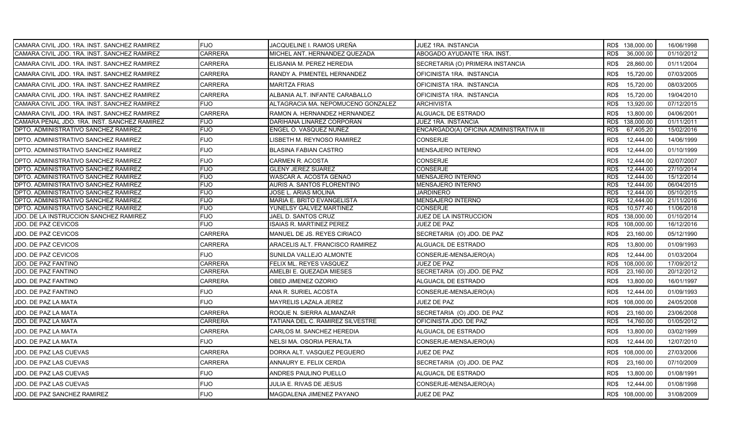| | | | | | |
|---|---|---|---|---|---|
| CAMARA CIVIL JDO. 1RA. INST. SANCHEZ RAMIREZ | FIJO | JACQUELINE I. RAMOS UREÑA | JUEZ 1RA. INSTANCIA | RD$ 138,000.00 | 16/06/1998 |
| CAMARA CIVIL JDO. 1RA. INST. SANCHEZ RAMIREZ | CARRERA | MICHEL ANT. HERNANDEZ QUEZADA | ABOGADO AYUDANTE 1RA. INST. | RD$ 36,000.00 | 01/10/2012 |
| CAMARA CIVIL JDO. 1RA. INST. SANCHEZ RAMIREZ | CARRERA | ELISANIA M. PEREZ HEREDIA | SECRETARIA (O) PRIMERA INSTANCIA | RD$ 28,860.00 | 01/11/2004 |
| CAMARA CIVIL JDO. 1RA. INST. SANCHEZ RAMIREZ | CARRERA | RANDY A. PIMENTEL HERNANDEZ | OFICINISTA 1RA. INSTANCIA | RD$ 15,720.00 | 07/03/2005 |
| CAMARA CIVIL JDO. 1RA. INST. SANCHEZ RAMIREZ | CARRERA | MARITZA FRIAS | OFICINISTA 1RA. INSTANCIA | RD$ 15,720.00 | 08/03/2005 |
| CAMARA CIVIL JDO. 1RA. INST. SANCHEZ RAMIREZ | CARRERA | ALBANIA ALT. INFANTE CARABALLO | OFICINISTA 1RA. INSTANCIA | RD$ 15,720.00 | 19/04/2010 |
| CAMARA CIVIL JDO. 1RA. INST. SANCHEZ RAMIREZ | FIJO | ALTAGRACIA MA. NEPOMUCENO GONZALEZ | ARCHIVISTA | RD$ 13,920.00 | 07/12/2015 |
| CAMARA CIVIL JDO. 1RA. INST. SANCHEZ RAMIREZ | CARRERA | RAMON A. HERNANDEZ HERNANDEZ | ALGUACIL DE ESTRADO | RD$ 13,800.00 | 04/06/2001 |
| CAMARA PENAL JDO. 1RA. INST. SANCHEZ RAMIREZ | FIJO | DARIHANA LINAREZ CORPORAN | JUEZ 1RA. INSTANCIA | RD$ 138,000.00 | 01/11/2011 |
| DPTO. ADMINISTRATIVO SANCHEZ RAMIREZ | FIJO | ENGEL O. VASQUEZ NUÑEZ | ENCARGADO(A) OFICINA ADMINISTRATIVA III | RD$ 67,405.20 | 15/02/2016 |
| DPTO. ADMINISTRATIVO SANCHEZ RAMIREZ | FIJO | LISBETH M. REYNOSO RAMIREZ | CONSERJE | RD$ 12,444.00 | 14/06/1999 |
| DPTO. ADMINISTRATIVO SANCHEZ RAMIREZ | FIJO | BLASINA FABIAN CASTRO | MENSAJERO INTERNO | RD$ 12,444.00 | 01/10/1999 |
| DPTO. ADMINISTRATIVO SANCHEZ RAMIREZ | FIJO | CARMEN R. ACOSTA | CONSERJE | RD$ 12,444.00 | 02/07/2007 |
| DPTO. ADMINISTRATIVO SANCHEZ RAMIREZ | FIJO | GLENY JEREZ SUAREZ | CONSERJE | RD$ 12,444.00 | 27/10/2014 |
| DPTO. ADMINISTRATIVO SANCHEZ RAMIREZ | FIJO | WASCAR A. ACOSTA GENAO | MENSAJERO INTERNO | RD$ 12,444.00 | 15/12/2014 |
| DPTO. ADMINISTRATIVO SANCHEZ RAMIREZ | FIJO | AURIS A. SANTOS FLORENTINO | MENSAJERO INTERNO | RD$ 12,444.00 | 06/04/2015 |
| DPTO. ADMINISTRATIVO SANCHEZ RAMIREZ | FIJO | JOSE L. ARIAS MOLINA | JARDINERO | RD$ 12,444.00 | 05/10/2015 |
| DPTO. ADMINISTRATIVO SANCHEZ RAMIREZ | FIJO | MARIA E. BRITO EVANGELISTA | MENSAJERO INTERNO | RD$ 12,444.00 | 21/11/2016 |
| DPTO. ADMINISTRATIVO SANCHEZ RAMIREZ | FIJO | YUNELSY GALVEZ MARTINEZ | CONSERJE | RD$ 10,577.40 | 11/06/2018 |
| JDO. DE LA INSTRUCCION SANCHEZ RAMIREZ | FIJO | JAEL D. SANTOS CRUZ | JUEZ DE LA INSTRUCCION | RD$ 138,000.00 | 01/10/2014 |
| JDO. DE PAZ CEVICOS | FIJO | ISAIAS R. MARTINEZ PEREZ | JUEZ DE PAZ | RD$ 108,000.00 | 16/12/2016 |
| JDO. DE PAZ CEVICOS | CARRERA | MANUEL DE JS. REYES CIRIACO | SECRETARIA (O) JDO. DE PAZ | RD$ 23,160.00 | 05/12/1990 |
| JDO. DE PAZ CEVICOS | CARRERA | ARACELIS ALT. FRANCISCO RAMIREZ | ALGUACIL DE ESTRADO | RD$ 13,800.00 | 01/09/1993 |
| JDO. DE PAZ CEVICOS | FIJO | SUNILDA VALLEJO ALMONTE | CONSERJE-MENSAJERO(A) | RD$ 12,444.00 | 01/03/2004 |
| JDO. DE PAZ FANTINO | CARRERA | FELIX ML. REYES VASQUEZ | JUEZ DE PAZ | RD$ 108,000.00 | 17/09/2012 |
| JDO. DE PAZ FANTINO | CARRERA | AMELBI E. QUEZADA MIESES | SECRETARIA (O) JDO. DE PAZ | RD$ 23,160.00 | 20/12/2012 |
| JDO. DE PAZ FANTINO | CARRERA | OBED JIMENEZ OZORIO | ALGUACIL DE ESTRADO | RD$ 13,800.00 | 16/01/1997 |
| JDO. DE PAZ FANTINO | FIJO | ANA R. SURIEL ACOSTA | CONSERJE-MENSAJERO(A) | RD$ 12,444.00 | 01/09/1993 |
| JDO. DE PAZ LA MATA | FIJO | MAYRELIS LAZALA JEREZ | JUEZ DE PAZ | RD$ 108,000.00 | 24/05/2008 |
| JDO. DE PAZ LA MATA | CARRERA | ROQUE N. SIERRA ALMANZAR | SECRETARIA (O) JDO. DE PAZ | RD$ 23,160.00 | 23/06/2008 |
| JDO. DE PAZ LA MATA | CARRERA | TATIANA DEL C. RAMIREZ SILVESTRE | OFICINISTA JDO. DE PAZ | RD$ 14,760.00 | 01/05/2012 |
| JDO. DE PAZ LA MATA | CARRERA | CARLOS M. SANCHEZ HEREDIA | ALGUACIL DE ESTRADO | RD$ 13,800.00 | 03/02/1999 |
| JDO. DE PAZ LA MATA | FIJO | NELSI MA. OSORIA PERALTA | CONSERJE-MENSAJERO(A) | RD$ 12,444.00 | 12/07/2010 |
| JDO. DE PAZ LAS CUEVAS | CARRERA | DORKA ALT. VASQUEZ PEGUERO | JUEZ DE PAZ | RD$ 108,000.00 | 27/03/2006 |
| JDO. DE PAZ LAS CUEVAS | CARRERA | ANNAURY E. FELIX CERDA | SECRETARIA (O) JDO. DE PAZ | RD$ 23,160.00 | 07/10/2009 |
| JDO. DE PAZ LAS CUEVAS | FIJO | ANDRES PAULINO PUELLO | ALGUACIL DE ESTRADO | RD$ 13,800.00 | 01/08/1991 |
| JDO. DE PAZ LAS CUEVAS | FIJO | JULIA E. RIVAS DE JESUS | CONSERJE-MENSAJERO(A) | RD$ 12,444.00 | 01/08/1998 |
| JDO. DE PAZ SANCHEZ RAMIREZ | FIJO | MAGDALENA JIMENEZ PAYANO | JUEZ DE PAZ | RD$ 108,000.00 | 31/08/2009 |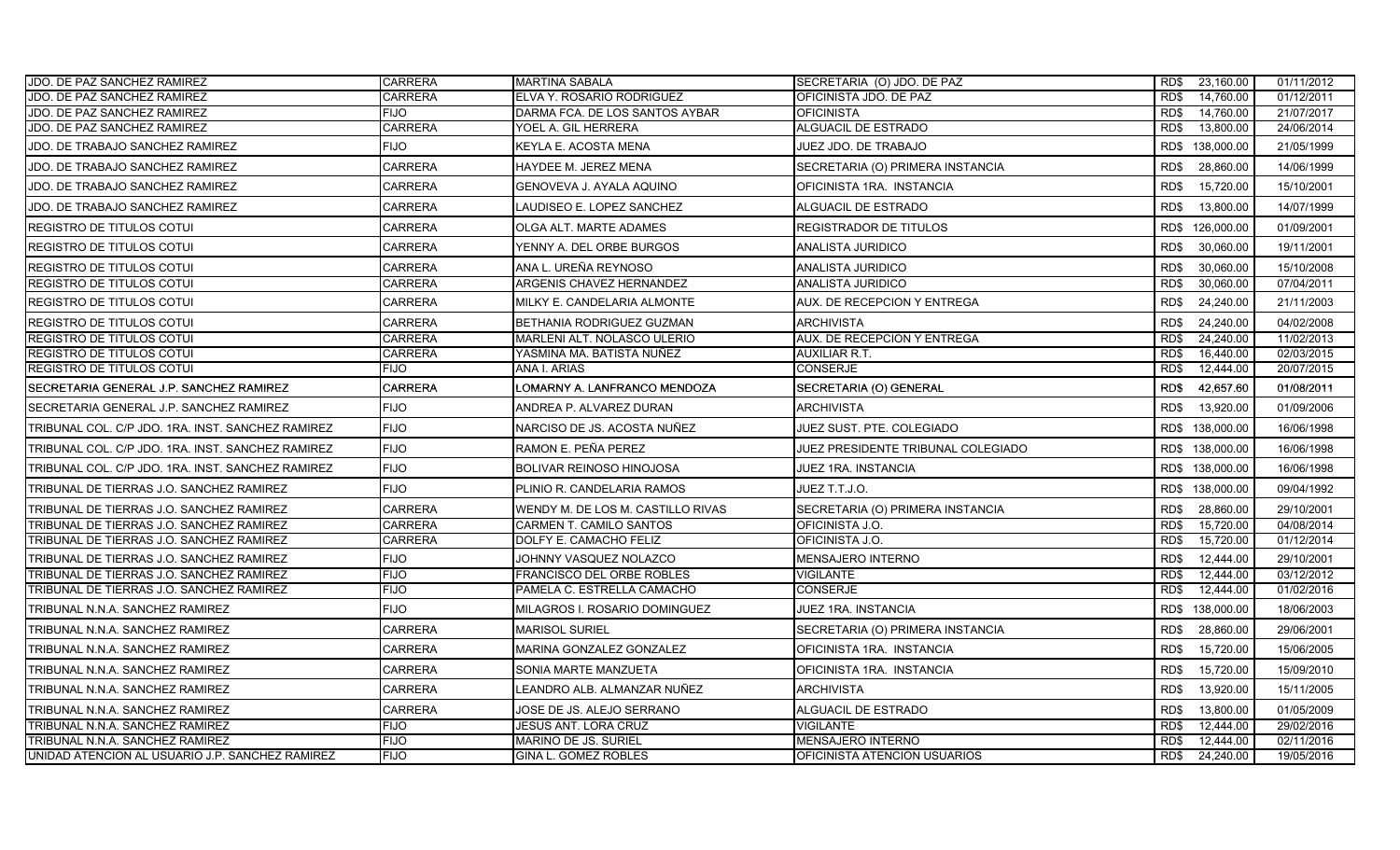| | | | | | |
|---|---|---|---|---|---|
| JDO. DE PAZ SANCHEZ RAMIREZ | CARRERA | MARTINA SABALA | SECRETARIA (O) JDO. DE PAZ | RD$ 23,160.00 | 01/11/2012 |
| JDO. DE PAZ SANCHEZ RAMIREZ | CARRERA | ELVA Y. ROSARIO RODRIGUEZ | OFICINISTA JDO. DE PAZ | RD$ 14,760.00 | 01/12/2011 |
| JDO. DE PAZ SANCHEZ RAMIREZ | FIJO | DARMA FCA. DE LOS SANTOS AYBAR | OFICINISTA | RD$ 14,760.00 | 21/07/2017 |
| JDO. DE PAZ SANCHEZ RAMIREZ | CARRERA | YOEL A. GIL HERRERA | ALGUACIL DE ESTRADO | RD$ 13,800.00 | 24/06/2014 |
| JDO. DE TRABAJO SANCHEZ RAMIREZ | FIJO | KEYLA E. ACOSTA MENA | JUEZ JDO. DE TRABAJO | RD$ 138,000.00 | 21/05/1999 |
| JDO. DE TRABAJO SANCHEZ RAMIREZ | CARRERA | HAYDEE M. JEREZ MENA | SECRETARIA (O) PRIMERA INSTANCIA | RD$ 28,860.00 | 14/06/1999 |
| JDO. DE TRABAJO SANCHEZ RAMIREZ | CARRERA | GENOVEVA J. AYALA AQUINO | OFICINISTA 1RA. INSTANCIA | RD$ 15,720.00 | 15/10/2001 |
| JDO. DE TRABAJO SANCHEZ RAMIREZ | CARRERA | LAUDISEO E. LOPEZ SANCHEZ | ALGUACIL DE ESTRADO | RD$ 13,800.00 | 14/07/1999 |
| REGISTRO DE TITULOS COTUI | CARRERA | OLGA ALT. MARTE ADAMES | REGISTRADOR DE TITULOS | RD$ 126,000.00 | 01/09/2001 |
| REGISTRO DE TITULOS COTUI | CARRERA | YENNY A. DEL ORBE BURGOS | ANALISTA JURIDICO | RD$ 30,060.00 | 19/11/2001 |
| REGISTRO DE TITULOS COTUI | CARRERA | ANA L. UREÑA REYNOSO | ANALISTA JURIDICO | RD$ 30,060.00 | 15/10/2008 |
| REGISTRO DE TITULOS COTUI | CARRERA | ARGENIS CHAVEZ HERNANDEZ | ANALISTA JURIDICO | RD$ 30,060.00 | 07/04/2011 |
| REGISTRO DE TITULOS COTUI | CARRERA | MILKY E. CANDELARIA ALMONTE | AUX. DE RECEPCION Y ENTREGA | RD$ 24,240.00 | 21/11/2003 |
| REGISTRO DE TITULOS COTUI | CARRERA | BETHANIA RODRIGUEZ GUZMAN | ARCHIVISTA | RD$ 24,240.00 | 04/02/2008 |
| REGISTRO DE TITULOS COTUI | CARRERA | MARLENI ALT. NOLASCO ULERIO | AUX. DE RECEPCION Y ENTREGA | RD$ 24,240.00 | 11/02/2013 |
| REGISTRO DE TITULOS COTUI | CARRERA | YASMINA MA. BATISTA NUÑEZ | AUXILIAR R.T. | RD$ 16,440.00 | 02/03/2015 |
| REGISTRO DE TITULOS COTUI | FIJO | ANA I. ARIAS | CONSERJE | RD$ 12,444.00 | 20/07/2015 |
| SECRETARIA GENERAL J.P. SANCHEZ RAMIREZ | CARRERA | LOMARNY A. LANFRANCO MENDOZA | SECRETARIA (O) GENERAL | RD$ 42,657.60 | 01/08/2011 |
| SECRETARIA GENERAL J.P. SANCHEZ RAMIREZ | FIJO | ANDREA P. ALVAREZ DURAN | ARCHIVISTA | RD$ 13,920.00 | 01/09/2006 |
| TRIBUNAL COL. C/P JDO. 1RA. INST. SANCHEZ RAMIREZ | FIJO | NARCISO DE JS. ACOSTA NUÑEZ | JUEZ SUST. PTE. COLEGIADO | RD$ 138,000.00 | 16/06/1998 |
| TRIBUNAL COL. C/P JDO. 1RA. INST. SANCHEZ RAMIREZ | FIJO | RAMON E. PEÑA PEREZ | JUEZ PRESIDENTE TRIBUNAL COLEGIADO | RD$ 138,000.00 | 16/06/1998 |
| TRIBUNAL COL. C/P JDO. 1RA. INST. SANCHEZ RAMIREZ | FIJO | BOLIVAR REINOSO HINOJOSA | JUEZ 1RA. INSTANCIA | RD$ 138,000.00 | 16/06/1998 |
| TRIBUNAL DE TIERRAS J.O. SANCHEZ RAMIREZ | FIJO | PLINIO R. CANDELARIA RAMOS | JUEZ T.T.J.O. | RD$ 138,000.00 | 09/04/1992 |
| TRIBUNAL DE TIERRAS J.O. SANCHEZ RAMIREZ | CARRERA | WENDY M. DE LOS M. CASTILLO RIVAS | SECRETARIA (O) PRIMERA INSTANCIA | RD$ 28,860.00 | 29/10/2001 |
| TRIBUNAL DE TIERRAS J.O. SANCHEZ RAMIREZ | CARRERA | CARMEN T. CAMILO SANTOS | OFICINISTA J.O. | RD$ 15,720.00 | 04/08/2014 |
| TRIBUNAL DE TIERRAS J.O. SANCHEZ RAMIREZ | CARRERA | DOLFY E. CAMACHO FELIZ | OFICINISTA J.O. | RD$ 15,720.00 | 01/12/2014 |
| TRIBUNAL DE TIERRAS J.O. SANCHEZ RAMIREZ | FIJO | JOHNNY VASQUEZ NOLAZCO | MENSAJERO INTERNO | RD$ 12,444.00 | 29/10/2001 |
| TRIBUNAL DE TIERRAS J.O. SANCHEZ RAMIREZ | FIJO | FRANCISCO DEL ORBE ROBLES | VIGILANTE | RD$ 12,444.00 | 03/12/2012 |
| TRIBUNAL DE TIERRAS J.O. SANCHEZ RAMIREZ | FIJO | PAMELA C. ESTRELLA CAMACHO | CONSERJE | RD$ 12,444.00 | 01/02/2016 |
| TRIBUNAL N.N.A. SANCHEZ RAMIREZ | FIJO | MILAGROS I. ROSARIO DOMINGUEZ | JUEZ 1RA. INSTANCIA | RD$ 138,000.00 | 18/06/2003 |
| TRIBUNAL N.N.A. SANCHEZ RAMIREZ | CARRERA | MARISOL SURIEL | SECRETARIA (O) PRIMERA INSTANCIA | RD$ 28,860.00 | 29/06/2001 |
| TRIBUNAL N.N.A. SANCHEZ RAMIREZ | CARRERA | MARINA GONZALEZ GONZALEZ | OFICINISTA 1RA. INSTANCIA | RD$ 15,720.00 | 15/06/2005 |
| TRIBUNAL N.N.A. SANCHEZ RAMIREZ | CARRERA | SONIA MARTE MANZUETA | OFICINISTA 1RA. INSTANCIA | RD$ 15,720.00 | 15/09/2010 |
| TRIBUNAL N.N.A. SANCHEZ RAMIREZ | CARRERA | LEANDRO ALB. ALMANZAR NUÑEZ | ARCHIVISTA | RD$ 13,920.00 | 15/11/2005 |
| TRIBUNAL N.N.A. SANCHEZ RAMIREZ | CARRERA | JOSE DE JS. ALEJO SERRANO | ALGUACIL DE ESTRADO | RD$ 13,800.00 | 01/05/2009 |
| TRIBUNAL N.N.A. SANCHEZ RAMIREZ | FIJO | JESUS ANT. LORA CRUZ | VIGILANTE | RD$ 12,444.00 | 29/02/2016 |
| TRIBUNAL N.N.A. SANCHEZ RAMIREZ | FIJO | MARINO DE JS. SURIEL | MENSAJERO INTERNO | RD$ 12,444.00 | 02/11/2016 |
| UNIDAD ATENCION AL USUARIO J.P. SANCHEZ RAMIREZ | FIJO | GINA L. GOMEZ ROBLES | OFICINISTA ATENCION USUARIOS | RD$ 24,240.00 | 19/05/2016 |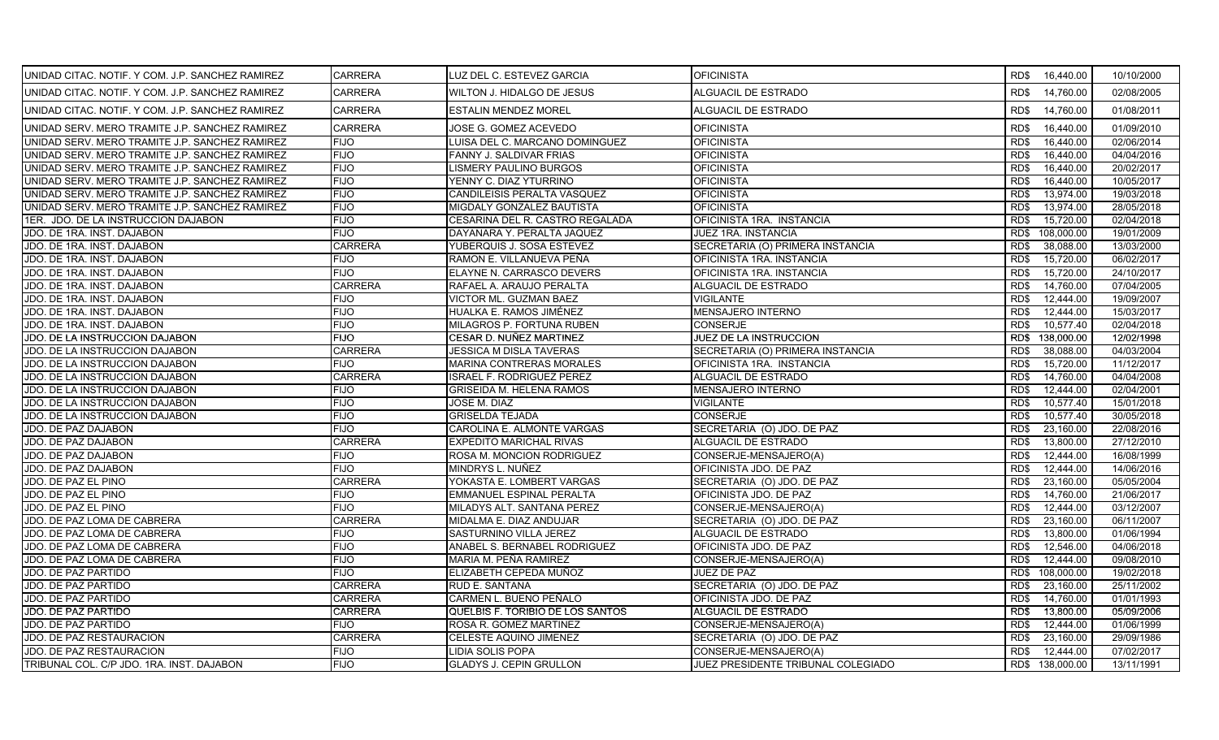| | | | | | |
|---|---|---|---|---|---|
| UNIDAD CITAC. NOTIF. Y COM. J.P. SANCHEZ RAMIREZ | CARRERA | LUZ DEL C. ESTEVEZ GARCIA | OFICINISTA | RD$ 16,440.00 | 10/10/2000 |
| UNIDAD CITAC. NOTIF. Y COM. J.P. SANCHEZ RAMIREZ | CARRERA | WILTON J. HIDALGO DE JESUS | ALGUACIL DE ESTRADO | RD$ 14,760.00 | 02/08/2005 |
| UNIDAD CITAC. NOTIF. Y COM. J.P. SANCHEZ RAMIREZ | CARRERA | ESTALIN MENDEZ MOREL | ALGUACIL DE ESTRADO | RD$ 14,760.00 | 01/08/2011 |
| UNIDAD SERV. MERO TRAMITE J.P. SANCHEZ RAMIREZ | CARRERA | JOSE G. GOMEZ ACEVEDO | OFICINISTA | RD$ 16,440.00 | 01/09/2010 |
| UNIDAD SERV. MERO TRAMITE J.P. SANCHEZ RAMIREZ | FIJO | LUISA DEL C. MARCANO DOMINGUEZ | OFICINISTA | RD$ 16,440.00 | 02/06/2014 |
| UNIDAD SERV. MERO TRAMITE J.P. SANCHEZ RAMIREZ | FIJO | FANNY J. SALDIVAR FRIAS | OFICINISTA | RD$ 16,440.00 | 04/04/2016 |
| UNIDAD SERV. MERO TRAMITE J.P. SANCHEZ RAMIREZ | FIJO | LISMERY PAULINO BURGOS | OFICINISTA | RD$ 16,440.00 | 20/02/2017 |
| UNIDAD SERV. MERO TRAMITE J.P. SANCHEZ RAMIREZ | FIJO | YENNY C. DIAZ YTURRINO | OFICINISTA | RD$ 16,440.00 | 10/05/2017 |
| UNIDAD SERV. MERO TRAMITE J.P. SANCHEZ RAMIREZ | FIJO | CANDILEISIS PERALTA VASQUEZ | OFICINISTA | RD$ 13,974.00 | 19/03/2018 |
| UNIDAD SERV. MERO TRAMITE J.P. SANCHEZ RAMIREZ | FIJO | MIGDALY GONZALEZ BAUTISTA | OFICINISTA | RD$ 13,974.00 | 28/05/2018 |
| 1ER. JDO. DE LA INSTRUCCION DAJABON | FIJO | CESARINA DEL R. CASTRO REGALADA | OFICINISTA 1RA. INSTANCIA | RD$ 15,720.00 | 02/04/2018 |
| JDO. DE 1RA. INST. DAJABON | FIJO | DAYANARA Y. PERALTA JAQUEZ | JUEZ 1RA. INSTANCIA | RD$ 108,000.00 | 19/01/2009 |
| JDO. DE 1RA. INST. DAJABON | CARRERA | YUBERQUIS J. SOSA ESTEVEZ | SECRETARIA (O) PRIMERA INSTANCIA | RD$ 38,088.00 | 13/03/2000 |
| JDO. DE 1RA. INST. DAJABON | FIJO | RAMON E. VILLANUEVA PEÑA | OFICINISTA 1RA. INSTANCIA | RD$ 15,720.00 | 06/02/2017 |
| JDO. DE 1RA. INST. DAJABON | FIJO | ELAYNE N. CARRASCO DEVERS | OFICINISTA 1RA. INSTANCIA | RD$ 15,720.00 | 24/10/2017 |
| JDO. DE 1RA. INST. DAJABON | CARRERA | RAFAEL A. ARAUJO PERALTA | ALGUACIL DE ESTRADO | RD$ 14,760.00 | 07/04/2005 |
| JDO. DE 1RA. INST. DAJABON | FIJO | VICTOR MA. GUZMAN BAEZ | VIGILANTE | RD$ 12,444.00 | 19/09/2007 |
| JDO. DE 1RA. INST. DAJABON | FIJO | HUALKA E. RAMOS JIMÉNEZ | MENSAJERO INTERNO | RD$ 12,444.00 | 15/03/2017 |
| JDO. DE 1RA. INST. DAJABON | FIJO | MILAGROS P. FORTUNA RUBEN | CONSERJE | RD$ 10,577.40 | 02/04/2018 |
| JDO. DE LA INSTRUCCION DAJABON | FIJO | CESAR D. NUÑEZ MARTINEZ | JUEZ DE LA INSTRUCCION | RD$ 138,000.00 | 12/02/1998 |
| JDO. DE LA INSTRUCCION DAJABON | CARRERA | JESSICA M DISLA TAVERAS | SECRETARIA (O) PRIMERA INSTANCIA | RD$ 38,088.00 | 04/03/2004 |
| JDO. DE LA INSTRUCCION DAJABON | FIJO | MARINA CONTRERAS MORALES | OFICINISTA 1RA. INSTANCIA | RD$ 15,720.00 | 11/12/2017 |
| JDO. DE LA INSTRUCCION DAJABON | CARRERA | ISRAEL F. RODRIGUEZ PEREZ | ALGUACIL DE ESTRADO | RD$ 14,760.00 | 04/04/2008 |
| JDO. DE LA INSTRUCCION DAJABON | FIJO | GRISEIDA M. HELENA RAMOS | MENSAJERO INTERNO | RD$ 12,444.00 | 02/04/2001 |
| JDO. DE LA INSTRUCCION DAJABON | FIJO | JOSE M. DIAZ | VIGILANTE | RD$ 10,577.40 | 15/01/2018 |
| JDO. DE LA INSTRUCCION DAJABON | FIJO | GRISELDA TEJADA | CONSERJE | RD$ 10,577.40 | 30/05/2018 |
| JDO. DE PAZ DAJABON | FIJO | CAROLINA E. ALMONTE VARGAS | SECRETARIA (O) JDO. DE PAZ | RD$ 23,160.00 | 22/08/2016 |
| JDO. DE PAZ DAJABON | CARRERA | EXPEDITO MARICHAL RIVAS | ALGUACIL DE ESTRADO | RD$ 13,800.00 | 27/12/2010 |
| JDO. DE PAZ DAJABON | FIJO | ROSA M. MONCION RODRIGUEZ | CONSERJE-MENSAJERO(A) | RD$ 12,444.00 | 16/08/1999 |
| JDO. DE PAZ DAJABON | FIJO | MINDRYS L. NUÑEZ | OFICINISTA JDO. DE PAZ | RD$ 12,444.00 | 14/06/2016 |
| JDO. DE PAZ EL PINO | CARRERA | YOKASTA E. LOMBERT VARGAS | SECRETARIA (O) JDO. DE PAZ | RD$ 23,160.00 | 05/05/2004 |
| JDO. DE PAZ EL PINO | FIJO | EMMANUEL ESPINAL PERALTA | OFICINISTA JDO. DE PAZ | RD$ 14,760.00 | 21/06/2017 |
| JDO. DE PAZ EL PINO | FIJO | MILADYS ALT. SANTANA PEREZ | CONSERJE-MENSAJERO(A) | RD$ 12,444.00 | 03/12/2007 |
| JDO. DE PAZ LOMA DE CABRERA | CARRERA | MIDALMA E. DIAZ ANDUJAR | SECRETARIA (O) JDO. DE PAZ | RD$ 23,160.00 | 06/11/2007 |
| JDO. DE PAZ LOMA DE CABRERA | FIJO | SASTURNINO VILLA JEREZ | ALGUACIL DE ESTRADO | RD$ 13,800.00 | 01/06/1994 |
| JDO. DE PAZ LOMA DE CABRERA | FIJO | ANABEL S. BERNABEL RODRIGUEZ | OFICINISTA JDO. DE PAZ | RD$ 12,546.00 | 04/06/2018 |
| JDO. DE PAZ LOMA DE CABRERA | FIJO | MARIA M. PEÑA RAMIREZ | CONSERJE-MENSAJERO(A) | RD$ 12,444.00 | 09/08/2010 |
| JDO. DE PAZ PARTIDO | FIJO | ELIZABETH CEPEDA MUÑOZ | JUEZ DE PAZ | RD$ 108,000.00 | 19/02/2018 |
| JDO. DE PAZ PARTIDO | CARRERA | RUD E. SANTANA | SECRETARIA (O) JDO. DE PAZ | RD$ 23,160.00 | 25/11/2002 |
| JDO. DE PAZ PARTIDO | CARRERA | CARMEN L. BUENO PEÑALO | OFICINISTA JDO. DE PAZ | RD$ 14,760.00 | 01/01/1993 |
| JDO. DE PAZ PARTIDO | CARRERA | QUELBIS F. TORIBIO DE LOS SANTOS | ALGUACIL DE ESTRADO | RD$ 13,800.00 | 05/09/2006 |
| JDO. DE PAZ PARTIDO | FIJO | ROSA R. GOMEZ MARTINEZ | CONSERJE-MENSAJERO(A) | RD$ 12,444.00 | 01/06/1999 |
| JDO. DE PAZ RESTAURACION | CARRERA | CELESTE AQUINO JIMENEZ | SECRETARIA (O) JDO. DE PAZ | RD$ 23,160.00 | 29/09/1986 |
| JDO. DE PAZ RESTAURACION | FIJO | LIDIA SOLIS POPA | CONSERJE-MENSAJERO(A) | RD$ 12,444.00 | 07/02/2017 |
| TRIBUNAL COL. C/P JDO. 1RA. INST. DAJABON | FIJO | GLADYS J. CEPIN GRULLON | JUEZ PRESIDENTE TRIBUNAL COLEGIADO | RD$ 138,000.00 | 13/11/1991 |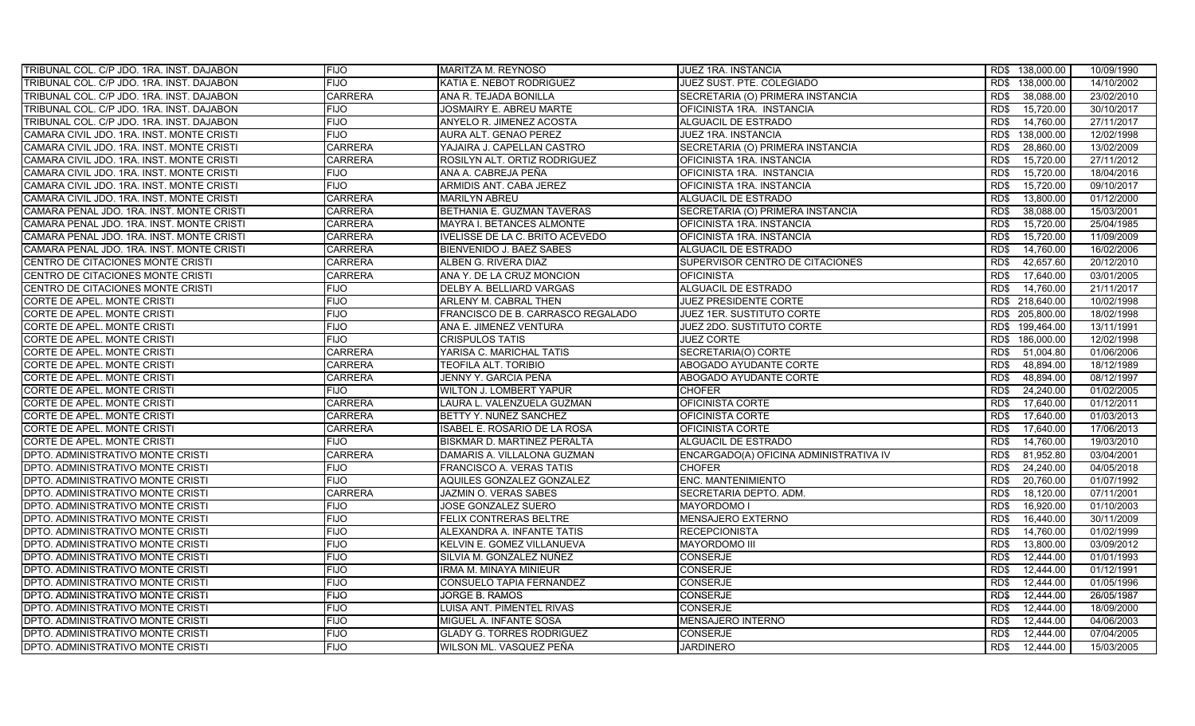| | | | | | |
|---|---|---|---|---|---|
| TRIBUNAL COL. C/P JDO. 1RA. INST. DAJABON | FIJO | MARITZA M. REYNOSO | JUEZ 1RA. INSTANCIA | RD$ 138,000.00 | 10/09/1990 |
| TRIBUNAL COL. C/P JDO. 1RA. INST. DAJABON | FIJO | KATIA E. NEBOT RODRIGUEZ | JUEZ SUST. PTE. COLEGIADO | RD$ 138,000.00 | 14/10/2002 |
| TRIBUNAL COL. C/P JDO. 1RA. INST. DAJABON | CARRERA | ANA R. TEJADA BONILLA | SECRETARIA (O) PRIMERA INSTANCIA | RD$ 38,088.00 | 23/02/2010 |
| TRIBUNAL COL. C/P JDO. 1RA. INST. DAJABON | FIJO | JOSMAIRY E. ABREU MARTE | OFICINISTA 1RA. INSTANCIA | RD$ 15,720.00 | 30/10/2017 |
| TRIBUNAL COL. C/P JDO. 1RA. INST. DAJABON | FIJO | ANYELO R. JIMENEZ ACOSTA | ALGUACIL DE ESTRADO | RD$ 14,760.00 | 27/11/2017 |
| CAMARA CIVIL JDO. 1RA. INST. MONTE CRISTI | FIJO | AURA ALT. GENAO PEREZ | JUEZ 1RA. INSTANCIA | RD$ 138,000.00 | 12/02/1998 |
| CAMARA CIVIL JDO. 1RA. INST. MONTE CRISTI | CARRERA | YAJAIRA J. CAPELLAN CASTRO | SECRETARIA (O) PRIMERA INSTANCIA | RD$ 28,860.00 | 13/02/2009 |
| CAMARA CIVIL JDO. 1RA. INST. MONTE CRISTI | CARRERA | ROSILYN ALT. ORTIZ RODRIGUEZ | OFICINISTA 1RA. INSTANCIA | RD$ 15,720.00 | 27/11/2012 |
| CAMARA CIVIL JDO. 1RA. INST. MONTE CRISTI | FIJO | ANA A. CABREJA PEÑA | OFICINISTA 1RA. INSTANCIA | RD$ 15,720.00 | 18/04/2016 |
| CAMARA CIVIL JDO. 1RA. INST. MONTE CRISTI | FIJO | ARMIDIS ANT. CABA JEREZ | OFICINISTA 1RA. INSTANCIA | RD$ 15,720.00 | 09/10/2017 |
| CAMARA CIVIL JDO. 1RA. INST. MONTE CRISTI | CARRERA | MARILYN ABREU | ALGUACIL DE ESTRADO | RD$ 13,800.00 | 01/12/2000 |
| CAMARA PENAL JDO. 1RA. INST. MONTE CRISTI | CARRERA | BETHANIA E. GUZMAN TAVERAS | SECRETARIA (O) PRIMERA INSTANCIA | RD$ 38,088.00 | 15/03/2001 |
| CAMARA PENAL JDO. 1RA. INST. MONTE CRISTI | CARRERA | MAYRA I. BETANCES ALMONTE | OFICINISTA 1RA. INSTANCIA | RD$ 15,720.00 | 25/04/1985 |
| CAMARA PENAL JDO. 1RA. INST. MONTE CRISTI | CARRERA | IVELISSE DE LA C. BRITO ACEVEDO | OFICINISTA 1RA. INSTANCIA | RD$ 15,720.00 | 11/09/2009 |
| CAMARA PENAL JDO. 1RA. INST. MONTE CRISTI | CARRERA | BIENVENIDO J. BAEZ SABES | ALGUACIL DE ESTRADO | RD$ 14,760.00 | 16/02/2006 |
| CENTRO DE CITACIONES MONTE CRISTI | CARRERA | ALBEN G. RIVERA DIAZ | SUPERVISOR CENTRO DE CITACIONES | RD$ 42,657.60 | 20/12/2010 |
| CENTRO DE CITACIONES MONTE CRISTI | CARRERA | ANA Y. DE LA CRUZ MONCION | OFICINISTA | RD$ 17,640.00 | 03/01/2005 |
| CENTRO DE CITACIONES MONTE CRISTI | FIJO | DELBY A. BELLIARD VARGAS | ALGUACIL DE ESTRADO | RD$ 14,760.00 | 21/11/2017 |
| CORTE DE APEL. MONTE CRISTI | FIJO | ARLENY M. CABRAL THEN | JUEZ PRESIDENTE CORTE | RD$ 218,640.00 | 10/02/1998 |
| CORTE DE APEL. MONTE CRISTI | FIJO | FRANCISCO DE B. CARRASCO REGALADO | JUEZ 1ER. SUSTITUTO CORTE | RD$ 205,800.00 | 18/02/1998 |
| CORTE DE APEL. MONTE CRISTI | FIJO | ANA E. JIMENEZ VENTURA | JUEZ 2DO. SUSTITUTO CORTE | RD$ 199,464.00 | 13/11/1991 |
| CORTE DE APEL. MONTE CRISTI | FIJO | CRISPULOS TATIS | JUEZ CORTE | RD$ 186,000.00 | 12/02/1998 |
| CORTE DE APEL. MONTE CRISTI | CARRERA | YARISA C. MARICHAL TATIS | SECRETARIA(O) CORTE | RD$ 51,004.80 | 01/06/2006 |
| CORTE DE APEL. MONTE CRISTI | CARRERA | TEOFILA ALT. TORIBIO | ABOGADO AYUDANTE CORTE | RD$ 48,894.00 | 18/12/1989 |
| CORTE DE APEL. MONTE CRISTI | CARRERA | JENNY Y. GARCIA PEÑA | ABOGADO AYUDANTE CORTE | RD$ 48,894.00 | 08/12/1997 |
| CORTE DE APEL. MONTE CRISTI | FIJO | WILTON J. LOMBERT YAPUR | CHOFER | RD$ 24,240.00 | 01/02/2005 |
| CORTE DE APEL. MONTE CRISTI | CARRERA | LAURA L. VALENZUELA GUZMAN | OFICINISTA CORTE | RD$ 17,640.00 | 01/12/2011 |
| CORTE DE APEL. MONTE CRISTI | CARRERA | BETTY Y. NUÑEZ SANCHEZ | OFICINISTA CORTE | RD$ 17,640.00 | 01/03/2013 |
| CORTE DE APEL. MONTE CRISTI | CARRERA | ISABEL E. ROSARIO DE LA ROSA | OFICINISTA CORTE | RD$ 17,640.00 | 17/06/2013 |
| CORTE DE APEL. MONTE CRISTI | FIJO | BISKMAR D. MARTINEZ PERALTA | ALGUACIL DE ESTRADO | RD$ 14,760.00 | 19/03/2010 |
| DPTO. ADMINISTRATIVO MONTE CRISTI | CARRERA | DAMARIS A. VILLALONA GUZMAN | ENCARGADO(A) OFICINA ADMINISTRATIVA IV | RD$ 81,952.80 | 03/04/2001 |
| DPTO. ADMINISTRATIVO MONTE CRISTI | FIJO | FRANCISCO A. VERAS TATIS | CHOFER | RD$ 24,240.00 | 04/05/2018 |
| DPTO. ADMINISTRATIVO MONTE CRISTI | FIJO | AQUILES GONZALEZ GONZALEZ | ENC. MANTENIMIENTO | RD$ 20,760.00 | 01/07/1992 |
| DPTO. ADMINISTRATIVO MONTE CRISTI | CARRERA | JAZMIN O. VERAS SABES | SECRETARIA DEPTO. ADM. | RD$ 18,120.00 | 07/11/2001 |
| DPTO. ADMINISTRATIVO MONTE CRISTI | FIJO | JOSE GONZALEZ SUERO | MAYORDOMO I | RD$ 16,920.00 | 01/10/2003 |
| DPTO. ADMINISTRATIVO MONTE CRISTI | FIJO | FELIX CONTRERAS BELTRE | MENSAJERO EXTERNO | RD$ 16,440.00 | 30/11/2009 |
| DPTO. ADMINISTRATIVO MONTE CRISTI | FIJO | ALEXANDRA A. INFANTE TATIS | RECEPCIONISTA | RD$ 14,760.00 | 01/02/1999 |
| DPTO. ADMINISTRATIVO MONTE CRISTI | FIJO | KELVIN E. GOMEZ VILLANUEVA | MAYORDOMO III | RD$ 13,800.00 | 03/09/2012 |
| DPTO. ADMINISTRATIVO MONTE CRISTI | FIJO | SILVIA M. GONZALEZ NUÑEZ | CONSERJE | RD$ 12,444.00 | 01/01/1993 |
| DPTO. ADMINISTRATIVO MONTE CRISTI | FIJO | IRMA M. MINAYA MINIEUR | CONSERJE | RD$ 12,444.00 | 01/12/1991 |
| DPTO. ADMINISTRATIVO MONTE CRISTI | FIJO | CONSUELO TAPIA FERNANDEZ | CONSERJE | RD$ 12,444.00 | 01/05/1996 |
| DPTO. ADMINISTRATIVO MONTE CRISTI | FIJO | JORGE B. RAMOS | CONSERJE | RD$ 12,444.00 | 26/05/1987 |
| DPTO. ADMINISTRATIVO MONTE CRISTI | FIJO | LUISA ANT. PIMENTEL RIVAS | CONSERJE | RD$ 12,444.00 | 18/09/2000 |
| DPTO. ADMINISTRATIVO MONTE CRISTI | FIJO | MIGUEL A. INFANTE SOSA | MENSAJERO INTERNO | RD$ 12,444.00 | 04/06/2003 |
| DPTO. ADMINISTRATIVO MONTE CRISTI | FIJO | GLADY G. TORRES RODRIGUEZ | CONSERJE | RD$ 12,444.00 | 07/04/2005 |
| DPTO. ADMINISTRATIVO MONTE CRISTI | FIJO | WILSON ML. VASQUEZ PEÑA | JARDINERO | RD$ 12,444.00 | 15/03/2005 |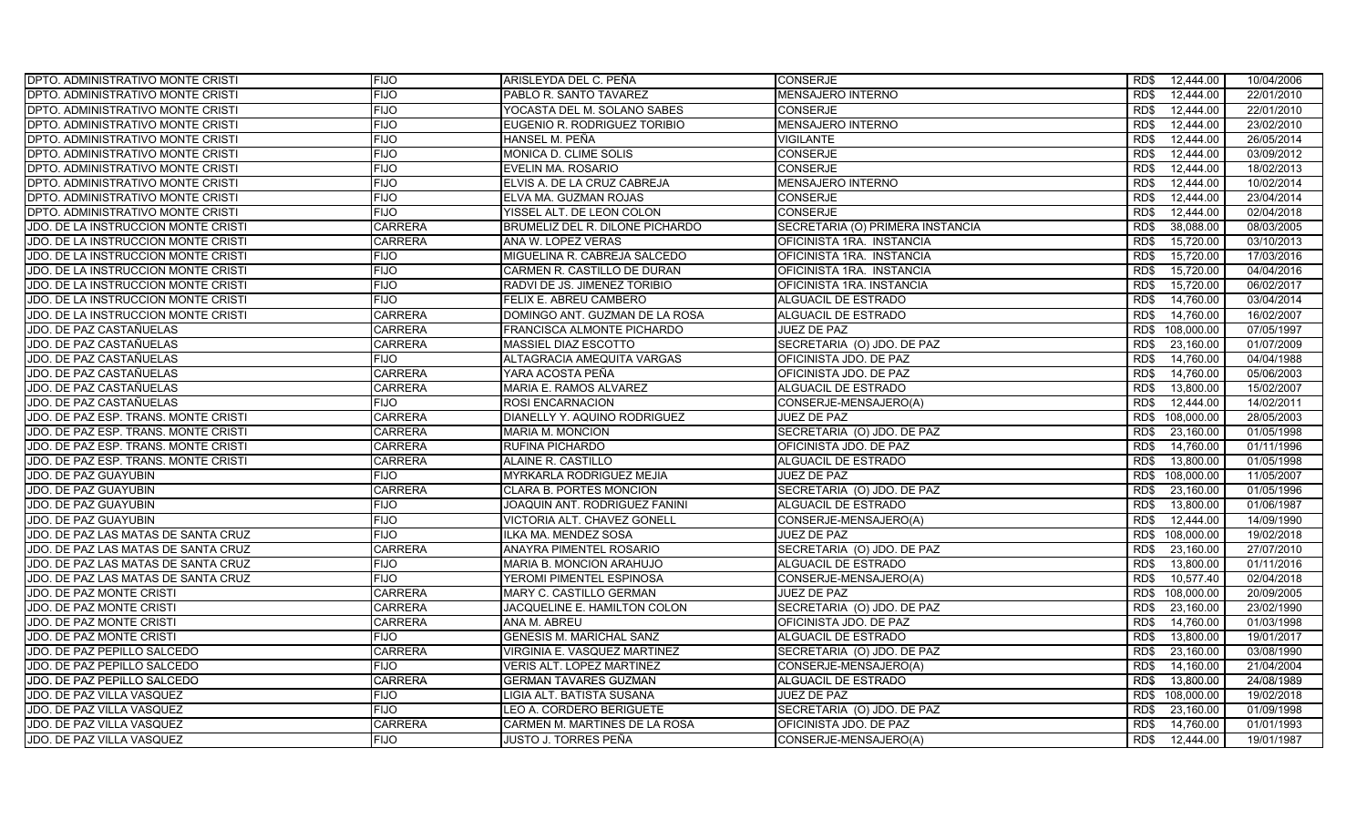| | | | | | |
|---|---|---|---|---|---|
| DPTO. ADMINISTRATIVO MONTE CRISTI | FIJO | ARISLEYDA DEL C. PEÑA | CONSERJE | RD$ 12,444.00 | 10/04/2006 |
| DPTO. ADMINISTRATIVO MONTE CRISTI | FIJO | PABLO R. SANTO TAVAREZ | MENSAJERO INTERNO | RD$ 12,444.00 | 22/01/2010 |
| DPTO. ADMINISTRATIVO MONTE CRISTI | FIJO | YOCASTA DEL M. SOLANO SABES | CONSERJE | RD$ 12,444.00 | 22/01/2010 |
| DPTO. ADMINISTRATIVO MONTE CRISTI | FIJO | EUGENIO R. RODRIGUEZ TORIBIO | MENSAJERO INTERNO | RD$ 12,444.00 | 23/02/2010 |
| DPTO. ADMINISTRATIVO MONTE CRISTI | FIJO | HANSEL M. PEÑA | VIGILANTE | RD$ 12,444.00 | 26/05/2014 |
| DPTO. ADMINISTRATIVO MONTE CRISTI | FIJO | MONICA D. CLIME SOLIS | CONSERJE | RD$ 12,444.00 | 03/09/2012 |
| DPTO. ADMINISTRATIVO MONTE CRISTI | FIJO | EVELIN MA. ROSARIO | CONSERJE | RD$ 12,444.00 | 18/02/2013 |
| DPTO. ADMINISTRATIVO MONTE CRISTI | FIJO | ELVIS A. DE LA CRUZ CABREJA | MENSAJERO INTERNO | RD$ 12,444.00 | 10/02/2014 |
| DPTO. ADMINISTRATIVO MONTE CRISTI | FIJO | ELVA MA. GUZMAN ROJAS | CONSERJE | RD$ 12,444.00 | 23/04/2014 |
| DPTO. ADMINISTRATIVO MONTE CRISTI | FIJO | YISSEL ALT. DE LEON COLON | CONSERJE | RD$ 12,444.00 | 02/04/2018 |
| JDO. DE LA INSTRUCCION MONTE CRISTI | CARRERA | BRUMELIZ DEL R. DILONE PICHARDO | SECRETARIA (O) PRIMERA INSTANCIA | RD$ 38,088.00 | 08/03/2005 |
| JDO. DE LA INSTRUCCION MONTE CRISTI | CARRERA | ANA W. LOPEZ VERAS | OFICINISTA 1RA. INSTANCIA | RD$ 15,720.00 | 03/10/2013 |
| JDO. DE LA INSTRUCCION MONTE CRISTI | FIJO | MIGUELINA R. CABREJA SALCEDO | OFICINISTA 1RA. INSTANCIA | RD$ 15,720.00 | 17/03/2016 |
| JDO. DE LA INSTRUCCION MONTE CRISTI | FIJO | CARMEN R. CASTILLO DE DURAN | OFICINISTA 1RA. INSTANCIA | RD$ 15,720.00 | 04/04/2016 |
| JDO. DE LA INSTRUCCION MONTE CRISTI | FIJO | RADVI DE JS. JIMENEZ TORIBIO | OFICINISTA 1RA. INSTANCIA | RD$ 15,720.00 | 06/02/2017 |
| JDO. DE LA INSTRUCCION MONTE CRISTI | FIJO | FELIX E. ABREU CAMBERO | ALGUACIL DE ESTRADO | RD$ 14,760.00 | 03/04/2014 |
| JDO. DE LA INSTRUCCION MONTE CRISTI | CARRERA | DOMINGO ANT. GUZMAN DE LA ROSA | ALGUACIL DE ESTRADO | RD$ 14,760.00 | 16/02/2007 |
| JDO. DE PAZ CASTAÑUELAS | CARRERA | FRANCISCA ALMONTE PICHARDO | JUEZ DE PAZ | RD$ 108,000.00 | 07/05/1997 |
| JDO. DE PAZ CASTAÑUELAS | CARRERA | MASSIEL DIAZ ESCOTTO | SECRETARIA (O) JDO. DE PAZ | RD$ 23,160.00 | 01/07/2009 |
| JDO. DE PAZ CASTAÑUELAS | FIJO | ALTAGRACIA AMEQUITA VARGAS | OFICINISTA JDO. DE PAZ | RD$ 14,760.00 | 04/04/1988 |
| JDO. DE PAZ CASTAÑUELAS | CARRERA | YARA ACOSTA PEÑA | OFICINISTA JDO. DE PAZ | RD$ 14,760.00 | 05/06/2003 |
| JDO. DE PAZ CASTAÑUELAS | CARRERA | MARIA E. RAMOS ALVAREZ | ALGUACIL DE ESTRADO | RD$ 13,800.00 | 15/02/2007 |
| JDO. DE PAZ CASTAÑUELAS | FIJO | ROSI ENCARNACION | CONSERJE-MENSAJERO(A) | RD$ 12,444.00 | 14/02/2011 |
| JDO. DE PAZ ESP. TRANS. MONTE CRISTI | CARRERA | DIANELLY Y. AQUINO RODRIGUEZ | JUEZ DE PAZ | RD$ 108,000.00 | 28/05/2003 |
| JDO. DE PAZ ESP. TRANS. MONTE CRISTI | CARRERA | MARIA M. MONCION | SECRETARIA (O) JDO. DE PAZ | RD$ 23,160.00 | 01/05/1998 |
| JDO. DE PAZ ESP. TRANS. MONTE CRISTI | CARRERA | RUFINA PICHARDO | OFICINISTA JDO. DE PAZ | RD$ 14,760.00 | 01/11/1996 |
| JDO. DE PAZ ESP. TRANS. MONTE CRISTI | CARRERA | ALAINE R. CASTILLO | ALGUACIL DE ESTRADO | RD$ 13,800.00 | 01/05/1998 |
| JDO. DE PAZ GUAYUBIN | FIJO | MYRKARLA RODRIGUEZ MEJIA | JUEZ DE PAZ | RD$ 108,000.00 | 11/05/2007 |
| JDO. DE PAZ GUAYUBIN | CARRERA | CLARA B. PORTES MONCION | SECRETARIA (O) JDO. DE PAZ | RD$ 23,160.00 | 01/05/1996 |
| JDO. DE PAZ GUAYUBIN | FIJO | JOAQUIN ANT. RODRIGUEZ FANINI | ALGUACIL DE ESTRADO | RD$ 13,800.00 | 01/06/1987 |
| JDO. DE PAZ GUAYUBIN | FIJO | VICTORIA ALT. CHAVEZ GONELL | CONSERJE-MENSAJERO(A) | RD$ 12,444.00 | 14/09/1990 |
| JDO. DE PAZ LAS MATAS DE SANTA CRUZ | FIJO | ILKA MA. MENDEZ SOSA | JUEZ DE PAZ | RD$ 108,000.00 | 19/02/2018 |
| JDO. DE PAZ LAS MATAS DE SANTA CRUZ | CARRERA | ANAYRA PIMENTEL ROSARIO | SECRETARIA (O) JDO. DE PAZ | RD$ 23,160.00 | 27/07/2010 |
| JDO. DE PAZ LAS MATAS DE SANTA CRUZ | FIJO | MARIA B. MONCION ARAHUJO | ALGUACIL DE ESTRADO | RD$ 13,800.00 | 01/11/2016 |
| JDO. DE PAZ LAS MATAS DE SANTA CRUZ | FIJO | YEROMI PIMENTEL ESPINOSA | CONSERJE-MENSAJERO(A) | RD$ 10,577.40 | 02/04/2018 |
| JDO. DE PAZ MONTE CRISTI | CARRERA | MARY C. CASTILLO GERMAN | JUEZ DE PAZ | RD$ 108,000.00 | 20/09/2005 |
| JDO. DE PAZ MONTE CRISTI | CARRERA | JACQUELINE E. HAMILTON COLON | SECRETARIA (O) JDO. DE PAZ | RD$ 23,160.00 | 23/02/1990 |
| JDO. DE PAZ MONTE CRISTI | CARRERA | ANA M. ABREU | OFICINISTA JDO. DE PAZ | RD$ 14,760.00 | 01/03/1998 |
| JDO. DE PAZ MONTE CRISTI | FIJO | GENESIS M. MARICHAL SANZ | ALGUACIL DE ESTRADO | RD$ 13,800.00 | 19/01/2017 |
| JDO. DE PAZ PEPILLO SALCEDO | CARRERA | VIRGINIA E. VASQUEZ MARTINEZ | SECRETARIA (O) JDO. DE PAZ | RD$ 23,160.00 | 03/08/1990 |
| JDO. DE PAZ PEPILLO SALCEDO | FIJO | VERIS ALT. LOPEZ MARTINEZ | CONSERJE-MENSAJERO(A) | RD$ 14,160.00 | 21/04/2004 |
| JDO. DE PAZ PEPILLO SALCEDO | CARRERA | GERMAN TAVARES GUZMAN | ALGUACIL DE ESTRADO | RD$ 13,800.00 | 24/08/1989 |
| JDO. DE PAZ VILLA VASQUEZ | FIJO | LIGIA ALT. BATISTA SUSANA | JUEZ DE PAZ | RD$ 108,000.00 | 19/02/2018 |
| JDO. DE PAZ VILLA VASQUEZ | FIJO | LEO A. CORDERO BERIGUETE | SECRETARIA (O) JDO. DE PAZ | RD$ 23,160.00 | 01/09/1998 |
| JDO. DE PAZ VILLA VASQUEZ | CARRERA | CARMEN M. MARTINES DE LA ROSA | OFICINISTA JDO. DE PAZ | RD$ 14,760.00 | 01/01/1993 |
| JDO. DE PAZ VILLA VASQUEZ | FIJO | JUSTO J. TORRES PEÑA | CONSERJE-MENSAJERO(A) | RD$ 12,444.00 | 19/01/1987 |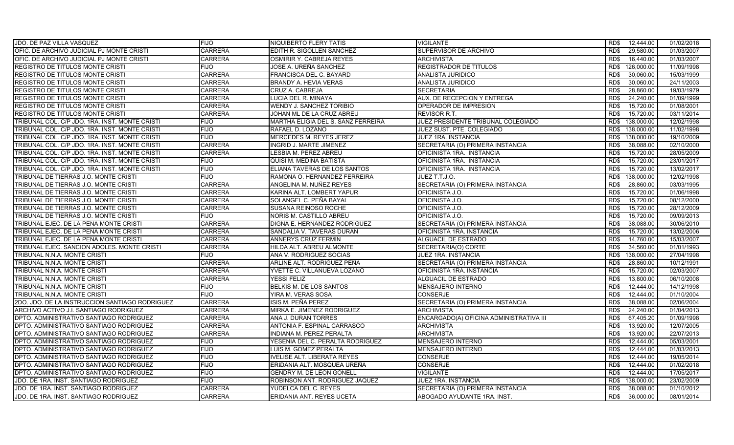| | | | | | |
|---|---|---|---|---|---|
| JDO. DE PAZ VILLA VASQUEZ | FIJO | NIQUIBERTO FLERY TATIS | VIGILANTE | RD$ 12,444.00 | 01/02/2018 |
| OFIC. DE ARCHIVO JUDICIAL PJ MONTE CRISTI | CARRERA | EDITH R. SIGOLLEN SANCHEZ | SUPERVISOR DE ARCHIVO | RD$ 29,580.00 | 01/03/2007 |
| OFIC. DE ARCHIVO JUDICIAL PJ MONTE CRISTI | CARRERA | OSMIRIR Y. CABREJA REYES | ARCHIVISTA | RD$ 16,440.00 | 01/03/2007 |
| REGISTRO DE TITULOS MONTE CRISTI | FIJO | JOSE A. UREÑA SANCHEZ | REGISTRADOR DE TITULOS | RD$ 126,000.00 | 11/09/1998 |
| REGISTRO DE TITULOS MONTE CRISTI | CARRERA | FRANCISCA DEL C. BAYARD | ANALISTA JURIDICO | RD$ 30,060.00 | 15/03/1999 |
| REGISTRO DE TITULOS MONTE CRISTI | CARRERA | BRANDY A. HEVIA VERAS | ANALISTA JURIDICO | RD$ 30,060.00 | 24/11/2003 |
| REGISTRO DE TITULOS MONTE CRISTI | CARRERA | CRUZ A. CABREJA | SECRETARIA | RD$ 28,860.00 | 19/03/1979 |
| REGISTRO DE TITULOS MONTE CRISTI | CARRERA | LUCIA DEL R. MINAYA | AUX. DE RECEPCION Y ENTREGA | RD$ 24,240.00 | 01/09/1999 |
| REGISTRO DE TITULOS MONTE CRISTI | CARRERA | WENDY J. SANCHEZ TORIBIO | OPERADOR DE IMPRESION | RD$ 15,720.00 | 01/08/2001 |
| REGISTRO DE TITULOS MONTE CRISTI | CARRERA | JOHAN ML DE LA CRUZ ABREU | REVISOR R.T. | RD$ 15,720.00 | 03/11/2014 |
| TRIBUNAL COL. C/P JDO. 1RA. INST. MONTE CRISTI | FIJO | MARTHA ELIGIA DEL S. SANZ FERREIRA | JUEZ PRESIDENTE TRIBUNAL COLEGIADO | RD$ 138,000.00 | 12/02/1998 |
| TRIBUNAL COL. C/P JDO. 1RA. INST. MONTE CRISTI | FIJO | RAFAEL D. LOZANO | JUEZ SUST. PTE. COLEGIADO | RD$ 138,000.00 | 11/02/1998 |
| TRIBUNAL COL. C/P JDO. 1RA. INST. MONTE CRISTI | FIJO | MERCEDES M. REYES JEREZ | JUEZ 1RA. INSTANCIA | RD$ 138,000.00 | 19/10/2009 |
| TRIBUNAL COL. C/P JDO. 1RA. INST. MONTE CRISTI | CARRERA | INGRID J. MARTE JIMENEZ | SECRETARIA (O) PRIMERA INSTANCIA | RD$ 38,088.00 | 02/10/2000 |
| TRIBUNAL COL. C/P JDO. 1RA. INST. MONTE CRISTI | CARRERA | LESBIA M. PEREZ ABREU | OFICINISTA 1RA. INSTANCIA | RD$ 15,720.00 | 28/05/2009 |
| TRIBUNAL COL. C/P JDO. 1RA. INST. MONTE CRISTI | FIJO | QUISI M. MEDINA BATISTA | OFICINISTA 1RA. INSTANCIA | RD$ 15,720.00 | 23/01/2017 |
| TRIBUNAL COL. C/P JDO. 1RA. INST. MONTE CRISTI | FIJO | ELIANA TAVERAS DE LOS SANTOS | OFICINISTA 1RA. INSTANCIA | RD$ 15,720.00 | 13/02/2017 |
| TRIBUNAL DE TIERRAS J.O. MONTE CRISTI | FIJO | RAMONA O. HERNANDEZ FERREIRA | JUEZ T.T.J.O. | RD$ 138,000.00 | 12/02/1998 |
| TRIBUNAL DE TIERRAS J.O. MONTE CRISTI | CARRERA | ANGELINA M. NUÑEZ REYES | SECRETARIA (O) PRIMERA INSTANCIA | RD$ 28,860.00 | 03/03/1995 |
| TRIBUNAL DE TIERRAS J.O. MONTE CRISTI | CARRERA | KARINA ALT. LOMBERT YAPUR | OFICINISTA J.O. | RD$ 15,720.00 | 01/06/1998 |
| TRIBUNAL DE TIERRAS J.O. MONTE CRISTI | CARRERA | SOLANGEL C. PEÑA BAYAL | OFICINISTA J.O. | RD$ 15,720.00 | 08/12/2000 |
| TRIBUNAL DE TIERRAS J.O. MONTE CRISTI | CARRERA | SUSANA REINOSO ROCHE | OFICINISTA J.O. | RD$ 15,720.00 | 28/12/2009 |
| TRIBUNAL DE TIERRAS J.O. MONTE CRISTI | FIJO | NORIS M. CASTILLO ABREU | OFICINISTA J.O. | RD$ 15,720.00 | 09/09/2013 |
| TRIBUNAL EJEC. DE LA PENA MONTE CRISTI | CARRERA | DIGNA E. HERNANDEZ RODRIGUEZ | SECRETARIA (O) PRIMERA INSTANCIA | RD$ 38,088.00 | 30/06/2010 |
| TRIBUNAL EJEC. DE LA PENA MONTE CRISTI | CARRERA | SANDALIA V. TAVERAS DURAN | OFICINISTA 1RA. INSTANCIA | RD$ 15,720.00 | 13/02/2006 |
| TRIBUNAL EJEC. DE LA PENA MONTE CRISTI | CARRERA | ANNERYS CRUZ FERMIN | ALGUACIL DE ESTRADO | RD$ 14,760.00 | 15/03/2007 |
| TRIBUNAL EJEC. SANCION ADOLES. MONTE CRISTI | CARRERA | HILDA ALT. ABREU ALMONTE | SECRETARIA(O) CORTE | RD$ 34,560.00 | 01/01/1993 |
| TRIBUNAL N.N.A. MONTE CRISTI | FIJO | ANA V. RODRIGUEZ SOCIAS | JUEZ 1RA. INSTANCIA | RD$ 138,000.00 | 27/04/1998 |
| TRIBUNAL N.N.A. MONTE CRISTI | CARRERA | ARLINE ALT. RODRIGUEZ PEÑA | SECRETARIA (O) PRIMERA INSTANCIA | RD$ 28,860.00 | 10/12/1991 |
| TRIBUNAL N.N.A. MONTE CRISTI | CARRERA | YVETTE C. VILLANUEVA LOZANO | OFICINISTA 1RA. INSTANCIA | RD$ 15,720.00 | 02/03/2007 |
| TRIBUNAL N.N.A. MONTE CRISTI | CARRERA | YESSI FELIZ | ALGUACIL DE ESTRADO | RD$ 13,800.00 | 06/10/2008 |
| TRIBUNAL N.N.A. MONTE CRISTI | FIJO | BELKIS M. DE LOS SANTOS | MENSAJERO INTERNO | RD$ 12,444.00 | 14/12/1998 |
| TRIBUNAL N.N.A. MONTE CRISTI | FIJO | YIRA M. VERAS SOSA | CONSERJE | RD$ 12,444.00 | 01/10/2004 |
| 2DO. JDO. DE LA INSTRUCCION SANTIAGO RODRIGUEZ | CARRERA | ISIS M. PEÑA PEREZ | SECRETARIA (O) PRIMERA INSTANCIA | RD$ 38,088.00 | 02/06/2004 |
| ARCHIVO ACTIVO J.I. SANTIAGO RODRIGUEZ | CARRERA | MIRKA E. JIMENEZ RODRIGUEZ | ARCHIVISTA | RD$ 24,240.00 | 01/04/2013 |
| DPTO. ADMINISTRATIVO SANTIAGO RODRIGUEZ | CARRERA | ANA J. DURAN TORRES | ENCARGADO(A) OFICINA ADMINISTRATIVA III | RD$ 67,405.20 | 01/09/1998 |
| DPTO. ADMINISTRATIVO SANTIAGO RODRIGUEZ | CARRERA | ANTONIA F. ESPINAL CARRASCO | ARCHIVISTA | RD$ 13,920.00 | 12/07/2005 |
| DPTO. ADMINISTRATIVO SANTIAGO RODRIGUEZ | CARRERA | INDIANA M. PEREZ PERALTA | ARCHIVISTA | RD$ 13,920.00 | 22/07/2013 |
| DPTO. ADMINISTRATIVO SANTIAGO RODRIGUEZ | FIJO | YESENIA DEL C. PERALTA RODRIGUEZ | MENSAJERO INTERNO | RD$ 12,444.00 | 05/03/2001 |
| DPTO. ADMINISTRATIVO SANTIAGO RODRIGUEZ | FIJO | LUIS M. GOMEZ PERALTA | MENSAJERO INTERNO | RD$ 12,444.00 | 01/03/2013 |
| DPTO. ADMINISTRATIVO SANTIAGO RODRIGUEZ | FIJO | IVELISE ALT. LIBERATA REYES | CONSERJE | RD$ 12,444.00 | 19/05/2014 |
| DPTO. ADMINISTRATIVO SANTIAGO RODRIGUEZ | FIJO | ERIDANIA ALT. MOSQUEA UREÑA | CONSERJE | RD$ 12,444.00 | 01/02/2018 |
| DPTO. ADMINISTRATIVO SANTIAGO RODRIGUEZ | FIJO | GENDRY M. DE LEON GONELL | VIGILANTE | RD$ 12,444.00 | 17/05/2017 |
| JDO. DE 1RA. INST. SANTIAGO RODRIGUEZ | FIJO | ROBINSON ANT. RODRIGUEZ JAQUEZ | JUEZ 1RA. INSTANCIA | RD$ 138,000.00 | 23/02/2009 |
| JDO. DE 1RA. INST. SANTIAGO RODRIGUEZ | CARRERA | YUDELCA DEL C. REYES | SECRETARIA (O) PRIMERA INSTANCIA | RD$ 38,088.00 | 01/10/2012 |
| JDO. DE 1RA. INST. SANTIAGO RODRIGUEZ | CARRERA | ERIDANIA ANT. REYES UCETA | ABOGADO AYUDANTE 1RA. INST. | RD$ 36,000.00 | 08/01/2014 |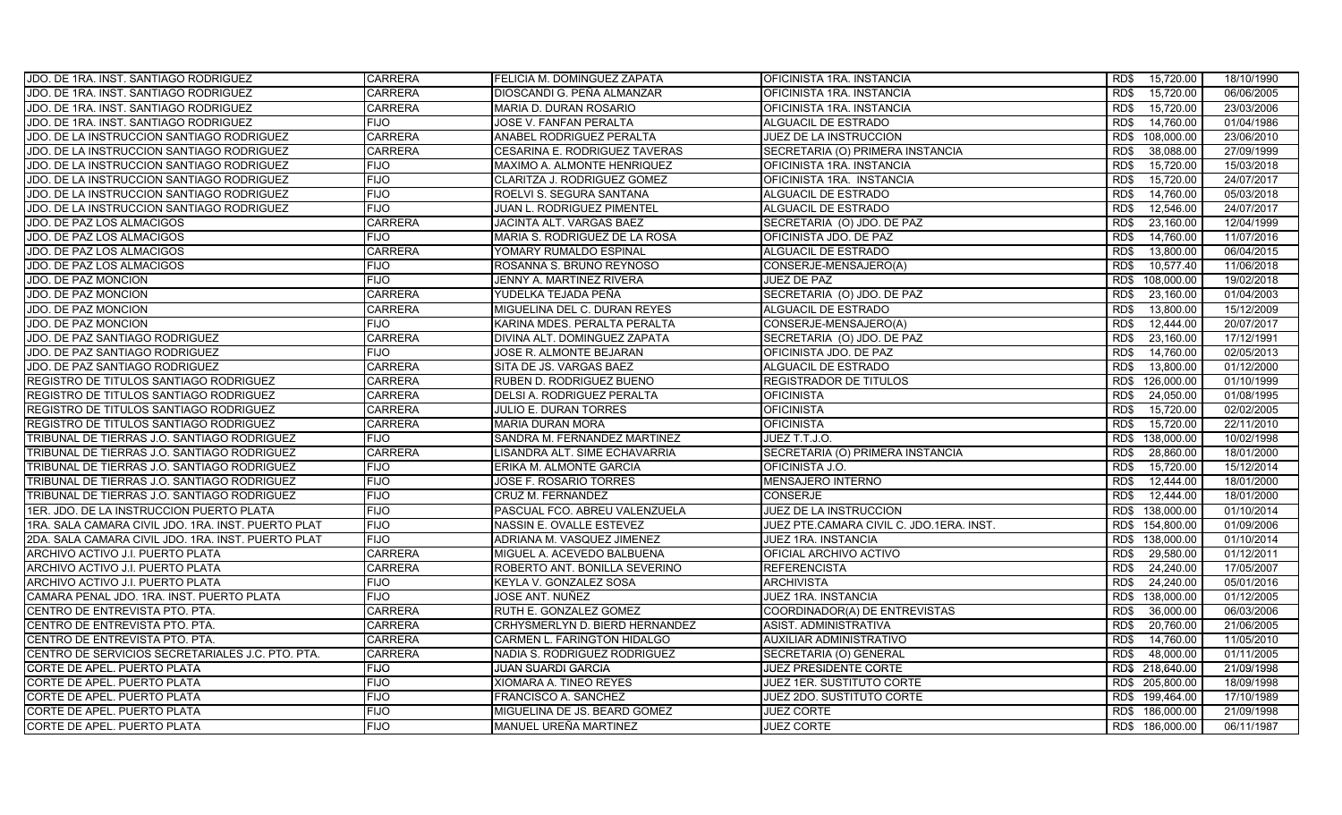| | | | | | |
|---|---|---|---|---|---|
| JDO. DE 1RA. INST. SANTIAGO RODRIGUEZ | CARRERA | FELICIA M. DOMINGUEZ ZAPATA | OFICINISTA 1RA. INSTANCIA | RD$ 15,720.00 | 18/10/1990 |
| JDO. DE 1RA. INST. SANTIAGO RODRIGUEZ | CARRERA | DIOSCANDI G. PEÑA ALMANZAR | OFICINISTA 1RA. INSTANCIA | RD$ 15,720.00 | 06/06/2005 |
| JDO. DE 1RA. INST. SANTIAGO RODRIGUEZ | CARRERA | MARIA D. DURAN ROSARIO | OFICINISTA 1RA. INSTANCIA | RD$ 15,720.00 | 23/03/2006 |
| JDO. DE 1RA. INST. SANTIAGO RODRIGUEZ | FIJO | JOSE V. FANFAN PERALTA | ALGUACIL DE ESTRADO | RD$ 14,760.00 | 01/04/1986 |
| JDO. DE LA INSTRUCCION SANTIAGO RODRIGUEZ | CARRERA | ANABEL RODRIGUEZ PERALTA | JUEZ DE LA INSTRUCCION | RD$ 108,000.00 | 23/06/2010 |
| JDO. DE LA INSTRUCCION SANTIAGO RODRIGUEZ | CARRERA | CESARINA E. RODRIGUEZ TAVERAS | SECRETARIA (O) PRIMERA INSTANCIA | RD$ 38,088.00 | 27/09/1999 |
| JDO. DE LA INSTRUCCION SANTIAGO RODRIGUEZ | FIJO | MAXIMO A. ALMONTE HENRIQUEZ | OFICINISTA 1RA. INSTANCIA | RD$ 15,720.00 | 15/03/2018 |
| JDO. DE LA INSTRUCCION SANTIAGO RODRIGUEZ | FIJO | CLARITZA J. RODRIGUEZ GOMEZ | OFICINISTA 1RA. INSTANCIA | RD$ 15,720.00 | 24/07/2017 |
| JDO. DE LA INSTRUCCION SANTIAGO RODRIGUEZ | FIJO | ROELVI S. SEGURA SANTANA | ALGUACIL DE ESTRADO | RD$ 14,760.00 | 05/03/2018 |
| JDO. DE LA INSTRUCCION SANTIAGO RODRIGUEZ | FIJO | JUAN L. RODRIGUEZ PIMENTEL | ALGUACIL DE ESTRADO | RD$ 12,546.00 | 24/07/2017 |
| JDO. DE PAZ LOS ALMACIGOS | CARRERA | JACINTA ALT. VARGAS BAEZ | SECRETARIA (O) JDO. DE PAZ | RD$ 23,160.00 | 12/04/1999 |
| JDO. DE PAZ LOS ALMACIGOS | FIJO | MARIA S. RODRIGUEZ DE LA ROSA | OFICINISTA JDO. DE PAZ | RD$ 14,760.00 | 11/07/2016 |
| JDO. DE PAZ LOS ALMACIGOS | CARRERA | YOMARY RUMALDO ESPINAL | ALGUACIL DE ESTRADO | RD$ 13,800.00 | 06/04/2015 |
| JDO. DE PAZ LOS ALMACIGOS | FIJO | ROSANNA S. BRUNO REYNOSO | CONSERJE-MENSAJERO(A) | RD$ 10,577.40 | 11/06/2018 |
| JDO. DE PAZ MONCION | FIJO | JENNY A. MARTINEZ RIVERA | JUEZ DE PAZ | RD$ 108,000.00 | 19/02/2018 |
| JDO. DE PAZ MONCION | CARRERA | YUDELKA TEJADA PEÑA | SECRETARIA (O) JDO. DE PAZ | RD$ 23,160.00 | 01/04/2003 |
| JDO. DE PAZ MONCION | CARRERA | MIGUELINA DEL C. DURAN REYES | ALGUACIL DE ESTRADO | RD$ 13,800.00 | 15/12/2009 |
| JDO. DE PAZ MONCION | FIJO | KARINA MDES. PERALTA PERALTA | CONSERJE-MENSAJERO(A) | RD$ 12,444.00 | 20/07/2017 |
| JDO. DE PAZ SANTIAGO RODRIGUEZ | CARRERA | DIVINA ALT. DOMINGUEZ ZAPATA | SECRETARIA (O) JDO. DE PAZ | RD$ 23,160.00 | 17/12/1991 |
| JDO. DE PAZ SANTIAGO RODRIGUEZ | FIJO | JOSE R. ALMONTE BEJARAN | OFICINISTA JDO. DE PAZ | RD$ 14,760.00 | 02/05/2013 |
| JDO. DE PAZ SANTIAGO RODRIGUEZ | CARRERA | SITA DE JS. VARGAS BAEZ | ALGUACIL DE ESTRADO | RD$ 13,800.00 | 01/12/2000 |
| REGISTRO DE TITULOS SANTIAGO RODRIGUEZ | CARRERA | RUBEN D. RODRIGUEZ BUENO | REGISTRADOR DE TITULOS | RD$ 126,000.00 | 01/10/1999 |
| REGISTRO DE TITULOS SANTIAGO RODRIGUEZ | CARRERA | DELSI A. RODRIGUEZ PERALTA | OFICINISTA | RD$ 24,050.00 | 01/08/1995 |
| REGISTRO DE TITULOS SANTIAGO RODRIGUEZ | CARRERA | JULIO E. DURAN TORRES | OFICINISTA | RD$ 15,720.00 | 02/02/2005 |
| REGISTRO DE TITULOS SANTIAGO RODRIGUEZ | CARRERA | MARIA DURAN MORA | OFICINISTA | RD$ 15,720.00 | 22/11/2010 |
| TRIBUNAL DE TIERRAS J.O. SANTIAGO RODRIGUEZ | FIJO | SANDRA M. FERNANDEZ MARTINEZ | JUEZ T.T.J.O. | RD$ 138,000.00 | 10/02/1998 |
| TRIBUNAL DE TIERRAS J.O. SANTIAGO RODRIGUEZ | CARRERA | LISANDRA ALT. SIME ECHAVARRIA | SECRETARIA (O) PRIMERA INSTANCIA | RD$ 28,860.00 | 18/01/2000 |
| TRIBUNAL DE TIERRAS J.O. SANTIAGO RODRIGUEZ | FIJO | ERIKA M. ALMONTE GARCIA | OFICINISTA J.O. | RD$ 15,720.00 | 15/12/2014 |
| TRIBUNAL DE TIERRAS J.O. SANTIAGO RODRIGUEZ | FIJO | JOSE F. ROSARIO TORRES | MENSAJERO INTERNO | RD$ 12,444.00 | 18/01/2000 |
| TRIBUNAL DE TIERRAS J.O. SANTIAGO RODRIGUEZ | FIJO | CRUZ M. FERNANDEZ | CONSERJE | RD$ 12,444.00 | 18/01/2000 |
| 1ER. JDO. DE LA INSTRUCCION PUERTO PLATA | FIJO | PASCUAL FCO. ABREU VALENZUELA | JUEZ DE LA INSTRUCCION | RD$ 138,000.00 | 01/10/2014 |
| 1RA. SALA CAMARA CIVIL JDO. 1RA. INST. PUERTO PLAT | FIJO | NASSIN E. OVALLE ESTEVEZ | JUEZ PTE.CAMARA CIVIL C. JDO.1ERA. INST. | RD$ 154,800.00 | 01/09/2006 |
| 2DA. SALA CAMARA CIVIL JDO. 1RA. INST. PUERTO PLAT | FIJO | ADRIANA M. VASQUEZ JIMENEZ | JUEZ 1RA. INSTANCIA | RD$ 138,000.00 | 01/10/2014 |
| ARCHIVO ACTIVO J.I. PUERTO PLATA | CARRERA | MIGUEL A. ACEVEDO BALBUENA | OFICIAL ARCHIVO ACTIVO | RD$ 29,580.00 | 01/12/2011 |
| ARCHIVO ACTIVO J.I. PUERTO PLATA | CARRERA | ROBERTO ANT. BONILLA SEVERINO | REFERENCISTA | RD$ 24,240.00 | 17/05/2007 |
| ARCHIVO ACTIVO J.I. PUERTO PLATA | FIJO | KEYLA V. GONZALEZ SOSA | ARCHIVISTA | RD$ 24,240.00 | 05/01/2016 |
| CAMARA PENAL JDO. 1RA. INST. PUERTO PLATA | FIJO | JOSE ANT. NUÑEZ | JUEZ 1RA. INSTANCIA | RD$ 138,000.00 | 01/12/2005 |
| CENTRO DE ENTREVISTA PTO. PTA. | CARRERA | RUTH E. GONZALEZ GOMEZ | COORDINADOR(A) DE ENTREVISTAS | RD$ 36,000.00 | 06/03/2006 |
| CENTRO DE ENTREVISTA PTO. PTA. | CARRERA | CRHYSMERLYN D. BIERD HERNANDEZ | ASIST. ADMINISTRATIVA | RD$ 20,760.00 | 21/06/2005 |
| CENTRO DE ENTREVISTA PTO. PTA. | CARRERA | CARMEN L. FARINGTON HIDALGO | AUXILIAR ADMINISTRATIVO | RD$ 14,760.00 | 11/05/2010 |
| CENTRO DE SERVICIOS SECRETARIALES J.C. PTO. PTA. | CARRERA | NADIA S. RODRIGUEZ RODRIGUEZ | SECRETARIA (O) GENERAL | RD$ 48,000.00 | 01/11/2005 |
| CORTE DE APEL. PUERTO PLATA | FIJO | JUAN SUARDI GARCIA | JUEZ PRESIDENTE CORTE | RD$ 218,640.00 | 21/09/1998 |
| CORTE DE APEL. PUERTO PLATA | FIJO | XIOMARA A. TINEO REYES | JUEZ 1ER. SUSTITUTO CORTE | RD$ 205,800.00 | 18/09/1998 |
| CORTE DE APEL. PUERTO PLATA | FIJO | FRANCISCO A. SANCHEZ | JUEZ 2DO. SUSTITUTO CORTE | RD$ 199,464.00 | 17/10/1989 |
| CORTE DE APEL. PUERTO PLATA | FIJO | MIGUELINA DE JS. BEARD GOMEZ | JUEZ CORTE | RD$ 186,000.00 | 21/09/1998 |
| CORTE DE APEL. PUERTO PLATA | FIJO | MANUEL UREÑA MARTINEZ | JUEZ CORTE | RD$ 186,000.00 | 06/11/1987 |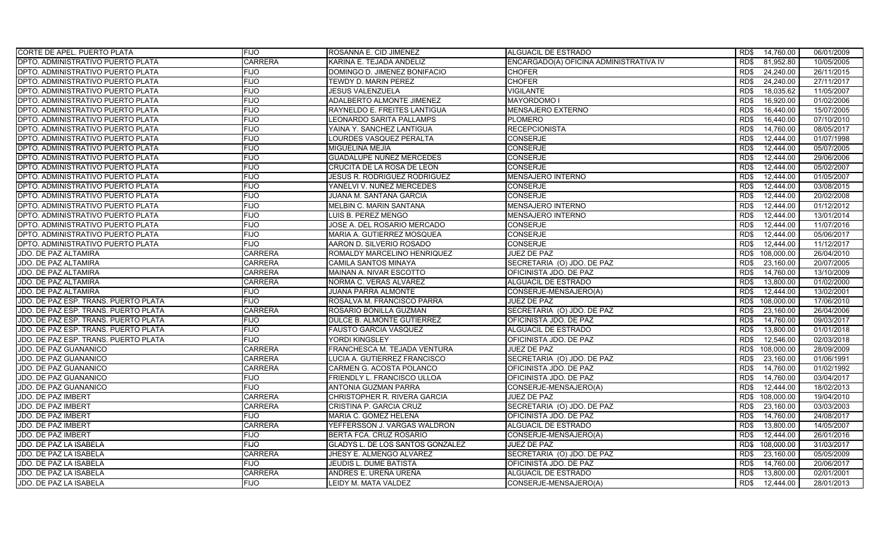| | | | | | |
|---|---|---|---|---|---|
| CORTE DE APEL. PUERTO PLATA | FIJO | ROSANNA E. CID JIMENEZ | ALGUACIL DE ESTRADO | RD$ 14,760.00 | 06/01/2009 |
| DPTO. ADMINISTRATIVO PUERTO PLATA | CARRERA | KARINA E. TEJADA ANDELIZ | ENCARGADO(A) OFICINA ADMINISTRATIVA IV | RD$ 81,952.80 | 10/05/2005 |
| DPTO. ADMINISTRATIVO PUERTO PLATA | FIJO | DOMINGO D. JIMENEZ BONIFACIO | CHOFER | RD$ 24,240.00 | 26/11/2015 |
| DPTO. ADMINISTRATIVO PUERTO PLATA | FIJO | TEWDY D. MARIN PEREZ | CHOFER | RD$ 24,240.00 | 27/11/2017 |
| DPTO. ADMINISTRATIVO PUERTO PLATA | FIJO | JESUS VALENZUELA | VIGILANTE | RD$ 18,035.62 | 11/05/2007 |
| DPTO. ADMINISTRATIVO PUERTO PLATA | FIJO | ADALBERTO ALMONTE JIMENEZ | MAYORDOMO I | RD$ 16,920.00 | 01/02/2006 |
| DPTO. ADMINISTRATIVO PUERTO PLATA | FIJO | RAYNELDO E. FREITES LANTIGUA | MENSAJERO EXTERNO | RD$ 16,440.00 | 15/07/2005 |
| DPTO. ADMINISTRATIVO PUERTO PLATA | FIJO | LEONARDO SARITA PALLAMPS | PLOMERO | RD$ 16,440.00 | 07/10/2010 |
| DPTO. ADMINISTRATIVO PUERTO PLATA | FIJO | YAINA Y. SANCHEZ LANTIGUA | RECEPCIONISTA | RD$ 14,760.00 | 08/05/2017 |
| DPTO. ADMINISTRATIVO PUERTO PLATA | FIJO | LOURDES VASQUEZ PERALTA | CONSERJE | RD$ 12,444.00 | 01/07/1998 |
| DPTO. ADMINISTRATIVO PUERTO PLATA | FIJO | MIGUELINA MEJIA | CONSERJE | RD$ 12,444.00 | 05/07/2005 |
| DPTO. ADMINISTRATIVO PUERTO PLATA | FIJO | GUADALUPE NUÑEZ MERCEDES | CONSERJE | RD$ 12,444.00 | 29/06/2006 |
| DPTO. ADMINISTRATIVO PUERTO PLATA | FIJO | CRUCITA DE LA ROSA DE LEON | CONSERJE | RD$ 12,444.00 | 05/02/2007 |
| DPTO. ADMINISTRATIVO PUERTO PLATA | FIJO | JESUS R. RODRIGUEZ RODRIGUEZ | MENSAJERO INTERNO | RD$ 12,444.00 | 01/05/2007 |
| DPTO. ADMINISTRATIVO PUERTO PLATA | FIJO | YANELVI V. NUÑEZ MERCEDES | CONSERJE | RD$ 12,444.00 | 03/08/2015 |
| DPTO. ADMINISTRATIVO PUERTO PLATA | FIJO | JUANA M. SANTANA GARCIA | CONSERJE | RD$ 12,444.00 | 20/02/2008 |
| DPTO. ADMINISTRATIVO PUERTO PLATA | FIJO | MELBIN C. MARIN SANTANA | MENSAJERO INTERNO | RD$ 12,444.00 | 01/12/2012 |
| DPTO. ADMINISTRATIVO PUERTO PLATA | FIJO | LUIS B. PEREZ MENGO | MENSAJERO INTERNO | RD$ 12,444.00 | 13/01/2014 |
| DPTO. ADMINISTRATIVO PUERTO PLATA | FIJO | JOSE A. DEL ROSARIO MERCADO | CONSERJE | RD$ 12,444.00 | 11/07/2016 |
| DPTO. ADMINISTRATIVO PUERTO PLATA | FIJO | MARIA A. GUTIERREZ MOSQUEA | CONSERJE | RD$ 12,444.00 | 05/06/2017 |
| DPTO. ADMINISTRATIVO PUERTO PLATA | FIJO | AARON D. SILVERIO ROSADO | CONSERJE | RD$ 12,444.00 | 11/12/2017 |
| JDO. DE PAZ ALTAMIRA | CARRERA | ROMALDY MARCELINO HENRIQUEZ | JUEZ DE PAZ | RD$ 108,000.00 | 26/04/2010 |
| JDO. DE PAZ ALTAMIRA | CARRERA | CAMILA SANTOS MINAYA | SECRETARIA (O) JDO. DE PAZ | RD$ 23,160.00 | 20/07/2005 |
| JDO. DE PAZ ALTAMIRA | CARRERA | MAINAN A. NIVAR ESCOTTO | OFICINISTA JDO. DE PAZ | RD$ 14,760.00 | 13/10/2009 |
| JDO. DE PAZ ALTAMIRA | CARRERA | NORMA C. VERAS ALVAREZ | ALGUACIL DE ESTRADO | RD$ 13,800.00 | 01/02/2000 |
| JDO. DE PAZ ALTAMIRA | FIJO | JUANA PARRA ALMONTE | CONSERJE-MENSAJERO(A) | RD$ 12,444.00 | 13/02/2001 |
| JDO. DE PAZ ESP. TRANS. PUERTO PLATA | FIJO | ROSALVA M. FRANCISCO PARRA | JUEZ DE PAZ | RD$ 108,000.00 | 17/06/2010 |
| JDO. DE PAZ ESP. TRANS. PUERTO PLATA | CARRERA | ROSARIO BONILLA GUZMAN | SECRETARIA (O) JDO. DE PAZ | RD$ 23,160.00 | 26/04/2006 |
| JDO. DE PAZ ESP. TRANS. PUERTO PLATA | FIJO | DULCE B. ALMONTE GUTIERREZ | OFICINISTA JDO. DE PAZ | RD$ 14,760.00 | 09/03/2017 |
| JDO. DE PAZ ESP. TRANS. PUERTO PLATA | FIJO | FAUSTO GARCIA VASQUEZ | ALGUACIL DE ESTRADO | RD$ 13,800.00 | 01/01/2018 |
| JDO. DE PAZ ESP. TRANS. PUERTO PLATA | FIJO | YORDI KINGSLEY | OFICINISTA JDO. DE PAZ | RD$ 12,546.00 | 02/03/2018 |
| JDO. DE PAZ GUANANICO | CARRERA | FRANCHESCA M. TEJADA VENTURA | JUEZ DE PAZ | RD$ 108,000.00 | 28/09/2009 |
| JDO. DE PAZ GUANANICO | CARRERA | LUCIA A. GUTIERREZ FRANCISCO | SECRETARIA (O) JDO. DE PAZ | RD$ 23,160.00 | 01/06/1991 |
| JDO. DE PAZ GUANANICO | CARRERA | CARMEN G. ACOSTA POLANCO | OFICINISTA JDO. DE PAZ | RD$ 14,760.00 | 01/02/1992 |
| JDO. DE PAZ GUANANICO | FIJO | FRIENDLY L. FRANCISCO ULLOA | OFICINISTA JDO. DE PAZ | RD$ 14,760.00 | 03/04/2017 |
| JDO. DE PAZ GUANANICO | FIJO | ANTONIA GUZMAN PARRA | CONSERJE-MENSAJERO(A) | RD$ 12,444.00 | 18/02/2013 |
| JDO. DE PAZ IMBERT | CARRERA | CHRISTOPHER R. RIVERA GARCIA | JUEZ DE PAZ | RD$ 108,000.00 | 19/04/2010 |
| JDO. DE PAZ IMBERT | CARRERA | CRISTINA P. GARCIA CRUZ | SECRETARIA (O) JDO. DE PAZ | RD$ 23,160.00 | 03/03/2003 |
| JDO. DE PAZ IMBERT | FIJO | MARIA C. GOMEZ HELENA | OFICINISTA JDO. DE PAZ | RD$ 14,760.00 | 24/08/2017 |
| JDO. DE PAZ IMBERT | CARRERA | YEFFERSSON J. VARGAS WALDRON | ALGUACIL DE ESTRADO | RD$ 13,800.00 | 14/05/2007 |
| JDO. DE PAZ IMBERT | FIJO | BERTA FCA. CRUZ ROSARIO | CONSERJE-MENSAJERO(A) | RD$ 12,444.00 | 26/01/2016 |
| JDO. DE PAZ LA ISABELA | FIJO | GLADYS L. DE LOS SANTOS GONZALEZ | JUEZ DE PAZ | RD$ 108,000.00 | 31/03/2017 |
| JDO. DE PAZ LA ISABELA | CARRERA | JHESY E. ALMENGO ALVAREZ | SECRETARIA (O) JDO. DE PAZ | RD$ 23,160.00 | 05/05/2009 |
| JDO. DE PAZ LA ISABELA | FIJO | JEUDIS L. DUME BATISTA | OFICINISTA JDO. DE PAZ | RD$ 14,760.00 | 20/06/2017 |
| JDO. DE PAZ LA ISABELA | CARRERA | ANDRES E. UREÑA UREÑA | ALGUACIL DE ESTRADO | RD$ 13,800.00 | 02/01/2001 |
| JDO. DE PAZ LA ISABELA | FIJO | LEIDY M. MATA VALDEZ | CONSERJE-MENSAJERO(A) | RD$ 12,444.00 | 28/01/2013 |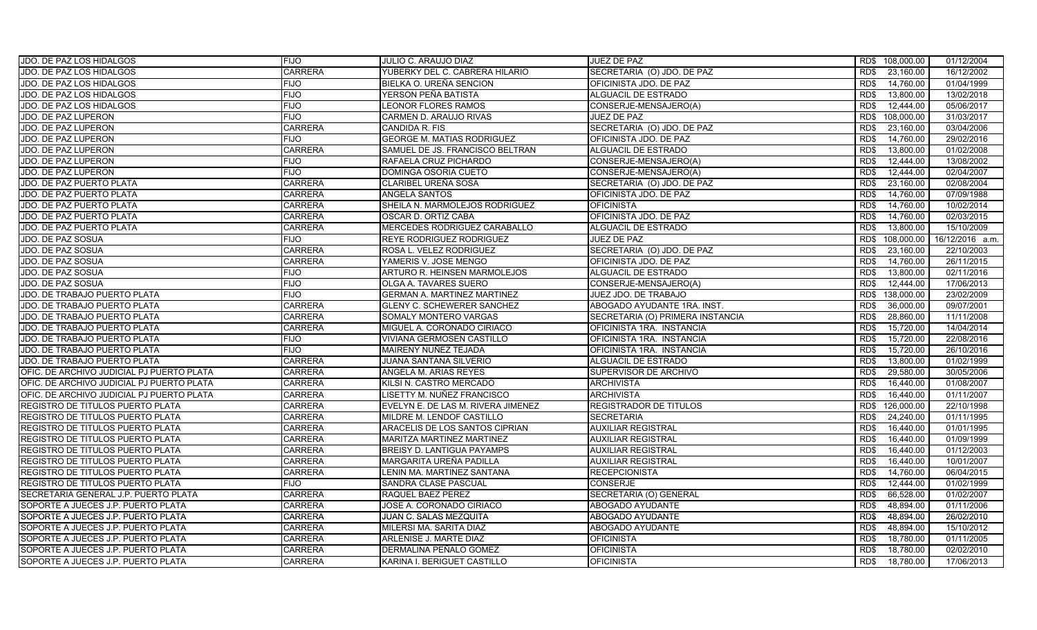| | | | | | |
|---|---|---|---|---|---|
| JDO. DE PAZ LOS HIDALGOS | FIJO | JULIO C. ARAUJO DIAZ | JUEZ DE PAZ | RD$ 108,000.00 | 01/12/2004 |
| JDO. DE PAZ LOS HIDALGOS | CARRERA | YUBERKY DEL C. CABRERA HILARIO | SECRETARIA (O) JDO. DE PAZ | RD$ 23,160.00 | 16/12/2002 |
| JDO. DE PAZ LOS HIDALGOS | FIJO | BIELKA O. UREÑA SENCION | OFICINISTA JDO. DE PAZ | RD$ 14,760.00 | 01/04/1999 |
| JDO. DE PAZ LOS HIDALGOS | FIJO | YERSON PEÑA BATISTA | ALGUACIL DE ESTRADO | RD$ 13,800.00 | 13/02/2018 |
| JDO. DE PAZ LOS HIDALGOS | FIJO | LEONOR FLORES RAMOS | CONSERJE-MENSAJERO(A) | RD$ 12,444.00 | 05/06/2017 |
| JDO. DE PAZ LUPERON | FIJO | CARMEN D. ARAUJO RIVAS | JUEZ DE PAZ | RD$ 108,000.00 | 31/03/2017 |
| JDO. DE PAZ LUPERON | CARRERA | CANDIDA R. FIS | SECRETARIA (O) JDO. DE PAZ | RD$ 23,160.00 | 03/04/2006 |
| JDO. DE PAZ LUPERON | FIJO | GEORGE M. MATIAS RODRIGUEZ | OFICINISTA JDO. DE PAZ | RD$ 14,760.00 | 29/02/2016 |
| JDO. DE PAZ LUPERON | CARRERA | SAMUEL DE JS. FRANCISCO BELTRAN | ALGUACIL DE ESTRADO | RD$ 13,800.00 | 01/02/2008 |
| JDO. DE PAZ LUPERON | FIJO | RAFAELA CRUZ PICHARDO | CONSERJE-MENSAJERO(A) | RD$ 12,444.00 | 13/08/2002 |
| JDO. DE PAZ LUPERON | FIJO | DOMINGA OSORIA CUETO | CONSERJE-MENSAJERO(A) | RD$ 12,444.00 | 02/04/2007 |
| JDO. DE PAZ PUERTO PLATA | CARRERA | CLARIBEL UREÑA SOSA | SECRETARIA (O) JDO. DE PAZ | RD$ 23,160.00 | 02/08/2004 |
| JDO. DE PAZ PUERTO PLATA | CARRERA | ANGELA SANTOS | OFICINISTA JDO. DE PAZ | RD$ 14,760.00 | 07/09/1988 |
| JDO. DE PAZ PUERTO PLATA | CARRERA | SHEILA N. MARMOLEJOS RODRIGUEZ | OFICINISTA | RD$ 14,760.00 | 10/02/2014 |
| JDO. DE PAZ PUERTO PLATA | CARRERA | OSCAR D. ORTIZ CABA | OFICINISTA JDO. DE PAZ | RD$ 14,760.00 | 02/03/2015 |
| JDO. DE PAZ PUERTO PLATA | CARRERA | MERCEDES RODRIGUEZ CARABALLO | ALGUACIL DE ESTRADO | RD$ 13,800.00 | 15/10/2009 |
| JDO. DE PAZ SOSUA | FIJO | REYE RODRIGUEZ RODRIGUEZ | JUEZ DE PAZ | RD$ 108,000.00 | 16/12/2016 a.m. |
| JDO. DE PAZ SOSUA | CARRERA | ROSA L. VELEZ RODRIGUEZ | SECRETARIA (O) JDO. DE PAZ | RD$ 23,160.00 | 22/10/2003 |
| JDO. DE PAZ SOSUA | CARRERA | YAMERIS V. JOSE MENGO | OFICINISTA JDO. DE PAZ | RD$ 14,760.00 | 26/11/2015 |
| JDO. DE PAZ SOSUA | FIJO | ARTURO R. HEINSEN MARMOLEJOS | ALGUACIL DE ESTRADO | RD$ 13,800.00 | 02/11/2016 |
| JDO. DE PAZ SOSUA | FIJO | OLGA A. TAVARES SUERO | CONSERJE-MENSAJERO(A) | RD$ 12,444.00 | 17/06/2013 |
| JDO. DE TRABAJO PUERTO PLATA | FIJO | GERMAN A. MARTINEZ MARTINEZ | JUEZ JDO. DE TRABAJO | RD$ 138,000.00 | 23/02/2009 |
| JDO. DE TRABAJO PUERTO PLATA | CARRERA | GLENY C. SCHEWERER SANCHEZ | ABOGADO AYUDANTE 1RA. INST. | RD$ 36,000.00 | 09/07/2001 |
| JDO. DE TRABAJO PUERTO PLATA | CARRERA | SOMALY MONTERO VARGAS | SECRETARIA (O) PRIMERA INSTANCIA | RD$ 28,860.00 | 11/11/2008 |
| JDO. DE TRABAJO PUERTO PLATA | CARRERA | MIGUEL A. CORONADO CIRIACO | OFICINISTA 1RA. INSTANCIA | RD$ 15,720.00 | 14/04/2014 |
| JDO. DE TRABAJO PUERTO PLATA | FIJO | VIVIANA GERMOSEN CASTILLO | OFICINISTA 1RA. INSTANCIA | RD$ 15,720.00 | 22/08/2016 |
| JDO. DE TRABAJO PUERTO PLATA | FIJO | MAIRENY NUÑEZ TEJADA | OFICINISTA 1RA. INSTANCIA | RD$ 15,720.00 | 26/10/2016 |
| JDO. DE TRABAJO PUERTO PLATA | CARRERA | JUANA SANTANA SILVERIO | ALGUACIL DE ESTRADO | RD$ 13,800.00 | 01/02/1999 |
| OFIC. DE ARCHIVO JUDICIAL PJ PUERTO PLATA | CARRERA | ANGELA M. ARIAS REYES | SUPERVISOR DE ARCHIVO | RD$ 29,580.00 | 30/05/2006 |
| OFIC. DE ARCHIVO JUDICIAL PJ PUERTO PLATA | CARRERA | KILSI N. CASTRO MERCADO | ARCHIVISTA | RD$ 16,440.00 | 01/08/2007 |
| OFIC. DE ARCHIVO JUDICIAL PJ PUERTO PLATA | CARRERA | LISETTY M. NUÑEZ FRANCISCO | ARCHIVISTA | RD$ 16,440.00 | 01/11/2007 |
| REGISTRO DE TITULOS PUERTO PLATA | CARRERA | EVELYN E. DE LAS M. RIVERA JIMENEZ | REGISTRADOR DE TITULOS | RD$ 126,000.00 | 22/10/1998 |
| REGISTRO DE TITULOS PUERTO PLATA | CARRERA | MILDRE M. LENDOF CASTILLO | SECRETARIA | RD$ 24,240.00 | 01/11/1995 |
| REGISTRO DE TITULOS PUERTO PLATA | CARRERA | ARACELIS DE LOS SANTOS CIPRIAN | AUXILIAR REGISTRAL | RD$ 16,440.00 | 01/01/1995 |
| REGISTRO DE TITULOS PUERTO PLATA | CARRERA | MARITZA MARTINEZ MARTINEZ | AUXILIAR REGISTRAL | RD$ 16,440.00 | 01/09/1999 |
| REGISTRO DE TITULOS PUERTO PLATA | CARRERA | BREISY D. LANTIGUA PAYAMPS | AUXILIAR REGISTRAL | RD$ 16,440.00 | 01/12/2003 |
| REGISTRO DE TITULOS PUERTO PLATA | CARRERA | MARGARITA UREÑA PADILLA | AUXILIAR REGISTRAL | RD$ 16,440.00 | 10/01/2007 |
| REGISTRO DE TITULOS PUERTO PLATA | CARRERA | LENIN MA. MARTINEZ SANTANA | RECEPCIONISTA | RD$ 14,760.00 | 06/04/2015 |
| REGISTRO DE TITULOS PUERTO PLATA | FIJO | SANDRA CLASE PASCUAL | CONSERJE | RD$ 12,444.00 | 01/02/1999 |
| SECRETARIA GENERAL J.P. PUERTO PLATA | CARRERA | RAQUEL BAEZ PEREZ | SECRETARIA (O) GENERAL | RD$ 66,528.00 | 01/02/2007 |
| SOPORTE A JUECES J.P. PUERTO PLATA | CARRERA | JOSE A. CORONADO CIRIACO | ABOGADO AYUDANTE | RD$ 48,894.00 | 01/11/2006 |
| SOPORTE A JUECES J.P. PUERTO PLATA | CARRERA | JUAN C. SALAS MEZQUITA | ABOGADO AYUDANTE | RD$ 48,894.00 | 26/02/2010 |
| SOPORTE A JUECES J.P. PUERTO PLATA | CARRERA | MILERSI MA. SARITA DIAZ | ABOGADO AYUDANTE | RD$ 48,894.00 | 15/10/2012 |
| SOPORTE A JUECES J.P. PUERTO PLATA | CARRERA | ARLENISE J. MARTE DIAZ | OFICINISTA | RD$ 18,780.00 | 01/11/2005 |
| SOPORTE A JUECES J.P. PUERTO PLATA | CARRERA | DERMALINA PEÑALO GOMEZ | OFICINISTA | RD$ 18,780.00 | 02/02/2010 |
| SOPORTE A JUECES J.P. PUERTO PLATA | CARRERA | KARINA I. BERIGUET CASTILLO | OFICINISTA | RD$ 18,780.00 | 17/06/2013 |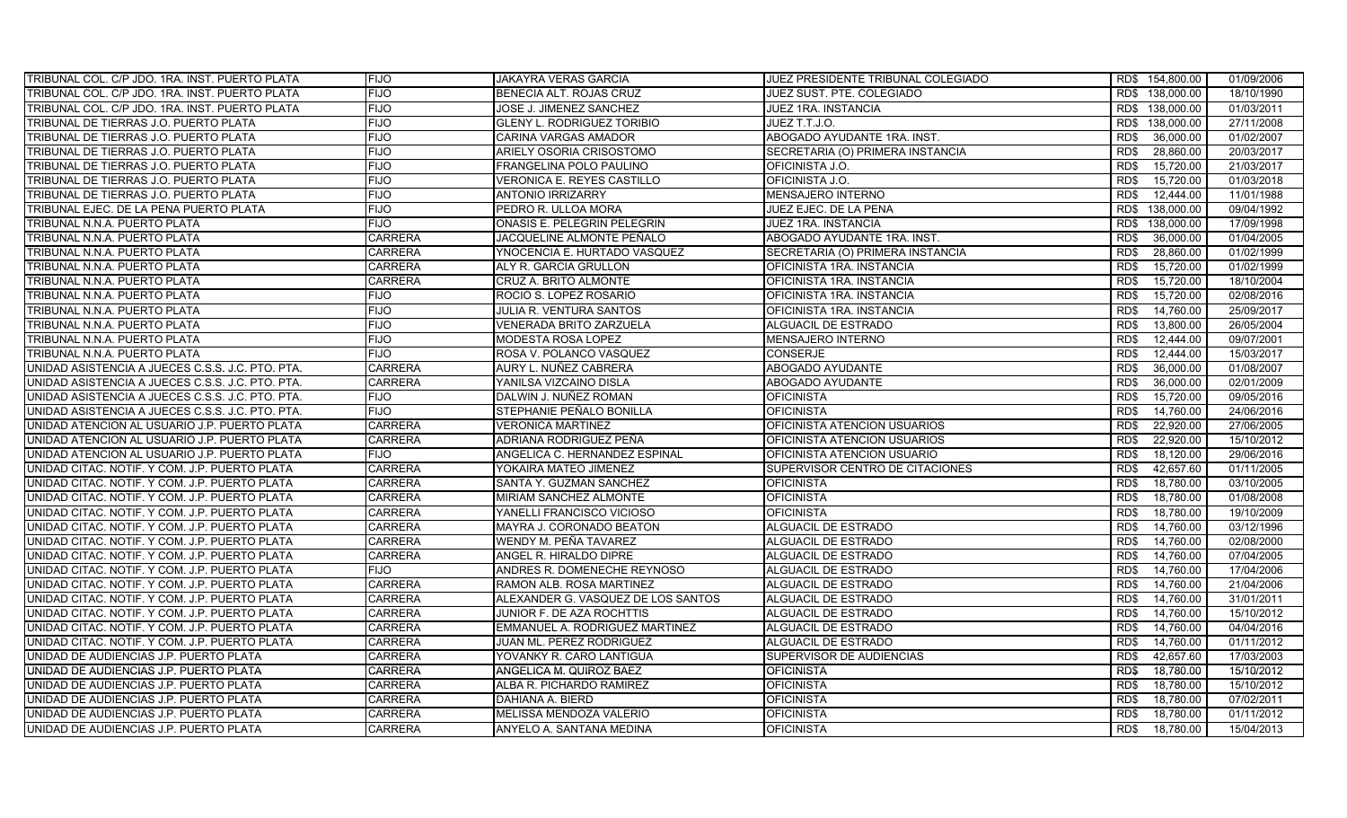| | | | | | |
|---|---|---|---|---|---|
| TRIBUNAL COL. C/P JDO. 1RA. INST. PUERTO PLATA | FIJO | JAKAYRA VERAS GARCIA | JUEZ PRESIDENTE TRIBUNAL COLEGIADO | RD$ 154,800.00 | 01/09/2006 |
| TRIBUNAL COL. C/P JDO. 1RA. INST. PUERTO PLATA | FIJO | BENECIA ALT. ROJAS CRUZ | JUEZ SUST. PTE. COLEGIADO | RD$ 138,000.00 | 18/10/1990 |
| TRIBUNAL COL. C/P JDO. 1RA. INST. PUERTO PLATA | FIJO | JOSE J. JIMENEZ SANCHEZ | JUEZ 1RA. INSTANCIA | RD$ 138,000.00 | 01/03/2011 |
| TRIBUNAL DE TIERRAS J.O. PUERTO PLATA | FIJO | GLENY L. RODRIGUEZ TORIBIO | JUEZ T.T.J.O. | RD$ 138,000.00 | 27/11/2008 |
| TRIBUNAL DE TIERRAS J.O. PUERTO PLATA | FIJO | CARINA VARGAS AMADOR | ABOGADO AYUDANTE 1RA. INST. | RD$ 36,000.00 | 01/02/2007 |
| TRIBUNAL DE TIERRAS J.O. PUERTO PLATA | FIJO | ARIELY OSORIA CRISOSTOMO | SECRETARIA (O) PRIMERA INSTANCIA | RD$ 28,860.00 | 20/03/2017 |
| TRIBUNAL DE TIERRAS J.O. PUERTO PLATA | FIJO | FRANGELINA POLO PAULINO | OFICINISTA J.O. | RD$ 15,720.00 | 21/03/2017 |
| TRIBUNAL DE TIERRAS J.O. PUERTO PLATA | FIJO | VERONICA E. REYES CASTILLO | OFICINISTA J.O. | RD$ 15,720.00 | 01/03/2018 |
| TRIBUNAL DE TIERRAS J.O. PUERTO PLATA | FIJO | ANTONIO IRRIZARRY | MENSAJERO INTERNO | RD$ 12,444.00 | 11/01/1988 |
| TRIBUNAL EJEC. DE LA PENA PUERTO PLATA | FIJO | PEDRO R. ULLOA MORA | JUEZ EJEC. DE LA PENA | RD$ 138,000.00 | 09/04/1992 |
| TRIBUNAL N.N.A. PUERTO PLATA | FIJO | ONASIS E. PELEGRIN PELEGRIN | JUEZ 1RA. INSTANCIA | RD$ 138,000.00 | 17/09/1998 |
| TRIBUNAL N.N.A. PUERTO PLATA | CARRERA | JACQUELINE ALMONTE PEÑALO | ABOGADO AYUDANTE 1RA. INST. | RD$ 36,000.00 | 01/04/2005 |
| TRIBUNAL N.N.A. PUERTO PLATA | CARRERA | YNOCENCIA E. HURTADO VASQUEZ | SECRETARIA (O) PRIMERA INSTANCIA | RD$ 28,860.00 | 01/02/1999 |
| TRIBUNAL N.N.A. PUERTO PLATA | CARRERA | ALY R. GARCIA GRULLON | OFICINISTA 1RA. INSTANCIA | RD$ 15,720.00 | 01/02/1999 |
| TRIBUNAL N.N.A. PUERTO PLATA | CARRERA | CRUZ A. BRITO ALMONTE | OFICINISTA 1RA. INSTANCIA | RD$ 15,720.00 | 18/10/2004 |
| TRIBUNAL N.N.A. PUERTO PLATA | FIJO | ROCIO S. LOPEZ ROSARIO | OFICINISTA 1RA. INSTANCIA | RD$ 15,720.00 | 02/08/2016 |
| TRIBUNAL N.N.A. PUERTO PLATA | FIJO | JULIA R. VENTURA SANTOS | OFICINISTA 1RA. INSTANCIA | RD$ 14,760.00 | 25/09/2017 |
| TRIBUNAL N.N.A. PUERTO PLATA | FIJO | VENERADA BRITO ZARZUELA | ALGUACIL DE ESTRADO | RD$ 13,800.00 | 26/05/2004 |
| TRIBUNAL N.N.A. PUERTO PLATA | FIJO | MODESTA ROSA LOPEZ | MENSAJERO INTERNO | RD$ 12,444.00 | 09/07/2001 |
| TRIBUNAL N.N.A. PUERTO PLATA | FIJO | ROSA V. POLANCO VASQUEZ | CONSERJE | RD$ 12,444.00 | 15/03/2017 |
| UNIDAD ASISTENCIA A JUECES C.S.S. J.C. PTO. PTA. | CARRERA | AURY L. NUÑEZ CABRERA | ABOGADO AYUDANTE | RD$ 36,000.00 | 01/08/2007 |
| UNIDAD ASISTENCIA A JUECES C.S.S. J.C. PTO. PTA. | CARRERA | YANILSA VIZCAINO DISLA | ABOGADO AYUDANTE | RD$ 36,000.00 | 02/01/2009 |
| UNIDAD ASISTENCIA A JUECES C.S.S. J.C. PTO. PTA. | FIJO | DALWIN J. NUÑEZ ROMAN | OFICINISTA | RD$ 15,720.00 | 09/05/2016 |
| UNIDAD ASISTENCIA A JUECES C.S.S. J.C. PTO. PTA. | FIJO | STEPHANIE PEÑALO BONILLA | OFICINISTA | RD$ 14,760.00 | 24/06/2016 |
| UNIDAD ATENCION AL USUARIO J.P. PUERTO PLATA | CARRERA | VERONICA MARTINEZ | OFICINISTA ATENCION USUARIOS | RD$ 22,920.00 | 27/06/2005 |
| UNIDAD ATENCION AL USUARIO J.P. PUERTO PLATA | CARRERA | ADRIANA RODRIGUEZ PEÑA | OFICINISTA ATENCION USUARIOS | RD$ 22,920.00 | 15/10/2012 |
| UNIDAD ATENCION AL USUARIO J.P. PUERTO PLATA | FIJO | ANGELICA C. HERNANDEZ ESPINAL | OFICINISTA ATENCION USUARIO | RD$ 18,120.00 | 29/06/2016 |
| UNIDAD CITAC. NOTIF. Y COM. J.P. PUERTO PLATA | CARRERA | YOKAIRA MATEO JIMENEZ | SUPERVISOR CENTRO DE CITACIONES | RD$ 42,657.60 | 01/11/2005 |
| UNIDAD CITAC. NOTIF. Y COM. J.P. PUERTO PLATA | CARRERA | SANTA Y. GUZMAN SANCHEZ | OFICINISTA | RD$ 18,780.00 | 03/10/2005 |
| UNIDAD CITAC. NOTIF. Y COM. J.P. PUERTO PLATA | CARRERA | MIRIAM SANCHEZ ALMONTE | OFICINISTA | RD$ 18,780.00 | 01/08/2008 |
| UNIDAD CITAC. NOTIF. Y COM. J.P. PUERTO PLATA | CARRERA | YANELLI FRANCISCO VICIOSO | OFICINISTA | RD$ 18,780.00 | 19/10/2009 |
| UNIDAD CITAC. NOTIF. Y COM. J.P. PUERTO PLATA | CARRERA | MAYRA J. CORONADO BEATON | ALGUACIL DE ESTRADO | RD$ 14,760.00 | 03/12/1996 |
| UNIDAD CITAC. NOTIF. Y COM. J.P. PUERTO PLATA | CARRERA | WENDY M. PEÑA TAVAREZ | ALGUACIL DE ESTRADO | RD$ 14,760.00 | 02/08/2000 |
| UNIDAD CITAC. NOTIF. Y COM. J.P. PUERTO PLATA | CARRERA | ANGEL R. HIRALDO DIPRE | ALGUACIL DE ESTRADO | RD$ 14,760.00 | 07/04/2005 |
| UNIDAD CITAC. NOTIF. Y COM. J.P. PUERTO PLATA | FIJO | ANDRES R. DOMENECHE REYNOSO | ALGUACIL DE ESTRADO | RD$ 14,760.00 | 17/04/2006 |
| UNIDAD CITAC. NOTIF. Y COM. J.P. PUERTO PLATA | CARRERA | RAMON ALB. ROSA MARTINEZ | ALGUACIL DE ESTRADO | RD$ 14,760.00 | 21/04/2006 |
| UNIDAD CITAC. NOTIF. Y COM. J.P. PUERTO PLATA | CARRERA | ALEXANDER G. VASQUEZ DE LOS SANTOS | ALGUACIL DE ESTRADO | RD$ 14,760.00 | 31/01/2011 |
| UNIDAD CITAC. NOTIF. Y COM. J.P. PUERTO PLATA | CARRERA | JUNIOR F. DE AZA ROCHTTIS | ALGUACIL DE ESTRADO | RD$ 14,760.00 | 15/10/2012 |
| UNIDAD CITAC. NOTIF. Y COM. J.P. PUERTO PLATA | CARRERA | EMMANUEL A. RODRIGUEZ MARTINEZ | ALGUACIL DE ESTRADO | RD$ 14,760.00 | 04/04/2016 |
| UNIDAD CITAC. NOTIF. Y COM. J.P. PUERTO PLATA | CARRERA | JUAN ML. PEREZ RODRIGUEZ | ALGUACIL DE ESTRADO | RD$ 14,760.00 | 01/11/2012 |
| UNIDAD DE AUDIENCIAS J.P. PUERTO PLATA | CARRERA | YOVANKY R. CARO LANTIGUA | SUPERVISOR DE AUDIENCIAS | RD$ 42,657.60 | 17/03/2003 |
| UNIDAD DE AUDIENCIAS J.P. PUERTO PLATA | CARRERA | ANGELICA M. QUIROZ BAEZ | OFICINISTA | RD$ 18,780.00 | 15/10/2012 |
| UNIDAD DE AUDIENCIAS J.P. PUERTO PLATA | CARRERA | ALBA R. PICHARDO RAMIREZ | OFICINISTA | RD$ 18,780.00 | 15/10/2012 |
| UNIDAD DE AUDIENCIAS J.P. PUERTO PLATA | CARRERA | DAHIANA A. BIERD | OFICINISTA | RD$ 18,780.00 | 07/02/2011 |
| UNIDAD DE AUDIENCIAS J.P. PUERTO PLATA | CARRERA | MELISSA MENDOZA VALERIO | OFICINISTA | RD$ 18,780.00 | 01/11/2012 |
| UNIDAD DE AUDIENCIAS J.P. PUERTO PLATA | CARRERA | ANYELO A. SANTANA MEDINA | OFICINISTA | RD$ 18,780.00 | 15/04/2013 |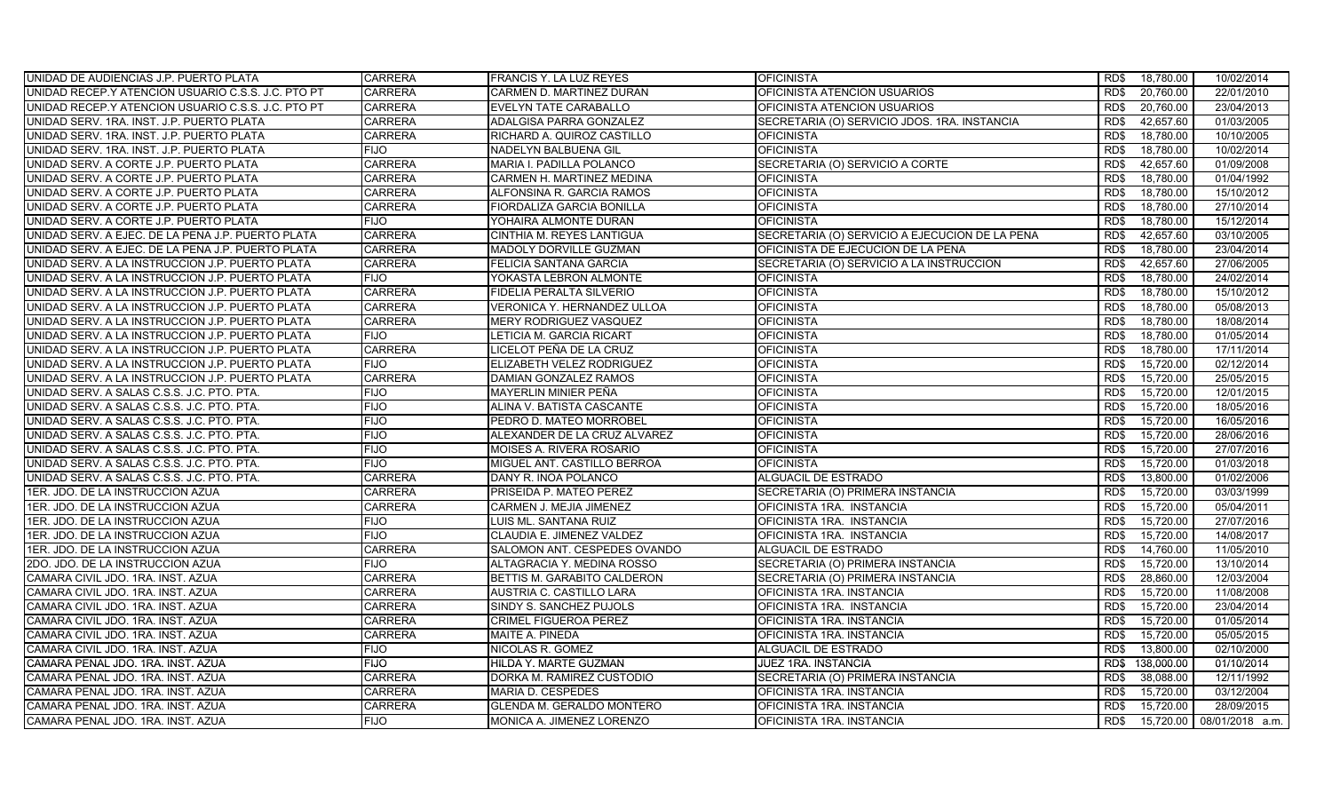| | | | | | |
|---|---|---|---|---|---|
| UNIDAD DE AUDIENCIAS J.P. PUERTO PLATA | CARRERA | FRANCIS Y. LA LUZ REYES | OFICINISTA | RD$ 18,780.00 | 10/02/2014 |
| UNIDAD RECEP.Y ATENCION USUARIO C.S.S. J.C. PTO PT | CARRERA | CARMEN D. MARTINEZ DURAN | OFICINISTA ATENCION USUARIOS | RD$ 20,760.00 | 22/01/2010 |
| UNIDAD RECEP.Y ATENCION USUARIO C.S.S. J.C. PTO PT | CARRERA | EVELYN TATE CARABALLO | OFICINISTA ATENCION USUARIOS | RD$ 20,760.00 | 23/04/2013 |
| UNIDAD SERV. 1RA. INST. J.P. PUERTO PLATA | CARRERA | ADALGISA PARRA GONZALEZ | SECRETARIA (O) SERVICIO JDOS. 1RA. INSTANCIA | RD$ 42,657.60 | 01/03/2005 |
| UNIDAD SERV. 1RA. INST. J.P. PUERTO PLATA | CARRERA | RICHARD A. QUIROZ CASTILLO | OFICINISTA | RD$ 18,780.00 | 10/10/2005 |
| UNIDAD SERV. 1RA. INST. J.P. PUERTO PLATA | FIJO | NADELYN BALBUENA GIL | OFICINISTA | RD$ 18,780.00 | 10/02/2014 |
| UNIDAD SERV. A CORTE J.P. PUERTO PLATA | CARRERA | MARIA I. PADILLA POLANCO | SECRETARIA (O) SERVICIO A CORTE | RD$ 42,657.60 | 01/09/2008 |
| UNIDAD SERV. A CORTE J.P. PUERTO PLATA | CARRERA | CARMEN H. MARTINEZ MEDINA | OFICINISTA | RD$ 18,780.00 | 01/04/1992 |
| UNIDAD SERV. A CORTE J.P. PUERTO PLATA | CARRERA | ALFONSINA R. GARCIA RAMOS | OFICINISTA | RD$ 18,780.00 | 15/10/2012 |
| UNIDAD SERV. A CORTE J.P. PUERTO PLATA | CARRERA | FIORDALIZA GARCIA BONILLA | OFICINISTA | RD$ 18,780.00 | 27/10/2014 |
| UNIDAD SERV. A CORTE J.P. PUERTO PLATA | FIJO | YOHAIRA ALMONTE DURAN | OFICINISTA | RD$ 18,780.00 | 15/12/2014 |
| UNIDAD SERV. A EJEC. DE LA PENA J.P. PUERTO PLATA | CARRERA | CINTHIA M. REYES LANTIGUA | SECRETARIA (O) SERVICIO A EJECUCION DE LA PENA | RD$ 42,657.60 | 03/10/2005 |
| UNIDAD SERV. A EJEC. DE LA PENA J.P. PUERTO PLATA | CARRERA | MADOLY DORVILLE GUZMAN | OFICINISTA DE EJECUCION DE LA PENA | RD$ 18,780.00 | 23/04/2014 |
| UNIDAD SERV. A LA INSTRUCCION J.P. PUERTO PLATA | CARRERA | FELICIA SANTANA GARCIA | SECRETARIA (O) SERVICIO A LA INSTRUCCION | RD$ 42,657.60 | 27/06/2005 |
| UNIDAD SERV. A LA INSTRUCCION J.P. PUERTO PLATA | FIJO | YOKASTA LEBRON ALMONTE | OFICINISTA | RD$ 18,780.00 | 24/02/2014 |
| UNIDAD SERV. A LA INSTRUCCION J.P. PUERTO PLATA | CARRERA | FIDELIA PERALTA SILVERIO | OFICINISTA | RD$ 18,780.00 | 15/10/2012 |
| UNIDAD SERV. A LA INSTRUCCION J.P. PUERTO PLATA | CARRERA | VERONICA Y. HERNANDEZ ULLOA | OFICINISTA | RD$ 18,780.00 | 05/08/2013 |
| UNIDAD SERV. A LA INSTRUCCION J.P. PUERTO PLATA | CARRERA | MERY RODRIGUEZ VASQUEZ | OFICINISTA | RD$ 18,780.00 | 18/08/2014 |
| UNIDAD SERV. A LA INSTRUCCION J.P. PUERTO PLATA | FIJO | LETICIA M. GARCIA RICART | OFICINISTA | RD$ 18,780.00 | 01/05/2014 |
| UNIDAD SERV. A LA INSTRUCCION J.P. PUERTO PLATA | CARRERA | LICELOT PEÑA DE LA CRUZ | OFICINISTA | RD$ 18,780.00 | 17/11/2014 |
| UNIDAD SERV. A LA INSTRUCCION J.P. PUERTO PLATA | FIJO | ELIZABETH VELEZ RODRIGUEZ | OFICINISTA | RD$ 15,720.00 | 02/12/2014 |
| UNIDAD SERV. A LA INSTRUCCION J.P. PUERTO PLATA | CARRERA | DAMIAN GONZALEZ RAMOS | OFICINISTA | RD$ 15,720.00 | 25/05/2015 |
| UNIDAD SERV. A SALAS C.S.S. J.C. PTO. PTA. | FIJO | MAYERLIN MINIER PEÑA | OFICINISTA | RD$ 15,720.00 | 12/01/2015 |
| UNIDAD SERV. A SALAS C.S.S. J.C. PTO. PTA. | FIJO | ALINA V. BATISTA CASCANTE | OFICINISTA | RD$ 15,720.00 | 18/05/2016 |
| UNIDAD SERV. A SALAS C.S.S. J.C. PTO. PTA. | FIJO | PEDRO D. MATEO MORROBEL | OFICINISTA | RD$ 15,720.00 | 16/05/2016 |
| UNIDAD SERV. A SALAS C.S.S. J.C. PTO. PTA. | FIJO | ALEXANDER DE LA CRUZ ALVAREZ | OFICINISTA | RD$ 15,720.00 | 28/06/2016 |
| UNIDAD SERV. A SALAS C.S.S. J.C. PTO. PTA. | FIJO | MOISES A. RIVERA ROSARIO | OFICINISTA | RD$ 15,720.00 | 27/07/2016 |
| UNIDAD SERV. A SALAS C.S.S. J.C. PTO. PTA. | FIJO | MIGUEL ANT. CASTILLO BERROA | OFICINISTA | RD$ 15,720.00 | 01/03/2018 |
| UNIDAD SERV. A SALAS C.S.S. J.C. PTO. PTA. | CARRERA | DANY R. INOA POLANCO | ALGUACIL DE ESTRADO | RD$ 13,800.00 | 01/02/2006 |
| 1ER. JDO. DE LA INSTRUCCION AZUA | CARRERA | PRISEIDA P. MATEO PEREZ | SECRETARIA (O) PRIMERA INSTANCIA | RD$ 15,720.00 | 03/03/1999 |
| 1ER. JDO. DE LA INSTRUCCION AZUA | CARRERA | CARMEN J. MEJIA JIMENEZ | OFICINISTA 1RA. INSTANCIA | RD$ 15,720.00 | 05/04/2011 |
| 1ER. JDO. DE LA INSTRUCCION AZUA | FIJO | LUIS ML. SANTANA RUIZ | OFICINISTA 1RA. INSTANCIA | RD$ 15,720.00 | 27/07/2016 |
| 1ER. JDO. DE LA INSTRUCCION AZUA | FIJO | CLAUDIA E. JIMENEZ VALDEZ | OFICINISTA 1RA. INSTANCIA | RD$ 15,720.00 | 14/08/2017 |
| 1ER. JDO. DE LA INSTRUCCION AZUA | CARRERA | SALOMON ANT. CESPEDES OVANDO | ALGUACIL DE ESTRADO | RD$ 14,760.00 | 11/05/2010 |
| 2DO. JDO. DE LA INSTRUCCION AZUA | FIJO | ALTAGRACIA Y. MEDINA ROSSO | SECRETARIA (O) PRIMERA INSTANCIA | RD$ 15,720.00 | 13/10/2014 |
| CAMARA CIVIL JDO. 1RA. INST. AZUA | CARRERA | BETTIS M. GARABITO CALDERON | SECRETARIA (O) PRIMERA INSTANCIA | RD$ 28,860.00 | 12/03/2004 |
| CAMARA CIVIL JDO. 1RA. INST. AZUA | CARRERA | AUSTRIA C. CASTILLO LARA | OFICINISTA 1RA. INSTANCIA | RD$ 15,720.00 | 11/08/2008 |
| CAMARA CIVIL JDO. 1RA. INST. AZUA | CARRERA | SINDY S. SANCHEZ PUJOLS | OFICINISTA 1RA. INSTANCIA | RD$ 15,720.00 | 23/04/2014 |
| CAMARA CIVIL JDO. 1RA. INST. AZUA | CARRERA | CRIMEL FIGUEROA PEREZ | OFICINISTA 1RA. INSTANCIA | RD$ 15,720.00 | 01/05/2014 |
| CAMARA CIVIL JDO. 1RA. INST. AZUA | CARRERA | MAITE A. PINEDA | OFICINISTA 1RA. INSTANCIA | RD$ 15,720.00 | 05/05/2015 |
| CAMARA CIVIL JDO. 1RA. INST. AZUA | FIJO | NICOLAS R. GOMEZ | ALGUACIL DE ESTRADO | RD$ 13,800.00 | 02/10/2000 |
| CAMARA PENAL JDO. 1RA. INST. AZUA | FIJO | HILDA Y. MARTE GUZMAN | JUEZ 1RA. INSTANCIA | RD$ 138,000.00 | 01/10/2014 |
| CAMARA PENAL JDO. 1RA. INST. AZUA | CARRERA | DORKA M. RAMIREZ CUSTODIO | SECRETARIA (O) PRIMERA INSTANCIA | RD$ 38,088.00 | 12/11/1992 |
| CAMARA PENAL JDO. 1RA. INST. AZUA | CARRERA | MARIA D. CESPEDES | OFICINISTA 1RA. INSTANCIA | RD$ 15,720.00 | 03/12/2004 |
| CAMARA PENAL JDO. 1RA. INST. AZUA | CARRERA | GLENDA M. GERALDO MONTERO | OFICINISTA 1RA. INSTANCIA | RD$ 15,720.00 | 28/09/2015 |
| CAMARA PENAL JDO. 1RA. INST. AZUA | FIJO | MONICA A. JIMENEZ LORENZO | OFICINISTA 1RA. INSTANCIA | RD$ 15,720.00 | 08/01/2018 a.m. |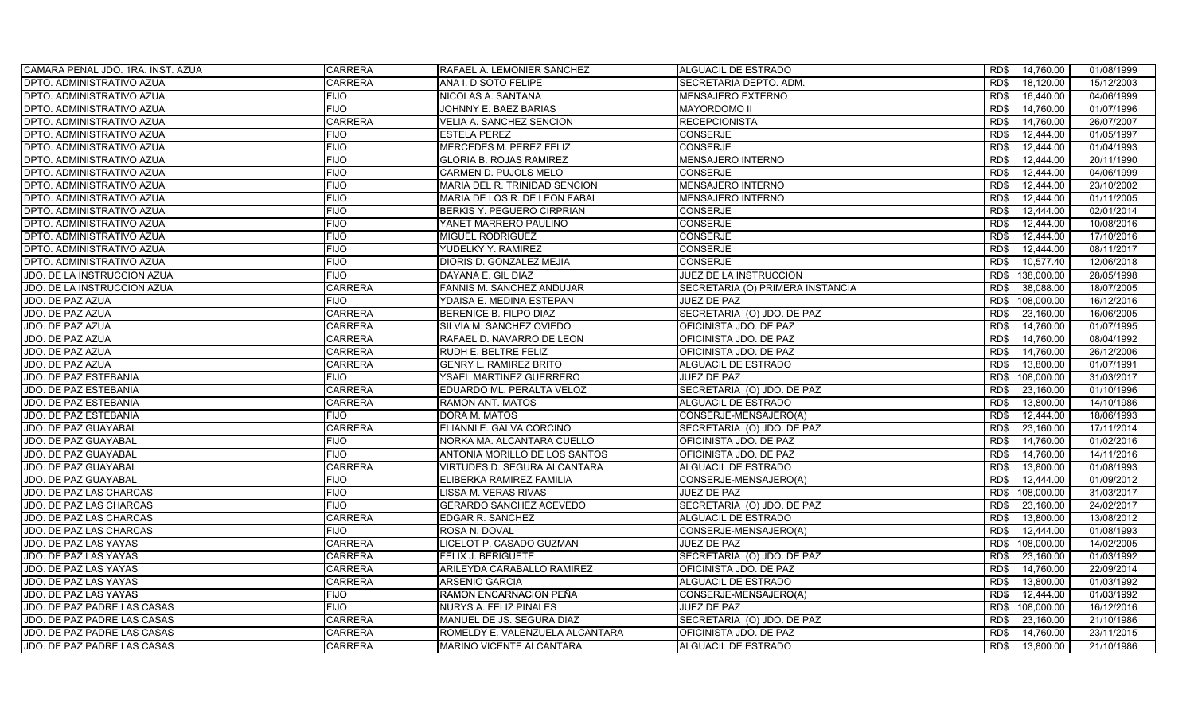| | | | | | |
|---|---|---|---|---|---|
| CAMARA PENAL JDO. 1RA. INST. AZUA | CARRERA | RAFAEL A. LEMONIER SANCHEZ | ALGUACIL DE ESTRADO | RD$ 14,760.00 | 01/08/1999 |
| DPTO. ADMINISTRATIVO AZUA | CARRERA | ANA I. D SOTO FELIPE | SECRETARIA DEPTO. ADM. | RD$ 18,120.00 | 15/12/2003 |
| DPTO. ADMINISTRATIVO AZUA | FIJO | NICOLAS A. SANTANA | MENSAJERO EXTERNO | RD$ 16,440.00 | 04/06/1999 |
| DPTO. ADMINISTRATIVO AZUA | FIJO | JOHNNY E. BAEZ BARIAS | MAYORDOMO II | RD$ 14,760.00 | 01/07/1996 |
| DPTO. ADMINISTRATIVO AZUA | CARRERA | VELIA A. SANCHEZ SENCION | RECEPCIONISTA | RD$ 14,760.00 | 26/07/2007 |
| DPTO. ADMINISTRATIVO AZUA | FIJO | ESTELA PEREZ | CONSERJE | RD$ 12,444.00 | 01/05/1997 |
| DPTO. ADMINISTRATIVO AZUA | FIJO | MERCEDES M. PEREZ FELIZ | CONSERJE | RD$ 12,444.00 | 01/04/1993 |
| DPTO. ADMINISTRATIVO AZUA | FIJO | GLORIA B. ROJAS RAMIREZ | MENSAJERO INTERNO | RD$ 12,444.00 | 20/11/1990 |
| DPTO. ADMINISTRATIVO AZUA | FIJO | CARMEN D. PUJOLS MELO | CONSERJE | RD$ 12,444.00 | 04/06/1999 |
| DPTO. ADMINISTRATIVO AZUA | FIJO | MARIA DEL R. TRINIDAD SENCION | MENSAJERO INTERNO | RD$ 12,444.00 | 23/10/2002 |
| DPTO. ADMINISTRATIVO AZUA | FIJO | MARIA DE LOS R. DE LEON FABAL | MENSAJERO INTERNO | RD$ 12,444.00 | 01/11/2005 |
| DPTO. ADMINISTRATIVO AZUA | FIJO | BERKIS Y. PEGUERO CIRPRIAN | CONSERJE | RD$ 12,444.00 | 02/01/2014 |
| DPTO. ADMINISTRATIVO AZUA | FIJO | YANET MARRERO PAULINO | CONSERJE | RD$ 12,444.00 | 10/08/2016 |
| DPTO. ADMINISTRATIVO AZUA | FIJO | MIGUEL RODRIGUEZ | CONSERJE | RD$ 12,444.00 | 17/10/2016 |
| DPTO. ADMINISTRATIVO AZUA | FIJO | YUDELKY Y. RAMIREZ | CONSERJE | RD$ 12,444.00 | 08/11/2017 |
| DPTO. ADMINISTRATIVO AZUA | FIJO | DIORIS D. GONZALEZ MEJIA | CONSERJE | RD$ 10,577.40 | 12/06/2018 |
| JDO. DE LA INSTRUCCION AZUA | FIJO | DAYANA E. GIL DIAZ | JUEZ DE LA INSTRUCCION | RD$ 138,000.00 | 28/05/1998 |
| JDO. DE LA INSTRUCCION AZUA | CARRERA | FANNIS M. SANCHEZ ANDUJAR | SECRETARIA (O) PRIMERA INSTANCIA | RD$ 38,088.00 | 18/07/2005 |
| JDO. DE PAZ AZUA | FIJO | YDAISA E. MEDINA ESTEPAN | JUEZ DE PAZ | RD$ 108,000.00 | 16/12/2016 |
| JDO. DE PAZ AZUA | CARRERA | BERENICE B. FILPO DIAZ | SECRETARIA (O) JDO. DE PAZ | RD$ 23,160.00 | 16/06/2005 |
| JDO. DE PAZ AZUA | CARRERA | SILVIA M. SANCHEZ OVIEDO | OFICINISTA JDO. DE PAZ | RD$ 14,760.00 | 01/07/1995 |
| JDO. DE PAZ AZUA | CARRERA | RAFAEL D. NAVARRO DE LEON | OFICINISTA JDO. DE PAZ | RD$ 14,760.00 | 08/04/1992 |
| JDO. DE PAZ AZUA | CARRERA | RUDH E. BELTRE FELIZ | OFICINISTA JDO. DE PAZ | RD$ 14,760.00 | 26/12/2006 |
| JDO. DE PAZ AZUA | CARRERA | GENRY L. RAMIREZ BRITO | ALGUACIL DE ESTRADO | RD$ 13,800.00 | 01/07/1991 |
| JDO. DE PAZ ESTEBANIA | FIJO | YSAEL MARTINEZ GUERRERO | JUEZ DE PAZ | RD$ 108,000.00 | 31/03/2017 |
| JDO. DE PAZ ESTEBANIA | CARRERA | EDUARDO ML. PERALTA VELOZ | SECRETARIA (O) JDO. DE PAZ | RD$ 23,160.00 | 01/10/1996 |
| JDO. DE PAZ ESTEBANIA | CARRERA | RAMON ANT. MATOS | ALGUACIL DE ESTRADO | RD$ 13,800.00 | 14/10/1986 |
| JDO. DE PAZ ESTEBANIA | FIJO | DORA M. MATOS | CONSERJE-MENSAJERO(A) | RD$ 12,444.00 | 18/06/1993 |
| JDO. DE PAZ GUAYABAL | CARRERA | ELIANNI E. GALVA CORCINO | SECRETARIA (O) JDO. DE PAZ | RD$ 23,160.00 | 17/11/2014 |
| JDO. DE PAZ GUAYABAL | FIJO | NORKA MA. ALCANTARA CUELLO | OFICINISTA JDO. DE PAZ | RD$ 14,760.00 | 01/02/2016 |
| JDO. DE PAZ GUAYABAL | FIJO | ANTONIA MORILLO DE LOS SANTOS | OFICINISTA JDO. DE PAZ | RD$ 14,760.00 | 14/11/2016 |
| JDO. DE PAZ GUAYABAL | CARRERA | VIRTUDES D. SEGURA ALCANTARA | ALGUACIL DE ESTRADO | RD$ 13,800.00 | 01/08/1993 |
| JDO. DE PAZ GUAYABAL | FIJO | ELIBERKA RAMIREZ FAMILIA | CONSERJE-MENSAJERO(A) | RD$ 12,444.00 | 01/09/2012 |
| JDO. DE PAZ LAS CHARCAS | FIJO | LISSA M. VERAS RIVAS | JUEZ DE PAZ | RD$ 108,000.00 | 31/03/2017 |
| JDO. DE PAZ LAS CHARCAS | FIJO | GERARDO SANCHEZ ACEVEDO | SECRETARIA (O) JDO. DE PAZ | RD$ 23,160.00 | 24/02/2017 |
| JDO. DE PAZ LAS CHARCAS | CARRERA | EDGAR R. SANCHEZ | ALGUACIL DE ESTRADO | RD$ 13,800.00 | 13/08/2012 |
| JDO. DE PAZ LAS CHARCAS | FIJO | ROSA N. DOVAL | CONSERJE-MENSAJERO(A) | RD$ 12,444.00 | 01/08/1993 |
| JDO. DE PAZ LAS YAYAS | CARRERA | LICELOT P. CASADO GUZMAN | JUEZ DE PAZ | RD$ 108,000.00 | 14/02/2005 |
| JDO. DE PAZ LAS YAYAS | CARRERA | FELIX J. BERIGUETE | SECRETARIA (O) JDO. DE PAZ | RD$ 23,160.00 | 01/03/1992 |
| JDO. DE PAZ LAS YAYAS | CARRERA | ARILEYDA CARABALLO RAMIREZ | OFICINISTA JDO. DE PAZ | RD$ 14,760.00 | 22/09/2014 |
| JDO. DE PAZ LAS YAYAS | CARRERA | ARSENIO GARCIA | ALGUACIL DE ESTRADO | RD$ 13,800.00 | 01/03/1992 |
| JDO. DE PAZ LAS YAYAS | FIJO | RAMON ENCARNACION PEÑA | CONSERJE-MENSAJERO(A) | RD$ 12,444.00 | 01/03/1992 |
| JDO. DE PAZ PADRE LAS CASAS | FIJO | NURYS A. FELIZ PINALES | JUEZ DE PAZ | RD$ 108,000.00 | 16/12/2016 |
| JDO. DE PAZ PADRE LAS CASAS | CARRERA | MANUEL DE JS. SEGURA DIAZ | SECRETARIA (O) JDO. DE PAZ | RD$ 23,160.00 | 21/10/1986 |
| JDO. DE PAZ PADRE LAS CASAS | CARRERA | ROMELDY E. VALENZUELA ALCANTARA | OFICINISTA JDO. DE PAZ | RD$ 14,760.00 | 23/11/2015 |
| JDO. DE PAZ PADRE LAS CASAS | CARRERA | MARINO VICENTE ALCANTARA | ALGUACIL DE ESTRADO | RD$ 13,800.00 | 21/10/1986 |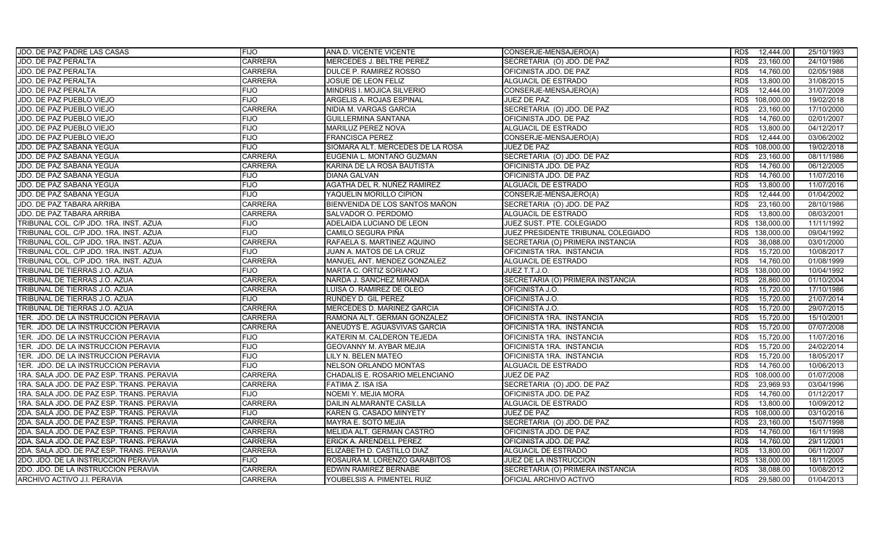| | | | | | |
|---|---|---|---|---|---|
| JDO. DE PAZ PADRE LAS CASAS | FIJO | ANA D. VICENTE VICENTE | CONSERJE-MENSAJERO(A) | RD$ 12,444.00 | 25/10/1993 |
| JDO. DE PAZ PERALTA | CARRERA | MERCEDES J. BELTRE PEREZ | SECRETARIA (O) JDO. DE PAZ | RD$ 23,160.00 | 24/10/1986 |
| JDO. DE PAZ PERALTA | CARRERA | DULCE P. RAMIREZ ROSSO | OFICINISTA JDO. DE PAZ | RD$ 14,760.00 | 02/05/1988 |
| JDO. DE PAZ PERALTA | CARRERA | JOSUE DE LEON FELIZ | ALGUACIL DE ESTRADO | RD$ 13,800.00 | 31/08/2015 |
| JDO. DE PAZ PERALTA | FIJO | MINDRIS I. MOJICA SILVERIO | CONSERJE-MENSAJERO(A) | RD$ 12,444.00 | 31/07/2009 |
| JDO. DE PAZ PUEBLO VIEJO | FIJO | ARGELIS A. ROJAS ESPINAL | JUEZ DE PAZ | RD$ 108,000.00 | 19/02/2018 |
| JDO. DE PAZ PUEBLO VIEJO | CARRERA | NIDIA M. VARGAS GARCIA | SECRETARIA (O) JDO. DE PAZ | RD$ 23,160.00 | 17/10/2000 |
| JDO. DE PAZ PUEBLO VIEJO | FIJO | GUILLERMINA SANTANA | OFICINISTA JDO. DE PAZ | RD$ 14,760.00 | 02/01/2007 |
| JDO. DE PAZ PUEBLO VIEJO | FIJO | MARILUZ PEREZ NOVA | ALGUACIL DE ESTRADO | RD$ 13,800.00 | 04/12/2017 |
| JDO. DE PAZ PUEBLO VIEJO | FIJO | FRANCISCA PEREZ | CONSERJE-MENSAJERO(A) | RD$ 12,444.00 | 03/06/2002 |
| JDO. DE PAZ SABANA YEGUA | FIJO | SIOMARA ALT. MERCEDES DE LA ROSA | JUEZ DE PAZ | RD$ 108,000.00 | 19/02/2018 |
| JDO. DE PAZ SABANA YEGUA | CARRERA | EUGENIA L. MONTAÑO GUZMAN | SECRETARIA (O) JDO. DE PAZ | RD$ 23,160.00 | 08/11/1986 |
| JDO. DE PAZ SABANA YEGUA | CARRERA | KARINA DE LA ROSA BAUTISTA | OFICINISTA JDO. DE PAZ | RD$ 14,760.00 | 06/12/2005 |
| JDO. DE PAZ SABANA YEGUA | FIJO | DIANA GALVAN | OFICINISTA JDO. DE PAZ | RD$ 14,760.00 | 11/07/2016 |
| JDO. DE PAZ SABANA YEGUA | FIJO | AGATHA DEL R. NUÑEZ RAMIREZ | ALGUACIL DE ESTRADO | RD$ 13,800.00 | 11/07/2016 |
| JDO. DE PAZ SABANA YEGUA | FIJO | YAQUELIN MORILLO CIPION | CONSERJE-MENSAJERO(A) | RD$ 12,444.00 | 01/04/2002 |
| JDO. DE PAZ TABARA ARRIBA | CARRERA | BIENVENIDA DE LOS SANTOS MAÑON | SECRETARIA (O) JDO. DE PAZ | RD$ 23,160.00 | 28/10/1986 |
| JDO. DE PAZ TABARA ARRIBA | CARRERA | SALVADOR O. PERDOMO | ALGUACIL DE ESTRADO | RD$ 13,800.00 | 08/03/2001 |
| TRIBUNAL COL. C/P JDO. 1RA. INST. AZUA | FIJO | ADELAIDA LUCIANO DE LEON | JUEZ SUST. PTE. COLEGIADO | RD$ 138,000.00 | 11/11/1992 |
| TRIBUNAL COL. C/P JDO. 1RA. INST. AZUA | FIJO | CAMILO SEGURA PIÑA | JUEZ PRESIDENTE TRIBUNAL COLEGIADO | RD$ 138,000.00 | 09/04/1992 |
| TRIBUNAL COL. C/P JDO. 1RA. INST. AZUA | CARRERA | RAFAELA S. MARTINEZ AQUINO | SECRETARIA (O) PRIMERA INSTANCIA | RD$ 38,088.00 | 03/01/2000 |
| TRIBUNAL COL. C/P JDO. 1RA. INST. AZUA | FIJO | JUAN A. MATOS DE LA CRUZ | OFICINISTA 1RA. INSTANCIA | RD$ 15,720.00 | 10/08/2017 |
| TRIBUNAL COL. C/P JDO. 1RA. INST. AZUA | CARRERA | MANUEL ANT. MENDEZ GONZALEZ | ALGUACIL DE ESTRADO | RD$ 14,760.00 | 01/08/1999 |
| TRIBUNAL DE TIERRAS J.O. AZUA | FIJO | MARTA C. ORTIZ SORIANO | JUEZ T.T.J.O. | RD$ 138,000.00 | 10/04/1992 |
| TRIBUNAL DE TIERRAS J.O. AZUA | CARRERA | NARDA J. SANCHEZ MIRANDA | SECRETARIA (O) PRIMERA INSTANCIA | RD$ 28,860.00 | 01/10/2004 |
| TRIBUNAL DE TIERRAS J.O. AZUA | CARRERA | LUISA O. RAMIREZ DE OLEO | OFICINISTA J.O. | RD$ 15,720.00 | 17/10/1986 |
| TRIBUNAL DE TIERRAS J.O. AZUA | FIJO | RUNDEY D. GIL PEREZ | OFICINISTA J.O. | RD$ 15,720.00 | 21/07/2014 |
| TRIBUNAL DE TIERRAS J.O. AZUA | CARRERA | MERCEDES D. MARIÑEZ GARCIA | OFICINISTA J.O. | RD$ 15,720.00 | 29/07/2015 |
| 1ER. JDO. DE LA INSTRUCCION PERAVIA | CARRERA | RAMONA ALT. GERMAN GONZALEZ | OFICINISTA 1RA. INSTANCIA | RD$ 15,720.00 | 15/10/2001 |
| 1ER. JDO. DE LA INSTRUCCION PERAVIA | CARRERA | ANEUDYS E. AGUASVIVAS GARCIA | OFICINISTA 1RA. INSTANCIA | RD$ 15,720.00 | 07/07/2008 |
| 1ER. JDO. DE LA INSTRUCCION PERAVIA | FIJO | KATERIN M. CALDERON TEJEDA | OFICINISTA 1RA. INSTANCIA | RD$ 15,720.00 | 11/07/2016 |
| 1ER. JDO. DE LA INSTRUCCION PERAVIA | FIJO | GEOVANNY M. AYBAR MEJIA | OFICINISTA 1RA. INSTANCIA | RD$ 15,720.00 | 24/02/2014 |
| 1ER. JDO. DE LA INSTRUCCION PERAVIA | FIJO | LILY N. BELEN MATEO | OFICINISTA 1RA. INSTANCIA | RD$ 15,720.00 | 18/05/2017 |
| 1ER. JDO. DE LA INSTRUCCION PERAVIA | FIJO | NELSON ORLANDO MONTAS | ALGUACIL DE ESTRADO | RD$ 14,760.00 | 10/06/2013 |
| 1RA. SALA JDO. DE PAZ ESP. TRANS. PERAVIA | CARRERA | CHADALIS E. ROSARIO MELENCIANO | JUEZ DE PAZ | RD$ 108,000.00 | 01/07/2008 |
| 1RA. SALA JDO. DE PAZ ESP. TRANS. PERAVIA | CARRERA | FATIMA Z. ISA ISA | SECRETARIA (O) JDO. DE PAZ | RD$ 23,969.93 | 03/04/1996 |
| 1RA. SALA JDO. DE PAZ ESP. TRANS. PERAVIA | FIJO | NOEMI Y. MEJIA MORA | OFICINISTA JDO. DE PAZ | RD$ 14,760.00 | 01/12/2017 |
| 1RA. SALA JDO. DE PAZ ESP. TRANS. PERAVIA | CARRERA | DAILIN ALMARANTE CASILLA | ALGUACIL DE ESTRADO | RD$ 13,800.00 | 10/09/2012 |
| 2DA. SALA JDO. DE PAZ ESP. TRANS. PERAVIA | FIJO | KAREN G. CASADO MINYETY | JUEZ DE PAZ | RD$ 108,000.00 | 03/10/2016 |
| 2DA. SALA JDO. DE PAZ ESP. TRANS. PERAVIA | CARRERA | MAYRA E. SOTO MEJIA | SECRETARIA (O) JDO. DE PAZ | RD$ 23,160.00 | 15/07/1998 |
| 2DA. SALA JDO. DE PAZ ESP. TRANS. PERAVIA | CARRERA | MELIDA ALT. GERMAN CASTRO | OFICINISTA JDO. DE PAZ | RD$ 14,760.00 | 16/11/1998 |
| 2DA. SALA JDO. DE PAZ ESP. TRANS. PERAVIA | CARRERA | ERICK A. ARENDELL PEREZ | OFICINISTA JDO. DE PAZ | RD$ 14,760.00 | 29/11/2001 |
| 2DA. SALA JDO. DE PAZ ESP. TRANS. PERAVIA | CARRERA | ELIZABETH D. CASTILLO DIAZ | ALGUACIL DE ESTRADO | RD$ 13,800.00 | 06/11/2007 |
| 2DO. JDO. DE LA INSTRUCCION PERAVIA | FIJO | ROSAURA M. LORENZO GARABITOS | JUEZ DE LA INSTRUCCION | RD$ 138,000.00 | 18/11/2005 |
| 2DO. JDO. DE LA INSTRUCCION PERAVIA | CARRERA | EDWIN RAMIREZ BERNABE | SECRETARIA (O) PRIMERA INSTANCIA | RD$ 38,088.00 | 10/08/2012 |
| ARCHIVO ACTIVO J.I. PERAVIA | CARRERA | YOUBELSIS A. PIMENTEL RUIZ | OFICIAL ARCHIVO ACTIVO | RD$ 29,580.00 | 01/04/2013 |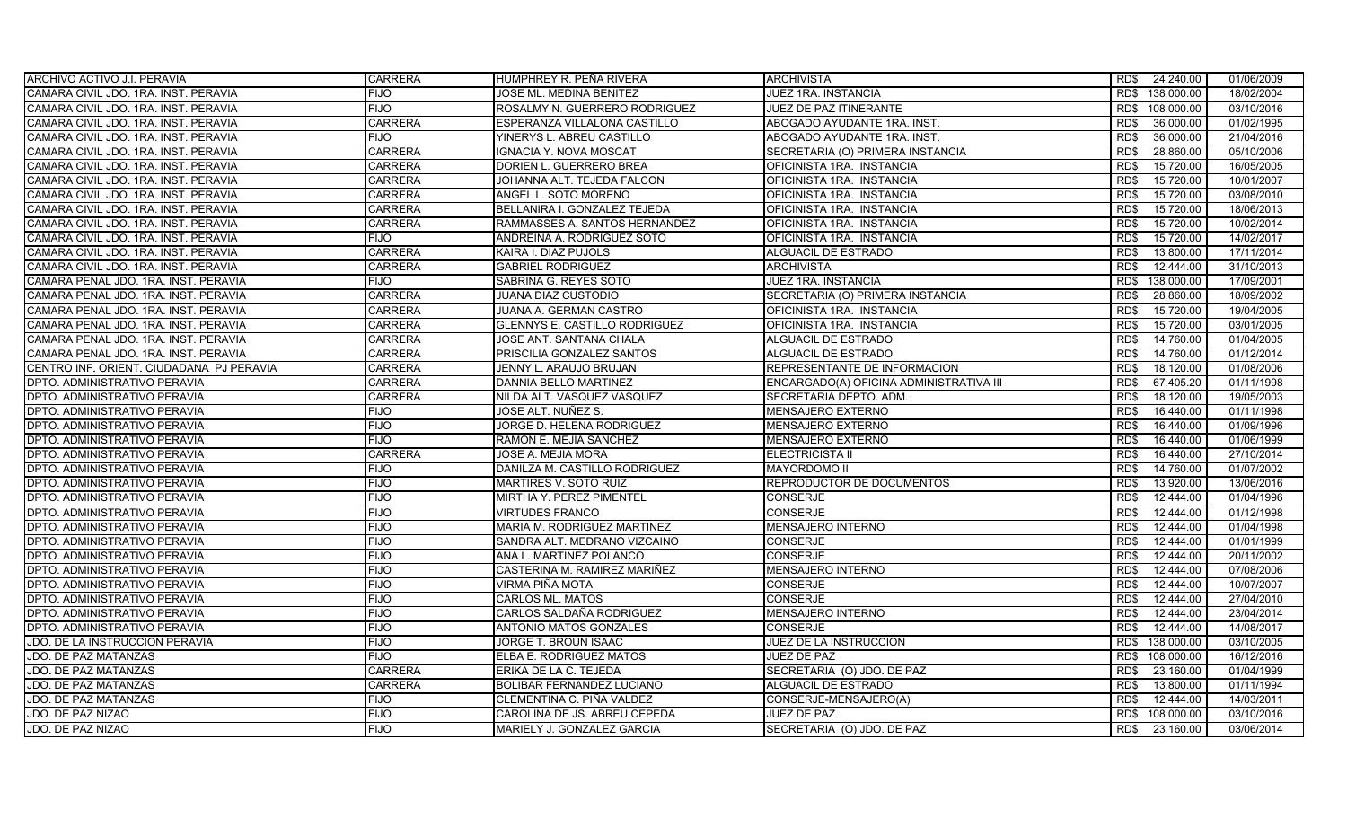| | | | | | |
|---|---|---|---|---|---|
| ARCHIVO ACTIVO J.I. PERAVIA | CARRERA | HUMPHREY R. PEÑA RIVERA | ARCHIVISTA | RD$ 24,240.00 | 01/06/2009 |
| CAMARA CIVIL JDO. 1RA. INST. PERAVIA | FIJO | JOSE ML. MEDINA BENITEZ | JUEZ 1RA. INSTANCIA | RD$ 138,000.00 | 18/02/2004 |
| CAMARA CIVIL JDO. 1RA. INST. PERAVIA | FIJO | ROSALMY N. GUERRERO RODRIGUEZ | JUEZ DE PAZ ITINERANTE | RD$ 108,000.00 | 03/10/2016 |
| CAMARA CIVIL JDO. 1RA. INST. PERAVIA | CARRERA | ESPERANZA VILLALONA CASTILLO | ABOGADO AYUDANTE 1RA. INST. | RD$ 36,000.00 | 01/02/1995 |
| CAMARA CIVIL JDO. 1RA. INST. PERAVIA | FIJO | YINERYS L. ABREU CASTILLO | ABOGADO AYUDANTE 1RA. INST. | RD$ 36,000.00 | 21/04/2016 |
| CAMARA CIVIL JDO. 1RA. INST. PERAVIA | CARRERA | IGNACIA Y. NOVA MOSCAT | SECRETARIA (O) PRIMERA INSTANCIA | RD$ 28,860.00 | 05/10/2006 |
| CAMARA CIVIL JDO. 1RA. INST. PERAVIA | CARRERA | DORIEN L. GUERRERO BREA | OFICINISTA 1RA. INSTANCIA | RD$ 15,720.00 | 16/05/2005 |
| CAMARA CIVIL JDO. 1RA. INST. PERAVIA | CARRERA | JOHANNA ALT. TEJEDA FALCON | OFICINISTA 1RA. INSTANCIA | RD$ 15,720.00 | 10/01/2007 |
| CAMARA CIVIL JDO. 1RA. INST. PERAVIA | CARRERA | ANGEL L. SOTO MORENO | OFICINISTA 1RA. INSTANCIA | RD$ 15,720.00 | 03/08/2010 |
| CAMARA CIVIL JDO. 1RA. INST. PERAVIA | CARRERA | BELLANIRA I. GONZALEZ TEJEDA | OFICINISTA 1RA. INSTANCIA | RD$ 15,720.00 | 18/06/2013 |
| CAMARA CIVIL JDO. 1RA. INST. PERAVIA | CARRERA | RAMMASSES A. SANTOS HERNANDEZ | OFICINISTA 1RA. INSTANCIA | RD$ 15,720.00 | 10/02/2014 |
| CAMARA CIVIL JDO. 1RA. INST. PERAVIA | FIJO | ANDREINA A. RODRIGUEZ SOTO | OFICINISTA 1RA. INSTANCIA | RD$ 15,720.00 | 14/02/2017 |
| CAMARA CIVIL JDO. 1RA. INST. PERAVIA | CARRERA | KAIRA I. DIAZ PUJOLS | ALGUACIL DE ESTRADO | RD$ 13,800.00 | 17/11/2014 |
| CAMARA CIVIL JDO. 1RA. INST. PERAVIA | CARRERA | GABRIEL RODRIGUEZ | ARCHIVISTA | RD$ 12,444.00 | 31/10/2013 |
| CAMARA PENAL JDO. 1RA. INST. PERAVIA | FIJO | SABRINA G. REYES SOTO | JUEZ 1RA. INSTANCIA | RD$ 138,000.00 | 17/09/2001 |
| CAMARA PENAL JDO. 1RA. INST. PERAVIA | CARRERA | JUANA DIAZ CUSTODIO | SECRETARIA (O) PRIMERA INSTANCIA | RD$ 28,860.00 | 18/09/2002 |
| CAMARA PENAL JDO. 1RA. INST. PERAVIA | CARRERA | JUANA A. GERMAN CASTRO | OFICINISTA 1RA. INSTANCIA | RD$ 15,720.00 | 19/04/2005 |
| CAMARA PENAL JDO. 1RA. INST. PERAVIA | CARRERA | GLENNYS E. CASTILLO RODRIGUEZ | OFICINISTA 1RA. INSTANCIA | RD$ 15,720.00 | 03/01/2005 |
| CAMARA PENAL JDO. 1RA. INST. PERAVIA | CARRERA | JOSE ANT. SANTANA CHALA | ALGUACIL DE ESTRADO | RD$ 14,760.00 | 01/04/2005 |
| CAMARA PENAL JDO. 1RA. INST. PERAVIA | CARRERA | PRISCILIA GONZALEZ SANTOS | ALGUACIL DE ESTRADO | RD$ 14,760.00 | 01/12/2014 |
| CENTRO INF. ORIENT. CIUDADANA PJ PERAVIA | CARRERA | JENNY L. ARAUJO BRUJAN | REPRESENTANTE DE INFORMACION | RD$ 18,120.00 | 01/08/2006 |
| DPTO. ADMINISTRATIVO PERAVIA | CARRERA | DANNIA BELLO MARTINEZ | ENCARGADO(A) OFICINA ADMINISTRATIVA III | RD$ 67,405.20 | 01/11/1998 |
| DPTO. ADMINISTRATIVO PERAVIA | CARRERA | NILDA ALT. VASQUEZ VASQUEZ | SECRETARIA DEPTO. ADM. | RD$ 18,120.00 | 19/05/2003 |
| DPTO. ADMINISTRATIVO PERAVIA | FIJO | JOSE ALT. NUÑEZ S. | MENSAJERO EXTERNO | RD$ 16,440.00 | 01/11/1998 |
| DPTO. ADMINISTRATIVO PERAVIA | FIJO | JORGE D. HELENA RODRIGUEZ | MENSAJERO EXTERNO | RD$ 16,440.00 | 01/09/1996 |
| DPTO. ADMINISTRATIVO PERAVIA | FIJO | RAMON E. MEJIA SANCHEZ | MENSAJERO EXTERNO | RD$ 16,440.00 | 01/06/1999 |
| DPTO. ADMINISTRATIVO PERAVIA | CARRERA | JOSE A. MEJIA MORA | ELECTRICISTA II | RD$ 16,440.00 | 27/10/2014 |
| DPTO. ADMINISTRATIVO PERAVIA | FIJO | DANILZA M. CASTILLO RODRIGUEZ | MAYORDOMO II | RD$ 14,760.00 | 01/07/2002 |
| DPTO. ADMINISTRATIVO PERAVIA | FIJO | MARTIRES V. SOTO RUIZ | REPRODUCTOR DE DOCUMENTOS | RD$ 13,920.00 | 13/06/2016 |
| DPTO. ADMINISTRATIVO PERAVIA | FIJO | MIRTHA Y. PEREZ PIMENTEL | CONSERJE | RD$ 12,444.00 | 01/04/1996 |
| DPTO. ADMINISTRATIVO PERAVIA | FIJO | VIRTUDES FRANCO | CONSERJE | RD$ 12,444.00 | 01/12/1998 |
| DPTO. ADMINISTRATIVO PERAVIA | FIJO | MARIA M. RODRIGUEZ MARTINEZ | MENSAJERO INTERNO | RD$ 12,444.00 | 01/04/1998 |
| DPTO. ADMINISTRATIVO PERAVIA | FIJO | SANDRA ALT. MEDRANO VIZCAINO | CONSERJE | RD$ 12,444.00 | 01/01/1999 |
| DPTO. ADMINISTRATIVO PERAVIA | FIJO | ANA L. MARTINEZ POLANCO | CONSERJE | RD$ 12,444.00 | 20/11/2002 |
| DPTO. ADMINISTRATIVO PERAVIA | FIJO | CASTERINA M. RAMIREZ MARIÑEZ | MENSAJERO INTERNO | RD$ 12,444.00 | 07/08/2006 |
| DPTO. ADMINISTRATIVO PERAVIA | FIJO | VIRMA PIÑA MOTA | CONSERJE | RD$ 12,444.00 | 10/07/2007 |
| DPTO. ADMINISTRATIVO PERAVIA | FIJO | CARLOS ML. MATOS | CONSERJE | RD$ 12,444.00 | 27/04/2010 |
| DPTO. ADMINISTRATIVO PERAVIA | FIJO | CARLOS SALDAÑA RODRIGUEZ | MENSAJERO INTERNO | RD$ 12,444.00 | 23/04/2014 |
| DPTO. ADMINISTRATIVO PERAVIA | FIJO | ANTONIO MATOS GONZALES | CONSERJE | RD$ 12,444.00 | 14/08/2017 |
| JDO. DE LA INSTRUCCION PERAVIA | FIJO | JORGE T. BROUN ISAAC | JUEZ DE LA INSTRUCCION | RD$ 138,000.00 | 03/10/2005 |
| JDO. DE PAZ MATANZAS | FIJO | ELBA E. RODRIGUEZ MATOS | JUEZ DE PAZ | RD$ 108,000.00 | 16/12/2016 |
| JDO. DE PAZ MATANZAS | CARRERA | ERIKA DE LA C. TEJEDA | SECRETARIA (O) JDO. DE PAZ | RD$ 23,160.00 | 01/04/1999 |
| JDO. DE PAZ MATANZAS | CARRERA | BOLIBAR FERNANDEZ LUCIANO | ALGUACIL DE ESTRADO | RD$ 13,800.00 | 01/11/1994 |
| JDO. DE PAZ MATANZAS | FIJO | CLEMENTINA C. PIÑA VALDEZ | CONSERJE-MENSAJERO(A) | RD$ 12,444.00 | 14/03/2011 |
| JDO. DE PAZ NIZAO | FIJO | CAROLINA DE JS. ABREU CEPEDA | JUEZ DE PAZ | RD$ 108,000.00 | 03/10/2016 |
| JDO. DE PAZ NIZAO | FIJO | MARIELY J. GONZALEZ GARCIA | SECRETARIA (O) JDO. DE PAZ | RD$ 23,160.00 | 03/06/2014 |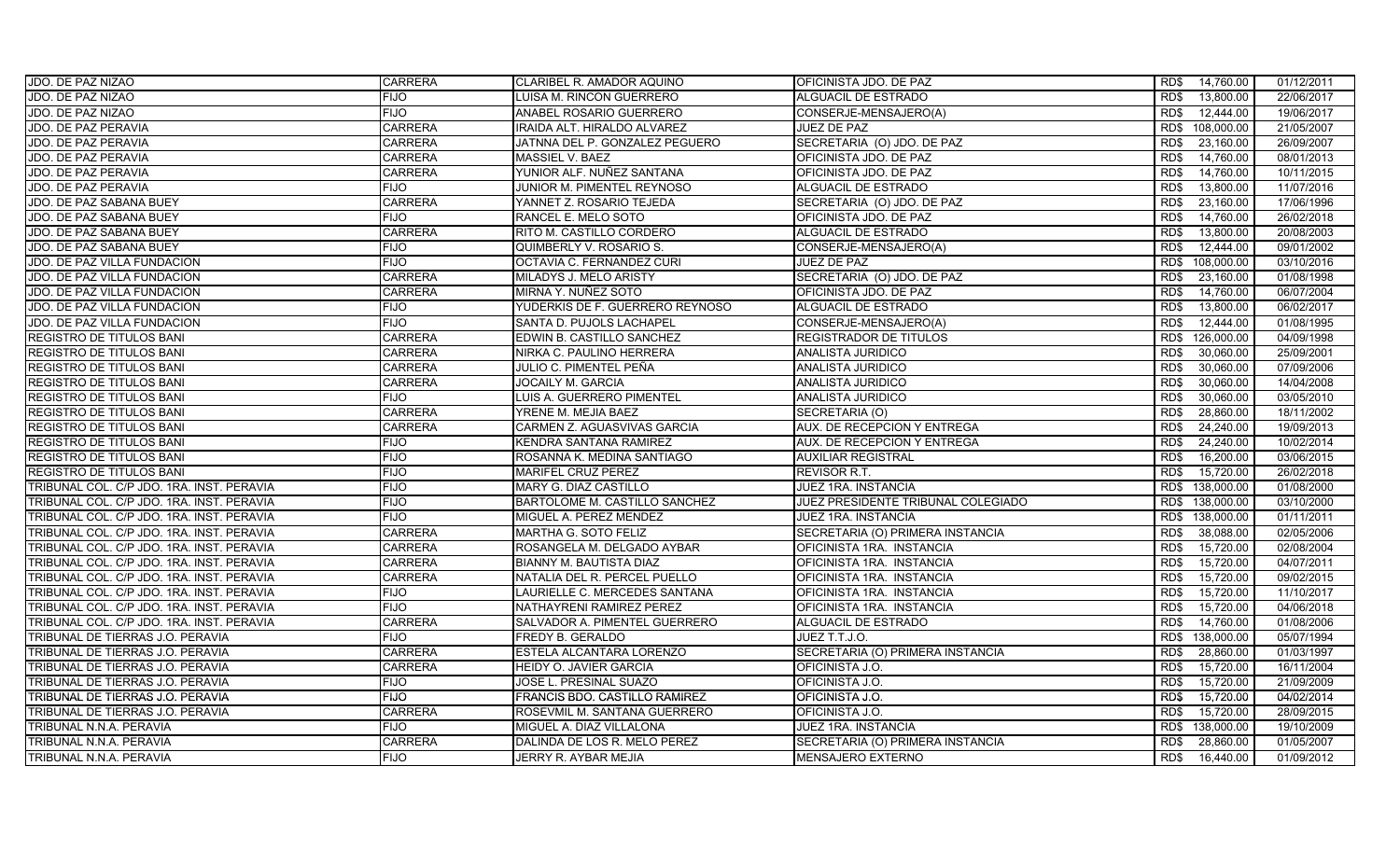| | | | | | |
|---|---|---|---|---|---|
| JDO. DE PAZ NIZAO | CARRERA | CLARIBEL R. AMADOR AQUINO | OFICINISTA JDO. DE PAZ | RD$ 14,760.00 | 01/12/2011 |
| JDO. DE PAZ NIZAO | FIJO | LUISA M. RINCON GUERRERO | ALGUACIL DE ESTRADO | RD$ 13,800.00 | 22/06/2017 |
| JDO. DE PAZ NIZAO | FIJO | ANABEL ROSARIO GUERRERO | CONSERJE-MENSAJERO(A) | RD$ 12,444.00 | 19/06/2017 |
| JDO. DE PAZ PERAVIA | CARRERA | IRAIDA ALT. HIRALDO ALVAREZ | JUEZ DE PAZ | RD$ 108,000.00 | 21/05/2007 |
| JDO. DE PAZ PERAVIA | CARRERA | JATNNA DEL P. GONZALEZ PEGUERO | SECRETARIA (O) JDO. DE PAZ | RD$ 23,160.00 | 26/09/2007 |
| JDO. DE PAZ PERAVIA | CARRERA | MASSIEL V. BAEZ | OFICINISTA JDO. DE PAZ | RD$ 14,760.00 | 08/01/2013 |
| JDO. DE PAZ PERAVIA | CARRERA | YUNIOR ALF. NUÑEZ SANTANA | OFICINISTA JDO. DE PAZ | RD$ 14,760.00 | 10/11/2015 |
| JDO. DE PAZ PERAVIA | FIJO | JUNIOR M. PIMENTEL REYNOSO | ALGUACIL DE ESTRADO | RD$ 13,800.00 | 11/07/2016 |
| JDO. DE PAZ SABANA BUEY | CARRERA | YANNET Z. ROSARIO TEJEDA | SECRETARIA (O) JDO. DE PAZ | RD$ 23,160.00 | 17/06/1996 |
| JDO. DE PAZ SABANA BUEY | FIJO | RANCEL E. MELO SOTO | OFICINISTA JDO. DE PAZ | RD$ 14,760.00 | 26/02/2018 |
| JDO. DE PAZ SABANA BUEY | CARRERA | RITO M. CASTILLO CORDERO | ALGUACIL DE ESTRADO | RD$ 13,800.00 | 20/08/2003 |
| JDO. DE PAZ SABANA BUEY | FIJO | QUIMBERLY V. ROSARIO S. | CONSERJE-MENSAJERO(A) | RD$ 12,444.00 | 09/01/2002 |
| JDO. DE PAZ VILLA FUNDACION | FIJO | OCTAVIA C. FERNANDEZ CURI | JUEZ DE PAZ | RD$ 108,000.00 | 03/10/2016 |
| JDO. DE PAZ VILLA FUNDACION | CARRERA | MILADYS J. MELO ARISTY | SECRETARIA (O) JDO. DE PAZ | RD$ 23,160.00 | 01/08/1998 |
| JDO. DE PAZ VILLA FUNDACION | CARRERA | MIRNA Y. NUÑEZ SOTO | OFICINISTA JDO. DE PAZ | RD$ 14,760.00 | 06/07/2004 |
| JDO. DE PAZ VILLA FUNDACION | FIJO | YUDERKIS DE F. GUERRERO REYNOSO | ALGUACIL DE ESTRADO | RD$ 13,800.00 | 06/02/2017 |
| JDO. DE PAZ VILLA FUNDACION | FIJO | SANTA D. PUJOLS LACHAPEL | CONSERJE-MENSAJERO(A) | RD$ 12,444.00 | 01/08/1995 |
| REGISTRO DE TITULOS BANI | CARRERA | EDWIN B. CASTILLO SANCHEZ | REGISTRADOR DE TITULOS | RD$ 126,000.00 | 04/09/1998 |
| REGISTRO DE TITULOS BANI | CARRERA | NIRKA C. PAULINO HERRERA | ANALISTA JURIDICO | RD$ 30,060.00 | 25/09/2001 |
| REGISTRO DE TITULOS BANI | CARRERA | JULIO C. PIMENTEL PEÑA | ANALISTA JURIDICO | RD$ 30,060.00 | 07/09/2006 |
| REGISTRO DE TITULOS BANI | CARRERA | JOCAILY M. GARCIA | ANALISTA JURIDICO | RD$ 30,060.00 | 14/04/2008 |
| REGISTRO DE TITULOS BANI | FIJO | LUIS A. GUERRERO PIMENTEL | ANALISTA JURIDICO | RD$ 30,060.00 | 03/05/2010 |
| REGISTRO DE TITULOS BANI | CARRERA | YRENE M. MEJIA BAEZ | SECRETARIA (O) | RD$ 28,860.00 | 18/11/2002 |
| REGISTRO DE TITULOS BANI | CARRERA | CARMEN Z. AGUASVIVAS GARCIA | AUX. DE RECEPCION Y ENTREGA | RD$ 24,240.00 | 19/09/2013 |
| REGISTRO DE TITULOS BANI | FIJO | KENDRA SANTANA RAMIREZ | AUX. DE RECEPCION Y ENTREGA | RD$ 24,240.00 | 10/02/2014 |
| REGISTRO DE TITULOS BANI | FIJO | ROSANNA K. MEDINA SANTIAGO | AUXILIAR REGISTRAL | RD$ 16,200.00 | 03/06/2015 |
| REGISTRO DE TITULOS BANI | FIJO | MARIFEL CRUZ PEREZ | REVISOR R.T. | RD$ 15,720.00 | 26/02/2018 |
| TRIBUNAL COL. C/P JDO. 1RA. INST. PERAVIA | FIJO | MARY G. DIAZ CASTILLO | JUEZ 1RA. INSTANCIA | RD$ 138,000.00 | 01/08/2000 |
| TRIBUNAL COL. C/P JDO. 1RA. INST. PERAVIA | FIJO | BARTOLOME M. CASTILLO SANCHEZ | JUEZ PRESIDENTE TRIBUNAL COLEGIADO | RD$ 138,000.00 | 03/10/2000 |
| TRIBUNAL COL. C/P JDO. 1RA. INST. PERAVIA | FIJO | MIGUEL A. PEREZ MENDEZ | JUEZ 1RA. INSTANCIA | RD$ 138,000.00 | 01/11/2011 |
| TRIBUNAL COL. C/P JDO. 1RA. INST. PERAVIA | CARRERA | MARTHA G. SOTO FELIZ | SECRETARIA (O) PRIMERA INSTANCIA | RD$ 38,088.00 | 02/05/2006 |
| TRIBUNAL COL. C/P JDO. 1RA. INST. PERAVIA | CARRERA | ROSANGELA M. DELGADO AYBAR | OFICINISTA 1RA. INSTANCIA | RD$ 15,720.00 | 02/08/2004 |
| TRIBUNAL COL. C/P JDO. 1RA. INST. PERAVIA | CARRERA | BIANNY M. BAUTISTA DIAZ | OFICINISTA 1RA. INSTANCIA | RD$ 15,720.00 | 04/07/2011 |
| TRIBUNAL COL. C/P JDO. 1RA. INST. PERAVIA | CARRERA | NATALIA DEL R. PERCEL PUELLO | OFICINISTA 1RA. INSTANCIA | RD$ 15,720.00 | 09/02/2015 |
| TRIBUNAL COL. C/P JDO. 1RA. INST. PERAVIA | FIJO | LAURIELLE C. MERCEDES SANTANA | OFICINISTA 1RA. INSTANCIA | RD$ 15,720.00 | 11/10/2017 |
| TRIBUNAL COL. C/P JDO. 1RA. INST. PERAVIA | FIJO | NATHAYRENI RAMIREZ PEREZ | OFICINISTA 1RA. INSTANCIA | RD$ 15,720.00 | 04/06/2018 |
| TRIBUNAL COL. C/P JDO. 1RA. INST. PERAVIA | CARRERA | SALVADOR A. PIMENTEL GUERRERO | ALGUACIL DE ESTRADO | RD$ 14,760.00 | 01/08/2006 |
| TRIBUNAL DE TIERRAS J.O. PERAVIA | FIJO | FREDY B. GERALDO | JUEZ T.T.J.O. | RD$ 138,000.00 | 05/07/1994 |
| TRIBUNAL DE TIERRAS J.O. PERAVIA | CARRERA | ESTELA ALCANTARA LORENZO | SECRETARIA (O) PRIMERA INSTANCIA | RD$ 28,860.00 | 01/03/1997 |
| TRIBUNAL DE TIERRAS J.O. PERAVIA | CARRERA | HEIDY O. JAVIER GARCIA | OFICINISTA J.O. | RD$ 15,720.00 | 16/11/2004 |
| TRIBUNAL DE TIERRAS J.O. PERAVIA | FIJO | JOSE L. PRESINAL SUAZO | OFICINISTA J.O. | RD$ 15,720.00 | 21/09/2009 |
| TRIBUNAL DE TIERRAS J.O. PERAVIA | FIJO | FRANCIS BDO. CASTILLO RAMIREZ | OFICINISTA J.O. | RD$ 15,720.00 | 04/02/2014 |
| TRIBUNAL DE TIERRAS J.O. PERAVIA | CARRERA | ROSEVMIL M. SANTANA GUERRERO | OFICINISTA J.O. | RD$ 15,720.00 | 28/09/2015 |
| TRIBUNAL N.N.A. PERAVIA | FIJO | MIGUEL A. DIAZ VILLALONA | JUEZ 1RA. INSTANCIA | RD$ 138,000.00 | 19/10/2009 |
| TRIBUNAL N.N.A. PERAVIA | CARRERA | DALINDA DE LOS R. MELO PEREZ | SECRETARIA (O) PRIMERA INSTANCIA | RD$ 28,860.00 | 01/05/2007 |
| TRIBUNAL N.N.A. PERAVIA | FIJO | JERRY R. AYBAR MEJIA | MENSAJERO EXTERNO | RD$ 16,440.00 | 01/09/2012 |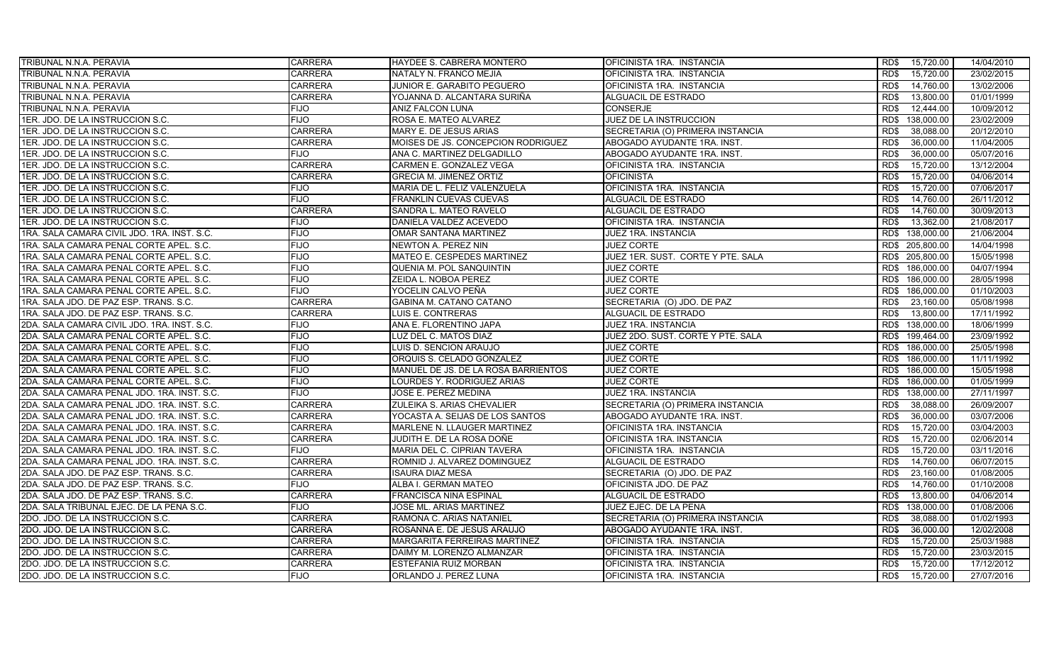| | | | | | |
|---|---|---|---|---|---|
| TRIBUNAL N.N.A. PERAVIA | CARRERA | HAYDEE S. CABRERA MONTERO | OFICINISTA 1RA. INSTANCIA | RD$ 15,720.00 | 14/04/2010 |
| TRIBUNAL N.N.A. PERAVIA | CARRERA | NATALY N. FRANCO MEJIA | OFICINISTA 1RA. INSTANCIA | RD$ 15,720.00 | 23/02/2015 |
| TRIBUNAL N.N.A. PERAVIA | CARRERA | JUNIOR E. GARABITO PEGUERO | OFICINISTA 1RA. INSTANCIA | RD$ 14,760.00 | 13/02/2006 |
| TRIBUNAL N.N.A. PERAVIA | CARRERA | YOJANNA D. ALCANTARA SURIÑA | ALGUACIL DE ESTRADO | RD$ 13,800.00 | 01/01/1999 |
| TRIBUNAL N.N.A. PERAVIA | FIJO | ANIZ FALCON LUNA | CONSERJE | RD$ 12,444.00 | 10/09/2012 |
| 1ER. JDO. DE LA INSTRUCCION S.C. | FIJO | ROSA E. MATEO ALVAREZ | JUEZ DE LA INSTRUCCION | RD$ 138,000.00 | 23/02/2009 |
| 1ER. JDO. DE LA INSTRUCCION S.C. | CARRERA | MARY E. DE JESUS ARIAS | SECRETARIA (O) PRIMERA INSTANCIA | RD$ 38,088.00 | 20/12/2010 |
| 1ER. JDO. DE LA INSTRUCCION S.C. | CARRERA | MOISES DE JS. CONCEPCION RODRIGUEZ | ABOGADO AYUDANTE 1RA. INST. | RD$ 36,000.00 | 11/04/2005 |
| 1ER. JDO. DE LA INSTRUCCION S.C. | FIJO | ANA C. MARTINEZ DELGADILLO | ABOGADO AYUDANTE 1RA. INST. | RD$ 36,000.00 | 05/07/2016 |
| 1ER. JDO. DE LA INSTRUCCION S.C. | CARRERA | CARMEN E. GONZALEZ VEGA | OFICINISTA 1RA. INSTANCIA | RD$ 15,720.00 | 13/12/2004 |
| 1ER. JDO. DE LA INSTRUCCION S.C. | CARRERA | GRECIA M. JIMENEZ ORTIZ | OFICINISTA | RD$ 15,720.00 | 04/06/2014 |
| 1ER. JDO. DE LA INSTRUCCION S.C. | FIJO | MARIA DE L. FELIZ VALENZUELA | OFICINISTA 1RA. INSTANCIA | RD$ 15,720.00 | 07/06/2017 |
| 1ER. JDO. DE LA INSTRUCCION S.C. | FIJO | FRANKLIN CUEVAS CUEVAS | ALGUACIL DE ESTRADO | RD$ 14,760.00 | 26/11/2012 |
| 1ER. JDO. DE LA INSTRUCCION S.C. | CARRERA | SANDRA L. MATEO RAVELO | ALGUACIL DE ESTRADO | RD$ 14,760.00 | 30/09/2013 |
| 1ER. JDO. DE LA INSTRUCCION S.C. | FIJO | DANIELA VALDEZ ACEVEDO | OFICINISTA 1RA. INSTANCIA | RD$ 13,362.00 | 21/08/2017 |
| 1RA. SALA CAMARA CIVIL JDO. 1RA. INST. S.C. | FIJO | OMAR SANTANA MARTINEZ | JUEZ 1RA. INSTANCIA | RD$ 138,000.00 | 21/06/2004 |
| 1RA. SALA CAMARA PENAL CORTE APEL. S.C. | FIJO | NEWTON A. PEREZ NIN | JUEZ CORTE | RD$ 205,800.00 | 14/04/1998 |
| 1RA. SALA CAMARA PENAL CORTE APEL. S.C. | FIJO | MATEO E. CESPEDES MARTINEZ | JUEZ 1ER. SUST. CORTE Y PTE. SALA | RD$ 205,800.00 | 15/05/1998 |
| 1RA. SALA CAMARA PENAL CORTE APEL. S.C. | FIJO | QUENIA M. POL SANQUINTIN | JUEZ CORTE | RD$ 186,000.00 | 04/07/1994 |
| 1RA. SALA CAMARA PENAL CORTE APEL. S.C. | FIJO | ZEIDA L. NOBOA PEREZ | JUEZ CORTE | RD$ 186,000.00 | 28/05/1998 |
| 1RA. SALA CAMARA PENAL CORTE APEL. S.C. | FIJO | YOCELIN CALVO PEÑA | JUEZ CORTE | RD$ 186,000.00 | 01/10/2003 |
| 1RA. SALA JDO. DE PAZ ESP. TRANS. S.C. | CARRERA | GABINA M. CATANO CATANO | SECRETARIA (O) JDO. DE PAZ | RD$ 23,160.00 | 05/08/1998 |
| 1RA. SALA JDO. DE PAZ ESP. TRANS. S.C. | CARRERA | LUIS E. CONTRERAS | ALGUACIL DE ESTRADO | RD$ 13,800.00 | 17/11/1992 |
| 2DA. SALA CAMARA CIVIL JDO. 1RA. INST. S.C. | FIJO | ANA E. FLORENTINO JAPA | JUEZ 1RA. INSTANCIA | RD$ 138,000.00 | 18/06/1999 |
| 2DA. SALA CAMARA PENAL CORTE APEL. S.C. | FIJO | LUZ DEL C. MATOS DIAZ | JUEZ 2DO. SUST. CORTE Y PTE. SALA | RD$ 199,464.00 | 23/09/1992 |
| 2DA. SALA CAMARA PENAL CORTE APEL. S.C. | FIJO | LUIS D. SENCION ARAUJO | JUEZ CORTE | RD$ 186,000.00 | 25/05/1998 |
| 2DA. SALA CAMARA PENAL CORTE APEL. S.C. | FIJO | ORQUIS S. CELADO GONZALEZ | JUEZ CORTE | RD$ 186,000.00 | 11/11/1992 |
| 2DA. SALA CAMARA PENAL CORTE APEL. S.C. | FIJO | MANUEL DE JS. DE LA ROSA BARRIENTOS | JUEZ CORTE | RD$ 186,000.00 | 15/05/1998 |
| 2DA. SALA CAMARA PENAL CORTE APEL. S.C. | FIJO | LOURDES Y. RODRIGUEZ ARIAS | JUEZ CORTE | RD$ 186,000.00 | 01/05/1999 |
| 2DA. SALA CAMARA PENAL JDO. 1RA. INST. S.C. | FIJO | JOSE E. PEREZ MEDINA | JUEZ 1RA. INSTANCIA | RD$ 138,000.00 | 27/11/1997 |
| 2DA. SALA CAMARA PENAL JDO. 1RA. INST. S.C. | CARRERA | ZULEIKA S. ARIAS CHEVALIER | SECRETARIA (O) PRIMERA INSTANCIA | RD$ 38,088.00 | 26/09/2007 |
| 2DA. SALA CAMARA PENAL JDO. 1RA. INST. S.C. | CARRERA | YOCASTA A. SEIJAS DE LOS SANTOS | ABOGADO AYUDANTE 1RA. INST. | RD$ 36,000.00 | 03/07/2006 |
| 2DA. SALA CAMARA PENAL JDO. 1RA. INST. S.C. | CARRERA | MARLENE N. LLAUGER MARTINEZ | OFICINISTA 1RA. INSTANCIA | RD$ 15,720.00 | 03/04/2003 |
| 2DA. SALA CAMARA PENAL JDO. 1RA. INST. S.C. | CARRERA | JUDITH E. DE LA ROSA DOÑE | OFICINISTA 1RA. INSTANCIA | RD$ 15,720.00 | 02/06/2014 |
| 2DA. SALA CAMARA PENAL JDO. 1RA. INST. S.C. | FIJO | MARIA DEL C. CIPRIAN TAVERA | OFICINISTA 1RA. INSTANCIA | RD$ 15,720.00 | 03/11/2016 |
| 2DA. SALA CAMARA PENAL JDO. 1RA. INST. S.C. | CARRERA | ROMNID J. ALVAREZ DOMINGUEZ | ALGUACIL DE ESTRADO | RD$ 14,760.00 | 06/07/2015 |
| 2DA. SALA JDO. DE PAZ ESP. TRANS. S.C. | CARRERA | ISAURA DIAZ MESA | SECRETARIA (O) JDO. DE PAZ | RD$ 23,160.00 | 01/08/2005 |
| 2DA. SALA JDO. DE PAZ ESP. TRANS. S.C. | FIJO | ALBA I. GERMAN MATEO | OFICINISTA JDO. DE PAZ | RD$ 14,760.00 | 01/10/2008 |
| 2DA. SALA JDO. DE PAZ ESP. TRANS. S.C. | CARRERA | FRANCISCA NINA ESPINAL | ALGUACIL DE ESTRADO | RD$ 13,800.00 | 04/06/2014 |
| 2DA. SALA TRIBUNAL EJEC. DE LA PENA S.C. | FIJO | JOSE ML. ARIAS MARTINEZ | JUEZ EJEC. DE LA PENA | RD$ 138,000.00 | 01/08/2006 |
| 2DO. JDO. DE LA INSTRUCCION S.C. | CARRERA | RAMONA C. ARIAS NATANIEL | SECRETARIA (O) PRIMERA INSTANCIA | RD$ 38,088.00 | 01/02/1993 |
| 2DO. JDO. DE LA INSTRUCCION S.C. | CARRERA | ROSANNA E. DE JESUS ARAUJO | ABOGADO AYUDANTE 1RA. INST. | RD$ 36,000.00 | 12/02/2008 |
| 2DO. JDO. DE LA INSTRUCCION S.C. | CARRERA | MARGARITA FERREIRAS MARTINEZ | OFICINISTA 1RA. INSTANCIA | RD$ 15,720.00 | 25/03/1988 |
| 2DO. JDO. DE LA INSTRUCCION S.C. | CARRERA | DAIMY M. LORENZO ALMANZAR | OFICINISTA 1RA. INSTANCIA | RD$ 15,720.00 | 23/03/2015 |
| 2DO. JDO. DE LA INSTRUCCION S.C. | CARRERA | ESTEFANIA RUIZ MORBAN | OFICINISTA 1RA. INSTANCIA | RD$ 15,720.00 | 17/12/2012 |
| 2DO. JDO. DE LA INSTRUCCION S.C. | FIJO | ORLANDO J. PEREZ LUNA | OFICINISTA 1RA. INSTANCIA | RD$ 15,720.00 | 27/07/2016 |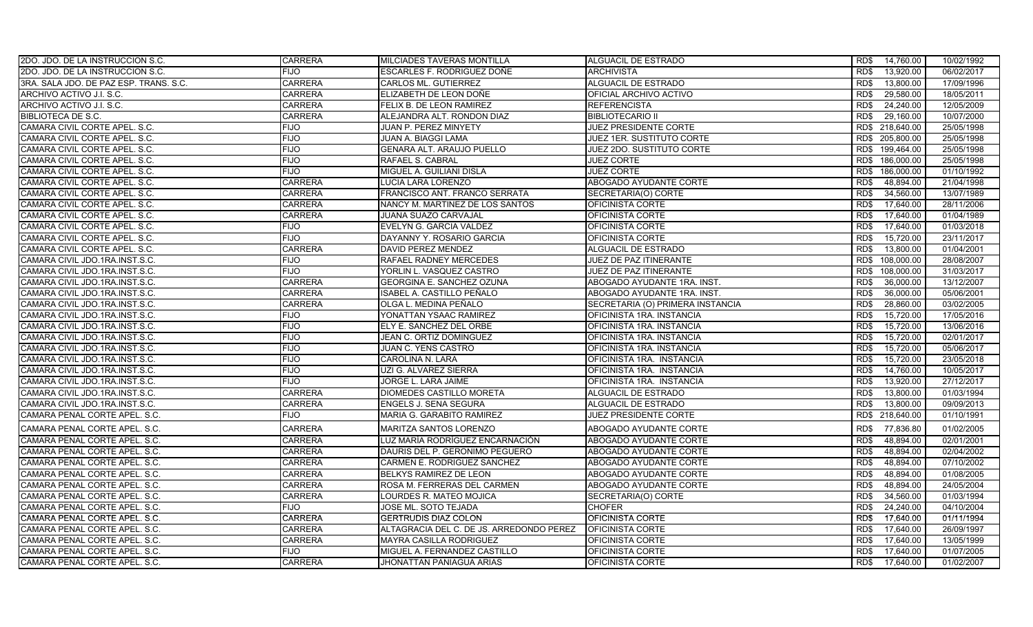| | | | | | |
|---|---|---|---|---|---|
| 2DO. JDO. DE LA INSTRUCCION S.C. | CARRERA | MILCIADES TAVERAS MONTILLA | ALGUACIL DE ESTRADO | RD$ 14,760.00 | 10/02/1992 |
| 2DO. JDO. DE LA INSTRUCCION S.C. | FIJO | ESCARLES F. RODRIGUEZ DOÑE | ARCHIVISTA | RD$ 13,920.00 | 06/02/2017 |
| 3RA. SALA JDO. DE PAZ ESP. TRANS. S.C. | CARRERA | CARLOS ML. GUTIERREZ | ALGUACIL DE ESTRADO | RD$ 13,800.00 | 17/09/1996 |
| ARCHIVO ACTIVO J.I. S.C. | CARRERA | ELIZABETH DE LEON DOÑE | OFICIAL ARCHIVO ACTIVO | RD$ 29,580.00 | 18/05/2011 |
| ARCHIVO ACTIVO J.I. S.C. | CARRERA | FELIX B. DE LEON RAMIREZ | REFERENCISTA | RD$ 24,240.00 | 12/05/2009 |
| BIBLIOTECA DE S.C. | CARRERA | ALEJANDRA ALT. RONDON DIAZ | BIBLIOTECARIO II | RD$ 29,160.00 | 10/07/2000 |
| CAMARA CIVIL CORTE APEL. S.C. | FIJO | JUAN P. PEREZ MINYETY | JUEZ PRESIDENTE CORTE | RD$ 218,640.00 | 25/05/1998 |
| CAMARA CIVIL CORTE APEL. S.C. | FIJO | JUAN A. BIAGGI LAMA | JUEZ 1ER. SUSTITUTO CORTE | RD$ 205,800.00 | 25/05/1998 |
| CAMARA CIVIL CORTE APEL. S.C. | FIJO | GENARA ALT. ARAUJO PUELLO | JUEZ 2DO. SUSTITUTO CORTE | RD$ 199,464.00 | 25/05/1998 |
| CAMARA CIVIL CORTE APEL. S.C. | FIJO | RAFAEL S. CABRAL | JUEZ CORTE | RD$ 186,000.00 | 25/05/1998 |
| CAMARA CIVIL CORTE APEL. S.C. | FIJO | MIGUEL A. GUILIANI DISLA | JUEZ CORTE | RD$ 186,000.00 | 01/10/1992 |
| CAMARA CIVIL CORTE APEL. S.C. | CARRERA | LUCIA LARA LORENZO | ABOGADO AYUDANTE CORTE | RD$ 48,894.00 | 21/04/1998 |
| CAMARA CIVIL CORTE APEL. S.C. | CARRERA | FRANCISCO ANT. FRANCO SERRATA | SECRETARIA(O) CORTE | RD$ 34,560.00 | 13/07/1989 |
| CAMARA CIVIL CORTE APEL. S.C. | CARRERA | NANCY M. MARTINEZ DE LOS SANTOS | OFICINISTA CORTE | RD$ 17,640.00 | 28/11/2006 |
| CAMARA CIVIL CORTE APEL. S.C. | CARRERA | JUANA SUAZO CARVAJAL | OFICINISTA CORTE | RD$ 17,640.00 | 01/04/1989 |
| CAMARA CIVIL CORTE APEL. S.C. | FIJO | EVELYN G. GARCIA VALDEZ | OFICINISTA CORTE | RD$ 17,640.00 | 01/03/2018 |
| CAMARA CIVIL CORTE APEL. S.C. | FIJO | DAYANNY Y. ROSARIO GARCIA | OFICINISTA CORTE | RD$ 15,720.00 | 23/11/2017 |
| CAMARA CIVIL CORTE APEL. S.C. | CARRERA | DAVID PEREZ MENDEZ | ALGUACIL DE ESTRADO | RD$ 13,800.00 | 01/04/2001 |
| CAMARA CIVIL JDO.1RA.INST.S.C. | FIJO | RAFAEL RADNEY MERCEDES | JUEZ DE PAZ ITINERANTE | RD$ 108,000.00 | 28/08/2007 |
| CAMARA CIVIL JDO.1RA.INST.S.C. | FIJO | YORLIN L. VASQUEZ CASTRO | JUEZ DE PAZ ITINERANTE | RD$ 108,000.00 | 31/03/2017 |
| CAMARA CIVIL JDO.1RA.INST.S.C. | CARRERA | GEORGINA E. SANCHEZ OZUNA | ABOGADO AYUDANTE 1RA. INST. | RD$ 36,000.00 | 13/12/2007 |
| CAMARA CIVIL JDO.1RA.INST.S.C. | CARRERA | ISABEL A. CASTILLO PEÑALO | ABOGADO AYUDANTE 1RA. INST. | RD$ 36,000.00 | 05/06/2001 |
| CAMARA CIVIL JDO.1RA.INST.S.C. | CARRERA | OLGA L. MEDINA PEÑALO | SECRETARIA (O) PRIMERA INSTANCIA | RD$ 28,860.00 | 03/02/2005 |
| CAMARA CIVIL JDO.1RA.INST.S.C. | FIJO | YONATTAN YSAAC RAMIREZ | OFICINISTA 1RA. INSTANCIA | RD$ 15,720.00 | 17/05/2016 |
| CAMARA CIVIL JDO.1RA.INST.S.C. | FIJO | ELY E. SANCHEZ DEL ORBE | OFICINISTA 1RA. INSTANCIA | RD$ 15,720.00 | 13/06/2016 |
| CAMARA CIVIL JDO.1RA.INST.S.C. | FIJO | JEAN C. ORTIZ DOMINGUEZ | OFICINISTA 1RA. INSTANCIA | RD$ 15,720.00 | 02/01/2017 |
| CAMARA CIVIL JDO.1RA.INST.S.C. | FIJO | JUAN C. YENS CASTRO | OFICINISTA 1RA. INSTANCIA | RD$ 15,720.00 | 05/06/2017 |
| CAMARA CIVIL JDO.1RA.INST.S.C. | FIJO | CAROLINA N. LARA | OFICINISTA 1RA. INSTANCIA | RD$ 15,720.00 | 23/05/2018 |
| CAMARA CIVIL JDO.1RA.INST.S.C. | FIJO | UZI G. ALVAREZ SIERRA | OFICINISTA 1RA. INSTANCIA | RD$ 14,760.00 | 10/05/2017 |
| CAMARA CIVIL JDO.1RA.INST.S.C. | FIJO | JORGE L. LARA JAIME | OFICINISTA 1RA. INSTANCIA | RD$ 13,920.00 | 27/12/2017 |
| CAMARA CIVIL JDO.1RA.INST.S.C. | CARRERA | DIOMEDES CASTILLO MORETA | ALGUACIL DE ESTRADO | RD$ 13,800.00 | 01/03/1994 |
| CAMARA CIVIL JDO.1RA.INST.S.C. | CARRERA | ENGELS J. SENA SEGURA | ALGUACIL DE ESTRADO | RD$ 13,800.00 | 09/09/2013 |
| CAMARA PENAL CORTE APEL. S.C. | FIJO | MARIA G. GARABITO RAMIREZ | JUEZ PRESIDENTE CORTE | RD$ 218,640.00 | 01/10/1991 |
| CAMARA PENAL CORTE APEL. S.C. | CARRERA | MARITZA SANTOS LORENZO | ABOGADO AYUDANTE CORTE | RD$ 77,836.80 | 01/02/2005 |
| CAMARA PENAL CORTE APEL. S.C. | CARRERA | LUZ MARÍA RODRÍGUEZ ENCARNACIÓN | ABOGADO AYUDANTE CORTE | RD$ 48,894.00 | 02/01/2001 |
| CAMARA PENAL CORTE APEL. S.C. | CARRERA | DAURIS DEL P. GERONIMO PEGUERO | ABOGADO AYUDANTE CORTE | RD$ 48,894.00 | 02/04/2002 |
| CAMARA PENAL CORTE APEL. S.C. | CARRERA | CARMEN E. RODRIGUEZ SANCHEZ | ABOGADO AYUDANTE CORTE | RD$ 48,894.00 | 07/10/2002 |
| CAMARA PENAL CORTE APEL. S.C. | CARRERA | BELKYS RAMIREZ DE LEON | ABOGADO AYUDANTE CORTE | RD$ 48,894.00 | 01/08/2005 |
| CAMARA PENAL CORTE APEL. S.C. | CARRERA | ROSA M. FERRERAS DEL CARMEN | ABOGADO AYUDANTE CORTE | RD$ 48,894.00 | 24/05/2004 |
| CAMARA PENAL CORTE APEL. S.C. | CARRERA | LOURDES R. MATEO MOJICA | SECRETARIA(O) CORTE | RD$ 34,560.00 | 01/03/1994 |
| CAMARA PENAL CORTE APEL. S.C. | FIJO | JOSE ML. SOTO TEJADA | CHOFER | RD$ 24,240.00 | 04/10/2004 |
| CAMARA PENAL CORTE APEL. S.C. | CARRERA | GERTRUDIS DIAZ COLON | OFICINISTA CORTE | RD$ 17,640.00 | 01/11/1994 |
| CAMARA PENAL CORTE APEL. S.C. | CARRERA | ALTAGRACIA DEL C. DE JS. ARREDONDO PEREZ | OFICINISTA CORTE | RD$ 17,640.00 | 26/09/1997 |
| CAMARA PENAL CORTE APEL. S.C. | CARRERA | MAYRA CASILLA RODRIGUEZ | OFICINISTA CORTE | RD$ 17,640.00 | 13/05/1999 |
| CAMARA PENAL CORTE APEL. S.C. | FIJO | MIGUEL A. FERNANDEZ CASTILLO | OFICINISTA CORTE | RD$ 17,640.00 | 01/07/2005 |
| CAMARA PENAL CORTE APEL. S.C. | CARRERA | JHONATTAN PANIAGUA ARIAS | OFICINISTA CORTE | RD$ 17,640.00 | 01/02/2007 |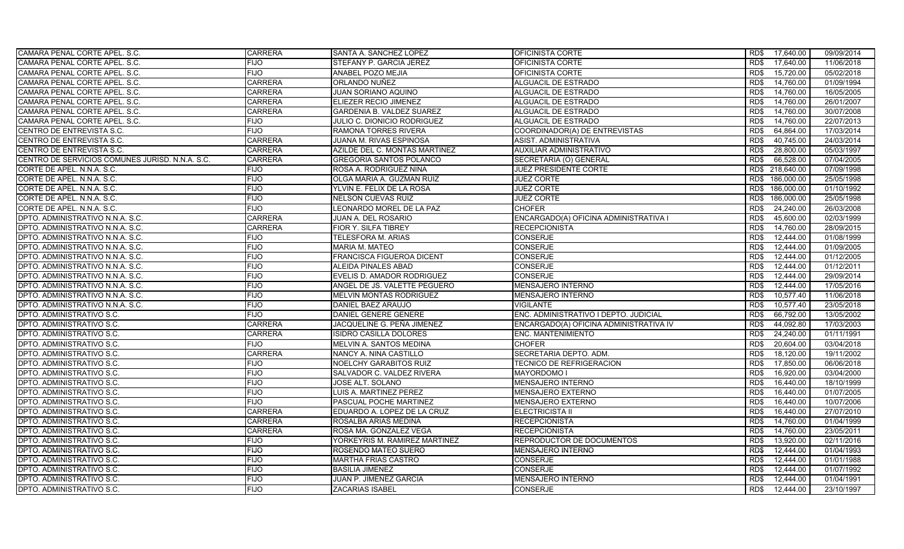| | | | | | |
|---|---|---|---|---|---|
| CAMARA PENAL CORTE APEL. S.C. | CARRERA | SANTA A. SANCHEZ LOPEZ | OFICINISTA CORTE | RD$ 17,640.00 | 09/09/2014 |
| CAMARA PENAL CORTE APEL. S.C. | FIJO | STEFANY P. GARCIA JEREZ | OFICINISTA CORTE | RD$ 17,640.00 | 11/06/2018 |
| CAMARA PENAL CORTE APEL. S.C. | FIJO | ANABEL POZO MEJIA | OFICINISTA CORTE | RD$ 15,720.00 | 05/02/2018 |
| CAMARA PENAL CORTE APEL. S.C. | CARRERA | ORLANDO NUÑEZ | ALGUACIL DE ESTRADO | RD$ 14,760.00 | 01/09/1994 |
| CAMARA PENAL CORTE APEL. S.C. | CARRERA | JUAN SORIANO AQUINO | ALGUACIL DE ESTRADO | RD$ 14,760.00 | 16/05/2005 |
| CAMARA PENAL CORTE APEL. S.C. | CARRERA | ELIEZER RECIO JIMENEZ | ALGUACIL DE ESTRADO | RD$ 14,760.00 | 26/01/2007 |
| CAMARA PENAL CORTE APEL. S.C. | CARRERA | GARDENIA B. VALDEZ SUAREZ | ALGUACIL DE ESTRADO | RD$ 14,760.00 | 30/07/2008 |
| CAMARA PENAL CORTE APEL. S.C. | FIJO | JULIO C. DIONICIO RODRIGUEZ | ALGUACIL DE ESTRADO | RD$ 14,760.00 | 22/07/2013 |
| CENTRO DE ENTREVISTA S.C. | FIJO | RAMONA TORRES RIVERA | COORDINADOR(A) DE ENTREVISTAS | RD$ 64,864.00 | 17/03/2014 |
| CENTRO DE ENTREVISTA S.C. | CARRERA | JUANA M. RIVAS ESPINOSA | ASIST. ADMINISTRATIVA | RD$ 40,745.00 | 24/03/2014 |
| CENTRO DE ENTREVISTA S.C. | CARRERA | AZILDE DEL C. MONTAS MARTINEZ | AUXILIAR ADMINISTRATIVO | RD$ 28,800.00 | 05/03/1997 |
| CENTRO DE SERVICIOS COMUNES JURISD. N.N.A. S.C. | CARRERA | GREGORIA SANTOS POLANCO | SECRETARIA (O) GENERAL | RD$ 66,528.00 | 07/04/2005 |
| CORTE DE APEL. N.N.A. S.C. | FIJO | ROSA A. RODRIGUEZ NINA | JUEZ PRESIDENTE CORTE | RD$ 218,640.00 | 07/09/1998 |
| CORTE DE APEL. N.N.A. S.C. | FIJO | OLGA MARIA A. GUZMAN RUIZ | JUEZ CORTE | RD$ 186,000.00 | 25/05/1998 |
| CORTE DE APEL. N.N.A. S.C. | FIJO | YLVIN E. FELIX DE LA ROSA | JUEZ CORTE | RD$ 186,000.00 | 01/10/1992 |
| CORTE DE APEL. N.N.A. S.C. | FIJO | NELSON CUEVAS RUIZ | JUEZ CORTE | RD$ 186,000.00 | 25/05/1998 |
| CORTE DE APEL. N.N.A. S.C. | FIJO | LEONARDO MOREL DE LA PAZ | CHOFER | RD$ 24,240.00 | 26/03/2008 |
| DPTO. ADMINISTRATIVO N.N.A. S.C. | CARRERA | JUAN A. DEL ROSARIO | ENCARGADO(A) OFICINA ADMINISTRATIVA I | RD$ 45,600.00 | 02/03/1999 |
| DPTO. ADMINISTRATIVO N.N.A. S.C. | CARRERA | FIOR Y. SILFA TIBREY | RECEPCIONISTA | RD$ 14,760.00 | 28/09/2015 |
| DPTO. ADMINISTRATIVO N.N.A. S.C. | FIJO | TELESFORA M. ARIAS | CONSERJE | RD$ 12,444.00 | 01/08/1999 |
| DPTO. ADMINISTRATIVO N.N.A. S.C. | FIJO | MARIA M. MATEO | CONSERJE | RD$ 12,444.00 | 01/09/2005 |
| DPTO. ADMINISTRATIVO N.N.A. S.C. | FIJO | FRANCISCA FIGUEROA DICENT | CONSERJE | RD$ 12,444.00 | 01/12/2005 |
| DPTO. ADMINISTRATIVO N.N.A. S.C. | FIJO | ALEIDA PINALES ABAD | CONSERJE | RD$ 12,444.00 | 01/12/2011 |
| DPTO. ADMINISTRATIVO N.N.A. S.C. | FIJO | EVELIS D. AMADOR RODRIGUEZ | CONSERJE | RD$ 12,444.00 | 29/09/2014 |
| DPTO. ADMINISTRATIVO N.N.A. S.C. | FIJO | ANGEL DE JS. VALETTE PEGUERO | MENSAJERO INTERNO | RD$ 12,444.00 | 17/05/2016 |
| DPTO. ADMINISTRATIVO N.N.A. S.C. | FIJO | MELVIN MONTAS RODRIGUEZ | MENSAJERO INTERNO | RD$ 10,577.40 | 11/06/2018 |
| DPTO. ADMINISTRATIVO N.N.A. S.C. | FIJO | DANIEL BAEZ ARAUJO | VIGILANTE | RD$ 10,577.40 | 23/05/2018 |
| DPTO. ADMINISTRATIVO S.C. | FIJO | DANIEL GENERE GENERE | ENC. ADMINISTRATIVO I DEPTO. JUDICIAL | RD$ 66,792.00 | 13/05/2002 |
| DPTO. ADMINISTRATIVO S.C. | CARRERA | JACQUELINE G. PEÑA JIMENEZ | ENCARGADO(A) OFICINA ADMINISTRATIVA IV | RD$ 44,092.80 | 17/03/2003 |
| DPTO. ADMINISTRATIVO S.C. | CARRERA | ISIDRO CASILLA DOLORES | ENC. MANTENIMIENTO | RD$ 24,240.00 | 01/11/1991 |
| DPTO. ADMINISTRATIVO S.C. | FIJO | MELVIN A. SANTOS MEDINA | CHOFER | RD$ 20,604.00 | 03/04/2018 |
| DPTO. ADMINISTRATIVO S.C. | CARRERA | NANCY A. NINA CASTILLO | SECRETARIA DEPTO. ADM. | RD$ 18,120.00 | 19/11/2002 |
| DPTO. ADMINISTRATIVO S.C. | FIJO | NOELCHY GARABITOS RUIZ | TECNICO DE REFRIGERACION | RD$ 17,850.00 | 06/06/2018 |
| DPTO. ADMINISTRATIVO S.C. | FIJO | SALVADOR C. VALDEZ RIVERA | MAYORDOMO I | RD$ 16,920.00 | 03/04/2000 |
| DPTO. ADMINISTRATIVO S.C. | FIJO | JOSE ALT. SOLANO | MENSAJERO INTERNO | RD$ 16,440.00 | 18/10/1999 |
| DPTO. ADMINISTRATIVO S.C. | FIJO | LUIS A. MARTINEZ PEREZ | MENSAJERO EXTERNO | RD$ 16,440.00 | 01/07/2005 |
| DPTO. ADMINISTRATIVO S.C. | FIJO | PASCUAL POCHE MARTINEZ | MENSAJERO EXTERNO | RD$ 16,440.00 | 10/07/2006 |
| DPTO. ADMINISTRATIVO S.C. | CARRERA | EDUARDO A. LOPEZ DE LA CRUZ | ELECTRICISTA II | RD$ 16,440.00 | 27/07/2010 |
| DPTO. ADMINISTRATIVO S.C. | CARRERA | ROSALBA ARIAS MEDINA | RECEPCIONISTA | RD$ 14,760.00 | 01/04/1999 |
| DPTO. ADMINISTRATIVO S.C. | CARRERA | ROSA MA. GONZALEZ VEGA | RECEPCIONISTA | RD$ 14,760.00 | 23/05/2011 |
| DPTO. ADMINISTRATIVO S.C. | FIJO | YORKEYRIS M. RAMIREZ MARTINEZ | REPRODUCTOR DE DOCUMENTOS | RD$ 13,920.00 | 02/11/2016 |
| DPTO. ADMINISTRATIVO S.C. | FIJO | ROSENDO MATEO SUERO | MENSAJERO INTERNO | RD$ 12,444.00 | 01/04/1993 |
| DPTO. ADMINISTRATIVO S.C. | FIJO | MARTHA FRIAS CASTRO | CONSERJE | RD$ 12,444.00 | 01/01/1988 |
| DPTO. ADMINISTRATIVO S.C. | FIJO | BASILIA JIMENEZ | CONSERJE | RD$ 12,444.00 | 01/07/1992 |
| DPTO. ADMINISTRATIVO S.C. | FIJO | JUAN P. JIMENEZ GARCIA | MENSAJERO INTERNO | RD$ 12,444.00 | 01/04/1991 |
| DPTO. ADMINISTRATIVO S.C. | FIJO | ZACARIAS ISABEL | CONSERJE | RD$ 12,444.00 | 23/10/1997 |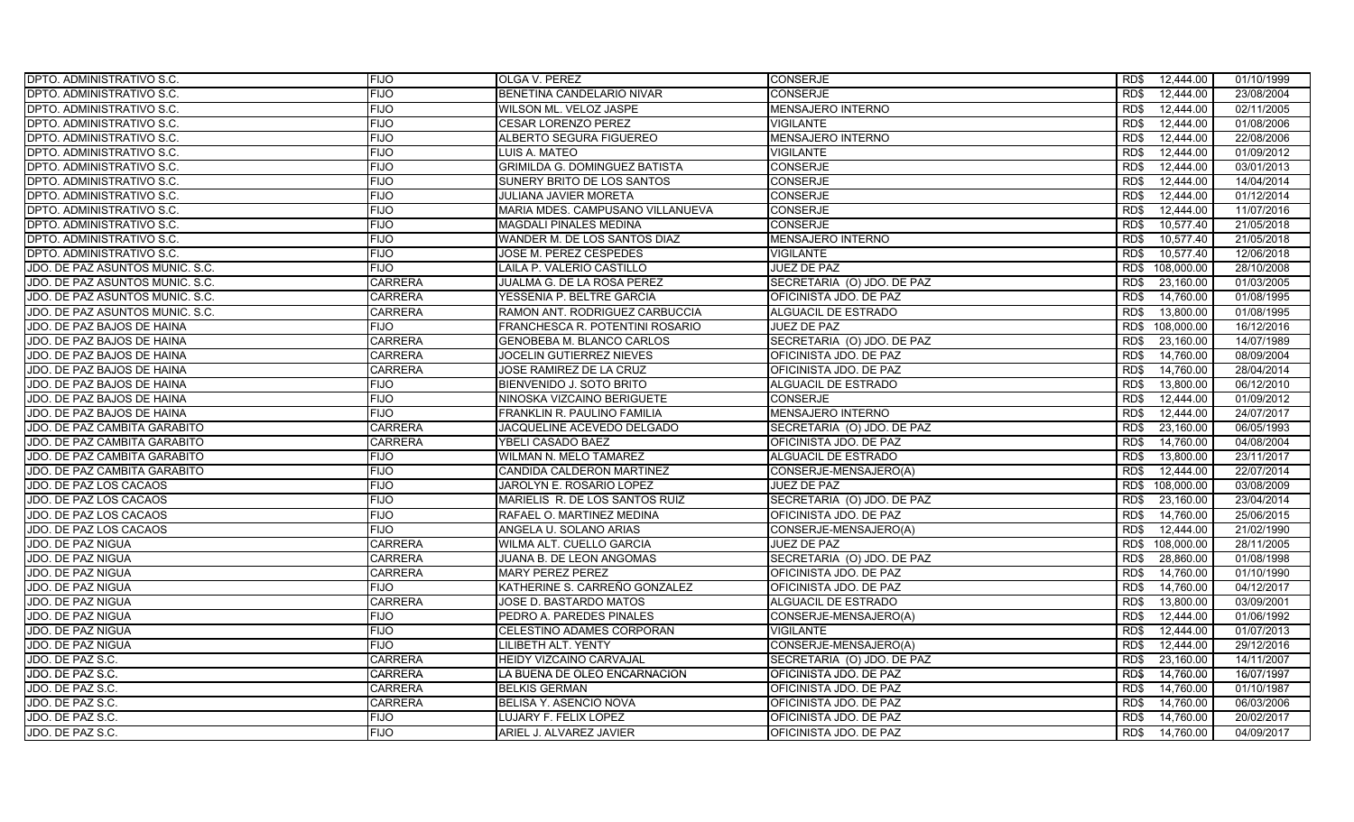| | | | | | |
|---|---|---|---|---|---|
| DPTO. ADMINISTRATIVO S.C. | FIJO | OLGA V. PEREZ | CONSERJE | RD$ 12,444.00 | 01/10/1999 |
| DPTO. ADMINISTRATIVO S.C. | FIJO | BENETINA CANDELARIO NIVAR | CONSERJE | RD$ 12,444.00 | 23/08/2004 |
| DPTO. ADMINISTRATIVO S.C. | FIJO | WILSON ML. VELOZ JASPE | MENSAJERO INTERNO | RD$ 12,444.00 | 02/11/2005 |
| DPTO. ADMINISTRATIVO S.C. | FIJO | CESAR LORENZO PEREZ | VIGILANTE | RD$ 12,444.00 | 01/08/2006 |
| DPTO. ADMINISTRATIVO S.C. | FIJO | ALBERTO SEGURA FIGUEREO | MENSAJERO INTERNO | RD$ 12,444.00 | 22/08/2006 |
| DPTO. ADMINISTRATIVO S.C. | FIJO | LUIS A. MATEO | VIGILANTE | RD$ 12,444.00 | 01/09/2012 |
| DPTO. ADMINISTRATIVO S.C. | FIJO | GRIMILDA G. DOMINGUEZ BATISTA | CONSERJE | RD$ 12,444.00 | 03/01/2013 |
| DPTO. ADMINISTRATIVO S.C. | FIJO | SUNERY BRITO DE LOS SANTOS | CONSERJE | RD$ 12,444.00 | 14/04/2014 |
| DPTO. ADMINISTRATIVO S.C. | FIJO | JULIANA JAVIER MORETA | CONSERJE | RD$ 12,444.00 | 01/12/2014 |
| DPTO. ADMINISTRATIVO S.C. | FIJO | MARIA MDES. CAMPUSANO VILLANUEVA | CONSERJE | RD$ 12,444.00 | 11/07/2016 |
| DPTO. ADMINISTRATIVO S.C. | FIJO | MAGDALI PINALES MEDINA | CONSERJE | RD$ 10,577.40 | 21/05/2018 |
| DPTO. ADMINISTRATIVO S.C. | FIJO | WANDER M. DE LOS SANTOS DIAZ | MENSAJERO INTERNO | RD$ 10,577.40 | 21/05/2018 |
| DPTO. ADMINISTRATIVO S.C. | FIJO | JOSE M. PEREZ CESPEDES | VIGILANTE | RD$ 10,577.40 | 12/06/2018 |
| JDO. DE PAZ ASUNTOS MUNIC. S.C. | FIJO | LAILA P. VALERIO CASTILLO | JUEZ DE PAZ | RD$ 108,000.00 | 28/10/2008 |
| JDO. DE PAZ ASUNTOS MUNIC. S.C. | CARRERA | JUALMA G. DE LA ROSA PEREZ | SECRETARIA (O) JDO. DE PAZ | RD$ 23,160.00 | 01/03/2005 |
| JDO. DE PAZ ASUNTOS MUNIC. S.C. | CARRERA | YESSENIA P. BELTRE GARCIA | OFICINISTA JDO. DE PAZ | RD$ 14,760.00 | 01/08/1995 |
| JDO. DE PAZ ASUNTOS MUNIC. S.C. | CARRERA | RAMON ANT. RODRIGUEZ CARBUCCIA | ALGUACIL DE ESTRADO | RD$ 13,800.00 | 01/08/1995 |
| JDO. DE PAZ BAJOS DE HAINA | FIJO | FRANCHESCA R. POTENTINI ROSARIO | JUEZ DE PAZ | RD$ 108,000.00 | 16/12/2016 |
| JDO. DE PAZ BAJOS DE HAINA | CARRERA | GENOBEBA M. BLANCO CARLOS | SECRETARIA (O) JDO. DE PAZ | RD$ 23,160.00 | 14/07/1989 |
| JDO. DE PAZ BAJOS DE HAINA | CARRERA | JOCELIN GUTIERREZ NIEVES | OFICINISTA JDO. DE PAZ | RD$ 14,760.00 | 08/09/2004 |
| JDO. DE PAZ BAJOS DE HAINA | CARRERA | JOSE RAMIREZ DE LA CRUZ | OFICINISTA JDO. DE PAZ | RD$ 14,760.00 | 28/04/2014 |
| JDO. DE PAZ BAJOS DE HAINA | FIJO | BIENVENIDO J. SOTO BRITO | ALGUACIL DE ESTRADO | RD$ 13,800.00 | 06/12/2010 |
| JDO. DE PAZ BAJOS DE HAINA | FIJO | NINOSKA VIZCAINO BERIGUETE | CONSERJE | RD$ 12,444.00 | 01/09/2012 |
| JDO. DE PAZ BAJOS DE HAINA | FIJO | FRANKLIN R. PAULINO FAMILIA | MENSAJERO INTERNO | RD$ 12,444.00 | 24/07/2017 |
| JDO. DE PAZ CAMBITA GARABITO | CARRERA | JACQUELINE ACEVEDO DELGADO | SECRETARIA (O) JDO. DE PAZ | RD$ 23,160.00 | 06/05/1993 |
| JDO. DE PAZ CAMBITA GARABITO | CARRERA | YBELI CASADO BAEZ | OFICINISTA JDO. DE PAZ | RD$ 14,760.00 | 04/08/2004 |
| JDO. DE PAZ CAMBITA GARABITO | FIJO | WILMAN N. MELO TAMAREZ | ALGUACIL DE ESTRADO | RD$ 13,800.00 | 23/11/2017 |
| JDO. DE PAZ CAMBITA GARABITO | FIJO | CANDIDA CALDERON MARTINEZ | CONSERJE-MENSAJERO(A) | RD$ 12,444.00 | 22/07/2014 |
| JDO. DE PAZ LOS CACAOS | FIJO | JAROLYN E. ROSARIO LOPEZ | JUEZ DE PAZ | RD$ 108,000.00 | 03/08/2009 |
| JDO. DE PAZ LOS CACAOS | FIJO | MARIELIS R. DE LOS SANTOS RUIZ | SECRETARIA (O) JDO. DE PAZ | RD$ 23,160.00 | 23/04/2014 |
| JDO. DE PAZ LOS CACAOS | FIJO | RAFAEL O. MARTINEZ MEDINA | OFICINISTA JDO. DE PAZ | RD$ 14,760.00 | 25/06/2015 |
| JDO. DE PAZ LOS CACAOS | FIJO | ANGELA U. SOLANO ARIAS | CONSERJE-MENSAJERO(A) | RD$ 12,444.00 | 21/02/1990 |
| JDO. DE PAZ NIGUA | CARRERA | WILMA ALT. CUELLO GARCIA | JUEZ DE PAZ | RD$ 108,000.00 | 28/11/2005 |
| JDO. DE PAZ NIGUA | CARRERA | JUANA B. DE LEON ANGOMAS | SECRETARIA (O) JDO. DE PAZ | RD$ 28,860.00 | 01/08/1998 |
| JDO. DE PAZ NIGUA | CARRERA | MARY PEREZ PEREZ | OFICINISTA JDO. DE PAZ | RD$ 14,760.00 | 01/10/1990 |
| JDO. DE PAZ NIGUA | FIJO | KATHERINE S. CARREÑO GONZALEZ | OFICINISTA JDO. DE PAZ | RD$ 14,760.00 | 04/12/2017 |
| JDO. DE PAZ NIGUA | CARRERA | JOSE D. BASTARDO MATOS | ALGUACIL DE ESTRADO | RD$ 13,800.00 | 03/09/2001 |
| JDO. DE PAZ NIGUA | FIJO | PEDRO A. PAREDES PINALES | CONSERJE-MENSAJERO(A) | RD$ 12,444.00 | 01/06/1992 |
| JDO. DE PAZ NIGUA | FIJO | CELESTINO ADAMES CORPORAN | VIGILANTE | RD$ 12,444.00 | 01/07/2013 |
| JDO. DE PAZ NIGUA | FIJO | LILIBETH ALT. YENTY | CONSERJE-MENSAJERO(A) | RD$ 12,444.00 | 29/12/2016 |
| JDO. DE PAZ S.C. | CARRERA | HEIDY VIZCAINO CARVAJAL | SECRETARIA (O) JDO. DE PAZ | RD$ 23,160.00 | 14/11/2007 |
| JDO. DE PAZ S.C. | CARRERA | LA BUENA DE OLEO ENCARNACION | OFICINISTA JDO. DE PAZ | RD$ 14,760.00 | 16/07/1997 |
| JDO. DE PAZ S.C. | CARRERA | BELKIS GERMAN | OFICINISTA JDO. DE PAZ | RD$ 14,760.00 | 01/10/1987 |
| JDO. DE PAZ S.C. | CARRERA | BELISA Y. ASENCIO NOVA | OFICINISTA JDO. DE PAZ | RD$ 14,760.00 | 06/03/2006 |
| JDO. DE PAZ S.C. | FIJO | LUJARY F. FELIX LOPEZ | OFICINISTA JDO. DE PAZ | RD$ 14,760.00 | 20/02/2017 |
| JDO. DE PAZ S.C. | FIJO | ARIEL J. ALVAREZ JAVIER | OFICINISTA JDO. DE PAZ | RD$ 14,760.00 | 04/09/2017 |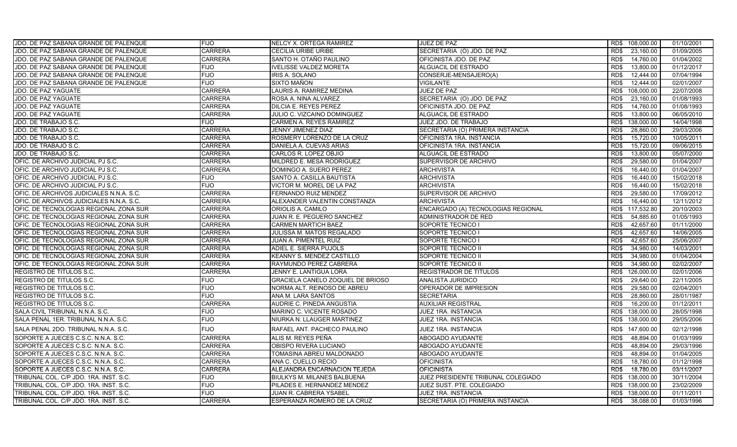| | | | | | |
|---|---|---|---|---|---|
| JDO. DE PAZ SABANA GRANDE DE PALENQUE | FIJO | NELCY X. ORTEGA RAMIREZ | JUEZ DE PAZ | RD$ 108,000.00 | 01/10/2001 |
| JDO. DE PAZ SABANA GRANDE DE PALENQUE | CARRERA | CECILIA URIBE URIBE | SECRETARIA (O) JDO. DE PAZ | RD$ 23,160.00 | 01/09/2005 |
| JDO. DE PAZ SABANA GRANDE DE PALENQUE | CARRERA | SANTO H. OTAÑO PAULINO | OFICINISTA JDO. DE PAZ | RD$ 14,760.00 | 01/04/2002 |
| JDO. DE PAZ SABANA GRANDE DE PALENQUE | FIJO | IVELISSE VALDEZ MORETA | ALGUACIL DE ESTRADO | RD$ 13,800.00 | 01/12/2017 |
| JDO. DE PAZ SABANA GRANDE DE PALENQUE | FIJO | IRIS A. SOLANO | CONSERJE-MENSAJERO(A) | RD$ 12,444.00 | 07/04/1994 |
| JDO. DE PAZ SABANA GRANDE DE PALENQUE | FIJO | SIXTO MAÑON | VIGILANTE | RD$ 12,444.00 | 02/01/2007 |
| JDO. DE PAZ YAGUATE | CARRERA | LAURIS A. RAMIREZ MEDINA | JUEZ DE PAZ | RD$ 108,000.00 | 22/07/2008 |
| JDO. DE PAZ YAGUATE | CARRERA | ROSA A. NINA ALVAREZ | SECRETARIA (O) JDO. DE PAZ | RD$ 23,160.00 | 01/08/1993 |
| JDO. DE PAZ YAGUATE | CARRERA | DILCIA E. REYES PEREZ | OFICINISTA JDO. DE PAZ | RD$ 14,760.00 | 01/08/1993 |
| JDO. DE PAZ YAGUATE | CARRERA | JULIO C. VIZCAINO DOMINGUEZ | ALGUACIL DE ESTRADO | RD$ 13,800.00 | 06/05/2010 |
| JDO. DE TRABAJO S.C. | FIJO | CARMEN A. REYES RAMIREZ | JUEZ JDO. DE TRABAJO | RD$ 138,000.00 | 14/04/1998 |
| JDO. DE TRABAJO S.C. | CARRERA | JENNY JIMENEZ DIAZ | SECRETARIA (O) PRIMERA INSTANCIA | RD$ 28,860.00 | 29/03/2006 |
| JDO. DE TRABAJO S.C. | CARRERA | ROSMERY LORENZO DE LA CRUZ | OFICINISTA 1RA. INSTANCIA | RD$ 15,720.00 | 10/05/2011 |
| JDO. DE TRABAJO S.C. | CARRERA | DANIELA A. CUEVAS ARIAS | OFICINISTA 1RA. INSTANCIA | RD$ 15,720.00 | 09/06/2015 |
| JDO. DE TRABAJO S.C. | CARRERA | CARLOS R. LOPEZ OBJIO | ALGUACIL DE ESTRADO | RD$ 13,800.00 | 05/07/2000 |
| OFIC. DE ARCHIVO JUDICIAL PJ S.C. | CARRERA | MILDRED E. MESA RODRIGUEZ | SUPERVISOR DE ARCHIVO | RD$ 29,580.00 | 01/04/2007 |
| OFIC. DE ARCHIVO JUDICIAL PJ S.C. | CARRERA | DOMINGO A. SUERO PEREZ | ARCHIVISTA | RD$ 16,440.00 | 01/04/2007 |
| OFIC. DE ARCHIVO JUDICIAL PJ S.C. | FIJO | SANTO A. CASILLA BAUTISTA | ARCHIVISTA | RD$ 16,440.00 | 15/02/2018 |
| OFIC. DE ARCHIVO JUDICIAL PJ S.C. | FIJO | VICTOR M. MOREL DE LA PAZ | ARCHIVISTA | RD$ 16,440.00 | 15/02/2018 |
| OFIC. DE ARCHIVOS JUDICIALES N.N.A. S.C. | CARRERA | FERNANDO RUIZ MENDEZ | SUPERVISOR DE ARCHIVO | RD$ 29,580.00 | 17/09/2012 |
| OFIC. DE ARCHIVOS JUDICIALES N.N.A. S.C. | CARRERA | ALEXANDER VALENTIN CONSTANZA | ARCHIVISTA | RD$ 16,440.00 | 12/11/2012 |
| OFIC. DE TECNOLOGIAS REGIONAL ZONA SUR | CARRERA | ORIOLIS A. CAMILO | ENCARGADO (A) TECNOLOGIAS REGIONAL | RD$ 117,532.80 | 20/10/2003 |
| OFIC. DE TECNOLOGIAS REGIONAL ZONA SUR | CARRERA | JUAN R. E. PEGUERO SANCHEZ | ADMINISTRADOR DE RED | RD$ 54,885.60 | 01/05/1993 |
| OFIC. DE TECNOLOGIAS REGIONAL ZONA SUR | CARRERA | CARMEN MARTICH BAEZ | SOPORTE TECNICO I | RD$ 42,657.60 | 01/11/2000 |
| OFIC. DE TECNOLOGIAS REGIONAL ZONA SUR | CARRERA | JULISSA M. MATOS REGALADO | SOPORTE TECNICO I | RD$ 42,657.60 | 14/06/2005 |
| OFIC. DE TECNOLOGIAS REGIONAL ZONA SUR | CARRERA | JUAN A. PIMENTEL RUIZ | SOPORTE TECNICO I | RD$ 42,657.60 | 25/06/2007 |
| OFIC. DE TECNOLOGIAS REGIONAL ZONA SUR | CARRERA | ADIEL E. SIERRA PUJOLS | SOPORTE TECNICO II | RD$ 34,980.00 | 14/03/2001 |
| OFIC. DE TECNOLOGIAS REGIONAL ZONA SUR | CARRERA | KEANNY S. MENDEZ CASTILLO | SOPORTE TECNICO II | RD$ 34,980.00 | 01/04/2004 |
| OFIC. DE TECNOLOGIAS REGIONAL ZONA SUR | CARRERA | RAYMUNDO PEREZ CABRERA | SOPORTE TECNICO II | RD$ 34,980.00 | 02/02/2007 |
| REGISTRO DE TITULOS S.C. | CARRERA | JENNY E. LANTIGUA LORA | REGISTRADOR DE TITULOS | RD$ 126,000.00 | 02/01/2006 |
| REGISTRO DE TITULOS S.C. | FIJO | GRACIELA CANELO ZOQUIEL DE BRIOSO | ANALISTA JURIDICO | RD$ 29,640.00 | 22/11/2005 |
| REGISTRO DE TITULOS S.C. | FIJO | NORMA ALT. REINOSO DE ABREU | OPERADOR DE IMPRESION | RD$ 29,580.00 | 02/04/2001 |
| REGISTRO DE TITULOS S.C. | FIJO | ANA M. LARA SANTOS | SECRETARIA | RD$ 28,860.00 | 28/01/1987 |
| REGISTRO DE TITULOS S.C. | CARRERA | AUDRIE C. PINEDA ANGUSTIA | AUXILIAR REGISTRAL | RD$ 16,200.00 | 01/12/2011 |
| SALA CIVIL TRIBUNAL N.N.A. S.C. | FIJO | MARINO C. VICENTE ROSADO | JUEZ 1RA. INSTANCIA | RD$ 138,000.00 | 28/05/1998 |
| SALA PENAL 1ER. TRIBUNAL N.N.A. S.C. | FIJO | NIURKA N. LLAUGER MARTINEZ | JUEZ 1RA. INSTANCIA | RD$ 138,000.00 | 29/05/2006 |
| SALA PENAL 2DO. TRIBUNAL N.N.A. S.C. | FIJO | RAFAEL ANT. PACHECO PAULINO | JUEZ 1RA. INSTANCIA | RD$ 147,600.00 | 02/12/1998 |
| SOPORTE A JUECES C.S.C. N.N.A. S.C. | CARRERA | ALIS M. REYES PEÑA | ABOGADO AYUDANTE | RD$ 48,894.00 | 01/03/1999 |
| SOPORTE A JUECES C.S.C. N.N.A. S.C. | CARRERA | OBISPO RIVERA LUCIANO | ABOGADO AYUDANTE | RD$ 48,894.00 | 29/03/1996 |
| SOPORTE A JUECES C.S.C. N.N.A. S.C. | CARRERA | TOMASINA ABREU MALDONADO | ABOGADO AYUDANTE | RD$ 48,894.00 | 01/04/2005 |
| SOPORTE A JUECES C.S.C. N.N.A. S.C. | CARRERA | ANA C. CUELLO RECIO | OFICINISTA | RD$ 18,780.00 | 01/12/1998 |
| SOPORTE A JUECES C.S.C. N.N.A. S.C. | CARRERA | ALEJANDRA ENCARNACION TEJEDA | OFICINISTA | RD$ 18,780.00 | 03/11/2007 |
| TRIBUNAL COL. C/P JDO. 1RA. INST. S.C. | FIJO | BIULKYS M. MILANES BALBUENA | JUEZ PRESIDENTE TRIBUNAL COLEGIADO | RD$ 138,000.00 | 30/11/2004 |
| TRIBUNAL COL. C/P JDO. 1RA. INST. S.C. | FIJO | PILADES E. HERNANDEZ MENDEZ | JUEZ SUST. PTE. COLEGIADO | RD$ 138,000.00 | 23/02/2009 |
| TRIBUNAL COL. C/P JDO. 1RA. INST. S.C. | FIJO | JUAN R. CABRERA YSABEL | JUEZ 1RA. INSTANCIA | RD$ 138,000.00 | 01/11/2011 |
| TRIBUNAL COL. C/P JDO. 1RA. INST. S.C. | CARRERA | ESPERANZA ROMERO DE LA CRUZ | SECRETARIA (O) PRIMERA INSTANCIA | RD$ 38,088.00 | 01/03/1996 |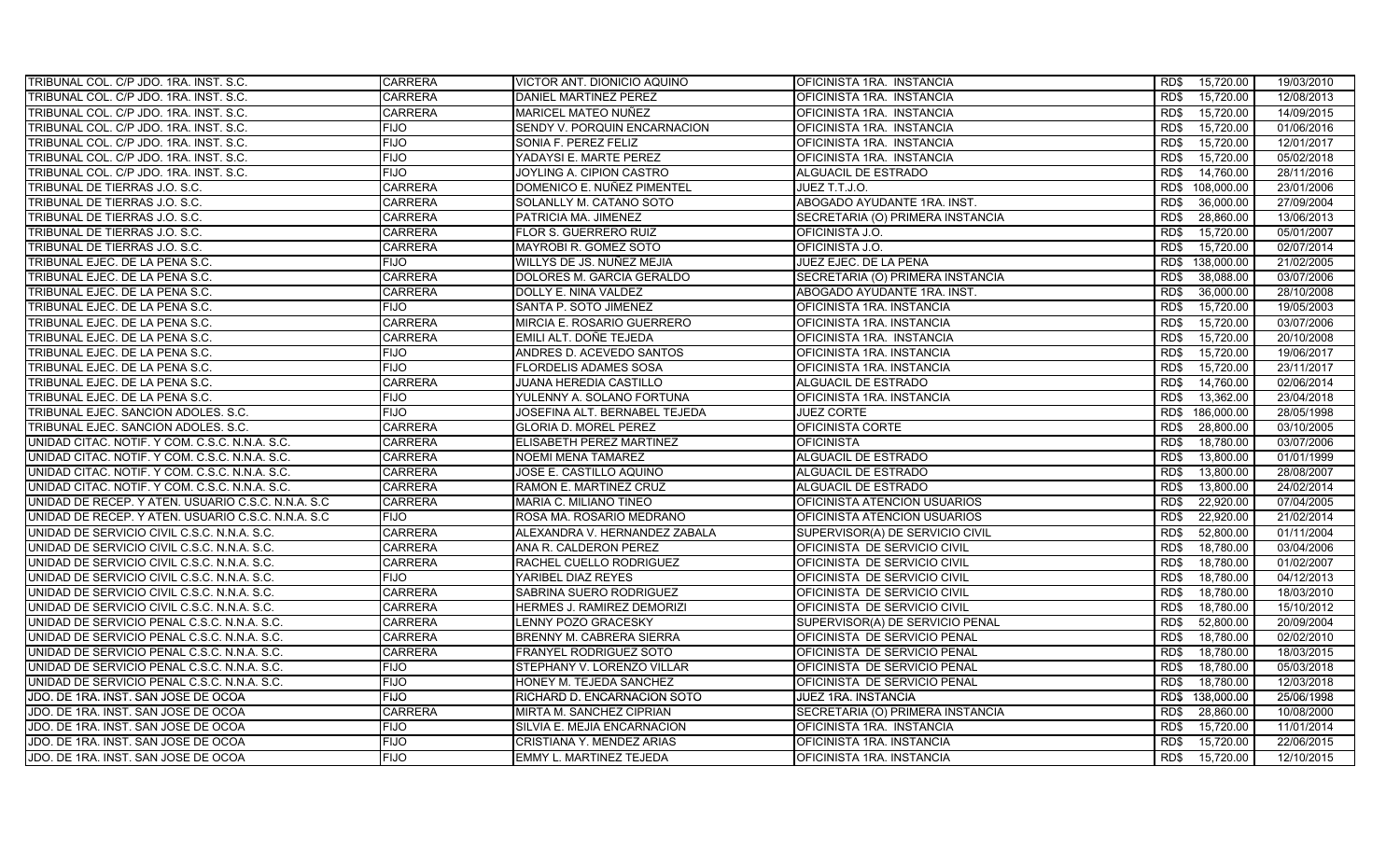| | | | | | |
|---|---|---|---|---|---|
| TRIBUNAL COL. C/P JDO. 1RA. INST. S.C. | CARRERA | VICTOR ANT. DIONICIO AQUINO | OFICINISTA 1RA. INSTANCIA | RD$ 15,720.00 | 19/03/2010 |
| TRIBUNAL COL. C/P JDO. 1RA. INST. S.C. | CARRERA | DANIEL MARTINEZ PEREZ | OFICINISTA 1RA. INSTANCIA | RD$ 15,720.00 | 12/08/2013 |
| TRIBUNAL COL. C/P JDO. 1RA. INST. S.C. | CARRERA | MARICEL MATEO NUÑEZ | OFICINISTA 1RA. INSTANCIA | RD$ 15,720.00 | 14/09/2015 |
| TRIBUNAL COL. C/P JDO. 1RA. INST. S.C. | FIJO | SENDY V. PORQUIN ENCARNACION | OFICINISTA 1RA. INSTANCIA | RD$ 15,720.00 | 01/06/2016 |
| TRIBUNAL COL. C/P JDO. 1RA. INST. S.C. | FIJO | SONIA F. PEREZ FELIZ | OFICINISTA 1RA. INSTANCIA | RD$ 15,720.00 | 12/01/2017 |
| TRIBUNAL COL. C/P JDO. 1RA. INST. S.C. | FIJO | YADAYSI E. MARTE PEREZ | OFICINISTA 1RA. INSTANCIA | RD$ 15,720.00 | 05/02/2018 |
| TRIBUNAL COL. C/P JDO. 1RA. INST. S.C. | FIJO | JOYLING A. CIPION CASTRO | ALGUACIL DE ESTRADO | RD$ 14,760.00 | 28/11/2016 |
| TRIBUNAL DE TIERRAS J.O. S.C. | CARRERA | DOMENICO E. NUÑEZ PIMENTEL | JUEZ T.T.J.O. | RD$ 108,000.00 | 23/01/2006 |
| TRIBUNAL DE TIERRAS J.O. S.C. | CARRERA | SOLANLLY M. CATANO SOTO | ABOGADO AYUDANTE 1RA. INST. | RD$ 36,000.00 | 27/09/2004 |
| TRIBUNAL DE TIERRAS J.O. S.C. | CARRERA | PATRICIA MA. JIMENEZ | SECRETARIA (O) PRIMERA INSTANCIA | RD$ 28,860.00 | 13/06/2013 |
| TRIBUNAL DE TIERRAS J.O. S.C. | CARRERA | FLOR S. GUERRERO RUIZ | OFICINISTA J.O. | RD$ 15,720.00 | 05/01/2007 |
| TRIBUNAL DE TIERRAS J.O. S.C. | CARRERA | MAYROBI R. GOMEZ SOTO | OFICINISTA J.O. | RD$ 15,720.00 | 02/07/2014 |
| TRIBUNAL EJEC. DE LA PENA S.C. | FIJO | WILLYS DE JS. NUÑEZ MEJIA | JUEZ EJEC. DE LA PENA | RD$ 138,000.00 | 21/02/2005 |
| TRIBUNAL EJEC. DE LA PENA S.C. | CARRERA | DOLORES M. GARCIA GERALDO | SECRETARIA (O) PRIMERA INSTANCIA | RD$ 38,088.00 | 03/07/2006 |
| TRIBUNAL EJEC. DE LA PENA S.C. | CARRERA | DOLLY E. NINA VALDEZ | ABOGADO AYUDANTE 1RA. INST. | RD$ 36,000.00 | 28/10/2008 |
| TRIBUNAL EJEC. DE LA PENA S.C. | FIJO | SANTA P. SOTO JIMENEZ | OFICINISTA 1RA. INSTANCIA | RD$ 15,720.00 | 19/05/2003 |
| TRIBUNAL EJEC. DE LA PENA S.C. | CARRERA | MIRCIA E. ROSARIO GUERRERO | OFICINISTA 1RA. INSTANCIA | RD$ 15,720.00 | 03/07/2006 |
| TRIBUNAL EJEC. DE LA PENA S.C. | CARRERA | EMILI ALT. DOÑE TEJEDA | OFICINISTA 1RA. INSTANCIA | RD$ 15,720.00 | 20/10/2008 |
| TRIBUNAL EJEC. DE LA PENA S.C. | FIJO | ANDRES D. ACEVEDO SANTOS | OFICINISTA 1RA. INSTANCIA | RD$ 15,720.00 | 19/06/2017 |
| TRIBUNAL EJEC. DE LA PENA S.C. | FIJO | FLORDELIS ADAMES SOSA | OFICINISTA 1RA. INSTANCIA | RD$ 15,720.00 | 23/11/2017 |
| TRIBUNAL EJEC. DE LA PENA S.C. | CARRERA | JUANA HEREDIA CASTILLO | ALGUACIL DE ESTRADO | RD$ 14,760.00 | 02/06/2014 |
| TRIBUNAL EJEC. DE LA PENA S.C. | FIJO | YULENNY A. SOLANO FORTUNA | OFICINISTA 1RA. INSTANCIA | RD$ 13,362.00 | 23/04/2018 |
| TRIBUNAL EJEC. SANCION ADOLES. S.C. | FIJO | JOSEFINA ALT. BERNABEL TEJEDA | JUEZ CORTE | RD$ 186,000.00 | 28/05/1998 |
| TRIBUNAL EJEC. SANCION ADOLES. S.C. | CARRERA | GLORIA D. MOREL PEREZ | OFICINISTA CORTE | RD$ 28,800.00 | 03/10/2005 |
| UNIDAD CITAC. NOTIF. Y COM. C.S.C. N.N.A. S.C. | CARRERA | ELISABETH PEREZ MARTINEZ | OFICINISTA | RD$ 18,780.00 | 03/07/2006 |
| UNIDAD CITAC. NOTIF. Y COM. C.S.C. N.N.A. S.C. | CARRERA | NOEMI MENA TAMAREZ | ALGUACIL DE ESTRADO | RD$ 13,800.00 | 01/01/1999 |
| UNIDAD CITAC. NOTIF. Y COM. C.S.C. N.N.A. S.C. | CARRERA | JOSE E. CASTILLO AQUINO | ALGUACIL DE ESTRADO | RD$ 13,800.00 | 28/08/2007 |
| UNIDAD CITAC. NOTIF. Y COM. C.S.C. N.N.A. S.C. | CARRERA | RAMON E. MARTINEZ CRUZ | ALGUACIL DE ESTRADO | RD$ 13,800.00 | 24/02/2014 |
| UNIDAD DE RECEP. Y ATEN. USUARIO C.S.C. N.N.A. S.C | CARRERA | MARIA C. MILIANO TINEO | OFICINISTA ATENCION USUARIOS | RD$ 22,920.00 | 07/04/2005 |
| UNIDAD DE RECEP. Y ATEN. USUARIO C.S.C. N.N.A. S.C | FIJO | ROSA MA. ROSARIO MEDRANO | OFICINISTA ATENCION USUARIOS | RD$ 22,920.00 | 21/02/2014 |
| UNIDAD DE SERVICIO CIVIL C.S.C. N.N.A. S.C. | CARRERA | ALEXANDRA V. HERNANDEZ ZABALA | SUPERVISOR(A) DE SERVICIO CIVIL | RD$ 52,800.00 | 01/11/2004 |
| UNIDAD DE SERVICIO CIVIL C.S.C. N.N.A. S.C. | CARRERA | ANA R. CALDERON PEREZ | OFICINISTA DE SERVICIO CIVIL | RD$ 18,780.00 | 03/04/2006 |
| UNIDAD DE SERVICIO CIVIL C.S.C. N.N.A. S.C. | CARRERA | RACHEL CUELLO RODRIGUEZ | OFICINISTA DE SERVICIO CIVIL | RD$ 18,780.00 | 01/02/2007 |
| UNIDAD DE SERVICIO CIVIL C.S.C. N.N.A. S.C. | FIJO | YARIBEL DIAZ REYES | OFICINISTA DE SERVICIO CIVIL | RD$ 18,780.00 | 04/12/2013 |
| UNIDAD DE SERVICIO CIVIL C.S.C. N.N.A. S.C. | CARRERA | SABRINA SUERO RODRIGUEZ | OFICINISTA DE SERVICIO CIVIL | RD$ 18,780.00 | 18/03/2010 |
| UNIDAD DE SERVICIO CIVIL C.S.C. N.N.A. S.C. | CARRERA | HERMES J. RAMIREZ DEMORIZI | OFICINISTA DE SERVICIO CIVIL | RD$ 18,780.00 | 15/10/2012 |
| UNIDAD DE SERVICIO PENAL C.S.C. N.N.A. S.C. | CARRERA | LENNY POZO GRACESKY | SUPERVISOR(A) DE SERVICIO PENAL | RD$ 52,800.00 | 20/09/2004 |
| UNIDAD DE SERVICIO PENAL C.S.C. N.N.A. S.C. | CARRERA | BRENNY M. CABRERA SIERRA | OFICINISTA DE SERVICIO PENAL | RD$ 18,780.00 | 02/02/2010 |
| UNIDAD DE SERVICIO PENAL C.S.C. N.N.A. S.C. | CARRERA | FRANYEL RODRIGUEZ SOTO | OFICINISTA DE SERVICIO PENAL | RD$ 18,780.00 | 18/03/2015 |
| UNIDAD DE SERVICIO PENAL C.S.C. N.N.A. S.C. | FIJO | STEPHANY V. LORENZO VILLAR | OFICINISTA DE SERVICIO PENAL | RD$ 18,780.00 | 05/03/2018 |
| UNIDAD DE SERVICIO PENAL C.S.C. N.N.A. S.C. | FIJO | HONEY M. TEJEDA SANCHEZ | OFICINISTA DE SERVICIO PENAL | RD$ 18,780.00 | 12/03/2018 |
| JDO. DE 1RA. INST. SAN JOSE DE OCOA | FIJO | RICHARD D. ENCARNACION SOTO | JUEZ 1RA. INSTANCIA | RD$ 138,000.00 | 25/06/1998 |
| JDO. DE 1RA. INST. SAN JOSE DE OCOA | CARRERA | MIRTA M. SANCHEZ CIPRIAN | SECRETARIA (O) PRIMERA INSTANCIA | RD$ 28,860.00 | 10/08/2000 |
| JDO. DE 1RA. INST. SAN JOSE DE OCOA | FIJO | SILVIA E. MEJIA ENCARNACION | OFICINISTA 1RA. INSTANCIA | RD$ 15,720.00 | 11/01/2014 |
| JDO. DE 1RA. INST. SAN JOSE DE OCOA | FIJO | CRISTIANA Y. MENDEZ ARIAS | OFICINISTA 1RA. INSTANCIA | RD$ 15,720.00 | 22/06/2015 |
| JDO. DE 1RA. INST. SAN JOSE DE OCOA | FIJO | EMMY L. MARTINEZ TEJEDA | OFICINISTA 1RA. INSTANCIA | RD$ 15,720.00 | 12/10/2015 |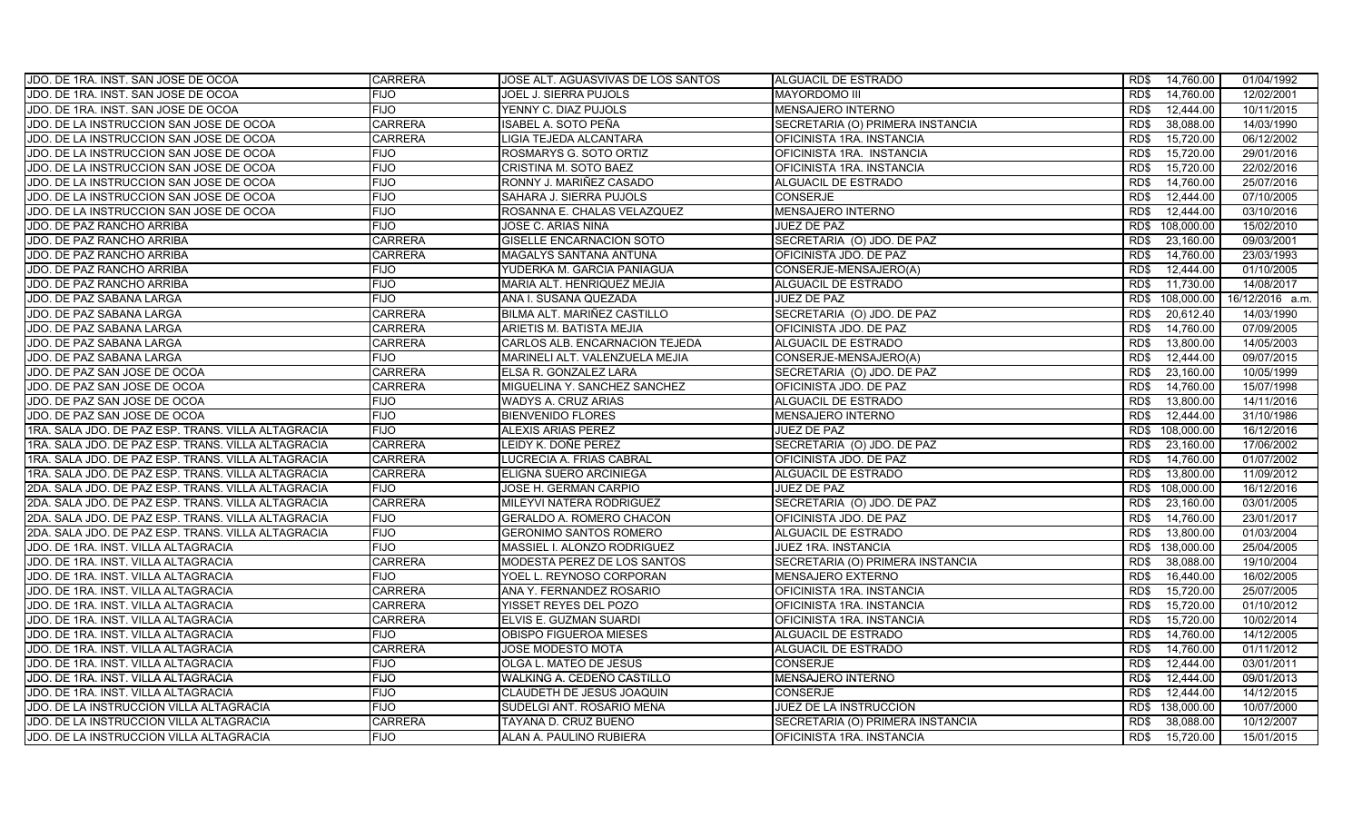| | | | | | |
|---|---|---|---|---|---|
| JDO. DE 1RA. INST. SAN JOSE DE OCOA | CARRERA | JOSE ALT. AGUASVIVAS DE LOS SANTOS | ALGUACIL DE ESTRADO | RD$ 14,760.00 | 01/04/1992 |
| JDO. DE 1RA. INST. SAN JOSE DE OCOA | FIJO | JOEL J. SIERRA PUJOLS | MAYORDOMO III | RD$ 14,760.00 | 12/02/2001 |
| JDO. DE 1RA. INST. SAN JOSE DE OCOA | FIJO | YENNY C. DIAZ PUJOLS | MENSAJERO INTERNO | RD$ 12,444.00 | 10/11/2015 |
| JDO. DE LA INSTRUCCION SAN JOSE DE OCOA | CARRERA | ISABEL A. SOTO PEÑA | SECRETARIA (O) PRIMERA INSTANCIA | RD$ 38,088.00 | 14/03/1990 |
| JDO. DE LA INSTRUCCION SAN JOSE DE OCOA | CARRERA | LIGIA TEJEDA ALCANTARA | OFICINISTA 1RA. INSTANCIA | RD$ 15,720.00 | 06/12/2002 |
| JDO. DE LA INSTRUCCION SAN JOSE DE OCOA | FIJO | ROSMARYS G. SOTO ORTIZ | OFICINISTA 1RA. INSTANCIA | RD$ 15,720.00 | 29/01/2016 |
| JDO. DE LA INSTRUCCION SAN JOSE DE OCOA | FIJO | CRISTINA M. SOTO BAEZ | OFICINISTA 1RA. INSTANCIA | RD$ 15,720.00 | 22/02/2016 |
| JDO. DE LA INSTRUCCION SAN JOSE DE OCOA | FIJO | RONNY J. MARIÑEZ CASADO | ALGUACIL DE ESTRADO | RD$ 14,760.00 | 25/07/2016 |
| JDO. DE LA INSTRUCCION SAN JOSE DE OCOA | FIJO | SAHARA J. SIERRA PUJOLS | CONSERJE | RD$ 12,444.00 | 07/10/2005 |
| JDO. DE LA INSTRUCCION SAN JOSE DE OCOA | FIJO | ROSANNA E. CHALAS VELAZQUEZ | MENSAJERO INTERNO | RD$ 12,444.00 | 03/10/2016 |
| JDO. DE PAZ RANCHO ARRIBA | FIJO | JOSE C. ARIAS NINA | JUEZ DE PAZ | RD$ 108,000.00 | 15/02/2010 |
| JDO. DE PAZ RANCHO ARRIBA | CARRERA | GISELLE ENCARNACION SOTO | SECRETARIA (O) JDO. DE PAZ | RD$ 23,160.00 | 09/03/2001 |
| JDO. DE PAZ RANCHO ARRIBA | CARRERA | MAGALYS SANTANA ANTUNA | OFICINISTA JDO. DE PAZ | RD$ 14,760.00 | 23/03/1993 |
| JDO. DE PAZ RANCHO ARRIBA | FIJO | YUDERKA M. GARCIA PANIAGUA | CONSERJE-MENSAJERO(A) | RD$ 12,444.00 | 01/10/2005 |
| JDO. DE PAZ RANCHO ARRIBA | FIJO | MARIA ALT. HENRIQUEZ MEJIA | ALGUACIL DE ESTRADO | RD$ 11,730.00 | 14/08/2017 |
| JDO. DE PAZ SABANA LARGA | FIJO | ANA I. SUSANA QUEZADA | JUEZ DE PAZ | RD$ 108,000.00 | 16/12/2016 a.m. |
| JDO. DE PAZ SABANA LARGA | CARRERA | BILMA ALT. MARIÑEZ CASTILLO | SECRETARIA (O) JDO. DE PAZ | RD$ 20,612.40 | 14/03/1990 |
| JDO. DE PAZ SABANA LARGA | CARRERA | ARIETIS M. BATISTA MEJIA | OFICINISTA JDO. DE PAZ | RD$ 14,760.00 | 07/09/2005 |
| JDO. DE PAZ SABANA LARGA | CARRERA | CARLOS ALB. ENCARNACION TEJEDA | ALGUACIL DE ESTRADO | RD$ 13,800.00 | 14/05/2003 |
| JDO. DE PAZ SABANA LARGA | FIJO | MARINELI ALT. VALENZUELA MEJIA | CONSERJE-MENSAJERO(A) | RD$ 12,444.00 | 09/07/2015 |
| JDO. DE PAZ SAN JOSE DE OCOA | CARRERA | ELSA R. GONZALEZ LARA | SECRETARIA (O) JDO. DE PAZ | RD$ 23,160.00 | 10/05/1999 |
| JDO. DE PAZ SAN JOSE DE OCOA | CARRERA | MIGUELINA Y. SANCHEZ SANCHEZ | OFICINISTA JDO. DE PAZ | RD$ 14,760.00 | 15/07/1998 |
| JDO. DE PAZ SAN JOSE DE OCOA | FIJO | WADYS A. CRUZ ARIAS | ALGUACIL DE ESTRADO | RD$ 13,800.00 | 14/11/2016 |
| JDO. DE PAZ SAN JOSE DE OCOA | FIJO | BIENVENIDO FLORES | MENSAJERO INTERNO | RD$ 12,444.00 | 31/10/1986 |
| 1RA. SALA JDO. DE PAZ ESP. TRANS. VILLA ALTAGRACIA | FIJO | ALEXIS ARIAS PEREZ | JUEZ DE PAZ | RD$ 108,000.00 | 16/12/2016 |
| 1RA. SALA JDO. DE PAZ ESP. TRANS. VILLA ALTAGRACIA | CARRERA | LEIDY K. DOÑE PEREZ | SECRETARIA (O) JDO. DE PAZ | RD$ 23,160.00 | 17/06/2002 |
| 1RA. SALA JDO. DE PAZ ESP. TRANS. VILLA ALTAGRACIA | CARRERA | LUCRECIA A. FRIAS CABRAL | OFICINISTA JDO. DE PAZ | RD$ 14,760.00 | 01/07/2002 |
| 1RA. SALA JDO. DE PAZ ESP. TRANS. VILLA ALTAGRACIA | CARRERA | ELIGNA SUERO ARCINIEGA | ALGUACIL DE ESTRADO | RD$ 13,800.00 | 11/09/2012 |
| 2DA. SALA JDO. DE PAZ ESP. TRANS. VILLA ALTAGRACIA | FIJO | JOSE H. GERMAN CARPIO | JUEZ DE PAZ | RD$ 108,000.00 | 16/12/2016 |
| 2DA. SALA JDO. DE PAZ ESP. TRANS. VILLA ALTAGRACIA | CARRERA | MILEYVI NATERA RODRIGUEZ | SECRETARIA (O) JDO. DE PAZ | RD$ 23,160.00 | 03/01/2005 |
| 2DA. SALA JDO. DE PAZ ESP. TRANS. VILLA ALTAGRACIA | FIJO | GERALDO A. ROMERO CHACON | OFICINISTA JDO. DE PAZ | RD$ 14,760.00 | 23/01/2017 |
| 2DA. SALA JDO. DE PAZ ESP. TRANS. VILLA ALTAGRACIA | FIJO | GERONIMO SANTOS ROMERO | ALGUACIL DE ESTRADO | RD$ 13,800.00 | 01/03/2004 |
| JDO. DE 1RA. INST. VILLA ALTAGRACIA | FIJO | MASSIEL I. ALONZO RODRIGUEZ | JUEZ 1RA. INSTANCIA | RD$ 138,000.00 | 25/04/2005 |
| JDO. DE 1RA. INST. VILLA ALTAGRACIA | CARRERA | MODESTA PEREZ DE LOS SANTOS | SECRETARIA (O) PRIMERA INSTANCIA | RD$ 38,088.00 | 19/10/2004 |
| JDO. DE 1RA. INST. VILLA ALTAGRACIA | FIJO | YOEL L. REYNOSO CORPORAN | MENSAJERO EXTERNO | RD$ 16,440.00 | 16/02/2005 |
| JDO. DE 1RA. INST. VILLA ALTAGRACIA | CARRERA | ANA Y. FERNANDEZ ROSARIO | OFICINISTA 1RA. INSTANCIA | RD$ 15,720.00 | 25/07/2005 |
| JDO. DE 1RA. INST. VILLA ALTAGRACIA | CARRERA | YISSET REYES DEL POZO | OFICINISTA 1RA. INSTANCIA | RD$ 15,720.00 | 01/10/2012 |
| JDO. DE 1RA. INST. VILLA ALTAGRACIA | CARRERA | ELVIS E. GUZMAN SUARDI | OFICINISTA 1RA. INSTANCIA | RD$ 15,720.00 | 10/02/2014 |
| JDO. DE 1RA. INST. VILLA ALTAGRACIA | FIJO | OBISPO FIGUEROA MIESES | ALGUACIL DE ESTRADO | RD$ 14,760.00 | 14/12/2005 |
| JDO. DE 1RA. INST. VILLA ALTAGRACIA | CARRERA | JOSE MODESTO MOTA | ALGUACIL DE ESTRADO | RD$ 14,760.00 | 01/11/2012 |
| JDO. DE 1RA. INST. VILLA ALTAGRACIA | FIJO | OLGA L. MATEO DE JESUS | CONSERJE | RD$ 12,444.00 | 03/01/2011 |
| JDO. DE 1RA. INST. VILLA ALTAGRACIA | FIJO | WALKING A. CEDEÑO CASTILLO | MENSAJERO INTERNO | RD$ 12,444.00 | 09/01/2013 |
| JDO. DE 1RA. INST. VILLA ALTAGRACIA | FIJO | CLAUDETH DE JESUS JOAQUIN | CONSERJE | RD$ 12,444.00 | 14/12/2015 |
| JDO. DE LA INSTRUCCION VILLA ALTAGRACIA | FIJO | SUDELGI ANT. ROSARIO MENA | JUEZ DE LA INSTRUCCION | RD$ 138,000.00 | 10/07/2000 |
| JDO. DE LA INSTRUCCION VILLA ALTAGRACIA | CARRERA | TAYANA D. CRUZ BUENO | SECRETARIA (O) PRIMERA INSTANCIA | RD$ 38,088.00 | 10/12/2007 |
| JDO. DE LA INSTRUCCION VILLA ALTAGRACIA | FIJO | ALAN A. PAULINO RUBIERA | OFICINISTA 1RA. INSTANCIA | RD$ 15,720.00 | 15/01/2015 |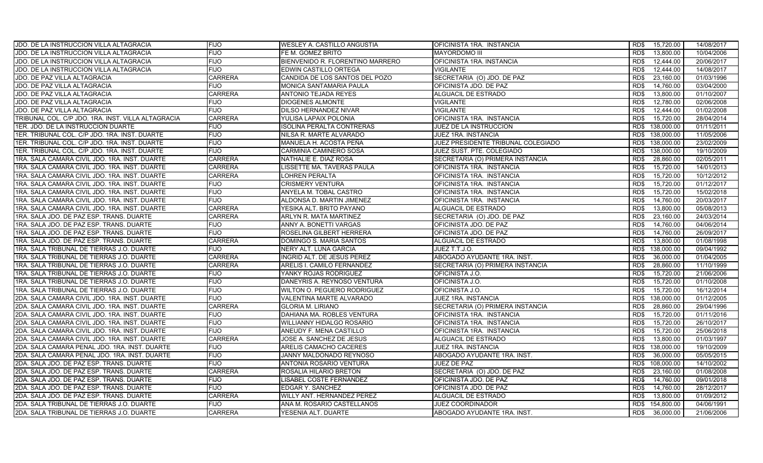| | | | | | |
|---|---|---|---|---|---|
| JDO. DE LA INSTRUCCION VILLA ALTAGRACIA | FIJO | WESLEY A. CASTILLO ANGUSTIA | OFICINISTA 1RA. INSTANCIA | RD$ 15,720.00 | 14/08/2017 |
| JDO. DE LA INSTRUCCION VILLA ALTAGRACIA | FIJO | FE M. GOMEZ BRITO | MAYORDOMO III | RD$ 13,800.00 | 10/04/2006 |
| JDO. DE LA INSTRUCCION VILLA ALTAGRACIA | FIJO | BIENVENIDO R. FLORENTINO MARRERO | OFICINISTA 1RA. INSTANCIA | RD$ 12,444.00 | 20/06/2017 |
| JDO. DE LA INSTRUCCION VILLA ALTAGRACIA | FIJO | EDWIN CASTILLO ORTEGA | VIGILANTE | RD$ 12,444.00 | 14/08/2017 |
| JDO. DE PAZ VILLA ALTAGRACIA | CARRERA | CANDIDA DE LOS SANTOS DEL POZO | SECRETARIA (O) JDO. DE PAZ | RD$ 23,160.00 | 01/03/1996 |
| JDO. DE PAZ VILLA ALTAGRACIA | FIJO | MONICA SANTAMARIA PAULA | OFICINISTA JDO. DE PAZ | RD$ 14,760.00 | 03/04/2000 |
| JDO. DE PAZ VILLA ALTAGRACIA | CARRERA | ANTONIO TEJADA REYES | ALGUACIL DE ESTRADO | RD$ 13,800.00 | 01/10/2007 |
| JDO. DE PAZ VILLA ALTAGRACIA | FIJO | DIOGENES ALMONTE | VIGILANTE | RD$ 12,780.00 | 02/06/2008 |
| JDO. DE PAZ VILLA ALTAGRACIA | FIJO | DILSO HERNANDEZ NIVAR | VIGILANTE | RD$ 12,444.00 | 01/02/2008 |
| TRIBUNAL COL. C/P JDO. 1RA. INST. VILLA ALTAGRACIA | CARRERA | YULISA LAPAIX POLONIA | OFICINISTA 1RA. INSTANCIA | RD$ 15,720.00 | 28/04/2014 |
| 1ER. JDO. DE LA INSTRUCCION DUARTE | FIJO | ISOLINA PERALTA CONTRERAS | JUEZ DE LA INSTRUCCION | RD$ 138,000.00 | 01/11/2011 |
| 1ER. TRIBUNAL COL. C/P JDO. 1RA. INST. DUARTE | FIJO | NILSA R. MARTE ALVARADO | JUEZ 1RA. INSTANCIA | RD$ 138,000.00 | 11/05/2006 |
| 1ER. TRIBUNAL COL. C/P JDO. 1RA. INST. DUARTE | FIJO | MANUELA H. ACOSTA PEÑA | JUEZ PRESIDENTE TRIBUNAL COLEGIADO | RD$ 138,000.00 | 23/02/2009 |
| 1ER. TRIBUNAL COL. C/P JDO. 1RA. INST. DUARTE | FIJO | CARMINIA CAMINERO SOSA | JUEZ SUST. PTE. COLEGIADO | RD$ 138,000.00 | 19/10/2009 |
| 1RA. SALA CAMARA CIVIL JDO. 1RA. INST. DUARTE | CARRERA | NATHALIE E. DIAZ ROSA | SECRETARIA (O) PRIMERA INSTANCIA | RD$ 28,860.00 | 02/05/2011 |
| 1RA. SALA CAMARA CIVIL JDO. 1RA. INST. DUARTE | CARRERA | LISSETTE MA. TAVERAS PAULA | OFICINISTA 1RA. INSTANCIA | RD$ 15,720.00 | 14/01/2013 |
| 1RA. SALA CAMARA CIVIL JDO. 1RA. INST. DUARTE | CARRERA | LOHREN PERALTA | OFICINISTA 1RA. INSTANCIA | RD$ 15,720.00 | 10/12/2012 |
| 1RA. SALA CAMARA CIVIL JDO. 1RA. INST. DUARTE | FIJO | CRISMERY VENTURA | OFICINISTA 1RA. INSTANCIA | RD$ 15,720.00 | 01/12/2017 |
| 1RA. SALA CAMARA CIVIL JDO. 1RA. INST. DUARTE | FIJO | ANYELA M. TOBAL CASTRO | OFICINISTA 1RA. INSTANCIA | RD$ 15,720.00 | 15/02/2018 |
| 1RA. SALA CAMARA CIVIL JDO. 1RA. INST. DUARTE | FIJO | ALDONSA D. MARTIN JIMENEZ | OFICINISTA 1RA. INSTANCIA | RD$ 14,760.00 | 20/03/2017 |
| 1RA. SALA CAMARA CIVIL JDO. 1RA. INST. DUARTE | CARRERA | YESIKA ALT. BRITO PAYANO | ALGUACIL DE ESTRADO | RD$ 13,800.00 | 05/08/2013 |
| 1RA. SALA JDO. DE PAZ ESP. TRANS. DUARTE | CARRERA | ARLYN R. MATA MARTINEZ | SECRETARIA (O) JDO. DE PAZ | RD$ 23,160.00 | 24/03/2014 |
| 1RA. SALA JDO. DE PAZ ESP. TRANS. DUARTE | FIJO | ANNY A. BONETTI VARGAS | OFICINISTA JDO. DE PAZ | RD$ 14,760.00 | 04/06/2014 |
| 1RA. SALA JDO. DE PAZ ESP. TRANS. DUARTE | FIJO | ROSELINA GILBERT HERRERA | OFICINISTA JDO. DE PAZ | RD$ 14,760.00 | 26/09/2017 |
| 1RA. SALA JDO. DE PAZ ESP. TRANS. DUARTE | CARRERA | DOMINGO S. MARIA SANTOS | ALGUACIL DE ESTRADO | RD$ 13,800.00 | 01/08/1998 |
| 1RA. SALA TRIBUNAL DE TIERRAS J.O. DUARTE | FIJO | NERY ALT. LUNA GARCIA | JUEZ T.T.J.O. | RD$ 138,000.00 | 09/04/1992 |
| 1RA. SALA TRIBUNAL DE TIERRAS J.O. DUARTE | CARRERA | INGRID ALT. DE JESUS PEREZ | ABOGADO AYUDANTE 1RA. INST. | RD$ 36,000.00 | 01/04/2005 |
| 1RA. SALA TRIBUNAL DE TIERRAS J.O. DUARTE | CARRERA | ARELIS I. CAMILO FERNANDEZ | SECRETARIA (O) PRIMERA INSTANCIA | RD$ 28,860.00 | 11/10/1999 |
| 1RA. SALA TRIBUNAL DE TIERRAS J.O. DUARTE | FIJO | YANKY ROJAS RODRIGUEZ | OFICINISTA J.O. | RD$ 15,720.00 | 21/06/2006 |
| 1RA. SALA TRIBUNAL DE TIERRAS J.O. DUARTE | FIJO | DANEYRIS A. REYNOSO VENTURA | OFICINISTA J.O. | RD$ 15,720.00 | 01/10/2008 |
| 1RA. SALA TRIBUNAL DE TIERRAS J.O. DUARTE | FIJO | WILTON O. PEGUERO RODRIGUEZ | OFICINISTA J.O. | RD$ 15,720.00 | 16/12/2014 |
| 2DA. SALA CAMARA CIVIL JDO. 1RA. INST. DUARTE | FIJO | VALENTINA MARTE ALVARADO | JUEZ 1RA. INSTANCIA | RD$ 138,000.00 | 01/12/2005 |
| 2DA. SALA CAMARA CIVIL JDO. 1RA. INST. DUARTE | CARRERA | GLORIA M. LIRIANO | SECRETARIA (O) PRIMERA INSTANCIA | RD$ 28,860.00 | 29/04/1996 |
| 2DA. SALA CAMARA CIVIL JDO. 1RA. INST. DUARTE | FIJO | DAHIANA MA. ROBLES VENTURA | OFICINISTA 1RA. INSTANCIA | RD$ 15,720.00 | 01/11/2016 |
| 2DA. SALA CAMARA CIVIL JDO. 1RA. INST. DUARTE | FIJO | WILLIANNY HIDALGO ROSARIO | OFICINISTA 1RA. INSTANCIA | RD$ 15,720.00 | 26/10/2017 |
| 2DA. SALA CAMARA CIVIL JDO. 1RA. INST. DUARTE | FIJO | ANEUDY F. MENA CASTILLO | OFICINISTA 1RA. INSTANCIA | RD$ 15,720.00 | 25/06/2018 |
| 2DA. SALA CAMARA CIVIL JDO. 1RA. INST. DUARTE | CARRERA | JOSE A. SANCHEZ DE JESUS | ALGUACIL DE ESTRADO | RD$ 13,800.00 | 01/03/1997 |
| 2DA. SALA CAMARA PENAL JDO. 1RA. INST. DUARTE | FIJO | ARELIS CAMACHO CACERES | JUEZ 1RA. INSTANCIA | RD$ 138,000.00 | 19/10/2009 |
| 2DA. SALA CAMARA PENAL JDO. 1RA. INST. DUARTE | FIJO | JANNY MALDONADO REYNOSO | ABOGADO AYUDANTE 1RA. INST. | RD$ 36,000.00 | 05/05/2015 |
| 2DA. SALA JDO. DE PAZ ESP. TRANS. DUARTE | FIJO | ANTONIA ROSARIO VENTURA | JUEZ DE PAZ | RD$ 108,000.00 | 14/10/2002 |
| 2DA. SALA JDO. DE PAZ ESP. TRANS. DUARTE | CARRERA | ROSALIA HILARIO BRETON | SECRETARIA (O) JDO. DE PAZ | RD$ 23,160.00 | 01/08/2008 |
| 2DA. SALA JDO. DE PAZ ESP. TRANS. DUARTE | FIJO | LISABEL COSTE FERNANDEZ | OFICINISTA JDO. DE PAZ | RD$ 14,760.00 | 09/01/2018 |
| 2DA. SALA JDO. DE PAZ ESP. TRANS. DUARTE | FIJO | EDGAR Y. SANCHEZ | OFICINISTA JDO. DE PAZ | RD$ 14,760.00 | 28/12/2017 |
| 2DA. SALA JDO. DE PAZ ESP. TRANS. DUARTE | CARRERA | WILLY ANT. HERNANDEZ PEREZ | ALGUACIL DE ESTRADO | RD$ 13,800.00 | 01/09/2012 |
| 2DA. SALA TRIBUNAL DE TIERRAS J.O. DUARTE | FIJO | ANA M. ROSARIO CASTELLANOS | JUEZ COORDINADOR | RD$ 154,800.00 | 04/06/1991 |
| 2DA. SALA TRIBUNAL DE TIERRAS J.O. DUARTE | CARRERA | YESENIA ALT. DUARTE | ABOGADO AYUDANTE 1RA. INST. | RD$ 36,000.00 | 21/06/2006 |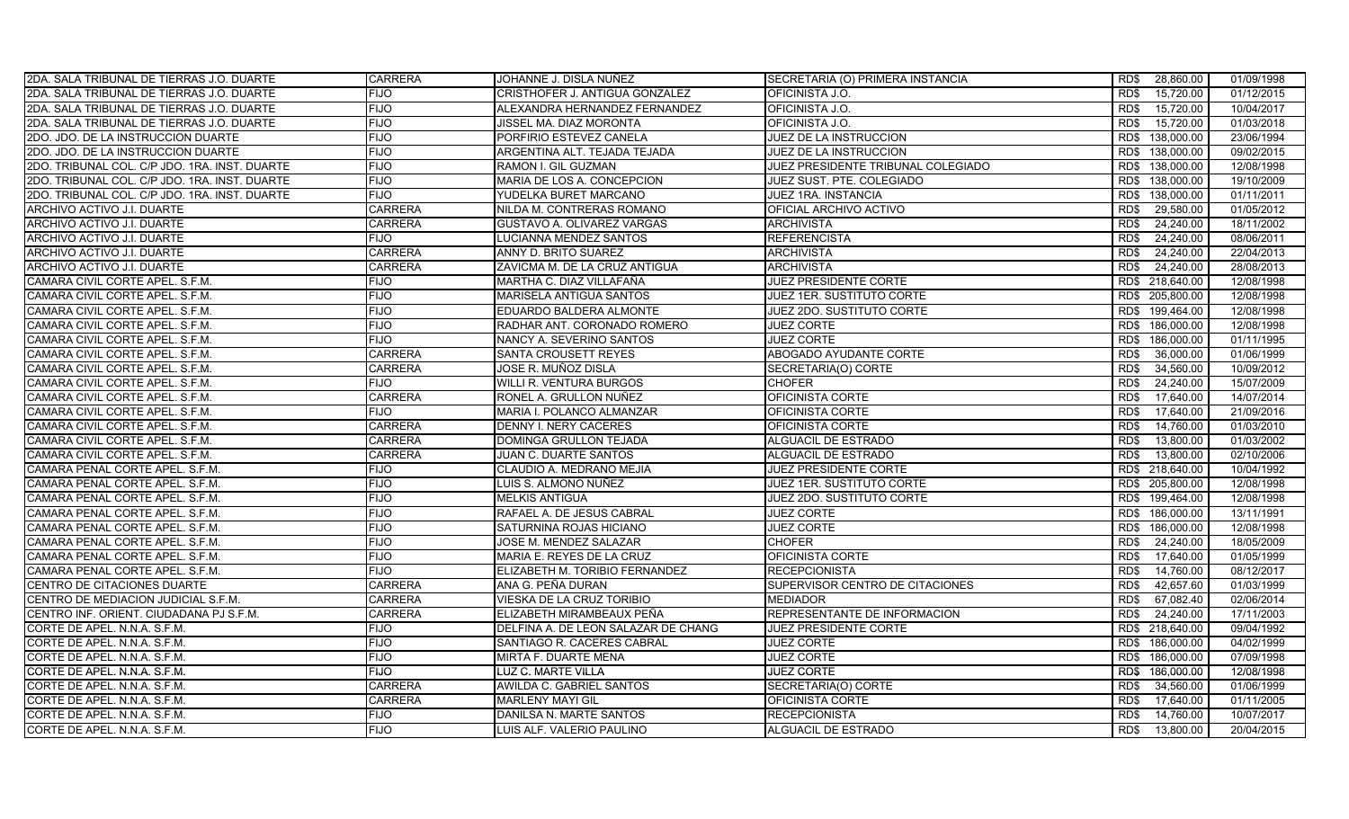| | | | | | |
|---|---|---|---|---|---|
| 2DA. SALA TRIBUNAL DE TIERRAS J.O. DUARTE | CARRERA | JOHANNE J. DISLA NUÑEZ | SECRETARIA (O) PRIMERA INSTANCIA | RD$ 28,860.00 | 01/09/1998 |
| 2DA. SALA TRIBUNAL DE TIERRAS J.O. DUARTE | FIJO | CRISTHOFER J. ANTIGUA GONZALEZ | OFICINISTA J.O. | RD$ 15,720.00 | 01/12/2015 |
| 2DA. SALA TRIBUNAL DE TIERRAS J.O. DUARTE | FIJO | ALEXANDRA HERNANDEZ FERNANDEZ | OFICINISTA J.O. | RD$ 15,720.00 | 10/04/2017 |
| 2DA. SALA TRIBUNAL DE TIERRAS J.O. DUARTE | FIJO | JISSEL MA. DIAZ MORONTA | OFICINISTA J.O. | RD$ 15,720.00 | 01/03/2018 |
| 2DO. JDO. DE LA INSTRUCCION DUARTE | FIJO | PORFIRIO ESTEVEZ CANELA | JUEZ DE LA INSTRUCCION | RD$ 138,000.00 | 23/06/1994 |
| 2DO. JDO. DE LA INSTRUCCION DUARTE | FIJO | ARGENTINA ALT. TEJADA TEJADA | JUEZ DE LA INSTRUCCION | RD$ 138,000.00 | 09/02/2015 |
| 2DO. TRIBUNAL COL. C/P JDO. 1RA. INST. DUARTE | FIJO | RAMON I. GIL GUZMAN | JUEZ PRESIDENTE TRIBUNAL COLEGIADO | RD$ 138,000.00 | 12/08/1998 |
| 2DO. TRIBUNAL COL. C/P JDO. 1RA. INST. DUARTE | FIJO | MARIA DE LOS A. CONCEPCION | JUEZ SUST. PTE. COLEGIADO | RD$ 138,000.00 | 19/10/2009 |
| 2DO. TRIBUNAL COL. C/P JDO. 1RA. INST. DUARTE | FIJO | YUDELKA BURET MARCANO | JUEZ 1RA. INSTANCIA | RD$ 138,000.00 | 01/11/2011 |
| ARCHIVO ACTIVO J.I. DUARTE | CARRERA | NILDA M. CONTRERAS ROMANO | OFICIAL ARCHIVO ACTIVO | RD$ 29,580.00 | 01/05/2012 |
| ARCHIVO ACTIVO J.I. DUARTE | CARRERA | GUSTAVO A. OLIVAREZ VARGAS | ARCHIVISTA | RD$ 24,240.00 | 18/11/2002 |
| ARCHIVO ACTIVO J.I. DUARTE | FIJO | LUCIANNA MENDEZ SANTOS | REFERENCISTA | RD$ 24,240.00 | 08/06/2011 |
| ARCHIVO ACTIVO J.I. DUARTE | CARRERA | ANNY D. BRITO SUAREZ | ARCHIVISTA | RD$ 24,240.00 | 22/04/2013 |
| ARCHIVO ACTIVO J.I. DUARTE | CARRERA | ZAVICMA M. DE LA CRUZ ANTIGUA | ARCHIVISTA | RD$ 24,240.00 | 28/08/2013 |
| CAMARA CIVIL CORTE APEL. S.F.M. | FIJO | MARTHA C. DIAZ VILLAFAÑA | JUEZ PRESIDENTE CORTE | RD$ 218,640.00 | 12/08/1998 |
| CAMARA CIVIL CORTE APEL. S.F.M. | FIJO | MARISELA ANTIGUA SANTOS | JUEZ 1ER. SUSTITUTO CORTE | RD$ 205,800.00 | 12/08/1998 |
| CAMARA CIVIL CORTE APEL. S.F.M. | FIJO | EDUARDO BALDERA ALMONTE | JUEZ 2DO. SUSTITUTO CORTE | RD$ 199,464.00 | 12/08/1998 |
| CAMARA CIVIL CORTE APEL. S.F.M. | FIJO | RADHAR ANT. CORONADO ROMERO | JUEZ CORTE | RD$ 186,000.00 | 12/08/1998 |
| CAMARA CIVIL CORTE APEL. S.F.M. | FIJO | NANCY A. SEVERINO SANTOS | JUEZ CORTE | RD$ 186,000.00 | 01/11/1995 |
| CAMARA CIVIL CORTE APEL. S.F.M. | CARRERA | SANTA CROUSETT REYES | ABOGADO AYUDANTE CORTE | RD$ 36,000.00 | 01/06/1999 |
| CAMARA CIVIL CORTE APEL. S.F.M. | CARRERA | JOSE R. MUÑOZ DISLA | SECRETARIA(O) CORTE | RD$ 34,560.00 | 10/09/2012 |
| CAMARA CIVIL CORTE APEL. S.F.M. | FIJO | WILLI R. VENTURA BURGOS | CHOFER | RD$ 24,240.00 | 15/07/2009 |
| CAMARA CIVIL CORTE APEL. S.F.M. | CARRERA | RONEL A. GRULLON NUÑEZ | OFICINISTA CORTE | RD$ 17,640.00 | 14/07/2014 |
| CAMARA CIVIL CORTE APEL. S.F.M. | FIJO | MARIA I. POLANCO ALMANZAR | OFICINISTA CORTE | RD$ 17,640.00 | 21/09/2016 |
| CAMARA CIVIL CORTE APEL. S.F.M. | CARRERA | DENNY I. NERY CACERES | OFICINISTA CORTE | RD$ 14,760.00 | 01/03/2010 |
| CAMARA CIVIL CORTE APEL. S.F.M. | CARRERA | DOMINGA GRULLON TEJADA | ALGUACIL DE ESTRADO | RD$ 13,800.00 | 01/03/2002 |
| CAMARA CIVIL CORTE APEL. S.F.M. | CARRERA | JUAN C. DUARTE SANTOS | ALGUACIL DE ESTRADO | RD$ 13,800.00 | 02/10/2006 |
| CAMARA PENAL CORTE APEL. S.F.M. | FIJO | CLAUDIO A. MEDRANO MEJIA | JUEZ PRESIDENTE CORTE | RD$ 218,640.00 | 10/04/1992 |
| CAMARA PENAL CORTE APEL. S.F.M. | FIJO | LUIS S. ALMONO NUÑEZ | JUEZ 1ER. SUSTITUTO CORTE | RD$ 205,800.00 | 12/08/1998 |
| CAMARA PENAL CORTE APEL. S.F.M. | FIJO | MELKIS ANTIGUA | JUEZ 2DO. SUSTITUTO CORTE | RD$ 199,464.00 | 12/08/1998 |
| CAMARA PENAL CORTE APEL. S.F.M. | FIJO | RAFAEL A. DE JESUS CABRAL | JUEZ CORTE | RD$ 186,000.00 | 13/11/1991 |
| CAMARA PENAL CORTE APEL. S.F.M. | FIJO | SATURNINA ROJAS HICIANO | JUEZ CORTE | RD$ 186,000.00 | 12/08/1998 |
| CAMARA PENAL CORTE APEL. S.F.M. | FIJO | JOSE M. MENDEZ SALAZAR | CHOFER | RD$ 24,240.00 | 18/05/2009 |
| CAMARA PENAL CORTE APEL. S.F.M. | FIJO | MARIA E. REYES DE LA CRUZ | OFICINISTA CORTE | RD$ 17,640.00 | 01/05/1999 |
| CAMARA PENAL CORTE APEL. S.F.M. | FIJO | ELIZABETH M. TORIBIO FERNANDEZ | RECEPCIONISTA | RD$ 14,760.00 | 08/12/2017 |
| CENTRO DE CITACIONES DUARTE | CARRERA | ANA G. PEÑA DURAN | SUPERVISOR CENTRO DE CITACIONES | RD$ 42,657.60 | 01/03/1999 |
| CENTRO DE MEDIACION JUDICIAL S.F.M. | CARRERA | VIESKA DE LA CRUZ TORIBIO | MEDIADOR | RD$ 67,082.40 | 02/06/2014 |
| CENTRO INF. ORIENT. CIUDADANA PJ S.F.M. | CARRERA | ELIZABETH MIRAMBEAUX PEÑA | REPRESENTANTE DE INFORMACION | RD$ 24,240.00 | 17/11/2003 |
| CORTE DE APEL. N.N.A. S.F.M. | FIJO | DELFINA A. DE LEON SALAZAR DE CHANG | JUEZ PRESIDENTE CORTE | RD$ 218,640.00 | 09/04/1992 |
| CORTE DE APEL. N.N.A. S.F.M. | FIJO | SANTIAGO R. CACERES CABRAL | JUEZ CORTE | RD$ 186,000.00 | 04/02/1999 |
| CORTE DE APEL. N.N.A. S.F.M. | FIJO | MIRTA F. DUARTE MENA | JUEZ CORTE | RD$ 186,000.00 | 07/09/1998 |
| CORTE DE APEL. N.N.A. S.F.M. | FIJO | LUZ C. MARTE VILLA | JUEZ CORTE | RD$ 186,000.00 | 12/08/1998 |
| CORTE DE APEL. N.N.A. S.F.M. | CARRERA | AWILDA C. GABRIEL SANTOS | SECRETARIA(O) CORTE | RD$ 34,560.00 | 01/06/1999 |
| CORTE DE APEL. N.N.A. S.F.M. | CARRERA | MARLENY MAYI GIL | OFICINISTA CORTE | RD$ 17,640.00 | 01/11/2005 |
| CORTE DE APEL. N.N.A. S.F.M. | FIJO | DANILSA N. MARTE SANTOS | RECEPCIONISTA | RD$ 14,760.00 | 10/07/2017 |
| CORTE DE APEL. N.N.A. S.F.M. | FIJO | LUIS ALF. VALERIO PAULINO | ALGUACIL DE ESTRADO | RD$ 13,800.00 | 20/04/2015 |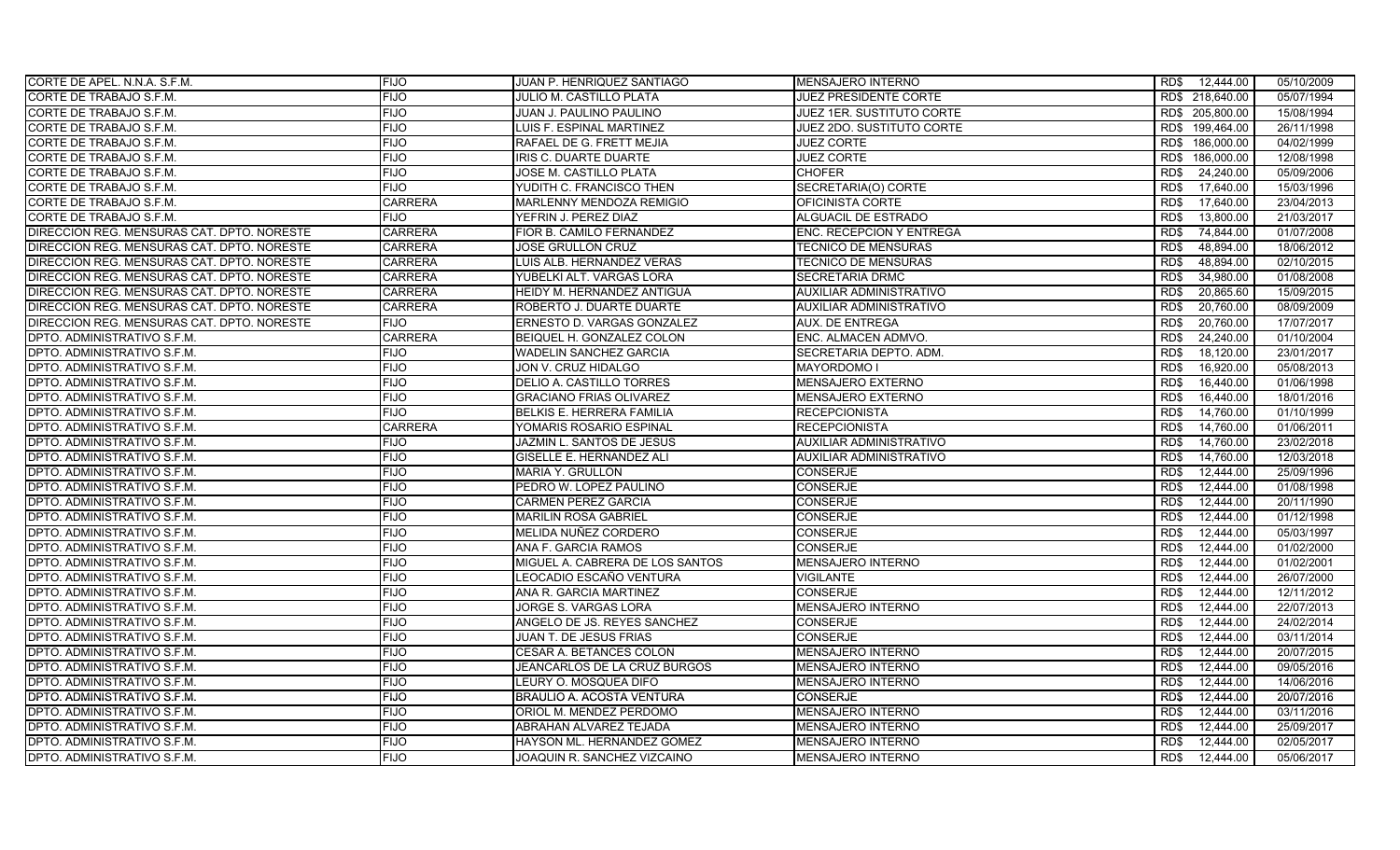| | | | | | |
|---|---|---|---|---|---|
| CORTE DE APEL. N.N.A. S.F.M. | FIJO | JUAN P. HENRIQUEZ SANTIAGO | MENSAJERO INTERNO | RD$ 12,444.00 | 05/10/2009 |
| CORTE DE TRABAJO S.F.M. | FIJO | JULIO M. CASTILLO PLATA | JUEZ PRESIDENTE CORTE | RD$ 218,640.00 | 05/07/1994 |
| CORTE DE TRABAJO S.F.M. | FIJO | JUAN J. PAULINO PAULINO | JUEZ 1ER. SUSTITUTO CORTE | RD$ 205,800.00 | 15/08/1994 |
| CORTE DE TRABAJO S.F.M. | FIJO | LUIS F. ESPINAL MARTINEZ | JUEZ 2DO. SUSTITUTO CORTE | RD$ 199,464.00 | 26/11/1998 |
| CORTE DE TRABAJO S.F.M. | FIJO | RAFAEL DE G. FRETT MEJIA | JUEZ CORTE | RD$ 186,000.00 | 04/02/1999 |
| CORTE DE TRABAJO S.F.M. | FIJO | IRIS C. DUARTE DUARTE | JUEZ CORTE | RD$ 186,000.00 | 12/08/1998 |
| CORTE DE TRABAJO S.F.M. | FIJO | JOSE M. CASTILLO PLATA | CHOFER | RD$ 24,240.00 | 05/09/2006 |
| CORTE DE TRABAJO S.F.M. | FIJO | YUDITH C. FRANCISCO THEN | SECRETARIA(O) CORTE | RD$ 17,640.00 | 15/03/1996 |
| CORTE DE TRABAJO S.F.M. | CARRERA | MARLENNY MENDOZA REMIGIO | OFICINISTA CORTE | RD$ 17,640.00 | 23/04/2013 |
| CORTE DE TRABAJO S.F.M. | FIJO | YEFRIN J. PEREZ DIAZ | ALGUACIL DE ESTRADO | RD$ 13,800.00 | 21/03/2017 |
| DIRECCION REG. MENSURAS CAT. DPTO. NORESTE | CARRERA | FIOR B. CAMILO FERNANDEZ | ENC. RECEPCION Y ENTREGA | RD$ 74,844.00 | 01/07/2008 |
| DIRECCION REG. MENSURAS CAT. DPTO. NORESTE | CARRERA | JOSE GRULLON CRUZ | TECNICO DE MENSURAS | RD$ 48,894.00 | 18/06/2012 |
| DIRECCION REG. MENSURAS CAT. DPTO. NORESTE | CARRERA | LUIS ALB. HERNANDEZ VERAS | TECNICO DE MENSURAS | RD$ 48,894.00 | 02/10/2015 |
| DIRECCION REG. MENSURAS CAT. DPTO. NORESTE | CARRERA | YUBELKI ALT. VARGAS LORA | SECRETARIA DRMC | RD$ 34,980.00 | 01/08/2008 |
| DIRECCION REG. MENSURAS CAT. DPTO. NORESTE | CARRERA | HEIDY M. HERNANDEZ ANTIGUA | AUXILIAR ADMINISTRATIVO | RD$ 20,865.60 | 15/09/2015 |
| DIRECCION REG. MENSURAS CAT. DPTO. NORESTE | CARRERA | ROBERTO J. DUARTE DUARTE | AUXILIAR ADMINISTRATIVO | RD$ 20,760.00 | 08/09/2009 |
| DIRECCION REG. MENSURAS CAT. DPTO. NORESTE | FIJO | ERNESTO D. VARGAS GONZALEZ | AUX. DE ENTREGA | RD$ 20,760.00 | 17/07/2017 |
| DPTO. ADMINISTRATIVO S.F.M. | CARRERA | BEIQUEL H. GONZALEZ COLON | ENC. ALMACEN ADMVO. | RD$ 24,240.00 | 01/10/2004 |
| DPTO. ADMINISTRATIVO S.F.M. | FIJO | WADELIN SANCHEZ GARCIA | SECRETARIA DEPTO. ADM. | RD$ 18,120.00 | 23/01/2017 |
| DPTO. ADMINISTRATIVO S.F.M. | FIJO | JON V. CRUZ HIDALGO | MAYORDOMO I | RD$ 16,920.00 | 05/08/2013 |
| DPTO. ADMINISTRATIVO S.F.M. | FIJO | DELIO A. CASTILLO TORRES | MENSAJERO EXTERNO | RD$ 16,440.00 | 01/06/1998 |
| DPTO. ADMINISTRATIVO S.F.M. | FIJO | GRACIANO FRIAS OLIVAREZ | MENSAJERO EXTERNO | RD$ 16,440.00 | 18/01/2016 |
| DPTO. ADMINISTRATIVO S.F.M. | FIJO | BELKIS E. HERRERA FAMILIA | RECEPCIONISTA | RD$ 14,760.00 | 01/10/1999 |
| DPTO. ADMINISTRATIVO S.F.M. | CARRERA | YOMARIS ROSARIO ESPINAL | RECEPCIONISTA | RD$ 14,760.00 | 01/06/2011 |
| DPTO. ADMINISTRATIVO S.F.M. | FIJO | JAZMIN L. SANTOS DE JESUS | AUXILIAR ADMINISTRATIVO | RD$ 14,760.00 | 23/02/2018 |
| DPTO. ADMINISTRATIVO S.F.M. | FIJO | GISELLE E. HERNANDEZ ALI | AUXILIAR ADMINISTRATIVO | RD$ 14,760.00 | 12/03/2018 |
| DPTO. ADMINISTRATIVO S.F.M. | FIJO | MARIA Y. GRULLON | CONSERJE | RD$ 12,444.00 | 25/09/1996 |
| DPTO. ADMINISTRATIVO S.F.M. | FIJO | PEDRO W. LOPEZ PAULINO | CONSERJE | RD$ 12,444.00 | 01/08/1998 |
| DPTO. ADMINISTRATIVO S.F.M. | FIJO | CARMEN PEREZ GARCIA | CONSERJE | RD$ 12,444.00 | 20/11/1990 |
| DPTO. ADMINISTRATIVO S.F.M. | FIJO | MARILIN ROSA GABRIEL | CONSERJE | RD$ 12,444.00 | 01/12/1998 |
| DPTO. ADMINISTRATIVO S.F.M. | FIJO | MELIDA NUÑEZ CORDERO | CONSERJE | RD$ 12,444.00 | 05/03/1997 |
| DPTO. ADMINISTRATIVO S.F.M. | FIJO | ANA F. GARCIA RAMOS | CONSERJE | RD$ 12,444.00 | 01/02/2000 |
| DPTO. ADMINISTRATIVO S.F.M. | FIJO | MIGUEL A. CABRERA DE LOS SANTOS | MENSAJERO INTERNO | RD$ 12,444.00 | 01/02/2001 |
| DPTO. ADMINISTRATIVO S.F.M. | FIJO | LEOCADIO ESCAÑO VENTURA | VIGILANTE | RD$ 12,444.00 | 26/07/2000 |
| DPTO. ADMINISTRATIVO S.F.M. | FIJO | ANA R. GARCIA MARTINEZ | CONSERJE | RD$ 12,444.00 | 12/11/2012 |
| DPTO. ADMINISTRATIVO S.F.M. | FIJO | JORGE S. VARGAS LORA | MENSAJERO INTERNO | RD$ 12,444.00 | 22/07/2013 |
| DPTO. ADMINISTRATIVO S.F.M. | FIJO | ANGELO DE JS. REYES SANCHEZ | CONSERJE | RD$ 12,444.00 | 24/02/2014 |
| DPTO. ADMINISTRATIVO S.F.M. | FIJO | JUAN T. DE JESUS FRIAS | CONSERJE | RD$ 12,444.00 | 03/11/2014 |
| DPTO. ADMINISTRATIVO S.F.M. | FIJO | CESAR A. BETANCES COLON | MENSAJERO INTERNO | RD$ 12,444.00 | 20/07/2015 |
| DPTO. ADMINISTRATIVO S.F.M. | FIJO | JEANCARLOS DE LA CRUZ BURGOS | MENSAJERO INTERNO | RD$ 12,444.00 | 09/05/2016 |
| DPTO. ADMINISTRATIVO S.F.M. | FIJO | LEURY O. MOSQUEA DIFO | MENSAJERO INTERNO | RD$ 12,444.00 | 14/06/2016 |
| DPTO. ADMINISTRATIVO S.F.M. | FIJO | BRAULIO A. ACOSTA VENTURA | CONSERJE | RD$ 12,444.00 | 20/07/2016 |
| DPTO. ADMINISTRATIVO S.F.M. | FIJO | ORIOL M. MENDEZ PERDOMO | MENSAJERO INTERNO | RD$ 12,444.00 | 03/11/2016 |
| DPTO. ADMINISTRATIVO S.F.M. | FIJO | ABRAHAN ALVAREZ TEJADA | MENSAJERO INTERNO | RD$ 12,444.00 | 25/09/2017 |
| DPTO. ADMINISTRATIVO S.F.M. | FIJO | HAYSON ML. HERNANDEZ GOMEZ | MENSAJERO INTERNO | RD$ 12,444.00 | 02/05/2017 |
| DPTO. ADMINISTRATIVO S.F.M. | FIJO | JOAQUIN R. SANCHEZ VIZCAINO | MENSAJERO INTERNO | RD$ 12,444.00 | 05/06/2017 |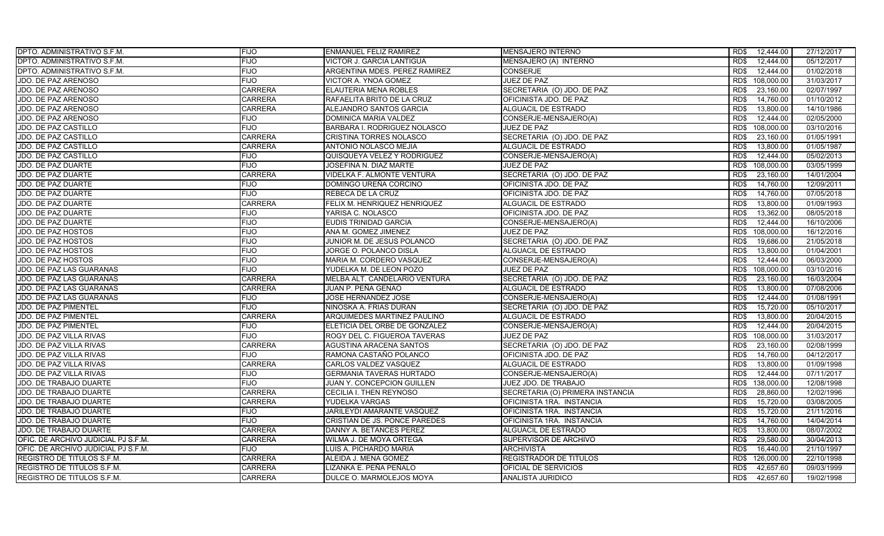| | | | | | |
|---|---|---|---|---|---|
| DPTO. ADMINISTRATIVO S.F.M. | FIJO | ENMANUEL FELIZ RAMIREZ | MENSAJERO INTERNO | RD$ 12,444.00 | 27/12/2017 |
| DPTO. ADMINISTRATIVO S.F.M. | FIJO | VICTOR J. GARCIA LANTIGUA | MENSAJERO (A) INTERNO | RD$ 12,444.00 | 05/12/2017 |
| DPTO. ADMINISTRATIVO S.F.M. | FIJO | ARGENTINA MDES. PEREZ RAMIREZ | CONSERJE | RD$ 12,444.00 | 01/02/2018 |
| JDO. DE PAZ ARENOSO | FIJO | VICTOR A. YNOA GOMEZ | JUEZ DE PAZ | RD$ 108,000.00 | 31/03/2017 |
| JDO. DE PAZ ARENOSO | CARRERA | ELAUTERIA MENA ROBLES | SECRETARIA (O) JDO. DE PAZ | RD$ 23,160.00 | 02/07/1997 |
| JDO. DE PAZ ARENOSO | CARRERA | RAFAELITA BRITO DE LA CRUZ | OFICINISTA JDO. DE PAZ | RD$ 14,760.00 | 01/10/2012 |
| JDO. DE PAZ ARENOSO | CARRERA | ALEJANDRO SANTOS GARCIA | ALGUACIL DE ESTRADO | RD$ 13,800.00 | 14/10/1986 |
| JDO. DE PAZ ARENOSO | FIJO | DOMINICA MARIA VALDEZ | CONSERJE-MENSAJERO(A) | RD$ 12,444.00 | 02/05/2000 |
| JDO. DE PAZ CASTILLO | FIJO | BARBARA I. RODRIGUEZ NOLASCO | JUEZ DE PAZ | RD$ 108,000.00 | 03/10/2016 |
| JDO. DE PAZ CASTILLO | CARRERA | CRISTINA TORRES NOLASCO | SECRETARIA (O) JDO. DE PAZ | RD$ 23,160.00 | 01/05/1991 |
| JDO. DE PAZ CASTILLO | CARRERA | ANTONIO NOLASCO MEJIA | ALGUACIL DE ESTRADO | RD$ 13,800.00 | 01/05/1987 |
| JDO. DE PAZ CASTILLO | FIJO | QUISQUEYA VELEZ Y RODRIGUEZ | CONSERJE-MENSAJERO(A) | RD$ 12,444.00 | 05/02/2013 |
| JDO. DE PAZ DUARTE | FIJO | JOSEFINA N. DIAZ MARTE | JUEZ DE PAZ | RD$ 108,000.00 | 03/05/1999 |
| JDO. DE PAZ DUARTE | CARRERA | VIDELKA F. ALMONTE VENTURA | SECRETARIA (O) JDO. DE PAZ | RD$ 23,160.00 | 14/01/2004 |
| JDO. DE PAZ DUARTE | FIJO | DOMINGO UREÑA CORCINO | OFICINISTA JDO. DE PAZ | RD$ 14,760.00 | 12/09/2011 |
| JDO. DE PAZ DUARTE | FIJO | REBECA DE LA CRUZ | OFICINISTA JDO. DE PAZ | RD$ 14,760.00 | 07/05/2018 |
| JDO. DE PAZ DUARTE | CARRERA | FELIX M. HENRIQUEZ HENRIQUEZ | ALGUACIL DE ESTRADO | RD$ 13,800.00 | 01/09/1993 |
| JDO. DE PAZ DUARTE | FIJO | YARISA C. NOLASCO | OFICINISTA JDO. DE PAZ | RD$ 13,362.00 | 08/05/2018 |
| JDO. DE PAZ DUARTE | FIJO | EUDIS TRINIDAD GARCIA | CONSERJE-MENSAJERO(A) | RD$ 12,444.00 | 16/10/2006 |
| JDO. DE PAZ HOSTOS | FIJO | ANA M. GOMEZ JIMENEZ | JUEZ DE PAZ | RD$ 108,000.00 | 16/12/2016 |
| JDO. DE PAZ HOSTOS | FIJO | JUNIOR M. DE JESUS POLANCO | SECRETARIA (O) JDO. DE PAZ | RD$ 19,686.00 | 21/05/2018 |
| JDO. DE PAZ HOSTOS | FIJO | JORGE O. POLANCO DISLA | ALGUACIL DE ESTRADO | RD$ 13,800.00 | 01/04/2001 |
| JDO. DE PAZ HOSTOS | FIJO | MARIA M. CORDERO VASQUEZ | CONSERJE-MENSAJERO(A) | RD$ 12,444.00 | 06/03/2000 |
| JDO. DE PAZ LAS GUARANAS | FIJO | YUDELKA M. DE LEON POZO | JUEZ DE PAZ | RD$ 108,000.00 | 03/10/2016 |
| JDO. DE PAZ LAS GUARANAS | CARRERA | MELBA ALT. CANDELARIO VENTURA | SECRETARIA (O) JDO. DE PAZ | RD$ 23,160.00 | 16/03/2004 |
| JDO. DE PAZ LAS GUARANAS | CARRERA | JUAN P. PEÑA GENAO | ALGUACIL DE ESTRADO | RD$ 13,800.00 | 07/08/2006 |
| JDO. DE PAZ LAS GUARANAS | FIJO | JOSE HERNANDEZ JOSE | CONSERJE-MENSAJERO(A) | RD$ 12,444.00 | 01/08/1991 |
| JDO. DE PAZ PIMENTEL | FIJO | NINOSKA A. FRIAS DURAN | SECRETARIA (O) JDO. DE PAZ | RD$ 15,720.00 | 05/10/2017 |
| JDO. DE PAZ PIMENTEL | CARRERA | ARQUIMEDES MARTINEZ PAULINO | ALGUACIL DE ESTRADO | RD$ 13,800.00 | 20/04/2015 |
| JDO. DE PAZ PIMENTEL | FIJO | ELETICIA DEL ORBE DE GONZALEZ | CONSERJE-MENSAJERO(A) | RD$ 12,444.00 | 20/04/2015 |
| JDO. DE PAZ VILLA RIVAS | FIJO | ROGY DEL C. FIGUEROA TAVERAS | JUEZ DE PAZ | RD$ 108,000.00 | 31/03/2017 |
| JDO. DE PAZ VILLA RIVAS | CARRERA | AGUSTINA ARACENA SANTOS | SECRETARIA (O) JDO. DE PAZ | RD$ 23,160.00 | 02/08/1999 |
| JDO. DE PAZ VILLA RIVAS | FIJO | RAMONA CASTAÑO POLANCO | OFICINISTA JDO. DE PAZ | RD$ 14,760.00 | 04/12/2017 |
| JDO. DE PAZ VILLA RIVAS | CARRERA | CARLOS VALDEZ VASQUEZ | ALGUACIL DE ESTRADO | RD$ 13,800.00 | 01/09/1998 |
| JDO. DE PAZ VILLA RIVAS | FIJO | GERMANIA TAVERAS HURTADO | CONSERJE-MENSAJERO(A) | RD$ 12,444.00 | 07/11/2017 |
| JDO. DE TRABAJO DUARTE | FIJO | JUAN Y. CONCEPCION GUILLEN | JUEZ JDO. DE TRABAJO | RD$ 138,000.00 | 12/08/1998 |
| JDO. DE TRABAJO DUARTE | CARRERA | CECILIA I. THEN REYNOSO | SECRETARIA (O) PRIMERA INSTANCIA | RD$ 28,860.00 | 12/02/1996 |
| JDO. DE TRABAJO DUARTE | CARRERA | YUDELKA VARGAS | OFICINISTA 1RA. INSTANCIA | RD$ 15,720.00 | 03/08/2005 |
| JDO. DE TRABAJO DUARTE | FIJO | JARILEYDI AMARANTE VASQUEZ | OFICINISTA 1RA. INSTANCIA | RD$ 15,720.00 | 21/11/2016 |
| JDO. DE TRABAJO DUARTE | FIJO | CRISTIAN DE JS. PONCE PAREDES | OFICINISTA 1RA. INSTANCIA | RD$ 14,760.00 | 14/04/2014 |
| JDO. DE TRABAJO DUARTE | CARRERA | DANNY A. BETANCES PEREZ | ALGUACIL DE ESTRADO | RD$ 13,800.00 | 08/07/2002 |
| OFIC. DE ARCHIVO JUDICIAL PJ S.F.M. | CARRERA | WILMA J. DE MOYA ORTEGA | SUPERVISOR DE ARCHIVO | RD$ 29,580.00 | 30/04/2013 |
| OFIC. DE ARCHIVO JUDICIAL PJ S.F.M. | FIJO | LUIS A. PICHARDO MARIA | ARCHIVISTA | RD$ 16,440.00 | 21/10/1997 |
| REGISTRO DE TITULOS S.F.M. | CARRERA | ALEIDA J. MENA GOMEZ | REGISTRADOR DE TITULOS | RD$ 126,000.00 | 22/10/1998 |
| REGISTRO DE TITULOS S.F.M. | CARRERA | LIZANKA E. PEÑA PEÑALO | OFICIAL DE SERVICIOS | RD$ 42,657.60 | 09/03/1999 |
| REGISTRO DE TITULOS S.F.M. | CARRERA | DULCE O. MARMOLEJOS MOYA | ANALISTA JURIDICO | RD$ 42,657.60 | 19/02/1998 |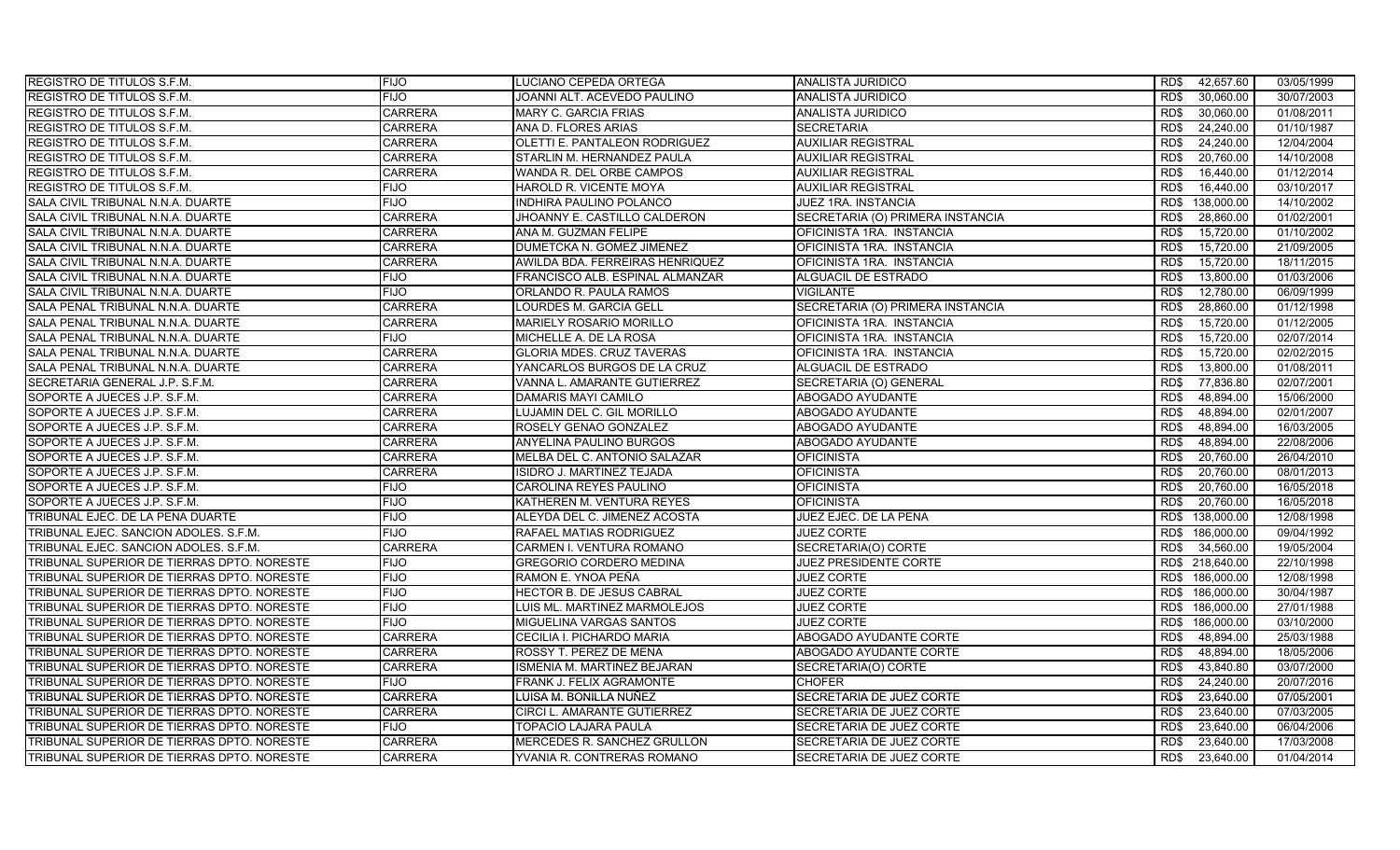| | | | | | |
|---|---|---|---|---|---|
| REGISTRO DE TITULOS S.F.M. | FIJO | LUCIANO CEPEDA ORTEGA | ANALISTA JURIDICO | RD$ 42,657.60 | 03/05/1999 |
| REGISTRO DE TITULOS S.F.M. | FIJO | JOANNI ALT. ACEVEDO PAULINO | ANALISTA JURIDICO | RD$ 30,060.00 | 30/07/2003 |
| REGISTRO DE TITULOS S.F.M. | CARRERA | MARY C. GARCIA FRIAS | ANALISTA JURIDICO | RD$ 30,060.00 | 01/08/2011 |
| REGISTRO DE TITULOS S.F.M. | CARRERA | ANA D. FLORES ARIAS | SECRETARIA | RD$ 24,240.00 | 01/10/1987 |
| REGISTRO DE TITULOS S.F.M. | CARRERA | OLETTI E. PANTALEON RODRIGUEZ | AUXILIAR REGISTRAL | RD$ 24,240.00 | 12/04/2004 |
| REGISTRO DE TITULOS S.F.M. | CARRERA | STARLIN M. HERNANDEZ PAULA | AUXILIAR REGISTRAL | RD$ 20,760.00 | 14/10/2008 |
| REGISTRO DE TITULOS S.F.M. | CARRERA | WANDA R. DEL ORBE CAMPOS | AUXILIAR REGISTRAL | RD$ 16,440.00 | 01/12/2014 |
| REGISTRO DE TITULOS S.F.M. | FIJO | HAROLD R. VICENTE MOYA | AUXILIAR REGISTRAL | RD$ 16,440.00 | 03/10/2017 |
| SALA CIVIL TRIBUNAL N.N.A. DUARTE | FIJO | INDHIRA PAULINO POLANCO | JUEZ 1RA. INSTANCIA | RD$ 138,000.00 | 14/10/2002 |
| SALA CIVIL TRIBUNAL N.N.A. DUARTE | CARRERA | JHOANNY E. CASTILLO CALDERON | SECRETARIA (O) PRIMERA INSTANCIA | RD$ 28,860.00 | 01/02/2001 |
| SALA CIVIL TRIBUNAL N.N.A. DUARTE | CARRERA | ANA M. GUZMAN FELIPE | OFICINISTA 1RA. INSTANCIA | RD$ 15,720.00 | 01/10/2002 |
| SALA CIVIL TRIBUNAL N.N.A. DUARTE | CARRERA | DUMETCKA N. GOMEZ JIMENEZ | OFICINISTA 1RA. INSTANCIA | RD$ 15,720.00 | 21/09/2005 |
| SALA CIVIL TRIBUNAL N.N.A. DUARTE | CARRERA | AWILDA BDA. FERREIRAS HENRIQUEZ | OFICINISTA 1RA. INSTANCIA | RD$ 15,720.00 | 18/11/2015 |
| SALA CIVIL TRIBUNAL N.N.A. DUARTE | FIJO | FRANCISCO ALB. ESPINAL ALMANZAR | ALGUACIL DE ESTRADO | RD$ 13,800.00 | 01/03/2006 |
| SALA CIVIL TRIBUNAL N.N.A. DUARTE | FIJO | ORLANDO R. PAULA RAMOS | VIGILANTE | RD$ 12,780.00 | 06/09/1999 |
| SALA PENAL TRIBUNAL N.N.A. DUARTE | CARRERA | LOURDES M. GARCIA GELL | SECRETARIA (O) PRIMERA INSTANCIA | RD$ 28,860.00 | 01/12/1998 |
| SALA PENAL TRIBUNAL N.N.A. DUARTE | CARRERA | MARIELY ROSARIO MORILLO | OFICINISTA 1RA. INSTANCIA | RD$ 15,720.00 | 01/12/2005 |
| SALA PENAL TRIBUNAL N.N.A. DUARTE | FIJO | MICHELLE A. DE LA ROSA | OFICINISTA 1RA. INSTANCIA | RD$ 15,720.00 | 02/07/2014 |
| SALA PENAL TRIBUNAL N.N.A. DUARTE | CARRERA | GLORIA MDES. CRUZ TAVERAS | OFICINISTA 1RA. INSTANCIA | RD$ 15,720.00 | 02/02/2015 |
| SALA PENAL TRIBUNAL N.N.A. DUARTE | CARRERA | YANCARLOS BURGOS DE LA CRUZ | ALGUACIL DE ESTRADO | RD$ 13,800.00 | 01/08/2011 |
| SECRETARIA GENERAL J.P. S.F.M. | CARRERA | VANNA L. AMARANTE GUTIERREZ | SECRETARIA (O) GENERAL | RD$ 77,836.80 | 02/07/2001 |
| SOPORTE A JUECES J.P. S.F.M. | CARRERA | DAMARIS MAYI CAMILO | ABOGADO AYUDANTE | RD$ 48,894.00 | 15/06/2000 |
| SOPORTE A JUECES J.P. S.F.M. | CARRERA | LUJAMIN DEL C. GIL MORILLO | ABOGADO AYUDANTE | RD$ 48,894.00 | 02/01/2007 |
| SOPORTE A JUECES J.P. S.F.M. | CARRERA | ROSELY GENAO GONZALEZ | ABOGADO AYUDANTE | RD$ 48,894.00 | 16/03/2005 |
| SOPORTE A JUECES J.P. S.F.M. | CARRERA | ANYELINA PAULINO BURGOS | ABOGADO AYUDANTE | RD$ 48,894.00 | 22/08/2006 |
| SOPORTE A JUECES J.P. S.F.M. | CARRERA | MELBA DEL C. ANTONIO SALAZAR | OFICINISTA | RD$ 20,760.00 | 26/04/2010 |
| SOPORTE A JUECES J.P. S.F.M. | CARRERA | ISIDRO J. MARTINEZ TEJADA | OFICINISTA | RD$ 20,760.00 | 08/01/2013 |
| SOPORTE A JUECES J.P. S.F.M. | FIJO | CAROLINA REYES PAULINO | OFICINISTA | RD$ 20,760.00 | 16/05/2018 |
| SOPORTE A JUECES J.P. S.F.M. | FIJO | KATHEREN M. VENTURA REYES | OFICINISTA | RD$ 20,760.00 | 16/05/2018 |
| TRIBUNAL EJEC. DE LA PENA DUARTE | FIJO | ALEYDA DEL C. JIMENEZ ACOSTA | JUEZ EJEC. DE LA PENA | RD$ 138,000.00 | 12/08/1998 |
| TRIBUNAL EJEC. SANCION ADOLES. S.F.M. | FIJO | RAFAEL MATIAS RODRIGUEZ | JUEZ CORTE | RD$ 186,000.00 | 09/04/1992 |
| TRIBUNAL EJEC. SANCION ADOLES. S.F.M. | CARRERA | CARMEN I. VENTURA ROMANO | SECRETARIA(O) CORTE | RD$ 34,560.00 | 19/05/2004 |
| TRIBUNAL SUPERIOR DE TIERRAS DPTO. NORESTE | FIJO | GREGORIO CORDERO MEDINA | JUEZ PRESIDENTE CORTE | RD$ 218,640.00 | 22/10/1998 |
| TRIBUNAL SUPERIOR DE TIERRAS DPTO. NORESTE | FIJO | RAMON E. YNOA PEÑA | JUEZ CORTE | RD$ 186,000.00 | 12/08/1998 |
| TRIBUNAL SUPERIOR DE TIERRAS DPTO. NORESTE | FIJO | HECTOR B. DE JESUS CABRAL | JUEZ CORTE | RD$ 186,000.00 | 30/04/1987 |
| TRIBUNAL SUPERIOR DE TIERRAS DPTO. NORESTE | FIJO | LUIS ML. MARTINEZ MARMOLEJOS | JUEZ CORTE | RD$ 186,000.00 | 27/01/1988 |
| TRIBUNAL SUPERIOR DE TIERRAS DPTO. NORESTE | FIJO | MIGUELINA VARGAS SANTOS | JUEZ CORTE | RD$ 186,000.00 | 03/10/2000 |
| TRIBUNAL SUPERIOR DE TIERRAS DPTO. NORESTE | CARRERA | CECILIA I. PICHARDO MARIA | ABOGADO AYUDANTE CORTE | RD$ 48,894.00 | 25/03/1988 |
| TRIBUNAL SUPERIOR DE TIERRAS DPTO. NORESTE | CARRERA | ROSSY T. PEREZ DE MENA | ABOGADO AYUDANTE CORTE | RD$ 48,894.00 | 18/05/2006 |
| TRIBUNAL SUPERIOR DE TIERRAS DPTO. NORESTE | CARRERA | ISMENIA M. MARTINEZ BEJARAN | SECRETARIA(O) CORTE | RD$ 43,840.80 | 03/07/2000 |
| TRIBUNAL SUPERIOR DE TIERRAS DPTO. NORESTE | FIJO | FRANK J. FELIX AGRAMONTE | CHOFER | RD$ 24,240.00 | 20/07/2016 |
| TRIBUNAL SUPERIOR DE TIERRAS DPTO. NORESTE | CARRERA | LUISA M. BONILLA NUÑEZ | SECRETARIA DE JUEZ CORTE | RD$ 23,640.00 | 07/05/2001 |
| TRIBUNAL SUPERIOR DE TIERRAS DPTO. NORESTE | CARRERA | CIRCI L. AMARANTE GUTIERREZ | SECRETARIA DE JUEZ CORTE | RD$ 23,640.00 | 07/03/2005 |
| TRIBUNAL SUPERIOR DE TIERRAS DPTO. NORESTE | FIJO | TOPACIO LAJARA PAULA | SECRETARIA DE JUEZ CORTE | RD$ 23,640.00 | 06/04/2006 |
| TRIBUNAL SUPERIOR DE TIERRAS DPTO. NORESTE | CARRERA | MERCEDES R. SANCHEZ GRULLON | SECRETARIA DE JUEZ CORTE | RD$ 23,640.00 | 17/03/2008 |
| TRIBUNAL SUPERIOR DE TIERRAS DPTO. NORESTE | CARRERA | YVANIA R. CONTRERAS ROMANO | SECRETARIA DE JUEZ CORTE | RD$ 23,640.00 | 01/04/2014 |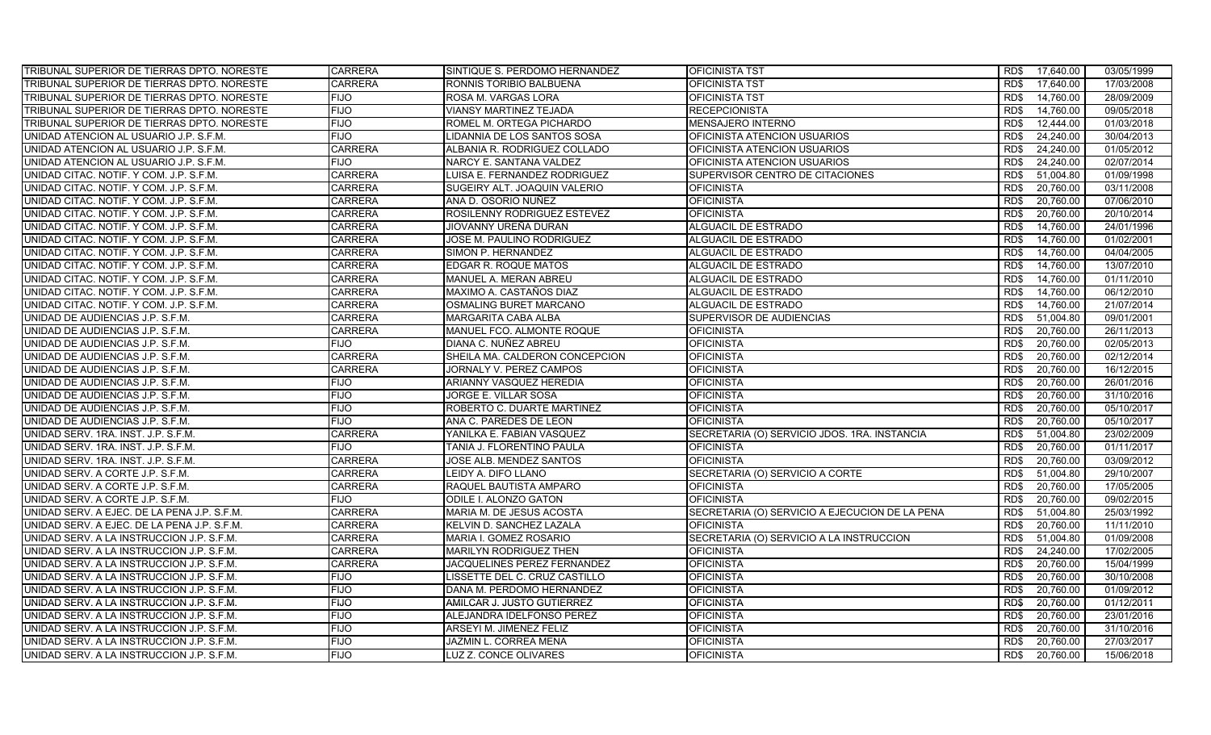| | | | | | | |
|---|---|---|---|---|---|---|
| TRIBUNAL SUPERIOR DE TIERRAS DPTO. NORESTE | CARRERA | SINTIQUE S. PERDOMO HERNANDEZ | OFICINISTA TST | RD$ | 17,640.00 | 03/05/1999 |
| TRIBUNAL SUPERIOR DE TIERRAS DPTO. NORESTE | CARRERA | RONNIS TORIBIO BALBUENA | OFICINISTA TST | RD$ | 17,640.00 | 17/03/2008 |
| TRIBUNAL SUPERIOR DE TIERRAS DPTO. NORESTE | FIJO | ROSA M. VARGAS LORA | OFICINISTA TST | RD$ | 14,760.00 | 28/09/2009 |
| TRIBUNAL SUPERIOR DE TIERRAS DPTO. NORESTE | FIJO | VIANSY MARTINEZ TEJADA | RECEPCIONISTA | RD$ | 14,760.00 | 09/05/2018 |
| TRIBUNAL SUPERIOR DE TIERRAS DPTO. NORESTE | FIJO | ROMEL M. ORTEGA PICHARDO | MENSAJERO INTERNO | RD$ | 12,444.00 | 01/03/2018 |
| UNIDAD ATENCION AL USUARIO J.P. S.F.M. | FIJO | LIDANNIA DE LOS SANTOS SOSA | OFICINISTA ATENCION USUARIOS | RD$ | 24,240.00 | 30/04/2013 |
| UNIDAD ATENCION AL USUARIO J.P. S.F.M. | CARRERA | ALBANIA R. RODRIGUEZ COLLADO | OFICINISTA ATENCION USUARIOS | RD$ | 24,240.00 | 01/05/2012 |
| UNIDAD ATENCION AL USUARIO J.P. S.F.M. | FIJO | NARCY E. SANTANA VALDEZ | OFICINISTA ATENCION USUARIOS | RD$ | 24,240.00 | 02/07/2014 |
| UNIDAD CITAC. NOTIF. Y COM. J.P. S.F.M. | CARRERA | LUISA E. FERNANDEZ RODRIGUEZ | SUPERVISOR CENTRO DE CITACIONES | RD$ | 51,004.80 | 01/09/1998 |
| UNIDAD CITAC. NOTIF. Y COM. J.P. S.F.M. | CARRERA | SUGEIRY ALT. JOAQUIN VALERIO | OFICINISTA | RD$ | 20,760.00 | 03/11/2008 |
| UNIDAD CITAC. NOTIF. Y COM. J.P. S.F.M. | CARRERA | ANA D. OSORIO NUÑEZ | OFICINISTA | RD$ | 20,760.00 | 07/06/2010 |
| UNIDAD CITAC. NOTIF. Y COM. J.P. S.F.M. | CARRERA | ROSILENNY RODRIGUEZ ESTEVEZ | OFICINISTA | RD$ | 20,760.00 | 20/10/2014 |
| UNIDAD CITAC. NOTIF. Y COM. J.P. S.F.M. | CARRERA | JIOVANNY UREÑA DURAN | ALGUACIL DE ESTRADO | RD$ | 14,760.00 | 24/01/1996 |
| UNIDAD CITAC. NOTIF. Y COM. J.P. S.F.M. | CARRERA | JOSE M. PAULINO RODRIGUEZ | ALGUACIL DE ESTRADO | RD$ | 14,760.00 | 01/02/2001 |
| UNIDAD CITAC. NOTIF. Y COM. J.P. S.F.M. | CARRERA | SIMON P. HERNANDEZ | ALGUACIL DE ESTRADO | RD$ | 14,760.00 | 04/04/2005 |
| UNIDAD CITAC. NOTIF. Y COM. J.P. S.F.M. | CARRERA | EDGAR R. ROQUE MATOS | ALGUACIL DE ESTRADO | RD$ | 14,760.00 | 13/07/2010 |
| UNIDAD CITAC. NOTIF. Y COM. J.P. S.F.M. | CARRERA | MANUEL A. MERAN ABREU | ALGUACIL DE ESTRADO | RD$ | 14,760.00 | 01/11/2010 |
| UNIDAD CITAC. NOTIF. Y COM. J.P. S.F.M. | CARRERA | MAXIMO A. CASTAÑOS DIAZ | ALGUACIL DE ESTRADO | RD$ | 14,760.00 | 06/12/2010 |
| UNIDAD CITAC. NOTIF. Y COM. J.P. S.F.M. | CARRERA | OSMALING BURET MARCANO | ALGUACIL DE ESTRADO | RD$ | 14,760.00 | 21/07/2014 |
| UNIDAD DE AUDIENCIAS J.P. S.F.M. | CARRERA | MARGARITA CABA ALBA | SUPERVISOR DE AUDIENCIAS | RD$ | 51,004.80 | 09/01/2001 |
| UNIDAD DE AUDIENCIAS J.P. S.F.M. | CARRERA | MANUEL FCO. ALMONTE ROQUE | OFICINISTA | RD$ | 20,760.00 | 26/11/2013 |
| UNIDAD DE AUDIENCIAS J.P. S.F.M. | FIJO | DIANA C. NUÑEZ ABREU | OFICINISTA | RD$ | 20,760.00 | 02/05/2013 |
| UNIDAD DE AUDIENCIAS J.P. S.F.M. | CARRERA | SHEILA MA. CALDERON CONCEPCION | OFICINISTA | RD$ | 20,760.00 | 02/12/2014 |
| UNIDAD DE AUDIENCIAS J.P. S.F.M. | CARRERA | JORNALY V. PEREZ CAMPOS | OFICINISTA | RD$ | 20,760.00 | 16/12/2015 |
| UNIDAD DE AUDIENCIAS J.P. S.F.M. | FIJO | ARIANNY VASQUEZ HEREDIA | OFICINISTA | RD$ | 20,760.00 | 26/01/2016 |
| UNIDAD DE AUDIENCIAS J.P. S.F.M. | FIJO | JORGE E. VILLAR SOSA | OFICINISTA | RD$ | 20,760.00 | 31/10/2016 |
| UNIDAD DE AUDIENCIAS J.P. S.F.M. | FIJO | ROBERTO C. DUARTE MARTINEZ | OFICINISTA | RD$ | 20,760.00 | 05/10/2017 |
| UNIDAD DE AUDIENCIAS J.P. S.F.M. | FIJO | ANA C. PAREDES DE LEON | OFICINISTA | RD$ | 20,760.00 | 05/10/2017 |
| UNIDAD SERV. 1RA. INST. J.P. S.F.M. | CARRERA | YANILKA E. FABIAN VASQUEZ | SECRETARIA (O) SERVICIO JDOS. 1RA. INSTANCIA | RD$ | 51,004.80 | 23/02/2009 |
| UNIDAD SERV. 1RA. INST. J.P. S.F.M. | FIJO | TANIA J. FLORENTINO PAULA | OFICINISTA | RD$ | 20,760.00 | 01/11/2017 |
| UNIDAD SERV. 1RA. INST. J.P. S.F.M. | CARRERA | JOSE ALB. MENDEZ SANTOS | OFICINISTA | RD$ | 20,760.00 | 03/09/2012 |
| UNIDAD SERV. A CORTE J.P. S.F.M. | CARRERA | LEIDY A. DIFO LLANO | SECRETARIA (O) SERVICIO A CORTE | RD$ | 51,004.80 | 29/10/2007 |
| UNIDAD SERV. A CORTE J.P. S.F.M. | CARRERA | RAQUEL BAUTISTA AMPARO | OFICINISTA | RD$ | 20,760.00 | 17/05/2005 |
| UNIDAD SERV. A CORTE J.P. S.F.M. | FIJO | ODILE I. ALONZO GATON | OFICINISTA | RD$ | 20,760.00 | 09/02/2015 |
| UNIDAD SERV. A EJEC. DE LA PENA J.P. S.F.M. | CARRERA | MARIA M. DE JESUS ACOSTA | SECRETARIA (O) SERVICIO A EJECUCION DE LA PENA | RD$ | 51,004.80 | 25/03/1992 |
| UNIDAD SERV. A EJEC. DE LA PENA J.P. S.F.M. | CARRERA | KELVIN D. SANCHEZ LAZALA | OFICINISTA | RD$ | 20,760.00 | 11/11/2010 |
| UNIDAD SERV. A LA INSTRUCCION J.P. S.F.M. | CARRERA | MARIA I. GOMEZ ROSARIO | SECRETARIA (O) SERVICIO A LA INSTRUCCION | RD$ | 51,004.80 | 01/09/2008 |
| UNIDAD SERV. A LA INSTRUCCION J.P. S.F.M. | CARRERA | MARILYN RODRIGUEZ THEN | OFICINISTA | RD$ | 24,240.00 | 17/02/2005 |
| UNIDAD SERV. A LA INSTRUCCION J.P. S.F.M. | CARRERA | JACQUELINES PEREZ FERNANDEZ | OFICINISTA | RD$ | 20,760.00 | 15/04/1999 |
| UNIDAD SERV. A LA INSTRUCCION J.P. S.F.M. | FIJO | LISSETTE DEL C. CRUZ CASTILLO | OFICINISTA | RD$ | 20,760.00 | 30/10/2008 |
| UNIDAD SERV. A LA INSTRUCCION J.P. S.F.M. | FIJO | DANA M. PERDOMO HERNANDEZ | OFICINISTA | RD$ | 20,760.00 | 01/09/2012 |
| UNIDAD SERV. A LA INSTRUCCION J.P. S.F.M. | FIJO | AMILCAR J. JUSTO GUTIERREZ | OFICINISTA | RD$ | 20,760.00 | 01/12/2011 |
| UNIDAD SERV. A LA INSTRUCCION J.P. S.F.M. | FIJO | ALEJANDRA IDELFONSO PEREZ | OFICINISTA | RD$ | 20,760.00 | 23/01/2016 |
| UNIDAD SERV. A LA INSTRUCCION J.P. S.F.M. | FIJO | ARSEYI M. JIMENEZ FELIZ | OFICINISTA | RD$ | 20,760.00 | 31/10/2016 |
| UNIDAD SERV. A LA INSTRUCCION J.P. S.F.M. | FIJO | JAZMIN L. CORREA MENA | OFICINISTA | RD$ | 20,760.00 | 27/03/2017 |
| UNIDAD SERV. A LA INSTRUCCION J.P. S.F.M. | FIJO | LUZ Z. CONCE OLIVARES | OFICINISTA | RD$ | 20,760.00 | 15/06/2018 |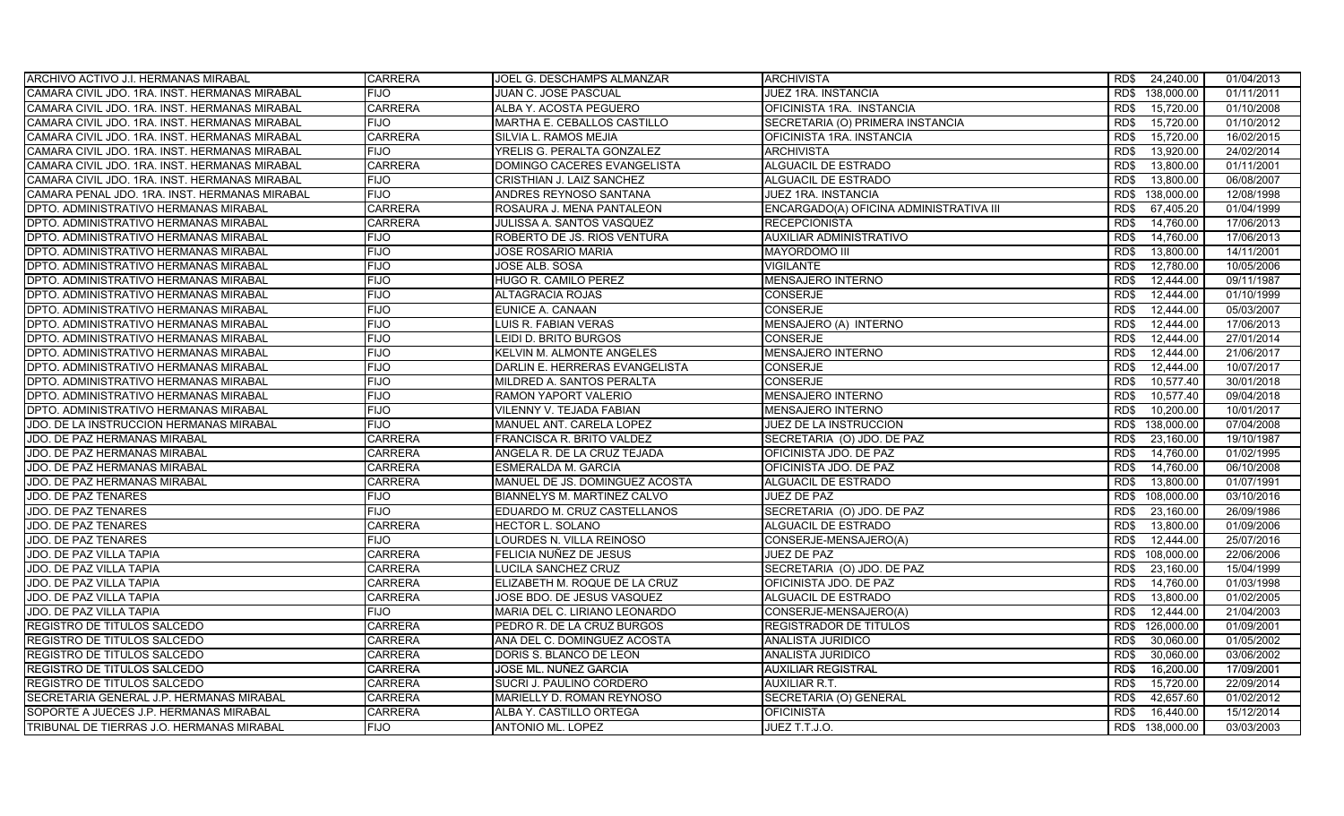| | | | | | |
|---|---|---|---|---|---|
| ARCHIVO ACTIVO J.I. HERMANAS MIRABAL | CARRERA | JOEL G. DESCHAMPS ALMANZAR | ARCHIVISTA | RD$ 24,240.00 | 01/04/2013 |
| CAMARA CIVIL JDO. 1RA. INST. HERMANAS MIRABAL | FIJO | JUAN C. JOSE PASCUAL | JUEZ 1RA. INSTANCIA | RD$ 138,000.00 | 01/11/2011 |
| CAMARA CIVIL JDO. 1RA. INST. HERMANAS MIRABAL | CARRERA | ALBA Y. ACOSTA PEGUERO | OFICINISTA 1RA. INSTANCIA | RD$ 15,720.00 | 01/10/2008 |
| CAMARA CIVIL JDO. 1RA. INST. HERMANAS MIRABAL | FIJO | MARTHA E. CEBALLOS CASTILLO | SECRETARIA (O) PRIMERA INSTANCIA | RD$ 15,720.00 | 01/10/2012 |
| CAMARA CIVIL JDO. 1RA. INST. HERMANAS MIRABAL | CARRERA | SILVIA L. RAMOS MEJIA | OFICINISTA 1RA. INSTANCIA | RD$ 15,720.00 | 16/02/2015 |
| CAMARA CIVIL JDO. 1RA. INST. HERMANAS MIRABAL | FIJO | YRELIS G. PERALTA GONZALEZ | ARCHIVISTA | RD$ 13,920.00 | 24/02/2014 |
| CAMARA CIVIL JDO. 1RA. INST. HERMANAS MIRABAL | CARRERA | DOMINGO CACERES EVANGELISTA | ALGUACIL DE ESTRADO | RD$ 13,800.00 | 01/11/2001 |
| CAMARA CIVIL JDO. 1RA. INST. HERMANAS MIRABAL | FIJO | CRISTHIAN J. LAIZ SANCHEZ | ALGUACIL DE ESTRADO | RD$ 13,800.00 | 06/08/2007 |
| CAMARA PENAL JDO. 1RA. INST. HERMANAS MIRABAL | FIJO | ANDRES REYNOSO SANTANA | JUEZ 1RA. INSTANCIA | RD$ 138,000.00 | 12/08/1998 |
| DPTO. ADMINISTRATIVO HERMANAS MIRABAL | CARRERA | ROSAURA J. MENA PANTALEON | ENCARGADO(A) OFICINA ADMINISTRATIVA III | RD$ 67,405.20 | 01/04/1999 |
| DPTO. ADMINISTRATIVO HERMANAS MIRABAL | CARRERA | JULISSA A. SANTOS VASQUEZ | RECEPCIONISTA | RD$ 14,760.00 | 17/06/2013 |
| DPTO. ADMINISTRATIVO HERMANAS MIRABAL | FIJO | ROBERTO DE JS. RIOS VENTURA | AUXILIAR ADMINISTRATIVO | RD$ 14,760.00 | 17/06/2013 |
| DPTO. ADMINISTRATIVO HERMANAS MIRABAL | FIJO | JOSE ROSARIO MARIA | MAYORDOMO III | RD$ 13,800.00 | 14/11/2001 |
| DPTO. ADMINISTRATIVO HERMANAS MIRABAL | FIJO | JOSE ALB. SOSA | VIGILANTE | RD$ 12,780.00 | 10/05/2006 |
| DPTO. ADMINISTRATIVO HERMANAS MIRABAL | FIJO | HUGO R. CAMILO PEREZ | MENSAJERO INTERNO | RD$ 12,444.00 | 09/11/1987 |
| DPTO. ADMINISTRATIVO HERMANAS MIRABAL | FIJO | ALTAGRACIA ROJAS | CONSERJE | RD$ 12,444.00 | 01/10/1999 |
| DPTO. ADMINISTRATIVO HERMANAS MIRABAL | FIJO | EUNICE A. CANAAN | CONSERJE | RD$ 12,444.00 | 05/03/2007 |
| DPTO. ADMINISTRATIVO HERMANAS MIRABAL | FIJO | LUIS R. FABIAN VERAS | MENSAJERO (A) INTERNO | RD$ 12,444.00 | 17/06/2013 |
| DPTO. ADMINISTRATIVO HERMANAS MIRABAL | FIJO | LEIDI D. BRITO BURGOS | CONSERJE | RD$ 12,444.00 | 27/01/2014 |
| DPTO. ADMINISTRATIVO HERMANAS MIRABAL | FIJO | KELVIN M. ALMONTE ANGELES | MENSAJERO INTERNO | RD$ 12,444.00 | 21/06/2017 |
| DPTO. ADMINISTRATIVO HERMANAS MIRABAL | FIJO | DARLIN E. HERRERAS EVANGELISTA | CONSERJE | RD$ 12,444.00 | 10/07/2017 |
| DPTO. ADMINISTRATIVO HERMANAS MIRABAL | FIJO | MILDRED A. SANTOS PERALTA | CONSERJE | RD$ 10,577.40 | 30/01/2018 |
| DPTO. ADMINISTRATIVO HERMANAS MIRABAL | FIJO | RAMON YAPORT VALERIO | MENSAJERO INTERNO | RD$ 10,577.40 | 09/04/2018 |
| DPTO. ADMINISTRATIVO HERMANAS MIRABAL | FIJO | VILENNY V. TEJADA FABIAN | MENSAJERO INTERNO | RD$ 10,200.00 | 10/01/2017 |
| JDO. DE LA INSTRUCCION HERMANAS MIRABAL | FIJO | MANUEL ANT. CARELA LOPEZ | JUEZ DE LA INSTRUCCION | RD$ 138,000.00 | 07/04/2008 |
| JDO. DE PAZ HERMANAS MIRABAL | CARRERA | FRANCISCA R. BRITO VALDEZ | SECRETARIA (O) JDO. DE PAZ | RD$ 23,160.00 | 19/10/1987 |
| JDO. DE PAZ HERMANAS MIRABAL | CARRERA | ANGELA R. DE LA CRUZ TEJADA | OFICINISTA JDO. DE PAZ | RD$ 14,760.00 | 01/02/1995 |
| JDO. DE PAZ HERMANAS MIRABAL | CARRERA | ESMERALDA M. GARCIA | OFICINISTA JDO. DE PAZ | RD$ 14,760.00 | 06/10/2008 |
| JDO. DE PAZ HERMANAS MIRABAL | CARRERA | MANUEL DE JS. DOMINGUEZ ACOSTA | ALGUACIL DE ESTRADO | RD$ 13,800.00 | 01/07/1991 |
| JDO. DE PAZ TENARES | FIJO | BIANNELYS M. MARTINEZ CALVO | JUEZ DE PAZ | RD$ 108,000.00 | 03/10/2016 |
| JDO. DE PAZ TENARES | FIJO | EDUARDO M. CRUZ CASTELLANOS | SECRETARIA (O) JDO. DE PAZ | RD$ 23,160.00 | 26/09/1986 |
| JDO. DE PAZ TENARES | CARRERA | HECTOR L. SOLANO | ALGUACIL DE ESTRADO | RD$ 13,800.00 | 01/09/2006 |
| JDO. DE PAZ TENARES | FIJO | LOURDES N. VILLA REINOSO | CONSERJE-MENSAJERO(A) | RD$ 12,444.00 | 25/07/2016 |
| JDO. DE PAZ VILLA TAPIA | CARRERA | FELICIA NUÑEZ DE JESUS | JUEZ DE PAZ | RD$ 108,000.00 | 22/06/2006 |
| JDO. DE PAZ VILLA TAPIA | CARRERA | LUCILA SANCHEZ CRUZ | SECRETARIA (O) JDO. DE PAZ | RD$ 23,160.00 | 15/04/1999 |
| JDO. DE PAZ VILLA TAPIA | CARRERA | ELIZABETH M. ROQUE DE LA CRUZ | OFICINISTA JDO. DE PAZ | RD$ 14,760.00 | 01/03/1998 |
| JDO. DE PAZ VILLA TAPIA | CARRERA | JOSE BDO. DE JESUS VASQUEZ | ALGUACIL DE ESTRADO | RD$ 13,800.00 | 01/02/2005 |
| JDO. DE PAZ VILLA TAPIA | FIJO | MARIA DEL C. LIRIANO LEONARDO | CONSERJE-MENSAJERO(A) | RD$ 12,444.00 | 21/04/2003 |
| REGISTRO DE TITULOS SALCEDO | CARRERA | PEDRO R. DE LA CRUZ BURGOS | REGISTRADOR DE TITULOS | RD$ 126,000.00 | 01/09/2001 |
| REGISTRO DE TITULOS SALCEDO | CARRERA | ANA DEL C. DOMINGUEZ ACOSTA | ANALISTA JURIDICO | RD$ 30,060.00 | 01/05/2002 |
| REGISTRO DE TITULOS SALCEDO | CARRERA | DORIS S. BLANCO DE LEON | ANALISTA JURIDICO | RD$ 30,060.00 | 03/06/2002 |
| REGISTRO DE TITULOS SALCEDO | CARRERA | JOSE ML. NUÑEZ GARCIA | AUXILIAR REGISTRAL | RD$ 16,200.00 | 17/09/2001 |
| REGISTRO DE TITULOS SALCEDO | CARRERA | SUCRI J. PAULINO CORDERO | AUXILIAR R.T. | RD$ 15,720.00 | 22/09/2014 |
| SECRETARIA GENERAL J.P. HERMANAS MIRABAL | CARRERA | MARIELLY D. ROMAN REYNOSO | SECRETARIA (O) GENERAL | RD$ 42,657.60 | 01/02/2012 |
| SOPORTE A JUECES J.P. HERMANAS MIRABAL | CARRERA | ALBA Y. CASTILLO ORTEGA | OFICINISTA | RD$ 16,440.00 | 15/12/2014 |
| TRIBUNAL DE TIERRAS J.O. HERMANAS MIRABAL | FIJO | ANTONIO ML. LOPEZ | JUEZ T.T.J.O. | RD$ 138,000.00 | 03/03/2003 |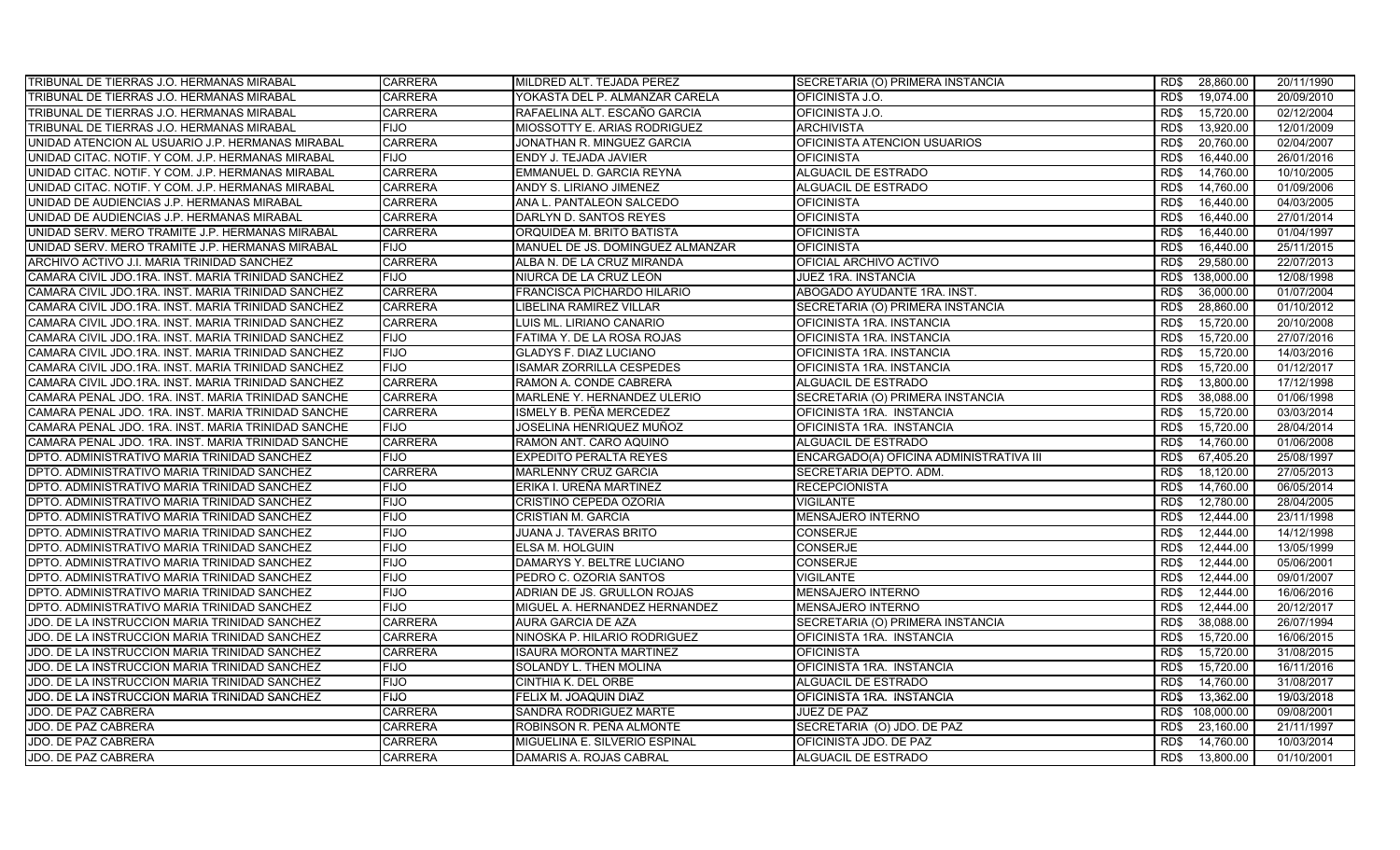| | | | | | |
|---|---|---|---|---|---|
| TRIBUNAL DE TIERRAS J.O. HERMANAS MIRABAL | CARRERA | MILDRED ALT. TEJADA PEREZ | SECRETARIA (O) PRIMERA INSTANCIA | RD$ 28,860.00 | 20/11/1990 |
| TRIBUNAL DE TIERRAS J.O. HERMANAS MIRABAL | CARRERA | YOKASTA DEL P. ALMANZAR CARELA | OFICINISTA J.O. | RD$ 19,074.00 | 20/09/2010 |
| TRIBUNAL DE TIERRAS J.O. HERMANAS MIRABAL | CARRERA | RAFAELINA ALT. ESCAÑO GARCIA | OFICINISTA J.O. | RD$ 15,720.00 | 02/12/2004 |
| TRIBUNAL DE TIERRAS J.O. HERMANAS MIRABAL | FIJO | MIOSSOTTY E. ARIAS RODRIGUEZ | ARCHIVISTA | RD$ 13,920.00 | 12/01/2009 |
| UNIDAD ATENCION AL USUARIO J.P. HERMANAS MIRABAL | CARRERA | JONATHAN R. MINGUEZ GARCIA | OFICINISTA ATENCION USUARIOS | RD$ 20,760.00 | 02/04/2007 |
| UNIDAD CITAC. NOTIF. Y COM. J.P. HERMANAS MIRABAL | FIJO | ENDY J. TEJADA JAVIER | OFICINISTA | RD$ 16,440.00 | 26/01/2016 |
| UNIDAD CITAC. NOTIF. Y COM. J.P. HERMANAS MIRABAL | CARRERA | EMMANUEL D. GARCIA REYNA | ALGUACIL DE ESTRADO | RD$ 14,760.00 | 10/10/2005 |
| UNIDAD CITAC. NOTIF. Y COM. J.P. HERMANAS MIRABAL | CARRERA | ANDY S. LIRIANO JIMENEZ | ALGUACIL DE ESTRADO | RD$ 14,760.00 | 01/09/2006 |
| UNIDAD DE AUDIENCIAS J.P. HERMANAS MIRABAL | CARRERA | ANA L. PANTALEON SALCEDO | OFICINISTA | RD$ 16,440.00 | 04/03/2005 |
| UNIDAD DE AUDIENCIAS J.P. HERMANAS MIRABAL | CARRERA | DARLYN D. SANTOS REYES | OFICINISTA | RD$ 16,440.00 | 27/01/2014 |
| UNIDAD SERV. MERO TRAMITE J.P. HERMANAS MIRABAL | CARRERA | ORQUIDEA M. BRITO BATISTA | OFICINISTA | RD$ 16,440.00 | 01/04/1997 |
| UNIDAD SERV. MERO TRAMITE J.P. HERMANAS MIRABAL | FIJO | MANUEL DE JS. DOMINGUEZ ALMANZAR | OFICINISTA | RD$ 16,440.00 | 25/11/2015 |
| ARCHIVO ACTIVO J.I. MARIA TRINIDAD SANCHEZ | CARRERA | ALBA N. DE LA CRUZ MIRANDA | OFICIAL ARCHIVO ACTIVO | RD$ 29,580.00 | 22/07/2013 |
| CAMARA CIVIL JDO.1RA. INST. MARIA TRINIDAD SANCHEZ | FIJO | NIURCA DE LA CRUZ LEON | JUEZ 1RA. INSTANCIA | RD$ 138,000.00 | 12/08/1998 |
| CAMARA CIVIL JDO.1RA. INST. MARIA TRINIDAD SANCHEZ | CARRERA | FRANCISCA PICHARDO HILARIO | ABOGADO AYUDANTE 1RA. INST. | RD$ 36,000.00 | 01/07/2004 |
| CAMARA CIVIL JDO.1RA. INST. MARIA TRINIDAD SANCHEZ | CARRERA | LIBELINA RAMIREZ VILLAR | SECRETARIA (O) PRIMERA INSTANCIA | RD$ 28,860.00 | 01/10/2012 |
| CAMARA CIVIL JDO.1RA. INST. MARIA TRINIDAD SANCHEZ | CARRERA | LUIS ML. LIRIANO CANARIO | OFICINISTA 1RA. INSTANCIA | RD$ 15,720.00 | 20/10/2008 |
| CAMARA CIVIL JDO.1RA. INST. MARIA TRINIDAD SANCHEZ | FIJO | FATIMA Y. DE LA ROSA ROJAS | OFICINISTA 1RA. INSTANCIA | RD$ 15,720.00 | 27/07/2016 |
| CAMARA CIVIL JDO.1RA. INST. MARIA TRINIDAD SANCHEZ | FIJO | GLADYS F. DIAZ LUCIANO | OFICINISTA 1RA. INSTANCIA | RD$ 15,720.00 | 14/03/2016 |
| CAMARA CIVIL JDO.1RA. INST. MARIA TRINIDAD SANCHEZ | FIJO | ISAMAR ZORRILLA CESPEDES | OFICINISTA 1RA. INSTANCIA | RD$ 15,720.00 | 01/12/2017 |
| CAMARA CIVIL JDO.1RA. INST. MARIA TRINIDAD SANCHEZ | CARRERA | RAMON A. CONDE CABRERA | ALGUACIL DE ESTRADO | RD$ 13,800.00 | 17/12/1998 |
| CAMARA PENAL JDO. 1RA. INST. MARIA TRINIDAD SANCHE | CARRERA | MARLENE Y. HERNANDEZ ULERIO | SECRETARIA (O) PRIMERA INSTANCIA | RD$ 38,088.00 | 01/06/1998 |
| CAMARA PENAL JDO. 1RA. INST. MARIA TRINIDAD SANCHE | CARRERA | ISMELY B. PEÑA MERCEDEZ | OFICINISTA 1RA. INSTANCIA | RD$ 15,720.00 | 03/03/2014 |
| CAMARA PENAL JDO. 1RA. INST. MARIA TRINIDAD SANCHE | FIJO | JOSELINA HENRIQUEZ MUÑOZ | OFICINISTA 1RA. INSTANCIA | RD$ 15,720.00 | 28/04/2014 |
| CAMARA PENAL JDO. 1RA. INST. MARIA TRINIDAD SANCHE | CARRERA | RAMON ANT. CARO AQUINO | ALGUACIL DE ESTRADO | RD$ 14,760.00 | 01/06/2008 |
| DPTO. ADMINISTRATIVO MARIA TRINIDAD SANCHEZ | FIJO | EXPEDITO PERALTA REYES | ENCARGADO(A) OFICINA ADMINISTRATIVA III | RD$ 67,405.20 | 25/08/1997 |
| DPTO. ADMINISTRATIVO MARIA TRINIDAD SANCHEZ | CARRERA | MARLENNY CRUZ GARCIA | SECRETARIA DEPTO. ADM. | RD$ 18,120.00 | 27/05/2013 |
| DPTO. ADMINISTRATIVO MARIA TRINIDAD SANCHEZ | FIJO | ERIKA I. UREÑA MARTINEZ | RECEPCIONISTA | RD$ 14,760.00 | 06/05/2014 |
| DPTO. ADMINISTRATIVO MARIA TRINIDAD SANCHEZ | FIJO | CRISTINO CEPEDA OZORIA | VIGILANTE | RD$ 12,780.00 | 28/04/2005 |
| DPTO. ADMINISTRATIVO MARIA TRINIDAD SANCHEZ | FIJO | CRISTIAN M. GARCIA | MENSAJERO INTERNO | RD$ 12,444.00 | 23/11/1998 |
| DPTO. ADMINISTRATIVO MARIA TRINIDAD SANCHEZ | FIJO | JUANA J. TAVERAS BRITO | CONSERJE | RD$ 12,444.00 | 14/12/1998 |
| DPTO. ADMINISTRATIVO MARIA TRINIDAD SANCHEZ | FIJO | ELSA M. HOLGUIN | CONSERJE | RD$ 12,444.00 | 13/05/1999 |
| DPTO. ADMINISTRATIVO MARIA TRINIDAD SANCHEZ | FIJO | DAMARYS Y. BELTRE LUCIANO | CONSERJE | RD$ 12,444.00 | 05/06/2001 |
| DPTO. ADMINISTRATIVO MARIA TRINIDAD SANCHEZ | FIJO | PEDRO C. OZORIA SANTOS | VIGILANTE | RD$ 12,444.00 | 09/01/2007 |
| DPTO. ADMINISTRATIVO MARIA TRINIDAD SANCHEZ | FIJO | ADRIAN DE JS. GRULLON ROJAS | MENSAJERO INTERNO | RD$ 12,444.00 | 16/06/2016 |
| DPTO. ADMINISTRATIVO MARIA TRINIDAD SANCHEZ | FIJO | MIGUEL A. HERNANDEZ HERNANDEZ | MENSAJERO INTERNO | RD$ 12,444.00 | 20/12/2017 |
| JDO. DE LA INSTRUCCION MARIA TRINIDAD SANCHEZ | CARRERA | AURA GARCIA DE AZA | SECRETARIA (O) PRIMERA INSTANCIA | RD$ 38,088.00 | 26/07/1994 |
| JDO. DE LA INSTRUCCION MARIA TRINIDAD SANCHEZ | CARRERA | NINOSKA P. HILARIO RODRIGUEZ | OFICINISTA 1RA. INSTANCIA | RD$ 15,720.00 | 16/06/2015 |
| JDO. DE LA INSTRUCCION MARIA TRINIDAD SANCHEZ | CARRERA | ISAURA MORONTA MARTINEZ | OFICINISTA | RD$ 15,720.00 | 31/08/2015 |
| JDO. DE LA INSTRUCCION MARIA TRINIDAD SANCHEZ | FIJO | SOLANDY L. THEN MOLINA | OFICINISTA 1RA. INSTANCIA | RD$ 15,720.00 | 16/11/2016 |
| JDO. DE LA INSTRUCCION MARIA TRINIDAD SANCHEZ | FIJO | CINTHIA K. DEL ORBE | ALGUACIL DE ESTRADO | RD$ 14,760.00 | 31/08/2017 |
| JDO. DE LA INSTRUCCION MARIA TRINIDAD SANCHEZ | FIJO | FELIX M. JOAQUIN DIAZ | OFICINISTA 1RA. INSTANCIA | RD$ 13,362.00 | 19/03/2018 |
| JDO. DE PAZ CABRERA | CARRERA | SANDRA RODRIGUEZ MARTE | JUEZ DE PAZ | RD$ 108,000.00 | 09/08/2001 |
| JDO. DE PAZ CABRERA | CARRERA | ROBINSON R. PEÑA ALMONTE | SECRETARIA (O) JDO. DE PAZ | RD$ 23,160.00 | 21/11/1997 |
| JDO. DE PAZ CABRERA | CARRERA | MIGUELINA E. SILVERIO ESPINAL | OFICINISTA JDO. DE PAZ | RD$ 14,760.00 | 10/03/2014 |
| JDO. DE PAZ CABRERA | CARRERA | DAMARIS A. ROJAS CABRAL | ALGUACIL DE ESTRADO | RD$ 13,800.00 | 01/10/2001 |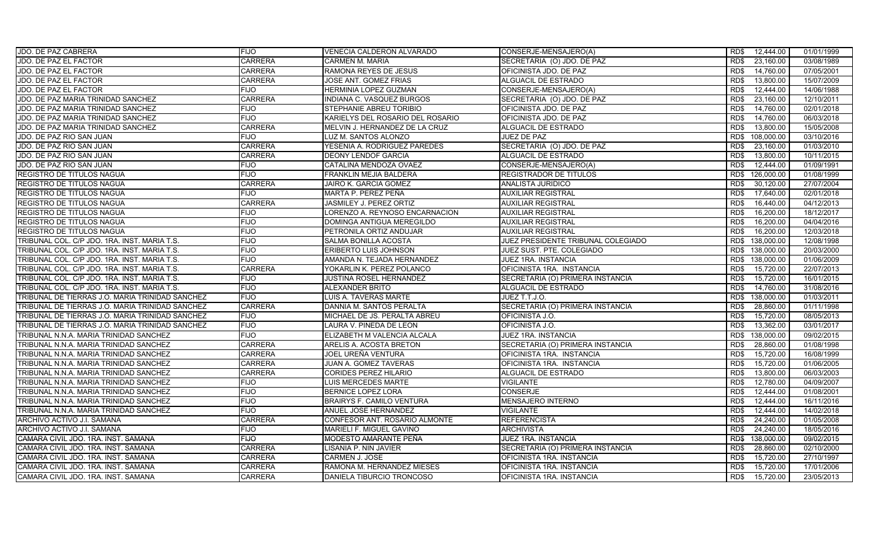| | | | | | |
|---|---|---|---|---|---|
| JDO. DE PAZ CABRERA | FIJO | VENECIA CALDERON ALVARADO | CONSERJE-MENSAJERO(A) | RD$ 12,444.00 | 01/01/1999 |
| JDO. DE PAZ EL FACTOR | CARRERA | CARMEN M. MARIA | SECRETARIA (O) JDO. DE PAZ | RD$ 23,160.00 | 03/08/1989 |
| JDO. DE PAZ EL FACTOR | CARRERA | RAMONA REYES DE JESUS | OFICINISTA JDO. DE PAZ | RD$ 14,760.00 | 07/05/2001 |
| JDO. DE PAZ EL FACTOR | CARRERA | JOSE ANT. GOMEZ FRIAS | ALGUACIL DE ESTRADO | RD$ 13,800.00 | 15/07/2009 |
| JDO. DE PAZ EL FACTOR | FIJO | HERMINIA LOPEZ GUZMAN | CONSERJE-MENSAJERO(A) | RD$ 12,444.00 | 14/06/1988 |
| JDO. DE PAZ MARIA TRINIDAD SANCHEZ | CARRERA | INDIANA C. VASQUEZ BURGOS | SECRETARIA (O) JDO. DE PAZ | RD$ 23,160.00 | 12/10/2011 |
| JDO. DE PAZ MARIA TRINIDAD SANCHEZ | FIJO | STEPHANIE ABREU TORIBIO | OFICINISTA JDO. DE PAZ | RD$ 14,760.00 | 02/01/2018 |
| JDO. DE PAZ MARIA TRINIDAD SANCHEZ | FIJO | KARIELYS DEL ROSARIO DEL ROSARIO | OFICINISTA JDO. DE PAZ | RD$ 14,760.00 | 06/03/2018 |
| JDO. DE PAZ MARIA TRINIDAD SANCHEZ | CARRERA | MELVIN J. HERNANDEZ DE LA CRUZ | ALGUACIL DE ESTRADO | RD$ 13,800.00 | 15/05/2008 |
| JDO. DE PAZ RIO SAN JUAN | FIJO | LUZ M. SANTOS ALONZO | JUEZ DE PAZ | RD$ 108,000.00 | 03/10/2016 |
| JDO. DE PAZ RIO SAN JUAN | CARRERA | YESENIA A. RODRIGUEZ PAREDES | SECRETARIA (O) JDO. DE PAZ | RD$ 23,160.00 | 01/03/2010 |
| JDO. DE PAZ RIO SAN JUAN | CARRERA | DEONY LENDOF GARCIA | ALGUACIL DE ESTRADO | RD$ 13,800.00 | 10/11/2015 |
| JDO. DE PAZ RIO SAN JUAN | FIJO | CATALINA MENDOZA OVAEZ | CONSERJE-MENSAJERO(A) | RD$ 12,444.00 | 01/09/1991 |
| REGISTRO DE TITULOS NAGUA | FIJO | FRANKLIN MEJIA BALDERA | REGISTRADOR DE TITULOS | RD$ 126,000.00 | 01/08/1999 |
| REGISTRO DE TITULOS NAGUA | CARRERA | JAIRO K. GARCIA GOMEZ | ANALISTA JURIDICO | RD$ 30,120.00 | 27/07/2004 |
| REGISTRO DE TITULOS NAGUA | FIJO | MARTA P. PEREZ PEÑA | AUXILIAR REGISTRAL | RD$ 17,640.00 | 02/01/2018 |
| REGISTRO DE TITULOS NAGUA | CARRERA | JASMILEY J. PEREZ ORTIZ | AUXILIAR REGISTRAL | RD$ 16,440.00 | 04/12/2013 |
| REGISTRO DE TITULOS NAGUA | FIJO | LORENZO A. REYNOSO ENCARNACION | AUXILIAR REGISTRAL | RD$ 16,200.00 | 18/12/2017 |
| REGISTRO DE TITULOS NAGUA | FIJO | DOMINGA ANTIGUA MEREGILDO | AUXILIAR REGISTRAL | RD$ 16,200.00 | 04/04/2016 |
| REGISTRO DE TITULOS NAGUA | FIJO | PETRONILA ORTIZ ANDUJAR | AUXILIAR REGISTRAL | RD$ 16,200.00 | 12/03/2018 |
| TRIBUNAL COL. C/P JDO. 1RA. INST. MARIA T.S. | FIJO | SALMA BONILLA ACOSTA | JUEZ PRESIDENTE TRIBUNAL COLEGIADO | RD$ 138,000.00 | 12/08/1998 |
| TRIBUNAL COL. C/P JDO. 1RA. INST. MARIA T.S. | FIJO | ERIBERTO LUIS JOHNSON | JUEZ SUST. PTE. COLEGIADO | RD$ 138,000.00 | 20/03/2000 |
| TRIBUNAL COL. C/P JDO. 1RA. INST. MARIA T.S. | FIJO | AMANDA N. TEJADA HERNANDEZ | JUEZ 1RA. INSTANCIA | RD$ 138,000.00 | 01/06/2009 |
| TRIBUNAL COL. C/P JDO. 1RA. INST. MARIA T.S. | CARRERA | YOKARLIN K. PEREZ POLANCO | OFICINISTA 1RA. INSTANCIA | RD$ 15,720.00 | 22/07/2013 |
| TRIBUNAL COL. C/P JDO. 1RA. INST. MARIA T.S. | FIJO | JUSTINA ROSEL HERNANDEZ | SECRETARIA (O) PRIMERA INSTANCIA | RD$ 15,720.00 | 16/01/2015 |
| TRIBUNAL COL. C/P JDO. 1RA. INST. MARIA T.S. | FIJO | ALEXANDER BRITO | ALGUACIL DE ESTRADO | RD$ 14,760.00 | 31/08/2016 |
| TRIBUNAL DE TIERRAS J.O. MARIA TRINIDAD SANCHEZ | FIJO | LUIS A. TAVERAS MARTE | JUEZ T.T.J.O. | RD$ 138,000.00 | 01/03/2011 |
| TRIBUNAL DE TIERRAS J.O. MARIA TRINIDAD SANCHEZ | CARRERA | DANNIA M. SANTOS PERALTA | SECRETARIA (O) PRIMERA INSTANCIA | RD$ 28,860.00 | 01/11/1998 |
| TRIBUNAL DE TIERRAS J.O. MARIA TRINIDAD SANCHEZ | FIJO | MICHAEL DE JS. PERALTA ABREU | OFICINISTA J.O. | RD$ 15,720.00 | 08/05/2013 |
| TRIBUNAL DE TIERRAS J.O. MARIA TRINIDAD SANCHEZ | FIJO | LAURA V. PINEDA DE LEON | OFICINISTA J.O. | RD$ 13,362.00 | 03/01/2017 |
| TRIBUNAL N.N.A. MARIA TRINIDAD SANCHEZ | FIJO | ELIZABETH M VALENCIA ALCALA | JUEZ 1RA. INSTANCIA | RD$ 138,000.00 | 09/02/2015 |
| TRIBUNAL N.N.A. MARIA TRINIDAD SANCHEZ | CARRERA | ARELIS A. ACOSTA BRETON | SECRETARIA (O) PRIMERA INSTANCIA | RD$ 28,860.00 | 01/08/1998 |
| TRIBUNAL N.N.A. MARIA TRINIDAD SANCHEZ | CARRERA | JOEL UREÑA VENTURA | OFICINISTA 1RA. INSTANCIA | RD$ 15,720.00 | 16/08/1999 |
| TRIBUNAL N.N.A. MARIA TRINIDAD SANCHEZ | CARRERA | JUAN A. GOMEZ TAVERAS | OFICINISTA 1RA. INSTANCIA | RD$ 15,720.00 | 01/06/2005 |
| TRIBUNAL N.N.A. MARIA TRINIDAD SANCHEZ | CARRERA | CORIDES PEREZ HILARIO | ALGUACIL DE ESTRADO | RD$ 13,800.00 | 06/03/2003 |
| TRIBUNAL N.N.A. MARIA TRINIDAD SANCHEZ | FIJO | LUIS MERCEDES MARTE | VIGILANTE | RD$ 12,780.00 | 04/09/2007 |
| TRIBUNAL N.N.A. MARIA TRINIDAD SANCHEZ | FIJO | BERNICE LOPEZ LORA | CONSERJE | RD$ 12,444.00 | 01/08/2001 |
| TRIBUNAL N.N.A. MARIA TRINIDAD SANCHEZ | FIJO | BRAIRYS F. CAMILO VENTURA | MENSAJERO INTERNO | RD$ 12,444.00 | 16/11/2016 |
| TRIBUNAL N.N.A. MARIA TRINIDAD SANCHEZ | FIJO | ANUEL JOSE HERNANDEZ | VIGILANTE | RD$ 12,444.00 | 14/02/2018 |
| ARCHIVO ACTIVO J.I. SAMANA | CARRERA | CONFESOR ANT. ROSARIO ALMONTE | REFERENCISTA | RD$ 24,240.00 | 01/05/2008 |
| ARCHIVO ACTIVO J.I. SAMANA | FIJO | MARIELI F. MIGUEL GAVINO | ARCHIVISTA | RD$ 24,240.00 | 18/05/2016 |
| CAMARA CIVIL JDO. 1RA. INST. SAMANA | FIJO | MODESTO AMARANTE PEÑA | JUEZ 1RA. INSTANCIA | RD$ 138,000.00 | 09/02/2015 |
| CAMARA CIVIL JDO. 1RA. INST. SAMANA | CARRERA | LISANIA P. NIN JAVIER | SECRETARIA (O) PRIMERA INSTANCIA | RD$ 28,860.00 | 02/10/2000 |
| CAMARA CIVIL JDO. 1RA. INST. SAMANA | CARRERA | CARMEN J. JOSE | OFICINISTA 1RA. INSTANCIA | RD$ 15,720.00 | 27/10/1997 |
| CAMARA CIVIL JDO. 1RA. INST. SAMANA | CARRERA | RAMONA M. HERNANDEZ MIESES | OFICINISTA 1RA. INSTANCIA | RD$ 15,720.00 | 17/01/2006 |
| CAMARA CIVIL JDO. 1RA. INST. SAMANA | CARRERA | DANIELA TIBURCIO TRONCOSO | OFICINISTA 1RA. INSTANCIA | RD$ 15,720.00 | 23/05/2013 |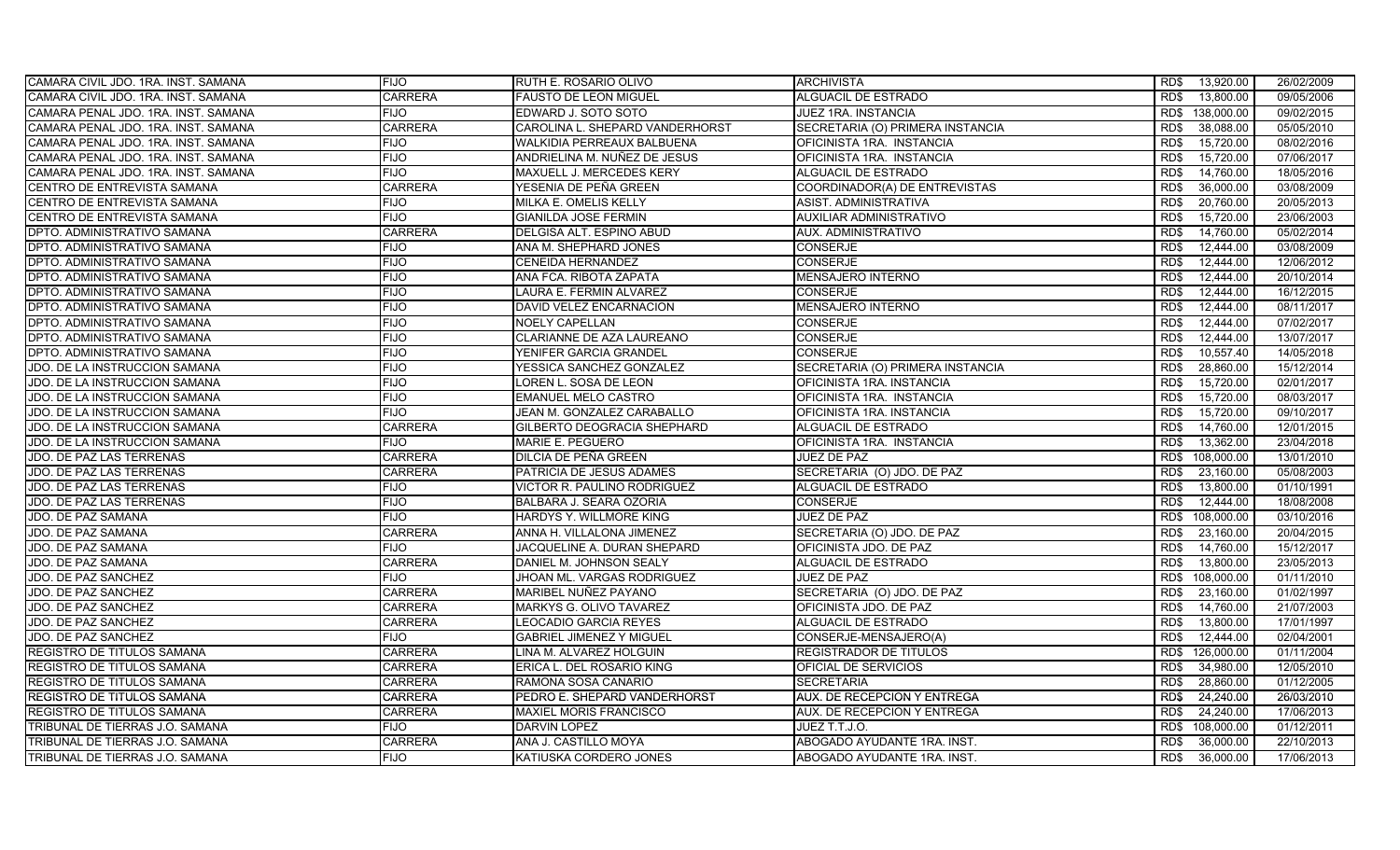| | | | | | |
|---|---|---|---|---|---|
| CAMARA CIVIL JDO. 1RA. INST. SAMANA | FIJO | RUTH E. ROSARIO OLIVO | ARCHIVISTA | RD$ 13,920.00 | 26/02/2009 |
| CAMARA CIVIL JDO. 1RA. INST. SAMANA | CARRERA | FAUSTO DE LEON MIGUEL | ALGUACIL DE ESTRADO | RD$ 13,800.00 | 09/05/2006 |
| CAMARA PENAL JDO. 1RA. INST. SAMANA | FIJO | EDWARD J. SOTO SOTO | JUEZ 1RA. INSTANCIA | RD$ 138,000.00 | 09/02/2015 |
| CAMARA PENAL JDO. 1RA. INST. SAMANA | CARRERA | CAROLINA L. SHEPARD VANDERHORST | SECRETARIA (O) PRIMERA INSTANCIA | RD$ 38,088.00 | 05/05/2010 |
| CAMARA PENAL JDO. 1RA. INST. SAMANA | FIJO | WALKIDIA PERREAUX BALBUENA | OFICINISTA 1RA. INSTANCIA | RD$ 15,720.00 | 08/02/2016 |
| CAMARA PENAL JDO. 1RA. INST. SAMANA | FIJO | ANDRIELINA M. NUÑEZ DE JESUS | OFICINISTA 1RA. INSTANCIA | RD$ 15,720.00 | 07/06/2017 |
| CAMARA PENAL JDO. 1RA. INST. SAMANA | FIJO | MAXUELL J. MERCEDES KERY | ALGUACIL DE ESTRADO | RD$ 14,760.00 | 18/05/2016 |
| CENTRO DE ENTREVISTA SAMANA | CARRERA | YESENIA DE PEÑA GREEN | COORDINADOR(A) DE ENTREVISTAS | RD$ 36,000.00 | 03/08/2009 |
| CENTRO DE ENTREVISTA SAMANA | FIJO | MILKA E. OMELIS KELLY | ASIST. ADMINISTRATIVA | RD$ 20,760.00 | 20/05/2013 |
| CENTRO DE ENTREVISTA SAMANA | FIJO | GIANILDA JOSE FERMIN | AUXILIAR ADMINISTRATIVO | RD$ 15,720.00 | 23/06/2003 |
| DPTO. ADMINISTRATIVO SAMANA | CARRERA | DELGISA ALT. ESPINO ABUD | AUX. ADMINISTRATIVO | RD$ 14,760.00 | 05/02/2014 |
| DPTO. ADMINISTRATIVO SAMANA | FIJO | ANA M. SHEPHARD JONES | CONSERJE | RD$ 12,444.00 | 03/08/2009 |
| DPTO. ADMINISTRATIVO SAMANA | FIJO | CENEIDA HERNANDEZ | CONSERJE | RD$ 12,444.00 | 12/06/2012 |
| DPTO. ADMINISTRATIVO SAMANA | FIJO | ANA FCA. RIBOTA ZAPATA | MENSAJERO INTERNO | RD$ 12,444.00 | 20/10/2014 |
| DPTO. ADMINISTRATIVO SAMANA | FIJO | LAURA E. FERMIN ALVAREZ | CONSERJE | RD$ 12,444.00 | 16/12/2015 |
| DPTO. ADMINISTRATIVO SAMANA | FIJO | DAVID VELEZ ENCARNACION | MENSAJERO INTERNO | RD$ 12,444.00 | 08/11/2017 |
| DPTO. ADMINISTRATIVO SAMANA | FIJO | NOELY CAPELLAN | CONSERJE | RD$ 12,444.00 | 07/02/2017 |
| DPTO. ADMINISTRATIVO SAMANA | FIJO | CLARIANNE DE AZA LAUREANO | CONSERJE | RD$ 12,444.00 | 13/07/2017 |
| DPTO. ADMINISTRATIVO SAMANA | FIJO | YENIFER GARCIA GRANDEL | CONSERJE | RD$ 10,557.40 | 14/05/2018 |
| JDO. DE LA INSTRUCCION SAMANA | FIJO | YESSICA SANCHEZ GONZALEZ | SECRETARIA (O) PRIMERA INSTANCIA | RD$ 28,860.00 | 15/12/2014 |
| JDO. DE LA INSTRUCCION SAMANA | FIJO | LOREN L. SOSA DE LEON | OFICINISTA 1RA. INSTANCIA | RD$ 15,720.00 | 02/01/2017 |
| JDO. DE LA INSTRUCCION SAMANA | FIJO | EMANUEL MELO CASTRO | OFICINISTA 1RA. INSTANCIA | RD$ 15,720.00 | 08/03/2017 |
| JDO. DE LA INSTRUCCION SAMANA | FIJO | JEAN M. GONZALEZ CARABALLO | OFICINISTA 1RA. INSTANCIA | RD$ 15,720.00 | 09/10/2017 |
| JDO. DE LA INSTRUCCION SAMANA | CARRERA | GILBERTO DEOGRACIA SHEPHARD | ALGUACIL DE ESTRADO | RD$ 14,760.00 | 12/01/2015 |
| JDO. DE LA INSTRUCCION SAMANA | FIJO | MARIE E. PEGUERO | OFICINISTA 1RA. INSTANCIA | RD$ 13,362.00 | 23/04/2018 |
| JDO. DE PAZ LAS TERRENAS | CARRERA | DILCIA DE PEÑA GREEN | JUEZ DE PAZ | RD$ 108,000.00 | 13/01/2010 |
| JDO. DE PAZ LAS TERRENAS | CARRERA | PATRICIA DE JESUS ADAMES | SECRETARIA (O) JDO. DE PAZ | RD$ 23,160.00 | 05/08/2003 |
| JDO. DE PAZ LAS TERRENAS | FIJO | VICTOR R. PAULINO RODRIGUEZ | ALGUACIL DE ESTRADO | RD$ 13,800.00 | 01/10/1991 |
| JDO. DE PAZ LAS TERRENAS | FIJO | BALBARA J. SEARA OZORIA | CONSERJE | RD$ 12,444.00 | 18/08/2008 |
| JDO. DE PAZ SAMANA | FIJO | HARDYS Y. WILLMORE KING | JUEZ DE PAZ | RD$ 108,000.00 | 03/10/2016 |
| JDO. DE PAZ SAMANA | CARRERA | ANNA H. VILLALONA JIMENEZ | SECRETARIA (O) JDO. DE PAZ | RD$ 23,160.00 | 20/04/2015 |
| JDO. DE PAZ SAMANA | FIJO | JACQUELINE A. DURAN SHEPARD | OFICINISTA JDO. DE PAZ | RD$ 14,760.00 | 15/12/2017 |
| JDO. DE PAZ SAMANA | CARRERA | DANIEL M. JOHNSON SEALY | ALGUACIL DE ESTRADO | RD$ 13,800.00 | 23/05/2013 |
| JDO. DE PAZ SANCHEZ | FIJO | JHOAN ML. VARGAS RODRIGUEZ | JUEZ DE PAZ | RD$ 108,000.00 | 01/11/2010 |
| JDO. DE PAZ SANCHEZ | CARRERA | MARIBEL NUÑEZ PAYANO | SECRETARIA (O) JDO. DE PAZ | RD$ 23,160.00 | 01/02/1997 |
| JDO. DE PAZ SANCHEZ | CARRERA | MARKYS G. OLIVO TAVAREZ | OFICINISTA JDO. DE PAZ | RD$ 14,760.00 | 21/07/2003 |
| JDO. DE PAZ SANCHEZ | CARRERA | LEOCADIO GARCIA REYES | ALGUACIL DE ESTRADO | RD$ 13,800.00 | 17/01/1997 |
| JDO. DE PAZ SANCHEZ | FIJO | GABRIEL JIMENEZ Y MIGUEL | CONSERJE-MENSAJERO(A) | RD$ 12,444.00 | 02/04/2001 |
| REGISTRO DE TITULOS SAMANA | CARRERA | LINA M. ALVAREZ HOLGUIN | REGISTRADOR DE TITULOS | RD$ 126,000.00 | 01/11/2004 |
| REGISTRO DE TITULOS SAMANA | CARRERA | ERICA L. DEL ROSARIO KING | OFICIAL DE SERVICIOS | RD$ 34,980.00 | 12/05/2010 |
| REGISTRO DE TITULOS SAMANA | CARRERA | RAMONA SOSA CANARIO | SECRETARIA | RD$ 28,860.00 | 01/12/2005 |
| REGISTRO DE TITULOS SAMANA | CARRERA | PEDRO E. SHEPARD VANDERHORST | AUX. DE RECEPCION Y ENTREGA | RD$ 24,240.00 | 26/03/2010 |
| REGISTRO DE TITULOS SAMANA | CARRERA | MAXIEL MORIS FRANCISCO | AUX. DE RECEPCION Y ENTREGA | RD$ 24,240.00 | 17/06/2013 |
| TRIBUNAL DE TIERRAS J.O. SAMANA | FIJO | DARVIN LOPEZ | JUEZ T.T.J.O. | RD$ 108,000.00 | 01/12/2011 |
| TRIBUNAL DE TIERRAS J.O. SAMANA | CARRERA | ANA J. CASTILLO MOYA | ABOGADO AYUDANTE 1RA. INST. | RD$ 36,000.00 | 22/10/2013 |
| TRIBUNAL DE TIERRAS J.O. SAMANA | FIJO | KATIUSKA CORDERO JONES | ABOGADO AYUDANTE 1RA. INST. | RD$ 36,000.00 | 17/06/2013 |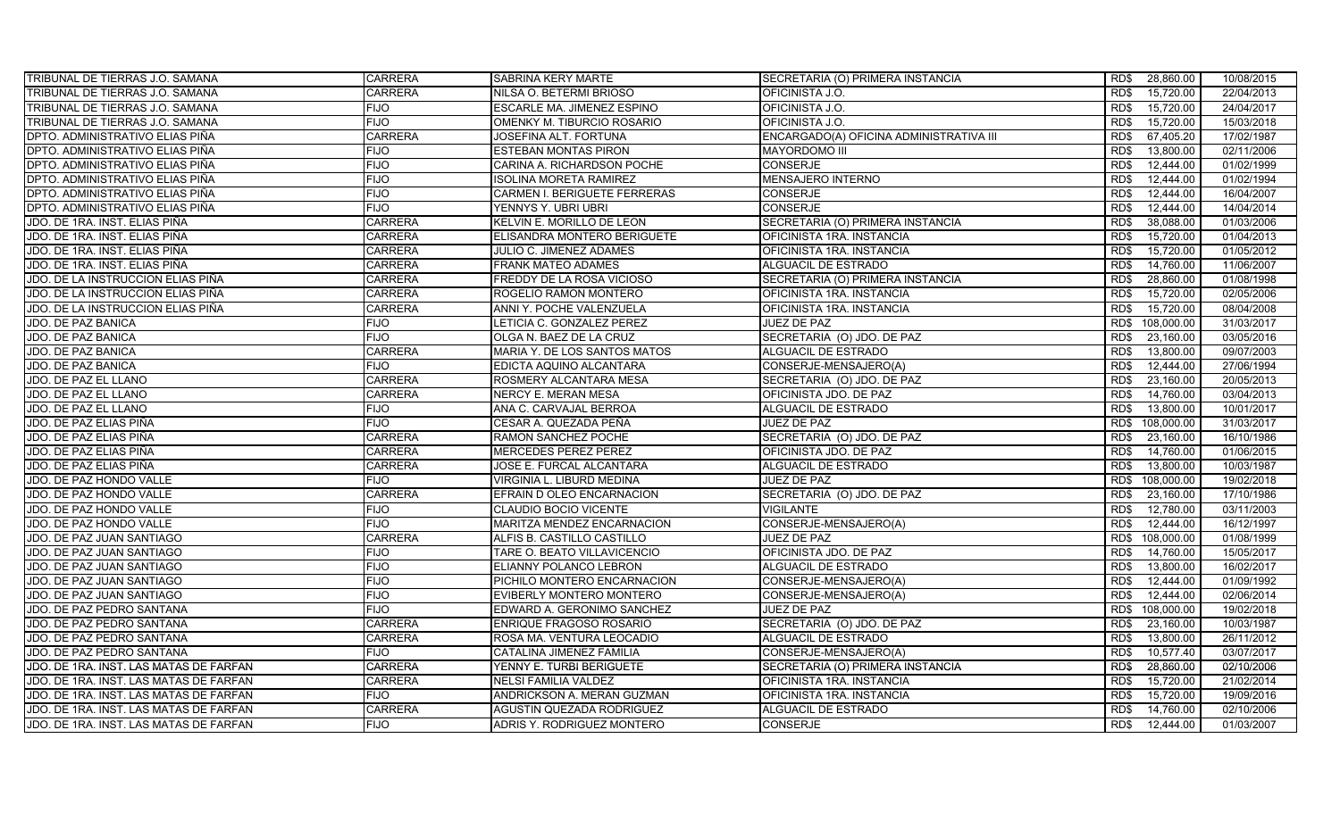| | | | | | |
|---|---|---|---|---|---|
| TRIBUNAL DE TIERRAS J.O. SAMANA | CARRERA | SABRINA KERY MARTE | SECRETARIA (O) PRIMERA INSTANCIA | RD$ 28,860.00 | 10/08/2015 |
| TRIBUNAL DE TIERRAS J.O. SAMANA | CARRERA | NILSA O. BETERMI BRIOSO | OFICINISTA J.O. | RD$ 15,720.00 | 22/04/2013 |
| TRIBUNAL DE TIERRAS J.O. SAMANA | FIJO | ESCARLE MA. JIMENEZ ESPINO | OFICINISTA J.O. | RD$ 15,720.00 | 24/04/2017 |
| TRIBUNAL DE TIERRAS J.O. SAMANA | FIJO | OMENKY M. TIBURCIO ROSARIO | OFICINISTA J.O. | RD$ 15,720.00 | 15/03/2018 |
| DPTO. ADMINISTRATIVO ELIAS PIÑA | CARRERA | JOSEFINA ALT. FORTUNA | ENCARGADO(A) OFICINA ADMINISTRATIVA III | RD$ 67,405.20 | 17/02/1987 |
| DPTO. ADMINISTRATIVO ELIAS PIÑA | FIJO | ESTEBAN MONTAS PIRON | MAYORDOMO III | RD$ 13,800.00 | 02/11/2006 |
| DPTO. ADMINISTRATIVO ELIAS PIÑA | FIJO | CARINA A. RICHARDSON POCHE | CONSERJE | RD$ 12,444.00 | 01/02/1999 |
| DPTO. ADMINISTRATIVO ELIAS PIÑA | FIJO | ISOLINA MORETA RAMIREZ | MENSAJERO INTERNO | RD$ 12,444.00 | 01/02/1994 |
| DPTO. ADMINISTRATIVO ELIAS PIÑA | FIJO | CARMEN I. BERIGUETE FERRERAS | CONSERJE | RD$ 12,444.00 | 16/04/2007 |
| DPTO. ADMINISTRATIVO ELIAS PIÑA | FIJO | YENNYS Y. UBRI UBRI | CONSERJE | RD$ 12,444.00 | 14/04/2014 |
| JDO. DE 1RA. INST. ELIAS PIÑA | CARRERA | KELVIN E. MORILLO DE LEON | SECRETARIA (O) PRIMERA INSTANCIA | RD$ 38,088.00 | 01/03/2006 |
| JDO. DE 1RA. INST. ELIAS PIÑA | CARRERA | ELISANDRA MONTERO BERIGUETE | OFICINISTA 1RA. INSTANCIA | RD$ 15,720.00 | 01/04/2013 |
| JDO. DE 1RA. INST. ELIAS PIÑA | CARRERA | JULIO C. JIMENEZ ADAMES | OFICINISTA 1RA. INSTANCIA | RD$ 15,720.00 | 01/05/2012 |
| JDO. DE 1RA. INST. ELIAS PIÑA | CARRERA | FRANK MATEO ADAMES | ALGUACIL DE ESTRADO | RD$ 14,760.00 | 11/06/2007 |
| JDO. DE LA INSTRUCCION ELIAS PIÑA | CARRERA | FREDDY DE LA ROSA VICIOSO | SECRETARIA (O) PRIMERA INSTANCIA | RD$ 28,860.00 | 01/08/1998 |
| JDO. DE LA INSTRUCCION ELIAS PIÑA | CARRERA | ROGELIO RAMON MONTERO | OFICINISTA 1RA. INSTANCIA | RD$ 15,720.00 | 02/05/2006 |
| JDO. DE LA INSTRUCCION ELIAS PIÑA | CARRERA | ANNI Y. POCHE VALENZUELA | OFICINISTA 1RA. INSTANCIA | RD$ 15,720.00 | 08/04/2008 |
| JDO. DE PAZ BANICA | FIJO | LETICIA C. GONZALEZ PEREZ | JUEZ DE PAZ | RD$ 108,000.00 | 31/03/2017 |
| JDO. DE PAZ BANICA | FIJO | OLGA N. BAEZ DE LA CRUZ | SECRETARIA (O) JDO. DE PAZ | RD$ 23,160.00 | 03/05/2016 |
| JDO. DE PAZ BANICA | CARRERA | MARIA Y. DE LOS SANTOS MATOS | ALGUACIL DE ESTRADO | RD$ 13,800.00 | 09/07/2003 |
| JDO. DE PAZ BANICA | FIJO | EDICTA AQUINO ALCANTARA | CONSERJE-MENSAJERO(A) | RD$ 12,444.00 | 27/06/1994 |
| JDO. DE PAZ EL LLANO | CARRERA | ROSMERY ALCANTARA MESA | SECRETARIA (O) JDO. DE PAZ | RD$ 23,160.00 | 20/05/2013 |
| JDO. DE PAZ EL LLANO | CARRERA | NERCY E. MERAN MESA | OFICINISTA JDO. DE PAZ | RD$ 14,760.00 | 03/04/2013 |
| JDO. DE PAZ EL LLANO | FIJO | ANA C. CARVAJAL BERROA | ALGUACIL DE ESTRADO | RD$ 13,800.00 | 10/01/2017 |
| JDO. DE PAZ ELIAS PIÑA | FIJO | CESAR A. QUEZADA PEÑA | JUEZ DE PAZ | RD$ 108,000.00 | 31/03/2017 |
| JDO. DE PAZ ELIAS PIÑA | CARRERA | RAMON SANCHEZ POCHE | SECRETARIA (O) JDO. DE PAZ | RD$ 23,160.00 | 16/10/1986 |
| JDO. DE PAZ ELIAS PIÑA | CARRERA | MERCEDES PEREZ PEREZ | OFICINISTA JDO. DE PAZ | RD$ 14,760.00 | 01/06/2015 |
| JDO. DE PAZ ELIAS PIÑA | CARRERA | JOSE E. FURCAL ALCANTARA | ALGUACIL DE ESTRADO | RD$ 13,800.00 | 10/03/1987 |
| JDO. DE PAZ HONDO VALLE | FIJO | VIRGINIA L. LIBURD MEDINA | JUEZ DE PAZ | RD$ 108,000.00 | 19/02/2018 |
| JDO. DE PAZ HONDO VALLE | CARRERA | EFRAIN D OLEO ENCARNACION | SECRETARIA (O) JDO. DE PAZ | RD$ 23,160.00 | 17/10/1986 |
| JDO. DE PAZ HONDO VALLE | FIJO | CLAUDIO BOCIO VICENTE | VIGILANTE | RD$ 12,780.00 | 03/11/2003 |
| JDO. DE PAZ HONDO VALLE | FIJO | MARITZA MENDEZ ENCARNACION | CONSERJE-MENSAJERO(A) | RD$ 12,444.00 | 16/12/1997 |
| JDO. DE PAZ JUAN SANTIAGO | CARRERA | ALFIS B. CASTILLO CASTILLO | JUEZ DE PAZ | RD$ 108,000.00 | 01/08/1999 |
| JDO. DE PAZ JUAN SANTIAGO | FIJO | TARE O. BEATO VILLAVICENCIO | OFICINISTA JDO. DE PAZ | RD$ 14,760.00 | 15/05/2017 |
| JDO. DE PAZ JUAN SANTIAGO | FIJO | ELIANNY POLANCO LEBRON | ALGUACIL DE ESTRADO | RD$ 13,800.00 | 16/02/2017 |
| JDO. DE PAZ JUAN SANTIAGO | FIJO | PICHILO MONTERO ENCARNACION | CONSERJE-MENSAJERO(A) | RD$ 12,444.00 | 01/09/1992 |
| JDO. DE PAZ JUAN SANTIAGO | FIJO | EVIBERLY MONTERO MONTERO | CONSERJE-MENSAJERO(A) | RD$ 12,444.00 | 02/06/2014 |
| JDO. DE PAZ PEDRO SANTANA | FIJO | EDWARD A. GERONIMO SANCHEZ | JUEZ DE PAZ | RD$ 108,000.00 | 19/02/2018 |
| JDO. DE PAZ PEDRO SANTANA | CARRERA | ENRIQUE FRAGOSO ROSARIO | SECRETARIA (O) JDO. DE PAZ | RD$ 23,160.00 | 10/03/1987 |
| JDO. DE PAZ PEDRO SANTANA | CARRERA | ROSA MA. VENTURA LEOCADIO | ALGUACIL DE ESTRADO | RD$ 13,800.00 | 26/11/2012 |
| JDO. DE PAZ PEDRO SANTANA | FIJO | CATALINA JIMENEZ FAMILIA | CONSERJE-MENSAJERO(A) | RD$ 10,577.40 | 03/07/2017 |
| JDO. DE 1RA. INST. LAS MATAS DE FARFAN | CARRERA | YENNY E. TURBI BERIGUETE | SECRETARIA (O) PRIMERA INSTANCIA | RD$ 28,860.00 | 02/10/2006 |
| JDO. DE 1RA. INST. LAS MATAS DE FARFAN | CARRERA | NELSI FAMILIA VALDEZ | OFICINISTA 1RA. INSTANCIA | RD$ 15,720.00 | 21/02/2014 |
| JDO. DE 1RA. INST. LAS MATAS DE FARFAN | FIJO | ANDRICKSON A. MERAN GUZMAN | OFICINISTA 1RA. INSTANCIA | RD$ 15,720.00 | 19/09/2016 |
| JDO. DE 1RA. INST. LAS MATAS DE FARFAN | CARRERA | AGUSTIN QUEZADA RODRIGUEZ | ALGUACIL DE ESTRADO | RD$ 14,760.00 | 02/10/2006 |
| JDO. DE 1RA. INST. LAS MATAS DE FARFAN | FIJO | ADRIS Y. RODRIGUEZ MONTERO | CONSERJE | RD$ 12,444.00 | 01/03/2007 |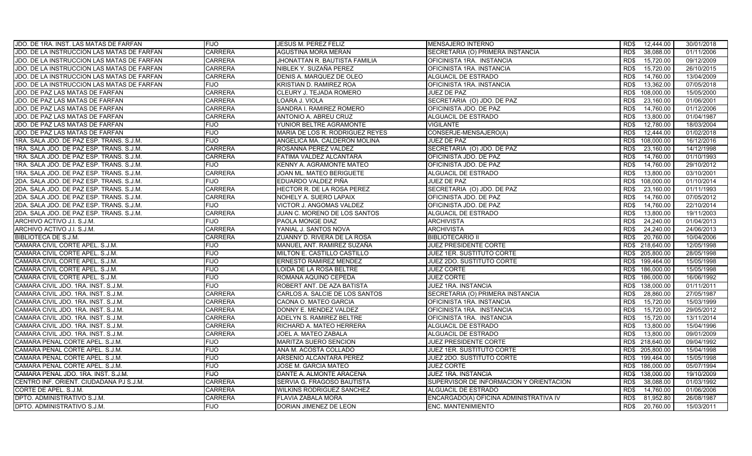| | | | | | |
|---|---|---|---|---|---|
| JDO. DE 1RA. INST. LAS MATAS DE FARFAN | FIJO | JESUS M. PEREZ FELIZ | MENSAJERO INTERNO | RD$ 12,444.00 | 30/01/2018 |
| JDO. DE LA INSTRUCCION LAS MATAS DE FARFAN | CARRERA | AGUSTINA MORA MERAN | SECRETARIA (O) PRIMERA INSTANCIA | RD$ 38,088.00 | 01/11/2006 |
| JDO. DE LA INSTRUCCION LAS MATAS DE FARFAN | CARRERA | JHONATTAN R. BAUTISTA FAMILIA | OFICINISTA 1RA. INSTANCIA | RD$ 15,720.00 | 09/12/2009 |
| JDO. DE LA INSTRUCCION LAS MATAS DE FARFAN | CARRERA | NIBLEK Y. SUZAÑA PEREZ | OFICINISTA 1RA. INSTANCIA | RD$ 15,720.00 | 26/10/2015 |
| JDO. DE LA INSTRUCCION LAS MATAS DE FARFAN | CARRERA | DENIS A. MARQUEZ DE OLEO | ALGUACIL DE ESTRADO | RD$ 14,760.00 | 13/04/2009 |
| JDO. DE LA INSTRUCCION LAS MATAS DE FARFAN | FIJO | KRISTIAN D. RAMIREZ ROA | OFICINISTA 1RA. INSTANCIA | RD$ 13,362.00 | 07/05/2018 |
| JDO. DE PAZ LAS MATAS DE FARFAN | CARRERA | CLEURY J. TEJADA ROMERO | JUEZ DE PAZ | RD$ 108,000.00 | 15/05/2000 |
| JDO. DE PAZ LAS MATAS DE FARFAN | CARRERA | LOARA J. VIOLA | SECRETARIA (O) JDO. DE PAZ | RD$ 23,160.00 | 01/06/2001 |
| JDO. DE PAZ LAS MATAS DE FARFAN | CARRERA | SANDRA I. RAMIREZ ROMERO | OFICINISTA JDO. DE PAZ | RD$ 14,760.00 | 01/12/2006 |
| JDO. DE PAZ LAS MATAS DE FARFAN | CARRERA | ANTONIO A. ABREU CRUZ | ALGUACIL DE ESTRADO | RD$ 13,800.00 | 01/04/1987 |
| JDO. DE PAZ LAS MATAS DE FARFAN | FIJO | YUNIOR BELTRE AGRAMONTE | VIGILANTE | RD$ 12,780.00 | 18/03/2004 |
| JDO. DE PAZ LAS MATAS DE FARFAN | FIJO | MARIA DE LOS R. RODRIGUEZ REYES | CONSERJE-MENSAJERO(A) | RD$ 12,444.00 | 01/02/2018 |
| 1RA. SALA JDO. DE PAZ ESP. TRANS. S.J.M. | FIJO | ANGELICA MA. CALDERON MOLINA | JUEZ DE PAZ | RD$ 108,000.00 | 16/12/2016 |
| 1RA. SALA JDO. DE PAZ ESP. TRANS. S.J.M. | CARRERA | ROSANNA PEREZ VALDEZ | SECRETARIA (O) JDO. DE PAZ | RD$ 23,160.00 | 14/12/1998 |
| 1RA. SALA JDO. DE PAZ ESP. TRANS. S.J.M. | CARRERA | FATIMA VALDEZ ALCANTARA | OFICINISTA JDO. DE PAZ | RD$ 14,760.00 | 01/10/1993 |
| 1RA. SALA JDO. DE PAZ ESP. TRANS. S.J.M. | FIJO | KENNY A. AGRAMONTE MATEO | OFICINISTA JDO. DE PAZ | RD$ 14,760.00 | 29/10/2012 |
| 1RA. SALA JDO. DE PAZ ESP. TRANS. S.J.M. | CARRERA | JOAN ML. MATEO BERIGUETE | ALGUACIL DE ESTRADO | RD$ 13,800.00 | 03/10/2001 |
| 2DA. SALA JDO. DE PAZ ESP. TRANS. S.J.M. | FIJO | EDUARDO VALDEZ PIÑA | JUEZ DE PAZ | RD$ 108,000.00 | 01/10/2014 |
| 2DA. SALA JDO. DE PAZ ESP. TRANS. S.J.M. | CARRERA | HECTOR R. DE LA ROSA PEREZ | SECRETARIA (O) JDO. DE PAZ | RD$ 23,160.00 | 01/11/1993 |
| 2DA. SALA JDO. DE PAZ ESP. TRANS. S.J.M. | CARRERA | NOHELY A. SUERO LAPAIX | OFICINISTA JDO. DE PAZ | RD$ 14,760.00 | 07/05/2012 |
| 2DA. SALA JDO. DE PAZ ESP. TRANS. S.J.M. | FIJO | VICTOR J. ANGOMAS VALDEZ | OFICINISTA JDO. DE PAZ | RD$ 14,760.00 | 22/10/2014 |
| 2DA. SALA JDO. DE PAZ ESP. TRANS. S.J.M. | CARRERA | JUAN C. MORENO DE LOS SANTOS | ALGUACIL DE ESTRADO | RD$ 13,800.00 | 19/11/2003 |
| ARCHIVO ACTIVO J.I. S.J.M. | FIJO | PAOLA MONGE DIAZ | ARCHIVISTA | RD$ 24,240.00 | 01/04/2013 |
| ARCHIVO ACTIVO J.I. S.J.M. | CARRERA | YANIAL J. SANTOS NOVA | ARCHIVISTA | RD$ 24,240.00 | 24/06/2013 |
| BIBLIOTECA DE S.J.M. | CARRERA | ZUANNY D. RIVERA DE LA ROSA | BIBLIOTECARIO II | RD$ 20,760.00 | 10/04/2006 |
| CAMARA CIVIL CORTE APEL. S.J.M. | FIJO | MANUEL ANT. RAMIREZ SUZAÑA | JUEZ PRESIDENTE CORTE | RD$ 218,640.00 | 12/05/1998 |
| CAMARA CIVIL CORTE APEL. S.J.M. | FIJO | MILTON E. CASTILLO CASTILLO | JUEZ 1ER. SUSTITUTO CORTE | RD$ 205,800.00 | 28/05/1998 |
| CAMARA CIVIL CORTE APEL. S.J.M. | FIJO | ERNESTO RAMIREZ MENDEZ | JUEZ 2DO. SUSTITUTO CORTE | RD$ 199,464.00 | 15/05/1998 |
| CAMARA CIVIL CORTE APEL. S.J.M. | FIJO | LOIDA DE LA ROSA BELTRE | JUEZ CORTE | RD$ 186,000.00 | 15/05/1998 |
| CAMARA CIVIL CORTE APEL. S.J.M. | FIJO | ROMANA AQUINO CEPEDA | JUEZ CORTE | RD$ 186,000.00 | 16/06/1992 |
| CAMARA CIVIL JDO. 1RA. INST. S.J.M. | FIJO | ROBERT ANT. DE AZA BATISTA | JUEZ 1RA. INSTANCIA | RD$ 138,000.00 | 01/11/2011 |
| CAMARA CIVIL JDO. 1RA. INST. S.J.M. | CARRERA | CARLOS A. SALCIE DE LOS SANTOS | SECRETARIA (O) PRIMERA INSTANCIA | RD$ 28,860.00 | 27/05/1987 |
| CAMARA CIVIL JDO. 1RA. INST. S.J.M. | CARRERA | CAONA O. MATEO GARCIA | OFICINISTA 1RA. INSTANCIA | RD$ 15,720.00 | 15/03/1999 |
| CAMARA CIVIL JDO. 1RA. INST. S.J.M. | CARRERA | DONNY E. MENDEZ VALDEZ | OFICINISTA 1RA. INSTANCIA | RD$ 15,720.00 | 29/05/2012 |
| CAMARA CIVIL JDO. 1RA. INST. S.J.M. | CARRERA | ADELYN S. RAMIREZ BELTRE | OFICINISTA 1RA. INSTANCIA | RD$ 15,720.00 | 13/11/2014 |
| CAMARA CIVIL JDO. 1RA. INST. S.J.M. | CARRERA | RICHARD A. MATEO HERRERA | ALGUACIL DE ESTRADO | RD$ 13,800.00 | 15/04/1996 |
| CAMARA CIVIL JDO. 1RA. INST. S.J.M. | CARRERA | JOEL A. MATEO ZABALA | ALGUACIL DE ESTRADO | RD$ 13,800.00 | 09/01/2009 |
| CAMARA PENAL CORTE APEL. S.J.M. | FIJO | MARITZA SUERO SENCION | JUEZ PRESIDENTE CORTE | RD$ 218,640.00 | 09/04/1992 |
| CAMARA PENAL CORTE APEL. S.J.M. | FIJO | ANA M. ACOSTA COLLADO | JUEZ 1ER. SUSTITUTO CORTE | RD$ 205,800.00 | 15/04/1998 |
| CAMARA PENAL CORTE APEL. S.J.M. | FIJO | ARSENIO ALCANTARA PEREZ | JUEZ 2DO. SUSTITUTO CORTE | RD$ 199,464.00 | 15/05/1998 |
| CAMARA PENAL CORTE APEL. S.J.M. | FIJO | JOSE M. GARCIA MATEO | JUEZ CORTE | RD$ 186,000.00 | 05/07/1994 |
| CAMARA PENAL JDO. 1RA. INST. S.J.M. | FIJO | DANTE A. ALMONTE ARACENA | JUEZ 1RA. INSTANCIA | RD$ 138,000.00 | 19/10/2009 |
| CENTRO INF. ORIENT. CIUDADANA PJ S.J.M. | CARRERA | SERVIA G. FRAGOSO BAUTISTA | SUPERVISOR DE INFORMACION Y ORIENTACION | RD$ 38,088.00 | 01/03/1992 |
| CORTE DE APEL. S.J.M. | CARRERA | WILKINS RODRIGUEZ SANCHEZ | ALGUACIL DE ESTRADO | RD$ 14,760.00 | 01/06/2006 |
| DPTO. ADMINISTRATIVO S.J.M. | CARRERA | FLAVIA ZABALA MORA | ENCARGADO(A) OFICINA ADMINISTRATIVA IV | RD$ 81,952.80 | 26/08/1987 |
| DPTO. ADMINISTRATIVO S.J.M. | FIJO | DORIAN JIMENEZ DE LEON | ENC. MANTENIMIENTO | RD$ 20,760.00 | 15/03/2011 |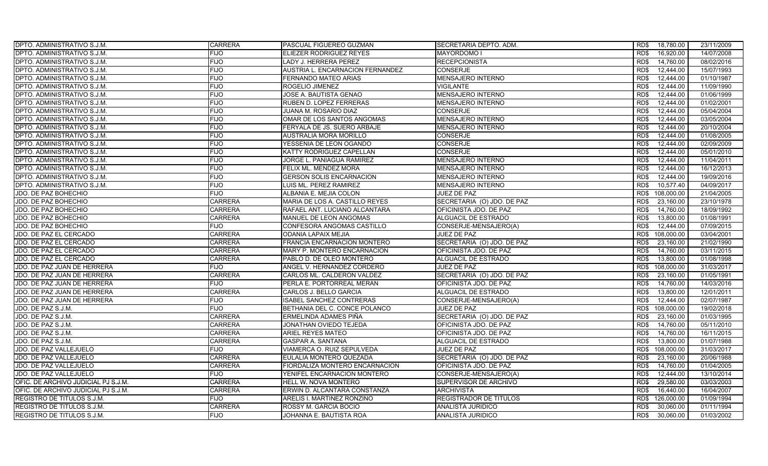| | | | | | |
|---|---|---|---|---|---|
| DPTO. ADMINISTRATIVO S.J.M. | CARRERA | PASCUAL FIGUEREO GUZMAN | SECRETARIA DEPTO. ADM. | RD$ 18,780.00 | 23/11/2009 |
| DPTO. ADMINISTRATIVO S.J.M. | FIJO | ELIEZER RODRIGUEZ REYES | MAYORDOMO I | RD$ 16,920.00 | 14/07/2008 |
| DPTO. ADMINISTRATIVO S.J.M. | FIJO | LADY J. HERRERA PEREZ | RECEPCIONISTA | RD$ 14,760.00 | 08/02/2016 |
| DPTO. ADMINISTRATIVO S.J.M. | FIJO | AUSTRIA L. ENCARNACION FERNANDEZ | CONSERJE | RD$ 12,444.00 | 15/07/1993 |
| DPTO. ADMINISTRATIVO S.J.M. | FIJO | FERNANDO MATEO ARIAS | MENSAJERO INTERNO | RD$ 12,444.00 | 01/10/1987 |
| DPTO. ADMINISTRATIVO S.J.M. | FIJO | ROGELIO JIMENEZ | VIGILANTE | RD$ 12,444.00 | 11/09/1990 |
| DPTO. ADMINISTRATIVO S.J.M. | FIJO | JOSE A. BAUTISTA GENAO | MENSAJERO INTERNO | RD$ 12,444.00 | 01/06/1999 |
| DPTO. ADMINISTRATIVO S.J.M. | FIJO | RUBEN D. LOPEZ FERRERAS | MENSAJERO INTERNO | RD$ 12,444.00 | 01/02/2001 |
| DPTO. ADMINISTRATIVO S.J.M. | FIJO | JUANA M. ROSARIO DIAZ | CONSERJE | RD$ 12,444.00 | 05/04/2004 |
| DPTO. ADMINISTRATIVO S.J.M. | FIJO | OMAR DE LOS SANTOS ANGOMAS | MENSAJERO INTERNO | RD$ 12,444.00 | 03/05/2004 |
| DPTO. ADMINISTRATIVO S.J.M. | FIJO | FERYALA DE JS. SUERO ARBAJE | MENSAJERO INTERNO | RD$ 12,444.00 | 20/10/2004 |
| DPTO. ADMINISTRATIVO S.J.M. | FIJO | AUSTRALIA MORA MORILLO | CONSERJE | RD$ 12,444.00 | 01/08/2005 |
| DPTO. ADMINISTRATIVO S.J.M. | FIJO | YESSENIA DE LEON OGANDO | CONSERJE | RD$ 12,444.00 | 02/09/2009 |
| DPTO. ADMINISTRATIVO S.J.M. | FIJO | KATTY RODRIGUEZ CAPELLAN | CONSERJE | RD$ 12,444.00 | 05/01/2010 |
| DPTO. ADMINISTRATIVO S.J.M. | FIJO | JORGE L. PANIAGUA RAMIREZ | MENSAJERO INTERNO | RD$ 12,444.00 | 11/04/2011 |
| DPTO. ADMINISTRATIVO S.J.M. | FIJO | FELIX ML. MENDEZ MORA | MENSAJERO INTERNO | RD$ 12,444.00 | 16/12/2013 |
| DPTO. ADMINISTRATIVO S.J.M. | FIJO | GERSON SOLIS ENCARNACION | MENSAJERO INTERNO | RD$ 12,444.00 | 19/09/2016 |
| DPTO. ADMINISTRATIVO S.J.M. | FIJO | LUIS ML. PEREZ RAMIREZ | MENSAJERO INTERNO | RD$ 10,577.40 | 04/09/2017 |
| JDO. DE PAZ BOHECHIO | FIJO | ALBANIA E. MEJIA COLON | JUEZ DE PAZ | RD$ 108,000.00 | 21/04/2005 |
| JDO. DE PAZ BOHECHIO | CARRERA | MARIA DE LOS A. CASTILLO REYES | SECRETARIA (O) JDO. DE PAZ | RD$ 23,160.00 | 23/10/1978 |
| JDO. DE PAZ BOHECHIO | CARRERA | RAFAEL ANT. LUCIANO ALCANTARA | OFICINISTA JDO. DE PAZ | RD$ 14,760.00 | 18/09/1992 |
| JDO. DE PAZ BOHECHIO | CARRERA | MANUEL DE LEON ANGOMAS | ALGUACIL DE ESTRADO | RD$ 13,800.00 | 01/08/1991 |
| JDO. DE PAZ BOHECHIO | FIJO | CONFESORA ANGOMAS CASTILLO | CONSERJE-MENSAJERO(A) | RD$ 12,444.00 | 07/09/2015 |
| JDO. DE PAZ EL CERCADO | CARRERA | ODANIA LAPAIX MEJIA | JUEZ DE PAZ | RD$ 108,000.00 | 03/04/2001 |
| JDO. DE PAZ EL CERCADO | CARRERA | FRANCIA ENCARNACION MONTERO | SECRETARIA (O) JDO. DE PAZ | RD$ 23,160.00 | 21/02/1990 |
| JDO. DE PAZ EL CERCADO | CARRERA | MARY P. MONTERO ENCARNACION | OFICINISTA JDO. DE PAZ | RD$ 14,760.00 | 03/11/2015 |
| JDO. DE PAZ EL CERCADO | CARRERA | PABLO D. DE OLEO MONTERO | ALGUACIL DE ESTRADO | RD$ 13,800.00 | 01/08/1998 |
| JDO. DE PAZ JUAN DE HERRERA | FIJO | ANGEL V. HERNANDEZ CORDERO | JUEZ DE PAZ | RD$ 108,000.00 | 31/03/2017 |
| JDO. DE PAZ JUAN DE HERRERA | CARRERA | CARLOS ML. CALDERON VALDEZ | SECRETARIA (O) JDO. DE PAZ | RD$ 23,160.00 | 01/05/1991 |
| JDO. DE PAZ JUAN DE HERRERA | FIJO | PERLA E. PORTORREAL MERAN | OFICINISTA JDO. DE PAZ | RD$ 14,760.00 | 14/03/2016 |
| JDO. DE PAZ JUAN DE HERRERA | CARRERA | CARLOS J. BELLO GARCIA | ALGUACIL DE ESTRADO | RD$ 13,800.00 | 12/01/2011 |
| JDO. DE PAZ JUAN DE HERRERA | FIJO | ISABEL SANCHEZ CONTRERAS | CONSERJE-MENSAJERO(A) | RD$ 12,444.00 | 02/07/1987 |
| JDO. DE PAZ S.J.M. | FIJO | BETHANIA DEL C. CONCE POLANCO | JUEZ DE PAZ | RD$ 108,000.00 | 19/02/2018 |
| JDO. DE PAZ S.J.M. | CARRERA | ERMELINDA ADAMES PIÑA | SECRETARIA (O) JDO. DE PAZ | RD$ 23,160.00 | 01/03/1995 |
| JDO. DE PAZ S.J.M. | CARRERA | JONATHAN OVIEDO TEJEDA | OFICINISTA JDO. DE PAZ | RD$ 14,760.00 | 05/11/2010 |
| JDO. DE PAZ S.J.M. | CARRERA | ARIEL REYES MATEO | OFICINISTA JDO. DE PAZ | RD$ 14,760.00 | 16/11/2015 |
| JDO. DE PAZ S.J.M. | CARRERA | GASPAR A. SANTANA | ALGUACIL DE ESTRADO | RD$ 13,800.00 | 01/07/1988 |
| JDO. DE PAZ VALLEJUELO | FIJO | VIAMERCA O. RUIZ SEPULVEDA | JUEZ DE PAZ | RD$ 108,000.00 | 31/03/2017 |
| JDO. DE PAZ VALLEJUELO | CARRERA | EULALIA MONTERO QUEZADA | SECRETARIA (O) JDO. DE PAZ | RD$ 23,160.00 | 20/06/1988 |
| JDO. DE PAZ VALLEJUELO | CARRERA | FIORDALIZA MONTERO ENCARNACION | OFICINISTA JDO. DE PAZ | RD$ 14,760.00 | 01/04/2005 |
| JDO. DE PAZ VALLEJUELO | FIJO | YENIFEL ENCARNACION MONTERO | CONSERJE-MENSAJERO(A) | RD$ 12,444.00 | 13/10/2014 |
| OFIC. DE ARCHIVO JUDICIAL PJ S.J.M. | CARRERA | HELL W. NOVA MONTERO | SUPERVISOR DE ARCHIVO | RD$ 29,580.00 | 03/03/2003 |
| OFIC. DE ARCHIVO JUDICIAL PJ S.J.M. | CARRERA | ERWIN D. ALCANTARA CONSTANZA | ARCHIVISTA | RD$ 16,440.00 | 16/04/2007 |
| REGISTRO DE TITULOS S.J.M. | FIJO | ARELIS I. MARTINEZ RONZINO | REGISTRADOR DE TITULOS | RD$ 126,000.00 | 01/09/1994 |
| REGISTRO DE TITULOS S.J.M. | CARRERA | ROSSY M. GARCIA BOCIO | ANALISTA JURIDICO | RD$ 30,060.00 | 01/11/1994 |
| REGISTRO DE TITULOS S.J.M. | FIJO | JOHANNA E. BAUTISTA ROA | ANALISTA JURIDICO | RD$ 30,060.00 | 01/03/2002 |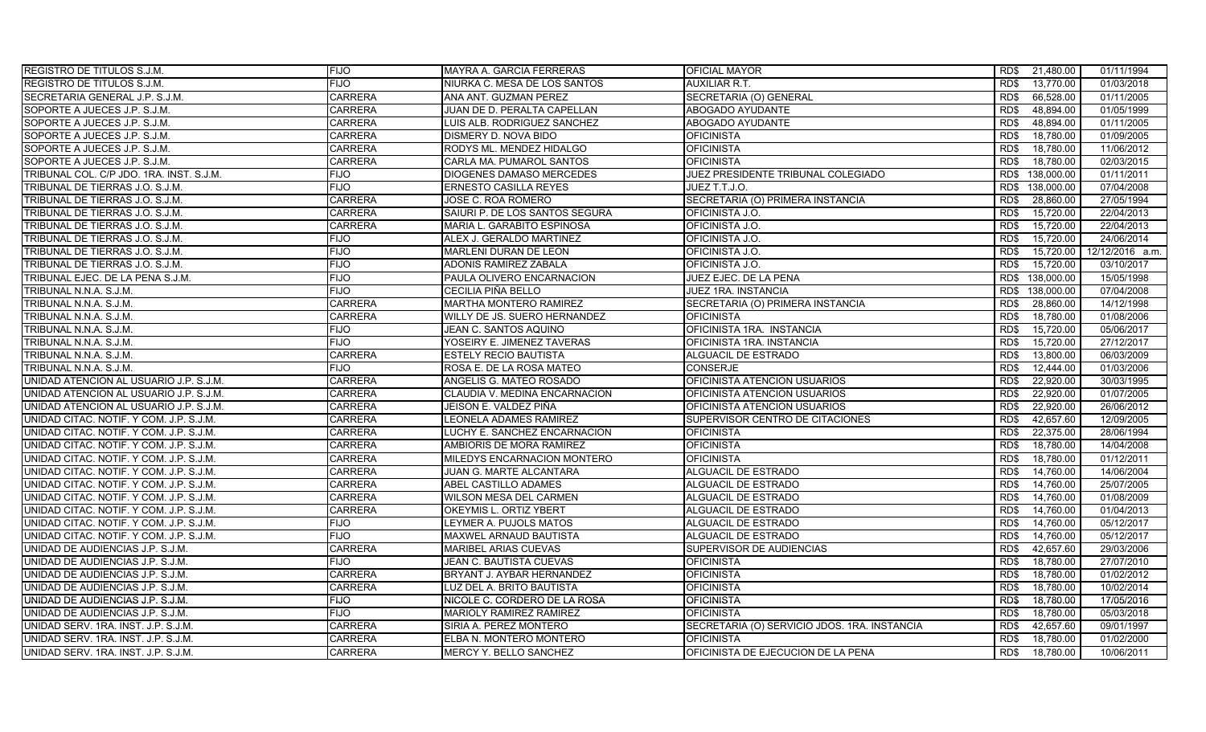| | | | | | |
|---|---|---|---|---|---|
| REGISTRO DE TITULOS S.J.M. | FIJO | MAYRA A. GARCIA FERRERAS | OFICIAL MAYOR | RD$ 21,480.00 | 01/11/1994 |
| REGISTRO DE TITULOS S.J.M. | FIJO | NIURKA C. MESA DE LOS SANTOS | AUXILIAR R.T. | RD$ 13,770.00 | 01/03/2018 |
| SECRETARIA GENERAL J.P. S.J.M. | CARRERA | ANA ANT. GUZMAN PEREZ | SECRETARIA (O) GENERAL | RD$ 66,528.00 | 01/11/2005 |
| SOPORTE A JUECES J.P. S.J.M. | CARRERA | JUAN DE D. PERALTA CAPELLAN | ABOGADO AYUDANTE | RD$ 48,894.00 | 01/05/1999 |
| SOPORTE A JUECES J.P. S.J.M. | CARRERA | LUIS ALB. RODRIGUEZ SANCHEZ | ABOGADO AYUDANTE | RD$ 48,894.00 | 01/11/2005 |
| SOPORTE A JUECES J.P. S.J.M. | CARRERA | DISMERY D. NOVA BIDO | OFICINISTA | RD$ 18,780.00 | 01/09/2005 |
| SOPORTE A JUECES J.P. S.J.M. | CARRERA | RODYS ML. MENDEZ HIDALGO | OFICINISTA | RD$ 18,780.00 | 11/06/2012 |
| SOPORTE A JUECES J.P. S.J.M. | CARRERA | CARLA MA. PUMAROL SANTOS | OFICINISTA | RD$ 18,780.00 | 02/03/2015 |
| TRIBUNAL COL. C/P JDO. 1RA. INST. S.J.M. | FIJO | DIOGENES DAMASO MERCEDES | JUEZ PRESIDENTE TRIBUNAL COLEGIADO | RD$ 138,000.00 | 01/11/2011 |
| TRIBUNAL DE TIERRAS J.O. S.J.M. | FIJO | ERNESTO CASILLA REYES | JUEZ T.T.J.O. | RD$ 138,000.00 | 07/04/2008 |
| TRIBUNAL DE TIERRAS J.O. S.J.M. | CARRERA | JOSE C. ROA ROMERO | SECRETARIA (O) PRIMERA INSTANCIA | RD$ 28,860.00 | 27/05/1994 |
| TRIBUNAL DE TIERRAS J.O. S.J.M. | CARRERA | SAIURI P. DE LOS SANTOS SEGURA | OFICINISTA J.O. | RD$ 15,720.00 | 22/04/2013 |
| TRIBUNAL DE TIERRAS J.O. S.J.M. | CARRERA | MARIA L. GARABITO ESPINOSA | OFICINISTA J.O. | RD$ 15,720.00 | 22/04/2013 |
| TRIBUNAL DE TIERRAS J.O. S.J.M. | FIJO | ALEX J. GERALDO MARTINEZ | OFICINISTA J.O. | RD$ 15,720.00 | 24/06/2014 |
| TRIBUNAL DE TIERRAS J.O. S.J.M. | FIJO | MARLENI DURAN DE LEON | OFICINISTA J.O. | RD$ 15,720.00 | 12/12/2016 a.m. |
| TRIBUNAL DE TIERRAS J.O. S.J.M. | FIJO | ADONIS RAMIREZ ZABALA | OFICINISTA J.O. | RD$ 15,720.00 | 03/10/2017 |
| TRIBUNAL EJEC. DE LA PENA S.J.M. | FIJO | PAULA OLIVERO ENCARNACION | JUEZ EJEC. DE LA PENA | RD$ 138,000.00 | 15/05/1998 |
| TRIBUNAL N.N.A. S.J.M. | FIJO | CECILIA PIÑA BELLO | JUEZ 1RA. INSTANCIA | RD$ 138,000.00 | 07/04/2008 |
| TRIBUNAL N.N.A. S.J.M. | CARRERA | MARTHA MONTERO RAMIREZ | SECRETARIA (O) PRIMERA INSTANCIA | RD$ 28,860.00 | 14/12/1998 |
| TRIBUNAL N.N.A. S.J.M. | CARRERA | WILLY DE JS. SUERO HERNANDEZ | OFICINISTA | RD$ 18,780.00 | 01/08/2006 |
| TRIBUNAL N.N.A. S.J.M. | FIJO | JEAN C. SANTOS AQUINO | OFICINISTA 1RA. INSTANCIA | RD$ 15,720.00 | 05/06/2017 |
| TRIBUNAL N.N.A. S.J.M. | FIJO | YOSEIRY E. JIMENEZ TAVERAS | OFICINISTA 1RA. INSTANCIA | RD$ 15,720.00 | 27/12/2017 |
| TRIBUNAL N.N.A. S.J.M. | CARRERA | ESTELY RECIO BAUTISTA | ALGUACIL DE ESTRADO | RD$ 13,800.00 | 06/03/2009 |
| TRIBUNAL N.N.A. S.J.M. | FIJO | ROSA E. DE LA ROSA MATEO | CONSERJE | RD$ 12,444.00 | 01/03/2006 |
| UNIDAD ATENCION AL USUARIO J.P. S.J.M. | CARRERA | ANGELIS G. MATEO ROSADO | OFICINISTA ATENCION USUARIOS | RD$ 22,920.00 | 30/03/1995 |
| UNIDAD ATENCION AL USUARIO J.P. S.J.M. | CARRERA | CLAUDIA V. MEDINA ENCARNACION | OFICINISTA ATENCION USUARIOS | RD$ 22,920.00 | 01/07/2005 |
| UNIDAD ATENCION AL USUARIO J.P. S.J.M. | CARRERA | JEISON E. VALDEZ PIÑA | OFICINISTA ATENCION USUARIOS | RD$ 22,920.00 | 26/06/2012 |
| UNIDAD CITAC. NOTIF. Y COM. J.P. S.J.M. | CARRERA | LEONELA ADAMES RAMIREZ | SUPERVISOR CENTRO DE CITACIONES | RD$ 42,657.60 | 12/09/2005 |
| UNIDAD CITAC. NOTIF. Y COM. J.P. S.J.M. | CARRERA | LUCHY E. SANCHEZ ENCARNACION | OFICINISTA | RD$ 22,375.00 | 28/06/1994 |
| UNIDAD CITAC. NOTIF. Y COM. J.P. S.J.M. | CARRERA | AMBIORIS DE MORA RAMIREZ | OFICINISTA | RD$ 18,780.00 | 14/04/2008 |
| UNIDAD CITAC. NOTIF. Y COM. J.P. S.J.M. | CARRERA | MILEDYS ENCARNACION MONTERO | OFICINISTA | RD$ 18,780.00 | 01/12/2011 |
| UNIDAD CITAC. NOTIF. Y COM. J.P. S.J.M. | CARRERA | JUAN G. MARTE ALCANTARA | ALGUACIL DE ESTRADO | RD$ 14,760.00 | 14/06/2004 |
| UNIDAD CITAC. NOTIF. Y COM. J.P. S.J.M. | CARRERA | ABEL CASTILLO ADAMES | ALGUACIL DE ESTRADO | RD$ 14,760.00 | 25/07/2005 |
| UNIDAD CITAC. NOTIF. Y COM. J.P. S.J.M. | CARRERA | WILSON MESA DEL CARMEN | ALGUACIL DE ESTRADO | RD$ 14,760.00 | 01/08/2009 |
| UNIDAD CITAC. NOTIF. Y COM. J.P. S.J.M. | CARRERA | OKEYMIS L. ORTIZ YBERT | ALGUACIL DE ESTRADO | RD$ 14,760.00 | 01/04/2013 |
| UNIDAD CITAC. NOTIF. Y COM. J.P. S.J.M. | FIJO | LEYMER A. PUJOLS MATOS | ALGUACIL DE ESTRADO | RD$ 14,760.00 | 05/12/2017 |
| UNIDAD CITAC. NOTIF. Y COM. J.P. S.J.M. | FIJO | MAXWEL ARNAUD BAUTISTA | ALGUACIL DE ESTRADO | RD$ 14,760.00 | 05/12/2017 |
| UNIDAD DE AUDIENCIAS J.P. S.J.M. | CARRERA | MARIBEL ARIAS CUEVAS | SUPERVISOR DE AUDIENCIAS | RD$ 42,657.60 | 29/03/2006 |
| UNIDAD DE AUDIENCIAS J.P. S.J.M. | FIJO | JEAN C. BAUTISTA CUEVAS | OFICINISTA | RD$ 18,780.00 | 27/07/2010 |
| UNIDAD DE AUDIENCIAS J.P. S.J.M. | CARRERA | BRYANT J. AYBAR HERNANDEZ | OFICINISTA | RD$ 18,780.00 | 01/02/2012 |
| UNIDAD DE AUDIENCIAS J.P. S.J.M. | CARRERA | LUZ DEL A. BRITO BAUTISTA | OFICINISTA | RD$ 18,780.00 | 10/02/2014 |
| UNIDAD DE AUDIENCIAS J.P. S.J.M. | FIJO | NICOLE C. CORDERO DE LA ROSA | OFICINISTA | RD$ 18,780.00 | 17/05/2016 |
| UNIDAD DE AUDIENCIAS J.P. S.J.M. | FIJO | MARIOLY RAMIREZ RAMIREZ | OFICINISTA | RD$ 18,780.00 | 05/03/2018 |
| UNIDAD SERV. 1RA. INST. J.P. S.J.M. | CARRERA | SIRIA A. PEREZ MONTERO | SECRETARIA (O) SERVICIO JDOS. 1RA. INSTANCIA | RD$ 42,657.60 | 09/01/1997 |
| UNIDAD SERV. 1RA. INST. J.P. S.J.M. | CARRERA | ELBA N. MONTERO MONTERO | OFICINISTA | RD$ 18,780.00 | 01/02/2000 |
| UNIDAD SERV. 1RA. INST. J.P. S.J.M. | CARRERA | MERCY Y. BELLO SANCHEZ | OFICINISTA DE EJECUCION DE LA PENA | RD$ 18,780.00 | 10/06/2011 |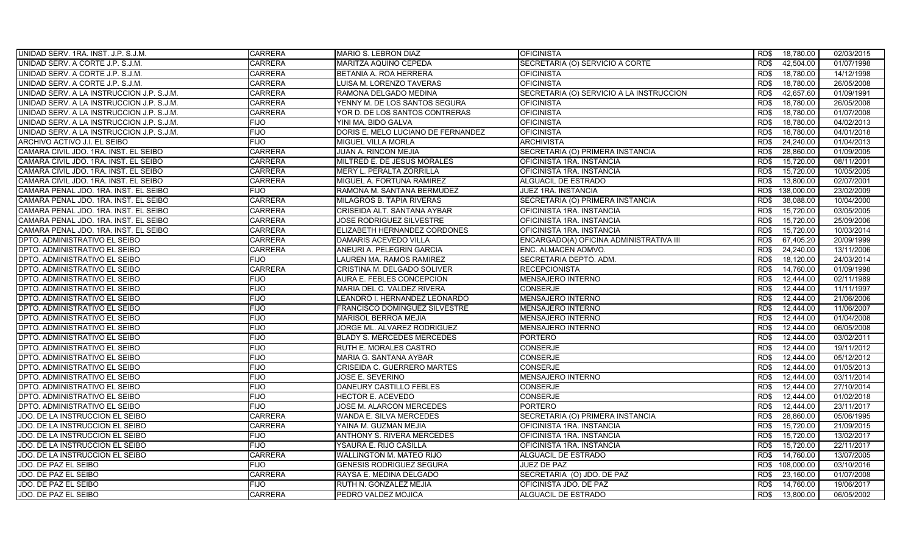| | | | | | |
|---|---|---|---|---|---|
| UNIDAD SERV. 1RA. INST. J.P. S.J.M. | CARRERA | MARIO S. LEBRON DIAZ | OFICINISTA | RD$ 18,780.00 | 02/03/2015 |
| UNIDAD SERV. A CORTE J.P. S.J.M. | CARRERA | MARITZA AQUINO CEPEDA | SECRETARIA (O) SERVICIO A CORTE | RD$ 42,504.00 | 01/07/1998 |
| UNIDAD SERV. A CORTE J.P. S.J.M. | CARRERA | BETANIA A. ROA HERRERA | OFICINISTA | RD$ 18,780.00 | 14/12/1998 |
| UNIDAD SERV. A CORTE J.P. S.J.M. | CARRERA | LUISA M. LORENZO TAVERAS | OFICINISTA | RD$ 18,780.00 | 26/05/2008 |
| UNIDAD SERV. A LA INSTRUCCION J.P. S.J.M. | CARRERA | RAMONA DELGADO MEDINA | SECRETARIA (O) SERVICIO A LA INSTRUCCION | RD$ 42,657.60 | 01/09/1991 |
| UNIDAD SERV. A LA INSTRUCCION J.P. S.J.M. | CARRERA | YENNY M. DE LOS SANTOS SEGURA | OFICINISTA | RD$ 18,780.00 | 26/05/2008 |
| UNIDAD SERV. A LA INSTRUCCION J.P. S.J.M. | CARRERA | YOR D. DE LOS SANTOS CONTRERAS | OFICINISTA | RD$ 18,780.00 | 01/07/2008 |
| UNIDAD SERV. A LA INSTRUCCION J.P. S.J.M. | FIJO | YINI MA. BIDO GALVA | OFICINISTA | RD$ 18,780.00 | 04/02/2013 |
| UNIDAD SERV. A LA INSTRUCCION J.P. S.J.M. | FIJO | DORIS E. MELO LUCIANO DE FERNANDEZ | OFICINISTA | RD$ 18,780.00 | 04/01/2018 |
| ARCHIVO ACTIVO J.I. EL SEIBO | FIJO | MIGUEL VILLA MORLA | ARCHIVISTA | RD$ 24,240.00 | 01/04/2013 |
| CAMARA CIVIL JDO. 1RA. INST. EL SEIBO | CARRERA | JUAN A. RINCON MEJIA | SECRETARIA (O) PRIMERA INSTANCIA | RD$ 28,860.00 | 01/09/2005 |
| CAMARA CIVIL JDO. 1RA. INST. EL SEIBO | CARRERA | MILTRED E. DE JESUS MORALES | OFICINISTA 1RA. INSTANCIA | RD$ 15,720.00 | 08/11/2001 |
| CAMARA CIVIL JDO. 1RA. INST. EL SEIBO | CARRERA | MERY L. PERALTA ZORRILLA | OFICINISTA 1RA. INSTANCIA | RD$ 15,720.00 | 10/05/2005 |
| CAMARA CIVIL JDO. 1RA. INST. EL SEIBO | CARRERA | MIGUEL A. FORTUNA RAMIREZ | ALGUACIL DE ESTRADO | RD$ 13,800.00 | 02/07/2001 |
| CAMARA PENAL JDO. 1RA. INST. EL SEIBO | FIJO | RAMONA M. SANTANA BERMUDEZ | JUEZ 1RA. INSTANCIA | RD$ 138,000.00 | 23/02/2009 |
| CAMARA PENAL JDO. 1RA. INST. EL SEIBO | CARRERA | MILAGROS B. TAPIA RIVERAS | SECRETARIA (O) PRIMERA INSTANCIA | RD$ 38,088.00 | 10/04/2000 |
| CAMARA PENAL JDO. 1RA. INST. EL SEIBO | CARRERA | CRISEIDA ALT. SANTANA AYBAR | OFICINISTA 1RA. INSTANCIA | RD$ 15,720.00 | 03/05/2005 |
| CAMARA PENAL JDO. 1RA. INST. EL SEIBO | CARRERA | JOSE RODRIGUEZ SILVESTRE | OFICINISTA 1RA. INSTANCIA | RD$ 15,720.00 | 25/09/2006 |
| CAMARA PENAL JDO. 1RA. INST. EL SEIBO | CARRERA | ELIZABETH HERNANDEZ CORDONES | OFICINISTA 1RA. INSTANCIA | RD$ 15,720.00 | 10/03/2014 |
| DPTO. ADMINISTRATIVO EL SEIBO | CARRERA | DAMARIS ACEVEDO VILLA | ENCARGADO(A) OFICINA ADMINISTRATIVA III | RD$ 67,405.20 | 20/09/1999 |
| DPTO. ADMINISTRATIVO EL SEIBO | CARRERA | ANEURI A. PELEGRIN GARCIA | ENC. ALMACEN ADMVO. | RD$ 24,240.00 | 13/11/2006 |
| DPTO. ADMINISTRATIVO EL SEIBO | FIJO | LAUREN MA. RAMOS RAMIREZ | SECRETARIA DEPTO. ADM. | RD$ 18,120.00 | 24/03/2014 |
| DPTO. ADMINISTRATIVO EL SEIBO | CARRERA | CRISTINA M. DELGADO SOLIVER | RECEPCIONISTA | RD$ 14,760.00 | 01/09/1998 |
| DPTO. ADMINISTRATIVO EL SEIBO | FIJO | AURA E. FEBLES CONCEPCION | MENSAJERO INTERNO | RD$ 12,444.00 | 02/11/1989 |
| DPTO. ADMINISTRATIVO EL SEIBO | FIJO | MARIA DEL C. VALDEZ RIVERA | CONSERJE | RD$ 12,444.00 | 11/11/1997 |
| DPTO. ADMINISTRATIVO EL SEIBO | FIJO | LEANDRO I. HERNANDEZ LEONARDO | MENSAJERO INTERNO | RD$ 12,444.00 | 21/06/2006 |
| DPTO. ADMINISTRATIVO EL SEIBO | FIJO | FRANCISCO DOMINGUEZ SILVESTRE | MENSAJERO INTERNO | RD$ 12,444.00 | 11/06/2007 |
| DPTO. ADMINISTRATIVO EL SEIBO | FIJO | MARISOL BERROA MEJIA | MENSAJERO INTERNO | RD$ 12,444.00 | 01/04/2008 |
| DPTO. ADMINISTRATIVO EL SEIBO | FIJO | JORGE ML. ALVAREZ RODRIGUEZ | MENSAJERO INTERNO | RD$ 12,444.00 | 06/05/2008 |
| DPTO. ADMINISTRATIVO EL SEIBO | FIJO | BLADY S. MERCEDES MERCEDES | PORTERO | RD$ 12,444.00 | 03/02/2011 |
| DPTO. ADMINISTRATIVO EL SEIBO | FIJO | RUTH E. MORALES CASTRO | CONSERJE | RD$ 12,444.00 | 19/11/2012 |
| DPTO. ADMINISTRATIVO EL SEIBO | FIJO | MARIA G. SANTANA AYBAR | CONSERJE | RD$ 12,444.00 | 05/12/2012 |
| DPTO. ADMINISTRATIVO EL SEIBO | FIJO | CRISEIDA C. GUERRERO MARTES | CONSERJE | RD$ 12,444.00 | 01/05/2013 |
| DPTO. ADMINISTRATIVO EL SEIBO | FIJO | JOSE E. SEVERINO | MENSAJERO INTERNO | RD$ 12,444.00 | 03/11/2014 |
| DPTO. ADMINISTRATIVO EL SEIBO | FIJO | DANEURY CASTILLO FEBLES | CONSERJE | RD$ 12,444.00 | 27/10/2014 |
| DPTO. ADMINISTRATIVO EL SEIBO | FIJO | HECTOR E. ACEVEDO | CONSERJE | RD$ 12,444.00 | 01/02/2018 |
| DPTO. ADMINISTRATIVO EL SEIBO | FIJO | JOSE M. ALARCON MERCEDES | PORTERO | RD$ 12,444.00 | 23/11/2017 |
| JDO. DE LA INSTRUCCION EL SEIBO | CARRERA | WANDA E. SILVA MERCEDES | SECRETARIA (O) PRIMERA INSTANCIA | RD$ 28,860.00 | 05/06/1995 |
| JDO. DE LA INSTRUCCION EL SEIBO | CARRERA | YAINA M. GUZMAN MEJIA | OFICINISTA 1RA. INSTANCIA | RD$ 15,720.00 | 21/09/2015 |
| JDO. DE LA INSTRUCCION EL SEIBO | FIJO | ANTHONY S. RIVERA MERCEDES | OFICINISTA 1RA. INSTANCIA | RD$ 15,720.00 | 13/02/2017 |
| JDO. DE LA INSTRUCCION EL SEIBO | FIJO | YSAURA E. RIJO CASILLA | OFICINISTA 1RA. INSTANCIA | RD$ 15,720.00 | 22/11/2017 |
| JDO. DE LA INSTRUCCION EL SEIBO | CARRERA | WALLINGTON M. MATEO RIJO | ALGUACIL DE ESTRADO | RD$ 14,760.00 | 13/07/2005 |
| JDO. DE PAZ EL SEIBO | FIJO | GENESIS RODRIGUEZ SEGURA | JUEZ DE PAZ | RD$ 108,000.00 | 03/10/2016 |
| JDO. DE PAZ EL SEIBO | CARRERA | RAYSA E. MEDINA DELGADO | SECRETARIA (O) JDO. DE PAZ | RD$ 23,160.00 | 01/07/2008 |
| JDO. DE PAZ EL SEIBO | FIJO | RUTH N. GONZALEZ MEJIA | OFICINISTA JDO. DE PAZ | RD$ 14,760.00 | 19/06/2017 |
| JDO. DE PAZ EL SEIBO | CARRERA | PEDRO VALDEZ MOJICA | ALGUACIL DE ESTRADO | RD$ 13,800.00 | 06/05/2002 |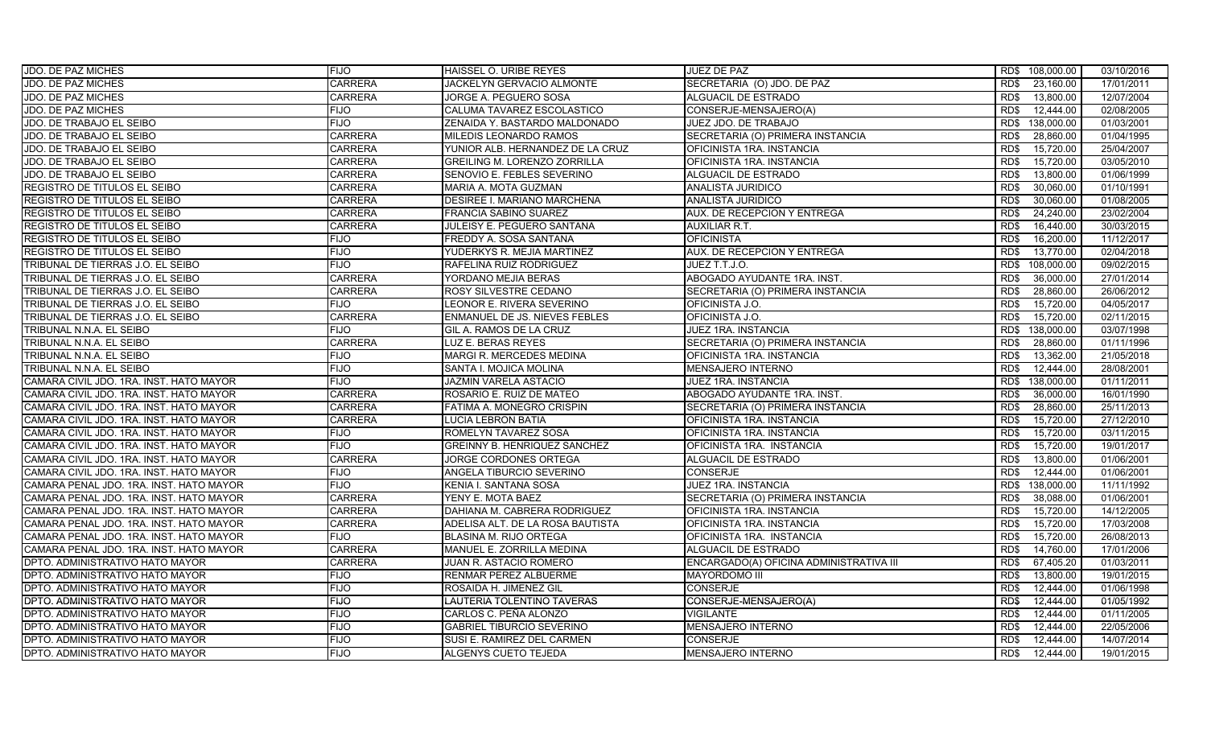| | | | | | |
|---|---|---|---|---|---|
| JDO. DE PAZ MICHES | FIJO | HAISSEL O. URIBE REYES | JUEZ DE PAZ | RD$ 108,000.00 | 03/10/2016 |
| JDO. DE PAZ MICHES | CARRERA | JACKELYN GERVACIO ALMONTE | SECRETARIA (O) JDO. DE PAZ | RD$ 23,160.00 | 17/01/2011 |
| JDO. DE PAZ MICHES | CARRERA | JORGE A. PEGUERO SOSA | ALGUACIL DE ESTRADO | RD$ 13,800.00 | 12/07/2004 |
| JDO. DE PAZ MICHES | FIJO | CALUMA TAVAREZ ESCOLASTICO | CONSERJE-MENSAJERO(A) | RD$ 12,444.00 | 02/08/2005 |
| JDO. DE TRABAJO EL SEIBO | FIJO | ZENAIDA Y. BASTARDO MALDONADO | JUEZ JDO. DE TRABAJO | RD$ 138,000.00 | 01/03/2001 |
| JDO. DE TRABAJO EL SEIBO | CARRERA | MILEDIS LEONARDO RAMOS | SECRETARIA (O) PRIMERA INSTANCIA | RD$ 28,860.00 | 01/04/1995 |
| JDO. DE TRABAJO EL SEIBO | CARRERA | YUNIOR ALB. HERNANDEZ DE LA CRUZ | OFICINISTA 1RA. INSTANCIA | RD$ 15,720.00 | 25/04/2007 |
| JDO. DE TRABAJO EL SEIBO | CARRERA | GREILING M. LORENZO ZORRILLA | OFICINISTA 1RA. INSTANCIA | RD$ 15,720.00 | 03/05/2010 |
| JDO. DE TRABAJO EL SEIBO | CARRERA | SENOVIO E. FEBLES SEVERINO | ALGUACIL DE ESTRADO | RD$ 13,800.00 | 01/06/1999 |
| REGISTRO DE TITULOS EL SEIBO | CARRERA | MARIA A. MOTA GUZMAN | ANALISTA JURIDICO | RD$ 30,060.00 | 01/10/1991 |
| REGISTRO DE TITULOS EL SEIBO | CARRERA | DESIREE I. MARIANO MARCHENA | ANALISTA JURIDICO | RD$ 30,060.00 | 01/08/2005 |
| REGISTRO DE TITULOS EL SEIBO | CARRERA | FRANCIA SABINO SUAREZ | AUX. DE RECEPCION Y ENTREGA | RD$ 24,240.00 | 23/02/2004 |
| REGISTRO DE TITULOS EL SEIBO | CARRERA | JULEISY E. PEGUERO SANTANA | AUXILIAR R.T. | RD$ 16,440.00 | 30/03/2015 |
| REGISTRO DE TITULOS EL SEIBO | FIJO | FREDDY A. SOSA SANTANA | OFICINISTA | RD$ 16,200.00 | 11/12/2017 |
| REGISTRO DE TITULOS EL SEIBO | FIJO | YUDERKYS R. MEJIA MARTINEZ | AUX. DE RECEPCION Y ENTREGA | RD$ 13,770.00 | 02/04/2018 |
| TRIBUNAL DE TIERRAS J.O. EL SEIBO | FIJO | RAFELINA RUIZ RODRIGUEZ | JUEZ T.T.J.O. | RD$ 108,000.00 | 09/02/2015 |
| TRIBUNAL DE TIERRAS J.O. EL SEIBO | CARRERA | YORDANO MEJIA BERAS | ABOGADO AYUDANTE 1RA. INST. | RD$ 36,000.00 | 27/01/2014 |
| TRIBUNAL DE TIERRAS J.O. EL SEIBO | CARRERA | ROSY SILVESTRE CEDANO | SECRETARIA (O) PRIMERA INSTANCIA | RD$ 28,860.00 | 26/06/2012 |
| TRIBUNAL DE TIERRAS J.O. EL SEIBO | FIJO | LEONOR E. RIVERA SEVERINO | OFICINISTA J.O. | RD$ 15,720.00 | 04/05/2017 |
| TRIBUNAL DE TIERRAS J.O. EL SEIBO | CARRERA | ENMANUEL DE JS. NIEVES FEBLES | OFICINISTA J.O. | RD$ 15,720.00 | 02/11/2015 |
| TRIBUNAL N.N.A. EL SEIBO | FIJO | GIL A. RAMOS DE LA CRUZ | JUEZ 1RA. INSTANCIA | RD$ 138,000.00 | 03/07/1998 |
| TRIBUNAL N.N.A. EL SEIBO | CARRERA | LUZ E. BERAS REYES | SECRETARIA (O) PRIMERA INSTANCIA | RD$ 28,860.00 | 01/11/1996 |
| TRIBUNAL N.N.A. EL SEIBO | FIJO | MARGI R. MERCEDES MEDINA | OFICINISTA 1RA. INSTANCIA | RD$ 13,362.00 | 21/05/2018 |
| TRIBUNAL N.N.A. EL SEIBO | FIJO | SANTA I. MOJICA MOLINA | MENSAJERO INTERNO | RD$ 12,444.00 | 28/08/2001 |
| CAMARA CIVIL JDO. 1RA. INST. HATO MAYOR | FIJO | JAZMIN VARELA ASTACIO | JUEZ 1RA. INSTANCIA | RD$ 138,000.00 | 01/11/2011 |
| CAMARA CIVIL JDO. 1RA. INST. HATO MAYOR | CARRERA | ROSARIO E. RUIZ DE MATEO | ABOGADO AYUDANTE 1RA. INST. | RD$ 36,000.00 | 16/01/1990 |
| CAMARA CIVIL JDO. 1RA. INST. HATO MAYOR | CARRERA | FATIMA A. MONEGRO CRISPIN | SECRETARIA (O) PRIMERA INSTANCIA | RD$ 28,860.00 | 25/11/2013 |
| CAMARA CIVIL JDO. 1RA. INST. HATO MAYOR | CARRERA | LUCIA LEBRON BATIA | OFICINISTA 1RA. INSTANCIA | RD$ 15,720.00 | 27/12/2010 |
| CAMARA CIVIL JDO. 1RA. INST. HATO MAYOR | FIJO | ROMELYN TAVAREZ SOSA | OFICINISTA 1RA. INSTANCIA | RD$ 15,720.00 | 03/11/2015 |
| CAMARA CIVIL JDO. 1RA. INST. HATO MAYOR | FIJO | GREINNY B. HENRIQUEZ SANCHEZ | OFICINISTA 1RA. INSTANCIA | RD$ 15,720.00 | 19/01/2017 |
| CAMARA CIVIL JDO. 1RA. INST. HATO MAYOR | CARRERA | JORGE CORDONES ORTEGA | ALGUACIL DE ESTRADO | RD$ 13,800.00 | 01/06/2001 |
| CAMARA CIVIL JDO. 1RA. INST. HATO MAYOR | FIJO | ANGELA TIBURCIO SEVERINO | CONSERJE | RD$ 12,444.00 | 01/06/2001 |
| CAMARA PENAL JDO. 1RA. INST. HATO MAYOR | FIJO | KENIA I. SANTANA SOSA | JUEZ 1RA. INSTANCIA | RD$ 138,000.00 | 11/11/1992 |
| CAMARA PENAL JDO. 1RA. INST. HATO MAYOR | CARRERA | YENY E. MOTA BAEZ | SECRETARIA (O) PRIMERA INSTANCIA | RD$ 38,088.00 | 01/06/2001 |
| CAMARA PENAL JDO. 1RA. INST. HATO MAYOR | CARRERA | DAHIANA M. CABRERA RODRIGUEZ | OFICINISTA 1RA. INSTANCIA | RD$ 15,720.00 | 14/12/2005 |
| CAMARA PENAL JDO. 1RA. INST. HATO MAYOR | CARRERA | ADELISA ALT. DE LA ROSA BAUTISTA | OFICINISTA 1RA. INSTANCIA | RD$ 15,720.00 | 17/03/2008 |
| CAMARA PENAL JDO. 1RA. INST. HATO MAYOR | FIJO | BLASINA M. RIJO ORTEGA | OFICINISTA 1RA. INSTANCIA | RD$ 15,720.00 | 26/08/2013 |
| CAMARA PENAL JDO. 1RA. INST. HATO MAYOR | CARRERA | MANUEL E. ZORRILLA MEDINA | ALGUACIL DE ESTRADO | RD$ 14,760.00 | 17/01/2006 |
| DPTO. ADMINISTRATIVO HATO MAYOR | CARRERA | JUAN R. ASTACIO ROMERO | ENCARGADO(A) OFICINA ADMINISTRATIVA III | RD$ 67,405.20 | 01/03/2011 |
| DPTO. ADMINISTRATIVO HATO MAYOR | FIJO | RENMAR PEREZ ALBUERME | MAYORDOMO III | RD$ 13,800.00 | 19/01/2015 |
| DPTO. ADMINISTRATIVO HATO MAYOR | FIJO | ROSAIDA H. JIMENEZ GIL | CONSERJE | RD$ 12,444.00 | 01/06/1998 |
| DPTO. ADMINISTRATIVO HATO MAYOR | FIJO | LAUTERIA TOLENTINO TAVERAS | CONSERJE-MENSAJERO(A) | RD$ 12,444.00 | 01/05/1992 |
| DPTO. ADMINISTRATIVO HATO MAYOR | FIJO | CARLOS C. PEÑA ALONZO | VIGILANTE | RD$ 12,444.00 | 01/11/2005 |
| DPTO. ADMINISTRATIVO HATO MAYOR | FIJO | GABRIEL TIBURCIO SEVERINO | MENSAJERO INTERNO | RD$ 12,444.00 | 22/05/2006 |
| DPTO. ADMINISTRATIVO HATO MAYOR | FIJO | SUSI E. RAMIREZ DEL CARMEN | CONSERJE | RD$ 12,444.00 | 14/07/2014 |
| DPTO. ADMINISTRATIVO HATO MAYOR | FIJO | ALGENYS CUETO TEJEDA | MENSAJERO INTERNO | RD$ 12,444.00 | 19/01/2015 |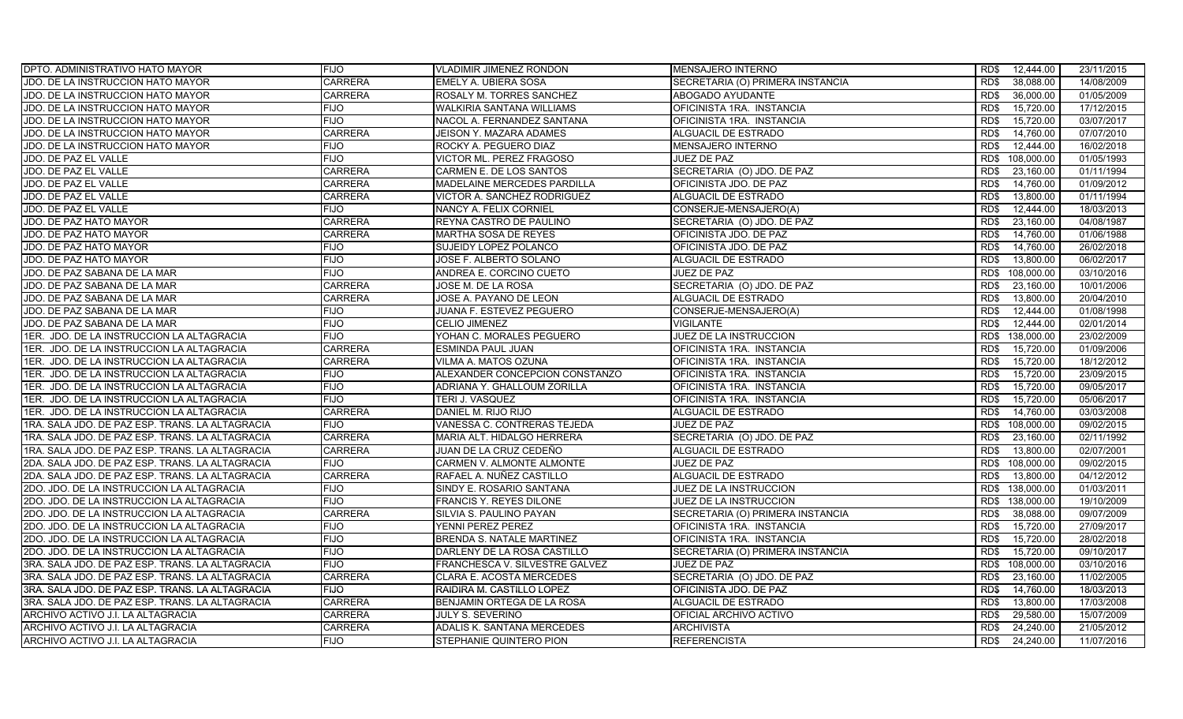| | | | | | |
|---|---|---|---|---|---|
| DPTO. ADMINISTRATIVO HATO MAYOR | FIJO | VLADIMIR JIMENEZ RONDON | MENSAJERO INTERNO | RD$ 12,444.00 | 23/11/2015 |
| JDO. DE LA INSTRUCCION HATO MAYOR | CARRERA | EMELY A. UBIERA SOSA | SECRETARIA (O) PRIMERA INSTANCIA | RD$ 38,088.00 | 14/08/2009 |
| JDO. DE LA INSTRUCCION HATO MAYOR | CARRERA | ROSALY M. TORRES SANCHEZ | ABOGADO AYUDANTE | RD$ 36,000.00 | 01/05/2009 |
| JDO. DE LA INSTRUCCION HATO MAYOR | FIJO | WALKIRIA SANTANA WILLIAMS | OFICINISTA 1RA. INSTANCIA | RD$ 15,720.00 | 17/12/2015 |
| JDO. DE LA INSTRUCCION HATO MAYOR | FIJO | NACOL A. FERNANDEZ SANTANA | OFICINISTA 1RA. INSTANCIA | RD$ 15,720.00 | 03/07/2017 |
| JDO. DE LA INSTRUCCION HATO MAYOR | CARRERA | JEISON Y. MAZARA ADAMES | ALGUACIL DE ESTRADO | RD$ 14,760.00 | 07/07/2010 |
| JDO. DE LA INSTRUCCION HATO MAYOR | FIJO | ROCKY A. PEGUERO DIAZ | MENSAJERO INTERNO | RD$ 12,444.00 | 16/02/2018 |
| JDO. DE PAZ EL VALLE | FIJO | VICTOR ML. PEREZ FRAGOSO | JUEZ DE PAZ | RD$ 108,000.00 | 01/05/1993 |
| JDO. DE PAZ EL VALLE | CARRERA | CARMEN E. DE LOS SANTOS | SECRETARIA (O) JDO. DE PAZ | RD$ 23,160.00 | 01/11/1994 |
| JDO. DE PAZ EL VALLE | CARRERA | MADELAINE MERCEDES PARDILLA | OFICINISTA JDO. DE PAZ | RD$ 14,760.00 | 01/09/2012 |
| JDO. DE PAZ EL VALLE | CARRERA | VICTOR A. SANCHEZ RODRIGUEZ | ALGUACIL DE ESTRADO | RD$ 13,800.00 | 01/11/1994 |
| JDO. DE PAZ EL VALLE | FIJO | NANCY A. FELIX CORNIEL | CONSERJE-MENSAJERO(A) | RD$ 12,444.00 | 18/03/2013 |
| JDO. DE PAZ HATO MAYOR | CARRERA | REYNA CASTRO DE PAULINO | SECRETARIA (O) JDO. DE PAZ | RD$ 23,160.00 | 04/08/1987 |
| JDO. DE PAZ HATO MAYOR | CARRERA | MARTHA SOSA DE REYES | OFICINISTA JDO. DE PAZ | RD$ 14,760.00 | 01/06/1988 |
| JDO. DE PAZ HATO MAYOR | FIJO | SUJEIDY LOPEZ POLANCO | OFICINISTA JDO. DE PAZ | RD$ 14,760.00 | 26/02/2018 |
| JDO. DE PAZ HATO MAYOR | FIJO | JOSE F. ALBERTO SOLANO | ALGUACIL DE ESTRADO | RD$ 13,800.00 | 06/02/2017 |
| JDO. DE PAZ SABANA DE LA MAR | FIJO | ANDREA E. CORCINO CUETO | JUEZ DE PAZ | RD$ 108,000.00 | 03/10/2016 |
| JDO. DE PAZ SABANA DE LA MAR | CARRERA | JOSE M. DE LA ROSA | SECRETARIA (O) JDO. DE PAZ | RD$ 23,160.00 | 10/01/2006 |
| JDO. DE PAZ SABANA DE LA MAR | CARRERA | JOSE A. PAYANO DE LEON | ALGUACIL DE ESTRADO | RD$ 13,800.00 | 20/04/2010 |
| JDO. DE PAZ SABANA DE LA MAR | FIJO | JUANA F. ESTEVEZ PEGUERO | CONSERJE-MENSAJERO(A) | RD$ 12,444.00 | 01/08/1998 |
| JDO. DE PAZ SABANA DE LA MAR | FIJO | CELIO JIMENEZ | VIGILANTE | RD$ 12,444.00 | 02/01/2014 |
| 1ER. JDO. DE LA INSTRUCCION LA ALTAGRACIA | FIJO | YOHAN C. MORALES PEGUERO | JUEZ DE LA INSTRUCCION | RD$ 138,000.00 | 23/02/2009 |
| 1ER. JDO. DE LA INSTRUCCION LA ALTAGRACIA | CARRERA | ESMINDA PAUL JUAN | OFICINISTA 1RA. INSTANCIA | RD$ 15,720.00 | 01/09/2006 |
| 1ER. JDO. DE LA INSTRUCCION LA ALTAGRACIA | CARRERA | VILMA A. MATOS OZUNA | OFICINISTA 1RA. INSTANCIA | RD$ 15,720.00 | 18/12/2012 |
| 1ER. JDO. DE LA INSTRUCCION LA ALTAGRACIA | FIJO | ALEXANDER CONCEPCION CONSTANZO | OFICINISTA 1RA. INSTANCIA | RD$ 15,720.00 | 23/09/2015 |
| 1ER. JDO. DE LA INSTRUCCION LA ALTAGRACIA | FIJO | ADRIANA Y. GHALLOUM ZORILLA | OFICINISTA 1RA. INSTANCIA | RD$ 15,720.00 | 09/05/2017 |
| 1ER. JDO. DE LA INSTRUCCION LA ALTAGRACIA | FIJO | TERI J. VASQUEZ | OFICINISTA 1RA. INSTANCIA | RD$ 15,720.00 | 05/06/2017 |
| 1ER. JDO. DE LA INSTRUCCION LA ALTAGRACIA | CARRERA | DANIEL M. RIJO RIJO | ALGUACIL DE ESTRADO | RD$ 14,760.00 | 03/03/2008 |
| 1RA. SALA JDO. DE PAZ ESP. TRANS. LA ALTAGRACIA | FIJO | VANESSA C. CONTRERAS TEJEDA | JUEZ DE PAZ | RD$ 108,000.00 | 09/02/2015 |
| 1RA. SALA JDO. DE PAZ ESP. TRANS. LA ALTAGRACIA | CARRERA | MARIA ALT. HIDALGO HERRERA | SECRETARIA (O) JDO. DE PAZ | RD$ 23,160.00 | 02/11/1992 |
| 1RA. SALA JDO. DE PAZ ESP. TRANS. LA ALTAGRACIA | CARRERA | JUAN DE LA CRUZ CEDEÑO | ALGUACIL DE ESTRADO | RD$ 13,800.00 | 02/07/2001 |
| 2DA. SALA JDO. DE PAZ ESP. TRANS. LA ALTAGRACIA | FIJO | CARMEN V. ALMONTE ALMONTE | JUEZ DE PAZ | RD$ 108,000.00 | 09/02/2015 |
| 2DA. SALA JDO. DE PAZ ESP. TRANS. LA ALTAGRACIA | CARRERA | RAFAEL A. NUÑEZ CASTILLO | ALGUACIL DE ESTRADO | RD$ 13,800.00 | 04/12/2012 |
| 2DO. JDO. DE LA INSTRUCCION LA ALTAGRACIA | FIJO | SINDY E. ROSARIO SANTANA | JUEZ DE LA INSTRUCCION | RD$ 138,000.00 | 01/03/2011 |
| 2DO. JDO. DE LA INSTRUCCION LA ALTAGRACIA | FIJO | FRANCIS Y. REYES DILONE | JUEZ DE LA INSTRUCCION | RD$ 138,000.00 | 19/10/2009 |
| 2DO. JDO. DE LA INSTRUCCION LA ALTAGRACIA | CARRERA | SILVIA S. PAULINO PAYAN | SECRETARIA (O) PRIMERA INSTANCIA | RD$ 38,088.00 | 09/07/2009 |
| 2DO. JDO. DE LA INSTRUCCION LA ALTAGRACIA | FIJO | YENNI PEREZ PEREZ | OFICINISTA 1RA. INSTANCIA | RD$ 15,720.00 | 27/09/2017 |
| 2DO. JDO. DE LA INSTRUCCION LA ALTAGRACIA | FIJO | BRENDA S. NATALE MARTINEZ | OFICINISTA 1RA. INSTANCIA | RD$ 15,720.00 | 28/02/2018 |
| 2DO. JDO. DE LA INSTRUCCION LA ALTAGRACIA | FIJO | DARLENY DE LA ROSA CASTILLO | SECRETARIA (O) PRIMERA INSTANCIA | RD$ 15,720.00 | 09/10/2017 |
| 3RA. SALA JDO. DE PAZ ESP. TRANS. LA ALTAGRACIA | FIJO | FRANCHESCA V. SILVESTRE GALVEZ | JUEZ DE PAZ | RD$ 108,000.00 | 03/10/2016 |
| 3RA. SALA JDO. DE PAZ ESP. TRANS. LA ALTAGRACIA | CARRERA | CLARA E. ACOSTA MERCEDES | SECRETARIA (O) JDO. DE PAZ | RD$ 23,160.00 | 11/02/2005 |
| 3RA. SALA JDO. DE PAZ ESP. TRANS. LA ALTAGRACIA | FIJO | RAIDIRA M. CASTILLO LOPEZ | OFICINISTA JDO. DE PAZ | RD$ 14,760.00 | 18/03/2013 |
| 3RA. SALA JDO. DE PAZ ESP. TRANS. LA ALTAGRACIA | CARRERA | BENJAMIN ORTEGA DE LA ROSA | ALGUACIL DE ESTRADO | RD$ 13,800.00 | 17/03/2008 |
| ARCHIVO ACTIVO J.I. LA ALTAGRACIA | CARRERA | JULY S. SEVERINO | OFICIAL ARCHIVO ACTIVO | RD$ 29,580.00 | 15/07/2009 |
| ARCHIVO ACTIVO J.I. LA ALTAGRACIA | CARRERA | ADALIS K. SANTANA MERCEDES | ARCHIVISTA | RD$ 24,240.00 | 21/05/2012 |
| ARCHIVO ACTIVO J.I. LA ALTAGRACIA | FIJO | STEPHANIE QUINTERO PION | REFERENCISTA | RD$ 24,240.00 | 11/07/2016 |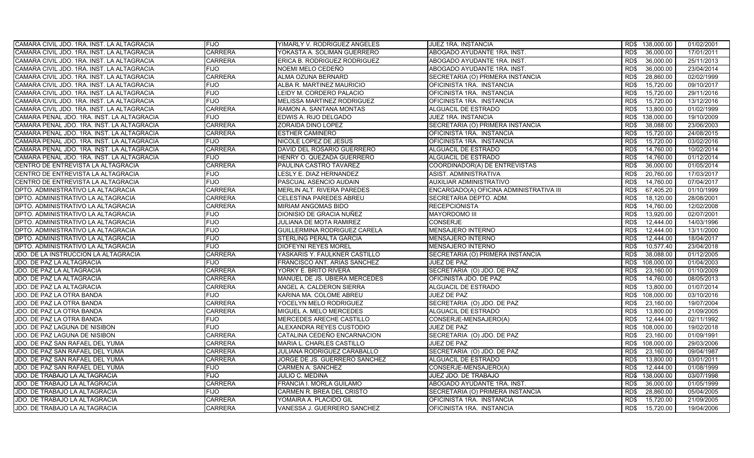| | | | | | |
|---|---|---|---|---|---|
| CAMARA CIVIL JDO. 1RA. INST. LA ALTAGRACIA | FIJO | YIMARLY V. RODRIGUEZ ANGELES | JUEZ 1RA. INSTANCIA | RD$ 138,000.00 | 01/02/2001 |
| CAMARA CIVIL JDO. 1RA. INST. LA ALTAGRACIA | CARRERA | YOKASTA A. SOLIMAN GUERRERO | ABOGADO AYUDANTE 1RA. INST. | RD$ 36,000.00 | 17/01/2011 |
| CAMARA CIVIL JDO. 1RA. INST. LA ALTAGRACIA | CARRERA | ERICA B. RODRIGUEZ RODRIGUEZ | ABOGADO AYUDANTE 1RA. INST. | RD$ 36,000.00 | 25/11/2013 |
| CAMARA CIVIL JDO. 1RA. INST. LA ALTAGRACIA | FIJO | NOEMI MELO CEDEÑO | ABOGADO AYUDANTE 1RA. INST. | RD$ 36,000.00 | 23/04/2014 |
| CAMARA CIVIL JDO. 1RA. INST. LA ALTAGRACIA | CARRERA | ALMA OZUNA BERNARD | SECRETARIA (O) PRIMERA INSTANCIA | RD$ 28,860.00 | 02/02/1999 |
| CAMARA CIVIL JDO. 1RA. INST. LA ALTAGRACIA | FIJO | ALBA R. MARTINEZ MAURICIO | OFICINISTA 1RA. INSTANCIA | RD$ 15,720.00 | 09/10/2017 |
| CAMARA CIVIL JDO. 1RA. INST. LA ALTAGRACIA | FIJO | LEIDY M. CORDERO PALACIO | OFICINISTA 1RA. INSTANCIA | RD$ 15,720.00 | 29/11/2016 |
| CAMARA CIVIL JDO. 1RA. INST. LA ALTAGRACIA | FIJO | MELISSA MARTINEZ RODRIGUEZ | OFICINISTA 1RA. INSTANCIA | RD$ 15,720.00 | 13/12/2016 |
| CAMARA CIVIL JDO. 1RA. INST. LA ALTAGRACIA | CARRERA | RAMON A. SANTANA MONTAS | ALGUACIL DE ESTRADO | RD$ 13,800.00 | 01/02/1999 |
| CAMARA PENAL JDO. 1RA. INST. LA ALTAGRACIA | FIJO | EDWIS A. RIJO DELGADO | JUEZ 1RA. INSTANCIA | RD$ 138,000.00 | 19/10/2009 |
| CAMARA PENAL JDO. 1RA. INST. LA ALTAGRACIA | CARRERA | ZORAIDA DINO LOPEZ | SECRETARIA (O) PRIMERA INSTANCIA | RD$ 38,088.00 | 23/06/2003 |
| CAMARA PENAL JDO. 1RA. INST. LA ALTAGRACIA | CARRERA | ESTHER CAMINERO | OFICINISTA 1RA. INSTANCIA | RD$ 15,720.00 | 24/08/2015 |
| CAMARA PENAL JDO. 1RA. INST. LA ALTAGRACIA | FIJO | NICOLE LOPEZ DE JESUS | OFICINISTA 1RA. INSTANCIA | RD$ 15,720.00 | 03/02/2016 |
| CAMARA PENAL JDO. 1RA. INST. LA ALTAGRACIA | CARRERA | DAVID DEL ROSARIO GUERRERO | ALGUACIL DE ESTRADO | RD$ 14,760.00 | 10/02/2014 |
| CAMARA PENAL JDO. 1RA. INST. LA ALTAGRACIA | FIJO | HENRY O. QUEZADA GUERRERO | ALGUACIL DE ESTRADO | RD$ 14,760.00 | 01/12/2014 |
| CENTRO DE ENTREVISTA LA ALTAGRACIA | CARRERA | PAULINA CASTRO TAVAREZ | COORDINADOR(A) DE ENTREVISTAS | RD$ 36,000.00 | 01/05/2014 |
| CENTRO DE ENTREVISTA LA ALTAGRACIA | FIJO | LESLY E. DIAZ HERNANDEZ | ASIST. ADMINISTRATIVA | RD$ 20,760.00 | 17/03/2017 |
| CENTRO DE ENTREVISTA LA ALTAGRACIA | FIJO | PASCUAL ASENCIO AUDAIN | AUXILIAR ADMINISTRATIVO | RD$ 14,760.00 | 07/04/2017 |
| DPTO. ADMINISTRATIVO LA ALTAGRACIA | CARRERA | MERLIN ALT. RIVERA PAREDES | ENCARGADO(A) OFICINA ADMINISTRATIVA III | RD$ 67,405.20 | 01/10/1999 |
| DPTO. ADMINISTRATIVO LA ALTAGRACIA | CARRERA | CELESTINA PAREDES ABREU | SECRETARIA DEPTO. ADM. | RD$ 18,120.00 | 28/08/2001 |
| DPTO. ADMINISTRATIVO LA ALTAGRACIA | CARRERA | MIRIAM ANGOMAS BIDO | RECEPCIONISTA | RD$ 14,760.00 | 12/02/2008 |
| DPTO. ADMINISTRATIVO LA ALTAGRACIA | FIJO | DIONISIO DE GRACIA NUÑEZ | MAYORDOMO III | RD$ 13,920.00 | 02/07/2001 |
| DPTO. ADMINISTRATIVO LA ALTAGRACIA | FIJO | JULIANA DE MOTA RAMIREZ | CONSERJE | RD$ 12,444.00 | 14/03/1996 |
| DPTO. ADMINISTRATIVO LA ALTAGRACIA | FIJO | GUILLERMINA RODRIGUEZ CARELA | MENSAJERO INTERNO | RD$ 12,444.00 | 13/11/2000 |
| DPTO. ADMINISTRATIVO LA ALTAGRACIA | FIJO | STERLING PERALTA GARCIA | MENSAJERO INTERNO | RD$ 12,444.00 | 18/04/2017 |
| DPTO. ADMINISTRATIVO LA ALTAGRACIA | FIJO | DIOFEYNI REYES MOREL | MENSAJERO INTERNO | RD$ 10,577.40 | 23/04/2018 |
| JDO. DE LA INSTRUCCION LA ALTAGRACIA | CARRERA | YASKARIS Y. FAULKNER CASTILLO | SECRETARIA (O) PRIMERA INSTANCIA | RD$ 38,088.00 | 01/12/2005 |
| JDO. DE PAZ LA ALTAGRACIA | FIJO | FRANCISCO ANT. ARIAS SANCHEZ | JUEZ DE PAZ | RD$ 108,000.00 | 01/04/2003 |
| JDO. DE PAZ LA ALTAGRACIA | CARRERA | YORKY E. BRITO RIVERA | SECRETARIA (O) JDO. DE PAZ | RD$ 23,160.00 | 01/10/2009 |
| JDO. DE PAZ LA ALTAGRACIA | CARRERA | MANUEL DE JS. UBIERA MERCEDES | OFICINISTA JDO. DE PAZ | RD$ 14,760.00 | 08/05/2013 |
| JDO. DE PAZ LA ALTAGRACIA | CARRERA | ANGEL A. CALDERON SIERRA | ALGUACIL DE ESTRADO | RD$ 13,800.00 | 01/07/2014 |
| JDO. DE PAZ LA OTRA BANDA | FIJO | KARINA MA. COLOME ABREU | JUEZ DE PAZ | RD$ 108,000.00 | 03/10/2016 |
| JDO. DE PAZ LA OTRA BANDA | CARRERA | YOCELYN MELO RODRIGUEZ | SECRETARIA (O) JDO. DE PAZ | RD$ 23,160.00 | 19/07/2004 |
| JDO. DE PAZ LA OTRA BANDA | CARRERA | MIGUEL A. MELO MERCEDES | ALGUACIL DE ESTRADO | RD$ 13,800.00 | 21/09/2005 |
| JDO. DE PAZ LA OTRA BANDA | FIJO | MERCEDES ARECHE CASTILLO | CONSERJE-MENSAJERO(A) | RD$ 12,444.00 | 02/11/1992 |
| JDO. DE PAZ LAGUNA DE NISIBON | FIJO | ALEXANDRA REYES CUSTODIO | JUEZ DE PAZ | RD$ 108,000.00 | 19/02/2018 |
| JDO. DE PAZ LAGUNA DE NISIBON | CARRERA | CATALINA CEDEÑO ENCARNACION | SECRETARIA (O) JDO. DE PAZ | RD$ 23,160.00 | 01/09/1991 |
| JDO. DE PAZ SAN RAFAEL DEL YUMA | CARRERA | MARIA L. CHARLES CASTILLO | JUEZ DE PAZ | RD$ 108,000.00 | 29/03/2006 |
| JDO. DE PAZ SAN RAFAEL DEL YUMA | CARRERA | JULIANA RODRIGUEZ CARABALLO | SECRETARIA (O) JDO. DE PAZ | RD$ 23,160.00 | 09/04/1987 |
| JDO. DE PAZ SAN RAFAEL DEL YUMA | CARRERA | JORGE DE JS. GUERRERO SANCHEZ | ALGUACIL DE ESTRADO | RD$ 13,800.00 | 03/01/2011 |
| JDO. DE PAZ SAN RAFAEL DEL YUMA | FIJO | CARMEN A. SANCHEZ | CONSERJE-MENSAJERO(A) | RD$ 12,444.00 | 01/08/1999 |
| JDO. DE TRABAJO LA ALTAGRACIA | FIJO | JULIO C. MEDINA | JUEZ JDO. DE TRABAJO | RD$ 138,000.00 | 03/07/1998 |
| JDO. DE TRABAJO LA ALTAGRACIA | CARRERA | FRANCIA I. MORLA GUILAMO | ABOGADO AYUDANTE 1RA. INST. | RD$ 36,000.00 | 01/05/1999 |
| JDO. DE TRABAJO LA ALTAGRACIA | FIJO | CARMEN R. BREA DEL CRISTO | SECRETARIA (O) PRIMERA INSTANCIA | RD$ 28,860.00 | 05/04/2005 |
| JDO. DE TRABAJO LA ALTAGRACIA | CARRERA | YOMAIRA A. PLACIDO GIL | OFICINISTA 1RA. INSTANCIA | RD$ 15,720.00 | 21/09/2005 |
| JDO. DE TRABAJO LA ALTAGRACIA | CARRERA | VANESSA J. GUERRERO SANCHEZ | OFICINISTA 1RA. INSTANCIA | RD$ 15,720.00 | 19/04/2006 |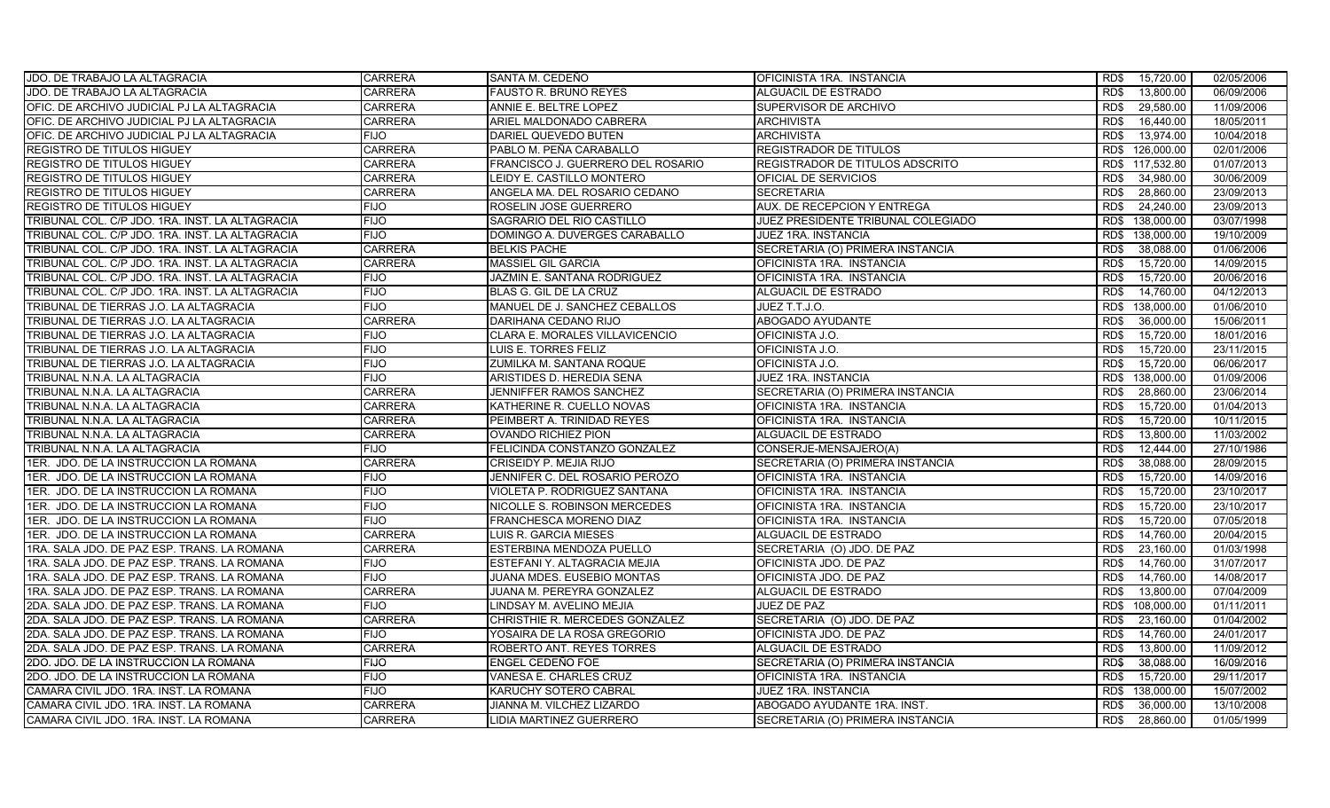| | | | | | |
|---|---|---|---|---|---|
| JDO. DE TRABAJO LA ALTAGRACIA | CARRERA | SANTA M. CEDEÑO | OFICINISTA 1RA. INSTANCIA | RD$ 15,720.00 | 02/05/2006 |
| JDO. DE TRABAJO LA ALTAGRACIA | CARRERA | FAUSTO R. BRUNO REYES | ALGUACIL DE ESTRADO | RD$ 13,800.00 | 06/09/2006 |
| OFIC. DE ARCHIVO JUDICIAL PJ LA ALTAGRACIA | CARRERA | ANNIE E. BELTRE LOPEZ | SUPERVISOR DE ARCHIVO | RD$ 29,580.00 | 11/09/2006 |
| OFIC. DE ARCHIVO JUDICIAL PJ LA ALTAGRACIA | CARRERA | ARIEL MALDONADO CABRERA | ARCHIVISTA | RD$ 16,440.00 | 18/05/2011 |
| OFIC. DE ARCHIVO JUDICIAL PJ LA ALTAGRACIA | FIJO | DARIEL QUEVEDO BUTEN | ARCHIVISTA | RD$ 13,974.00 | 10/04/2018 |
| REGISTRO DE TITULOS HIGUEY | CARRERA | PABLO M. PEÑA CARABALLO | REGISTRADOR DE TITULOS | RD$ 126,000.00 | 02/01/2006 |
| REGISTRO DE TITULOS HIGUEY | CARRERA | FRANCISCO J. GUERRERO DEL ROSARIO | REGISTRADOR DE TITULOS ADSCRITO | RD$ 117,532.80 | 01/07/2013 |
| REGISTRO DE TITULOS HIGUEY | CARRERA | LEIDY E. CASTILLO MONTERO | OFICIAL DE SERVICIOS | RD$ 34,980.00 | 30/06/2009 |
| REGISTRO DE TITULOS HIGUEY | CARRERA | ANGELA MA. DEL ROSARIO CEDANO | SECRETARIA | RD$ 28,860.00 | 23/09/2013 |
| REGISTRO DE TITULOS HIGUEY | FIJO | ROSELIN JOSE GUERRERO | AUX. DE RECEPCION Y ENTREGA | RD$ 24,240.00 | 23/09/2013 |
| TRIBUNAL COL. C/P JDO. 1RA. INST. LA ALTAGRACIA | FIJO | SAGRARIO DEL RIO CASTILLO | JUEZ PRESIDENTE TRIBUNAL COLEGIADO | RD$ 138,000.00 | 03/07/1998 |
| TRIBUNAL COL. C/P JDO. 1RA. INST. LA ALTAGRACIA | FIJO | DOMINGO A. DUVERGES CARABALLO | JUEZ 1RA. INSTANCIA | RD$ 138,000.00 | 19/10/2009 |
| TRIBUNAL COL. C/P JDO. 1RA. INST. LA ALTAGRACIA | CARRERA | BELKIS PACHE | SECRETARIA (O) PRIMERA INSTANCIA | RD$ 38,088.00 | 01/06/2006 |
| TRIBUNAL COL. C/P JDO. 1RA. INST. LA ALTAGRACIA | CARRERA | MASSIEL GIL GARCIA | OFICINISTA 1RA. INSTANCIA | RD$ 15,720.00 | 14/09/2015 |
| TRIBUNAL COL. C/P JDO. 1RA. INST. LA ALTAGRACIA | FIJO | JAZMIN E. SANTANA RODRIGUEZ | OFICINISTA 1RA. INSTANCIA | RD$ 15,720.00 | 20/06/2016 |
| TRIBUNAL COL. C/P JDO. 1RA. INST. LA ALTAGRACIA | FIJO | BLAS G. GIL DE LA CRUZ | ALGUACIL DE ESTRADO | RD$ 14,760.00 | 04/12/2013 |
| TRIBUNAL DE TIERRAS J.O. LA ALTAGRACIA | FIJO | MANUEL DE J. SANCHEZ CEBALLOS | JUEZ T.T.J.O. | RD$ 138,000.00 | 01/06/2010 |
| TRIBUNAL DE TIERRAS J.O. LA ALTAGRACIA | CARRERA | DARIHANA CEDANO RIJO | ABOGADO AYUDANTE | RD$ 36,000.00 | 15/06/2011 |
| TRIBUNAL DE TIERRAS J.O. LA ALTAGRACIA | FIJO | CLARA E. MORALES VILLAVICENCIO | OFICINISTA J.O. | RD$ 15,720.00 | 18/01/2016 |
| TRIBUNAL DE TIERRAS J.O. LA ALTAGRACIA | FIJO | LUIS E. TORRES FELIZ | OFICINISTA J.O. | RD$ 15,720.00 | 23/11/2015 |
| TRIBUNAL DE TIERRAS J.O. LA ALTAGRACIA | FIJO | ZUMILKA M. SANTANA ROQUE | OFICINISTA J.O. | RD$ 15,720.00 | 06/06/2017 |
| TRIBUNAL N.N.A. LA ALTAGRACIA | FIJO | ARISTIDES D. HEREDIA SENA | JUEZ 1RA. INSTANCIA | RD$ 138,000.00 | 01/09/2006 |
| TRIBUNAL N.N.A. LA ALTAGRACIA | CARRERA | JENNIFFER RAMOS SANCHEZ | SECRETARIA (O) PRIMERA INSTANCIA | RD$ 28,860.00 | 23/06/2014 |
| TRIBUNAL N.N.A. LA ALTAGRACIA | CARRERA | KATHERINE R. CUELLO NOVAS | OFICINISTA 1RA. INSTANCIA | RD$ 15,720.00 | 01/04/2013 |
| TRIBUNAL N.N.A. LA ALTAGRACIA | CARRERA | PEIMBERT A. TRINIDAD REYES | OFICINISTA 1RA. INSTANCIA | RD$ 15,720.00 | 10/11/2015 |
| TRIBUNAL N.N.A. LA ALTAGRACIA | CARRERA | OVANDO RICHIEZ PION | ALGUACIL DE ESTRADO | RD$ 13,800.00 | 11/03/2002 |
| TRIBUNAL N.N.A. LA ALTAGRACIA | FIJO | FELICINDA CONSTANZO GONZALEZ | CONSERJE-MENSAJERO(A) | RD$ 12,444.00 | 27/10/1986 |
| 1ER. JDO. DE LA INSTRUCCION LA ROMANA | CARRERA | CRISEIDY P. MEJIA RIJO | SECRETARIA (O) PRIMERA INSTANCIA | RD$ 38,088.00 | 28/09/2015 |
| 1ER. JDO. DE LA INSTRUCCION LA ROMANA | FIJO | JENNIFER C. DEL ROSARIO PEROZO | OFICINISTA 1RA. INSTANCIA | RD$ 15,720.00 | 14/09/2016 |
| 1ER. JDO. DE LA INSTRUCCION LA ROMANA | FIJO | VIOLETA P. RODRIGUEZ SANTANA | OFICINISTA 1RA. INSTANCIA | RD$ 15,720.00 | 23/10/2017 |
| 1ER. JDO. DE LA INSTRUCCION LA ROMANA | FIJO | NICOLLE S. ROBINSON MERCEDES | OFICINISTA 1RA. INSTANCIA | RD$ 15,720.00 | 23/10/2017 |
| 1ER. JDO. DE LA INSTRUCCION LA ROMANA | FIJO | FRANCHESCA MORENO DIAZ | OFICINISTA 1RA. INSTANCIA | RD$ 15,720.00 | 07/05/2018 |
| 1ER. JDO. DE LA INSTRUCCION LA ROMANA | CARRERA | LUIS R. GARCIA MIESES | ALGUACIL DE ESTRADO | RD$ 14,760.00 | 20/04/2015 |
| 1RA. SALA JDO. DE PAZ ESP. TRANS. LA ROMANA | CARRERA | ESTERBINA MENDOZA PUELLO | SECRETARIA (O) JDO. DE PAZ | RD$ 23,160.00 | 01/03/1998 |
| 1RA. SALA JDO. DE PAZ ESP. TRANS. LA ROMANA | FIJO | ESTEFANI Y. ALTAGRACIA MEJIA | OFICINISTA JDO. DE PAZ | RD$ 14,760.00 | 31/07/2017 |
| 1RA. SALA JDO. DE PAZ ESP. TRANS. LA ROMANA | FIJO | JUANA MDES. EUSEBIO MONTAS | OFICINISTA JDO. DE PAZ | RD$ 14,760.00 | 14/08/2017 |
| 1RA. SALA JDO. DE PAZ ESP. TRANS. LA ROMANA | CARRERA | JUANA M. PEREYRA GONZALEZ | ALGUACIL DE ESTRADO | RD$ 13,800.00 | 07/04/2009 |
| 2DA. SALA JDO. DE PAZ ESP. TRANS. LA ROMANA | FIJO | LINDSAY M. AVELINO MEJIA | JUEZ DE PAZ | RD$ 108,000.00 | 01/11/2011 |
| 2DA. SALA JDO. DE PAZ ESP. TRANS. LA ROMANA | CARRERA | CHRISTHIE R. MERCEDES GONZALEZ | SECRETARIA (O) JDO. DE PAZ | RD$ 23,160.00 | 01/04/2002 |
| 2DA. SALA JDO. DE PAZ ESP. TRANS. LA ROMANA | FIJO | YOSAIRA DE LA ROSA GREGORIO | OFICINISTA JDO. DE PAZ | RD$ 14,760.00 | 24/01/2017 |
| 2DA. SALA JDO. DE PAZ ESP. TRANS. LA ROMANA | CARRERA | ROBERTO ANT. REYES TORRES | ALGUACIL DE ESTRADO | RD$ 13,800.00 | 11/09/2012 |
| 2DO. JDO. DE LA INSTRUCCION LA ROMANA | FIJO | ENGEL CEDEÑO FOE | SECRETARIA (O) PRIMERA INSTANCIA | RD$ 38,088.00 | 16/09/2016 |
| 2DO. JDO. DE LA INSTRUCCION LA ROMANA | FIJO | VANESA E. CHARLES CRUZ | OFICINISTA 1RA. INSTANCIA | RD$ 15,720.00 | 29/11/2017 |
| CAMARA CIVIL JDO. 1RA. INST. LA ROMANA | FIJO | KARUCHY SOTERO CABRAL | JUEZ 1RA. INSTANCIA | RD$ 138,000.00 | 15/07/2002 |
| CAMARA CIVIL JDO. 1RA. INST. LA ROMANA | CARRERA | JIANNA M. VILCHEZ LIZARDO | ABOGADO AYUDANTE 1RA. INST. | RD$ 36,000.00 | 13/10/2008 |
| CAMARA CIVIL JDO. 1RA. INST. LA ROMANA | CARRERA | LIDIA MARTINEZ GUERRERO | SECRETARIA (O) PRIMERA INSTANCIA | RD$ 28,860.00 | 01/05/1999 |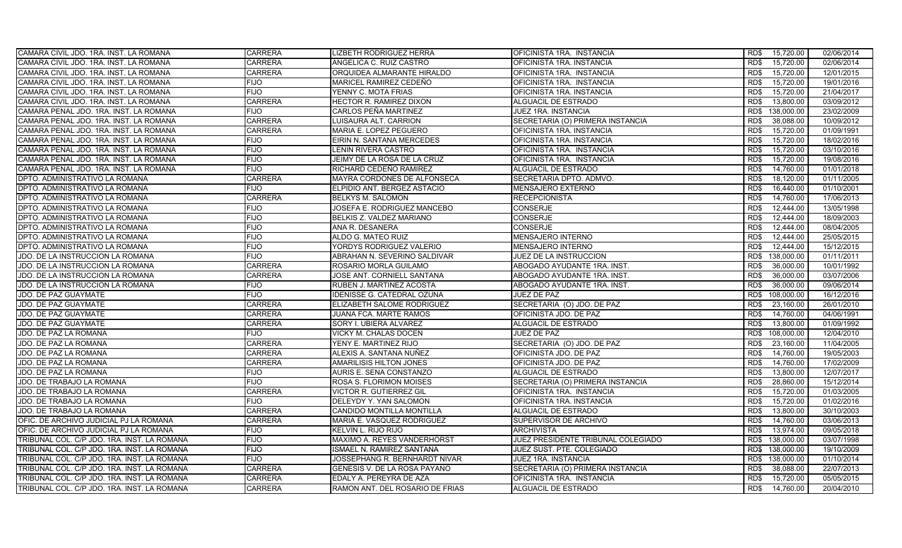| | | | | | |
|---|---|---|---|---|---|
| CAMARA CIVIL JDO. 1RA. INST. LA ROMANA | CARRERA | LIZBETH RODRIGUEZ HERRA | OFICINISTA 1RA. INSTANCIA | RD$ 15,720.00 | 02/06/2014 |
| CAMARA CIVIL JDO. 1RA. INST. LA ROMANA | CARRERA | ANGELICA C. RUIZ CASTRO | OFICINISTA 1RA. INSTANCIA | RD$ 15,720.00 | 02/06/2014 |
| CAMARA CIVIL JDO. 1RA. INST. LA ROMANA | CARRERA | ORQUIDEA ALMARANTE HIRALDO | OFICINISTA 1RA. INSTANCIA | RD$ 15,720.00 | 12/01/2015 |
| CAMARA CIVIL JDO. 1RA. INST. LA ROMANA | FIJO | MARICEL RAMIREZ CEDEÑO | OFICINISTA 1RA. INSTANCIA | RD$ 15,720.00 | 19/01/2016 |
| CAMARA CIVIL JDO. 1RA. INST. LA ROMANA | FIJO | YENNY C. MOTA FRIAS | OFICINISTA 1RA. INSTANCIA | RD$ 15,720.00 | 21/04/2017 |
| CAMARA CIVIL JDO. 1RA. INST. LA ROMANA | CARRERA | HECTOR R. RAMIREZ DIXON | ALGUACIL DE ESTRADO | RD$ 13,800.00 | 03/09/2012 |
| CAMARA PENAL JDO. 1RA. INST. LA ROMANA | FIJO | CARLOS PEÑA MARTINEZ | JUEZ 1RA. INSTANCIA | RD$ 138,000.00 | 23/02/2009 |
| CAMARA PENAL JDO. 1RA. INST. LA ROMANA | CARRERA | LUISAURA ALT. CARRION | SECRETARIA (O) PRIMERA INSTANCIA | RD$ 38,088.00 | 10/09/2012 |
| CAMARA PENAL JDO. 1RA. INST. LA ROMANA | CARRERA | MARIA E. LOPEZ PEGUERO | OFICINISTA 1RA. INSTANCIA | RD$ 15,720.00 | 01/09/1991 |
| CAMARA PENAL JDO. 1RA. INST. LA ROMANA | FIJO | EIRIN N. SANTANA MERCEDES | OFICINISTA 1RA. INSTANCIA | RD$ 15,720.00 | 18/02/2016 |
| CAMARA PENAL JDO. 1RA. INST. LA ROMANA | FIJO | LENIN RIVERA CASTRO | OFICINISTA 1RA. INSTANCIA | RD$ 15,720.00 | 03/10/2016 |
| CAMARA PENAL JDO. 1RA. INST. LA ROMANA | FIJO | JEIMY DE LA ROSA DE LA CRUZ | OFICINISTA 1RA. INSTANCIA | RD$ 15,720.00 | 19/08/2016 |
| CAMARA PENAL JDO. 1RA. INST. LA ROMANA | FIJO | RICHARD CEDEÑO RAMIREZ | ALGUACIL DE ESTRADO | RD$ 14,760.00 | 01/01/2018 |
| DPTO. ADMINISTRATIVO LA ROMANA | CARRERA | MAYRA CORDONES DE ALFONSECA | SECRETARIA DPTO. ADMVO. | RD$ 18,120.00 | 01/11/2005 |
| DPTO. ADMINISTRATIVO LA ROMANA | FIJO | ELPIDIO ANT. BERGEZ ASTACIO | MENSAJERO EXTERNO | RD$ 16,440.00 | 01/10/2001 |
| DPTO. ADMINISTRATIVO LA ROMANA | CARRERA | BELKYS M. SALOMON | RECEPCIONISTA | RD$ 14,760.00 | 17/06/2013 |
| DPTO. ADMINISTRATIVO LA ROMANA | FIJO | JOSEFA E. RODRIGUEZ MANCEBO | CONSERJE | RD$ 12,444.00 | 13/05/1998 |
| DPTO. ADMINISTRATIVO LA ROMANA | FIJO | BELKIS Z. VALDEZ MARIANO | CONSERJE | RD$ 12,444.00 | 18/09/2003 |
| DPTO. ADMINISTRATIVO LA ROMANA | FIJO | ANA R. DESANERA | CONSERJE | RD$ 12,444.00 | 08/04/2005 |
| DPTO. ADMINISTRATIVO LA ROMANA | FIJO | ALDO G. MATEO RUIZ | MENSAJERO INTERNO | RD$ 12,444.00 | 25/05/2015 |
| DPTO. ADMINISTRATIVO LA ROMANA | FIJO | YORDYS RODRIGUEZ VALERIO | MENSAJERO INTERNO | RD$ 12,444.00 | 15/12/2015 |
| JDO. DE LA INSTRUCCION LA ROMANA | FIJO | ABRAHAN N. SEVERINO SALDIVAR | JUEZ DE LA INSTRUCCION | RD$ 138,000.00 | 01/11/2011 |
| JDO. DE LA INSTRUCCION LA ROMANA | CARRERA | ROSARIO MORLA GUILAMO | ABOGADO AYUDANTE 1RA. INST. | RD$ 36,000.00 | 10/01/1992 |
| JDO. DE LA INSTRUCCION LA ROMANA | CARRERA | JOSE ANT. CORNIELL SANTANA | ABOGADO AYUDANTE 1RA. INST. | RD$ 36,000.00 | 03/07/2006 |
| JDO. DE LA INSTRUCCION LA ROMANA | FIJO | RUBEN J. MARTINEZ ACOSTA | ABOGADO AYUDANTE 1RA. INST. | RD$ 36,000.00 | 09/06/2014 |
| JDO. DE PAZ GUAYMATE | FIJO | IDENISSE G. CATEDRAL OZUNA | JUEZ DE PAZ | RD$ 108,000.00 | 16/12/2016 |
| JDO. DE PAZ GUAYMATE | CARRERA | ELIZABETH SALOME RODRIGUEZ | SECRETARIA (O) JDO. DE PAZ | RD$ 23,160.00 | 26/01/2010 |
| JDO. DE PAZ GUAYMATE | CARRERA | JUANA FCA. MARTE RAMOS | OFICINISTA JDO. DE PAZ | RD$ 14,760.00 | 04/06/1991 |
| JDO. DE PAZ GUAYMATE | CARRERA | SORY I. UBIERA ALVAREZ | ALGUACIL DE ESTRADO | RD$ 13,800.00 | 01/09/1992 |
| JDO. DE PAZ LA ROMANA | FIJO | VICKY M. CHALAS DOCEN | JUEZ DE PAZ | RD$ 108,000.00 | 12/04/2010 |
| JDO. DE PAZ LA ROMANA | CARRERA | YENY E. MARTINEZ RIJO | SECRETARIA (O) JDO. DE PAZ | RD$ 23,160.00 | 11/04/2005 |
| JDO. DE PAZ LA ROMANA | CARRERA | ALEXIS A. SANTANA NUÑEZ | OFICINISTA JDO. DE PAZ | RD$ 14,760.00 | 19/05/2003 |
| JDO. DE PAZ LA ROMANA | CARRERA | AMARILISIS HILTON JONES | OFICINISTA JDO. DE PAZ | RD$ 14,760.00 | 17/02/2009 |
| JDO. DE PAZ LA ROMANA | FIJO | AURIS E. SENA CONSTANZO | ALGUACIL DE ESTRADO | RD$ 13,800.00 | 12/07/2017 |
| JDO. DE TRABAJO LA ROMANA | FIJO | ROSA S. FLORIMON MOISES | SECRETARIA (O) PRIMERA INSTANCIA | RD$ 28,860.00 | 15/12/2014 |
| JDO. DE TRABAJO LA ROMANA | CARRERA | VICTOR R. GUTIERREZ GIL | OFICINISTA 1RA. INSTANCIA | RD$ 15,720.00 | 01/03/2005 |
| JDO. DE TRABAJO LA ROMANA | FIJO | DELEYDY Y. YAN SALOMON | OFICINISTA 1RA. INSTANCIA | RD$ 15,720.00 | 01/02/2016 |
| JDO. DE TRABAJO LA ROMANA | CARRERA | CANDIDO MONTILLA MONTILLA | ALGUACIL DE ESTRADO | RD$ 13,800.00 | 30/10/2003 |
| OFIC. DE ARCHIVO JUDICIAL PJ LA ROMANA | CARRERA | MARIA E. VASQUEZ RODRIGUEZ | SUPERVISOR DE ARCHIVO | RD$ 14,760.00 | 03/06/2013 |
| OFIC. DE ARCHIVO JUDICIAL PJ LA ROMANA | FIJO | KELVIN L. RIJO RIJO | ARCHIVISTA | RD$ 13,974.00 | 09/05/2018 |
| TRIBUNAL COL. C/P JDO. 1RA. INST. LA ROMANA | FIJO | MAXIMO A. REYES VANDERHORST | JUEZ PRESIDENTE TRIBUNAL COLEGIADO | RD$ 138,000.00 | 03/07/1998 |
| TRIBUNAL COL. C/P JDO. 1RA. INST. LA ROMANA | FIJO | ISMAEL N. RAMIREZ SANTANA | JUEZ SUST. PTE. COLEGIADO | RD$ 138,000.00 | 19/10/2009 |
| TRIBUNAL COL. C/P JDO. 1RA. INST. LA ROMANA | FIJO | JOSSEPHANG R. BERNHARDT NIVAR | JUEZ 1RA. INSTANCIA | RD$ 138,000.00 | 01/10/2014 |
| TRIBUNAL COL. C/P JDO. 1RA. INST. LA ROMANA | CARRERA | GENESIS V. DE LA ROSA PAYANO | SECRETARIA (O) PRIMERA INSTANCIA | RD$ 38,088.00 | 22/07/2013 |
| TRIBUNAL COL. C/P JDO. 1RA. INST. LA ROMANA | CARRERA | EDALY A. PEREYRA DE AZA | OFICINISTA 1RA. INSTANCIA | RD$ 15,720.00 | 05/05/2015 |
| TRIBUNAL COL. C/P JDO. 1RA. INST. LA ROMANA | CARRERA | RAMON ANT. DEL ROSARIO DE FRIAS | ALGUACIL DE ESTRADO | RD$ 14,760.00 | 20/04/2010 |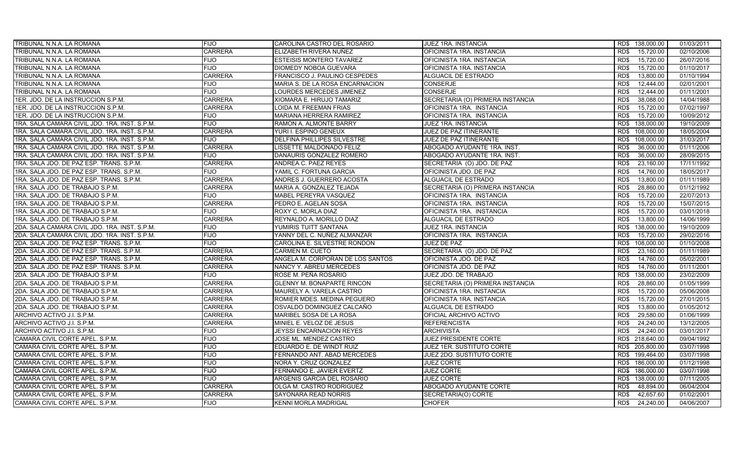| | | | | | |
|---|---|---|---|---|---|
| TRIBUNAL N.N.A. LA ROMANA | FIJO | CAROLINA CASTRO DEL ROSARIO | JUEZ 1RA. INSTANCIA | RD$ 138,000.00 | 01/03/2011 |
| TRIBUNAL N.N.A. LA ROMANA | CARRERA | ELIZABETH RIVERA NUÑEZ | OFICINISTA 1RA. INSTANCIA | RD$ 15,720.00 | 02/10/2006 |
| TRIBUNAL N.N.A. LA ROMANA | FIJO | ESTEISIS MONTERO TAVAREZ | OFICINISTA 1RA. INSTANCIA | RD$ 15,720.00 | 26/07/2016 |
| TRIBUNAL N.N.A. LA ROMANA | FIJO | DIOMEDY NOBOA GUEVARA | OFICINISTA 1RA. INSTANCIA | RD$ 15,720.00 | 01/10/2017 |
| TRIBUNAL N.N.A. LA ROMANA | CARRERA | FRANCISCO J. PAULINO CESPEDES | ALGUACIL DE ESTRADO | RD$ 13,800.00 | 01/10/1994 |
| TRIBUNAL N.N.A. LA ROMANA | FIJO | MARIA S. DE LA ROSA ENCARNACION | CONSERJE | RD$ 12,444.00 | 02/01/2001 |
| TRIBUNAL N.N.A. LA ROMANA | FIJO | LOURDES MERCEDES JIMENEZ | CONSERJE | RD$ 12,444.00 | 01/11/2001 |
| 1ER. JDO. DE LA INSTRUCCION S.P.M. | CARRERA | XIOMARA E. HIRUJO TAMARIZ | SECRETARIA (O) PRIMERA INSTANCIA | RD$ 38,088.00 | 14/04/1988 |
| 1ER. JDO. DE LA INSTRUCCION S.P.M. | CARRERA | LOIDA M. FREEMAN FRIAS | OFICINISTA 1RA. INSTANCIA | RD$ 15,720.00 | 07/02/1997 |
| 1ER. JDO. DE LA INSTRUCCION S.P.M. | FIJO | MARIANA HERRERA RAMIREZ | OFICINISTA 1RA. INSTANCIA | RD$ 15,720.00 | 10/09/2012 |
| 1RA. SALA CAMARA CIVIL JDO. 1RA. INST. S.P.M. | FIJO | RAMON A. ALMONTE BARRY | JUEZ 1RA. INSTANCIA | RD$ 138,000.00 | 19/10/2009 |
| 1RA. SALA CAMARA CIVIL JDO. 1RA. INST. S.P.M. | CARRERA | YURI I. ESPINO GENEUX | JUEZ DE PAZ ITINERANTE | RD$ 108,000.00 | 18/05/2004 |
| 1RA. SALA CAMARA CIVIL JDO. 1RA. INST. S.P.M. | FIJO | DELFINA PHILLIPES SILVESTRE | JUEZ DE PAZ ITINERANTE | RD$ 108,000.00 | 31/03/2017 |
| 1RA. SALA CAMARA CIVIL JDO. 1RA. INST. S.P.M. | CARRERA | LISSETTE MALDONADO FELIZ | ABOGADO AYUDANTE 1RA. INST. | RD$ 36,000.00 | 01/11/2006 |
| 1RA. SALA CAMARA CIVIL JDO. 1RA. INST. S.P.M. | FIJO | DANAURIS GONZALEZ ROMERO | ABOGADO AYUDANTE 1RA. INST. | RD$ 36,000.00 | 28/09/2015 |
| 1RA. SALA JDO. DE PAZ ESP. TRANS. S.P.M. | CARRERA | ANDREA C. PAEZ REYES | SECRETARIA (O) JDO. DE PAZ | RD$ 23,160.00 | 17/11/1992 |
| 1RA. SALA JDO. DE PAZ ESP. TRANS. S.P.M. | FIJO | YAMIL C. FORTUNA GARCIA | OFICINISTA JDO. DE PAZ | RD$ 14,760.00 | 18/05/2017 |
| 1RA. SALA JDO. DE PAZ ESP. TRANS. S.P.M. | CARRERA | ANDRES J. GUERRERO ACOSTA | ALGUACIL DE ESTRADO | RD$ 13,800.00 | 01/11/1989 |
| 1RA. SALA JDO. DE TRABAJO S.P.M. | CARRERA | MARIA A. GONZALEZ TEJADA | SECRETARIA (O) PRIMERA INSTANCIA | RD$ 28,860.00 | 01/12/1992 |
| 1RA. SALA JDO. DE TRABAJO S.P.M. | FIJO | MABEL PEREYRA VASQUEZ | OFICINISTA 1RA. INSTANCIA | RD$ 15,720.00 | 22/07/2013 |
| 1RA. SALA JDO. DE TRABAJO S.P.M. | CARRERA | PEDRO E. AGELAN SOSA | OFICINISTA 1RA. INSTANCIA | RD$ 15,720.00 | 15/07/2015 |
| 1RA. SALA JDO. DE TRABAJO S.P.M. | FIJO | ROXY C. MORLA DIAZ | OFICINISTA 1RA. INSTANCIA | RD$ 15,720.00 | 03/01/2018 |
| 1RA. SALA JDO. DE TRABAJO S.P.M. | CARRERA | REYNALDO A. MORILLO DIAZ | ALGUACIL DE ESTRADO | RD$ 13,800.00 | 14/06/1999 |
| 2DA. SALA CAMARA CIVIL JDO. 1RA. INST. S.P.M. | FIJO | YUMIRIS TUITT SANTANA | JUEZ 1RA. INSTANCIA | RD$ 138,000.00 | 19/10/2009 |
| 2DA. SALA CAMARA CIVIL JDO. 1RA. INST. S.P.M. | FIJO | YANNY DEL C. NUÑEZ ALMANZAR | OFICINISTA 1RA. INSTANCIA | RD$ 15,720.00 | 29/02/2016 |
| 2DA. SALA JDO. DE PAZ ESP. TRANS. S.P.M. | FIJO | CAROLINA E. SILVESTRE RONDON | JUEZ DE PAZ | RD$ 108,000.00 | 01/10/2008 |
| 2DA. SALA JDO. DE PAZ ESP. TRANS. S.P.M. | CARRERA | CARMEN M. CUETO | SECRETARIA (O) JDO. DE PAZ | RD$ 23,160.00 | 01/11/1989 |
| 2DA. SALA JDO. DE PAZ ESP. TRANS. S.P.M. | CARRERA | ANGELA M. CORPORAN DE LOS SANTOS | OFICINISTA JDO. DE PAZ | RD$ 14,760.00 | 05/02/2001 |
| 2DA. SALA JDO. DE PAZ ESP. TRANS. S.P.M. | CARRERA | NANCY Y. ABREU MERCEDES | OFICINISTA JDO. DE PAZ | RD$ 14,760.00 | 01/11/2001 |
| 2DA. SALA JDO. DE TRABAJO S.P.M. | FIJO | ROSE M. PEÑA ROSARIO | JUEZ JDO. DE TRABAJO | RD$ 138,000.00 | 23/02/2009 |
| 2DA. SALA JDO. DE TRABAJO S.P.M. | CARRERA | GLENNY M. BONAPARTE RINCON | SECRETARIA (O) PRIMERA INSTANCIA | RD$ 28,860.00 | 01/05/1999 |
| 2DA. SALA JDO. DE TRABAJO S.P.M. | CARRERA | MAURELY A. VARELA CASTRO | OFICINISTA 1RA. INSTANCIA | RD$ 15,720.00 | 05/06/2008 |
| 2DA. SALA JDO. DE TRABAJO S.P.M. | CARRERA | ROMIER MDES. MEDINA PEGUERO | OFICINISTA 1RA. INSTANCIA | RD$ 15,720.00 | 27/01/2015 |
| 2DA. SALA JDO. DE TRABAJO S.P.M. | CARRERA | OSVALDO DOMINGUEZ CALCAÑO | ALGUACIL DE ESTRADO | RD$ 13,800.00 | 01/05/2012 |
| ARCHIVO ACTIVO J.I. S.P.M. | CARRERA | MARIBEL SOSA DE LA ROSA | OFICIAL ARCHIVO ACTIVO | RD$ 29,580.00 | 01/06/1999 |
| ARCHIVO ACTIVO J.I. S.P.M. | CARRERA | MINIEL E. VELOZ DE JESUS | REFERENCISTA | RD$ 24,240.00 | 13/12/2005 |
| ARCHIVO ACTIVO J.I. S.P.M. | FIJO | JEYSSI ENCARNACION REYES | ARCHIVISTA | RD$ 24,240.00 | 03/01/2017 |
| CAMARA CIVIL CORTE APEL. S.P.M. | FIJO | JOSE ML. MENDEZ CASTRO | JUEZ PRESIDENTE CORTE | RD$ 218,640.00 | 09/04/1992 |
| CAMARA CIVIL CORTE APEL. S.P.M. | FIJO | EDUARDO E. DE WINDT RUIZ | JUEZ 1ER. SUSTITUTO CORTE | RD$ 205,800.00 | 03/07/1998 |
| CAMARA CIVIL CORTE APEL. S.P.M. | FIJO | FERNANDO ANT. ABAD MERCEDES | JUEZ 2DO. SUSTITUTO CORTE | RD$ 199,464.00 | 03/07/1998 |
| CAMARA CIVIL CORTE APEL. S.P.M. | FIJO | NORA Y. CRUZ GONZALEZ | JUEZ CORTE | RD$ 186,000.00 | 01/12/1998 |
| CAMARA CIVIL CORTE APEL. S.P.M. | FIJO | FERNANDO E. JAVIER EVERTZ | JUEZ CORTE | RD$ 186,000.00 | 03/07/1998 |
| CAMARA CIVIL CORTE APEL. S.P.M. | FIJO | ARGENIS GARCIA DEL ROSARIO | JUEZ CORTE | RD$ 138,000.00 | 07/11/2005 |
| CAMARA CIVIL CORTE APEL. S.P.M. | CARRERA | OLGA M. CASTRO RODRIGUEZ | ABOGADO AYUDANTE CORTE | RD$ 48,894.00 | 06/04/2004 |
| CAMARA CIVIL CORTE APEL. S.P.M. | CARRERA | SAYONARA READ NORRIS | SECRETARIA(O) CORTE | RD$ 42,657.60 | 01/02/2001 |
| CAMARA CIVIL CORTE APEL. S.P.M. | FIJO | KENNI MORLA MADRIGAL | CHOFER | RD$ 24,240.00 | 04/06/2007 |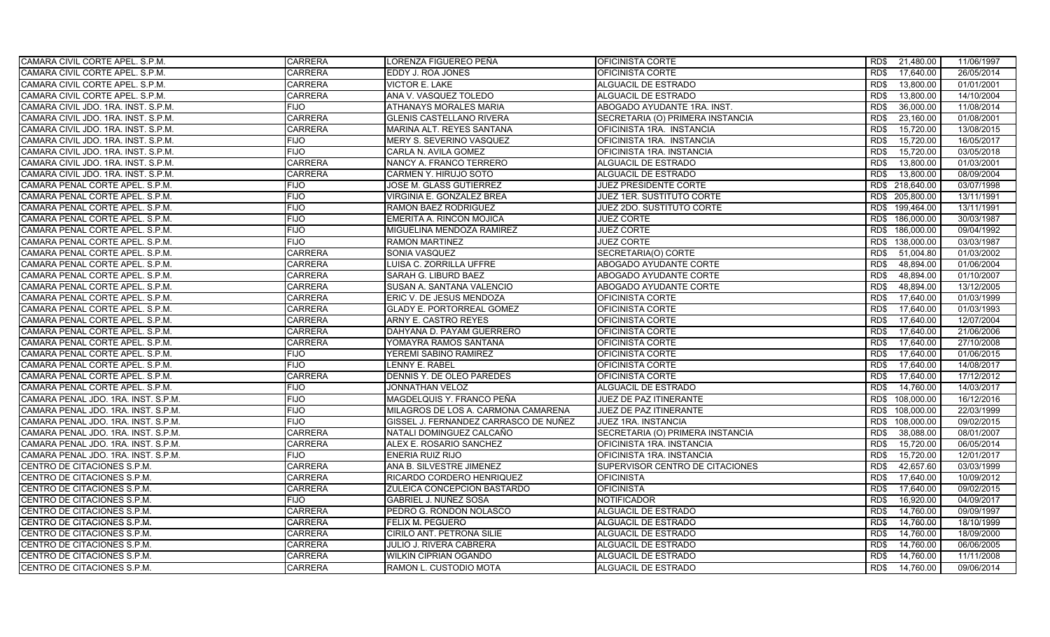| | | | | | |
|---|---|---|---|---|---|
| CAMARA CIVIL CORTE APEL. S.P.M. | CARRERA | LORENZA FIGUEREO PEÑA | OFICINISTA CORTE | RD$ 21,480.00 | 11/06/1997 |
| CAMARA CIVIL CORTE APEL. S.P.M. | CARRERA | EDDY J. ROA JONES | OFICINISTA CORTE | RD$ 17,640.00 | 26/05/2014 |
| CAMARA CIVIL CORTE APEL. S.P.M. | CARRERA | VICTOR E. LAKE | ALGUACIL DE ESTRADO | RD$ 13,800.00 | 01/01/2001 |
| CAMARA CIVIL CORTE APEL. S.P.M. | CARRERA | ANA V. VASQUEZ TOLEDO | ALGUACIL DE ESTRADO | RD$ 13,800.00 | 14/10/2004 |
| CAMARA CIVIL JDO. 1RA. INST. S.P.M. | FIJO | ATHANAYS MORALES MARIA | ABOGADO AYUDANTE 1RA. INST. | RD$ 36,000.00 | 11/08/2014 |
| CAMARA CIVIL JDO. 1RA. INST. S.P.M. | CARRERA | GLENIS CASTELLANO RIVERA | SECRETARIA (O) PRIMERA INSTANCIA | RD$ 23,160.00 | 01/08/2001 |
| CAMARA CIVIL JDO. 1RA. INST. S.P.M. | CARRERA | MARINA ALT. REYES SANTANA | OFICINISTA 1RA. INSTANCIA | RD$ 15,720.00 | 13/08/2015 |
| CAMARA CIVIL JDO. 1RA. INST. S.P.M. | FIJO | MERY S. SEVERINO VASQUEZ | OFICINISTA 1RA. INSTANCIA | RD$ 15,720.00 | 16/05/2017 |
| CAMARA CIVIL JDO. 1RA. INST. S.P.M. | FIJO | CARLA N. AVILA GOMEZ | OFICINISTA 1RA. INSTANCIA | RD$ 15,720.00 | 03/05/2018 |
| CAMARA CIVIL JDO. 1RA. INST. S.P.M. | CARRERA | NANCY A. FRANCO TERRERO | ALGUACIL DE ESTRADO | RD$ 13,800.00 | 01/03/2001 |
| CAMARA CIVIL JDO. 1RA. INST. S.P.M. | CARRERA | CARMEN Y. HIRUJO SOTO | ALGUACIL DE ESTRADO | RD$ 13,800.00 | 08/09/2004 |
| CAMARA PENAL CORTE APEL. S.P.M. | FIJO | JOSE M. GLASS GUTIERREZ | JUEZ PRESIDENTE CORTE | RD$ 218,640.00 | 03/07/1998 |
| CAMARA PENAL CORTE APEL. S.P.M. | FIJO | VIRGINIA E. GONZALEZ BREA | JUEZ 1ER. SUSTITUTO CORTE | RD$ 205,800.00 | 13/11/1991 |
| CAMARA PENAL CORTE APEL. S.P.M. | FIJO | RAMON BAEZ RODRIGUEZ | JUEZ 2DO. SUSTITUTO CORTE | RD$ 199,464.00 | 13/11/1991 |
| CAMARA PENAL CORTE APEL. S.P.M. | FIJO | EMERITA A. RINCON MOJICA | JUEZ CORTE | RD$ 186,000.00 | 30/03/1987 |
| CAMARA PENAL CORTE APEL. S.P.M. | FIJO | MIGUELINA MENDOZA RAMIREZ | JUEZ CORTE | RD$ 186,000.00 | 09/04/1992 |
| CAMARA PENAL CORTE APEL. S.P.M. | FIJO | RAMON MARTINEZ | JUEZ CORTE | RD$ 138,000.00 | 03/03/1987 |
| CAMARA PENAL CORTE APEL. S.P.M. | CARRERA | SONIA VASQUEZ | SECRETARIA(O) CORTE | RD$ 51,004.80 | 01/03/2002 |
| CAMARA PENAL CORTE APEL. S.P.M. | CARRERA | LUISA C. ZORRILLA UFFRE | ABOGADO AYUDANTE CORTE | RD$ 48,894.00 | 01/06/2004 |
| CAMARA PENAL CORTE APEL. S.P.M. | CARRERA | SARAH G. LIBURD BAEZ | ABOGADO AYUDANTE CORTE | RD$ 48,894.00 | 01/10/2007 |
| CAMARA PENAL CORTE APEL. S.P.M. | CARRERA | SUSAN A. SANTANA VALENCIO | ABOGADO AYUDANTE CORTE | RD$ 48,894.00 | 13/12/2005 |
| CAMARA PENAL CORTE APEL. S.P.M. | CARRERA | ERIC V. DE JESUS MENDOZA | OFICINISTA CORTE | RD$ 17,640.00 | 01/03/1999 |
| CAMARA PENAL CORTE APEL. S.P.M. | CARRERA | GLADY E. PORTORREAL GOMEZ | OFICINISTA CORTE | RD$ 17,640.00 | 01/03/1993 |
| CAMARA PENAL CORTE APEL. S.P.M. | CARRERA | ARNY E. CASTRO REYES | OFICINISTA CORTE | RD$ 17,640.00 | 12/07/2004 |
| CAMARA PENAL CORTE APEL. S.P.M. | CARRERA | DAHYANA D. PAYAM GUERRERO | OFICINISTA CORTE | RD$ 17,640.00 | 21/06/2006 |
| CAMARA PENAL CORTE APEL. S.P.M. | CARRERA | YOMAYRA RAMOS SANTANA | OFICINISTA CORTE | RD$ 17,640.00 | 27/10/2008 |
| CAMARA PENAL CORTE APEL. S.P.M. | FIJO | YEREMI SABINO RAMIREZ | OFICINISTA CORTE | RD$ 17,640.00 | 01/06/2015 |
| CAMARA PENAL CORTE APEL. S.P.M. | FIJO | LENNY E. RABEL | OFICINISTA CORTE | RD$ 17,640.00 | 14/08/2017 |
| CAMARA PENAL CORTE APEL. S.P.M. | CARRERA | DENNIS Y. DE OLEO PAREDES | OFICINISTA CORTE | RD$ 17,640.00 | 17/12/2012 |
| CAMARA PENAL CORTE APEL. S.P.M. | FIJO | JONNATHAN VELOZ | ALGUACIL DE ESTRADO | RD$ 14,760.00 | 14/03/2017 |
| CAMARA PENAL JDO. 1RA. INST. S.P.M. | FIJO | MAGDELQUIS Y. FRANCO PEÑA | JUEZ DE PAZ ITINERANTE | RD$ 108,000.00 | 16/12/2016 |
| CAMARA PENAL JDO. 1RA. INST. S.P.M. | FIJO | MILAGROS DE LOS A. CARMONA CAMARENA | JUEZ DE PAZ ITINERANTE | RD$ 108,000.00 | 22/03/1999 |
| CAMARA PENAL JDO. 1RA. INST. S.P.M. | FIJO | GISSEL J. FERNANDEZ CARRASCO DE NUÑEZ | JUEZ 1RA. INSTANCIA | RD$ 108,000.00 | 09/02/2015 |
| CAMARA PENAL JDO. 1RA. INST. S.P.M. | CARRERA | NATALI DOMINGUEZ CALCAÑO | SECRETARIA (O) PRIMERA INSTANCIA | RD$ 38,088.00 | 08/01/2007 |
| CAMARA PENAL JDO. 1RA. INST. S.P.M. | CARRERA | ALEX E. ROSARIO SANCHEZ | OFICINISTA 1RA. INSTANCIA | RD$ 15,720.00 | 06/05/2014 |
| CAMARA PENAL JDO. 1RA. INST. S.P.M. | FIJO | ENERIA RUIZ RIJO | OFICINISTA 1RA. INSTANCIA | RD$ 15,720.00 | 12/01/2017 |
| CENTRO DE CITACIONES S.P.M. | CARRERA | ANA B. SILVESTRE JIMENEZ | SUPERVISOR CENTRO DE CITACIONES | RD$ 42,657.60 | 03/03/1999 |
| CENTRO DE CITACIONES S.P.M. | CARRERA | RICARDO CORDERO HENRIQUEZ | OFICINISTA | RD$ 17,640.00 | 10/09/2012 |
| CENTRO DE CITACIONES S.P.M. | CARRERA | ZULEICA CONCEPCION BASTARDO | OFICINISTA | RD$ 17,640.00 | 09/02/2015 |
| CENTRO DE CITACIONES S.P.M. | FIJO | GABRIEL J. NUÑEZ SOSA | NOTIFICADOR | RD$ 16,920.00 | 04/09/2017 |
| CENTRO DE CITACIONES S.P.M. | CARRERA | PEDRO G. RONDON NOLASCO | ALGUACIL DE ESTRADO | RD$ 14,760.00 | 09/09/1997 |
| CENTRO DE CITACIONES S.P.M. | CARRERA | FELIX M. PEGUERO | ALGUACIL DE ESTRADO | RD$ 14,760.00 | 18/10/1999 |
| CENTRO DE CITACIONES S.P.M. | CARRERA | CIRILO ANT. PETRONA SILIE | ALGUACIL DE ESTRADO | RD$ 14,760.00 | 18/09/2000 |
| CENTRO DE CITACIONES S.P.M. | CARRERA | JULIO J. RIVERA CABRERA | ALGUACIL DE ESTRADO | RD$ 14,760.00 | 06/06/2005 |
| CENTRO DE CITACIONES S.P.M. | CARRERA | WILKIN CIPRIAN OGANDO | ALGUACIL DE ESTRADO | RD$ 14,760.00 | 11/11/2008 |
| CENTRO DE CITACIONES S.P.M. | CARRERA | RAMON L. CUSTODIO MOTA | ALGUACIL DE ESTRADO | RD$ 14,760.00 | 09/06/2014 |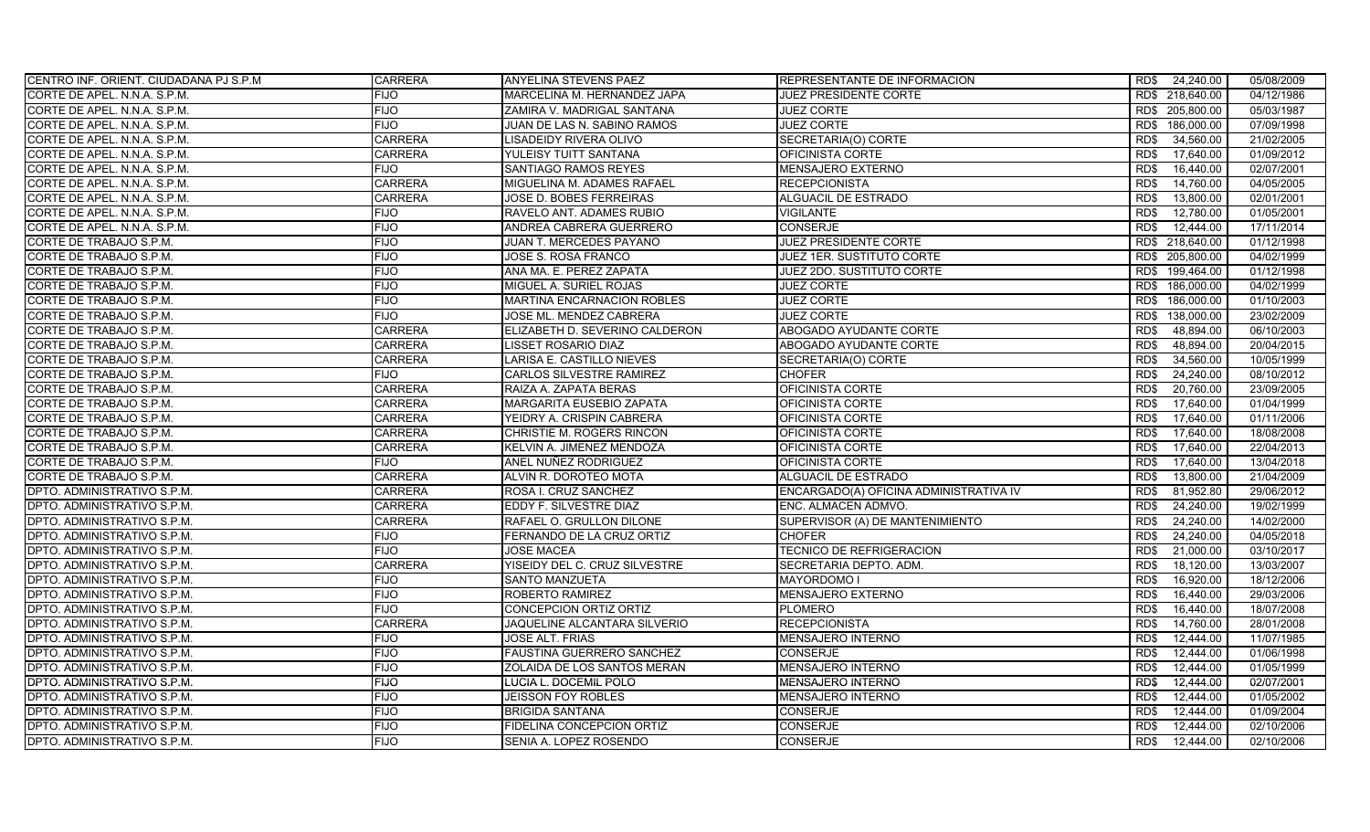| | | | | | |
|---|---|---|---|---|---|
| CENTRO INF. ORIENT. CIUDADANA PJ S.P.M | CARRERA | ANYELINA STEVENS PAEZ | REPRESENTANTE DE INFORMACION | RD$ 24,240.00 | 05/08/2009 |
| CORTE DE APEL. N.N.A. S.P.M. | FIJO | MARCELINA M. HERNANDEZ JAPA | JUEZ PRESIDENTE CORTE | RD$ 218,640.00 | 04/12/1986 |
| CORTE DE APEL. N.N.A. S.P.M. | FIJO | ZAMIRA V. MADRIGAL SANTANA | JUEZ CORTE | RD$ 205,800.00 | 05/03/1987 |
| CORTE DE APEL. N.N.A. S.P.M. | FIJO | JUAN DE LAS N. SABINO RAMOS | JUEZ CORTE | RD$ 186,000.00 | 07/09/1998 |
| CORTE DE APEL. N.N.A. S.P.M. | CARRERA | LISADEIDY RIVERA OLIVO | SECRETARIA(O) CORTE | RD$ 34,560.00 | 21/02/2005 |
| CORTE DE APEL. N.N.A. S.P.M. | CARRERA | YULEISY TUITT SANTANA | OFICINISTA CORTE | RD$ 17,640.00 | 01/09/2012 |
| CORTE DE APEL. N.N.A. S.P.M. | FIJO | SANTIAGO RAMOS REYES | MENSAJERO EXTERNO | RD$ 16,440.00 | 02/07/2001 |
| CORTE DE APEL. N.N.A. S.P.M. | CARRERA | MIGUELINA M. ADAMES RAFAEL | RECEPCIONISTA | RD$ 14,760.00 | 04/05/2005 |
| CORTE DE APEL. N.N.A. S.P.M. | CARRERA | JOSE D. BOBES FERREIRAS | ALGUACIL DE ESTRADO | RD$ 13,800.00 | 02/01/2001 |
| CORTE DE APEL. N.N.A. S.P.M. | FIJO | RAVELO ANT. ADAMES RUBIO | VIGILANTE | RD$ 12,780.00 | 01/05/2001 |
| CORTE DE APEL. N.N.A. S.P.M. | FIJO | ANDREA CABRERA GUERRERO | CONSERJE | RD$ 12,444.00 | 17/11/2014 |
| CORTE DE TRABAJO S.P.M. | FIJO | JUAN T. MERCEDES PAYANO | JUEZ PRESIDENTE CORTE | RD$ 218,640.00 | 01/12/1998 |
| CORTE DE TRABAJO S.P.M. | FIJO | JOSE S. ROSA FRANCO | JUEZ 1ER. SUSTITUTO CORTE | RD$ 205,800.00 | 04/02/1999 |
| CORTE DE TRABAJO S.P.M. | FIJO | ANA MA. E. PEREZ ZAPATA | JUEZ 2DO. SUSTITUTO CORTE | RD$ 199,464.00 | 01/12/1998 |
| CORTE DE TRABAJO S.P.M. | FIJO | MIGUEL A. SURIEL ROJAS | JUEZ CORTE | RD$ 186,000.00 | 04/02/1999 |
| CORTE DE TRABAJO S.P.M. | FIJO | MARTINA ENCARNACION ROBLES | JUEZ CORTE | RD$ 186,000.00 | 01/10/2003 |
| CORTE DE TRABAJO S.P.M. | FIJO | JOSE ML. MENDEZ CABRERA | JUEZ CORTE | RD$ 138,000.00 | 23/02/2009 |
| CORTE DE TRABAJO S.P.M. | CARRERA | ELIZABETH D. SEVERINO CALDERON | ABOGADO AYUDANTE CORTE | RD$ 48,894.00 | 06/10/2003 |
| CORTE DE TRABAJO S.P.M. | CARRERA | LISSET ROSARIO DIAZ | ABOGADO AYUDANTE CORTE | RD$ 48,894.00 | 20/04/2015 |
| CORTE DE TRABAJO S.P.M. | CARRERA | LARISA E. CASTILLO NIEVES | SECRETARIA(O) CORTE | RD$ 34,560.00 | 10/05/1999 |
| CORTE DE TRABAJO S.P.M. | FIJO | CARLOS SILVESTRE RAMIREZ | CHOFER | RD$ 24,240.00 | 08/10/2012 |
| CORTE DE TRABAJO S.P.M. | CARRERA | RAIZA A. ZAPATA BERAS | OFICINISTA CORTE | RD$ 20,760.00 | 23/09/2005 |
| CORTE DE TRABAJO S.P.M. | CARRERA | MARGARITA EUSEBIO ZAPATA | OFICINISTA CORTE | RD$ 17,640.00 | 01/04/1999 |
| CORTE DE TRABAJO S.P.M. | CARRERA | YEIDRY A. CRISPIN CABRERA | OFICINISTA CORTE | RD$ 17,640.00 | 01/11/2006 |
| CORTE DE TRABAJO S.P.M. | CARRERA | CHRISTIE M. ROGERS RINCON | OFICINISTA CORTE | RD$ 17,640.00 | 18/08/2008 |
| CORTE DE TRABAJO S.P.M. | CARRERA | KELVIN A. JIMENEZ MENDOZA | OFICINISTA CORTE | RD$ 17,640.00 | 22/04/2013 |
| CORTE DE TRABAJO S.P.M. | FIJO | ANEL NUÑEZ RODRIGUEZ | OFICINISTA CORTE | RD$ 17,640.00 | 13/04/2018 |
| CORTE DE TRABAJO S.P.M. | CARRERA | ALVIN R. DOROTEO MOTA | ALGUACIL DE ESTRADO | RD$ 13,800.00 | 21/04/2009 |
| DPTO. ADMINISTRATIVO S.P.M. | CARRERA | ROSA I. CRUZ SANCHEZ | ENCARGADO(A) OFICINA ADMINISTRATIVA IV | RD$ 81,952.80 | 29/06/2012 |
| DPTO. ADMINISTRATIVO S.P.M. | CARRERA | EDDY F. SILVESTRE DIAZ | ENC. ALMACEN ADMVO. | RD$ 24,240.00 | 19/02/1999 |
| DPTO. ADMINISTRATIVO S.P.M. | CARRERA | RAFAEL O. GRULLON DILONE | SUPERVISOR (A) DE MANTENIMIENTO | RD$ 24,240.00 | 14/02/2000 |
| DPTO. ADMINISTRATIVO S.P.M. | FIJO | FERNANDO DE LA CRUZ ORTIZ | CHOFER | RD$ 24,240.00 | 04/05/2018 |
| DPTO. ADMINISTRATIVO S.P.M. | FIJO | JOSE MACEA | TECNICO DE REFRIGERACION | RD$ 21,000.00 | 03/10/2017 |
| DPTO. ADMINISTRATIVO S.P.M. | CARRERA | YISEIDY DEL C. CRUZ SILVESTRE | SECRETARIA DEPTO. ADM. | RD$ 18,120.00 | 13/03/2007 |
| DPTO. ADMINISTRATIVO S.P.M. | FIJO | SANTO MANZUETA | MAYORDOMO I | RD$ 16,920.00 | 18/12/2006 |
| DPTO. ADMINISTRATIVO S.P.M. | FIJO | ROBERTO RAMIREZ | MENSAJERO EXTERNO | RD$ 16,440.00 | 29/03/2006 |
| DPTO. ADMINISTRATIVO S.P.M. | FIJO | CONCEPCION ORTIZ ORTIZ | PLOMERO | RD$ 16,440.00 | 18/07/2008 |
| DPTO. ADMINISTRATIVO S.P.M. | CARRERA | JAQUELINE ALCANTARA SILVERIO | RECEPCIONISTA | RD$ 14,760.00 | 28/01/2008 |
| DPTO. ADMINISTRATIVO S.P.M. | FIJO | JOSE ALT. FRIAS | MENSAJERO INTERNO | RD$ 12,444.00 | 11/07/1985 |
| DPTO. ADMINISTRATIVO S.P.M. | FIJO | FAUSTINA GUERRERO SANCHEZ | CONSERJE | RD$ 12,444.00 | 01/06/1998 |
| DPTO. ADMINISTRATIVO S.P.M. | FIJO | ZOLAIDA DE LOS SANTOS MERAN | MENSAJERO INTERNO | RD$ 12,444.00 | 01/05/1999 |
| DPTO. ADMINISTRATIVO S.P.M. | FIJO | LUCIA L. DOCEMIL POLO | MENSAJERO INTERNO | RD$ 12,444.00 | 02/07/2001 |
| DPTO. ADMINISTRATIVO S.P.M. | FIJO | JEISSON FOY ROBLES | MENSAJERO INTERNO | RD$ 12,444.00 | 01/05/2002 |
| DPTO. ADMINISTRATIVO S.P.M. | FIJO | BRIGIDA SANTANA | CONSERJE | RD$ 12,444.00 | 01/09/2004 |
| DPTO. ADMINISTRATIVO S.P.M. | FIJO | FIDELINA CONCEPCION ORTIZ | CONSERJE | RD$ 12,444.00 | 02/10/2006 |
| DPTO. ADMINISTRATIVO S.P.M. | FIJO | SENIA A. LOPEZ ROSENDO | CONSERJE | RD$ 12,444.00 | 02/10/2006 |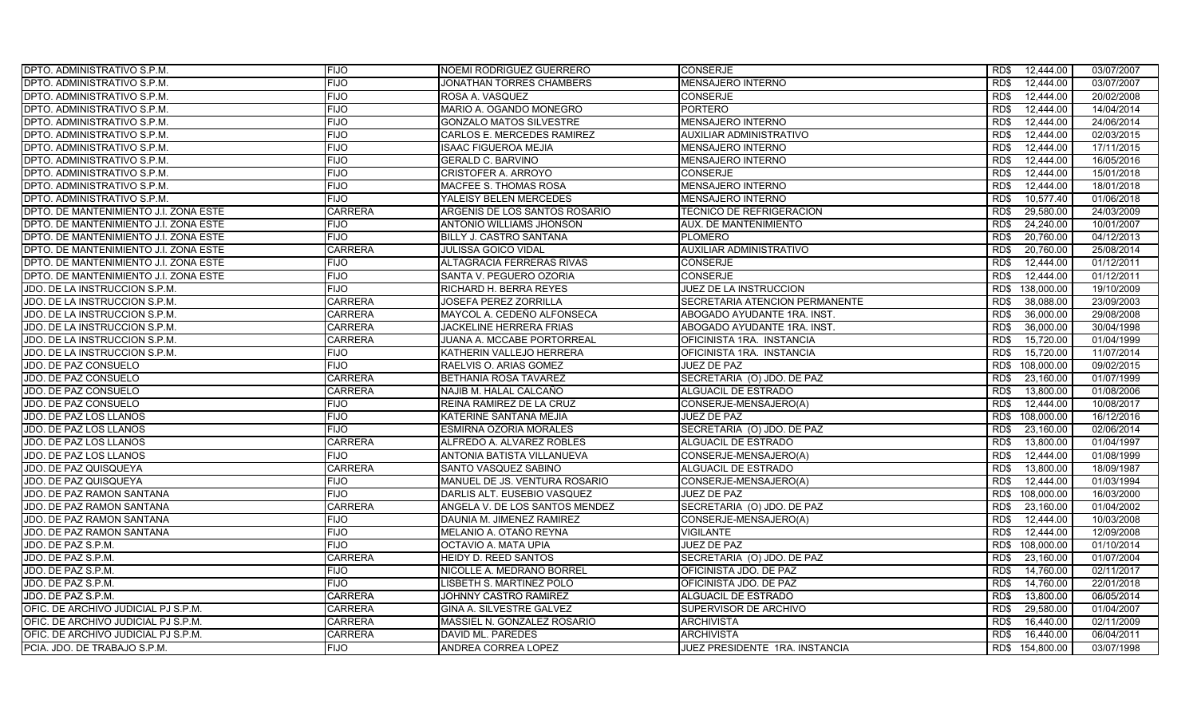| | | | | | |
|---|---|---|---|---|---|
| DPTO. ADMINISTRATIVO S.P.M. | FIJO | NOEMI RODRIGUEZ GUERRERO | CONSERJE | RD$ 12,444.00 | 03/07/2007 |
| DPTO. ADMINISTRATIVO S.P.M. | FIJO | JONATHAN TORRES CHAMBERS | MENSAJERO INTERNO | RD$ 12,444.00 | 03/07/2007 |
| DPTO. ADMINISTRATIVO S.P.M. | FIJO | ROSA A. VASQUEZ | CONSERJE | RD$ 12,444.00 | 20/02/2008 |
| DPTO. ADMINISTRATIVO S.P.M. | FIJO | MARIO A. OGANDO MONEGRO | PORTERO | RD$ 12,444.00 | 14/04/2014 |
| DPTO. ADMINISTRATIVO S.P.M. | FIJO | GONZALO MATOS SILVESTRE | MENSAJERO INTERNO | RD$ 12,444.00 | 24/06/2014 |
| DPTO. ADMINISTRATIVO S.P.M. | FIJO | CARLOS E. MERCEDES RAMIREZ | AUXILIAR ADMINISTRATIVO | RD$ 12,444.00 | 02/03/2015 |
| DPTO. ADMINISTRATIVO S.P.M. | FIJO | ISAAC FIGUEROA MEJIA | MENSAJERO INTERNO | RD$ 12,444.00 | 17/11/2015 |
| DPTO. ADMINISTRATIVO S.P.M. | FIJO | GERALD C. BARVINO | MENSAJERO INTERNO | RD$ 12,444.00 | 16/05/2016 |
| DPTO. ADMINISTRATIVO S.P.M. | FIJO | CRISTOFER A. ARROYO | CONSERJE | RD$ 12,444.00 | 15/01/2018 |
| DPTO. ADMINISTRATIVO S.P.M. | FIJO | MACFEE S. THOMAS ROSA | MENSAJERO INTERNO | RD$ 12,444.00 | 18/01/2018 |
| DPTO. ADMINISTRATIVO S.P.M. | FIJO | YALEISY BELEN MERCEDES | MENSAJERO INTERNO | RD$ 10,577.40 | 01/06/2018 |
| DPTO. DE MANTENIMIENTO J.I. ZONA ESTE | CARRERA | ARGENIS DE LOS SANTOS ROSARIO | TECNICO DE REFRIGERACION | RD$ 29,580.00 | 24/03/2009 |
| DPTO. DE MANTENIMIENTO J.I. ZONA ESTE | FIJO | ANTONIO WILLIAMS JHONSON | AUX. DE MANTENIMIENTO | RD$ 24,240.00 | 10/01/2007 |
| DPTO. DE MANTENIMIENTO J.I. ZONA ESTE | FIJO | BILLY J. CASTRO SANTANA | PLOMERO | RD$ 20,760.00 | 04/12/2013 |
| DPTO. DE MANTENIMIENTO J.I. ZONA ESTE | CARRERA | JULISSA GOICO VIDAL | AUXILIAR ADMINISTRATIVO | RD$ 20,760.00 | 25/08/2014 |
| DPTO. DE MANTENIMIENTO J.I. ZONA ESTE | FIJO | ALTAGRACIA FERRERAS RIVAS | CONSERJE | RD$ 12,444.00 | 01/12/2011 |
| DPTO. DE MANTENIMIENTO J.I. ZONA ESTE | FIJO | SANTA V. PEGUERO OZORIA | CONSERJE | RD$ 12,444.00 | 01/12/2011 |
| JDO. DE LA INSTRUCCION S.P.M. | FIJO | RICHARD H. BERRA REYES | JUEZ DE LA INSTRUCCION | RD$ 138,000.00 | 19/10/2009 |
| JDO. DE LA INSTRUCCION S.P.M. | CARRERA | JOSEFA PEREZ ZORRILLA | SECRETARIA ATENCION PERMANENTE | RD$ 38,088.00 | 23/09/2003 |
| JDO. DE LA INSTRUCCION S.P.M. | CARRERA | MAYCOL A. CEDEÑO ALFONSECA | ABOGADO AYUDANTE 1RA. INST. | RD$ 36,000.00 | 29/08/2008 |
| JDO. DE LA INSTRUCCION S.P.M. | CARRERA | JACKELINE HERRERA FRIAS | ABOGADO AYUDANTE 1RA. INST. | RD$ 36,000.00 | 30/04/1998 |
| JDO. DE LA INSTRUCCION S.P.M. | CARRERA | JUANA A. MCCABE PORTORREAL | OFICINISTA 1RA. INSTANCIA | RD$ 15,720.00 | 01/04/1999 |
| JDO. DE LA INSTRUCCION S.P.M. | FIJO | KATHERIN VALLEJO HERRERA | OFICINISTA 1RA. INSTANCIA | RD$ 15,720.00 | 11/07/2014 |
| JDO. DE PAZ CONSUELO | FIJO | RAELVIS O. ARIAS GOMEZ | JUEZ DE PAZ | RD$ 108,000.00 | 09/02/2015 |
| JDO. DE PAZ CONSUELO | CARRERA | BETHANIA ROSA TAVAREZ | SECRETARIA (O) JDO. DE PAZ | RD$ 23,160.00 | 01/07/1999 |
| JDO. DE PAZ CONSUELO | CARRERA | NAJIB M. HALAL CALCAÑO | ALGUACIL DE ESTRADO | RD$ 13,800.00 | 01/08/2006 |
| JDO. DE PAZ CONSUELO | FIJO | REINA RAMIREZ DE LA CRUZ | CONSERJE-MENSAJERO(A) | RD$ 12,444.00 | 10/08/2017 |
| JDO. DE PAZ LOS LLANOS | FIJO | KATERINE SANTANA MEJIA | JUEZ DE PAZ | RD$ 108,000.00 | 16/12/2016 |
| JDO. DE PAZ LOS LLANOS | FIJO | ESMIRNA OZORIA MORALES | SECRETARIA (O) JDO. DE PAZ | RD$ 23,160.00 | 02/06/2014 |
| JDO. DE PAZ LOS LLANOS | CARRERA | ALFREDO A. ALVAREZ ROBLES | ALGUACIL DE ESTRADO | RD$ 13,800.00 | 01/04/1997 |
| JDO. DE PAZ LOS LLANOS | FIJO | ANTONIA BATISTA VILLANUEVA | CONSERJE-MENSAJERO(A) | RD$ 12,444.00 | 01/08/1999 |
| JDO. DE PAZ QUISQUEYA | CARRERA | SANTO VASQUEZ SABINO | ALGUACIL DE ESTRADO | RD$ 13,800.00 | 18/09/1987 |
| JDO. DE PAZ QUISQUEYA | FIJO | MANUEL DE JS. VENTURA ROSARIO | CONSERJE-MENSAJERO(A) | RD$ 12,444.00 | 01/03/1994 |
| JDO. DE PAZ RAMON SANTANA | FIJO | DARLIS ALT. EUSEBIO VASQUEZ | JUEZ DE PAZ | RD$ 108,000.00 | 16/03/2000 |
| JDO. DE PAZ RAMON SANTANA | CARRERA | ANGELA V. DE LOS SANTOS MENDEZ | SECRETARIA (O) JDO. DE PAZ | RD$ 23,160.00 | 01/04/2002 |
| JDO. DE PAZ RAMON SANTANA | FIJO | DAUNIA M. JIMENEZ RAMIREZ | CONSERJE-MENSAJERO(A) | RD$ 12,444.00 | 10/03/2008 |
| JDO. DE PAZ RAMON SANTANA | FIJO | MELANIO A. OTAÑO REYNA | VIGILANTE | RD$ 12,444.00 | 12/09/2008 |
| JDO. DE PAZ S.P.M. | FIJO | OCTAVIO A. MATA UPIA | JUEZ DE PAZ | RD$ 108,000.00 | 01/10/2014 |
| JDO. DE PAZ S.P.M. | CARRERA | HEIDY D. REED SANTOS | SECRETARIA (O) JDO. DE PAZ | RD$ 23,160.00 | 01/07/2004 |
| JDO. DE PAZ S.P.M. | FIJO | NICOLLE A. MEDRANO BORREL | OFICINISTA JDO. DE PAZ | RD$ 14,760.00 | 02/11/2017 |
| JDO. DE PAZ S.P.M. | FIJO | LISBETH S. MARTINEZ POLO | OFICINISTA JDO. DE PAZ | RD$ 14,760.00 | 22/01/2018 |
| JDO. DE PAZ S.P.M. | CARRERA | JOHNNY CASTRO RAMIREZ | ALGUACIL DE ESTRADO | RD$ 13,800.00 | 06/05/2014 |
| OFIC. DE ARCHIVO JUDICIAL PJ S.P.M. | CARRERA | GINA A. SILVESTRE GALVEZ | SUPERVISOR DE ARCHIVO | RD$ 29,580.00 | 01/04/2007 |
| OFIC. DE ARCHIVO JUDICIAL PJ S.P.M. | CARRERA | MASSIEL N. GONZALEZ ROSARIO | ARCHIVISTA | RD$ 16,440.00 | 02/11/2009 |
| OFIC. DE ARCHIVO JUDICIAL PJ S.P.M. | CARRERA | DAVID ML. PAREDES | ARCHIVISTA | RD$ 16,440.00 | 06/04/2011 |
| PCIA. JDO. DE TRABAJO S.P.M. | FIJO | ANDREA CORREA LOPEZ | JUEZ PRESIDENTE 1RA. INSTANCIA | RD$ 154,800.00 | 03/07/1998 |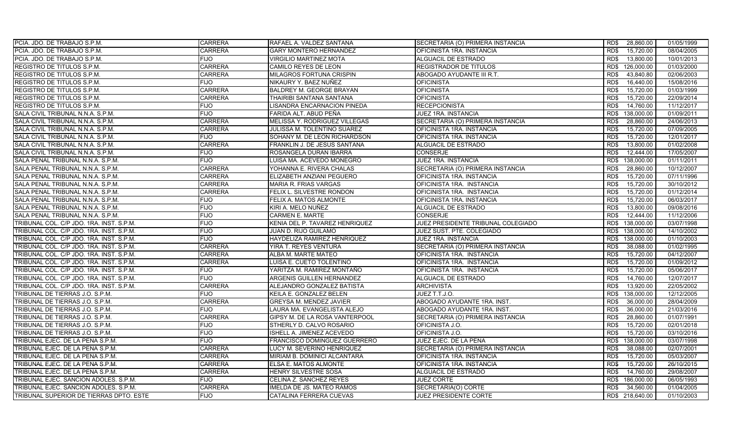| | | | | | |
|---|---|---|---|---|---|
| PCIA. JDO. DE TRABAJO S.P.M. | CARRERA | RAFAEL A. VALDEZ SANTANA | SECRETARIA (O) PRIMERA INSTANCIA | RD$ 28,860.00 | 01/05/1999 |
| PCIA. JDO. DE TRABAJO S.P.M. | CARRERA | GARY MONTERO HERNANDEZ | OFICINISTA 1RA. INSTANCIA | RD$ 15,720.00 | 08/04/2005 |
| PCIA. JDO. DE TRABAJO S.P.M. | FIJO | VIRGILIO MARTINEZ MOTA | ALGUACIL DE ESTRADO | RD$ 13,800.00 | 10/01/2013 |
| REGISTRO DE TITULOS S.P.M. | CARRERA | CAMILO REYES DE LEON | REGISTRADOR DE TITULOS | RD$ 126,000.00 | 01/03/2000 |
| REGISTRO DE TITULOS S.P.M. | CARRERA | MILAGROS FORTUNA CRISPIN | ABOGADO AYUDANTE III R.T. | RD$ 43,840.80 | 02/06/2003 |
| REGISTRO DE TITULOS S.P.M. | FIJO | NIKAURY Y. BAEZ NUÑEZ | OFICINISTA | RD$ 16,440.00 | 15/08/2016 |
| REGISTRO DE TITULOS S.P.M. | CARRERA | BALDREY M. GEORGE BRAYAN | OFICINISTA | RD$ 15,720.00 | 01/03/1999 |
| REGISTRO DE TITULOS S.P.M. | CARRERA | THAIRIBI SANTANA SANTANA | OFICINISTA | RD$ 15,720.00 | 22/09/2014 |
| REGISTRO DE TITULOS S.P.M. | FIJO | LISANDRA ENCARNACION PINEDA | RECEPCIONISTA | RD$ 14,760.00 | 11/12/2017 |
| SALA CIVIL TRIBUNAL N.N.A. S.P.M. | FIJO | FARIDA ALT. ABUD PEÑA | JUEZ 1RA. INSTANCIA | RD$ 138,000.00 | 01/09/2011 |
| SALA CIVIL TRIBUNAL N.N.A. S.P.M. | CARRERA | MELISSA Y. RODRIGUEZ VILLEGAS | SECRETARIA (O) PRIMERA INSTANCIA | RD$ 28,860.00 | 24/06/2013 |
| SALA CIVIL TRIBUNAL N.N.A. S.P.M. | CARRERA | JULISSA M. TOLENTINO SUAREZ | OFICINISTA 1RA. INSTANCIA | RD$ 15,720.00 | 07/09/2005 |
| SALA CIVIL TRIBUNAL N.N.A. S.P.M. | FIJO | SOHANY M. DE LEON RICHARDSON | OFICINISTA 1RA. INSTANCIA | RD$ 15,720.00 | 12/01/2017 |
| SALA CIVIL TRIBUNAL N.N.A. S.P.M. | CARRERA | FRANKLIN J. DE JESUS SANTANA | ALGUACIL DE ESTRADO | RD$ 13,800.00 | 01/02/2008 |
| SALA CIVIL TRIBUNAL N.N.A. S.P.M. | FIJO | ROSANGELA DURAN IBARRA | CONSERJE | RD$ 12,444.00 | 17/05/2007 |
| SALA PENAL TRIBUNAL N.N.A. S.P.M. | FIJO | LUISA MA. ACEVEDO MONEGRO | JUEZ 1RA. INSTANCIA | RD$ 138,000.00 | 01/11/2011 |
| SALA PENAL TRIBUNAL N.N.A. S.P.M. | CARRERA | YOHANNA E. RIVERA CHALAS | SECRETARIA (O) PRIMERA INSTANCIA | RD$ 28,860.00 | 10/12/2007 |
| SALA PENAL TRIBUNAL N.N.A. S.P.M. | CARRERA | ELIZABETH ANZIANI PEGUERO | OFICINISTA 1RA. INSTANCIA | RD$ 15,720.00 | 07/11/1996 |
| SALA PENAL TRIBUNAL N.N.A. S.P.M. | CARRERA | MARIA R. FRIAS VARGAS | OFICINISTA 1RA. INSTANCIA | RD$ 15,720.00 | 30/10/2012 |
| SALA PENAL TRIBUNAL N.N.A. S.P.M. | CARRERA | FELIX L. SILVESTRE RONDON | OFICINISTA 1RA. INSTANCIA | RD$ 15,720.00 | 01/12/2014 |
| SALA PENAL TRIBUNAL N.N.A. S.P.M. | FIJO | FELIX A. MATOS ALMONTE | OFICINISTA 1RA. INSTANCIA | RD$ 15,720.00 | 06/03/2017 |
| SALA PENAL TRIBUNAL N.N.A. S.P.M. | FIJO | KIRI A. MELO NUÑEZ | ALGUACIL DE ESTRADO | RD$ 13,800.00 | 09/08/2016 |
| SALA PENAL TRIBUNAL N.N.A. S.P.M. | FIJO | CARMEN E. MARTE | CONSERJE | RD$ 12,444.00 | 11/12/2006 |
| TRIBUNAL COL. C/P JDO. 1RA. INST. S.P.M. | FIJO | KENIA DEL P. TAVAREZ HENRIQUEZ | JUEZ PRESIDENTE TRIBUNAL COLEGIADO | RD$ 138,000.00 | 03/07/1998 |
| TRIBUNAL COL. C/P JDO. 1RA. INST. S.P.M. | FIJO | JUAN D. RIJO GUILAMO | JUEZ SUST. PTE. COLEGIADO | RD$ 138,000.00 | 14/10/2002 |
| TRIBUNAL COL. C/P JDO. 1RA. INST. S.P.M. | FIJO | HAYDELIZA RAMIREZ HENRIQUEZ | JUEZ 1RA. INSTANCIA | RD$ 138,000.00 | 01/10/2003 |
| TRIBUNAL COL. C/P JDO. 1RA. INST. S.P.M. | CARRERA | YIRA T. REYES VENTURA | SECRETARIA (O) PRIMERA INSTANCIA | RD$ 38,088.00 | 01/02/1995 |
| TRIBUNAL COL. C/P JDO. 1RA. INST. S.P.M. | CARRERA | ALBA M. MARTE MATEO | OFICINISTA 1RA. INSTANCIA | RD$ 15,720.00 | 04/12/2007 |
| TRIBUNAL COL. C/P JDO. 1RA. INST. S.P.M. | CARRERA | LUISA E. CUETO TOLENTINO | OFICINISTA 1RA. INSTANCIA | RD$ 15,720.00 | 01/09/2012 |
| TRIBUNAL COL. C/P JDO. 1RA. INST. S.P.M. | FIJO | YARITZA M. RAMIREZ MONTAÑO | OFICINISTA 1RA. INSTANCIA | RD$ 15,720.00 | 05/06/2017 |
| TRIBUNAL COL. C/P JDO. 1RA. INST. S.P.M. | FIJO | ARGENIS GUILLEN HERNANDEZ | ALGUACIL DE ESTRADO | RD$ 14,760.00 | 12/07/2017 |
| TRIBUNAL COL. C/P JDO. 1RA. INST. S.P.M. | CARRERA | ALEJANDRO GONZALEZ BATISTA | ARCHIVISTA | RD$ 13,920.00 | 22/05/2002 |
| TRIBUNAL DE TIERRAS J.O. S.P.M. | FIJO | KEILA E. GONZALEZ BELEN | JUEZ T.T.J.O. | RD$ 138,000.00 | 12/12/2005 |
| TRIBUNAL DE TIERRAS J.O. S.P.M. | CARRERA | GREYSA M. MENDEZ JAVIER | ABOGADO AYUDANTE 1RA. INST. | RD$ 36,000.00 | 28/04/2009 |
| TRIBUNAL DE TIERRAS J.O. S.P.M. | FIJO | LAURA MA. EVANGELISTA ALEJO | ABOGADO AYUDANTE 1RA. INST. | RD$ 36,000.00 | 21/03/2016 |
| TRIBUNAL DE TIERRAS J.O. S.P.M. | CARRERA | GIPSY M. DE LA ROSA VANTERPOOL | SECRETARIA (O) PRIMERA INSTANCIA | RD$ 28,860.00 | 01/07/1991 |
| TRIBUNAL DE TIERRAS J.O. S.P.M. | FIJO | STHERLY D. CALVO ROSARIO | OFICINISTA J.O. | RD$ 15,720.00 | 02/01/2018 |
| TRIBUNAL DE TIERRAS J.O. S.P.M. | FIJO | ISHELL A. JIMENEZ ACEVEDO | OFICINISTA J.O. | RD$ 15,720.00 | 03/10/2016 |
| TRIBUNAL EJEC. DE LA PENA S.P.M. | FIJO | FRANCISCO DOMINGUEZ GUERRERO | JUEZ EJEC. DE LA PENA | RD$ 138,000.00 | 03/07/1998 |
| TRIBUNAL EJEC. DE LA PENA S.P.M. | CARRERA | LUCY M. SEVERINO HENRIQUEZ | SECRETARIA (O) PRIMERA INSTANCIA | RD$ 38,088.00 | 02/07/2001 |
| TRIBUNAL EJEC. DE LA PENA S.P.M. | CARRERA | MIRIAM B. DOMINICI ALCANTARA | OFICINISTA 1RA. INSTANCIA | RD$ 15,720.00 | 05/03/2007 |
| TRIBUNAL EJEC. DE LA PENA S.P.M. | CARRERA | ELSA E. MATOS ALMONTE | OFICINISTA 1RA. INSTANCIA | RD$ 15,720.00 | 26/10/2015 |
| TRIBUNAL EJEC. DE LA PENA S.P.M. | CARRERA | HENRY SILVESTRE SOSA | ALGUACIL DE ESTRADO | RD$ 14,760.00 | 29/08/2007 |
| TRIBUNAL EJEC. SANCION ADOLES. S.P.M. | FIJO | CELINA Z. SANCHEZ REYES | JUEZ CORTE | RD$ 186,000.00 | 06/05/1993 |
| TRIBUNAL EJEC. SANCION ADOLES. S.P.M. | CARRERA | IMELDA DE JS. MATEO RAMOS | SECRETARIA(O) CORTE | RD$ 34,560.00 | 01/04/2005 |
| TRIBUNAL SUPERIOR DE TIERRAS DPTO. ESTE | FIJO | CATALINA FERRERA CUEVAS | JUEZ PRESIDENTE CORTE | RD$ 218,640.00 | 01/10/2003 |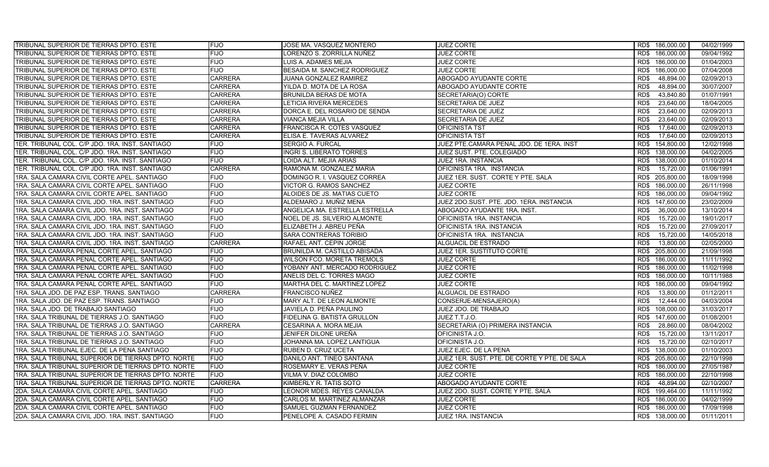| | | | | | |
|---|---|---|---|---|---|
| TRIBUNAL SUPERIOR DE TIERRAS DPTO. ESTE | FIJO | JOSE MA. VASQUEZ MONTERO | JUEZ CORTE | RD$ 186,000.00 | 04/02/1999 |
| TRIBUNAL SUPERIOR DE TIERRAS DPTO. ESTE | FIJO | LORENZO S. ZORRILLA NUÑEZ | JUEZ CORTE | RD$ 186,000.00 | 09/04/1992 |
| TRIBUNAL SUPERIOR DE TIERRAS DPTO. ESTE | FIJO | LUIS A. ADAMES MEJIA | JUEZ CORTE | RD$ 186,000.00 | 01/04/2003 |
| TRIBUNAL SUPERIOR DE TIERRAS DPTO. ESTE | FIJO | BESAIDA M. SANCHEZ RODRIGUEZ | JUEZ CORTE | RD$ 186,000.00 | 07/04/2008 |
| TRIBUNAL SUPERIOR DE TIERRAS DPTO. ESTE | CARRERA | JUANA GONZALEZ RAMIREZ | ABOGADO AYUDANTE CORTE | RD$ 48,894.00 | 02/09/2013 |
| TRIBUNAL SUPERIOR DE TIERRAS DPTO. ESTE | CARRERA | YILDA D. MOTA DE LA ROSA | ABOGADO AYUDANTE CORTE | RD$ 48,894.00 | 30/07/2007 |
| TRIBUNAL SUPERIOR DE TIERRAS DPTO. ESTE | CARRERA | BRUNILDA BERAS DE MOTA | SECRETARIA(O) CORTE | RD$ 43,840.80 | 01/07/1991 |
| TRIBUNAL SUPERIOR DE TIERRAS DPTO. ESTE | CARRERA | LETICIA RIVERA MERCEDES | SECRETARIA DE JUEZ | RD$ 23,640.00 | 18/04/2005 |
| TRIBUNAL SUPERIOR DE TIERRAS DPTO. ESTE | CARRERA | DORCA E. DEL ROSARIO DE SENDA | SECRETARIA DE JUEZ | RD$ 23,640.00 | 02/09/2013 |
| TRIBUNAL SUPERIOR DE TIERRAS DPTO. ESTE | CARRERA | VIANCA MEJIA VILLA | SECRETARIA DE JUEZ | RD$ 23,640.00 | 02/09/2013 |
| TRIBUNAL SUPERIOR DE TIERRAS DPTO. ESTE | CARRERA | FRANCISCA R. COTES VASQUEZ | OFICINISTA TST | RD$ 17,640.00 | 02/09/2013 |
| TRIBUNAL SUPERIOR DE TIERRAS DPTO. ESTE | CARRERA | ELISA E. TAVERAS ALVAREZ | OFICINISTA TST | RD$ 17,640.00 | 02/09/2013 |
| 1ER. TRIBUNAL COL. C/P JDO. 1RA. INST. SANTIAGO | FIJO | SERGIO A. FURCAL | JUEZ PTE.CAMARA PENAL JDO. DE 1ERA. INST | RD$ 154,800.00 | 12/02/1998 |
| 1ER. TRIBUNAL COL. C/P JDO. 1RA. INST. SANTIAGO | FIJO | INGRI S. LIBERATO TORRES | JUEZ SUST. PTE. COLEGIADO | RD$ 138,000.00 | 04/02/2005 |
| 1ER. TRIBUNAL COL. C/P JDO. 1RA. INST. SANTIAGO | FIJO | LOIDA ALT. MEJIA ARIAS | JUEZ 1RA. INSTANCIA | RD$ 138,000.00 | 01/10/2014 |
| 1ER. TRIBUNAL COL. C/P JDO. 1RA. INST. SANTIAGO | CARRERA | RAMONA M. GONZALEZ MARIA | OFICINISTA 1RA. INSTANCIA | RD$ 15,720.00 | 01/06/1991 |
| 1RA. SALA CAMARA CIVIL CORTE APEL. SANTIAGO | FIJO | DOMINGO R. I. VASQUEZ CORREA | JUEZ 1ER. SUST. CORTE Y PTE. SALA | RD$ 205,800.00 | 18/09/1998 |
| 1RA. SALA CAMARA CIVIL CORTE APEL. SANTIAGO | FIJO | VICTOR G. RAMOS SANCHEZ | JUEZ CORTE | RD$ 186,000.00 | 26/11/1998 |
| 1RA. SALA CAMARA CIVIL CORTE APEL. SANTIAGO | FIJO | ALOIDES DE JS. MATIAS CUETO | JUEZ CORTE | RD$ 186,000.00 | 09/04/1992 |
| 1RA. SALA CAMARA CIVIL JDO. 1RA. INST. SANTIAGO | FIJO | ALDEMARO J. MUÑIZ MENA | JUEZ 2DO.SUST. PTE. JDO. 1ERA. INSTANCIA | RD$ 147,600.00 | 23/02/2009 |
| 1RA. SALA CAMARA CIVIL JDO. 1RA. INST. SANTIAGO | FIJO | ANGELICA MA. ESTRELLA ESTRELLA | ABOGADO AYUDANTE 1RA. INST. | RD$ 36,000.00 | 13/10/2014 |
| 1RA. SALA CAMARA CIVIL JDO. 1RA. INST. SANTIAGO | FIJO | NOEL DE JS. SILVERIO ALMONTE | OFICINISTA 1RA. INSTANCIA | RD$ 15,720.00 | 19/01/2017 |
| 1RA. SALA CAMARA CIVIL JDO. 1RA. INST. SANTIAGO | FIJO | ELIZABETH J. ABREU PEÑA | OFICINISTA 1RA. INSTANCIA | RD$ 15,720.00 | 27/09/2017 |
| 1RA. SALA CAMARA CIVIL JDO. 1RA. INST. SANTIAGO | FIJO | SARA CONTRERAS TORIBIO | OFICINISTA 1RA. INSTANCIA | RD$ 15,720.00 | 14/05/2018 |
| 1RA. SALA CAMARA CIVIL JDO. 1RA. INST. SANTIAGO | CARRERA | RAFAEL ANT. CEPIN JORGE | ALGUACIL DE ESTRADO | RD$ 13,800.00 | 02/05/2000 |
| 1RA. SALA CAMARA PENAL CORTE APEL. SANTIAGO | FIJO | BRUNILDA M. CASTILLO ABISADA | JUEZ 1ER. SUSTITUTO CORTE | RD$ 205,800.00 | 21/09/1998 |
| 1RA. SALA CAMARA PENAL CORTE APEL. SANTIAGO | FIJO | WILSON FCO. MORETA TREMOLS | JUEZ CORTE | RD$ 186,000.00 | 11/11/1992 |
| 1RA. SALA CAMARA PENAL CORTE APEL. SANTIAGO | FIJO | YOBANY ANT. MERCADO RODRIGUEZ | JUEZ CORTE | RD$ 186,000.00 | 11/02/1998 |
| 1RA. SALA CAMARA PENAL CORTE APEL. SANTIAGO | FIJO | ANELIS DEL C. TORRES MAGO | JUEZ CORTE | RD$ 186,000.00 | 10/11/1988 |
| 1RA. SALA CAMARA PENAL CORTE APEL. SANTIAGO | FIJO | MARTHA DEL C. MARTINEZ LOPEZ | JUEZ CORTE | RD$ 186,000.00 | 09/04/1992 |
| 1RA. SALA JDO. DE PAZ ESP. TRANS. SANTIAGO | CARRERA | FRANCISCO NUÑEZ | ALGUACIL DE ESTRADO | RD$ 13,800.00 | 01/12/2011 |
| 1RA. SALA JDO. DE PAZ ESP. TRANS. SANTIAGO | FIJO | MARY ALT. DE LEON ALMONTE | CONSERJE-MENSAJERO(A) | RD$ 12,444.00 | 04/03/2004 |
| 1RA. SALA JDO. DE TRABAJO SANTIAGO | FIJO | JAVIELA D. PEÑA PAULINO | JUEZ JDO. DE TRABAJO | RD$ 108,000.00 | 31/03/2017 |
| 1RA. SALA TRIBUNAL DE TIERRAS J.O. SANTIAGO | FIJO | FIDELINA G. BATISTA GRULLON | JUEZ T.T.J.O. | RD$ 147,600.00 | 01/08/2001 |
| 1RA. SALA TRIBUNAL DE TIERRAS J.O. SANTIAGO | CARRERA | CESARINA A. MORA MEJIA | SECRETARIA (O) PRIMERA INSTANCIA | RD$ 28,860.00 | 08/04/2002 |
| 1RA. SALA TRIBUNAL DE TIERRAS J.O. SANTIAGO | FIJO | JENIFER DILONE UREÑA | OFICINISTA J.O. | RD$ 15,720.00 | 13/11/2017 |
| 1RA. SALA TRIBUNAL DE TIERRAS J.O. SANTIAGO | FIJO | JOHANNA MA. LOPEZ LANTIGUA | OFICINISTA J.O. | RD$ 15,720.00 | 02/10/2017 |
| 1RA. SALA TRIBUNAL EJEC. DE LA PENA SANTIAGO | FIJO | RUBEN D. CRUZ UCETA | JUEZ EJEC. DE LA PENA | RD$ 138,000.00 | 01/10/2003 |
| 1RA. SALA TRIBUNAL SUPERIOR DE TIERRAS DPTO. NORTE | FIJO | DANILO ANT. TINEO SANTANA | JUEZ 1ER. SUST. PTE. DE CORTE Y PTE. DE SALA | RD$ 205,800.00 | 22/10/1998 |
| 1RA. SALA TRIBUNAL SUPERIOR DE TIERRAS DPTO. NORTE | FIJO | ROSEMARY E. VERAS PEÑA | JUEZ CORTE | RD$ 186,000.00 | 27/05/1987 |
| 1RA. SALA TRIBUNAL SUPERIOR DE TIERRAS DPTO. NORTE | FIJO | VILMA V. DIAZ COLOMBO | JUEZ CORTE | RD$ 186,000.00 | 22/10/1998 |
| 1RA. SALA TRIBUNAL SUPERIOR DE TIERRAS DPTO. NORTE | CARRERA | KIMBERLY R. TATIS SOTO | ABOGADO AYUDANTE CORTE | RD$ 48,894.00 | 02/10/2007 |
| 2DA. SALA CAMARA CIVIL CORTE APEL. SANTIAGO | FIJO | LEONOR MDES. REYES CANALDA | JUEZ 2DO. SUST. CORTE Y PTE. SALA | RD$ 199,464.00 | 11/11/1992 |
| 2DA. SALA CAMARA CIVIL CORTE APEL. SANTIAGO | FIJO | CARLOS M. MARTINEZ ALMANZAR | JUEZ CORTE | RD$ 186,000.00 | 04/02/1999 |
| 2DA. SALA CAMARA CIVIL CORTE APEL. SANTIAGO | FIJO | SAMUEL GUZMAN FERNANDEZ | JUEZ CORTE | RD$ 186,000.00 | 17/09/1998 |
| 2DA. SALA CAMARA CIVIL JDO. 1RA. INST. SANTIAGO | FIJO | PENELOPE A. CASADO FERMIN | JUEZ 1RA. INSTANCIA | RD$ 138,000.00 | 01/11/2011 |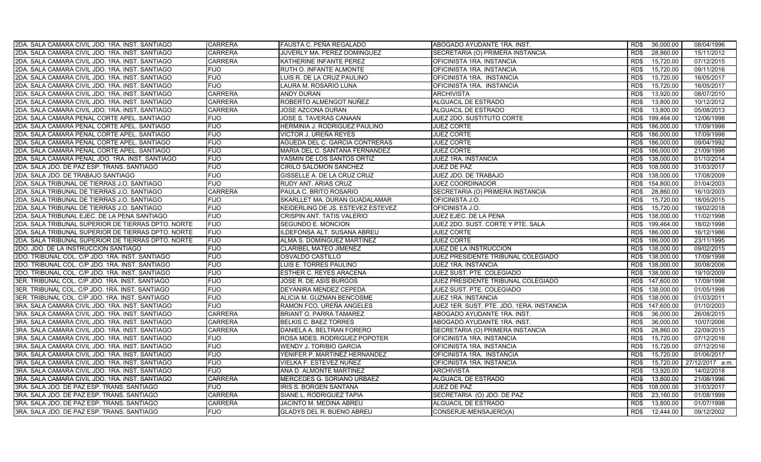| | | | | | |
|---|---|---|---|---|---|
| 2DA. SALA CAMARA CIVIL JDO. 1RA. INST. SANTIAGO | CARRERA | FAUSTA C. PEÑA REGALADO | ABOGADO AYUDANTE 1RA. INST. | RD$ 36,000.00 | 08/04/1996 |
| 2DA. SALA CAMARA CIVIL JDO. 1RA. INST. SANTIAGO | CARRERA | JUVERLY MA. PEREZ DOMINGUEZ | SECRETARIA (O) PRIMERA INSTANCIA | RD$ 28,860.00 | 15/11/2012 |
| 2DA. SALA CAMARA CIVIL JDO. 1RA. INST. SANTIAGO | CARRERA | KATHERINE INFANTE PEREZ | OFICINISTA 1RA. INSTANCIA | RD$ 15,720.00 | 07/12/2015 |
| 2DA. SALA CAMARA CIVIL JDO. 1RA. INST. SANTIAGO | FIJO | RUTH O. INFANTE ALMONTE | OFICINISTA 1RA. INSTANCIA | RD$ 15,720.00 | 09/11/2016 |
| 2DA. SALA CAMARA CIVIL JDO. 1RA. INST. SANTIAGO | FIJO | LUIS R. DE LA CRUZ PAULINO | OFICINISTA 1RA. INSTANCIA | RD$ 15,720.00 | 16/05/2017 |
| 2DA. SALA CAMARA CIVIL JDO. 1RA. INST. SANTIAGO | FIJO | LAURA M. ROSARIO LUNA | OFICINISTA 1RA. INSTANCIA | RD$ 15,720.00 | 16/05/2017 |
| 2DA. SALA CAMARA CIVIL JDO. 1RA. INST. SANTIAGO | CARRERA | ANDY DURAN | ARCHIVISTA | RD$ 13,920.00 | 08/07/2010 |
| 2DA. SALA CAMARA CIVIL JDO. 1RA. INST. SANTIAGO | CARRERA | ROBERTO ALMENGOT NUÑEZ | ALGUACIL DE ESTRADO | RD$ 13,800.00 | 10/12/2012 |
| 2DA. SALA CAMARA CIVIL JDO. 1RA. INST. SANTIAGO | CARRERA | JOSE AZCONA DURAN | ALGUACIL DE ESTRADO | RD$ 13,800.00 | 05/08/2013 |
| 2DA. SALA CAMARA PENAL CORTE APEL. SANTIAGO | FIJO | JOSE S. TAVERAS CANAAN | JUEZ 2DO. SUSTITUTO CORTE | RD$ 199,464.00 | 12/06/1998 |
| 2DA. SALA CAMARA PENAL CORTE APEL. SANTIAGO | FIJO | HERMINIA J. RODRIGUEZ PAULINO | JUEZ CORTE | RD$ 186,000.00 | 17/09/1998 |
| 2DA. SALA CAMARA PENAL CORTE APEL. SANTIAGO | FIJO | VICTOR J. UREÑA REYES | JUEZ CORTE | RD$ 186,000.00 | 17/09/1998 |
| 2DA. SALA CAMARA PENAL CORTE APEL. SANTIAGO | FIJO | AGUEDA DEL C. GARCIA CONTRERAS | JUEZ CORTE | RD$ 186,000.00 | 09/04/1992 |
| 2DA. SALA CAMARA PENAL CORTE APEL. SANTIAGO | FIJO | MARIA DEL C. SANTANA FERNANDEZ | JUEZ CORTE | RD$ 186,000.00 | 21/09/1998 |
| 2DA. SALA CAMARA PENAL JDO. 1RA. INST. SANTIAGO | FIJO | YASMIN DE LOS SANTOS ORTIZ | JUEZ 1RA. INSTANCIA | RD$ 138,000.00 | 01/10/2014 |
| 2DA. SALA JDO. DE PAZ ESP. TRANS. SANTIAGO | FIJO | CIRILO SALOMON SANCHEZ | JUEZ DE PAZ | RD$ 108,000.00 | 31/03/2017 |
| 2DA. SALA JDO. DE TRABAJO SANTIAGO | FIJO | GISSELLE A. DE LA CRUZ CRUZ | JUEZ JDO. DE TRABAJO | RD$ 138,000.00 | 17/08/2009 |
| 2DA. SALA TRIBUNAL DE TIERRAS J.O. SANTIAGO | FIJO | RUDY ANT. ARIAS CRUZ | JUEZ COORDINADOR | RD$ 154,800.00 | 01/04/2003 |
| 2DA. SALA TRIBUNAL DE TIERRAS J.O. SANTIAGO | CARRERA | PAULA C. BRITO ROSARIO | SECRETARIA (O) PRIMERA INSTANCIA | RD$ 28,860.00 | 16/10/2003 |
| 2DA. SALA TRIBUNAL DE TIERRAS J.O. SANTIAGO | FIJO | SKARLLET MA. DURAN GUADALAMAR | OFICINISTA J.O. | RD$ 15,720.00 | 18/05/2015 |
| 2DA. SALA TRIBUNAL DE TIERRAS J.O. SANTIAGO | FIJO | KEIDERLING DE JS. ESTEVEZ ESTEVEZ | OFICINISTA J.O. | RD$ 15,720.00 | 19/02/2018 |
| 2DA. SALA TRIBUNAL EJEC. DE LA PENA SANTIAGO | FIJO | CRISPIN ANT. TATIS VALERIO | JUEZ EJEC. DE LA PENA | RD$ 138,000.00 | 11/02/1998 |
| 2DA. SALA TRIBUNAL SUPERIOR DE TIERRAS DPTO. NORTE | FIJO | SEGUNDO E. MONCION | JUEZ 2DO. SUST. CORTE Y PTE. SALA | RD$ 199,464.00 | 18/02/1998 |
| 2DA. SALA TRIBUNAL SUPERIOR DE TIERRAS DPTO. NORTE | FIJO | ILDEFONSA ALT. SUSANA ABREU | JUEZ CORTE | RD$ 186,000.00 | 16/12/1986 |
| 2DA. SALA TRIBUNAL SUPERIOR DE TIERRAS DPTO. NORTE | FIJO | ALMA S. DOMINGUEZ MARTINEZ | JUEZ CORTE | RD$ 186,000.00 | 23/11/1995 |
| 2DO. JDO. DE LA INSTRUCCION SANTIAGO | FIJO | CLARIBEL MATEO JIMENEZ | JUEZ DE LA INSTRUCCION | RD$ 138,000.00 | 09/02/2015 |
| 2DO. TRIBUNAL COL. C/P JDO. 1RA. INST. SANTIAGO | FIJO | OSVALDO CASTILLO | JUEZ PRESIDENTE TRIBUNAL COLEGIADO | RD$ 138,000.00 | 17/09/1998 |
| 2DO. TRIBUNAL COL. C/P JDO. 1RA. INST. SANTIAGO | FIJO | LUIS E. TORRES PAULINO | JUEZ 1RA. INSTANCIA | RD$ 138,000.00 | 30/08/2006 |
| 2DO. TRIBUNAL COL. C/P JDO. 1RA. INST. SANTIAGO | FIJO | ESTHER C. REYES ARACENA | JUEZ SUST. PTE. COLEGIADO | RD$ 138,000.00 | 19/10/2009 |
| 3ER. TRIBUNAL COL. C/P JDO. 1RA. INST. SANTIAGO | FIJO | JOSE R. DE ASIS BURGOS | JUEZ PRESIDENTE TRIBUNAL COLEGIADO | RD$ 147,600.00 | 17/09/1998 |
| 3ER. TRIBUNAL COL. C/P JDO. 1RA. INST. SANTIAGO | FIJO | DEYANIRA MENDEZ CEPEDA | JUEZ SUST. PTE. COLEGIADO | RD$ 138,000.00 | 01/05/1998 |
| 3ER. TRIBUNAL COL. C/P JDO. 1RA. INST. SANTIAGO | FIJO | ALICIA M. GUZMAN BENCOSME | JUEZ 1RA. INSTANCIA | RD$ 138,000.00 | 01/03/2011 |
| 3RA. SALA CAMARA CIVIL JDO. 1RA. INST. SANTIAGO | FIJO | RAMON FCO. UREÑA ANGELES | JUEZ 1ER. SUST. PTE. JDO. 1ERA. INSTANCIA | RD$ 147,600.00 | 01/10/2003 |
| 3RA. SALA CAMARA CIVIL JDO. 1RA. INST. SANTIAGO | CARRERA | BRIANT O. PARRA TAMAREZ | ABOGADO AYUDANTE 1RA. INST. | RD$ 36,000.00 | 26/08/2015 |
| 3RA. SALA CAMARA CIVIL JDO. 1RA. INST. SANTIAGO | CARRERA | BELKIS C. BAEZ TORRES | ABOGADO AYUDANTE 1RA. INST. | RD$ 36,000.00 | 10/07/2006 |
| 3RA. SALA CAMARA CIVIL JDO. 1RA. INST. SANTIAGO | CARRERA | DANIELA A. BELTRAN FORERO | SECRETARIA (O) PRIMERA INSTANCIA | RD$ 28,860.00 | 22/09/2015 |
| 3RA. SALA CAMARA CIVIL JDO. 1RA. INST. SANTIAGO | FIJO | ROSA MDES. RODRIGUEZ POPOTER | OFICINISTA 1RA. INSTANCIA | RD$ 15,720.00 | 07/12/2016 |
| 3RA. SALA CAMARA CIVIL JDO. 1RA. INST. SANTIAGO | FIJO | WENDY J. TORIBIO GARCIA | OFICINISTA 1RA. INSTANCIA | RD$ 15,720.00 | 07/12/2016 |
| 3RA. SALA CAMARA CIVIL JDO. 1RA. INST. SANTIAGO | FIJO | YENIFER P. MARTINEZ HERNANDEZ | OFICINISTA 1RA. INSTANCIA | RD$ 15,720.00 | 01/06/2017 |
| 3RA. SALA CAMARA CIVIL JDO. 1RA. INST. SANTIAGO | FIJO | VIELKA F. ESTEVEZ NUÑEZ | OFICINISTA 1RA. INSTANCIA | RD$ 15,720.00 | 27/12/2017 a.m. |
| 3RA. SALA CAMARA CIVIL JDO. 1RA. INST. SANTIAGO | FIJO | ANA D. ALMONTE MARTINEZ | ARCHIVISTA | RD$ 13,920.00 | 14/02/2018 |
| 3RA. SALA CAMARA CIVIL JDO. 1RA. INST. SANTIAGO | CARRERA | MERCEDES G. SORIANO URBAEZ | ALGUACIL DE ESTRADO | RD$ 13,800.00 | 21/08/1996 |
| 3RA. SALA JDO. DE PAZ ESP. TRANS. SANTIAGO | FIJO | IRIS S. BORGEN SANTANA | JUEZ DE PAZ | RD$ 108,000.00 | 31/03/2017 |
| 3RA. SALA JDO. DE PAZ ESP. TRANS. SANTIAGO | CARRERA | SIANE L. RODRIGUEZ TAPIA | SECRETARIA (O) JDO. DE PAZ | RD$ 23,160.00 | 01/08/1999 |
| 3RA. SALA JDO. DE PAZ ESP. TRANS. SANTIAGO | CARRERA | JACINTO M. MEDINA ABREU | ALGUACIL DE ESTRADO | RD$ 13,800.00 | 01/07/1998 |
| 3RA. SALA JDO. DE PAZ ESP. TRANS. SANTIAGO | FIJO | GLADYS DEL R. BUENO ABREU | CONSERJE-MENSAJERO(A) | RD$ 12,444.00 | 09/12/2002 |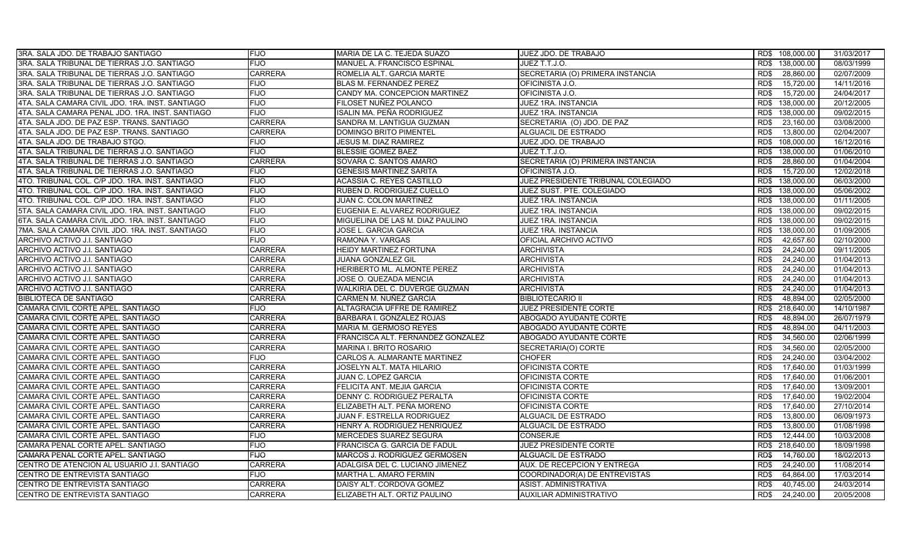| | | | | | |
|---|---|---|---|---|---|
| 3RA. SALA JDO. DE TRABAJO SANTIAGO | FIJO | MARIA DE LA C. TEJEDA SUAZO | JUEZ JDO. DE TRABAJO | RD$ 108,000.00 | 31/03/2017 |
| 3RA. SALA TRIBUNAL DE TIERRAS J.O. SANTIAGO | FIJO | MANUEL A. FRANCISCO ESPINAL | JUEZ T.T.J.O. | RD$ 138,000.00 | 08/03/1999 |
| 3RA. SALA TRIBUNAL DE TIERRAS J.O. SANTIAGO | CARRERA | ROMELIA ALT. GARCIA MARTE | SECRETARIA (O) PRIMERA INSTANCIA | RD$ 28,860.00 | 02/07/2009 |
| 3RA. SALA TRIBUNAL DE TIERRAS J.O. SANTIAGO | FIJO | BLAS M. FERNANDEZ PEREZ | OFICINISTA J.O. | RD$ 15,720.00 | 14/11/2016 |
| 3RA. SALA TRIBUNAL DE TIERRAS J.O. SANTIAGO | FIJO | CANDY MA. CONCEPCION MARTINEZ | OFICINISTA J.O. | RD$ 15,720.00 | 24/04/2017 |
| 4TA. SALA CAMARA CIVIL JDO. 1RA. INST. SANTIAGO | FIJO | FILOSET NUÑEZ POLANCO | JUEZ 1RA. INSTANCIA | RD$ 138,000.00 | 20/12/2005 |
| 4TA. SALA CAMARA PENAL JDO. 1RA. INST. SANTIAGO | FIJO | ISALIN MA. PEÑA RODRIGUEZ | JUEZ 1RA. INSTANCIA | RD$ 138,000.00 | 09/02/2015 |
| 4TA. SALA JDO. DE PAZ ESP. TRANS. SANTIAGO | CARRERA | SANDRA M. LANTIGUA GUZMAN | SECRETARIA (O) JDO. DE PAZ | RD$ 23,160.00 | 03/08/2000 |
| 4TA. SALA JDO. DE PAZ ESP. TRANS. SANTIAGO | CARRERA | DOMINGO BRITO PIMENTEL | ALGUACIL DE ESTRADO | RD$ 13,800.00 | 02/04/2007 |
| 4TA. SALA JDO. DE TRABAJO STGO. | FIJO | JESUS M. DIAZ RAMIREZ | JUEZ JDO. DE TRABAJO | RD$ 108,000.00 | 16/12/2016 |
| 4TA. SALA TRIBUNAL DE TIERRAS J.O. SANTIAGO | FIJO | BLESSIE GOMEZ BAEZ | JUEZ T.T.J.O. | RD$ 138,000.00 | 01/06/2010 |
| 4TA. SALA TRIBUNAL DE TIERRAS J.O. SANTIAGO | CARRERA | SOVARA C. SANTOS AMARO | SECRETARIA (O) PRIMERA INSTANCIA | RD$ 28,860.00 | 01/04/2004 |
| 4TA. SALA TRIBUNAL DE TIERRAS J.O. SANTIAGO | FIJO | GENESIS MARTINEZ SARITA | OFICINISTA J.O. | RD$ 15,720.00 | 12/02/2018 |
| 4TO. TRIBUNAL COL. C/P JDO. 1RA. INST. SANTIAGO | FIJO | ACASSIA C. REYES CASTILLO | JUEZ PRESIDENTE TRIBUNAL COLEGIADO | RD$ 138,000.00 | 06/03/2000 |
| 4TO. TRIBUNAL COL. C/P JDO. 1RA. INST. SANTIAGO | FIJO | RUBEN D. RODRIGUEZ CUELLO | JUEZ SUST. PTE. COLEGIADO | RD$ 138,000.00 | 05/06/2002 |
| 4TO. TRIBUNAL COL. C/P JDO. 1RA. INST. SANTIAGO | FIJO | JUAN C. COLON MARTINEZ | JUEZ 1RA. INSTANCIA | RD$ 138,000.00 | 01/11/2005 |
| 5TA. SALA CAMARA CIVIL JDO. 1RA. INST. SANTIAGO | FIJO | EUGENIA E. ALVAREZ RODRIGUEZ | JUEZ 1RA. INSTANCIA | RD$ 138,000.00 | 09/02/2015 |
| 6TA. SALA CAMARA CIVIL JDO. 1RA. INST. SANTIAGO | FIJO | MIGUELINA DE LAS M. DIAZ PAULINO | JUEZ 1RA. INSTANCIA | RD$ 138,000.00 | 09/02/2015 |
| 7MA. SALA CAMARA CIVIL JDO. 1RA. INST. SANTIAGO | FIJO | JOSE L. GARCIA GARCIA | JUEZ 1RA. INSTANCIA | RD$ 138,000.00 | 01/09/2005 |
| ARCHIVO ACTIVO J.I. SANTIAGO | FIJO | RAMONA Y. VARGAS | OFICIAL ARCHIVO ACTIVO | RD$ 42,657.60 | 02/10/2000 |
| ARCHIVO ACTIVO J.I. SANTIAGO | CARRERA | HEIDY MARTINEZ FORTUNA | ARCHIVISTA | RD$ 24,240.00 | 09/11/2005 |
| ARCHIVO ACTIVO J.I. SANTIAGO | CARRERA | JUANA GONZALEZ GIL | ARCHIVISTA | RD$ 24,240.00 | 01/04/2013 |
| ARCHIVO ACTIVO J.I. SANTIAGO | CARRERA | HERIBERTO ML. ALMONTE PEREZ | ARCHIVISTA | RD$ 24,240.00 | 01/04/2013 |
| ARCHIVO ACTIVO J.I. SANTIAGO | CARRERA | JOSE O. QUEZADA MENCIA | ARCHIVISTA | RD$ 24,240.00 | 01/04/2013 |
| ARCHIVO ACTIVO J.I. SANTIAGO | CARRERA | WALKIRIA DEL C. DUVERGE GUZMAN | ARCHIVISTA | RD$ 24,240.00 | 01/04/2013 |
| BIBLIOTECA DE SANTIAGO | CARRERA | CARMEN M. NUÑEZ GARCIA | BIBLIOTECARIO II | RD$ 48,894.00 | 02/05/2000 |
| CAMARA CIVIL CORTE APEL. SANTIAGO | FIJO | ALTAGRACIA UFFRE DE RAMIREZ | JUEZ PRESIDENTE CORTE | RD$ 218,640.00 | 14/10/1987 |
| CAMARA CIVIL CORTE APEL. SANTIAGO | CARRERA | BARBARA I. GONZALEZ ROJAS | ABOGADO AYUDANTE CORTE | RD$ 48,894.00 | 26/07/1979 |
| CAMARA CIVIL CORTE APEL. SANTIAGO | CARRERA | MARIA M. GERMOSO REYES | ABOGADO AYUDANTE CORTE | RD$ 48,894.00 | 04/11/2003 |
| CAMARA CIVIL CORTE APEL. SANTIAGO | CARRERA | FRANCISCA ALT. FERNANDEZ GONZALEZ | ABOGADO AYUDANTE CORTE | RD$ 34,560.00 | 02/06/1999 |
| CAMARA CIVIL CORTE APEL. SANTIAGO | CARRERA | MARINA I. BRITO ROSARIO | SECRETARIA(O) CORTE | RD$ 34,560.00 | 02/05/2000 |
| CAMARA CIVIL CORTE APEL. SANTIAGO | FIJO | CARLOS A. ALMARANTE MARTINEZ | CHOFER | RD$ 24,240.00 | 03/04/2002 |
| CAMARA CIVIL CORTE APEL. SANTIAGO | CARRERA | JOSELYN ALT. MATA HILARIO | OFICINISTA CORTE | RD$ 17,640.00 | 01/03/1999 |
| CAMARA CIVIL CORTE APEL. SANTIAGO | CARRERA | JUAN C. LOPEZ GARCIA | OFICINISTA CORTE | RD$ 17,640.00 | 01/06/2001 |
| CAMARA CIVIL CORTE APEL. SANTIAGO | CARRERA | FELICITA ANT. MEJIA GARCIA | OFICINISTA CORTE | RD$ 17,640.00 | 13/09/2001 |
| CAMARA CIVIL CORTE APEL. SANTIAGO | CARRERA | DENNY C. RODRIGUEZ PERALTA | OFICINISTA CORTE | RD$ 17,640.00 | 19/02/2004 |
| CAMARA CIVIL CORTE APEL. SANTIAGO | CARRERA | ELIZABETH ALT. PEÑA MORENO | OFICINISTA CORTE | RD$ 17,640.00 | 27/10/2014 |
| CAMARA CIVIL CORTE APEL. SANTIAGO | CARRERA | JUAN F. ESTRELLA RODRIGUEZ | ALGUACIL DE ESTRADO | RD$ 13,800.00 | 06/09/1973 |
| CAMARA CIVIL CORTE APEL. SANTIAGO | CARRERA | HENRY A. RODRIGUEZ HENRIQUEZ | ALGUACIL DE ESTRADO | RD$ 13,800.00 | 01/08/1998 |
| CAMARA CIVIL CORTE APEL. SANTIAGO | FIJO | MERCEDES SUAREZ SEGURA | CONSERJE | RD$ 12,444.00 | 10/03/2008 |
| CAMARA PENAL CORTE APEL. SANTIAGO | FIJO | FRANCISCA G. GARCIA DE FADUL | JUEZ PRESIDENTE CORTE | RD$ 218,640.00 | 18/09/1998 |
| CAMARA PENAL CORTE APEL. SANTIAGO | FIJO | MARCOS J. RODRIGUEZ GERMOSEN | ALGUACIL DE ESTRADO | RD$ 14,760.00 | 18/02/2013 |
| CENTRO DE ATENCION AL USUARIO J.I. SANTIAGO | CARRERA | ADALGISA DEL C. LUCIANO JIMENEZ | AUX. DE RECEPCION Y ENTREGA | RD$ 24,240.00 | 11/08/2014 |
| CENTRO DE ENTREVISTA SANTIAGO | FIJO | MARTHA L. AMARO FERMIN | COORDINADOR(A) DE ENTREVISTAS | RD$ 64,864.00 | 17/03/2014 |
| CENTRO DE ENTREVISTA SANTIAGO | CARRERA | DAISY ALT. CORDOVA GOMEZ | ASIST. ADMINISTRATIVA | RD$ 40,745.00 | 24/03/2014 |
| CENTRO DE ENTREVISTA SANTIAGO | CARRERA | ELIZABETH ALT. ORTIZ PAULINO | AUXILIAR ADMINISTRATIVO | RD$ 24,240.00 | 20/05/2008 |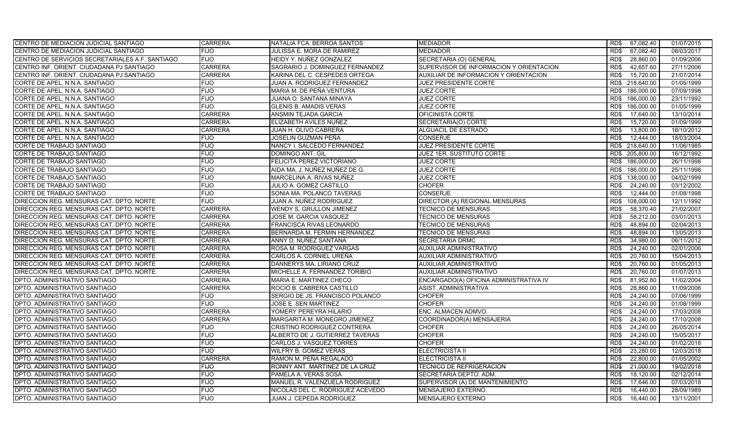| | | | | | |
|---|---|---|---|---|---|
| CENTRO DE MEDIACION JUDICIAL SANTIAGO | CARRERA | NATALIA FCA. BERROA SANTOS | MEDIADOR | RD$ 67,082.40 | 01/07/2015 |
| CENTRO DE MEDIACION JUDICIAL SANTIAGO | FIJO | JULISSA E. MORA DE RAMIREZ | MEDIADOR | RD$ 67,082.40 | 08/03/2017 |
| CENTRO DE SERVICIOS SECRETARIALES A.F. SANTIAGO | FIJO | HEIDY Y. NUÑEZ GONZALEZ | SECRETARIA (O) GENERAL | RD$ 28,860.00 | 01/09/2006 |
| CENTRO INF. ORIENT. CIUDADANA PJ SANTIAGO | CARRERA | SAGRARIO J. DOMINGUEZ FERNANDEZ | SUPERVISOR DE INFORMACION Y ORIENTACION | RD$ 42,657.60 | 27/11/2006 |
| CENTRO INF. ORIENT. CIUDADANA PJ SANTIAGO | CARRERA | KARINA DEL C. CESPEDES ORTEGA | AUXILIAR DE INFORMACION Y ORIENTACION | RD$ 15,720.00 | 21/07/2014 |
| CORTE DE APEL. N.N.A. SANTIAGO | FIJO | JUAN A. RODRIGUEZ FERNANDEZ | JUEZ PRESIDENTE CORTE | RD$ 218,640.00 | 01/05/1999 |
| CORTE DE APEL. N.N.A. SANTIAGO | FIJO | MARIA M. DE PEÑA VENTURA | JUEZ CORTE | RD$ 186,000.00 | 07/09/1998 |
| CORTE DE APEL. N.N.A. SANTIAGO | FIJO | JUANA O. SANTANA MINAYA | JUEZ CORTE | RD$ 186,000.00 | 23/11/1992 |
| CORTE DE APEL. N.N.A. SANTIAGO | FIJO | GLENIS B. AMADIS VERAS | JUEZ CORTE | RD$ 186,000.00 | 01/05/1999 |
| CORTE DE APEL. N.N.A. SANTIAGO | CARRERA | ANSMIN TEJADA GARCIA | OFICINISTA CORTE | RD$ 17,640.00 | 13/10/2014 |
| CORTE DE APEL. N.N.A. SANTIAGO | CARRERA | ELIZABETH AVILES NUÑEZ | SECRETARIA(O) CORTE | RD$ 15,720.00 | 01/09/1999 |
| CORTE DE APEL. N.N.A. SANTIAGO | CARRERA | JUAN H. OLIVO CABRERA | ALGUACIL DE ESTRADO | RD$ 13,800.00 | 18/10/2012 |
| CORTE DE APEL. N.N.A. SANTIAGO | FIJO | JOSELIN GUZMAN PEÑA | CONSERJE | RD$ 12,444.00 | 18/03/2004 |
| CORTE DE TRABAJO SANTIAGO | FIJO | NANCY I. SALCEDO FERNANDEZ | JUEZ PRESIDENTE CORTE | RD$ 218,640.00 | 11/06/1985 |
| CORTE DE TRABAJO SANTIAGO | FIJO | DOMINGO ANT. GIL | JUEZ 1ER. SUSTITUTO CORTE | RD$ 205,800.00 | 16/12/1992 |
| CORTE DE TRABAJO SANTIAGO | FIJO | FELICITA PEREZ VICTORIANO | JUEZ CORTE | RD$ 186,000.00 | 26/11/1998 |
| CORTE DE TRABAJO SANTIAGO | FIJO | AIDA MA. J. NUÑEZ NUÑEZ DE G. | JUEZ CORTE | RD$ 186,000.00 | 25/11/1998 |
| CORTE DE TRABAJO SANTIAGO | FIJO | MARCELINA A. RIVAS NUÑEZ | JUEZ CORTE | RD$ 138,000.00 | 04/02/1999 |
| CORTE DE TRABAJO SANTIAGO | FIJO | JULIO A. GOMEZ CASTILLO | CHOFER | RD$ 24,240.00 | 03/12/2002 |
| CORTE DE TRABAJO SANTIAGO | FIJO | SONIA MA. POLANCO TAVERAS | CONSERJE | RD$ 12,444.00 | 01/08/1998 |
| DIRECCION REG. MENSURAS CAT. DPTO. NORTE | FIJO | JUAN A. NUÑEZ RODRIGUEZ | DIRECTOR (A) REGIONAL MENSURAS | RD$ 108,000.00 | 12/11/1992 |
| DIRECCION REG. MENSURAS CAT. DPTO. NORTE | CARRERA | WENDY S. GRULLON JIMENEZ | TECNICO DE MENSURAS | RD$ 58,370.40 | 21/02/2007 |
| DIRECCION REG. MENSURAS CAT. DPTO. NORTE | CARRERA | JOSE M. GARCIA VASQUEZ | TECNICO DE MENSURAS | RD$ 58,212.00 | 03/01/2013 |
| DIRECCION REG. MENSURAS CAT. DPTO. NORTE | CARRERA | FRANCISCA RIVAS LEONARDO | TECNICO DE MENSURAS | RD$ 48,894.00 | 02/04/2013 |
| DIRECCION REG. MENSURAS CAT. DPTO. NORTE | CARRERA | BERNARDA M. FERMIN HERNANDEZ | TECNICO DE MENSURAS | RD$ 48,894.00 | 13/05/2013 |
| DIRECCION REG. MENSURAS CAT. DPTO. NORTE | CARRERA | ANNY D. NUÑEZ SANTANA | SECRETARIA DRMC | RD$ 34,980.00 | 06/11/2012 |
| DIRECCION REG. MENSURAS CAT. DPTO. NORTE | CARRERA | ROSA M. RODRIGUEZ VARGAS | AUXILIAR ADMINISTRATIVO | RD$ 24,240.00 | 02/01/2006 |
| DIRECCION REG. MENSURAS CAT. DPTO. NORTE | CARRERA | CARLOS A. CORNIEL UREÑA | AUXILIAR ADMINISTRATIVO | RD$ 20,760.00 | 15/04/2013 |
| DIRECCION REG. MENSURAS CAT. DPTO. NORTE | CARRERA | DANNERYS MA. LIRIANO CRUZ | AUXILIAR ADMINISTRATIVO | RD$ 20,760.00 | 01/05/2013 |
| DIRECCION REG. MENSURAS CAT. DPTO. NORTE | CARRERA | MICHELLE A. FERNANDEZ TORIBIO | AUXILIAR ADMINISTRATIVO | RD$ 20,760.00 | 01/07/2013 |
| DPTO. ADMINISTRATIVO SANTIAGO | CARRERA | MARIA E. MARTINEZ CHECO | ENCARGADO(A) OFICINA ADMINISTRATIVA IV | RD$ 81,952.80 | 11/02/2004 |
| DPTO. ADMINISTRATIVO SANTIAGO | CARRERA | ROCIO B. CABRERA CASTILLO | ASIST. ADMINISTRATIVA | RD$ 28,860.00 | 11/09/2006 |
| DPTO. ADMINISTRATIVO SANTIAGO | FIJO | SERGIO DE JS. FRANCISCO POLANCO | CHOFER | RD$ 24,240.00 | 07/06/1999 |
| DPTO. ADMINISTRATIVO SANTIAGO | FIJO | JOSE E. SEN MARTINEZ | CHOFER | RD$ 24,240.00 | 01/08/1999 |
| DPTO. ADMINISTRATIVO SANTIAGO | CARRERA | YOMERY PEREYRA HILARIO | ENC. ALMACEN ADMVO. | RD$ 24,240.00 | 17/03/2008 |
| DPTO. ADMINISTRATIVO SANTIAGO | CARRERA | MARGARITA M. MONEGRO JIMENEZ | COORDINADOR(A) MENSAJERIA | RD$ 24,240.00 | 17/10/2008 |
| DPTO. ADMINISTRATIVO SANTIAGO | FIJO | CRISTINO RODRIGUEZ CONTRERA | CHOFER | RD$ 24,240.00 | 26/05/2014 |
| DPTO. ADMINISTRATIVO SANTIAGO | FIJO | ALBERTO DE J. GUTIERREZ TAVERAS | CHOFER | RD$ 24,240.00 | 15/05/2017 |
| DPTO. ADMINISTRATIVO SANTIAGO | FIJO | CARLOS J. VASQUEZ TORRES | CHOFER | RD$ 24,240.00 | 01/02/2018 |
| DPTO. ADMINISTRATIVO SANTIAGO | FIJO | WILFRY B. GOMEZ VERAS | ELECTRICISTA II | RD$ 23,280.00 | 12/03/2018 |
| DPTO. ADMINISTRATIVO SANTIAGO | CARRERA | RAMON M. PEÑA REGALADO | ELECTRICISTA II | RD$ 22,800.00 | 01/05/2002 |
| DPTO. ADMINISTRATIVO SANTIAGO | FIJO | RONNY ANT. MARTINEZ DE LA CRUZ | TECNICO DE REFRIGERACION | RD$ 21,000.00 | 19/02/2018 |
| DPTO. ADMINISTRATIVO SANTIAGO | FIJO | PAMELA A. VERAS SOSA | SECRETARIA DEPTO. ADM. | RD$ 18,120.00 | 02/12/2014 |
| DPTO. ADMINISTRATIVO SANTIAGO | FIJO | MANUEL R. VALENZUELA RODRIGUEZ | SUPERVISOR (A) DE MANTENIMIENTO | RD$ 17,646.00 | 07/03/2018 |
| DPTO. ADMINISTRATIVO SANTIAGO | FIJO | NICOLAS DEL C. RODRIGUEZ ACEVEDO | MENSAJERO EXTERNO | RD$ 16,440.00 | 28/09/1989 |
| DPTO. ADMINISTRATIVO SANTIAGO | FIJO | JUAN J. CEPEDA RODRIGUEZ | MENSAJERO EXTERNO | RD$ 16,440.00 | 13/11/2001 |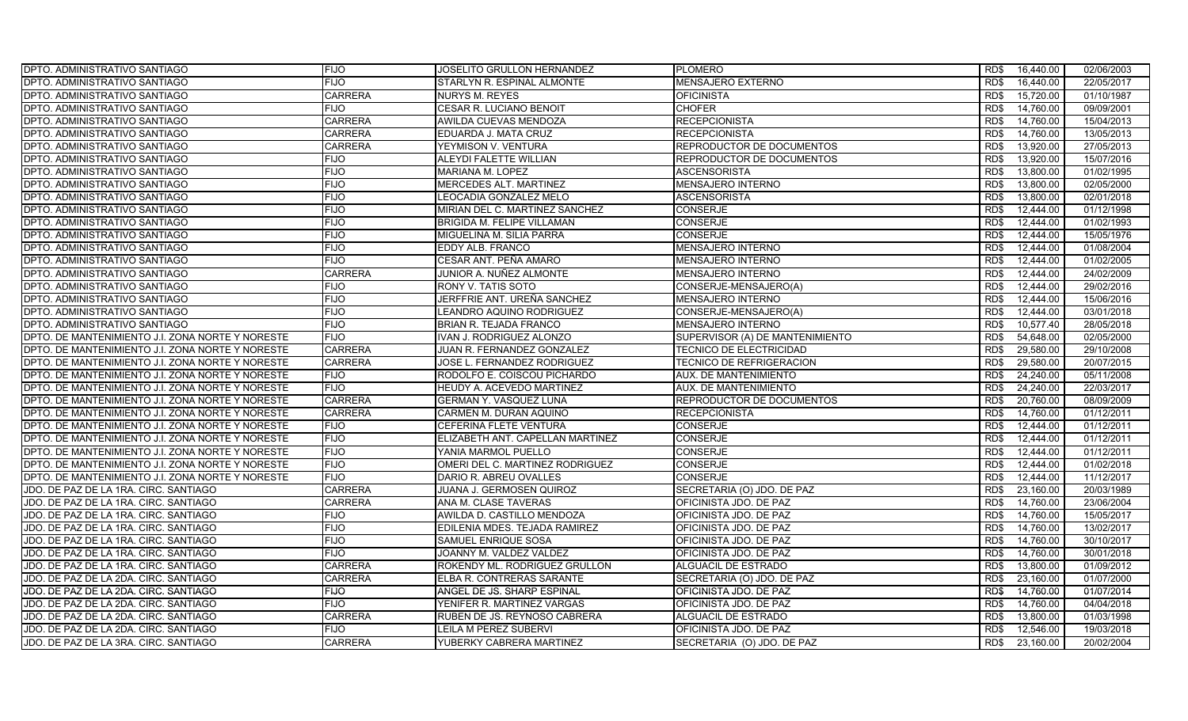| | | | | | |
|---|---|---|---|---|---|
| DPTO. ADMINISTRATIVO SANTIAGO | FIJO | JOSELITO GRULLON HERNANDEZ | PLOMERO | RD$ 16,440.00 | 02/06/2003 |
| DPTO. ADMINISTRATIVO SANTIAGO | FIJO | STARLYN R. ESPINAL ALMONTE | MENSAJERO EXTERNO | RD$ 16,440.00 | 22/05/2017 |
| DPTO. ADMINISTRATIVO SANTIAGO | CARRERA | NURYS M. REYES | OFICINISTA | RD$ 15,720.00 | 01/10/1987 |
| DPTO. ADMINISTRATIVO SANTIAGO | FIJO | CESAR R. LUCIANO BENOIT | CHOFER | RD$ 14,760.00 | 09/09/2001 |
| DPTO. ADMINISTRATIVO SANTIAGO | CARRERA | AWILDA CUEVAS MENDOZA | RECEPCIONISTA | RD$ 14,760.00 | 15/04/2013 |
| DPTO. ADMINISTRATIVO SANTIAGO | CARRERA | EDUARDA J. MATA CRUZ | RECEPCIONISTA | RD$ 14,760.00 | 13/05/2013 |
| DPTO. ADMINISTRATIVO SANTIAGO | CARRERA | YEYMISON V. VENTURA | REPRODUCTOR DE DOCUMENTOS | RD$ 13,920.00 | 27/05/2013 |
| DPTO. ADMINISTRATIVO SANTIAGO | FIJO | ALEYDI FALETTE WILLIAN | REPRODUCTOR DE DOCUMENTOS | RD$ 13,920.00 | 15/07/2016 |
| DPTO. ADMINISTRATIVO SANTIAGO | FIJO | MARIANA M. LOPEZ | ASCENSORISTA | RD$ 13,800.00 | 01/02/1995 |
| DPTO. ADMINISTRATIVO SANTIAGO | FIJO | MERCEDES ALT. MARTINEZ | MENSAJERO INTERNO | RD$ 13,800.00 | 02/05/2000 |
| DPTO. ADMINISTRATIVO SANTIAGO | FIJO | LEOCADIA GONZALEZ MELO | ASCENSORISTA | RD$ 13,800.00 | 02/01/2018 |
| DPTO. ADMINISTRATIVO SANTIAGO | FIJO | MIRIAN DEL C. MARTINEZ SANCHEZ | CONSERJE | RD$ 12,444.00 | 01/12/1998 |
| DPTO. ADMINISTRATIVO SANTIAGO | FIJO | BRIGIDA M. FELIPE VILLAMAN | CONSERJE | RD$ 12,444.00 | 01/02/1993 |
| DPTO. ADMINISTRATIVO SANTIAGO | FIJO | MIGUELINA M. SILIA PARRA | CONSERJE | RD$ 12,444.00 | 15/05/1976 |
| DPTO. ADMINISTRATIVO SANTIAGO | FIJO | EDDY ALB. FRANCO | MENSAJERO INTERNO | RD$ 12,444.00 | 01/08/2004 |
| DPTO. ADMINISTRATIVO SANTIAGO | FIJO | CESAR ANT. PEÑA AMARO | MENSAJERO INTERNO | RD$ 12,444.00 | 01/02/2005 |
| DPTO. ADMINISTRATIVO SANTIAGO | CARRERA | JUNIOR A. NUÑEZ ALMONTE | MENSAJERO INTERNO | RD$ 12,444.00 | 24/02/2009 |
| DPTO. ADMINISTRATIVO SANTIAGO | FIJO | RONY V. TATIS SOTO | CONSERJE-MENSAJERO(A) | RD$ 12,444.00 | 29/02/2016 |
| DPTO. ADMINISTRATIVO SANTIAGO | FIJO | JERFFRIE ANT. UREÑA SANCHEZ | MENSAJERO INTERNO | RD$ 12,444.00 | 15/06/2016 |
| DPTO. ADMINISTRATIVO SANTIAGO | FIJO | LEANDRO AQUINO RODRIGUEZ | CONSERJE-MENSAJERO(A) | RD$ 12,444.00 | 03/01/2018 |
| DPTO. ADMINISTRATIVO SANTIAGO | FIJO | BRIAN R. TEJADA FRANCO | MENSAJERO INTERNO | RD$ 10,577.40 | 28/05/2018 |
| DPTO. DE MANTENIMIENTO J.I. ZONA NORTE Y NORESTE | FIJO | IVAN J. RODRIGUEZ ALONZO | SUPERVISOR (A) DE MANTENIMIENTO | RD$ 54,648.00 | 02/05/2000 |
| DPTO. DE MANTENIMIENTO J.I. ZONA NORTE Y NORESTE | CARRERA | JUAN R. FERNANDEZ GONZALEZ | TECNICO DE ELECTRICIDAD | RD$ 29,580.00 | 29/10/2008 |
| DPTO. DE MANTENIMIENTO J.I. ZONA NORTE Y NORESTE | CARRERA | JOSE L. FERNANDEZ RODRIGUEZ | TECNICO DE REFRIGERACION | RD$ 29,580.00 | 20/07/2015 |
| DPTO. DE MANTENIMIENTO J.I. ZONA NORTE Y NORESTE | FIJO | RODOLFO E. COISCOU PICHARDO | AUX. DE MANTENIMIENTO | RD$ 24,240.00 | 05/11/2008 |
| DPTO. DE MANTENIMIENTO J.I. ZONA NORTE Y NORESTE | FIJO | HEUDY A. ACEVEDO MARTINEZ | AUX. DE MANTENIMIENTO | RD$ 24,240.00 | 22/03/2017 |
| DPTO. DE MANTENIMIENTO J.I. ZONA NORTE Y NORESTE | CARRERA | GERMAN Y. VASQUEZ LUNA | REPRODUCTOR DE DOCUMENTOS | RD$ 20,760.00 | 08/09/2009 |
| DPTO. DE MANTENIMIENTO J.I. ZONA NORTE Y NORESTE | CARRERA | CARMEN M. DURAN AQUINO | RECEPCIONISTA | RD$ 14,760.00 | 01/12/2011 |
| DPTO. DE MANTENIMIENTO J.I. ZONA NORTE Y NORESTE | FIJO | CEFERINA FLETE VENTURA | CONSERJE | RD$ 12,444.00 | 01/12/2011 |
| DPTO. DE MANTENIMIENTO J.I. ZONA NORTE Y NORESTE | FIJO | ELIZABETH ANT. CAPELLAN MARTINEZ | CONSERJE | RD$ 12,444.00 | 01/12/2011 |
| DPTO. DE MANTENIMIENTO J.I. ZONA NORTE Y NORESTE | FIJO | YANIA MARMOL PUELLO | CONSERJE | RD$ 12,444.00 | 01/12/2011 |
| DPTO. DE MANTENIMIENTO J.I. ZONA NORTE Y NORESTE | FIJO | OMERI DEL C. MARTINEZ RODRIGUEZ | CONSERJE | RD$ 12,444.00 | 01/02/2018 |
| DPTO. DE MANTENIMIENTO J.I. ZONA NORTE Y NORESTE | FIJO | DARIO R. ABREU OVALLES | CONSERJE | RD$ 12,444.00 | 11/12/2017 |
| JDO. DE PAZ DE LA 1RA. CIRC. SANTIAGO | CARRERA | JUANA J. GERMOSEN QUIROZ | SECRETARIA (O) JDO. DE PAZ | RD$ 23,160.00 | 20/03/1989 |
| JDO. DE PAZ DE LA 1RA. CIRC. SANTIAGO | CARRERA | ANA M. CLASE TAVERAS | OFICINISTA JDO. DE PAZ | RD$ 14,760.00 | 23/06/2004 |
| JDO. DE PAZ DE LA 1RA. CIRC. SANTIAGO | FIJO | AWILDA D. CASTILLO MENDOZA | OFICINISTA JDO. DE PAZ | RD$ 14,760.00 | 15/05/2017 |
| JDO. DE PAZ DE LA 1RA. CIRC. SANTIAGO | FIJO | EDILENIA MDES. TEJADA RAMIREZ | OFICINISTA JDO. DE PAZ | RD$ 14,760.00 | 13/02/2017 |
| JDO. DE PAZ DE LA 1RA. CIRC. SANTIAGO | FIJO | SAMUEL ENRIQUE SOSA | OFICINISTA JDO. DE PAZ | RD$ 14,760.00 | 30/10/2017 |
| JDO. DE PAZ DE LA 1RA. CIRC. SANTIAGO | FIJO | JOANNY M. VALDEZ VALDEZ | OFICINISTA JDO. DE PAZ | RD$ 14,760.00 | 30/01/2018 |
| JDO. DE PAZ DE LA 1RA. CIRC. SANTIAGO | CARRERA | ROKENDY ML. RODRIGUEZ GRULLON | ALGUACIL DE ESTRADO | RD$ 13,800.00 | 01/09/2012 |
| JDO. DE PAZ DE LA 2DA. CIRC. SANTIAGO | CARRERA | ELBA R. CONTRERAS SARANTE | SECRETARIA (O) JDO. DE PAZ | RD$ 23,160.00 | 01/07/2000 |
| JDO. DE PAZ DE LA 2DA. CIRC. SANTIAGO | FIJO | ANGEL DE JS. SHARP ESPINAL | OFICINISTA JDO. DE PAZ | RD$ 14,760.00 | 01/07/2014 |
| JDO. DE PAZ DE LA 2DA. CIRC. SANTIAGO | FIJO | YENIFER R. MARTINEZ VARGAS | OFICINISTA JDO. DE PAZ | RD$ 14,760.00 | 04/04/2018 |
| JDO. DE PAZ DE LA 2DA. CIRC. SANTIAGO | CARRERA | RUBEN DE JS. REYNOSO CABRERA | ALGUACIL DE ESTRADO | RD$ 13,800.00 | 01/03/1998 |
| JDO. DE PAZ DE LA 2DA. CIRC. SANTIAGO | FIJO | LEILA M PEREZ SUBERVI | OFICINISTA JDO. DE PAZ | RD$ 12,546.00 | 19/03/2018 |
| JDO. DE PAZ DE LA 3RA. CIRC. SANTIAGO | CARRERA | YUBERKY CABRERA MARTINEZ | SECRETARIA (O) JDO. DE PAZ | RD$ 23,160.00 | 20/02/2004 |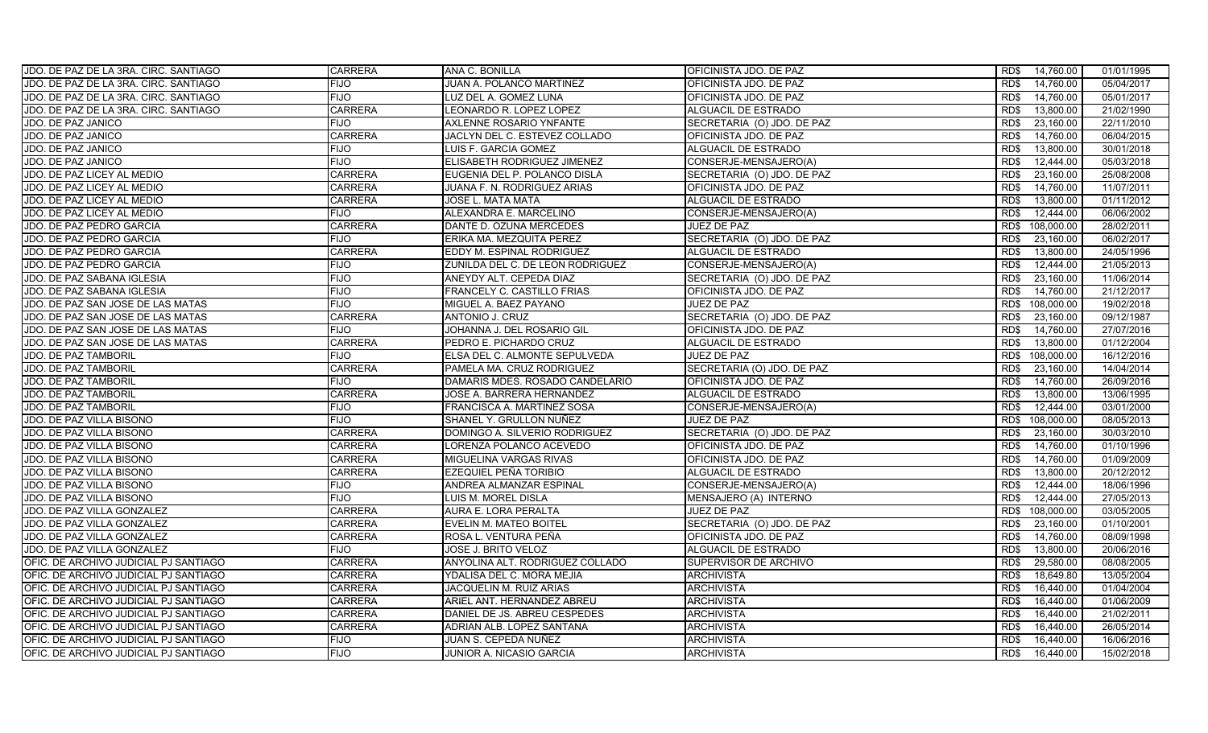| | | | | | |
|---|---|---|---|---|---|
| JDO. DE PAZ DE LA 3RA. CIRC. SANTIAGO | CARRERA | ANA C. BONILLA | OFICINISTA JDO. DE PAZ | RD$ 14,760.00 | 01/01/1995 |
| JDO. DE PAZ DE LA 3RA. CIRC. SANTIAGO | FIJO | JUAN A. POLANCO MARTINEZ | OFICINISTA JDO. DE PAZ | RD$ 14,760.00 | 05/04/2017 |
| JDO. DE PAZ DE LA 3RA. CIRC. SANTIAGO | FIJO | LUZ DEL A. GOMEZ LUNA | OFICINISTA JDO. DE PAZ | RD$ 14,760.00 | 05/01/2017 |
| JDO. DE PAZ DE LA 3RA. CIRC. SANTIAGO | CARRERA | LEONARDO R. LOPEZ LOPEZ | ALGUACIL DE ESTRADO | RD$ 13,800.00 | 21/02/1990 |
| JDO. DE PAZ JANICO | FIJO | AXLENNE ROSARIO YNFANTE | SECRETARIA (O) JDO. DE PAZ | RD$ 23,160.00 | 22/11/2010 |
| JDO. DE PAZ JANICO | CARRERA | JACLYN DEL C. ESTEVEZ COLLADO | OFICINISTA JDO. DE PAZ | RD$ 14,760.00 | 06/04/2015 |
| JDO. DE PAZ JANICO | FIJO | LUIS F. GARCIA GOMEZ | ALGUACIL DE ESTRADO | RD$ 13,800.00 | 30/01/2018 |
| JDO. DE PAZ JANICO | FIJO | ELISABETH RODRIGUEZ JIMENEZ | CONSERJE-MENSAJERO(A) | RD$ 12,444.00 | 05/03/2018 |
| JDO. DE PAZ LICEY AL MEDIO | CARRERA | EUGENIA DEL P. POLANCO DISLA | SECRETARIA (O) JDO. DE PAZ | RD$ 23,160.00 | 25/08/2008 |
| JDO. DE PAZ LICEY AL MEDIO | CARRERA | JUANA F. N. RODRIGUEZ ARIAS | OFICINISTA JDO. DE PAZ | RD$ 14,760.00 | 11/07/2011 |
| JDO. DE PAZ LICEY AL MEDIO | CARRERA | JOSE L. MATA MATA | ALGUACIL DE ESTRADO | RD$ 13,800.00 | 01/11/2012 |
| JDO. DE PAZ LICEY AL MEDIO | FIJO | ALEXANDRA E. MARCELINO | CONSERJE-MENSAJERO(A) | RD$ 12,444.00 | 06/06/2002 |
| JDO. DE PAZ PEDRO GARCIA | CARRERA | DANTE D. OZUNA MERCEDES | JUEZ DE PAZ | RD$ 108,000.00 | 28/02/2011 |
| JDO. DE PAZ PEDRO GARCIA | FIJO | ERIKA MA. MEZQUITA PEREZ | SECRETARIA (O) JDO. DE PAZ | RD$ 23,160.00 | 06/02/2017 |
| JDO. DE PAZ PEDRO GARCIA | CARRERA | EDDY M. ESPINAL RODRIGUEZ | ALGUACIL DE ESTRADO | RD$ 13,800.00 | 24/05/1996 |
| JDO. DE PAZ PEDRO GARCIA | FIJO | ZUNILDA DEL C. DE LEON RODRIGUEZ | CONSERJE-MENSAJERO(A) | RD$ 12,444.00 | 21/05/2013 |
| JDO. DE PAZ SABANA IGLESIA | FIJO | ANEYDY ALT. CEPEDA DIAZ | SECRETARIA (O) JDO. DE PAZ | RD$ 23,160.00 | 11/06/2014 |
| JDO. DE PAZ SABANA IGLESIA | FIJO | FRANCELY C. CASTILLO FRIAS | OFICINISTA JDO. DE PAZ | RD$ 14,760.00 | 21/12/2017 |
| JDO. DE PAZ SAN JOSE DE LAS MATAS | FIJO | MIGUEL A. BAEZ PAYANO | JUEZ DE PAZ | RD$ 108,000.00 | 19/02/2018 |
| JDO. DE PAZ SAN JOSE DE LAS MATAS | CARRERA | ANTONIO J. CRUZ | SECRETARIA (O) JDO. DE PAZ | RD$ 23,160.00 | 09/12/1987 |
| JDO. DE PAZ SAN JOSE DE LAS MATAS | FIJO | JOHANNA J. DEL ROSARIO GIL | OFICINISTA JDO. DE PAZ | RD$ 14,760.00 | 27/07/2016 |
| JDO. DE PAZ SAN JOSE DE LAS MATAS | CARRERA | PEDRO E. PICHARDO CRUZ | ALGUACIL DE ESTRADO | RD$ 13,800.00 | 01/12/2004 |
| JDO. DE PAZ TAMBORIL | FIJO | ELSA DEL C. ALMONTE SEPULVEDA | JUEZ DE PAZ | RD$ 108,000.00 | 16/12/2016 |
| JDO. DE PAZ TAMBORIL | CARRERA | PAMELA MA. CRUZ RODRIGUEZ | SECRETARIA (O) JDO. DE PAZ | RD$ 23,160.00 | 14/04/2014 |
| JDO. DE PAZ TAMBORIL | FIJO | DAMARIS MDES. ROSADO CANDELARIO | OFICINISTA JDO. DE PAZ | RD$ 14,760.00 | 26/09/2016 |
| JDO. DE PAZ TAMBORIL | CARRERA | JOSE A. BARRERA HERNANDEZ | ALGUACIL DE ESTRADO | RD$ 13,800.00 | 13/06/1995 |
| JDO. DE PAZ TAMBORIL | FIJO | FRANCISCA A. MARTINEZ SOSA | CONSERJE-MENSAJERO(A) | RD$ 12,444.00 | 03/01/2000 |
| JDO. DE PAZ VILLA BISONO | FIJO | SHANEL Y. GRULLON NUÑEZ | JUEZ DE PAZ | RD$ 108,000.00 | 08/05/2013 |
| JDO. DE PAZ VILLA BISONO | CARRERA | DOMINGO A. SILVERIO RODRIGUEZ | SECRETARIA (O) JDO. DE PAZ | RD$ 23,160.00 | 30/03/2010 |
| JDO. DE PAZ VILLA BISONO | CARRERA | LORENZA POLANCO ACEVEDO | OFICINISTA JDO. DE PAZ | RD$ 14,760.00 | 01/10/1996 |
| JDO. DE PAZ VILLA BISONO | CARRERA | MIGUELINA VARGAS RIVAS | OFICINISTA JDO. DE PAZ | RD$ 14,760.00 | 01/09/2009 |
| JDO. DE PAZ VILLA BISONO | CARRERA | EZEQUIEL PEÑA TORIBIO | ALGUACIL DE ESTRADO | RD$ 13,800.00 | 20/12/2012 |
| JDO. DE PAZ VILLA BISONO | FIJO | ANDREA ALMANZAR ESPINAL | CONSERJE-MENSAJERO(A) | RD$ 12,444.00 | 18/06/1996 |
| JDO. DE PAZ VILLA BISONO | FIJO | LUIS M. MOREL DISLA | MENSAJERO (A) INTERNO | RD$ 12,444.00 | 27/05/2013 |
| JDO. DE PAZ VILLA GONZALEZ | CARRERA | AURA E. LORA PERALTA | JUEZ DE PAZ | RD$ 108,000.00 | 03/05/2005 |
| JDO. DE PAZ VILLA GONZALEZ | CARRERA | EVELIN M. MATEO BOITEL | SECRETARIA (O) JDO. DE PAZ | RD$ 23,160.00 | 01/10/2001 |
| JDO. DE PAZ VILLA GONZALEZ | CARRERA | ROSA L. VENTURA PEÑA | OFICINISTA JDO. DE PAZ | RD$ 14,760.00 | 08/09/1998 |
| JDO. DE PAZ VILLA GONZALEZ | FIJO | JOSE J. BRITO VELOZ | ALGUACIL DE ESTRADO | RD$ 13,800.00 | 20/06/2016 |
| OFIC. DE ARCHIVO JUDICIAL PJ SANTIAGO | CARRERA | ANYOLINA ALT. RODRIGUEZ COLLADO | SUPERVISOR DE ARCHIVO | RD$ 29,580.00 | 08/08/2005 |
| OFIC. DE ARCHIVO JUDICIAL PJ SANTIAGO | CARRERA | YDALISA DEL C. MORA MEJIA | ARCHIVISTA | RD$ 18,649.80 | 13/05/2004 |
| OFIC. DE ARCHIVO JUDICIAL PJ SANTIAGO | CARRERA | JACQUELIN M. RUIZ ARIAS | ARCHIVISTA | RD$ 16,440.00 | 01/04/2004 |
| OFIC. DE ARCHIVO JUDICIAL PJ SANTIAGO | CARRERA | ARIEL ANT. HERNANDEZ ABREU | ARCHIVISTA | RD$ 16,440.00 | 01/06/2009 |
| OFIC. DE ARCHIVO JUDICIAL PJ SANTIAGO | CARRERA | DANIEL DE JS. ABREU CESPEDES | ARCHIVISTA | RD$ 16,440.00 | 21/02/2011 |
| OFIC. DE ARCHIVO JUDICIAL PJ SANTIAGO | CARRERA | ADRIAN ALB. LOPEZ SANTANA | ARCHIVISTA | RD$ 16,440.00 | 26/05/2014 |
| OFIC. DE ARCHIVO JUDICIAL PJ SANTIAGO | FIJO | JUAN S. CEPEDA NUÑEZ | ARCHIVISTA | RD$ 16,440.00 | 16/06/2016 |
| OFIC. DE ARCHIVO JUDICIAL PJ SANTIAGO | FIJO | JUNIOR A. NICASIO GARCIA | ARCHIVISTA | RD$ 16,440.00 | 15/02/2018 |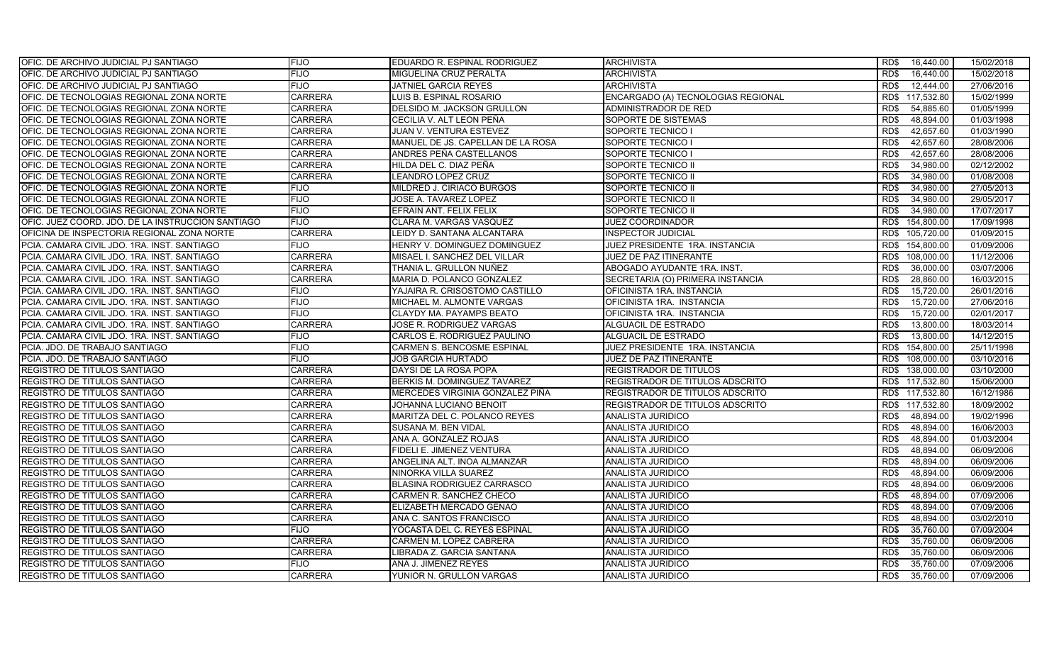| | | | | | |
|---|---|---|---|---|---|
| OFIC. DE ARCHIVO JUDICIAL PJ SANTIAGO | FIJO | EDUARDO R. ESPINAL RODRIGUEZ | ARCHIVISTA | RD$ 16,440.00 | 15/02/2018 |
| OFIC. DE ARCHIVO JUDICIAL PJ SANTIAGO | FIJO | MIGUELINA CRUZ PERALTA | ARCHIVISTA | RD$ 16,440.00 | 15/02/2018 |
| OFIC. DE ARCHIVO JUDICIAL PJ SANTIAGO | FIJO | JATNIEL GARCIA REYES | ARCHIVISTA | RD$ 12,444.00 | 27/06/2016 |
| OFIC. DE TECNOLOGIAS REGIONAL ZONA NORTE | CARRERA | LUIS B. ESPINAL ROSARIO | ENCARGADO (A) TECNOLOGIAS REGIONAL | RD$ 117,532.80 | 15/02/1999 |
| OFIC. DE TECNOLOGIAS REGIONAL ZONA NORTE | CARRERA | DELSIDO M. JACKSON GRULLON | ADMINISTRADOR DE RED | RD$ 54,885.60 | 01/05/1999 |
| OFIC. DE TECNOLOGIAS REGIONAL ZONA NORTE | CARRERA | CECILIA V. ALT LEON PEÑA | SOPORTE DE SISTEMAS | RD$ 48,894.00 | 01/03/1998 |
| OFIC. DE TECNOLOGIAS REGIONAL ZONA NORTE | CARRERA | JUAN V. VENTURA ESTEVEZ | SOPORTE TECNICO I | RD$ 42,657.60 | 01/03/1990 |
| OFIC. DE TECNOLOGIAS REGIONAL ZONA NORTE | CARRERA | MANUEL DE JS. CAPELLAN DE LA ROSA | SOPORTE TECNICO I | RD$ 42,657.60 | 28/08/2006 |
| OFIC. DE TECNOLOGIAS REGIONAL ZONA NORTE | CARRERA | ANDRES PEÑA CASTELLANOS | SOPORTE TECNICO I | RD$ 42,657.60 | 28/08/2006 |
| OFIC. DE TECNOLOGIAS REGIONAL ZONA NORTE | CARRERA | HILDA DEL C. DIAZ PEÑA | SOPORTE TECNICO II | RD$ 34,980.00 | 02/12/2002 |
| OFIC. DE TECNOLOGIAS REGIONAL ZONA NORTE | CARRERA | LEANDRO LOPEZ CRUZ | SOPORTE TECNICO II | RD$ 34,980.00 | 01/08/2008 |
| OFIC. DE TECNOLOGIAS REGIONAL ZONA NORTE | FIJO | MILDRED J. CIRIACO BURGOS | SOPORTE TECNICO II | RD$ 34,980.00 | 27/05/2013 |
| OFIC. DE TECNOLOGIAS REGIONAL ZONA NORTE | FIJO | JOSE A. TAVAREZ LOPEZ | SOPORTE TECNICO II | RD$ 34,980.00 | 29/05/2017 |
| OFIC. DE TECNOLOGIAS REGIONAL ZONA NORTE | FIJO | EFRAIN ANT. FELIX FELIX | SOPORTE TECNICO II | RD$ 34,980.00 | 17/07/2017 |
| OFIC. JUEZ COORD. JDO. DE LA INSTRUCCION SANTIAGO | FIJO | CLARA M. VARGAS VASQUEZ | JUEZ COORDINADOR | RD$ 154,800.00 | 17/09/1998 |
| OFICINA DE INSPECTORIA REGIONAL ZONA NORTE | CARRERA | LEIDY D. SANTANA ALCANTARA | INSPECTOR JUDICIAL | RD$ 105,720.00 | 01/09/2015 |
| PCIA. CAMARA CIVIL JDO. 1RA. INST. SANTIAGO | FIJO | HENRY V. DOMINGUEZ DOMINGUEZ | JUEZ PRESIDENTE 1RA. INSTANCIA | RD$ 154,800.00 | 01/09/2006 |
| PCIA. CAMARA CIVIL JDO. 1RA. INST. SANTIAGO | CARRERA | MISAEL I. SANCHEZ DEL VILLAR | JUEZ DE PAZ ITINERANTE | RD$ 108,000.00 | 11/12/2006 |
| PCIA. CAMARA CIVIL JDO. 1RA. INST. SANTIAGO | CARRERA | THANIA L. GRULLON NUÑEZ | ABOGADO AYUDANTE 1RA. INST. | RD$ 36,000.00 | 03/07/2006 |
| PCIA. CAMARA CIVIL JDO. 1RA. INST. SANTIAGO | CARRERA | MARIA D. POLANCO GONZALEZ | SECRETARIA (O) PRIMERA INSTANCIA | RD$ 28,860.00 | 16/03/2015 |
| PCIA. CAMARA CIVIL JDO. 1RA. INST. SANTIAGO | FIJO | YAJAIRA R. CRISOSTOMO CASTILLO | OFICINISTA 1RA. INSTANCIA | RD$ 15,720.00 | 26/01/2016 |
| PCIA. CAMARA CIVIL JDO. 1RA. INST. SANTIAGO | FIJO | MICHAEL M. ALMONTE VARGAS | OFICINISTA 1RA. INSTANCIA | RD$ 15,720.00 | 27/06/2016 |
| PCIA. CAMARA CIVIL JDO. 1RA. INST. SANTIAGO | FIJO | CLAYDY MA. PAYAMPS BEATO | OFICINISTA 1RA. INSTANCIA | RD$ 15,720.00 | 02/01/2017 |
| PCIA. CAMARA CIVIL JDO. 1RA. INST. SANTIAGO | CARRERA | JOSE R. RODRIGUEZ VARGAS | ALGUACIL DE ESTRADO | RD$ 13,800.00 | 18/03/2014 |
| PCIA. CAMARA CIVIL JDO. 1RA. INST. SANTIAGO | FIJO | CARLOS E. RODRIGUEZ PAULINO | ALGUACIL DE ESTRADO | RD$ 13,800.00 | 14/12/2015 |
| PCIA. JDO. DE TRABAJO SANTIAGO | FIJO | CARMEN S. BENCOSME ESPINAL | JUEZ PRESIDENTE 1RA. INSTANCIA | RD$ 154,800.00 | 25/11/1998 |
| PCIA. JDO. DE TRABAJO SANTIAGO | FIJO | JOB GARCIA HURTADO | JUEZ DE PAZ ITINERANTE | RD$ 108,000.00 | 03/10/2016 |
| REGISTRO DE TITULOS SANTIAGO | CARRERA | DAYSI DE LA ROSA POPA | REGISTRADOR DE TITULOS | RD$ 138,000.00 | 03/10/2000 |
| REGISTRO DE TITULOS SANTIAGO | CARRERA | BERKIS M. DOMINGUEZ TAVAREZ | REGISTRADOR DE TITULOS ADSCRITO | RD$ 117,532.80 | 15/06/2000 |
| REGISTRO DE TITULOS SANTIAGO | CARRERA | MERCEDES VIRGINIA GONZALEZ PIÑA | REGISTRADOR DE TITULOS ADSCRITO | RD$ 117,532.80 | 16/12/1986 |
| REGISTRO DE TITULOS SANTIAGO | CARRERA | JOHANNA LUCIANO BENOIT | REGISTRADOR DE TITULOS ADSCRITO | RD$ 117,532.80 | 18/09/2002 |
| REGISTRO DE TITULOS SANTIAGO | CARRERA | MARITZA DEL C. POLANCO REYES | ANALISTA JURIDICO | RD$ 48,894.00 | 19/02/1996 |
| REGISTRO DE TITULOS SANTIAGO | CARRERA | SUSANA M. BEN VIDAL | ANALISTA JURIDICO | RD$ 48,894.00 | 16/06/2003 |
| REGISTRO DE TITULOS SANTIAGO | CARRERA | ANA A. GONZALEZ ROJAS | ANALISTA JURIDICO | RD$ 48,894.00 | 01/03/2004 |
| REGISTRO DE TITULOS SANTIAGO | CARRERA | FIDELI E. JIMENEZ VENTURA | ANALISTA JURIDICO | RD$ 48,894.00 | 06/09/2006 |
| REGISTRO DE TITULOS SANTIAGO | CARRERA | ANGELINA ALT. INOA ALMANZAR | ANALISTA JURIDICO | RD$ 48,894.00 | 06/09/2006 |
| REGISTRO DE TITULOS SANTIAGO | CARRERA | NINORKA VILLA SUAREZ | ANALISTA JURIDICO | RD$ 48,894.00 | 06/09/2006 |
| REGISTRO DE TITULOS SANTIAGO | CARRERA | BLASINA RODRIGUEZ CARRASCO | ANALISTA JURIDICO | RD$ 48,894.00 | 06/09/2006 |
| REGISTRO DE TITULOS SANTIAGO | CARRERA | CARMEN R. SANCHEZ CHECO | ANALISTA JURIDICO | RD$ 48,894.00 | 07/09/2006 |
| REGISTRO DE TITULOS SANTIAGO | CARRERA | ELIZABETH MERCADO GENAO | ANALISTA JURIDICO | RD$ 48,894.00 | 07/09/2006 |
| REGISTRO DE TITULOS SANTIAGO | CARRERA | ANA C. SANTOS FRANCISCO | ANALISTA JURIDICO | RD$ 48,894.00 | 03/02/2010 |
| REGISTRO DE TITULOS SANTIAGO | FIJO | YOCASTA DEL C. REYES ESPINAL | ANALISTA JURIDICO | RD$ 35,760.00 | 07/09/2004 |
| REGISTRO DE TITULOS SANTIAGO | CARRERA | CARMEN M. LOPEZ CABRERA | ANALISTA JURIDICO | RD$ 35,760.00 | 06/09/2006 |
| REGISTRO DE TITULOS SANTIAGO | CARRERA | LIBRADA Z. GARCIA SANTANA | ANALISTA JURIDICO | RD$ 35,760.00 | 06/09/2006 |
| REGISTRO DE TITULOS SANTIAGO | FIJO | ANA J. JIMENEZ REYES | ANALISTA JURIDICO | RD$ 35,760.00 | 07/09/2006 |
| REGISTRO DE TITULOS SANTIAGO | CARRERA | YUNIOR N. GRULLON VARGAS | ANALISTA JURIDICO | RD$ 35,760.00 | 07/09/2006 |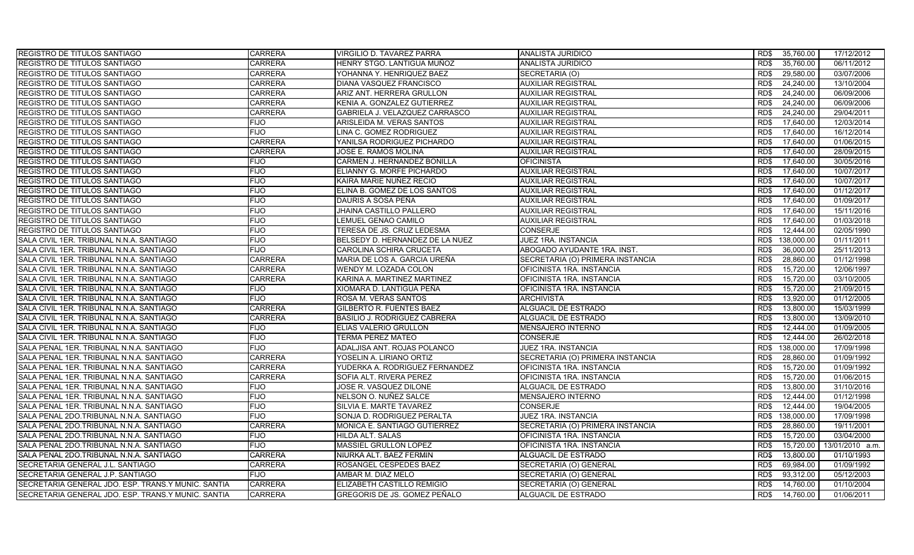| | | | | | |
|---|---|---|---|---|---|
| REGISTRO DE TITULOS SANTIAGO | CARRERA | VIRGILIO D. TAVAREZ PARRA | ANALISTA JURIDICO | RD$ 35,760.00 | 17/12/2012 |
| REGISTRO DE TITULOS SANTIAGO | CARRERA | HENRY STGO. LANTIGUA MUÑOZ | ANALISTA JURIDICO | RD$ 35,760.00 | 06/11/2012 |
| REGISTRO DE TITULOS SANTIAGO | CARRERA | YOHANNA Y. HENRIQUEZ BAEZ | SECRETARIA (O) | RD$ 29,580.00 | 03/07/2006 |
| REGISTRO DE TITULOS SANTIAGO | CARRERA | DIANA VASQUEZ FRANCISCO | AUXILIAR REGISTRAL | RD$ 24,240.00 | 13/10/2004 |
| REGISTRO DE TITULOS SANTIAGO | CARRERA | ARIZ ANT. HERRERA GRULLON | AUXILIAR REGISTRAL | RD$ 24,240.00 | 06/09/2006 |
| REGISTRO DE TITULOS SANTIAGO | CARRERA | KENIA A. GONZALEZ GUTIERREZ | AUXILIAR REGISTRAL | RD$ 24,240.00 | 06/09/2006 |
| REGISTRO DE TITULOS SANTIAGO | CARRERA | GABRIELA J. VELAZQUEZ CARRASCO | AUXILIAR REGISTRAL | RD$ 24,240.00 | 29/04/2011 |
| REGISTRO DE TITULOS SANTIAGO | FIJO | ARISLEIDA M. VERAS SANTOS | AUXILIAR REGISTRAL | RD$ 17,640.00 | 12/03/2014 |
| REGISTRO DE TITULOS SANTIAGO | FIJO | LINA C. GOMEZ RODRIGUEZ | AUXILIAR REGISTRAL | RD$ 17,640.00 | 16/12/2014 |
| REGISTRO DE TITULOS SANTIAGO | CARRERA | YANILSA RODRIGUEZ PICHARDO | AUXILIAR REGISTRAL | RD$ 17,640.00 | 01/06/2015 |
| REGISTRO DE TITULOS SANTIAGO | CARRERA | JOSE E. RAMOS MOLINA | AUXILIAR REGISTRAL | RD$ 17,640.00 | 28/09/2015 |
| REGISTRO DE TITULOS SANTIAGO | FIJO | CARMEN J. HERNANDEZ BONILLA | OFICINISTA | RD$ 17,640.00 | 30/05/2016 |
| REGISTRO DE TITULOS SANTIAGO | FIJO | ELIANNY G. MORFE PICHARDO | AUXILIAR REGISTRAL | RD$ 17,640.00 | 10/07/2017 |
| REGISTRO DE TITULOS SANTIAGO | FIJO | KAIRA MARIE NUÑEZ RECIO | AUXILIAR REGISTRAL | RD$ 17,640.00 | 10/07/2017 |
| REGISTRO DE TITULOS SANTIAGO | FIJO | ELINA B. GOMEZ DE LOS SANTOS | AUXILIAR REGISTRAL | RD$ 17,640.00 | 01/12/2017 |
| REGISTRO DE TITULOS SANTIAGO | FIJO | DAURIS A SOSA PEÑA | AUXILIAR REGISTRAL | RD$ 17,640.00 | 01/09/2017 |
| REGISTRO DE TITULOS SANTIAGO | FIJO | JHAINA CASTILLO PALLERO | AUXILIAR REGISTRAL | RD$ 17,640.00 | 15/11/2016 |
| REGISTRO DE TITULOS SANTIAGO | FIJO | LEMUEL GENAO CAMILO | AUXILIAR REGISTRAL | RD$ 17,640.00 | 01/03/2018 |
| REGISTRO DE TITULOS SANTIAGO | FIJO | TERESA DE JS. CRUZ LEDESMA | CONSERJE | RD$ 12,444.00 | 02/05/1990 |
| SALA CIVIL 1ER. TRIBUNAL N.N.A. SANTIAGO | FIJO | BELSEDY D. HERNANDEZ DE LA NUEZ | JUEZ 1RA. INSTANCIA | RD$ 138,000.00 | 01/11/2011 |
| SALA CIVIL 1ER. TRIBUNAL N.N.A. SANTIAGO | FIJO | CAROLINA SCHIRA CRUCETA | ABOGADO AYUDANTE 1RA. INST. | RD$ 36,000.00 | 25/11/2013 |
| SALA CIVIL 1ER. TRIBUNAL N.N.A. SANTIAGO | CARRERA | MARIA DE LOS A. GARCIA UREÑA | SECRETARIA (O) PRIMERA INSTANCIA | RD$ 28,860.00 | 01/12/1998 |
| SALA CIVIL 1ER. TRIBUNAL N.N.A. SANTIAGO | CARRERA | WENDY M. LOZADA COLON | OFICINISTA 1RA. INSTANCIA | RD$ 15,720.00 | 12/06/1997 |
| SALA CIVIL 1ER. TRIBUNAL N.N.A. SANTIAGO | CARRERA | KARINA A. MARTINEZ MARTINEZ | OFICINISTA 1RA. INSTANCIA | RD$ 15,720.00 | 03/10/2005 |
| SALA CIVIL 1ER. TRIBUNAL N.N.A. SANTIAGO | FIJO | XIOMARA D. LANTIGUA PEÑA | OFICINISTA 1RA. INSTANCIA | RD$ 15,720.00 | 21/09/2015 |
| SALA CIVIL 1ER. TRIBUNAL N.N.A. SANTIAGO | FIJO | ROSA M. VERAS SANTOS | ARCHIVISTA | RD$ 13,920.00 | 01/12/2005 |
| SALA CIVIL 1ER. TRIBUNAL N.N.A. SANTIAGO | CARRERA | GILBERTO R. FUENTES BAEZ | ALGUACIL DE ESTRADO | RD$ 13,800.00 | 15/03/1999 |
| SALA CIVIL 1ER. TRIBUNAL N.N.A. SANTIAGO | CARRERA | BASILIO J. RODRIGUEZ CABRERA | ALGUACIL DE ESTRADO | RD$ 13,800.00 | 13/09/2010 |
| SALA CIVIL 1ER. TRIBUNAL N.N.A. SANTIAGO | FIJO | ELIAS VALERIO GRULLON | MENSAJERO INTERNO | RD$ 12,444.00 | 01/09/2005 |
| SALA CIVIL 1ER. TRIBUNAL N.N.A. SANTIAGO | FIJO | TERMA PEREZ MATEO | CONSERJE | RD$ 12,444.00 | 26/02/2018 |
| SALA PENAL 1ER. TRIBUNAL N.N.A. SANTIAGO | FIJO | ADALJISA ANT. ROJAS POLANCO | JUEZ 1RA. INSTANCIA | RD$ 138,000.00 | 17/09/1998 |
| SALA PENAL 1ER. TRIBUNAL N.N.A. SANTIAGO | CARRERA | YOSELIN A. LIRIANO ORTIZ | SECRETARIA (O) PRIMERA INSTANCIA | RD$ 28,860.00 | 01/09/1992 |
| SALA PENAL 1ER. TRIBUNAL N.N.A. SANTIAGO | CARRERA | YUDERKA A. RODRIGUEZ FERNANDEZ | OFICINISTA 1RA. INSTANCIA | RD$ 15,720.00 | 01/09/1992 |
| SALA PENAL 1ER. TRIBUNAL N.N.A. SANTIAGO | CARRERA | SOFIA ALT. RIVERA PEREZ | OFICINISTA 1RA. INSTANCIA | RD$ 15,720.00 | 01/06/2015 |
| SALA PENAL 1ER. TRIBUNAL N.N.A. SANTIAGO | FIJO | JOSE R. VASQUEZ DILONE | ALGUACIL DE ESTRADO | RD$ 13,800.00 | 31/10/2016 |
| SALA PENAL 1ER. TRIBUNAL N.N.A. SANTIAGO | FIJO | NELSON O. NUÑEZ SALCE | MENSAJERO INTERNO | RD$ 12,444.00 | 01/12/1998 |
| SALA PENAL 1ER. TRIBUNAL N.N.A. SANTIAGO | FIJO | SILVIA E. MARTE TAVAREZ | CONSERJE | RD$ 12,444.00 | 19/04/2005 |
| SALA PENAL 2DO.TRIBUNAL N.N.A. SANTIAGO | FIJO | SONJA D. RODRIGUEZ PERALTA | JUEZ 1RA. INSTANCIA | RD$ 138,000.00 | 17/09/1998 |
| SALA PENAL 2DO.TRIBUNAL N.N.A. SANTIAGO | CARRERA | MONICA E. SANTIAGO GUTIERREZ | SECRETARIA (O) PRIMERA INSTANCIA | RD$ 28,860.00 | 19/11/2001 |
| SALA PENAL 2DO.TRIBUNAL N.N.A. SANTIAGO | FIJO | HILDA ALT. SALAS | OFICINISTA 1RA. INSTANCIA | RD$ 15,720.00 | 03/04/2000 |
| SALA PENAL 2DO.TRIBUNAL N.N.A. SANTIAGO | FIJO | MASSIEL GRULLON LOPEZ | OFICINISTA 1RA. INSTANCIA | RD$ 15,720.00 | 13/01/2010 a.m. |
| SALA PENAL 2DO.TRIBUNAL N.N.A. SANTIAGO | CARRERA | NIURKA ALT. BAEZ FERMIN | ALGUACIL DE ESTRADO | RD$ 13,800.00 | 01/10/1993 |
| SECRETARIA GENERAL J.L. SANTIAGO | CARRERA | ROSANGEL CESPEDES BAEZ | SECRETARIA (O) GENERAL | RD$ 69,984.00 | 01/09/1992 |
| SECRETARIA GENERAL J.P. SANTIAGO | FIJO | AMBAR M. DIAZ MELO | SECRETARIA (O) GENERAL | RD$ 93,312.00 | 05/12/2003 |
| SECRETARIA GENERAL JDO. ESP. TRANS.Y MUNIC. SANTIA | CARRERA | ELIZABETH CASTILLO REMIGIO | SECRETARIA (O) GENERAL | RD$ 14,760.00 | 01/10/2004 |
| SECRETARIA GENERAL JDO. ESP. TRANS.Y MUNIC. SANTIA | CARRERA | GREGORIS DE JS. GOMEZ PEÑALO | ALGUACIL DE ESTRADO | RD$ 14,760.00 | 01/06/2011 |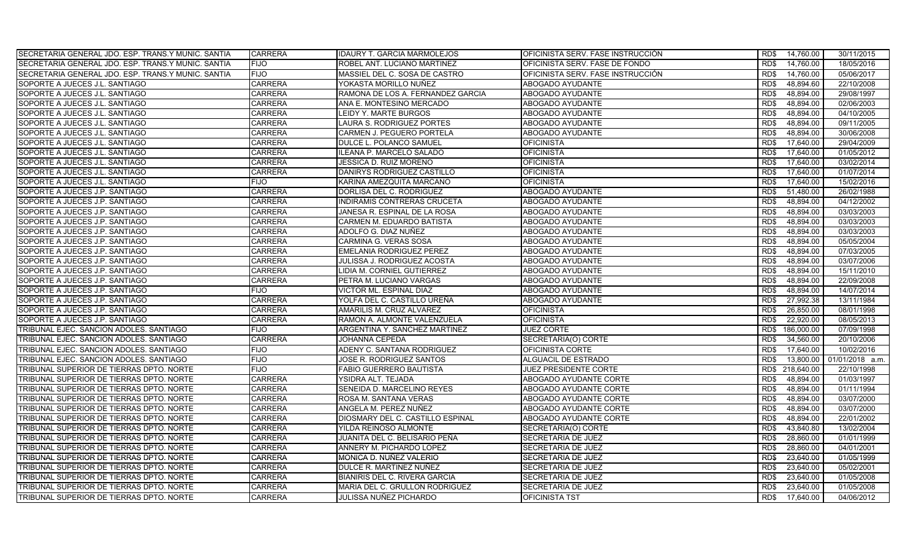| | | | | | |
|---|---|---|---|---|---|
| SECRETARIA GENERAL JDO. ESP. TRANS.Y MUNIC. SANTIA | CARRERA | IDAURY T. GARCIA MARMOLEJOS | OFICINISTA SERV. FASE INSTRUCCIÓN | RD$ 14,760.00 | 30/11/2015 |
| SECRETARIA GENERAL JDO. ESP. TRANS.Y MUNIC. SANTIA | FIJO | ROBEL ANT. LUCIANO MARTINEZ | OFICINISTA SERV. FASE DE FONDO | RD$ 14,760.00 | 18/05/2016 |
| SECRETARIA GENERAL JDO. ESP. TRANS.Y MUNIC. SANTIA | FIJO | MASSIEL DEL C. SOSA DE CASTRO | OFICINISTA SERV. FASE INSTRUCCIÓN | RD$ 14,760.00 | 05/06/2017 |
| SOPORTE A JUECES J.L. SANTIAGO | CARRERA | YOKASTA MORILLO NUÑEZ | ABOGADO AYUDANTE | RD$ 48,894.60 | 22/10/2008 |
| SOPORTE A JUECES J.L. SANTIAGO | CARRERA | RAMONA DE LOS A. FERNANDEZ GARCIA | ABOGADO AYUDANTE | RD$ 48,894.00 | 29/08/1997 |
| SOPORTE A JUECES J.L. SANTIAGO | CARRERA | ANA E. MONTESINO MERCADO | ABOGADO AYUDANTE | RD$ 48,894.00 | 02/06/2003 |
| SOPORTE A JUECES J.L. SANTIAGO | CARRERA | LEIDY Y. MARTE BURGOS | ABOGADO AYUDANTE | RD$ 48,894.00 | 04/10/2005 |
| SOPORTE A JUECES J.L. SANTIAGO | CARRERA | LAURA S. RODRIGUEZ PORTES | ABOGADO AYUDANTE | RD$ 48,894.00 | 09/11/2005 |
| SOPORTE A JUECES J.L. SANTIAGO | CARRERA | CARMEN J. PEGUERO PORTELA | ABOGADO AYUDANTE | RD$ 48,894.00 | 30/06/2008 |
| SOPORTE A JUECES J.L. SANTIAGO | CARRERA | DULCE L. POLANCO SAMUEL | OFICINISTA | RD$ 17,640.00 | 29/04/2009 |
| SOPORTE A JUECES J.L. SANTIAGO | CARRERA | ILEANA P. MARCELO SALADO | OFICINISTA | RD$ 17,640.00 | 01/05/2012 |
| SOPORTE A JUECES J.L. SANTIAGO | CARRERA | JESSICA D. RUIZ MORENO | OFICINISTA | RD$ 17,640.00 | 03/02/2014 |
| SOPORTE A JUECES J.L. SANTIAGO | CARRERA | DANIRYS RODRIGUEZ CASTILLO | OFICINISTA | RD$ 17,640.00 | 01/07/2014 |
| SOPORTE A JUECES J.L. SANTIAGO | FIJO | KARINA AMEZQUITA MARCANO | OFICINISTA | RD$ 17,640.00 | 15/02/2016 |
| SOPORTE A JUECES J.P. SANTIAGO | CARRERA | DORLISA DEL C. RODRIGUEZ | ABOGADO AYUDANTE | RD$ 51,480.00 | 26/02/1988 |
| SOPORTE A JUECES J.P. SANTIAGO | CARRERA | INDIRAMIS CONTRERAS CRUCETA | ABOGADO AYUDANTE | RD$ 48,894.00 | 04/12/2002 |
| SOPORTE A JUECES J.P. SANTIAGO | CARRERA | JANESA R. ESPINAL DE LA ROSA | ABOGADO AYUDANTE | RD$ 48,894.00 | 03/03/2003 |
| SOPORTE A JUECES J.P. SANTIAGO | CARRERA | CARMEN M. EDUARDO BATISTA | ABOGADO AYUDANTE | RD$ 48,894.00 | 03/03/2003 |
| SOPORTE A JUECES J.P. SANTIAGO | CARRERA | ADOLFO G. DIAZ NUÑEZ | ABOGADO AYUDANTE | RD$ 48,894.00 | 03/03/2003 |
| SOPORTE A JUECES J.P. SANTIAGO | CARRERA | CARMINA G. VERAS SOSA | ABOGADO AYUDANTE | RD$ 48,894.00 | 05/05/2004 |
| SOPORTE A JUECES J.P. SANTIAGO | CARRERA | EMELANIA RODRIGUEZ PEREZ | ABOGADO AYUDANTE | RD$ 48,894.00 | 07/03/2005 |
| SOPORTE A JUECES J.P. SANTIAGO | CARRERA | JULISSA J. RODRIGUEZ ACOSTA | ABOGADO AYUDANTE | RD$ 48,894.00 | 03/07/2006 |
| SOPORTE A JUECES J.P. SANTIAGO | CARRERA | LIDIA M. CORNIEL GUTIERREZ | ABOGADO AYUDANTE | RD$ 48,894.00 | 15/11/2010 |
| SOPORTE A JUECES J.P. SANTIAGO | CARRERA | PETRA M. LUCIANO VARGAS | ABOGADO AYUDANTE | RD$ 48,894.00 | 22/09/2008 |
| SOPORTE A JUECES J.P. SANTIAGO | FIJO | VICTOR ML. ESPINAL DIAZ | ABOGADO AYUDANTE | RD$ 48,894.00 | 14/07/2014 |
| SOPORTE A JUECES J.P. SANTIAGO | CARRERA | YOLFA DEL C. CASTILLO UREÑA | ABOGADO AYUDANTE | RD$ 27,992.38 | 13/11/1984 |
| SOPORTE A JUECES J.P. SANTIAGO | CARRERA | AMARILIS M. CRUZ ALVAREZ | OFICINISTA | RD$ 26,850.00 | 08/01/1998 |
| SOPORTE A JUECES J.P. SANTIAGO | CARRERA | RAMON A. ALMONTE VALENZUELA | OFICINISTA | RD$ 22,920.00 | 08/05/2013 |
| TRIBUNAL EJEC. SANCION ADOLES. SANTIAGO | FIJO | ARGENTINA Y. SANCHEZ MARTINEZ | JUEZ CORTE | RD$ 186,000.00 | 07/09/1998 |
| TRIBUNAL EJEC. SANCION ADOLES. SANTIAGO | CARRERA | JOHANNA CEPEDA | SECRETARIA(O) CORTE | RD$ 34,560.00 | 20/10/2006 |
| TRIBUNAL EJEC. SANCION ADOLES. SANTIAGO | FIJO | ADENY C. SANTANA RODRIGUEZ | OFICINISTA CORTE | RD$ 17,640.00 | 10/02/2016 |
| TRIBUNAL EJEC. SANCION ADOLES. SANTIAGO | FIJO | JOSE R. RODRIGUEZ SANTOS | ALGUACIL DE ESTRADO | RD$ 13,800.00 | 01/01/2018 a.m. |
| TRIBUNAL SUPERIOR DE TIERRAS DPTO. NORTE | FIJO | FABIO GUERRERO BAUTISTA | JUEZ PRESIDENTE CORTE | RD$ 218,640.00 | 22/10/1998 |
| TRIBUNAL SUPERIOR DE TIERRAS DPTO. NORTE | CARRERA | YSIDRA ALT. TEJADA | ABOGADO AYUDANTE CORTE | RD$ 48,894.00 | 01/03/1997 |
| TRIBUNAL SUPERIOR DE TIERRAS DPTO. NORTE | CARRERA | SENEIDA D. MARCELINO REYES | ABOGADO AYUDANTE CORTE | RD$ 48,894.00 | 01/11/1994 |
| TRIBUNAL SUPERIOR DE TIERRAS DPTO. NORTE | CARRERA | ROSA M. SANTANA VERAS | ABOGADO AYUDANTE CORTE | RD$ 48,894.00 | 03/07/2000 |
| TRIBUNAL SUPERIOR DE TIERRAS DPTO. NORTE | CARRERA | ANGELA M. PEREZ NUÑEZ | ABOGADO AYUDANTE CORTE | RD$ 48,894.00 | 03/07/2000 |
| TRIBUNAL SUPERIOR DE TIERRAS DPTO. NORTE | CARRERA | DIOSMARY DEL C. CASTILLO ESPINAL | ABOGADO AYUDANTE CORTE | RD$ 48,894.00 | 22/01/2002 |
| TRIBUNAL SUPERIOR DE TIERRAS DPTO. NORTE | CARRERA | YILDA REINOSO ALMONTE | SECRETARIA(O) CORTE | RD$ 43,840.80 | 13/02/2004 |
| TRIBUNAL SUPERIOR DE TIERRAS DPTO. NORTE | CARRERA | JUANITA DEL C. BELISARIO PEÑA | SECRETARIA DE JUEZ | RD$ 28,860.00 | 01/01/1999 |
| TRIBUNAL SUPERIOR DE TIERRAS DPTO. NORTE | CARRERA | ANNERY M. PICHARDO LOPEZ | SECRETARIA DE JUEZ | RD$ 28,860.00 | 04/01/2001 |
| TRIBUNAL SUPERIOR DE TIERRAS DPTO. NORTE | CARRERA | MONICA D. NUÑEZ VALERIO | SECRETARIA DE JUEZ | RD$ 23,640.00 | 01/05/1999 |
| TRIBUNAL SUPERIOR DE TIERRAS DPTO. NORTE | CARRERA | DULCE R. MARTINEZ NUÑEZ | SECRETARIA DE JUEZ | RD$ 23,640.00 | 05/02/2001 |
| TRIBUNAL SUPERIOR DE TIERRAS DPTO. NORTE | CARRERA | BIANIRIS DEL C. RIVERA GARCIA | SECRETARIA DE JUEZ | RD$ 23,640.00 | 01/05/2008 |
| TRIBUNAL SUPERIOR DE TIERRAS DPTO. NORTE | CARRERA | MARIA DEL C. GRULLON RODRIGUEZ | SECRETARIA DE JUEZ | RD$ 23,640.00 | 01/05/2008 |
| TRIBUNAL SUPERIOR DE TIERRAS DPTO. NORTE | CARRERA | JULISSA NUÑEZ PICHARDO | OFICINISTA TST | RD$ 17,640.00 | 04/06/2012 |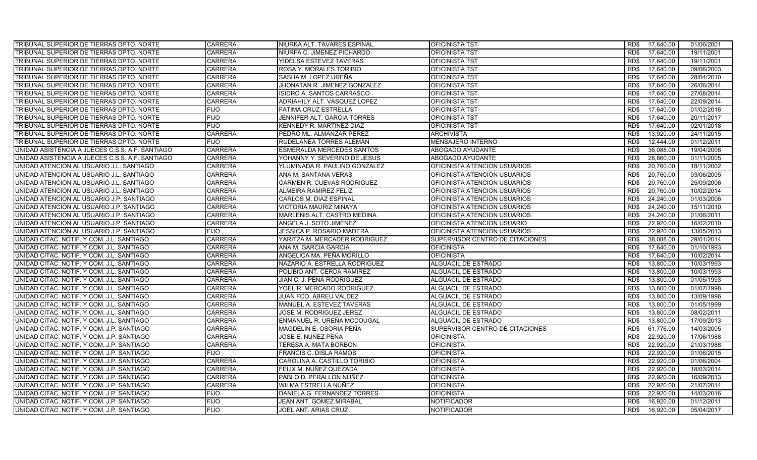| | | | | | | |
|---|---|---|---|---|---|---|
| TRIBUNAL SUPERIOR DE TIERRAS DPTO. NORTE | CARRERA | NIURKA ALT. TAVARES ESPINAL | OFICINISTA TST | RD$ | 17,640.00 | 01/06/2001 |
| TRIBUNAL SUPERIOR DE TIERRAS DPTO. NORTE | CARRERA | NIURFA C. JIMENEZ PICHARDO | OFICINISTA TST | RD$ | 17,640.00 | 19/11/2001 |
| TRIBUNAL SUPERIOR DE TIERRAS DPTO. NORTE | CARRERA | YIDELSA ESTEVEZ TAVERAS | OFICINISTA TST | RD$ | 17,640.00 | 19/11/2001 |
| TRIBUNAL SUPERIOR DE TIERRAS DPTO. NORTE | CARRERA | ROSA Y. MORALES TORIBIO | OFICINISTA TST | RD$ | 17,640.00 | 09/06/2003 |
| TRIBUNAL SUPERIOR DE TIERRAS DPTO. NORTE | CARRERA | SASHA M. LOPEZ UREÑA | OFICINISTA TST | RD$ | 17,640.00 | 28/04/2010 |
| TRIBUNAL SUPERIOR DE TIERRAS DPTO. NORTE | CARRERA | JHONATAN R. JIMENEZ GONZALEZ | OFICINISTA TST | RD$ | 17,640.00 | 26/06/2014 |
| TRIBUNAL SUPERIOR DE TIERRAS DPTO. NORTE | CARRERA | ISIDRO A. SANTOS CARRASCO | OFICINISTA TST | RD$ | 17,640.00 | 27/08/2014 |
| TRIBUNAL SUPERIOR DE TIERRAS DPTO. NORTE | CARRERA | ADRIAHILY ALT. VASQUEZ LOPEZ | OFICINISTA TST | RD$ | 17,640.00 | 22/09/2014 |
| TRIBUNAL SUPERIOR DE TIERRAS DPTO. NORTE | FIJO | FATIMA CRUZ ESTRELLA | OFICINISTA TST | RD$ | 17,640.00 | 01/02/2016 |
| TRIBUNAL SUPERIOR DE TIERRAS DPTO. NORTE | FIJO | JENNIFER ALT. GARCIA TORRES | OFICINISTA TST | RD$ | 17,640.00 | 20/11/2017 |
| TRIBUNAL SUPERIOR DE TIERRAS DPTO. NORTE | FIJO | KENNEDY R. MARTINEZ DIAZ | OFICINISTA TST | RD$ | 17,640.00 | 02/01/2018 |
| TRIBUNAL SUPERIOR DE TIERRAS DPTO. NORTE | CARRERA | PEDRO ML. ALMANZAR PEREZ | ARCHIVISTA | RD$ | 13,920.00 | 24/11/2015 |
| TRIBUNAL SUPERIOR DE TIERRAS DPTO. NORTE | FIJO | RUDELANEA TORRES ALEMAN | MENSAJERO INTERNO | RD$ | 12,444.00 | 01/12/2011 |
| UNIDAD ASISTENCIA A JUECES C.S.S. A.F. SANTIAGO | CARRERA | ESMERALDA MERCEDES SANTOS | ABOGADO AYUDANTE | RD$ | 38,088.00 | 19/04/2006 |
| UNIDAD ASISTENCIA A JUECES C.S.S. A.F. SANTIAGO | CARRERA | YOHANNY Y. SEVERINO DE JESUS | ABOGADO AYUDANTE | RD$ | 28,860.00 | 01/11/2005 |
| UNIDAD ATENCION AL USUARIO J.L. SANTIAGO | CARRERA | YLUMINADA R. PAULINO GONZALEZ | OFICINISTA ATENCION USUARIOS | RD$ | 20,760.00 | 18/11/2002 |
| UNIDAD ATENCION AL USUARIO J.L. SANTIAGO | CARRERA | ANA M. SANTANA VERAS | OFICINISTA ATENCION USUARIOS | RD$ | 20,760.00 | 03/06/2005 |
| UNIDAD ATENCION AL USUARIO J.L. SANTIAGO | CARRERA | CARMEN R. CUEVAS RODRIGUEZ | OFICINISTA ATENCION USUARIOS | RD$ | 20,760.00 | 25/09/2006 |
| UNIDAD ATENCION AL USUARIO J.L. SANTIAGO | CARRERA | ALMEIRA RAMIREZ FELIZ | OFICINISTA ATENCION USUARIOS | RD$ | 20,760.00 | 10/02/2014 |
| UNIDAD ATENCION AL USUARIO J.P. SANTIAGO | CARRERA | CARLOS M. DIAZ ESPINAL | OFICINISTA ATENCION USUARIOS | RD$ | 24,240.00 | 01/03/2006 |
| UNIDAD ATENCION AL USUARIO J.P. SANTIAGO | CARRERA | VICTORIA MAURIZ MINAYA | OFICINISTA ATENCION USUARIOS | RD$ | 24,240.00 | 15/11/2010 |
| UNIDAD ATENCION AL USUARIO J.P. SANTIAGO | CARRERA | MARLENIS ALT. CASTRO MEDINA | OFICINISTA ATENCION USUARIOS | RD$ | 24,240.00 | 01/06/2011 |
| UNIDAD ATENCION AL USUARIO J.P. SANTIAGO | CARRERA | ANGELA J. SOTO JIMENEZ | OFICINISTA ATENCION USUARIO | RD$ | 22,920.00 | 16/02/2010 |
| UNIDAD ATENCION AL USUARIO J.P. SANTIAGO | FIJO | JESSICA P. ROSARIO MADERA | OFICINISTA ATENCION USUARIOS | RD$ | 22,920.00 | 13/05/2013 |
| UNIDAD CITAC. NOTIF. Y COM. J.L. SANTIAGO | CARRERA | YARITZA M. MERCADER RODRIGUEZ | SUPERVISOR CENTRO DE CITACIONES | RD$ | 38,088.00 | 29/01/2014 |
| UNIDAD CITAC. NOTIF. Y COM. J.L. SANTIAGO | CARRERA | ANA M. GARCIA GARCIA | OFICINISTA | RD$ | 17,640.00 | 01/10/1993 |
| UNIDAD CITAC. NOTIF. Y COM. J.L. SANTIAGO | CARRERA | ANGELICA MA. PEÑA MORILLO | OFICINISTA | RD$ | 17,640.00 | 10/02/2014 |
| UNIDAD CITAC. NOTIF. Y COM. J.L. SANTIAGO | CARRERA | NAZARIO A. ESTRELLA RODRIGUEZ | ALGUACIL DE ESTRADO | RD$ | 13,800.00 | 10/03/1993 |
| UNIDAD CITAC. NOTIF. Y COM. J.L. SANTIAGO | CARRERA | POLIBIO ANT. CERDA RAMIREZ | ALGUACIL DE ESTRADO | RD$ | 13,800.00 | 10/03/1993 |
| UNIDAD CITAC. NOTIF. Y COM. J.L. SANTIAGO | CARRERA | JIAN C. J. PEÑA RODRIGUEZ | ALGUACIL DE ESTRADO | RD$ | 13,800.00 | 01/05/1993 |
| UNIDAD CITAC. NOTIF. Y COM. J.L. SANTIAGO | CARRERA | YOEL R. MERCADO RODRIGUEZ | ALGUACIL DE ESTRADO | RD$ | 13,800.00 | 01/07/1998 |
| UNIDAD CITAC. NOTIF. Y COM. J.L. SANTIAGO | CARRERA | JUAN FCO. ABREU VALDEZ | ALGUACIL DE ESTRADO | RD$ | 13,800.00 | 13/09/1996 |
| UNIDAD CITAC. NOTIF. Y COM. J.L. SANTIAGO | CARRERA | MANUEL A. ESTEVEZ TAVERAS | ALGUACIL DE ESTRADO | RD$ | 13,800.00 | 01/05/1999 |
| UNIDAD CITAC. NOTIF. Y COM. J.L. SANTIAGO | CARRERA | JOSE M. RODRIGUEZ JEREZ | ALGUACIL DE ESTRADO | RD$ | 13,800.00 | 08/02/2011 |
| UNIDAD CITAC. NOTIF. Y COM. J.L. SANTIAGO | CARRERA | ENMANUEL R. UREÑA MCDOUGAL | ALGUACIL DE ESTRADO | RD$ | 13,800.00 | 17/09/2013 |
| UNIDAD CITAC. NOTIF. Y COM. J.P. SANTIAGO | CARRERA | MAGDELIN E. OSORIA PEÑA | SUPERVISOR CENTRO DE CITACIONES | RD$ | 61,776.00 | 14/03/2005 |
| UNIDAD CITAC. NOTIF. Y COM. J.P. SANTIAGO | CARRERA | JOSE E. NUÑEZ PEÑA | OFICINISTA | RD$ | 22,920.00 | 17/06/1988 |
| UNIDAD CITAC. NOTIF. Y COM. J.P. SANTIAGO | CARRERA | TERESA A. MATA BORBON | OFICINISTA | RD$ | 22,920.00 | 21/03/1988 |
| UNIDAD CITAC. NOTIF. Y COM. J.P. SANTIAGO | FIJO | FRANCIS C. DISLA RAMOS | OFICINISTA | RD$ | 22,920.00 | 01/06/2015 |
| UNIDAD CITAC. NOTIF. Y COM. J.P. SANTIAGO | CARRERA | CAROLINA A. CASTILLO TORIBIO | OFICINISTA | RD$ | 22,920.00 | 01/06/2004 |
| UNIDAD CITAC. NOTIF. Y COM. J.P. SANTIAGO | CARRERA | FELIX M. NUÑEZ QUEZADA | OFICINISTA | RD$ | 22,920.00 | 18/03/2014 |
| UNIDAD CITAC. NOTIF. Y COM. J.P. SANTIAGO | CARRERA | PABLO D. PERALLON NUÑEZ | OFICINISTA | RD$ | 22,920.00 | 16/09/2013 |
| UNIDAD CITAC. NOTIF. Y COM. J.P. SANTIAGO | CARRERA | WILMA ESTRELLA NUÑEZ | OFICINISTA | RD$ | 22,920.00 | 21/07/2014 |
| UNIDAD CITAC. NOTIF. Y COM. J.P. SANTIAGO | FIJO | DANIELA G. FERNANDEZ TORRES | OFICINISTA | RD$ | 22,920.00 | 14/03/2016 |
| UNIDAD CITAC. NOTIF. Y COM. J.P. SANTIAGO | FIJO | JEAN ANT. GOMEZ MIRABAL | NOTIFICADOR | RD$ | 16,920.00 | 01/12/2011 |
| UNIDAD CITAC. NOTIF. Y COM. J.P. SANTIAGO | FIJO | JOEL ANT. ARIAS CRUZ | NOTIFICADOR | RD$ | 16,920.00 | 05/04/2017 |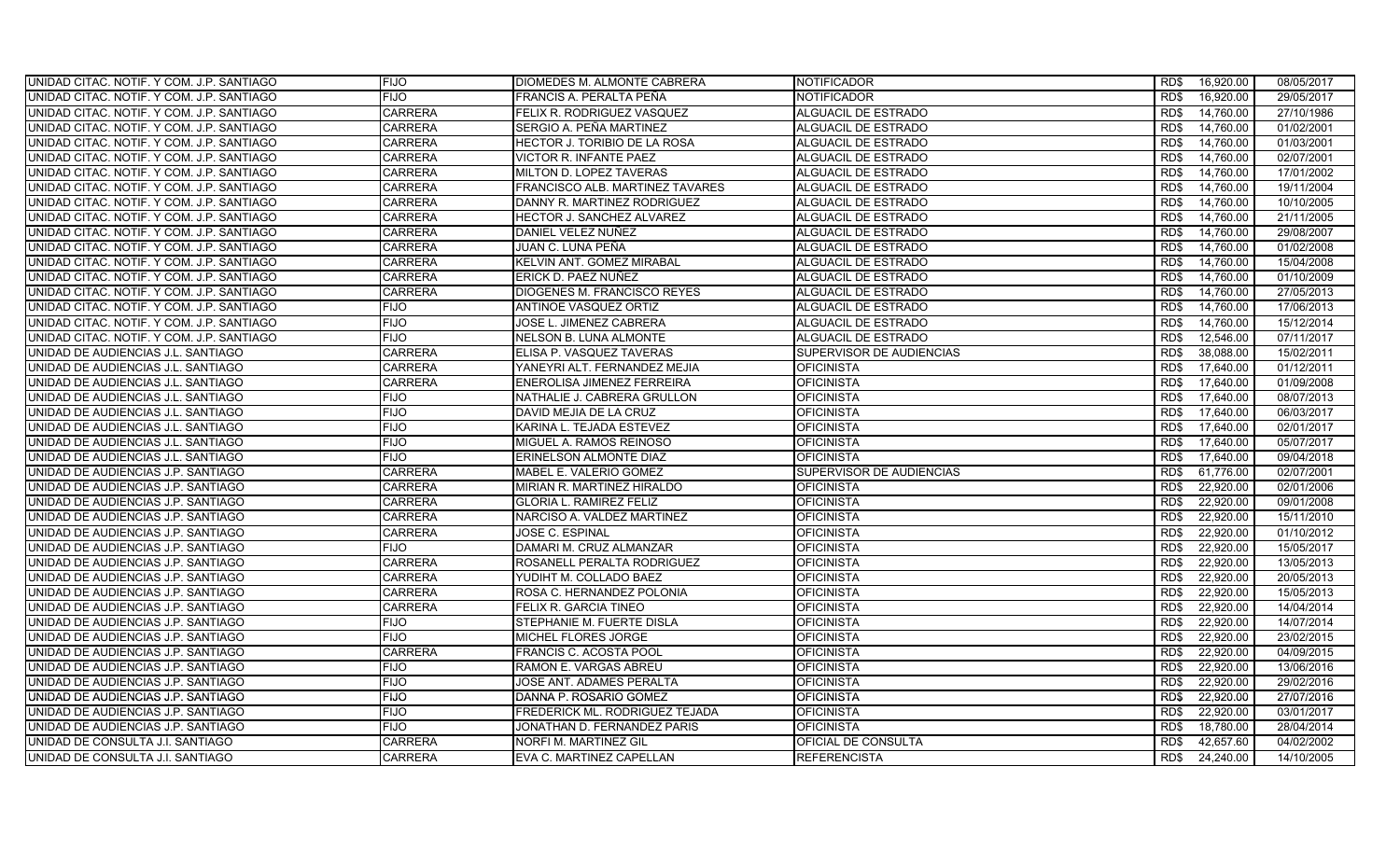| | | | | | | |
|---|---|---|---|---|---|---|
| UNIDAD CITAC. NOTIF. Y COM. J.P. SANTIAGO | FIJO | DIOMEDES M. ALMONTE CABRERA | NOTIFICADOR | RD$ | 16,920.00 | 08/05/2017 |
| UNIDAD CITAC. NOTIF. Y COM. J.P. SANTIAGO | FIJO | FRANCIS A. PERALTA PEÑA | NOTIFICADOR | RD$ | 16,920.00 | 29/05/2017 |
| UNIDAD CITAC. NOTIF. Y COM. J.P. SANTIAGO | CARRERA | FELIX R. RODRIGUEZ VASQUEZ | ALGUACIL DE ESTRADO | RD$ | 14,760.00 | 27/10/1986 |
| UNIDAD CITAC. NOTIF. Y COM. J.P. SANTIAGO | CARRERA | SERGIO A. PEÑA MARTINEZ | ALGUACIL DE ESTRADO | RD$ | 14,760.00 | 01/02/2001 |
| UNIDAD CITAC. NOTIF. Y COM. J.P. SANTIAGO | CARRERA | HECTOR J. TORIBIO DE LA ROSA | ALGUACIL DE ESTRADO | RD$ | 14,760.00 | 01/03/2001 |
| UNIDAD CITAC. NOTIF. Y COM. J.P. SANTIAGO | CARRERA | VICTOR R. INFANTE PAEZ | ALGUACIL DE ESTRADO | RD$ | 14,760.00 | 02/07/2001 |
| UNIDAD CITAC. NOTIF. Y COM. J.P. SANTIAGO | CARRERA | MILTON D. LOPEZ TAVERAS | ALGUACIL DE ESTRADO | RD$ | 14,760.00 | 17/01/2002 |
| UNIDAD CITAC. NOTIF. Y COM. J.P. SANTIAGO | CARRERA | FRANCISCO ALB. MARTINEZ TAVARES | ALGUACIL DE ESTRADO | RD$ | 14,760.00 | 19/11/2004 |
| UNIDAD CITAC. NOTIF. Y COM. J.P. SANTIAGO | CARRERA | DANNY R. MARTINEZ RODRIGUEZ | ALGUACIL DE ESTRADO | RD$ | 14,760.00 | 10/10/2005 |
| UNIDAD CITAC. NOTIF. Y COM. J.P. SANTIAGO | CARRERA | HECTOR J. SANCHEZ ALVAREZ | ALGUACIL DE ESTRADO | RD$ | 14,760.00 | 21/11/2005 |
| UNIDAD CITAC. NOTIF. Y COM. J.P. SANTIAGO | CARRERA | DANIEL VELEZ NUÑEZ | ALGUACIL DE ESTRADO | RD$ | 14,760.00 | 29/08/2007 |
| UNIDAD CITAC. NOTIF. Y COM. J.P. SANTIAGO | CARRERA | JUAN C. LUNA PEÑA | ALGUACIL DE ESTRADO | RD$ | 14,760.00 | 01/02/2008 |
| UNIDAD CITAC. NOTIF. Y COM. J.P. SANTIAGO | CARRERA | KELVIN ANT. GOMEZ MIRABAL | ALGUACIL DE ESTRADO | RD$ | 14,760.00 | 15/04/2008 |
| UNIDAD CITAC. NOTIF. Y COM. J.P. SANTIAGO | CARRERA | ERICK D. PAEZ NUÑEZ | ALGUACIL DE ESTRADO | RD$ | 14,760.00 | 01/10/2009 |
| UNIDAD CITAC. NOTIF. Y COM. J.P. SANTIAGO | CARRERA | DIOGENES M. FRANCISCO REYES | ALGUACIL DE ESTRADO | RD$ | 14,760.00 | 27/05/2013 |
| UNIDAD CITAC. NOTIF. Y COM. J.P. SANTIAGO | FIJO | ANTINOE VASQUEZ ORTIZ | ALGUACIL DE ESTRADO | RD$ | 14,760.00 | 17/06/2013 |
| UNIDAD CITAC. NOTIF. Y COM. J.P. SANTIAGO | FIJO | JOSE L. JIMENEZ CABRERA | ALGUACIL DE ESTRADO | RD$ | 14,760.00 | 15/12/2014 |
| UNIDAD CITAC. NOTIF. Y COM. J.P. SANTIAGO | FIJO | NELSON B. LUNA ALMONTE | ALGUACIL DE ESTRADO | RD$ | 12,546.00 | 07/11/2017 |
| UNIDAD DE AUDIENCIAS J.L. SANTIAGO | CARRERA | ELISA P. VASQUEZ TAVERAS | SUPERVISOR DE AUDIENCIAS | RD$ | 38,088.00 | 15/02/2011 |
| UNIDAD DE AUDIENCIAS J.L. SANTIAGO | CARRERA | YANEYRI ALT. FERNANDEZ MEJIA | OFICINISTA | RD$ | 17,640.00 | 01/12/2011 |
| UNIDAD DE AUDIENCIAS J.L. SANTIAGO | CARRERA | ENEROLISA JIMENEZ FERREIRA | OFICINISTA | RD$ | 17,640.00 | 01/09/2008 |
| UNIDAD DE AUDIENCIAS J.L. SANTIAGO | FIJO | NATHALIE J. CABRERA GRULLON | OFICINISTA | RD$ | 17,640.00 | 08/07/2013 |
| UNIDAD DE AUDIENCIAS J.L. SANTIAGO | FIJO | DAVID MEJIA DE LA CRUZ | OFICINISTA | RD$ | 17,640.00 | 06/03/2017 |
| UNIDAD DE AUDIENCIAS J.L. SANTIAGO | FIJO | KARINA L. TEJADA ESTEVEZ | OFICINISTA | RD$ | 17,640.00 | 02/01/2017 |
| UNIDAD DE AUDIENCIAS J.L. SANTIAGO | FIJO | MIGUEL A. RAMOS REINOSO | OFICINISTA | RD$ | 17,640.00 | 05/07/2017 |
| UNIDAD DE AUDIENCIAS J.L. SANTIAGO | FIJO | ERINELSON ALMONTE DIAZ | OFICINISTA | RD$ | 17,640.00 | 09/04/2018 |
| UNIDAD DE AUDIENCIAS J.P. SANTIAGO | CARRERA | MABEL E. VALERIO GOMEZ | SUPERVISOR DE AUDIENCIAS | RD$ | 61,776.00 | 02/07/2001 |
| UNIDAD DE AUDIENCIAS J.P. SANTIAGO | CARRERA | MIRIAN R. MARTINEZ HIRALDO | OFICINISTA | RD$ | 22,920.00 | 02/01/2006 |
| UNIDAD DE AUDIENCIAS J.P. SANTIAGO | CARRERA | GLORIA L. RAMIREZ FELIZ | OFICINISTA | RD$ | 22,920.00 | 09/01/2008 |
| UNIDAD DE AUDIENCIAS J.P. SANTIAGO | CARRERA | NARCISO A. VALDEZ MARTINEZ | OFICINISTA | RD$ | 22,920.00 | 15/11/2010 |
| UNIDAD DE AUDIENCIAS J.P. SANTIAGO | CARRERA | JOSE C. ESPINAL | OFICINISTA | RD$ | 22,920.00 | 01/10/2012 |
| UNIDAD DE AUDIENCIAS J.P. SANTIAGO | FIJO | DAMARI M. CRUZ ALMANZAR | OFICINISTA | RD$ | 22,920.00 | 15/05/2017 |
| UNIDAD DE AUDIENCIAS J.P. SANTIAGO | CARRERA | ROSANELL PERALTA RODRIGUEZ | OFICINISTA | RD$ | 22,920.00 | 13/05/2013 |
| UNIDAD DE AUDIENCIAS J.P. SANTIAGO | CARRERA | YUDIHT M. COLLADO BAEZ | OFICINISTA | RD$ | 22,920.00 | 20/05/2013 |
| UNIDAD DE AUDIENCIAS J.P. SANTIAGO | CARRERA | ROSA C. HERNANDEZ POLONIA | OFICINISTA | RD$ | 22,920.00 | 15/05/2013 |
| UNIDAD DE AUDIENCIAS J.P. SANTIAGO | CARRERA | FELIX R. GARCIA TINEO | OFICINISTA | RD$ | 22,920.00 | 14/04/2014 |
| UNIDAD DE AUDIENCIAS J.P. SANTIAGO | FIJO | STEPHANIE M. FUERTE DISLA | OFICINISTA | RD$ | 22,920.00 | 14/07/2014 |
| UNIDAD DE AUDIENCIAS J.P. SANTIAGO | FIJO | MICHEL FLORES JORGE | OFICINISTA | RD$ | 22,920.00 | 23/02/2015 |
| UNIDAD DE AUDIENCIAS J.P. SANTIAGO | CARRERA | FRANCIS C. ACOSTA POOL | OFICINISTA | RD$ | 22,920.00 | 04/09/2015 |
| UNIDAD DE AUDIENCIAS J.P. SANTIAGO | FIJO | RAMON E. VARGAS ABREU | OFICINISTA | RD$ | 22,920.00 | 13/06/2016 |
| UNIDAD DE AUDIENCIAS J.P. SANTIAGO | FIJO | JOSE ANT. ADAMES PERALTA | OFICINISTA | RD$ | 22,920.00 | 29/02/2016 |
| UNIDAD DE AUDIENCIAS J.P. SANTIAGO | FIJO | DANNA P. ROSARIO GOMEZ | OFICINISTA | RD$ | 22,920.00 | 27/07/2016 |
| UNIDAD DE AUDIENCIAS J.P. SANTIAGO | FIJO | FREDERICK ML. RODRIGUEZ TEJADA | OFICINISTA | RD$ | 22,920.00 | 03/01/2017 |
| UNIDAD DE AUDIENCIAS J.P. SANTIAGO | FIJO | JONATHAN D. FERNANDEZ PARIS | OFICINISTA | RD$ | 18,780.00 | 28/04/2014 |
| UNIDAD DE CONSULTA J.I. SANTIAGO | CARRERA | NORFI M. MARTINEZ GIL | OFICIAL DE CONSULTA | RD$ | 42,657.60 | 04/02/2002 |
| UNIDAD DE CONSULTA J.I. SANTIAGO | CARRERA | EVA C. MARTINEZ CAPELLAN | REFERENCISTA | RD$ | 24,240.00 | 14/10/2005 |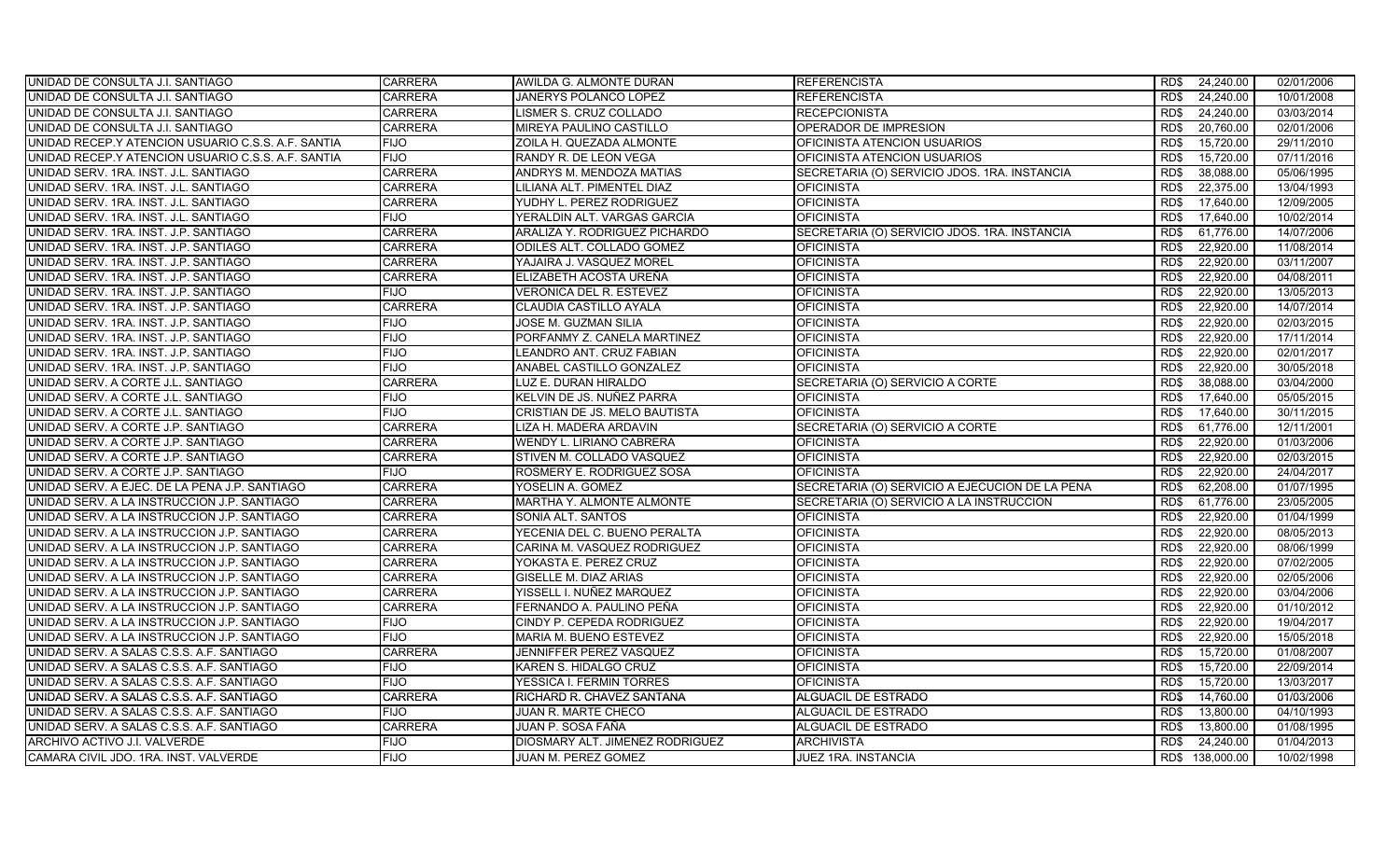| | | | | | |
|---|---|---|---|---|---|
| UNIDAD DE CONSULTA J.I. SANTIAGO | CARRERA | AWILDA G. ALMONTE DURAN | REFERENCISTA | RD$ 24,240.00 | 02/01/2006 |
| UNIDAD DE CONSULTA J.I. SANTIAGO | CARRERA | JANERYS POLANCO LOPEZ | REFERENCISTA | RD$ 24,240.00 | 10/01/2008 |
| UNIDAD DE CONSULTA J.I. SANTIAGO | CARRERA | LISMER S. CRUZ COLLADO | RECEPCIONISTA | RD$ 24,240.00 | 03/03/2014 |
| UNIDAD DE CONSULTA J.I. SANTIAGO | CARRERA | MIREYA PAULINO CASTILLO | OPERADOR DE IMPRESION | RD$ 20,760.00 | 02/01/2006 |
| UNIDAD RECEP.Y ATENCION USUARIO C.S.S. A.F. SANTIA | FIJO | ZOILA H. QUEZADA ALMONTE | OFICINISTA ATENCION USUARIOS | RD$ 15,720.00 | 29/11/2010 |
| UNIDAD RECEP.Y ATENCION USUARIO C.S.S. A.F. SANTIA | FIJO | RANDY R. DE LEON VEGA | OFICINISTA ATENCION USUARIOS | RD$ 15,720.00 | 07/11/2016 |
| UNIDAD SERV. 1RA. INST. J.L. SANTIAGO | CARRERA | ANDRYS M. MENDOZA MATIAS | SECRETARIA (O) SERVICIO JDOS. 1RA. INSTANCIA | RD$ 38,088.00 | 05/06/1995 |
| UNIDAD SERV. 1RA. INST. J.L. SANTIAGO | CARRERA | LILIANA ALT. PIMENTEL DIAZ | OFICINISTA | RD$ 22,375.00 | 13/04/1993 |
| UNIDAD SERV. 1RA. INST. J.L. SANTIAGO | CARRERA | YUDHY L. PEREZ RODRIGUEZ | OFICINISTA | RD$ 17,640.00 | 12/09/2005 |
| UNIDAD SERV. 1RA. INST. J.L. SANTIAGO | FIJO | YERALDIN ALT. VARGAS GARCIA | OFICINISTA | RD$ 17,640.00 | 10/02/2014 |
| UNIDAD SERV. 1RA. INST. J.P. SANTIAGO | CARRERA | ARALIZA Y. RODRIGUEZ PICHARDO | SECRETARIA (O) SERVICIO JDOS. 1RA. INSTANCIA | RD$ 61,776.00 | 14/07/2006 |
| UNIDAD SERV. 1RA. INST. J.P. SANTIAGO | CARRERA | ODILES ALT. COLLADO GOMEZ | OFICINISTA | RD$ 22,920.00 | 11/08/2014 |
| UNIDAD SERV. 1RA. INST. J.P. SANTIAGO | CARRERA | YAJAIRA J. VASQUEZ MOREL | OFICINISTA | RD$ 22,920.00 | 03/11/2007 |
| UNIDAD SERV. 1RA. INST. J.P. SANTIAGO | CARRERA | ELIZABETH ACOSTA UREÑA | OFICINISTA | RD$ 22,920.00 | 04/08/2011 |
| UNIDAD SERV. 1RA. INST. J.P. SANTIAGO | FIJO | VERONICA DEL R. ESTEVEZ | OFICINISTA | RD$ 22,920.00 | 13/05/2013 |
| UNIDAD SERV. 1RA. INST. J.P. SANTIAGO | CARRERA | CLAUDIA CASTILLO AYALA | OFICINISTA | RD$ 22,920.00 | 14/07/2014 |
| UNIDAD SERV. 1RA. INST. J.P. SANTIAGO | FIJO | JOSE M. GUZMAN SILIA | OFICINISTA | RD$ 22,920.00 | 02/03/2015 |
| UNIDAD SERV. 1RA. INST. J.P. SANTIAGO | FIJO | PORFANMY Z. CANELA MARTINEZ | OFICINISTA | RD$ 22,920.00 | 17/11/2014 |
| UNIDAD SERV. 1RA. INST. J.P. SANTIAGO | FIJO | LEANDRO ANT. CRUZ FABIAN | OFICINISTA | RD$ 22,920.00 | 02/01/2017 |
| UNIDAD SERV. 1RA. INST. J.P. SANTIAGO | FIJO | ANABEL CASTILLO GONZALEZ | OFICINISTA | RD$ 22,920.00 | 30/05/2018 |
| UNIDAD SERV. A CORTE J.L. SANTIAGO | CARRERA | LUZ E. DURAN HIRALDO | SECRETARIA (O) SERVICIO A CORTE | RD$ 38,088.00 | 03/04/2000 |
| UNIDAD SERV. A CORTE J.L. SANTIAGO | FIJO | KELVIN DE JS. NUÑEZ PARRA | OFICINISTA | RD$ 17,640.00 | 05/05/2015 |
| UNIDAD SERV. A CORTE J.L. SANTIAGO | FIJO | CRISTIAN DE JS. MELO BAUTISTA | OFICINISTA | RD$ 17,640.00 | 30/11/2015 |
| UNIDAD SERV. A CORTE J.P. SANTIAGO | CARRERA | LIZA H. MADERA ARDAVIN | SECRETARIA (O) SERVICIO A CORTE | RD$ 61,776.00 | 12/11/2001 |
| UNIDAD SERV. A CORTE J.P. SANTIAGO | CARRERA | WENDY L. LIRIANO CABRERA | OFICINISTA | RD$ 22,920.00 | 01/03/2006 |
| UNIDAD SERV. A CORTE J.P. SANTIAGO | CARRERA | STIVEN M. COLLADO VASQUEZ | OFICINISTA | RD$ 22,920.00 | 02/03/2015 |
| UNIDAD SERV. A CORTE J.P. SANTIAGO | FIJO | ROSMERY E. RODRIGUEZ SOSA | OFICINISTA | RD$ 22,920.00 | 24/04/2017 |
| UNIDAD SERV. A EJEC. DE LA PENA J.P. SANTIAGO | CARRERA | YOSELIN A. GOMEZ | SECRETARIA (O) SERVICIO A EJECUCION DE LA PENA | RD$ 62,208.00 | 01/07/1995 |
| UNIDAD SERV. A LA INSTRUCCION J.P. SANTIAGO | CARRERA | MARTHA Y. ALMONTE ALMONTE | SECRETARIA (O) SERVICIO A LA INSTRUCCION | RD$ 61,776.00 | 23/05/2005 |
| UNIDAD SERV. A LA INSTRUCCION J.P. SANTIAGO | CARRERA | SONIA ALT. SANTOS | OFICINISTA | RD$ 22,920.00 | 01/04/1999 |
| UNIDAD SERV. A LA INSTRUCCION J.P. SANTIAGO | CARRERA | YECENIA DEL C. BUENO PERALTA | OFICINISTA | RD$ 22,920.00 | 08/05/2013 |
| UNIDAD SERV. A LA INSTRUCCION J.P. SANTIAGO | CARRERA | CARINA M. VASQUEZ RODRIGUEZ | OFICINISTA | RD$ 22,920.00 | 08/06/1999 |
| UNIDAD SERV. A LA INSTRUCCION J.P. SANTIAGO | CARRERA | YOKASTA E. PEREZ CRUZ | OFICINISTA | RD$ 22,920.00 | 07/02/2005 |
| UNIDAD SERV. A LA INSTRUCCION J.P. SANTIAGO | CARRERA | GISELLE M. DIAZ ARIAS | OFICINISTA | RD$ 22,920.00 | 02/05/2006 |
| UNIDAD SERV. A LA INSTRUCCION J.P. SANTIAGO | CARRERA | YISSELL I. NUÑEZ MARQUEZ | OFICINISTA | RD$ 22,920.00 | 03/04/2006 |
| UNIDAD SERV. A LA INSTRUCCION J.P. SANTIAGO | CARRERA | FERNANDO A. PAULINO PEÑA | OFICINISTA | RD$ 22,920.00 | 01/10/2012 |
| UNIDAD SERV. A LA INSTRUCCION J.P. SANTIAGO | FIJO | CINDY P. CEPEDA RODRIGUEZ | OFICINISTA | RD$ 22,920.00 | 19/04/2017 |
| UNIDAD SERV. A LA INSTRUCCION J.P. SANTIAGO | FIJO | MARIA M. BUENO ESTEVEZ | OFICINISTA | RD$ 22,920.00 | 15/05/2018 |
| UNIDAD SERV. A SALAS C.S.S. A.F. SANTIAGO | CARRERA | JENNIFFER PEREZ VASQUEZ | OFICINISTA | RD$ 15,720.00 | 01/08/2007 |
| UNIDAD SERV. A SALAS C.S.S. A.F. SANTIAGO | FIJO | KAREN S. HIDALGO CRUZ | OFICINISTA | RD$ 15,720.00 | 22/09/2014 |
| UNIDAD SERV. A SALAS C.S.S. A.F. SANTIAGO | FIJO | YESSICA I. FERMIN TORRES | OFICINISTA | RD$ 15,720.00 | 13/03/2017 |
| UNIDAD SERV. A SALAS C.S.S. A.F. SANTIAGO | CARRERA | RICHARD R. CHAVEZ SANTANA | ALGUACIL DE ESTRADO | RD$ 14,760.00 | 01/03/2006 |
| UNIDAD SERV. A SALAS C.S.S. A.F. SANTIAGO | FIJO | JUAN R. MARTE CHECO | ALGUACIL DE ESTRADO | RD$ 13,800.00 | 04/10/1993 |
| UNIDAD SERV. A SALAS C.S.S. A.F. SANTIAGO | CARRERA | JUAN P. SOSA FAÑA | ALGUACIL DE ESTRADO | RD$ 13,800.00 | 01/08/1995 |
| ARCHIVO ACTIVO J.I. VALVERDE | FIJO | DIOSMARY ALT. JIMENEZ RODRIGUEZ | ARCHIVISTA | RD$ 24,240.00 | 01/04/2013 |
| CAMARA CIVIL JDO. 1RA. INST. VALVERDE | FIJO | JUAN M. PEREZ GOMEZ | JUEZ 1RA. INSTANCIA | RD$ 138,000.00 | 10/02/1998 |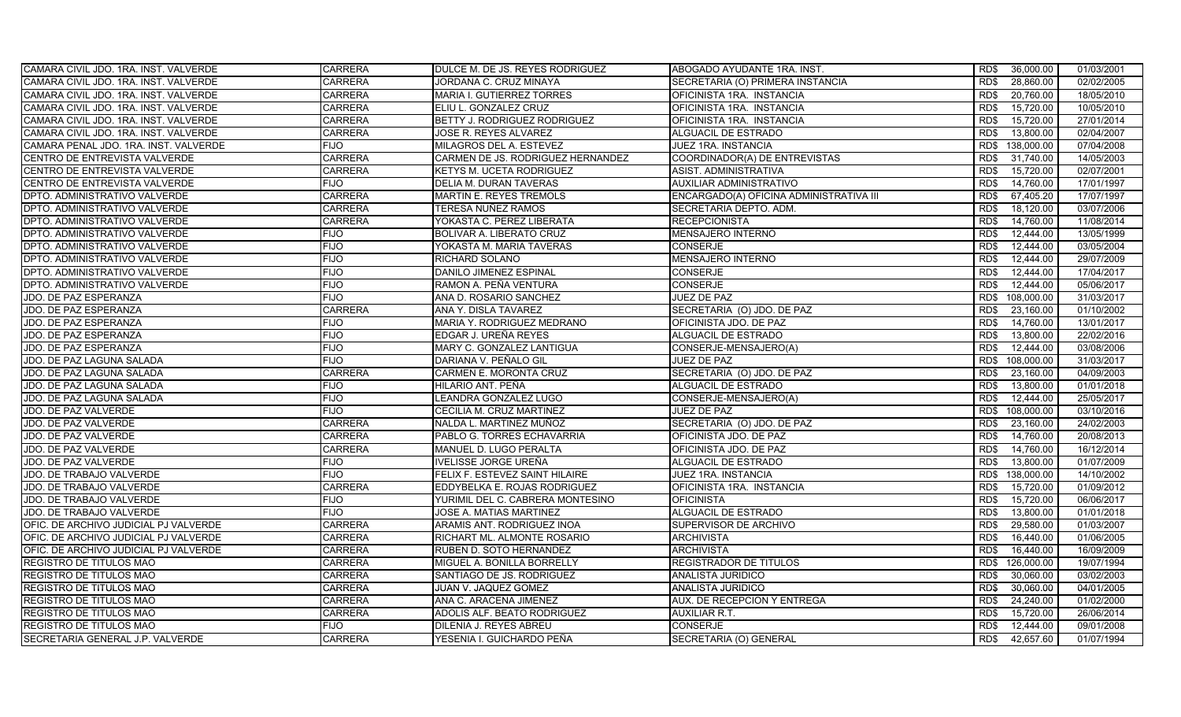| | | | | | |
|---|---|---|---|---|---|
| CAMARA CIVIL JDO. 1RA. INST. VALVERDE | CARRERA | DULCE M. DE JS. REYES RODRIGUEZ | ABOGADO AYUDANTE 1RA. INST. | RD$ 36,000.00 | 01/03/2001 |
| CAMARA CIVIL JDO. 1RA. INST. VALVERDE | CARRERA | JORDANA C. CRUZ MINAYA | SECRETARIA (O) PRIMERA INSTANCIA | RD$ 28,860.00 | 02/02/2005 |
| CAMARA CIVIL JDO. 1RA. INST. VALVERDE | CARRERA | MARIA I. GUTIERREZ TORRES | OFICINISTA 1RA. INSTANCIA | RD$ 20,760.00 | 18/05/2010 |
| CAMARA CIVIL JDO. 1RA. INST. VALVERDE | CARRERA | ELIU L. GONZALEZ CRUZ | OFICINISTA 1RA. INSTANCIA | RD$ 15,720.00 | 10/05/2010 |
| CAMARA CIVIL JDO. 1RA. INST. VALVERDE | CARRERA | BETTY J. RODRIGUEZ RODRIGUEZ | OFICINISTA 1RA. INSTANCIA | RD$ 15,720.00 | 27/01/2014 |
| CAMARA CIVIL JDO. 1RA. INST. VALVERDE | CARRERA | JOSE R. REYES ALVAREZ | ALGUACIL DE ESTRADO | RD$ 13,800.00 | 02/04/2007 |
| CAMARA PENAL JDO. 1RA. INST. VALVERDE | FIJO | MILAGROS DEL A. ESTEVEZ | JUEZ 1RA. INSTANCIA | RD$ 138,000.00 | 07/04/2008 |
| CENTRO DE ENTREVISTA VALVERDE | CARRERA | CARMEN DE JS. RODRIGUEZ HERNANDEZ | COORDINADOR(A) DE ENTREVISTAS | RD$ 31,740.00 | 14/05/2003 |
| CENTRO DE ENTREVISTA VALVERDE | CARRERA | KETYS M. UCETA RODRIGUEZ | ASIST. ADMINISTRATIVA | RD$ 15,720.00 | 02/07/2001 |
| CENTRO DE ENTREVISTA VALVERDE | FIJO | DELIA M. DURAN TAVERAS | AUXILIAR ADMINISTRATIVO | RD$ 14,760.00 | 17/01/1997 |
| DPTO. ADMINISTRATIVO VALVERDE | CARRERA | MARTIN E. REYES TREMOLS | ENCARGADO(A) OFICINA ADMINISTRATIVA III | RD$ 67,405.20 | 17/07/1997 |
| DPTO. ADMINISTRATIVO VALVERDE | CARRERA | TERESA NUÑEZ RAMOS | SECRETARIA DEPTO. ADM. | RD$ 18,120.00 | 03/07/2006 |
| DPTO. ADMINISTRATIVO VALVERDE | CARRERA | YOKASTA C. PEREZ LIBERATA | RECEPCIONISTA | RD$ 14,760.00 | 11/08/2014 |
| DPTO. ADMINISTRATIVO VALVERDE | FIJO | BOLIVAR A. LIBERATO CRUZ | MENSAJERO INTERNO | RD$ 12,444.00 | 13/05/1999 |
| DPTO. ADMINISTRATIVO VALVERDE | FIJO | YOKASTA M. MARIA TAVERAS | CONSERJE | RD$ 12,444.00 | 03/05/2004 |
| DPTO. ADMINISTRATIVO VALVERDE | FIJO | RICHARD SOLANO | MENSAJERO INTERNO | RD$ 12,444.00 | 29/07/2009 |
| DPTO. ADMINISTRATIVO VALVERDE | FIJO | DANILO JIMENEZ ESPINAL | CONSERJE | RD$ 12,444.00 | 17/04/2017 |
| DPTO. ADMINISTRATIVO VALVERDE | FIJO | RAMON A. PEÑA VENTURA | CONSERJE | RD$ 12,444.00 | 05/06/2017 |
| JDO. DE PAZ ESPERANZA | FIJO | ANA D. ROSARIO SANCHEZ | JUEZ DE PAZ | RD$ 108,000.00 | 31/03/2017 |
| JDO. DE PAZ ESPERANZA | CARRERA | ANA Y. DISLA TAVAREZ | SECRETARIA (O) JDO. DE PAZ | RD$ 23,160.00 | 01/10/2002 |
| JDO. DE PAZ ESPERANZA | FIJO | MARIA Y. RODRIGUEZ MEDRANO | OFICINISTA JDO. DE PAZ | RD$ 14,760.00 | 13/01/2017 |
| JDO. DE PAZ ESPERANZA | FIJO | EDGAR J. UREÑA REYES | ALGUACIL DE ESTRADO | RD$ 13,800.00 | 22/02/2016 |
| JDO. DE PAZ ESPERANZA | FIJO | MARY C. GONZALEZ LANTIGUA | CONSERJE-MENSAJERO(A) | RD$ 12,444.00 | 03/08/2006 |
| JDO. DE PAZ LAGUNA SALADA | FIJO | DARIANA V. PEÑALO GIL | JUEZ DE PAZ | RD$ 108,000.00 | 31/03/2017 |
| JDO. DE PAZ LAGUNA SALADA | CARRERA | CARMEN E. MORONTA CRUZ | SECRETARIA (O) JDO. DE PAZ | RD$ 23,160.00 | 04/09/2003 |
| JDO. DE PAZ LAGUNA SALADA | FIJO | HILARIO ANT. PEÑA | ALGUACIL DE ESTRADO | RD$ 13,800.00 | 01/01/2018 |
| JDO. DE PAZ LAGUNA SALADA | FIJO | LEANDRA GONZALEZ LUGO | CONSERJE-MENSAJERO(A) | RD$ 12,444.00 | 25/05/2017 |
| JDO. DE PAZ VALVERDE | FIJO | CECILIA M. CRUZ MARTINEZ | JUEZ DE PAZ | RD$ 108,000.00 | 03/10/2016 |
| JDO. DE PAZ VALVERDE | CARRERA | NALDA L. MARTINEZ MUÑOZ | SECRETARIA (O) JDO. DE PAZ | RD$ 23,160.00 | 24/02/2003 |
| JDO. DE PAZ VALVERDE | CARRERA | PABLO G. TORRES ECHAVARRIA | OFICINISTA JDO. DE PAZ | RD$ 14,760.00 | 20/08/2013 |
| JDO. DE PAZ VALVERDE | CARRERA | MANUEL D. LUGO PERALTA | OFICINISTA JDO. DE PAZ | RD$ 14,760.00 | 16/12/2014 |
| JDO. DE PAZ VALVERDE | FIJO | IVELISSE JORGE UREÑA | ALGUACIL DE ESTRADO | RD$ 13,800.00 | 01/07/2009 |
| JDO. DE TRABAJO VALVERDE | FIJO | FELIX F. ESTEVEZ SAINT HILAIRE | JUEZ 1RA. INSTANCIA | RD$ 138,000.00 | 14/10/2002 |
| JDO. DE TRABAJO VALVERDE | CARRERA | EDDYBELKA E. ROJAS RODRIGUEZ | OFICINISTA 1RA. INSTANCIA | RD$ 15,720.00 | 01/09/2012 |
| JDO. DE TRABAJO VALVERDE | FIJO | YURIMIL DEL C. CABRERA MONTESINO | OFICINISTA | RD$ 15,720.00 | 06/06/2017 |
| JDO. DE TRABAJO VALVERDE | FIJO | JOSE A. MATIAS MARTINEZ | ALGUACIL DE ESTRADO | RD$ 13,800.00 | 01/01/2018 |
| OFIC. DE ARCHIVO JUDICIAL PJ VALVERDE | CARRERA | ARAMIS ANT. RODRIGUEZ INOA | SUPERVISOR DE ARCHIVO | RD$ 29,580.00 | 01/03/2007 |
| OFIC. DE ARCHIVO JUDICIAL PJ VALVERDE | CARRERA | RICHART ML. ALMONTE ROSARIO | ARCHIVISTA | RD$ 16,440.00 | 01/06/2005 |
| OFIC. DE ARCHIVO JUDICIAL PJ VALVERDE | CARRERA | RUBEN D. SOTO HERNANDEZ | ARCHIVISTA | RD$ 16,440.00 | 16/09/2009 |
| REGISTRO DE TITULOS MAO | CARRERA | MIGUEL A. BONILLA BORRELLY | REGISTRADOR DE TITULOS | RD$ 126,000.00 | 19/07/1994 |
| REGISTRO DE TITULOS MAO | CARRERA | SANTIAGO DE JS. RODRIGUEZ | ANALISTA JURIDICO | RD$ 30,060.00 | 03/02/2003 |
| REGISTRO DE TITULOS MAO | CARRERA | JUAN V. JAQUEZ GOMEZ | ANALISTA JURIDICO | RD$ 30,060.00 | 04/01/2005 |
| REGISTRO DE TITULOS MAO | CARRERA | ANA C. ARACENA JIMENEZ | AUX. DE RECEPCION Y ENTREGA | RD$ 24,240.00 | 01/02/2000 |
| REGISTRO DE TITULOS MAO | CARRERA | ADOLIS ALF. BEATO RODRIGUEZ | AUXILIAR R.T. | RD$ 15,720.00 | 26/06/2014 |
| REGISTRO DE TITULOS MAO | FIJO | DILENIA J. REYES ABREU | CONSERJE | RD$ 12,444.00 | 09/01/2008 |
| SECRETARIA GENERAL J.P. VALVERDE | CARRERA | YESENIA I. GUICHARDO PEÑA | SECRETARIA (O) GENERAL | RD$ 42,657.60 | 01/07/1994 |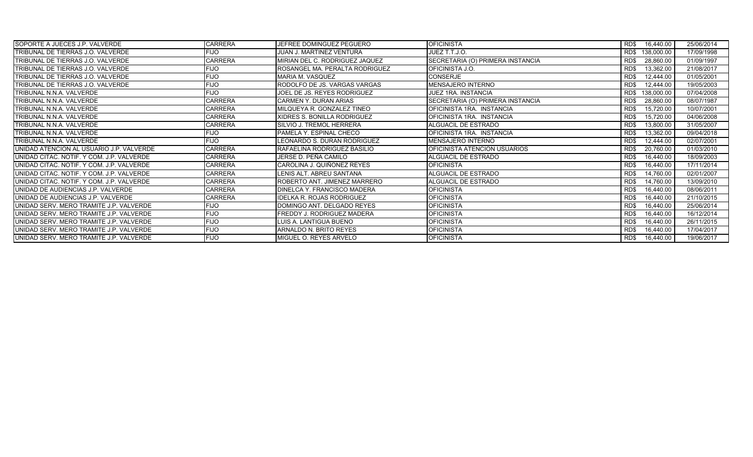| | | | | | |
|---|---|---|---|---|---|
| SOPORTE A JUECES J.P. VALVERDE | CARRERA | JEFREE DOMINGUEZ PEGUERO | OFICINISTA | RD$ 16,440.00 | 25/06/2014 |
| TRIBUNAL DE TIERRAS J.O. VALVERDE | FIJO | JUAN J. MARTINEZ VENTURA | JUEZ T.T.J.O. | RD$ 138,000.00 | 17/09/1998 |
| TRIBUNAL DE TIERRAS J.O. VALVERDE | CARRERA | MIRIAN DEL C. RODRIGUEZ JAQUEZ | SECRETARIA (O) PRIMERA INSTANCIA | RD$ 28,860.00 | 01/09/1997 |
| TRIBUNAL DE TIERRAS J.O. VALVERDE | FIJO | ROSANGEL MA. PERALTA RODRIGUEZ | OFICINISTA J.O. | RD$ 13,362.00 | 21/08/2017 |
| TRIBUNAL DE TIERRAS J.O. VALVERDE | FIJO | MARIA M. VASQUEZ | CONSERJE | RD$ 12,444.00 | 01/05/2001 |
| TRIBUNAL DE TIERRAS J.O. VALVERDE | FIJO | RODOLFO DE JS. VARGAS VARGAS | MENSAJERO INTERNO | RD$ 12,444.00 | 19/05/2003 |
| TRIBUNAL N.N.A. VALVERDE | FIJO | JOEL DE JS. REYES RODRIGUEZ | JUEZ 1RA. INSTANCIA | RD$ 138,000.00 | 07/04/2008 |
| TRIBUNAL N.N.A. VALVERDE | CARRERA | CARMEN Y. DURAN ARIAS | SECRETARIA (O) PRIMERA INSTANCIA | RD$ 28,860.00 | 08/07/1987 |
| TRIBUNAL N.N.A. VALVERDE | CARRERA | MILQUEYA R. GONZALEZ TINEO | OFICINISTA 1RA. INSTANCIA | RD$ 15,720.00 | 10/07/2001 |
| TRIBUNAL N.N.A. VALVERDE | CARRERA | XIDRES S. BONILLA RODRIGUEZ | OFICINISTA 1RA. INSTANCIA | RD$ 15,720.00 | 04/06/2008 |
| TRIBUNAL N.N.A. VALVERDE | CARRERA | SILVIO J. TREMOL HERRERA | ALGUACIL DE ESTRADO | RD$ 13,800.00 | 31/05/2007 |
| TRIBUNAL N.N.A. VALVERDE | FIJO | PAMELA Y. ESPINAL CHECO | OFICINISTA 1RA. INSTANCIA | RD$ 13,362.00 | 09/04/2018 |
| TRIBUNAL N.N.A. VALVERDE | FIJO | LEONARDO S. DURAN RODRIGUEZ | MENSAJERO INTERNO | RD$ 12,444.00 | 02/07/2001 |
| UNIDAD ATENCION AL USUARIO J.P. VALVERDE | CARRERA | RAFAELINA RODRIGUEZ BASILIO | OFICINISTA ATENCION USUARIOS | RD$ 20,760.00 | 01/03/2010 |
| UNIDAD CITAC. NOTIF. Y COM. J.P. VALVERDE | CARRERA | JERSE D. PEÑA CAMILO | ALGUACIL DE ESTRADO | RD$ 16,440.00 | 18/09/2003 |
| UNIDAD CITAC. NOTIF. Y COM. J.P. VALVERDE | CARRERA | CAROLINA J. QUIÑONEZ REYES | OFICINISTA | RD$ 16,440.00 | 17/11/2014 |
| UNIDAD CITAC. NOTIF. Y COM. J.P. VALVERDE | CARRERA | LENIS ALT. ABREU SANTANA | ALGUACIL DE ESTRADO | RD$ 14,760.00 | 02/01/2007 |
| UNIDAD CITAC. NOTIF. Y COM. J.P. VALVERDE | CARRERA | ROBERTO ANT. JIMENEZ MARRERO | ALGUACIL DE ESTRADO | RD$ 14,760.00 | 13/09/2010 |
| UNIDAD DE AUDIENCIAS J.P. VALVERDE | CARRERA | DINELCA Y. FRANCISCO MADERA | OFICINISTA | RD$ 16,440.00 | 08/06/2011 |
| UNIDAD DE AUDIENCIAS J.P. VALVERDE | CARRERA | IDELKA R. ROJAS RODRIGUEZ | OFICINISTA | RD$ 16,440.00 | 21/10/2015 |
| UNIDAD SERV. MERO TRAMITE J.P. VALVERDE | FIJO | DOMINGO ANT. DELGADO REYES | OFICINISTA | RD$ 16,440.00 | 25/06/2014 |
| UNIDAD SERV. MERO TRAMITE J.P. VALVERDE | FIJO | FREDDY J. RODRIGUEZ MADERA | OFICINISTA | RD$ 16,440.00 | 16/12/2014 |
| UNIDAD SERV. MERO TRAMITE J.P. VALVERDE | FIJO | LUIS A. LANTIGUA BUENO | OFICINISTA | RD$ 16,440.00 | 26/11/2015 |
| UNIDAD SERV. MERO TRAMITE J.P. VALVERDE | FIJO | ARNALDO N. BRITO REYES | OFICINISTA | RD$ 16,440.00 | 17/04/2017 |
| UNIDAD SERV. MERO TRAMITE J.P. VALVERDE | FIJO | MIGUEL O. REYES ARVELO | OFICINISTA | RD$ 16,440.00 | 19/06/2017 |